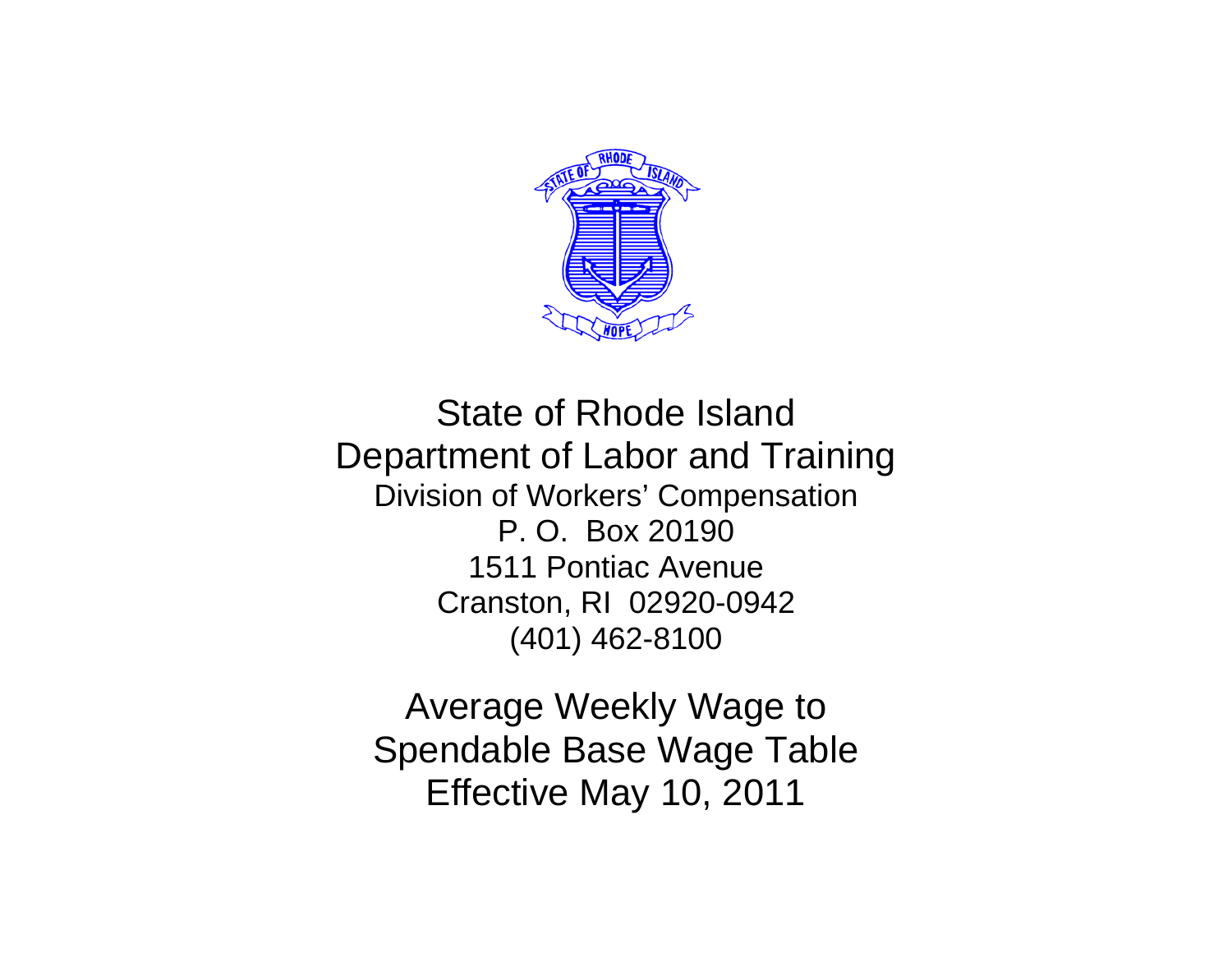# State of Rhode Island

## Department of Labor and Training

Division of Workers' Compensation
P. O. Box 20190
1511 Pontiac Avenue
Cranston, RI 02920-0942
(401) 462-8100

## Average Weekly Wage to Spendable Base Wage Table Effective May 10, 2011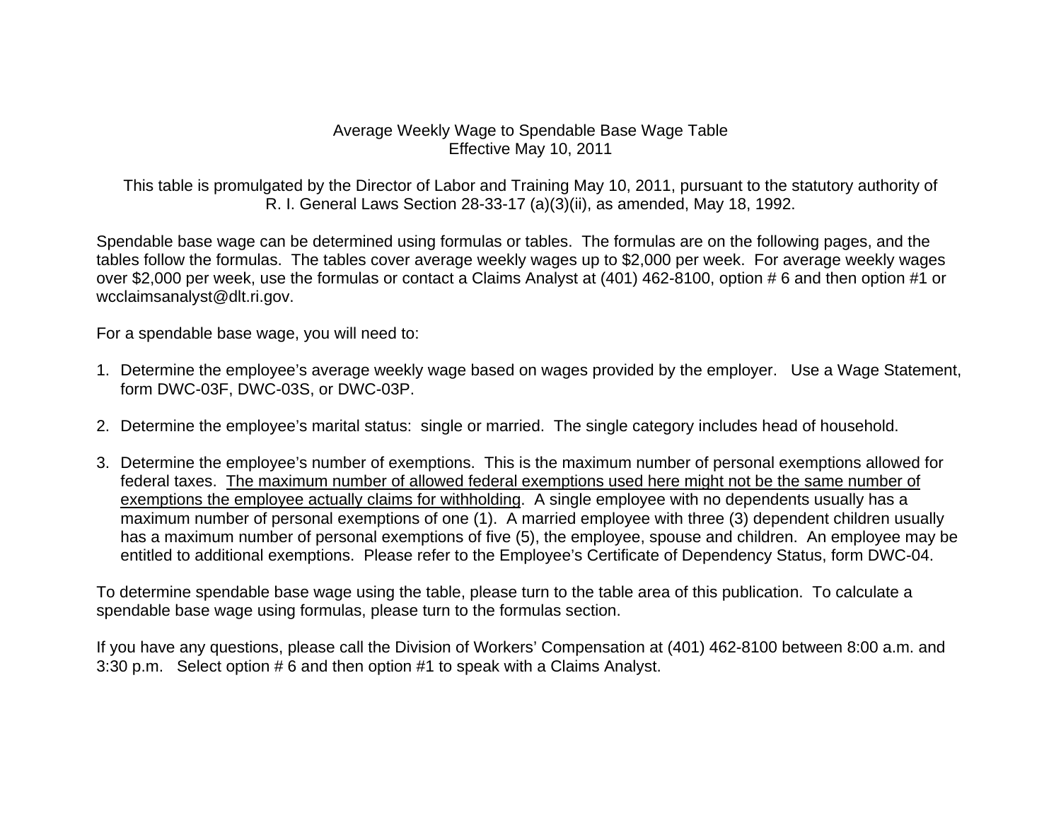# Average Weekly Wage to Spendable Base Wage Table
## Effective May 10, 2011

This table is promulgated by the Director of Labor and Training May 10, 2011, pursuant to the statutory authority of R. I. General Laws Section 28-33-17 (a)(3)(ii), as amended, May 18, 1992.

Spendable base wage can be determined using formulas or tables. The formulas are on the following pages, and the tables follow the formulas. The tables cover average weekly wages up to $2,000 per week. For average weekly wages over $2,000 per week, use the formulas or contact a Claims Analyst at (401) 462-8100, option # 6 and then option #1 or wcclaimsanalyst@dlt.ri.gov.

For a spendable base wage, you will need to:

1. Determine the employee's average weekly wage based on wages provided by the employer. Use a Wage Statement, form DWC-03F, DWC-03S, or DWC-03P.

2. Determine the employee's marital status: single or married. The single category includes head of household.

3. Determine the employee's number of exemptions. This is the maximum number of personal exemptions allowed for federal taxes. <u>The maximum number of allowed federal exemptions used here might not be the same number of exemptions the employee actually claims for withholding</u>. A single employee with no dependents usually has a maximum number of personal exemptions of one (1). A married employee with three (3) dependent children usually has a maximum number of personal exemptions of five (5), the employee, spouse and children. An employee may be entitled to additional exemptions. Please refer to the Employee's Certificate of Dependency Status, form DWC-04.

To determine spendable base wage using the table, please turn to the table area of this publication. To calculate a spendable base wage using formulas, please turn to the formulas section.

If you have any questions, please call the Division of Workers' Compensation at (401) 462-8100 between 8:00 a.m. and 3:30 p.m. Select option # 6 and then option #1 to speak with a Claims Analyst.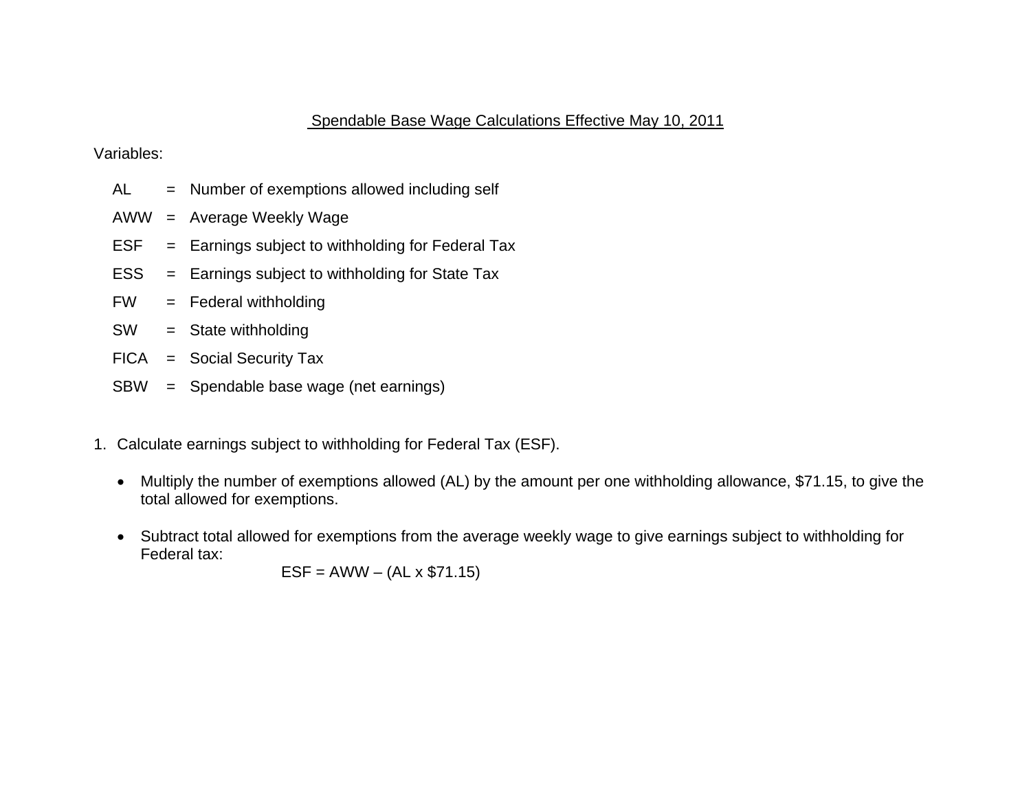## Spendable Base Wage Calculations Effective May 10, 2011

Variables:

| | | |
|---|---|---|
| AL | = | Number of exemptions allowed including self |
| AWW | = | Average Weekly Wage |
| ESF | = | Earnings subject to withholding for Federal Tax |
| ESS | = | Earnings subject to withholding for State Tax |
| FW | = | Federal withholding |
| SW | = | State withholding |
| FICA | = | Social Security Tax |
| SBW | = | Spendable base wage (net earnings) |

1. Calculate earnings subject to withholding for Federal Tax (ESF).

   - Multiply the number of exemptions allowed (AL) by the amount per one withholding allowance, $71.15, to give the total allowed for exemptions.

   - Subtract total allowed for exemptions from the average weekly wage to give earnings subject to withholding for Federal tax:

$$ESF = AWW - (AL \times \$71.15)$$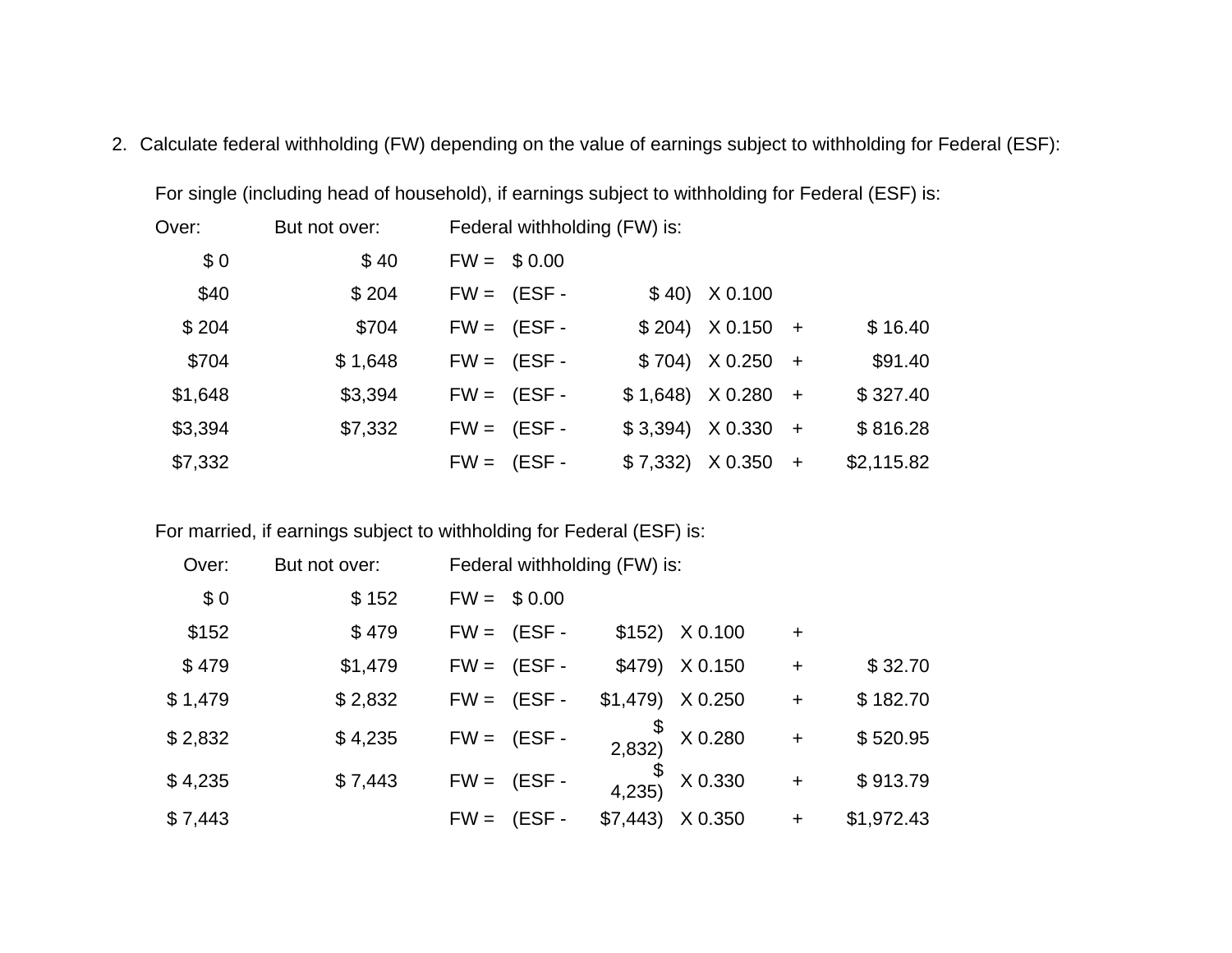2. Calculate federal withholding (FW) depending on the value of earnings subject to withholding for Federal (ESF):

For single (including head of household), if earnings subject to withholding for Federal (ESF) is:

| Over: | But not over: | Federal withholding (FW) is: | | | | | |
|---|---|---|---|---|---|---|---|
| $ 0 | $ 40 | FW = | $ 0.00 | | | | |
| $40 | $ 204 | FW = | (ESF - | $ 40) | X 0.100 | | |
| $ 204 | $704 | FW = | (ESF - | $ 204) | X 0.150 | + | $ 16.40 |
| $704 | $ 1,648 | FW = | (ESF - | $ 704) | X 0.250 | + | $91.40 |
| $1,648 | $3,394 | FW = | (ESF - | $ 1,648) | X 0.280 | + | $ 327.40 |
| $3,394 | $7,332 | FW = | (ESF - | $ 3,394) | X 0.330 | + | $ 816.28 |
| $7,332 | | FW = | (ESF - | $ 7,332) | X 0.350 | + | $2,115.82 |

For married, if earnings subject to withholding for Federal (ESF) is:

| Over: | But not over: | Federal withholding (FW) is: | | | | | |
|---|---|---|---|---|---|---|---|
| $ 0 | $ 152 | FW = | $ 0.00 | | | | |
| $152 | $ 479 | FW = | (ESF - | $152) | X 0.100 | + | |
| $ 479 | $1,479 | FW = | (ESF - | $479) | X 0.150 | + | $ 32.70 |
| $ 1,479 | $ 2,832 | FW = | (ESF - | $1,479) | X 0.250 | + | $ 182.70 |
| $ 2,832 | $ 4,235 | FW = | (ESF - | $ 2,832) | X 0.280 | + | $ 520.95 |
| $ 4,235 | $ 7,443 | FW = | (ESF - | $ 4,235) | X 0.330 | + | $ 913.79 |
| $ 7,443 | | FW = | (ESF - | $7,443) | X 0.350 | + | $1,972.43 |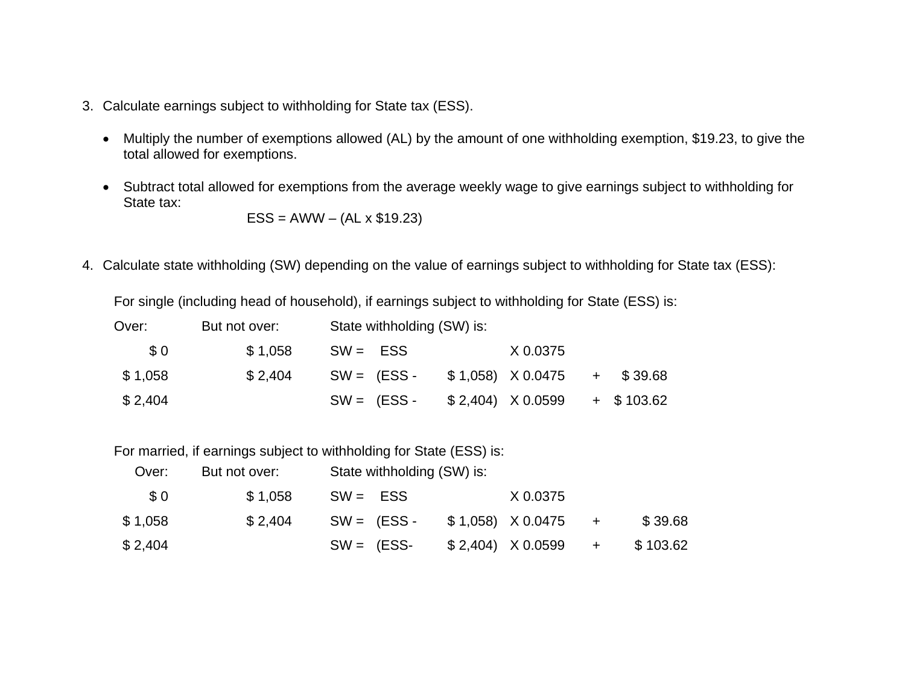3. Calculate earnings subject to withholding for State tax (ESS).

   - Multiply the number of exemptions allowed (AL) by the amount of one withholding exemption, $19.23, to give the total allowed for exemptions.

   - Subtract total allowed for exemptions from the average weekly wage to give earnings subject to withholding for State tax:

     ESS = AWW – (AL x $19.23)

4. Calculate state withholding (SW) depending on the value of earnings subject to withholding for State tax (ESS):

   For single (including head of household), if earnings subject to withholding for State (ESS) is:

| Over: | But not over: | State withholding (SW) is: | | | | | |
|---|---|---|---|---|---|---|---|
| $ 0 | $ 1,058 | SW = | ESS | | X 0.0375 | | |
| $ 1,058 | $ 2,404 | SW = | (ESS - | $ 1,058) | X 0.0475 | + | $ 39.68 |
| $ 2,404 | | SW = | (ESS - | $ 2,404) | X 0.0599 | + | $ 103.62 |

   For married, if earnings subject to withholding for State (ESS) is:

| Over: | But not over: | State withholding (SW) is: | | | | | |
|---|---|---|---|---|---|---|---|
| $ 0 | $ 1,058 | SW = | ESS | | X 0.0375 | | |
| $ 1,058 | $ 2,404 | SW = | (ESS - | $ 1,058) | X 0.0475 | + | $ 39.68 |
| $ 2,404 | | SW = | (ESS- | $ 2,404) | X 0.0599 | + | $ 103.62 |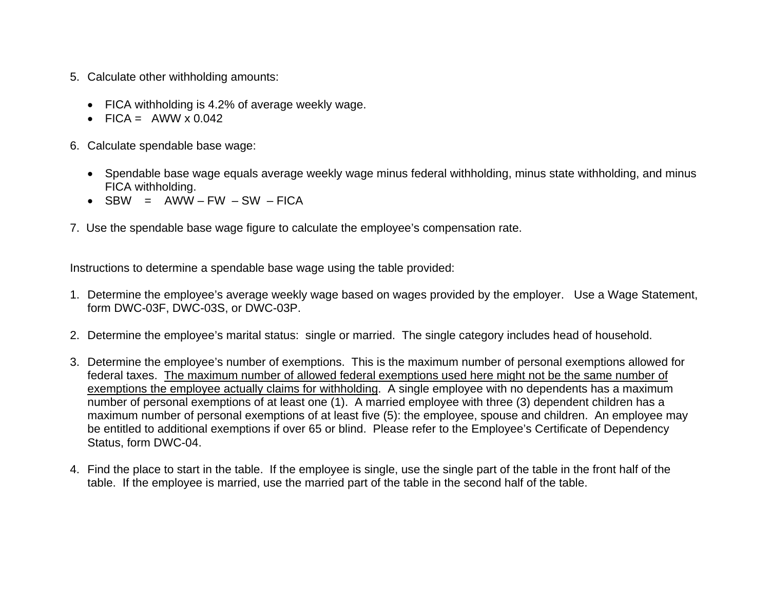5. Calculate other withholding amounts:

   - FICA withholding is 4.2% of average weekly wage.
   - FICA = AWW x 0.042

6. Calculate spendable base wage:

   - Spendable base wage equals average weekly wage minus federal withholding, minus state withholding, and minus FICA withholding.
   - SBW = AWW – FW – SW – FICA

7. Use the spendable base wage figure to calculate the employee's compensation rate.

Instructions to determine a spendable base wage using the table provided:

1. Determine the employee's average weekly wage based on wages provided by the employer. Use a Wage Statement, form DWC-03F, DWC-03S, or DWC-03P.

2. Determine the employee's marital status: single or married. The single category includes head of household.

3. Determine the employee's number of exemptions. This is the maximum number of personal exemptions allowed for federal taxes. <u>The maximum number of allowed federal exemptions used here might not be the same number of exemptions the employee actually claims for withholding</u>. A single employee with no dependents has a maximum number of personal exemptions of at least one (1). A married employee with three (3) dependent children has a maximum number of personal exemptions of at least five (5): the employee, spouse and children. An employee may be entitled to additional exemptions if over 65 or blind. Please refer to the Employee's Certificate of Dependency Status, form DWC-04.

4. Find the place to start in the table. If the employee is single, use the single part of the table in the front half of the table. If the employee is married, use the married part of the table in the second half of the table.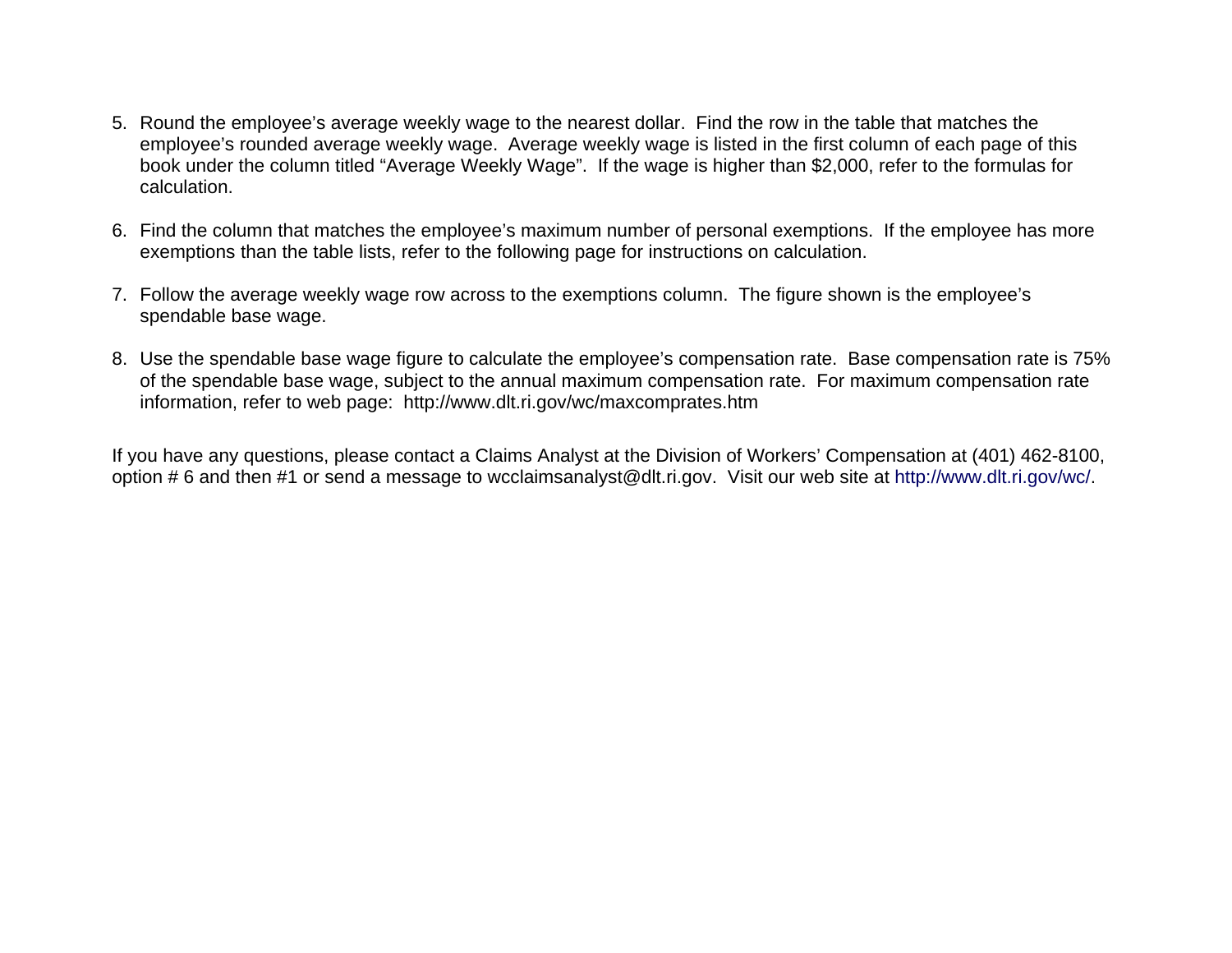5. Round the employee's average weekly wage to the nearest dollar. Find the row in the table that matches the employee's rounded average weekly wage. Average weekly wage is listed in the first column of each page of this book under the column titled "Average Weekly Wage". If the wage is higher than $2,000, refer to the formulas for calculation.

6. Find the column that matches the employee's maximum number of personal exemptions. If the employee has more exemptions than the table lists, refer to the following page for instructions on calculation.

7. Follow the average weekly wage row across to the exemptions column. The figure shown is the employee's spendable base wage.

8. Use the spendable base wage figure to calculate the employee's compensation rate. Base compensation rate is 75% of the spendable base wage, subject to the annual maximum compensation rate. For maximum compensation rate information, refer to web page: http://www.dlt.ri.gov/wc/maxcomprates.htm

If you have any questions, please contact a Claims Analyst at the Division of Workers' Compensation at (401) 462-8100, option # 6 and then #1 or send a message to wcclaimsanalyst@dlt.ri.gov. Visit our web site at http://www.dlt.ri.gov/wc/.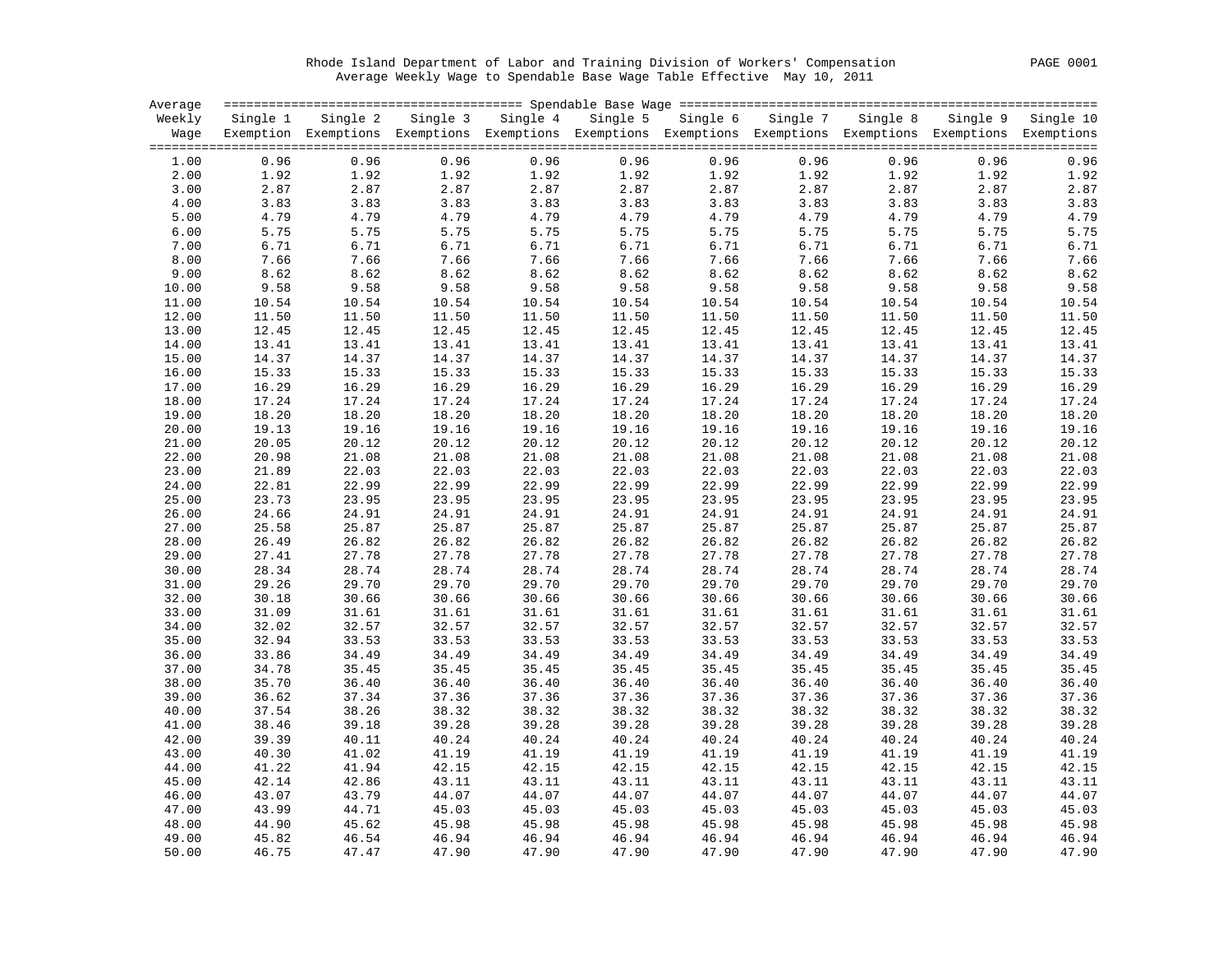Rhode Island Department of Labor and Training Division of Workers' Compensation

Average Weekly Wage to Spendable Base Wage Table Effective May 10, 2011

| Average Weekly Wage | Spendable Base Wage | | | | | | | | | |
|---|---|---|---|---|---|---|---|---|---|---|
| | Single 1 Exemption | Single 2 Exemptions | Single 3 Exemptions | Single 4 Exemptions | Single 5 Exemptions | Single 6 Exemptions | Single 7 Exemptions | Single 8 Exemptions | Single 9 Exemptions | Single 10 Exemptions |
| 1.00 | 0.96 | 0.96 | 0.96 | 0.96 | 0.96 | 0.96 | 0.96 | 0.96 | 0.96 | 0.96 |
| 2.00 | 1.92 | 1.92 | 1.92 | 1.92 | 1.92 | 1.92 | 1.92 | 1.92 | 1.92 | 1.92 |
| 3.00 | 2.87 | 2.87 | 2.87 | 2.87 | 2.87 | 2.87 | 2.87 | 2.87 | 2.87 | 2.87 |
| 4.00 | 3.83 | 3.83 | 3.83 | 3.83 | 3.83 | 3.83 | 3.83 | 3.83 | 3.83 | 3.83 |
| 5.00 | 4.79 | 4.79 | 4.79 | 4.79 | 4.79 | 4.79 | 4.79 | 4.79 | 4.79 | 4.79 |
| 6.00 | 5.75 | 5.75 | 5.75 | 5.75 | 5.75 | 5.75 | 5.75 | 5.75 | 5.75 | 5.75 |
| 7.00 | 6.71 | 6.71 | 6.71 | 6.71 | 6.71 | 6.71 | 6.71 | 6.71 | 6.71 | 6.71 |
| 8.00 | 7.66 | 7.66 | 7.66 | 7.66 | 7.66 | 7.66 | 7.66 | 7.66 | 7.66 | 7.66 |
| 9.00 | 8.62 | 8.62 | 8.62 | 8.62 | 8.62 | 8.62 | 8.62 | 8.62 | 8.62 | 8.62 |
| 10.00 | 9.58 | 9.58 | 9.58 | 9.58 | 9.58 | 9.58 | 9.58 | 9.58 | 9.58 | 9.58 |
| 11.00 | 10.54 | 10.54 | 10.54 | 10.54 | 10.54 | 10.54 | 10.54 | 10.54 | 10.54 | 10.54 |
| 12.00 | 11.50 | 11.50 | 11.50 | 11.50 | 11.50 | 11.50 | 11.50 | 11.50 | 11.50 | 11.50 |
| 13.00 | 12.45 | 12.45 | 12.45 | 12.45 | 12.45 | 12.45 | 12.45 | 12.45 | 12.45 | 12.45 |
| 14.00 | 13.41 | 13.41 | 13.41 | 13.41 | 13.41 | 13.41 | 13.41 | 13.41 | 13.41 | 13.41 |
| 15.00 | 14.37 | 14.37 | 14.37 | 14.37 | 14.37 | 14.37 | 14.37 | 14.37 | 14.37 | 14.37 |
| 16.00 | 15.33 | 15.33 | 15.33 | 15.33 | 15.33 | 15.33 | 15.33 | 15.33 | 15.33 | 15.33 |
| 17.00 | 16.29 | 16.29 | 16.29 | 16.29 | 16.29 | 16.29 | 16.29 | 16.29 | 16.29 | 16.29 |
| 18.00 | 17.24 | 17.24 | 17.24 | 17.24 | 17.24 | 17.24 | 17.24 | 17.24 | 17.24 | 17.24 |
| 19.00 | 18.20 | 18.20 | 18.20 | 18.20 | 18.20 | 18.20 | 18.20 | 18.20 | 18.20 | 18.20 |
| 20.00 | 19.13 | 19.16 | 19.16 | 19.16 | 19.16 | 19.16 | 19.16 | 19.16 | 19.16 | 19.16 |
| 21.00 | 20.05 | 20.12 | 20.12 | 20.12 | 20.12 | 20.12 | 20.12 | 20.12 | 20.12 | 20.12 |
| 22.00 | 20.98 | 21.08 | 21.08 | 21.08 | 21.08 | 21.08 | 21.08 | 21.08 | 21.08 | 21.08 |
| 23.00 | 21.89 | 22.03 | 22.03 | 22.03 | 22.03 | 22.03 | 22.03 | 22.03 | 22.03 | 22.03 |
| 24.00 | 22.81 | 22.99 | 22.99 | 22.99 | 22.99 | 22.99 | 22.99 | 22.99 | 22.99 | 22.99 |
| 25.00 | 23.73 | 23.95 | 23.95 | 23.95 | 23.95 | 23.95 | 23.95 | 23.95 | 23.95 | 23.95 |
| 26.00 | 24.66 | 24.91 | 24.91 | 24.91 | 24.91 | 24.91 | 24.91 | 24.91 | 24.91 | 24.91 |
| 27.00 | 25.58 | 25.87 | 25.87 | 25.87 | 25.87 | 25.87 | 25.87 | 25.87 | 25.87 | 25.87 |
| 28.00 | 26.49 | 26.82 | 26.82 | 26.82 | 26.82 | 26.82 | 26.82 | 26.82 | 26.82 | 26.82 |
| 29.00 | 27.41 | 27.78 | 27.78 | 27.78 | 27.78 | 27.78 | 27.78 | 27.78 | 27.78 | 27.78 |
| 30.00 | 28.34 | 28.74 | 28.74 | 28.74 | 28.74 | 28.74 | 28.74 | 28.74 | 28.74 | 28.74 |
| 31.00 | 29.26 | 29.70 | 29.70 | 29.70 | 29.70 | 29.70 | 29.70 | 29.70 | 29.70 | 29.70 |
| 32.00 | 30.18 | 30.66 | 30.66 | 30.66 | 30.66 | 30.66 | 30.66 | 30.66 | 30.66 | 30.66 |
| 33.00 | 31.09 | 31.61 | 31.61 | 31.61 | 31.61 | 31.61 | 31.61 | 31.61 | 31.61 | 31.61 |
| 34.00 | 32.02 | 32.57 | 32.57 | 32.57 | 32.57 | 32.57 | 32.57 | 32.57 | 32.57 | 32.57 |
| 35.00 | 32.94 | 33.53 | 33.53 | 33.53 | 33.53 | 33.53 | 33.53 | 33.53 | 33.53 | 33.53 |
| 36.00 | 33.86 | 34.49 | 34.49 | 34.49 | 34.49 | 34.49 | 34.49 | 34.49 | 34.49 | 34.49 |
| 37.00 | 34.78 | 35.45 | 35.45 | 35.45 | 35.45 | 35.45 | 35.45 | 35.45 | 35.45 | 35.45 |
| 38.00 | 35.70 | 36.40 | 36.40 | 36.40 | 36.40 | 36.40 | 36.40 | 36.40 | 36.40 | 36.40 |
| 39.00 | 36.62 | 37.34 | 37.36 | 37.36 | 37.36 | 37.36 | 37.36 | 37.36 | 37.36 | 37.36 |
| 40.00 | 37.54 | 38.26 | 38.32 | 38.32 | 38.32 | 38.32 | 38.32 | 38.32 | 38.32 | 38.32 |
| 41.00 | 38.46 | 39.18 | 39.28 | 39.28 | 39.28 | 39.28 | 39.28 | 39.28 | 39.28 | 39.28 |
| 42.00 | 39.39 | 40.11 | 40.24 | 40.24 | 40.24 | 40.24 | 40.24 | 40.24 | 40.24 | 40.24 |
| 43.00 | 40.30 | 41.02 | 41.19 | 41.19 | 41.19 | 41.19 | 41.19 | 41.19 | 41.19 | 41.19 |
| 44.00 | 41.22 | 41.94 | 42.15 | 42.15 | 42.15 | 42.15 | 42.15 | 42.15 | 42.15 | 42.15 |
| 45.00 | 42.14 | 42.86 | 43.11 | 43.11 | 43.11 | 43.11 | 43.11 | 43.11 | 43.11 | 43.11 |
| 46.00 | 43.07 | 43.79 | 44.07 | 44.07 | 44.07 | 44.07 | 44.07 | 44.07 | 44.07 | 44.07 |
| 47.00 | 43.99 | 44.71 | 45.03 | 45.03 | 45.03 | 45.03 | 45.03 | 45.03 | 45.03 | 45.03 |
| 48.00 | 44.90 | 45.62 | 45.98 | 45.98 | 45.98 | 45.98 | 45.98 | 45.98 | 45.98 | 45.98 |
| 49.00 | 45.82 | 46.54 | 46.94 | 46.94 | 46.94 | 46.94 | 46.94 | 46.94 | 46.94 | 46.94 |
| 50.00 | 46.75 | 47.47 | 47.90 | 47.90 | 47.90 | 47.90 | 47.90 | 47.90 | 47.90 | 47.90 |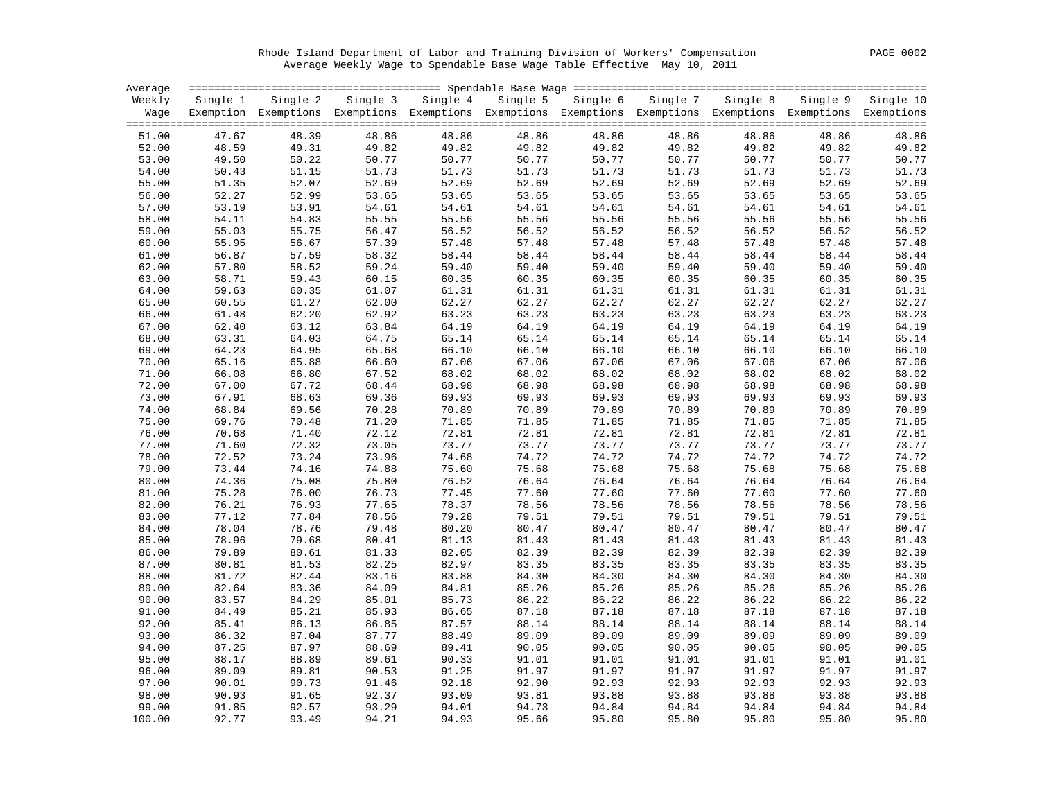Rhode Island Department of Labor and Training Division of Workers' Compensation

Average Weekly Wage to Spendable Base Wage Table Effective May 10, 2011

| Average Weekly Wage | Spendable Base Wage | | | | | | | | | |
|---|---|---|---|---|---|---|---|---|---|---|
| | Single 1 Exemption | Single 2 Exemptions | Single 3 Exemptions | Single 4 Exemptions | Single 5 Exemptions | Single 6 Exemptions | Single 7 Exemptions | Single 8 Exemptions | Single 9 Exemptions | Single 10 Exemptions |
| 51.00 | 47.67 | 48.39 | 48.86 | 48.86 | 48.86 | 48.86 | 48.86 | 48.86 | 48.86 | 48.86 |
| 52.00 | 48.59 | 49.31 | 49.82 | 49.82 | 49.82 | 49.82 | 49.82 | 49.82 | 49.82 | 49.82 |
| 53.00 | 49.50 | 50.22 | 50.77 | 50.77 | 50.77 | 50.77 | 50.77 | 50.77 | 50.77 | 50.77 |
| 54.00 | 50.43 | 51.15 | 51.73 | 51.73 | 51.73 | 51.73 | 51.73 | 51.73 | 51.73 | 51.73 |
| 55.00 | 51.35 | 52.07 | 52.69 | 52.69 | 52.69 | 52.69 | 52.69 | 52.69 | 52.69 | 52.69 |
| 56.00 | 52.27 | 52.99 | 53.65 | 53.65 | 53.65 | 53.65 | 53.65 | 53.65 | 53.65 | 53.65 |
| 57.00 | 53.19 | 53.91 | 54.61 | 54.61 | 54.61 | 54.61 | 54.61 | 54.61 | 54.61 | 54.61 |
| 58.00 | 54.11 | 54.83 | 55.55 | 55.56 | 55.56 | 55.56 | 55.56 | 55.56 | 55.56 | 55.56 |
| 59.00 | 55.03 | 55.75 | 56.47 | 56.52 | 56.52 | 56.52 | 56.52 | 56.52 | 56.52 | 56.52 |
| 60.00 | 55.95 | 56.67 | 57.39 | 57.48 | 57.48 | 57.48 | 57.48 | 57.48 | 57.48 | 57.48 |
| 61.00 | 56.87 | 57.59 | 58.32 | 58.44 | 58.44 | 58.44 | 58.44 | 58.44 | 58.44 | 58.44 |
| 62.00 | 57.80 | 58.52 | 59.24 | 59.40 | 59.40 | 59.40 | 59.40 | 59.40 | 59.40 | 59.40 |
| 63.00 | 58.71 | 59.43 | 60.15 | 60.35 | 60.35 | 60.35 | 60.35 | 60.35 | 60.35 | 60.35 |
| 64.00 | 59.63 | 60.35 | 61.07 | 61.31 | 61.31 | 61.31 | 61.31 | 61.31 | 61.31 | 61.31 |
| 65.00 | 60.55 | 61.27 | 62.00 | 62.27 | 62.27 | 62.27 | 62.27 | 62.27 | 62.27 | 62.27 |
| 66.00 | 61.48 | 62.20 | 62.92 | 63.23 | 63.23 | 63.23 | 63.23 | 63.23 | 63.23 | 63.23 |
| 67.00 | 62.40 | 63.12 | 63.84 | 64.19 | 64.19 | 64.19 | 64.19 | 64.19 | 64.19 | 64.19 |
| 68.00 | 63.31 | 64.03 | 64.75 | 65.14 | 65.14 | 65.14 | 65.14 | 65.14 | 65.14 | 65.14 |
| 69.00 | 64.23 | 64.95 | 65.68 | 66.10 | 66.10 | 66.10 | 66.10 | 66.10 | 66.10 | 66.10 |
| 70.00 | 65.16 | 65.88 | 66.60 | 67.06 | 67.06 | 67.06 | 67.06 | 67.06 | 67.06 | 67.06 |
| 71.00 | 66.08 | 66.80 | 67.52 | 68.02 | 68.02 | 68.02 | 68.02 | 68.02 | 68.02 | 68.02 |
| 72.00 | 67.00 | 67.72 | 68.44 | 68.98 | 68.98 | 68.98 | 68.98 | 68.98 | 68.98 | 68.98 |
| 73.00 | 67.91 | 68.63 | 69.36 | 69.93 | 69.93 | 69.93 | 69.93 | 69.93 | 69.93 | 69.93 |
| 74.00 | 68.84 | 69.56 | 70.28 | 70.89 | 70.89 | 70.89 | 70.89 | 70.89 | 70.89 | 70.89 |
| 75.00 | 69.76 | 70.48 | 71.20 | 71.85 | 71.85 | 71.85 | 71.85 | 71.85 | 71.85 | 71.85 |
| 76.00 | 70.68 | 71.40 | 72.12 | 72.81 | 72.81 | 72.81 | 72.81 | 72.81 | 72.81 | 72.81 |
| 77.00 | 71.60 | 72.32 | 73.05 | 73.77 | 73.77 | 73.77 | 73.77 | 73.77 | 73.77 | 73.77 |
| 78.00 | 72.52 | 73.24 | 73.96 | 74.68 | 74.72 | 74.72 | 74.72 | 74.72 | 74.72 | 74.72 |
| 79.00 | 73.44 | 74.16 | 74.88 | 75.60 | 75.68 | 75.68 | 75.68 | 75.68 | 75.68 | 75.68 |
| 80.00 | 74.36 | 75.08 | 75.80 | 76.52 | 76.64 | 76.64 | 76.64 | 76.64 | 76.64 | 76.64 |
| 81.00 | 75.28 | 76.00 | 76.73 | 77.45 | 77.60 | 77.60 | 77.60 | 77.60 | 77.60 | 77.60 |
| 82.00 | 76.21 | 76.93 | 77.65 | 78.37 | 78.56 | 78.56 | 78.56 | 78.56 | 78.56 | 78.56 |
| 83.00 | 77.12 | 77.84 | 78.56 | 79.28 | 79.51 | 79.51 | 79.51 | 79.51 | 79.51 | 79.51 |
| 84.00 | 78.04 | 78.76 | 79.48 | 80.20 | 80.47 | 80.47 | 80.47 | 80.47 | 80.47 | 80.47 |
| 85.00 | 78.96 | 79.68 | 80.41 | 81.13 | 81.43 | 81.43 | 81.43 | 81.43 | 81.43 | 81.43 |
| 86.00 | 79.89 | 80.61 | 81.33 | 82.05 | 82.39 | 82.39 | 82.39 | 82.39 | 82.39 | 82.39 |
| 87.00 | 80.81 | 81.53 | 82.25 | 82.97 | 83.35 | 83.35 | 83.35 | 83.35 | 83.35 | 83.35 |
| 88.00 | 81.72 | 82.44 | 83.16 | 83.88 | 84.30 | 84.30 | 84.30 | 84.30 | 84.30 | 84.30 |
| 89.00 | 82.64 | 83.36 | 84.09 | 84.81 | 85.26 | 85.26 | 85.26 | 85.26 | 85.26 | 85.26 |
| 90.00 | 83.57 | 84.29 | 85.01 | 85.73 | 86.22 | 86.22 | 86.22 | 86.22 | 86.22 | 86.22 |
| 91.00 | 84.49 | 85.21 | 85.93 | 86.65 | 87.18 | 87.18 | 87.18 | 87.18 | 87.18 | 87.18 |
| 92.00 | 85.41 | 86.13 | 86.85 | 87.57 | 88.14 | 88.14 | 88.14 | 88.14 | 88.14 | 88.14 |
| 93.00 | 86.32 | 87.04 | 87.77 | 88.49 | 89.09 | 89.09 | 89.09 | 89.09 | 89.09 | 89.09 |
| 94.00 | 87.25 | 87.97 | 88.69 | 89.41 | 90.05 | 90.05 | 90.05 | 90.05 | 90.05 | 90.05 |
| 95.00 | 88.17 | 88.89 | 89.61 | 90.33 | 91.01 | 91.01 | 91.01 | 91.01 | 91.01 | 91.01 |
| 96.00 | 89.09 | 89.81 | 90.53 | 91.25 | 91.97 | 91.97 | 91.97 | 91.97 | 91.97 | 91.97 |
| 97.00 | 90.01 | 90.73 | 91.46 | 92.18 | 92.90 | 92.93 | 92.93 | 92.93 | 92.93 | 92.93 |
| 98.00 | 90.93 | 91.65 | 92.37 | 93.09 | 93.81 | 93.88 | 93.88 | 93.88 | 93.88 | 93.88 |
| 99.00 | 91.85 | 92.57 | 93.29 | 94.01 | 94.73 | 94.84 | 94.84 | 94.84 | 94.84 | 94.84 |
| 100.00 | 92.77 | 93.49 | 94.21 | 94.93 | 95.66 | 95.80 | 95.80 | 95.80 | 95.80 | 95.80 |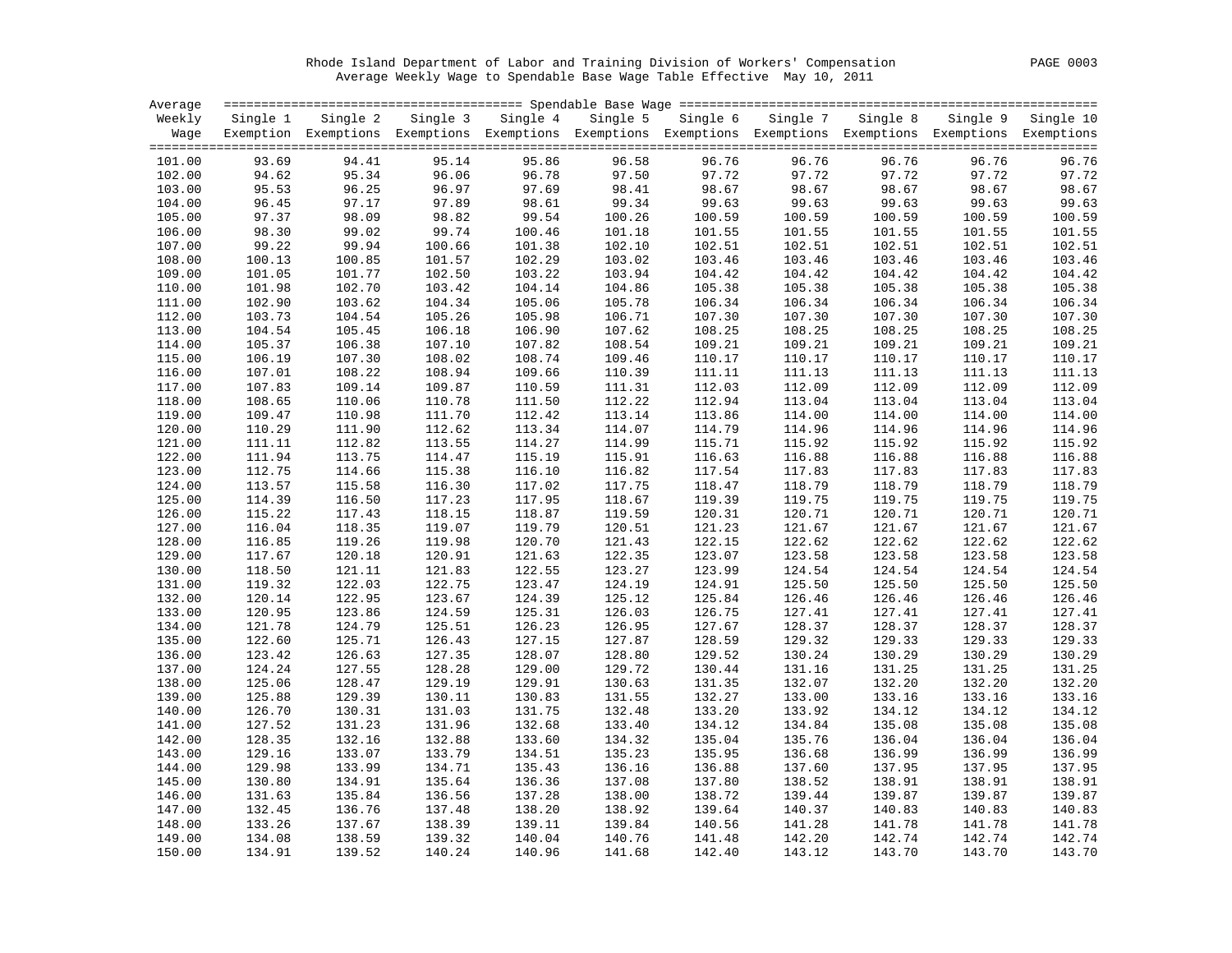Rhode Island Department of Labor and Training Division of Workers' Compensation

Average Weekly Wage to Spendable Base Wage Table Effective May 10, 2011

| Average Weekly Wage | Single 1 Exemption | Single 2 Exemptions | Single 3 Exemptions | Single 4 Exemptions | Single 5 Exemptions | Single 6 Exemptions | Single 7 Exemptions | Single 8 Exemptions | Single 9 Exemptions | Single 10 Exemptions |
|---|---|---|---|---|---|---|---|---|---|---|
| 101.00 | 93.69 | 94.41 | 95.14 | 95.86 | 96.58 | 96.76 | 96.76 | 96.76 | 96.76 | 96.76 |
| 102.00 | 94.62 | 95.34 | 96.06 | 96.78 | 97.50 | 97.72 | 97.72 | 97.72 | 97.72 | 97.72 |
| 103.00 | 95.53 | 96.25 | 96.97 | 97.69 | 98.41 | 98.67 | 98.67 | 98.67 | 98.67 | 98.67 |
| 104.00 | 96.45 | 97.17 | 97.89 | 98.61 | 99.34 | 99.63 | 99.63 | 99.63 | 99.63 | 99.63 |
| 105.00 | 97.37 | 98.09 | 98.82 | 99.54 | 100.26 | 100.59 | 100.59 | 100.59 | 100.59 | 100.59 |
| 106.00 | 98.30 | 99.02 | 99.74 | 100.46 | 101.18 | 101.55 | 101.55 | 101.55 | 101.55 | 101.55 |
| 107.00 | 99.22 | 99.94 | 100.66 | 101.38 | 102.10 | 102.51 | 102.51 | 102.51 | 102.51 | 102.51 |
| 108.00 | 100.13 | 100.85 | 101.57 | 102.29 | 103.02 | 103.46 | 103.46 | 103.46 | 103.46 | 103.46 |
| 109.00 | 101.05 | 101.77 | 102.50 | 103.22 | 103.94 | 104.42 | 104.42 | 104.42 | 104.42 | 104.42 |
| 110.00 | 101.98 | 102.70 | 103.42 | 104.14 | 104.86 | 105.38 | 105.38 | 105.38 | 105.38 | 105.38 |
| 111.00 | 102.90 | 103.62 | 104.34 | 105.06 | 105.78 | 106.34 | 106.34 | 106.34 | 106.34 | 106.34 |
| 112.00 | 103.73 | 104.54 | 105.26 | 105.98 | 106.71 | 107.30 | 107.30 | 107.30 | 107.30 | 107.30 |
| 113.00 | 104.54 | 105.45 | 106.18 | 106.90 | 107.62 | 108.25 | 108.25 | 108.25 | 108.25 | 108.25 |
| 114.00 | 105.37 | 106.38 | 107.10 | 107.82 | 108.54 | 109.21 | 109.21 | 109.21 | 109.21 | 109.21 |
| 115.00 | 106.19 | 107.30 | 108.02 | 108.74 | 109.46 | 110.17 | 110.17 | 110.17 | 110.17 | 110.17 |
| 116.00 | 107.01 | 108.22 | 108.94 | 109.66 | 110.39 | 111.11 | 111.13 | 111.13 | 111.13 | 111.13 |
| 117.00 | 107.83 | 109.14 | 109.87 | 110.59 | 111.31 | 112.03 | 112.09 | 112.09 | 112.09 | 112.09 |
| 118.00 | 108.65 | 110.06 | 110.78 | 111.50 | 112.22 | 112.94 | 113.04 | 113.04 | 113.04 | 113.04 |
| 119.00 | 109.47 | 110.98 | 111.70 | 112.42 | 113.14 | 113.86 | 114.00 | 114.00 | 114.00 | 114.00 |
| 120.00 | 110.29 | 111.90 | 112.62 | 113.34 | 114.07 | 114.79 | 114.96 | 114.96 | 114.96 | 114.96 |
| 121.00 | 111.11 | 112.82 | 113.55 | 114.27 | 114.99 | 115.71 | 115.92 | 115.92 | 115.92 | 115.92 |
| 122.00 | 111.94 | 113.75 | 114.47 | 115.19 | 115.91 | 116.63 | 116.88 | 116.88 | 116.88 | 116.88 |
| 123.00 | 112.75 | 114.66 | 115.38 | 116.10 | 116.82 | 117.54 | 117.83 | 117.83 | 117.83 | 117.83 |
| 124.00 | 113.57 | 115.58 | 116.30 | 117.02 | 117.75 | 118.47 | 118.79 | 118.79 | 118.79 | 118.79 |
| 125.00 | 114.39 | 116.50 | 117.23 | 117.95 | 118.67 | 119.39 | 119.75 | 119.75 | 119.75 | 119.75 |
| 126.00 | 115.22 | 117.43 | 118.15 | 118.87 | 119.59 | 120.31 | 120.71 | 120.71 | 120.71 | 120.71 |
| 127.00 | 116.04 | 118.35 | 119.07 | 119.79 | 120.51 | 121.23 | 121.67 | 121.67 | 121.67 | 121.67 |
| 128.00 | 116.85 | 119.26 | 119.98 | 120.70 | 121.43 | 122.15 | 122.62 | 122.62 | 122.62 | 122.62 |
| 129.00 | 117.67 | 120.18 | 120.91 | 121.63 | 122.35 | 123.07 | 123.58 | 123.58 | 123.58 | 123.58 |
| 130.00 | 118.50 | 121.11 | 121.83 | 122.55 | 123.27 | 123.99 | 124.54 | 124.54 | 124.54 | 124.54 |
| 131.00 | 119.32 | 122.03 | 122.75 | 123.47 | 124.19 | 124.91 | 125.50 | 125.50 | 125.50 | 125.50 |
| 132.00 | 120.14 | 122.95 | 123.67 | 124.39 | 125.12 | 125.84 | 126.46 | 126.46 | 126.46 | 126.46 |
| 133.00 | 120.95 | 123.86 | 124.59 | 125.31 | 126.03 | 126.75 | 127.41 | 127.41 | 127.41 | 127.41 |
| 134.00 | 121.78 | 124.79 | 125.51 | 126.23 | 126.95 | 127.67 | 128.37 | 128.37 | 128.37 | 128.37 |
| 135.00 | 122.60 | 125.71 | 126.43 | 127.15 | 127.87 | 128.59 | 129.32 | 129.33 | 129.33 | 129.33 |
| 136.00 | 123.42 | 126.63 | 127.35 | 128.07 | 128.80 | 129.52 | 130.24 | 130.29 | 130.29 | 130.29 |
| 137.00 | 124.24 | 127.55 | 128.28 | 129.00 | 129.72 | 130.44 | 131.16 | 131.25 | 131.25 | 131.25 |
| 138.00 | 125.06 | 128.47 | 129.19 | 129.91 | 130.63 | 131.35 | 132.07 | 132.20 | 132.20 | 132.20 |
| 139.00 | 125.88 | 129.39 | 130.11 | 130.83 | 131.55 | 132.27 | 133.00 | 133.16 | 133.16 | 133.16 |
| 140.00 | 126.70 | 130.31 | 131.03 | 131.75 | 132.48 | 133.20 | 133.92 | 134.12 | 134.12 | 134.12 |
| 141.00 | 127.52 | 131.23 | 131.96 | 132.68 | 133.40 | 134.12 | 134.84 | 135.08 | 135.08 | 135.08 |
| 142.00 | 128.35 | 132.16 | 132.88 | 133.60 | 134.32 | 135.04 | 135.76 | 136.04 | 136.04 | 136.04 |
| 143.00 | 129.16 | 133.07 | 133.79 | 134.51 | 135.23 | 135.95 | 136.68 | 136.99 | 136.99 | 136.99 |
| 144.00 | 129.98 | 133.99 | 134.71 | 135.43 | 136.16 | 136.88 | 137.60 | 137.95 | 137.95 | 137.95 |
| 145.00 | 130.80 | 134.91 | 135.64 | 136.36 | 137.08 | 137.80 | 138.52 | 138.91 | 138.91 | 138.91 |
| 146.00 | 131.63 | 135.84 | 136.56 | 137.28 | 138.00 | 138.72 | 139.44 | 139.87 | 139.87 | 139.87 |
| 147.00 | 132.45 | 136.76 | 137.48 | 138.20 | 138.92 | 139.64 | 140.37 | 140.83 | 140.83 | 140.83 |
| 148.00 | 133.26 | 137.67 | 138.39 | 139.11 | 139.84 | 140.56 | 141.28 | 141.78 | 141.78 | 141.78 |
| 149.00 | 134.08 | 138.59 | 139.32 | 140.04 | 140.76 | 141.48 | 142.20 | 142.74 | 142.74 | 142.74 |
| 150.00 | 134.91 | 139.52 | 140.24 | 140.96 | 141.68 | 142.40 | 143.12 | 143.70 | 143.70 | 143.70 |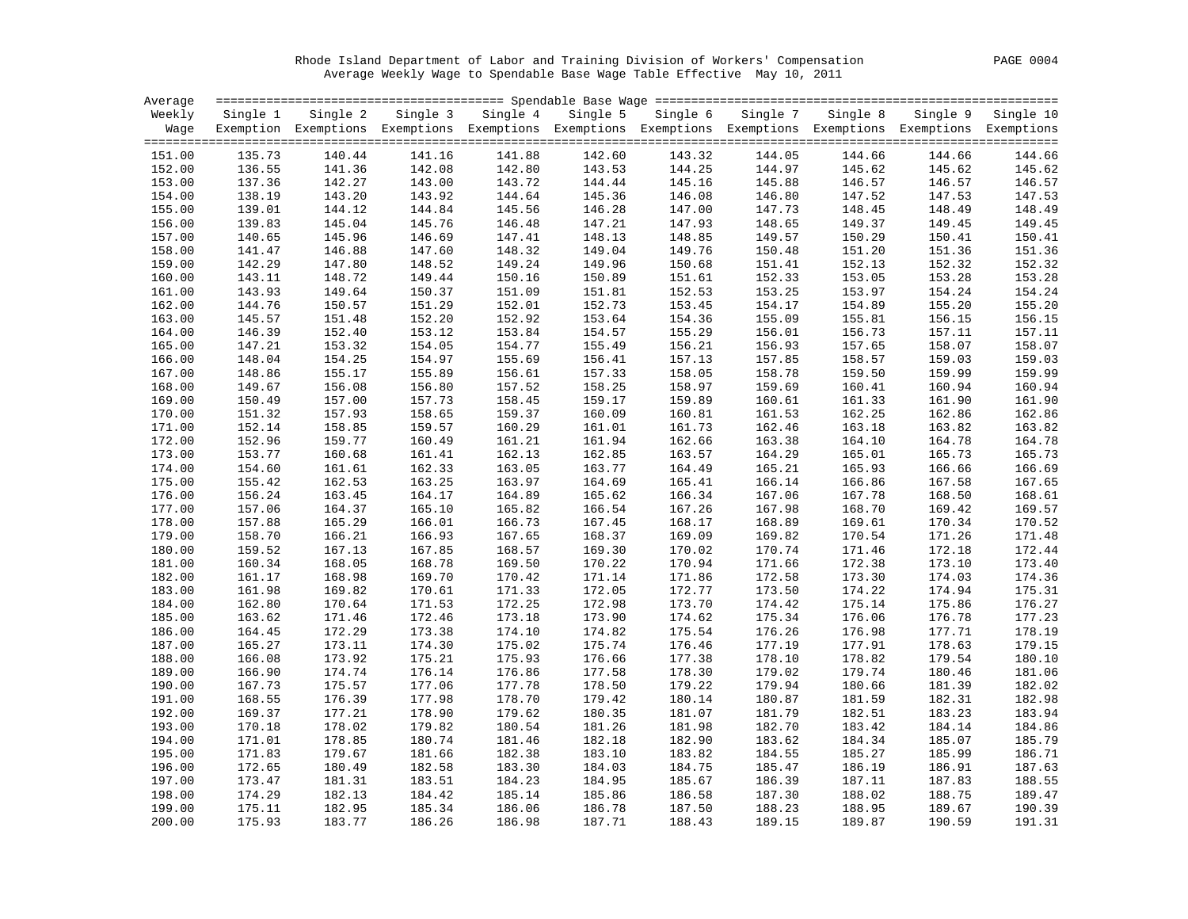Rhode Island Department of Labor and Training Division of Workers' Compensation

Average Weekly Wage to Spendable Base Wage Table Effective May 10, 2011

| Average Weekly Wage | Single 1 Exemption | Single 2 Exemptions | Single 3 Exemptions | Single 4 Exemptions | Single 5 Exemptions | Single 6 Exemptions | Single 7 Exemptions | Single 8 Exemptions | Single 9 Exemptions | Single 10 Exemptions |
|---|---|---|---|---|---|---|---|---|---|---|
| 151.00 | 135.73 | 140.44 | 141.16 | 141.88 | 142.60 | 143.32 | 144.05 | 144.66 | 144.66 | 144.66 |
| 152.00 | 136.55 | 141.36 | 142.08 | 142.80 | 143.53 | 144.25 | 144.97 | 145.62 | 145.62 | 145.62 |
| 153.00 | 137.36 | 142.27 | 143.00 | 143.72 | 144.44 | 145.16 | 145.88 | 146.57 | 146.57 | 146.57 |
| 154.00 | 138.19 | 143.20 | 143.92 | 144.64 | 145.36 | 146.08 | 146.80 | 147.52 | 147.53 | 147.53 |
| 155.00 | 139.01 | 144.12 | 144.84 | 145.56 | 146.28 | 147.00 | 147.73 | 148.45 | 148.49 | 148.49 |
| 156.00 | 139.83 | 145.04 | 145.76 | 146.48 | 147.21 | 147.93 | 148.65 | 149.37 | 149.45 | 149.45 |
| 157.00 | 140.65 | 145.96 | 146.69 | 147.41 | 148.13 | 148.85 | 149.57 | 150.29 | 150.41 | 150.41 |
| 158.00 | 141.47 | 146.88 | 147.60 | 148.32 | 149.04 | 149.76 | 150.48 | 151.20 | 151.36 | 151.36 |
| 159.00 | 142.29 | 147.80 | 148.52 | 149.24 | 149.96 | 150.68 | 151.41 | 152.13 | 152.32 | 152.32 |
| 160.00 | 143.11 | 148.72 | 149.44 | 150.16 | 150.89 | 151.61 | 152.33 | 153.05 | 153.28 | 153.28 |
| 161.00 | 143.93 | 149.64 | 150.37 | 151.09 | 151.81 | 152.53 | 153.25 | 153.97 | 154.24 | 154.24 |
| 162.00 | 144.76 | 150.57 | 151.29 | 152.01 | 152.73 | 153.45 | 154.17 | 154.89 | 155.20 | 155.20 |
| 163.00 | 145.57 | 151.48 | 152.20 | 152.92 | 153.64 | 154.36 | 155.09 | 155.81 | 156.15 | 156.15 |
| 164.00 | 146.39 | 152.40 | 153.12 | 153.84 | 154.57 | 155.29 | 156.01 | 156.73 | 157.11 | 157.11 |
| 165.00 | 147.21 | 153.32 | 154.05 | 154.77 | 155.49 | 156.21 | 156.93 | 157.65 | 158.07 | 158.07 |
| 166.00 | 148.04 | 154.25 | 154.97 | 155.69 | 156.41 | 157.13 | 157.85 | 158.57 | 159.03 | 159.03 |
| 167.00 | 148.86 | 155.17 | 155.89 | 156.61 | 157.33 | 158.05 | 158.78 | 159.50 | 159.99 | 159.99 |
| 168.00 | 149.67 | 156.08 | 156.80 | 157.52 | 158.25 | 158.97 | 159.69 | 160.41 | 160.94 | 160.94 |
| 169.00 | 150.49 | 157.00 | 157.73 | 158.45 | 159.17 | 159.89 | 160.61 | 161.33 | 161.90 | 161.90 |
| 170.00 | 151.32 | 157.93 | 158.65 | 159.37 | 160.09 | 160.81 | 161.53 | 162.25 | 162.86 | 162.86 |
| 171.00 | 152.14 | 158.85 | 159.57 | 160.29 | 161.01 | 161.73 | 162.46 | 163.18 | 163.82 | 163.82 |
| 172.00 | 152.96 | 159.77 | 160.49 | 161.21 | 161.94 | 162.66 | 163.38 | 164.10 | 164.78 | 164.78 |
| 173.00 | 153.77 | 160.68 | 161.41 | 162.13 | 162.85 | 163.57 | 164.29 | 165.01 | 165.73 | 165.73 |
| 174.00 | 154.60 | 161.61 | 162.33 | 163.05 | 163.77 | 164.49 | 165.21 | 165.93 | 166.66 | 166.69 |
| 175.00 | 155.42 | 162.53 | 163.25 | 163.97 | 164.69 | 165.41 | 166.14 | 166.86 | 167.58 | 167.65 |
| 176.00 | 156.24 | 163.45 | 164.17 | 164.89 | 165.62 | 166.34 | 167.06 | 167.78 | 168.50 | 168.61 |
| 177.00 | 157.06 | 164.37 | 165.10 | 165.82 | 166.54 | 167.26 | 167.98 | 168.70 | 169.42 | 169.57 |
| 178.00 | 157.88 | 165.29 | 166.01 | 166.73 | 167.45 | 168.17 | 168.89 | 169.61 | 170.34 | 170.52 |
| 179.00 | 158.70 | 166.21 | 166.93 | 167.65 | 168.37 | 169.09 | 169.82 | 170.54 | 171.26 | 171.48 |
| 180.00 | 159.52 | 167.13 | 167.85 | 168.57 | 169.30 | 170.02 | 170.74 | 171.46 | 172.18 | 172.44 |
| 181.00 | 160.34 | 168.05 | 168.78 | 169.50 | 170.22 | 170.94 | 171.66 | 172.38 | 173.10 | 173.40 |
| 182.00 | 161.17 | 168.98 | 169.70 | 170.42 | 171.14 | 171.86 | 172.58 | 173.30 | 174.03 | 174.36 |
| 183.00 | 161.98 | 169.82 | 170.61 | 171.33 | 172.05 | 172.77 | 173.50 | 174.22 | 174.94 | 175.31 |
| 184.00 | 162.80 | 170.64 | 171.53 | 172.25 | 172.98 | 173.70 | 174.42 | 175.14 | 175.86 | 176.27 |
| 185.00 | 163.62 | 171.46 | 172.46 | 173.18 | 173.90 | 174.62 | 175.34 | 176.06 | 176.78 | 177.23 |
| 186.00 | 164.45 | 172.29 | 173.38 | 174.10 | 174.82 | 175.54 | 176.26 | 176.98 | 177.71 | 178.19 |
| 187.00 | 165.27 | 173.11 | 174.30 | 175.02 | 175.74 | 176.46 | 177.19 | 177.91 | 178.63 | 179.15 |
| 188.00 | 166.08 | 173.92 | 175.21 | 175.93 | 176.66 | 177.38 | 178.10 | 178.82 | 179.54 | 180.10 |
| 189.00 | 166.90 | 174.74 | 176.14 | 176.86 | 177.58 | 178.30 | 179.02 | 179.74 | 180.46 | 181.06 |
| 190.00 | 167.73 | 175.57 | 177.06 | 177.78 | 178.50 | 179.22 | 179.94 | 180.66 | 181.39 | 182.02 |
| 191.00 | 168.55 | 176.39 | 177.98 | 178.70 | 179.42 | 180.14 | 180.87 | 181.59 | 182.31 | 182.98 |
| 192.00 | 169.37 | 177.21 | 178.90 | 179.62 | 180.35 | 181.07 | 181.79 | 182.51 | 183.23 | 183.94 |
| 193.00 | 170.18 | 178.02 | 179.82 | 180.54 | 181.26 | 181.98 | 182.70 | 183.42 | 184.14 | 184.86 |
| 194.00 | 171.01 | 178.85 | 180.74 | 181.46 | 182.18 | 182.90 | 183.62 | 184.34 | 185.07 | 185.79 |
| 195.00 | 171.83 | 179.67 | 181.66 | 182.38 | 183.10 | 183.82 | 184.55 | 185.27 | 185.99 | 186.71 |
| 196.00 | 172.65 | 180.49 | 182.58 | 183.30 | 184.03 | 184.75 | 185.47 | 186.19 | 186.91 | 187.63 |
| 197.00 | 173.47 | 181.31 | 183.51 | 184.23 | 184.95 | 185.67 | 186.39 | 187.11 | 187.83 | 188.55 |
| 198.00 | 174.29 | 182.13 | 184.42 | 185.14 | 185.86 | 186.58 | 187.30 | 188.02 | 188.75 | 189.47 |
| 199.00 | 175.11 | 182.95 | 185.34 | 186.06 | 186.78 | 187.50 | 188.23 | 188.95 | 189.67 | 190.39 |
| 200.00 | 175.93 | 183.77 | 186.26 | 186.98 | 187.71 | 188.43 | 189.15 | 189.87 | 190.59 | 191.31 |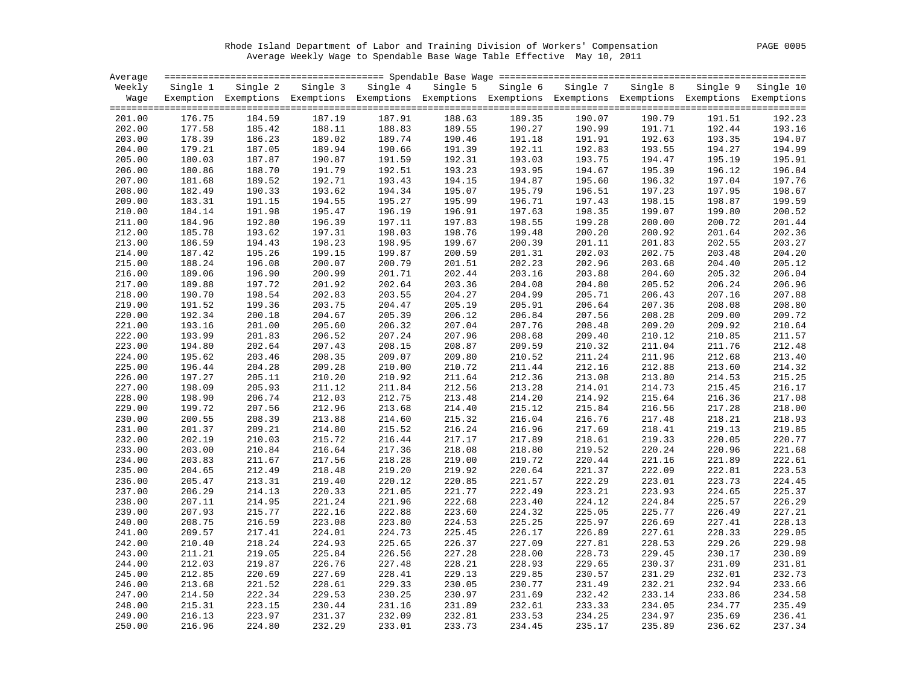Rhode Island Department of Labor and Training Division of Workers' Compensation

Average Weekly Wage to Spendable Base Wage Table Effective May 10, 2011

| Average Weekly Wage | Single 1 Exemption | Single 2 Exemptions | Single 3 Exemptions | Single 4 Exemptions | Single 5 Exemptions | Single 6 Exemptions | Single 7 Exemptions | Single 8 Exemptions | Single 9 Exemptions | Single 10 Exemptions |
|---|---|---|---|---|---|---|---|---|---|---|
| 201.00 | 176.75 | 184.59 | 187.19 | 187.91 | 188.63 | 189.35 | 190.07 | 190.79 | 191.51 | 192.23 |
| 202.00 | 177.58 | 185.42 | 188.11 | 188.83 | 189.55 | 190.27 | 190.99 | 191.71 | 192.44 | 193.16 |
| 203.00 | 178.39 | 186.23 | 189.02 | 189.74 | 190.46 | 191.18 | 191.91 | 192.63 | 193.35 | 194.07 |
| 204.00 | 179.21 | 187.05 | 189.94 | 190.66 | 191.39 | 192.11 | 192.83 | 193.55 | 194.27 | 194.99 |
| 205.00 | 180.03 | 187.87 | 190.87 | 191.59 | 192.31 | 193.03 | 193.75 | 194.47 | 195.19 | 195.91 |
| 206.00 | 180.86 | 188.70 | 191.79 | 192.51 | 193.23 | 193.95 | 194.67 | 195.39 | 196.12 | 196.84 |
| 207.00 | 181.68 | 189.52 | 192.71 | 193.43 | 194.15 | 194.87 | 195.60 | 196.32 | 197.04 | 197.76 |
| 208.00 | 182.49 | 190.33 | 193.62 | 194.34 | 195.07 | 195.79 | 196.51 | 197.23 | 197.95 | 198.67 |
| 209.00 | 183.31 | 191.15 | 194.55 | 195.27 | 195.99 | 196.71 | 197.43 | 198.15 | 198.87 | 199.59 |
| 210.00 | 184.14 | 191.98 | 195.47 | 196.19 | 196.91 | 197.63 | 198.35 | 199.07 | 199.80 | 200.52 |
| 211.00 | 184.96 | 192.80 | 196.39 | 197.11 | 197.83 | 198.55 | 199.28 | 200.00 | 200.72 | 201.44 |
| 212.00 | 185.78 | 193.62 | 197.31 | 198.03 | 198.76 | 199.48 | 200.20 | 200.92 | 201.64 | 202.36 |
| 213.00 | 186.59 | 194.43 | 198.23 | 198.95 | 199.67 | 200.39 | 201.11 | 201.83 | 202.55 | 203.27 |
| 214.00 | 187.42 | 195.26 | 199.15 | 199.87 | 200.59 | 201.31 | 202.03 | 202.75 | 203.48 | 204.20 |
| 215.00 | 188.24 | 196.08 | 200.07 | 200.79 | 201.51 | 202.23 | 202.96 | 203.68 | 204.40 | 205.12 |
| 216.00 | 189.06 | 196.90 | 200.99 | 201.71 | 202.44 | 203.16 | 203.88 | 204.60 | 205.32 | 206.04 |
| 217.00 | 189.88 | 197.72 | 201.92 | 202.64 | 203.36 | 204.08 | 204.80 | 205.52 | 206.24 | 206.96 |
| 218.00 | 190.70 | 198.54 | 202.83 | 203.55 | 204.27 | 204.99 | 205.71 | 206.43 | 207.16 | 207.88 |
| 219.00 | 191.52 | 199.36 | 203.75 | 204.47 | 205.19 | 205.91 | 206.64 | 207.36 | 208.08 | 208.80 |
| 220.00 | 192.34 | 200.18 | 204.67 | 205.39 | 206.12 | 206.84 | 207.56 | 208.28 | 209.00 | 209.72 |
| 221.00 | 193.16 | 201.00 | 205.60 | 206.32 | 207.04 | 207.76 | 208.48 | 209.20 | 209.92 | 210.64 |
| 222.00 | 193.99 | 201.83 | 206.52 | 207.24 | 207.96 | 208.68 | 209.40 | 210.12 | 210.85 | 211.57 |
| 223.00 | 194.80 | 202.64 | 207.43 | 208.15 | 208.87 | 209.59 | 210.32 | 211.04 | 211.76 | 212.48 |
| 224.00 | 195.62 | 203.46 | 208.35 | 209.07 | 209.80 | 210.52 | 211.24 | 211.96 | 212.68 | 213.40 |
| 225.00 | 196.44 | 204.28 | 209.28 | 210.00 | 210.72 | 211.44 | 212.16 | 212.88 | 213.60 | 214.32 |
| 226.00 | 197.27 | 205.11 | 210.20 | 210.92 | 211.64 | 212.36 | 213.08 | 213.80 | 214.53 | 215.25 |
| 227.00 | 198.09 | 205.93 | 211.12 | 211.84 | 212.56 | 213.28 | 214.01 | 214.73 | 215.45 | 216.17 |
| 228.00 | 198.90 | 206.74 | 212.03 | 212.75 | 213.48 | 214.20 | 214.92 | 215.64 | 216.36 | 217.08 |
| 229.00 | 199.72 | 207.56 | 212.96 | 213.68 | 214.40 | 215.12 | 215.84 | 216.56 | 217.28 | 218.00 |
| 230.00 | 200.55 | 208.39 | 213.88 | 214.60 | 215.32 | 216.04 | 216.76 | 217.48 | 218.21 | 218.93 |
| 231.00 | 201.37 | 209.21 | 214.80 | 215.52 | 216.24 | 216.96 | 217.69 | 218.41 | 219.13 | 219.85 |
| 232.00 | 202.19 | 210.03 | 215.72 | 216.44 | 217.17 | 217.89 | 218.61 | 219.33 | 220.05 | 220.77 |
| 233.00 | 203.00 | 210.84 | 216.64 | 217.36 | 218.08 | 218.80 | 219.52 | 220.24 | 220.96 | 221.68 |
| 234.00 | 203.83 | 211.67 | 217.56 | 218.28 | 219.00 | 219.72 | 220.44 | 221.16 | 221.89 | 222.61 |
| 235.00 | 204.65 | 212.49 | 218.48 | 219.20 | 219.92 | 220.64 | 221.37 | 222.09 | 222.81 | 223.53 |
| 236.00 | 205.47 | 213.31 | 219.40 | 220.12 | 220.85 | 221.57 | 222.29 | 223.01 | 223.73 | 224.45 |
| 237.00 | 206.29 | 214.13 | 220.33 | 221.05 | 221.77 | 222.49 | 223.21 | 223.93 | 224.65 | 225.37 |
| 238.00 | 207.11 | 214.95 | 221.24 | 221.96 | 222.68 | 223.40 | 224.12 | 224.84 | 225.57 | 226.29 |
| 239.00 | 207.93 | 215.77 | 222.16 | 222.88 | 223.60 | 224.32 | 225.05 | 225.77 | 226.49 | 227.21 |
| 240.00 | 208.75 | 216.59 | 223.08 | 223.80 | 224.53 | 225.25 | 225.97 | 226.69 | 227.41 | 228.13 |
| 241.00 | 209.57 | 217.41 | 224.01 | 224.73 | 225.45 | 226.17 | 226.89 | 227.61 | 228.33 | 229.05 |
| 242.00 | 210.40 | 218.24 | 224.93 | 225.65 | 226.37 | 227.09 | 227.81 | 228.53 | 229.26 | 229.98 |
| 243.00 | 211.21 | 219.05 | 225.84 | 226.56 | 227.28 | 228.00 | 228.73 | 229.45 | 230.17 | 230.89 |
| 244.00 | 212.03 | 219.87 | 226.76 | 227.48 | 228.21 | 228.93 | 229.65 | 230.37 | 231.09 | 231.81 |
| 245.00 | 212.85 | 220.69 | 227.69 | 228.41 | 229.13 | 229.85 | 230.57 | 231.29 | 232.01 | 232.73 |
| 246.00 | 213.68 | 221.52 | 228.61 | 229.33 | 230.05 | 230.77 | 231.49 | 232.21 | 232.94 | 233.66 |
| 247.00 | 214.50 | 222.34 | 229.53 | 230.25 | 230.97 | 231.69 | 232.42 | 233.14 | 233.86 | 234.58 |
| 248.00 | 215.31 | 223.15 | 230.44 | 231.16 | 231.89 | 232.61 | 233.33 | 234.05 | 234.77 | 235.49 |
| 249.00 | 216.13 | 223.97 | 231.37 | 232.09 | 232.81 | 233.53 | 234.25 | 234.97 | 235.69 | 236.41 |
| 250.00 | 216.96 | 224.80 | 232.29 | 233.01 | 233.73 | 234.45 | 235.17 | 235.89 | 236.62 | 237.34 |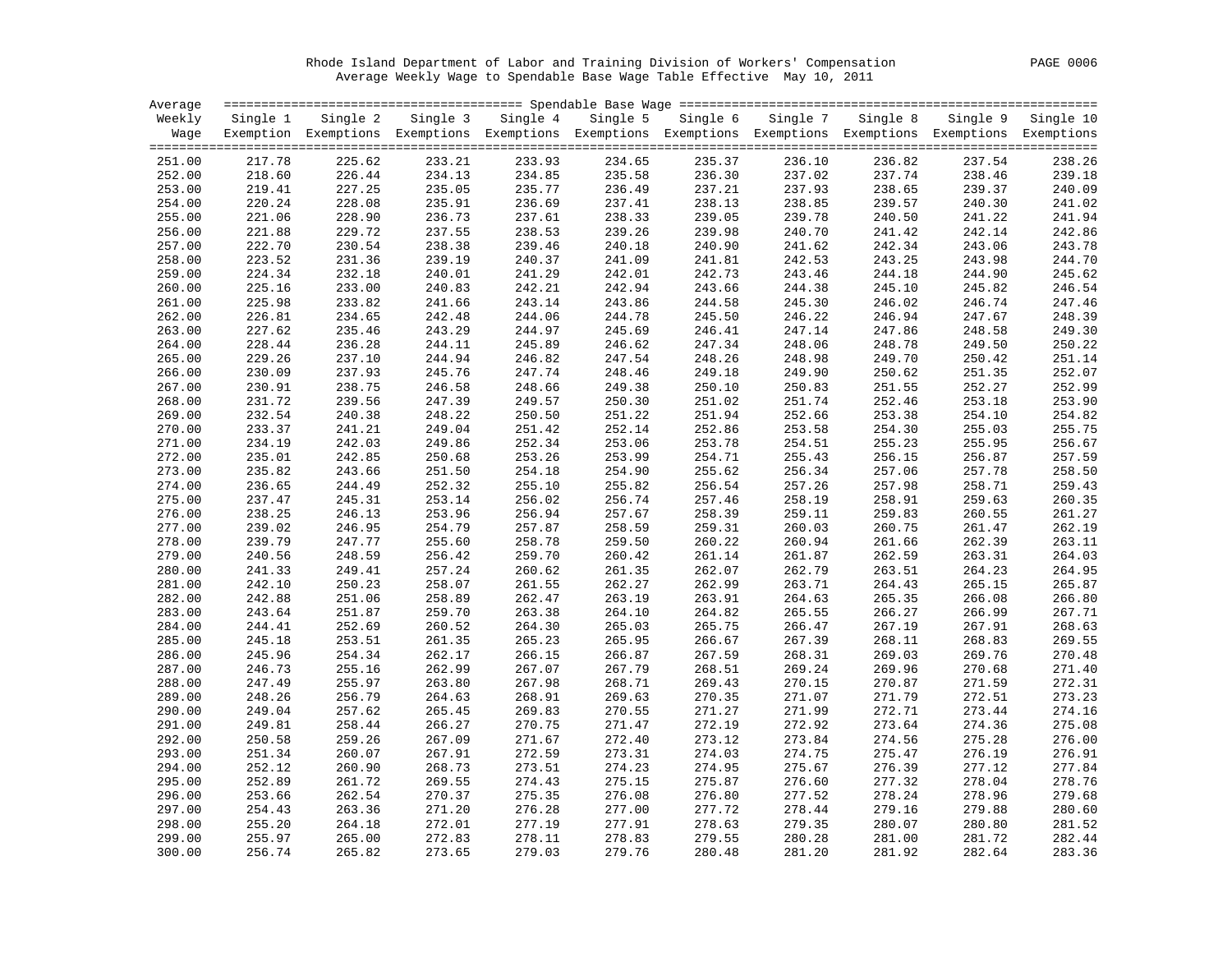Rhode Island Department of Labor and Training Division of Workers' Compensation

Average Weekly Wage to Spendable Base Wage Table Effective May 10, 2011

| Average Weekly Wage | Single 1 Exemption | Single 2 Exemptions | Single 3 Exemptions | Single 4 Exemptions | Single 5 Exemptions | Single 6 Exemptions | Single 7 Exemptions | Single 8 Exemptions | Single 9 Exemptions | Single 10 Exemptions |
|---|---|---|---|---|---|---|---|---|---|---|
| 251.00 | 217.78 | 225.62 | 233.21 | 233.93 | 234.65 | 235.37 | 236.10 | 236.82 | 237.54 | 238.26 |
| 252.00 | 218.60 | 226.44 | 234.13 | 234.85 | 235.58 | 236.30 | 237.02 | 237.74 | 238.46 | 239.18 |
| 253.00 | 219.41 | 227.25 | 235.05 | 235.77 | 236.49 | 237.21 | 237.93 | 238.65 | 239.37 | 240.09 |
| 254.00 | 220.24 | 228.08 | 235.91 | 236.69 | 237.41 | 238.13 | 238.85 | 239.57 | 240.30 | 241.02 |
| 255.00 | 221.06 | 228.90 | 236.73 | 237.61 | 238.33 | 239.05 | 239.78 | 240.50 | 241.22 | 241.94 |
| 256.00 | 221.88 | 229.72 | 237.55 | 238.53 | 239.26 | 239.98 | 240.70 | 241.42 | 242.14 | 242.86 |
| 257.00 | 222.70 | 230.54 | 238.38 | 239.46 | 240.18 | 240.90 | 241.62 | 242.34 | 243.06 | 243.78 |
| 258.00 | 223.52 | 231.36 | 239.19 | 240.37 | 241.09 | 241.81 | 242.53 | 243.25 | 243.98 | 244.70 |
| 259.00 | 224.34 | 232.18 | 240.01 | 241.29 | 242.01 | 242.73 | 243.46 | 244.18 | 244.90 | 245.62 |
| 260.00 | 225.16 | 233.00 | 240.83 | 242.21 | 242.94 | 243.66 | 244.38 | 245.10 | 245.82 | 246.54 |
| 261.00 | 225.98 | 233.82 | 241.66 | 243.14 | 243.86 | 244.58 | 245.30 | 246.02 | 246.74 | 247.46 |
| 262.00 | 226.81 | 234.65 | 242.48 | 244.06 | 244.78 | 245.50 | 246.22 | 246.94 | 247.67 | 248.39 |
| 263.00 | 227.62 | 235.46 | 243.29 | 244.97 | 245.69 | 246.41 | 247.14 | 247.86 | 248.58 | 249.30 |
| 264.00 | 228.44 | 236.28 | 244.11 | 245.89 | 246.62 | 247.34 | 248.06 | 248.78 | 249.50 | 250.22 |
| 265.00 | 229.26 | 237.10 | 244.94 | 246.82 | 247.54 | 248.26 | 248.98 | 249.70 | 250.42 | 251.14 |
| 266.00 | 230.09 | 237.93 | 245.76 | 247.74 | 248.46 | 249.18 | 249.90 | 250.62 | 251.35 | 252.07 |
| 267.00 | 230.91 | 238.75 | 246.58 | 248.66 | 249.38 | 250.10 | 250.83 | 251.55 | 252.27 | 252.99 |
| 268.00 | 231.72 | 239.56 | 247.39 | 249.57 | 250.30 | 251.02 | 251.74 | 252.46 | 253.18 | 253.90 |
| 269.00 | 232.54 | 240.38 | 248.22 | 250.50 | 251.22 | 251.94 | 252.66 | 253.38 | 254.10 | 254.82 |
| 270.00 | 233.37 | 241.21 | 249.04 | 251.42 | 252.14 | 252.86 | 253.58 | 254.30 | 255.03 | 255.75 |
| 271.00 | 234.19 | 242.03 | 249.86 | 252.34 | 253.06 | 253.78 | 254.51 | 255.23 | 255.95 | 256.67 |
| 272.00 | 235.01 | 242.85 | 250.68 | 253.26 | 253.99 | 254.71 | 255.43 | 256.15 | 256.87 | 257.59 |
| 273.00 | 235.82 | 243.66 | 251.50 | 254.18 | 254.90 | 255.62 | 256.34 | 257.06 | 257.78 | 258.50 |
| 274.00 | 236.65 | 244.49 | 252.32 | 255.10 | 255.82 | 256.54 | 257.26 | 257.98 | 258.71 | 259.43 |
| 275.00 | 237.47 | 245.31 | 253.14 | 256.02 | 256.74 | 257.46 | 258.19 | 258.91 | 259.63 | 260.35 |
| 276.00 | 238.25 | 246.13 | 253.96 | 256.94 | 257.67 | 258.39 | 259.11 | 259.83 | 260.55 | 261.27 |
| 277.00 | 239.02 | 246.95 | 254.79 | 257.87 | 258.59 | 259.31 | 260.03 | 260.75 | 261.47 | 262.19 |
| 278.00 | 239.79 | 247.77 | 255.60 | 258.78 | 259.50 | 260.22 | 260.94 | 261.66 | 262.39 | 263.11 |
| 279.00 | 240.56 | 248.59 | 256.42 | 259.70 | 260.42 | 261.14 | 261.87 | 262.59 | 263.31 | 264.03 |
| 280.00 | 241.33 | 249.41 | 257.24 | 260.62 | 261.35 | 262.07 | 262.79 | 263.51 | 264.23 | 264.95 |
| 281.00 | 242.10 | 250.23 | 258.07 | 261.55 | 262.27 | 262.99 | 263.71 | 264.43 | 265.15 | 265.87 |
| 282.00 | 242.88 | 251.06 | 258.89 | 262.47 | 263.19 | 263.91 | 264.63 | 265.35 | 266.08 | 266.80 |
| 283.00 | 243.64 | 251.87 | 259.70 | 263.38 | 264.10 | 264.82 | 265.55 | 266.27 | 266.99 | 267.71 |
| 284.00 | 244.41 | 252.69 | 260.52 | 264.30 | 265.03 | 265.75 | 266.47 | 267.19 | 267.91 | 268.63 |
| 285.00 | 245.18 | 253.51 | 261.35 | 265.23 | 265.95 | 266.67 | 267.39 | 268.11 | 268.83 | 269.55 |
| 286.00 | 245.96 | 254.34 | 262.17 | 266.15 | 266.87 | 267.59 | 268.31 | 269.03 | 269.76 | 270.48 |
| 287.00 | 246.73 | 255.16 | 262.99 | 267.07 | 267.79 | 268.51 | 269.24 | 269.96 | 270.68 | 271.40 |
| 288.00 | 247.49 | 255.97 | 263.80 | 267.98 | 268.71 | 269.43 | 270.15 | 270.87 | 271.59 | 272.31 |
| 289.00 | 248.26 | 256.79 | 264.63 | 268.91 | 269.63 | 270.35 | 271.07 | 271.79 | 272.51 | 273.23 |
| 290.00 | 249.04 | 257.62 | 265.45 | 269.83 | 270.55 | 271.27 | 271.99 | 272.71 | 273.44 | 274.16 |
| 291.00 | 249.81 | 258.44 | 266.27 | 270.75 | 271.47 | 272.19 | 272.92 | 273.64 | 274.36 | 275.08 |
| 292.00 | 250.58 | 259.26 | 267.09 | 271.67 | 272.40 | 273.12 | 273.84 | 274.56 | 275.28 | 276.00 |
| 293.00 | 251.34 | 260.07 | 267.91 | 272.59 | 273.31 | 274.03 | 274.75 | 275.47 | 276.19 | 276.91 |
| 294.00 | 252.12 | 260.90 | 268.73 | 273.51 | 274.23 | 274.95 | 275.67 | 276.39 | 277.12 | 277.84 |
| 295.00 | 252.89 | 261.72 | 269.55 | 274.43 | 275.15 | 275.87 | 276.60 | 277.32 | 278.04 | 278.76 |
| 296.00 | 253.66 | 262.54 | 270.37 | 275.35 | 276.08 | 276.80 | 277.52 | 278.24 | 278.96 | 279.68 |
| 297.00 | 254.43 | 263.36 | 271.20 | 276.28 | 277.00 | 277.72 | 278.44 | 279.16 | 279.88 | 280.60 |
| 298.00 | 255.20 | 264.18 | 272.01 | 277.19 | 277.91 | 278.63 | 279.35 | 280.07 | 280.80 | 281.52 |
| 299.00 | 255.97 | 265.00 | 272.83 | 278.11 | 278.83 | 279.55 | 280.28 | 281.00 | 281.72 | 282.44 |
| 300.00 | 256.74 | 265.82 | 273.65 | 279.03 | 279.76 | 280.48 | 281.20 | 281.92 | 282.64 | 283.36 |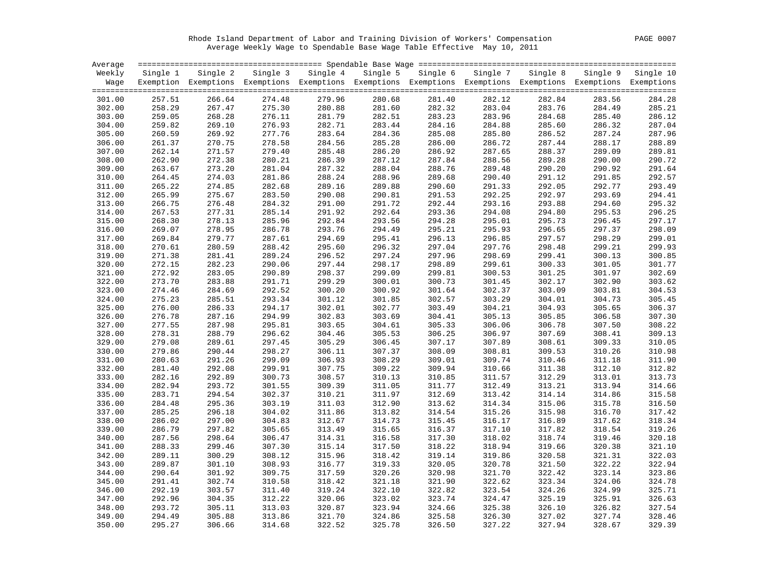Rhode Island Department of Labor and Training Division of Workers' Compensation

Average Weekly Wage to Spendable Base Wage Table Effective May 10, 2011

| Average Weekly Wage | Single 1 Exemption | Single 2 Exemptions | Single 3 Exemptions | Single 4 Exemptions | Single 5 Exemptions | Single 6 Exemptions | Single 7 Exemptions | Single 8 Exemptions | Single 9 Exemptions | Single 10 Exemptions |
|---|---|---|---|---|---|---|---|---|---|---|
| 301.00 | 257.51 | 266.64 | 274.48 | 279.96 | 280.68 | 281.40 | 282.12 | 282.84 | 283.56 | 284.28 |
| 302.00 | 258.29 | 267.47 | 275.30 | 280.88 | 281.60 | 282.32 | 283.04 | 283.76 | 284.49 | 285.21 |
| 303.00 | 259.05 | 268.28 | 276.11 | 281.79 | 282.51 | 283.23 | 283.96 | 284.68 | 285.40 | 286.12 |
| 304.00 | 259.82 | 269.10 | 276.93 | 282.71 | 283.44 | 284.16 | 284.88 | 285.60 | 286.32 | 287.04 |
| 305.00 | 260.59 | 269.92 | 277.76 | 283.64 | 284.36 | 285.08 | 285.80 | 286.52 | 287.24 | 287.96 |
| 306.00 | 261.37 | 270.75 | 278.58 | 284.56 | 285.28 | 286.00 | 286.72 | 287.44 | 288.17 | 288.89 |
| 307.00 | 262.14 | 271.57 | 279.40 | 285.48 | 286.20 | 286.92 | 287.65 | 288.37 | 289.09 | 289.81 |
| 308.00 | 262.90 | 272.38 | 280.21 | 286.39 | 287.12 | 287.84 | 288.56 | 289.28 | 290.00 | 290.72 |
| 309.00 | 263.67 | 273.20 | 281.04 | 287.32 | 288.04 | 288.76 | 289.48 | 290.20 | 290.92 | 291.64 |
| 310.00 | 264.45 | 274.03 | 281.86 | 288.24 | 288.96 | 289.68 | 290.40 | 291.12 | 291.85 | 292.57 |
| 311.00 | 265.22 | 274.85 | 282.68 | 289.16 | 289.88 | 290.60 | 291.33 | 292.05 | 292.77 | 293.49 |
| 312.00 | 265.99 | 275.67 | 283.50 | 290.08 | 290.81 | 291.53 | 292.25 | 292.97 | 293.69 | 294.41 |
| 313.00 | 266.75 | 276.48 | 284.32 | 291.00 | 291.72 | 292.44 | 293.16 | 293.88 | 294.60 | 295.32 |
| 314.00 | 267.53 | 277.31 | 285.14 | 291.92 | 292.64 | 293.36 | 294.08 | 294.80 | 295.53 | 296.25 |
| 315.00 | 268.30 | 278.13 | 285.96 | 292.84 | 293.56 | 294.28 | 295.01 | 295.73 | 296.45 | 297.17 |
| 316.00 | 269.07 | 278.95 | 286.78 | 293.76 | 294.49 | 295.21 | 295.93 | 296.65 | 297.37 | 298.09 |
| 317.00 | 269.84 | 279.77 | 287.61 | 294.69 | 295.41 | 296.13 | 296.85 | 297.57 | 298.29 | 299.01 |
| 318.00 | 270.61 | 280.59 | 288.42 | 295.60 | 296.32 | 297.04 | 297.76 | 298.48 | 299.21 | 299.93 |
| 319.00 | 271.38 | 281.41 | 289.24 | 296.52 | 297.24 | 297.96 | 298.69 | 299.41 | 300.13 | 300.85 |
| 320.00 | 272.15 | 282.23 | 290.06 | 297.44 | 298.17 | 298.89 | 299.61 | 300.33 | 301.05 | 301.77 |
| 321.00 | 272.92 | 283.05 | 290.89 | 298.37 | 299.09 | 299.81 | 300.53 | 301.25 | 301.97 | 302.69 |
| 322.00 | 273.70 | 283.88 | 291.71 | 299.29 | 300.01 | 300.73 | 301.45 | 302.17 | 302.90 | 303.62 |
| 323.00 | 274.46 | 284.69 | 292.52 | 300.20 | 300.92 | 301.64 | 302.37 | 303.09 | 303.81 | 304.53 |
| 324.00 | 275.23 | 285.51 | 293.34 | 301.12 | 301.85 | 302.57 | 303.29 | 304.01 | 304.73 | 305.45 |
| 325.00 | 276.00 | 286.33 | 294.17 | 302.01 | 302.77 | 303.49 | 304.21 | 304.93 | 305.65 | 306.37 |
| 326.00 | 276.78 | 287.16 | 294.99 | 302.83 | 303.69 | 304.41 | 305.13 | 305.85 | 306.58 | 307.30 |
| 327.00 | 277.55 | 287.98 | 295.81 | 303.65 | 304.61 | 305.33 | 306.06 | 306.78 | 307.50 | 308.22 |
| 328.00 | 278.31 | 288.79 | 296.62 | 304.46 | 305.53 | 306.25 | 306.97 | 307.69 | 308.41 | 309.13 |
| 329.00 | 279.08 | 289.61 | 297.45 | 305.29 | 306.45 | 307.17 | 307.89 | 308.61 | 309.33 | 310.05 |
| 330.00 | 279.86 | 290.44 | 298.27 | 306.11 | 307.37 | 308.09 | 308.81 | 309.53 | 310.26 | 310.98 |
| 331.00 | 280.63 | 291.26 | 299.09 | 306.93 | 308.29 | 309.01 | 309.74 | 310.46 | 311.18 | 311.90 |
| 332.00 | 281.40 | 292.08 | 299.91 | 307.75 | 309.22 | 309.94 | 310.66 | 311.38 | 312.10 | 312.82 |
| 333.00 | 282.16 | 292.89 | 300.73 | 308.57 | 310.13 | 310.85 | 311.57 | 312.29 | 313.01 | 313.73 |
| 334.00 | 282.94 | 293.72 | 301.55 | 309.39 | 311.05 | 311.77 | 312.49 | 313.21 | 313.94 | 314.66 |
| 335.00 | 283.71 | 294.54 | 302.37 | 310.21 | 311.97 | 312.69 | 313.42 | 314.14 | 314.86 | 315.58 |
| 336.00 | 284.48 | 295.36 | 303.19 | 311.03 | 312.90 | 313.62 | 314.34 | 315.06 | 315.78 | 316.50 |
| 337.00 | 285.25 | 296.18 | 304.02 | 311.86 | 313.82 | 314.54 | 315.26 | 315.98 | 316.70 | 317.42 |
| 338.00 | 286.02 | 297.00 | 304.83 | 312.67 | 314.73 | 315.45 | 316.17 | 316.89 | 317.62 | 318.34 |
| 339.00 | 286.79 | 297.82 | 305.65 | 313.49 | 315.65 | 316.37 | 317.10 | 317.82 | 318.54 | 319.26 |
| 340.00 | 287.56 | 298.64 | 306.47 | 314.31 | 316.58 | 317.30 | 318.02 | 318.74 | 319.46 | 320.18 |
| 341.00 | 288.33 | 299.46 | 307.30 | 315.14 | 317.50 | 318.22 | 318.94 | 319.66 | 320.38 | 321.10 |
| 342.00 | 289.11 | 300.29 | 308.12 | 315.96 | 318.42 | 319.14 | 319.86 | 320.58 | 321.31 | 322.03 |
| 343.00 | 289.87 | 301.10 | 308.93 | 316.77 | 319.33 | 320.05 | 320.78 | 321.50 | 322.22 | 322.94 |
| 344.00 | 290.64 | 301.92 | 309.75 | 317.59 | 320.26 | 320.98 | 321.70 | 322.42 | 323.14 | 323.86 |
| 345.00 | 291.41 | 302.74 | 310.58 | 318.42 | 321.18 | 321.90 | 322.62 | 323.34 | 324.06 | 324.78 |
| 346.00 | 292.19 | 303.57 | 311.40 | 319.24 | 322.10 | 322.82 | 323.54 | 324.26 | 324.99 | 325.71 |
| 347.00 | 292.96 | 304.35 | 312.22 | 320.06 | 323.02 | 323.74 | 324.47 | 325.19 | 325.91 | 326.63 |
| 348.00 | 293.72 | 305.11 | 313.03 | 320.87 | 323.94 | 324.66 | 325.38 | 326.10 | 326.82 | 327.54 |
| 349.00 | 294.49 | 305.88 | 313.86 | 321.70 | 324.86 | 325.58 | 326.30 | 327.02 | 327.74 | 328.46 |
| 350.00 | 295.27 | 306.66 | 314.68 | 322.52 | 325.78 | 326.50 | 327.22 | 327.94 | 328.67 | 329.39 |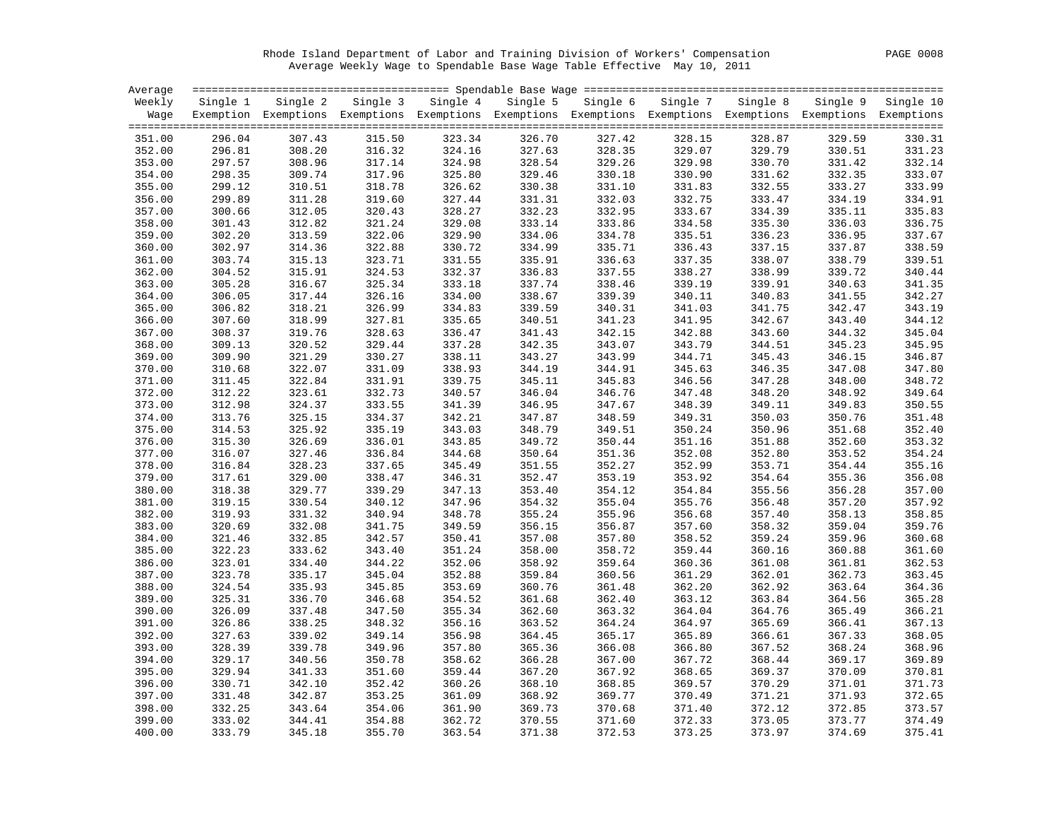Rhode Island Department of Labor and Training Division of Workers' Compensation

Average Weekly Wage to Spendable Base Wage Table Effective May 10, 2011

| Average Weekly Wage | Single 1 Exemption | Single 2 Exemptions | Single 3 Exemptions | Single 4 Exemptions | Single 5 Exemptions | Single 6 Exemptions | Single 7 Exemptions | Single 8 Exemptions | Single 9 Exemptions | Single 10 Exemptions |
|---|---|---|---|---|---|---|---|---|---|---|
| 351.00 | 296.04 | 307.43 | 315.50 | 323.34 | 326.70 | 327.42 | 328.15 | 328.87 | 329.59 | 330.31 |
| 352.00 | 296.81 | 308.20 | 316.32 | 324.16 | 327.63 | 328.35 | 329.07 | 329.79 | 330.51 | 331.23 |
| 353.00 | 297.57 | 308.96 | 317.14 | 324.98 | 328.54 | 329.26 | 329.98 | 330.70 | 331.42 | 332.14 |
| 354.00 | 298.35 | 309.74 | 317.96 | 325.80 | 329.46 | 330.18 | 330.90 | 331.62 | 332.35 | 333.07 |
| 355.00 | 299.12 | 310.51 | 318.78 | 326.62 | 330.38 | 331.10 | 331.83 | 332.55 | 333.27 | 333.99 |
| 356.00 | 299.89 | 311.28 | 319.60 | 327.44 | 331.31 | 332.03 | 332.75 | 333.47 | 334.19 | 334.91 |
| 357.00 | 300.66 | 312.05 | 320.43 | 328.27 | 332.23 | 332.95 | 333.67 | 334.39 | 335.11 | 335.83 |
| 358.00 | 301.43 | 312.82 | 321.24 | 329.08 | 333.14 | 333.86 | 334.58 | 335.30 | 336.03 | 336.75 |
| 359.00 | 302.20 | 313.59 | 322.06 | 329.90 | 334.06 | 334.78 | 335.51 | 336.23 | 336.95 | 337.67 |
| 360.00 | 302.97 | 314.36 | 322.88 | 330.72 | 334.99 | 335.71 | 336.43 | 337.15 | 337.87 | 338.59 |
| 361.00 | 303.74 | 315.13 | 323.71 | 331.55 | 335.91 | 336.63 | 337.35 | 338.07 | 338.79 | 339.51 |
| 362.00 | 304.52 | 315.91 | 324.53 | 332.37 | 336.83 | 337.55 | 338.27 | 338.99 | 339.72 | 340.44 |
| 363.00 | 305.28 | 316.67 | 325.34 | 333.18 | 337.74 | 338.46 | 339.19 | 339.91 | 340.63 | 341.35 |
| 364.00 | 306.05 | 317.44 | 326.16 | 334.00 | 338.67 | 339.39 | 340.11 | 340.83 | 341.55 | 342.27 |
| 365.00 | 306.82 | 318.21 | 326.99 | 334.83 | 339.59 | 340.31 | 341.03 | 341.75 | 342.47 | 343.19 |
| 366.00 | 307.60 | 318.99 | 327.81 | 335.65 | 340.51 | 341.23 | 341.95 | 342.67 | 343.40 | 344.12 |
| 367.00 | 308.37 | 319.76 | 328.63 | 336.47 | 341.43 | 342.15 | 342.88 | 343.60 | 344.32 | 345.04 |
| 368.00 | 309.13 | 320.52 | 329.44 | 337.28 | 342.35 | 343.07 | 343.79 | 344.51 | 345.23 | 345.95 |
| 369.00 | 309.90 | 321.29 | 330.27 | 338.11 | 343.27 | 343.99 | 344.71 | 345.43 | 346.15 | 346.87 |
| 370.00 | 310.68 | 322.07 | 331.09 | 338.93 | 344.19 | 344.91 | 345.63 | 346.35 | 347.08 | 347.80 |
| 371.00 | 311.45 | 322.84 | 331.91 | 339.75 | 345.11 | 345.83 | 346.56 | 347.28 | 348.00 | 348.72 |
| 372.00 | 312.22 | 323.61 | 332.73 | 340.57 | 346.04 | 346.76 | 347.48 | 348.20 | 348.92 | 349.64 |
| 373.00 | 312.98 | 324.37 | 333.55 | 341.39 | 346.95 | 347.67 | 348.39 | 349.11 | 349.83 | 350.55 |
| 374.00 | 313.76 | 325.15 | 334.37 | 342.21 | 347.87 | 348.59 | 349.31 | 350.03 | 350.76 | 351.48 |
| 375.00 | 314.53 | 325.92 | 335.19 | 343.03 | 348.79 | 349.51 | 350.24 | 350.96 | 351.68 | 352.40 |
| 376.00 | 315.30 | 326.69 | 336.01 | 343.85 | 349.72 | 350.44 | 351.16 | 351.88 | 352.60 | 353.32 |
| 377.00 | 316.07 | 327.46 | 336.84 | 344.68 | 350.64 | 351.36 | 352.08 | 352.80 | 353.52 | 354.24 |
| 378.00 | 316.84 | 328.23 | 337.65 | 345.49 | 351.55 | 352.27 | 352.99 | 353.71 | 354.44 | 355.16 |
| 379.00 | 317.61 | 329.00 | 338.47 | 346.31 | 352.47 | 353.19 | 353.92 | 354.64 | 355.36 | 356.08 |
| 380.00 | 318.38 | 329.77 | 339.29 | 347.13 | 353.40 | 354.12 | 354.84 | 355.56 | 356.28 | 357.00 |
| 381.00 | 319.15 | 330.54 | 340.12 | 347.96 | 354.32 | 355.04 | 355.76 | 356.48 | 357.20 | 357.92 |
| 382.00 | 319.93 | 331.32 | 340.94 | 348.78 | 355.24 | 355.96 | 356.68 | 357.40 | 358.13 | 358.85 |
| 383.00 | 320.69 | 332.08 | 341.75 | 349.59 | 356.15 | 356.87 | 357.60 | 358.32 | 359.04 | 359.76 |
| 384.00 | 321.46 | 332.85 | 342.57 | 350.41 | 357.08 | 357.80 | 358.52 | 359.24 | 359.96 | 360.68 |
| 385.00 | 322.23 | 333.62 | 343.40 | 351.24 | 358.00 | 358.72 | 359.44 | 360.16 | 360.88 | 361.60 |
| 386.00 | 323.01 | 334.40 | 344.22 | 352.06 | 358.92 | 359.64 | 360.36 | 361.08 | 361.81 | 362.53 |
| 387.00 | 323.78 | 335.17 | 345.04 | 352.88 | 359.84 | 360.56 | 361.29 | 362.01 | 362.73 | 363.45 |
| 388.00 | 324.54 | 335.93 | 345.85 | 353.69 | 360.76 | 361.48 | 362.20 | 362.92 | 363.64 | 364.36 |
| 389.00 | 325.31 | 336.70 | 346.68 | 354.52 | 361.68 | 362.40 | 363.12 | 363.84 | 364.56 | 365.28 |
| 390.00 | 326.09 | 337.48 | 347.50 | 355.34 | 362.60 | 363.32 | 364.04 | 364.76 | 365.49 | 366.21 |
| 391.00 | 326.86 | 338.25 | 348.32 | 356.16 | 363.52 | 364.24 | 364.97 | 365.69 | 366.41 | 367.13 |
| 392.00 | 327.63 | 339.02 | 349.14 | 356.98 | 364.45 | 365.17 | 365.89 | 366.61 | 367.33 | 368.05 |
| 393.00 | 328.39 | 339.78 | 349.96 | 357.80 | 365.36 | 366.08 | 366.80 | 367.52 | 368.24 | 368.96 |
| 394.00 | 329.17 | 340.56 | 350.78 | 358.62 | 366.28 | 367.00 | 367.72 | 368.44 | 369.17 | 369.89 |
| 395.00 | 329.94 | 341.33 | 351.60 | 359.44 | 367.20 | 367.92 | 368.65 | 369.37 | 370.09 | 370.81 |
| 396.00 | 330.71 | 342.10 | 352.42 | 360.26 | 368.10 | 368.85 | 369.57 | 370.29 | 371.01 | 371.73 |
| 397.00 | 331.48 | 342.87 | 353.25 | 361.09 | 368.92 | 369.77 | 370.49 | 371.21 | 371.93 | 372.65 |
| 398.00 | 332.25 | 343.64 | 354.06 | 361.90 | 369.73 | 370.68 | 371.40 | 372.12 | 372.85 | 373.57 |
| 399.00 | 333.02 | 344.41 | 354.88 | 362.72 | 370.55 | 371.60 | 372.33 | 373.05 | 373.77 | 374.49 |
| 400.00 | 333.79 | 345.18 | 355.70 | 363.54 | 371.38 | 372.53 | 373.25 | 373.97 | 374.69 | 375.41 |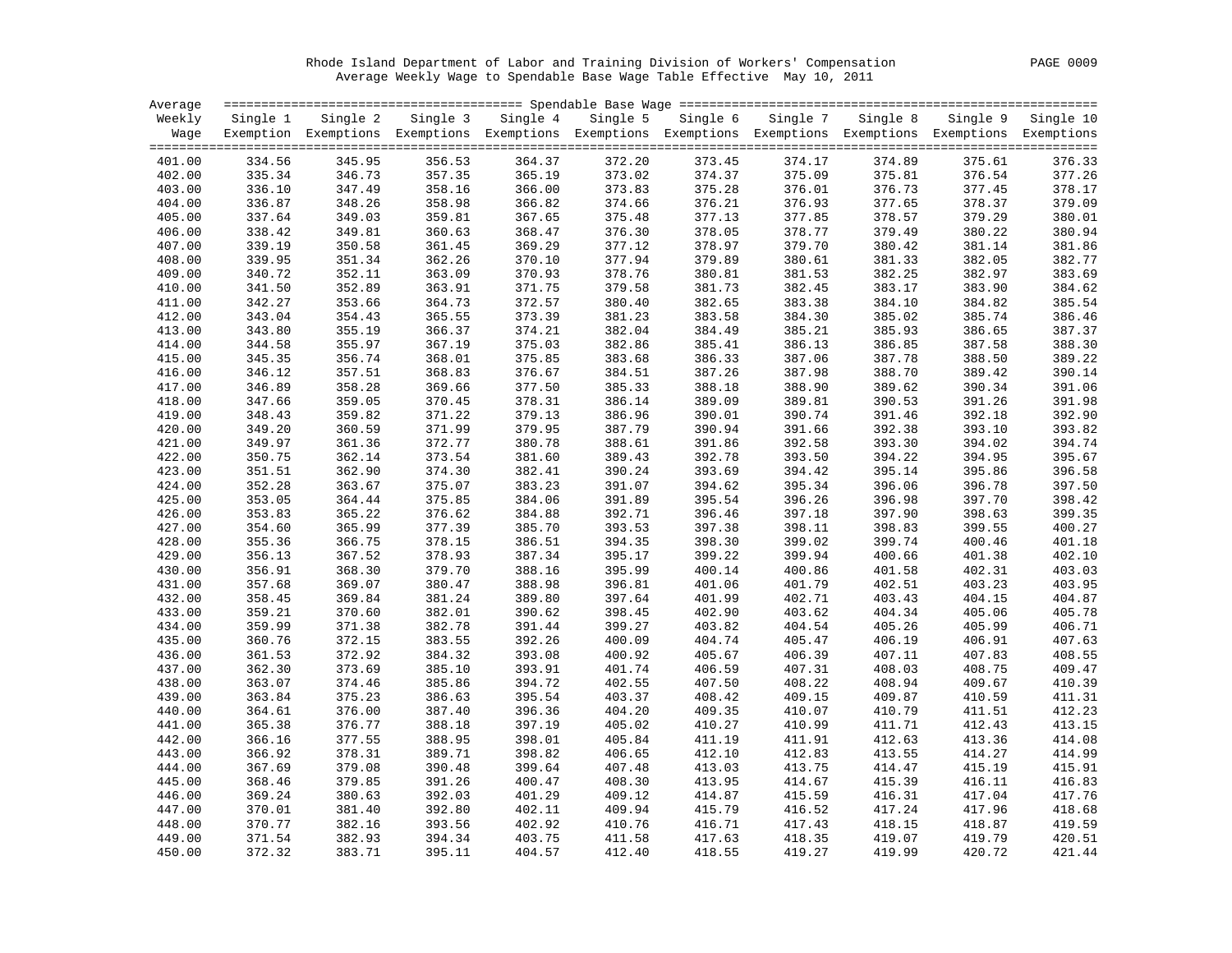Rhode Island Department of Labor and Training Division of Workers' Compensation

Average Weekly Wage to Spendable Base Wage Table Effective May 10, 2011

| Average Weekly Wage | Spendable Base Wage | | | | | | | | | |
|---|---|---|---|---|---|---|---|---|---|---|
| | Single 1 Exemption | Single 2 Exemptions | Single 3 Exemptions | Single 4 Exemptions | Single 5 Exemptions | Single 6 Exemptions | Single 7 Exemptions | Single 8 Exemptions | Single 9 Exemptions | Single 10 Exemptions |
| 401.00 | 334.56 | 345.95 | 356.53 | 364.37 | 372.20 | 373.45 | 374.17 | 374.89 | 375.61 | 376.33 |
| 402.00 | 335.34 | 346.73 | 357.35 | 365.19 | 373.02 | 374.37 | 375.09 | 375.81 | 376.54 | 377.26 |
| 403.00 | 336.10 | 347.49 | 358.16 | 366.00 | 373.83 | 375.28 | 376.01 | 376.73 | 377.45 | 378.17 |
| 404.00 | 336.87 | 348.26 | 358.98 | 366.82 | 374.66 | 376.21 | 376.93 | 377.65 | 378.37 | 379.09 |
| 405.00 | 337.64 | 349.03 | 359.81 | 367.65 | 375.48 | 377.13 | 377.85 | 378.57 | 379.29 | 380.01 |
| 406.00 | 338.42 | 349.81 | 360.63 | 368.47 | 376.30 | 378.05 | 378.77 | 379.49 | 380.22 | 380.94 |
| 407.00 | 339.19 | 350.58 | 361.45 | 369.29 | 377.12 | 378.97 | 379.70 | 380.42 | 381.14 | 381.86 |
| 408.00 | 339.95 | 351.34 | 362.26 | 370.10 | 377.94 | 379.89 | 380.61 | 381.33 | 382.05 | 382.77 |
| 409.00 | 340.72 | 352.11 | 363.09 | 370.93 | 378.76 | 380.81 | 381.53 | 382.25 | 382.97 | 383.69 |
| 410.00 | 341.50 | 352.89 | 363.91 | 371.75 | 379.58 | 381.73 | 382.45 | 383.17 | 383.90 | 384.62 |
| 411.00 | 342.27 | 353.66 | 364.73 | 372.57 | 380.40 | 382.65 | 383.38 | 384.10 | 384.82 | 385.54 |
| 412.00 | 343.04 | 354.43 | 365.55 | 373.39 | 381.23 | 383.58 | 384.30 | 385.02 | 385.74 | 386.46 |
| 413.00 | 343.80 | 355.19 | 366.37 | 374.21 | 382.04 | 384.49 | 385.21 | 385.93 | 386.65 | 387.37 |
| 414.00 | 344.58 | 355.97 | 367.19 | 375.03 | 382.86 | 385.41 | 386.13 | 386.85 | 387.58 | 388.30 |
| 415.00 | 345.35 | 356.74 | 368.01 | 375.85 | 383.68 | 386.33 | 387.06 | 387.78 | 388.50 | 389.22 |
| 416.00 | 346.12 | 357.51 | 368.83 | 376.67 | 384.51 | 387.26 | 387.98 | 388.70 | 389.42 | 390.14 |
| 417.00 | 346.89 | 358.28 | 369.66 | 377.50 | 385.33 | 388.18 | 388.90 | 389.62 | 390.34 | 391.06 |
| 418.00 | 347.66 | 359.05 | 370.45 | 378.31 | 386.14 | 389.09 | 389.81 | 390.53 | 391.26 | 391.98 |
| 419.00 | 348.43 | 359.82 | 371.22 | 379.13 | 386.96 | 390.01 | 390.74 | 391.46 | 392.18 | 392.90 |
| 420.00 | 349.20 | 360.59 | 371.99 | 379.95 | 387.79 | 390.94 | 391.66 | 392.38 | 393.10 | 393.82 |
| 421.00 | 349.97 | 361.36 | 372.77 | 380.78 | 388.61 | 391.86 | 392.58 | 393.30 | 394.02 | 394.74 |
| 422.00 | 350.75 | 362.14 | 373.54 | 381.60 | 389.43 | 392.78 | 393.50 | 394.22 | 394.95 | 395.67 |
| 423.00 | 351.51 | 362.90 | 374.30 | 382.41 | 390.24 | 393.69 | 394.42 | 395.14 | 395.86 | 396.58 |
| 424.00 | 352.28 | 363.67 | 375.07 | 383.23 | 391.07 | 394.62 | 395.34 | 396.06 | 396.78 | 397.50 |
| 425.00 | 353.05 | 364.44 | 375.85 | 384.06 | 391.89 | 395.54 | 396.26 | 396.98 | 397.70 | 398.42 |
| 426.00 | 353.83 | 365.22 | 376.62 | 384.88 | 392.71 | 396.46 | 397.18 | 397.90 | 398.63 | 399.35 |
| 427.00 | 354.60 | 365.99 | 377.39 | 385.70 | 393.53 | 397.38 | 398.11 | 398.83 | 399.55 | 400.27 |
| 428.00 | 355.36 | 366.75 | 378.15 | 386.51 | 394.35 | 398.30 | 399.02 | 399.74 | 400.46 | 401.18 |
| 429.00 | 356.13 | 367.52 | 378.93 | 387.34 | 395.17 | 399.22 | 399.94 | 400.66 | 401.38 | 402.10 |
| 430.00 | 356.91 | 368.30 | 379.70 | 388.16 | 395.99 | 400.14 | 400.86 | 401.58 | 402.31 | 403.03 |
| 431.00 | 357.68 | 369.07 | 380.47 | 388.98 | 396.81 | 401.06 | 401.79 | 402.51 | 403.23 | 403.95 |
| 432.00 | 358.45 | 369.84 | 381.24 | 389.80 | 397.64 | 401.99 | 402.71 | 403.43 | 404.15 | 404.87 |
| 433.00 | 359.21 | 370.60 | 382.01 | 390.62 | 398.45 | 402.90 | 403.62 | 404.34 | 405.06 | 405.78 |
| 434.00 | 359.99 | 371.38 | 382.78 | 391.44 | 399.27 | 403.82 | 404.54 | 405.26 | 405.99 | 406.71 |
| 435.00 | 360.76 | 372.15 | 383.55 | 392.26 | 400.09 | 404.74 | 405.47 | 406.19 | 406.91 | 407.63 |
| 436.00 | 361.53 | 372.92 | 384.32 | 393.08 | 400.92 | 405.67 | 406.39 | 407.11 | 407.83 | 408.55 |
| 437.00 | 362.30 | 373.69 | 385.10 | 393.91 | 401.74 | 406.59 | 407.31 | 408.03 | 408.75 | 409.47 |
| 438.00 | 363.07 | 374.46 | 385.86 | 394.72 | 402.55 | 407.50 | 408.22 | 408.94 | 409.67 | 410.39 |
| 439.00 | 363.84 | 375.23 | 386.63 | 395.54 | 403.37 | 408.42 | 409.15 | 409.87 | 410.59 | 411.31 |
| 440.00 | 364.61 | 376.00 | 387.40 | 396.36 | 404.20 | 409.35 | 410.07 | 410.79 | 411.51 | 412.23 |
| 441.00 | 365.38 | 376.77 | 388.18 | 397.19 | 405.02 | 410.27 | 410.99 | 411.71 | 412.43 | 413.15 |
| 442.00 | 366.16 | 377.55 | 388.95 | 398.01 | 405.84 | 411.19 | 411.91 | 412.63 | 413.36 | 414.08 |
| 443.00 | 366.92 | 378.31 | 389.71 | 398.82 | 406.65 | 412.10 | 412.83 | 413.55 | 414.27 | 414.99 |
| 444.00 | 367.69 | 379.08 | 390.48 | 399.64 | 407.48 | 413.03 | 413.75 | 414.47 | 415.19 | 415.91 |
| 445.00 | 368.46 | 379.85 | 391.26 | 400.47 | 408.30 | 413.95 | 414.67 | 415.39 | 416.11 | 416.83 |
| 446.00 | 369.24 | 380.63 | 392.03 | 401.29 | 409.12 | 414.87 | 415.59 | 416.31 | 417.04 | 417.76 |
| 447.00 | 370.01 | 381.40 | 392.80 | 402.11 | 409.94 | 415.79 | 416.52 | 417.24 | 417.96 | 418.68 |
| 448.00 | 370.77 | 382.16 | 393.56 | 402.92 | 410.76 | 416.71 | 417.43 | 418.15 | 418.87 | 419.59 |
| 449.00 | 371.54 | 382.93 | 394.34 | 403.75 | 411.58 | 417.63 | 418.35 | 419.07 | 419.79 | 420.51 |
| 450.00 | 372.32 | 383.71 | 395.11 | 404.57 | 412.40 | 418.55 | 419.27 | 419.99 | 420.72 | 421.44 |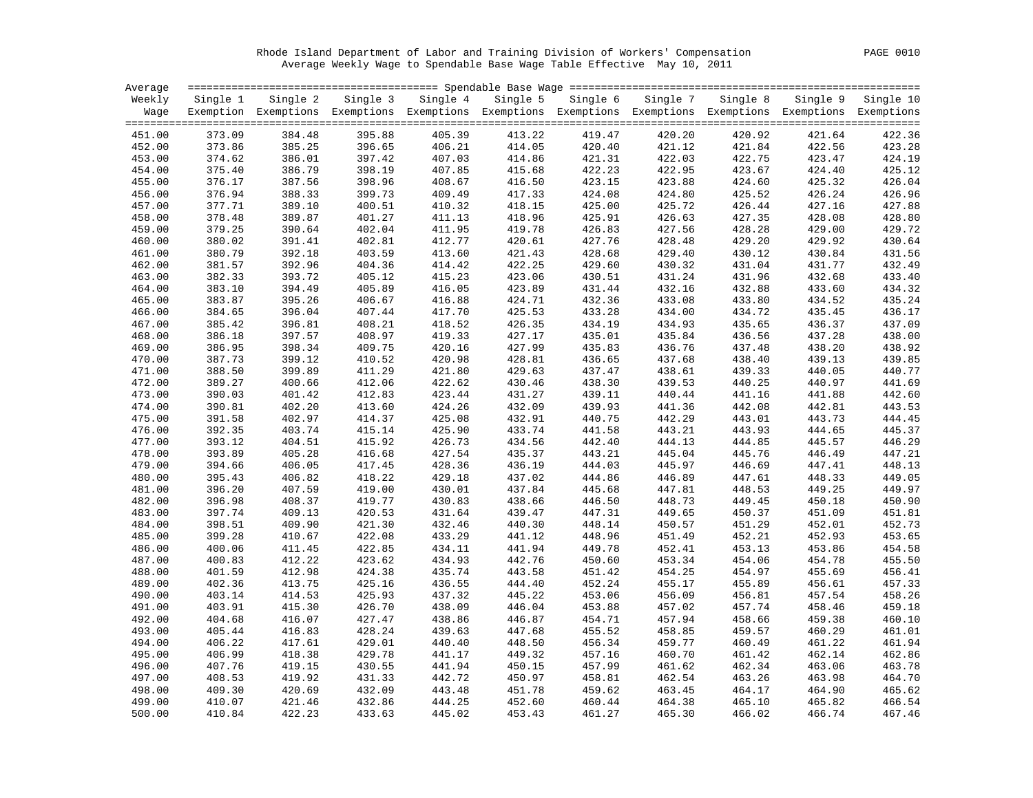Rhode Island Department of Labor and Training Division of Workers' Compensation
Average Weekly Wage to Spendable Base Wage Table Effective May 10, 2011

| Average Weekly Wage | Single 1 Exemption | Single 2 Exemptions | Single 3 Exemptions | Single 4 Exemptions | Single 5 Exemptions | Single 6 Exemptions | Single 7 Exemptions | Single 8 Exemptions | Single 9 Exemptions | Single 10 Exemptions |
|---|---|---|---|---|---|---|---|---|---|---|
| 451.00 | 373.09 | 384.48 | 395.88 | 405.39 | 413.22 | 419.47 | 420.20 | 420.92 | 421.64 | 422.36 |
| 452.00 | 373.86 | 385.25 | 396.65 | 406.21 | 414.05 | 420.40 | 421.12 | 421.84 | 422.56 | 423.28 |
| 453.00 | 374.62 | 386.01 | 397.42 | 407.03 | 414.86 | 421.31 | 422.03 | 422.75 | 423.47 | 424.19 |
| 454.00 | 375.40 | 386.79 | 398.19 | 407.85 | 415.68 | 422.23 | 422.95 | 423.67 | 424.40 | 425.12 |
| 455.00 | 376.17 | 387.56 | 398.96 | 408.67 | 416.50 | 423.15 | 423.88 | 424.60 | 425.32 | 426.04 |
| 456.00 | 376.94 | 388.33 | 399.73 | 409.49 | 417.33 | 424.08 | 424.80 | 425.52 | 426.24 | 426.96 |
| 457.00 | 377.71 | 389.10 | 400.51 | 410.32 | 418.15 | 425.00 | 425.72 | 426.44 | 427.16 | 427.88 |
| 458.00 | 378.48 | 389.87 | 401.27 | 411.13 | 418.96 | 425.91 | 426.63 | 427.35 | 428.08 | 428.80 |
| 459.00 | 379.25 | 390.64 | 402.04 | 411.95 | 419.78 | 426.83 | 427.56 | 428.28 | 429.00 | 429.72 |
| 460.00 | 380.02 | 391.41 | 402.81 | 412.77 | 420.61 | 427.76 | 428.48 | 429.20 | 429.92 | 430.64 |
| 461.00 | 380.79 | 392.18 | 403.59 | 413.60 | 421.43 | 428.68 | 429.40 | 430.12 | 430.84 | 431.56 |
| 462.00 | 381.57 | 392.96 | 404.36 | 414.42 | 422.25 | 429.60 | 430.32 | 431.04 | 431.77 | 432.49 |
| 463.00 | 382.33 | 393.72 | 405.12 | 415.23 | 423.06 | 430.51 | 431.24 | 431.96 | 432.68 | 433.40 |
| 464.00 | 383.10 | 394.49 | 405.89 | 416.05 | 423.89 | 431.44 | 432.16 | 432.88 | 433.60 | 434.32 |
| 465.00 | 383.87 | 395.26 | 406.67 | 416.88 | 424.71 | 432.36 | 433.08 | 433.80 | 434.52 | 435.24 |
| 466.00 | 384.65 | 396.04 | 407.44 | 417.70 | 425.53 | 433.28 | 434.00 | 434.72 | 435.45 | 436.17 |
| 467.00 | 385.42 | 396.81 | 408.21 | 418.52 | 426.35 | 434.19 | 434.93 | 435.65 | 436.37 | 437.09 |
| 468.00 | 386.18 | 397.57 | 408.97 | 419.33 | 427.17 | 435.01 | 435.84 | 436.56 | 437.28 | 438.00 |
| 469.00 | 386.95 | 398.34 | 409.75 | 420.16 | 427.99 | 435.83 | 436.76 | 437.48 | 438.20 | 438.92 |
| 470.00 | 387.73 | 399.12 | 410.52 | 420.98 | 428.81 | 436.65 | 437.68 | 438.40 | 439.13 | 439.85 |
| 471.00 | 388.50 | 399.89 | 411.29 | 421.80 | 429.63 | 437.47 | 438.61 | 439.33 | 440.05 | 440.77 |
| 472.00 | 389.27 | 400.66 | 412.06 | 422.62 | 430.46 | 438.30 | 439.53 | 440.25 | 440.97 | 441.69 |
| 473.00 | 390.03 | 401.42 | 412.83 | 423.44 | 431.27 | 439.11 | 440.44 | 441.16 | 441.88 | 442.60 |
| 474.00 | 390.81 | 402.20 | 413.60 | 424.26 | 432.09 | 439.93 | 441.36 | 442.08 | 442.81 | 443.53 |
| 475.00 | 391.58 | 402.97 | 414.37 | 425.08 | 432.91 | 440.75 | 442.29 | 443.01 | 443.73 | 444.45 |
| 476.00 | 392.35 | 403.74 | 415.14 | 425.90 | 433.74 | 441.58 | 443.21 | 443.93 | 444.65 | 445.37 |
| 477.00 | 393.12 | 404.51 | 415.92 | 426.73 | 434.56 | 442.40 | 444.13 | 444.85 | 445.57 | 446.29 |
| 478.00 | 393.89 | 405.28 | 416.68 | 427.54 | 435.37 | 443.21 | 445.04 | 445.76 | 446.49 | 447.21 |
| 479.00 | 394.66 | 406.05 | 417.45 | 428.36 | 436.19 | 444.03 | 445.97 | 446.69 | 447.41 | 448.13 |
| 480.00 | 395.43 | 406.82 | 418.22 | 429.18 | 437.02 | 444.86 | 446.89 | 447.61 | 448.33 | 449.05 |
| 481.00 | 396.20 | 407.59 | 419.00 | 430.01 | 437.84 | 445.68 | 447.81 | 448.53 | 449.25 | 449.97 |
| 482.00 | 396.98 | 408.37 | 419.77 | 430.83 | 438.66 | 446.50 | 448.73 | 449.45 | 450.18 | 450.90 |
| 483.00 | 397.74 | 409.13 | 420.53 | 431.64 | 439.47 | 447.31 | 449.65 | 450.37 | 451.09 | 451.81 |
| 484.00 | 398.51 | 409.90 | 421.30 | 432.46 | 440.30 | 448.14 | 450.57 | 451.29 | 452.01 | 452.73 |
| 485.00 | 399.28 | 410.67 | 422.08 | 433.29 | 441.12 | 448.96 | 451.49 | 452.21 | 452.93 | 453.65 |
| 486.00 | 400.06 | 411.45 | 422.85 | 434.11 | 441.94 | 449.78 | 452.41 | 453.13 | 453.86 | 454.58 |
| 487.00 | 400.83 | 412.22 | 423.62 | 434.93 | 442.76 | 450.60 | 453.34 | 454.06 | 454.78 | 455.50 |
| 488.00 | 401.59 | 412.98 | 424.38 | 435.74 | 443.58 | 451.42 | 454.25 | 454.97 | 455.69 | 456.41 |
| 489.00 | 402.36 | 413.75 | 425.16 | 436.55 | 444.40 | 452.24 | 455.17 | 455.89 | 456.61 | 457.33 |
| 490.00 | 403.14 | 414.53 | 425.93 | 437.32 | 445.22 | 453.06 | 456.09 | 456.81 | 457.54 | 458.26 |
| 491.00 | 403.91 | 415.30 | 426.70 | 438.09 | 446.04 | 453.88 | 457.02 | 457.74 | 458.46 | 459.18 |
| 492.00 | 404.68 | 416.07 | 427.47 | 438.86 | 446.87 | 454.71 | 457.94 | 458.66 | 459.38 | 460.10 |
| 493.00 | 405.44 | 416.83 | 428.24 | 439.63 | 447.68 | 455.52 | 458.85 | 459.57 | 460.29 | 461.01 |
| 494.00 | 406.22 | 417.61 | 429.01 | 440.40 | 448.50 | 456.34 | 459.77 | 460.49 | 461.22 | 461.94 |
| 495.00 | 406.99 | 418.38 | 429.78 | 441.17 | 449.32 | 457.16 | 460.70 | 461.42 | 462.14 | 462.86 |
| 496.00 | 407.76 | 419.15 | 430.55 | 441.94 | 450.15 | 457.99 | 461.62 | 462.34 | 463.06 | 463.78 |
| 497.00 | 408.53 | 419.92 | 431.33 | 442.72 | 450.97 | 458.81 | 462.54 | 463.26 | 463.98 | 464.70 |
| 498.00 | 409.30 | 420.69 | 432.09 | 443.48 | 451.78 | 459.62 | 463.45 | 464.17 | 464.90 | 465.62 |
| 499.00 | 410.07 | 421.46 | 432.86 | 444.25 | 452.60 | 460.44 | 464.38 | 465.10 | 465.82 | 466.54 |
| 500.00 | 410.84 | 422.23 | 433.63 | 445.02 | 453.43 | 461.27 | 465.30 | 466.02 | 466.74 | 467.46 |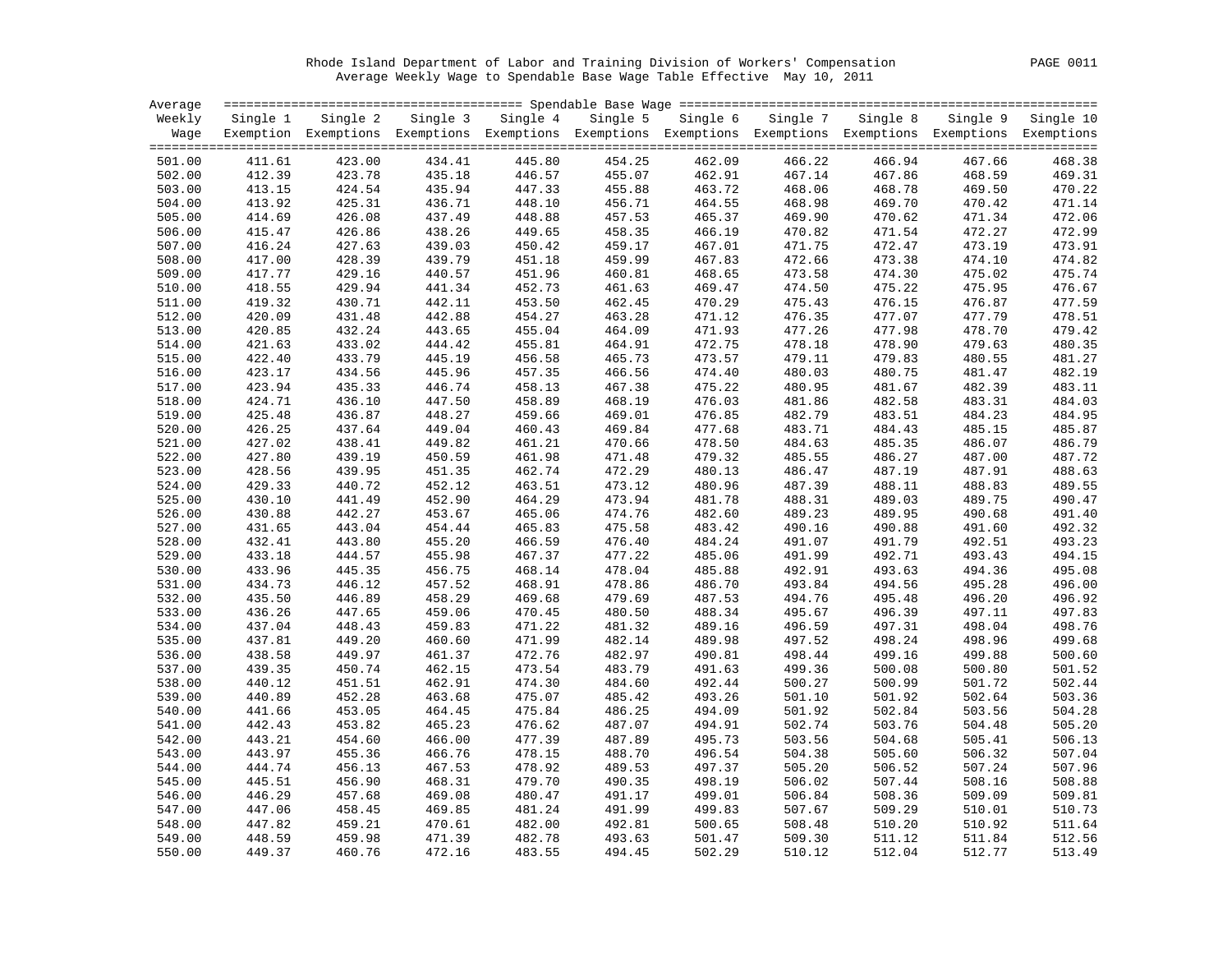Rhode Island Department of Labor and Training Division of Workers' Compensation

Average Weekly Wage to Spendable Base Wage Table Effective May 10, 2011

| Average Weekly Wage | Single 1 Exemption | Single 2 Exemptions | Single 3 Exemptions | Single 4 Exemptions | Single 5 Exemptions | Single 6 Exemptions | Single 7 Exemptions | Single 8 Exemptions | Single 9 Exemptions | Single 10 Exemptions |
|---|---|---|---|---|---|---|---|---|---|---|
| 501.00 | 411.61 | 423.00 | 434.41 | 445.80 | 454.25 | 462.09 | 466.22 | 466.94 | 467.66 | 468.38 |
| 502.00 | 412.39 | 423.78 | 435.18 | 446.57 | 455.07 | 462.91 | 467.14 | 467.86 | 468.59 | 469.31 |
| 503.00 | 413.15 | 424.54 | 435.94 | 447.33 | 455.88 | 463.72 | 468.06 | 468.78 | 469.50 | 470.22 |
| 504.00 | 413.92 | 425.31 | 436.71 | 448.10 | 456.71 | 464.55 | 468.98 | 469.70 | 470.42 | 471.14 |
| 505.00 | 414.69 | 426.08 | 437.49 | 448.88 | 457.53 | 465.37 | 469.90 | 470.62 | 471.34 | 472.06 |
| 506.00 | 415.47 | 426.86 | 438.26 | 449.65 | 458.35 | 466.19 | 470.82 | 471.54 | 472.27 | 472.99 |
| 507.00 | 416.24 | 427.63 | 439.03 | 450.42 | 459.17 | 467.01 | 471.75 | 472.47 | 473.19 | 473.91 |
| 508.00 | 417.00 | 428.39 | 439.79 | 451.18 | 459.99 | 467.83 | 472.66 | 473.38 | 474.10 | 474.82 |
| 509.00 | 417.77 | 429.16 | 440.57 | 451.96 | 460.81 | 468.65 | 473.58 | 474.30 | 475.02 | 475.74 |
| 510.00 | 418.55 | 429.94 | 441.34 | 452.73 | 461.63 | 469.47 | 474.50 | 475.22 | 475.95 | 476.67 |
| 511.00 | 419.32 | 430.71 | 442.11 | 453.50 | 462.45 | 470.29 | 475.43 | 476.15 | 476.87 | 477.59 |
| 512.00 | 420.09 | 431.48 | 442.88 | 454.27 | 463.28 | 471.12 | 476.35 | 477.07 | 477.79 | 478.51 |
| 513.00 | 420.85 | 432.24 | 443.65 | 455.04 | 464.09 | 471.93 | 477.26 | 477.98 | 478.70 | 479.42 |
| 514.00 | 421.63 | 433.02 | 444.42 | 455.81 | 464.91 | 472.75 | 478.18 | 478.90 | 479.63 | 480.35 |
| 515.00 | 422.40 | 433.79 | 445.19 | 456.58 | 465.73 | 473.57 | 479.11 | 479.83 | 480.55 | 481.27 |
| 516.00 | 423.17 | 434.56 | 445.96 | 457.35 | 466.56 | 474.40 | 480.03 | 480.75 | 481.47 | 482.19 |
| 517.00 | 423.94 | 435.33 | 446.74 | 458.13 | 467.38 | 475.22 | 480.95 | 481.67 | 482.39 | 483.11 |
| 518.00 | 424.71 | 436.10 | 447.50 | 458.89 | 468.19 | 476.03 | 481.86 | 482.58 | 483.31 | 484.03 |
| 519.00 | 425.48 | 436.87 | 448.27 | 459.66 | 469.01 | 476.85 | 482.79 | 483.51 | 484.23 | 484.95 |
| 520.00 | 426.25 | 437.64 | 449.04 | 460.43 | 469.84 | 477.68 | 483.71 | 484.43 | 485.15 | 485.87 |
| 521.00 | 427.02 | 438.41 | 449.82 | 461.21 | 470.66 | 478.50 | 484.63 | 485.35 | 486.07 | 486.79 |
| 522.00 | 427.80 | 439.19 | 450.59 | 461.98 | 471.48 | 479.32 | 485.55 | 486.27 | 487.00 | 487.72 |
| 523.00 | 428.56 | 439.95 | 451.35 | 462.74 | 472.29 | 480.13 | 486.47 | 487.19 | 487.91 | 488.63 |
| 524.00 | 429.33 | 440.72 | 452.12 | 463.51 | 473.12 | 480.96 | 487.39 | 488.11 | 488.83 | 489.55 |
| 525.00 | 430.10 | 441.49 | 452.90 | 464.29 | 473.94 | 481.78 | 488.31 | 489.03 | 489.75 | 490.47 |
| 526.00 | 430.88 | 442.27 | 453.67 | 465.06 | 474.76 | 482.60 | 489.23 | 489.95 | 490.68 | 491.40 |
| 527.00 | 431.65 | 443.04 | 454.44 | 465.83 | 475.58 | 483.42 | 490.16 | 490.88 | 491.60 | 492.32 |
| 528.00 | 432.41 | 443.80 | 455.20 | 466.59 | 476.40 | 484.24 | 491.07 | 491.79 | 492.51 | 493.23 |
| 529.00 | 433.18 | 444.57 | 455.98 | 467.37 | 477.22 | 485.06 | 491.99 | 492.71 | 493.43 | 494.15 |
| 530.00 | 433.96 | 445.35 | 456.75 | 468.14 | 478.04 | 485.88 | 492.91 | 493.63 | 494.36 | 495.08 |
| 531.00 | 434.73 | 446.12 | 457.52 | 468.91 | 478.86 | 486.70 | 493.84 | 494.56 | 495.28 | 496.00 |
| 532.00 | 435.50 | 446.89 | 458.29 | 469.68 | 479.69 | 487.53 | 494.76 | 495.48 | 496.20 | 496.92 |
| 533.00 | 436.26 | 447.65 | 459.06 | 470.45 | 480.50 | 488.34 | 495.67 | 496.39 | 497.11 | 497.83 |
| 534.00 | 437.04 | 448.43 | 459.83 | 471.22 | 481.32 | 489.16 | 496.59 | 497.31 | 498.04 | 498.76 |
| 535.00 | 437.81 | 449.20 | 460.60 | 471.99 | 482.14 | 489.98 | 497.52 | 498.24 | 498.96 | 499.68 |
| 536.00 | 438.58 | 449.97 | 461.37 | 472.76 | 482.97 | 490.81 | 498.44 | 499.16 | 499.88 | 500.60 |
| 537.00 | 439.35 | 450.74 | 462.15 | 473.54 | 483.79 | 491.63 | 499.36 | 500.08 | 500.80 | 501.52 |
| 538.00 | 440.12 | 451.51 | 462.91 | 474.30 | 484.60 | 492.44 | 500.27 | 500.99 | 501.72 | 502.44 |
| 539.00 | 440.89 | 452.28 | 463.68 | 475.07 | 485.42 | 493.26 | 501.10 | 501.92 | 502.64 | 503.36 |
| 540.00 | 441.66 | 453.05 | 464.45 | 475.84 | 486.25 | 494.09 | 501.92 | 502.84 | 503.56 | 504.28 |
| 541.00 | 442.43 | 453.82 | 465.23 | 476.62 | 487.07 | 494.91 | 502.74 | 503.76 | 504.48 | 505.20 |
| 542.00 | 443.21 | 454.60 | 466.00 | 477.39 | 487.89 | 495.73 | 503.56 | 504.68 | 505.41 | 506.13 |
| 543.00 | 443.97 | 455.36 | 466.76 | 478.15 | 488.70 | 496.54 | 504.38 | 505.60 | 506.32 | 507.04 |
| 544.00 | 444.74 | 456.13 | 467.53 | 478.92 | 489.53 | 497.37 | 505.20 | 506.52 | 507.24 | 507.96 |
| 545.00 | 445.51 | 456.90 | 468.31 | 479.70 | 490.35 | 498.19 | 506.02 | 507.44 | 508.16 | 508.88 |
| 546.00 | 446.29 | 457.68 | 469.08 | 480.47 | 491.17 | 499.01 | 506.84 | 508.36 | 509.09 | 509.81 |
| 547.00 | 447.06 | 458.45 | 469.85 | 481.24 | 491.99 | 499.83 | 507.67 | 509.29 | 510.01 | 510.73 |
| 548.00 | 447.82 | 459.21 | 470.61 | 482.00 | 492.81 | 500.65 | 508.48 | 510.20 | 510.92 | 511.64 |
| 549.00 | 448.59 | 459.98 | 471.39 | 482.78 | 493.63 | 501.47 | 509.30 | 511.12 | 511.84 | 512.56 |
| 550.00 | 449.37 | 460.76 | 472.16 | 483.55 | 494.45 | 502.29 | 510.12 | 512.04 | 512.77 | 513.49 |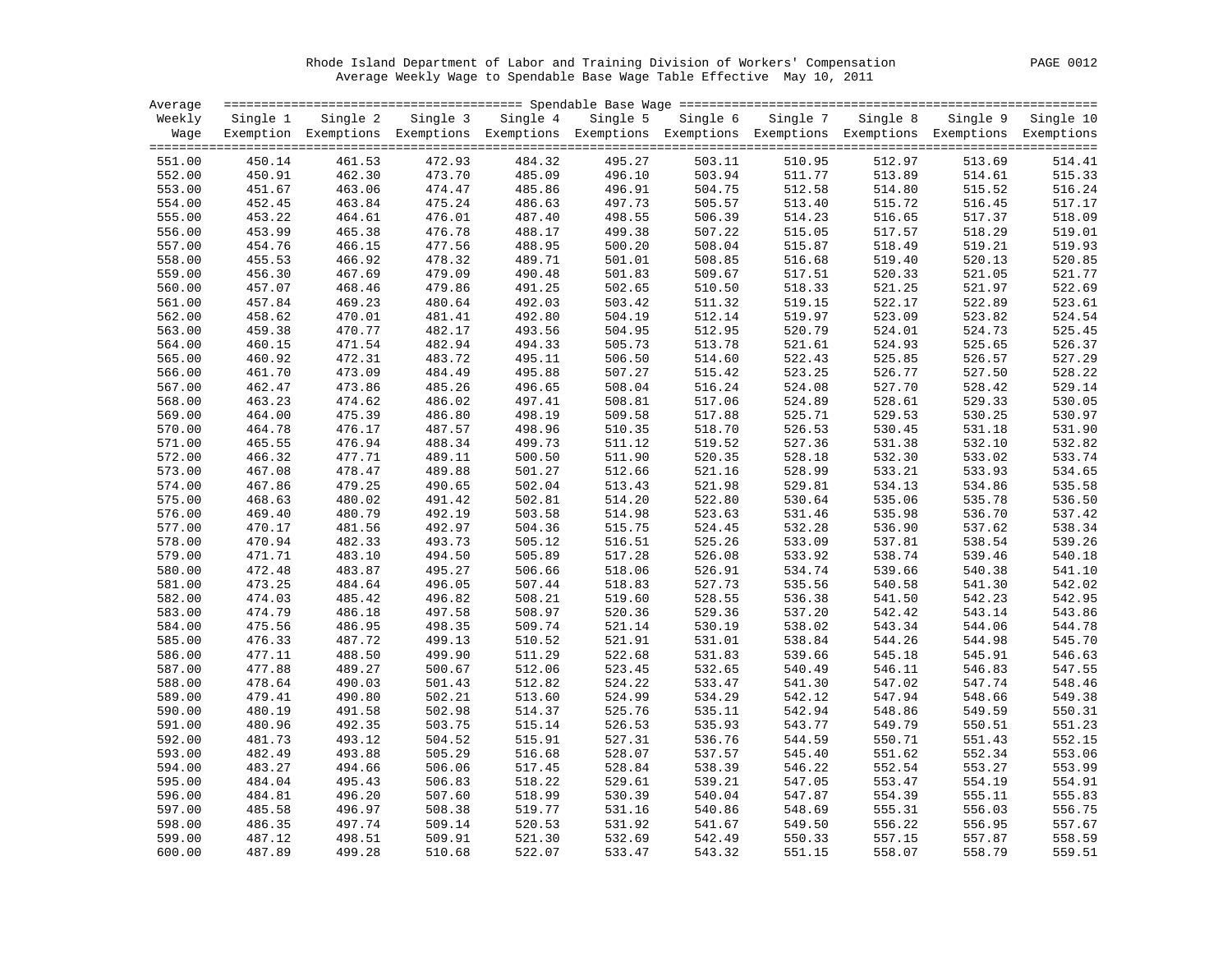Rhode Island Department of Labor and Training Division of Workers' Compensation

Average Weekly Wage to Spendable Base Wage Table Effective May 10, 2011

| Average Weekly Wage | Single 1 Exemption | Single 2 Exemptions | Single 3 Exemptions | Single 4 Exemptions | Single 5 Exemptions | Single 6 Exemptions | Single 7 Exemptions | Single 8 Exemptions | Single 9 Exemptions | Single 10 Exemptions |
|---|---|---|---|---|---|---|---|---|---|---|
| 551.00 | 450.14 | 461.53 | 472.93 | 484.32 | 495.27 | 503.11 | 510.95 | 512.97 | 513.69 | 514.41 |
| 552.00 | 450.91 | 462.30 | 473.70 | 485.09 | 496.10 | 503.94 | 511.77 | 513.89 | 514.61 | 515.33 |
| 553.00 | 451.67 | 463.06 | 474.47 | 485.86 | 496.91 | 504.75 | 512.58 | 514.80 | 515.52 | 516.24 |
| 554.00 | 452.45 | 463.84 | 475.24 | 486.63 | 497.73 | 505.57 | 513.40 | 515.72 | 516.45 | 517.17 |
| 555.00 | 453.22 | 464.61 | 476.01 | 487.40 | 498.55 | 506.39 | 514.23 | 516.65 | 517.37 | 518.09 |
| 556.00 | 453.99 | 465.38 | 476.78 | 488.17 | 499.38 | 507.22 | 515.05 | 517.57 | 518.29 | 519.01 |
| 557.00 | 454.76 | 466.15 | 477.56 | 488.95 | 500.20 | 508.04 | 515.87 | 518.49 | 519.21 | 519.93 |
| 558.00 | 455.53 | 466.92 | 478.32 | 489.71 | 501.01 | 508.85 | 516.68 | 519.40 | 520.13 | 520.85 |
| 559.00 | 456.30 | 467.69 | 479.09 | 490.48 | 501.83 | 509.67 | 517.51 | 520.33 | 521.05 | 521.77 |
| 560.00 | 457.07 | 468.46 | 479.86 | 491.25 | 502.65 | 510.50 | 518.33 | 521.25 | 521.97 | 522.69 |
| 561.00 | 457.84 | 469.23 | 480.64 | 492.03 | 503.42 | 511.32 | 519.15 | 522.17 | 522.89 | 523.61 |
| 562.00 | 458.62 | 470.01 | 481.41 | 492.80 | 504.19 | 512.14 | 519.97 | 523.09 | 523.82 | 524.54 |
| 563.00 | 459.38 | 470.77 | 482.17 | 493.56 | 504.95 | 512.95 | 520.79 | 524.01 | 524.73 | 525.45 |
| 564.00 | 460.15 | 471.54 | 482.94 | 494.33 | 505.73 | 513.78 | 521.61 | 524.93 | 525.65 | 526.37 |
| 565.00 | 460.92 | 472.31 | 483.72 | 495.11 | 506.50 | 514.60 | 522.43 | 525.85 | 526.57 | 527.29 |
| 566.00 | 461.70 | 473.09 | 484.49 | 495.88 | 507.27 | 515.42 | 523.25 | 526.77 | 527.50 | 528.22 |
| 567.00 | 462.47 | 473.86 | 485.26 | 496.65 | 508.04 | 516.24 | 524.08 | 527.70 | 528.42 | 529.14 |
| 568.00 | 463.23 | 474.62 | 486.02 | 497.41 | 508.81 | 517.06 | 524.89 | 528.61 | 529.33 | 530.05 |
| 569.00 | 464.00 | 475.39 | 486.80 | 498.19 | 509.58 | 517.88 | 525.71 | 529.53 | 530.25 | 530.97 |
| 570.00 | 464.78 | 476.17 | 487.57 | 498.96 | 510.35 | 518.70 | 526.53 | 530.45 | 531.18 | 531.90 |
| 571.00 | 465.55 | 476.94 | 488.34 | 499.73 | 511.12 | 519.52 | 527.36 | 531.38 | 532.10 | 532.82 |
| 572.00 | 466.32 | 477.71 | 489.11 | 500.50 | 511.90 | 520.35 | 528.18 | 532.30 | 533.02 | 533.74 |
| 573.00 | 467.08 | 478.47 | 489.88 | 501.27 | 512.66 | 521.16 | 528.99 | 533.21 | 533.93 | 534.65 |
| 574.00 | 467.86 | 479.25 | 490.65 | 502.04 | 513.43 | 521.98 | 529.81 | 534.13 | 534.86 | 535.58 |
| 575.00 | 468.63 | 480.02 | 491.42 | 502.81 | 514.20 | 522.80 | 530.64 | 535.06 | 535.78 | 536.50 |
| 576.00 | 469.40 | 480.79 | 492.19 | 503.58 | 514.98 | 523.63 | 531.46 | 535.98 | 536.70 | 537.42 |
| 577.00 | 470.17 | 481.56 | 492.97 | 504.36 | 515.75 | 524.45 | 532.28 | 536.90 | 537.62 | 538.34 |
| 578.00 | 470.94 | 482.33 | 493.73 | 505.12 | 516.51 | 525.26 | 533.09 | 537.81 | 538.54 | 539.26 |
| 579.00 | 471.71 | 483.10 | 494.50 | 505.89 | 517.28 | 526.08 | 533.92 | 538.74 | 539.46 | 540.18 |
| 580.00 | 472.48 | 483.87 | 495.27 | 506.66 | 518.06 | 526.91 | 534.74 | 539.66 | 540.38 | 541.10 |
| 581.00 | 473.25 | 484.64 | 496.05 | 507.44 | 518.83 | 527.73 | 535.56 | 540.58 | 541.30 | 542.02 |
| 582.00 | 474.03 | 485.42 | 496.82 | 508.21 | 519.60 | 528.55 | 536.38 | 541.50 | 542.23 | 542.95 |
| 583.00 | 474.79 | 486.18 | 497.58 | 508.97 | 520.36 | 529.36 | 537.20 | 542.42 | 543.14 | 543.86 |
| 584.00 | 475.56 | 486.95 | 498.35 | 509.74 | 521.14 | 530.19 | 538.02 | 543.34 | 544.06 | 544.78 |
| 585.00 | 476.33 | 487.72 | 499.13 | 510.52 | 521.91 | 531.01 | 538.84 | 544.26 | 544.98 | 545.70 |
| 586.00 | 477.11 | 488.50 | 499.90 | 511.29 | 522.68 | 531.83 | 539.66 | 545.18 | 545.91 | 546.63 |
| 587.00 | 477.88 | 489.27 | 500.67 | 512.06 | 523.45 | 532.65 | 540.49 | 546.11 | 546.83 | 547.55 |
| 588.00 | 478.64 | 490.03 | 501.43 | 512.82 | 524.22 | 533.47 | 541.30 | 547.02 | 547.74 | 548.46 |
| 589.00 | 479.41 | 490.80 | 502.21 | 513.60 | 524.99 | 534.29 | 542.12 | 547.94 | 548.66 | 549.38 |
| 590.00 | 480.19 | 491.58 | 502.98 | 514.37 | 525.76 | 535.11 | 542.94 | 548.86 | 549.59 | 550.31 |
| 591.00 | 480.96 | 492.35 | 503.75 | 515.14 | 526.53 | 535.93 | 543.77 | 549.79 | 550.51 | 551.23 |
| 592.00 | 481.73 | 493.12 | 504.52 | 515.91 | 527.31 | 536.76 | 544.59 | 550.71 | 551.43 | 552.15 |
| 593.00 | 482.49 | 493.88 | 505.29 | 516.68 | 528.07 | 537.57 | 545.40 | 551.62 | 552.34 | 553.06 |
| 594.00 | 483.27 | 494.66 | 506.06 | 517.45 | 528.84 | 538.39 | 546.22 | 552.54 | 553.27 | 553.99 |
| 595.00 | 484.04 | 495.43 | 506.83 | 518.22 | 529.61 | 539.21 | 547.05 | 553.47 | 554.19 | 554.91 |
| 596.00 | 484.81 | 496.20 | 507.60 | 518.99 | 530.39 | 540.04 | 547.87 | 554.39 | 555.11 | 555.83 |
| 597.00 | 485.58 | 496.97 | 508.38 | 519.77 | 531.16 | 540.86 | 548.69 | 555.31 | 556.03 | 556.75 |
| 598.00 | 486.35 | 497.74 | 509.14 | 520.53 | 531.92 | 541.67 | 549.50 | 556.22 | 556.95 | 557.67 |
| 599.00 | 487.12 | 498.51 | 509.91 | 521.30 | 532.69 | 542.49 | 550.33 | 557.15 | 557.87 | 558.59 |
| 600.00 | 487.89 | 499.28 | 510.68 | 522.07 | 533.47 | 543.32 | 551.15 | 558.07 | 558.79 | 559.51 |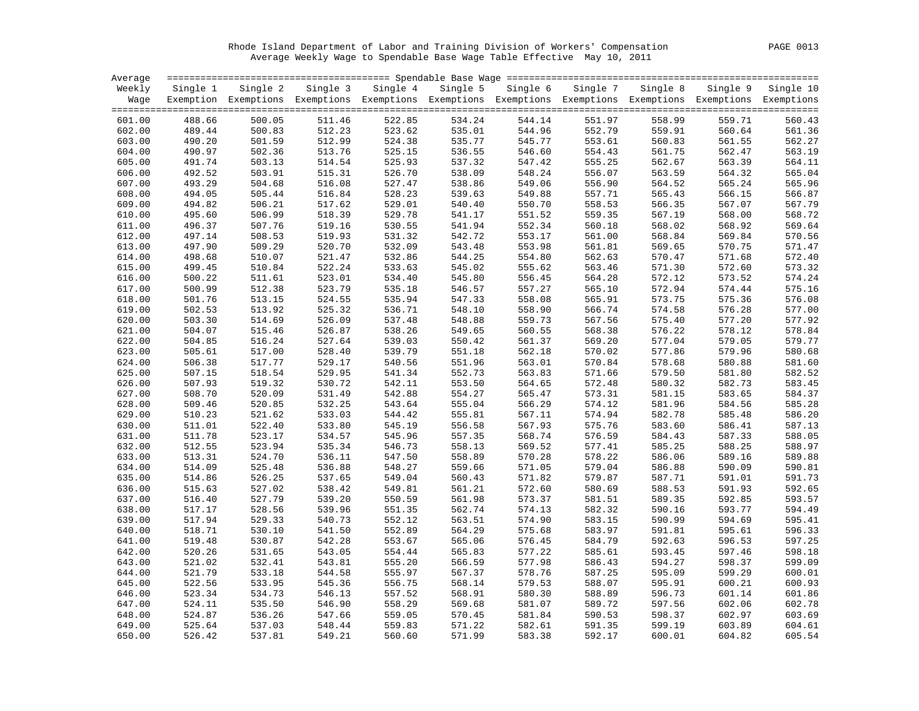Rhode Island Department of Labor and Training Division of Workers' Compensation

Average Weekly Wage to Spendable Base Wage Table Effective May 10, 2011

| Average Weekly Wage | Single 1 Exemption | Single 2 Exemptions | Single 3 Exemptions | Single 4 Exemptions | Single 5 Exemptions | Single 6 Exemptions | Single 7 Exemptions | Single 8 Exemptions | Single 9 Exemptions | Single 10 Exemptions |
|---|---|---|---|---|---|---|---|---|---|---|
| 601.00 | 488.66 | 500.05 | 511.46 | 522.85 | 534.24 | 544.14 | 551.97 | 558.99 | 559.71 | 560.43 |
| 602.00 | 489.44 | 500.83 | 512.23 | 523.62 | 535.01 | 544.96 | 552.79 | 559.91 | 560.64 | 561.36 |
| 603.00 | 490.20 | 501.59 | 512.99 | 524.38 | 535.77 | 545.77 | 553.61 | 560.83 | 561.55 | 562.27 |
| 604.00 | 490.97 | 502.36 | 513.76 | 525.15 | 536.55 | 546.60 | 554.43 | 561.75 | 562.47 | 563.19 |
| 605.00 | 491.74 | 503.13 | 514.54 | 525.93 | 537.32 | 547.42 | 555.25 | 562.67 | 563.39 | 564.11 |
| 606.00 | 492.52 | 503.91 | 515.31 | 526.70 | 538.09 | 548.24 | 556.07 | 563.59 | 564.32 | 565.04 |
| 607.00 | 493.29 | 504.68 | 516.08 | 527.47 | 538.86 | 549.06 | 556.90 | 564.52 | 565.24 | 565.96 |
| 608.00 | 494.05 | 505.44 | 516.84 | 528.23 | 539.63 | 549.88 | 557.71 | 565.43 | 566.15 | 566.87 |
| 609.00 | 494.82 | 506.21 | 517.62 | 529.01 | 540.40 | 550.70 | 558.53 | 566.35 | 567.07 | 567.79 |
| 610.00 | 495.60 | 506.99 | 518.39 | 529.78 | 541.17 | 551.52 | 559.35 | 567.19 | 568.00 | 568.72 |
| 611.00 | 496.37 | 507.76 | 519.16 | 530.55 | 541.94 | 552.34 | 560.18 | 568.02 | 568.92 | 569.64 |
| 612.00 | 497.14 | 508.53 | 519.93 | 531.32 | 542.72 | 553.17 | 561.00 | 568.84 | 569.84 | 570.56 |
| 613.00 | 497.90 | 509.29 | 520.70 | 532.09 | 543.48 | 553.98 | 561.81 | 569.65 | 570.75 | 571.47 |
| 614.00 | 498.68 | 510.07 | 521.47 | 532.86 | 544.25 | 554.80 | 562.63 | 570.47 | 571.68 | 572.40 |
| 615.00 | 499.45 | 510.84 | 522.24 | 533.63 | 545.02 | 555.62 | 563.46 | 571.30 | 572.60 | 573.32 |
| 616.00 | 500.22 | 511.61 | 523.01 | 534.40 | 545.80 | 556.45 | 564.28 | 572.12 | 573.52 | 574.24 |
| 617.00 | 500.99 | 512.38 | 523.79 | 535.18 | 546.57 | 557.27 | 565.10 | 572.94 | 574.44 | 575.16 |
| 618.00 | 501.76 | 513.15 | 524.55 | 535.94 | 547.33 | 558.08 | 565.91 | 573.75 | 575.36 | 576.08 |
| 619.00 | 502.53 | 513.92 | 525.32 | 536.71 | 548.10 | 558.90 | 566.74 | 574.58 | 576.28 | 577.00 |
| 620.00 | 503.30 | 514.69 | 526.09 | 537.48 | 548.88 | 559.73 | 567.56 | 575.40 | 577.20 | 577.92 |
| 621.00 | 504.07 | 515.46 | 526.87 | 538.26 | 549.65 | 560.55 | 568.38 | 576.22 | 578.12 | 578.84 |
| 622.00 | 504.85 | 516.24 | 527.64 | 539.03 | 550.42 | 561.37 | 569.20 | 577.04 | 579.05 | 579.77 |
| 623.00 | 505.61 | 517.00 | 528.40 | 539.79 | 551.18 | 562.18 | 570.02 | 577.86 | 579.96 | 580.68 |
| 624.00 | 506.38 | 517.77 | 529.17 | 540.56 | 551.96 | 563.01 | 570.84 | 578.68 | 580.88 | 581.60 |
| 625.00 | 507.15 | 518.54 | 529.95 | 541.34 | 552.73 | 563.83 | 571.66 | 579.50 | 581.80 | 582.52 |
| 626.00 | 507.93 | 519.32 | 530.72 | 542.11 | 553.50 | 564.65 | 572.48 | 580.32 | 582.73 | 583.45 |
| 627.00 | 508.70 | 520.09 | 531.49 | 542.88 | 554.27 | 565.47 | 573.31 | 581.15 | 583.65 | 584.37 |
| 628.00 | 509.46 | 520.85 | 532.25 | 543.64 | 555.04 | 566.29 | 574.12 | 581.96 | 584.56 | 585.28 |
| 629.00 | 510.23 | 521.62 | 533.03 | 544.42 | 555.81 | 567.11 | 574.94 | 582.78 | 585.48 | 586.20 |
| 630.00 | 511.01 | 522.40 | 533.80 | 545.19 | 556.58 | 567.93 | 575.76 | 583.60 | 586.41 | 587.13 |
| 631.00 | 511.78 | 523.17 | 534.57 | 545.96 | 557.35 | 568.74 | 576.59 | 584.43 | 587.33 | 588.05 |
| 632.00 | 512.55 | 523.94 | 535.34 | 546.73 | 558.13 | 569.52 | 577.41 | 585.25 | 588.25 | 588.97 |
| 633.00 | 513.31 | 524.70 | 536.11 | 547.50 | 558.89 | 570.28 | 578.22 | 586.06 | 589.16 | 589.88 |
| 634.00 | 514.09 | 525.48 | 536.88 | 548.27 | 559.66 | 571.05 | 579.04 | 586.88 | 590.09 | 590.81 |
| 635.00 | 514.86 | 526.25 | 537.65 | 549.04 | 560.43 | 571.82 | 579.87 | 587.71 | 591.01 | 591.73 |
| 636.00 | 515.63 | 527.02 | 538.42 | 549.81 | 561.21 | 572.60 | 580.69 | 588.53 | 591.93 | 592.65 |
| 637.00 | 516.40 | 527.79 | 539.20 | 550.59 | 561.98 | 573.37 | 581.51 | 589.35 | 592.85 | 593.57 |
| 638.00 | 517.17 | 528.56 | 539.96 | 551.35 | 562.74 | 574.13 | 582.32 | 590.16 | 593.77 | 594.49 |
| 639.00 | 517.94 | 529.33 | 540.73 | 552.12 | 563.51 | 574.90 | 583.15 | 590.99 | 594.69 | 595.41 |
| 640.00 | 518.71 | 530.10 | 541.50 | 552.89 | 564.29 | 575.68 | 583.97 | 591.81 | 595.61 | 596.33 |
| 641.00 | 519.48 | 530.87 | 542.28 | 553.67 | 565.06 | 576.45 | 584.79 | 592.63 | 596.53 | 597.25 |
| 642.00 | 520.26 | 531.65 | 543.05 | 554.44 | 565.83 | 577.22 | 585.61 | 593.45 | 597.46 | 598.18 |
| 643.00 | 521.02 | 532.41 | 543.81 | 555.20 | 566.59 | 577.98 | 586.43 | 594.27 | 598.37 | 599.09 |
| 644.00 | 521.79 | 533.18 | 544.58 | 555.97 | 567.37 | 578.76 | 587.25 | 595.09 | 599.29 | 600.01 |
| 645.00 | 522.56 | 533.95 | 545.36 | 556.75 | 568.14 | 579.53 | 588.07 | 595.91 | 600.21 | 600.93 |
| 646.00 | 523.34 | 534.73 | 546.13 | 557.52 | 568.91 | 580.30 | 588.89 | 596.73 | 601.14 | 601.86 |
| 647.00 | 524.11 | 535.50 | 546.90 | 558.29 | 569.68 | 581.07 | 589.72 | 597.56 | 602.06 | 602.78 |
| 648.00 | 524.87 | 536.26 | 547.66 | 559.05 | 570.45 | 581.84 | 590.53 | 598.37 | 602.97 | 603.69 |
| 649.00 | 525.64 | 537.03 | 548.44 | 559.83 | 571.22 | 582.61 | 591.35 | 599.19 | 603.89 | 604.61 |
| 650.00 | 526.42 | 537.81 | 549.21 | 560.60 | 571.99 | 583.38 | 592.17 | 600.01 | 604.82 | 605.54 |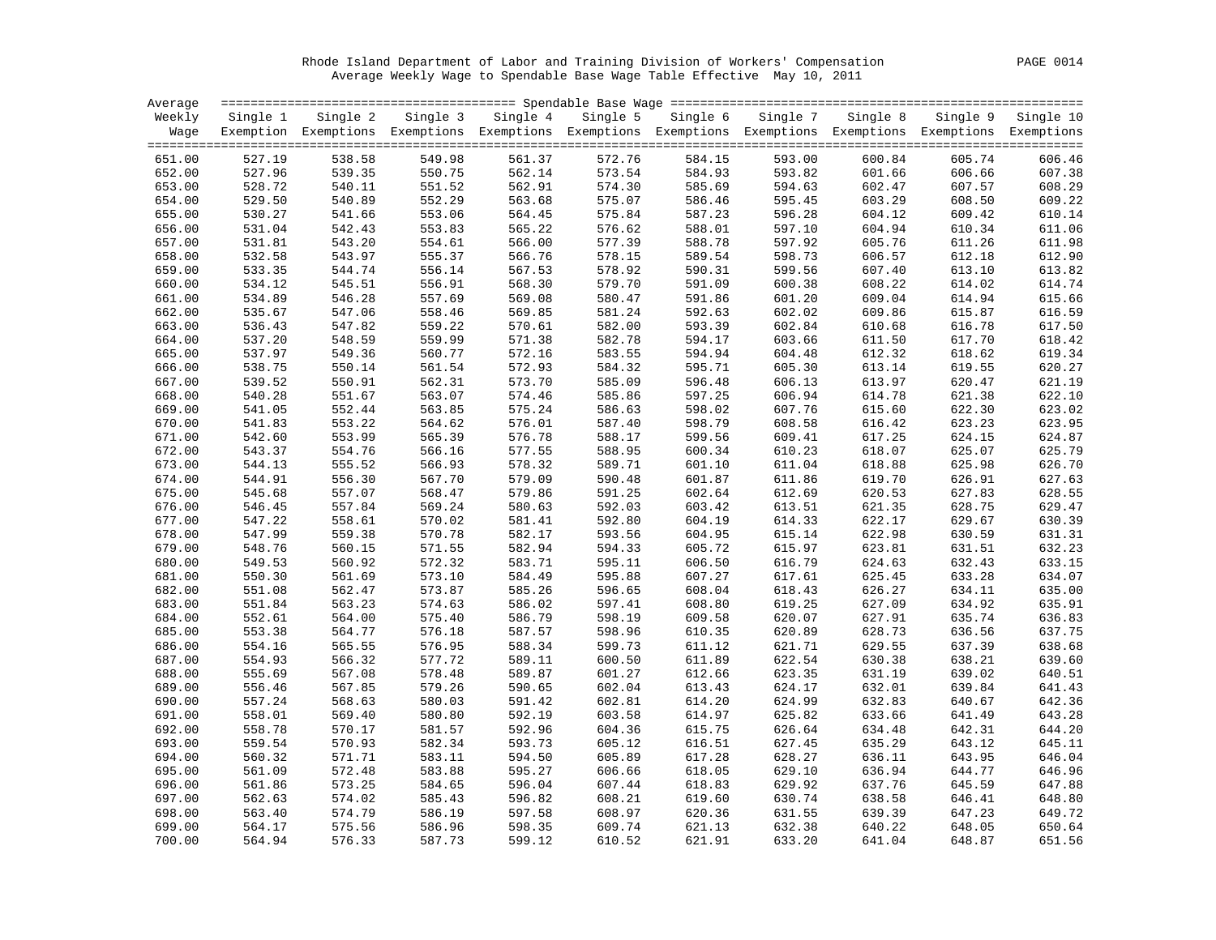Rhode Island Department of Labor and Training Division of Workers' Compensation

Average Weekly Wage to Spendable Base Wage Table Effective May 10, 2011

| Average Weekly Wage | Single 1 Exemption | Single 2 Exemptions | Single 3 Exemptions | Single 4 Exemptions | Single 5 Exemptions | Single 6 Exemptions | Single 7 Exemptions | Single 8 Exemptions | Single 9 Exemptions | Single 10 Exemptions |
|---|---|---|---|---|---|---|---|---|---|---|
| 651.00 | 527.19 | 538.58 | 549.98 | 561.37 | 572.76 | 584.15 | 593.00 | 600.84 | 605.74 | 606.46 |
| 652.00 | 527.96 | 539.35 | 550.75 | 562.14 | 573.54 | 584.93 | 593.82 | 601.66 | 606.66 | 607.38 |
| 653.00 | 528.72 | 540.11 | 551.52 | 562.91 | 574.30 | 585.69 | 594.63 | 602.47 | 607.57 | 608.29 |
| 654.00 | 529.50 | 540.89 | 552.29 | 563.68 | 575.07 | 586.46 | 595.45 | 603.29 | 608.50 | 609.22 |
| 655.00 | 530.27 | 541.66 | 553.06 | 564.45 | 575.84 | 587.23 | 596.28 | 604.12 | 609.42 | 610.14 |
| 656.00 | 531.04 | 542.43 | 553.83 | 565.22 | 576.62 | 588.01 | 597.10 | 604.94 | 610.34 | 611.06 |
| 657.00 | 531.81 | 543.20 | 554.61 | 566.00 | 577.39 | 588.78 | 597.92 | 605.76 | 611.26 | 611.98 |
| 658.00 | 532.58 | 543.97 | 555.37 | 566.76 | 578.15 | 589.54 | 598.73 | 606.57 | 612.18 | 612.90 |
| 659.00 | 533.35 | 544.74 | 556.14 | 567.53 | 578.92 | 590.31 | 599.56 | 607.40 | 613.10 | 613.82 |
| 660.00 | 534.12 | 545.51 | 556.91 | 568.30 | 579.70 | 591.09 | 600.38 | 608.22 | 614.02 | 614.74 |
| 661.00 | 534.89 | 546.28 | 557.69 | 569.08 | 580.47 | 591.86 | 601.20 | 609.04 | 614.94 | 615.66 |
| 662.00 | 535.67 | 547.06 | 558.46 | 569.85 | 581.24 | 592.63 | 602.02 | 609.86 | 615.87 | 616.59 |
| 663.00 | 536.43 | 547.82 | 559.22 | 570.61 | 582.00 | 593.39 | 602.84 | 610.68 | 616.78 | 617.50 |
| 664.00 | 537.20 | 548.59 | 559.99 | 571.38 | 582.78 | 594.17 | 603.66 | 611.50 | 617.70 | 618.42 |
| 665.00 | 537.97 | 549.36 | 560.77 | 572.16 | 583.55 | 594.94 | 604.48 | 612.32 | 618.62 | 619.34 |
| 666.00 | 538.75 | 550.14 | 561.54 | 572.93 | 584.32 | 595.71 | 605.30 | 613.14 | 619.55 | 620.27 |
| 667.00 | 539.52 | 550.91 | 562.31 | 573.70 | 585.09 | 596.48 | 606.13 | 613.97 | 620.47 | 621.19 |
| 668.00 | 540.28 | 551.67 | 563.07 | 574.46 | 585.86 | 597.25 | 606.94 | 614.78 | 621.38 | 622.10 |
| 669.00 | 541.05 | 552.44 | 563.85 | 575.24 | 586.63 | 598.02 | 607.76 | 615.60 | 622.30 | 623.02 |
| 670.00 | 541.83 | 553.22 | 564.62 | 576.01 | 587.40 | 598.79 | 608.58 | 616.42 | 623.23 | 623.95 |
| 671.00 | 542.60 | 553.99 | 565.39 | 576.78 | 588.17 | 599.56 | 609.41 | 617.25 | 624.15 | 624.87 |
| 672.00 | 543.37 | 554.76 | 566.16 | 577.55 | 588.95 | 600.34 | 610.23 | 618.07 | 625.07 | 625.79 |
| 673.00 | 544.13 | 555.52 | 566.93 | 578.32 | 589.71 | 601.10 | 611.04 | 618.88 | 625.98 | 626.70 |
| 674.00 | 544.91 | 556.30 | 567.70 | 579.09 | 590.48 | 601.87 | 611.86 | 619.70 | 626.91 | 627.63 |
| 675.00 | 545.68 | 557.07 | 568.47 | 579.86 | 591.25 | 602.64 | 612.69 | 620.53 | 627.83 | 628.55 |
| 676.00 | 546.45 | 557.84 | 569.24 | 580.63 | 592.03 | 603.42 | 613.51 | 621.35 | 628.75 | 629.47 |
| 677.00 | 547.22 | 558.61 | 570.02 | 581.41 | 592.80 | 604.19 | 614.33 | 622.17 | 629.67 | 630.39 |
| 678.00 | 547.99 | 559.38 | 570.78 | 582.17 | 593.56 | 604.95 | 615.14 | 622.98 | 630.59 | 631.31 |
| 679.00 | 548.76 | 560.15 | 571.55 | 582.94 | 594.33 | 605.72 | 615.97 | 623.81 | 631.51 | 632.23 |
| 680.00 | 549.53 | 560.92 | 572.32 | 583.71 | 595.11 | 606.50 | 616.79 | 624.63 | 632.43 | 633.15 |
| 681.00 | 550.30 | 561.69 | 573.10 | 584.49 | 595.88 | 607.27 | 617.61 | 625.45 | 633.28 | 634.07 |
| 682.00 | 551.08 | 562.47 | 573.87 | 585.26 | 596.65 | 608.04 | 618.43 | 626.27 | 634.11 | 635.00 |
| 683.00 | 551.84 | 563.23 | 574.63 | 586.02 | 597.41 | 608.80 | 619.25 | 627.09 | 634.92 | 635.91 |
| 684.00 | 552.61 | 564.00 | 575.40 | 586.79 | 598.19 | 609.58 | 620.07 | 627.91 | 635.74 | 636.83 |
| 685.00 | 553.38 | 564.77 | 576.18 | 587.57 | 598.96 | 610.35 | 620.89 | 628.73 | 636.56 | 637.75 |
| 686.00 | 554.16 | 565.55 | 576.95 | 588.34 | 599.73 | 611.12 | 621.71 | 629.55 | 637.39 | 638.68 |
| 687.00 | 554.93 | 566.32 | 577.72 | 589.11 | 600.50 | 611.89 | 622.54 | 630.38 | 638.21 | 639.60 |
| 688.00 | 555.69 | 567.08 | 578.48 | 589.87 | 601.27 | 612.66 | 623.35 | 631.19 | 639.02 | 640.51 |
| 689.00 | 556.46 | 567.85 | 579.26 | 590.65 | 602.04 | 613.43 | 624.17 | 632.01 | 639.84 | 641.43 |
| 690.00 | 557.24 | 568.63 | 580.03 | 591.42 | 602.81 | 614.20 | 624.99 | 632.83 | 640.67 | 642.36 |
| 691.00 | 558.01 | 569.40 | 580.80 | 592.19 | 603.58 | 614.97 | 625.82 | 633.66 | 641.49 | 643.28 |
| 692.00 | 558.78 | 570.17 | 581.57 | 592.96 | 604.36 | 615.75 | 626.64 | 634.48 | 642.31 | 644.20 |
| 693.00 | 559.54 | 570.93 | 582.34 | 593.73 | 605.12 | 616.51 | 627.45 | 635.29 | 643.12 | 645.11 |
| 694.00 | 560.32 | 571.71 | 583.11 | 594.50 | 605.89 | 617.28 | 628.27 | 636.11 | 643.95 | 646.04 |
| 695.00 | 561.09 | 572.48 | 583.88 | 595.27 | 606.66 | 618.05 | 629.10 | 636.94 | 644.77 | 646.96 |
| 696.00 | 561.86 | 573.25 | 584.65 | 596.04 | 607.44 | 618.83 | 629.92 | 637.76 | 645.59 | 647.88 |
| 697.00 | 562.63 | 574.02 | 585.43 | 596.82 | 608.21 | 619.60 | 630.74 | 638.58 | 646.41 | 648.80 |
| 698.00 | 563.40 | 574.79 | 586.19 | 597.58 | 608.97 | 620.36 | 631.55 | 639.39 | 647.23 | 649.72 |
| 699.00 | 564.17 | 575.56 | 586.96 | 598.35 | 609.74 | 621.13 | 632.38 | 640.22 | 648.05 | 650.64 |
| 700.00 | 564.94 | 576.33 | 587.73 | 599.12 | 610.52 | 621.91 | 633.20 | 641.04 | 648.87 | 651.56 |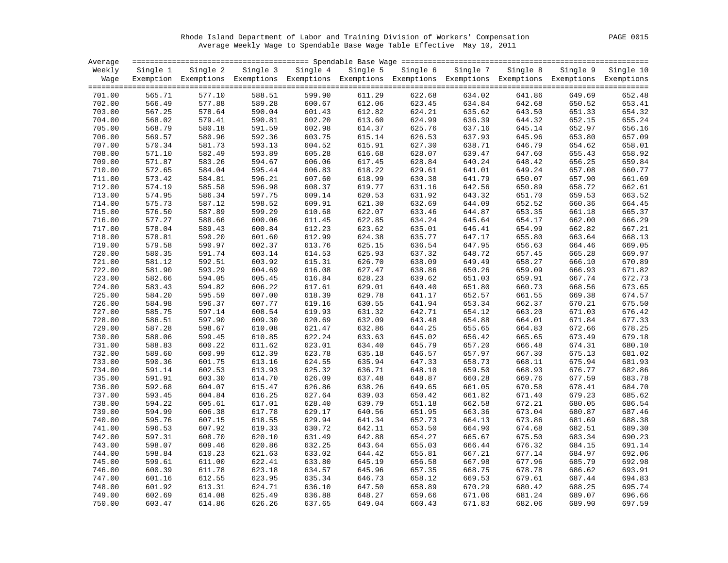Rhode Island Department of Labor and Training Division of Workers' Compensation

Average Weekly Wage to Spendable Base Wage Table Effective May 10, 2011

| Average Weekly Wage | Single 1 Exemption | Single 2 Exemptions | Single 3 Exemptions | Single 4 Exemptions | Single 5 Exemptions | Single 6 Exemptions | Single 7 Exemptions | Single 8 Exemptions | Single 9 Exemptions | Single 10 Exemptions |
|---|---|---|---|---|---|---|---|---|---|---|
| 701.00 | 565.71 | 577.10 | 588.51 | 599.90 | 611.29 | 622.68 | 634.02 | 641.86 | 649.69 | 652.48 |
| 702.00 | 566.49 | 577.88 | 589.28 | 600.67 | 612.06 | 623.45 | 634.84 | 642.68 | 650.52 | 653.41 |
| 703.00 | 567.25 | 578.64 | 590.04 | 601.43 | 612.82 | 624.21 | 635.62 | 643.50 | 651.33 | 654.32 |
| 704.00 | 568.02 | 579.41 | 590.81 | 602.20 | 613.60 | 624.99 | 636.39 | 644.32 | 652.15 | 655.24 |
| 705.00 | 568.79 | 580.18 | 591.59 | 602.98 | 614.37 | 625.76 | 637.16 | 645.14 | 652.97 | 656.16 |
| 706.00 | 569.57 | 580.96 | 592.36 | 603.75 | 615.14 | 626.53 | 637.93 | 645.96 | 653.80 | 657.09 |
| 707.00 | 570.34 | 581.73 | 593.13 | 604.52 | 615.91 | 627.30 | 638.71 | 646.79 | 654.62 | 658.01 |
| 708.00 | 571.10 | 582.49 | 593.89 | 605.28 | 616.68 | 628.07 | 639.47 | 647.60 | 655.43 | 658.92 |
| 709.00 | 571.87 | 583.26 | 594.67 | 606.06 | 617.45 | 628.84 | 640.24 | 648.42 | 656.25 | 659.84 |
| 710.00 | 572.65 | 584.04 | 595.44 | 606.83 | 618.22 | 629.61 | 641.01 | 649.24 | 657.08 | 660.77 |
| 711.00 | 573.42 | 584.81 | 596.21 | 607.60 | 618.99 | 630.38 | 641.79 | 650.07 | 657.90 | 661.69 |
| 712.00 | 574.19 | 585.58 | 596.98 | 608.37 | 619.77 | 631.16 | 642.56 | 650.89 | 658.72 | 662.61 |
| 713.00 | 574.95 | 586.34 | 597.75 | 609.14 | 620.53 | 631.92 | 643.32 | 651.70 | 659.53 | 663.52 |
| 714.00 | 575.73 | 587.12 | 598.52 | 609.91 | 621.30 | 632.69 | 644.09 | 652.52 | 660.36 | 664.45 |
| 715.00 | 576.50 | 587.89 | 599.29 | 610.68 | 622.07 | 633.46 | 644.87 | 653.35 | 661.18 | 665.37 |
| 716.00 | 577.27 | 588.66 | 600.06 | 611.45 | 622.85 | 634.24 | 645.64 | 654.17 | 662.00 | 666.29 |
| 717.00 | 578.04 | 589.43 | 600.84 | 612.23 | 623.62 | 635.01 | 646.41 | 654.99 | 662.82 | 667.21 |
| 718.00 | 578.81 | 590.20 | 601.60 | 612.99 | 624.38 | 635.77 | 647.17 | 655.80 | 663.64 | 668.13 |
| 719.00 | 579.58 | 590.97 | 602.37 | 613.76 | 625.15 | 636.54 | 647.95 | 656.63 | 664.46 | 669.05 |
| 720.00 | 580.35 | 591.74 | 603.14 | 614.53 | 625.93 | 637.32 | 648.72 | 657.45 | 665.28 | 669.97 |
| 721.00 | 581.12 | 592.51 | 603.92 | 615.31 | 626.70 | 638.09 | 649.49 | 658.27 | 666.10 | 670.89 |
| 722.00 | 581.90 | 593.29 | 604.69 | 616.08 | 627.47 | 638.86 | 650.26 | 659.09 | 666.93 | 671.82 |
| 723.00 | 582.66 | 594.05 | 605.45 | 616.84 | 628.23 | 639.62 | 651.03 | 659.91 | 667.74 | 672.73 |
| 724.00 | 583.43 | 594.82 | 606.22 | 617.61 | 629.01 | 640.40 | 651.80 | 660.73 | 668.56 | 673.65 |
| 725.00 | 584.20 | 595.59 | 607.00 | 618.39 | 629.78 | 641.17 | 652.57 | 661.55 | 669.38 | 674.57 |
| 726.00 | 584.98 | 596.37 | 607.77 | 619.16 | 630.55 | 641.94 | 653.34 | 662.37 | 670.21 | 675.50 |
| 727.00 | 585.75 | 597.14 | 608.54 | 619.93 | 631.32 | 642.71 | 654.12 | 663.20 | 671.03 | 676.42 |
| 728.00 | 586.51 | 597.90 | 609.30 | 620.69 | 632.09 | 643.48 | 654.88 | 664.01 | 671.84 | 677.33 |
| 729.00 | 587.28 | 598.67 | 610.08 | 621.47 | 632.86 | 644.25 | 655.65 | 664.83 | 672.66 | 678.25 |
| 730.00 | 588.06 | 599.45 | 610.85 | 622.24 | 633.63 | 645.02 | 656.42 | 665.65 | 673.49 | 679.18 |
| 731.00 | 588.83 | 600.22 | 611.62 | 623.01 | 634.40 | 645.79 | 657.20 | 666.48 | 674.31 | 680.10 |
| 732.00 | 589.60 | 600.99 | 612.39 | 623.78 | 635.18 | 646.57 | 657.97 | 667.30 | 675.13 | 681.02 |
| 733.00 | 590.36 | 601.75 | 613.16 | 624.55 | 635.94 | 647.33 | 658.73 | 668.11 | 675.94 | 681.93 |
| 734.00 | 591.14 | 602.53 | 613.93 | 625.32 | 636.71 | 648.10 | 659.50 | 668.93 | 676.77 | 682.86 |
| 735.00 | 591.91 | 603.30 | 614.70 | 626.09 | 637.48 | 648.87 | 660.28 | 669.76 | 677.59 | 683.78 |
| 736.00 | 592.68 | 604.07 | 615.47 | 626.86 | 638.26 | 649.65 | 661.05 | 670.58 | 678.41 | 684.70 |
| 737.00 | 593.45 | 604.84 | 616.25 | 627.64 | 639.03 | 650.42 | 661.82 | 671.40 | 679.23 | 685.62 |
| 738.00 | 594.22 | 605.61 | 617.01 | 628.40 | 639.79 | 651.18 | 662.58 | 672.21 | 680.05 | 686.54 |
| 739.00 | 594.99 | 606.38 | 617.78 | 629.17 | 640.56 | 651.95 | 663.36 | 673.04 | 680.87 | 687.46 |
| 740.00 | 595.76 | 607.15 | 618.55 | 629.94 | 641.34 | 652.73 | 664.13 | 673.86 | 681.69 | 688.38 |
| 741.00 | 596.53 | 607.92 | 619.33 | 630.72 | 642.11 | 653.50 | 664.90 | 674.68 | 682.51 | 689.30 |
| 742.00 | 597.31 | 608.70 | 620.10 | 631.49 | 642.88 | 654.27 | 665.67 | 675.50 | 683.34 | 690.23 |
| 743.00 | 598.07 | 609.46 | 620.86 | 632.25 | 643.64 | 655.03 | 666.44 | 676.32 | 684.15 | 691.14 |
| 744.00 | 598.84 | 610.23 | 621.63 | 633.02 | 644.42 | 655.81 | 667.21 | 677.14 | 684.97 | 692.06 |
| 745.00 | 599.61 | 611.00 | 622.41 | 633.80 | 645.19 | 656.58 | 667.98 | 677.96 | 685.79 | 692.98 |
| 746.00 | 600.39 | 611.78 | 623.18 | 634.57 | 645.96 | 657.35 | 668.75 | 678.78 | 686.62 | 693.91 |
| 747.00 | 601.16 | 612.55 | 623.95 | 635.34 | 646.73 | 658.12 | 669.53 | 679.61 | 687.44 | 694.83 |
| 748.00 | 601.92 | 613.31 | 624.71 | 636.10 | 647.50 | 658.89 | 670.29 | 680.42 | 688.25 | 695.74 |
| 749.00 | 602.69 | 614.08 | 625.49 | 636.88 | 648.27 | 659.66 | 671.06 | 681.24 | 689.07 | 696.66 |
| 750.00 | 603.47 | 614.86 | 626.26 | 637.65 | 649.04 | 660.43 | 671.83 | 682.06 | 689.90 | 697.59 |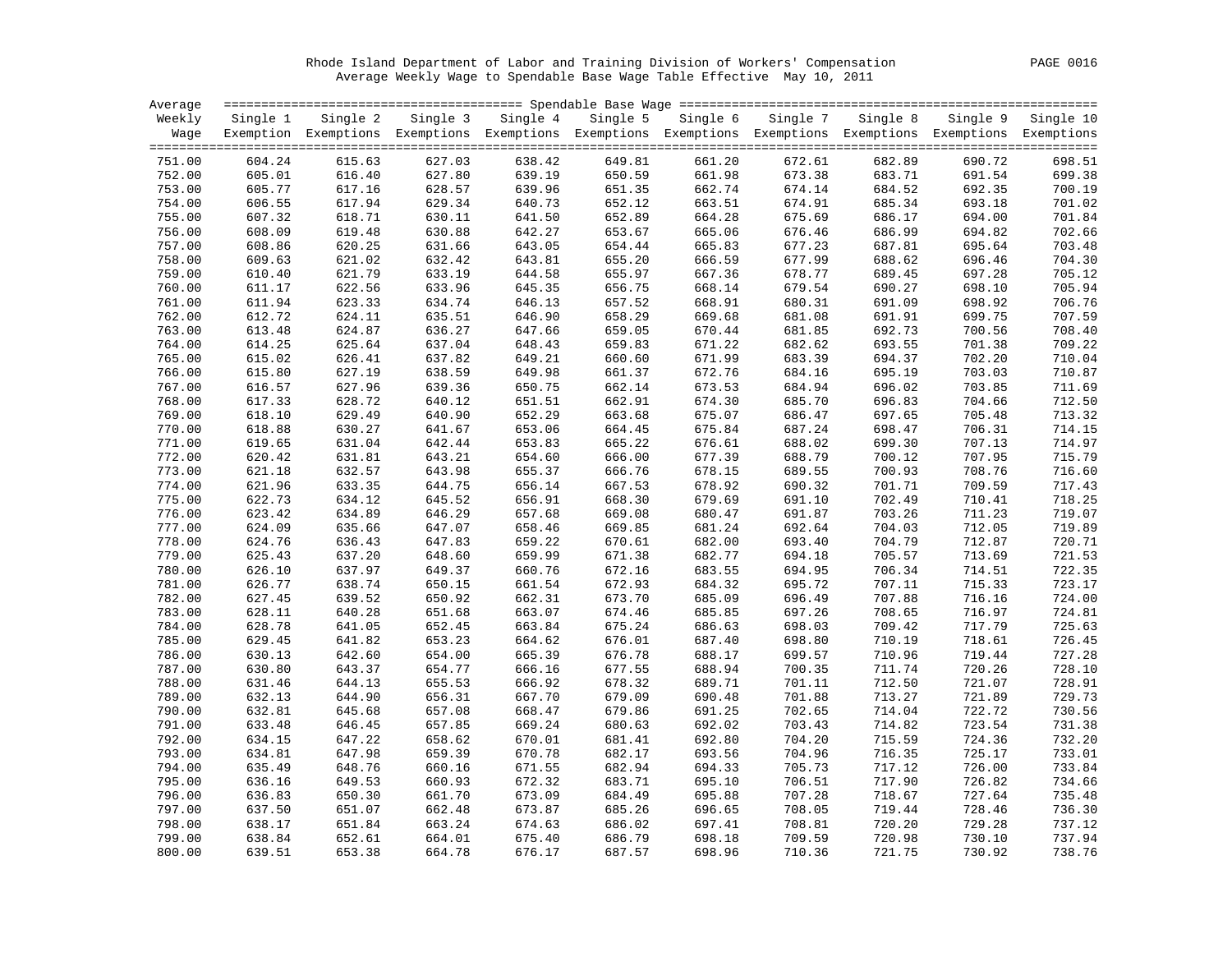Rhode Island Department of Labor and Training Division of Workers' Compensation

Average Weekly Wage to Spendable Base Wage Table Effective May 10, 2011

| Average Weekly Wage | Single 1 Exemption | Single 2 Exemptions | Single 3 Exemptions | Single 4 Exemptions | Single 5 Exemptions | Single 6 Exemptions | Single 7 Exemptions | Single 8 Exemptions | Single 9 Exemptions | Single 10 Exemptions |
|---|---|---|---|---|---|---|---|---|---|---|
| 751.00 | 604.24 | 615.63 | 627.03 | 638.42 | 649.81 | 661.20 | 672.61 | 682.89 | 690.72 | 698.51 |
| 752.00 | 605.01 | 616.40 | 627.80 | 639.19 | 650.59 | 661.98 | 673.38 | 683.71 | 691.54 | 699.38 |
| 753.00 | 605.77 | 617.16 | 628.57 | 639.96 | 651.35 | 662.74 | 674.14 | 684.52 | 692.35 | 700.19 |
| 754.00 | 606.55 | 617.94 | 629.34 | 640.73 | 652.12 | 663.51 | 674.91 | 685.34 | 693.18 | 701.02 |
| 755.00 | 607.32 | 618.71 | 630.11 | 641.50 | 652.89 | 664.28 | 675.69 | 686.17 | 694.00 | 701.84 |
| 756.00 | 608.09 | 619.48 | 630.88 | 642.27 | 653.67 | 665.06 | 676.46 | 686.99 | 694.82 | 702.66 |
| 757.00 | 608.86 | 620.25 | 631.66 | 643.05 | 654.44 | 665.83 | 677.23 | 687.81 | 695.64 | 703.48 |
| 758.00 | 609.63 | 621.02 | 632.42 | 643.81 | 655.20 | 666.59 | 677.99 | 688.62 | 696.46 | 704.30 |
| 759.00 | 610.40 | 621.79 | 633.19 | 644.58 | 655.97 | 667.36 | 678.77 | 689.45 | 697.28 | 705.12 |
| 760.00 | 611.17 | 622.56 | 633.96 | 645.35 | 656.75 | 668.14 | 679.54 | 690.27 | 698.10 | 705.94 |
| 761.00 | 611.94 | 623.33 | 634.74 | 646.13 | 657.52 | 668.91 | 680.31 | 691.09 | 698.92 | 706.76 |
| 762.00 | 612.72 | 624.11 | 635.51 | 646.90 | 658.29 | 669.68 | 681.08 | 691.91 | 699.75 | 707.59 |
| 763.00 | 613.48 | 624.87 | 636.27 | 647.66 | 659.05 | 670.44 | 681.85 | 692.73 | 700.56 | 708.40 |
| 764.00 | 614.25 | 625.64 | 637.04 | 648.43 | 659.83 | 671.22 | 682.62 | 693.55 | 701.38 | 709.22 |
| 765.00 | 615.02 | 626.41 | 637.82 | 649.21 | 660.60 | 671.99 | 683.39 | 694.37 | 702.20 | 710.04 |
| 766.00 | 615.80 | 627.19 | 638.59 | 649.98 | 661.37 | 672.76 | 684.16 | 695.19 | 703.03 | 710.87 |
| 767.00 | 616.57 | 627.96 | 639.36 | 650.75 | 662.14 | 673.53 | 684.94 | 696.02 | 703.85 | 711.69 |
| 768.00 | 617.33 | 628.72 | 640.12 | 651.51 | 662.91 | 674.30 | 685.70 | 696.83 | 704.66 | 712.50 |
| 769.00 | 618.10 | 629.49 | 640.90 | 652.29 | 663.68 | 675.07 | 686.47 | 697.65 | 705.48 | 713.32 |
| 770.00 | 618.88 | 630.27 | 641.67 | 653.06 | 664.45 | 675.84 | 687.24 | 698.47 | 706.31 | 714.15 |
| 771.00 | 619.65 | 631.04 | 642.44 | 653.83 | 665.22 | 676.61 | 688.02 | 699.30 | 707.13 | 714.97 |
| 772.00 | 620.42 | 631.81 | 643.21 | 654.60 | 666.00 | 677.39 | 688.79 | 700.12 | 707.95 | 715.79 |
| 773.00 | 621.18 | 632.57 | 643.98 | 655.37 | 666.76 | 678.15 | 689.55 | 700.93 | 708.76 | 716.60 |
| 774.00 | 621.96 | 633.35 | 644.75 | 656.14 | 667.53 | 678.92 | 690.32 | 701.71 | 709.59 | 717.43 |
| 775.00 | 622.73 | 634.12 | 645.52 | 656.91 | 668.30 | 679.69 | 691.10 | 702.49 | 710.41 | 718.25 |
| 776.00 | 623.42 | 634.89 | 646.29 | 657.68 | 669.08 | 680.47 | 691.87 | 703.26 | 711.23 | 719.07 |
| 777.00 | 624.09 | 635.66 | 647.07 | 658.46 | 669.85 | 681.24 | 692.64 | 704.03 | 712.05 | 719.89 |
| 778.00 | 624.76 | 636.43 | 647.83 | 659.22 | 670.61 | 682.00 | 693.40 | 704.79 | 712.87 | 720.71 |
| 779.00 | 625.43 | 637.20 | 648.60 | 659.99 | 671.38 | 682.77 | 694.18 | 705.57 | 713.69 | 721.53 |
| 780.00 | 626.10 | 637.97 | 649.37 | 660.76 | 672.16 | 683.55 | 694.95 | 706.34 | 714.51 | 722.35 |
| 781.00 | 626.77 | 638.74 | 650.15 | 661.54 | 672.93 | 684.32 | 695.72 | 707.11 | 715.33 | 723.17 |
| 782.00 | 627.45 | 639.52 | 650.92 | 662.31 | 673.70 | 685.09 | 696.49 | 707.88 | 716.16 | 724.00 |
| 783.00 | 628.11 | 640.28 | 651.68 | 663.07 | 674.46 | 685.85 | 697.26 | 708.65 | 716.97 | 724.81 |
| 784.00 | 628.78 | 641.05 | 652.45 | 663.84 | 675.24 | 686.63 | 698.03 | 709.42 | 717.79 | 725.63 |
| 785.00 | 629.45 | 641.82 | 653.23 | 664.62 | 676.01 | 687.40 | 698.80 | 710.19 | 718.61 | 726.45 |
| 786.00 | 630.13 | 642.60 | 654.00 | 665.39 | 676.78 | 688.17 | 699.57 | 710.96 | 719.44 | 727.28 |
| 787.00 | 630.80 | 643.37 | 654.77 | 666.16 | 677.55 | 688.94 | 700.35 | 711.74 | 720.26 | 728.10 |
| 788.00 | 631.46 | 644.13 | 655.53 | 666.92 | 678.32 | 689.71 | 701.11 | 712.50 | 721.07 | 728.91 |
| 789.00 | 632.13 | 644.90 | 656.31 | 667.70 | 679.09 | 690.48 | 701.88 | 713.27 | 721.89 | 729.73 |
| 790.00 | 632.81 | 645.68 | 657.08 | 668.47 | 679.86 | 691.25 | 702.65 | 714.04 | 722.72 | 730.56 |
| 791.00 | 633.48 | 646.45 | 657.85 | 669.24 | 680.63 | 692.02 | 703.43 | 714.82 | 723.54 | 731.38 |
| 792.00 | 634.15 | 647.22 | 658.62 | 670.01 | 681.41 | 692.80 | 704.20 | 715.59 | 724.36 | 732.20 |
| 793.00 | 634.81 | 647.98 | 659.39 | 670.78 | 682.17 | 693.56 | 704.96 | 716.35 | 725.17 | 733.01 |
| 794.00 | 635.49 | 648.76 | 660.16 | 671.55 | 682.94 | 694.33 | 705.73 | 717.12 | 726.00 | 733.84 |
| 795.00 | 636.16 | 649.53 | 660.93 | 672.32 | 683.71 | 695.10 | 706.51 | 717.90 | 726.82 | 734.66 |
| 796.00 | 636.83 | 650.30 | 661.70 | 673.09 | 684.49 | 695.88 | 707.28 | 718.67 | 727.64 | 735.48 |
| 797.00 | 637.50 | 651.07 | 662.48 | 673.87 | 685.26 | 696.65 | 708.05 | 719.44 | 728.46 | 736.30 |
| 798.00 | 638.17 | 651.84 | 663.24 | 674.63 | 686.02 | 697.41 | 708.81 | 720.20 | 729.28 | 737.12 |
| 799.00 | 638.84 | 652.61 | 664.01 | 675.40 | 686.79 | 698.18 | 709.59 | 720.98 | 730.10 | 737.94 |
| 800.00 | 639.51 | 653.38 | 664.78 | 676.17 | 687.57 | 698.96 | 710.36 | 721.75 | 730.92 | 738.76 |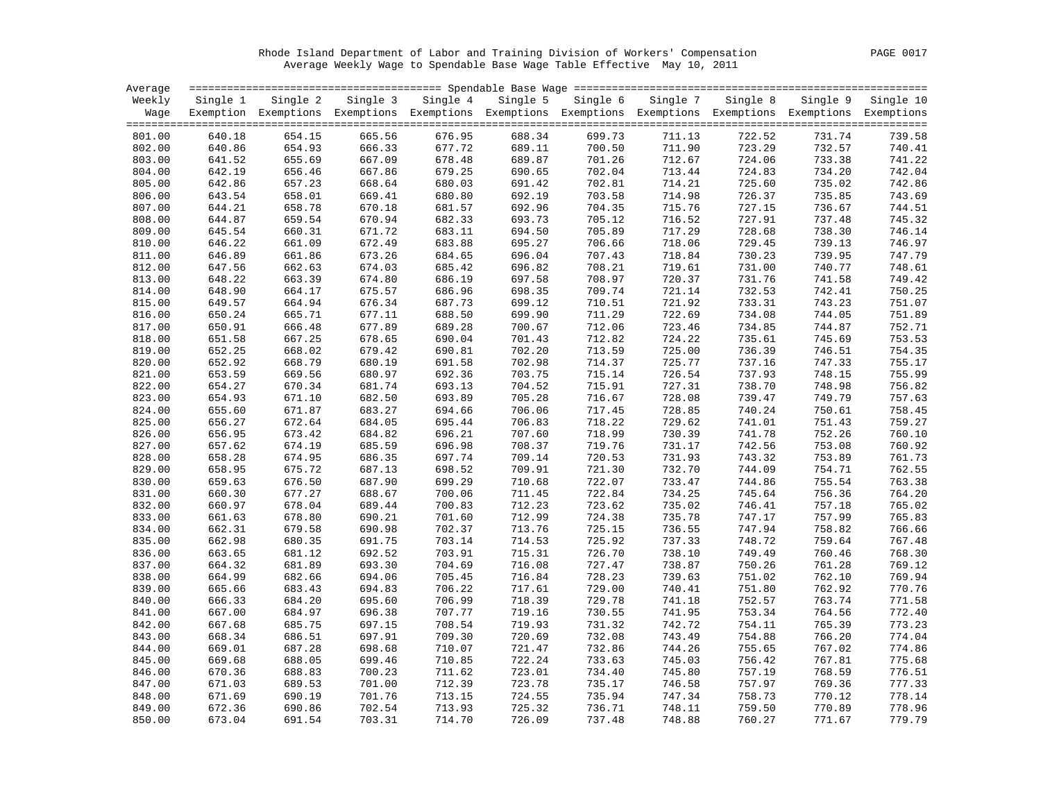Rhode Island Department of Labor and Training Division of Workers' Compensation

Average Weekly Wage to Spendable Base Wage Table Effective May 10, 2011

| Average Weekly Wage | Single 1 Exemption | Single 2 Exemptions | Single 3 Exemptions | Single 4 Exemptions | Single 5 Exemptions | Single 6 Exemptions | Single 7 Exemptions | Single 8 Exemptions | Single 9 Exemptions | Single 10 Exemptions |
|---|---|---|---|---|---|---|---|---|---|---|
| 801.00 | 640.18 | 654.15 | 665.56 | 676.95 | 688.34 | 699.73 | 711.13 | 722.52 | 731.74 | 739.58 |
| 802.00 | 640.86 | 654.93 | 666.33 | 677.72 | 689.11 | 700.50 | 711.90 | 723.29 | 732.57 | 740.41 |
| 803.00 | 641.52 | 655.69 | 667.09 | 678.48 | 689.87 | 701.26 | 712.67 | 724.06 | 733.38 | 741.22 |
| 804.00 | 642.19 | 656.46 | 667.86 | 679.25 | 690.65 | 702.04 | 713.44 | 724.83 | 734.20 | 742.04 |
| 805.00 | 642.86 | 657.23 | 668.64 | 680.03 | 691.42 | 702.81 | 714.21 | 725.60 | 735.02 | 742.86 |
| 806.00 | 643.54 | 658.01 | 669.41 | 680.80 | 692.19 | 703.58 | 714.98 | 726.37 | 735.85 | 743.69 |
| 807.00 | 644.21 | 658.78 | 670.18 | 681.57 | 692.96 | 704.35 | 715.76 | 727.15 | 736.67 | 744.51 |
| 808.00 | 644.87 | 659.54 | 670.94 | 682.33 | 693.73 | 705.12 | 716.52 | 727.91 | 737.48 | 745.32 |
| 809.00 | 645.54 | 660.31 | 671.72 | 683.11 | 694.50 | 705.89 | 717.29 | 728.68 | 738.30 | 746.14 |
| 810.00 | 646.22 | 661.09 | 672.49 | 683.88 | 695.27 | 706.66 | 718.06 | 729.45 | 739.13 | 746.97 |
| 811.00 | 646.89 | 661.86 | 673.26 | 684.65 | 696.04 | 707.43 | 718.84 | 730.23 | 739.95 | 747.79 |
| 812.00 | 647.56 | 662.63 | 674.03 | 685.42 | 696.82 | 708.21 | 719.61 | 731.00 | 740.77 | 748.61 |
| 813.00 | 648.22 | 663.39 | 674.80 | 686.19 | 697.58 | 708.97 | 720.37 | 731.76 | 741.58 | 749.42 |
| 814.00 | 648.90 | 664.17 | 675.57 | 686.96 | 698.35 | 709.74 | 721.14 | 732.53 | 742.41 | 750.25 |
| 815.00 | 649.57 | 664.94 | 676.34 | 687.73 | 699.12 | 710.51 | 721.92 | 733.31 | 743.23 | 751.07 |
| 816.00 | 650.24 | 665.71 | 677.11 | 688.50 | 699.90 | 711.29 | 722.69 | 734.08 | 744.05 | 751.89 |
| 817.00 | 650.91 | 666.48 | 677.89 | 689.28 | 700.67 | 712.06 | 723.46 | 734.85 | 744.87 | 752.71 |
| 818.00 | 651.58 | 667.25 | 678.65 | 690.04 | 701.43 | 712.82 | 724.22 | 735.61 | 745.69 | 753.53 |
| 819.00 | 652.25 | 668.02 | 679.42 | 690.81 | 702.20 | 713.59 | 725.00 | 736.39 | 746.51 | 754.35 |
| 820.00 | 652.92 | 668.79 | 680.19 | 691.58 | 702.98 | 714.37 | 725.77 | 737.16 | 747.33 | 755.17 |
| 821.00 | 653.59 | 669.56 | 680.97 | 692.36 | 703.75 | 715.14 | 726.54 | 737.93 | 748.15 | 755.99 |
| 822.00 | 654.27 | 670.34 | 681.74 | 693.13 | 704.52 | 715.91 | 727.31 | 738.70 | 748.98 | 756.82 |
| 823.00 | 654.93 | 671.10 | 682.50 | 693.89 | 705.28 | 716.67 | 728.08 | 739.47 | 749.79 | 757.63 |
| 824.00 | 655.60 | 671.87 | 683.27 | 694.66 | 706.06 | 717.45 | 728.85 | 740.24 | 750.61 | 758.45 |
| 825.00 | 656.27 | 672.64 | 684.05 | 695.44 | 706.83 | 718.22 | 729.62 | 741.01 | 751.43 | 759.27 |
| 826.00 | 656.95 | 673.42 | 684.82 | 696.21 | 707.60 | 718.99 | 730.39 | 741.78 | 752.26 | 760.10 |
| 827.00 | 657.62 | 674.19 | 685.59 | 696.98 | 708.37 | 719.76 | 731.17 | 742.56 | 753.08 | 760.92 |
| 828.00 | 658.28 | 674.95 | 686.35 | 697.74 | 709.14 | 720.53 | 731.93 | 743.32 | 753.89 | 761.73 |
| 829.00 | 658.95 | 675.72 | 687.13 | 698.52 | 709.91 | 721.30 | 732.70 | 744.09 | 754.71 | 762.55 |
| 830.00 | 659.63 | 676.50 | 687.90 | 699.29 | 710.68 | 722.07 | 733.47 | 744.86 | 755.54 | 763.38 |
| 831.00 | 660.30 | 677.27 | 688.67 | 700.06 | 711.45 | 722.84 | 734.25 | 745.64 | 756.36 | 764.20 |
| 832.00 | 660.97 | 678.04 | 689.44 | 700.83 | 712.23 | 723.62 | 735.02 | 746.41 | 757.18 | 765.02 |
| 833.00 | 661.63 | 678.80 | 690.21 | 701.60 | 712.99 | 724.38 | 735.78 | 747.17 | 757.99 | 765.83 |
| 834.00 | 662.31 | 679.58 | 690.98 | 702.37 | 713.76 | 725.15 | 736.55 | 747.94 | 758.82 | 766.66 |
| 835.00 | 662.98 | 680.35 | 691.75 | 703.14 | 714.53 | 725.92 | 737.33 | 748.72 | 759.64 | 767.48 |
| 836.00 | 663.65 | 681.12 | 692.52 | 703.91 | 715.31 | 726.70 | 738.10 | 749.49 | 760.46 | 768.30 |
| 837.00 | 664.32 | 681.89 | 693.30 | 704.69 | 716.08 | 727.47 | 738.87 | 750.26 | 761.28 | 769.12 |
| 838.00 | 664.99 | 682.66 | 694.06 | 705.45 | 716.84 | 728.23 | 739.63 | 751.02 | 762.10 | 769.94 |
| 839.00 | 665.66 | 683.43 | 694.83 | 706.22 | 717.61 | 729.00 | 740.41 | 751.80 | 762.92 | 770.76 |
| 840.00 | 666.33 | 684.20 | 695.60 | 706.99 | 718.39 | 729.78 | 741.18 | 752.57 | 763.74 | 771.58 |
| 841.00 | 667.00 | 684.97 | 696.38 | 707.77 | 719.16 | 730.55 | 741.95 | 753.34 | 764.56 | 772.40 |
| 842.00 | 667.68 | 685.75 | 697.15 | 708.54 | 719.93 | 731.32 | 742.72 | 754.11 | 765.39 | 773.23 |
| 843.00 | 668.34 | 686.51 | 697.91 | 709.30 | 720.69 | 732.08 | 743.49 | 754.88 | 766.20 | 774.04 |
| 844.00 | 669.01 | 687.28 | 698.68 | 710.07 | 721.47 | 732.86 | 744.26 | 755.65 | 767.02 | 774.86 |
| 845.00 | 669.68 | 688.05 | 699.46 | 710.85 | 722.24 | 733.63 | 745.03 | 756.42 | 767.81 | 775.68 |
| 846.00 | 670.36 | 688.83 | 700.23 | 711.62 | 723.01 | 734.40 | 745.80 | 757.19 | 768.59 | 776.51 |
| 847.00 | 671.03 | 689.53 | 701.00 | 712.39 | 723.78 | 735.17 | 746.58 | 757.97 | 769.36 | 777.33 |
| 848.00 | 671.69 | 690.19 | 701.76 | 713.15 | 724.55 | 735.94 | 747.34 | 758.73 | 770.12 | 778.14 |
| 849.00 | 672.36 | 690.86 | 702.54 | 713.93 | 725.32 | 736.71 | 748.11 | 759.50 | 770.89 | 778.96 |
| 850.00 | 673.04 | 691.54 | 703.31 | 714.70 | 726.09 | 737.48 | 748.88 | 760.27 | 771.67 | 779.79 |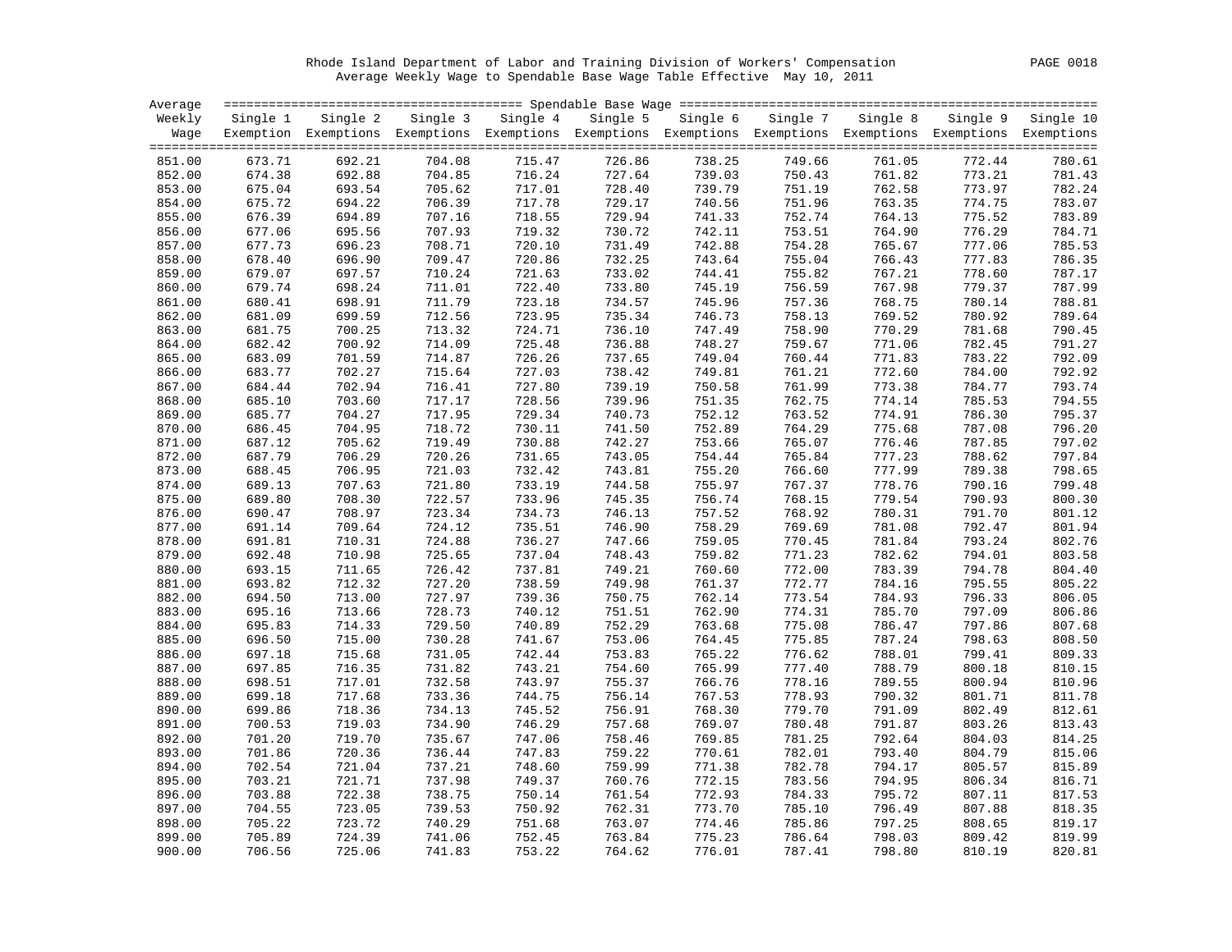Rhode Island Department of Labor and Training Division of Workers' Compensation

Average Weekly Wage to Spendable Base Wage Table Effective May 10, 2011

| Average Weekly Wage | Single 1 Exemption | Single 2 Exemptions | Single 3 Exemptions | Single 4 Exemptions | Single 5 Exemptions | Single 6 Exemptions | Single 7 Exemptions | Single 8 Exemptions | Single 9 Exemptions | Single 10 Exemptions |
|---|---|---|---|---|---|---|---|---|---|---|
| 851.00 | 673.71 | 692.21 | 704.08 | 715.47 | 726.86 | 738.25 | 749.66 | 761.05 | 772.44 | 780.61 |
| 852.00 | 674.38 | 692.88 | 704.85 | 716.24 | 727.64 | 739.03 | 750.43 | 761.82 | 773.21 | 781.43 |
| 853.00 | 675.04 | 693.54 | 705.62 | 717.01 | 728.40 | 739.79 | 751.19 | 762.58 | 773.97 | 782.24 |
| 854.00 | 675.72 | 694.22 | 706.39 | 717.78 | 729.17 | 740.56 | 751.96 | 763.35 | 774.75 | 783.07 |
| 855.00 | 676.39 | 694.89 | 707.16 | 718.55 | 729.94 | 741.33 | 752.74 | 764.13 | 775.52 | 783.89 |
| 856.00 | 677.06 | 695.56 | 707.93 | 719.32 | 730.72 | 742.11 | 753.51 | 764.90 | 776.29 | 784.71 |
| 857.00 | 677.73 | 696.23 | 708.71 | 720.10 | 731.49 | 742.88 | 754.28 | 765.67 | 777.06 | 785.53 |
| 858.00 | 678.40 | 696.90 | 709.47 | 720.86 | 732.25 | 743.64 | 755.04 | 766.43 | 777.83 | 786.35 |
| 859.00 | 679.07 | 697.57 | 710.24 | 721.63 | 733.02 | 744.41 | 755.82 | 767.21 | 778.60 | 787.17 |
| 860.00 | 679.74 | 698.24 | 711.01 | 722.40 | 733.80 | 745.19 | 756.59 | 767.98 | 779.37 | 787.99 |
| 861.00 | 680.41 | 698.91 | 711.79 | 723.18 | 734.57 | 745.96 | 757.36 | 768.75 | 780.14 | 788.81 |
| 862.00 | 681.09 | 699.59 | 712.56 | 723.95 | 735.34 | 746.73 | 758.13 | 769.52 | 780.92 | 789.64 |
| 863.00 | 681.75 | 700.25 | 713.32 | 724.71 | 736.10 | 747.49 | 758.90 | 770.29 | 781.68 | 790.45 |
| 864.00 | 682.42 | 700.92 | 714.09 | 725.48 | 736.88 | 748.27 | 759.67 | 771.06 | 782.45 | 791.27 |
| 865.00 | 683.09 | 701.59 | 714.87 | 726.26 | 737.65 | 749.04 | 760.44 | 771.83 | 783.22 | 792.09 |
| 866.00 | 683.77 | 702.27 | 715.64 | 727.03 | 738.42 | 749.81 | 761.21 | 772.60 | 784.00 | 792.92 |
| 867.00 | 684.44 | 702.94 | 716.41 | 727.80 | 739.19 | 750.58 | 761.99 | 773.38 | 784.77 | 793.74 |
| 868.00 | 685.10 | 703.60 | 717.17 | 728.56 | 739.96 | 751.35 | 762.75 | 774.14 | 785.53 | 794.55 |
| 869.00 | 685.77 | 704.27 | 717.95 | 729.34 | 740.73 | 752.12 | 763.52 | 774.91 | 786.30 | 795.37 |
| 870.00 | 686.45 | 704.95 | 718.72 | 730.11 | 741.50 | 752.89 | 764.29 | 775.68 | 787.08 | 796.20 |
| 871.00 | 687.12 | 705.62 | 719.49 | 730.88 | 742.27 | 753.66 | 765.07 | 776.46 | 787.85 | 797.02 |
| 872.00 | 687.79 | 706.29 | 720.26 | 731.65 | 743.05 | 754.44 | 765.84 | 777.23 | 788.62 | 797.84 |
| 873.00 | 688.45 | 706.95 | 721.03 | 732.42 | 743.81 | 755.20 | 766.60 | 777.99 | 789.38 | 798.65 |
| 874.00 | 689.13 | 707.63 | 721.80 | 733.19 | 744.58 | 755.97 | 767.37 | 778.76 | 790.16 | 799.48 |
| 875.00 | 689.80 | 708.30 | 722.57 | 733.96 | 745.35 | 756.74 | 768.15 | 779.54 | 790.93 | 800.30 |
| 876.00 | 690.47 | 708.97 | 723.34 | 734.73 | 746.13 | 757.52 | 768.92 | 780.31 | 791.70 | 801.12 |
| 877.00 | 691.14 | 709.64 | 724.12 | 735.51 | 746.90 | 758.29 | 769.69 | 781.08 | 792.47 | 801.94 |
| 878.00 | 691.81 | 710.31 | 724.88 | 736.27 | 747.66 | 759.05 | 770.45 | 781.84 | 793.24 | 802.76 |
| 879.00 | 692.48 | 710.98 | 725.65 | 737.04 | 748.43 | 759.82 | 771.23 | 782.62 | 794.01 | 803.58 |
| 880.00 | 693.15 | 711.65 | 726.42 | 737.81 | 749.21 | 760.60 | 772.00 | 783.39 | 794.78 | 804.40 |
| 881.00 | 693.82 | 712.32 | 727.20 | 738.59 | 749.98 | 761.37 | 772.77 | 784.16 | 795.55 | 805.22 |
| 882.00 | 694.50 | 713.00 | 727.97 | 739.36 | 750.75 | 762.14 | 773.54 | 784.93 | 796.33 | 806.05 |
| 883.00 | 695.16 | 713.66 | 728.73 | 740.12 | 751.51 | 762.90 | 774.31 | 785.70 | 797.09 | 806.86 |
| 884.00 | 695.83 | 714.33 | 729.50 | 740.89 | 752.29 | 763.68 | 775.08 | 786.47 | 797.86 | 807.68 |
| 885.00 | 696.50 | 715.00 | 730.28 | 741.67 | 753.06 | 764.45 | 775.85 | 787.24 | 798.63 | 808.50 |
| 886.00 | 697.18 | 715.68 | 731.05 | 742.44 | 753.83 | 765.22 | 776.62 | 788.01 | 799.41 | 809.33 |
| 887.00 | 697.85 | 716.35 | 731.82 | 743.21 | 754.60 | 765.99 | 777.40 | 788.79 | 800.18 | 810.15 |
| 888.00 | 698.51 | 717.01 | 732.58 | 743.97 | 755.37 | 766.76 | 778.16 | 789.55 | 800.94 | 810.96 |
| 889.00 | 699.18 | 717.68 | 733.36 | 744.75 | 756.14 | 767.53 | 778.93 | 790.32 | 801.71 | 811.78 |
| 890.00 | 699.86 | 718.36 | 734.13 | 745.52 | 756.91 | 768.30 | 779.70 | 791.09 | 802.49 | 812.61 |
| 891.00 | 700.53 | 719.03 | 734.90 | 746.29 | 757.68 | 769.07 | 780.48 | 791.87 | 803.26 | 813.43 |
| 892.00 | 701.20 | 719.70 | 735.67 | 747.06 | 758.46 | 769.85 | 781.25 | 792.64 | 804.03 | 814.25 |
| 893.00 | 701.86 | 720.36 | 736.44 | 747.83 | 759.22 | 770.61 | 782.01 | 793.40 | 804.79 | 815.06 |
| 894.00 | 702.54 | 721.04 | 737.21 | 748.60 | 759.99 | 771.38 | 782.78 | 794.17 | 805.57 | 815.89 |
| 895.00 | 703.21 | 721.71 | 737.98 | 749.37 | 760.76 | 772.15 | 783.56 | 794.95 | 806.34 | 816.71 |
| 896.00 | 703.88 | 722.38 | 738.75 | 750.14 | 761.54 | 772.93 | 784.33 | 795.72 | 807.11 | 817.53 |
| 897.00 | 704.55 | 723.05 | 739.53 | 750.92 | 762.31 | 773.70 | 785.10 | 796.49 | 807.88 | 818.35 |
| 898.00 | 705.22 | 723.72 | 740.29 | 751.68 | 763.07 | 774.46 | 785.86 | 797.25 | 808.65 | 819.17 |
| 899.00 | 705.89 | 724.39 | 741.06 | 752.45 | 763.84 | 775.23 | 786.64 | 798.03 | 809.42 | 819.99 |
| 900.00 | 706.56 | 725.06 | 741.83 | 753.22 | 764.62 | 776.01 | 787.41 | 798.80 | 810.19 | 820.81 |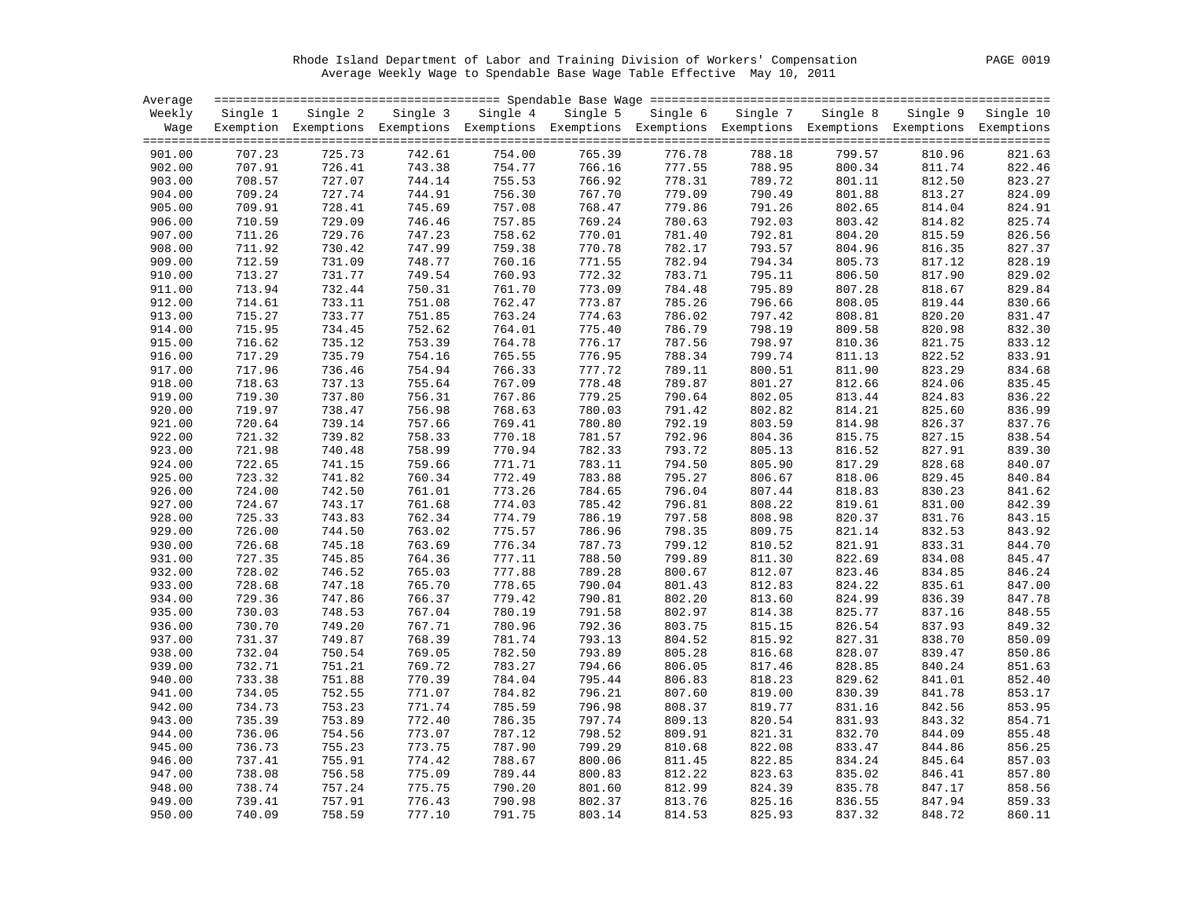Rhode Island Department of Labor and Training Division of Workers' Compensation

Average Weekly Wage to Spendable Base Wage Table Effective May 10, 2011

| Average Weekly Wage | Single 1 Exemption | Single 2 Exemptions | Single 3 Exemptions | Single 4 Exemptions | Single 5 Exemptions | Single 6 Exemptions | Single 7 Exemptions | Single 8 Exemptions | Single 9 Exemptions | Single 10 Exemptions |
|---|---|---|---|---|---|---|---|---|---|---|
| 901.00 | 707.23 | 725.73 | 742.61 | 754.00 | 765.39 | 776.78 | 788.18 | 799.57 | 810.96 | 821.63 |
| 902.00 | 707.91 | 726.41 | 743.38 | 754.77 | 766.16 | 777.55 | 788.95 | 800.34 | 811.74 | 822.46 |
| 903.00 | 708.57 | 727.07 | 744.14 | 755.53 | 766.92 | 778.31 | 789.72 | 801.11 | 812.50 | 823.27 |
| 904.00 | 709.24 | 727.74 | 744.91 | 756.30 | 767.70 | 779.09 | 790.49 | 801.88 | 813.27 | 824.09 |
| 905.00 | 709.91 | 728.41 | 745.69 | 757.08 | 768.47 | 779.86 | 791.26 | 802.65 | 814.04 | 824.91 |
| 906.00 | 710.59 | 729.09 | 746.46 | 757.85 | 769.24 | 780.63 | 792.03 | 803.42 | 814.82 | 825.74 |
| 907.00 | 711.26 | 729.76 | 747.23 | 758.62 | 770.01 | 781.40 | 792.81 | 804.20 | 815.59 | 826.56 |
| 908.00 | 711.92 | 730.42 | 747.99 | 759.38 | 770.78 | 782.17 | 793.57 | 804.96 | 816.35 | 827.37 |
| 909.00 | 712.59 | 731.09 | 748.77 | 760.16 | 771.55 | 782.94 | 794.34 | 805.73 | 817.12 | 828.19 |
| 910.00 | 713.27 | 731.77 | 749.54 | 760.93 | 772.32 | 783.71 | 795.11 | 806.50 | 817.90 | 829.02 |
| 911.00 | 713.94 | 732.44 | 750.31 | 761.70 | 773.09 | 784.48 | 795.89 | 807.28 | 818.67 | 829.84 |
| 912.00 | 714.61 | 733.11 | 751.08 | 762.47 | 773.87 | 785.26 | 796.66 | 808.05 | 819.44 | 830.66 |
| 913.00 | 715.27 | 733.77 | 751.85 | 763.24 | 774.63 | 786.02 | 797.42 | 808.81 | 820.20 | 831.47 |
| 914.00 | 715.95 | 734.45 | 752.62 | 764.01 | 775.40 | 786.79 | 798.19 | 809.58 | 820.98 | 832.30 |
| 915.00 | 716.62 | 735.12 | 753.39 | 764.78 | 776.17 | 787.56 | 798.97 | 810.36 | 821.75 | 833.12 |
| 916.00 | 717.29 | 735.79 | 754.16 | 765.55 | 776.95 | 788.34 | 799.74 | 811.13 | 822.52 | 833.91 |
| 917.00 | 717.96 | 736.46 | 754.94 | 766.33 | 777.72 | 789.11 | 800.51 | 811.90 | 823.29 | 834.68 |
| 918.00 | 718.63 | 737.13 | 755.64 | 767.09 | 778.48 | 789.87 | 801.27 | 812.66 | 824.06 | 835.45 |
| 919.00 | 719.30 | 737.80 | 756.31 | 767.86 | 779.25 | 790.64 | 802.05 | 813.44 | 824.83 | 836.22 |
| 920.00 | 719.97 | 738.47 | 756.98 | 768.63 | 780.03 | 791.42 | 802.82 | 814.21 | 825.60 | 836.99 |
| 921.00 | 720.64 | 739.14 | 757.66 | 769.41 | 780.80 | 792.19 | 803.59 | 814.98 | 826.37 | 837.76 |
| 922.00 | 721.32 | 739.82 | 758.33 | 770.18 | 781.57 | 792.96 | 804.36 | 815.75 | 827.15 | 838.54 |
| 923.00 | 721.98 | 740.48 | 758.99 | 770.94 | 782.33 | 793.72 | 805.13 | 816.52 | 827.91 | 839.30 |
| 924.00 | 722.65 | 741.15 | 759.66 | 771.71 | 783.11 | 794.50 | 805.90 | 817.29 | 828.68 | 840.07 |
| 925.00 | 723.32 | 741.82 | 760.34 | 772.49 | 783.88 | 795.27 | 806.67 | 818.06 | 829.45 | 840.84 |
| 926.00 | 724.00 | 742.50 | 761.01 | 773.26 | 784.65 | 796.04 | 807.44 | 818.83 | 830.23 | 841.62 |
| 927.00 | 724.67 | 743.17 | 761.68 | 774.03 | 785.42 | 796.81 | 808.22 | 819.61 | 831.00 | 842.39 |
| 928.00 | 725.33 | 743.83 | 762.34 | 774.79 | 786.19 | 797.58 | 808.98 | 820.37 | 831.76 | 843.15 |
| 929.00 | 726.00 | 744.50 | 763.02 | 775.57 | 786.96 | 798.35 | 809.75 | 821.14 | 832.53 | 843.92 |
| 930.00 | 726.68 | 745.18 | 763.69 | 776.34 | 787.73 | 799.12 | 810.52 | 821.91 | 833.31 | 844.70 |
| 931.00 | 727.35 | 745.85 | 764.36 | 777.11 | 788.50 | 799.89 | 811.30 | 822.69 | 834.08 | 845.47 |
| 932.00 | 728.02 | 746.52 | 765.03 | 777.88 | 789.28 | 800.67 | 812.07 | 823.46 | 834.85 | 846.24 |
| 933.00 | 728.68 | 747.18 | 765.70 | 778.65 | 790.04 | 801.43 | 812.83 | 824.22 | 835.61 | 847.00 |
| 934.00 | 729.36 | 747.86 | 766.37 | 779.42 | 790.81 | 802.20 | 813.60 | 824.99 | 836.39 | 847.78 |
| 935.00 | 730.03 | 748.53 | 767.04 | 780.19 | 791.58 | 802.97 | 814.38 | 825.77 | 837.16 | 848.55 |
| 936.00 | 730.70 | 749.20 | 767.71 | 780.96 | 792.36 | 803.75 | 815.15 | 826.54 | 837.93 | 849.32 |
| 937.00 | 731.37 | 749.87 | 768.39 | 781.74 | 793.13 | 804.52 | 815.92 | 827.31 | 838.70 | 850.09 |
| 938.00 | 732.04 | 750.54 | 769.05 | 782.50 | 793.89 | 805.28 | 816.68 | 828.07 | 839.47 | 850.86 |
| 939.00 | 732.71 | 751.21 | 769.72 | 783.27 | 794.66 | 806.05 | 817.46 | 828.85 | 840.24 | 851.63 |
| 940.00 | 733.38 | 751.88 | 770.39 | 784.04 | 795.44 | 806.83 | 818.23 | 829.62 | 841.01 | 852.40 |
| 941.00 | 734.05 | 752.55 | 771.07 | 784.82 | 796.21 | 807.60 | 819.00 | 830.39 | 841.78 | 853.17 |
| 942.00 | 734.73 | 753.23 | 771.74 | 785.59 | 796.98 | 808.37 | 819.77 | 831.16 | 842.56 | 853.95 |
| 943.00 | 735.39 | 753.89 | 772.40 | 786.35 | 797.74 | 809.13 | 820.54 | 831.93 | 843.32 | 854.71 |
| 944.00 | 736.06 | 754.56 | 773.07 | 787.12 | 798.52 | 809.91 | 821.31 | 832.70 | 844.09 | 855.48 |
| 945.00 | 736.73 | 755.23 | 773.75 | 787.90 | 799.29 | 810.68 | 822.08 | 833.47 | 844.86 | 856.25 |
| 946.00 | 737.41 | 755.91 | 774.42 | 788.67 | 800.06 | 811.45 | 822.85 | 834.24 | 845.64 | 857.03 |
| 947.00 | 738.08 | 756.58 | 775.09 | 789.44 | 800.83 | 812.22 | 823.63 | 835.02 | 846.41 | 857.80 |
| 948.00 | 738.74 | 757.24 | 775.75 | 790.20 | 801.60 | 812.99 | 824.39 | 835.78 | 847.17 | 858.56 |
| 949.00 | 739.41 | 757.91 | 776.43 | 790.98 | 802.37 | 813.76 | 825.16 | 836.55 | 847.94 | 859.33 |
| 950.00 | 740.09 | 758.59 | 777.10 | 791.75 | 803.14 | 814.53 | 825.93 | 837.32 | 848.72 | 860.11 |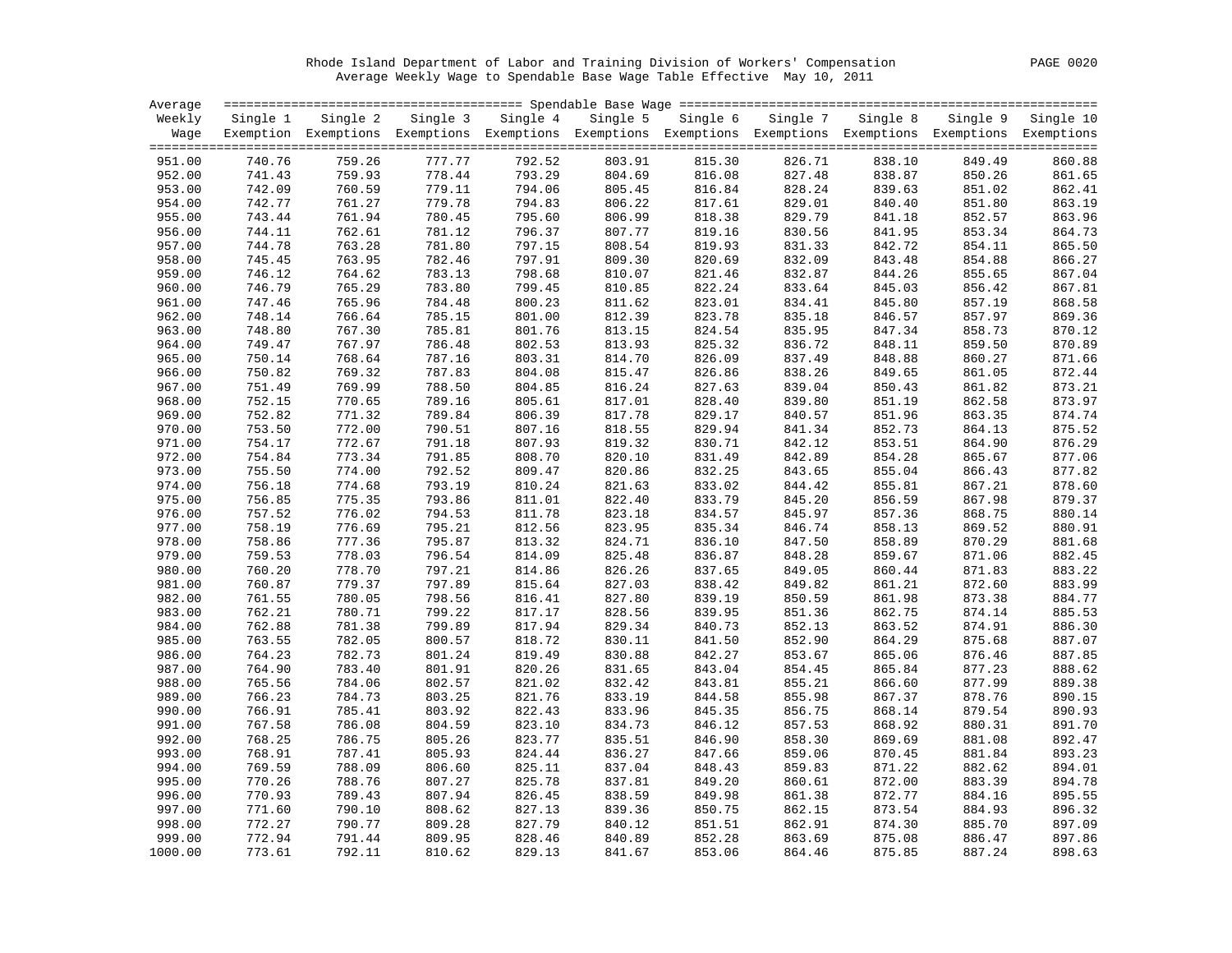Rhode Island Department of Labor and Training Division of Workers' Compensation

Average Weekly Wage to Spendable Base Wage Table Effective May 10, 2011

| Average Weekly Wage | Single 1 Exemption | Single 2 Exemptions | Single 3 Exemptions | Single 4 Exemptions | Single 5 Exemptions | Single 6 Exemptions | Single 7 Exemptions | Single 8 Exemptions | Single 9 Exemptions | Single 10 Exemptions |
|---|---|---|---|---|---|---|---|---|---|---|
| 951.00 | 740.76 | 759.26 | 777.77 | 792.52 | 803.91 | 815.30 | 826.71 | 838.10 | 849.49 | 860.88 |
| 952.00 | 741.43 | 759.93 | 778.44 | 793.29 | 804.69 | 816.08 | 827.48 | 838.87 | 850.26 | 861.65 |
| 953.00 | 742.09 | 760.59 | 779.11 | 794.06 | 805.45 | 816.84 | 828.24 | 839.63 | 851.02 | 862.41 |
| 954.00 | 742.77 | 761.27 | 779.78 | 794.83 | 806.22 | 817.61 | 829.01 | 840.40 | 851.80 | 863.19 |
| 955.00 | 743.44 | 761.94 | 780.45 | 795.60 | 806.99 | 818.38 | 829.79 | 841.18 | 852.57 | 863.96 |
| 956.00 | 744.11 | 762.61 | 781.12 | 796.37 | 807.77 | 819.16 | 830.56 | 841.95 | 853.34 | 864.73 |
| 957.00 | 744.78 | 763.28 | 781.80 | 797.15 | 808.54 | 819.93 | 831.33 | 842.72 | 854.11 | 865.50 |
| 958.00 | 745.45 | 763.95 | 782.46 | 797.91 | 809.30 | 820.69 | 832.09 | 843.48 | 854.88 | 866.27 |
| 959.00 | 746.12 | 764.62 | 783.13 | 798.68 | 810.07 | 821.46 | 832.87 | 844.26 | 855.65 | 867.04 |
| 960.00 | 746.79 | 765.29 | 783.80 | 799.45 | 810.85 | 822.24 | 833.64 | 845.03 | 856.42 | 867.81 |
| 961.00 | 747.46 | 765.96 | 784.48 | 800.23 | 811.62 | 823.01 | 834.41 | 845.80 | 857.19 | 868.58 |
| 962.00 | 748.14 | 766.64 | 785.15 | 801.00 | 812.39 | 823.78 | 835.18 | 846.57 | 857.97 | 869.36 |
| 963.00 | 748.80 | 767.30 | 785.81 | 801.76 | 813.15 | 824.54 | 835.95 | 847.34 | 858.73 | 870.12 |
| 964.00 | 749.47 | 767.97 | 786.48 | 802.53 | 813.93 | 825.32 | 836.72 | 848.11 | 859.50 | 870.89 |
| 965.00 | 750.14 | 768.64 | 787.16 | 803.31 | 814.70 | 826.09 | 837.49 | 848.88 | 860.27 | 871.66 |
| 966.00 | 750.82 | 769.32 | 787.83 | 804.08 | 815.47 | 826.86 | 838.26 | 849.65 | 861.05 | 872.44 |
| 967.00 | 751.49 | 769.99 | 788.50 | 804.85 | 816.24 | 827.63 | 839.04 | 850.43 | 861.82 | 873.21 |
| 968.00 | 752.15 | 770.65 | 789.16 | 805.61 | 817.01 | 828.40 | 839.80 | 851.19 | 862.58 | 873.97 |
| 969.00 | 752.82 | 771.32 | 789.84 | 806.39 | 817.78 | 829.17 | 840.57 | 851.96 | 863.35 | 874.74 |
| 970.00 | 753.50 | 772.00 | 790.51 | 807.16 | 818.55 | 829.94 | 841.34 | 852.73 | 864.13 | 875.52 |
| 971.00 | 754.17 | 772.67 | 791.18 | 807.93 | 819.32 | 830.71 | 842.12 | 853.51 | 864.90 | 876.29 |
| 972.00 | 754.84 | 773.34 | 791.85 | 808.70 | 820.10 | 831.49 | 842.89 | 854.28 | 865.67 | 877.06 |
| 973.00 | 755.50 | 774.00 | 792.52 | 809.47 | 820.86 | 832.25 | 843.65 | 855.04 | 866.43 | 877.82 |
| 974.00 | 756.18 | 774.68 | 793.19 | 810.24 | 821.63 | 833.02 | 844.42 | 855.81 | 867.21 | 878.60 |
| 975.00 | 756.85 | 775.35 | 793.86 | 811.01 | 822.40 | 833.79 | 845.20 | 856.59 | 867.98 | 879.37 |
| 976.00 | 757.52 | 776.02 | 794.53 | 811.78 | 823.18 | 834.57 | 845.97 | 857.36 | 868.75 | 880.14 |
| 977.00 | 758.19 | 776.69 | 795.21 | 812.56 | 823.95 | 835.34 | 846.74 | 858.13 | 869.52 | 880.91 |
| 978.00 | 758.86 | 777.36 | 795.87 | 813.32 | 824.71 | 836.10 | 847.50 | 858.89 | 870.29 | 881.68 |
| 979.00 | 759.53 | 778.03 | 796.54 | 814.09 | 825.48 | 836.87 | 848.28 | 859.67 | 871.06 | 882.45 |
| 980.00 | 760.20 | 778.70 | 797.21 | 814.86 | 826.26 | 837.65 | 849.05 | 860.44 | 871.83 | 883.22 |
| 981.00 | 760.87 | 779.37 | 797.89 | 815.64 | 827.03 | 838.42 | 849.82 | 861.21 | 872.60 | 883.99 |
| 982.00 | 761.55 | 780.05 | 798.56 | 816.41 | 827.80 | 839.19 | 850.59 | 861.98 | 873.38 | 884.77 |
| 983.00 | 762.21 | 780.71 | 799.22 | 817.17 | 828.56 | 839.95 | 851.36 | 862.75 | 874.14 | 885.53 |
| 984.00 | 762.88 | 781.38 | 799.89 | 817.94 | 829.34 | 840.73 | 852.13 | 863.52 | 874.91 | 886.30 |
| 985.00 | 763.55 | 782.05 | 800.57 | 818.72 | 830.11 | 841.50 | 852.90 | 864.29 | 875.68 | 887.07 |
| 986.00 | 764.23 | 782.73 | 801.24 | 819.49 | 830.88 | 842.27 | 853.67 | 865.06 | 876.46 | 887.85 |
| 987.00 | 764.90 | 783.40 | 801.91 | 820.26 | 831.65 | 843.04 | 854.45 | 865.84 | 877.23 | 888.62 |
| 988.00 | 765.56 | 784.06 | 802.57 | 821.02 | 832.42 | 843.81 | 855.21 | 866.60 | 877.99 | 889.38 |
| 989.00 | 766.23 | 784.73 | 803.25 | 821.76 | 833.19 | 844.58 | 855.98 | 867.37 | 878.76 | 890.15 |
| 990.00 | 766.91 | 785.41 | 803.92 | 822.43 | 833.96 | 845.35 | 856.75 | 868.14 | 879.54 | 890.93 |
| 991.00 | 767.58 | 786.08 | 804.59 | 823.10 | 834.73 | 846.12 | 857.53 | 868.92 | 880.31 | 891.70 |
| 992.00 | 768.25 | 786.75 | 805.26 | 823.77 | 835.51 | 846.90 | 858.30 | 869.69 | 881.08 | 892.47 |
| 993.00 | 768.91 | 787.41 | 805.93 | 824.44 | 836.27 | 847.66 | 859.06 | 870.45 | 881.84 | 893.23 |
| 994.00 | 769.59 | 788.09 | 806.60 | 825.11 | 837.04 | 848.43 | 859.83 | 871.22 | 882.62 | 894.01 |
| 995.00 | 770.26 | 788.76 | 807.27 | 825.78 | 837.81 | 849.20 | 860.61 | 872.00 | 883.39 | 894.78 |
| 996.00 | 770.93 | 789.43 | 807.94 | 826.45 | 838.59 | 849.98 | 861.38 | 872.77 | 884.16 | 895.55 |
| 997.00 | 771.60 | 790.10 | 808.62 | 827.13 | 839.36 | 850.75 | 862.15 | 873.54 | 884.93 | 896.32 |
| 998.00 | 772.27 | 790.77 | 809.28 | 827.79 | 840.12 | 851.51 | 862.91 | 874.30 | 885.70 | 897.09 |
| 999.00 | 772.94 | 791.44 | 809.95 | 828.46 | 840.89 | 852.28 | 863.69 | 875.08 | 886.47 | 897.86 |
| 1000.00 | 773.61 | 792.11 | 810.62 | 829.13 | 841.67 | 853.06 | 864.46 | 875.85 | 887.24 | 898.63 |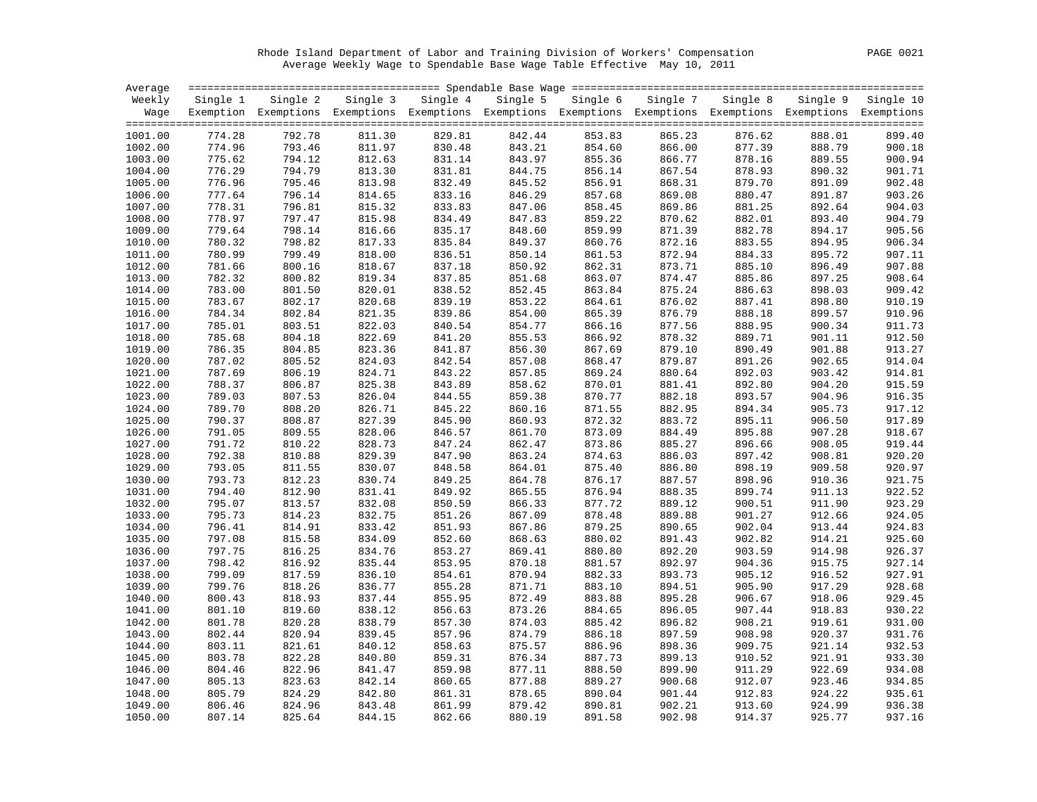Rhode Island Department of Labor and Training Division of Workers' Compensation

Average Weekly Wage to Spendable Base Wage Table Effective May 10, 2011

| Average Weekly Wage | Spendable Base Wage | | | | | | | | | |
|---|---|---|---|---|---|---|---|---|---|---|
| | Single 1 Exemption | Single 2 Exemptions | Single 3 Exemptions | Single 4 Exemptions | Single 5 Exemptions | Single 6 Exemptions | Single 7 Exemptions | Single 8 Exemptions | Single 9 Exemptions | Single 10 Exemptions |
| 1001.00 | 774.28 | 792.78 | 811.30 | 829.81 | 842.44 | 853.83 | 865.23 | 876.62 | 888.01 | 899.40 |
| 1002.00 | 774.96 | 793.46 | 811.97 | 830.48 | 843.21 | 854.60 | 866.00 | 877.39 | 888.79 | 900.18 |
| 1003.00 | 775.62 | 794.12 | 812.63 | 831.14 | 843.97 | 855.36 | 866.77 | 878.16 | 889.55 | 900.94 |
| 1004.00 | 776.29 | 794.79 | 813.30 | 831.81 | 844.75 | 856.14 | 867.54 | 878.93 | 890.32 | 901.71 |
| 1005.00 | 776.96 | 795.46 | 813.98 | 832.49 | 845.52 | 856.91 | 868.31 | 879.70 | 891.09 | 902.48 |
| 1006.00 | 777.64 | 796.14 | 814.65 | 833.16 | 846.29 | 857.68 | 869.08 | 880.47 | 891.87 | 903.26 |
| 1007.00 | 778.31 | 796.81 | 815.32 | 833.83 | 847.06 | 858.45 | 869.86 | 881.25 | 892.64 | 904.03 |
| 1008.00 | 778.97 | 797.47 | 815.98 | 834.49 | 847.83 | 859.22 | 870.62 | 882.01 | 893.40 | 904.79 |
| 1009.00 | 779.64 | 798.14 | 816.66 | 835.17 | 848.60 | 859.99 | 871.39 | 882.78 | 894.17 | 905.56 |
| 1010.00 | 780.32 | 798.82 | 817.33 | 835.84 | 849.37 | 860.76 | 872.16 | 883.55 | 894.95 | 906.34 |
| 1011.00 | 780.99 | 799.49 | 818.00 | 836.51 | 850.14 | 861.53 | 872.94 | 884.33 | 895.72 | 907.11 |
| 1012.00 | 781.66 | 800.16 | 818.67 | 837.18 | 850.92 | 862.31 | 873.71 | 885.10 | 896.49 | 907.88 |
| 1013.00 | 782.32 | 800.82 | 819.34 | 837.85 | 851.68 | 863.07 | 874.47 | 885.86 | 897.25 | 908.64 |
| 1014.00 | 783.00 | 801.50 | 820.01 | 838.52 | 852.45 | 863.84 | 875.24 | 886.63 | 898.03 | 909.42 |
| 1015.00 | 783.67 | 802.17 | 820.68 | 839.19 | 853.22 | 864.61 | 876.02 | 887.41 | 898.80 | 910.19 |
| 1016.00 | 784.34 | 802.84 | 821.35 | 839.86 | 854.00 | 865.39 | 876.79 | 888.18 | 899.57 | 910.96 |
| 1017.00 | 785.01 | 803.51 | 822.03 | 840.54 | 854.77 | 866.16 | 877.56 | 888.95 | 900.34 | 911.73 |
| 1018.00 | 785.68 | 804.18 | 822.69 | 841.20 | 855.53 | 866.92 | 878.32 | 889.71 | 901.11 | 912.50 |
| 1019.00 | 786.35 | 804.85 | 823.36 | 841.87 | 856.30 | 867.69 | 879.10 | 890.49 | 901.88 | 913.27 |
| 1020.00 | 787.02 | 805.52 | 824.03 | 842.54 | 857.08 | 868.47 | 879.87 | 891.26 | 902.65 | 914.04 |
| 1021.00 | 787.69 | 806.19 | 824.71 | 843.22 | 857.85 | 869.24 | 880.64 | 892.03 | 903.42 | 914.81 |
| 1022.00 | 788.37 | 806.87 | 825.38 | 843.89 | 858.62 | 870.01 | 881.41 | 892.80 | 904.20 | 915.59 |
| 1023.00 | 789.03 | 807.53 | 826.04 | 844.55 | 859.38 | 870.77 | 882.18 | 893.57 | 904.96 | 916.35 |
| 1024.00 | 789.70 | 808.20 | 826.71 | 845.22 | 860.16 | 871.55 | 882.95 | 894.34 | 905.73 | 917.12 |
| 1025.00 | 790.37 | 808.87 | 827.39 | 845.90 | 860.93 | 872.32 | 883.72 | 895.11 | 906.50 | 917.89 |
| 1026.00 | 791.05 | 809.55 | 828.06 | 846.57 | 861.70 | 873.09 | 884.49 | 895.88 | 907.28 | 918.67 |
| 1027.00 | 791.72 | 810.22 | 828.73 | 847.24 | 862.47 | 873.86 | 885.27 | 896.66 | 908.05 | 919.44 |
| 1028.00 | 792.38 | 810.88 | 829.39 | 847.90 | 863.24 | 874.63 | 886.03 | 897.42 | 908.81 | 920.20 |
| 1029.00 | 793.05 | 811.55 | 830.07 | 848.58 | 864.01 | 875.40 | 886.80 | 898.19 | 909.58 | 920.97 |
| 1030.00 | 793.73 | 812.23 | 830.74 | 849.25 | 864.78 | 876.17 | 887.57 | 898.96 | 910.36 | 921.75 |
| 1031.00 | 794.40 | 812.90 | 831.41 | 849.92 | 865.55 | 876.94 | 888.35 | 899.74 | 911.13 | 922.52 |
| 1032.00 | 795.07 | 813.57 | 832.08 | 850.59 | 866.33 | 877.72 | 889.12 | 900.51 | 911.90 | 923.29 |
| 1033.00 | 795.73 | 814.23 | 832.75 | 851.26 | 867.09 | 878.48 | 889.88 | 901.27 | 912.66 | 924.05 |
| 1034.00 | 796.41 | 814.91 | 833.42 | 851.93 | 867.86 | 879.25 | 890.65 | 902.04 | 913.44 | 924.83 |
| 1035.00 | 797.08 | 815.58 | 834.09 | 852.60 | 868.63 | 880.02 | 891.43 | 902.82 | 914.21 | 925.60 |
| 1036.00 | 797.75 | 816.25 | 834.76 | 853.27 | 869.41 | 880.80 | 892.20 | 903.59 | 914.98 | 926.37 |
| 1037.00 | 798.42 | 816.92 | 835.44 | 853.95 | 870.18 | 881.57 | 892.97 | 904.36 | 915.75 | 927.14 |
| 1038.00 | 799.09 | 817.59 | 836.10 | 854.61 | 870.94 | 882.33 | 893.73 | 905.12 | 916.52 | 927.91 |
| 1039.00 | 799.76 | 818.26 | 836.77 | 855.28 | 871.71 | 883.10 | 894.51 | 905.90 | 917.29 | 928.68 |
| 1040.00 | 800.43 | 818.93 | 837.44 | 855.95 | 872.49 | 883.88 | 895.28 | 906.67 | 918.06 | 929.45 |
| 1041.00 | 801.10 | 819.60 | 838.12 | 856.63 | 873.26 | 884.65 | 896.05 | 907.44 | 918.83 | 930.22 |
| 1042.00 | 801.78 | 820.28 | 838.79 | 857.30 | 874.03 | 885.42 | 896.82 | 908.21 | 919.61 | 931.00 |
| 1043.00 | 802.44 | 820.94 | 839.45 | 857.96 | 874.79 | 886.18 | 897.59 | 908.98 | 920.37 | 931.76 |
| 1044.00 | 803.11 | 821.61 | 840.12 | 858.63 | 875.57 | 886.96 | 898.36 | 909.75 | 921.14 | 932.53 |
| 1045.00 | 803.78 | 822.28 | 840.80 | 859.31 | 876.34 | 887.73 | 899.13 | 910.52 | 921.91 | 933.30 |
| 1046.00 | 804.46 | 822.96 | 841.47 | 859.98 | 877.11 | 888.50 | 899.90 | 911.29 | 922.69 | 934.08 |
| 1047.00 | 805.13 | 823.63 | 842.14 | 860.65 | 877.88 | 889.27 | 900.68 | 912.07 | 923.46 | 934.85 |
| 1048.00 | 805.79 | 824.29 | 842.80 | 861.31 | 878.65 | 890.04 | 901.44 | 912.83 | 924.22 | 935.61 |
| 1049.00 | 806.46 | 824.96 | 843.48 | 861.99 | 879.42 | 890.81 | 902.21 | 913.60 | 924.99 | 936.38 |
| 1050.00 | 807.14 | 825.64 | 844.15 | 862.66 | 880.19 | 891.58 | 902.98 | 914.37 | 925.77 | 937.16 |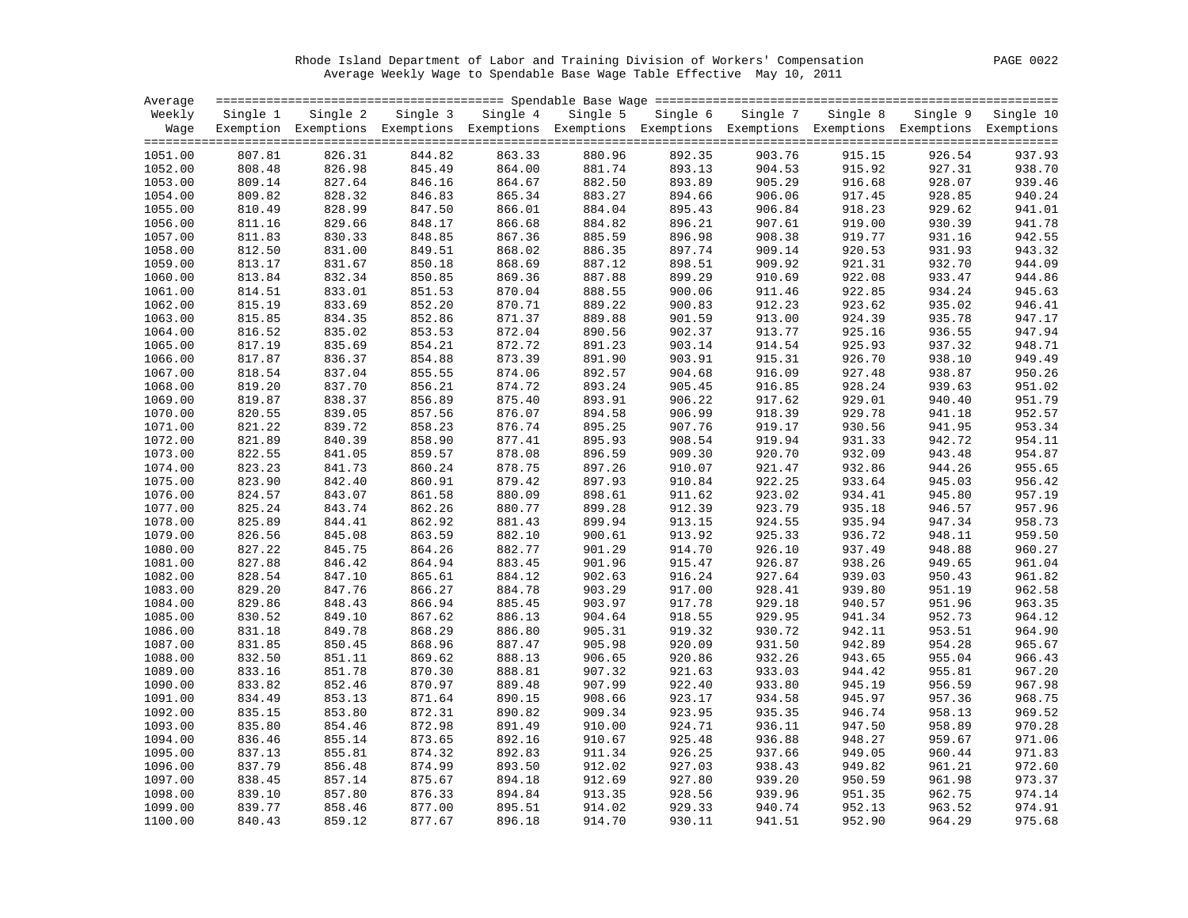Rhode Island Department of Labor and Training Division of Workers' Compensation
Average Weekly Wage to Spendable Base Wage Table Effective May 10, 2011

| Average Weekly Wage | Single 1 Exemption | Single 2 Exemptions | Single 3 Exemptions | Single 4 Exemptions | Single 5 Exemptions | Single 6 Exemptions | Single 7 Exemptions | Single 8 Exemptions | Single 9 Exemptions | Single 10 Exemptions |
|---|---|---|---|---|---|---|---|---|---|---|
| 1051.00 | 807.81 | 826.31 | 844.82 | 863.33 | 880.96 | 892.35 | 903.76 | 915.15 | 926.54 | 937.93 |
| 1052.00 | 808.48 | 826.98 | 845.49 | 864.00 | 881.74 | 893.13 | 904.53 | 915.92 | 927.31 | 938.70 |
| 1053.00 | 809.14 | 827.64 | 846.16 | 864.67 | 882.50 | 893.89 | 905.29 | 916.68 | 928.07 | 939.46 |
| 1054.00 | 809.82 | 828.32 | 846.83 | 865.34 | 883.27 | 894.66 | 906.06 | 917.45 | 928.85 | 940.24 |
| 1055.00 | 810.49 | 828.99 | 847.50 | 866.01 | 884.04 | 895.43 | 906.84 | 918.23 | 929.62 | 941.01 |
| 1056.00 | 811.16 | 829.66 | 848.17 | 866.68 | 884.82 | 896.21 | 907.61 | 919.00 | 930.39 | 941.78 |
| 1057.00 | 811.83 | 830.33 | 848.85 | 867.36 | 885.59 | 896.98 | 908.38 | 919.77 | 931.16 | 942.55 |
| 1058.00 | 812.50 | 831.00 | 849.51 | 868.02 | 886.35 | 897.74 | 909.14 | 920.53 | 931.93 | 943.32 |
| 1059.00 | 813.17 | 831.67 | 850.18 | 868.69 | 887.12 | 898.51 | 909.92 | 921.31 | 932.70 | 944.09 |
| 1060.00 | 813.84 | 832.34 | 850.85 | 869.36 | 887.88 | 899.29 | 910.69 | 922.08 | 933.47 | 944.86 |
| 1061.00 | 814.51 | 833.01 | 851.53 | 870.04 | 888.55 | 900.06 | 911.46 | 922.85 | 934.24 | 945.63 |
| 1062.00 | 815.19 | 833.69 | 852.20 | 870.71 | 889.22 | 900.83 | 912.23 | 923.62 | 935.02 | 946.41 |
| 1063.00 | 815.85 | 834.35 | 852.86 | 871.37 | 889.88 | 901.59 | 913.00 | 924.39 | 935.78 | 947.17 |
| 1064.00 | 816.52 | 835.02 | 853.53 | 872.04 | 890.56 | 902.37 | 913.77 | 925.16 | 936.55 | 947.94 |
| 1065.00 | 817.19 | 835.69 | 854.21 | 872.72 | 891.23 | 903.14 | 914.54 | 925.93 | 937.32 | 948.71 |
| 1066.00 | 817.87 | 836.37 | 854.88 | 873.39 | 891.90 | 903.91 | 915.31 | 926.70 | 938.10 | 949.49 |
| 1067.00 | 818.54 | 837.04 | 855.55 | 874.06 | 892.57 | 904.68 | 916.09 | 927.48 | 938.87 | 950.26 |
| 1068.00 | 819.20 | 837.70 | 856.21 | 874.72 | 893.24 | 905.45 | 916.85 | 928.24 | 939.63 | 951.02 |
| 1069.00 | 819.87 | 838.37 | 856.89 | 875.40 | 893.91 | 906.22 | 917.62 | 929.01 | 940.40 | 951.79 |
| 1070.00 | 820.55 | 839.05 | 857.56 | 876.07 | 894.58 | 906.99 | 918.39 | 929.78 | 941.18 | 952.57 |
| 1071.00 | 821.22 | 839.72 | 858.23 | 876.74 | 895.25 | 907.76 | 919.17 | 930.56 | 941.95 | 953.34 |
| 1072.00 | 821.89 | 840.39 | 858.90 | 877.41 | 895.93 | 908.54 | 919.94 | 931.33 | 942.72 | 954.11 |
| 1073.00 | 822.55 | 841.05 | 859.57 | 878.08 | 896.59 | 909.30 | 920.70 | 932.09 | 943.48 | 954.87 |
| 1074.00 | 823.23 | 841.73 | 860.24 | 878.75 | 897.26 | 910.07 | 921.47 | 932.86 | 944.26 | 955.65 |
| 1075.00 | 823.90 | 842.40 | 860.91 | 879.42 | 897.93 | 910.84 | 922.25 | 933.64 | 945.03 | 956.42 |
| 1076.00 | 824.57 | 843.07 | 861.58 | 880.09 | 898.61 | 911.62 | 923.02 | 934.41 | 945.80 | 957.19 |
| 1077.00 | 825.24 | 843.74 | 862.26 | 880.77 | 899.28 | 912.39 | 923.79 | 935.18 | 946.57 | 957.96 |
| 1078.00 | 825.89 | 844.41 | 862.92 | 881.43 | 899.94 | 913.15 | 924.55 | 935.94 | 947.34 | 958.73 |
| 1079.00 | 826.56 | 845.08 | 863.59 | 882.10 | 900.61 | 913.92 | 925.33 | 936.72 | 948.11 | 959.50 |
| 1080.00 | 827.22 | 845.75 | 864.26 | 882.77 | 901.29 | 914.70 | 926.10 | 937.49 | 948.88 | 960.27 |
| 1081.00 | 827.88 | 846.42 | 864.94 | 883.45 | 901.96 | 915.47 | 926.87 | 938.26 | 949.65 | 961.04 |
| 1082.00 | 828.54 | 847.10 | 865.61 | 884.12 | 902.63 | 916.24 | 927.64 | 939.03 | 950.43 | 961.82 |
| 1083.00 | 829.20 | 847.76 | 866.27 | 884.78 | 903.29 | 917.00 | 928.41 | 939.80 | 951.19 | 962.58 |
| 1084.00 | 829.86 | 848.43 | 866.94 | 885.45 | 903.97 | 917.78 | 929.18 | 940.57 | 951.96 | 963.35 |
| 1085.00 | 830.52 | 849.10 | 867.62 | 886.13 | 904.64 | 918.55 | 929.95 | 941.34 | 952.73 | 964.12 |
| 1086.00 | 831.18 | 849.78 | 868.29 | 886.80 | 905.31 | 919.32 | 930.72 | 942.11 | 953.51 | 964.90 |
| 1087.00 | 831.85 | 850.45 | 868.96 | 887.47 | 905.98 | 920.09 | 931.50 | 942.89 | 954.28 | 965.67 |
| 1088.00 | 832.50 | 851.11 | 869.62 | 888.13 | 906.65 | 920.86 | 932.26 | 943.65 | 955.04 | 966.43 |
| 1089.00 | 833.16 | 851.78 | 870.30 | 888.81 | 907.32 | 921.63 | 933.03 | 944.42 | 955.81 | 967.20 |
| 1090.00 | 833.82 | 852.46 | 870.97 | 889.48 | 907.99 | 922.40 | 933.80 | 945.19 | 956.59 | 967.98 |
| 1091.00 | 834.49 | 853.13 | 871.64 | 890.15 | 908.66 | 923.17 | 934.58 | 945.97 | 957.36 | 968.75 |
| 1092.00 | 835.15 | 853.80 | 872.31 | 890.82 | 909.34 | 923.95 | 935.35 | 946.74 | 958.13 | 969.52 |
| 1093.00 | 835.80 | 854.46 | 872.98 | 891.49 | 910.00 | 924.71 | 936.11 | 947.50 | 958.89 | 970.28 |
| 1094.00 | 836.46 | 855.14 | 873.65 | 892.16 | 910.67 | 925.48 | 936.88 | 948.27 | 959.67 | 971.06 |
| 1095.00 | 837.13 | 855.81 | 874.32 | 892.83 | 911.34 | 926.25 | 937.66 | 949.05 | 960.44 | 971.83 |
| 1096.00 | 837.79 | 856.48 | 874.99 | 893.50 | 912.02 | 927.03 | 938.43 | 949.82 | 961.21 | 972.60 |
| 1097.00 | 838.45 | 857.14 | 875.67 | 894.18 | 912.69 | 927.80 | 939.20 | 950.59 | 961.98 | 973.37 |
| 1098.00 | 839.10 | 857.80 | 876.33 | 894.84 | 913.35 | 928.56 | 939.96 | 951.35 | 962.75 | 974.14 |
| 1099.00 | 839.77 | 858.46 | 877.00 | 895.51 | 914.02 | 929.33 | 940.74 | 952.13 | 963.52 | 974.91 |
| 1100.00 | 840.43 | 859.12 | 877.67 | 896.18 | 914.70 | 930.11 | 941.51 | 952.90 | 964.29 | 975.68 |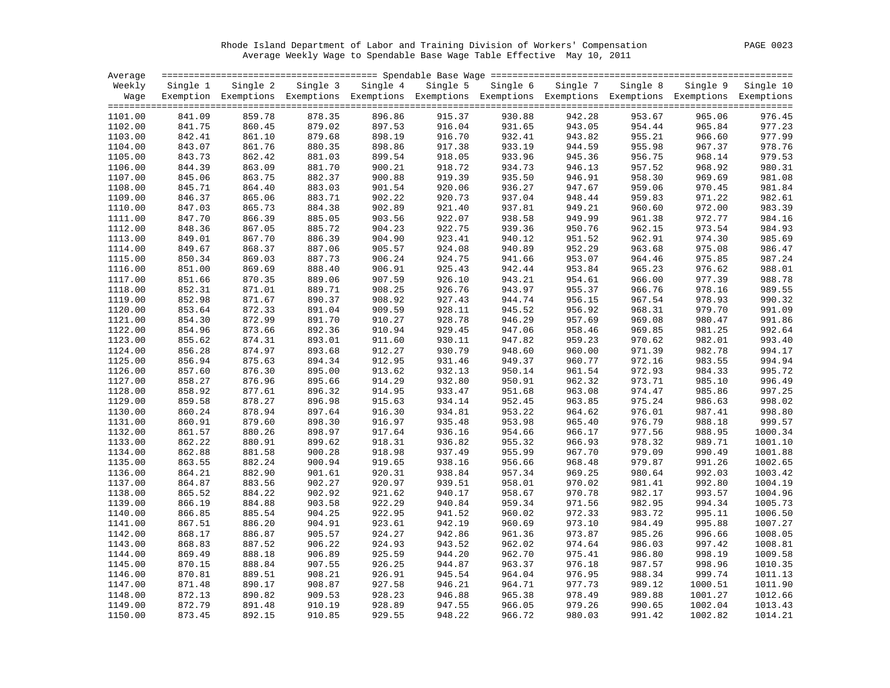Rhode Island Department of Labor and Training Division of Workers' Compensation

Average Weekly Wage to Spendable Base Wage Table Effective May 10, 2011

| Average Weekly Wage | Single 1 Exemption | Single 2 Exemptions | Single 3 Exemptions | Single 4 Exemptions | Single 5 Exemptions | Single 6 Exemptions | Single 7 Exemptions | Single 8 Exemptions | Single 9 Exemptions | Single 10 Exemptions |
|---|---|---|---|---|---|---|---|---|---|---|
| 1101.00 | 841.09 | 859.78 | 878.35 | 896.86 | 915.37 | 930.88 | 942.28 | 953.67 | 965.06 | 976.45 |
| 1102.00 | 841.75 | 860.45 | 879.02 | 897.53 | 916.04 | 931.65 | 943.05 | 954.44 | 965.84 | 977.23 |
| 1103.00 | 842.41 | 861.10 | 879.68 | 898.19 | 916.70 | 932.41 | 943.82 | 955.21 | 966.60 | 977.99 |
| 1104.00 | 843.07 | 861.76 | 880.35 | 898.86 | 917.38 | 933.19 | 944.59 | 955.98 | 967.37 | 978.76 |
| 1105.00 | 843.73 | 862.42 | 881.03 | 899.54 | 918.05 | 933.96 | 945.36 | 956.75 | 968.14 | 979.53 |
| 1106.00 | 844.39 | 863.09 | 881.70 | 900.21 | 918.72 | 934.73 | 946.13 | 957.52 | 968.92 | 980.31 |
| 1107.00 | 845.06 | 863.75 | 882.37 | 900.88 | 919.39 | 935.50 | 946.91 | 958.30 | 969.69 | 981.08 |
| 1108.00 | 845.71 | 864.40 | 883.03 | 901.54 | 920.06 | 936.27 | 947.67 | 959.06 | 970.45 | 981.84 |
| 1109.00 | 846.37 | 865.06 | 883.71 | 902.22 | 920.73 | 937.04 | 948.44 | 959.83 | 971.22 | 982.61 |
| 1110.00 | 847.03 | 865.73 | 884.38 | 902.89 | 921.40 | 937.81 | 949.21 | 960.60 | 972.00 | 983.39 |
| 1111.00 | 847.70 | 866.39 | 885.05 | 903.56 | 922.07 | 938.58 | 949.99 | 961.38 | 972.77 | 984.16 |
| 1112.00 | 848.36 | 867.05 | 885.72 | 904.23 | 922.75 | 939.36 | 950.76 | 962.15 | 973.54 | 984.93 |
| 1113.00 | 849.01 | 867.70 | 886.39 | 904.90 | 923.41 | 940.12 | 951.52 | 962.91 | 974.30 | 985.69 |
| 1114.00 | 849.67 | 868.37 | 887.06 | 905.57 | 924.08 | 940.89 | 952.29 | 963.68 | 975.08 | 986.47 |
| 1115.00 | 850.34 | 869.03 | 887.73 | 906.24 | 924.75 | 941.66 | 953.07 | 964.46 | 975.85 | 987.24 |
| 1116.00 | 851.00 | 869.69 | 888.40 | 906.91 | 925.43 | 942.44 | 953.84 | 965.23 | 976.62 | 988.01 |
| 1117.00 | 851.66 | 870.35 | 889.06 | 907.59 | 926.10 | 943.21 | 954.61 | 966.00 | 977.39 | 988.78 |
| 1118.00 | 852.31 | 871.01 | 889.71 | 908.25 | 926.76 | 943.97 | 955.37 | 966.76 | 978.16 | 989.55 |
| 1119.00 | 852.98 | 871.67 | 890.37 | 908.92 | 927.43 | 944.74 | 956.15 | 967.54 | 978.93 | 990.32 |
| 1120.00 | 853.64 | 872.33 | 891.04 | 909.59 | 928.11 | 945.52 | 956.92 | 968.31 | 979.70 | 991.09 |
| 1121.00 | 854.30 | 872.99 | 891.70 | 910.27 | 928.78 | 946.29 | 957.69 | 969.08 | 980.47 | 991.86 |
| 1122.00 | 854.96 | 873.66 | 892.36 | 910.94 | 929.45 | 947.06 | 958.46 | 969.85 | 981.25 | 992.64 |
| 1123.00 | 855.62 | 874.31 | 893.01 | 911.60 | 930.11 | 947.82 | 959.23 | 970.62 | 982.01 | 993.40 |
| 1124.00 | 856.28 | 874.97 | 893.68 | 912.27 | 930.79 | 948.60 | 960.00 | 971.39 | 982.78 | 994.17 |
| 1125.00 | 856.94 | 875.63 | 894.34 | 912.95 | 931.46 | 949.37 | 960.77 | 972.16 | 983.55 | 994.94 |
| 1126.00 | 857.60 | 876.30 | 895.00 | 913.62 | 932.13 | 950.14 | 961.54 | 972.93 | 984.33 | 995.72 |
| 1127.00 | 858.27 | 876.96 | 895.66 | 914.29 | 932.80 | 950.91 | 962.32 | 973.71 | 985.10 | 996.49 |
| 1128.00 | 858.92 | 877.61 | 896.32 | 914.95 | 933.47 | 951.68 | 963.08 | 974.47 | 985.86 | 997.25 |
| 1129.00 | 859.58 | 878.27 | 896.98 | 915.63 | 934.14 | 952.45 | 963.85 | 975.24 | 986.63 | 998.02 |
| 1130.00 | 860.24 | 878.94 | 897.64 | 916.30 | 934.81 | 953.22 | 964.62 | 976.01 | 987.41 | 998.80 |
| 1131.00 | 860.91 | 879.60 | 898.30 | 916.97 | 935.48 | 953.98 | 965.40 | 976.79 | 988.18 | 999.57 |
| 1132.00 | 861.57 | 880.26 | 898.97 | 917.64 | 936.16 | 954.66 | 966.17 | 977.56 | 988.95 | 1000.34 |
| 1133.00 | 862.22 | 880.91 | 899.62 | 918.31 | 936.82 | 955.32 | 966.93 | 978.32 | 989.71 | 1001.10 |
| 1134.00 | 862.88 | 881.58 | 900.28 | 918.98 | 937.49 | 955.99 | 967.70 | 979.09 | 990.49 | 1001.88 |
| 1135.00 | 863.55 | 882.24 | 900.94 | 919.65 | 938.16 | 956.66 | 968.48 | 979.87 | 991.26 | 1002.65 |
| 1136.00 | 864.21 | 882.90 | 901.61 | 920.31 | 938.84 | 957.34 | 969.25 | 980.64 | 992.03 | 1003.42 |
| 1137.00 | 864.87 | 883.56 | 902.27 | 920.97 | 939.51 | 958.01 | 970.02 | 981.41 | 992.80 | 1004.19 |
| 1138.00 | 865.52 | 884.22 | 902.92 | 921.62 | 940.17 | 958.67 | 970.78 | 982.17 | 993.57 | 1004.96 |
| 1139.00 | 866.19 | 884.88 | 903.58 | 922.29 | 940.84 | 959.34 | 971.56 | 982.95 | 994.34 | 1005.73 |
| 1140.00 | 866.85 | 885.54 | 904.25 | 922.95 | 941.52 | 960.02 | 972.33 | 983.72 | 995.11 | 1006.50 |
| 1141.00 | 867.51 | 886.20 | 904.91 | 923.61 | 942.19 | 960.69 | 973.10 | 984.49 | 995.88 | 1007.27 |
| 1142.00 | 868.17 | 886.87 | 905.57 | 924.27 | 942.86 | 961.36 | 973.87 | 985.26 | 996.66 | 1008.05 |
| 1143.00 | 868.83 | 887.52 | 906.22 | 924.93 | 943.52 | 962.02 | 974.64 | 986.03 | 997.42 | 1008.81 |
| 1144.00 | 869.49 | 888.18 | 906.89 | 925.59 | 944.20 | 962.70 | 975.41 | 986.80 | 998.19 | 1009.58 |
| 1145.00 | 870.15 | 888.84 | 907.55 | 926.25 | 944.87 | 963.37 | 976.18 | 987.57 | 998.96 | 1010.35 |
| 1146.00 | 870.81 | 889.51 | 908.21 | 926.91 | 945.54 | 964.04 | 976.95 | 988.34 | 999.74 | 1011.13 |
| 1147.00 | 871.48 | 890.17 | 908.87 | 927.58 | 946.21 | 964.71 | 977.73 | 989.12 | 1000.51 | 1011.90 |
| 1148.00 | 872.13 | 890.82 | 909.53 | 928.23 | 946.88 | 965.38 | 978.49 | 989.88 | 1001.27 | 1012.66 |
| 1149.00 | 872.79 | 891.48 | 910.19 | 928.89 | 947.55 | 966.05 | 979.26 | 990.65 | 1002.04 | 1013.43 |
| 1150.00 | 873.45 | 892.15 | 910.85 | 929.55 | 948.22 | 966.72 | 980.03 | 991.42 | 1002.82 | 1014.21 |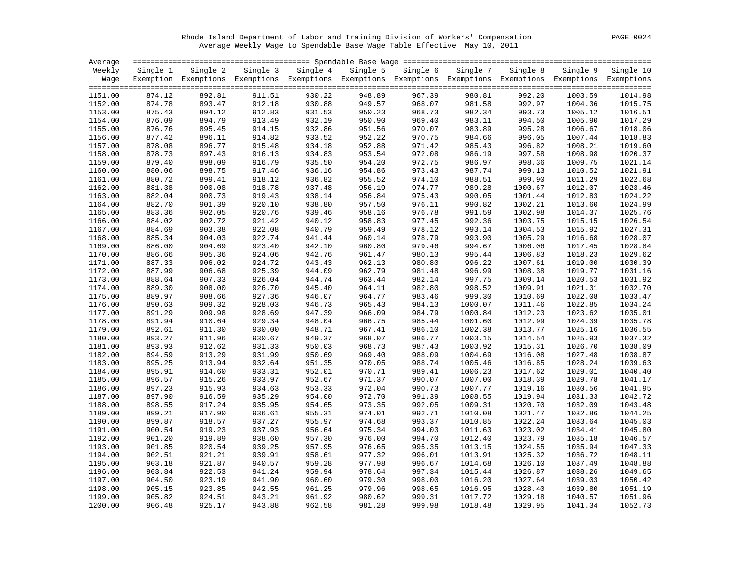Rhode Island Department of Labor and Training Division of Workers' Compensation

Average Weekly Wage to Spendable Base Wage Table Effective May 10, 2011

| Average Weekly Wage | Single 1 Exemption | Single 2 Exemptions | Single 3 Exemptions | Single 4 Exemptions | Single 5 Exemptions | Single 6 Exemptions | Single 7 Exemptions | Single 8 Exemptions | Single 9 Exemptions | Single 10 Exemptions |
|---|---|---|---|---|---|---|---|---|---|---|
| 1151.00 | 874.12 | 892.81 | 911.51 | 930.22 | 948.89 | 967.39 | 980.81 | 992.20 | 1003.59 | 1014.98 |
| 1152.00 | 874.78 | 893.47 | 912.18 | 930.88 | 949.57 | 968.07 | 981.58 | 992.97 | 1004.36 | 1015.75 |
| 1153.00 | 875.43 | 894.12 | 912.83 | 931.53 | 950.23 | 968.73 | 982.34 | 993.73 | 1005.12 | 1016.51 |
| 1154.00 | 876.09 | 894.79 | 913.49 | 932.19 | 950.90 | 969.40 | 983.11 | 994.50 | 1005.90 | 1017.29 |
| 1155.00 | 876.76 | 895.45 | 914.15 | 932.86 | 951.56 | 970.07 | 983.89 | 995.28 | 1006.67 | 1018.06 |
| 1156.00 | 877.42 | 896.11 | 914.82 | 933.52 | 952.22 | 970.75 | 984.66 | 996.05 | 1007.44 | 1018.83 |
| 1157.00 | 878.08 | 896.77 | 915.48 | 934.18 | 952.88 | 971.42 | 985.43 | 996.82 | 1008.21 | 1019.60 |
| 1158.00 | 878.73 | 897.43 | 916.13 | 934.83 | 953.54 | 972.08 | 986.19 | 997.58 | 1008.98 | 1020.37 |
| 1159.00 | 879.40 | 898.09 | 916.79 | 935.50 | 954.20 | 972.75 | 986.97 | 998.36 | 1009.75 | 1021.14 |
| 1160.00 | 880.06 | 898.75 | 917.46 | 936.16 | 954.86 | 973.43 | 987.74 | 999.13 | 1010.52 | 1021.91 |
| 1161.00 | 880.72 | 899.41 | 918.12 | 936.82 | 955.52 | 974.10 | 988.51 | 999.90 | 1011.29 | 1022.68 |
| 1162.00 | 881.38 | 900.08 | 918.78 | 937.48 | 956.19 | 974.77 | 989.28 | 1000.67 | 1012.07 | 1023.46 |
| 1163.00 | 882.04 | 900.73 | 919.43 | 938.14 | 956.84 | 975.43 | 990.05 | 1001.44 | 1012.83 | 1024.22 |
| 1164.00 | 882.70 | 901.39 | 920.10 | 938.80 | 957.50 | 976.11 | 990.82 | 1002.21 | 1013.60 | 1024.99 |
| 1165.00 | 883.36 | 902.05 | 920.76 | 939.46 | 958.16 | 976.78 | 991.59 | 1002.98 | 1014.37 | 1025.76 |
| 1166.00 | 884.02 | 902.72 | 921.42 | 940.12 | 958.83 | 977.45 | 992.36 | 1003.75 | 1015.15 | 1026.54 |
| 1167.00 | 884.69 | 903.38 | 922.08 | 940.79 | 959.49 | 978.12 | 993.14 | 1004.53 | 1015.92 | 1027.31 |
| 1168.00 | 885.34 | 904.03 | 922.74 | 941.44 | 960.14 | 978.79 | 993.90 | 1005.29 | 1016.68 | 1028.07 |
| 1169.00 | 886.00 | 904.69 | 923.40 | 942.10 | 960.80 | 979.46 | 994.67 | 1006.06 | 1017.45 | 1028.84 |
| 1170.00 | 886.66 | 905.36 | 924.06 | 942.76 | 961.47 | 980.13 | 995.44 | 1006.83 | 1018.23 | 1029.62 |
| 1171.00 | 887.33 | 906.02 | 924.72 | 943.43 | 962.13 | 980.80 | 996.22 | 1007.61 | 1019.00 | 1030.39 |
| 1172.00 | 887.99 | 906.68 | 925.39 | 944.09 | 962.79 | 981.48 | 996.99 | 1008.38 | 1019.77 | 1031.16 |
| 1173.00 | 888.64 | 907.33 | 926.04 | 944.74 | 963.44 | 982.14 | 997.75 | 1009.14 | 1020.53 | 1031.92 |
| 1174.00 | 889.30 | 908.00 | 926.70 | 945.40 | 964.11 | 982.80 | 998.52 | 1009.91 | 1021.31 | 1032.70 |
| 1175.00 | 889.97 | 908.66 | 927.36 | 946.07 | 964.77 | 983.46 | 999.30 | 1010.69 | 1022.08 | 1033.47 |
| 1176.00 | 890.63 | 909.32 | 928.03 | 946.73 | 965.43 | 984.13 | 1000.07 | 1011.46 | 1022.85 | 1034.24 |
| 1177.00 | 891.29 | 909.98 | 928.69 | 947.39 | 966.09 | 984.79 | 1000.84 | 1012.23 | 1023.62 | 1035.01 |
| 1178.00 | 891.94 | 910.64 | 929.34 | 948.04 | 966.75 | 985.44 | 1001.60 | 1012.99 | 1024.39 | 1035.78 |
| 1179.00 | 892.61 | 911.30 | 930.00 | 948.71 | 967.41 | 986.10 | 1002.38 | 1013.77 | 1025.16 | 1036.55 |
| 1180.00 | 893.27 | 911.96 | 930.67 | 949.37 | 968.07 | 986.77 | 1003.15 | 1014.54 | 1025.93 | 1037.32 |
| 1181.00 | 893.93 | 912.62 | 931.33 | 950.03 | 968.73 | 987.43 | 1003.92 | 1015.31 | 1026.70 | 1038.09 |
| 1182.00 | 894.59 | 913.29 | 931.99 | 950.69 | 969.40 | 988.09 | 1004.69 | 1016.08 | 1027.48 | 1038.87 |
| 1183.00 | 895.25 | 913.94 | 932.64 | 951.35 | 970.05 | 988.74 | 1005.46 | 1016.85 | 1028.24 | 1039.63 |
| 1184.00 | 895.91 | 914.60 | 933.31 | 952.01 | 970.71 | 989.41 | 1006.23 | 1017.62 | 1029.01 | 1040.40 |
| 1185.00 | 896.57 | 915.26 | 933.97 | 952.67 | 971.37 | 990.07 | 1007.00 | 1018.39 | 1029.78 | 1041.17 |
| 1186.00 | 897.23 | 915.93 | 934.63 | 953.33 | 972.04 | 990.73 | 1007.77 | 1019.16 | 1030.56 | 1041.95 |
| 1187.00 | 897.90 | 916.59 | 935.29 | 954.00 | 972.70 | 991.39 | 1008.55 | 1019.94 | 1031.33 | 1042.72 |
| 1188.00 | 898.55 | 917.24 | 935.95 | 954.65 | 973.35 | 992.05 | 1009.31 | 1020.70 | 1032.09 | 1043.48 |
| 1189.00 | 899.21 | 917.90 | 936.61 | 955.31 | 974.01 | 992.71 | 1010.08 | 1021.47 | 1032.86 | 1044.25 |
| 1190.00 | 899.87 | 918.57 | 937.27 | 955.97 | 974.68 | 993.37 | 1010.85 | 1022.24 | 1033.64 | 1045.03 |
| 1191.00 | 900.54 | 919.23 | 937.93 | 956.64 | 975.34 | 994.03 | 1011.63 | 1023.02 | 1034.41 | 1045.80 |
| 1192.00 | 901.20 | 919.89 | 938.60 | 957.30 | 976.00 | 994.70 | 1012.40 | 1023.79 | 1035.18 | 1046.57 |
| 1193.00 | 901.85 | 920.54 | 939.25 | 957.95 | 976.65 | 995.35 | 1013.15 | 1024.55 | 1035.94 | 1047.33 |
| 1194.00 | 902.51 | 921.21 | 939.91 | 958.61 | 977.32 | 996.01 | 1013.91 | 1025.32 | 1036.72 | 1048.11 |
| 1195.00 | 903.18 | 921.87 | 940.57 | 959.28 | 977.98 | 996.67 | 1014.68 | 1026.10 | 1037.49 | 1048.88 |
| 1196.00 | 903.84 | 922.53 | 941.24 | 959.94 | 978.64 | 997.34 | 1015.44 | 1026.87 | 1038.26 | 1049.65 |
| 1197.00 | 904.50 | 923.19 | 941.90 | 960.60 | 979.30 | 998.00 | 1016.20 | 1027.64 | 1039.03 | 1050.42 |
| 1198.00 | 905.15 | 923.85 | 942.55 | 961.25 | 979.96 | 998.65 | 1016.95 | 1028.40 | 1039.80 | 1051.19 |
| 1199.00 | 905.82 | 924.51 | 943.21 | 961.92 | 980.62 | 999.31 | 1017.72 | 1029.18 | 1040.57 | 1051.96 |
| 1200.00 | 906.48 | 925.17 | 943.88 | 962.58 | 981.28 | 999.98 | 1018.48 | 1029.95 | 1041.34 | 1052.73 |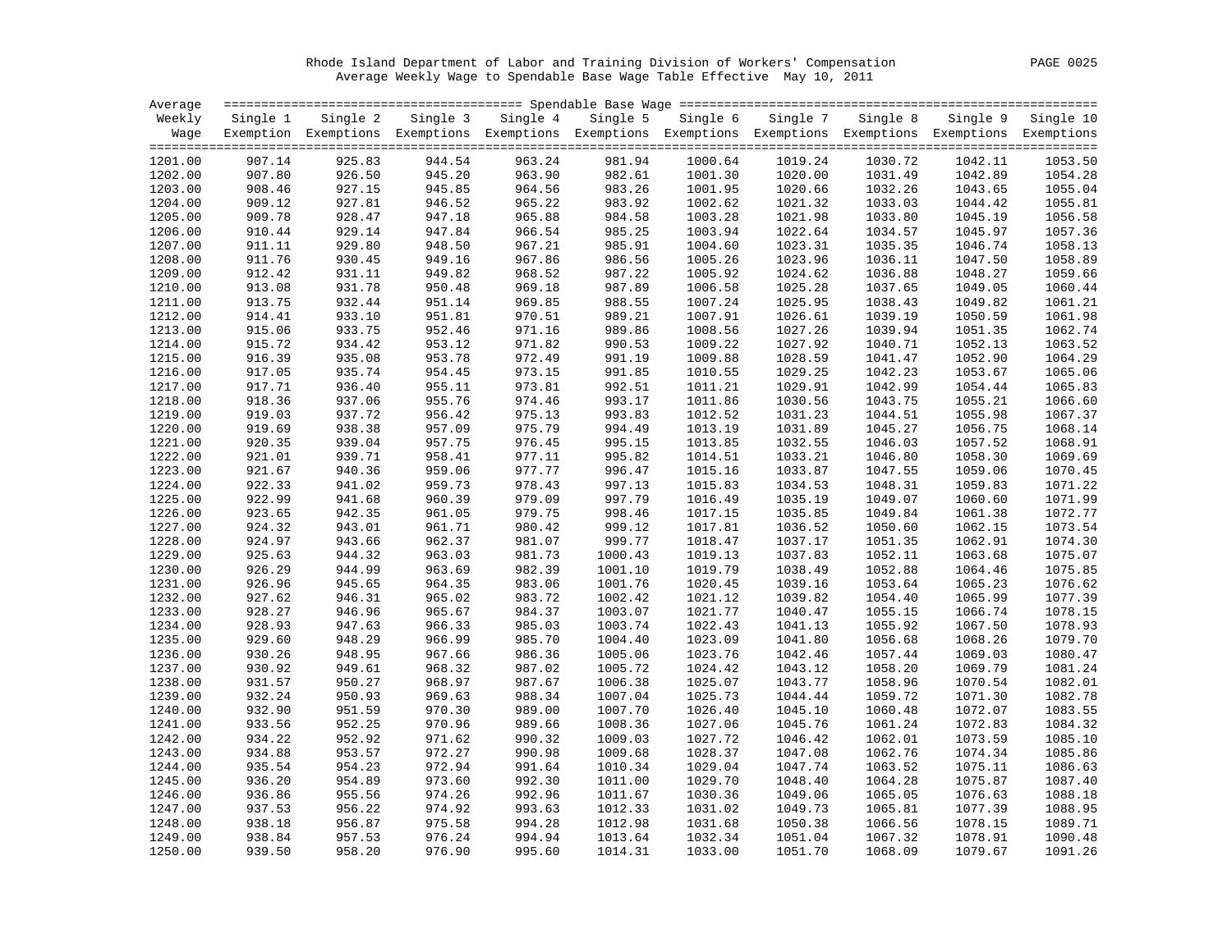Rhode Island Department of Labor and Training Division of Workers' Compensation

Average Weekly Wage to Spendable Base Wage Table Effective May 10, 2011

| Average Weekly Wage | Single 1 Exemption | Single 2 Exemptions | Single 3 Exemptions | Single 4 Exemptions | Single 5 Exemptions | Single 6 Exemptions | Single 7 Exemptions | Single 8 Exemptions | Single 9 Exemptions | Single 10 Exemptions |
|---|---|---|---|---|---|---|---|---|---|---|
| 1201.00 | 907.14 | 925.83 | 944.54 | 963.24 | 981.94 | 1000.64 | 1019.24 | 1030.72 | 1042.11 | 1053.50 |
| 1202.00 | 907.80 | 926.50 | 945.20 | 963.90 | 982.61 | 1001.30 | 1020.00 | 1031.49 | 1042.89 | 1054.28 |
| 1203.00 | 908.46 | 927.15 | 945.85 | 964.56 | 983.26 | 1001.95 | 1020.66 | 1032.26 | 1043.65 | 1055.04 |
| 1204.00 | 909.12 | 927.81 | 946.52 | 965.22 | 983.92 | 1002.62 | 1021.32 | 1033.03 | 1044.42 | 1055.81 |
| 1205.00 | 909.78 | 928.47 | 947.18 | 965.88 | 984.58 | 1003.28 | 1021.98 | 1033.80 | 1045.19 | 1056.58 |
| 1206.00 | 910.44 | 929.14 | 947.84 | 966.54 | 985.25 | 1003.94 | 1022.64 | 1034.57 | 1045.97 | 1057.36 |
| 1207.00 | 911.11 | 929.80 | 948.50 | 967.21 | 985.91 | 1004.60 | 1023.31 | 1035.35 | 1046.74 | 1058.13 |
| 1208.00 | 911.76 | 930.45 | 949.16 | 967.86 | 986.56 | 1005.26 | 1023.96 | 1036.11 | 1047.50 | 1058.89 |
| 1209.00 | 912.42 | 931.11 | 949.82 | 968.52 | 987.22 | 1005.92 | 1024.62 | 1036.88 | 1048.27 | 1059.66 |
| 1210.00 | 913.08 | 931.78 | 950.48 | 969.18 | 987.89 | 1006.58 | 1025.28 | 1037.65 | 1049.05 | 1060.44 |
| 1211.00 | 913.75 | 932.44 | 951.14 | 969.85 | 988.55 | 1007.24 | 1025.95 | 1038.43 | 1049.82 | 1061.21 |
| 1212.00 | 914.41 | 933.10 | 951.81 | 970.51 | 989.21 | 1007.91 | 1026.61 | 1039.19 | 1050.59 | 1061.98 |
| 1213.00 | 915.06 | 933.75 | 952.46 | 971.16 | 989.86 | 1008.56 | 1027.26 | 1039.94 | 1051.35 | 1062.74 |
| 1214.00 | 915.72 | 934.42 | 953.12 | 971.82 | 990.53 | 1009.22 | 1027.92 | 1040.71 | 1052.13 | 1063.52 |
| 1215.00 | 916.39 | 935.08 | 953.78 | 972.49 | 991.19 | 1009.88 | 1028.59 | 1041.47 | 1052.90 | 1064.29 |
| 1216.00 | 917.05 | 935.74 | 954.45 | 973.15 | 991.85 | 1010.55 | 1029.25 | 1042.23 | 1053.67 | 1065.06 |
| 1217.00 | 917.71 | 936.40 | 955.11 | 973.81 | 992.51 | 1011.21 | 1029.91 | 1042.99 | 1054.44 | 1065.83 |
| 1218.00 | 918.36 | 937.06 | 955.76 | 974.46 | 993.17 | 1011.86 | 1030.56 | 1043.75 | 1055.21 | 1066.60 |
| 1219.00 | 919.03 | 937.72 | 956.42 | 975.13 | 993.83 | 1012.52 | 1031.23 | 1044.51 | 1055.98 | 1067.37 |
| 1220.00 | 919.69 | 938.38 | 957.09 | 975.79 | 994.49 | 1013.19 | 1031.89 | 1045.27 | 1056.75 | 1068.14 |
| 1221.00 | 920.35 | 939.04 | 957.75 | 976.45 | 995.15 | 1013.85 | 1032.55 | 1046.03 | 1057.52 | 1068.91 |
| 1222.00 | 921.01 | 939.71 | 958.41 | 977.11 | 995.82 | 1014.51 | 1033.21 | 1046.80 | 1058.30 | 1069.69 |
| 1223.00 | 921.67 | 940.36 | 959.06 | 977.77 | 996.47 | 1015.16 | 1033.87 | 1047.55 | 1059.06 | 1070.45 |
| 1224.00 | 922.33 | 941.02 | 959.73 | 978.43 | 997.13 | 1015.83 | 1034.53 | 1048.31 | 1059.83 | 1071.22 |
| 1225.00 | 922.99 | 941.68 | 960.39 | 979.09 | 997.79 | 1016.49 | 1035.19 | 1049.07 | 1060.60 | 1071.99 |
| 1226.00 | 923.65 | 942.35 | 961.05 | 979.75 | 998.46 | 1017.15 | 1035.85 | 1049.84 | 1061.38 | 1072.77 |
| 1227.00 | 924.32 | 943.01 | 961.71 | 980.42 | 999.12 | 1017.81 | 1036.52 | 1050.60 | 1062.15 | 1073.54 |
| 1228.00 | 924.97 | 943.66 | 962.37 | 981.07 | 999.77 | 1018.47 | 1037.17 | 1051.35 | 1062.91 | 1074.30 |
| 1229.00 | 925.63 | 944.32 | 963.03 | 981.73 | 1000.43 | 1019.13 | 1037.83 | 1052.11 | 1063.68 | 1075.07 |
| 1230.00 | 926.29 | 944.99 | 963.69 | 982.39 | 1001.10 | 1019.79 | 1038.49 | 1052.88 | 1064.46 | 1075.85 |
| 1231.00 | 926.96 | 945.65 | 964.35 | 983.06 | 1001.76 | 1020.45 | 1039.16 | 1053.64 | 1065.23 | 1076.62 |
| 1232.00 | 927.62 | 946.31 | 965.02 | 983.72 | 1002.42 | 1021.12 | 1039.82 | 1054.40 | 1065.99 | 1077.39 |
| 1233.00 | 928.27 | 946.96 | 965.67 | 984.37 | 1003.07 | 1021.77 | 1040.47 | 1055.15 | 1066.74 | 1078.15 |
| 1234.00 | 928.93 | 947.63 | 966.33 | 985.03 | 1003.74 | 1022.43 | 1041.13 | 1055.92 | 1067.50 | 1078.93 |
| 1235.00 | 929.60 | 948.29 | 966.99 | 985.70 | 1004.40 | 1023.09 | 1041.80 | 1056.68 | 1068.26 | 1079.70 |
| 1236.00 | 930.26 | 948.95 | 967.66 | 986.36 | 1005.06 | 1023.76 | 1042.46 | 1057.44 | 1069.03 | 1080.47 |
| 1237.00 | 930.92 | 949.61 | 968.32 | 987.02 | 1005.72 | 1024.42 | 1043.12 | 1058.20 | 1069.79 | 1081.24 |
| 1238.00 | 931.57 | 950.27 | 968.97 | 987.67 | 1006.38 | 1025.07 | 1043.77 | 1058.96 | 1070.54 | 1082.01 |
| 1239.00 | 932.24 | 950.93 | 969.63 | 988.34 | 1007.04 | 1025.73 | 1044.44 | 1059.72 | 1071.30 | 1082.78 |
| 1240.00 | 932.90 | 951.59 | 970.30 | 989.00 | 1007.70 | 1026.40 | 1045.10 | 1060.48 | 1072.07 | 1083.55 |
| 1241.00 | 933.56 | 952.25 | 970.96 | 989.66 | 1008.36 | 1027.06 | 1045.76 | 1061.24 | 1072.83 | 1084.32 |
| 1242.00 | 934.22 | 952.92 | 971.62 | 990.32 | 1009.03 | 1027.72 | 1046.42 | 1062.01 | 1073.59 | 1085.10 |
| 1243.00 | 934.88 | 953.57 | 972.27 | 990.98 | 1009.68 | 1028.37 | 1047.08 | 1062.76 | 1074.34 | 1085.86 |
| 1244.00 | 935.54 | 954.23 | 972.94 | 991.64 | 1010.34 | 1029.04 | 1047.74 | 1063.52 | 1075.11 | 1086.63 |
| 1245.00 | 936.20 | 954.89 | 973.60 | 992.30 | 1011.00 | 1029.70 | 1048.40 | 1064.28 | 1075.87 | 1087.40 |
| 1246.00 | 936.86 | 955.56 | 974.26 | 992.96 | 1011.67 | 1030.36 | 1049.06 | 1065.05 | 1076.63 | 1088.18 |
| 1247.00 | 937.53 | 956.22 | 974.92 | 993.63 | 1012.33 | 1031.02 | 1049.73 | 1065.81 | 1077.39 | 1088.95 |
| 1248.00 | 938.18 | 956.87 | 975.58 | 994.28 | 1012.98 | 1031.68 | 1050.38 | 1066.56 | 1078.15 | 1089.71 |
| 1249.00 | 938.84 | 957.53 | 976.24 | 994.94 | 1013.64 | 1032.34 | 1051.04 | 1067.32 | 1078.91 | 1090.48 |
| 1250.00 | 939.50 | 958.20 | 976.90 | 995.60 | 1014.31 | 1033.00 | 1051.70 | 1068.09 | 1079.67 | 1091.26 |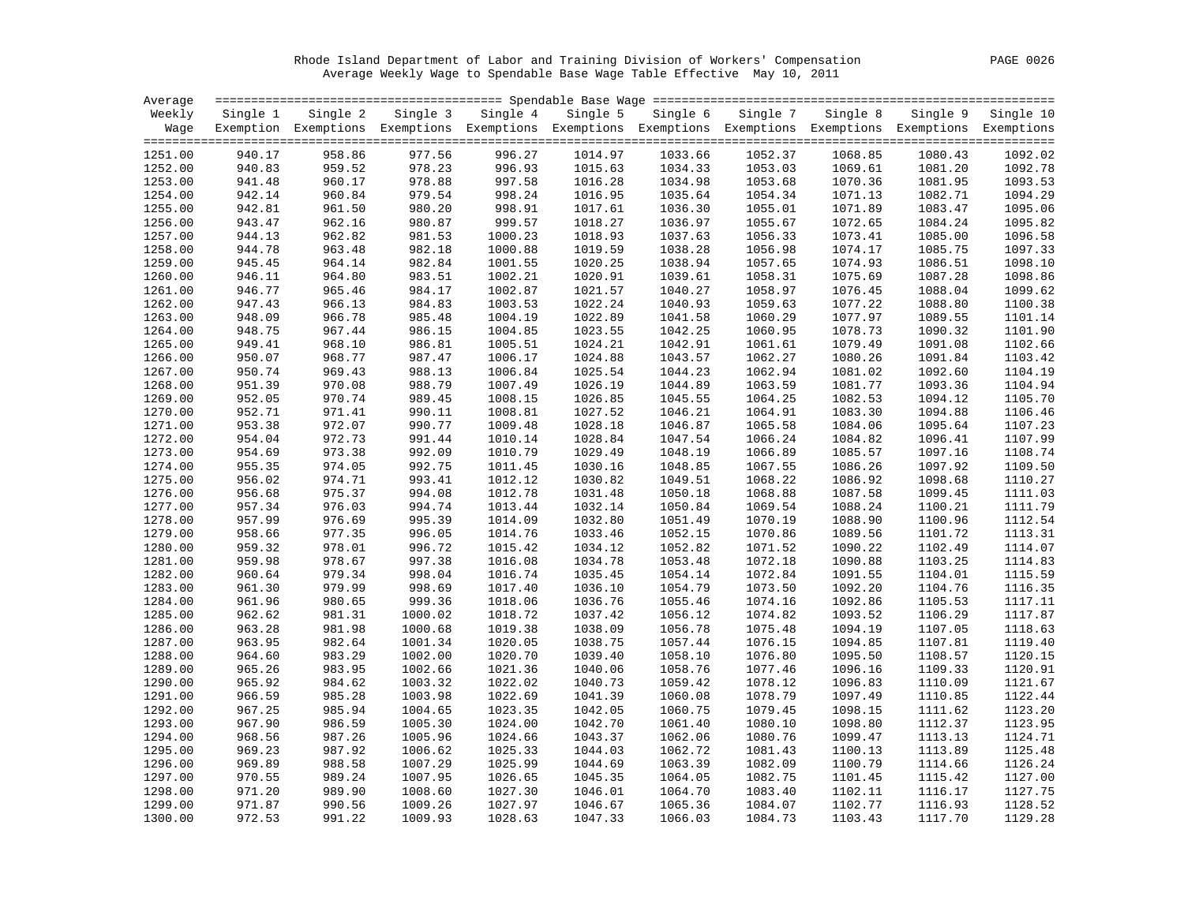Rhode Island Department of Labor and Training Division of Workers' Compensation

Average Weekly Wage to Spendable Base Wage Table Effective May 10, 2011

| Average Weekly Wage | Single 1 Exemption | Single 2 Exemptions | Single 3 Exemptions | Single 4 Exemptions | Single 5 Exemptions | Single 6 Exemptions | Single 7 Exemptions | Single 8 Exemptions | Single 9 Exemptions | Single 10 Exemptions |
|---|---|---|---|---|---|---|---|---|---|---|
| 1251.00 | 940.17 | 958.86 | 977.56 | 996.27 | 1014.97 | 1033.66 | 1052.37 | 1068.85 | 1080.43 | 1092.02 |
| 1252.00 | 940.83 | 959.52 | 978.23 | 996.93 | 1015.63 | 1034.33 | 1053.03 | 1069.61 | 1081.20 | 1092.78 |
| 1253.00 | 941.48 | 960.17 | 978.88 | 997.58 | 1016.28 | 1034.98 | 1053.68 | 1070.36 | 1081.95 | 1093.53 |
| 1254.00 | 942.14 | 960.84 | 979.54 | 998.24 | 1016.95 | 1035.64 | 1054.34 | 1071.13 | 1082.71 | 1094.29 |
| 1255.00 | 942.81 | 961.50 | 980.20 | 998.91 | 1017.61 | 1036.30 | 1055.01 | 1071.89 | 1083.47 | 1095.06 |
| 1256.00 | 943.47 | 962.16 | 980.87 | 999.57 | 1018.27 | 1036.97 | 1055.67 | 1072.65 | 1084.24 | 1095.82 |
| 1257.00 | 944.13 | 962.82 | 981.53 | 1000.23 | 1018.93 | 1037.63 | 1056.33 | 1073.41 | 1085.00 | 1096.58 |
| 1258.00 | 944.78 | 963.48 | 982.18 | 1000.88 | 1019.59 | 1038.28 | 1056.98 | 1074.17 | 1085.75 | 1097.33 |
| 1259.00 | 945.45 | 964.14 | 982.84 | 1001.55 | 1020.25 | 1038.94 | 1057.65 | 1074.93 | 1086.51 | 1098.10 |
| 1260.00 | 946.11 | 964.80 | 983.51 | 1002.21 | 1020.91 | 1039.61 | 1058.31 | 1075.69 | 1087.28 | 1098.86 |
| 1261.00 | 946.77 | 965.46 | 984.17 | 1002.87 | 1021.57 | 1040.27 | 1058.97 | 1076.45 | 1088.04 | 1099.62 |
| 1262.00 | 947.43 | 966.13 | 984.83 | 1003.53 | 1022.24 | 1040.93 | 1059.63 | 1077.22 | 1088.80 | 1100.38 |
| 1263.00 | 948.09 | 966.78 | 985.48 | 1004.19 | 1022.89 | 1041.58 | 1060.29 | 1077.97 | 1089.55 | 1101.14 |
| 1264.00 | 948.75 | 967.44 | 986.15 | 1004.85 | 1023.55 | 1042.25 | 1060.95 | 1078.73 | 1090.32 | 1101.90 |
| 1265.00 | 949.41 | 968.10 | 986.81 | 1005.51 | 1024.21 | 1042.91 | 1061.61 | 1079.49 | 1091.08 | 1102.66 |
| 1266.00 | 950.07 | 968.77 | 987.47 | 1006.17 | 1024.88 | 1043.57 | 1062.27 | 1080.26 | 1091.84 | 1103.42 |
| 1267.00 | 950.74 | 969.43 | 988.13 | 1006.84 | 1025.54 | 1044.23 | 1062.94 | 1081.02 | 1092.60 | 1104.19 |
| 1268.00 | 951.39 | 970.08 | 988.79 | 1007.49 | 1026.19 | 1044.89 | 1063.59 | 1081.77 | 1093.36 | 1104.94 |
| 1269.00 | 952.05 | 970.74 | 989.45 | 1008.15 | 1026.85 | 1045.55 | 1064.25 | 1082.53 | 1094.12 | 1105.70 |
| 1270.00 | 952.71 | 971.41 | 990.11 | 1008.81 | 1027.52 | 1046.21 | 1064.91 | 1083.30 | 1094.88 | 1106.46 |
| 1271.00 | 953.38 | 972.07 | 990.77 | 1009.48 | 1028.18 | 1046.87 | 1065.58 | 1084.06 | 1095.64 | 1107.23 |
| 1272.00 | 954.04 | 972.73 | 991.44 | 1010.14 | 1028.84 | 1047.54 | 1066.24 | 1084.82 | 1096.41 | 1107.99 |
| 1273.00 | 954.69 | 973.38 | 992.09 | 1010.79 | 1029.49 | 1048.19 | 1066.89 | 1085.57 | 1097.16 | 1108.74 |
| 1274.00 | 955.35 | 974.05 | 992.75 | 1011.45 | 1030.16 | 1048.85 | 1067.55 | 1086.26 | 1097.92 | 1109.50 |
| 1275.00 | 956.02 | 974.71 | 993.41 | 1012.12 | 1030.82 | 1049.51 | 1068.22 | 1086.92 | 1098.68 | 1110.27 |
| 1276.00 | 956.68 | 975.37 | 994.08 | 1012.78 | 1031.48 | 1050.18 | 1068.88 | 1087.58 | 1099.45 | 1111.03 |
| 1277.00 | 957.34 | 976.03 | 994.74 | 1013.44 | 1032.14 | 1050.84 | 1069.54 | 1088.24 | 1100.21 | 1111.79 |
| 1278.00 | 957.99 | 976.69 | 995.39 | 1014.09 | 1032.80 | 1051.49 | 1070.19 | 1088.90 | 1100.96 | 1112.54 |
| 1279.00 | 958.66 | 977.35 | 996.05 | 1014.76 | 1033.46 | 1052.15 | 1070.86 | 1089.56 | 1101.72 | 1113.31 |
| 1280.00 | 959.32 | 978.01 | 996.72 | 1015.42 | 1034.12 | 1052.82 | 1071.52 | 1090.22 | 1102.49 | 1114.07 |
| 1281.00 | 959.98 | 978.67 | 997.38 | 1016.08 | 1034.78 | 1053.48 | 1072.18 | 1090.88 | 1103.25 | 1114.83 |
| 1282.00 | 960.64 | 979.34 | 998.04 | 1016.74 | 1035.45 | 1054.14 | 1072.84 | 1091.55 | 1104.01 | 1115.59 |
| 1283.00 | 961.30 | 979.99 | 998.69 | 1017.40 | 1036.10 | 1054.79 | 1073.50 | 1092.20 | 1104.76 | 1116.35 |
| 1284.00 | 961.96 | 980.65 | 999.36 | 1018.06 | 1036.76 | 1055.46 | 1074.16 | 1092.86 | 1105.53 | 1117.11 |
| 1285.00 | 962.62 | 981.31 | 1000.02 | 1018.72 | 1037.42 | 1056.12 | 1074.82 | 1093.52 | 1106.29 | 1117.87 |
| 1286.00 | 963.28 | 981.98 | 1000.68 | 1019.38 | 1038.09 | 1056.78 | 1075.48 | 1094.19 | 1107.05 | 1118.63 |
| 1287.00 | 963.95 | 982.64 | 1001.34 | 1020.05 | 1038.75 | 1057.44 | 1076.15 | 1094.85 | 1107.81 | 1119.40 |
| 1288.00 | 964.60 | 983.29 | 1002.00 | 1020.70 | 1039.40 | 1058.10 | 1076.80 | 1095.50 | 1108.57 | 1120.15 |
| 1289.00 | 965.26 | 983.95 | 1002.66 | 1021.36 | 1040.06 | 1058.76 | 1077.46 | 1096.16 | 1109.33 | 1120.91 |
| 1290.00 | 965.92 | 984.62 | 1003.32 | 1022.02 | 1040.73 | 1059.42 | 1078.12 | 1096.83 | 1110.09 | 1121.67 |
| 1291.00 | 966.59 | 985.28 | 1003.98 | 1022.69 | 1041.39 | 1060.08 | 1078.79 | 1097.49 | 1110.85 | 1122.44 |
| 1292.00 | 967.25 | 985.94 | 1004.65 | 1023.35 | 1042.05 | 1060.75 | 1079.45 | 1098.15 | 1111.62 | 1123.20 |
| 1293.00 | 967.90 | 986.59 | 1005.30 | 1024.00 | 1042.70 | 1061.40 | 1080.10 | 1098.80 | 1112.37 | 1123.95 |
| 1294.00 | 968.56 | 987.26 | 1005.96 | 1024.66 | 1043.37 | 1062.06 | 1080.76 | 1099.47 | 1113.13 | 1124.71 |
| 1295.00 | 969.23 | 987.92 | 1006.62 | 1025.33 | 1044.03 | 1062.72 | 1081.43 | 1100.13 | 1113.89 | 1125.48 |
| 1296.00 | 969.89 | 988.58 | 1007.29 | 1025.99 | 1044.69 | 1063.39 | 1082.09 | 1100.79 | 1114.66 | 1126.24 |
| 1297.00 | 970.55 | 989.24 | 1007.95 | 1026.65 | 1045.35 | 1064.05 | 1082.75 | 1101.45 | 1115.42 | 1127.00 |
| 1298.00 | 971.20 | 989.90 | 1008.60 | 1027.30 | 1046.01 | 1064.70 | 1083.40 | 1102.11 | 1116.17 | 1127.75 |
| 1299.00 | 971.87 | 990.56 | 1009.26 | 1027.97 | 1046.67 | 1065.36 | 1084.07 | 1102.77 | 1116.93 | 1128.52 |
| 1300.00 | 972.53 | 991.22 | 1009.93 | 1028.63 | 1047.33 | 1066.03 | 1084.73 | 1103.43 | 1117.70 | 1129.28 |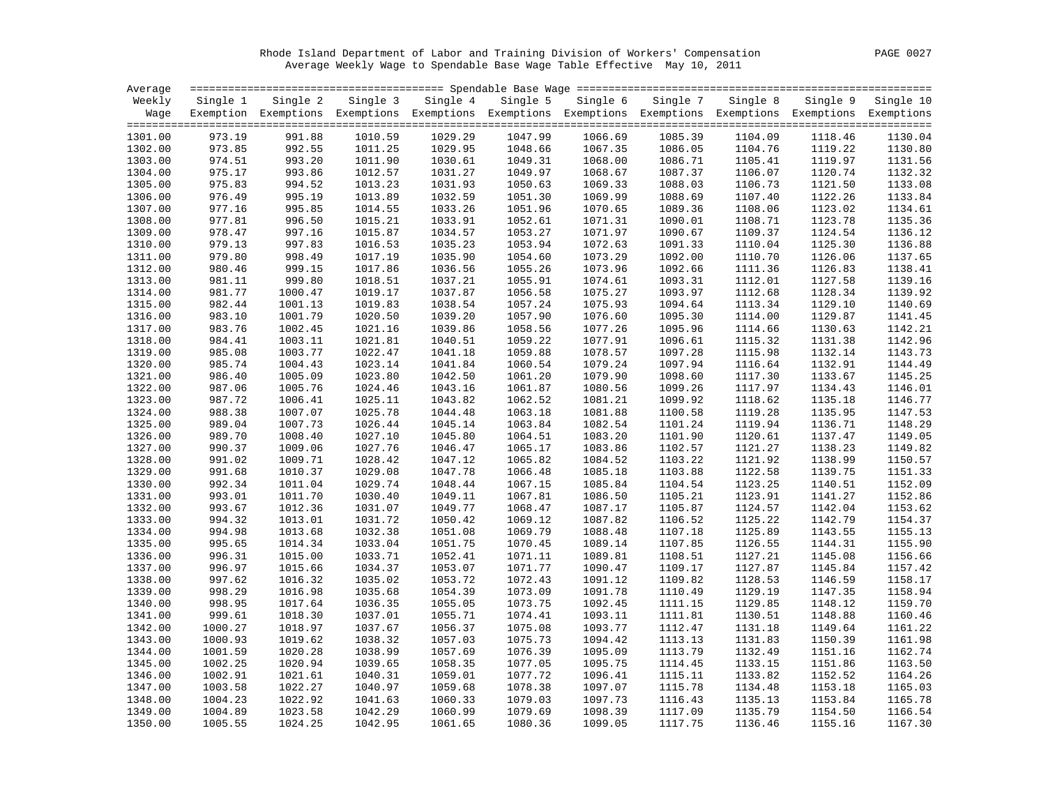Rhode Island Department of Labor and Training Division of Workers' Compensation

Average Weekly Wage to Spendable Base Wage Table Effective May 10, 2011

| Average Weekly Wage | Single 1 Exemption | Single 2 Exemptions | Single 3 Exemptions | Single 4 Exemptions | Single 5 Exemptions | Single 6 Exemptions | Single 7 Exemptions | Single 8 Exemptions | Single 9 Exemptions | Single 10 Exemptions |
|---|---|---|---|---|---|---|---|---|---|---|
| 1301.00 | 973.19 | 991.88 | 1010.59 | 1029.29 | 1047.99 | 1066.69 | 1085.39 | 1104.09 | 1118.46 | 1130.04 |
| 1302.00 | 973.85 | 992.55 | 1011.25 | 1029.95 | 1048.66 | 1067.35 | 1086.05 | 1104.76 | 1119.22 | 1130.80 |
| 1303.00 | 974.51 | 993.20 | 1011.90 | 1030.61 | 1049.31 | 1068.00 | 1086.71 | 1105.41 | 1119.97 | 1131.56 |
| 1304.00 | 975.17 | 993.86 | 1012.57 | 1031.27 | 1049.97 | 1068.67 | 1087.37 | 1106.07 | 1120.74 | 1132.32 |
| 1305.00 | 975.83 | 994.52 | 1013.23 | 1031.93 | 1050.63 | 1069.33 | 1088.03 | 1106.73 | 1121.50 | 1133.08 |
| 1306.00 | 976.49 | 995.19 | 1013.89 | 1032.59 | 1051.30 | 1069.99 | 1088.69 | 1107.40 | 1122.26 | 1133.84 |
| 1307.00 | 977.16 | 995.85 | 1014.55 | 1033.26 | 1051.96 | 1070.65 | 1089.36 | 1108.06 | 1123.02 | 1134.61 |
| 1308.00 | 977.81 | 996.50 | 1015.21 | 1033.91 | 1052.61 | 1071.31 | 1090.01 | 1108.71 | 1123.78 | 1135.36 |
| 1309.00 | 978.47 | 997.16 | 1015.87 | 1034.57 | 1053.27 | 1071.97 | 1090.67 | 1109.37 | 1124.54 | 1136.12 |
| 1310.00 | 979.13 | 997.83 | 1016.53 | 1035.23 | 1053.94 | 1072.63 | 1091.33 | 1110.04 | 1125.30 | 1136.88 |
| 1311.00 | 979.80 | 998.49 | 1017.19 | 1035.90 | 1054.60 | 1073.29 | 1092.00 | 1110.70 | 1126.06 | 1137.65 |
| 1312.00 | 980.46 | 999.15 | 1017.86 | 1036.56 | 1055.26 | 1073.96 | 1092.66 | 1111.36 | 1126.83 | 1138.41 |
| 1313.00 | 981.11 | 999.80 | 1018.51 | 1037.21 | 1055.91 | 1074.61 | 1093.31 | 1112.01 | 1127.58 | 1139.16 |
| 1314.00 | 981.77 | 1000.47 | 1019.17 | 1037.87 | 1056.58 | 1075.27 | 1093.97 | 1112.68 | 1128.34 | 1139.92 |
| 1315.00 | 982.44 | 1001.13 | 1019.83 | 1038.54 | 1057.24 | 1075.93 | 1094.64 | 1113.34 | 1129.10 | 1140.69 |
| 1316.00 | 983.10 | 1001.79 | 1020.50 | 1039.20 | 1057.90 | 1076.60 | 1095.30 | 1114.00 | 1129.87 | 1141.45 |
| 1317.00 | 983.76 | 1002.45 | 1021.16 | 1039.86 | 1058.56 | 1077.26 | 1095.96 | 1114.66 | 1130.63 | 1142.21 |
| 1318.00 | 984.41 | 1003.11 | 1021.81 | 1040.51 | 1059.22 | 1077.91 | 1096.61 | 1115.32 | 1131.38 | 1142.96 |
| 1319.00 | 985.08 | 1003.77 | 1022.47 | 1041.18 | 1059.88 | 1078.57 | 1097.28 | 1115.98 | 1132.14 | 1143.73 |
| 1320.00 | 985.74 | 1004.43 | 1023.14 | 1041.84 | 1060.54 | 1079.24 | 1097.94 | 1116.64 | 1132.91 | 1144.49 |
| 1321.00 | 986.40 | 1005.09 | 1023.80 | 1042.50 | 1061.20 | 1079.90 | 1098.60 | 1117.30 | 1133.67 | 1145.25 |
| 1322.00 | 987.06 | 1005.76 | 1024.46 | 1043.16 | 1061.87 | 1080.56 | 1099.26 | 1117.97 | 1134.43 | 1146.01 |
| 1323.00 | 987.72 | 1006.41 | 1025.11 | 1043.82 | 1062.52 | 1081.21 | 1099.92 | 1118.62 | 1135.18 | 1146.77 |
| 1324.00 | 988.38 | 1007.07 | 1025.78 | 1044.48 | 1063.18 | 1081.88 | 1100.58 | 1119.28 | 1135.95 | 1147.53 |
| 1325.00 | 989.04 | 1007.73 | 1026.44 | 1045.14 | 1063.84 | 1082.54 | 1101.24 | 1119.94 | 1136.71 | 1148.29 |
| 1326.00 | 989.70 | 1008.40 | 1027.10 | 1045.80 | 1064.51 | 1083.20 | 1101.90 | 1120.61 | 1137.47 | 1149.05 |
| 1327.00 | 990.37 | 1009.06 | 1027.76 | 1046.47 | 1065.17 | 1083.86 | 1102.57 | 1121.27 | 1138.23 | 1149.82 |
| 1328.00 | 991.02 | 1009.71 | 1028.42 | 1047.12 | 1065.82 | 1084.52 | 1103.22 | 1121.92 | 1138.99 | 1150.57 |
| 1329.00 | 991.68 | 1010.37 | 1029.08 | 1047.78 | 1066.48 | 1085.18 | 1103.88 | 1122.58 | 1139.75 | 1151.33 |
| 1330.00 | 992.34 | 1011.04 | 1029.74 | 1048.44 | 1067.15 | 1085.84 | 1104.54 | 1123.25 | 1140.51 | 1152.09 |
| 1331.00 | 993.01 | 1011.70 | 1030.40 | 1049.11 | 1067.81 | 1086.50 | 1105.21 | 1123.91 | 1141.27 | 1152.86 |
| 1332.00 | 993.67 | 1012.36 | 1031.07 | 1049.77 | 1068.47 | 1087.17 | 1105.87 | 1124.57 | 1142.04 | 1153.62 |
| 1333.00 | 994.32 | 1013.01 | 1031.72 | 1050.42 | 1069.12 | 1087.82 | 1106.52 | 1125.22 | 1142.79 | 1154.37 |
| 1334.00 | 994.98 | 1013.68 | 1032.38 | 1051.08 | 1069.79 | 1088.48 | 1107.18 | 1125.89 | 1143.55 | 1155.13 |
| 1335.00 | 995.65 | 1014.34 | 1033.04 | 1051.75 | 1070.45 | 1089.14 | 1107.85 | 1126.55 | 1144.31 | 1155.90 |
| 1336.00 | 996.31 | 1015.00 | 1033.71 | 1052.41 | 1071.11 | 1089.81 | 1108.51 | 1127.21 | 1145.08 | 1156.66 |
| 1337.00 | 996.97 | 1015.66 | 1034.37 | 1053.07 | 1071.77 | 1090.47 | 1109.17 | 1127.87 | 1145.84 | 1157.42 |
| 1338.00 | 997.62 | 1016.32 | 1035.02 | 1053.72 | 1072.43 | 1091.12 | 1109.82 | 1128.53 | 1146.59 | 1158.17 |
| 1339.00 | 998.29 | 1016.98 | 1035.68 | 1054.39 | 1073.09 | 1091.78 | 1110.49 | 1129.19 | 1147.35 | 1158.94 |
| 1340.00 | 998.95 | 1017.64 | 1036.35 | 1055.05 | 1073.75 | 1092.45 | 1111.15 | 1129.85 | 1148.12 | 1159.70 |
| 1341.00 | 999.61 | 1018.30 | 1037.01 | 1055.71 | 1074.41 | 1093.11 | 1111.81 | 1130.51 | 1148.88 | 1160.46 |
| 1342.00 | 1000.27 | 1018.97 | 1037.67 | 1056.37 | 1075.08 | 1093.77 | 1112.47 | 1131.18 | 1149.64 | 1161.22 |
| 1343.00 | 1000.93 | 1019.62 | 1038.32 | 1057.03 | 1075.73 | 1094.42 | 1113.13 | 1131.83 | 1150.39 | 1161.98 |
| 1344.00 | 1001.59 | 1020.28 | 1038.99 | 1057.69 | 1076.39 | 1095.09 | 1113.79 | 1132.49 | 1151.16 | 1162.74 |
| 1345.00 | 1002.25 | 1020.94 | 1039.65 | 1058.35 | 1077.05 | 1095.75 | 1114.45 | 1133.15 | 1151.86 | 1163.50 |
| 1346.00 | 1002.91 | 1021.61 | 1040.31 | 1059.01 | 1077.72 | 1096.41 | 1115.11 | 1133.82 | 1152.52 | 1164.26 |
| 1347.00 | 1003.58 | 1022.27 | 1040.97 | 1059.68 | 1078.38 | 1097.07 | 1115.78 | 1134.48 | 1153.18 | 1165.03 |
| 1348.00 | 1004.23 | 1022.92 | 1041.63 | 1060.33 | 1079.03 | 1097.73 | 1116.43 | 1135.13 | 1153.84 | 1165.78 |
| 1349.00 | 1004.89 | 1023.58 | 1042.29 | 1060.99 | 1079.69 | 1098.39 | 1117.09 | 1135.79 | 1154.50 | 1166.54 |
| 1350.00 | 1005.55 | 1024.25 | 1042.95 | 1061.65 | 1080.36 | 1099.05 | 1117.75 | 1136.46 | 1155.16 | 1167.30 |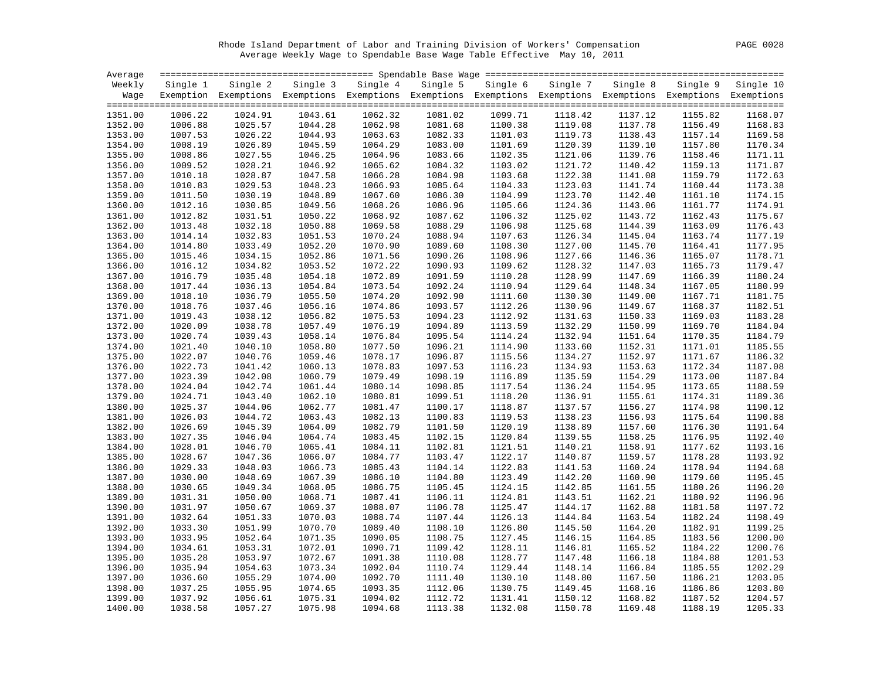Rhode Island Department of Labor and Training Division of Workers' Compensation

Average Weekly Wage to Spendable Base Wage Table Effective May 10, 2011

| Average Weekly Wage | Single 1 Exemption | Single 2 Exemptions | Single 3 Exemptions | Single 4 Exemptions | Single 5 Exemptions | Single 6 Exemptions | Single 7 Exemptions | Single 8 Exemptions | Single 9 Exemptions | Single 10 Exemptions |
|---|---|---|---|---|---|---|---|---|---|---|
| 1351.00 | 1006.22 | 1024.91 | 1043.61 | 1062.32 | 1081.02 | 1099.71 | 1118.42 | 1137.12 | 1155.82 | 1168.07 |
| 1352.00 | 1006.88 | 1025.57 | 1044.28 | 1062.98 | 1081.68 | 1100.38 | 1119.08 | 1137.78 | 1156.49 | 1168.83 |
| 1353.00 | 1007.53 | 1026.22 | 1044.93 | 1063.63 | 1082.33 | 1101.03 | 1119.73 | 1138.43 | 1157.14 | 1169.58 |
| 1354.00 | 1008.19 | 1026.89 | 1045.59 | 1064.29 | 1083.00 | 1101.69 | 1120.39 | 1139.10 | 1157.80 | 1170.34 |
| 1355.00 | 1008.86 | 1027.55 | 1046.25 | 1064.96 | 1083.66 | 1102.35 | 1121.06 | 1139.76 | 1158.46 | 1171.11 |
| 1356.00 | 1009.52 | 1028.21 | 1046.92 | 1065.62 | 1084.32 | 1103.02 | 1121.72 | 1140.42 | 1159.13 | 1171.87 |
| 1357.00 | 1010.18 | 1028.87 | 1047.58 | 1066.28 | 1084.98 | 1103.68 | 1122.38 | 1141.08 | 1159.79 | 1172.63 |
| 1358.00 | 1010.83 | 1029.53 | 1048.23 | 1066.93 | 1085.64 | 1104.33 | 1123.03 | 1141.74 | 1160.44 | 1173.38 |
| 1359.00 | 1011.50 | 1030.19 | 1048.89 | 1067.60 | 1086.30 | 1104.99 | 1123.70 | 1142.40 | 1161.10 | 1174.15 |
| 1360.00 | 1012.16 | 1030.85 | 1049.56 | 1068.26 | 1086.96 | 1105.66 | 1124.36 | 1143.06 | 1161.77 | 1174.91 |
| 1361.00 | 1012.82 | 1031.51 | 1050.22 | 1068.92 | 1087.62 | 1106.32 | 1125.02 | 1143.72 | 1162.43 | 1175.67 |
| 1362.00 | 1013.48 | 1032.18 | 1050.88 | 1069.58 | 1088.29 | 1106.98 | 1125.68 | 1144.39 | 1163.09 | 1176.43 |
| 1363.00 | 1014.14 | 1032.83 | 1051.53 | 1070.24 | 1088.94 | 1107.63 | 1126.34 | 1145.04 | 1163.74 | 1177.19 |
| 1364.00 | 1014.80 | 1033.49 | 1052.20 | 1070.90 | 1089.60 | 1108.30 | 1127.00 | 1145.70 | 1164.41 | 1177.95 |
| 1365.00 | 1015.46 | 1034.15 | 1052.86 | 1071.56 | 1090.26 | 1108.96 | 1127.66 | 1146.36 | 1165.07 | 1178.71 |
| 1366.00 | 1016.12 | 1034.82 | 1053.52 | 1072.22 | 1090.93 | 1109.62 | 1128.32 | 1147.03 | 1165.73 | 1179.47 |
| 1367.00 | 1016.79 | 1035.48 | 1054.18 | 1072.89 | 1091.59 | 1110.28 | 1128.99 | 1147.69 | 1166.39 | 1180.24 |
| 1368.00 | 1017.44 | 1036.13 | 1054.84 | 1073.54 | 1092.24 | 1110.94 | 1129.64 | 1148.34 | 1167.05 | 1180.99 |
| 1369.00 | 1018.10 | 1036.79 | 1055.50 | 1074.20 | 1092.90 | 1111.60 | 1130.30 | 1149.00 | 1167.71 | 1181.75 |
| 1370.00 | 1018.76 | 1037.46 | 1056.16 | 1074.86 | 1093.57 | 1112.26 | 1130.96 | 1149.67 | 1168.37 | 1182.51 |
| 1371.00 | 1019.43 | 1038.12 | 1056.82 | 1075.53 | 1094.23 | 1112.92 | 1131.63 | 1150.33 | 1169.03 | 1183.28 |
| 1372.00 | 1020.09 | 1038.78 | 1057.49 | 1076.19 | 1094.89 | 1113.59 | 1132.29 | 1150.99 | 1169.70 | 1184.04 |
| 1373.00 | 1020.74 | 1039.43 | 1058.14 | 1076.84 | 1095.54 | 1114.24 | 1132.94 | 1151.64 | 1170.35 | 1184.79 |
| 1374.00 | 1021.40 | 1040.10 | 1058.80 | 1077.50 | 1096.21 | 1114.90 | 1133.60 | 1152.31 | 1171.01 | 1185.55 |
| 1375.00 | 1022.07 | 1040.76 | 1059.46 | 1078.17 | 1096.87 | 1115.56 | 1134.27 | 1152.97 | 1171.67 | 1186.32 |
| 1376.00 | 1022.73 | 1041.42 | 1060.13 | 1078.83 | 1097.53 | 1116.23 | 1134.93 | 1153.63 | 1172.34 | 1187.08 |
| 1377.00 | 1023.39 | 1042.08 | 1060.79 | 1079.49 | 1098.19 | 1116.89 | 1135.59 | 1154.29 | 1173.00 | 1187.84 |
| 1378.00 | 1024.04 | 1042.74 | 1061.44 | 1080.14 | 1098.85 | 1117.54 | 1136.24 | 1154.95 | 1173.65 | 1188.59 |
| 1379.00 | 1024.71 | 1043.40 | 1062.10 | 1080.81 | 1099.51 | 1118.20 | 1136.91 | 1155.61 | 1174.31 | 1189.36 |
| 1380.00 | 1025.37 | 1044.06 | 1062.77 | 1081.47 | 1100.17 | 1118.87 | 1137.57 | 1156.27 | 1174.98 | 1190.12 |
| 1381.00 | 1026.03 | 1044.72 | 1063.43 | 1082.13 | 1100.83 | 1119.53 | 1138.23 | 1156.93 | 1175.64 | 1190.88 |
| 1382.00 | 1026.69 | 1045.39 | 1064.09 | 1082.79 | 1101.50 | 1120.19 | 1138.89 | 1157.60 | 1176.30 | 1191.64 |
| 1383.00 | 1027.35 | 1046.04 | 1064.74 | 1083.45 | 1102.15 | 1120.84 | 1139.55 | 1158.25 | 1176.95 | 1192.40 |
| 1384.00 | 1028.01 | 1046.70 | 1065.41 | 1084.11 | 1102.81 | 1121.51 | 1140.21 | 1158.91 | 1177.62 | 1193.16 |
| 1385.00 | 1028.67 | 1047.36 | 1066.07 | 1084.77 | 1103.47 | 1122.17 | 1140.87 | 1159.57 | 1178.28 | 1193.92 |
| 1386.00 | 1029.33 | 1048.03 | 1066.73 | 1085.43 | 1104.14 | 1122.83 | 1141.53 | 1160.24 | 1178.94 | 1194.68 |
| 1387.00 | 1030.00 | 1048.69 | 1067.39 | 1086.10 | 1104.80 | 1123.49 | 1142.20 | 1160.90 | 1179.60 | 1195.45 |
| 1388.00 | 1030.65 | 1049.34 | 1068.05 | 1086.75 | 1105.45 | 1124.15 | 1142.85 | 1161.55 | 1180.26 | 1196.20 |
| 1389.00 | 1031.31 | 1050.00 | 1068.71 | 1087.41 | 1106.11 | 1124.81 | 1143.51 | 1162.21 | 1180.92 | 1196.96 |
| 1390.00 | 1031.97 | 1050.67 | 1069.37 | 1088.07 | 1106.78 | 1125.47 | 1144.17 | 1162.88 | 1181.58 | 1197.72 |
| 1391.00 | 1032.64 | 1051.33 | 1070.03 | 1088.74 | 1107.44 | 1126.13 | 1144.84 | 1163.54 | 1182.24 | 1198.49 |
| 1392.00 | 1033.30 | 1051.99 | 1070.70 | 1089.40 | 1108.10 | 1126.80 | 1145.50 | 1164.20 | 1182.91 | 1199.25 |
| 1393.00 | 1033.95 | 1052.64 | 1071.35 | 1090.05 | 1108.75 | 1127.45 | 1146.15 | 1164.85 | 1183.56 | 1200.00 |
| 1394.00 | 1034.61 | 1053.31 | 1072.01 | 1090.71 | 1109.42 | 1128.11 | 1146.81 | 1165.52 | 1184.22 | 1200.76 |
| 1395.00 | 1035.28 | 1053.97 | 1072.67 | 1091.38 | 1110.08 | 1128.77 | 1147.48 | 1166.18 | 1184.88 | 1201.53 |
| 1396.00 | 1035.94 | 1054.63 | 1073.34 | 1092.04 | 1110.74 | 1129.44 | 1148.14 | 1166.84 | 1185.55 | 1202.29 |
| 1397.00 | 1036.60 | 1055.29 | 1074.00 | 1092.70 | 1111.40 | 1130.10 | 1148.80 | 1167.50 | 1186.21 | 1203.05 |
| 1398.00 | 1037.25 | 1055.95 | 1074.65 | 1093.35 | 1112.06 | 1130.75 | 1149.45 | 1168.16 | 1186.86 | 1203.80 |
| 1399.00 | 1037.92 | 1056.61 | 1075.31 | 1094.02 | 1112.72 | 1131.41 | 1150.12 | 1168.82 | 1187.52 | 1204.57 |
| 1400.00 | 1038.58 | 1057.27 | 1075.98 | 1094.68 | 1113.38 | 1132.08 | 1150.78 | 1169.48 | 1188.19 | 1205.33 |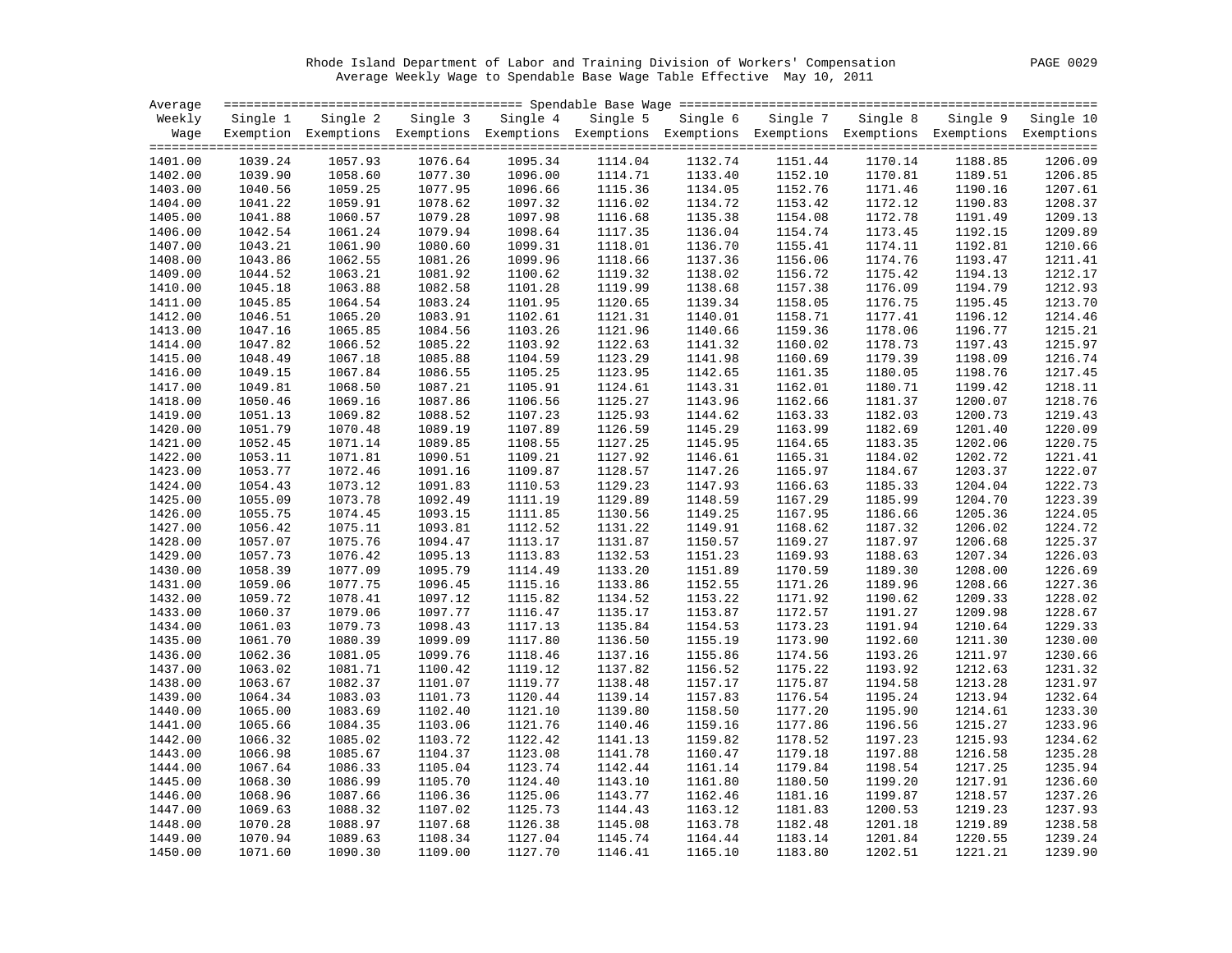Rhode Island Department of Labor and Training Division of Workers' Compensation
Average Weekly Wage to Spendable Base Wage Table Effective May 10, 2011

| Average Weekly Wage | Single 1 Exemption | Single 2 Exemptions | Single 3 Exemptions | Single 4 Exemptions | Single 5 Exemptions | Single 6 Exemptions | Single 7 Exemptions | Single 8 Exemptions | Single 9 Exemptions | Single 10 Exemptions |
|---|---|---|---|---|---|---|---|---|---|---|
| 1401.00 | 1039.24 | 1057.93 | 1076.64 | 1095.34 | 1114.04 | 1132.74 | 1151.44 | 1170.14 | 1188.85 | 1206.09 |
| 1402.00 | 1039.90 | 1058.60 | 1077.30 | 1096.00 | 1114.71 | 1133.40 | 1152.10 | 1170.81 | 1189.51 | 1206.85 |
| 1403.00 | 1040.56 | 1059.25 | 1077.95 | 1096.66 | 1115.36 | 1134.05 | 1152.76 | 1171.46 | 1190.16 | 1207.61 |
| 1404.00 | 1041.22 | 1059.91 | 1078.62 | 1097.32 | 1116.02 | 1134.72 | 1153.42 | 1172.12 | 1190.83 | 1208.37 |
| 1405.00 | 1041.88 | 1060.57 | 1079.28 | 1097.98 | 1116.68 | 1135.38 | 1154.08 | 1172.78 | 1191.49 | 1209.13 |
| 1406.00 | 1042.54 | 1061.24 | 1079.94 | 1098.64 | 1117.35 | 1136.04 | 1154.74 | 1173.45 | 1192.15 | 1209.89 |
| 1407.00 | 1043.21 | 1061.90 | 1080.60 | 1099.31 | 1118.01 | 1136.70 | 1155.41 | 1174.11 | 1192.81 | 1210.66 |
| 1408.00 | 1043.86 | 1062.55 | 1081.26 | 1099.96 | 1118.66 | 1137.36 | 1156.06 | 1174.76 | 1193.47 | 1211.41 |
| 1409.00 | 1044.52 | 1063.21 | 1081.92 | 1100.62 | 1119.32 | 1138.02 | 1156.72 | 1175.42 | 1194.13 | 1212.17 |
| 1410.00 | 1045.18 | 1063.88 | 1082.58 | 1101.28 | 1119.99 | 1138.68 | 1157.38 | 1176.09 | 1194.79 | 1212.93 |
| 1411.00 | 1045.85 | 1064.54 | 1083.24 | 1101.95 | 1120.65 | 1139.34 | 1158.05 | 1176.75 | 1195.45 | 1213.70 |
| 1412.00 | 1046.51 | 1065.20 | 1083.91 | 1102.61 | 1121.31 | 1140.01 | 1158.71 | 1177.41 | 1196.12 | 1214.46 |
| 1413.00 | 1047.16 | 1065.85 | 1084.56 | 1103.26 | 1121.96 | 1140.66 | 1159.36 | 1178.06 | 1196.77 | 1215.21 |
| 1414.00 | 1047.82 | 1066.52 | 1085.22 | 1103.92 | 1122.63 | 1141.32 | 1160.02 | 1178.73 | 1197.43 | 1215.97 |
| 1415.00 | 1048.49 | 1067.18 | 1085.88 | 1104.59 | 1123.29 | 1141.98 | 1160.69 | 1179.39 | 1198.09 | 1216.74 |
| 1416.00 | 1049.15 | 1067.84 | 1086.55 | 1105.25 | 1123.95 | 1142.65 | 1161.35 | 1180.05 | 1198.76 | 1217.45 |
| 1417.00 | 1049.81 | 1068.50 | 1087.21 | 1105.91 | 1124.61 | 1143.31 | 1162.01 | 1180.71 | 1199.42 | 1218.11 |
| 1418.00 | 1050.46 | 1069.16 | 1087.86 | 1106.56 | 1125.27 | 1143.96 | 1162.66 | 1181.37 | 1200.07 | 1218.76 |
| 1419.00 | 1051.13 | 1069.82 | 1088.52 | 1107.23 | 1125.93 | 1144.62 | 1163.33 | 1182.03 | 1200.73 | 1219.43 |
| 1420.00 | 1051.79 | 1070.48 | 1089.19 | 1107.89 | 1126.59 | 1145.29 | 1163.99 | 1182.69 | 1201.40 | 1220.09 |
| 1421.00 | 1052.45 | 1071.14 | 1089.85 | 1108.55 | 1127.25 | 1145.95 | 1164.65 | 1183.35 | 1202.06 | 1220.75 |
| 1422.00 | 1053.11 | 1071.81 | 1090.51 | 1109.21 | 1127.92 | 1146.61 | 1165.31 | 1184.02 | 1202.72 | 1221.41 |
| 1423.00 | 1053.77 | 1072.46 | 1091.16 | 1109.87 | 1128.57 | 1147.26 | 1165.97 | 1184.67 | 1203.37 | 1222.07 |
| 1424.00 | 1054.43 | 1073.12 | 1091.83 | 1110.53 | 1129.23 | 1147.93 | 1166.63 | 1185.33 | 1204.04 | 1222.73 |
| 1425.00 | 1055.09 | 1073.78 | 1092.49 | 1111.19 | 1129.89 | 1148.59 | 1167.29 | 1185.99 | 1204.70 | 1223.39 |
| 1426.00 | 1055.75 | 1074.45 | 1093.15 | 1111.85 | 1130.56 | 1149.25 | 1167.95 | 1186.66 | 1205.36 | 1224.05 |
| 1427.00 | 1056.42 | 1075.11 | 1093.81 | 1112.52 | 1131.22 | 1149.91 | 1168.62 | 1187.32 | 1206.02 | 1224.72 |
| 1428.00 | 1057.07 | 1075.76 | 1094.47 | 1113.17 | 1131.87 | 1150.57 | 1169.27 | 1187.97 | 1206.68 | 1225.37 |
| 1429.00 | 1057.73 | 1076.42 | 1095.13 | 1113.83 | 1132.53 | 1151.23 | 1169.93 | 1188.63 | 1207.34 | 1226.03 |
| 1430.00 | 1058.39 | 1077.09 | 1095.79 | 1114.49 | 1133.20 | 1151.89 | 1170.59 | 1189.30 | 1208.00 | 1226.69 |
| 1431.00 | 1059.06 | 1077.75 | 1096.45 | 1115.16 | 1133.86 | 1152.55 | 1171.26 | 1189.96 | 1208.66 | 1227.36 |
| 1432.00 | 1059.72 | 1078.41 | 1097.12 | 1115.82 | 1134.52 | 1153.22 | 1171.92 | 1190.62 | 1209.33 | 1228.02 |
| 1433.00 | 1060.37 | 1079.06 | 1097.77 | 1116.47 | 1135.17 | 1153.87 | 1172.57 | 1191.27 | 1209.98 | 1228.67 |
| 1434.00 | 1061.03 | 1079.73 | 1098.43 | 1117.13 | 1135.84 | 1154.53 | 1173.23 | 1191.94 | 1210.64 | 1229.33 |
| 1435.00 | 1061.70 | 1080.39 | 1099.09 | 1117.80 | 1136.50 | 1155.19 | 1173.90 | 1192.60 | 1211.30 | 1230.00 |
| 1436.00 | 1062.36 | 1081.05 | 1099.76 | 1118.46 | 1137.16 | 1155.86 | 1174.56 | 1193.26 | 1211.97 | 1230.66 |
| 1437.00 | 1063.02 | 1081.71 | 1100.42 | 1119.12 | 1137.82 | 1156.52 | 1175.22 | 1193.92 | 1212.63 | 1231.32 |
| 1438.00 | 1063.67 | 1082.37 | 1101.07 | 1119.77 | 1138.48 | 1157.17 | 1175.87 | 1194.58 | 1213.28 | 1231.97 |
| 1439.00 | 1064.34 | 1083.03 | 1101.73 | 1120.44 | 1139.14 | 1157.83 | 1176.54 | 1195.24 | 1213.94 | 1232.64 |
| 1440.00 | 1065.00 | 1083.69 | 1102.40 | 1121.10 | 1139.80 | 1158.50 | 1177.20 | 1195.90 | 1214.61 | 1233.30 |
| 1441.00 | 1065.66 | 1084.35 | 1103.06 | 1121.76 | 1140.46 | 1159.16 | 1177.86 | 1196.56 | 1215.27 | 1233.96 |
| 1442.00 | 1066.32 | 1085.02 | 1103.72 | 1122.42 | 1141.13 | 1159.82 | 1178.52 | 1197.23 | 1215.93 | 1234.62 |
| 1443.00 | 1066.98 | 1085.67 | 1104.37 | 1123.08 | 1141.78 | 1160.47 | 1179.18 | 1197.88 | 1216.58 | 1235.28 |
| 1444.00 | 1067.64 | 1086.33 | 1105.04 | 1123.74 | 1142.44 | 1161.14 | 1179.84 | 1198.54 | 1217.25 | 1235.94 |
| 1445.00 | 1068.30 | 1086.99 | 1105.70 | 1124.40 | 1143.10 | 1161.80 | 1180.50 | 1199.20 | 1217.91 | 1236.60 |
| 1446.00 | 1068.96 | 1087.66 | 1106.36 | 1125.06 | 1143.77 | 1162.46 | 1181.16 | 1199.87 | 1218.57 | 1237.26 |
| 1447.00 | 1069.63 | 1088.32 | 1107.02 | 1125.73 | 1144.43 | 1163.12 | 1181.83 | 1200.53 | 1219.23 | 1237.93 |
| 1448.00 | 1070.28 | 1088.97 | 1107.68 | 1126.38 | 1145.08 | 1163.78 | 1182.48 | 1201.18 | 1219.89 | 1238.58 |
| 1449.00 | 1070.94 | 1089.63 | 1108.34 | 1127.04 | 1145.74 | 1164.44 | 1183.14 | 1201.84 | 1220.55 | 1239.24 |
| 1450.00 | 1071.60 | 1090.30 | 1109.00 | 1127.70 | 1146.41 | 1165.10 | 1183.80 | 1202.51 | 1221.21 | 1239.90 |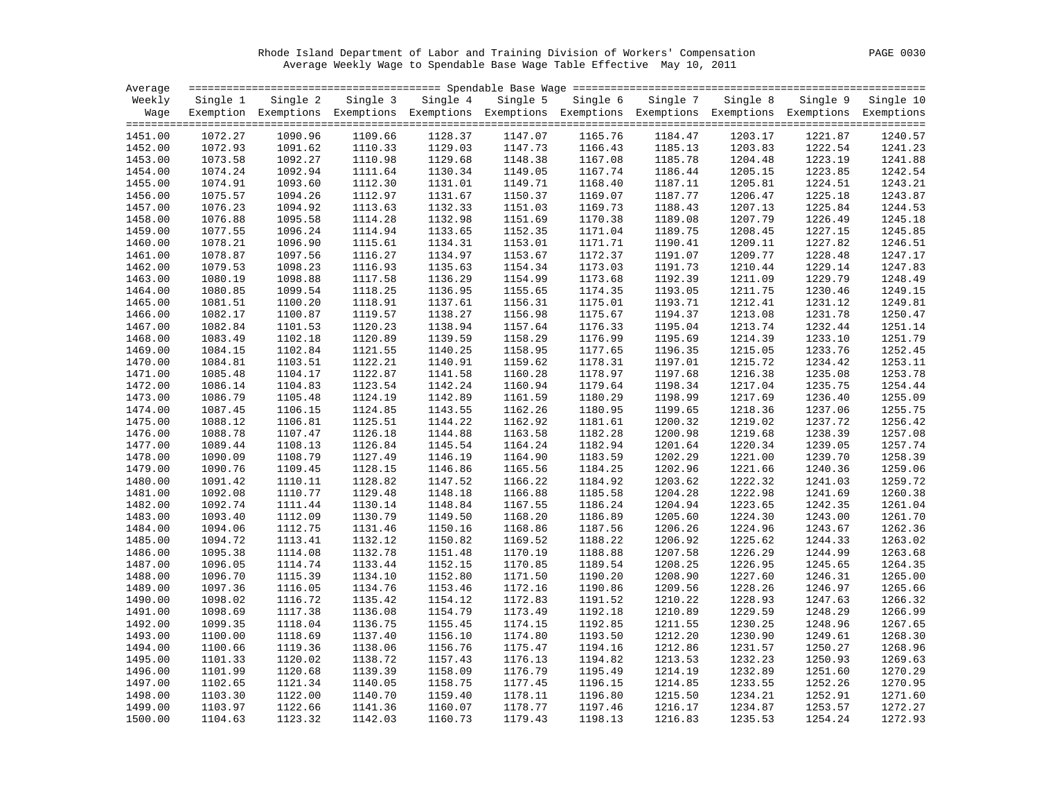Rhode Island Department of Labor and Training Division of Workers' Compensation

Average Weekly Wage to Spendable Base Wage Table Effective May 10, 2011

| Average Weekly Wage | Single 1 Exemption | Single 2 Exemptions | Single 3 Exemptions | Single 4 Exemptions | Single 5 Exemptions | Single 6 Exemptions | Single 7 Exemptions | Single 8 Exemptions | Single 9 Exemptions | Single 10 Exemptions |
|---|---|---|---|---|---|---|---|---|---|---|
| 1451.00 | 1072.27 | 1090.96 | 1109.66 | 1128.37 | 1147.07 | 1165.76 | 1184.47 | 1203.17 | 1221.87 | 1240.57 |
| 1452.00 | 1072.93 | 1091.62 | 1110.33 | 1129.03 | 1147.73 | 1166.43 | 1185.13 | 1203.83 | 1222.54 | 1241.23 |
| 1453.00 | 1073.58 | 1092.27 | 1110.98 | 1129.68 | 1148.38 | 1167.08 | 1185.78 | 1204.48 | 1223.19 | 1241.88 |
| 1454.00 | 1074.24 | 1092.94 | 1111.64 | 1130.34 | 1149.05 | 1167.74 | 1186.44 | 1205.15 | 1223.85 | 1242.54 |
| 1455.00 | 1074.91 | 1093.60 | 1112.30 | 1131.01 | 1149.71 | 1168.40 | 1187.11 | 1205.81 | 1224.51 | 1243.21 |
| 1456.00 | 1075.57 | 1094.26 | 1112.97 | 1131.67 | 1150.37 | 1169.07 | 1187.77 | 1206.47 | 1225.18 | 1243.87 |
| 1457.00 | 1076.23 | 1094.92 | 1113.63 | 1132.33 | 1151.03 | 1169.73 | 1188.43 | 1207.13 | 1225.84 | 1244.53 |
| 1458.00 | 1076.88 | 1095.58 | 1114.28 | 1132.98 | 1151.69 | 1170.38 | 1189.08 | 1207.79 | 1226.49 | 1245.18 |
| 1459.00 | 1077.55 | 1096.24 | 1114.94 | 1133.65 | 1152.35 | 1171.04 | 1189.75 | 1208.45 | 1227.15 | 1245.85 |
| 1460.00 | 1078.21 | 1096.90 | 1115.61 | 1134.31 | 1153.01 | 1171.71 | 1190.41 | 1209.11 | 1227.82 | 1246.51 |
| 1461.00 | 1078.87 | 1097.56 | 1116.27 | 1134.97 | 1153.67 | 1172.37 | 1191.07 | 1209.77 | 1228.48 | 1247.17 |
| 1462.00 | 1079.53 | 1098.23 | 1116.93 | 1135.63 | 1154.34 | 1173.03 | 1191.73 | 1210.44 | 1229.14 | 1247.83 |
| 1463.00 | 1080.19 | 1098.88 | 1117.58 | 1136.29 | 1154.99 | 1173.68 | 1192.39 | 1211.09 | 1229.79 | 1248.49 |
| 1464.00 | 1080.85 | 1099.54 | 1118.25 | 1136.95 | 1155.65 | 1174.35 | 1193.05 | 1211.75 | 1230.46 | 1249.15 |
| 1465.00 | 1081.51 | 1100.20 | 1118.91 | 1137.61 | 1156.31 | 1175.01 | 1193.71 | 1212.41 | 1231.12 | 1249.81 |
| 1466.00 | 1082.17 | 1100.87 | 1119.57 | 1138.27 | 1156.98 | 1175.67 | 1194.37 | 1213.08 | 1231.78 | 1250.47 |
| 1467.00 | 1082.84 | 1101.53 | 1120.23 | 1138.94 | 1157.64 | 1176.33 | 1195.04 | 1213.74 | 1232.44 | 1251.14 |
| 1468.00 | 1083.49 | 1102.18 | 1120.89 | 1139.59 | 1158.29 | 1176.99 | 1195.69 | 1214.39 | 1233.10 | 1251.79 |
| 1469.00 | 1084.15 | 1102.84 | 1121.55 | 1140.25 | 1158.95 | 1177.65 | 1196.35 | 1215.05 | 1233.76 | 1252.45 |
| 1470.00 | 1084.81 | 1103.51 | 1122.21 | 1140.91 | 1159.62 | 1178.31 | 1197.01 | 1215.72 | 1234.42 | 1253.11 |
| 1471.00 | 1085.48 | 1104.17 | 1122.87 | 1141.58 | 1160.28 | 1178.97 | 1197.68 | 1216.38 | 1235.08 | 1253.78 |
| 1472.00 | 1086.14 | 1104.83 | 1123.54 | 1142.24 | 1160.94 | 1179.64 | 1198.34 | 1217.04 | 1235.75 | 1254.44 |
| 1473.00 | 1086.79 | 1105.48 | 1124.19 | 1142.89 | 1161.59 | 1180.29 | 1198.99 | 1217.69 | 1236.40 | 1255.09 |
| 1474.00 | 1087.45 | 1106.15 | 1124.85 | 1143.55 | 1162.26 | 1180.95 | 1199.65 | 1218.36 | 1237.06 | 1255.75 |
| 1475.00 | 1088.12 | 1106.81 | 1125.51 | 1144.22 | 1162.92 | 1181.61 | 1200.32 | 1219.02 | 1237.72 | 1256.42 |
| 1476.00 | 1088.78 | 1107.47 | 1126.18 | 1144.88 | 1163.58 | 1182.28 | 1200.98 | 1219.68 | 1238.39 | 1257.08 |
| 1477.00 | 1089.44 | 1108.13 | 1126.84 | 1145.54 | 1164.24 | 1182.94 | 1201.64 | 1220.34 | 1239.05 | 1257.74 |
| 1478.00 | 1090.09 | 1108.79 | 1127.49 | 1146.19 | 1164.90 | 1183.59 | 1202.29 | 1221.00 | 1239.70 | 1258.39 |
| 1479.00 | 1090.76 | 1109.45 | 1128.15 | 1146.86 | 1165.56 | 1184.25 | 1202.96 | 1221.66 | 1240.36 | 1259.06 |
| 1480.00 | 1091.42 | 1110.11 | 1128.82 | 1147.52 | 1166.22 | 1184.92 | 1203.62 | 1222.32 | 1241.03 | 1259.72 |
| 1481.00 | 1092.08 | 1110.77 | 1129.48 | 1148.18 | 1166.88 | 1185.58 | 1204.28 | 1222.98 | 1241.69 | 1260.38 |
| 1482.00 | 1092.74 | 1111.44 | 1130.14 | 1148.84 | 1167.55 | 1186.24 | 1204.94 | 1223.65 | 1242.35 | 1261.04 |
| 1483.00 | 1093.40 | 1112.09 | 1130.79 | 1149.50 | 1168.20 | 1186.89 | 1205.60 | 1224.30 | 1243.00 | 1261.70 |
| 1484.00 | 1094.06 | 1112.75 | 1131.46 | 1150.16 | 1168.86 | 1187.56 | 1206.26 | 1224.96 | 1243.67 | 1262.36 |
| 1485.00 | 1094.72 | 1113.41 | 1132.12 | 1150.82 | 1169.52 | 1188.22 | 1206.92 | 1225.62 | 1244.33 | 1263.02 |
| 1486.00 | 1095.38 | 1114.08 | 1132.78 | 1151.48 | 1170.19 | 1188.88 | 1207.58 | 1226.29 | 1244.99 | 1263.68 |
| 1487.00 | 1096.05 | 1114.74 | 1133.44 | 1152.15 | 1170.85 | 1189.54 | 1208.25 | 1226.95 | 1245.65 | 1264.35 |
| 1488.00 | 1096.70 | 1115.39 | 1134.10 | 1152.80 | 1171.50 | 1190.20 | 1208.90 | 1227.60 | 1246.31 | 1265.00 |
| 1489.00 | 1097.36 | 1116.05 | 1134.76 | 1153.46 | 1172.16 | 1190.86 | 1209.56 | 1228.26 | 1246.97 | 1265.66 |
| 1490.00 | 1098.02 | 1116.72 | 1135.42 | 1154.12 | 1172.83 | 1191.52 | 1210.22 | 1228.93 | 1247.63 | 1266.32 |
| 1491.00 | 1098.69 | 1117.38 | 1136.08 | 1154.79 | 1173.49 | 1192.18 | 1210.89 | 1229.59 | 1248.29 | 1266.99 |
| 1492.00 | 1099.35 | 1118.04 | 1136.75 | 1155.45 | 1174.15 | 1192.85 | 1211.55 | 1230.25 | 1248.96 | 1267.65 |
| 1493.00 | 1100.00 | 1118.69 | 1137.40 | 1156.10 | 1174.80 | 1193.50 | 1212.20 | 1230.90 | 1249.61 | 1268.30 |
| 1494.00 | 1100.66 | 1119.36 | 1138.06 | 1156.76 | 1175.47 | 1194.16 | 1212.86 | 1231.57 | 1250.27 | 1268.96 |
| 1495.00 | 1101.33 | 1120.02 | 1138.72 | 1157.43 | 1176.13 | 1194.82 | 1213.53 | 1232.23 | 1250.93 | 1269.63 |
| 1496.00 | 1101.99 | 1120.68 | 1139.39 | 1158.09 | 1176.79 | 1195.49 | 1214.19 | 1232.89 | 1251.60 | 1270.29 |
| 1497.00 | 1102.65 | 1121.34 | 1140.05 | 1158.75 | 1177.45 | 1196.15 | 1214.85 | 1233.55 | 1252.26 | 1270.95 |
| 1498.00 | 1103.30 | 1122.00 | 1140.70 | 1159.40 | 1178.11 | 1196.80 | 1215.50 | 1234.21 | 1252.91 | 1271.60 |
| 1499.00 | 1103.97 | 1122.66 | 1141.36 | 1160.07 | 1178.77 | 1197.46 | 1216.17 | 1234.87 | 1253.57 | 1272.27 |
| 1500.00 | 1104.63 | 1123.32 | 1142.03 | 1160.73 | 1179.43 | 1198.13 | 1216.83 | 1235.53 | 1254.24 | 1272.93 |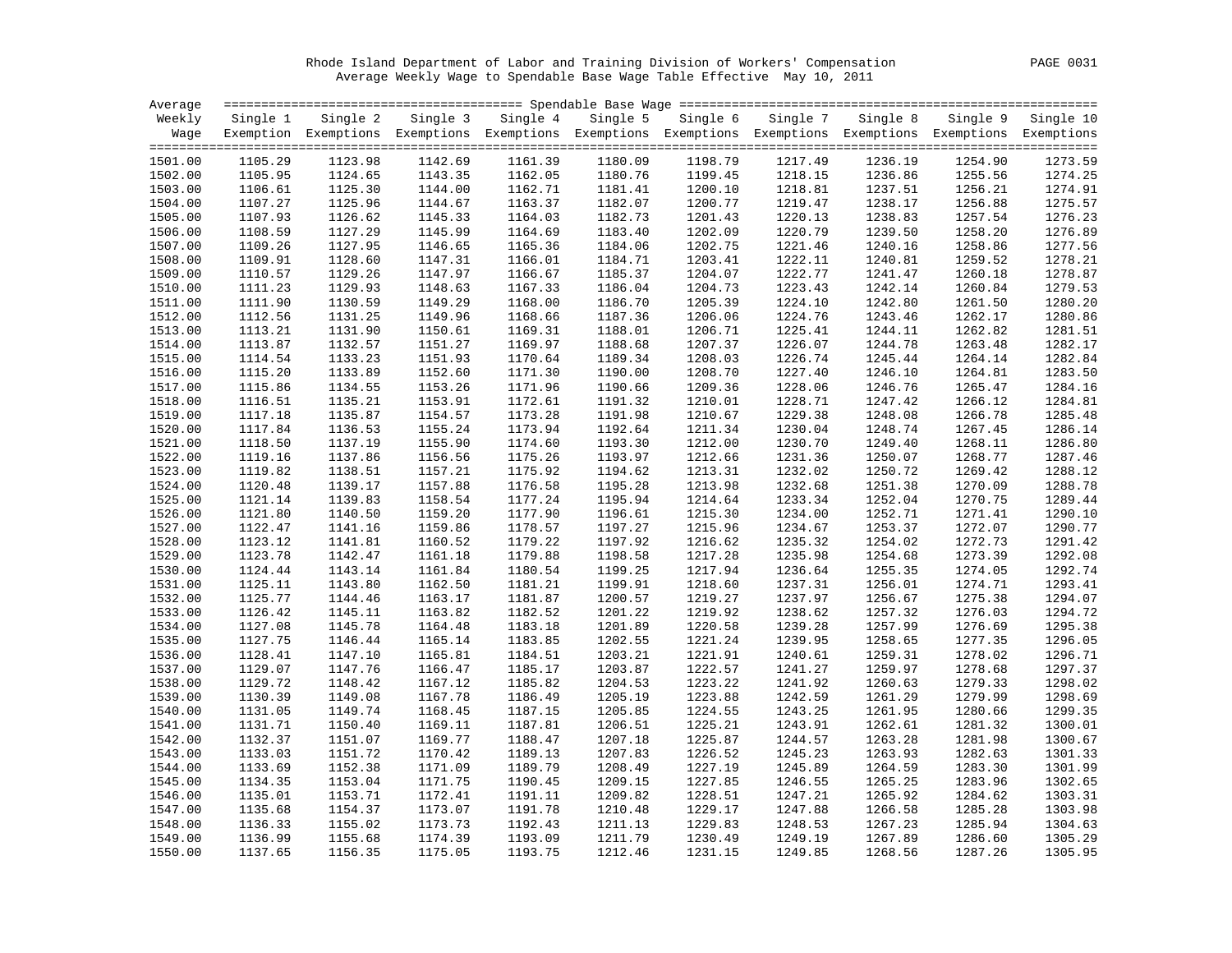Rhode Island Department of Labor and Training Division of Workers' Compensation

Average Weekly Wage to Spendable Base Wage Table Effective May 10, 2011

| Average Weekly Wage | Single 1 Exemption | Single 2 Exemptions | Single 3 Exemptions | Single 4 Exemptions | Single 5 Exemptions | Single 6 Exemptions | Single 7 Exemptions | Single 8 Exemptions | Single 9 Exemptions | Single 10 Exemptions |
|---|---|---|---|---|---|---|---|---|---|---|
| 1501.00 | 1105.29 | 1123.98 | 1142.69 | 1161.39 | 1180.09 | 1198.79 | 1217.49 | 1236.19 | 1254.90 | 1273.59 |
| 1502.00 | 1105.95 | 1124.65 | 1143.35 | 1162.05 | 1180.76 | 1199.45 | 1218.15 | 1236.86 | 1255.56 | 1274.25 |
| 1503.00 | 1106.61 | 1125.30 | 1144.00 | 1162.71 | 1181.41 | 1200.10 | 1218.81 | 1237.51 | 1256.21 | 1274.91 |
| 1504.00 | 1107.27 | 1125.96 | 1144.67 | 1163.37 | 1182.07 | 1200.77 | 1219.47 | 1238.17 | 1256.88 | 1275.57 |
| 1505.00 | 1107.93 | 1126.62 | 1145.33 | 1164.03 | 1182.73 | 1201.43 | 1220.13 | 1238.83 | 1257.54 | 1276.23 |
| 1506.00 | 1108.59 | 1127.29 | 1145.99 | 1164.69 | 1183.40 | 1202.09 | 1220.79 | 1239.50 | 1258.20 | 1276.89 |
| 1507.00 | 1109.26 | 1127.95 | 1146.65 | 1165.36 | 1184.06 | 1202.75 | 1221.46 | 1240.16 | 1258.86 | 1277.56 |
| 1508.00 | 1109.91 | 1128.60 | 1147.31 | 1166.01 | 1184.71 | 1203.41 | 1222.11 | 1240.81 | 1259.52 | 1278.21 |
| 1509.00 | 1110.57 | 1129.26 | 1147.97 | 1166.67 | 1185.37 | 1204.07 | 1222.77 | 1241.47 | 1260.18 | 1278.87 |
| 1510.00 | 1111.23 | 1129.93 | 1148.63 | 1167.33 | 1186.04 | 1204.73 | 1223.43 | 1242.14 | 1260.84 | 1279.53 |
| 1511.00 | 1111.90 | 1130.59 | 1149.29 | 1168.00 | 1186.70 | 1205.39 | 1224.10 | 1242.80 | 1261.50 | 1280.20 |
| 1512.00 | 1112.56 | 1131.25 | 1149.96 | 1168.66 | 1187.36 | 1206.06 | 1224.76 | 1243.46 | 1262.17 | 1280.86 |
| 1513.00 | 1113.21 | 1131.90 | 1150.61 | 1169.31 | 1188.01 | 1206.71 | 1225.41 | 1244.11 | 1262.82 | 1281.51 |
| 1514.00 | 1113.87 | 1132.57 | 1151.27 | 1169.97 | 1188.68 | 1207.37 | 1226.07 | 1244.78 | 1263.48 | 1282.17 |
| 1515.00 | 1114.54 | 1133.23 | 1151.93 | 1170.64 | 1189.34 | 1208.03 | 1226.74 | 1245.44 | 1264.14 | 1282.84 |
| 1516.00 | 1115.20 | 1133.89 | 1152.60 | 1171.30 | 1190.00 | 1208.70 | 1227.40 | 1246.10 | 1264.81 | 1283.50 |
| 1517.00 | 1115.86 | 1134.55 | 1153.26 | 1171.96 | 1190.66 | 1209.36 | 1228.06 | 1246.76 | 1265.47 | 1284.16 |
| 1518.00 | 1116.51 | 1135.21 | 1153.91 | 1172.61 | 1191.32 | 1210.01 | 1228.71 | 1247.42 | 1266.12 | 1284.81 |
| 1519.00 | 1117.18 | 1135.87 | 1154.57 | 1173.28 | 1191.98 | 1210.67 | 1229.38 | 1248.08 | 1266.78 | 1285.48 |
| 1520.00 | 1117.84 | 1136.53 | 1155.24 | 1173.94 | 1192.64 | 1211.34 | 1230.04 | 1248.74 | 1267.45 | 1286.14 |
| 1521.00 | 1118.50 | 1137.19 | 1155.90 | 1174.60 | 1193.30 | 1212.00 | 1230.70 | 1249.40 | 1268.11 | 1286.80 |
| 1522.00 | 1119.16 | 1137.86 | 1156.56 | 1175.26 | 1193.97 | 1212.66 | 1231.36 | 1250.07 | 1268.77 | 1287.46 |
| 1523.00 | 1119.82 | 1138.51 | 1157.21 | 1175.92 | 1194.62 | 1213.31 | 1232.02 | 1250.72 | 1269.42 | 1288.12 |
| 1524.00 | 1120.48 | 1139.17 | 1157.88 | 1176.58 | 1195.28 | 1213.98 | 1232.68 | 1251.38 | 1270.09 | 1288.78 |
| 1525.00 | 1121.14 | 1139.83 | 1158.54 | 1177.24 | 1195.94 | 1214.64 | 1233.34 | 1252.04 | 1270.75 | 1289.44 |
| 1526.00 | 1121.80 | 1140.50 | 1159.20 | 1177.90 | 1196.61 | 1215.30 | 1234.00 | 1252.71 | 1271.41 | 1290.10 |
| 1527.00 | 1122.47 | 1141.16 | 1159.86 | 1178.57 | 1197.27 | 1215.96 | 1234.67 | 1253.37 | 1272.07 | 1290.77 |
| 1528.00 | 1123.12 | 1141.81 | 1160.52 | 1179.22 | 1197.92 | 1216.62 | 1235.32 | 1254.02 | 1272.73 | 1291.42 |
| 1529.00 | 1123.78 | 1142.47 | 1161.18 | 1179.88 | 1198.58 | 1217.28 | 1235.98 | 1254.68 | 1273.39 | 1292.08 |
| 1530.00 | 1124.44 | 1143.14 | 1161.84 | 1180.54 | 1199.25 | 1217.94 | 1236.64 | 1255.35 | 1274.05 | 1292.74 |
| 1531.00 | 1125.11 | 1143.80 | 1162.50 | 1181.21 | 1199.91 | 1218.60 | 1237.31 | 1256.01 | 1274.71 | 1293.41 |
| 1532.00 | 1125.77 | 1144.46 | 1163.17 | 1181.87 | 1200.57 | 1219.27 | 1237.97 | 1256.67 | 1275.38 | 1294.07 |
| 1533.00 | 1126.42 | 1145.11 | 1163.82 | 1182.52 | 1201.22 | 1219.92 | 1238.62 | 1257.32 | 1276.03 | 1294.72 |
| 1534.00 | 1127.08 | 1145.78 | 1164.48 | 1183.18 | 1201.89 | 1220.58 | 1239.28 | 1257.99 | 1276.69 | 1295.38 |
| 1535.00 | 1127.75 | 1146.44 | 1165.14 | 1183.85 | 1202.55 | 1221.24 | 1239.95 | 1258.65 | 1277.35 | 1296.05 |
| 1536.00 | 1128.41 | 1147.10 | 1165.81 | 1184.51 | 1203.21 | 1221.91 | 1240.61 | 1259.31 | 1278.02 | 1296.71 |
| 1537.00 | 1129.07 | 1147.76 | 1166.47 | 1185.17 | 1203.87 | 1222.57 | 1241.27 | 1259.97 | 1278.68 | 1297.37 |
| 1538.00 | 1129.72 | 1148.42 | 1167.12 | 1185.82 | 1204.53 | 1223.22 | 1241.92 | 1260.63 | 1279.33 | 1298.02 |
| 1539.00 | 1130.39 | 1149.08 | 1167.78 | 1186.49 | 1205.19 | 1223.88 | 1242.59 | 1261.29 | 1279.99 | 1298.69 |
| 1540.00 | 1131.05 | 1149.74 | 1168.45 | 1187.15 | 1205.85 | 1224.55 | 1243.25 | 1261.95 | 1280.66 | 1299.35 |
| 1541.00 | 1131.71 | 1150.40 | 1169.11 | 1187.81 | 1206.51 | 1225.21 | 1243.91 | 1262.61 | 1281.32 | 1300.01 |
| 1542.00 | 1132.37 | 1151.07 | 1169.77 | 1188.47 | 1207.18 | 1225.87 | 1244.57 | 1263.28 | 1281.98 | 1300.67 |
| 1543.00 | 1133.03 | 1151.72 | 1170.42 | 1189.13 | 1207.83 | 1226.52 | 1245.23 | 1263.93 | 1282.63 | 1301.33 |
| 1544.00 | 1133.69 | 1152.38 | 1171.09 | 1189.79 | 1208.49 | 1227.19 | 1245.89 | 1264.59 | 1283.30 | 1301.99 |
| 1545.00 | 1134.35 | 1153.04 | 1171.75 | 1190.45 | 1209.15 | 1227.85 | 1246.55 | 1265.25 | 1283.96 | 1302.65 |
| 1546.00 | 1135.01 | 1153.71 | 1172.41 | 1191.11 | 1209.82 | 1228.51 | 1247.21 | 1265.92 | 1284.62 | 1303.31 |
| 1547.00 | 1135.68 | 1154.37 | 1173.07 | 1191.78 | 1210.48 | 1229.17 | 1247.88 | 1266.58 | 1285.28 | 1303.98 |
| 1548.00 | 1136.33 | 1155.02 | 1173.73 | 1192.43 | 1211.13 | 1229.83 | 1248.53 | 1267.23 | 1285.94 | 1304.63 |
| 1549.00 | 1136.99 | 1155.68 | 1174.39 | 1193.09 | 1211.79 | 1230.49 | 1249.19 | 1267.89 | 1286.60 | 1305.29 |
| 1550.00 | 1137.65 | 1156.35 | 1175.05 | 1193.75 | 1212.46 | 1231.15 | 1249.85 | 1268.56 | 1287.26 | 1305.95 |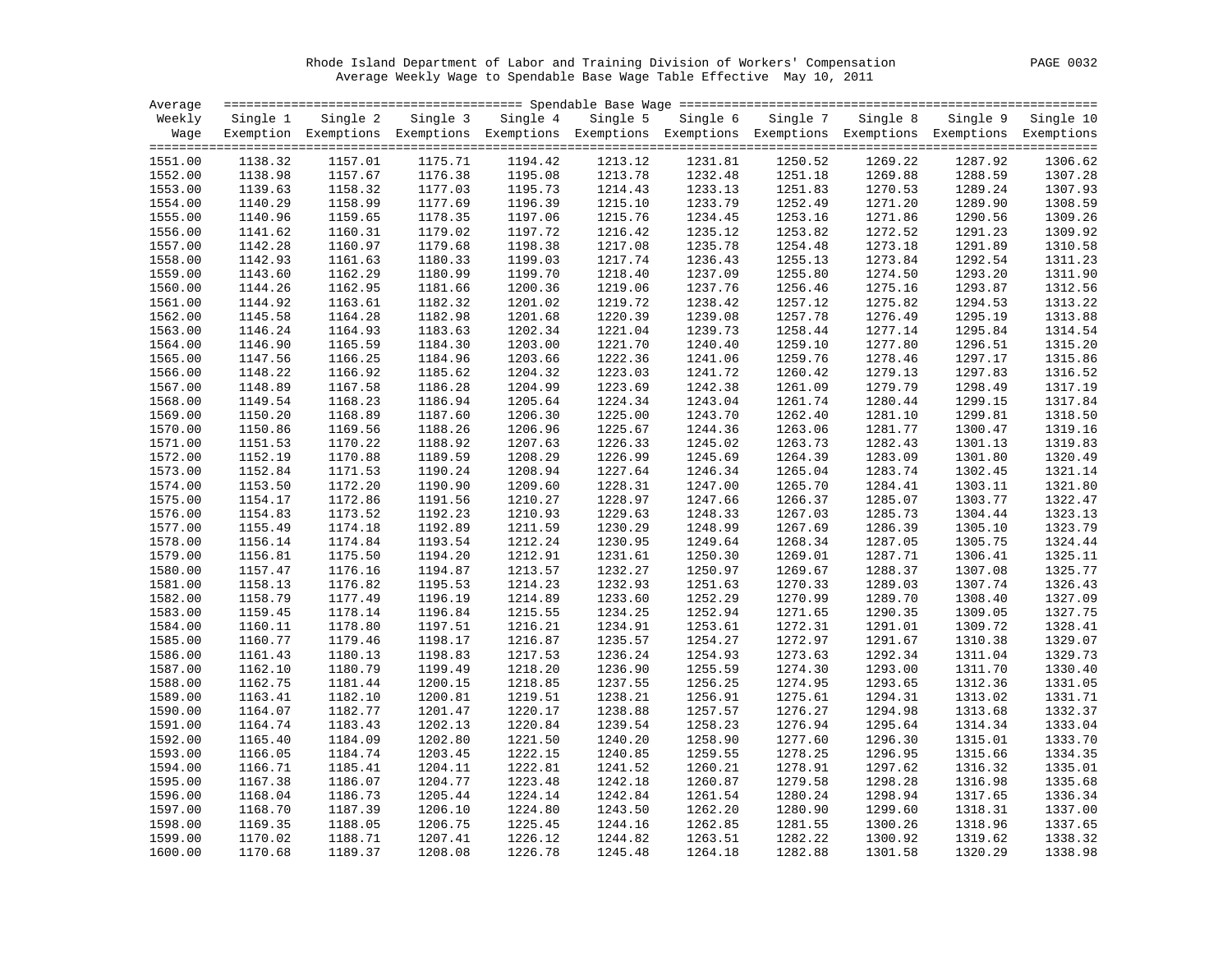Rhode Island Department of Labor and Training Division of Workers' Compensation

Average Weekly Wage to Spendable Base Wage Table Effective May 10, 2011

| Average Weekly Wage | Single 1 Exemption | Single 2 Exemptions | Single 3 Exemptions | Single 4 Exemptions | Single 5 Exemptions | Single 6 Exemptions | Single 7 Exemptions | Single 8 Exemptions | Single 9 Exemptions | Single 10 Exemptions |
|---|---|---|---|---|---|---|---|---|---|---|
| 1551.00 | 1138.32 | 1157.01 | 1175.71 | 1194.42 | 1213.12 | 1231.81 | 1250.52 | 1269.22 | 1287.92 | 1306.62 |
| 1552.00 | 1138.98 | 1157.67 | 1176.38 | 1195.08 | 1213.78 | 1232.48 | 1251.18 | 1269.88 | 1288.59 | 1307.28 |
| 1553.00 | 1139.63 | 1158.32 | 1177.03 | 1195.73 | 1214.43 | 1233.13 | 1251.83 | 1270.53 | 1289.24 | 1307.93 |
| 1554.00 | 1140.29 | 1158.99 | 1177.69 | 1196.39 | 1215.10 | 1233.79 | 1252.49 | 1271.20 | 1289.90 | 1308.59 |
| 1555.00 | 1140.96 | 1159.65 | 1178.35 | 1197.06 | 1215.76 | 1234.45 | 1253.16 | 1271.86 | 1290.56 | 1309.26 |
| 1556.00 | 1141.62 | 1160.31 | 1179.02 | 1197.72 | 1216.42 | 1235.12 | 1253.82 | 1272.52 | 1291.23 | 1309.92 |
| 1557.00 | 1142.28 | 1160.97 | 1179.68 | 1198.38 | 1217.08 | 1235.78 | 1254.48 | 1273.18 | 1291.89 | 1310.58 |
| 1558.00 | 1142.93 | 1161.63 | 1180.33 | 1199.03 | 1217.74 | 1236.43 | 1255.13 | 1273.84 | 1292.54 | 1311.23 |
| 1559.00 | 1143.60 | 1162.29 | 1180.99 | 1199.70 | 1218.40 | 1237.09 | 1255.80 | 1274.50 | 1293.20 | 1311.90 |
| 1560.00 | 1144.26 | 1162.95 | 1181.66 | 1200.36 | 1219.06 | 1237.76 | 1256.46 | 1275.16 | 1293.87 | 1312.56 |
| 1561.00 | 1144.92 | 1163.61 | 1182.32 | 1201.02 | 1219.72 | 1238.42 | 1257.12 | 1275.82 | 1294.53 | 1313.22 |
| 1562.00 | 1145.58 | 1164.28 | 1182.98 | 1201.68 | 1220.39 | 1239.08 | 1257.78 | 1276.49 | 1295.19 | 1313.88 |
| 1563.00 | 1146.24 | 1164.93 | 1183.63 | 1202.34 | 1221.04 | 1239.73 | 1258.44 | 1277.14 | 1295.84 | 1314.54 |
| 1564.00 | 1146.90 | 1165.59 | 1184.30 | 1203.00 | 1221.70 | 1240.40 | 1259.10 | 1277.80 | 1296.51 | 1315.20 |
| 1565.00 | 1147.56 | 1166.25 | 1184.96 | 1203.66 | 1222.36 | 1241.06 | 1259.76 | 1278.46 | 1297.17 | 1315.86 |
| 1566.00 | 1148.22 | 1166.92 | 1185.62 | 1204.32 | 1223.03 | 1241.72 | 1260.42 | 1279.13 | 1297.83 | 1316.52 |
| 1567.00 | 1148.89 | 1167.58 | 1186.28 | 1204.99 | 1223.69 | 1242.38 | 1261.09 | 1279.79 | 1298.49 | 1317.19 |
| 1568.00 | 1149.54 | 1168.23 | 1186.94 | 1205.64 | 1224.34 | 1243.04 | 1261.74 | 1280.44 | 1299.15 | 1317.84 |
| 1569.00 | 1150.20 | 1168.89 | 1187.60 | 1206.30 | 1225.00 | 1243.70 | 1262.40 | 1281.10 | 1299.81 | 1318.50 |
| 1570.00 | 1150.86 | 1169.56 | 1188.26 | 1206.96 | 1225.67 | 1244.36 | 1263.06 | 1281.77 | 1300.47 | 1319.16 |
| 1571.00 | 1151.53 | 1170.22 | 1188.92 | 1207.63 | 1226.33 | 1245.02 | 1263.73 | 1282.43 | 1301.13 | 1319.83 |
| 1572.00 | 1152.19 | 1170.88 | 1189.59 | 1208.29 | 1226.99 | 1245.69 | 1264.39 | 1283.09 | 1301.80 | 1320.49 |
| 1573.00 | 1152.84 | 1171.53 | 1190.24 | 1208.94 | 1227.64 | 1246.34 | 1265.04 | 1283.74 | 1302.45 | 1321.14 |
| 1574.00 | 1153.50 | 1172.20 | 1190.90 | 1209.60 | 1228.31 | 1247.00 | 1265.70 | 1284.41 | 1303.11 | 1321.80 |
| 1575.00 | 1154.17 | 1172.86 | 1191.56 | 1210.27 | 1228.97 | 1247.66 | 1266.37 | 1285.07 | 1303.77 | 1322.47 |
| 1576.00 | 1154.83 | 1173.52 | 1192.23 | 1210.93 | 1229.63 | 1248.33 | 1267.03 | 1285.73 | 1304.44 | 1323.13 |
| 1577.00 | 1155.49 | 1174.18 | 1192.89 | 1211.59 | 1230.29 | 1248.99 | 1267.69 | 1286.39 | 1305.10 | 1323.79 |
| 1578.00 | 1156.14 | 1174.84 | 1193.54 | 1212.24 | 1230.95 | 1249.64 | 1268.34 | 1287.05 | 1305.75 | 1324.44 |
| 1579.00 | 1156.81 | 1175.50 | 1194.20 | 1212.91 | 1231.61 | 1250.30 | 1269.01 | 1287.71 | 1306.41 | 1325.11 |
| 1580.00 | 1157.47 | 1176.16 | 1194.87 | 1213.57 | 1232.27 | 1250.97 | 1269.67 | 1288.37 | 1307.08 | 1325.77 |
| 1581.00 | 1158.13 | 1176.82 | 1195.53 | 1214.23 | 1232.93 | 1251.63 | 1270.33 | 1289.03 | 1307.74 | 1326.43 |
| 1582.00 | 1158.79 | 1177.49 | 1196.19 | 1214.89 | 1233.60 | 1252.29 | 1270.99 | 1289.70 | 1308.40 | 1327.09 |
| 1583.00 | 1159.45 | 1178.14 | 1196.84 | 1215.55 | 1234.25 | 1252.94 | 1271.65 | 1290.35 | 1309.05 | 1327.75 |
| 1584.00 | 1160.11 | 1178.80 | 1197.51 | 1216.21 | 1234.91 | 1253.61 | 1272.31 | 1291.01 | 1309.72 | 1328.41 |
| 1585.00 | 1160.77 | 1179.46 | 1198.17 | 1216.87 | 1235.57 | 1254.27 | 1272.97 | 1291.67 | 1310.38 | 1329.07 |
| 1586.00 | 1161.43 | 1180.13 | 1198.83 | 1217.53 | 1236.24 | 1254.93 | 1273.63 | 1292.34 | 1311.04 | 1329.73 |
| 1587.00 | 1162.10 | 1180.79 | 1199.49 | 1218.20 | 1236.90 | 1255.59 | 1274.30 | 1293.00 | 1311.70 | 1330.40 |
| 1588.00 | 1162.75 | 1181.44 | 1200.15 | 1218.85 | 1237.55 | 1256.25 | 1274.95 | 1293.65 | 1312.36 | 1331.05 |
| 1589.00 | 1163.41 | 1182.10 | 1200.81 | 1219.51 | 1238.21 | 1256.91 | 1275.61 | 1294.31 | 1313.02 | 1331.71 |
| 1590.00 | 1164.07 | 1182.77 | 1201.47 | 1220.17 | 1238.88 | 1257.57 | 1276.27 | 1294.98 | 1313.68 | 1332.37 |
| 1591.00 | 1164.74 | 1183.43 | 1202.13 | 1220.84 | 1239.54 | 1258.23 | 1276.94 | 1295.64 | 1314.34 | 1333.04 |
| 1592.00 | 1165.40 | 1184.09 | 1202.80 | 1221.50 | 1240.20 | 1258.90 | 1277.60 | 1296.30 | 1315.01 | 1333.70 |
| 1593.00 | 1166.05 | 1184.74 | 1203.45 | 1222.15 | 1240.85 | 1259.55 | 1278.25 | 1296.95 | 1315.66 | 1334.35 |
| 1594.00 | 1166.71 | 1185.41 | 1204.11 | 1222.81 | 1241.52 | 1260.21 | 1278.91 | 1297.62 | 1316.32 | 1335.01 |
| 1595.00 | 1167.38 | 1186.07 | 1204.77 | 1223.48 | 1242.18 | 1260.87 | 1279.58 | 1298.28 | 1316.98 | 1335.68 |
| 1596.00 | 1168.04 | 1186.73 | 1205.44 | 1224.14 | 1242.84 | 1261.54 | 1280.24 | 1298.94 | 1317.65 | 1336.34 |
| 1597.00 | 1168.70 | 1187.39 | 1206.10 | 1224.80 | 1243.50 | 1262.20 | 1280.90 | 1299.60 | 1318.31 | 1337.00 |
| 1598.00 | 1169.35 | 1188.05 | 1206.75 | 1225.45 | 1244.16 | 1262.85 | 1281.55 | 1300.26 | 1318.96 | 1337.65 |
| 1599.00 | 1170.02 | 1188.71 | 1207.41 | 1226.12 | 1244.82 | 1263.51 | 1282.22 | 1300.92 | 1319.62 | 1338.32 |
| 1600.00 | 1170.68 | 1189.37 | 1208.08 | 1226.78 | 1245.48 | 1264.18 | 1282.88 | 1301.58 | 1320.29 | 1338.98 |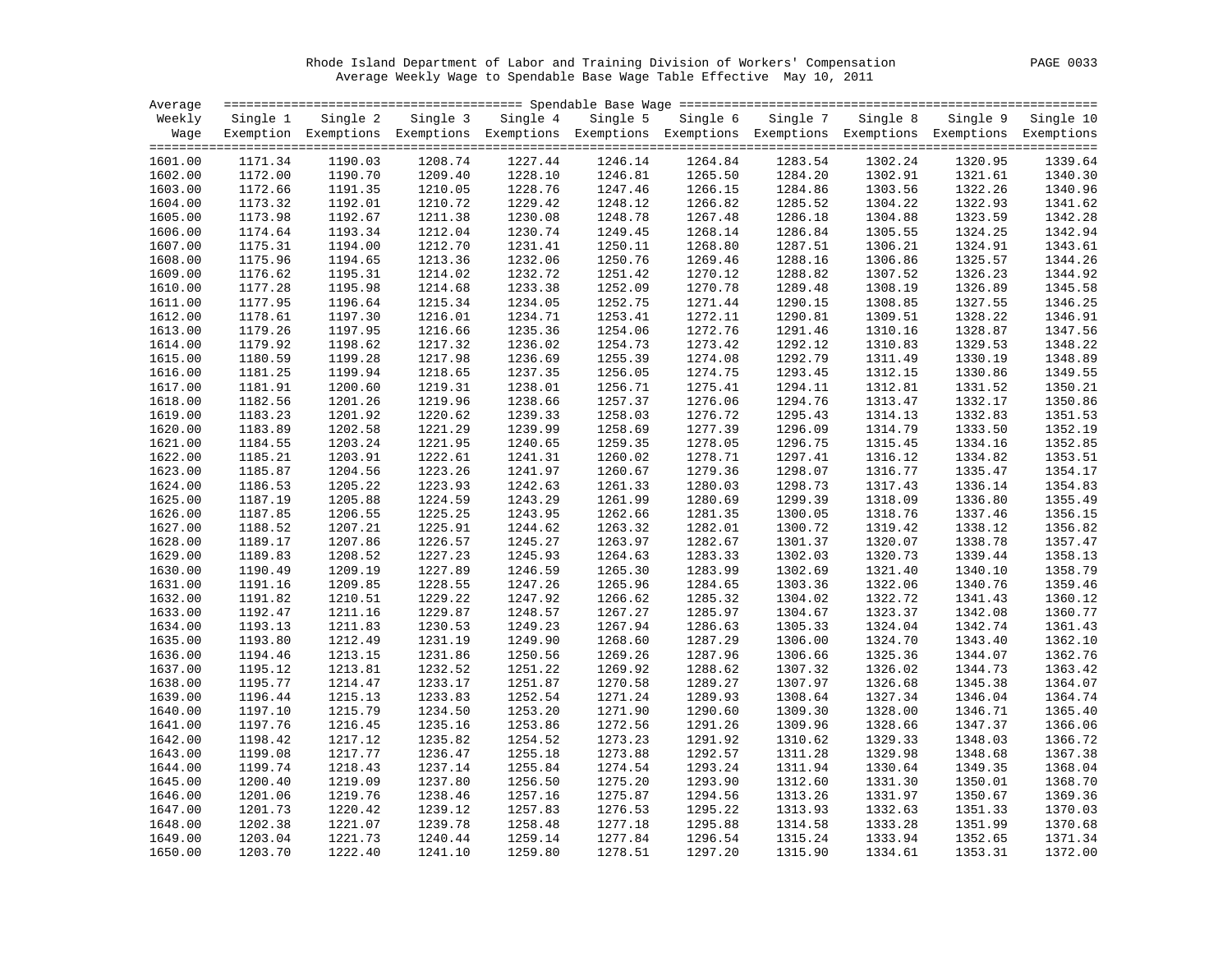Rhode Island Department of Labor and Training Division of Workers' Compensation

Average Weekly Wage to Spendable Base Wage Table Effective May 10, 2011

| Average Weekly Wage | Single 1 Exemption | Single 2 Exemptions | Single 3 Exemptions | Single 4 Exemptions | Single 5 Exemptions | Single 6 Exemptions | Single 7 Exemptions | Single 8 Exemptions | Single 9 Exemptions | Single 10 Exemptions |
|---|---|---|---|---|---|---|---|---|---|---|
| 1601.00 | 1171.34 | 1190.03 | 1208.74 | 1227.44 | 1246.14 | 1264.84 | 1283.54 | 1302.24 | 1320.95 | 1339.64 |
| 1602.00 | 1172.00 | 1190.70 | 1209.40 | 1228.10 | 1246.81 | 1265.50 | 1284.20 | 1302.91 | 1321.61 | 1340.30 |
| 1603.00 | 1172.66 | 1191.35 | 1210.05 | 1228.76 | 1247.46 | 1266.15 | 1284.86 | 1303.56 | 1322.26 | 1340.96 |
| 1604.00 | 1173.32 | 1192.01 | 1210.72 | 1229.42 | 1248.12 | 1266.82 | 1285.52 | 1304.22 | 1322.93 | 1341.62 |
| 1605.00 | 1173.98 | 1192.67 | 1211.38 | 1230.08 | 1248.78 | 1267.48 | 1286.18 | 1304.88 | 1323.59 | 1342.28 |
| 1606.00 | 1174.64 | 1193.34 | 1212.04 | 1230.74 | 1249.45 | 1268.14 | 1286.84 | 1305.55 | 1324.25 | 1342.94 |
| 1607.00 | 1175.31 | 1194.00 | 1212.70 | 1231.41 | 1250.11 | 1268.80 | 1287.51 | 1306.21 | 1324.91 | 1343.61 |
| 1608.00 | 1175.96 | 1194.65 | 1213.36 | 1232.06 | 1250.76 | 1269.46 | 1288.16 | 1306.86 | 1325.57 | 1344.26 |
| 1609.00 | 1176.62 | 1195.31 | 1214.02 | 1232.72 | 1251.42 | 1270.12 | 1288.82 | 1307.52 | 1326.23 | 1344.92 |
| 1610.00 | 1177.28 | 1195.98 | 1214.68 | 1233.38 | 1252.09 | 1270.78 | 1289.48 | 1308.19 | 1326.89 | 1345.58 |
| 1611.00 | 1177.95 | 1196.64 | 1215.34 | 1234.05 | 1252.75 | 1271.44 | 1290.15 | 1308.85 | 1327.55 | 1346.25 |
| 1612.00 | 1178.61 | 1197.30 | 1216.01 | 1234.71 | 1253.41 | 1272.11 | 1290.81 | 1309.51 | 1328.22 | 1346.91 |
| 1613.00 | 1179.26 | 1197.95 | 1216.66 | 1235.36 | 1254.06 | 1272.76 | 1291.46 | 1310.16 | 1328.87 | 1347.56 |
| 1614.00 | 1179.92 | 1198.62 | 1217.32 | 1236.02 | 1254.73 | 1273.42 | 1292.12 | 1310.83 | 1329.53 | 1348.22 |
| 1615.00 | 1180.59 | 1199.28 | 1217.98 | 1236.69 | 1255.39 | 1274.08 | 1292.79 | 1311.49 | 1330.19 | 1348.89 |
| 1616.00 | 1181.25 | 1199.94 | 1218.65 | 1237.35 | 1256.05 | 1274.75 | 1293.45 | 1312.15 | 1330.86 | 1349.55 |
| 1617.00 | 1181.91 | 1200.60 | 1219.31 | 1238.01 | 1256.71 | 1275.41 | 1294.11 | 1312.81 | 1331.52 | 1350.21 |
| 1618.00 | 1182.56 | 1201.26 | 1219.96 | 1238.66 | 1257.37 | 1276.06 | 1294.76 | 1313.47 | 1332.17 | 1350.86 |
| 1619.00 | 1183.23 | 1201.92 | 1220.62 | 1239.33 | 1258.03 | 1276.72 | 1295.43 | 1314.13 | 1332.83 | 1351.53 |
| 1620.00 | 1183.89 | 1202.58 | 1221.29 | 1239.99 | 1258.69 | 1277.39 | 1296.09 | 1314.79 | 1333.50 | 1352.19 |
| 1621.00 | 1184.55 | 1203.24 | 1221.95 | 1240.65 | 1259.35 | 1278.05 | 1296.75 | 1315.45 | 1334.16 | 1352.85 |
| 1622.00 | 1185.21 | 1203.91 | 1222.61 | 1241.31 | 1260.02 | 1278.71 | 1297.41 | 1316.12 | 1334.82 | 1353.51 |
| 1623.00 | 1185.87 | 1204.56 | 1223.26 | 1241.97 | 1260.67 | 1279.36 | 1298.07 | 1316.77 | 1335.47 | 1354.17 |
| 1624.00 | 1186.53 | 1205.22 | 1223.93 | 1242.63 | 1261.33 | 1280.03 | 1298.73 | 1317.43 | 1336.14 | 1354.83 |
| 1625.00 | 1187.19 | 1205.88 | 1224.59 | 1243.29 | 1261.99 | 1280.69 | 1299.39 | 1318.09 | 1336.80 | 1355.49 |
| 1626.00 | 1187.85 | 1206.55 | 1225.25 | 1243.95 | 1262.66 | 1281.35 | 1300.05 | 1318.76 | 1337.46 | 1356.15 |
| 1627.00 | 1188.52 | 1207.21 | 1225.91 | 1244.62 | 1263.32 | 1282.01 | 1300.72 | 1319.42 | 1338.12 | 1356.82 |
| 1628.00 | 1189.17 | 1207.86 | 1226.57 | 1245.27 | 1263.97 | 1282.67 | 1301.37 | 1320.07 | 1338.78 | 1357.47 |
| 1629.00 | 1189.83 | 1208.52 | 1227.23 | 1245.93 | 1264.63 | 1283.33 | 1302.03 | 1320.73 | 1339.44 | 1358.13 |
| 1630.00 | 1190.49 | 1209.19 | 1227.89 | 1246.59 | 1265.30 | 1283.99 | 1302.69 | 1321.40 | 1340.10 | 1358.79 |
| 1631.00 | 1191.16 | 1209.85 | 1228.55 | 1247.26 | 1265.96 | 1284.65 | 1303.36 | 1322.06 | 1340.76 | 1359.46 |
| 1632.00 | 1191.82 | 1210.51 | 1229.22 | 1247.92 | 1266.62 | 1285.32 | 1304.02 | 1322.72 | 1341.43 | 1360.12 |
| 1633.00 | 1192.47 | 1211.16 | 1229.87 | 1248.57 | 1267.27 | 1285.97 | 1304.67 | 1323.37 | 1342.08 | 1360.77 |
| 1634.00 | 1193.13 | 1211.83 | 1230.53 | 1249.23 | 1267.94 | 1286.63 | 1305.33 | 1324.04 | 1342.74 | 1361.43 |
| 1635.00 | 1193.80 | 1212.49 | 1231.19 | 1249.90 | 1268.60 | 1287.29 | 1306.00 | 1324.70 | 1343.40 | 1362.10 |
| 1636.00 | 1194.46 | 1213.15 | 1231.86 | 1250.56 | 1269.26 | 1287.96 | 1306.66 | 1325.36 | 1344.07 | 1362.76 |
| 1637.00 | 1195.12 | 1213.81 | 1232.52 | 1251.22 | 1269.92 | 1288.62 | 1307.32 | 1326.02 | 1344.73 | 1363.42 |
| 1638.00 | 1195.77 | 1214.47 | 1233.17 | 1251.87 | 1270.58 | 1289.27 | 1307.97 | 1326.68 | 1345.38 | 1364.07 |
| 1639.00 | 1196.44 | 1215.13 | 1233.83 | 1252.54 | 1271.24 | 1289.93 | 1308.64 | 1327.34 | 1346.04 | 1364.74 |
| 1640.00 | 1197.10 | 1215.79 | 1234.50 | 1253.20 | 1271.90 | 1290.60 | 1309.30 | 1328.00 | 1346.71 | 1365.40 |
| 1641.00 | 1197.76 | 1216.45 | 1235.16 | 1253.86 | 1272.56 | 1291.26 | 1309.96 | 1328.66 | 1347.37 | 1366.06 |
| 1642.00 | 1198.42 | 1217.12 | 1235.82 | 1254.52 | 1273.23 | 1291.92 | 1310.62 | 1329.33 | 1348.03 | 1366.72 |
| 1643.00 | 1199.08 | 1217.77 | 1236.47 | 1255.18 | 1273.88 | 1292.57 | 1311.28 | 1329.98 | 1348.68 | 1367.38 |
| 1644.00 | 1199.74 | 1218.43 | 1237.14 | 1255.84 | 1274.54 | 1293.24 | 1311.94 | 1330.64 | 1349.35 | 1368.04 |
| 1645.00 | 1200.40 | 1219.09 | 1237.80 | 1256.50 | 1275.20 | 1293.90 | 1312.60 | 1331.30 | 1350.01 | 1368.70 |
| 1646.00 | 1201.06 | 1219.76 | 1238.46 | 1257.16 | 1275.87 | 1294.56 | 1313.26 | 1331.97 | 1350.67 | 1369.36 |
| 1647.00 | 1201.73 | 1220.42 | 1239.12 | 1257.83 | 1276.53 | 1295.22 | 1313.93 | 1332.63 | 1351.33 | 1370.03 |
| 1648.00 | 1202.38 | 1221.07 | 1239.78 | 1258.48 | 1277.18 | 1295.88 | 1314.58 | 1333.28 | 1351.99 | 1370.68 |
| 1649.00 | 1203.04 | 1221.73 | 1240.44 | 1259.14 | 1277.84 | 1296.54 | 1315.24 | 1333.94 | 1352.65 | 1371.34 |
| 1650.00 | 1203.70 | 1222.40 | 1241.10 | 1259.80 | 1278.51 | 1297.20 | 1315.90 | 1334.61 | 1353.31 | 1372.00 |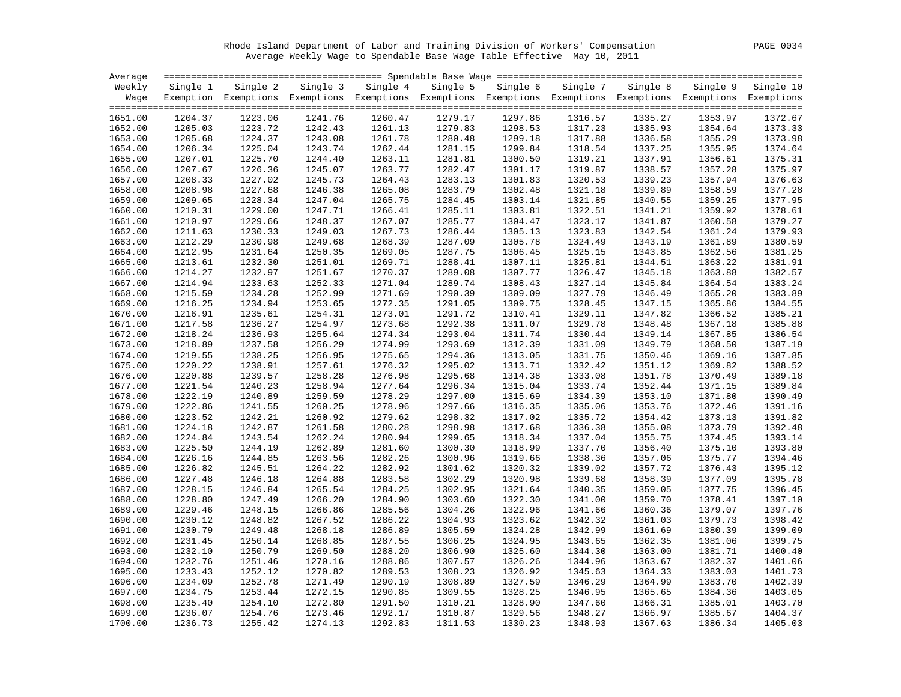Rhode Island Department of Labor and Training Division of Workers' Compensation

Average Weekly Wage to Spendable Base Wage Table Effective May 10, 2011

| Average Weekly Wage | Single 1 Exemption | Single 2 Exemptions | Single 3 Exemptions | Single 4 Exemptions | Single 5 Exemptions | Single 6 Exemptions | Single 7 Exemptions | Single 8 Exemptions | Single 9 Exemptions | Single 10 Exemptions |
|---|---|---|---|---|---|---|---|---|---|---|
| 1651.00 | 1204.37 | 1223.06 | 1241.76 | 1260.47 | 1279.17 | 1297.86 | 1316.57 | 1335.27 | 1353.97 | 1372.67 |
| 1652.00 | 1205.03 | 1223.72 | 1242.43 | 1261.13 | 1279.83 | 1298.53 | 1317.23 | 1335.93 | 1354.64 | 1373.33 |
| 1653.00 | 1205.68 | 1224.37 | 1243.08 | 1261.78 | 1280.48 | 1299.18 | 1317.88 | 1336.58 | 1355.29 | 1373.98 |
| 1654.00 | 1206.34 | 1225.04 | 1243.74 | 1262.44 | 1281.15 | 1299.84 | 1318.54 | 1337.25 | 1355.95 | 1374.64 |
| 1655.00 | 1207.01 | 1225.70 | 1244.40 | 1263.11 | 1281.81 | 1300.50 | 1319.21 | 1337.91 | 1356.61 | 1375.31 |
| 1656.00 | 1207.67 | 1226.36 | 1245.07 | 1263.77 | 1282.47 | 1301.17 | 1319.87 | 1338.57 | 1357.28 | 1375.97 |
| 1657.00 | 1208.33 | 1227.02 | 1245.73 | 1264.43 | 1283.13 | 1301.83 | 1320.53 | 1339.23 | 1357.94 | 1376.63 |
| 1658.00 | 1208.98 | 1227.68 | 1246.38 | 1265.08 | 1283.79 | 1302.48 | 1321.18 | 1339.89 | 1358.59 | 1377.28 |
| 1659.00 | 1209.65 | 1228.34 | 1247.04 | 1265.75 | 1284.45 | 1303.14 | 1321.85 | 1340.55 | 1359.25 | 1377.95 |
| 1660.00 | 1210.31 | 1229.00 | 1247.71 | 1266.41 | 1285.11 | 1303.81 | 1322.51 | 1341.21 | 1359.92 | 1378.61 |
| 1661.00 | 1210.97 | 1229.66 | 1248.37 | 1267.07 | 1285.77 | 1304.47 | 1323.17 | 1341.87 | 1360.58 | 1379.27 |
| 1662.00 | 1211.63 | 1230.33 | 1249.03 | 1267.73 | 1286.44 | 1305.13 | 1323.83 | 1342.54 | 1361.24 | 1379.93 |
| 1663.00 | 1212.29 | 1230.98 | 1249.68 | 1268.39 | 1287.09 | 1305.78 | 1324.49 | 1343.19 | 1361.89 | 1380.59 |
| 1664.00 | 1212.95 | 1231.64 | 1250.35 | 1269.05 | 1287.75 | 1306.45 | 1325.15 | 1343.85 | 1362.56 | 1381.25 |
| 1665.00 | 1213.61 | 1232.30 | 1251.01 | 1269.71 | 1288.41 | 1307.11 | 1325.81 | 1344.51 | 1363.22 | 1381.91 |
| 1666.00 | 1214.27 | 1232.97 | 1251.67 | 1270.37 | 1289.08 | 1307.77 | 1326.47 | 1345.18 | 1363.88 | 1382.57 |
| 1667.00 | 1214.94 | 1233.63 | 1252.33 | 1271.04 | 1289.74 | 1308.43 | 1327.14 | 1345.84 | 1364.54 | 1383.24 |
| 1668.00 | 1215.59 | 1234.28 | 1252.99 | 1271.69 | 1290.39 | 1309.09 | 1327.79 | 1346.49 | 1365.20 | 1383.89 |
| 1669.00 | 1216.25 | 1234.94 | 1253.65 | 1272.35 | 1291.05 | 1309.75 | 1328.45 | 1347.15 | 1365.86 | 1384.55 |
| 1670.00 | 1216.91 | 1235.61 | 1254.31 | 1273.01 | 1291.72 | 1310.41 | 1329.11 | 1347.82 | 1366.52 | 1385.21 |
| 1671.00 | 1217.58 | 1236.27 | 1254.97 | 1273.68 | 1292.38 | 1311.07 | 1329.78 | 1348.48 | 1367.18 | 1385.88 |
| 1672.00 | 1218.24 | 1236.93 | 1255.64 | 1274.34 | 1293.04 | 1311.74 | 1330.44 | 1349.14 | 1367.85 | 1386.54 |
| 1673.00 | 1218.89 | 1237.58 | 1256.29 | 1274.99 | 1293.69 | 1312.39 | 1331.09 | 1349.79 | 1368.50 | 1387.19 |
| 1674.00 | 1219.55 | 1238.25 | 1256.95 | 1275.65 | 1294.36 | 1313.05 | 1331.75 | 1350.46 | 1369.16 | 1387.85 |
| 1675.00 | 1220.22 | 1238.91 | 1257.61 | 1276.32 | 1295.02 | 1313.71 | 1332.42 | 1351.12 | 1369.82 | 1388.52 |
| 1676.00 | 1220.88 | 1239.57 | 1258.28 | 1276.98 | 1295.68 | 1314.38 | 1333.08 | 1351.78 | 1370.49 | 1389.18 |
| 1677.00 | 1221.54 | 1240.23 | 1258.94 | 1277.64 | 1296.34 | 1315.04 | 1333.74 | 1352.44 | 1371.15 | 1389.84 |
| 1678.00 | 1222.19 | 1240.89 | 1259.59 | 1278.29 | 1297.00 | 1315.69 | 1334.39 | 1353.10 | 1371.80 | 1390.49 |
| 1679.00 | 1222.86 | 1241.55 | 1260.25 | 1278.96 | 1297.66 | 1316.35 | 1335.06 | 1353.76 | 1372.46 | 1391.16 |
| 1680.00 | 1223.52 | 1242.21 | 1260.92 | 1279.62 | 1298.32 | 1317.02 | 1335.72 | 1354.42 | 1373.13 | 1391.82 |
| 1681.00 | 1224.18 | 1242.87 | 1261.58 | 1280.28 | 1298.98 | 1317.68 | 1336.38 | 1355.08 | 1373.79 | 1392.48 |
| 1682.00 | 1224.84 | 1243.54 | 1262.24 | 1280.94 | 1299.65 | 1318.34 | 1337.04 | 1355.75 | 1374.45 | 1393.14 |
| 1683.00 | 1225.50 | 1244.19 | 1262.89 | 1281.60 | 1300.30 | 1318.99 | 1337.70 | 1356.40 | 1375.10 | 1393.80 |
| 1684.00 | 1226.16 | 1244.85 | 1263.56 | 1282.26 | 1300.96 | 1319.66 | 1338.36 | 1357.06 | 1375.77 | 1394.46 |
| 1685.00 | 1226.82 | 1245.51 | 1264.22 | 1282.92 | 1301.62 | 1320.32 | 1339.02 | 1357.72 | 1376.43 | 1395.12 |
| 1686.00 | 1227.48 | 1246.18 | 1264.88 | 1283.58 | 1302.29 | 1320.98 | 1339.68 | 1358.39 | 1377.09 | 1395.78 |
| 1687.00 | 1228.15 | 1246.84 | 1265.54 | 1284.25 | 1302.95 | 1321.64 | 1340.35 | 1359.05 | 1377.75 | 1396.45 |
| 1688.00 | 1228.80 | 1247.49 | 1266.20 | 1284.90 | 1303.60 | 1322.30 | 1341.00 | 1359.70 | 1378.41 | 1397.10 |
| 1689.00 | 1229.46 | 1248.15 | 1266.86 | 1285.56 | 1304.26 | 1322.96 | 1341.66 | 1360.36 | 1379.07 | 1397.76 |
| 1690.00 | 1230.12 | 1248.82 | 1267.52 | 1286.22 | 1304.93 | 1323.62 | 1342.32 | 1361.03 | 1379.73 | 1398.42 |
| 1691.00 | 1230.79 | 1249.48 | 1268.18 | 1286.89 | 1305.59 | 1324.28 | 1342.99 | 1361.69 | 1380.39 | 1399.09 |
| 1692.00 | 1231.45 | 1250.14 | 1268.85 | 1287.55 | 1306.25 | 1324.95 | 1343.65 | 1362.35 | 1381.06 | 1399.75 |
| 1693.00 | 1232.10 | 1250.79 | 1269.50 | 1288.20 | 1306.90 | 1325.60 | 1344.30 | 1363.00 | 1381.71 | 1400.40 |
| 1694.00 | 1232.76 | 1251.46 | 1270.16 | 1288.86 | 1307.57 | 1326.26 | 1344.96 | 1363.67 | 1382.37 | 1401.06 |
| 1695.00 | 1233.43 | 1252.12 | 1270.82 | 1289.53 | 1308.23 | 1326.92 | 1345.63 | 1364.33 | 1383.03 | 1401.73 |
| 1696.00 | 1234.09 | 1252.78 | 1271.49 | 1290.19 | 1308.89 | 1327.59 | 1346.29 | 1364.99 | 1383.70 | 1402.39 |
| 1697.00 | 1234.75 | 1253.44 | 1272.15 | 1290.85 | 1309.55 | 1328.25 | 1346.95 | 1365.65 | 1384.36 | 1403.05 |
| 1698.00 | 1235.40 | 1254.10 | 1272.80 | 1291.50 | 1310.21 | 1328.90 | 1347.60 | 1366.31 | 1385.01 | 1403.70 |
| 1699.00 | 1236.07 | 1254.76 | 1273.46 | 1292.17 | 1310.87 | 1329.56 | 1348.27 | 1366.97 | 1385.67 | 1404.37 |
| 1700.00 | 1236.73 | 1255.42 | 1274.13 | 1292.83 | 1311.53 | 1330.23 | 1348.93 | 1367.63 | 1386.34 | 1405.03 |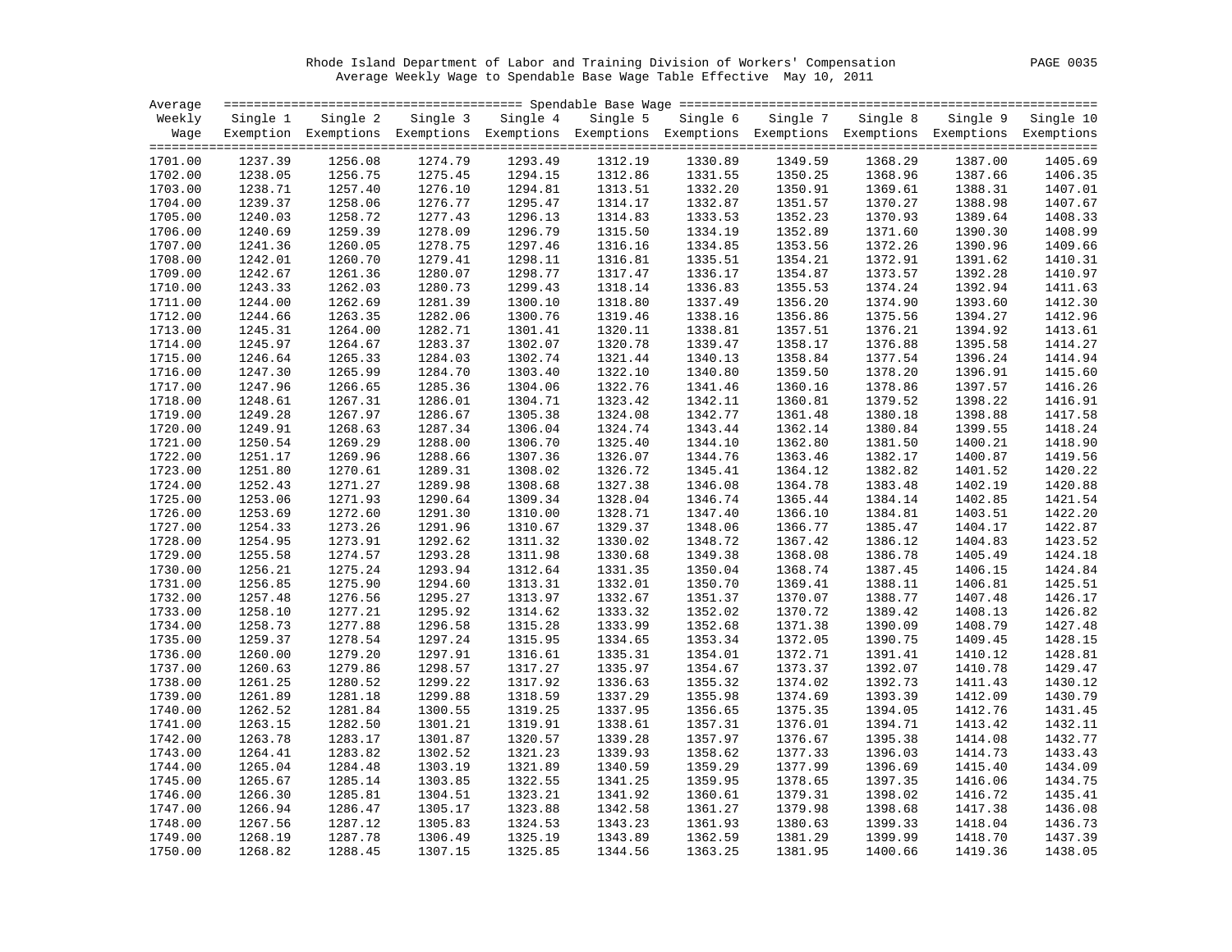Rhode Island Department of Labor and Training Division of Workers' Compensation
Average Weekly Wage to Spendable Base Wage Table Effective May 10, 2011

| Average Weekly Wage | Single 1 Exemption | Single 2 Exemptions | Single 3 Exemptions | Single 4 Exemptions | Single 5 Exemptions | Single 6 Exemptions | Single 7 Exemptions | Single 8 Exemptions | Single 9 Exemptions | Single 10 Exemptions |
|---|---|---|---|---|---|---|---|---|---|---|
| 1701.00 | 1237.39 | 1256.08 | 1274.79 | 1293.49 | 1312.19 | 1330.89 | 1349.59 | 1368.29 | 1387.00 | 1405.69 |
| 1702.00 | 1238.05 | 1256.75 | 1275.45 | 1294.15 | 1312.86 | 1331.55 | 1350.25 | 1368.96 | 1387.66 | 1406.35 |
| 1703.00 | 1238.71 | 1257.40 | 1276.10 | 1294.81 | 1313.51 | 1332.20 | 1350.91 | 1369.61 | 1388.31 | 1407.01 |
| 1704.00 | 1239.37 | 1258.06 | 1276.77 | 1295.47 | 1314.17 | 1332.87 | 1351.57 | 1370.27 | 1388.98 | 1407.67 |
| 1705.00 | 1240.03 | 1258.72 | 1277.43 | 1296.13 | 1314.83 | 1333.53 | 1352.23 | 1370.93 | 1389.64 | 1408.33 |
| 1706.00 | 1240.69 | 1259.39 | 1278.09 | 1296.79 | 1315.50 | 1334.19 | 1352.89 | 1371.60 | 1390.30 | 1408.99 |
| 1707.00 | 1241.36 | 1260.05 | 1278.75 | 1297.46 | 1316.16 | 1334.85 | 1353.56 | 1372.26 | 1390.96 | 1409.66 |
| 1708.00 | 1242.01 | 1260.70 | 1279.41 | 1298.11 | 1316.81 | 1335.51 | 1354.21 | 1372.91 | 1391.62 | 1410.31 |
| 1709.00 | 1242.67 | 1261.36 | 1280.07 | 1298.77 | 1317.47 | 1336.17 | 1354.87 | 1373.57 | 1392.28 | 1410.97 |
| 1710.00 | 1243.33 | 1262.03 | 1280.73 | 1299.43 | 1318.14 | 1336.83 | 1355.53 | 1374.24 | 1392.94 | 1411.63 |
| 1711.00 | 1244.00 | 1262.69 | 1281.39 | 1300.10 | 1318.80 | 1337.49 | 1356.20 | 1374.90 | 1393.60 | 1412.30 |
| 1712.00 | 1244.66 | 1263.35 | 1282.06 | 1300.76 | 1319.46 | 1338.16 | 1356.86 | 1375.56 | 1394.27 | 1412.96 |
| 1713.00 | 1245.31 | 1264.00 | 1282.71 | 1301.41 | 1320.11 | 1338.81 | 1357.51 | 1376.21 | 1394.92 | 1413.61 |
| 1714.00 | 1245.97 | 1264.67 | 1283.37 | 1302.07 | 1320.78 | 1339.47 | 1358.17 | 1376.88 | 1395.58 | 1414.27 |
| 1715.00 | 1246.64 | 1265.33 | 1284.03 | 1302.74 | 1321.44 | 1340.13 | 1358.84 | 1377.54 | 1396.24 | 1414.94 |
| 1716.00 | 1247.30 | 1265.99 | 1284.70 | 1303.40 | 1322.10 | 1340.80 | 1359.50 | 1378.20 | 1396.91 | 1415.60 |
| 1717.00 | 1247.96 | 1266.65 | 1285.36 | 1304.06 | 1322.76 | 1341.46 | 1360.16 | 1378.86 | 1397.57 | 1416.26 |
| 1718.00 | 1248.61 | 1267.31 | 1286.01 | 1304.71 | 1323.42 | 1342.11 | 1360.81 | 1379.52 | 1398.22 | 1416.91 |
| 1719.00 | 1249.28 | 1267.97 | 1286.67 | 1305.38 | 1324.08 | 1342.77 | 1361.48 | 1380.18 | 1398.88 | 1417.58 |
| 1720.00 | 1249.91 | 1268.63 | 1287.34 | 1306.04 | 1324.74 | 1343.44 | 1362.14 | 1380.84 | 1399.55 | 1418.24 |
| 1721.00 | 1250.54 | 1269.29 | 1288.00 | 1306.70 | 1325.40 | 1344.10 | 1362.80 | 1381.50 | 1400.21 | 1418.90 |
| 1722.00 | 1251.17 | 1269.96 | 1288.66 | 1307.36 | 1326.07 | 1344.76 | 1363.46 | 1382.17 | 1400.87 | 1419.56 |
| 1723.00 | 1251.80 | 1270.61 | 1289.31 | 1308.02 | 1326.72 | 1345.41 | 1364.12 | 1382.82 | 1401.52 | 1420.22 |
| 1724.00 | 1252.43 | 1271.27 | 1289.98 | 1308.68 | 1327.38 | 1346.08 | 1364.78 | 1383.48 | 1402.19 | 1420.88 |
| 1725.00 | 1253.06 | 1271.93 | 1290.64 | 1309.34 | 1328.04 | 1346.74 | 1365.44 | 1384.14 | 1402.85 | 1421.54 |
| 1726.00 | 1253.69 | 1272.60 | 1291.30 | 1310.00 | 1328.71 | 1347.40 | 1366.10 | 1384.81 | 1403.51 | 1422.20 |
| 1727.00 | 1254.33 | 1273.26 | 1291.96 | 1310.67 | 1329.37 | 1348.06 | 1366.77 | 1385.47 | 1404.17 | 1422.87 |
| 1728.00 | 1254.95 | 1273.91 | 1292.62 | 1311.32 | 1330.02 | 1348.72 | 1367.42 | 1386.12 | 1404.83 | 1423.52 |
| 1729.00 | 1255.58 | 1274.57 | 1293.28 | 1311.98 | 1330.68 | 1349.38 | 1368.08 | 1386.78 | 1405.49 | 1424.18 |
| 1730.00 | 1256.21 | 1275.24 | 1293.94 | 1312.64 | 1331.35 | 1350.04 | 1368.74 | 1387.45 | 1406.15 | 1424.84 |
| 1731.00 | 1256.85 | 1275.90 | 1294.60 | 1313.31 | 1332.01 | 1350.70 | 1369.41 | 1388.11 | 1406.81 | 1425.51 |
| 1732.00 | 1257.48 | 1276.56 | 1295.27 | 1313.97 | 1332.67 | 1351.37 | 1370.07 | 1388.77 | 1407.48 | 1426.17 |
| 1733.00 | 1258.10 | 1277.21 | 1295.92 | 1314.62 | 1333.32 | 1352.02 | 1370.72 | 1389.42 | 1408.13 | 1426.82 |
| 1734.00 | 1258.73 | 1277.88 | 1296.58 | 1315.28 | 1333.99 | 1352.68 | 1371.38 | 1390.09 | 1408.79 | 1427.48 |
| 1735.00 | 1259.37 | 1278.54 | 1297.24 | 1315.95 | 1334.65 | 1353.34 | 1372.05 | 1390.75 | 1409.45 | 1428.15 |
| 1736.00 | 1260.00 | 1279.20 | 1297.91 | 1316.61 | 1335.31 | 1354.01 | 1372.71 | 1391.41 | 1410.12 | 1428.81 |
| 1737.00 | 1260.63 | 1279.86 | 1298.57 | 1317.27 | 1335.97 | 1354.67 | 1373.37 | 1392.07 | 1410.78 | 1429.47 |
| 1738.00 | 1261.25 | 1280.52 | 1299.22 | 1317.92 | 1336.63 | 1355.32 | 1374.02 | 1392.73 | 1411.43 | 1430.12 |
| 1739.00 | 1261.89 | 1281.18 | 1299.88 | 1318.59 | 1337.29 | 1355.98 | 1374.69 | 1393.39 | 1412.09 | 1430.79 |
| 1740.00 | 1262.52 | 1281.84 | 1300.55 | 1319.25 | 1337.95 | 1356.65 | 1375.35 | 1394.05 | 1412.76 | 1431.45 |
| 1741.00 | 1263.15 | 1282.50 | 1301.21 | 1319.91 | 1338.61 | 1357.31 | 1376.01 | 1394.71 | 1413.42 | 1432.11 |
| 1742.00 | 1263.78 | 1283.17 | 1301.87 | 1320.57 | 1339.28 | 1357.97 | 1376.67 | 1395.38 | 1414.08 | 1432.77 |
| 1743.00 | 1264.41 | 1283.82 | 1302.52 | 1321.23 | 1339.93 | 1358.62 | 1377.33 | 1396.03 | 1414.73 | 1433.43 |
| 1744.00 | 1265.04 | 1284.48 | 1303.19 | 1321.89 | 1340.59 | 1359.29 | 1377.99 | 1396.69 | 1415.40 | 1434.09 |
| 1745.00 | 1265.67 | 1285.14 | 1303.85 | 1322.55 | 1341.25 | 1359.95 | 1378.65 | 1397.35 | 1416.06 | 1434.75 |
| 1746.00 | 1266.30 | 1285.81 | 1304.51 | 1323.21 | 1341.92 | 1360.61 | 1379.31 | 1398.02 | 1416.72 | 1435.41 |
| 1747.00 | 1266.94 | 1286.47 | 1305.17 | 1323.88 | 1342.58 | 1361.27 | 1379.98 | 1398.68 | 1417.38 | 1436.08 |
| 1748.00 | 1267.56 | 1287.12 | 1305.83 | 1324.53 | 1343.23 | 1361.93 | 1380.63 | 1399.33 | 1418.04 | 1436.73 |
| 1749.00 | 1268.19 | 1287.78 | 1306.49 | 1325.19 | 1343.89 | 1362.59 | 1381.29 | 1399.99 | 1418.70 | 1437.39 |
| 1750.00 | 1268.82 | 1288.45 | 1307.15 | 1325.85 | 1344.56 | 1363.25 | 1381.95 | 1400.66 | 1419.36 | 1438.05 |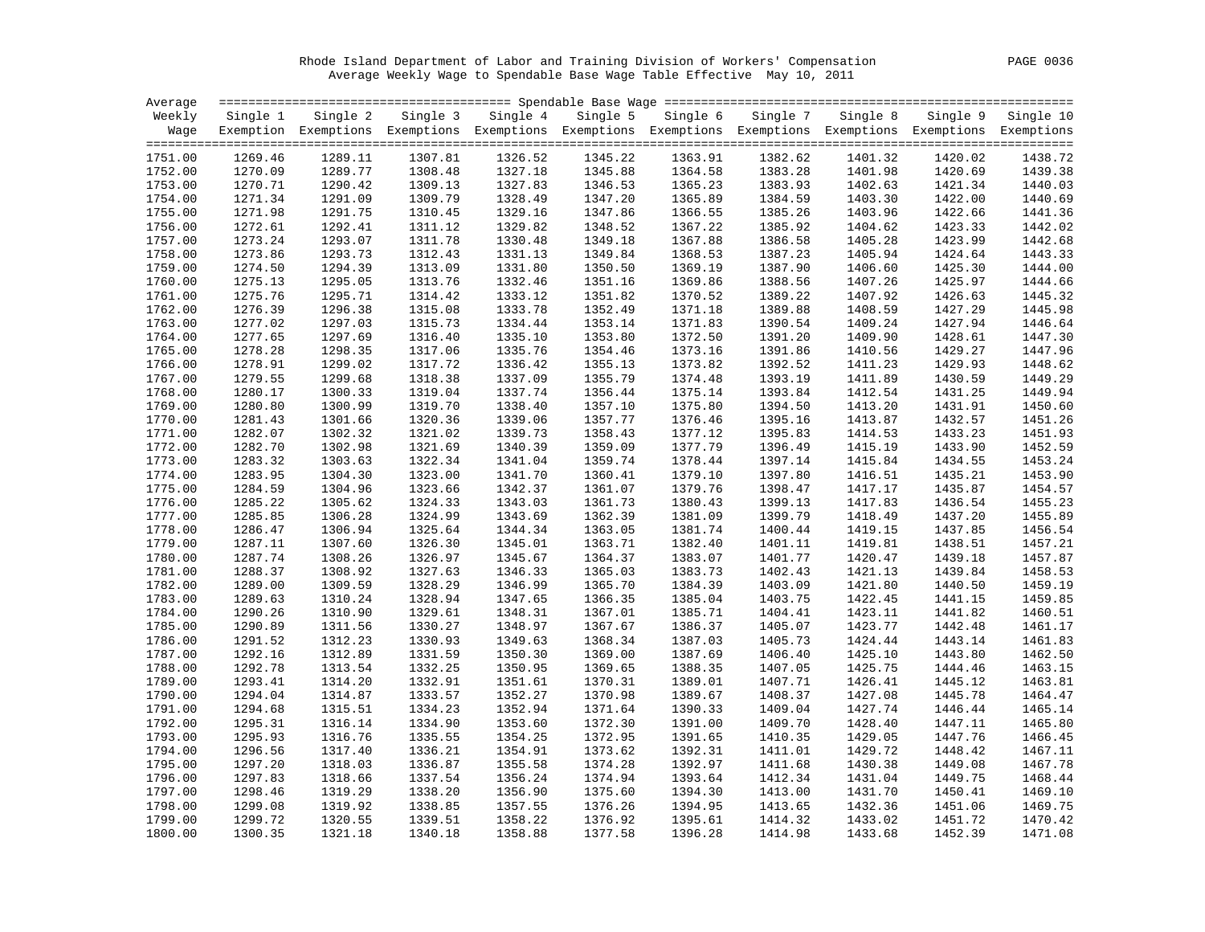Rhode Island Department of Labor and Training Division of Workers' Compensation

Average Weekly Wage to Spendable Base Wage Table Effective May 10, 2011

| Average Weekly Wage | Single 1 Exemption | Single 2 Exemptions | Single 3 Exemptions | Single 4 Exemptions | Single 5 Exemptions | Single 6 Exemptions | Single 7 Exemptions | Single 8 Exemptions | Single 9 Exemptions | Single 10 Exemptions |
|---|---|---|---|---|---|---|---|---|---|---|
| 1751.00 | 1269.46 | 1289.11 | 1307.81 | 1326.52 | 1345.22 | 1363.91 | 1382.62 | 1401.32 | 1420.02 | 1438.72 |
| 1752.00 | 1270.09 | 1289.77 | 1308.48 | 1327.18 | 1345.88 | 1364.58 | 1383.28 | 1401.98 | 1420.69 | 1439.38 |
| 1753.00 | 1270.71 | 1290.42 | 1309.13 | 1327.83 | 1346.53 | 1365.23 | 1383.93 | 1402.63 | 1421.34 | 1440.03 |
| 1754.00 | 1271.34 | 1291.09 | 1309.79 | 1328.49 | 1347.20 | 1365.89 | 1384.59 | 1403.30 | 1422.00 | 1440.69 |
| 1755.00 | 1271.98 | 1291.75 | 1310.45 | 1329.16 | 1347.86 | 1366.55 | 1385.26 | 1403.96 | 1422.66 | 1441.36 |
| 1756.00 | 1272.61 | 1292.41 | 1311.12 | 1329.82 | 1348.52 | 1367.22 | 1385.92 | 1404.62 | 1423.33 | 1442.02 |
| 1757.00 | 1273.24 | 1293.07 | 1311.78 | 1330.48 | 1349.18 | 1367.88 | 1386.58 | 1405.28 | 1423.99 | 1442.68 |
| 1758.00 | 1273.86 | 1293.73 | 1312.43 | 1331.13 | 1349.84 | 1368.53 | 1387.23 | 1405.94 | 1424.64 | 1443.33 |
| 1759.00 | 1274.50 | 1294.39 | 1313.09 | 1331.80 | 1350.50 | 1369.19 | 1387.90 | 1406.60 | 1425.30 | 1444.00 |
| 1760.00 | 1275.13 | 1295.05 | 1313.76 | 1332.46 | 1351.16 | 1369.86 | 1388.56 | 1407.26 | 1425.97 | 1444.66 |
| 1761.00 | 1275.76 | 1295.71 | 1314.42 | 1333.12 | 1351.82 | 1370.52 | 1389.22 | 1407.92 | 1426.63 | 1445.32 |
| 1762.00 | 1276.39 | 1296.38 | 1315.08 | 1333.78 | 1352.49 | 1371.18 | 1389.88 | 1408.59 | 1427.29 | 1445.98 |
| 1763.00 | 1277.02 | 1297.03 | 1315.73 | 1334.44 | 1353.14 | 1371.83 | 1390.54 | 1409.24 | 1427.94 | 1446.64 |
| 1764.00 | 1277.65 | 1297.69 | 1316.40 | 1335.10 | 1353.80 | 1372.50 | 1391.20 | 1409.90 | 1428.61 | 1447.30 |
| 1765.00 | 1278.28 | 1298.35 | 1317.06 | 1335.76 | 1354.46 | 1373.16 | 1391.86 | 1410.56 | 1429.27 | 1447.96 |
| 1766.00 | 1278.91 | 1299.02 | 1317.72 | 1336.42 | 1355.13 | 1373.82 | 1392.52 | 1411.23 | 1429.93 | 1448.62 |
| 1767.00 | 1279.55 | 1299.68 | 1318.38 | 1337.09 | 1355.79 | 1374.48 | 1393.19 | 1411.89 | 1430.59 | 1449.29 |
| 1768.00 | 1280.17 | 1300.33 | 1319.04 | 1337.74 | 1356.44 | 1375.14 | 1393.84 | 1412.54 | 1431.25 | 1449.94 |
| 1769.00 | 1280.80 | 1300.99 | 1319.70 | 1338.40 | 1357.10 | 1375.80 | 1394.50 | 1413.20 | 1431.91 | 1450.60 |
| 1770.00 | 1281.43 | 1301.66 | 1320.36 | 1339.06 | 1357.77 | 1376.46 | 1395.16 | 1413.87 | 1432.57 | 1451.26 |
| 1771.00 | 1282.07 | 1302.32 | 1321.02 | 1339.73 | 1358.43 | 1377.12 | 1395.83 | 1414.53 | 1433.23 | 1451.93 |
| 1772.00 | 1282.70 | 1302.98 | 1321.69 | 1340.39 | 1359.09 | 1377.79 | 1396.49 | 1415.19 | 1433.90 | 1452.59 |
| 1773.00 | 1283.32 | 1303.63 | 1322.34 | 1341.04 | 1359.74 | 1378.44 | 1397.14 | 1415.84 | 1434.55 | 1453.24 |
| 1774.00 | 1283.95 | 1304.30 | 1323.00 | 1341.70 | 1360.41 | 1379.10 | 1397.80 | 1416.51 | 1435.21 | 1453.90 |
| 1775.00 | 1284.59 | 1304.96 | 1323.66 | 1342.37 | 1361.07 | 1379.76 | 1398.47 | 1417.17 | 1435.87 | 1454.57 |
| 1776.00 | 1285.22 | 1305.62 | 1324.33 | 1343.03 | 1361.73 | 1380.43 | 1399.13 | 1417.83 | 1436.54 | 1455.23 |
| 1777.00 | 1285.85 | 1306.28 | 1324.99 | 1343.69 | 1362.39 | 1381.09 | 1399.79 | 1418.49 | 1437.20 | 1455.89 |
| 1778.00 | 1286.47 | 1306.94 | 1325.64 | 1344.34 | 1363.05 | 1381.74 | 1400.44 | 1419.15 | 1437.85 | 1456.54 |
| 1779.00 | 1287.11 | 1307.60 | 1326.30 | 1345.01 | 1363.71 | 1382.40 | 1401.11 | 1419.81 | 1438.51 | 1457.21 |
| 1780.00 | 1287.74 | 1308.26 | 1326.97 | 1345.67 | 1364.37 | 1383.07 | 1401.77 | 1420.47 | 1439.18 | 1457.87 |
| 1781.00 | 1288.37 | 1308.92 | 1327.63 | 1346.33 | 1365.03 | 1383.73 | 1402.43 | 1421.13 | 1439.84 | 1458.53 |
| 1782.00 | 1289.00 | 1309.59 | 1328.29 | 1346.99 | 1365.70 | 1384.39 | 1403.09 | 1421.80 | 1440.50 | 1459.19 |
| 1783.00 | 1289.63 | 1310.24 | 1328.94 | 1347.65 | 1366.35 | 1385.04 | 1403.75 | 1422.45 | 1441.15 | 1459.85 |
| 1784.00 | 1290.26 | 1310.90 | 1329.61 | 1348.31 | 1367.01 | 1385.71 | 1404.41 | 1423.11 | 1441.82 | 1460.51 |
| 1785.00 | 1290.89 | 1311.56 | 1330.27 | 1348.97 | 1367.67 | 1386.37 | 1405.07 | 1423.77 | 1442.48 | 1461.17 |
| 1786.00 | 1291.52 | 1312.23 | 1330.93 | 1349.63 | 1368.34 | 1387.03 | 1405.73 | 1424.44 | 1443.14 | 1461.83 |
| 1787.00 | 1292.16 | 1312.89 | 1331.59 | 1350.30 | 1369.00 | 1387.69 | 1406.40 | 1425.10 | 1443.80 | 1462.50 |
| 1788.00 | 1292.78 | 1313.54 | 1332.25 | 1350.95 | 1369.65 | 1388.35 | 1407.05 | 1425.75 | 1444.46 | 1463.15 |
| 1789.00 | 1293.41 | 1314.20 | 1332.91 | 1351.61 | 1370.31 | 1389.01 | 1407.71 | 1426.41 | 1445.12 | 1463.81 |
| 1790.00 | 1294.04 | 1314.87 | 1333.57 | 1352.27 | 1370.98 | 1389.67 | 1408.37 | 1427.08 | 1445.78 | 1464.47 |
| 1791.00 | 1294.68 | 1315.51 | 1334.23 | 1352.94 | 1371.64 | 1390.33 | 1409.04 | 1427.74 | 1446.44 | 1465.14 |
| 1792.00 | 1295.31 | 1316.14 | 1334.90 | 1353.60 | 1372.30 | 1391.00 | 1409.70 | 1428.40 | 1447.11 | 1465.80 |
| 1793.00 | 1295.93 | 1316.76 | 1335.55 | 1354.25 | 1372.95 | 1391.65 | 1410.35 | 1429.05 | 1447.76 | 1466.45 |
| 1794.00 | 1296.56 | 1317.40 | 1336.21 | 1354.91 | 1373.62 | 1392.31 | 1411.01 | 1429.72 | 1448.42 | 1467.11 |
| 1795.00 | 1297.20 | 1318.03 | 1336.87 | 1355.58 | 1374.28 | 1392.97 | 1411.68 | 1430.38 | 1449.08 | 1467.78 |
| 1796.00 | 1297.83 | 1318.66 | 1337.54 | 1356.24 | 1374.94 | 1393.64 | 1412.34 | 1431.04 | 1449.75 | 1468.44 |
| 1797.00 | 1298.46 | 1319.29 | 1338.20 | 1356.90 | 1375.60 | 1394.30 | 1413.00 | 1431.70 | 1450.41 | 1469.10 |
| 1798.00 | 1299.08 | 1319.92 | 1338.85 | 1357.55 | 1376.26 | 1394.95 | 1413.65 | 1432.36 | 1451.06 | 1469.75 |
| 1799.00 | 1299.72 | 1320.55 | 1339.51 | 1358.22 | 1376.92 | 1395.61 | 1414.32 | 1433.02 | 1451.72 | 1470.42 |
| 1800.00 | 1300.35 | 1321.18 | 1340.18 | 1358.88 | 1377.58 | 1396.28 | 1414.98 | 1433.68 | 1452.39 | 1471.08 |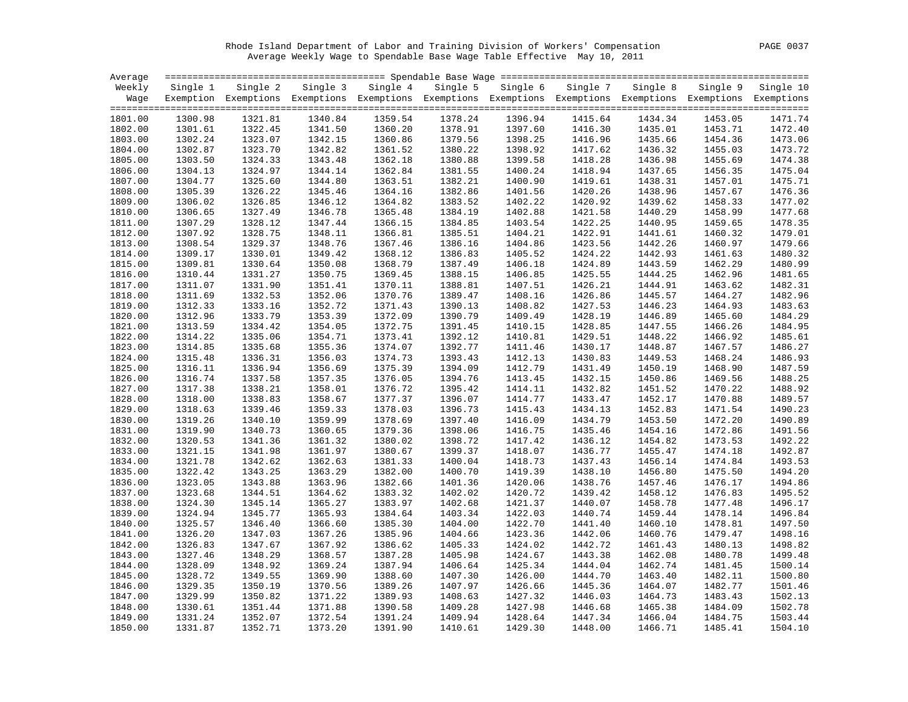Rhode Island Department of Labor and Training Division of Workers' Compensation

Average Weekly Wage to Spendable Base Wage Table Effective May 10, 2011

| Average Weekly Wage | Single 1 Exemption | Single 2 Exemptions | Single 3 Exemptions | Single 4 Exemptions | Single 5 Exemptions | Single 6 Exemptions | Single 7 Exemptions | Single 8 Exemptions | Single 9 Exemptions | Single 10 Exemptions |
|---|---|---|---|---|---|---|---|---|---|---|
| 1801.00 | 1300.98 | 1321.81 | 1340.84 | 1359.54 | 1378.24 | 1396.94 | 1415.64 | 1434.34 | 1453.05 | 1471.74 |
| 1802.00 | 1301.61 | 1322.45 | 1341.50 | 1360.20 | 1378.91 | 1397.60 | 1416.30 | 1435.01 | 1453.71 | 1472.40 |
| 1803.00 | 1302.24 | 1323.07 | 1342.15 | 1360.86 | 1379.56 | 1398.25 | 1416.96 | 1435.66 | 1454.36 | 1473.06 |
| 1804.00 | 1302.87 | 1323.70 | 1342.82 | 1361.52 | 1380.22 | 1398.92 | 1417.62 | 1436.32 | 1455.03 | 1473.72 |
| 1805.00 | 1303.50 | 1324.33 | 1343.48 | 1362.18 | 1380.88 | 1399.58 | 1418.28 | 1436.98 | 1455.69 | 1474.38 |
| 1806.00 | 1304.13 | 1324.97 | 1344.14 | 1362.84 | 1381.55 | 1400.24 | 1418.94 | 1437.65 | 1456.35 | 1475.04 |
| 1807.00 | 1304.77 | 1325.60 | 1344.80 | 1363.51 | 1382.21 | 1400.90 | 1419.61 | 1438.31 | 1457.01 | 1475.71 |
| 1808.00 | 1305.39 | 1326.22 | 1345.46 | 1364.16 | 1382.86 | 1401.56 | 1420.26 | 1438.96 | 1457.67 | 1476.36 |
| 1809.00 | 1306.02 | 1326.85 | 1346.12 | 1364.82 | 1383.52 | 1402.22 | 1420.92 | 1439.62 | 1458.33 | 1477.02 |
| 1810.00 | 1306.65 | 1327.49 | 1346.78 | 1365.48 | 1384.19 | 1402.88 | 1421.58 | 1440.29 | 1458.99 | 1477.68 |
| 1811.00 | 1307.29 | 1328.12 | 1347.44 | 1366.15 | 1384.85 | 1403.54 | 1422.25 | 1440.95 | 1459.65 | 1478.35 |
| 1812.00 | 1307.92 | 1328.75 | 1348.11 | 1366.81 | 1385.51 | 1404.21 | 1422.91 | 1441.61 | 1460.32 | 1479.01 |
| 1813.00 | 1308.54 | 1329.37 | 1348.76 | 1367.46 | 1386.16 | 1404.86 | 1423.56 | 1442.26 | 1460.97 | 1479.66 |
| 1814.00 | 1309.17 | 1330.01 | 1349.42 | 1368.12 | 1386.83 | 1405.52 | 1424.22 | 1442.93 | 1461.63 | 1480.32 |
| 1815.00 | 1309.81 | 1330.64 | 1350.08 | 1368.79 | 1387.49 | 1406.18 | 1424.89 | 1443.59 | 1462.29 | 1480.99 |
| 1816.00 | 1310.44 | 1331.27 | 1350.75 | 1369.45 | 1388.15 | 1406.85 | 1425.55 | 1444.25 | 1462.96 | 1481.65 |
| 1817.00 | 1311.07 | 1331.90 | 1351.41 | 1370.11 | 1388.81 | 1407.51 | 1426.21 | 1444.91 | 1463.62 | 1482.31 |
| 1818.00 | 1311.69 | 1332.53 | 1352.06 | 1370.76 | 1389.47 | 1408.16 | 1426.86 | 1445.57 | 1464.27 | 1482.96 |
| 1819.00 | 1312.33 | 1333.16 | 1352.72 | 1371.43 | 1390.13 | 1408.82 | 1427.53 | 1446.23 | 1464.93 | 1483.63 |
| 1820.00 | 1312.96 | 1333.79 | 1353.39 | 1372.09 | 1390.79 | 1409.49 | 1428.19 | 1446.89 | 1465.60 | 1484.29 |
| 1821.00 | 1313.59 | 1334.42 | 1354.05 | 1372.75 | 1391.45 | 1410.15 | 1428.85 | 1447.55 | 1466.26 | 1484.95 |
| 1822.00 | 1314.22 | 1335.06 | 1354.71 | 1373.41 | 1392.12 | 1410.81 | 1429.51 | 1448.22 | 1466.92 | 1485.61 |
| 1823.00 | 1314.85 | 1335.68 | 1355.36 | 1374.07 | 1392.77 | 1411.46 | 1430.17 | 1448.87 | 1467.57 | 1486.27 |
| 1824.00 | 1315.48 | 1336.31 | 1356.03 | 1374.73 | 1393.43 | 1412.13 | 1430.83 | 1449.53 | 1468.24 | 1486.93 |
| 1825.00 | 1316.11 | 1336.94 | 1356.69 | 1375.39 | 1394.09 | 1412.79 | 1431.49 | 1450.19 | 1468.90 | 1487.59 |
| 1826.00 | 1316.74 | 1337.58 | 1357.35 | 1376.05 | 1394.76 | 1413.45 | 1432.15 | 1450.86 | 1469.56 | 1488.25 |
| 1827.00 | 1317.38 | 1338.21 | 1358.01 | 1376.72 | 1395.42 | 1414.11 | 1432.82 | 1451.52 | 1470.22 | 1488.92 |
| 1828.00 | 1318.00 | 1338.83 | 1358.67 | 1377.37 | 1396.07 | 1414.77 | 1433.47 | 1452.17 | 1470.88 | 1489.57 |
| 1829.00 | 1318.63 | 1339.46 | 1359.33 | 1378.03 | 1396.73 | 1415.43 | 1434.13 | 1452.83 | 1471.54 | 1490.23 |
| 1830.00 | 1319.26 | 1340.10 | 1359.99 | 1378.69 | 1397.40 | 1416.09 | 1434.79 | 1453.50 | 1472.20 | 1490.89 |
| 1831.00 | 1319.90 | 1340.73 | 1360.65 | 1379.36 | 1398.06 | 1416.75 | 1435.46 | 1454.16 | 1472.86 | 1491.56 |
| 1832.00 | 1320.53 | 1341.36 | 1361.32 | 1380.02 | 1398.72 | 1417.42 | 1436.12 | 1454.82 | 1473.53 | 1492.22 |
| 1833.00 | 1321.15 | 1341.98 | 1361.97 | 1380.67 | 1399.37 | 1418.07 | 1436.77 | 1455.47 | 1474.18 | 1492.87 |
| 1834.00 | 1321.78 | 1342.62 | 1362.63 | 1381.33 | 1400.04 | 1418.73 | 1437.43 | 1456.14 | 1474.84 | 1493.53 |
| 1835.00 | 1322.42 | 1343.25 | 1363.29 | 1382.00 | 1400.70 | 1419.39 | 1438.10 | 1456.80 | 1475.50 | 1494.20 |
| 1836.00 | 1323.05 | 1343.88 | 1363.96 | 1382.66 | 1401.36 | 1420.06 | 1438.76 | 1457.46 | 1476.17 | 1494.86 |
| 1837.00 | 1323.68 | 1344.51 | 1364.62 | 1383.32 | 1402.02 | 1420.72 | 1439.42 | 1458.12 | 1476.83 | 1495.52 |
| 1838.00 | 1324.30 | 1345.14 | 1365.27 | 1383.97 | 1402.68 | 1421.37 | 1440.07 | 1458.78 | 1477.48 | 1496.17 |
| 1839.00 | 1324.94 | 1345.77 | 1365.93 | 1384.64 | 1403.34 | 1422.03 | 1440.74 | 1459.44 | 1478.14 | 1496.84 |
| 1840.00 | 1325.57 | 1346.40 | 1366.60 | 1385.30 | 1404.00 | 1422.70 | 1441.40 | 1460.10 | 1478.81 | 1497.50 |
| 1841.00 | 1326.20 | 1347.03 | 1367.26 | 1385.96 | 1404.66 | 1423.36 | 1442.06 | 1460.76 | 1479.47 | 1498.16 |
| 1842.00 | 1326.83 | 1347.67 | 1367.92 | 1386.62 | 1405.33 | 1424.02 | 1442.72 | 1461.43 | 1480.13 | 1498.82 |
| 1843.00 | 1327.46 | 1348.29 | 1368.57 | 1387.28 | 1405.98 | 1424.67 | 1443.38 | 1462.08 | 1480.78 | 1499.48 |
| 1844.00 | 1328.09 | 1348.92 | 1369.24 | 1387.94 | 1406.64 | 1425.34 | 1444.04 | 1462.74 | 1481.45 | 1500.14 |
| 1845.00 | 1328.72 | 1349.55 | 1369.90 | 1388.60 | 1407.30 | 1426.00 | 1444.70 | 1463.40 | 1482.11 | 1500.80 |
| 1846.00 | 1329.35 | 1350.19 | 1370.56 | 1389.26 | 1407.97 | 1426.66 | 1445.36 | 1464.07 | 1482.77 | 1501.46 |
| 1847.00 | 1329.99 | 1350.82 | 1371.22 | 1389.93 | 1408.63 | 1427.32 | 1446.03 | 1464.73 | 1483.43 | 1502.13 |
| 1848.00 | 1330.61 | 1351.44 | 1371.88 | 1390.58 | 1409.28 | 1427.98 | 1446.68 | 1465.38 | 1484.09 | 1502.78 |
| 1849.00 | 1331.24 | 1352.07 | 1372.54 | 1391.24 | 1409.94 | 1428.64 | 1447.34 | 1466.04 | 1484.75 | 1503.44 |
| 1850.00 | 1331.87 | 1352.71 | 1373.20 | 1391.90 | 1410.61 | 1429.30 | 1448.00 | 1466.71 | 1485.41 | 1504.10 |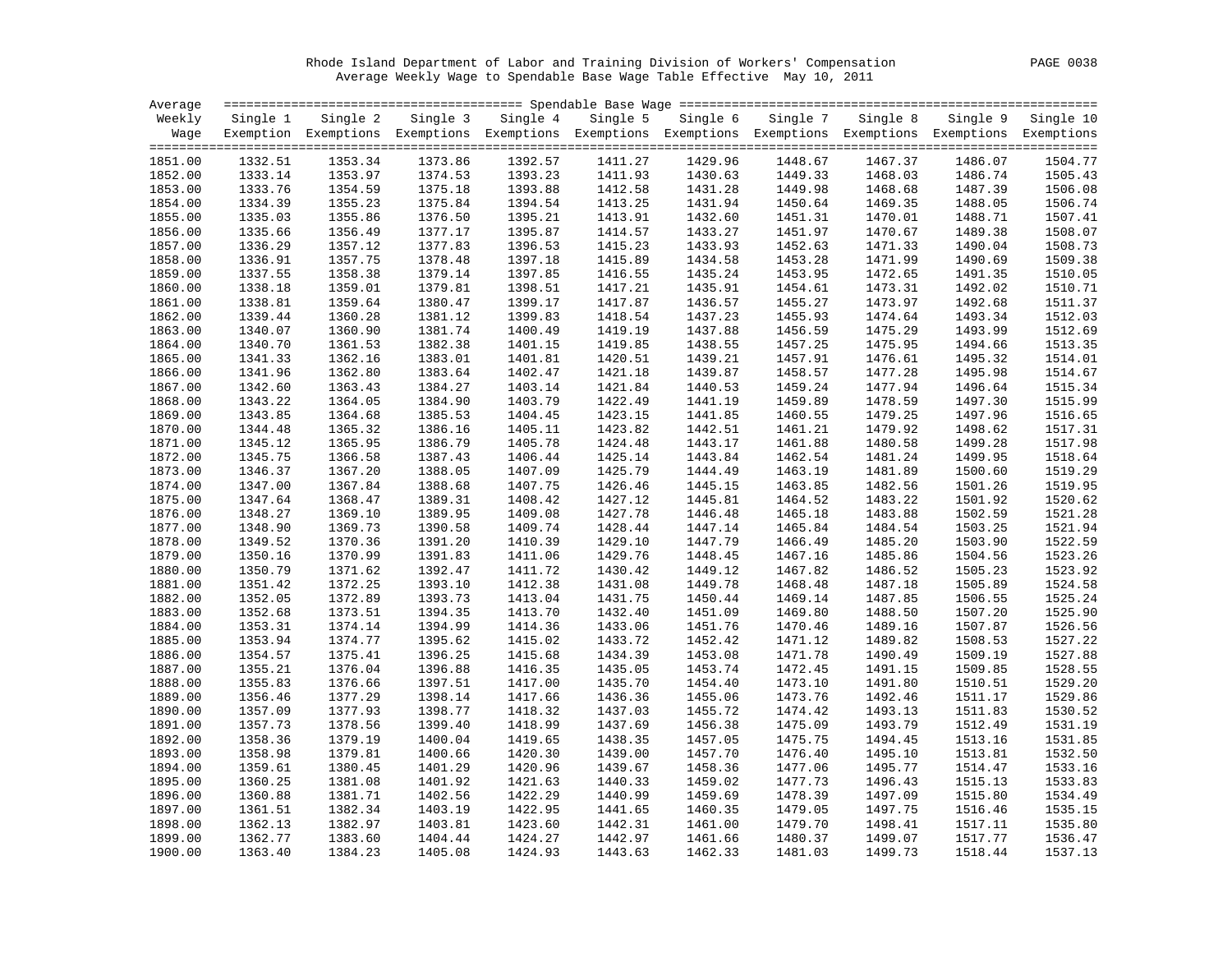Rhode Island Department of Labor and Training Division of Workers' Compensation

Average Weekly Wage to Spendable Base Wage Table Effective May 10, 2011

| Average Weekly Wage | Single 1 Exemption | Single 2 Exemptions | Single 3 Exemptions | Single 4 Exemptions | Single 5 Exemptions | Single 6 Exemptions | Single 7 Exemptions | Single 8 Exemptions | Single 9 Exemptions | Single 10 Exemptions |
|---|---|---|---|---|---|---|---|---|---|---|
| 1851.00 | 1332.51 | 1353.34 | 1373.86 | 1392.57 | 1411.27 | 1429.96 | 1448.67 | 1467.37 | 1486.07 | 1504.77 |
| 1852.00 | 1333.14 | 1353.97 | 1374.53 | 1393.23 | 1411.93 | 1430.63 | 1449.33 | 1468.03 | 1486.74 | 1505.43 |
| 1853.00 | 1333.76 | 1354.59 | 1375.18 | 1393.88 | 1412.58 | 1431.28 | 1449.98 | 1468.68 | 1487.39 | 1506.08 |
| 1854.00 | 1334.39 | 1355.23 | 1375.84 | 1394.54 | 1413.25 | 1431.94 | 1450.64 | 1469.35 | 1488.05 | 1506.74 |
| 1855.00 | 1335.03 | 1355.86 | 1376.50 | 1395.21 | 1413.91 | 1432.60 | 1451.31 | 1470.01 | 1488.71 | 1507.41 |
| 1856.00 | 1335.66 | 1356.49 | 1377.17 | 1395.87 | 1414.57 | 1433.27 | 1451.97 | 1470.67 | 1489.38 | 1508.07 |
| 1857.00 | 1336.29 | 1357.12 | 1377.83 | 1396.53 | 1415.23 | 1433.93 | 1452.63 | 1471.33 | 1490.04 | 1508.73 |
| 1858.00 | 1336.91 | 1357.75 | 1378.48 | 1397.18 | 1415.89 | 1434.58 | 1453.28 | 1471.99 | 1490.69 | 1509.38 |
| 1859.00 | 1337.55 | 1358.38 | 1379.14 | 1397.85 | 1416.55 | 1435.24 | 1453.95 | 1472.65 | 1491.35 | 1510.05 |
| 1860.00 | 1338.18 | 1359.01 | 1379.81 | 1398.51 | 1417.21 | 1435.91 | 1454.61 | 1473.31 | 1492.02 | 1510.71 |
| 1861.00 | 1338.81 | 1359.64 | 1380.47 | 1399.17 | 1417.87 | 1436.57 | 1455.27 | 1473.97 | 1492.68 | 1511.37 |
| 1862.00 | 1339.44 | 1360.28 | 1381.12 | 1399.83 | 1418.54 | 1437.23 | 1455.93 | 1474.64 | 1493.34 | 1512.03 |
| 1863.00 | 1340.07 | 1360.90 | 1381.74 | 1400.49 | 1419.19 | 1437.88 | 1456.59 | 1475.29 | 1493.99 | 1512.69 |
| 1864.00 | 1340.70 | 1361.53 | 1382.38 | 1401.15 | 1419.85 | 1438.55 | 1457.25 | 1475.95 | 1494.66 | 1513.35 |
| 1865.00 | 1341.33 | 1362.16 | 1383.01 | 1401.81 | 1420.51 | 1439.21 | 1457.91 | 1476.61 | 1495.32 | 1514.01 |
| 1866.00 | 1341.96 | 1362.80 | 1383.64 | 1402.47 | 1421.18 | 1439.87 | 1458.57 | 1477.28 | 1495.98 | 1514.67 |
| 1867.00 | 1342.60 | 1363.43 | 1384.27 | 1403.14 | 1421.84 | 1440.53 | 1459.24 | 1477.94 | 1496.64 | 1515.34 |
| 1868.00 | 1343.22 | 1364.05 | 1384.90 | 1403.79 | 1422.49 | 1441.19 | 1459.89 | 1478.59 | 1497.30 | 1515.99 |
| 1869.00 | 1343.85 | 1364.68 | 1385.53 | 1404.45 | 1423.15 | 1441.85 | 1460.55 | 1479.25 | 1497.96 | 1516.65 |
| 1870.00 | 1344.48 | 1365.32 | 1386.16 | 1405.11 | 1423.82 | 1442.51 | 1461.21 | 1479.92 | 1498.62 | 1517.31 |
| 1871.00 | 1345.12 | 1365.95 | 1386.79 | 1405.78 | 1424.48 | 1443.17 | 1461.88 | 1480.58 | 1499.28 | 1517.98 |
| 1872.00 | 1345.75 | 1366.58 | 1387.43 | 1406.44 | 1425.14 | 1443.84 | 1462.54 | 1481.24 | 1499.95 | 1518.64 |
| 1873.00 | 1346.37 | 1367.20 | 1388.05 | 1407.09 | 1425.79 | 1444.49 | 1463.19 | 1481.89 | 1500.60 | 1519.29 |
| 1874.00 | 1347.00 | 1367.84 | 1388.68 | 1407.75 | 1426.46 | 1445.15 | 1463.85 | 1482.56 | 1501.26 | 1519.95 |
| 1875.00 | 1347.64 | 1368.47 | 1389.31 | 1408.42 | 1427.12 | 1445.81 | 1464.52 | 1483.22 | 1501.92 | 1520.62 |
| 1876.00 | 1348.27 | 1369.10 | 1389.95 | 1409.08 | 1427.78 | 1446.48 | 1465.18 | 1483.88 | 1502.59 | 1521.28 |
| 1877.00 | 1348.90 | 1369.73 | 1390.58 | 1409.74 | 1428.44 | 1447.14 | 1465.84 | 1484.54 | 1503.25 | 1521.94 |
| 1878.00 | 1349.52 | 1370.36 | 1391.20 | 1410.39 | 1429.10 | 1447.79 | 1466.49 | 1485.20 | 1503.90 | 1522.59 |
| 1879.00 | 1350.16 | 1370.99 | 1391.83 | 1411.06 | 1429.76 | 1448.45 | 1467.16 | 1485.86 | 1504.56 | 1523.26 |
| 1880.00 | 1350.79 | 1371.62 | 1392.47 | 1411.72 | 1430.42 | 1449.12 | 1467.82 | 1486.52 | 1505.23 | 1523.92 |
| 1881.00 | 1351.42 | 1372.25 | 1393.10 | 1412.38 | 1431.08 | 1449.78 | 1468.48 | 1487.18 | 1505.89 | 1524.58 |
| 1882.00 | 1352.05 | 1372.89 | 1393.73 | 1413.04 | 1431.75 | 1450.44 | 1469.14 | 1487.85 | 1506.55 | 1525.24 |
| 1883.00 | 1352.68 | 1373.51 | 1394.35 | 1413.70 | 1432.40 | 1451.09 | 1469.80 | 1488.50 | 1507.20 | 1525.90 |
| 1884.00 | 1353.31 | 1374.14 | 1394.99 | 1414.36 | 1433.06 | 1451.76 | 1470.46 | 1489.16 | 1507.87 | 1526.56 |
| 1885.00 | 1353.94 | 1374.77 | 1395.62 | 1415.02 | 1433.72 | 1452.42 | 1471.12 | 1489.82 | 1508.53 | 1527.22 |
| 1886.00 | 1354.57 | 1375.41 | 1396.25 | 1415.68 | 1434.39 | 1453.08 | 1471.78 | 1490.49 | 1509.19 | 1527.88 |
| 1887.00 | 1355.21 | 1376.04 | 1396.88 | 1416.35 | 1435.05 | 1453.74 | 1472.45 | 1491.15 | 1509.85 | 1528.55 |
| 1888.00 | 1355.83 | 1376.66 | 1397.51 | 1417.00 | 1435.70 | 1454.40 | 1473.10 | 1491.80 | 1510.51 | 1529.20 |
| 1889.00 | 1356.46 | 1377.29 | 1398.14 | 1417.66 | 1436.36 | 1455.06 | 1473.76 | 1492.46 | 1511.17 | 1529.86 |
| 1890.00 | 1357.09 | 1377.93 | 1398.77 | 1418.32 | 1437.03 | 1455.72 | 1474.42 | 1493.13 | 1511.83 | 1530.52 |
| 1891.00 | 1357.73 | 1378.56 | 1399.40 | 1418.99 | 1437.69 | 1456.38 | 1475.09 | 1493.79 | 1512.49 | 1531.19 |
| 1892.00 | 1358.36 | 1379.19 | 1400.04 | 1419.65 | 1438.35 | 1457.05 | 1475.75 | 1494.45 | 1513.16 | 1531.85 |
| 1893.00 | 1358.98 | 1379.81 | 1400.66 | 1420.30 | 1439.00 | 1457.70 | 1476.40 | 1495.10 | 1513.81 | 1532.50 |
| 1894.00 | 1359.61 | 1380.45 | 1401.29 | 1420.96 | 1439.67 | 1458.36 | 1477.06 | 1495.77 | 1514.47 | 1533.16 |
| 1895.00 | 1360.25 | 1381.08 | 1401.92 | 1421.63 | 1440.33 | 1459.02 | 1477.73 | 1496.43 | 1515.13 | 1533.83 |
| 1896.00 | 1360.88 | 1381.71 | 1402.56 | 1422.29 | 1440.99 | 1459.69 | 1478.39 | 1497.09 | 1515.80 | 1534.49 |
| 1897.00 | 1361.51 | 1382.34 | 1403.19 | 1422.95 | 1441.65 | 1460.35 | 1479.05 | 1497.75 | 1516.46 | 1535.15 |
| 1898.00 | 1362.13 | 1382.97 | 1403.81 | 1423.60 | 1442.31 | 1461.00 | 1479.70 | 1498.41 | 1517.11 | 1535.80 |
| 1899.00 | 1362.77 | 1383.60 | 1404.44 | 1424.27 | 1442.97 | 1461.66 | 1480.37 | 1499.07 | 1517.77 | 1536.47 |
| 1900.00 | 1363.40 | 1384.23 | 1405.08 | 1424.93 | 1443.63 | 1462.33 | 1481.03 | 1499.73 | 1518.44 | 1537.13 |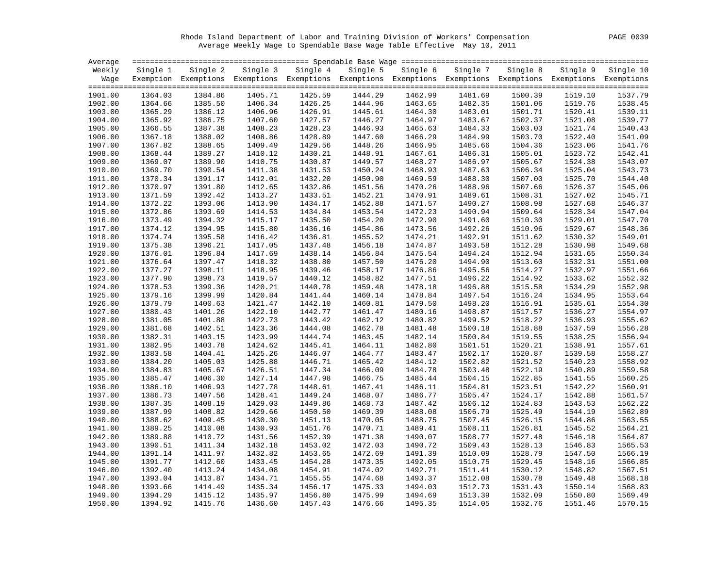Rhode Island Department of Labor and Training Division of Workers' Compensation
Average Weekly Wage to Spendable Base Wage Table Effective May 10, 2011

| Average Weekly Wage | Single 1 Exemption | Single 2 Exemptions | Single 3 Exemptions | Single 4 Exemptions | Single 5 Exemptions | Single 6 Exemptions | Single 7 Exemptions | Single 8 Exemptions | Single 9 Exemptions | Single 10 Exemptions |
|---|---|---|---|---|---|---|---|---|---|---|
| 1901.00 | 1364.03 | 1384.86 | 1405.71 | 1425.59 | 1444.29 | 1462.99 | 1481.69 | 1500.39 | 1519.10 | 1537.79 |
| 1902.00 | 1364.66 | 1385.50 | 1406.34 | 1426.25 | 1444.96 | 1463.65 | 1482.35 | 1501.06 | 1519.76 | 1538.45 |
| 1903.00 | 1365.29 | 1386.12 | 1406.96 | 1426.91 | 1445.61 | 1464.30 | 1483.01 | 1501.71 | 1520.41 | 1539.11 |
| 1904.00 | 1365.92 | 1386.75 | 1407.60 | 1427.57 | 1446.27 | 1464.97 | 1483.67 | 1502.37 | 1521.08 | 1539.77 |
| 1905.00 | 1366.55 | 1387.38 | 1408.23 | 1428.23 | 1446.93 | 1465.63 | 1484.33 | 1503.03 | 1521.74 | 1540.43 |
| 1906.00 | 1367.18 | 1388.02 | 1408.86 | 1428.89 | 1447.60 | 1466.29 | 1484.99 | 1503.70 | 1522.40 | 1541.09 |
| 1907.00 | 1367.82 | 1388.65 | 1409.49 | 1429.56 | 1448.26 | 1466.95 | 1485.66 | 1504.36 | 1523.06 | 1541.76 |
| 1908.00 | 1368.44 | 1389.27 | 1410.12 | 1430.21 | 1448.91 | 1467.61 | 1486.31 | 1505.01 | 1523.72 | 1542.41 |
| 1909.00 | 1369.07 | 1389.90 | 1410.75 | 1430.87 | 1449.57 | 1468.27 | 1486.97 | 1505.67 | 1524.38 | 1543.07 |
| 1910.00 | 1369.70 | 1390.54 | 1411.38 | 1431.53 | 1450.24 | 1468.93 | 1487.63 | 1506.34 | 1525.04 | 1543.73 |
| 1911.00 | 1370.34 | 1391.17 | 1412.01 | 1432.20 | 1450.90 | 1469.59 | 1488.30 | 1507.00 | 1525.70 | 1544.40 |
| 1912.00 | 1370.97 | 1391.80 | 1412.65 | 1432.86 | 1451.56 | 1470.26 | 1488.96 | 1507.66 | 1526.37 | 1545.06 |
| 1913.00 | 1371.59 | 1392.42 | 1413.27 | 1433.51 | 1452.21 | 1470.91 | 1489.61 | 1508.31 | 1527.02 | 1545.71 |
| 1914.00 | 1372.22 | 1393.06 | 1413.90 | 1434.17 | 1452.88 | 1471.57 | 1490.27 | 1508.98 | 1527.68 | 1546.37 |
| 1915.00 | 1372.86 | 1393.69 | 1414.53 | 1434.84 | 1453.54 | 1472.23 | 1490.94 | 1509.64 | 1528.34 | 1547.04 |
| 1916.00 | 1373.49 | 1394.32 | 1415.17 | 1435.50 | 1454.20 | 1472.90 | 1491.60 | 1510.30 | 1529.01 | 1547.70 |
| 1917.00 | 1374.12 | 1394.95 | 1415.80 | 1436.16 | 1454.86 | 1473.56 | 1492.26 | 1510.96 | 1529.67 | 1548.36 |
| 1918.00 | 1374.74 | 1395.58 | 1416.42 | 1436.81 | 1455.52 | 1474.21 | 1492.91 | 1511.62 | 1530.32 | 1549.01 |
| 1919.00 | 1375.38 | 1396.21 | 1417.05 | 1437.48 | 1456.18 | 1474.87 | 1493.58 | 1512.28 | 1530.98 | 1549.68 |
| 1920.00 | 1376.01 | 1396.84 | 1417.69 | 1438.14 | 1456.84 | 1475.54 | 1494.24 | 1512.94 | 1531.65 | 1550.34 |
| 1921.00 | 1376.64 | 1397.47 | 1418.32 | 1438.80 | 1457.50 | 1476.20 | 1494.90 | 1513.60 | 1532.31 | 1551.00 |
| 1922.00 | 1377.27 | 1398.11 | 1418.95 | 1439.46 | 1458.17 | 1476.86 | 1495.56 | 1514.27 | 1532.97 | 1551.66 |
| 1923.00 | 1377.90 | 1398.73 | 1419.57 | 1440.12 | 1458.82 | 1477.51 | 1496.22 | 1514.92 | 1533.62 | 1552.32 |
| 1924.00 | 1378.53 | 1399.36 | 1420.21 | 1440.78 | 1459.48 | 1478.18 | 1496.88 | 1515.58 | 1534.29 | 1552.98 |
| 1925.00 | 1379.16 | 1399.99 | 1420.84 | 1441.44 | 1460.14 | 1478.84 | 1497.54 | 1516.24 | 1534.95 | 1553.64 |
| 1926.00 | 1379.79 | 1400.63 | 1421.47 | 1442.10 | 1460.81 | 1479.50 | 1498.20 | 1516.91 | 1535.61 | 1554.30 |
| 1927.00 | 1380.43 | 1401.26 | 1422.10 | 1442.77 | 1461.47 | 1480.16 | 1498.87 | 1517.57 | 1536.27 | 1554.97 |
| 1928.00 | 1381.05 | 1401.88 | 1422.73 | 1443.42 | 1462.12 | 1480.82 | 1499.52 | 1518.22 | 1536.93 | 1555.62 |
| 1929.00 | 1381.68 | 1402.51 | 1423.36 | 1444.08 | 1462.78 | 1481.48 | 1500.18 | 1518.88 | 1537.59 | 1556.28 |
| 1930.00 | 1382.31 | 1403.15 | 1423.99 | 1444.74 | 1463.45 | 1482.14 | 1500.84 | 1519.55 | 1538.25 | 1556.94 |
| 1931.00 | 1382.95 | 1403.78 | 1424.62 | 1445.41 | 1464.11 | 1482.80 | 1501.51 | 1520.21 | 1538.91 | 1557.61 |
| 1932.00 | 1383.58 | 1404.41 | 1425.26 | 1446.07 | 1464.77 | 1483.47 | 1502.17 | 1520.87 | 1539.58 | 1558.27 |
| 1933.00 | 1384.20 | 1405.03 | 1425.88 | 1446.71 | 1465.42 | 1484.12 | 1502.82 | 1521.52 | 1540.23 | 1558.92 |
| 1934.00 | 1384.83 | 1405.67 | 1426.51 | 1447.34 | 1466.09 | 1484.78 | 1503.48 | 1522.19 | 1540.89 | 1559.58 |
| 1935.00 | 1385.47 | 1406.30 | 1427.14 | 1447.98 | 1466.75 | 1485.44 | 1504.15 | 1522.85 | 1541.55 | 1560.25 |
| 1936.00 | 1386.10 | 1406.93 | 1427.78 | 1448.61 | 1467.41 | 1486.11 | 1504.81 | 1523.51 | 1542.22 | 1560.91 |
| 1937.00 | 1386.73 | 1407.56 | 1428.41 | 1449.24 | 1468.07 | 1486.77 | 1505.47 | 1524.17 | 1542.88 | 1561.57 |
| 1938.00 | 1387.35 | 1408.19 | 1429.03 | 1449.86 | 1468.73 | 1487.42 | 1506.12 | 1524.83 | 1543.53 | 1562.22 |
| 1939.00 | 1387.99 | 1408.82 | 1429.66 | 1450.50 | 1469.39 | 1488.08 | 1506.79 | 1525.49 | 1544.19 | 1562.89 |
| 1940.00 | 1388.62 | 1409.45 | 1430.30 | 1451.13 | 1470.05 | 1488.75 | 1507.45 | 1526.15 | 1544.86 | 1563.55 |
| 1941.00 | 1389.25 | 1410.08 | 1430.93 | 1451.76 | 1470.71 | 1489.41 | 1508.11 | 1526.81 | 1545.52 | 1564.21 |
| 1942.00 | 1389.88 | 1410.72 | 1431.56 | 1452.39 | 1471.38 | 1490.07 | 1508.77 | 1527.48 | 1546.18 | 1564.87 |
| 1943.00 | 1390.51 | 1411.34 | 1432.18 | 1453.02 | 1472.03 | 1490.72 | 1509.43 | 1528.13 | 1546.83 | 1565.53 |
| 1944.00 | 1391.14 | 1411.97 | 1432.82 | 1453.65 | 1472.69 | 1491.39 | 1510.09 | 1528.79 | 1547.50 | 1566.19 |
| 1945.00 | 1391.77 | 1412.60 | 1433.45 | 1454.28 | 1473.35 | 1492.05 | 1510.75 | 1529.45 | 1548.16 | 1566.85 |
| 1946.00 | 1392.40 | 1413.24 | 1434.08 | 1454.91 | 1474.02 | 1492.71 | 1511.41 | 1530.12 | 1548.82 | 1567.51 |
| 1947.00 | 1393.04 | 1413.87 | 1434.71 | 1455.55 | 1474.68 | 1493.37 | 1512.08 | 1530.78 | 1549.48 | 1568.18 |
| 1948.00 | 1393.66 | 1414.49 | 1435.34 | 1456.17 | 1475.33 | 1494.03 | 1512.73 | 1531.43 | 1550.14 | 1568.83 |
| 1949.00 | 1394.29 | 1415.12 | 1435.97 | 1456.80 | 1475.99 | 1494.69 | 1513.39 | 1532.09 | 1550.80 | 1569.49 |
| 1950.00 | 1394.92 | 1415.76 | 1436.60 | 1457.43 | 1476.66 | 1495.35 | 1514.05 | 1532.76 | 1551.46 | 1570.15 |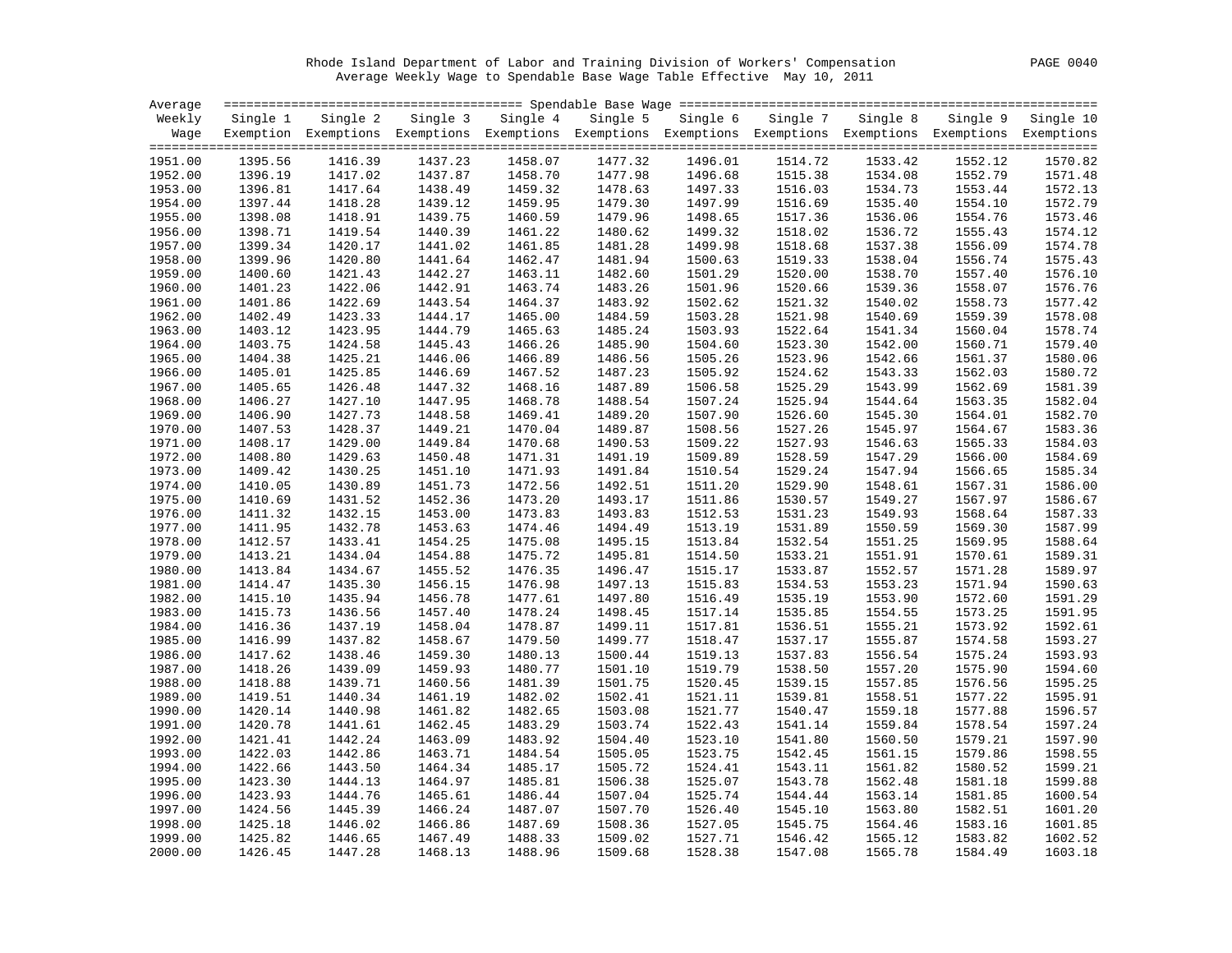Rhode Island Department of Labor and Training Division of Workers' Compensation

Average Weekly Wage to Spendable Base Wage Table Effective May 10, 2011

| Average Weekly Wage | Spendable Base Wage | | | | | | | | | |
|---|---|---|---|---|---|---|---|---|---|---|
| | Single 1 Exemption | Single 2 Exemptions | Single 3 Exemptions | Single 4 Exemptions | Single 5 Exemptions | Single 6 Exemptions | Single 7 Exemptions | Single 8 Exemptions | Single 9 Exemptions | Single 10 Exemptions |
| 1951.00 | 1395.56 | 1416.39 | 1437.23 | 1458.07 | 1477.32 | 1496.01 | 1514.72 | 1533.42 | 1552.12 | 1570.82 |
| 1952.00 | 1396.19 | 1417.02 | 1437.87 | 1458.70 | 1477.98 | 1496.68 | 1515.38 | 1534.08 | 1552.79 | 1571.48 |
| 1953.00 | 1396.81 | 1417.64 | 1438.49 | 1459.32 | 1478.63 | 1497.33 | 1516.03 | 1534.73 | 1553.44 | 1572.13 |
| 1954.00 | 1397.44 | 1418.28 | 1439.12 | 1459.95 | 1479.30 | 1497.99 | 1516.69 | 1535.40 | 1554.10 | 1572.79 |
| 1955.00 | 1398.08 | 1418.91 | 1439.75 | 1460.59 | 1479.96 | 1498.65 | 1517.36 | 1536.06 | 1554.76 | 1573.46 |
| 1956.00 | 1398.71 | 1419.54 | 1440.39 | 1461.22 | 1480.62 | 1499.32 | 1518.02 | 1536.72 | 1555.43 | 1574.12 |
| 1957.00 | 1399.34 | 1420.17 | 1441.02 | 1461.85 | 1481.28 | 1499.98 | 1518.68 | 1537.38 | 1556.09 | 1574.78 |
| 1958.00 | 1399.96 | 1420.80 | 1441.64 | 1462.47 | 1481.94 | 1500.63 | 1519.33 | 1538.04 | 1556.74 | 1575.43 |
| 1959.00 | 1400.60 | 1421.43 | 1442.27 | 1463.11 | 1482.60 | 1501.29 | 1520.00 | 1538.70 | 1557.40 | 1576.10 |
| 1960.00 | 1401.23 | 1422.06 | 1442.91 | 1463.74 | 1483.26 | 1501.96 | 1520.66 | 1539.36 | 1558.07 | 1576.76 |
| 1961.00 | 1401.86 | 1422.69 | 1443.54 | 1464.37 | 1483.92 | 1502.62 | 1521.32 | 1540.02 | 1558.73 | 1577.42 |
| 1962.00 | 1402.49 | 1423.33 | 1444.17 | 1465.00 | 1484.59 | 1503.28 | 1521.98 | 1540.69 | 1559.39 | 1578.08 |
| 1963.00 | 1403.12 | 1423.95 | 1444.79 | 1465.63 | 1485.24 | 1503.93 | 1522.64 | 1541.34 | 1560.04 | 1578.74 |
| 1964.00 | 1403.75 | 1424.58 | 1445.43 | 1466.26 | 1485.90 | 1504.60 | 1523.30 | 1542.00 | 1560.71 | 1579.40 |
| 1965.00 | 1404.38 | 1425.21 | 1446.06 | 1466.89 | 1486.56 | 1505.26 | 1523.96 | 1542.66 | 1561.37 | 1580.06 |
| 1966.00 | 1405.01 | 1425.85 | 1446.69 | 1467.52 | 1487.23 | 1505.92 | 1524.62 | 1543.33 | 1562.03 | 1580.72 |
| 1967.00 | 1405.65 | 1426.48 | 1447.32 | 1468.16 | 1487.89 | 1506.58 | 1525.29 | 1543.99 | 1562.69 | 1581.39 |
| 1968.00 | 1406.27 | 1427.10 | 1447.95 | 1468.78 | 1488.54 | 1507.24 | 1525.94 | 1544.64 | 1563.35 | 1582.04 |
| 1969.00 | 1406.90 | 1427.73 | 1448.58 | 1469.41 | 1489.20 | 1507.90 | 1526.60 | 1545.30 | 1564.01 | 1582.70 |
| 1970.00 | 1407.53 | 1428.37 | 1449.21 | 1470.04 | 1489.87 | 1508.56 | 1527.26 | 1545.97 | 1564.67 | 1583.36 |
| 1971.00 | 1408.17 | 1429.00 | 1449.84 | 1470.68 | 1490.53 | 1509.22 | 1527.93 | 1546.63 | 1565.33 | 1584.03 |
| 1972.00 | 1408.80 | 1429.63 | 1450.48 | 1471.31 | 1491.19 | 1509.89 | 1528.59 | 1547.29 | 1566.00 | 1584.69 |
| 1973.00 | 1409.42 | 1430.25 | 1451.10 | 1471.93 | 1491.84 | 1510.54 | 1529.24 | 1547.94 | 1566.65 | 1585.34 |
| 1974.00 | 1410.05 | 1430.89 | 1451.73 | 1472.56 | 1492.51 | 1511.20 | 1529.90 | 1548.61 | 1567.31 | 1586.00 |
| 1975.00 | 1410.69 | 1431.52 | 1452.36 | 1473.20 | 1493.17 | 1511.86 | 1530.57 | 1549.27 | 1567.97 | 1586.67 |
| 1976.00 | 1411.32 | 1432.15 | 1453.00 | 1473.83 | 1493.83 | 1512.53 | 1531.23 | 1549.93 | 1568.64 | 1587.33 |
| 1977.00 | 1411.95 | 1432.78 | 1453.63 | 1474.46 | 1494.49 | 1513.19 | 1531.89 | 1550.59 | 1569.30 | 1587.99 |
| 1978.00 | 1412.57 | 1433.41 | 1454.25 | 1475.08 | 1495.15 | 1513.84 | 1532.54 | 1551.25 | 1569.95 | 1588.64 |
| 1979.00 | 1413.21 | 1434.04 | 1454.88 | 1475.72 | 1495.81 | 1514.50 | 1533.21 | 1551.91 | 1570.61 | 1589.31 |
| 1980.00 | 1413.84 | 1434.67 | 1455.52 | 1476.35 | 1496.47 | 1515.17 | 1533.87 | 1552.57 | 1571.28 | 1589.97 |
| 1981.00 | 1414.47 | 1435.30 | 1456.15 | 1476.98 | 1497.13 | 1515.83 | 1534.53 | 1553.23 | 1571.94 | 1590.63 |
| 1982.00 | 1415.10 | 1435.94 | 1456.78 | 1477.61 | 1497.80 | 1516.49 | 1535.19 | 1553.90 | 1572.60 | 1591.29 |
| 1983.00 | 1415.73 | 1436.56 | 1457.40 | 1478.24 | 1498.45 | 1517.14 | 1535.85 | 1554.55 | 1573.25 | 1591.95 |
| 1984.00 | 1416.36 | 1437.19 | 1458.04 | 1478.87 | 1499.11 | 1517.81 | 1536.51 | 1555.21 | 1573.92 | 1592.61 |
| 1985.00 | 1416.99 | 1437.82 | 1458.67 | 1479.50 | 1499.77 | 1518.47 | 1537.17 | 1555.87 | 1574.58 | 1593.27 |
| 1986.00 | 1417.62 | 1438.46 | 1459.30 | 1480.13 | 1500.44 | 1519.13 | 1537.83 | 1556.54 | 1575.24 | 1593.93 |
| 1987.00 | 1418.26 | 1439.09 | 1459.93 | 1480.77 | 1501.10 | 1519.79 | 1538.50 | 1557.20 | 1575.90 | 1594.60 |
| 1988.00 | 1418.88 | 1439.71 | 1460.56 | 1481.39 | 1501.75 | 1520.45 | 1539.15 | 1557.85 | 1576.56 | 1595.25 |
| 1989.00 | 1419.51 | 1440.34 | 1461.19 | 1482.02 | 1502.41 | 1521.11 | 1539.81 | 1558.51 | 1577.22 | 1595.91 |
| 1990.00 | 1420.14 | 1440.98 | 1461.82 | 1482.65 | 1503.08 | 1521.77 | 1540.47 | 1559.18 | 1577.88 | 1596.57 |
| 1991.00 | 1420.78 | 1441.61 | 1462.45 | 1483.29 | 1503.74 | 1522.43 | 1541.14 | 1559.84 | 1578.54 | 1597.24 |
| 1992.00 | 1421.41 | 1442.24 | 1463.09 | 1483.92 | 1504.40 | 1523.10 | 1541.80 | 1560.50 | 1579.21 | 1597.90 |
| 1993.00 | 1422.03 | 1442.86 | 1463.71 | 1484.54 | 1505.05 | 1523.75 | 1542.45 | 1561.15 | 1579.86 | 1598.55 |
| 1994.00 | 1422.66 | 1443.50 | 1464.34 | 1485.17 | 1505.72 | 1524.41 | 1543.11 | 1561.82 | 1580.52 | 1599.21 |
| 1995.00 | 1423.30 | 1444.13 | 1464.97 | 1485.81 | 1506.38 | 1525.07 | 1543.78 | 1562.48 | 1581.18 | 1599.88 |
| 1996.00 | 1423.93 | 1444.76 | 1465.61 | 1486.44 | 1507.04 | 1525.74 | 1544.44 | 1563.14 | 1581.85 | 1600.54 |
| 1997.00 | 1424.56 | 1445.39 | 1466.24 | 1487.07 | 1507.70 | 1526.40 | 1545.10 | 1563.80 | 1582.51 | 1601.20 |
| 1998.00 | 1425.18 | 1446.02 | 1466.86 | 1487.69 | 1508.36 | 1527.05 | 1545.75 | 1564.46 | 1583.16 | 1601.85 |
| 1999.00 | 1425.82 | 1446.65 | 1467.49 | 1488.33 | 1509.02 | 1527.71 | 1546.42 | 1565.12 | 1583.82 | 1602.52 |
| 2000.00 | 1426.45 | 1447.28 | 1468.13 | 1488.96 | 1509.68 | 1528.38 | 1547.08 | 1565.78 | 1584.49 | 1603.18 |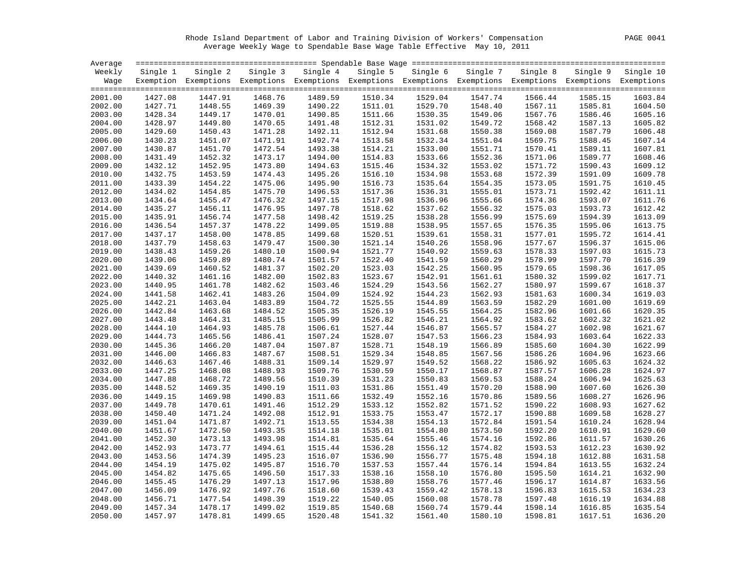Rhode Island Department of Labor and Training Division of Workers' Compensation

Average Weekly Wage to Spendable Base Wage Table Effective May 10, 2011

| Average Weekly Wage | Single 1 Exemption | Single 2 Exemptions | Single 3 Exemptions | Single 4 Exemptions | Single 5 Exemptions | Single 6 Exemptions | Single 7 Exemptions | Single 8 Exemptions | Single 9 Exemptions | Single 10 Exemptions |
|---|---|---|---|---|---|---|---|---|---|---|
| 2001.00 | 1427.08 | 1447.91 | 1468.76 | 1489.59 | 1510.34 | 1529.04 | 1547.74 | 1566.44 | 1585.15 | 1603.84 |
| 2002.00 | 1427.71 | 1448.55 | 1469.39 | 1490.22 | 1511.01 | 1529.70 | 1548.40 | 1567.11 | 1585.81 | 1604.50 |
| 2003.00 | 1428.34 | 1449.17 | 1470.01 | 1490.85 | 1511.66 | 1530.35 | 1549.06 | 1567.76 | 1586.46 | 1605.16 |
| 2004.00 | 1428.97 | 1449.80 | 1470.65 | 1491.48 | 1512.31 | 1531.02 | 1549.72 | 1568.42 | 1587.13 | 1605.82 |
| 2005.00 | 1429.60 | 1450.43 | 1471.28 | 1492.11 | 1512.94 | 1531.68 | 1550.38 | 1569.08 | 1587.79 | 1606.48 |
| 2006.00 | 1430.23 | 1451.07 | 1471.91 | 1492.74 | 1513.58 | 1532.34 | 1551.04 | 1569.75 | 1588.45 | 1607.14 |
| 2007.00 | 1430.87 | 1451.70 | 1472.54 | 1493.38 | 1514.21 | 1533.00 | 1551.71 | 1570.41 | 1589.11 | 1607.81 |
| 2008.00 | 1431.49 | 1452.32 | 1473.17 | 1494.00 | 1514.83 | 1533.66 | 1552.36 | 1571.06 | 1589.77 | 1608.46 |
| 2009.00 | 1432.12 | 1452.95 | 1473.80 | 1494.63 | 1515.46 | 1534.32 | 1553.02 | 1571.72 | 1590.43 | 1609.12 |
| 2010.00 | 1432.75 | 1453.59 | 1474.43 | 1495.26 | 1516.10 | 1534.98 | 1553.68 | 1572.39 | 1591.09 | 1609.78 |
| 2011.00 | 1433.39 | 1454.22 | 1475.06 | 1495.90 | 1516.73 | 1535.64 | 1554.35 | 1573.05 | 1591.75 | 1610.45 |
| 2012.00 | 1434.02 | 1454.85 | 1475.70 | 1496.53 | 1517.36 | 1536.31 | 1555.01 | 1573.71 | 1592.42 | 1611.11 |
| 2013.00 | 1434.64 | 1455.47 | 1476.32 | 1497.15 | 1517.98 | 1536.96 | 1555.66 | 1574.36 | 1593.07 | 1611.76 |
| 2014.00 | 1435.27 | 1456.11 | 1476.95 | 1497.78 | 1518.62 | 1537.62 | 1556.32 | 1575.03 | 1593.73 | 1612.42 |
| 2015.00 | 1435.91 | 1456.74 | 1477.58 | 1498.42 | 1519.25 | 1538.28 | 1556.99 | 1575.69 | 1594.39 | 1613.09 |
| 2016.00 | 1436.54 | 1457.37 | 1478.22 | 1499.05 | 1519.88 | 1538.95 | 1557.65 | 1576.35 | 1595.06 | 1613.75 |
| 2017.00 | 1437.17 | 1458.00 | 1478.85 | 1499.68 | 1520.51 | 1539.61 | 1558.31 | 1577.01 | 1595.72 | 1614.41 |
| 2018.00 | 1437.79 | 1458.63 | 1479.47 | 1500.30 | 1521.14 | 1540.26 | 1558.96 | 1577.67 | 1596.37 | 1615.06 |
| 2019.00 | 1438.43 | 1459.26 | 1480.10 | 1500.94 | 1521.77 | 1540.92 | 1559.63 | 1578.33 | 1597.03 | 1615.73 |
| 2020.00 | 1439.06 | 1459.89 | 1480.74 | 1501.57 | 1522.40 | 1541.59 | 1560.29 | 1578.99 | 1597.70 | 1616.39 |
| 2021.00 | 1439.69 | 1460.52 | 1481.37 | 1502.20 | 1523.03 | 1542.25 | 1560.95 | 1579.65 | 1598.36 | 1617.05 |
| 2022.00 | 1440.32 | 1461.16 | 1482.00 | 1502.83 | 1523.67 | 1542.91 | 1561.61 | 1580.32 | 1599.02 | 1617.71 |
| 2023.00 | 1440.95 | 1461.78 | 1482.62 | 1503.46 | 1524.29 | 1543.56 | 1562.27 | 1580.97 | 1599.67 | 1618.37 |
| 2024.00 | 1441.58 | 1462.41 | 1483.26 | 1504.09 | 1524.92 | 1544.23 | 1562.93 | 1581.63 | 1600.34 | 1619.03 |
| 2025.00 | 1442.21 | 1463.04 | 1483.89 | 1504.72 | 1525.55 | 1544.89 | 1563.59 | 1582.29 | 1601.00 | 1619.69 |
| 2026.00 | 1442.84 | 1463.68 | 1484.52 | 1505.35 | 1526.19 | 1545.55 | 1564.25 | 1582.96 | 1601.66 | 1620.35 |
| 2027.00 | 1443.48 | 1464.31 | 1485.15 | 1505.99 | 1526.82 | 1546.21 | 1564.92 | 1583.62 | 1602.32 | 1621.02 |
| 2028.00 | 1444.10 | 1464.93 | 1485.78 | 1506.61 | 1527.44 | 1546.87 | 1565.57 | 1584.27 | 1602.98 | 1621.67 |
| 2029.00 | 1444.73 | 1465.56 | 1486.41 | 1507.24 | 1528.07 | 1547.53 | 1566.23 | 1584.93 | 1603.64 | 1622.33 |
| 2030.00 | 1445.36 | 1466.20 | 1487.04 | 1507.87 | 1528.71 | 1548.19 | 1566.89 | 1585.60 | 1604.30 | 1622.99 |
| 2031.00 | 1446.00 | 1466.83 | 1487.67 | 1508.51 | 1529.34 | 1548.85 | 1567.56 | 1586.26 | 1604.96 | 1623.66 |
| 2032.00 | 1446.63 | 1467.46 | 1488.31 | 1509.14 | 1529.97 | 1549.52 | 1568.22 | 1586.92 | 1605.63 | 1624.32 |
| 2033.00 | 1447.25 | 1468.08 | 1488.93 | 1509.76 | 1530.59 | 1550.17 | 1568.87 | 1587.57 | 1606.28 | 1624.97 |
| 2034.00 | 1447.88 | 1468.72 | 1489.56 | 1510.39 | 1531.23 | 1550.83 | 1569.53 | 1588.24 | 1606.94 | 1625.63 |
| 2035.00 | 1448.52 | 1469.35 | 1490.19 | 1511.03 | 1531.86 | 1551.49 | 1570.20 | 1588.90 | 1607.60 | 1626.30 |
| 2036.00 | 1449.15 | 1469.98 | 1490.83 | 1511.66 | 1532.49 | 1552.16 | 1570.86 | 1589.56 | 1608.27 | 1626.96 |
| 2037.00 | 1449.78 | 1470.61 | 1491.46 | 1512.29 | 1533.12 | 1552.82 | 1571.52 | 1590.22 | 1608.93 | 1627.62 |
| 2038.00 | 1450.40 | 1471.24 | 1492.08 | 1512.91 | 1533.75 | 1553.47 | 1572.17 | 1590.88 | 1609.58 | 1628.27 |
| 2039.00 | 1451.04 | 1471.87 | 1492.71 | 1513.55 | 1534.38 | 1554.13 | 1572.84 | 1591.54 | 1610.24 | 1628.94 |
| 2040.00 | 1451.67 | 1472.50 | 1493.35 | 1514.18 | 1535.01 | 1554.80 | 1573.50 | 1592.20 | 1610.91 | 1629.60 |
| 2041.00 | 1452.30 | 1473.13 | 1493.98 | 1514.81 | 1535.64 | 1555.46 | 1574.16 | 1592.86 | 1611.57 | 1630.26 |
| 2042.00 | 1452.93 | 1473.77 | 1494.61 | 1515.44 | 1536.28 | 1556.12 | 1574.82 | 1593.53 | 1612.23 | 1630.92 |
| 2043.00 | 1453.56 | 1474.39 | 1495.23 | 1516.07 | 1536.90 | 1556.77 | 1575.48 | 1594.18 | 1612.88 | 1631.58 |
| 2044.00 | 1454.19 | 1475.02 | 1495.87 | 1516.70 | 1537.53 | 1557.44 | 1576.14 | 1594.84 | 1613.55 | 1632.24 |
| 2045.00 | 1454.82 | 1475.65 | 1496.50 | 1517.33 | 1538.16 | 1558.10 | 1576.80 | 1595.50 | 1614.21 | 1632.90 |
| 2046.00 | 1455.45 | 1476.29 | 1497.13 | 1517.96 | 1538.80 | 1558.76 | 1577.46 | 1596.17 | 1614.87 | 1633.56 |
| 2047.00 | 1456.09 | 1476.92 | 1497.76 | 1518.60 | 1539.43 | 1559.42 | 1578.13 | 1596.83 | 1615.53 | 1634.23 |
| 2048.00 | 1456.71 | 1477.54 | 1498.39 | 1519.22 | 1540.05 | 1560.08 | 1578.78 | 1597.48 | 1616.19 | 1634.88 |
| 2049.00 | 1457.34 | 1478.17 | 1499.02 | 1519.85 | 1540.68 | 1560.74 | 1579.44 | 1598.14 | 1616.85 | 1635.54 |
| 2050.00 | 1457.97 | 1478.81 | 1499.65 | 1520.48 | 1541.32 | 1561.40 | 1580.10 | 1598.81 | 1617.51 | 1636.20 |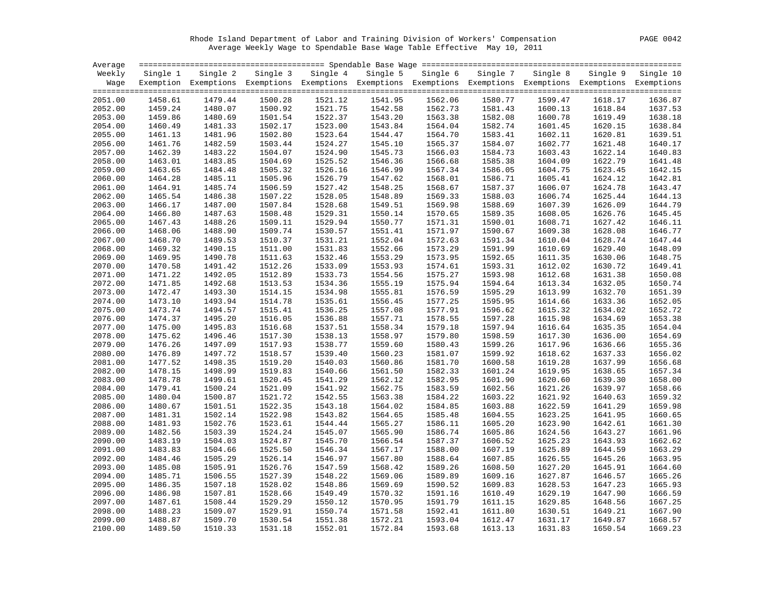Rhode Island Department of Labor and Training Division of Workers' Compensation

Average Weekly Wage to Spendable Base Wage Table Effective May 10, 2011

| Average Weekly Wage | Single 1 Exemption | Single 2 Exemptions | Single 3 Exemptions | Single 4 Exemptions | Single 5 Exemptions | Single 6 Exemptions | Single 7 Exemptions | Single 8 Exemptions | Single 9 Exemptions | Single 10 Exemptions |
|---|---|---|---|---|---|---|---|---|---|---|
| 2051.00 | 1458.61 | 1479.44 | 1500.28 | 1521.12 | 1541.95 | 1562.06 | 1580.77 | 1599.47 | 1618.17 | 1636.87 |
| 2052.00 | 1459.24 | 1480.07 | 1500.92 | 1521.75 | 1542.58 | 1562.73 | 1581.43 | 1600.13 | 1618.84 | 1637.53 |
| 2053.00 | 1459.86 | 1480.69 | 1501.54 | 1522.37 | 1543.20 | 1563.38 | 1582.08 | 1600.78 | 1619.49 | 1638.18 |
| 2054.00 | 1460.49 | 1481.33 | 1502.17 | 1523.00 | 1543.84 | 1564.04 | 1582.74 | 1601.45 | 1620.15 | 1638.84 |
| 2055.00 | 1461.13 | 1481.96 | 1502.80 | 1523.64 | 1544.47 | 1564.70 | 1583.41 | 1602.11 | 1620.81 | 1639.51 |
| 2056.00 | 1461.76 | 1482.59 | 1503.44 | 1524.27 | 1545.10 | 1565.37 | 1584.07 | 1602.77 | 1621.48 | 1640.17 |
| 2057.00 | 1462.39 | 1483.22 | 1504.07 | 1524.90 | 1545.73 | 1566.03 | 1584.73 | 1603.43 | 1622.14 | 1640.83 |
| 2058.00 | 1463.01 | 1483.85 | 1504.69 | 1525.52 | 1546.36 | 1566.68 | 1585.38 | 1604.09 | 1622.79 | 1641.48 |
| 2059.00 | 1463.65 | 1484.48 | 1505.32 | 1526.16 | 1546.99 | 1567.34 | 1586.05 | 1604.75 | 1623.45 | 1642.15 |
| 2060.00 | 1464.28 | 1485.11 | 1505.96 | 1526.79 | 1547.62 | 1568.01 | 1586.71 | 1605.41 | 1624.12 | 1642.81 |
| 2061.00 | 1464.91 | 1485.74 | 1506.59 | 1527.42 | 1548.25 | 1568.67 | 1587.37 | 1606.07 | 1624.78 | 1643.47 |
| 2062.00 | 1465.54 | 1486.38 | 1507.22 | 1528.05 | 1548.89 | 1569.33 | 1588.03 | 1606.74 | 1625.44 | 1644.13 |
| 2063.00 | 1466.17 | 1487.00 | 1507.84 | 1528.68 | 1549.51 | 1569.98 | 1588.69 | 1607.39 | 1626.09 | 1644.79 |
| 2064.00 | 1466.80 | 1487.63 | 1508.48 | 1529.31 | 1550.14 | 1570.65 | 1589.35 | 1608.05 | 1626.76 | 1645.45 |
| 2065.00 | 1467.43 | 1488.26 | 1509.11 | 1529.94 | 1550.77 | 1571.31 | 1590.01 | 1608.71 | 1627.42 | 1646.11 |
| 2066.00 | 1468.06 | 1488.90 | 1509.74 | 1530.57 | 1551.41 | 1571.97 | 1590.67 | 1609.38 | 1628.08 | 1646.77 |
| 2067.00 | 1468.70 | 1489.53 | 1510.37 | 1531.21 | 1552.04 | 1572.63 | 1591.34 | 1610.04 | 1628.74 | 1647.44 |
| 2068.00 | 1469.32 | 1490.15 | 1511.00 | 1531.83 | 1552.66 | 1573.29 | 1591.99 | 1610.69 | 1629.40 | 1648.09 |
| 2069.00 | 1469.95 | 1490.78 | 1511.63 | 1532.46 | 1553.29 | 1573.95 | 1592.65 | 1611.35 | 1630.06 | 1648.75 |
| 2070.00 | 1470.58 | 1491.42 | 1512.26 | 1533.09 | 1553.93 | 1574.61 | 1593.31 | 1612.02 | 1630.72 | 1649.41 |
| 2071.00 | 1471.22 | 1492.05 | 1512.89 | 1533.73 | 1554.56 | 1575.27 | 1593.98 | 1612.68 | 1631.38 | 1650.08 |
| 2072.00 | 1471.85 | 1492.68 | 1513.53 | 1534.36 | 1555.19 | 1575.94 | 1594.64 | 1613.34 | 1632.05 | 1650.74 |
| 2073.00 | 1472.47 | 1493.30 | 1514.15 | 1534.98 | 1555.81 | 1576.59 | 1595.29 | 1613.99 | 1632.70 | 1651.39 |
| 2074.00 | 1473.10 | 1493.94 | 1514.78 | 1535.61 | 1556.45 | 1577.25 | 1595.95 | 1614.66 | 1633.36 | 1652.05 |
| 2075.00 | 1473.74 | 1494.57 | 1515.41 | 1536.25 | 1557.08 | 1577.91 | 1596.62 | 1615.32 | 1634.02 | 1652.72 |
| 2076.00 | 1474.37 | 1495.20 | 1516.05 | 1536.88 | 1557.71 | 1578.55 | 1597.28 | 1615.98 | 1634.69 | 1653.38 |
| 2077.00 | 1475.00 | 1495.83 | 1516.68 | 1537.51 | 1558.34 | 1579.18 | 1597.94 | 1616.64 | 1635.35 | 1654.04 |
| 2078.00 | 1475.62 | 1496.46 | 1517.30 | 1538.13 | 1558.97 | 1579.80 | 1598.59 | 1617.30 | 1636.00 | 1654.69 |
| 2079.00 | 1476.26 | 1497.09 | 1517.93 | 1538.77 | 1559.60 | 1580.43 | 1599.26 | 1617.96 | 1636.66 | 1655.36 |
| 2080.00 | 1476.89 | 1497.72 | 1518.57 | 1539.40 | 1560.23 | 1581.07 | 1599.92 | 1618.62 | 1637.33 | 1656.02 |
| 2081.00 | 1477.52 | 1498.35 | 1519.20 | 1540.03 | 1560.86 | 1581.70 | 1600.58 | 1619.28 | 1637.99 | 1656.68 |
| 2082.00 | 1478.15 | 1498.99 | 1519.83 | 1540.66 | 1561.50 | 1582.33 | 1601.24 | 1619.95 | 1638.65 | 1657.34 |
| 2083.00 | 1478.78 | 1499.61 | 1520.45 | 1541.29 | 1562.12 | 1582.95 | 1601.90 | 1620.60 | 1639.30 | 1658.00 |
| 2084.00 | 1479.41 | 1500.24 | 1521.09 | 1541.92 | 1562.75 | 1583.59 | 1602.56 | 1621.26 | 1639.97 | 1658.66 |
| 2085.00 | 1480.04 | 1500.87 | 1521.72 | 1542.55 | 1563.38 | 1584.22 | 1603.22 | 1621.92 | 1640.63 | 1659.32 |
| 2086.00 | 1480.67 | 1501.51 | 1522.35 | 1543.18 | 1564.02 | 1584.85 | 1603.88 | 1622.59 | 1641.29 | 1659.98 |
| 2087.00 | 1481.31 | 1502.14 | 1522.98 | 1543.82 | 1564.65 | 1585.48 | 1604.55 | 1623.25 | 1641.95 | 1660.65 |
| 2088.00 | 1481.93 | 1502.76 | 1523.61 | 1544.44 | 1565.27 | 1586.11 | 1605.20 | 1623.90 | 1642.61 | 1661.30 |
| 2089.00 | 1482.56 | 1503.39 | 1524.24 | 1545.07 | 1565.90 | 1586.74 | 1605.86 | 1624.56 | 1643.27 | 1661.96 |
| 2090.00 | 1483.19 | 1504.03 | 1524.87 | 1545.70 | 1566.54 | 1587.37 | 1606.52 | 1625.23 | 1643.93 | 1662.62 |
| 2091.00 | 1483.83 | 1504.66 | 1525.50 | 1546.34 | 1567.17 | 1588.00 | 1607.19 | 1625.89 | 1644.59 | 1663.29 |
| 2092.00 | 1484.46 | 1505.29 | 1526.14 | 1546.97 | 1567.80 | 1588.64 | 1607.85 | 1626.55 | 1645.26 | 1663.95 |
| 2093.00 | 1485.08 | 1505.91 | 1526.76 | 1547.59 | 1568.42 | 1589.26 | 1608.50 | 1627.20 | 1645.91 | 1664.60 |
| 2094.00 | 1485.71 | 1506.55 | 1527.39 | 1548.22 | 1569.06 | 1589.89 | 1609.16 | 1627.87 | 1646.57 | 1665.26 |
| 2095.00 | 1486.35 | 1507.18 | 1528.02 | 1548.86 | 1569.69 | 1590.52 | 1609.83 | 1628.53 | 1647.23 | 1665.93 |
| 2096.00 | 1486.98 | 1507.81 | 1528.66 | 1549.49 | 1570.32 | 1591.16 | 1610.49 | 1629.19 | 1647.90 | 1666.59 |
| 2097.00 | 1487.61 | 1508.44 | 1529.29 | 1550.12 | 1570.95 | 1591.79 | 1611.15 | 1629.85 | 1648.56 | 1667.25 |
| 2098.00 | 1488.23 | 1509.07 | 1529.91 | 1550.74 | 1571.58 | 1592.41 | 1611.80 | 1630.51 | 1649.21 | 1667.90 |
| 2099.00 | 1488.87 | 1509.70 | 1530.54 | 1551.38 | 1572.21 | 1593.04 | 1612.47 | 1631.17 | 1649.87 | 1668.57 |
| 2100.00 | 1489.50 | 1510.33 | 1531.18 | 1552.01 | 1572.84 | 1593.68 | 1613.13 | 1631.83 | 1650.54 | 1669.23 |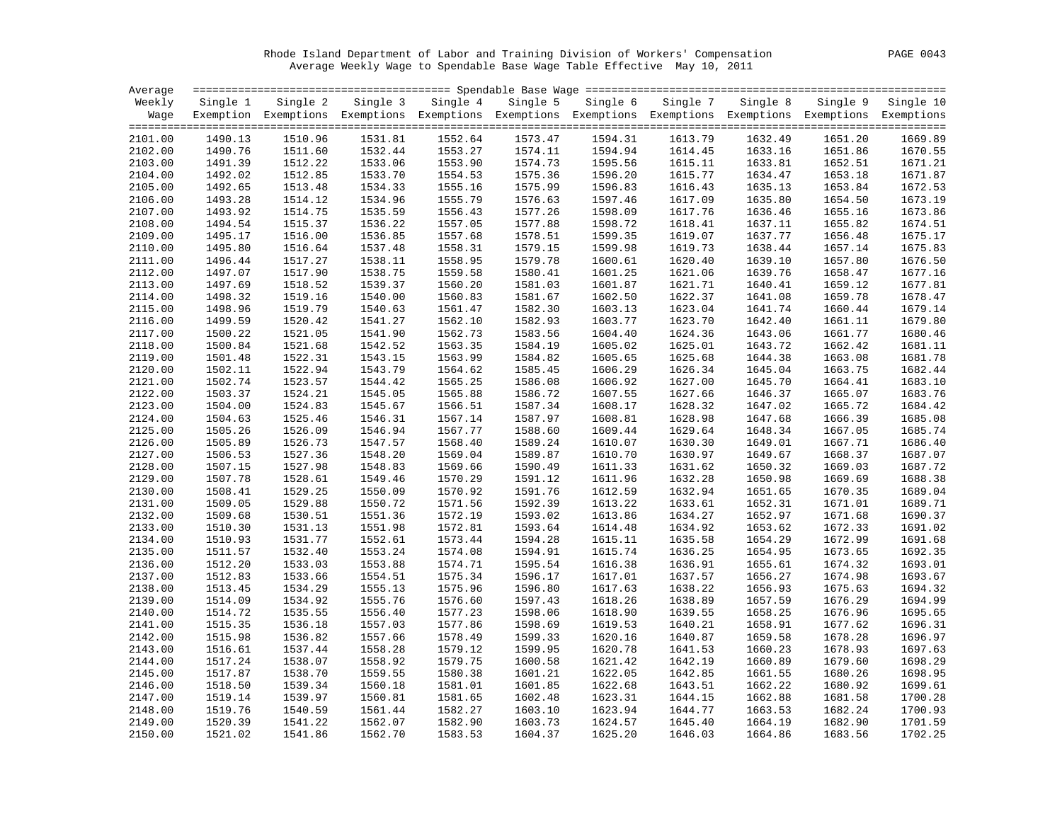Rhode Island Department of Labor and Training Division of Workers' Compensation
Average Weekly Wage to Spendable Base Wage Table Effective May 10, 2011

| Average Weekly Wage | Single 1 Exemption | Single 2 Exemptions | Single 3 Exemptions | Single 4 Exemptions | Single 5 Exemptions | Single 6 Exemptions | Single 7 Exemptions | Single 8 Exemptions | Single 9 Exemptions | Single 10 Exemptions |
|---|---|---|---|---|---|---|---|---|---|---|
| 2101.00 | 1490.13 | 1510.96 | 1531.81 | 1552.64 | 1573.47 | 1594.31 | 1613.79 | 1632.49 | 1651.20 | 1669.89 |
| 2102.00 | 1490.76 | 1511.60 | 1532.44 | 1553.27 | 1574.11 | 1594.94 | 1614.45 | 1633.16 | 1651.86 | 1670.55 |
| 2103.00 | 1491.39 | 1512.22 | 1533.06 | 1553.90 | 1574.73 | 1595.56 | 1615.11 | 1633.81 | 1652.51 | 1671.21 |
| 2104.00 | 1492.02 | 1512.85 | 1533.70 | 1554.53 | 1575.36 | 1596.20 | 1615.77 | 1634.47 | 1653.18 | 1671.87 |
| 2105.00 | 1492.65 | 1513.48 | 1534.33 | 1555.16 | 1575.99 | 1596.83 | 1616.43 | 1635.13 | 1653.84 | 1672.53 |
| 2106.00 | 1493.28 | 1514.12 | 1534.96 | 1555.79 | 1576.63 | 1597.46 | 1617.09 | 1635.80 | 1654.50 | 1673.19 |
| 2107.00 | 1493.92 | 1514.75 | 1535.59 | 1556.43 | 1577.26 | 1598.09 | 1617.76 | 1636.46 | 1655.16 | 1673.86 |
| 2108.00 | 1494.54 | 1515.37 | 1536.22 | 1557.05 | 1577.88 | 1598.72 | 1618.41 | 1637.11 | 1655.82 | 1674.51 |
| 2109.00 | 1495.17 | 1516.00 | 1536.85 | 1557.68 | 1578.51 | 1599.35 | 1619.07 | 1637.77 | 1656.48 | 1675.17 |
| 2110.00 | 1495.80 | 1516.64 | 1537.48 | 1558.31 | 1579.15 | 1599.98 | 1619.73 | 1638.44 | 1657.14 | 1675.83 |
| 2111.00 | 1496.44 | 1517.27 | 1538.11 | 1558.95 | 1579.78 | 1600.61 | 1620.40 | 1639.10 | 1657.80 | 1676.50 |
| 2112.00 | 1497.07 | 1517.90 | 1538.75 | 1559.58 | 1580.41 | 1601.25 | 1621.06 | 1639.76 | 1658.47 | 1677.16 |
| 2113.00 | 1497.69 | 1518.52 | 1539.37 | 1560.20 | 1581.03 | 1601.87 | 1621.71 | 1640.41 | 1659.12 | 1677.81 |
| 2114.00 | 1498.32 | 1519.16 | 1540.00 | 1560.83 | 1581.67 | 1602.50 | 1622.37 | 1641.08 | 1659.78 | 1678.47 |
| 2115.00 | 1498.96 | 1519.79 | 1540.63 | 1561.47 | 1582.30 | 1603.13 | 1623.04 | 1641.74 | 1660.44 | 1679.14 |
| 2116.00 | 1499.59 | 1520.42 | 1541.27 | 1562.10 | 1582.93 | 1603.77 | 1623.70 | 1642.40 | 1661.11 | 1679.80 |
| 2117.00 | 1500.22 | 1521.05 | 1541.90 | 1562.73 | 1583.56 | 1604.40 | 1624.36 | 1643.06 | 1661.77 | 1680.46 |
| 2118.00 | 1500.84 | 1521.68 | 1542.52 | 1563.35 | 1584.19 | 1605.02 | 1625.01 | 1643.72 | 1662.42 | 1681.11 |
| 2119.00 | 1501.48 | 1522.31 | 1543.15 | 1563.99 | 1584.82 | 1605.65 | 1625.68 | 1644.38 | 1663.08 | 1681.78 |
| 2120.00 | 1502.11 | 1522.94 | 1543.79 | 1564.62 | 1585.45 | 1606.29 | 1626.34 | 1645.04 | 1663.75 | 1682.44 |
| 2121.00 | 1502.74 | 1523.57 | 1544.42 | 1565.25 | 1586.08 | 1606.92 | 1627.00 | 1645.70 | 1664.41 | 1683.10 |
| 2122.00 | 1503.37 | 1524.21 | 1545.05 | 1565.88 | 1586.72 | 1607.55 | 1627.66 | 1646.37 | 1665.07 | 1683.76 |
| 2123.00 | 1504.00 | 1524.83 | 1545.67 | 1566.51 | 1587.34 | 1608.17 | 1628.32 | 1647.02 | 1665.72 | 1684.42 |
| 2124.00 | 1504.63 | 1525.46 | 1546.31 | 1567.14 | 1587.97 | 1608.81 | 1628.98 | 1647.68 | 1666.39 | 1685.08 |
| 2125.00 | 1505.26 | 1526.09 | 1546.94 | 1567.77 | 1588.60 | 1609.44 | 1629.64 | 1648.34 | 1667.05 | 1685.74 |
| 2126.00 | 1505.89 | 1526.73 | 1547.57 | 1568.40 | 1589.24 | 1610.07 | 1630.30 | 1649.01 | 1667.71 | 1686.40 |
| 2127.00 | 1506.53 | 1527.36 | 1548.20 | 1569.04 | 1589.87 | 1610.70 | 1630.97 | 1649.67 | 1668.37 | 1687.07 |
| 2128.00 | 1507.15 | 1527.98 | 1548.83 | 1569.66 | 1590.49 | 1611.33 | 1631.62 | 1650.32 | 1669.03 | 1687.72 |
| 2129.00 | 1507.78 | 1528.61 | 1549.46 | 1570.29 | 1591.12 | 1611.96 | 1632.28 | 1650.98 | 1669.69 | 1688.38 |
| 2130.00 | 1508.41 | 1529.25 | 1550.09 | 1570.92 | 1591.76 | 1612.59 | 1632.94 | 1651.65 | 1670.35 | 1689.04 |
| 2131.00 | 1509.05 | 1529.88 | 1550.72 | 1571.56 | 1592.39 | 1613.22 | 1633.61 | 1652.31 | 1671.01 | 1689.71 |
| 2132.00 | 1509.68 | 1530.51 | 1551.36 | 1572.19 | 1593.02 | 1613.86 | 1634.27 | 1652.97 | 1671.68 | 1690.37 |
| 2133.00 | 1510.30 | 1531.13 | 1551.98 | 1572.81 | 1593.64 | 1614.48 | 1634.92 | 1653.62 | 1672.33 | 1691.02 |
| 2134.00 | 1510.93 | 1531.77 | 1552.61 | 1573.44 | 1594.28 | 1615.11 | 1635.58 | 1654.29 | 1672.99 | 1691.68 |
| 2135.00 | 1511.57 | 1532.40 | 1553.24 | 1574.08 | 1594.91 | 1615.74 | 1636.25 | 1654.95 | 1673.65 | 1692.35 |
| 2136.00 | 1512.20 | 1533.03 | 1553.88 | 1574.71 | 1595.54 | 1616.38 | 1636.91 | 1655.61 | 1674.32 | 1693.01 |
| 2137.00 | 1512.83 | 1533.66 | 1554.51 | 1575.34 | 1596.17 | 1617.01 | 1637.57 | 1656.27 | 1674.98 | 1693.67 |
| 2138.00 | 1513.45 | 1534.29 | 1555.13 | 1575.96 | 1596.80 | 1617.63 | 1638.22 | 1656.93 | 1675.63 | 1694.32 |
| 2139.00 | 1514.09 | 1534.92 | 1555.76 | 1576.60 | 1597.43 | 1618.26 | 1638.89 | 1657.59 | 1676.29 | 1694.99 |
| 2140.00 | 1514.72 | 1535.55 | 1556.40 | 1577.23 | 1598.06 | 1618.90 | 1639.55 | 1658.25 | 1676.96 | 1695.65 |
| 2141.00 | 1515.35 | 1536.18 | 1557.03 | 1577.86 | 1598.69 | 1619.53 | 1640.21 | 1658.91 | 1677.62 | 1696.31 |
| 2142.00 | 1515.98 | 1536.82 | 1557.66 | 1578.49 | 1599.33 | 1620.16 | 1640.87 | 1659.58 | 1678.28 | 1696.97 |
| 2143.00 | 1516.61 | 1537.44 | 1558.28 | 1579.12 | 1599.95 | 1620.78 | 1641.53 | 1660.23 | 1678.93 | 1697.63 |
| 2144.00 | 1517.24 | 1538.07 | 1558.92 | 1579.75 | 1600.58 | 1621.42 | 1642.19 | 1660.89 | 1679.60 | 1698.29 |
| 2145.00 | 1517.87 | 1538.70 | 1559.55 | 1580.38 | 1601.21 | 1622.05 | 1642.85 | 1661.55 | 1680.26 | 1698.95 |
| 2146.00 | 1518.50 | 1539.34 | 1560.18 | 1581.01 | 1601.85 | 1622.68 | 1643.51 | 1662.22 | 1680.92 | 1699.61 |
| 2147.00 | 1519.14 | 1539.97 | 1560.81 | 1581.65 | 1602.48 | 1623.31 | 1644.15 | 1662.88 | 1681.58 | 1700.28 |
| 2148.00 | 1519.76 | 1540.59 | 1561.44 | 1582.27 | 1603.10 | 1623.94 | 1644.77 | 1663.53 | 1682.24 | 1700.93 |
| 2149.00 | 1520.39 | 1541.22 | 1562.07 | 1582.90 | 1603.73 | 1624.57 | 1645.40 | 1664.19 | 1682.90 | 1701.59 |
| 2150.00 | 1521.02 | 1541.86 | 1562.70 | 1583.53 | 1604.37 | 1625.20 | 1646.03 | 1664.86 | 1683.56 | 1702.25 |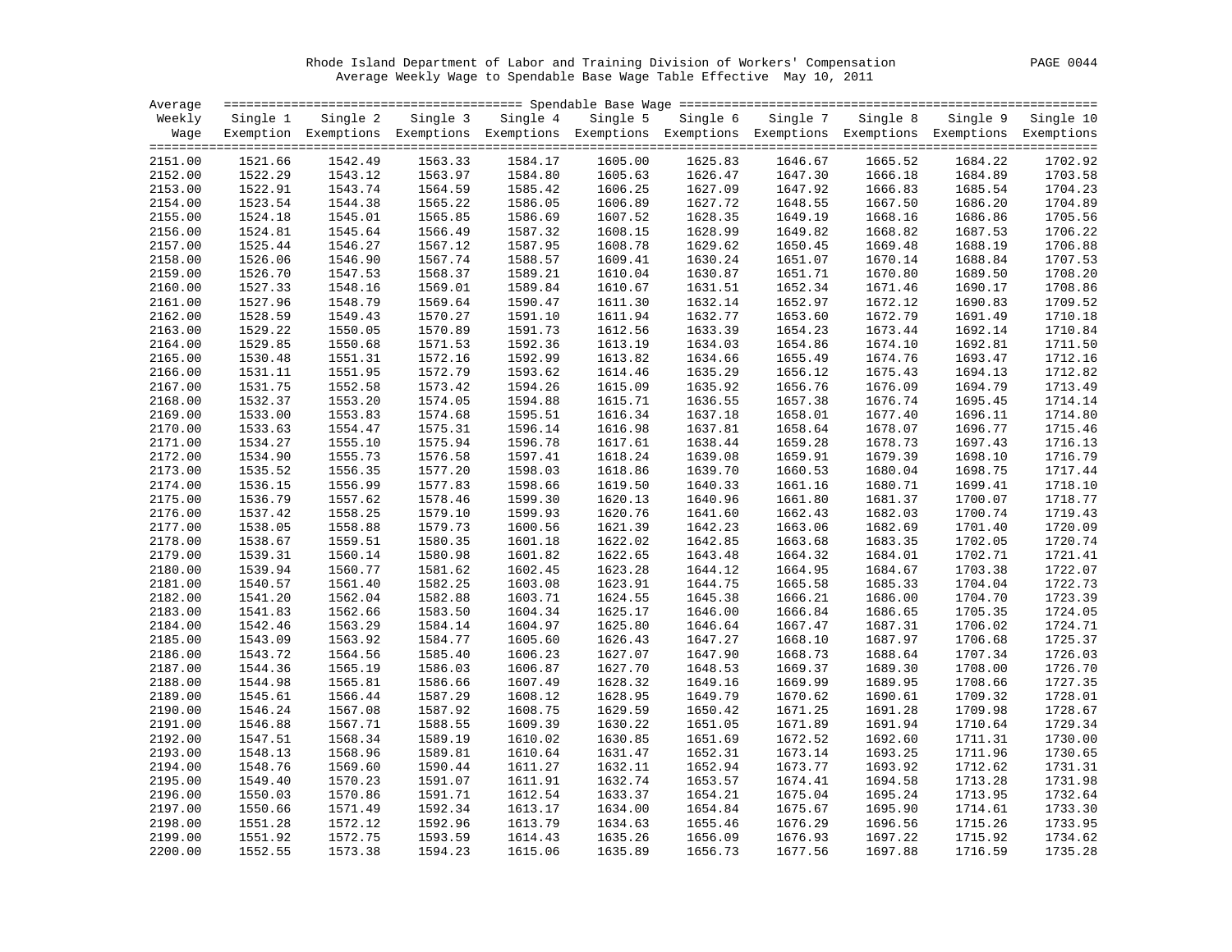Rhode Island Department of Labor and Training Division of Workers' Compensation

Average Weekly Wage to Spendable Base Wage Table Effective May 10, 2011

| Average Weekly Wage | Single 1 Exemption | Single 2 Exemptions | Single 3 Exemptions | Single 4 Exemptions | Single 5 Exemptions | Single 6 Exemptions | Single 7 Exemptions | Single 8 Exemptions | Single 9 Exemptions | Single 10 Exemptions |
|---|---|---|---|---|---|---|---|---|---|---|
| 2151.00 | 1521.66 | 1542.49 | 1563.33 | 1584.17 | 1605.00 | 1625.83 | 1646.67 | 1665.52 | 1684.22 | 1702.92 |
| 2152.00 | 1522.29 | 1543.12 | 1563.97 | 1584.80 | 1605.63 | 1626.47 | 1647.30 | 1666.18 | 1684.89 | 1703.58 |
| 2153.00 | 1522.91 | 1543.74 | 1564.59 | 1585.42 | 1606.25 | 1627.09 | 1647.92 | 1666.83 | 1685.54 | 1704.23 |
| 2154.00 | 1523.54 | 1544.38 | 1565.22 | 1586.05 | 1606.89 | 1627.72 | 1648.55 | 1667.50 | 1686.20 | 1704.89 |
| 2155.00 | 1524.18 | 1545.01 | 1565.85 | 1586.69 | 1607.52 | 1628.35 | 1649.19 | 1668.16 | 1686.86 | 1705.56 |
| 2156.00 | 1524.81 | 1545.64 | 1566.49 | 1587.32 | 1608.15 | 1628.99 | 1649.82 | 1668.82 | 1687.53 | 1706.22 |
| 2157.00 | 1525.44 | 1546.27 | 1567.12 | 1587.95 | 1608.78 | 1629.62 | 1650.45 | 1669.48 | 1688.19 | 1706.88 |
| 2158.00 | 1526.06 | 1546.90 | 1567.74 | 1588.57 | 1609.41 | 1630.24 | 1651.07 | 1670.14 | 1688.84 | 1707.53 |
| 2159.00 | 1526.70 | 1547.53 | 1568.37 | 1589.21 | 1610.04 | 1630.87 | 1651.71 | 1670.80 | 1689.50 | 1708.20 |
| 2160.00 | 1527.33 | 1548.16 | 1569.01 | 1589.84 | 1610.67 | 1631.51 | 1652.34 | 1671.46 | 1690.17 | 1708.86 |
| 2161.00 | 1527.96 | 1548.79 | 1569.64 | 1590.47 | 1611.30 | 1632.14 | 1652.97 | 1672.12 | 1690.83 | 1709.52 |
| 2162.00 | 1528.59 | 1549.43 | 1570.27 | 1591.10 | 1611.94 | 1632.77 | 1653.60 | 1672.79 | 1691.49 | 1710.18 |
| 2163.00 | 1529.22 | 1550.05 | 1570.89 | 1591.73 | 1612.56 | 1633.39 | 1654.23 | 1673.44 | 1692.14 | 1710.84 |
| 2164.00 | 1529.85 | 1550.68 | 1571.53 | 1592.36 | 1613.19 | 1634.03 | 1654.86 | 1674.10 | 1692.81 | 1711.50 |
| 2165.00 | 1530.48 | 1551.31 | 1572.16 | 1592.99 | 1613.82 | 1634.66 | 1655.49 | 1674.76 | 1693.47 | 1712.16 |
| 2166.00 | 1531.11 | 1551.95 | 1572.79 | 1593.62 | 1614.46 | 1635.29 | 1656.12 | 1675.43 | 1694.13 | 1712.82 |
| 2167.00 | 1531.75 | 1552.58 | 1573.42 | 1594.26 | 1615.09 | 1635.92 | 1656.76 | 1676.09 | 1694.79 | 1713.49 |
| 2168.00 | 1532.37 | 1553.20 | 1574.05 | 1594.88 | 1615.71 | 1636.55 | 1657.38 | 1676.74 | 1695.45 | 1714.14 |
| 2169.00 | 1533.00 | 1553.83 | 1574.68 | 1595.51 | 1616.34 | 1637.18 | 1658.01 | 1677.40 | 1696.11 | 1714.80 |
| 2170.00 | 1533.63 | 1554.47 | 1575.31 | 1596.14 | 1616.98 | 1637.81 | 1658.64 | 1678.07 | 1696.77 | 1715.46 |
| 2171.00 | 1534.27 | 1555.10 | 1575.94 | 1596.78 | 1617.61 | 1638.44 | 1659.28 | 1678.73 | 1697.43 | 1716.13 |
| 2172.00 | 1534.90 | 1555.73 | 1576.58 | 1597.41 | 1618.24 | 1639.08 | 1659.91 | 1679.39 | 1698.10 | 1716.79 |
| 2173.00 | 1535.52 | 1556.35 | 1577.20 | 1598.03 | 1618.86 | 1639.70 | 1660.53 | 1680.04 | 1698.75 | 1717.44 |
| 2174.00 | 1536.15 | 1556.99 | 1577.83 | 1598.66 | 1619.50 | 1640.33 | 1661.16 | 1680.71 | 1699.41 | 1718.10 |
| 2175.00 | 1536.79 | 1557.62 | 1578.46 | 1599.30 | 1620.13 | 1640.96 | 1661.80 | 1681.37 | 1700.07 | 1718.77 |
| 2176.00 | 1537.42 | 1558.25 | 1579.10 | 1599.93 | 1620.76 | 1641.60 | 1662.43 | 1682.03 | 1700.74 | 1719.43 |
| 2177.00 | 1538.05 | 1558.88 | 1579.73 | 1600.56 | 1621.39 | 1642.23 | 1663.06 | 1682.69 | 1701.40 | 1720.09 |
| 2178.00 | 1538.67 | 1559.51 | 1580.35 | 1601.18 | 1622.02 | 1642.85 | 1663.68 | 1683.35 | 1702.05 | 1720.74 |
| 2179.00 | 1539.31 | 1560.14 | 1580.98 | 1601.82 | 1622.65 | 1643.48 | 1664.32 | 1684.01 | 1702.71 | 1721.41 |
| 2180.00 | 1539.94 | 1560.77 | 1581.62 | 1602.45 | 1623.28 | 1644.12 | 1664.95 | 1684.67 | 1703.38 | 1722.07 |
| 2181.00 | 1540.57 | 1561.40 | 1582.25 | 1603.08 | 1623.91 | 1644.75 | 1665.58 | 1685.33 | 1704.04 | 1722.73 |
| 2182.00 | 1541.20 | 1562.04 | 1582.88 | 1603.71 | 1624.55 | 1645.38 | 1666.21 | 1686.00 | 1704.70 | 1723.39 |
| 2183.00 | 1541.83 | 1562.66 | 1583.50 | 1604.34 | 1625.17 | 1646.00 | 1666.84 | 1686.65 | 1705.35 | 1724.05 |
| 2184.00 | 1542.46 | 1563.29 | 1584.14 | 1604.97 | 1625.80 | 1646.64 | 1667.47 | 1687.31 | 1706.02 | 1724.71 |
| 2185.00 | 1543.09 | 1563.92 | 1584.77 | 1605.60 | 1626.43 | 1647.27 | 1668.10 | 1687.97 | 1706.68 | 1725.37 |
| 2186.00 | 1543.72 | 1564.56 | 1585.40 | 1606.23 | 1627.07 | 1647.90 | 1668.73 | 1688.64 | 1707.34 | 1726.03 |
| 2187.00 | 1544.36 | 1565.19 | 1586.03 | 1606.87 | 1627.70 | 1648.53 | 1669.37 | 1689.30 | 1708.00 | 1726.70 |
| 2188.00 | 1544.98 | 1565.81 | 1586.66 | 1607.49 | 1628.32 | 1649.16 | 1669.99 | 1689.95 | 1708.66 | 1727.35 |
| 2189.00 | 1545.61 | 1566.44 | 1587.29 | 1608.12 | 1628.95 | 1649.79 | 1670.62 | 1690.61 | 1709.32 | 1728.01 |
| 2190.00 | 1546.24 | 1567.08 | 1587.92 | 1608.75 | 1629.59 | 1650.42 | 1671.25 | 1691.28 | 1709.98 | 1728.67 |
| 2191.00 | 1546.88 | 1567.71 | 1588.55 | 1609.39 | 1630.22 | 1651.05 | 1671.89 | 1691.94 | 1710.64 | 1729.34 |
| 2192.00 | 1547.51 | 1568.34 | 1589.19 | 1610.02 | 1630.85 | 1651.69 | 1672.52 | 1692.60 | 1711.31 | 1730.00 |
| 2193.00 | 1548.13 | 1568.96 | 1589.81 | 1610.64 | 1631.47 | 1652.31 | 1673.14 | 1693.25 | 1711.96 | 1730.65 |
| 2194.00 | 1548.76 | 1569.60 | 1590.44 | 1611.27 | 1632.11 | 1652.94 | 1673.77 | 1693.92 | 1712.62 | 1731.31 |
| 2195.00 | 1549.40 | 1570.23 | 1591.07 | 1611.91 | 1632.74 | 1653.57 | 1674.41 | 1694.58 | 1713.28 | 1731.98 |
| 2196.00 | 1550.03 | 1570.86 | 1591.71 | 1612.54 | 1633.37 | 1654.21 | 1675.04 | 1695.24 | 1713.95 | 1732.64 |
| 2197.00 | 1550.66 | 1571.49 | 1592.34 | 1613.17 | 1634.00 | 1654.84 | 1675.67 | 1695.90 | 1714.61 | 1733.30 |
| 2198.00 | 1551.28 | 1572.12 | 1592.96 | 1613.79 | 1634.63 | 1655.46 | 1676.29 | 1696.56 | 1715.26 | 1733.95 |
| 2199.00 | 1551.92 | 1572.75 | 1593.59 | 1614.43 | 1635.26 | 1656.09 | 1676.93 | 1697.22 | 1715.92 | 1734.62 |
| 2200.00 | 1552.55 | 1573.38 | 1594.23 | 1615.06 | 1635.89 | 1656.73 | 1677.56 | 1697.88 | 1716.59 | 1735.28 |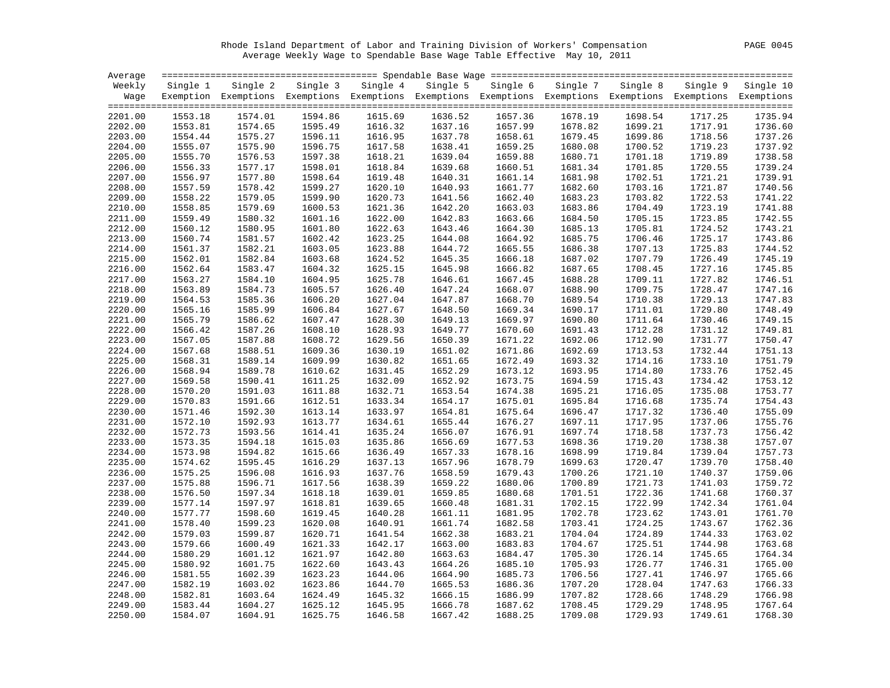Rhode Island Department of Labor and Training Division of Workers' Compensation

Average Weekly Wage to Spendable Base Wage Table Effective May 10, 2011

| Average Weekly Wage | Single 1 Exemption | Single 2 Exemptions | Single 3 Exemptions | Single 4 Exemptions | Single 5 Exemptions | Single 6 Exemptions | Single 7 Exemptions | Single 8 Exemptions | Single 9 Exemptions | Single 10 Exemptions |
|---|---|---|---|---|---|---|---|---|---|---|
| 2201.00 | 1553.18 | 1574.01 | 1594.86 | 1615.69 | 1636.52 | 1657.36 | 1678.19 | 1698.54 | 1717.25 | 1735.94 |
| 2202.00 | 1553.81 | 1574.65 | 1595.49 | 1616.32 | 1637.16 | 1657.99 | 1678.82 | 1699.21 | 1717.91 | 1736.60 |
| 2203.00 | 1554.44 | 1575.27 | 1596.11 | 1616.95 | 1637.78 | 1658.61 | 1679.45 | 1699.86 | 1718.56 | 1737.26 |
| 2204.00 | 1555.07 | 1575.90 | 1596.75 | 1617.58 | 1638.41 | 1659.25 | 1680.08 | 1700.52 | 1719.23 | 1737.92 |
| 2205.00 | 1555.70 | 1576.53 | 1597.38 | 1618.21 | 1639.04 | 1659.88 | 1680.71 | 1701.18 | 1719.89 | 1738.58 |
| 2206.00 | 1556.33 | 1577.17 | 1598.01 | 1618.84 | 1639.68 | 1660.51 | 1681.34 | 1701.85 | 1720.55 | 1739.24 |
| 2207.00 | 1556.97 | 1577.80 | 1598.64 | 1619.48 | 1640.31 | 1661.14 | 1681.98 | 1702.51 | 1721.21 | 1739.91 |
| 2208.00 | 1557.59 | 1578.42 | 1599.27 | 1620.10 | 1640.93 | 1661.77 | 1682.60 | 1703.16 | 1721.87 | 1740.56 |
| 2209.00 | 1558.22 | 1579.05 | 1599.90 | 1620.73 | 1641.56 | 1662.40 | 1683.23 | 1703.82 | 1722.53 | 1741.22 |
| 2210.00 | 1558.85 | 1579.69 | 1600.53 | 1621.36 | 1642.20 | 1663.03 | 1683.86 | 1704.49 | 1723.19 | 1741.88 |
| 2211.00 | 1559.49 | 1580.32 | 1601.16 | 1622.00 | 1642.83 | 1663.66 | 1684.50 | 1705.15 | 1723.85 | 1742.55 |
| 2212.00 | 1560.12 | 1580.95 | 1601.80 | 1622.63 | 1643.46 | 1664.30 | 1685.13 | 1705.81 | 1724.52 | 1743.21 |
| 2213.00 | 1560.74 | 1581.57 | 1602.42 | 1623.25 | 1644.08 | 1664.92 | 1685.75 | 1706.46 | 1725.17 | 1743.86 |
| 2214.00 | 1561.37 | 1582.21 | 1603.05 | 1623.88 | 1644.72 | 1665.55 | 1686.38 | 1707.13 | 1725.83 | 1744.52 |
| 2215.00 | 1562.01 | 1582.84 | 1603.68 | 1624.52 | 1645.35 | 1666.18 | 1687.02 | 1707.79 | 1726.49 | 1745.19 |
| 2216.00 | 1562.64 | 1583.47 | 1604.32 | 1625.15 | 1645.98 | 1666.82 | 1687.65 | 1708.45 | 1727.16 | 1745.85 |
| 2217.00 | 1563.27 | 1584.10 | 1604.95 | 1625.78 | 1646.61 | 1667.45 | 1688.28 | 1709.11 | 1727.82 | 1746.51 |
| 2218.00 | 1563.89 | 1584.73 | 1605.57 | 1626.40 | 1647.24 | 1668.07 | 1688.90 | 1709.75 | 1728.47 | 1747.16 |
| 2219.00 | 1564.53 | 1585.36 | 1606.20 | 1627.04 | 1647.87 | 1668.70 | 1689.54 | 1710.38 | 1729.13 | 1747.83 |
| 2220.00 | 1565.16 | 1585.99 | 1606.84 | 1627.67 | 1648.50 | 1669.34 | 1690.17 | 1711.01 | 1729.80 | 1748.49 |
| 2221.00 | 1565.79 | 1586.62 | 1607.47 | 1628.30 | 1649.13 | 1669.97 | 1690.80 | 1711.64 | 1730.46 | 1749.15 |
| 2222.00 | 1566.42 | 1587.26 | 1608.10 | 1628.93 | 1649.77 | 1670.60 | 1691.43 | 1712.28 | 1731.12 | 1749.81 |
| 2223.00 | 1567.05 | 1587.88 | 1608.72 | 1629.56 | 1650.39 | 1671.22 | 1692.06 | 1712.90 | 1731.77 | 1750.47 |
| 2224.00 | 1567.68 | 1588.51 | 1609.36 | 1630.19 | 1651.02 | 1671.86 | 1692.69 | 1713.53 | 1732.44 | 1751.13 |
| 2225.00 | 1568.31 | 1589.14 | 1609.99 | 1630.82 | 1651.65 | 1672.49 | 1693.32 | 1714.16 | 1733.10 | 1751.79 |
| 2226.00 | 1568.94 | 1589.78 | 1610.62 | 1631.45 | 1652.29 | 1673.12 | 1693.95 | 1714.80 | 1733.76 | 1752.45 |
| 2227.00 | 1569.58 | 1590.41 | 1611.25 | 1632.09 | 1652.92 | 1673.75 | 1694.59 | 1715.43 | 1734.42 | 1753.12 |
| 2228.00 | 1570.20 | 1591.03 | 1611.88 | 1632.71 | 1653.54 | 1674.38 | 1695.21 | 1716.05 | 1735.08 | 1753.77 |
| 2229.00 | 1570.83 | 1591.66 | 1612.51 | 1633.34 | 1654.17 | 1675.01 | 1695.84 | 1716.68 | 1735.74 | 1754.43 |
| 2230.00 | 1571.46 | 1592.30 | 1613.14 | 1633.97 | 1654.81 | 1675.64 | 1696.47 | 1717.32 | 1736.40 | 1755.09 |
| 2231.00 | 1572.10 | 1592.93 | 1613.77 | 1634.61 | 1655.44 | 1676.27 | 1697.11 | 1717.95 | 1737.06 | 1755.76 |
| 2232.00 | 1572.73 | 1593.56 | 1614.41 | 1635.24 | 1656.07 | 1676.91 | 1697.74 | 1718.58 | 1737.73 | 1756.42 |
| 2233.00 | 1573.35 | 1594.18 | 1615.03 | 1635.86 | 1656.69 | 1677.53 | 1698.36 | 1719.20 | 1738.38 | 1757.07 |
| 2234.00 | 1573.98 | 1594.82 | 1615.66 | 1636.49 | 1657.33 | 1678.16 | 1698.99 | 1719.84 | 1739.04 | 1757.73 |
| 2235.00 | 1574.62 | 1595.45 | 1616.29 | 1637.13 | 1657.96 | 1678.79 | 1699.63 | 1720.47 | 1739.70 | 1758.40 |
| 2236.00 | 1575.25 | 1596.08 | 1616.93 | 1637.76 | 1658.59 | 1679.43 | 1700.26 | 1721.10 | 1740.37 | 1759.06 |
| 2237.00 | 1575.88 | 1596.71 | 1617.56 | 1638.39 | 1659.22 | 1680.06 | 1700.89 | 1721.73 | 1741.03 | 1759.72 |
| 2238.00 | 1576.50 | 1597.34 | 1618.18 | 1639.01 | 1659.85 | 1680.68 | 1701.51 | 1722.36 | 1741.68 | 1760.37 |
| 2239.00 | 1577.14 | 1597.97 | 1618.81 | 1639.65 | 1660.48 | 1681.31 | 1702.15 | 1722.99 | 1742.34 | 1761.04 |
| 2240.00 | 1577.77 | 1598.60 | 1619.45 | 1640.28 | 1661.11 | 1681.95 | 1702.78 | 1723.62 | 1743.01 | 1761.70 |
| 2241.00 | 1578.40 | 1599.23 | 1620.08 | 1640.91 | 1661.74 | 1682.58 | 1703.41 | 1724.25 | 1743.67 | 1762.36 |
| 2242.00 | 1579.03 | 1599.87 | 1620.71 | 1641.54 | 1662.38 | 1683.21 | 1704.04 | 1724.89 | 1744.33 | 1763.02 |
| 2243.00 | 1579.66 | 1600.49 | 1621.33 | 1642.17 | 1663.00 | 1683.83 | 1704.67 | 1725.51 | 1744.98 | 1763.68 |
| 2244.00 | 1580.29 | 1601.12 | 1621.97 | 1642.80 | 1663.63 | 1684.47 | 1705.30 | 1726.14 | 1745.65 | 1764.34 |
| 2245.00 | 1580.92 | 1601.75 | 1622.60 | 1643.43 | 1664.26 | 1685.10 | 1705.93 | 1726.77 | 1746.31 | 1765.00 |
| 2246.00 | 1581.55 | 1602.39 | 1623.23 | 1644.06 | 1664.90 | 1685.73 | 1706.56 | 1727.41 | 1746.97 | 1765.66 |
| 2247.00 | 1582.19 | 1603.02 | 1623.86 | 1644.70 | 1665.53 | 1686.36 | 1707.20 | 1728.04 | 1747.63 | 1766.33 |
| 2248.00 | 1582.81 | 1603.64 | 1624.49 | 1645.32 | 1666.15 | 1686.99 | 1707.82 | 1728.66 | 1748.29 | 1766.98 |
| 2249.00 | 1583.44 | 1604.27 | 1625.12 | 1645.95 | 1666.78 | 1687.62 | 1708.45 | 1729.29 | 1748.95 | 1767.64 |
| 2250.00 | 1584.07 | 1604.91 | 1625.75 | 1646.58 | 1667.42 | 1688.25 | 1709.08 | 1729.93 | 1749.61 | 1768.30 |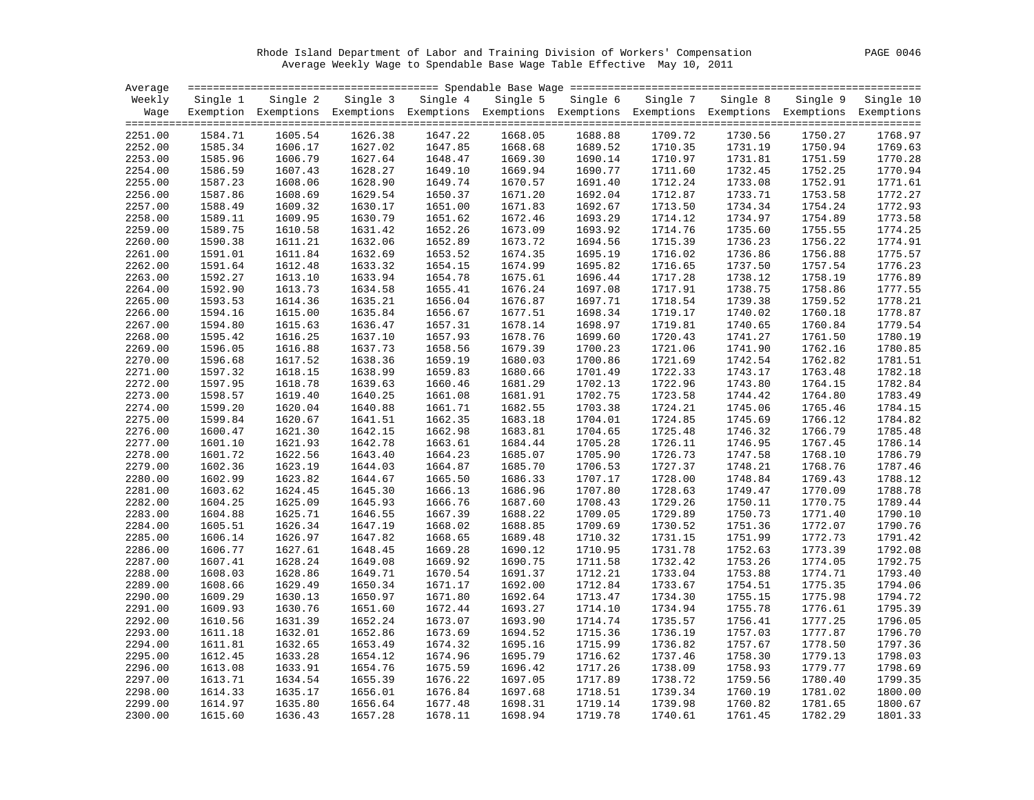Rhode Island Department of Labor and Training Division of Workers' Compensation

Average Weekly Wage to Spendable Base Wage Table Effective May 10, 2011

| Average Weekly Wage | Single 1 Exemption | Single 2 Exemptions | Single 3 Exemptions | Single 4 Exemptions | Single 5 Exemptions | Single 6 Exemptions | Single 7 Exemptions | Single 8 Exemptions | Single 9 Exemptions | Single 10 Exemptions |
|---|---|---|---|---|---|---|---|---|---|---|
| 2251.00 | 1584.71 | 1605.54 | 1626.38 | 1647.22 | 1668.05 | 1688.88 | 1709.72 | 1730.56 | 1750.27 | 1768.97 |
| 2252.00 | 1585.34 | 1606.17 | 1627.02 | 1647.85 | 1668.68 | 1689.52 | 1710.35 | 1731.19 | 1750.94 | 1769.63 |
| 2253.00 | 1585.96 | 1606.79 | 1627.64 | 1648.47 | 1669.30 | 1690.14 | 1710.97 | 1731.81 | 1751.59 | 1770.28 |
| 2254.00 | 1586.59 | 1607.43 | 1628.27 | 1649.10 | 1669.94 | 1690.77 | 1711.60 | 1732.45 | 1752.25 | 1770.94 |
| 2255.00 | 1587.23 | 1608.06 | 1628.90 | 1649.74 | 1670.57 | 1691.40 | 1712.24 | 1733.08 | 1752.91 | 1771.61 |
| 2256.00 | 1587.86 | 1608.69 | 1629.54 | 1650.37 | 1671.20 | 1692.04 | 1712.87 | 1733.71 | 1753.58 | 1772.27 |
| 2257.00 | 1588.49 | 1609.32 | 1630.17 | 1651.00 | 1671.83 | 1692.67 | 1713.50 | 1734.34 | 1754.24 | 1772.93 |
| 2258.00 | 1589.11 | 1609.95 | 1630.79 | 1651.62 | 1672.46 | 1693.29 | 1714.12 | 1734.97 | 1754.89 | 1773.58 |
| 2259.00 | 1589.75 | 1610.58 | 1631.42 | 1652.26 | 1673.09 | 1693.92 | 1714.76 | 1735.60 | 1755.55 | 1774.25 |
| 2260.00 | 1590.38 | 1611.21 | 1632.06 | 1652.89 | 1673.72 | 1694.56 | 1715.39 | 1736.23 | 1756.22 | 1774.91 |
| 2261.00 | 1591.01 | 1611.84 | 1632.69 | 1653.52 | 1674.35 | 1695.19 | 1716.02 | 1736.86 | 1756.88 | 1775.57 |
| 2262.00 | 1591.64 | 1612.48 | 1633.32 | 1654.15 | 1674.99 | 1695.82 | 1716.65 | 1737.50 | 1757.54 | 1776.23 |
| 2263.00 | 1592.27 | 1613.10 | 1633.94 | 1654.78 | 1675.61 | 1696.44 | 1717.28 | 1738.12 | 1758.19 | 1776.89 |
| 2264.00 | 1592.90 | 1613.73 | 1634.58 | 1655.41 | 1676.24 | 1697.08 | 1717.91 | 1738.75 | 1758.86 | 1777.55 |
| 2265.00 | 1593.53 | 1614.36 | 1635.21 | 1656.04 | 1676.87 | 1697.71 | 1718.54 | 1739.38 | 1759.52 | 1778.21 |
| 2266.00 | 1594.16 | 1615.00 | 1635.84 | 1656.67 | 1677.51 | 1698.34 | 1719.17 | 1740.02 | 1760.18 | 1778.87 |
| 2267.00 | 1594.80 | 1615.63 | 1636.47 | 1657.31 | 1678.14 | 1698.97 | 1719.81 | 1740.65 | 1760.84 | 1779.54 |
| 2268.00 | 1595.42 | 1616.25 | 1637.10 | 1657.93 | 1678.76 | 1699.60 | 1720.43 | 1741.27 | 1761.50 | 1780.19 |
| 2269.00 | 1596.05 | 1616.88 | 1637.73 | 1658.56 | 1679.39 | 1700.23 | 1721.06 | 1741.90 | 1762.16 | 1780.85 |
| 2270.00 | 1596.68 | 1617.52 | 1638.36 | 1659.19 | 1680.03 | 1700.86 | 1721.69 | 1742.54 | 1762.82 | 1781.51 |
| 2271.00 | 1597.32 | 1618.15 | 1638.99 | 1659.83 | 1680.66 | 1701.49 | 1722.33 | 1743.17 | 1763.48 | 1782.18 |
| 2272.00 | 1597.95 | 1618.78 | 1639.63 | 1660.46 | 1681.29 | 1702.13 | 1722.96 | 1743.80 | 1764.15 | 1782.84 |
| 2273.00 | 1598.57 | 1619.40 | 1640.25 | 1661.08 | 1681.91 | 1702.75 | 1723.58 | 1744.42 | 1764.80 | 1783.49 |
| 2274.00 | 1599.20 | 1620.04 | 1640.88 | 1661.71 | 1682.55 | 1703.38 | 1724.21 | 1745.06 | 1765.46 | 1784.15 |
| 2275.00 | 1599.84 | 1620.67 | 1641.51 | 1662.35 | 1683.18 | 1704.01 | 1724.85 | 1745.69 | 1766.12 | 1784.82 |
| 2276.00 | 1600.47 | 1621.30 | 1642.15 | 1662.98 | 1683.81 | 1704.65 | 1725.48 | 1746.32 | 1766.79 | 1785.48 |
| 2277.00 | 1601.10 | 1621.93 | 1642.78 | 1663.61 | 1684.44 | 1705.28 | 1726.11 | 1746.95 | 1767.45 | 1786.14 |
| 2278.00 | 1601.72 | 1622.56 | 1643.40 | 1664.23 | 1685.07 | 1705.90 | 1726.73 | 1747.58 | 1768.10 | 1786.79 |
| 2279.00 | 1602.36 | 1623.19 | 1644.03 | 1664.87 | 1685.70 | 1706.53 | 1727.37 | 1748.21 | 1768.76 | 1787.46 |
| 2280.00 | 1602.99 | 1623.82 | 1644.67 | 1665.50 | 1686.33 | 1707.17 | 1728.00 | 1748.84 | 1769.43 | 1788.12 |
| 2281.00 | 1603.62 | 1624.45 | 1645.30 | 1666.13 | 1686.96 | 1707.80 | 1728.63 | 1749.47 | 1770.09 | 1788.78 |
| 2282.00 | 1604.25 | 1625.09 | 1645.93 | 1666.76 | 1687.60 | 1708.43 | 1729.26 | 1750.11 | 1770.75 | 1789.44 |
| 2283.00 | 1604.88 | 1625.71 | 1646.55 | 1667.39 | 1688.22 | 1709.05 | 1729.89 | 1750.73 | 1771.40 | 1790.10 |
| 2284.00 | 1605.51 | 1626.34 | 1647.19 | 1668.02 | 1688.85 | 1709.69 | 1730.52 | 1751.36 | 1772.07 | 1790.76 |
| 2285.00 | 1606.14 | 1626.97 | 1647.82 | 1668.65 | 1689.48 | 1710.32 | 1731.15 | 1751.99 | 1772.73 | 1791.42 |
| 2286.00 | 1606.77 | 1627.61 | 1648.45 | 1669.28 | 1690.12 | 1710.95 | 1731.78 | 1752.63 | 1773.39 | 1792.08 |
| 2287.00 | 1607.41 | 1628.24 | 1649.08 | 1669.92 | 1690.75 | 1711.58 | 1732.42 | 1753.26 | 1774.05 | 1792.75 |
| 2288.00 | 1608.03 | 1628.86 | 1649.71 | 1670.54 | 1691.37 | 1712.21 | 1733.04 | 1753.88 | 1774.71 | 1793.40 |
| 2289.00 | 1608.66 | 1629.49 | 1650.34 | 1671.17 | 1692.00 | 1712.84 | 1733.67 | 1754.51 | 1775.35 | 1794.06 |
| 2290.00 | 1609.29 | 1630.13 | 1650.97 | 1671.80 | 1692.64 | 1713.47 | 1734.30 | 1755.15 | 1775.98 | 1794.72 |
| 2291.00 | 1609.93 | 1630.76 | 1651.60 | 1672.44 | 1693.27 | 1714.10 | 1734.94 | 1755.78 | 1776.61 | 1795.39 |
| 2292.00 | 1610.56 | 1631.39 | 1652.24 | 1673.07 | 1693.90 | 1714.74 | 1735.57 | 1756.41 | 1777.25 | 1796.05 |
| 2293.00 | 1611.18 | 1632.01 | 1652.86 | 1673.69 | 1694.52 | 1715.36 | 1736.19 | 1757.03 | 1777.87 | 1796.70 |
| 2294.00 | 1611.81 | 1632.65 | 1653.49 | 1674.32 | 1695.16 | 1715.99 | 1736.82 | 1757.67 | 1778.50 | 1797.36 |
| 2295.00 | 1612.45 | 1633.28 | 1654.12 | 1674.96 | 1695.79 | 1716.62 | 1737.46 | 1758.30 | 1779.13 | 1798.03 |
| 2296.00 | 1613.08 | 1633.91 | 1654.76 | 1675.59 | 1696.42 | 1717.26 | 1738.09 | 1758.93 | 1779.77 | 1798.69 |
| 2297.00 | 1613.71 | 1634.54 | 1655.39 | 1676.22 | 1697.05 | 1717.89 | 1738.72 | 1759.56 | 1780.40 | 1799.35 |
| 2298.00 | 1614.33 | 1635.17 | 1656.01 | 1676.84 | 1697.68 | 1718.51 | 1739.34 | 1760.19 | 1781.02 | 1800.00 |
| 2299.00 | 1614.97 | 1635.80 | 1656.64 | 1677.48 | 1698.31 | 1719.14 | 1739.98 | 1760.82 | 1781.65 | 1800.67 |
| 2300.00 | 1615.60 | 1636.43 | 1657.28 | 1678.11 | 1698.94 | 1719.78 | 1740.61 | 1761.45 | 1782.29 | 1801.33 |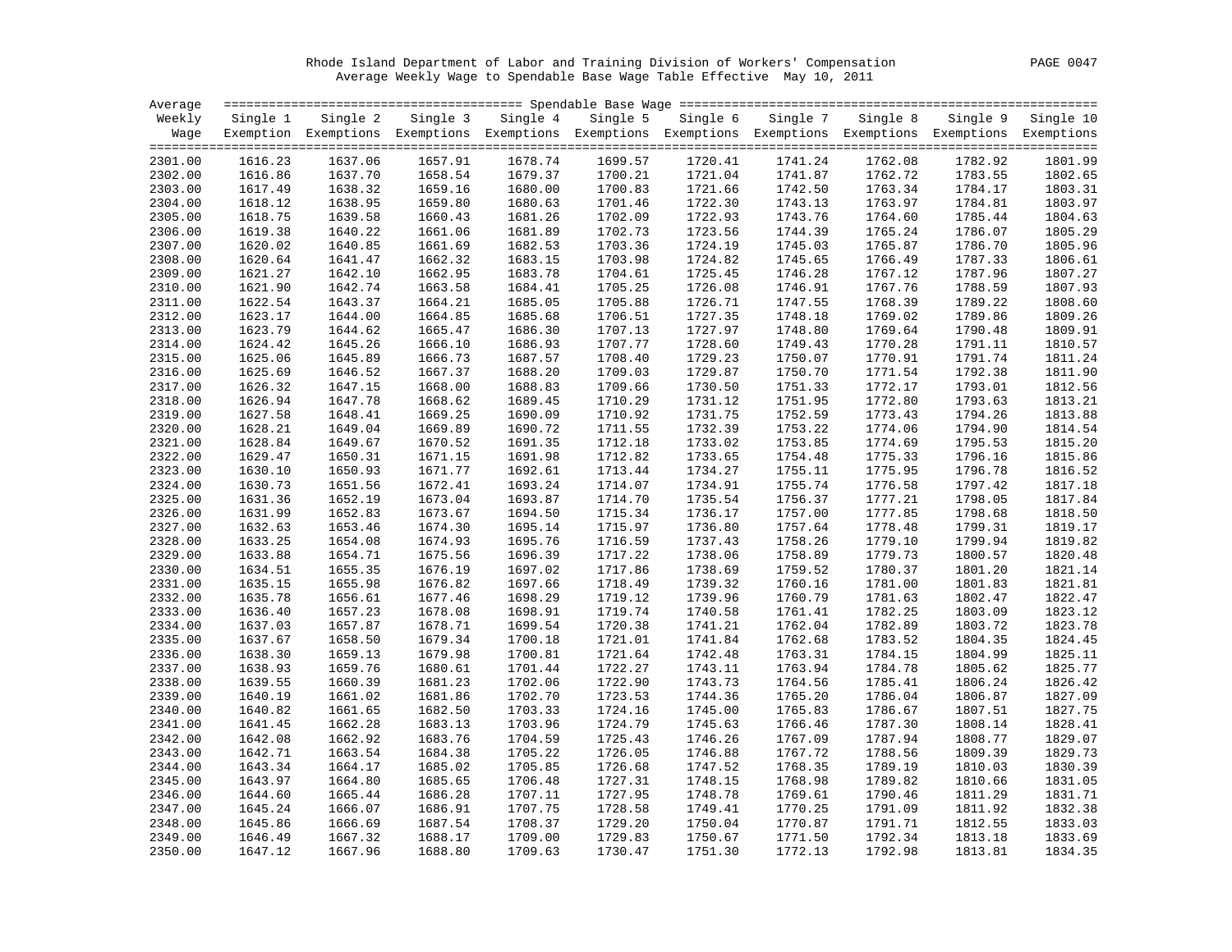Rhode Island Department of Labor and Training Division of Workers' Compensation

Average Weekly Wage to Spendable Base Wage Table Effective May 10, 2011

| Average Weekly Wage | Single 1 Exemption | Single 2 Exemptions | Single 3 Exemptions | Single 4 Exemptions | Single 5 Exemptions | Single 6 Exemptions | Single 7 Exemptions | Single 8 Exemptions | Single 9 Exemptions | Single 10 Exemptions |
|---|---|---|---|---|---|---|---|---|---|---|
| 2301.00 | 1616.23 | 1637.06 | 1657.91 | 1678.74 | 1699.57 | 1720.41 | 1741.24 | 1762.08 | 1782.92 | 1801.99 |
| 2302.00 | 1616.86 | 1637.70 | 1658.54 | 1679.37 | 1700.21 | 1721.04 | 1741.87 | 1762.72 | 1783.55 | 1802.65 |
| 2303.00 | 1617.49 | 1638.32 | 1659.16 | 1680.00 | 1700.83 | 1721.66 | 1742.50 | 1763.34 | 1784.17 | 1803.31 |
| 2304.00 | 1618.12 | 1638.95 | 1659.80 | 1680.63 | 1701.46 | 1722.30 | 1743.13 | 1763.97 | 1784.81 | 1803.97 |
| 2305.00 | 1618.75 | 1639.58 | 1660.43 | 1681.26 | 1702.09 | 1722.93 | 1743.76 | 1764.60 | 1785.44 | 1804.63 |
| 2306.00 | 1619.38 | 1640.22 | 1661.06 | 1681.89 | 1702.73 | 1723.56 | 1744.39 | 1765.24 | 1786.07 | 1805.29 |
| 2307.00 | 1620.02 | 1640.85 | 1661.69 | 1682.53 | 1703.36 | 1724.19 | 1745.03 | 1765.87 | 1786.70 | 1805.96 |
| 2308.00 | 1620.64 | 1641.47 | 1662.32 | 1683.15 | 1703.98 | 1724.82 | 1745.65 | 1766.49 | 1787.33 | 1806.61 |
| 2309.00 | 1621.27 | 1642.10 | 1662.95 | 1683.78 | 1704.61 | 1725.45 | 1746.28 | 1767.12 | 1787.96 | 1807.27 |
| 2310.00 | 1621.90 | 1642.74 | 1663.58 | 1684.41 | 1705.25 | 1726.08 | 1746.91 | 1767.76 | 1788.59 | 1807.93 |
| 2311.00 | 1622.54 | 1643.37 | 1664.21 | 1685.05 | 1705.88 | 1726.71 | 1747.55 | 1768.39 | 1789.22 | 1808.60 |
| 2312.00 | 1623.17 | 1644.00 | 1664.85 | 1685.68 | 1706.51 | 1727.35 | 1748.18 | 1769.02 | 1789.86 | 1809.26 |
| 2313.00 | 1623.79 | 1644.62 | 1665.47 | 1686.30 | 1707.13 | 1727.97 | 1748.80 | 1769.64 | 1790.48 | 1809.91 |
| 2314.00 | 1624.42 | 1645.26 | 1666.10 | 1686.93 | 1707.77 | 1728.60 | 1749.43 | 1770.28 | 1791.11 | 1810.57 |
| 2315.00 | 1625.06 | 1645.89 | 1666.73 | 1687.57 | 1708.40 | 1729.23 | 1750.07 | 1770.91 | 1791.74 | 1811.24 |
| 2316.00 | 1625.69 | 1646.52 | 1667.37 | 1688.20 | 1709.03 | 1729.87 | 1750.70 | 1771.54 | 1792.38 | 1811.90 |
| 2317.00 | 1626.32 | 1647.15 | 1668.00 | 1688.83 | 1709.66 | 1730.50 | 1751.33 | 1772.17 | 1793.01 | 1812.56 |
| 2318.00 | 1626.94 | 1647.78 | 1668.62 | 1689.45 | 1710.29 | 1731.12 | 1751.95 | 1772.80 | 1793.63 | 1813.21 |
| 2319.00 | 1627.58 | 1648.41 | 1669.25 | 1690.09 | 1710.92 | 1731.75 | 1752.59 | 1773.43 | 1794.26 | 1813.88 |
| 2320.00 | 1628.21 | 1649.04 | 1669.89 | 1690.72 | 1711.55 | 1732.39 | 1753.22 | 1774.06 | 1794.90 | 1814.54 |
| 2321.00 | 1628.84 | 1649.67 | 1670.52 | 1691.35 | 1712.18 | 1733.02 | 1753.85 | 1774.69 | 1795.53 | 1815.20 |
| 2322.00 | 1629.47 | 1650.31 | 1671.15 | 1691.98 | 1712.82 | 1733.65 | 1754.48 | 1775.33 | 1796.16 | 1815.86 |
| 2323.00 | 1630.10 | 1650.93 | 1671.77 | 1692.61 | 1713.44 | 1734.27 | 1755.11 | 1775.95 | 1796.78 | 1816.52 |
| 2324.00 | 1630.73 | 1651.56 | 1672.41 | 1693.24 | 1714.07 | 1734.91 | 1755.74 | 1776.58 | 1797.42 | 1817.18 |
| 2325.00 | 1631.36 | 1652.19 | 1673.04 | 1693.87 | 1714.70 | 1735.54 | 1756.37 | 1777.21 | 1798.05 | 1817.84 |
| 2326.00 | 1631.99 | 1652.83 | 1673.67 | 1694.50 | 1715.34 | 1736.17 | 1757.00 | 1777.85 | 1798.68 | 1818.50 |
| 2327.00 | 1632.63 | 1653.46 | 1674.30 | 1695.14 | 1715.97 | 1736.80 | 1757.64 | 1778.48 | 1799.31 | 1819.17 |
| 2328.00 | 1633.25 | 1654.08 | 1674.93 | 1695.76 | 1716.59 | 1737.43 | 1758.26 | 1779.10 | 1799.94 | 1819.82 |
| 2329.00 | 1633.88 | 1654.71 | 1675.56 | 1696.39 | 1717.22 | 1738.06 | 1758.89 | 1779.73 | 1800.57 | 1820.48 |
| 2330.00 | 1634.51 | 1655.35 | 1676.19 | 1697.02 | 1717.86 | 1738.69 | 1759.52 | 1780.37 | 1801.20 | 1821.14 |
| 2331.00 | 1635.15 | 1655.98 | 1676.82 | 1697.66 | 1718.49 | 1739.32 | 1760.16 | 1781.00 | 1801.83 | 1821.81 |
| 2332.00 | 1635.78 | 1656.61 | 1677.46 | 1698.29 | 1719.12 | 1739.96 | 1760.79 | 1781.63 | 1802.47 | 1822.47 |
| 2333.00 | 1636.40 | 1657.23 | 1678.08 | 1698.91 | 1719.74 | 1740.58 | 1761.41 | 1782.25 | 1803.09 | 1823.12 |
| 2334.00 | 1637.03 | 1657.87 | 1678.71 | 1699.54 | 1720.38 | 1741.21 | 1762.04 | 1782.89 | 1803.72 | 1823.78 |
| 2335.00 | 1637.67 | 1658.50 | 1679.34 | 1700.18 | 1721.01 | 1741.84 | 1762.68 | 1783.52 | 1804.35 | 1824.45 |
| 2336.00 | 1638.30 | 1659.13 | 1679.98 | 1700.81 | 1721.64 | 1742.48 | 1763.31 | 1784.15 | 1804.99 | 1825.11 |
| 2337.00 | 1638.93 | 1659.76 | 1680.61 | 1701.44 | 1722.27 | 1743.11 | 1763.94 | 1784.78 | 1805.62 | 1825.77 |
| 2338.00 | 1639.55 | 1660.39 | 1681.23 | 1702.06 | 1722.90 | 1743.73 | 1764.56 | 1785.41 | 1806.24 | 1826.42 |
| 2339.00 | 1640.19 | 1661.02 | 1681.86 | 1702.70 | 1723.53 | 1744.36 | 1765.20 | 1786.04 | 1806.87 | 1827.09 |
| 2340.00 | 1640.82 | 1661.65 | 1682.50 | 1703.33 | 1724.16 | 1745.00 | 1765.83 | 1786.67 | 1807.51 | 1827.75 |
| 2341.00 | 1641.45 | 1662.28 | 1683.13 | 1703.96 | 1724.79 | 1745.63 | 1766.46 | 1787.30 | 1808.14 | 1828.41 |
| 2342.00 | 1642.08 | 1662.92 | 1683.76 | 1704.59 | 1725.43 | 1746.26 | 1767.09 | 1787.94 | 1808.77 | 1829.07 |
| 2343.00 | 1642.71 | 1663.54 | 1684.38 | 1705.22 | 1726.05 | 1746.88 | 1767.72 | 1788.56 | 1809.39 | 1829.73 |
| 2344.00 | 1643.34 | 1664.17 | 1685.02 | 1705.85 | 1726.68 | 1747.52 | 1768.35 | 1789.19 | 1810.03 | 1830.39 |
| 2345.00 | 1643.97 | 1664.80 | 1685.65 | 1706.48 | 1727.31 | 1748.15 | 1768.98 | 1789.82 | 1810.66 | 1831.05 |
| 2346.00 | 1644.60 | 1665.44 | 1686.28 | 1707.11 | 1727.95 | 1748.78 | 1769.61 | 1790.46 | 1811.29 | 1831.71 |
| 2347.00 | 1645.24 | 1666.07 | 1686.91 | 1707.75 | 1728.58 | 1749.41 | 1770.25 | 1791.09 | 1811.92 | 1832.38 |
| 2348.00 | 1645.86 | 1666.69 | 1687.54 | 1708.37 | 1729.20 | 1750.04 | 1770.87 | 1791.71 | 1812.55 | 1833.03 |
| 2349.00 | 1646.49 | 1667.32 | 1688.17 | 1709.00 | 1729.83 | 1750.67 | 1771.50 | 1792.34 | 1813.18 | 1833.69 |
| 2350.00 | 1647.12 | 1667.96 | 1688.80 | 1709.63 | 1730.47 | 1751.30 | 1772.13 | 1792.98 | 1813.81 | 1834.35 |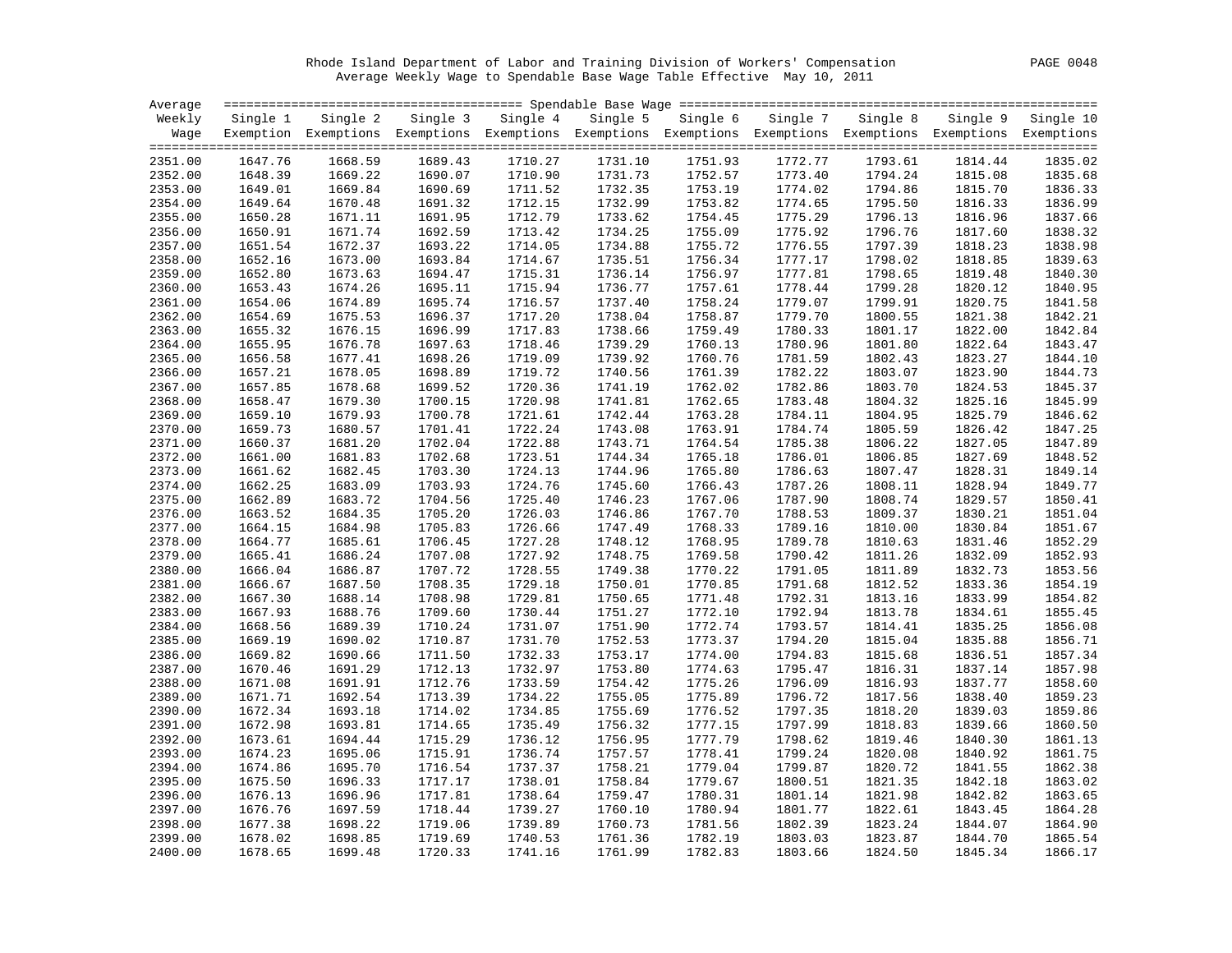Rhode Island Department of Labor and Training Division of Workers' Compensation
Average Weekly Wage to Spendable Base Wage Table Effective May 10, 2011

| Average Weekly Wage | Single 1 Exemption | Single 2 Exemptions | Single 3 Exemptions | Single 4 Exemptions | Single 5 Exemptions | Single 6 Exemptions | Single 7 Exemptions | Single 8 Exemptions | Single 9 Exemptions | Single 10 Exemptions |
|---|---|---|---|---|---|---|---|---|---|---|
| 2351.00 | 1647.76 | 1668.59 | 1689.43 | 1710.27 | 1731.10 | 1751.93 | 1772.77 | 1793.61 | 1814.44 | 1835.02 |
| 2352.00 | 1648.39 | 1669.22 | 1690.07 | 1710.90 | 1731.73 | 1752.57 | 1773.40 | 1794.24 | 1815.08 | 1835.68 |
| 2353.00 | 1649.01 | 1669.84 | 1690.69 | 1711.52 | 1732.35 | 1753.19 | 1774.02 | 1794.86 | 1815.70 | 1836.33 |
| 2354.00 | 1649.64 | 1670.48 | 1691.32 | 1712.15 | 1732.99 | 1753.82 | 1774.65 | 1795.50 | 1816.33 | 1836.99 |
| 2355.00 | 1650.28 | 1671.11 | 1691.95 | 1712.79 | 1733.62 | 1754.45 | 1775.29 | 1796.13 | 1816.96 | 1837.66 |
| 2356.00 | 1650.91 | 1671.74 | 1692.59 | 1713.42 | 1734.25 | 1755.09 | 1775.92 | 1796.76 | 1817.60 | 1838.32 |
| 2357.00 | 1651.54 | 1672.37 | 1693.22 | 1714.05 | 1734.88 | 1755.72 | 1776.55 | 1797.39 | 1818.23 | 1838.98 |
| 2358.00 | 1652.16 | 1673.00 | 1693.84 | 1714.67 | 1735.51 | 1756.34 | 1777.17 | 1798.02 | 1818.85 | 1839.63 |
| 2359.00 | 1652.80 | 1673.63 | 1694.47 | 1715.31 | 1736.14 | 1756.97 | 1777.81 | 1798.65 | 1819.48 | 1840.30 |
| 2360.00 | 1653.43 | 1674.26 | 1695.11 | 1715.94 | 1736.77 | 1757.61 | 1778.44 | 1799.28 | 1820.12 | 1840.95 |
| 2361.00 | 1654.06 | 1674.89 | 1695.74 | 1716.57 | 1737.40 | 1758.24 | 1779.07 | 1799.91 | 1820.75 | 1841.58 |
| 2362.00 | 1654.69 | 1675.53 | 1696.37 | 1717.20 | 1738.04 | 1758.87 | 1779.70 | 1800.55 | 1821.38 | 1842.21 |
| 2363.00 | 1655.32 | 1676.15 | 1696.99 | 1717.83 | 1738.66 | 1759.49 | 1780.33 | 1801.17 | 1822.00 | 1842.84 |
| 2364.00 | 1655.95 | 1676.78 | 1697.63 | 1718.46 | 1739.29 | 1760.13 | 1780.96 | 1801.80 | 1822.64 | 1843.47 |
| 2365.00 | 1656.58 | 1677.41 | 1698.26 | 1719.09 | 1739.92 | 1760.76 | 1781.59 | 1802.43 | 1823.27 | 1844.10 |
| 2366.00 | 1657.21 | 1678.05 | 1698.89 | 1719.72 | 1740.56 | 1761.39 | 1782.22 | 1803.07 | 1823.90 | 1844.73 |
| 2367.00 | 1657.85 | 1678.68 | 1699.52 | 1720.36 | 1741.19 | 1762.02 | 1782.86 | 1803.70 | 1824.53 | 1845.37 |
| 2368.00 | 1658.47 | 1679.30 | 1700.15 | 1720.98 | 1741.81 | 1762.65 | 1783.48 | 1804.32 | 1825.16 | 1845.99 |
| 2369.00 | 1659.10 | 1679.93 | 1700.78 | 1721.61 | 1742.44 | 1763.28 | 1784.11 | 1804.95 | 1825.79 | 1846.62 |
| 2370.00 | 1659.73 | 1680.57 | 1701.41 | 1722.24 | 1743.08 | 1763.91 | 1784.74 | 1805.59 | 1826.42 | 1847.25 |
| 2371.00 | 1660.37 | 1681.20 | 1702.04 | 1722.88 | 1743.71 | 1764.54 | 1785.38 | 1806.22 | 1827.05 | 1847.89 |
| 2372.00 | 1661.00 | 1681.83 | 1702.68 | 1723.51 | 1744.34 | 1765.18 | 1786.01 | 1806.85 | 1827.69 | 1848.52 |
| 2373.00 | 1661.62 | 1682.45 | 1703.30 | 1724.13 | 1744.96 | 1765.80 | 1786.63 | 1807.47 | 1828.31 | 1849.14 |
| 2374.00 | 1662.25 | 1683.09 | 1703.93 | 1724.76 | 1745.60 | 1766.43 | 1787.26 | 1808.11 | 1828.94 | 1849.77 |
| 2375.00 | 1662.89 | 1683.72 | 1704.56 | 1725.40 | 1746.23 | 1767.06 | 1787.90 | 1808.74 | 1829.57 | 1850.41 |
| 2376.00 | 1663.52 | 1684.35 | 1705.20 | 1726.03 | 1746.86 | 1767.70 | 1788.53 | 1809.37 | 1830.21 | 1851.04 |
| 2377.00 | 1664.15 | 1684.98 | 1705.83 | 1726.66 | 1747.49 | 1768.33 | 1789.16 | 1810.00 | 1830.84 | 1851.67 |
| 2378.00 | 1664.77 | 1685.61 | 1706.45 | 1727.28 | 1748.12 | 1768.95 | 1789.78 | 1810.63 | 1831.46 | 1852.29 |
| 2379.00 | 1665.41 | 1686.24 | 1707.08 | 1727.92 | 1748.75 | 1769.58 | 1790.42 | 1811.26 | 1832.09 | 1852.93 |
| 2380.00 | 1666.04 | 1686.87 | 1707.72 | 1728.55 | 1749.38 | 1770.22 | 1791.05 | 1811.89 | 1832.73 | 1853.56 |
| 2381.00 | 1666.67 | 1687.50 | 1708.35 | 1729.18 | 1750.01 | 1770.85 | 1791.68 | 1812.52 | 1833.36 | 1854.19 |
| 2382.00 | 1667.30 | 1688.14 | 1708.98 | 1729.81 | 1750.65 | 1771.48 | 1792.31 | 1813.16 | 1833.99 | 1854.82 |
| 2383.00 | 1667.93 | 1688.76 | 1709.60 | 1730.44 | 1751.27 | 1772.10 | 1792.94 | 1813.78 | 1834.61 | 1855.45 |
| 2384.00 | 1668.56 | 1689.39 | 1710.24 | 1731.07 | 1751.90 | 1772.74 | 1793.57 | 1814.41 | 1835.25 | 1856.08 |
| 2385.00 | 1669.19 | 1690.02 | 1710.87 | 1731.70 | 1752.53 | 1773.37 | 1794.20 | 1815.04 | 1835.88 | 1856.71 |
| 2386.00 | 1669.82 | 1690.66 | 1711.50 | 1732.33 | 1753.17 | 1774.00 | 1794.83 | 1815.68 | 1836.51 | 1857.34 |
| 2387.00 | 1670.46 | 1691.29 | 1712.13 | 1732.97 | 1753.80 | 1774.63 | 1795.47 | 1816.31 | 1837.14 | 1857.98 |
| 2388.00 | 1671.08 | 1691.91 | 1712.76 | 1733.59 | 1754.42 | 1775.26 | 1796.09 | 1816.93 | 1837.77 | 1858.60 |
| 2389.00 | 1671.71 | 1692.54 | 1713.39 | 1734.22 | 1755.05 | 1775.89 | 1796.72 | 1817.56 | 1838.40 | 1859.23 |
| 2390.00 | 1672.34 | 1693.18 | 1714.02 | 1734.85 | 1755.69 | 1776.52 | 1797.35 | 1818.20 | 1839.03 | 1859.86 |
| 2391.00 | 1672.98 | 1693.81 | 1714.65 | 1735.49 | 1756.32 | 1777.15 | 1797.99 | 1818.83 | 1839.66 | 1860.50 |
| 2392.00 | 1673.61 | 1694.44 | 1715.29 | 1736.12 | 1756.95 | 1777.79 | 1798.62 | 1819.46 | 1840.30 | 1861.13 |
| 2393.00 | 1674.23 | 1695.06 | 1715.91 | 1736.74 | 1757.57 | 1778.41 | 1799.24 | 1820.08 | 1840.92 | 1861.75 |
| 2394.00 | 1674.86 | 1695.70 | 1716.54 | 1737.37 | 1758.21 | 1779.04 | 1799.87 | 1820.72 | 1841.55 | 1862.38 |
| 2395.00 | 1675.50 | 1696.33 | 1717.17 | 1738.01 | 1758.84 | 1779.67 | 1800.51 | 1821.35 | 1842.18 | 1863.02 |
| 2396.00 | 1676.13 | 1696.96 | 1717.81 | 1738.64 | 1759.47 | 1780.31 | 1801.14 | 1821.98 | 1842.82 | 1863.65 |
| 2397.00 | 1676.76 | 1697.59 | 1718.44 | 1739.27 | 1760.10 | 1780.94 | 1801.77 | 1822.61 | 1843.45 | 1864.28 |
| 2398.00 | 1677.38 | 1698.22 | 1719.06 | 1739.89 | 1760.73 | 1781.56 | 1802.39 | 1823.24 | 1844.07 | 1864.90 |
| 2399.00 | 1678.02 | 1698.85 | 1719.69 | 1740.53 | 1761.36 | 1782.19 | 1803.03 | 1823.87 | 1844.70 | 1865.54 |
| 2400.00 | 1678.65 | 1699.48 | 1720.33 | 1741.16 | 1761.99 | 1782.83 | 1803.66 | 1824.50 | 1845.34 | 1866.17 |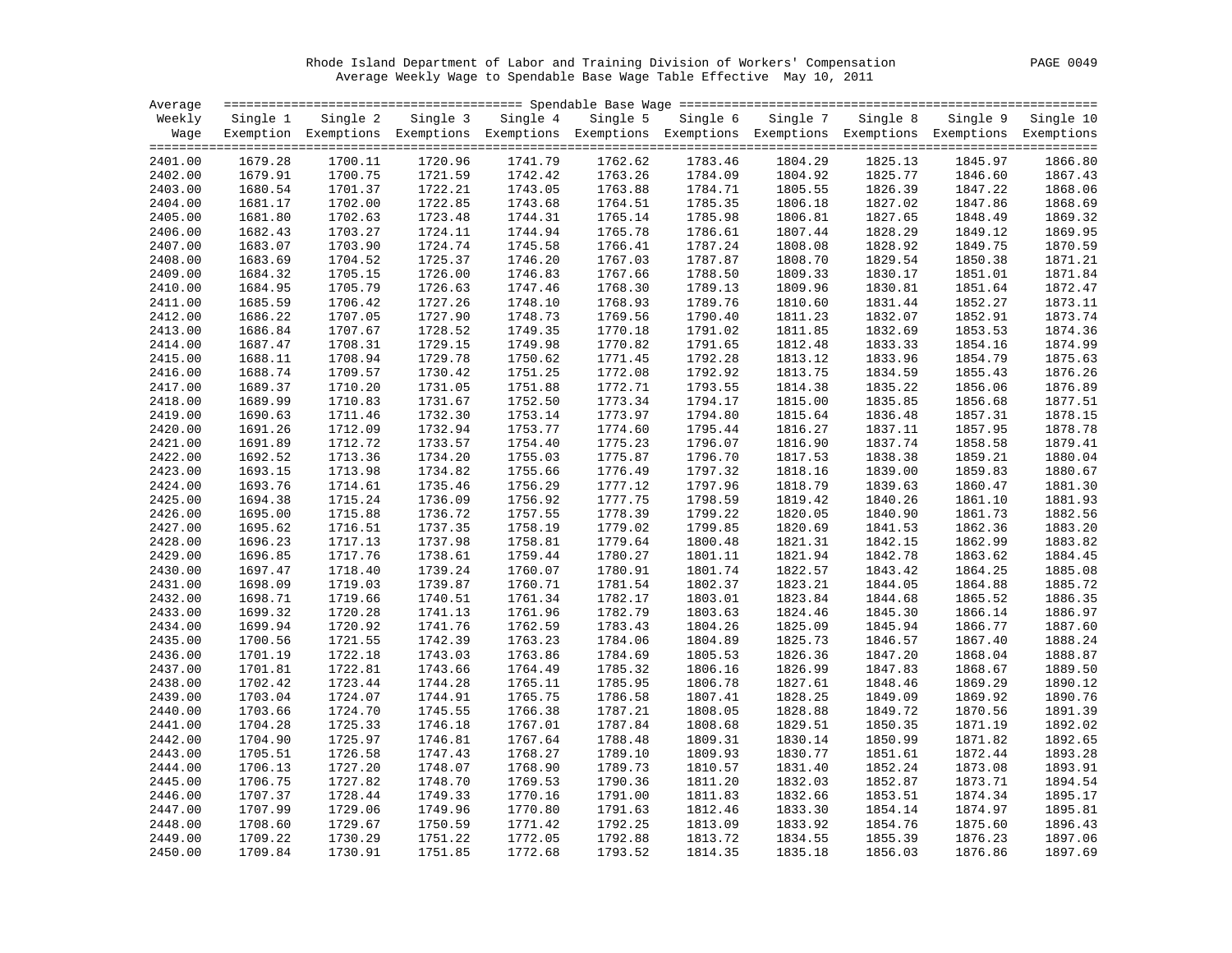Rhode Island Department of Labor and Training Division of Workers' Compensation

Average Weekly Wage to Spendable Base Wage Table Effective May 10, 2011

| Average Weekly Wage | Spendable Base Wage | | | | | | | | | |
|---|---|---|---|---|---|---|---|---|---|---|
| | Single 1 Exemption | Single 2 Exemptions | Single 3 Exemptions | Single 4 Exemptions | Single 5 Exemptions | Single 6 Exemptions | Single 7 Exemptions | Single 8 Exemptions | Single 9 Exemptions | Single 10 Exemptions |
| 2401.00 | 1679.28 | 1700.11 | 1720.96 | 1741.79 | 1762.62 | 1783.46 | 1804.29 | 1825.13 | 1845.97 | 1866.80 |
| 2402.00 | 1679.91 | 1700.75 | 1721.59 | 1742.42 | 1763.26 | 1784.09 | 1804.92 | 1825.77 | 1846.60 | 1867.43 |
| 2403.00 | 1680.54 | 1701.37 | 1722.21 | 1743.05 | 1763.88 | 1784.71 | 1805.55 | 1826.39 | 1847.22 | 1868.06 |
| 2404.00 | 1681.17 | 1702.00 | 1722.85 | 1743.68 | 1764.51 | 1785.35 | 1806.18 | 1827.02 | 1847.86 | 1868.69 |
| 2405.00 | 1681.80 | 1702.63 | 1723.48 | 1744.31 | 1765.14 | 1785.98 | 1806.81 | 1827.65 | 1848.49 | 1869.32 |
| 2406.00 | 1682.43 | 1703.27 | 1724.11 | 1744.94 | 1765.78 | 1786.61 | 1807.44 | 1828.29 | 1849.12 | 1869.95 |
| 2407.00 | 1683.07 | 1703.90 | 1724.74 | 1745.58 | 1766.41 | 1787.24 | 1808.08 | 1828.92 | 1849.75 | 1870.59 |
| 2408.00 | 1683.69 | 1704.52 | 1725.37 | 1746.20 | 1767.03 | 1787.87 | 1808.70 | 1829.54 | 1850.38 | 1871.21 |
| 2409.00 | 1684.32 | 1705.15 | 1726.00 | 1746.83 | 1767.66 | 1788.50 | 1809.33 | 1830.17 | 1851.01 | 1871.84 |
| 2410.00 | 1684.95 | 1705.79 | 1726.63 | 1747.46 | 1768.30 | 1789.13 | 1809.96 | 1830.81 | 1851.64 | 1872.47 |
| 2411.00 | 1685.59 | 1706.42 | 1727.26 | 1748.10 | 1768.93 | 1789.76 | 1810.60 | 1831.44 | 1852.27 | 1873.11 |
| 2412.00 | 1686.22 | 1707.05 | 1727.90 | 1748.73 | 1769.56 | 1790.40 | 1811.23 | 1832.07 | 1852.91 | 1873.74 |
| 2413.00 | 1686.84 | 1707.67 | 1728.52 | 1749.35 | 1770.18 | 1791.02 | 1811.85 | 1832.69 | 1853.53 | 1874.36 |
| 2414.00 | 1687.47 | 1708.31 | 1729.15 | 1749.98 | 1770.82 | 1791.65 | 1812.48 | 1833.33 | 1854.16 | 1874.99 |
| 2415.00 | 1688.11 | 1708.94 | 1729.78 | 1750.62 | 1771.45 | 1792.28 | 1813.12 | 1833.96 | 1854.79 | 1875.63 |
| 2416.00 | 1688.74 | 1709.57 | 1730.42 | 1751.25 | 1772.08 | 1792.92 | 1813.75 | 1834.59 | 1855.43 | 1876.26 |
| 2417.00 | 1689.37 | 1710.20 | 1731.05 | 1751.88 | 1772.71 | 1793.55 | 1814.38 | 1835.22 | 1856.06 | 1876.89 |
| 2418.00 | 1689.99 | 1710.83 | 1731.67 | 1752.50 | 1773.34 | 1794.17 | 1815.00 | 1835.85 | 1856.68 | 1877.51 |
| 2419.00 | 1690.63 | 1711.46 | 1732.30 | 1753.14 | 1773.97 | 1794.80 | 1815.64 | 1836.48 | 1857.31 | 1878.15 |
| 2420.00 | 1691.26 | 1712.09 | 1732.94 | 1753.77 | 1774.60 | 1795.44 | 1816.27 | 1837.11 | 1857.95 | 1878.78 |
| 2421.00 | 1691.89 | 1712.72 | 1733.57 | 1754.40 | 1775.23 | 1796.07 | 1816.90 | 1837.74 | 1858.58 | 1879.41 |
| 2422.00 | 1692.52 | 1713.36 | 1734.20 | 1755.03 | 1775.87 | 1796.70 | 1817.53 | 1838.38 | 1859.21 | 1880.04 |
| 2423.00 | 1693.15 | 1713.98 | 1734.82 | 1755.66 | 1776.49 | 1797.32 | 1818.16 | 1839.00 | 1859.83 | 1880.67 |
| 2424.00 | 1693.76 | 1714.61 | 1735.46 | 1756.29 | 1777.12 | 1797.96 | 1818.79 | 1839.63 | 1860.47 | 1881.30 |
| 2425.00 | 1694.38 | 1715.24 | 1736.09 | 1756.92 | 1777.75 | 1798.59 | 1819.42 | 1840.26 | 1861.10 | 1881.93 |
| 2426.00 | 1695.00 | 1715.88 | 1736.72 | 1757.55 | 1778.39 | 1799.22 | 1820.05 | 1840.90 | 1861.73 | 1882.56 |
| 2427.00 | 1695.62 | 1716.51 | 1737.35 | 1758.19 | 1779.02 | 1799.85 | 1820.69 | 1841.53 | 1862.36 | 1883.20 |
| 2428.00 | 1696.23 | 1717.13 | 1737.98 | 1758.81 | 1779.64 | 1800.48 | 1821.31 | 1842.15 | 1862.99 | 1883.82 |
| 2429.00 | 1696.85 | 1717.76 | 1738.61 | 1759.44 | 1780.27 | 1801.11 | 1821.94 | 1842.78 | 1863.62 | 1884.45 |
| 2430.00 | 1697.47 | 1718.40 | 1739.24 | 1760.07 | 1780.91 | 1801.74 | 1822.57 | 1843.42 | 1864.25 | 1885.08 |
| 2431.00 | 1698.09 | 1719.03 | 1739.87 | 1760.71 | 1781.54 | 1802.37 | 1823.21 | 1844.05 | 1864.88 | 1885.72 |
| 2432.00 | 1698.71 | 1719.66 | 1740.51 | 1761.34 | 1782.17 | 1803.01 | 1823.84 | 1844.68 | 1865.52 | 1886.35 |
| 2433.00 | 1699.32 | 1720.28 | 1741.13 | 1761.96 | 1782.79 | 1803.63 | 1824.46 | 1845.30 | 1866.14 | 1886.97 |
| 2434.00 | 1699.94 | 1720.92 | 1741.76 | 1762.59 | 1783.43 | 1804.26 | 1825.09 | 1845.94 | 1866.77 | 1887.60 |
| 2435.00 | 1700.56 | 1721.55 | 1742.39 | 1763.23 | 1784.06 | 1804.89 | 1825.73 | 1846.57 | 1867.40 | 1888.24 |
| 2436.00 | 1701.19 | 1722.18 | 1743.03 | 1763.86 | 1784.69 | 1805.53 | 1826.36 | 1847.20 | 1868.04 | 1888.87 |
| 2437.00 | 1701.81 | 1722.81 | 1743.66 | 1764.49 | 1785.32 | 1806.16 | 1826.99 | 1847.83 | 1868.67 | 1889.50 |
| 2438.00 | 1702.42 | 1723.44 | 1744.28 | 1765.11 | 1785.95 | 1806.78 | 1827.61 | 1848.46 | 1869.29 | 1890.12 |
| 2439.00 | 1703.04 | 1724.07 | 1744.91 | 1765.75 | 1786.58 | 1807.41 | 1828.25 | 1849.09 | 1869.92 | 1890.76 |
| 2440.00 | 1703.66 | 1724.70 | 1745.55 | 1766.38 | 1787.21 | 1808.05 | 1828.88 | 1849.72 | 1870.56 | 1891.39 |
| 2441.00 | 1704.28 | 1725.33 | 1746.18 | 1767.01 | 1787.84 | 1808.68 | 1829.51 | 1850.35 | 1871.19 | 1892.02 |
| 2442.00 | 1704.90 | 1725.97 | 1746.81 | 1767.64 | 1788.48 | 1809.31 | 1830.14 | 1850.99 | 1871.82 | 1892.65 |
| 2443.00 | 1705.51 | 1726.58 | 1747.43 | 1768.27 | 1789.10 | 1809.93 | 1830.77 | 1851.61 | 1872.44 | 1893.28 |
| 2444.00 | 1706.13 | 1727.20 | 1748.07 | 1768.90 | 1789.73 | 1810.57 | 1831.40 | 1852.24 | 1873.08 | 1893.91 |
| 2445.00 | 1706.75 | 1727.82 | 1748.70 | 1769.53 | 1790.36 | 1811.20 | 1832.03 | 1852.87 | 1873.71 | 1894.54 |
| 2446.00 | 1707.37 | 1728.44 | 1749.33 | 1770.16 | 1791.00 | 1811.83 | 1832.66 | 1853.51 | 1874.34 | 1895.17 |
| 2447.00 | 1707.99 | 1729.06 | 1749.96 | 1770.80 | 1791.63 | 1812.46 | 1833.30 | 1854.14 | 1874.97 | 1895.81 |
| 2448.00 | 1708.60 | 1729.67 | 1750.59 | 1771.42 | 1792.25 | 1813.09 | 1833.92 | 1854.76 | 1875.60 | 1896.43 |
| 2449.00 | 1709.22 | 1730.29 | 1751.22 | 1772.05 | 1792.88 | 1813.72 | 1834.55 | 1855.39 | 1876.23 | 1897.06 |
| 2450.00 | 1709.84 | 1730.91 | 1751.85 | 1772.68 | 1793.52 | 1814.35 | 1835.18 | 1856.03 | 1876.86 | 1897.69 |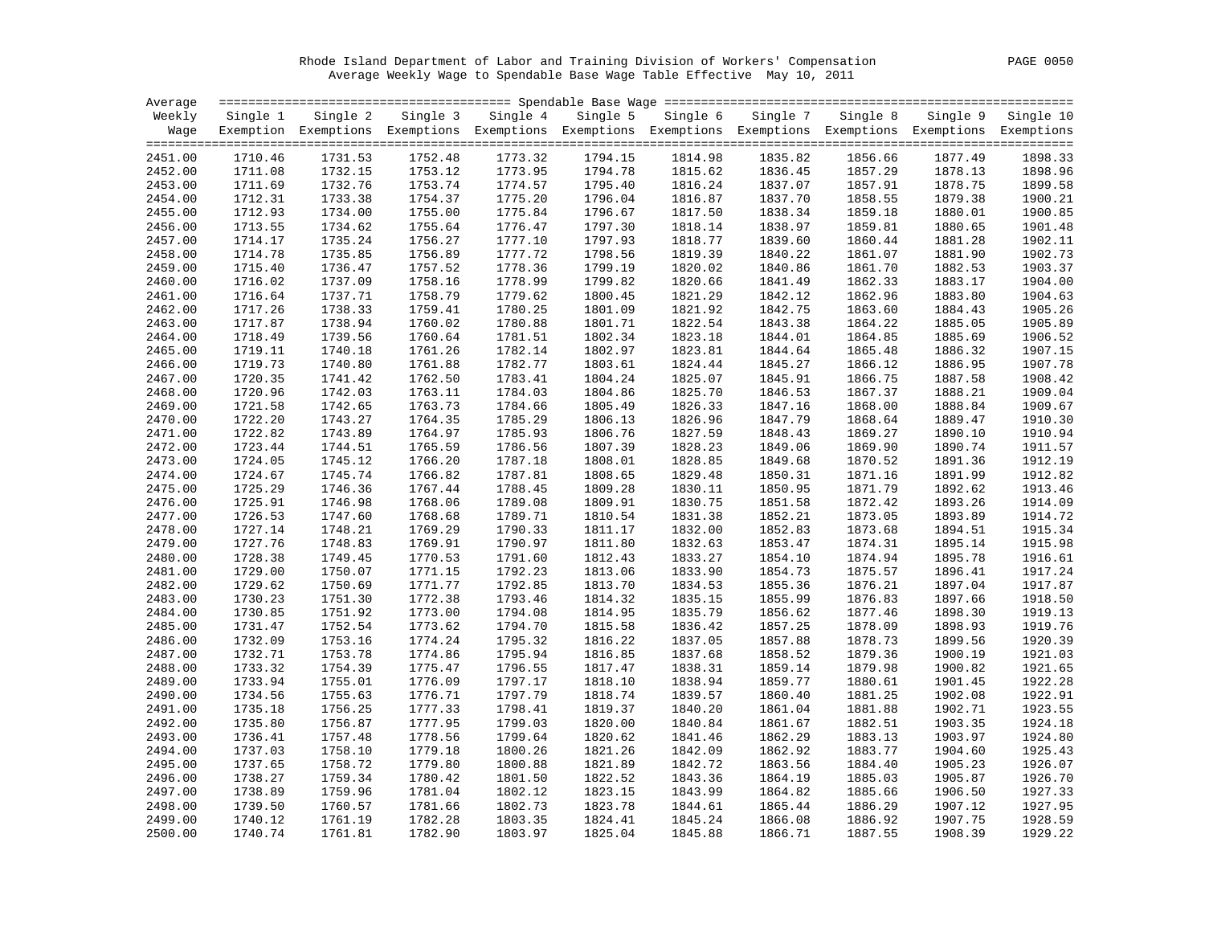Rhode Island Department of Labor and Training Division of Workers' Compensation

Average Weekly Wage to Spendable Base Wage Table Effective May 10, 2011

| Average Weekly Wage | Spendable Base Wage | | | | | | | | | |
|---|---|---|---|---|---|---|---|---|---|---|
| | Single 1 Exemption | Single 2 Exemptions | Single 3 Exemptions | Single 4 Exemptions | Single 5 Exemptions | Single 6 Exemptions | Single 7 Exemptions | Single 8 Exemptions | Single 9 Exemptions | Single 10 Exemptions |
| 2451.00 | 1710.46 | 1731.53 | 1752.48 | 1773.32 | 1794.15 | 1814.98 | 1835.82 | 1856.66 | 1877.49 | 1898.33 |
| 2452.00 | 1711.08 | 1732.15 | 1753.12 | 1773.95 | 1794.78 | 1815.62 | 1836.45 | 1857.29 | 1878.13 | 1898.96 |
| 2453.00 | 1711.69 | 1732.76 | 1753.74 | 1774.57 | 1795.40 | 1816.24 | 1837.07 | 1857.91 | 1878.75 | 1899.58 |
| 2454.00 | 1712.31 | 1733.38 | 1754.37 | 1775.20 | 1796.04 | 1816.87 | 1837.70 | 1858.55 | 1879.38 | 1900.21 |
| 2455.00 | 1712.93 | 1734.00 | 1755.00 | 1775.84 | 1796.67 | 1817.50 | 1838.34 | 1859.18 | 1880.01 | 1900.85 |
| 2456.00 | 1713.55 | 1734.62 | 1755.64 | 1776.47 | 1797.30 | 1818.14 | 1838.97 | 1859.81 | 1880.65 | 1901.48 |
| 2457.00 | 1714.17 | 1735.24 | 1756.27 | 1777.10 | 1797.93 | 1818.77 | 1839.60 | 1860.44 | 1881.28 | 1902.11 |
| 2458.00 | 1714.78 | 1735.85 | 1756.89 | 1777.72 | 1798.56 | 1819.39 | 1840.22 | 1861.07 | 1881.90 | 1902.73 |
| 2459.00 | 1715.40 | 1736.47 | 1757.52 | 1778.36 | 1799.19 | 1820.02 | 1840.86 | 1861.70 | 1882.53 | 1903.37 |
| 2460.00 | 1716.02 | 1737.09 | 1758.16 | 1778.99 | 1799.82 | 1820.66 | 1841.49 | 1862.33 | 1883.17 | 1904.00 |
| 2461.00 | 1716.64 | 1737.71 | 1758.79 | 1779.62 | 1800.45 | 1821.29 | 1842.12 | 1862.96 | 1883.80 | 1904.63 |
| 2462.00 | 1717.26 | 1738.33 | 1759.41 | 1780.25 | 1801.09 | 1821.92 | 1842.75 | 1863.60 | 1884.43 | 1905.26 |
| 2463.00 | 1717.87 | 1738.94 | 1760.02 | 1780.88 | 1801.71 | 1822.54 | 1843.38 | 1864.22 | 1885.05 | 1905.89 |
| 2464.00 | 1718.49 | 1739.56 | 1760.64 | 1781.51 | 1802.34 | 1823.18 | 1844.01 | 1864.85 | 1885.69 | 1906.52 |
| 2465.00 | 1719.11 | 1740.18 | 1761.26 | 1782.14 | 1802.97 | 1823.81 | 1844.64 | 1865.48 | 1886.32 | 1907.15 |
| 2466.00 | 1719.73 | 1740.80 | 1761.88 | 1782.77 | 1803.61 | 1824.44 | 1845.27 | 1866.12 | 1886.95 | 1907.78 |
| 2467.00 | 1720.35 | 1741.42 | 1762.50 | 1783.41 | 1804.24 | 1825.07 | 1845.91 | 1866.75 | 1887.58 | 1908.42 |
| 2468.00 | 1720.96 | 1742.03 | 1763.11 | 1784.03 | 1804.86 | 1825.70 | 1846.53 | 1867.37 | 1888.21 | 1909.04 |
| 2469.00 | 1721.58 | 1742.65 | 1763.73 | 1784.66 | 1805.49 | 1826.33 | 1847.16 | 1868.00 | 1888.84 | 1909.67 |
| 2470.00 | 1722.20 | 1743.27 | 1764.35 | 1785.29 | 1806.13 | 1826.96 | 1847.79 | 1868.64 | 1889.47 | 1910.30 |
| 2471.00 | 1722.82 | 1743.89 | 1764.97 | 1785.93 | 1806.76 | 1827.59 | 1848.43 | 1869.27 | 1890.10 | 1910.94 |
| 2472.00 | 1723.44 | 1744.51 | 1765.59 | 1786.56 | 1807.39 | 1828.23 | 1849.06 | 1869.90 | 1890.74 | 1911.57 |
| 2473.00 | 1724.05 | 1745.12 | 1766.20 | 1787.18 | 1808.01 | 1828.85 | 1849.68 | 1870.52 | 1891.36 | 1912.19 |
| 2474.00 | 1724.67 | 1745.74 | 1766.82 | 1787.81 | 1808.65 | 1829.48 | 1850.31 | 1871.16 | 1891.99 | 1912.82 |
| 2475.00 | 1725.29 | 1746.36 | 1767.44 | 1788.45 | 1809.28 | 1830.11 | 1850.95 | 1871.79 | 1892.62 | 1913.46 |
| 2476.00 | 1725.91 | 1746.98 | 1768.06 | 1789.08 | 1809.91 | 1830.75 | 1851.58 | 1872.42 | 1893.26 | 1914.09 |
| 2477.00 | 1726.53 | 1747.60 | 1768.68 | 1789.71 | 1810.54 | 1831.38 | 1852.21 | 1873.05 | 1893.89 | 1914.72 |
| 2478.00 | 1727.14 | 1748.21 | 1769.29 | 1790.33 | 1811.17 | 1832.00 | 1852.83 | 1873.68 | 1894.51 | 1915.34 |
| 2479.00 | 1727.76 | 1748.83 | 1769.91 | 1790.97 | 1811.80 | 1832.63 | 1853.47 | 1874.31 | 1895.14 | 1915.98 |
| 2480.00 | 1728.38 | 1749.45 | 1770.53 | 1791.60 | 1812.43 | 1833.27 | 1854.10 | 1874.94 | 1895.78 | 1916.61 |
| 2481.00 | 1729.00 | 1750.07 | 1771.15 | 1792.23 | 1813.06 | 1833.90 | 1854.73 | 1875.57 | 1896.41 | 1917.24 |
| 2482.00 | 1729.62 | 1750.69 | 1771.77 | 1792.85 | 1813.70 | 1834.53 | 1855.36 | 1876.21 | 1897.04 | 1917.87 |
| 2483.00 | 1730.23 | 1751.30 | 1772.38 | 1793.46 | 1814.32 | 1835.15 | 1855.99 | 1876.83 | 1897.66 | 1918.50 |
| 2484.00 | 1730.85 | 1751.92 | 1773.00 | 1794.08 | 1814.95 | 1835.79 | 1856.62 | 1877.46 | 1898.30 | 1919.13 |
| 2485.00 | 1731.47 | 1752.54 | 1773.62 | 1794.70 | 1815.58 | 1836.42 | 1857.25 | 1878.09 | 1898.93 | 1919.76 |
| 2486.00 | 1732.09 | 1753.16 | 1774.24 | 1795.32 | 1816.22 | 1837.05 | 1857.88 | 1878.73 | 1899.56 | 1920.39 |
| 2487.00 | 1732.71 | 1753.78 | 1774.86 | 1795.94 | 1816.85 | 1837.68 | 1858.52 | 1879.36 | 1900.19 | 1921.03 |
| 2488.00 | 1733.32 | 1754.39 | 1775.47 | 1796.55 | 1817.47 | 1838.31 | 1859.14 | 1879.98 | 1900.82 | 1921.65 |
| 2489.00 | 1733.94 | 1755.01 | 1776.09 | 1797.17 | 1818.10 | 1838.94 | 1859.77 | 1880.61 | 1901.45 | 1922.28 |
| 2490.00 | 1734.56 | 1755.63 | 1776.71 | 1797.79 | 1818.74 | 1839.57 | 1860.40 | 1881.25 | 1902.08 | 1922.91 |
| 2491.00 | 1735.18 | 1756.25 | 1777.33 | 1798.41 | 1819.37 | 1840.20 | 1861.04 | 1881.88 | 1902.71 | 1923.55 |
| 2492.00 | 1735.80 | 1756.87 | 1777.95 | 1799.03 | 1820.00 | 1840.84 | 1861.67 | 1882.51 | 1903.35 | 1924.18 |
| 2493.00 | 1736.41 | 1757.48 | 1778.56 | 1799.64 | 1820.62 | 1841.46 | 1862.29 | 1883.13 | 1903.97 | 1924.80 |
| 2494.00 | 1737.03 | 1758.10 | 1779.18 | 1800.26 | 1821.26 | 1842.09 | 1862.92 | 1883.77 | 1904.60 | 1925.43 |
| 2495.00 | 1737.65 | 1758.72 | 1779.80 | 1800.88 | 1821.89 | 1842.72 | 1863.56 | 1884.40 | 1905.23 | 1926.07 |
| 2496.00 | 1738.27 | 1759.34 | 1780.42 | 1801.50 | 1822.52 | 1843.36 | 1864.19 | 1885.03 | 1905.87 | 1926.70 |
| 2497.00 | 1738.89 | 1759.96 | 1781.04 | 1802.12 | 1823.15 | 1843.99 | 1864.82 | 1885.66 | 1906.50 | 1927.33 |
| 2498.00 | 1739.50 | 1760.57 | 1781.66 | 1802.73 | 1823.78 | 1844.61 | 1865.44 | 1886.29 | 1907.12 | 1927.95 |
| 2499.00 | 1740.12 | 1761.19 | 1782.28 | 1803.35 | 1824.41 | 1845.24 | 1866.08 | 1886.92 | 1907.75 | 1928.59 |
| 2500.00 | 1740.74 | 1761.81 | 1782.90 | 1803.97 | 1825.04 | 1845.88 | 1866.71 | 1887.55 | 1908.39 | 1929.22 |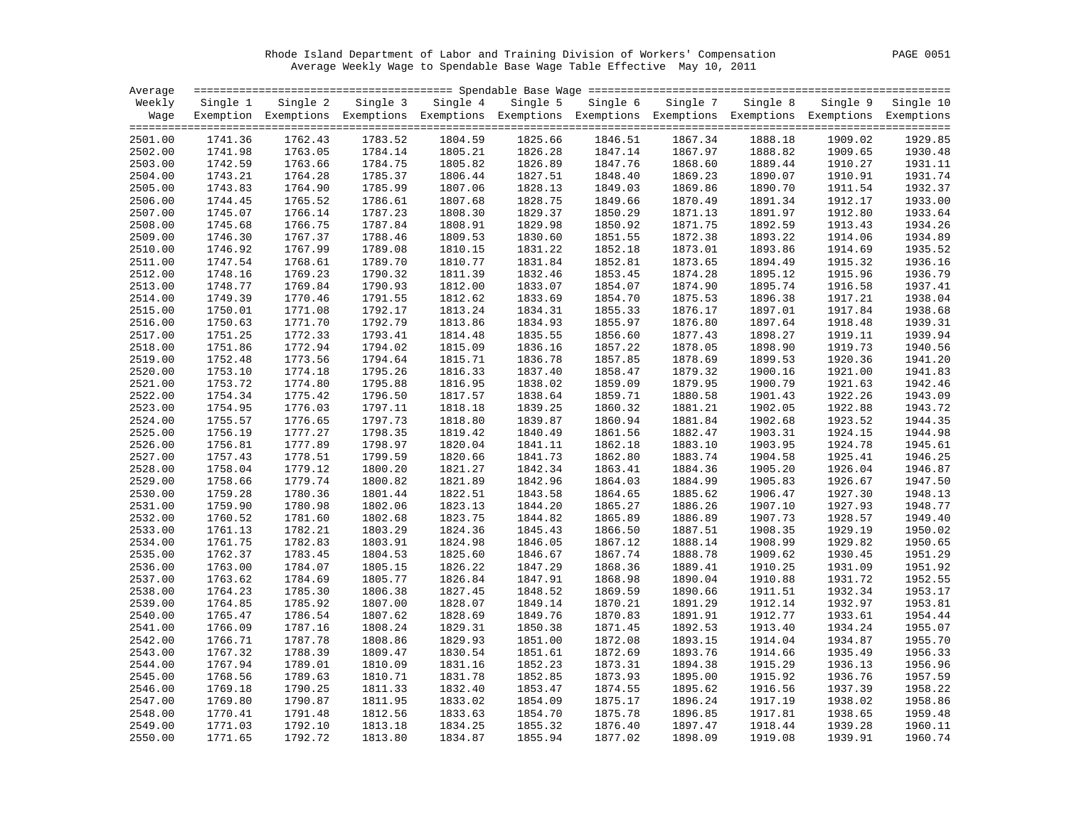Rhode Island Department of Labor and Training Division of Workers' Compensation

Average Weekly Wage to Spendable Base Wage Table Effective May 10, 2011

| Average Weekly Wage | Single 1 Exemption | Single 2 Exemptions | Single 3 Exemptions | Single 4 Exemptions | Single 5 Exemptions | Single 6 Exemptions | Single 7 Exemptions | Single 8 Exemptions | Single 9 Exemptions | Single 10 Exemptions |
|---|---|---|---|---|---|---|---|---|---|---|
| 2501.00 | 1741.36 | 1762.43 | 1783.52 | 1804.59 | 1825.66 | 1846.51 | 1867.34 | 1888.18 | 1909.02 | 1929.85 |
| 2502.00 | 1741.98 | 1763.05 | 1784.14 | 1805.21 | 1826.28 | 1847.14 | 1867.97 | 1888.82 | 1909.65 | 1930.48 |
| 2503.00 | 1742.59 | 1763.66 | 1784.75 | 1805.82 | 1826.89 | 1847.76 | 1868.60 | 1889.44 | 1910.27 | 1931.11 |
| 2504.00 | 1743.21 | 1764.28 | 1785.37 | 1806.44 | 1827.51 | 1848.40 | 1869.23 | 1890.07 | 1910.91 | 1931.74 |
| 2505.00 | 1743.83 | 1764.90 | 1785.99 | 1807.06 | 1828.13 | 1849.03 | 1869.86 | 1890.70 | 1911.54 | 1932.37 |
| 2506.00 | 1744.45 | 1765.52 | 1786.61 | 1807.68 | 1828.75 | 1849.66 | 1870.49 | 1891.34 | 1912.17 | 1933.00 |
| 2507.00 | 1745.07 | 1766.14 | 1787.23 | 1808.30 | 1829.37 | 1850.29 | 1871.13 | 1891.97 | 1912.80 | 1933.64 |
| 2508.00 | 1745.68 | 1766.75 | 1787.84 | 1808.91 | 1829.98 | 1850.92 | 1871.75 | 1892.59 | 1913.43 | 1934.26 |
| 2509.00 | 1746.30 | 1767.37 | 1788.46 | 1809.53 | 1830.60 | 1851.55 | 1872.38 | 1893.22 | 1914.06 | 1934.89 |
| 2510.00 | 1746.92 | 1767.99 | 1789.08 | 1810.15 | 1831.22 | 1852.18 | 1873.01 | 1893.86 | 1914.69 | 1935.52 |
| 2511.00 | 1747.54 | 1768.61 | 1789.70 | 1810.77 | 1831.84 | 1852.81 | 1873.65 | 1894.49 | 1915.32 | 1936.16 |
| 2512.00 | 1748.16 | 1769.23 | 1790.32 | 1811.39 | 1832.46 | 1853.45 | 1874.28 | 1895.12 | 1915.96 | 1936.79 |
| 2513.00 | 1748.77 | 1769.84 | 1790.93 | 1812.00 | 1833.07 | 1854.07 | 1874.90 | 1895.74 | 1916.58 | 1937.41 |
| 2514.00 | 1749.39 | 1770.46 | 1791.55 | 1812.62 | 1833.69 | 1854.70 | 1875.53 | 1896.38 | 1917.21 | 1938.04 |
| 2515.00 | 1750.01 | 1771.08 | 1792.17 | 1813.24 | 1834.31 | 1855.33 | 1876.17 | 1897.01 | 1917.84 | 1938.68 |
| 2516.00 | 1750.63 | 1771.70 | 1792.79 | 1813.86 | 1834.93 | 1855.97 | 1876.80 | 1897.64 | 1918.48 | 1939.31 |
| 2517.00 | 1751.25 | 1772.33 | 1793.41 | 1814.48 | 1835.55 | 1856.60 | 1877.43 | 1898.27 | 1919.11 | 1939.94 |
| 2518.00 | 1751.86 | 1772.94 | 1794.02 | 1815.09 | 1836.16 | 1857.22 | 1878.05 | 1898.90 | 1919.73 | 1940.56 |
| 2519.00 | 1752.48 | 1773.56 | 1794.64 | 1815.71 | 1836.78 | 1857.85 | 1878.69 | 1899.53 | 1920.36 | 1941.20 |
| 2520.00 | 1753.10 | 1774.18 | 1795.26 | 1816.33 | 1837.40 | 1858.47 | 1879.32 | 1900.16 | 1921.00 | 1941.83 |
| 2521.00 | 1753.72 | 1774.80 | 1795.88 | 1816.95 | 1838.02 | 1859.09 | 1879.95 | 1900.79 | 1921.63 | 1942.46 |
| 2522.00 | 1754.34 | 1775.42 | 1796.50 | 1817.57 | 1838.64 | 1859.71 | 1880.58 | 1901.43 | 1922.26 | 1943.09 |
| 2523.00 | 1754.95 | 1776.03 | 1797.11 | 1818.18 | 1839.25 | 1860.32 | 1881.21 | 1902.05 | 1922.88 | 1943.72 |
| 2524.00 | 1755.57 | 1776.65 | 1797.73 | 1818.80 | 1839.87 | 1860.94 | 1881.84 | 1902.68 | 1923.52 | 1944.35 |
| 2525.00 | 1756.19 | 1777.27 | 1798.35 | 1819.42 | 1840.49 | 1861.56 | 1882.47 | 1903.31 | 1924.15 | 1944.98 |
| 2526.00 | 1756.81 | 1777.89 | 1798.97 | 1820.04 | 1841.11 | 1862.18 | 1883.10 | 1903.95 | 1924.78 | 1945.61 |
| 2527.00 | 1757.43 | 1778.51 | 1799.59 | 1820.66 | 1841.73 | 1862.80 | 1883.74 | 1904.58 | 1925.41 | 1946.25 |
| 2528.00 | 1758.04 | 1779.12 | 1800.20 | 1821.27 | 1842.34 | 1863.41 | 1884.36 | 1905.20 | 1926.04 | 1946.87 |
| 2529.00 | 1758.66 | 1779.74 | 1800.82 | 1821.89 | 1842.96 | 1864.03 | 1884.99 | 1905.83 | 1926.67 | 1947.50 |
| 2530.00 | 1759.28 | 1780.36 | 1801.44 | 1822.51 | 1843.58 | 1864.65 | 1885.62 | 1906.47 | 1927.30 | 1948.13 |
| 2531.00 | 1759.90 | 1780.98 | 1802.06 | 1823.13 | 1844.20 | 1865.27 | 1886.26 | 1907.10 | 1927.93 | 1948.77 |
| 2532.00 | 1760.52 | 1781.60 | 1802.68 | 1823.75 | 1844.82 | 1865.89 | 1886.89 | 1907.73 | 1928.57 | 1949.40 |
| 2533.00 | 1761.13 | 1782.21 | 1803.29 | 1824.36 | 1845.43 | 1866.50 | 1887.51 | 1908.35 | 1929.19 | 1950.02 |
| 2534.00 | 1761.75 | 1782.83 | 1803.91 | 1824.98 | 1846.05 | 1867.12 | 1888.14 | 1908.99 | 1929.82 | 1950.65 |
| 2535.00 | 1762.37 | 1783.45 | 1804.53 | 1825.60 | 1846.67 | 1867.74 | 1888.78 | 1909.62 | 1930.45 | 1951.29 |
| 2536.00 | 1763.00 | 1784.07 | 1805.15 | 1826.22 | 1847.29 | 1868.36 | 1889.41 | 1910.25 | 1931.09 | 1951.92 |
| 2537.00 | 1763.62 | 1784.69 | 1805.77 | 1826.84 | 1847.91 | 1868.98 | 1890.04 | 1910.88 | 1931.72 | 1952.55 |
| 2538.00 | 1764.23 | 1785.30 | 1806.38 | 1827.45 | 1848.52 | 1869.59 | 1890.66 | 1911.51 | 1932.34 | 1953.17 |
| 2539.00 | 1764.85 | 1785.92 | 1807.00 | 1828.07 | 1849.14 | 1870.21 | 1891.29 | 1912.14 | 1932.97 | 1953.81 |
| 2540.00 | 1765.47 | 1786.54 | 1807.62 | 1828.69 | 1849.76 | 1870.83 | 1891.91 | 1912.77 | 1933.61 | 1954.44 |
| 2541.00 | 1766.09 | 1787.16 | 1808.24 | 1829.31 | 1850.38 | 1871.45 | 1892.53 | 1913.40 | 1934.24 | 1955.07 |
| 2542.00 | 1766.71 | 1787.78 | 1808.86 | 1829.93 | 1851.00 | 1872.08 | 1893.15 | 1914.04 | 1934.87 | 1955.70 |
| 2543.00 | 1767.32 | 1788.39 | 1809.47 | 1830.54 | 1851.61 | 1872.69 | 1893.76 | 1914.66 | 1935.49 | 1956.33 |
| 2544.00 | 1767.94 | 1789.01 | 1810.09 | 1831.16 | 1852.23 | 1873.31 | 1894.38 | 1915.29 | 1936.13 | 1956.96 |
| 2545.00 | 1768.56 | 1789.63 | 1810.71 | 1831.78 | 1852.85 | 1873.93 | 1895.00 | 1915.92 | 1936.76 | 1957.59 |
| 2546.00 | 1769.18 | 1790.25 | 1811.33 | 1832.40 | 1853.47 | 1874.55 | 1895.62 | 1916.56 | 1937.39 | 1958.22 |
| 2547.00 | 1769.80 | 1790.87 | 1811.95 | 1833.02 | 1854.09 | 1875.17 | 1896.24 | 1917.19 | 1938.02 | 1958.86 |
| 2548.00 | 1770.41 | 1791.48 | 1812.56 | 1833.63 | 1854.70 | 1875.78 | 1896.85 | 1917.81 | 1938.65 | 1959.48 |
| 2549.00 | 1771.03 | 1792.10 | 1813.18 | 1834.25 | 1855.32 | 1876.40 | 1897.47 | 1918.44 | 1939.28 | 1960.11 |
| 2550.00 | 1771.65 | 1792.72 | 1813.80 | 1834.87 | 1855.94 | 1877.02 | 1898.09 | 1919.08 | 1939.91 | 1960.74 |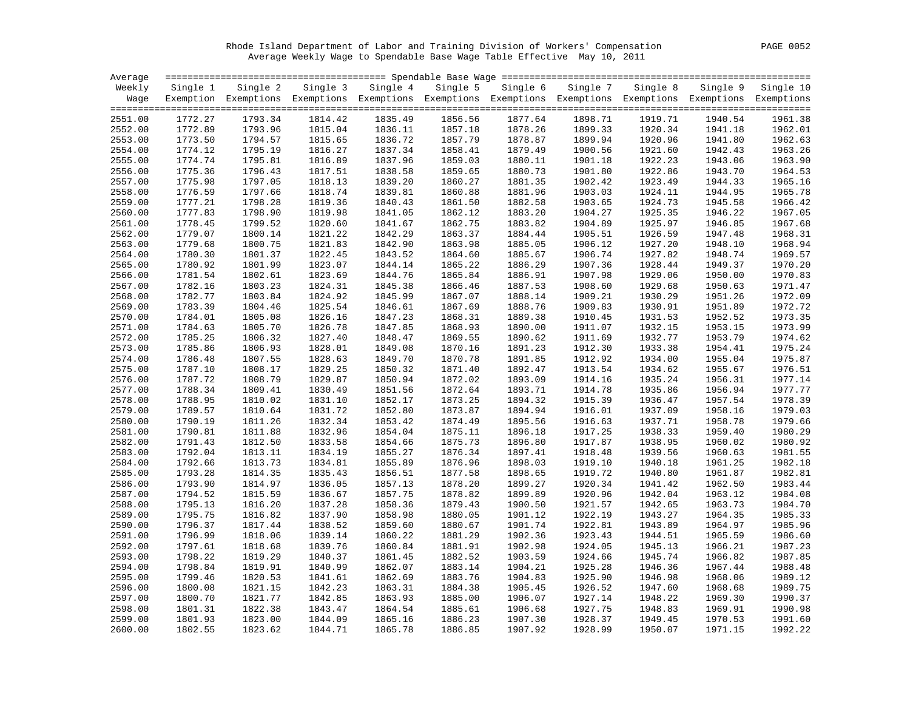Rhode Island Department of Labor and Training Division of Workers' Compensation

Average Weekly Wage to Spendable Base Wage Table Effective May 10, 2011

| Average Weekly Wage | Single 1 Exemption | Single 2 Exemptions | Single 3 Exemptions | Single 4 Exemptions | Single 5 Exemptions | Single 6 Exemptions | Single 7 Exemptions | Single 8 Exemptions | Single 9 Exemptions | Single 10 Exemptions |
|---|---|---|---|---|---|---|---|---|---|---|
| 2551.00 | 1772.27 | 1793.34 | 1814.42 | 1835.49 | 1856.56 | 1877.64 | 1898.71 | 1919.71 | 1940.54 | 1961.38 |
| 2552.00 | 1772.89 | 1793.96 | 1815.04 | 1836.11 | 1857.18 | 1878.26 | 1899.33 | 1920.34 | 1941.18 | 1962.01 |
| 2553.00 | 1773.50 | 1794.57 | 1815.65 | 1836.72 | 1857.79 | 1878.87 | 1899.94 | 1920.96 | 1941.80 | 1962.63 |
| 2554.00 | 1774.12 | 1795.19 | 1816.27 | 1837.34 | 1858.41 | 1879.49 | 1900.56 | 1921.60 | 1942.43 | 1963.26 |
| 2555.00 | 1774.74 | 1795.81 | 1816.89 | 1837.96 | 1859.03 | 1880.11 | 1901.18 | 1922.23 | 1943.06 | 1963.90 |
| 2556.00 | 1775.36 | 1796.43 | 1817.51 | 1838.58 | 1859.65 | 1880.73 | 1901.80 | 1922.86 | 1943.70 | 1964.53 |
| 2557.00 | 1775.98 | 1797.05 | 1818.13 | 1839.20 | 1860.27 | 1881.35 | 1902.42 | 1923.49 | 1944.33 | 1965.16 |
| 2558.00 | 1776.59 | 1797.66 | 1818.74 | 1839.81 | 1860.88 | 1881.96 | 1903.03 | 1924.11 | 1944.95 | 1965.78 |
| 2559.00 | 1777.21 | 1798.28 | 1819.36 | 1840.43 | 1861.50 | 1882.58 | 1903.65 | 1924.73 | 1945.58 | 1966.42 |
| 2560.00 | 1777.83 | 1798.90 | 1819.98 | 1841.05 | 1862.12 | 1883.20 | 1904.27 | 1925.35 | 1946.22 | 1967.05 |
| 2561.00 | 1778.45 | 1799.52 | 1820.60 | 1841.67 | 1862.75 | 1883.82 | 1904.89 | 1925.97 | 1946.85 | 1967.68 |
| 2562.00 | 1779.07 | 1800.14 | 1821.22 | 1842.29 | 1863.37 | 1884.44 | 1905.51 | 1926.59 | 1947.48 | 1968.31 |
| 2563.00 | 1779.68 | 1800.75 | 1821.83 | 1842.90 | 1863.98 | 1885.05 | 1906.12 | 1927.20 | 1948.10 | 1968.94 |
| 2564.00 | 1780.30 | 1801.37 | 1822.45 | 1843.52 | 1864.60 | 1885.67 | 1906.74 | 1927.82 | 1948.74 | 1969.57 |
| 2565.00 | 1780.92 | 1801.99 | 1823.07 | 1844.14 | 1865.22 | 1886.29 | 1907.36 | 1928.44 | 1949.37 | 1970.20 |
| 2566.00 | 1781.54 | 1802.61 | 1823.69 | 1844.76 | 1865.84 | 1886.91 | 1907.98 | 1929.06 | 1950.00 | 1970.83 |
| 2567.00 | 1782.16 | 1803.23 | 1824.31 | 1845.38 | 1866.46 | 1887.53 | 1908.60 | 1929.68 | 1950.63 | 1971.47 |
| 2568.00 | 1782.77 | 1803.84 | 1824.92 | 1845.99 | 1867.07 | 1888.14 | 1909.21 | 1930.29 | 1951.26 | 1972.09 |
| 2569.00 | 1783.39 | 1804.46 | 1825.54 | 1846.61 | 1867.69 | 1888.76 | 1909.83 | 1930.91 | 1951.89 | 1972.72 |
| 2570.00 | 1784.01 | 1805.08 | 1826.16 | 1847.23 | 1868.31 | 1889.38 | 1910.45 | 1931.53 | 1952.52 | 1973.35 |
| 2571.00 | 1784.63 | 1805.70 | 1826.78 | 1847.85 | 1868.93 | 1890.00 | 1911.07 | 1932.15 | 1953.15 | 1973.99 |
| 2572.00 | 1785.25 | 1806.32 | 1827.40 | 1848.47 | 1869.55 | 1890.62 | 1911.69 | 1932.77 | 1953.79 | 1974.62 |
| 2573.00 | 1785.86 | 1806.93 | 1828.01 | 1849.08 | 1870.16 | 1891.23 | 1912.30 | 1933.38 | 1954.41 | 1975.24 |
| 2574.00 | 1786.48 | 1807.55 | 1828.63 | 1849.70 | 1870.78 | 1891.85 | 1912.92 | 1934.00 | 1955.04 | 1975.87 |
| 2575.00 | 1787.10 | 1808.17 | 1829.25 | 1850.32 | 1871.40 | 1892.47 | 1913.54 | 1934.62 | 1955.67 | 1976.51 |
| 2576.00 | 1787.72 | 1808.79 | 1829.87 | 1850.94 | 1872.02 | 1893.09 | 1914.16 | 1935.24 | 1956.31 | 1977.14 |
| 2577.00 | 1788.34 | 1809.41 | 1830.49 | 1851.56 | 1872.64 | 1893.71 | 1914.78 | 1935.86 | 1956.94 | 1977.77 |
| 2578.00 | 1788.95 | 1810.02 | 1831.10 | 1852.17 | 1873.25 | 1894.32 | 1915.39 | 1936.47 | 1957.54 | 1978.39 |
| 2579.00 | 1789.57 | 1810.64 | 1831.72 | 1852.80 | 1873.87 | 1894.94 | 1916.01 | 1937.09 | 1958.16 | 1979.03 |
| 2580.00 | 1790.19 | 1811.26 | 1832.34 | 1853.42 | 1874.49 | 1895.56 | 1916.63 | 1937.71 | 1958.78 | 1979.66 |
| 2581.00 | 1790.81 | 1811.88 | 1832.96 | 1854.04 | 1875.11 | 1896.18 | 1917.25 | 1938.33 | 1959.40 | 1980.29 |
| 2582.00 | 1791.43 | 1812.50 | 1833.58 | 1854.66 | 1875.73 | 1896.80 | 1917.87 | 1938.95 | 1960.02 | 1980.92 |
| 2583.00 | 1792.04 | 1813.11 | 1834.19 | 1855.27 | 1876.34 | 1897.41 | 1918.48 | 1939.56 | 1960.63 | 1981.55 |
| 2584.00 | 1792.66 | 1813.73 | 1834.81 | 1855.89 | 1876.96 | 1898.03 | 1919.10 | 1940.18 | 1961.25 | 1982.18 |
| 2585.00 | 1793.28 | 1814.35 | 1835.43 | 1856.51 | 1877.58 | 1898.65 | 1919.72 | 1940.80 | 1961.87 | 1982.81 |
| 2586.00 | 1793.90 | 1814.97 | 1836.05 | 1857.13 | 1878.20 | 1899.27 | 1920.34 | 1941.42 | 1962.50 | 1983.44 |
| 2587.00 | 1794.52 | 1815.59 | 1836.67 | 1857.75 | 1878.82 | 1899.89 | 1920.96 | 1942.04 | 1963.12 | 1984.08 |
| 2588.00 | 1795.13 | 1816.20 | 1837.28 | 1858.36 | 1879.43 | 1900.50 | 1921.57 | 1942.65 | 1963.73 | 1984.70 |
| 2589.00 | 1795.75 | 1816.82 | 1837.90 | 1858.98 | 1880.05 | 1901.12 | 1922.19 | 1943.27 | 1964.35 | 1985.33 |
| 2590.00 | 1796.37 | 1817.44 | 1838.52 | 1859.60 | 1880.67 | 1901.74 | 1922.81 | 1943.89 | 1964.97 | 1985.96 |
| 2591.00 | 1796.99 | 1818.06 | 1839.14 | 1860.22 | 1881.29 | 1902.36 | 1923.43 | 1944.51 | 1965.59 | 1986.60 |
| 2592.00 | 1797.61 | 1818.68 | 1839.76 | 1860.84 | 1881.91 | 1902.98 | 1924.05 | 1945.13 | 1966.21 | 1987.23 |
| 2593.00 | 1798.22 | 1819.29 | 1840.37 | 1861.45 | 1882.52 | 1903.59 | 1924.66 | 1945.74 | 1966.82 | 1987.85 |
| 2594.00 | 1798.84 | 1819.91 | 1840.99 | 1862.07 | 1883.14 | 1904.21 | 1925.28 | 1946.36 | 1967.44 | 1988.48 |
| 2595.00 | 1799.46 | 1820.53 | 1841.61 | 1862.69 | 1883.76 | 1904.83 | 1925.90 | 1946.98 | 1968.06 | 1989.12 |
| 2596.00 | 1800.08 | 1821.15 | 1842.23 | 1863.31 | 1884.38 | 1905.45 | 1926.52 | 1947.60 | 1968.68 | 1989.75 |
| 2597.00 | 1800.70 | 1821.77 | 1842.85 | 1863.93 | 1885.00 | 1906.07 | 1927.14 | 1948.22 | 1969.30 | 1990.37 |
| 2598.00 | 1801.31 | 1822.38 | 1843.47 | 1864.54 | 1885.61 | 1906.68 | 1927.75 | 1948.83 | 1969.91 | 1990.98 |
| 2599.00 | 1801.93 | 1823.00 | 1844.09 | 1865.16 | 1886.23 | 1907.30 | 1928.37 | 1949.45 | 1970.53 | 1991.60 |
| 2600.00 | 1802.55 | 1823.62 | 1844.71 | 1865.78 | 1886.85 | 1907.92 | 1928.99 | 1950.07 | 1971.15 | 1992.22 |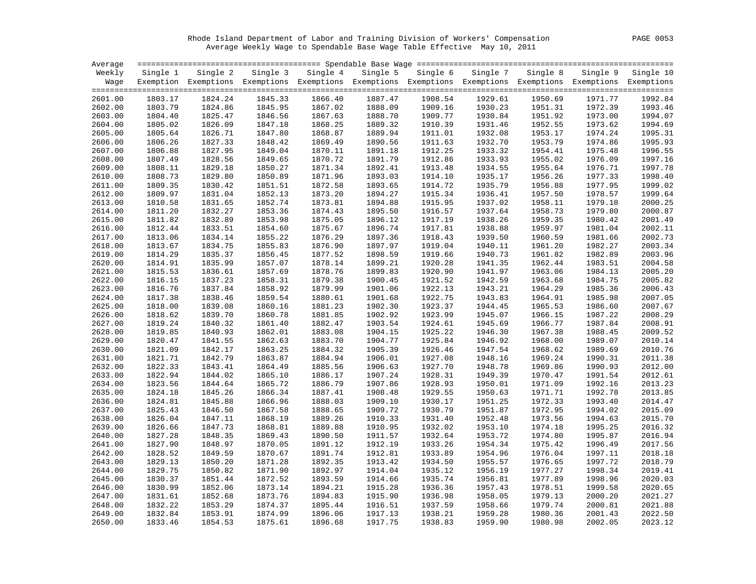Rhode Island Department of Labor and Training Division of Workers' Compensation

Average Weekly Wage to Spendable Base Wage Table Effective May 10, 2011

| Average Weekly Wage | Single 1 Exemption | Single 2 Exemptions | Single 3 Exemptions | Single 4 Exemptions | Single 5 Exemptions | Single 6 Exemptions | Single 7 Exemptions | Single 8 Exemptions | Single 9 Exemptions | Single 10 Exemptions |
|---|---|---|---|---|---|---|---|---|---|---|
| 2601.00 | 1803.17 | 1824.24 | 1845.33 | 1866.40 | 1887.47 | 1908.54 | 1929.61 | 1950.69 | 1971.77 | 1992.84 |
| 2602.00 | 1803.79 | 1824.86 | 1845.95 | 1867.02 | 1888.09 | 1909.16 | 1930.23 | 1951.31 | 1972.39 | 1993.46 |
| 2603.00 | 1804.40 | 1825.47 | 1846.56 | 1867.63 | 1888.70 | 1909.77 | 1930.84 | 1951.92 | 1973.00 | 1994.07 |
| 2604.00 | 1805.02 | 1826.09 | 1847.18 | 1868.25 | 1889.32 | 1910.39 | 1931.46 | 1952.55 | 1973.62 | 1994.69 |
| 2605.00 | 1805.64 | 1826.71 | 1847.80 | 1868.87 | 1889.94 | 1911.01 | 1932.08 | 1953.17 | 1974.24 | 1995.31 |
| 2606.00 | 1806.26 | 1827.33 | 1848.42 | 1869.49 | 1890.56 | 1911.63 | 1932.70 | 1953.79 | 1974.86 | 1995.93 |
| 2607.00 | 1806.88 | 1827.95 | 1849.04 | 1870.11 | 1891.18 | 1912.25 | 1933.32 | 1954.41 | 1975.48 | 1996.55 |
| 2608.00 | 1807.49 | 1828.56 | 1849.65 | 1870.72 | 1891.79 | 1912.86 | 1933.93 | 1955.02 | 1976.09 | 1997.16 |
| 2609.00 | 1808.11 | 1829.18 | 1850.27 | 1871.34 | 1892.41 | 1913.48 | 1934.55 | 1955.64 | 1976.71 | 1997.78 |
| 2610.00 | 1808.73 | 1829.80 | 1850.89 | 1871.96 | 1893.03 | 1914.10 | 1935.17 | 1956.26 | 1977.33 | 1998.40 |
| 2611.00 | 1809.35 | 1830.42 | 1851.51 | 1872.58 | 1893.65 | 1914.72 | 1935.79 | 1956.88 | 1977.95 | 1999.02 |
| 2612.00 | 1809.97 | 1831.04 | 1852.13 | 1873.20 | 1894.27 | 1915.34 | 1936.41 | 1957.50 | 1978.57 | 1999.64 |
| 2613.00 | 1810.58 | 1831.65 | 1852.74 | 1873.81 | 1894.88 | 1915.95 | 1937.02 | 1958.11 | 1979.18 | 2000.25 |
| 2614.00 | 1811.20 | 1832.27 | 1853.36 | 1874.43 | 1895.50 | 1916.57 | 1937.64 | 1958.73 | 1979.80 | 2000.87 |
| 2615.00 | 1811.82 | 1832.89 | 1853.98 | 1875.05 | 1896.12 | 1917.19 | 1938.26 | 1959.35 | 1980.42 | 2001.49 |
| 2616.00 | 1812.44 | 1833.51 | 1854.60 | 1875.67 | 1896.74 | 1917.81 | 1938.88 | 1959.97 | 1981.04 | 2002.11 |
| 2617.00 | 1813.06 | 1834.14 | 1855.22 | 1876.29 | 1897.36 | 1918.43 | 1939.50 | 1960.59 | 1981.66 | 2002.73 |
| 2618.00 | 1813.67 | 1834.75 | 1855.83 | 1876.90 | 1897.97 | 1919.04 | 1940.11 | 1961.20 | 1982.27 | 2003.34 |
| 2619.00 | 1814.29 | 1835.37 | 1856.45 | 1877.52 | 1898.59 | 1919.66 | 1940.73 | 1961.82 | 1982.89 | 2003.96 |
| 2620.00 | 1814.91 | 1835.99 | 1857.07 | 1878.14 | 1899.21 | 1920.28 | 1941.35 | 1962.44 | 1983.51 | 2004.58 |
| 2621.00 | 1815.53 | 1836.61 | 1857.69 | 1878.76 | 1899.83 | 1920.90 | 1941.97 | 1963.06 | 1984.13 | 2005.20 |
| 2622.00 | 1816.15 | 1837.23 | 1858.31 | 1879.38 | 1900.45 | 1921.52 | 1942.59 | 1963.68 | 1984.75 | 2005.82 |
| 2623.00 | 1816.76 | 1837.84 | 1858.92 | 1879.99 | 1901.06 | 1922.13 | 1943.21 | 1964.29 | 1985.36 | 2006.43 |
| 2624.00 | 1817.38 | 1838.46 | 1859.54 | 1880.61 | 1901.68 | 1922.75 | 1943.83 | 1964.91 | 1985.98 | 2007.05 |
| 2625.00 | 1818.00 | 1839.08 | 1860.16 | 1881.23 | 1902.30 | 1923.37 | 1944.45 | 1965.53 | 1986.60 | 2007.67 |
| 2626.00 | 1818.62 | 1839.70 | 1860.78 | 1881.85 | 1902.92 | 1923.99 | 1945.07 | 1966.15 | 1987.22 | 2008.29 |
| 2627.00 | 1819.24 | 1840.32 | 1861.40 | 1882.47 | 1903.54 | 1924.61 | 1945.69 | 1966.77 | 1987.84 | 2008.91 |
| 2628.00 | 1819.85 | 1840.93 | 1862.01 | 1883.08 | 1904.15 | 1925.22 | 1946.30 | 1967.38 | 1988.45 | 2009.52 |
| 2629.00 | 1820.47 | 1841.55 | 1862.63 | 1883.70 | 1904.77 | 1925.84 | 1946.92 | 1968.00 | 1989.07 | 2010.14 |
| 2630.00 | 1821.09 | 1842.17 | 1863.25 | 1884.32 | 1905.39 | 1926.46 | 1947.54 | 1968.62 | 1989.69 | 2010.76 |
| 2631.00 | 1821.71 | 1842.79 | 1863.87 | 1884.94 | 1906.01 | 1927.08 | 1948.16 | 1969.24 | 1990.31 | 2011.38 |
| 2632.00 | 1822.33 | 1843.41 | 1864.49 | 1885.56 | 1906.63 | 1927.70 | 1948.78 | 1969.86 | 1990.93 | 2012.00 |
| 2633.00 | 1822.94 | 1844.02 | 1865.10 | 1886.17 | 1907.24 | 1928.31 | 1949.39 | 1970.47 | 1991.54 | 2012.61 |
| 2634.00 | 1823.56 | 1844.64 | 1865.72 | 1886.79 | 1907.86 | 1928.93 | 1950.01 | 1971.09 | 1992.16 | 2013.23 |
| 2635.00 | 1824.18 | 1845.26 | 1866.34 | 1887.41 | 1908.48 | 1929.55 | 1950.63 | 1971.71 | 1992.78 | 2013.85 |
| 2636.00 | 1824.81 | 1845.88 | 1866.96 | 1888.03 | 1909.10 | 1930.17 | 1951.25 | 1972.33 | 1993.40 | 2014.47 |
| 2637.00 | 1825.43 | 1846.50 | 1867.58 | 1888.65 | 1909.72 | 1930.79 | 1951.87 | 1972.95 | 1994.02 | 2015.09 |
| 2638.00 | 1826.04 | 1847.11 | 1868.19 | 1889.26 | 1910.33 | 1931.40 | 1952.48 | 1973.56 | 1994.63 | 2015.70 |
| 2639.00 | 1826.66 | 1847.73 | 1868.81 | 1889.88 | 1910.95 | 1932.02 | 1953.10 | 1974.18 | 1995.25 | 2016.32 |
| 2640.00 | 1827.28 | 1848.35 | 1869.43 | 1890.50 | 1911.57 | 1932.64 | 1953.72 | 1974.80 | 1995.87 | 2016.94 |
| 2641.00 | 1827.90 | 1848.97 | 1870.05 | 1891.12 | 1912.19 | 1933.26 | 1954.34 | 1975.42 | 1996.49 | 2017.56 |
| 2642.00 | 1828.52 | 1849.59 | 1870.67 | 1891.74 | 1912.81 | 1933.89 | 1954.96 | 1976.04 | 1997.11 | 2018.18 |
| 2643.00 | 1829.13 | 1850.20 | 1871.28 | 1892.35 | 1913.42 | 1934.50 | 1955.57 | 1976.65 | 1997.72 | 2018.79 |
| 2644.00 | 1829.75 | 1850.82 | 1871.90 | 1892.97 | 1914.04 | 1935.12 | 1956.19 | 1977.27 | 1998.34 | 2019.41 |
| 2645.00 | 1830.37 | 1851.44 | 1872.52 | 1893.59 | 1914.66 | 1935.74 | 1956.81 | 1977.89 | 1998.96 | 2020.03 |
| 2646.00 | 1830.99 | 1852.06 | 1873.14 | 1894.21 | 1915.28 | 1936.36 | 1957.43 | 1978.51 | 1999.58 | 2020.65 |
| 2647.00 | 1831.61 | 1852.68 | 1873.76 | 1894.83 | 1915.90 | 1936.98 | 1958.05 | 1979.13 | 2000.20 | 2021.27 |
| 2648.00 | 1832.22 | 1853.29 | 1874.37 | 1895.44 | 1916.51 | 1937.59 | 1958.66 | 1979.74 | 2000.81 | 2021.88 |
| 2649.00 | 1832.84 | 1853.91 | 1874.99 | 1896.06 | 1917.13 | 1938.21 | 1959.28 | 1980.36 | 2001.43 | 2022.50 |
| 2650.00 | 1833.46 | 1854.53 | 1875.61 | 1896.68 | 1917.75 | 1938.83 | 1959.90 | 1980.98 | 2002.05 | 2023.12 |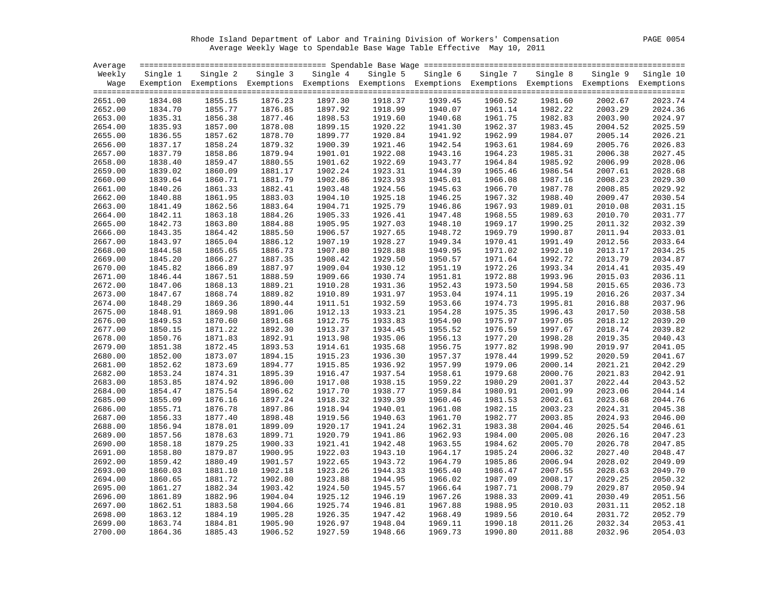Rhode Island Department of Labor and Training Division of Workers' Compensation

Average Weekly Wage to Spendable Base Wage Table Effective May 10, 2011

| Average Weekly Wage | Single 1 Exemption | Single 2 Exemptions | Single 3 Exemptions | Single 4 Exemptions | Single 5 Exemptions | Single 6 Exemptions | Single 7 Exemptions | Single 8 Exemptions | Single 9 Exemptions | Single 10 Exemptions |
|---|---|---|---|---|---|---|---|---|---|---|
| 2651.00 | 1834.08 | 1855.15 | 1876.23 | 1897.30 | 1918.37 | 1939.45 | 1960.52 | 1981.60 | 2002.67 | 2023.74 |
| 2652.00 | 1834.70 | 1855.77 | 1876.85 | 1897.92 | 1918.99 | 1940.07 | 1961.14 | 1982.22 | 2003.29 | 2024.36 |
| 2653.00 | 1835.31 | 1856.38 | 1877.46 | 1898.53 | 1919.60 | 1940.68 | 1961.75 | 1982.83 | 2003.90 | 2024.97 |
| 2654.00 | 1835.93 | 1857.00 | 1878.08 | 1899.15 | 1920.22 | 1941.30 | 1962.37 | 1983.45 | 2004.52 | 2025.59 |
| 2655.00 | 1836.55 | 1857.62 | 1878.70 | 1899.77 | 1920.84 | 1941.92 | 1962.99 | 1984.07 | 2005.14 | 2026.21 |
| 2656.00 | 1837.17 | 1858.24 | 1879.32 | 1900.39 | 1921.46 | 1942.54 | 1963.61 | 1984.69 | 2005.76 | 2026.83 |
| 2657.00 | 1837.79 | 1858.86 | 1879.94 | 1901.01 | 1922.08 | 1943.16 | 1964.23 | 1985.31 | 2006.38 | 2027.45 |
| 2658.00 | 1838.40 | 1859.47 | 1880.55 | 1901.62 | 1922.69 | 1943.77 | 1964.84 | 1985.92 | 2006.99 | 2028.06 |
| 2659.00 | 1839.02 | 1860.09 | 1881.17 | 1902.24 | 1923.31 | 1944.39 | 1965.46 | 1986.54 | 2007.61 | 2028.68 |
| 2660.00 | 1839.64 | 1860.71 | 1881.79 | 1902.86 | 1923.93 | 1945.01 | 1966.08 | 1987.16 | 2008.23 | 2029.30 |
| 2661.00 | 1840.26 | 1861.33 | 1882.41 | 1903.48 | 1924.56 | 1945.63 | 1966.70 | 1987.78 | 2008.85 | 2029.92 |
| 2662.00 | 1840.88 | 1861.95 | 1883.03 | 1904.10 | 1925.18 | 1946.25 | 1967.32 | 1988.40 | 2009.47 | 2030.54 |
| 2663.00 | 1841.49 | 1862.56 | 1883.64 | 1904.71 | 1925.79 | 1946.86 | 1967.93 | 1989.01 | 2010.08 | 2031.15 |
| 2664.00 | 1842.11 | 1863.18 | 1884.26 | 1905.33 | 1926.41 | 1947.48 | 1968.55 | 1989.63 | 2010.70 | 2031.77 |
| 2665.00 | 1842.73 | 1863.80 | 1884.88 | 1905.95 | 1927.03 | 1948.10 | 1969.17 | 1990.25 | 2011.32 | 2032.39 |
| 2666.00 | 1843.35 | 1864.42 | 1885.50 | 1906.57 | 1927.65 | 1948.72 | 1969.79 | 1990.87 | 2011.94 | 2033.01 |
| 2667.00 | 1843.97 | 1865.04 | 1886.12 | 1907.19 | 1928.27 | 1949.34 | 1970.41 | 1991.49 | 2012.56 | 2033.64 |
| 2668.00 | 1844.58 | 1865.65 | 1886.73 | 1907.80 | 1928.88 | 1949.95 | 1971.02 | 1992.10 | 2013.17 | 2034.25 |
| 2669.00 | 1845.20 | 1866.27 | 1887.35 | 1908.42 | 1929.50 | 1950.57 | 1971.64 | 1992.72 | 2013.79 | 2034.87 |
| 2670.00 | 1845.82 | 1866.89 | 1887.97 | 1909.04 | 1930.12 | 1951.19 | 1972.26 | 1993.34 | 2014.41 | 2035.49 |
| 2671.00 | 1846.44 | 1867.51 | 1888.59 | 1909.66 | 1930.74 | 1951.81 | 1972.88 | 1993.96 | 2015.03 | 2036.11 |
| 2672.00 | 1847.06 | 1868.13 | 1889.21 | 1910.28 | 1931.36 | 1952.43 | 1973.50 | 1994.58 | 2015.65 | 2036.73 |
| 2673.00 | 1847.67 | 1868.74 | 1889.82 | 1910.89 | 1931.97 | 1953.04 | 1974.11 | 1995.19 | 2016.26 | 2037.34 |
| 2674.00 | 1848.29 | 1869.36 | 1890.44 | 1911.51 | 1932.59 | 1953.66 | 1974.73 | 1995.81 | 2016.88 | 2037.96 |
| 2675.00 | 1848.91 | 1869.98 | 1891.06 | 1912.13 | 1933.21 | 1954.28 | 1975.35 | 1996.43 | 2017.50 | 2038.58 |
| 2676.00 | 1849.53 | 1870.60 | 1891.68 | 1912.75 | 1933.83 | 1954.90 | 1975.97 | 1997.05 | 2018.12 | 2039.20 |
| 2677.00 | 1850.15 | 1871.22 | 1892.30 | 1913.37 | 1934.45 | 1955.52 | 1976.59 | 1997.67 | 2018.74 | 2039.82 |
| 2678.00 | 1850.76 | 1871.83 | 1892.91 | 1913.98 | 1935.06 | 1956.13 | 1977.20 | 1998.28 | 2019.35 | 2040.43 |
| 2679.00 | 1851.38 | 1872.45 | 1893.53 | 1914.61 | 1935.68 | 1956.75 | 1977.82 | 1998.90 | 2019.97 | 2041.05 |
| 2680.00 | 1852.00 | 1873.07 | 1894.15 | 1915.23 | 1936.30 | 1957.37 | 1978.44 | 1999.52 | 2020.59 | 2041.67 |
| 2681.00 | 1852.62 | 1873.69 | 1894.77 | 1915.85 | 1936.92 | 1957.99 | 1979.06 | 2000.14 | 2021.21 | 2042.29 |
| 2682.00 | 1853.24 | 1874.31 | 1895.39 | 1916.47 | 1937.54 | 1958.61 | 1979.68 | 2000.76 | 2021.83 | 2042.91 |
| 2683.00 | 1853.85 | 1874.92 | 1896.00 | 1917.08 | 1938.15 | 1959.22 | 1980.29 | 2001.37 | 2022.44 | 2043.52 |
| 2684.00 | 1854.47 | 1875.54 | 1896.62 | 1917.70 | 1938.77 | 1959.84 | 1980.91 | 2001.99 | 2023.06 | 2044.14 |
| 2685.00 | 1855.09 | 1876.16 | 1897.24 | 1918.32 | 1939.39 | 1960.46 | 1981.53 | 2002.61 | 2023.68 | 2044.76 |
| 2686.00 | 1855.71 | 1876.78 | 1897.86 | 1918.94 | 1940.01 | 1961.08 | 1982.15 | 2003.23 | 2024.31 | 2045.38 |
| 2687.00 | 1856.33 | 1877.40 | 1898.48 | 1919.56 | 1940.63 | 1961.70 | 1982.77 | 2003.85 | 2024.93 | 2046.00 |
| 2688.00 | 1856.94 | 1878.01 | 1899.09 | 1920.17 | 1941.24 | 1962.31 | 1983.38 | 2004.46 | 2025.54 | 2046.61 |
| 2689.00 | 1857.56 | 1878.63 | 1899.71 | 1920.79 | 1941.86 | 1962.93 | 1984.00 | 2005.08 | 2026.16 | 2047.23 |
| 2690.00 | 1858.18 | 1879.25 | 1900.33 | 1921.41 | 1942.48 | 1963.55 | 1984.62 | 2005.70 | 2026.78 | 2047.85 |
| 2691.00 | 1858.80 | 1879.87 | 1900.95 | 1922.03 | 1943.10 | 1964.17 | 1985.24 | 2006.32 | 2027.40 | 2048.47 |
| 2692.00 | 1859.42 | 1880.49 | 1901.57 | 1922.65 | 1943.72 | 1964.79 | 1985.86 | 2006.94 | 2028.02 | 2049.09 |
| 2693.00 | 1860.03 | 1881.10 | 1902.18 | 1923.26 | 1944.33 | 1965.40 | 1986.47 | 2007.55 | 2028.63 | 2049.70 |
| 2694.00 | 1860.65 | 1881.72 | 1902.80 | 1923.88 | 1944.95 | 1966.02 | 1987.09 | 2008.17 | 2029.25 | 2050.32 |
| 2695.00 | 1861.27 | 1882.34 | 1903.42 | 1924.50 | 1945.57 | 1966.64 | 1987.71 | 2008.79 | 2029.87 | 2050.94 |
| 2696.00 | 1861.89 | 1882.96 | 1904.04 | 1925.12 | 1946.19 | 1967.26 | 1988.33 | 2009.41 | 2030.49 | 2051.56 |
| 2697.00 | 1862.51 | 1883.58 | 1904.66 | 1925.74 | 1946.81 | 1967.88 | 1988.95 | 2010.03 | 2031.11 | 2052.18 |
| 2698.00 | 1863.12 | 1884.19 | 1905.28 | 1926.35 | 1947.42 | 1968.49 | 1989.56 | 2010.64 | 2031.72 | 2052.79 |
| 2699.00 | 1863.74 | 1884.81 | 1905.90 | 1926.97 | 1948.04 | 1969.11 | 1990.18 | 2011.26 | 2032.34 | 2053.41 |
| 2700.00 | 1864.36 | 1885.43 | 1906.52 | 1927.59 | 1948.66 | 1969.73 | 1990.80 | 2011.88 | 2032.96 | 2054.03 |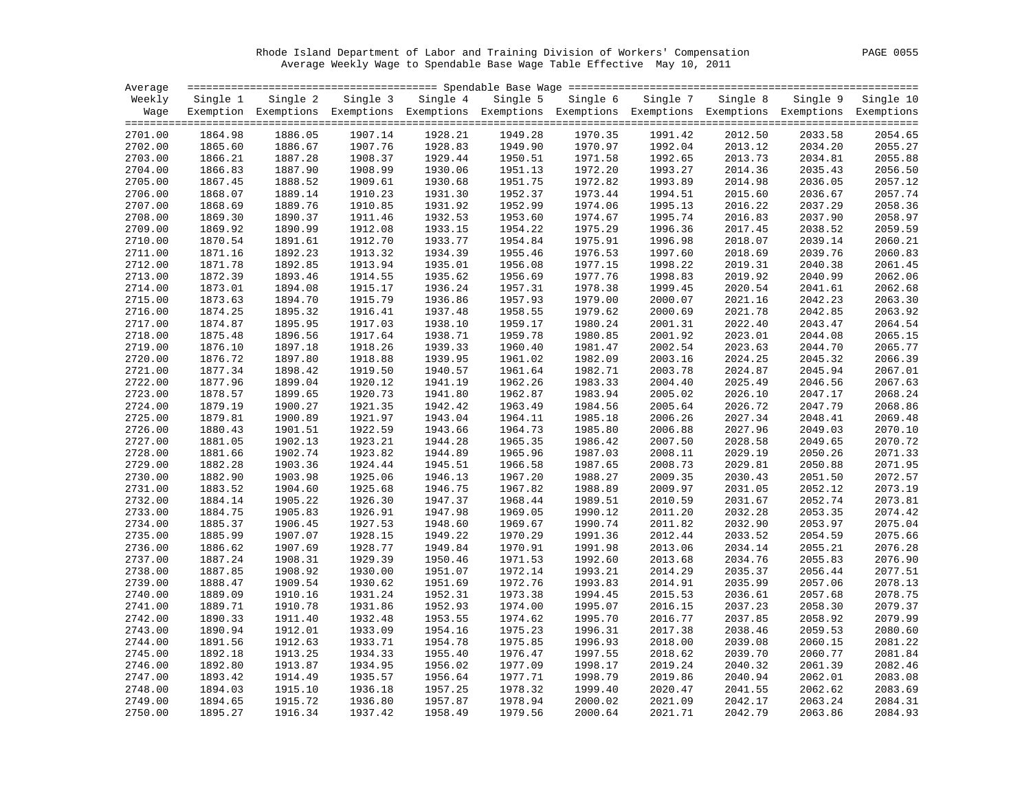Rhode Island Department of Labor and Training Division of Workers' Compensation

Average Weekly Wage to Spendable Base Wage Table Effective May 10, 2011

| Average Weekly Wage | Single 1 Exemption | Single 2 Exemptions | Single 3 Exemptions | Single 4 Exemptions | Single 5 Exemptions | Single 6 Exemptions | Single 7 Exemptions | Single 8 Exemptions | Single 9 Exemptions | Single 10 Exemptions |
|---|---|---|---|---|---|---|---|---|---|---|
| 2701.00 | 1864.98 | 1886.05 | 1907.14 | 1928.21 | 1949.28 | 1970.35 | 1991.42 | 2012.50 | 2033.58 | 2054.65 |
| 2702.00 | 1865.60 | 1886.67 | 1907.76 | 1928.83 | 1949.90 | 1970.97 | 1992.04 | 2013.12 | 2034.20 | 2055.27 |
| 2703.00 | 1866.21 | 1887.28 | 1908.37 | 1929.44 | 1950.51 | 1971.58 | 1992.65 | 2013.73 | 2034.81 | 2055.88 |
| 2704.00 | 1866.83 | 1887.90 | 1908.99 | 1930.06 | 1951.13 | 1972.20 | 1993.27 | 2014.36 | 2035.43 | 2056.50 |
| 2705.00 | 1867.45 | 1888.52 | 1909.61 | 1930.68 | 1951.75 | 1972.82 | 1993.89 | 2014.98 | 2036.05 | 2057.12 |
| 2706.00 | 1868.07 | 1889.14 | 1910.23 | 1931.30 | 1952.37 | 1973.44 | 1994.51 | 2015.60 | 2036.67 | 2057.74 |
| 2707.00 | 1868.69 | 1889.76 | 1910.85 | 1931.92 | 1952.99 | 1974.06 | 1995.13 | 2016.22 | 2037.29 | 2058.36 |
| 2708.00 | 1869.30 | 1890.37 | 1911.46 | 1932.53 | 1953.60 | 1974.67 | 1995.74 | 2016.83 | 2037.90 | 2058.97 |
| 2709.00 | 1869.92 | 1890.99 | 1912.08 | 1933.15 | 1954.22 | 1975.29 | 1996.36 | 2017.45 | 2038.52 | 2059.59 |
| 2710.00 | 1870.54 | 1891.61 | 1912.70 | 1933.77 | 1954.84 | 1975.91 | 1996.98 | 2018.07 | 2039.14 | 2060.21 |
| 2711.00 | 1871.16 | 1892.23 | 1913.32 | 1934.39 | 1955.46 | 1976.53 | 1997.60 | 2018.69 | 2039.76 | 2060.83 |
| 2712.00 | 1871.78 | 1892.85 | 1913.94 | 1935.01 | 1956.08 | 1977.15 | 1998.22 | 2019.31 | 2040.38 | 2061.45 |
| 2713.00 | 1872.39 | 1893.46 | 1914.55 | 1935.62 | 1956.69 | 1977.76 | 1998.83 | 2019.92 | 2040.99 | 2062.06 |
| 2714.00 | 1873.01 | 1894.08 | 1915.17 | 1936.24 | 1957.31 | 1978.38 | 1999.45 | 2020.54 | 2041.61 | 2062.68 |
| 2715.00 | 1873.63 | 1894.70 | 1915.79 | 1936.86 | 1957.93 | 1979.00 | 2000.07 | 2021.16 | 2042.23 | 2063.30 |
| 2716.00 | 1874.25 | 1895.32 | 1916.41 | 1937.48 | 1958.55 | 1979.62 | 2000.69 | 2021.78 | 2042.85 | 2063.92 |
| 2717.00 | 1874.87 | 1895.95 | 1917.03 | 1938.10 | 1959.17 | 1980.24 | 2001.31 | 2022.40 | 2043.47 | 2064.54 |
| 2718.00 | 1875.48 | 1896.56 | 1917.64 | 1938.71 | 1959.78 | 1980.85 | 2001.92 | 2023.01 | 2044.08 | 2065.15 |
| 2719.00 | 1876.10 | 1897.18 | 1918.26 | 1939.33 | 1960.40 | 1981.47 | 2002.54 | 2023.63 | 2044.70 | 2065.77 |
| 2720.00 | 1876.72 | 1897.80 | 1918.88 | 1939.95 | 1961.02 | 1982.09 | 2003.16 | 2024.25 | 2045.32 | 2066.39 |
| 2721.00 | 1877.34 | 1898.42 | 1919.50 | 1940.57 | 1961.64 | 1982.71 | 2003.78 | 2024.87 | 2045.94 | 2067.01 |
| 2722.00 | 1877.96 | 1899.04 | 1920.12 | 1941.19 | 1962.26 | 1983.33 | 2004.40 | 2025.49 | 2046.56 | 2067.63 |
| 2723.00 | 1878.57 | 1899.65 | 1920.73 | 1941.80 | 1962.87 | 1983.94 | 2005.02 | 2026.10 | 2047.17 | 2068.24 |
| 2724.00 | 1879.19 | 1900.27 | 1921.35 | 1942.42 | 1963.49 | 1984.56 | 2005.64 | 2026.72 | 2047.79 | 2068.86 |
| 2725.00 | 1879.81 | 1900.89 | 1921.97 | 1943.04 | 1964.11 | 1985.18 | 2006.26 | 2027.34 | 2048.41 | 2069.48 |
| 2726.00 | 1880.43 | 1901.51 | 1922.59 | 1943.66 | 1964.73 | 1985.80 | 2006.88 | 2027.96 | 2049.03 | 2070.10 |
| 2727.00 | 1881.05 | 1902.13 | 1923.21 | 1944.28 | 1965.35 | 1986.42 | 2007.50 | 2028.58 | 2049.65 | 2070.72 |
| 2728.00 | 1881.66 | 1902.74 | 1923.82 | 1944.89 | 1965.96 | 1987.03 | 2008.11 | 2029.19 | 2050.26 | 2071.33 |
| 2729.00 | 1882.28 | 1903.36 | 1924.44 | 1945.51 | 1966.58 | 1987.65 | 2008.73 | 2029.81 | 2050.88 | 2071.95 |
| 2730.00 | 1882.90 | 1903.98 | 1925.06 | 1946.13 | 1967.20 | 1988.27 | 2009.35 | 2030.43 | 2051.50 | 2072.57 |
| 2731.00 | 1883.52 | 1904.60 | 1925.68 | 1946.75 | 1967.82 | 1988.89 | 2009.97 | 2031.05 | 2052.12 | 2073.19 |
| 2732.00 | 1884.14 | 1905.22 | 1926.30 | 1947.37 | 1968.44 | 1989.51 | 2010.59 | 2031.67 | 2052.74 | 2073.81 |
| 2733.00 | 1884.75 | 1905.83 | 1926.91 | 1947.98 | 1969.05 | 1990.12 | 2011.20 | 2032.28 | 2053.35 | 2074.42 |
| 2734.00 | 1885.37 | 1906.45 | 1927.53 | 1948.60 | 1969.67 | 1990.74 | 2011.82 | 2032.90 | 2053.97 | 2075.04 |
| 2735.00 | 1885.99 | 1907.07 | 1928.15 | 1949.22 | 1970.29 | 1991.36 | 2012.44 | 2033.52 | 2054.59 | 2075.66 |
| 2736.00 | 1886.62 | 1907.69 | 1928.77 | 1949.84 | 1970.91 | 1991.98 | 2013.06 | 2034.14 | 2055.21 | 2076.28 |
| 2737.00 | 1887.24 | 1908.31 | 1929.39 | 1950.46 | 1971.53 | 1992.60 | 2013.68 | 2034.76 | 2055.83 | 2076.90 |
| 2738.00 | 1887.85 | 1908.92 | 1930.00 | 1951.07 | 1972.14 | 1993.21 | 2014.29 | 2035.37 | 2056.44 | 2077.51 |
| 2739.00 | 1888.47 | 1909.54 | 1930.62 | 1951.69 | 1972.76 | 1993.83 | 2014.91 | 2035.99 | 2057.06 | 2078.13 |
| 2740.00 | 1889.09 | 1910.16 | 1931.24 | 1952.31 | 1973.38 | 1994.45 | 2015.53 | 2036.61 | 2057.68 | 2078.75 |
| 2741.00 | 1889.71 | 1910.78 | 1931.86 | 1952.93 | 1974.00 | 1995.07 | 2016.15 | 2037.23 | 2058.30 | 2079.37 |
| 2742.00 | 1890.33 | 1911.40 | 1932.48 | 1953.55 | 1974.62 | 1995.70 | 2016.77 | 2037.85 | 2058.92 | 2079.99 |
| 2743.00 | 1890.94 | 1912.01 | 1933.09 | 1954.16 | 1975.23 | 1996.31 | 2017.38 | 2038.46 | 2059.53 | 2080.60 |
| 2744.00 | 1891.56 | 1912.63 | 1933.71 | 1954.78 | 1975.85 | 1996.93 | 2018.00 | 2039.08 | 2060.15 | 2081.22 |
| 2745.00 | 1892.18 | 1913.25 | 1934.33 | 1955.40 | 1976.47 | 1997.55 | 2018.62 | 2039.70 | 2060.77 | 2081.84 |
| 2746.00 | 1892.80 | 1913.87 | 1934.95 | 1956.02 | 1977.09 | 1998.17 | 2019.24 | 2040.32 | 2061.39 | 2082.46 |
| 2747.00 | 1893.42 | 1914.49 | 1935.57 | 1956.64 | 1977.71 | 1998.79 | 2019.86 | 2040.94 | 2062.01 | 2083.08 |
| 2748.00 | 1894.03 | 1915.10 | 1936.18 | 1957.25 | 1978.32 | 1999.40 | 2020.47 | 2041.55 | 2062.62 | 2083.69 |
| 2749.00 | 1894.65 | 1915.72 | 1936.80 | 1957.87 | 1978.94 | 2000.02 | 2021.09 | 2042.17 | 2063.24 | 2084.31 |
| 2750.00 | 1895.27 | 1916.34 | 1937.42 | 1958.49 | 1979.56 | 2000.64 | 2021.71 | 2042.79 | 2063.86 | 2084.93 |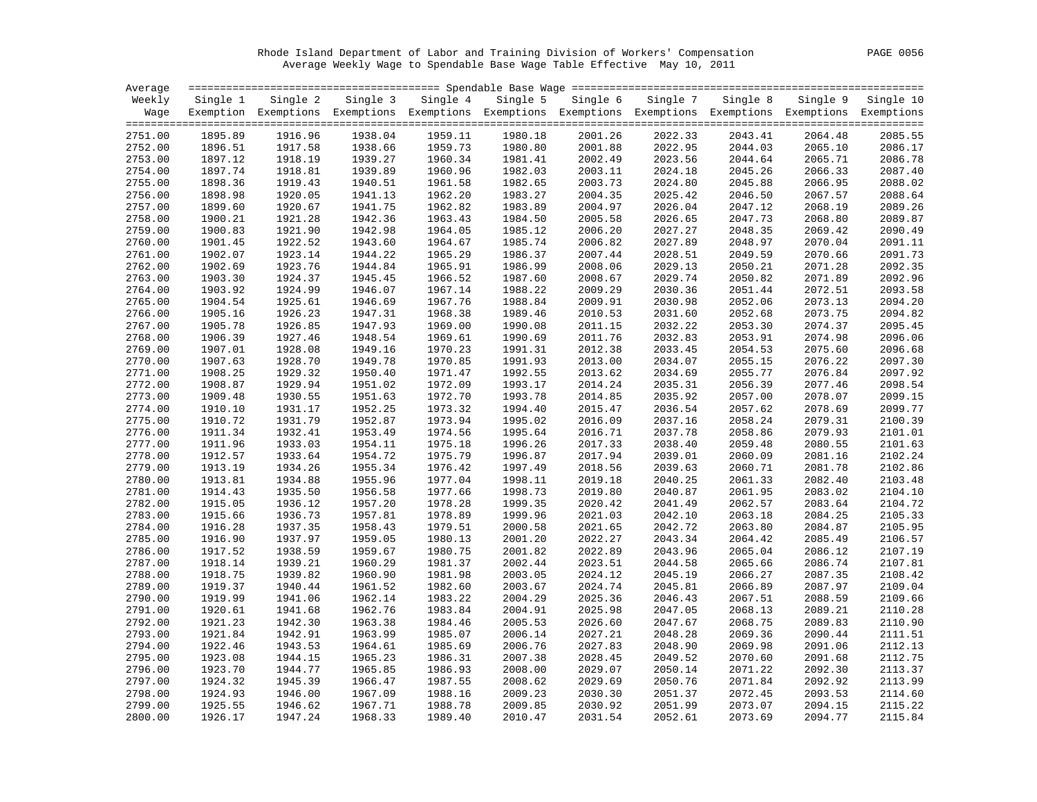Rhode Island Department of Labor and Training Division of Workers' Compensation

Average Weekly Wage to Spendable Base Wage Table Effective May 10, 2011

| Average Weekly Wage | Single 1 Exemption | Single 2 Exemptions | Single 3 Exemptions | Single 4 Exemptions | Single 5 Exemptions | Single 6 Exemptions | Single 7 Exemptions | Single 8 Exemptions | Single 9 Exemptions | Single 10 Exemptions |
|---|---|---|---|---|---|---|---|---|---|---|
| 2751.00 | 1895.89 | 1916.96 | 1938.04 | 1959.11 | 1980.18 | 2001.26 | 2022.33 | 2043.41 | 2064.48 | 2085.55 |
| 2752.00 | 1896.51 | 1917.58 | 1938.66 | 1959.73 | 1980.80 | 2001.88 | 2022.95 | 2044.03 | 2065.10 | 2086.17 |
| 2753.00 | 1897.12 | 1918.19 | 1939.27 | 1960.34 | 1981.41 | 2002.49 | 2023.56 | 2044.64 | 2065.71 | 2086.78 |
| 2754.00 | 1897.74 | 1918.81 | 1939.89 | 1960.96 | 1982.03 | 2003.11 | 2024.18 | 2045.26 | 2066.33 | 2087.40 |
| 2755.00 | 1898.36 | 1919.43 | 1940.51 | 1961.58 | 1982.65 | 2003.73 | 2024.80 | 2045.88 | 2066.95 | 2088.02 |
| 2756.00 | 1898.98 | 1920.05 | 1941.13 | 1962.20 | 1983.27 | 2004.35 | 2025.42 | 2046.50 | 2067.57 | 2088.64 |
| 2757.00 | 1899.60 | 1920.67 | 1941.75 | 1962.82 | 1983.89 | 2004.97 | 2026.04 | 2047.12 | 2068.19 | 2089.26 |
| 2758.00 | 1900.21 | 1921.28 | 1942.36 | 1963.43 | 1984.50 | 2005.58 | 2026.65 | 2047.73 | 2068.80 | 2089.87 |
| 2759.00 | 1900.83 | 1921.90 | 1942.98 | 1964.05 | 1985.12 | 2006.20 | 2027.27 | 2048.35 | 2069.42 | 2090.49 |
| 2760.00 | 1901.45 | 1922.52 | 1943.60 | 1964.67 | 1985.74 | 2006.82 | 2027.89 | 2048.97 | 2070.04 | 2091.11 |
| 2761.00 | 1902.07 | 1923.14 | 1944.22 | 1965.29 | 1986.37 | 2007.44 | 2028.51 | 2049.59 | 2070.66 | 2091.73 |
| 2762.00 | 1902.69 | 1923.76 | 1944.84 | 1965.91 | 1986.99 | 2008.06 | 2029.13 | 2050.21 | 2071.28 | 2092.35 |
| 2763.00 | 1903.30 | 1924.37 | 1945.45 | 1966.52 | 1987.60 | 2008.67 | 2029.74 | 2050.82 | 2071.89 | 2092.96 |
| 2764.00 | 1903.92 | 1924.99 | 1946.07 | 1967.14 | 1988.22 | 2009.29 | 2030.36 | 2051.44 | 2072.51 | 2093.58 |
| 2765.00 | 1904.54 | 1925.61 | 1946.69 | 1967.76 | 1988.84 | 2009.91 | 2030.98 | 2052.06 | 2073.13 | 2094.20 |
| 2766.00 | 1905.16 | 1926.23 | 1947.31 | 1968.38 | 1989.46 | 2010.53 | 2031.60 | 2052.68 | 2073.75 | 2094.82 |
| 2767.00 | 1905.78 | 1926.85 | 1947.93 | 1969.00 | 1990.08 | 2011.15 | 2032.22 | 2053.30 | 2074.37 | 2095.45 |
| 2768.00 | 1906.39 | 1927.46 | 1948.54 | 1969.61 | 1990.69 | 2011.76 | 2032.83 | 2053.91 | 2074.98 | 2096.06 |
| 2769.00 | 1907.01 | 1928.08 | 1949.16 | 1970.23 | 1991.31 | 2012.38 | 2033.45 | 2054.53 | 2075.60 | 2096.68 |
| 2770.00 | 1907.63 | 1928.70 | 1949.78 | 1970.85 | 1991.93 | 2013.00 | 2034.07 | 2055.15 | 2076.22 | 2097.30 |
| 2771.00 | 1908.25 | 1929.32 | 1950.40 | 1971.47 | 1992.55 | 2013.62 | 2034.69 | 2055.77 | 2076.84 | 2097.92 |
| 2772.00 | 1908.87 | 1929.94 | 1951.02 | 1972.09 | 1993.17 | 2014.24 | 2035.31 | 2056.39 | 2077.46 | 2098.54 |
| 2773.00 | 1909.48 | 1930.55 | 1951.63 | 1972.70 | 1993.78 | 2014.85 | 2035.92 | 2057.00 | 2078.07 | 2099.15 |
| 2774.00 | 1910.10 | 1931.17 | 1952.25 | 1973.32 | 1994.40 | 2015.47 | 2036.54 | 2057.62 | 2078.69 | 2099.77 |
| 2775.00 | 1910.72 | 1931.79 | 1952.87 | 1973.94 | 1995.02 | 2016.09 | 2037.16 | 2058.24 | 2079.31 | 2100.39 |
| 2776.00 | 1911.34 | 1932.41 | 1953.49 | 1974.56 | 1995.64 | 2016.71 | 2037.78 | 2058.86 | 2079.93 | 2101.01 |
| 2777.00 | 1911.96 | 1933.03 | 1954.11 | 1975.18 | 1996.26 | 2017.33 | 2038.40 | 2059.48 | 2080.55 | 2101.63 |
| 2778.00 | 1912.57 | 1933.64 | 1954.72 | 1975.79 | 1996.87 | 2017.94 | 2039.01 | 2060.09 | 2081.16 | 2102.24 |
| 2779.00 | 1913.19 | 1934.26 | 1955.34 | 1976.42 | 1997.49 | 2018.56 | 2039.63 | 2060.71 | 2081.78 | 2102.86 |
| 2780.00 | 1913.81 | 1934.88 | 1955.96 | 1977.04 | 1998.11 | 2019.18 | 2040.25 | 2061.33 | 2082.40 | 2103.48 |
| 2781.00 | 1914.43 | 1935.50 | 1956.58 | 1977.66 | 1998.73 | 2019.80 | 2040.87 | 2061.95 | 2083.02 | 2104.10 |
| 2782.00 | 1915.05 | 1936.12 | 1957.20 | 1978.28 | 1999.35 | 2020.42 | 2041.49 | 2062.57 | 2083.64 | 2104.72 |
| 2783.00 | 1915.66 | 1936.73 | 1957.81 | 1978.89 | 1999.96 | 2021.03 | 2042.10 | 2063.18 | 2084.25 | 2105.33 |
| 2784.00 | 1916.28 | 1937.35 | 1958.43 | 1979.51 | 2000.58 | 2021.65 | 2042.72 | 2063.80 | 2084.87 | 2105.95 |
| 2785.00 | 1916.90 | 1937.97 | 1959.05 | 1980.13 | 2001.20 | 2022.27 | 2043.34 | 2064.42 | 2085.49 | 2106.57 |
| 2786.00 | 1917.52 | 1938.59 | 1959.67 | 1980.75 | 2001.82 | 2022.89 | 2043.96 | 2065.04 | 2086.12 | 2107.19 |
| 2787.00 | 1918.14 | 1939.21 | 1960.29 | 1981.37 | 2002.44 | 2023.51 | 2044.58 | 2065.66 | 2086.74 | 2107.81 |
| 2788.00 | 1918.75 | 1939.82 | 1960.90 | 1981.98 | 2003.05 | 2024.12 | 2045.19 | 2066.27 | 2087.35 | 2108.42 |
| 2789.00 | 1919.37 | 1940.44 | 1961.52 | 1982.60 | 2003.67 | 2024.74 | 2045.81 | 2066.89 | 2087.97 | 2109.04 |
| 2790.00 | 1919.99 | 1941.06 | 1962.14 | 1983.22 | 2004.29 | 2025.36 | 2046.43 | 2067.51 | 2088.59 | 2109.66 |
| 2791.00 | 1920.61 | 1941.68 | 1962.76 | 1983.84 | 2004.91 | 2025.98 | 2047.05 | 2068.13 | 2089.21 | 2110.28 |
| 2792.00 | 1921.23 | 1942.30 | 1963.38 | 1984.46 | 2005.53 | 2026.60 | 2047.67 | 2068.75 | 2089.83 | 2110.90 |
| 2793.00 | 1921.84 | 1942.91 | 1963.99 | 1985.07 | 2006.14 | 2027.21 | 2048.28 | 2069.36 | 2090.44 | 2111.51 |
| 2794.00 | 1922.46 | 1943.53 | 1964.61 | 1985.69 | 2006.76 | 2027.83 | 2048.90 | 2069.98 | 2091.06 | 2112.13 |
| 2795.00 | 1923.08 | 1944.15 | 1965.23 | 1986.31 | 2007.38 | 2028.45 | 2049.52 | 2070.60 | 2091.68 | 2112.75 |
| 2796.00 | 1923.70 | 1944.77 | 1965.85 | 1986.93 | 2008.00 | 2029.07 | 2050.14 | 2071.22 | 2092.30 | 2113.37 |
| 2797.00 | 1924.32 | 1945.39 | 1966.47 | 1987.55 | 2008.62 | 2029.69 | 2050.76 | 2071.84 | 2092.92 | 2113.99 |
| 2798.00 | 1924.93 | 1946.00 | 1967.09 | 1988.16 | 2009.23 | 2030.30 | 2051.37 | 2072.45 | 2093.53 | 2114.60 |
| 2799.00 | 1925.55 | 1946.62 | 1967.71 | 1988.78 | 2009.85 | 2030.92 | 2051.99 | 2073.07 | 2094.15 | 2115.22 |
| 2800.00 | 1926.17 | 1947.24 | 1968.33 | 1989.40 | 2010.47 | 2031.54 | 2052.61 | 2073.69 | 2094.77 | 2115.84 |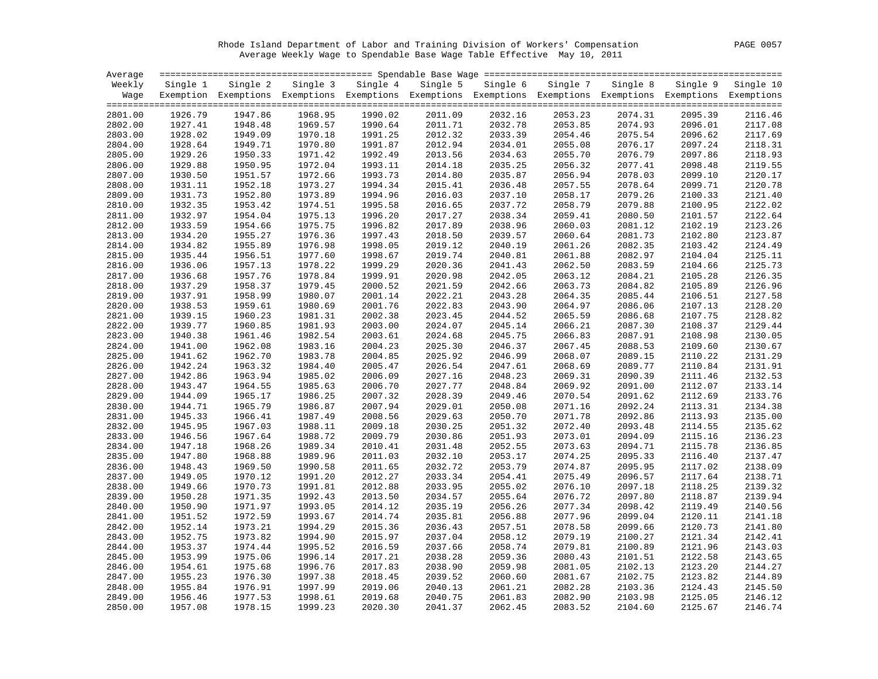Rhode Island Department of Labor and Training Division of Workers' Compensation

Average Weekly Wage to Spendable Base Wage Table Effective May 10, 2011

| Average Weekly Wage | Single 1 Exemption | Single 2 Exemptions | Single 3 Exemptions | Single 4 Exemptions | Single 5 Exemptions | Single 6 Exemptions | Single 7 Exemptions | Single 8 Exemptions | Single 9 Exemptions | Single 10 Exemptions |
|---|---|---|---|---|---|---|---|---|---|---|
| 2801.00 | 1926.79 | 1947.86 | 1968.95 | 1990.02 | 2011.09 | 2032.16 | 2053.23 | 2074.31 | 2095.39 | 2116.46 |
| 2802.00 | 1927.41 | 1948.48 | 1969.57 | 1990.64 | 2011.71 | 2032.78 | 2053.85 | 2074.93 | 2096.01 | 2117.08 |
| 2803.00 | 1928.02 | 1949.09 | 1970.18 | 1991.25 | 2012.32 | 2033.39 | 2054.46 | 2075.54 | 2096.62 | 2117.69 |
| 2804.00 | 1928.64 | 1949.71 | 1970.80 | 1991.87 | 2012.94 | 2034.01 | 2055.08 | 2076.17 | 2097.24 | 2118.31 |
| 2805.00 | 1929.26 | 1950.33 | 1971.42 | 1992.49 | 2013.56 | 2034.63 | 2055.70 | 2076.79 | 2097.86 | 2118.93 |
| 2806.00 | 1929.88 | 1950.95 | 1972.04 | 1993.11 | 2014.18 | 2035.25 | 2056.32 | 2077.41 | 2098.48 | 2119.55 |
| 2807.00 | 1930.50 | 1951.57 | 1972.66 | 1993.73 | 2014.80 | 2035.87 | 2056.94 | 2078.03 | 2099.10 | 2120.17 |
| 2808.00 | 1931.11 | 1952.18 | 1973.27 | 1994.34 | 2015.41 | 2036.48 | 2057.55 | 2078.64 | 2099.71 | 2120.78 |
| 2809.00 | 1931.73 | 1952.80 | 1973.89 | 1994.96 | 2016.03 | 2037.10 | 2058.17 | 2079.26 | 2100.33 | 2121.40 |
| 2810.00 | 1932.35 | 1953.42 | 1974.51 | 1995.58 | 2016.65 | 2037.72 | 2058.79 | 2079.88 | 2100.95 | 2122.02 |
| 2811.00 | 1932.97 | 1954.04 | 1975.13 | 1996.20 | 2017.27 | 2038.34 | 2059.41 | 2080.50 | 2101.57 | 2122.64 |
| 2812.00 | 1933.59 | 1954.66 | 1975.75 | 1996.82 | 2017.89 | 2038.96 | 2060.03 | 2081.12 | 2102.19 | 2123.26 |
| 2813.00 | 1934.20 | 1955.27 | 1976.36 | 1997.43 | 2018.50 | 2039.57 | 2060.64 | 2081.73 | 2102.80 | 2123.87 |
| 2814.00 | 1934.82 | 1955.89 | 1976.98 | 1998.05 | 2019.12 | 2040.19 | 2061.26 | 2082.35 | 2103.42 | 2124.49 |
| 2815.00 | 1935.44 | 1956.51 | 1977.60 | 1998.67 | 2019.74 | 2040.81 | 2061.88 | 2082.97 | 2104.04 | 2125.11 |
| 2816.00 | 1936.06 | 1957.13 | 1978.22 | 1999.29 | 2020.36 | 2041.43 | 2062.50 | 2083.59 | 2104.66 | 2125.73 |
| 2817.00 | 1936.68 | 1957.76 | 1978.84 | 1999.91 | 2020.98 | 2042.05 | 2063.12 | 2084.21 | 2105.28 | 2126.35 |
| 2818.00 | 1937.29 | 1958.37 | 1979.45 | 2000.52 | 2021.59 | 2042.66 | 2063.73 | 2084.82 | 2105.89 | 2126.96 |
| 2819.00 | 1937.91 | 1958.99 | 1980.07 | 2001.14 | 2022.21 | 2043.28 | 2064.35 | 2085.44 | 2106.51 | 2127.58 |
| 2820.00 | 1938.53 | 1959.61 | 1980.69 | 2001.76 | 2022.83 | 2043.90 | 2064.97 | 2086.06 | 2107.13 | 2128.20 |
| 2821.00 | 1939.15 | 1960.23 | 1981.31 | 2002.38 | 2023.45 | 2044.52 | 2065.59 | 2086.68 | 2107.75 | 2128.82 |
| 2822.00 | 1939.77 | 1960.85 | 1981.93 | 2003.00 | 2024.07 | 2045.14 | 2066.21 | 2087.30 | 2108.37 | 2129.44 |
| 2823.00 | 1940.38 | 1961.46 | 1982.54 | 2003.61 | 2024.68 | 2045.75 | 2066.83 | 2087.91 | 2108.98 | 2130.05 |
| 2824.00 | 1941.00 | 1962.08 | 1983.16 | 2004.23 | 2025.30 | 2046.37 | 2067.45 | 2088.53 | 2109.60 | 2130.67 |
| 2825.00 | 1941.62 | 1962.70 | 1983.78 | 2004.85 | 2025.92 | 2046.99 | 2068.07 | 2089.15 | 2110.22 | 2131.29 |
| 2826.00 | 1942.24 | 1963.32 | 1984.40 | 2005.47 | 2026.54 | 2047.61 | 2068.69 | 2089.77 | 2110.84 | 2131.91 |
| 2827.00 | 1942.86 | 1963.94 | 1985.02 | 2006.09 | 2027.16 | 2048.23 | 2069.31 | 2090.39 | 2111.46 | 2132.53 |
| 2828.00 | 1943.47 | 1964.55 | 1985.63 | 2006.70 | 2027.77 | 2048.84 | 2069.92 | 2091.00 | 2112.07 | 2133.14 |
| 2829.00 | 1944.09 | 1965.17 | 1986.25 | 2007.32 | 2028.39 | 2049.46 | 2070.54 | 2091.62 | 2112.69 | 2133.76 |
| 2830.00 | 1944.71 | 1965.79 | 1986.87 | 2007.94 | 2029.01 | 2050.08 | 2071.16 | 2092.24 | 2113.31 | 2134.38 |
| 2831.00 | 1945.33 | 1966.41 | 1987.49 | 2008.56 | 2029.63 | 2050.70 | 2071.78 | 2092.86 | 2113.93 | 2135.00 |
| 2832.00 | 1945.95 | 1967.03 | 1988.11 | 2009.18 | 2030.25 | 2051.32 | 2072.40 | 2093.48 | 2114.55 | 2135.62 |
| 2833.00 | 1946.56 | 1967.64 | 1988.72 | 2009.79 | 2030.86 | 2051.93 | 2073.01 | 2094.09 | 2115.16 | 2136.23 |
| 2834.00 | 1947.18 | 1968.26 | 1989.34 | 2010.41 | 2031.48 | 2052.55 | 2073.63 | 2094.71 | 2115.78 | 2136.85 |
| 2835.00 | 1947.80 | 1968.88 | 1989.96 | 2011.03 | 2032.10 | 2053.17 | 2074.25 | 2095.33 | 2116.40 | 2137.47 |
| 2836.00 | 1948.43 | 1969.50 | 1990.58 | 2011.65 | 2032.72 | 2053.79 | 2074.87 | 2095.95 | 2117.02 | 2138.09 |
| 2837.00 | 1949.05 | 1970.12 | 1991.20 | 2012.27 | 2033.34 | 2054.41 | 2075.49 | 2096.57 | 2117.64 | 2138.71 |
| 2838.00 | 1949.66 | 1970.73 | 1991.81 | 2012.88 | 2033.95 | 2055.02 | 2076.10 | 2097.18 | 2118.25 | 2139.32 |
| 2839.00 | 1950.28 | 1971.35 | 1992.43 | 2013.50 | 2034.57 | 2055.64 | 2076.72 | 2097.80 | 2118.87 | 2139.94 |
| 2840.00 | 1950.90 | 1971.97 | 1993.05 | 2014.12 | 2035.19 | 2056.26 | 2077.34 | 2098.42 | 2119.49 | 2140.56 |
| 2841.00 | 1951.52 | 1972.59 | 1993.67 | 2014.74 | 2035.81 | 2056.88 | 2077.96 | 2099.04 | 2120.11 | 2141.18 |
| 2842.00 | 1952.14 | 1973.21 | 1994.29 | 2015.36 | 2036.43 | 2057.51 | 2078.58 | 2099.66 | 2120.73 | 2141.80 |
| 2843.00 | 1952.75 | 1973.82 | 1994.90 | 2015.97 | 2037.04 | 2058.12 | 2079.19 | 2100.27 | 2121.34 | 2142.41 |
| 2844.00 | 1953.37 | 1974.44 | 1995.52 | 2016.59 | 2037.66 | 2058.74 | 2079.81 | 2100.89 | 2121.96 | 2143.03 |
| 2845.00 | 1953.99 | 1975.06 | 1996.14 | 2017.21 | 2038.28 | 2059.36 | 2080.43 | 2101.51 | 2122.58 | 2143.65 |
| 2846.00 | 1954.61 | 1975.68 | 1996.76 | 2017.83 | 2038.90 | 2059.98 | 2081.05 | 2102.13 | 2123.20 | 2144.27 |
| 2847.00 | 1955.23 | 1976.30 | 1997.38 | 2018.45 | 2039.52 | 2060.60 | 2081.67 | 2102.75 | 2123.82 | 2144.89 |
| 2848.00 | 1955.84 | 1976.91 | 1997.99 | 2019.06 | 2040.13 | 2061.21 | 2082.28 | 2103.36 | 2124.43 | 2145.50 |
| 2849.00 | 1956.46 | 1977.53 | 1998.61 | 2019.68 | 2040.75 | 2061.83 | 2082.90 | 2103.98 | 2125.05 | 2146.12 |
| 2850.00 | 1957.08 | 1978.15 | 1999.23 | 2020.30 | 2041.37 | 2062.45 | 2083.52 | 2104.60 | 2125.67 | 2146.74 |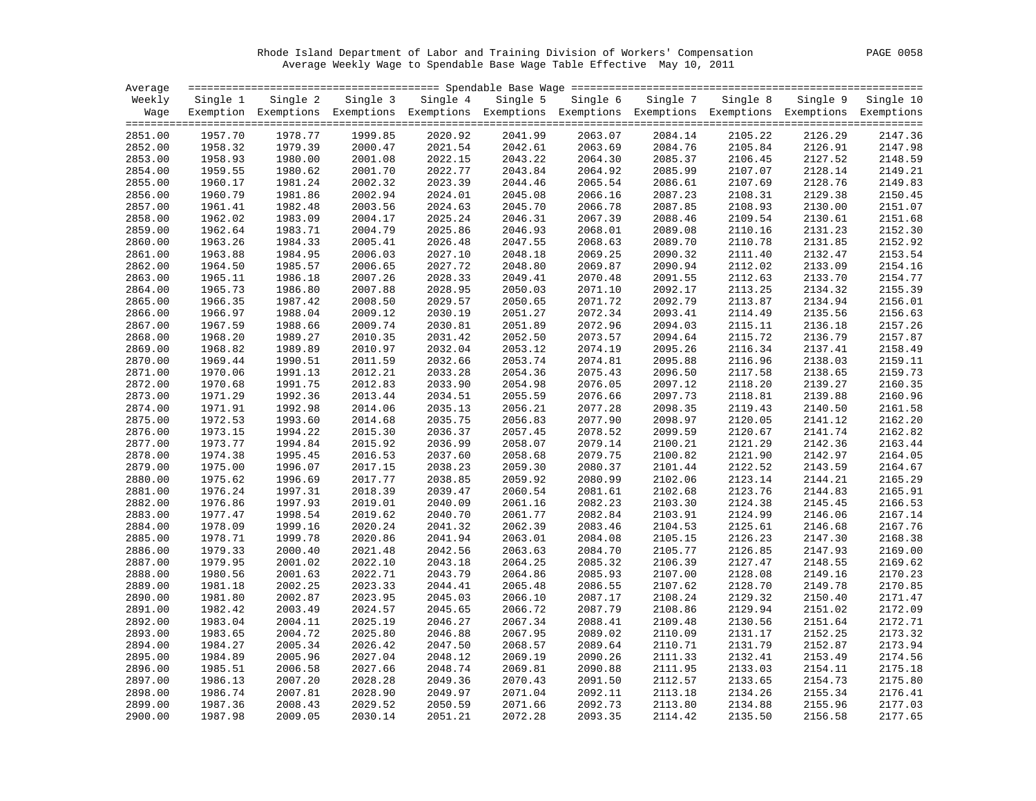Rhode Island Department of Labor and Training Division of Workers' Compensation
Average Weekly Wage to Spendable Base Wage Table Effective May 10, 2011

| Average Weekly Wage | Single 1 Exemption | Single 2 Exemptions | Single 3 Exemptions | Single 4 Exemptions | Single 5 Exemptions | Single 6 Exemptions | Single 7 Exemptions | Single 8 Exemptions | Single 9 Exemptions | Single 10 Exemptions |
|---|---|---|---|---|---|---|---|---|---|---|
| 2851.00 | 1957.70 | 1978.77 | 1999.85 | 2020.92 | 2041.99 | 2063.07 | 2084.14 | 2105.22 | 2126.29 | 2147.36 |
| 2852.00 | 1958.32 | 1979.39 | 2000.47 | 2021.54 | 2042.61 | 2063.69 | 2084.76 | 2105.84 | 2126.91 | 2147.98 |
| 2853.00 | 1958.93 | 1980.00 | 2001.08 | 2022.15 | 2043.22 | 2064.30 | 2085.37 | 2106.45 | 2127.52 | 2148.59 |
| 2854.00 | 1959.55 | 1980.62 | 2001.70 | 2022.77 | 2043.84 | 2064.92 | 2085.99 | 2107.07 | 2128.14 | 2149.21 |
| 2855.00 | 1960.17 | 1981.24 | 2002.32 | 2023.39 | 2044.46 | 2065.54 | 2086.61 | 2107.69 | 2128.76 | 2149.83 |
| 2856.00 | 1960.79 | 1981.86 | 2002.94 | 2024.01 | 2045.08 | 2066.16 | 2087.23 | 2108.31 | 2129.38 | 2150.45 |
| 2857.00 | 1961.41 | 1982.48 | 2003.56 | 2024.63 | 2045.70 | 2066.78 | 2087.85 | 2108.93 | 2130.00 | 2151.07 |
| 2858.00 | 1962.02 | 1983.09 | 2004.17 | 2025.24 | 2046.31 | 2067.39 | 2088.46 | 2109.54 | 2130.61 | 2151.68 |
| 2859.00 | 1962.64 | 1983.71 | 2004.79 | 2025.86 | 2046.93 | 2068.01 | 2089.08 | 2110.16 | 2131.23 | 2152.30 |
| 2860.00 | 1963.26 | 1984.33 | 2005.41 | 2026.48 | 2047.55 | 2068.63 | 2089.70 | 2110.78 | 2131.85 | 2152.92 |
| 2861.00 | 1963.88 | 1984.95 | 2006.03 | 2027.10 | 2048.18 | 2069.25 | 2090.32 | 2111.40 | 2132.47 | 2153.54 |
| 2862.00 | 1964.50 | 1985.57 | 2006.65 | 2027.72 | 2048.80 | 2069.87 | 2090.94 | 2112.02 | 2133.09 | 2154.16 |
| 2863.00 | 1965.11 | 1986.18 | 2007.26 | 2028.33 | 2049.41 | 2070.48 | 2091.55 | 2112.63 | 2133.70 | 2154.77 |
| 2864.00 | 1965.73 | 1986.80 | 2007.88 | 2028.95 | 2050.03 | 2071.10 | 2092.17 | 2113.25 | 2134.32 | 2155.39 |
| 2865.00 | 1966.35 | 1987.42 | 2008.50 | 2029.57 | 2050.65 | 2071.72 | 2092.79 | 2113.87 | 2134.94 | 2156.01 |
| 2866.00 | 1966.97 | 1988.04 | 2009.12 | 2030.19 | 2051.27 | 2072.34 | 2093.41 | 2114.49 | 2135.56 | 2156.63 |
| 2867.00 | 1967.59 | 1988.66 | 2009.74 | 2030.81 | 2051.89 | 2072.96 | 2094.03 | 2115.11 | 2136.18 | 2157.26 |
| 2868.00 | 1968.20 | 1989.27 | 2010.35 | 2031.42 | 2052.50 | 2073.57 | 2094.64 | 2115.72 | 2136.79 | 2157.87 |
| 2869.00 | 1968.82 | 1989.89 | 2010.97 | 2032.04 | 2053.12 | 2074.19 | 2095.26 | 2116.34 | 2137.41 | 2158.49 |
| 2870.00 | 1969.44 | 1990.51 | 2011.59 | 2032.66 | 2053.74 | 2074.81 | 2095.88 | 2116.96 | 2138.03 | 2159.11 |
| 2871.00 | 1970.06 | 1991.13 | 2012.21 | 2033.28 | 2054.36 | 2075.43 | 2096.50 | 2117.58 | 2138.65 | 2159.73 |
| 2872.00 | 1970.68 | 1991.75 | 2012.83 | 2033.90 | 2054.98 | 2076.05 | 2097.12 | 2118.20 | 2139.27 | 2160.35 |
| 2873.00 | 1971.29 | 1992.36 | 2013.44 | 2034.51 | 2055.59 | 2076.66 | 2097.73 | 2118.81 | 2139.88 | 2160.96 |
| 2874.00 | 1971.91 | 1992.98 | 2014.06 | 2035.13 | 2056.21 | 2077.28 | 2098.35 | 2119.43 | 2140.50 | 2161.58 |
| 2875.00 | 1972.53 | 1993.60 | 2014.68 | 2035.75 | 2056.83 | 2077.90 | 2098.97 | 2120.05 | 2141.12 | 2162.20 |
| 2876.00 | 1973.15 | 1994.22 | 2015.30 | 2036.37 | 2057.45 | 2078.52 | 2099.59 | 2120.67 | 2141.74 | 2162.82 |
| 2877.00 | 1973.77 | 1994.84 | 2015.92 | 2036.99 | 2058.07 | 2079.14 | 2100.21 | 2121.29 | 2142.36 | 2163.44 |
| 2878.00 | 1974.38 | 1995.45 | 2016.53 | 2037.60 | 2058.68 | 2079.75 | 2100.82 | 2121.90 | 2142.97 | 2164.05 |
| 2879.00 | 1975.00 | 1996.07 | 2017.15 | 2038.23 | 2059.30 | 2080.37 | 2101.44 | 2122.52 | 2143.59 | 2164.67 |
| 2880.00 | 1975.62 | 1996.69 | 2017.77 | 2038.85 | 2059.92 | 2080.99 | 2102.06 | 2123.14 | 2144.21 | 2165.29 |
| 2881.00 | 1976.24 | 1997.31 | 2018.39 | 2039.47 | 2060.54 | 2081.61 | 2102.68 | 2123.76 | 2144.83 | 2165.91 |
| 2882.00 | 1976.86 | 1997.93 | 2019.01 | 2040.09 | 2061.16 | 2082.23 | 2103.30 | 2124.38 | 2145.45 | 2166.53 |
| 2883.00 | 1977.47 | 1998.54 | 2019.62 | 2040.70 | 2061.77 | 2082.84 | 2103.91 | 2124.99 | 2146.06 | 2167.14 |
| 2884.00 | 1978.09 | 1999.16 | 2020.24 | 2041.32 | 2062.39 | 2083.46 | 2104.53 | 2125.61 | 2146.68 | 2167.76 |
| 2885.00 | 1978.71 | 1999.78 | 2020.86 | 2041.94 | 2063.01 | 2084.08 | 2105.15 | 2126.23 | 2147.30 | 2168.38 |
| 2886.00 | 1979.33 | 2000.40 | 2021.48 | 2042.56 | 2063.63 | 2084.70 | 2105.77 | 2126.85 | 2147.93 | 2169.00 |
| 2887.00 | 1979.95 | 2001.02 | 2022.10 | 2043.18 | 2064.25 | 2085.32 | 2106.39 | 2127.47 | 2148.55 | 2169.62 |
| 2888.00 | 1980.56 | 2001.63 | 2022.71 | 2043.79 | 2064.86 | 2085.93 | 2107.00 | 2128.08 | 2149.16 | 2170.23 |
| 2889.00 | 1981.18 | 2002.25 | 2023.33 | 2044.41 | 2065.48 | 2086.55 | 2107.62 | 2128.70 | 2149.78 | 2170.85 |
| 2890.00 | 1981.80 | 2002.87 | 2023.95 | 2045.03 | 2066.10 | 2087.17 | 2108.24 | 2129.32 | 2150.40 | 2171.47 |
| 2891.00 | 1982.42 | 2003.49 | 2024.57 | 2045.65 | 2066.72 | 2087.79 | 2108.86 | 2129.94 | 2151.02 | 2172.09 |
| 2892.00 | 1983.04 | 2004.11 | 2025.19 | 2046.27 | 2067.34 | 2088.41 | 2109.48 | 2130.56 | 2151.64 | 2172.71 |
| 2893.00 | 1983.65 | 2004.72 | 2025.80 | 2046.88 | 2067.95 | 2089.02 | 2110.09 | 2131.17 | 2152.25 | 2173.32 |
| 2894.00 | 1984.27 | 2005.34 | 2026.42 | 2047.50 | 2068.57 | 2089.64 | 2110.71 | 2131.79 | 2152.87 | 2173.94 |
| 2895.00 | 1984.89 | 2005.96 | 2027.04 | 2048.12 | 2069.19 | 2090.26 | 2111.33 | 2132.41 | 2153.49 | 2174.56 |
| 2896.00 | 1985.51 | 2006.58 | 2027.66 | 2048.74 | 2069.81 | 2090.88 | 2111.95 | 2133.03 | 2154.11 | 2175.18 |
| 2897.00 | 1986.13 | 2007.20 | 2028.28 | 2049.36 | 2070.43 | 2091.50 | 2112.57 | 2133.65 | 2154.73 | 2175.80 |
| 2898.00 | 1986.74 | 2007.81 | 2028.90 | 2049.97 | 2071.04 | 2092.11 | 2113.18 | 2134.26 | 2155.34 | 2176.41 |
| 2899.00 | 1987.36 | 2008.43 | 2029.52 | 2050.59 | 2071.66 | 2092.73 | 2113.80 | 2134.88 | 2155.96 | 2177.03 |
| 2900.00 | 1987.98 | 2009.05 | 2030.14 | 2051.21 | 2072.28 | 2093.35 | 2114.42 | 2135.50 | 2156.58 | 2177.65 |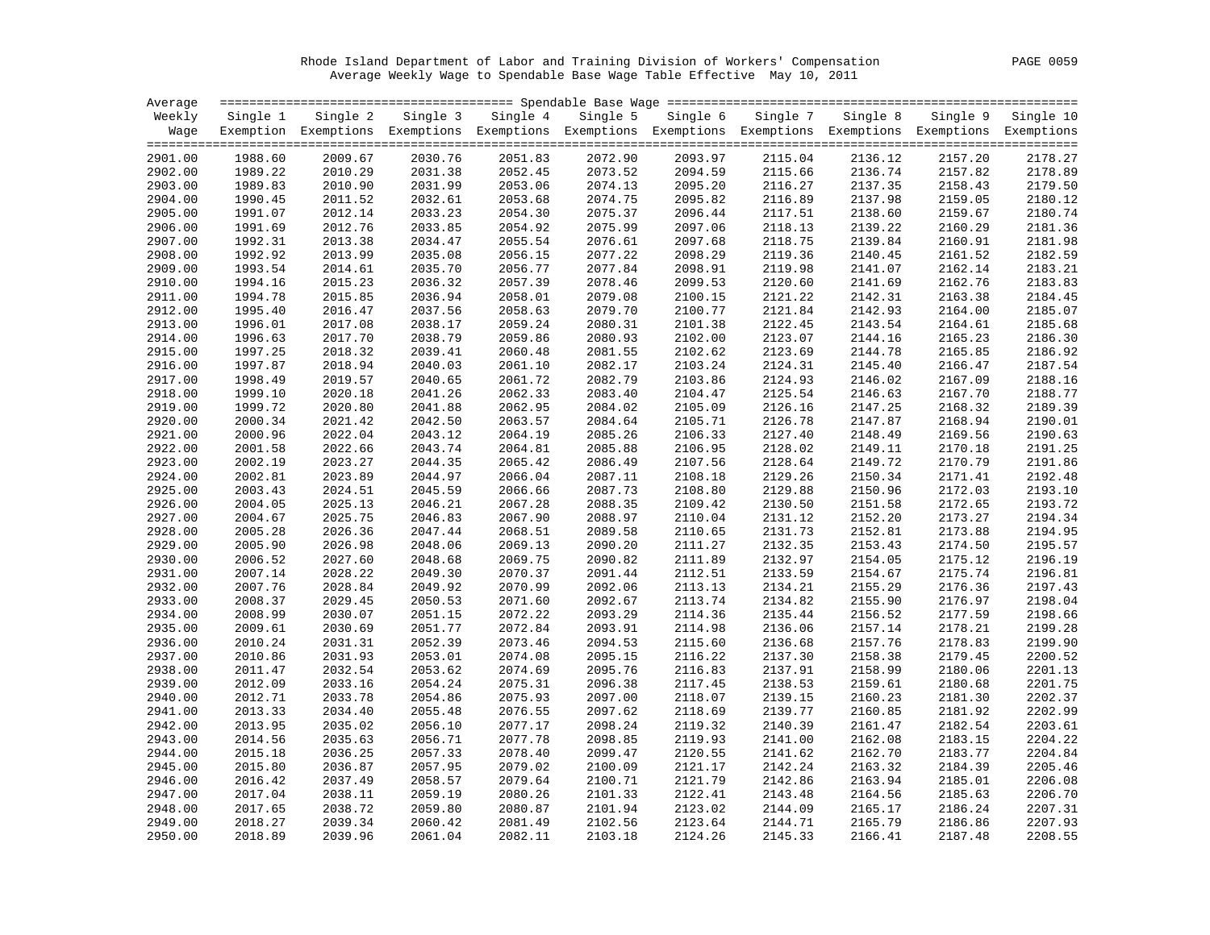Rhode Island Department of Labor and Training Division of Workers' Compensation

Average Weekly Wage to Spendable Base Wage Table Effective May 10, 2011

| Average Weekly Wage | Single 1 Exemption | Single 2 Exemptions | Single 3 Exemptions | Single 4 Exemptions | Single 5 Exemptions | Single 6 Exemptions | Single 7 Exemptions | Single 8 Exemptions | Single 9 Exemptions | Single 10 Exemptions |
|---|---|---|---|---|---|---|---|---|---|---|
| 2901.00 | 1988.60 | 2009.67 | 2030.76 | 2051.83 | 2072.90 | 2093.97 | 2115.04 | 2136.12 | 2157.20 | 2178.27 |
| 2902.00 | 1989.22 | 2010.29 | 2031.38 | 2052.45 | 2073.52 | 2094.59 | 2115.66 | 2136.74 | 2157.82 | 2178.89 |
| 2903.00 | 1989.83 | 2010.90 | 2031.99 | 2053.06 | 2074.13 | 2095.20 | 2116.27 | 2137.35 | 2158.43 | 2179.50 |
| 2904.00 | 1990.45 | 2011.52 | 2032.61 | 2053.68 | 2074.75 | 2095.82 | 2116.89 | 2137.98 | 2159.05 | 2180.12 |
| 2905.00 | 1991.07 | 2012.14 | 2033.23 | 2054.30 | 2075.37 | 2096.44 | 2117.51 | 2138.60 | 2159.67 | 2180.74 |
| 2906.00 | 1991.69 | 2012.76 | 2033.85 | 2054.92 | 2075.99 | 2097.06 | 2118.13 | 2139.22 | 2160.29 | 2181.36 |
| 2907.00 | 1992.31 | 2013.38 | 2034.47 | 2055.54 | 2076.61 | 2097.68 | 2118.75 | 2139.84 | 2160.91 | 2181.98 |
| 2908.00 | 1992.92 | 2013.99 | 2035.08 | 2056.15 | 2077.22 | 2098.29 | 2119.36 | 2140.45 | 2161.52 | 2182.59 |
| 2909.00 | 1993.54 | 2014.61 | 2035.70 | 2056.77 | 2077.84 | 2098.91 | 2119.98 | 2141.07 | 2162.14 | 2183.21 |
| 2910.00 | 1994.16 | 2015.23 | 2036.32 | 2057.39 | 2078.46 | 2099.53 | 2120.60 | 2141.69 | 2162.76 | 2183.83 |
| 2911.00 | 1994.78 | 2015.85 | 2036.94 | 2058.01 | 2079.08 | 2100.15 | 2121.22 | 2142.31 | 2163.38 | 2184.45 |
| 2912.00 | 1995.40 | 2016.47 | 2037.56 | 2058.63 | 2079.70 | 2100.77 | 2121.84 | 2142.93 | 2164.00 | 2185.07 |
| 2913.00 | 1996.01 | 2017.08 | 2038.17 | 2059.24 | 2080.31 | 2101.38 | 2122.45 | 2143.54 | 2164.61 | 2185.68 |
| 2914.00 | 1996.63 | 2017.70 | 2038.79 | 2059.86 | 2080.93 | 2102.00 | 2123.07 | 2144.16 | 2165.23 | 2186.30 |
| 2915.00 | 1997.25 | 2018.32 | 2039.41 | 2060.48 | 2081.55 | 2102.62 | 2123.69 | 2144.78 | 2165.85 | 2186.92 |
| 2916.00 | 1997.87 | 2018.94 | 2040.03 | 2061.10 | 2082.17 | 2103.24 | 2124.31 | 2145.40 | 2166.47 | 2187.54 |
| 2917.00 | 1998.49 | 2019.57 | 2040.65 | 2061.72 | 2082.79 | 2103.86 | 2124.93 | 2146.02 | 2167.09 | 2188.16 |
| 2918.00 | 1999.10 | 2020.18 | 2041.26 | 2062.33 | 2083.40 | 2104.47 | 2125.54 | 2146.63 | 2167.70 | 2188.77 |
| 2919.00 | 1999.72 | 2020.80 | 2041.88 | 2062.95 | 2084.02 | 2105.09 | 2126.16 | 2147.25 | 2168.32 | 2189.39 |
| 2920.00 | 2000.34 | 2021.42 | 2042.50 | 2063.57 | 2084.64 | 2105.71 | 2126.78 | 2147.87 | 2168.94 | 2190.01 |
| 2921.00 | 2000.96 | 2022.04 | 2043.12 | 2064.19 | 2085.26 | 2106.33 | 2127.40 | 2148.49 | 2169.56 | 2190.63 |
| 2922.00 | 2001.58 | 2022.66 | 2043.74 | 2064.81 | 2085.88 | 2106.95 | 2128.02 | 2149.11 | 2170.18 | 2191.25 |
| 2923.00 | 2002.19 | 2023.27 | 2044.35 | 2065.42 | 2086.49 | 2107.56 | 2128.64 | 2149.72 | 2170.79 | 2191.86 |
| 2924.00 | 2002.81 | 2023.89 | 2044.97 | 2066.04 | 2087.11 | 2108.18 | 2129.26 | 2150.34 | 2171.41 | 2192.48 |
| 2925.00 | 2003.43 | 2024.51 | 2045.59 | 2066.66 | 2087.73 | 2108.80 | 2129.88 | 2150.96 | 2172.03 | 2193.10 |
| 2926.00 | 2004.05 | 2025.13 | 2046.21 | 2067.28 | 2088.35 | 2109.42 | 2130.50 | 2151.58 | 2172.65 | 2193.72 |
| 2927.00 | 2004.67 | 2025.75 | 2046.83 | 2067.90 | 2088.97 | 2110.04 | 2131.12 | 2152.20 | 2173.27 | 2194.34 |
| 2928.00 | 2005.28 | 2026.36 | 2047.44 | 2068.51 | 2089.58 | 2110.65 | 2131.73 | 2152.81 | 2173.88 | 2194.95 |
| 2929.00 | 2005.90 | 2026.98 | 2048.06 | 2069.13 | 2090.20 | 2111.27 | 2132.35 | 2153.43 | 2174.50 | 2195.57 |
| 2930.00 | 2006.52 | 2027.60 | 2048.68 | 2069.75 | 2090.82 | 2111.89 | 2132.97 | 2154.05 | 2175.12 | 2196.19 |
| 2931.00 | 2007.14 | 2028.22 | 2049.30 | 2070.37 | 2091.44 | 2112.51 | 2133.59 | 2154.67 | 2175.74 | 2196.81 |
| 2932.00 | 2007.76 | 2028.84 | 2049.92 | 2070.99 | 2092.06 | 2113.13 | 2134.21 | 2155.29 | 2176.36 | 2197.43 |
| 2933.00 | 2008.37 | 2029.45 | 2050.53 | 2071.60 | 2092.67 | 2113.74 | 2134.82 | 2155.90 | 2176.97 | 2198.04 |
| 2934.00 | 2008.99 | 2030.07 | 2051.15 | 2072.22 | 2093.29 | 2114.36 | 2135.44 | 2156.52 | 2177.59 | 2198.66 |
| 2935.00 | 2009.61 | 2030.69 | 2051.77 | 2072.84 | 2093.91 | 2114.98 | 2136.06 | 2157.14 | 2178.21 | 2199.28 |
| 2936.00 | 2010.24 | 2031.31 | 2052.39 | 2073.46 | 2094.53 | 2115.60 | 2136.68 | 2157.76 | 2178.83 | 2199.90 |
| 2937.00 | 2010.86 | 2031.93 | 2053.01 | 2074.08 | 2095.15 | 2116.22 | 2137.30 | 2158.38 | 2179.45 | 2200.52 |
| 2938.00 | 2011.47 | 2032.54 | 2053.62 | 2074.69 | 2095.76 | 2116.83 | 2137.91 | 2158.99 | 2180.06 | 2201.13 |
| 2939.00 | 2012.09 | 2033.16 | 2054.24 | 2075.31 | 2096.38 | 2117.45 | 2138.53 | 2159.61 | 2180.68 | 2201.75 |
| 2940.00 | 2012.71 | 2033.78 | 2054.86 | 2075.93 | 2097.00 | 2118.07 | 2139.15 | 2160.23 | 2181.30 | 2202.37 |
| 2941.00 | 2013.33 | 2034.40 | 2055.48 | 2076.55 | 2097.62 | 2118.69 | 2139.77 | 2160.85 | 2181.92 | 2202.99 |
| 2942.00 | 2013.95 | 2035.02 | 2056.10 | 2077.17 | 2098.24 | 2119.32 | 2140.39 | 2161.47 | 2182.54 | 2203.61 |
| 2943.00 | 2014.56 | 2035.63 | 2056.71 | 2077.78 | 2098.85 | 2119.93 | 2141.00 | 2162.08 | 2183.15 | 2204.22 |
| 2944.00 | 2015.18 | 2036.25 | 2057.33 | 2078.40 | 2099.47 | 2120.55 | 2141.62 | 2162.70 | 2183.77 | 2204.84 |
| 2945.00 | 2015.80 | 2036.87 | 2057.95 | 2079.02 | 2100.09 | 2121.17 | 2142.24 | 2163.32 | 2184.39 | 2205.46 |
| 2946.00 | 2016.42 | 2037.49 | 2058.57 | 2079.64 | 2100.71 | 2121.79 | 2142.86 | 2163.94 | 2185.01 | 2206.08 |
| 2947.00 | 2017.04 | 2038.11 | 2059.19 | 2080.26 | 2101.33 | 2122.41 | 2143.48 | 2164.56 | 2185.63 | 2206.70 |
| 2948.00 | 2017.65 | 2038.72 | 2059.80 | 2080.87 | 2101.94 | 2123.02 | 2144.09 | 2165.17 | 2186.24 | 2207.31 |
| 2949.00 | 2018.27 | 2039.34 | 2060.42 | 2081.49 | 2102.56 | 2123.64 | 2144.71 | 2165.79 | 2186.86 | 2207.93 |
| 2950.00 | 2018.89 | 2039.96 | 2061.04 | 2082.11 | 2103.18 | 2124.26 | 2145.33 | 2166.41 | 2187.48 | 2208.55 |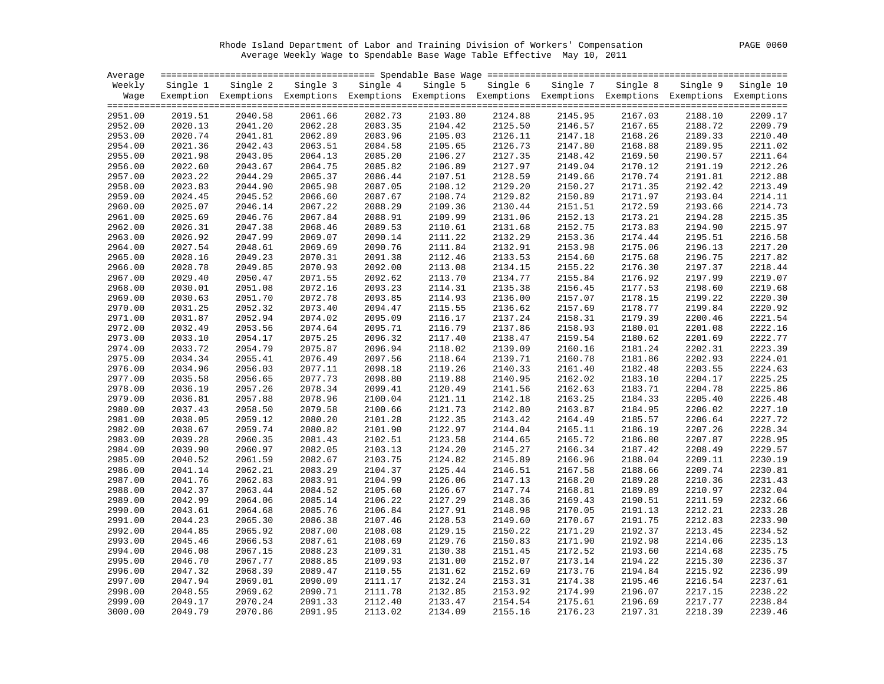Rhode Island Department of Labor and Training Division of Workers' Compensation

Average Weekly Wage to Spendable Base Wage Table Effective May 10, 2011

| Average Weekly Wage | Single 1 Exemption | Single 2 Exemptions | Single 3 Exemptions | Single 4 Exemptions | Single 5 Exemptions | Single 6 Exemptions | Single 7 Exemptions | Single 8 Exemptions | Single 9 Exemptions | Single 10 Exemptions |
|---|---|---|---|---|---|---|---|---|---|---|
| 2951.00 | 2019.51 | 2040.58 | 2061.66 | 2082.73 | 2103.80 | 2124.88 | 2145.95 | 2167.03 | 2188.10 | 2209.17 |
| 2952.00 | 2020.13 | 2041.20 | 2062.28 | 2083.35 | 2104.42 | 2125.50 | 2146.57 | 2167.65 | 2188.72 | 2209.79 |
| 2953.00 | 2020.74 | 2041.81 | 2062.89 | 2083.96 | 2105.03 | 2126.11 | 2147.18 | 2168.26 | 2189.33 | 2210.40 |
| 2954.00 | 2021.36 | 2042.43 | 2063.51 | 2084.58 | 2105.65 | 2126.73 | 2147.80 | 2168.88 | 2189.95 | 2211.02 |
| 2955.00 | 2021.98 | 2043.05 | 2064.13 | 2085.20 | 2106.27 | 2127.35 | 2148.42 | 2169.50 | 2190.57 | 2211.64 |
| 2956.00 | 2022.60 | 2043.67 | 2064.75 | 2085.82 | 2106.89 | 2127.97 | 2149.04 | 2170.12 | 2191.19 | 2212.26 |
| 2957.00 | 2023.22 | 2044.29 | 2065.37 | 2086.44 | 2107.51 | 2128.59 | 2149.66 | 2170.74 | 2191.81 | 2212.88 |
| 2958.00 | 2023.83 | 2044.90 | 2065.98 | 2087.05 | 2108.12 | 2129.20 | 2150.27 | 2171.35 | 2192.42 | 2213.49 |
| 2959.00 | 2024.45 | 2045.52 | 2066.60 | 2087.67 | 2108.74 | 2129.82 | 2150.89 | 2171.97 | 2193.04 | 2214.11 |
| 2960.00 | 2025.07 | 2046.14 | 2067.22 | 2088.29 | 2109.36 | 2130.44 | 2151.51 | 2172.59 | 2193.66 | 2214.73 |
| 2961.00 | 2025.69 | 2046.76 | 2067.84 | 2088.91 | 2109.99 | 2131.06 | 2152.13 | 2173.21 | 2194.28 | 2215.35 |
| 2962.00 | 2026.31 | 2047.38 | 2068.46 | 2089.53 | 2110.61 | 2131.68 | 2152.75 | 2173.83 | 2194.90 | 2215.97 |
| 2963.00 | 2026.92 | 2047.99 | 2069.07 | 2090.14 | 2111.22 | 2132.29 | 2153.36 | 2174.44 | 2195.51 | 2216.58 |
| 2964.00 | 2027.54 | 2048.61 | 2069.69 | 2090.76 | 2111.84 | 2132.91 | 2153.98 | 2175.06 | 2196.13 | 2217.20 |
| 2965.00 | 2028.16 | 2049.23 | 2070.31 | 2091.38 | 2112.46 | 2133.53 | 2154.60 | 2175.68 | 2196.75 | 2217.82 |
| 2966.00 | 2028.78 | 2049.85 | 2070.93 | 2092.00 | 2113.08 | 2134.15 | 2155.22 | 2176.30 | 2197.37 | 2218.44 |
| 2967.00 | 2029.40 | 2050.47 | 2071.55 | 2092.62 | 2113.70 | 2134.77 | 2155.84 | 2176.92 | 2197.99 | 2219.07 |
| 2968.00 | 2030.01 | 2051.08 | 2072.16 | 2093.23 | 2114.31 | 2135.38 | 2156.45 | 2177.53 | 2198.60 | 2219.68 |
| 2969.00 | 2030.63 | 2051.70 | 2072.78 | 2093.85 | 2114.93 | 2136.00 | 2157.07 | 2178.15 | 2199.22 | 2220.30 |
| 2970.00 | 2031.25 | 2052.32 | 2073.40 | 2094.47 | 2115.55 | 2136.62 | 2157.69 | 2178.77 | 2199.84 | 2220.92 |
| 2971.00 | 2031.87 | 2052.94 | 2074.02 | 2095.09 | 2116.17 | 2137.24 | 2158.31 | 2179.39 | 2200.46 | 2221.54 |
| 2972.00 | 2032.49 | 2053.56 | 2074.64 | 2095.71 | 2116.79 | 2137.86 | 2158.93 | 2180.01 | 2201.08 | 2222.16 |
| 2973.00 | 2033.10 | 2054.17 | 2075.25 | 2096.32 | 2117.40 | 2138.47 | 2159.54 | 2180.62 | 2201.69 | 2222.77 |
| 2974.00 | 2033.72 | 2054.79 | 2075.87 | 2096.94 | 2118.02 | 2139.09 | 2160.16 | 2181.24 | 2202.31 | 2223.39 |
| 2975.00 | 2034.34 | 2055.41 | 2076.49 | 2097.56 | 2118.64 | 2139.71 | 2160.78 | 2181.86 | 2202.93 | 2224.01 |
| 2976.00 | 2034.96 | 2056.03 | 2077.11 | 2098.18 | 2119.26 | 2140.33 | 2161.40 | 2182.48 | 2203.55 | 2224.63 |
| 2977.00 | 2035.58 | 2056.65 | 2077.73 | 2098.80 | 2119.88 | 2140.95 | 2162.02 | 2183.10 | 2204.17 | 2225.25 |
| 2978.00 | 2036.19 | 2057.26 | 2078.34 | 2099.41 | 2120.49 | 2141.56 | 2162.63 | 2183.71 | 2204.78 | 2225.86 |
| 2979.00 | 2036.81 | 2057.88 | 2078.96 | 2100.04 | 2121.11 | 2142.18 | 2163.25 | 2184.33 | 2205.40 | 2226.48 |
| 2980.00 | 2037.43 | 2058.50 | 2079.58 | 2100.66 | 2121.73 | 2142.80 | 2163.87 | 2184.95 | 2206.02 | 2227.10 |
| 2981.00 | 2038.05 | 2059.12 | 2080.20 | 2101.28 | 2122.35 | 2143.42 | 2164.49 | 2185.57 | 2206.64 | 2227.72 |
| 2982.00 | 2038.67 | 2059.74 | 2080.82 | 2101.90 | 2122.97 | 2144.04 | 2165.11 | 2186.19 | 2207.26 | 2228.34 |
| 2983.00 | 2039.28 | 2060.35 | 2081.43 | 2102.51 | 2123.58 | 2144.65 | 2165.72 | 2186.80 | 2207.87 | 2228.95 |
| 2984.00 | 2039.90 | 2060.97 | 2082.05 | 2103.13 | 2124.20 | 2145.27 | 2166.34 | 2187.42 | 2208.49 | 2229.57 |
| 2985.00 | 2040.52 | 2061.59 | 2082.67 | 2103.75 | 2124.82 | 2145.89 | 2166.96 | 2188.04 | 2209.11 | 2230.19 |
| 2986.00 | 2041.14 | 2062.21 | 2083.29 | 2104.37 | 2125.44 | 2146.51 | 2167.58 | 2188.66 | 2209.74 | 2230.81 |
| 2987.00 | 2041.76 | 2062.83 | 2083.91 | 2104.99 | 2126.06 | 2147.13 | 2168.20 | 2189.28 | 2210.36 | 2231.43 |
| 2988.00 | 2042.37 | 2063.44 | 2084.52 | 2105.60 | 2126.67 | 2147.74 | 2168.81 | 2189.89 | 2210.97 | 2232.04 |
| 2989.00 | 2042.99 | 2064.06 | 2085.14 | 2106.22 | 2127.29 | 2148.36 | 2169.43 | 2190.51 | 2211.59 | 2232.66 |
| 2990.00 | 2043.61 | 2064.68 | 2085.76 | 2106.84 | 2127.91 | 2148.98 | 2170.05 | 2191.13 | 2212.21 | 2233.28 |
| 2991.00 | 2044.23 | 2065.30 | 2086.38 | 2107.46 | 2128.53 | 2149.60 | 2170.67 | 2191.75 | 2212.83 | 2233.90 |
| 2992.00 | 2044.85 | 2065.92 | 2087.00 | 2108.08 | 2129.15 | 2150.22 | 2171.29 | 2192.37 | 2213.45 | 2234.52 |
| 2993.00 | 2045.46 | 2066.53 | 2087.61 | 2108.69 | 2129.76 | 2150.83 | 2171.90 | 2192.98 | 2214.06 | 2235.13 |
| 2994.00 | 2046.08 | 2067.15 | 2088.23 | 2109.31 | 2130.38 | 2151.45 | 2172.52 | 2193.60 | 2214.68 | 2235.75 |
| 2995.00 | 2046.70 | 2067.77 | 2088.85 | 2109.93 | 2131.00 | 2152.07 | 2173.14 | 2194.22 | 2215.30 | 2236.37 |
| 2996.00 | 2047.32 | 2068.39 | 2089.47 | 2110.55 | 2131.62 | 2152.69 | 2173.76 | 2194.84 | 2215.92 | 2236.99 |
| 2997.00 | 2047.94 | 2069.01 | 2090.09 | 2111.17 | 2132.24 | 2153.31 | 2174.38 | 2195.46 | 2216.54 | 2237.61 |
| 2998.00 | 2048.55 | 2069.62 | 2090.71 | 2111.78 | 2132.85 | 2153.92 | 2174.99 | 2196.07 | 2217.15 | 2238.22 |
| 2999.00 | 2049.17 | 2070.24 | 2091.33 | 2112.40 | 2133.47 | 2154.54 | 2175.61 | 2196.69 | 2217.77 | 2238.84 |
| 3000.00 | 2049.79 | 2070.86 | 2091.95 | 2113.02 | 2134.09 | 2155.16 | 2176.23 | 2197.31 | 2218.39 | 2239.46 |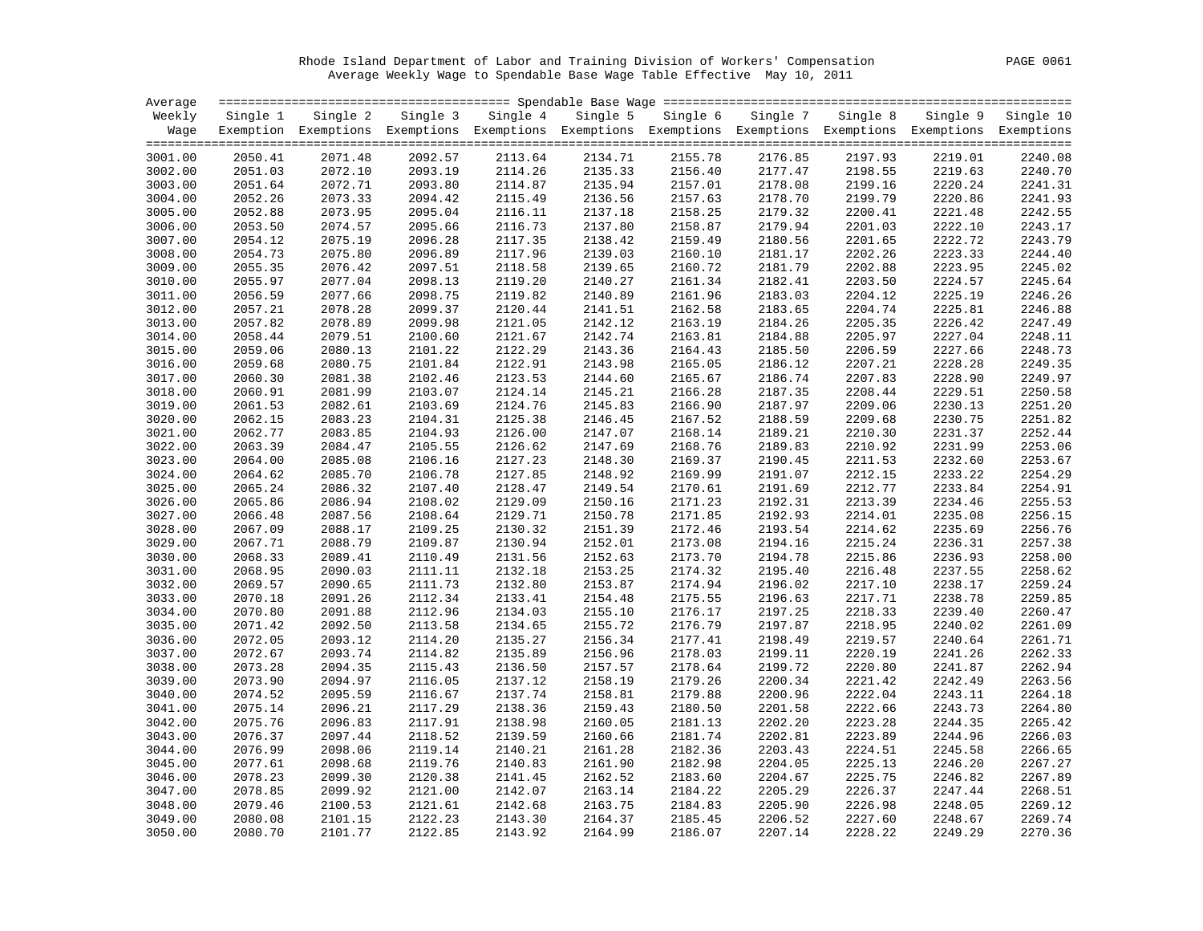Rhode Island Department of Labor and Training Division of Workers' Compensation

Average Weekly Wage to Spendable Base Wage Table Effective May 10, 2011

| Average Weekly Wage | Single 1 Exemption | Single 2 Exemptions | Single 3 Exemptions | Single 4 Exemptions | Single 5 Exemptions | Single 6 Exemptions | Single 7 Exemptions | Single 8 Exemptions | Single 9 Exemptions | Single 10 Exemptions |
|---|---|---|---|---|---|---|---|---|---|---|
| | Spendable Base Wage | | | | | | | | | |
| 3001.00 | 2050.41 | 2071.48 | 2092.57 | 2113.64 | 2134.71 | 2155.78 | 2176.85 | 2197.93 | 2219.01 | 2240.08 |
| 3002.00 | 2051.03 | 2072.10 | 2093.19 | 2114.26 | 2135.33 | 2156.40 | 2177.47 | 2198.55 | 2219.63 | 2240.70 |
| 3003.00 | 2051.64 | 2072.71 | 2093.80 | 2114.87 | 2135.94 | 2157.01 | 2178.08 | 2199.16 | 2220.24 | 2241.31 |
| 3004.00 | 2052.26 | 2073.33 | 2094.42 | 2115.49 | 2136.56 | 2157.63 | 2178.70 | 2199.79 | 2220.86 | 2241.93 |
| 3005.00 | 2052.88 | 2073.95 | 2095.04 | 2116.11 | 2137.18 | 2158.25 | 2179.32 | 2200.41 | 2221.48 | 2242.55 |
| 3006.00 | 2053.50 | 2074.57 | 2095.66 | 2116.73 | 2137.80 | 2158.87 | 2179.94 | 2201.03 | 2222.10 | 2243.17 |
| 3007.00 | 2054.12 | 2075.19 | 2096.28 | 2117.35 | 2138.42 | 2159.49 | 2180.56 | 2201.65 | 2222.72 | 2243.79 |
| 3008.00 | 2054.73 | 2075.80 | 2096.89 | 2117.96 | 2139.03 | 2160.10 | 2181.17 | 2202.26 | 2223.33 | 2244.40 |
| 3009.00 | 2055.35 | 2076.42 | 2097.51 | 2118.58 | 2139.65 | 2160.72 | 2181.79 | 2202.88 | 2223.95 | 2245.02 |
| 3010.00 | 2055.97 | 2077.04 | 2098.13 | 2119.20 | 2140.27 | 2161.34 | 2182.41 | 2203.50 | 2224.57 | 2245.64 |
| 3011.00 | 2056.59 | 2077.66 | 2098.75 | 2119.82 | 2140.89 | 2161.96 | 2183.03 | 2204.12 | 2225.19 | 2246.26 |
| 3012.00 | 2057.21 | 2078.28 | 2099.37 | 2120.44 | 2141.51 | 2162.58 | 2183.65 | 2204.74 | 2225.81 | 2246.88 |
| 3013.00 | 2057.82 | 2078.89 | 2099.98 | 2121.05 | 2142.12 | 2163.19 | 2184.26 | 2205.35 | 2226.42 | 2247.49 |
| 3014.00 | 2058.44 | 2079.51 | 2100.60 | 2121.67 | 2142.74 | 2163.81 | 2184.88 | 2205.97 | 2227.04 | 2248.11 |
| 3015.00 | 2059.06 | 2080.13 | 2101.22 | 2122.29 | 2143.36 | 2164.43 | 2185.50 | 2206.59 | 2227.66 | 2248.73 |
| 3016.00 | 2059.68 | 2080.75 | 2101.84 | 2122.91 | 2143.98 | 2165.05 | 2186.12 | 2207.21 | 2228.28 | 2249.35 |
| 3017.00 | 2060.30 | 2081.38 | 2102.46 | 2123.53 | 2144.60 | 2165.67 | 2186.74 | 2207.83 | 2228.90 | 2249.97 |
| 3018.00 | 2060.91 | 2081.99 | 2103.07 | 2124.14 | 2145.21 | 2166.28 | 2187.35 | 2208.44 | 2229.51 | 2250.58 |
| 3019.00 | 2061.53 | 2082.61 | 2103.69 | 2124.76 | 2145.83 | 2166.90 | 2187.97 | 2209.06 | 2230.13 | 2251.20 |
| 3020.00 | 2062.15 | 2083.23 | 2104.31 | 2125.38 | 2146.45 | 2167.52 | 2188.59 | 2209.68 | 2230.75 | 2251.82 |
| 3021.00 | 2062.77 | 2083.85 | 2104.93 | 2126.00 | 2147.07 | 2168.14 | 2189.21 | 2210.30 | 2231.37 | 2252.44 |
| 3022.00 | 2063.39 | 2084.47 | 2105.55 | 2126.62 | 2147.69 | 2168.76 | 2189.83 | 2210.92 | 2231.99 | 2253.06 |
| 3023.00 | 2064.00 | 2085.08 | 2106.16 | 2127.23 | 2148.30 | 2169.37 | 2190.45 | 2211.53 | 2232.60 | 2253.67 |
| 3024.00 | 2064.62 | 2085.70 | 2106.78 | 2127.85 | 2148.92 | 2169.99 | 2191.07 | 2212.15 | 2233.22 | 2254.29 |
| 3025.00 | 2065.24 | 2086.32 | 2107.40 | 2128.47 | 2149.54 | 2170.61 | 2191.69 | 2212.77 | 2233.84 | 2254.91 |
| 3026.00 | 2065.86 | 2086.94 | 2108.02 | 2129.09 | 2150.16 | 2171.23 | 2192.31 | 2213.39 | 2234.46 | 2255.53 |
| 3027.00 | 2066.48 | 2087.56 | 2108.64 | 2129.71 | 2150.78 | 2171.85 | 2192.93 | 2214.01 | 2235.08 | 2256.15 |
| 3028.00 | 2067.09 | 2088.17 | 2109.25 | 2130.32 | 2151.39 | 2172.46 | 2193.54 | 2214.62 | 2235.69 | 2256.76 |
| 3029.00 | 2067.71 | 2088.79 | 2109.87 | 2130.94 | 2152.01 | 2173.08 | 2194.16 | 2215.24 | 2236.31 | 2257.38 |
| 3030.00 | 2068.33 | 2089.41 | 2110.49 | 2131.56 | 2152.63 | 2173.70 | 2194.78 | 2215.86 | 2236.93 | 2258.00 |
| 3031.00 | 2068.95 | 2090.03 | 2111.11 | 2132.18 | 2153.25 | 2174.32 | 2195.40 | 2216.48 | 2237.55 | 2258.62 |
| 3032.00 | 2069.57 | 2090.65 | 2111.73 | 2132.80 | 2153.87 | 2174.94 | 2196.02 | 2217.10 | 2238.17 | 2259.24 |
| 3033.00 | 2070.18 | 2091.26 | 2112.34 | 2133.41 | 2154.48 | 2175.55 | 2196.63 | 2217.71 | 2238.78 | 2259.85 |
| 3034.00 | 2070.80 | 2091.88 | 2112.96 | 2134.03 | 2155.10 | 2176.17 | 2197.25 | 2218.33 | 2239.40 | 2260.47 |
| 3035.00 | 2071.42 | 2092.50 | 2113.58 | 2134.65 | 2155.72 | 2176.79 | 2197.87 | 2218.95 | 2240.02 | 2261.09 |
| 3036.00 | 2072.05 | 2093.12 | 2114.20 | 2135.27 | 2156.34 | 2177.41 | 2198.49 | 2219.57 | 2240.64 | 2261.71 |
| 3037.00 | 2072.67 | 2093.74 | 2114.82 | 2135.89 | 2156.96 | 2178.03 | 2199.11 | 2220.19 | 2241.26 | 2262.33 |
| 3038.00 | 2073.28 | 2094.35 | 2115.43 | 2136.50 | 2157.57 | 2178.64 | 2199.72 | 2220.80 | 2241.87 | 2262.94 |
| 3039.00 | 2073.90 | 2094.97 | 2116.05 | 2137.12 | 2158.19 | 2179.26 | 2200.34 | 2221.42 | 2242.49 | 2263.56 |
| 3040.00 | 2074.52 | 2095.59 | 2116.67 | 2137.74 | 2158.81 | 2179.88 | 2200.96 | 2222.04 | 2243.11 | 2264.18 |
| 3041.00 | 2075.14 | 2096.21 | 2117.29 | 2138.36 | 2159.43 | 2180.50 | 2201.58 | 2222.66 | 2243.73 | 2264.80 |
| 3042.00 | 2075.76 | 2096.83 | 2117.91 | 2138.98 | 2160.05 | 2181.13 | 2202.20 | 2223.28 | 2244.35 | 2265.42 |
| 3043.00 | 2076.37 | 2097.44 | 2118.52 | 2139.59 | 2160.66 | 2181.74 | 2202.81 | 2223.89 | 2244.96 | 2266.03 |
| 3044.00 | 2076.99 | 2098.06 | 2119.14 | 2140.21 | 2161.28 | 2182.36 | 2203.43 | 2224.51 | 2245.58 | 2266.65 |
| 3045.00 | 2077.61 | 2098.68 | 2119.76 | 2140.83 | 2161.90 | 2182.98 | 2204.05 | 2225.13 | 2246.20 | 2267.27 |
| 3046.00 | 2078.23 | 2099.30 | 2120.38 | 2141.45 | 2162.52 | 2183.60 | 2204.67 | 2225.75 | 2246.82 | 2267.89 |
| 3047.00 | 2078.85 | 2099.92 | 2121.00 | 2142.07 | 2163.14 | 2184.22 | 2205.29 | 2226.37 | 2247.44 | 2268.51 |
| 3048.00 | 2079.46 | 2100.53 | 2121.61 | 2142.68 | 2163.75 | 2184.83 | 2205.90 | 2226.98 | 2248.05 | 2269.12 |
| 3049.00 | 2080.08 | 2101.15 | 2122.23 | 2143.30 | 2164.37 | 2185.45 | 2206.52 | 2227.60 | 2248.67 | 2269.74 |
| 3050.00 | 2080.70 | 2101.77 | 2122.85 | 2143.92 | 2164.99 | 2186.07 | 2207.14 | 2228.22 | 2249.29 | 2270.36 |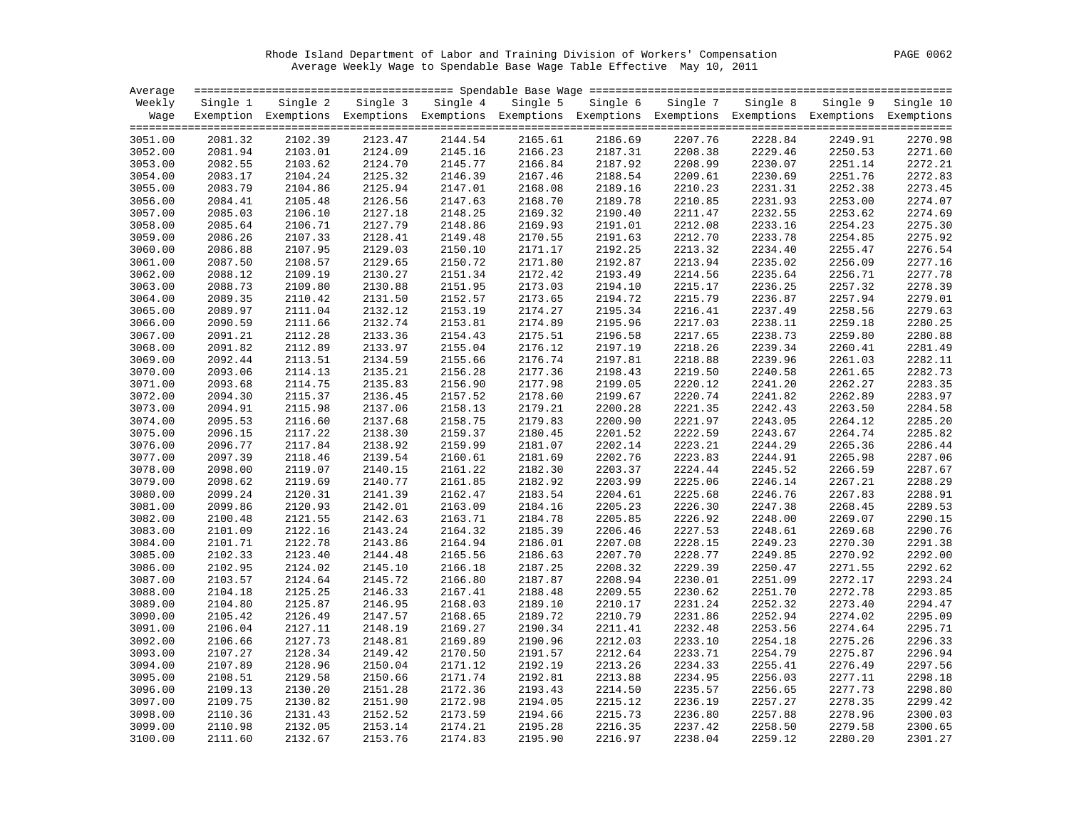Rhode Island Department of Labor and Training Division of Workers' Compensation

Average Weekly Wage to Spendable Base Wage Table Effective May 10, 2011

| Average Weekly Wage | Single 1 Exemption | Single 2 Exemptions | Single 3 Exemptions | Single 4 Exemptions | Single 5 Exemptions | Single 6 Exemptions | Single 7 Exemptions | Single 8 Exemptions | Single 9 Exemptions | Single 10 Exemptions |
|---|---|---|---|---|---|---|---|---|---|---|
| 3051.00 | 2081.32 | 2102.39 | 2123.47 | 2144.54 | 2165.61 | 2186.69 | 2207.76 | 2228.84 | 2249.91 | 2270.98 |
| 3052.00 | 2081.94 | 2103.01 | 2124.09 | 2145.16 | 2166.23 | 2187.31 | 2208.38 | 2229.46 | 2250.53 | 2271.60 |
| 3053.00 | 2082.55 | 2103.62 | 2124.70 | 2145.77 | 2166.84 | 2187.92 | 2208.99 | 2230.07 | 2251.14 | 2272.21 |
| 3054.00 | 2083.17 | 2104.24 | 2125.32 | 2146.39 | 2167.46 | 2188.54 | 2209.61 | 2230.69 | 2251.76 | 2272.83 |
| 3055.00 | 2083.79 | 2104.86 | 2125.94 | 2147.01 | 2168.08 | 2189.16 | 2210.23 | 2231.31 | 2252.38 | 2273.45 |
| 3056.00 | 2084.41 | 2105.48 | 2126.56 | 2147.63 | 2168.70 | 2189.78 | 2210.85 | 2231.93 | 2253.00 | 2274.07 |
| 3057.00 | 2085.03 | 2106.10 | 2127.18 | 2148.25 | 2169.32 | 2190.40 | 2211.47 | 2232.55 | 2253.62 | 2274.69 |
| 3058.00 | 2085.64 | 2106.71 | 2127.79 | 2148.86 | 2169.93 | 2191.01 | 2212.08 | 2233.16 | 2254.23 | 2275.30 |
| 3059.00 | 2086.26 | 2107.33 | 2128.41 | 2149.48 | 2170.55 | 2191.63 | 2212.70 | 2233.78 | 2254.85 | 2275.92 |
| 3060.00 | 2086.88 | 2107.95 | 2129.03 | 2150.10 | 2171.17 | 2192.25 | 2213.32 | 2234.40 | 2255.47 | 2276.54 |
| 3061.00 | 2087.50 | 2108.57 | 2129.65 | 2150.72 | 2171.80 | 2192.87 | 2213.94 | 2235.02 | 2256.09 | 2277.16 |
| 3062.00 | 2088.12 | 2109.19 | 2130.27 | 2151.34 | 2172.42 | 2193.49 | 2214.56 | 2235.64 | 2256.71 | 2277.78 |
| 3063.00 | 2088.73 | 2109.80 | 2130.88 | 2151.95 | 2173.03 | 2194.10 | 2215.17 | 2236.25 | 2257.32 | 2278.39 |
| 3064.00 | 2089.35 | 2110.42 | 2131.50 | 2152.57 | 2173.65 | 2194.72 | 2215.79 | 2236.87 | 2257.94 | 2279.01 |
| 3065.00 | 2089.97 | 2111.04 | 2132.12 | 2153.19 | 2174.27 | 2195.34 | 2216.41 | 2237.49 | 2258.56 | 2279.63 |
| 3066.00 | 2090.59 | 2111.66 | 2132.74 | 2153.81 | 2174.89 | 2195.96 | 2217.03 | 2238.11 | 2259.18 | 2280.25 |
| 3067.00 | 2091.21 | 2112.28 | 2133.36 | 2154.43 | 2175.51 | 2196.58 | 2217.65 | 2238.73 | 2259.80 | 2280.88 |
| 3068.00 | 2091.82 | 2112.89 | 2133.97 | 2155.04 | 2176.12 | 2197.19 | 2218.26 | 2239.34 | 2260.41 | 2281.49 |
| 3069.00 | 2092.44 | 2113.51 | 2134.59 | 2155.66 | 2176.74 | 2197.81 | 2218.88 | 2239.96 | 2261.03 | 2282.11 |
| 3070.00 | 2093.06 | 2114.13 | 2135.21 | 2156.28 | 2177.36 | 2198.43 | 2219.50 | 2240.58 | 2261.65 | 2282.73 |
| 3071.00 | 2093.68 | 2114.75 | 2135.83 | 2156.90 | 2177.98 | 2199.05 | 2220.12 | 2241.20 | 2262.27 | 2283.35 |
| 3072.00 | 2094.30 | 2115.37 | 2136.45 | 2157.52 | 2178.60 | 2199.67 | 2220.74 | 2241.82 | 2262.89 | 2283.97 |
| 3073.00 | 2094.91 | 2115.98 | 2137.06 | 2158.13 | 2179.21 | 2200.28 | 2221.35 | 2242.43 | 2263.50 | 2284.58 |
| 3074.00 | 2095.53 | 2116.60 | 2137.68 | 2158.75 | 2179.83 | 2200.90 | 2221.97 | 2243.05 | 2264.12 | 2285.20 |
| 3075.00 | 2096.15 | 2117.22 | 2138.30 | 2159.37 | 2180.45 | 2201.52 | 2222.59 | 2243.67 | 2264.74 | 2285.82 |
| 3076.00 | 2096.77 | 2117.84 | 2138.92 | 2159.99 | 2181.07 | 2202.14 | 2223.21 | 2244.29 | 2265.36 | 2286.44 |
| 3077.00 | 2097.39 | 2118.46 | 2139.54 | 2160.61 | 2181.69 | 2202.76 | 2223.83 | 2244.91 | 2265.98 | 2287.06 |
| 3078.00 | 2098.00 | 2119.07 | 2140.15 | 2161.22 | 2182.30 | 2203.37 | 2224.44 | 2245.52 | 2266.59 | 2287.67 |
| 3079.00 | 2098.62 | 2119.69 | 2140.77 | 2161.85 | 2182.92 | 2203.99 | 2225.06 | 2246.14 | 2267.21 | 2288.29 |
| 3080.00 | 2099.24 | 2120.31 | 2141.39 | 2162.47 | 2183.54 | 2204.61 | 2225.68 | 2246.76 | 2267.83 | 2288.91 |
| 3081.00 | 2099.86 | 2120.93 | 2142.01 | 2163.09 | 2184.16 | 2205.23 | 2226.30 | 2247.38 | 2268.45 | 2289.53 |
| 3082.00 | 2100.48 | 2121.55 | 2142.63 | 2163.71 | 2184.78 | 2205.85 | 2226.92 | 2248.00 | 2269.07 | 2290.15 |
| 3083.00 | 2101.09 | 2122.16 | 2143.24 | 2164.32 | 2185.39 | 2206.46 | 2227.53 | 2248.61 | 2269.68 | 2290.76 |
| 3084.00 | 2101.71 | 2122.78 | 2143.86 | 2164.94 | 2186.01 | 2207.08 | 2228.15 | 2249.23 | 2270.30 | 2291.38 |
| 3085.00 | 2102.33 | 2123.40 | 2144.48 | 2165.56 | 2186.63 | 2207.70 | 2228.77 | 2249.85 | 2270.92 | 2292.00 |
| 3086.00 | 2102.95 | 2124.02 | 2145.10 | 2166.18 | 2187.25 | 2208.32 | 2229.39 | 2250.47 | 2271.55 | 2292.62 |
| 3087.00 | 2103.57 | 2124.64 | 2145.72 | 2166.80 | 2187.87 | 2208.94 | 2230.01 | 2251.09 | 2272.17 | 2293.24 |
| 3088.00 | 2104.18 | 2125.25 | 2146.33 | 2167.41 | 2188.48 | 2209.55 | 2230.62 | 2251.70 | 2272.78 | 2293.85 |
| 3089.00 | 2104.80 | 2125.87 | 2146.95 | 2168.03 | 2189.10 | 2210.17 | 2231.24 | 2252.32 | 2273.40 | 2294.47 |
| 3090.00 | 2105.42 | 2126.49 | 2147.57 | 2168.65 | 2189.72 | 2210.79 | 2231.86 | 2252.94 | 2274.02 | 2295.09 |
| 3091.00 | 2106.04 | 2127.11 | 2148.19 | 2169.27 | 2190.34 | 2211.41 | 2232.48 | 2253.56 | 2274.64 | 2295.71 |
| 3092.00 | 2106.66 | 2127.73 | 2148.81 | 2169.89 | 2190.96 | 2212.03 | 2233.10 | 2254.18 | 2275.26 | 2296.33 |
| 3093.00 | 2107.27 | 2128.34 | 2149.42 | 2170.50 | 2191.57 | 2212.64 | 2233.71 | 2254.79 | 2275.87 | 2296.94 |
| 3094.00 | 2107.89 | 2128.96 | 2150.04 | 2171.12 | 2192.19 | 2213.26 | 2234.33 | 2255.41 | 2276.49 | 2297.56 |
| 3095.00 | 2108.51 | 2129.58 | 2150.66 | 2171.74 | 2192.81 | 2213.88 | 2234.95 | 2256.03 | 2277.11 | 2298.18 |
| 3096.00 | 2109.13 | 2130.20 | 2151.28 | 2172.36 | 2193.43 | 2214.50 | 2235.57 | 2256.65 | 2277.73 | 2298.80 |
| 3097.00 | 2109.75 | 2130.82 | 2151.90 | 2172.98 | 2194.05 | 2215.12 | 2236.19 | 2257.27 | 2278.35 | 2299.42 |
| 3098.00 | 2110.36 | 2131.43 | 2152.52 | 2173.59 | 2194.66 | 2215.73 | 2236.80 | 2257.88 | 2278.96 | 2300.03 |
| 3099.00 | 2110.98 | 2132.05 | 2153.14 | 2174.21 | 2195.28 | 2216.35 | 2237.42 | 2258.50 | 2279.58 | 2300.65 |
| 3100.00 | 2111.60 | 2132.67 | 2153.76 | 2174.83 | 2195.90 | 2216.97 | 2238.04 | 2259.12 | 2280.20 | 2301.27 |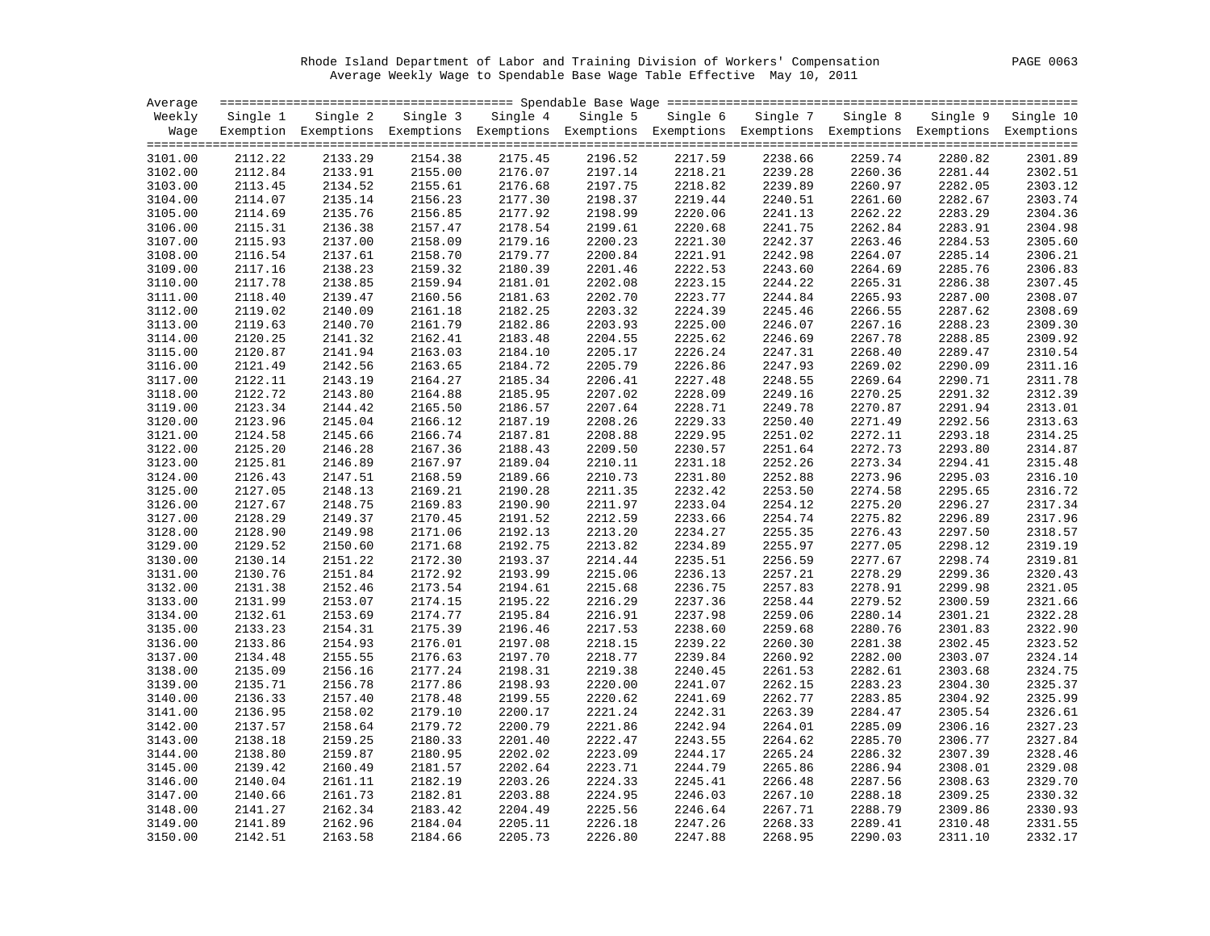Rhode Island Department of Labor and Training Division of Workers' Compensation

Average Weekly Wage to Spendable Base Wage Table Effective May 10, 2011

| Average Weekly Wage | Single 1 Exemption | Single 2 Exemptions | Single 3 Exemptions | Single 4 Exemptions | Single 5 Exemptions | Single 6 Exemptions | Single 7 Exemptions | Single 8 Exemptions | Single 9 Exemptions | Single 10 Exemptions |
|---|---|---|---|---|---|---|---|---|---|---|
| 3101.00 | 2112.22 | 2133.29 | 2154.38 | 2175.45 | 2196.52 | 2217.59 | 2238.66 | 2259.74 | 2280.82 | 2301.89 |
| 3102.00 | 2112.84 | 2133.91 | 2155.00 | 2176.07 | 2197.14 | 2218.21 | 2239.28 | 2260.36 | 2281.44 | 2302.51 |
| 3103.00 | 2113.45 | 2134.52 | 2155.61 | 2176.68 | 2197.75 | 2218.82 | 2239.89 | 2260.97 | 2282.05 | 2303.12 |
| 3104.00 | 2114.07 | 2135.14 | 2156.23 | 2177.30 | 2198.37 | 2219.44 | 2240.51 | 2261.60 | 2282.67 | 2303.74 |
| 3105.00 | 2114.69 | 2135.76 | 2156.85 | 2177.92 | 2198.99 | 2220.06 | 2241.13 | 2262.22 | 2283.29 | 2304.36 |
| 3106.00 | 2115.31 | 2136.38 | 2157.47 | 2178.54 | 2199.61 | 2220.68 | 2241.75 | 2262.84 | 2283.91 | 2304.98 |
| 3107.00 | 2115.93 | 2137.00 | 2158.09 | 2179.16 | 2200.23 | 2221.30 | 2242.37 | 2263.46 | 2284.53 | 2305.60 |
| 3108.00 | 2116.54 | 2137.61 | 2158.70 | 2179.77 | 2200.84 | 2221.91 | 2242.98 | 2264.07 | 2285.14 | 2306.21 |
| 3109.00 | 2117.16 | 2138.23 | 2159.32 | 2180.39 | 2201.46 | 2222.53 | 2243.60 | 2264.69 | 2285.76 | 2306.83 |
| 3110.00 | 2117.78 | 2138.85 | 2159.94 | 2181.01 | 2202.08 | 2223.15 | 2244.22 | 2265.31 | 2286.38 | 2307.45 |
| 3111.00 | 2118.40 | 2139.47 | 2160.56 | 2181.63 | 2202.70 | 2223.77 | 2244.84 | 2265.93 | 2287.00 | 2308.07 |
| 3112.00 | 2119.02 | 2140.09 | 2161.18 | 2182.25 | 2203.32 | 2224.39 | 2245.46 | 2266.55 | 2287.62 | 2308.69 |
| 3113.00 | 2119.63 | 2140.70 | 2161.79 | 2182.86 | 2203.93 | 2225.00 | 2246.07 | 2267.16 | 2288.23 | 2309.30 |
| 3114.00 | 2120.25 | 2141.32 | 2162.41 | 2183.48 | 2204.55 | 2225.62 | 2246.69 | 2267.78 | 2288.85 | 2309.92 |
| 3115.00 | 2120.87 | 2141.94 | 2163.03 | 2184.10 | 2205.17 | 2226.24 | 2247.31 | 2268.40 | 2289.47 | 2310.54 |
| 3116.00 | 2121.49 | 2142.56 | 2163.65 | 2184.72 | 2205.79 | 2226.86 | 2247.93 | 2269.02 | 2290.09 | 2311.16 |
| 3117.00 | 2122.11 | 2143.19 | 2164.27 | 2185.34 | 2206.41 | 2227.48 | 2248.55 | 2269.64 | 2290.71 | 2311.78 |
| 3118.00 | 2122.72 | 2143.80 | 2164.88 | 2185.95 | 2207.02 | 2228.09 | 2249.16 | 2270.25 | 2291.32 | 2312.39 |
| 3119.00 | 2123.34 | 2144.42 | 2165.50 | 2186.57 | 2207.64 | 2228.71 | 2249.78 | 2270.87 | 2291.94 | 2313.01 |
| 3120.00 | 2123.96 | 2145.04 | 2166.12 | 2187.19 | 2208.26 | 2229.33 | 2250.40 | 2271.49 | 2292.56 | 2313.63 |
| 3121.00 | 2124.58 | 2145.66 | 2166.74 | 2187.81 | 2208.88 | 2229.95 | 2251.02 | 2272.11 | 2293.18 | 2314.25 |
| 3122.00 | 2125.20 | 2146.28 | 2167.36 | 2188.43 | 2209.50 | 2230.57 | 2251.64 | 2272.73 | 2293.80 | 2314.87 |
| 3123.00 | 2125.81 | 2146.89 | 2167.97 | 2189.04 | 2210.11 | 2231.18 | 2252.26 | 2273.34 | 2294.41 | 2315.48 |
| 3124.00 | 2126.43 | 2147.51 | 2168.59 | 2189.66 | 2210.73 | 2231.80 | 2252.88 | 2273.96 | 2295.03 | 2316.10 |
| 3125.00 | 2127.05 | 2148.13 | 2169.21 | 2190.28 | 2211.35 | 2232.42 | 2253.50 | 2274.58 | 2295.65 | 2316.72 |
| 3126.00 | 2127.67 | 2148.75 | 2169.83 | 2190.90 | 2211.97 | 2233.04 | 2254.12 | 2275.20 | 2296.27 | 2317.34 |
| 3127.00 | 2128.29 | 2149.37 | 2170.45 | 2191.52 | 2212.59 | 2233.66 | 2254.74 | 2275.82 | 2296.89 | 2317.96 |
| 3128.00 | 2128.90 | 2149.98 | 2171.06 | 2192.13 | 2213.20 | 2234.27 | 2255.35 | 2276.43 | 2297.50 | 2318.57 |
| 3129.00 | 2129.52 | 2150.60 | 2171.68 | 2192.75 | 2213.82 | 2234.89 | 2255.97 | 2277.05 | 2298.12 | 2319.19 |
| 3130.00 | 2130.14 | 2151.22 | 2172.30 | 2193.37 | 2214.44 | 2235.51 | 2256.59 | 2277.67 | 2298.74 | 2319.81 |
| 3131.00 | 2130.76 | 2151.84 | 2172.92 | 2193.99 | 2215.06 | 2236.13 | 2257.21 | 2278.29 | 2299.36 | 2320.43 |
| 3132.00 | 2131.38 | 2152.46 | 2173.54 | 2194.61 | 2215.68 | 2236.75 | 2257.83 | 2278.91 | 2299.98 | 2321.05 |
| 3133.00 | 2131.99 | 2153.07 | 2174.15 | 2195.22 | 2216.29 | 2237.36 | 2258.44 | 2279.52 | 2300.59 | 2321.66 |
| 3134.00 | 2132.61 | 2153.69 | 2174.77 | 2195.84 | 2216.91 | 2237.98 | 2259.06 | 2280.14 | 2301.21 | 2322.28 |
| 3135.00 | 2133.23 | 2154.31 | 2175.39 | 2196.46 | 2217.53 | 2238.60 | 2259.68 | 2280.76 | 2301.83 | 2322.90 |
| 3136.00 | 2133.86 | 2154.93 | 2176.01 | 2197.08 | 2218.15 | 2239.22 | 2260.30 | 2281.38 | 2302.45 | 2323.52 |
| 3137.00 | 2134.48 | 2155.55 | 2176.63 | 2197.70 | 2218.77 | 2239.84 | 2260.92 | 2282.00 | 2303.07 | 2324.14 |
| 3138.00 | 2135.09 | 2156.16 | 2177.24 | 2198.31 | 2219.38 | 2240.45 | 2261.53 | 2282.61 | 2303.68 | 2324.75 |
| 3139.00 | 2135.71 | 2156.78 | 2177.86 | 2198.93 | 2220.00 | 2241.07 | 2262.15 | 2283.23 | 2304.30 | 2325.37 |
| 3140.00 | 2136.33 | 2157.40 | 2178.48 | 2199.55 | 2220.62 | 2241.69 | 2262.77 | 2283.85 | 2304.92 | 2325.99 |
| 3141.00 | 2136.95 | 2158.02 | 2179.10 | 2200.17 | 2221.24 | 2242.31 | 2263.39 | 2284.47 | 2305.54 | 2326.61 |
| 3142.00 | 2137.57 | 2158.64 | 2179.72 | 2200.79 | 2221.86 | 2242.94 | 2264.01 | 2285.09 | 2306.16 | 2327.23 |
| 3143.00 | 2138.18 | 2159.25 | 2180.33 | 2201.40 | 2222.47 | 2243.55 | 2264.62 | 2285.70 | 2306.77 | 2327.84 |
| 3144.00 | 2138.80 | 2159.87 | 2180.95 | 2202.02 | 2223.09 | 2244.17 | 2265.24 | 2286.32 | 2307.39 | 2328.46 |
| 3145.00 | 2139.42 | 2160.49 | 2181.57 | 2202.64 | 2223.71 | 2244.79 | 2265.86 | 2286.94 | 2308.01 | 2329.08 |
| 3146.00 | 2140.04 | 2161.11 | 2182.19 | 2203.26 | 2224.33 | 2245.41 | 2266.48 | 2287.56 | 2308.63 | 2329.70 |
| 3147.00 | 2140.66 | 2161.73 | 2182.81 | 2203.88 | 2224.95 | 2246.03 | 2267.10 | 2288.18 | 2309.25 | 2330.32 |
| 3148.00 | 2141.27 | 2162.34 | 2183.42 | 2204.49 | 2225.56 | 2246.64 | 2267.71 | 2288.79 | 2309.86 | 2330.93 |
| 3149.00 | 2141.89 | 2162.96 | 2184.04 | 2205.11 | 2226.18 | 2247.26 | 2268.33 | 2289.41 | 2310.48 | 2331.55 |
| 3150.00 | 2142.51 | 2163.58 | 2184.66 | 2205.73 | 2226.80 | 2247.88 | 2268.95 | 2290.03 | 2311.10 | 2332.17 |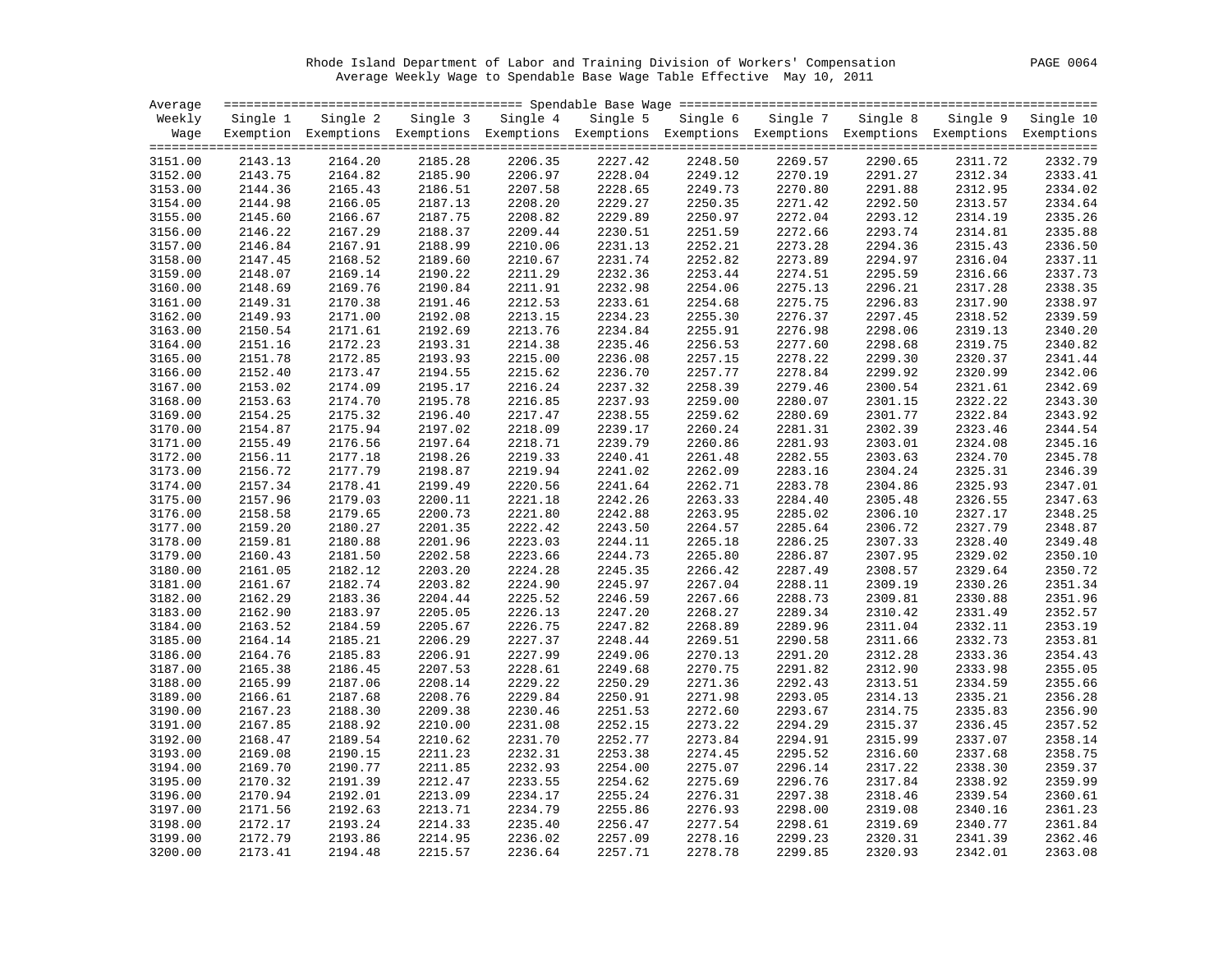Rhode Island Department of Labor and Training Division of Workers' Compensation
Average Weekly Wage to Spendable Base Wage Table Effective May 10, 2011

| Average Weekly Wage | Single 1 Exemption | Single 2 Exemptions | Single 3 Exemptions | Single 4 Exemptions | Single 5 Exemptions | Single 6 Exemptions | Single 7 Exemptions | Single 8 Exemptions | Single 9 Exemptions | Single 10 Exemptions |
|---|---|---|---|---|---|---|---|---|---|---|
| 3151.00 | 2143.13 | 2164.20 | 2185.28 | 2206.35 | 2227.42 | 2248.50 | 2269.57 | 2290.65 | 2311.72 | 2332.79 |
| 3152.00 | 2143.75 | 2164.82 | 2185.90 | 2206.97 | 2228.04 | 2249.12 | 2270.19 | 2291.27 | 2312.34 | 2333.41 |
| 3153.00 | 2144.36 | 2165.43 | 2186.51 | 2207.58 | 2228.65 | 2249.73 | 2270.80 | 2291.88 | 2312.95 | 2334.02 |
| 3154.00 | 2144.98 | 2166.05 | 2187.13 | 2208.20 | 2229.27 | 2250.35 | 2271.42 | 2292.50 | 2313.57 | 2334.64 |
| 3155.00 | 2145.60 | 2166.67 | 2187.75 | 2208.82 | 2229.89 | 2250.97 | 2272.04 | 2293.12 | 2314.19 | 2335.26 |
| 3156.00 | 2146.22 | 2167.29 | 2188.37 | 2209.44 | 2230.51 | 2251.59 | 2272.66 | 2293.74 | 2314.81 | 2335.88 |
| 3157.00 | 2146.84 | 2167.91 | 2188.99 | 2210.06 | 2231.13 | 2252.21 | 2273.28 | 2294.36 | 2315.43 | 2336.50 |
| 3158.00 | 2147.45 | 2168.52 | 2189.60 | 2210.67 | 2231.74 | 2252.82 | 2273.89 | 2294.97 | 2316.04 | 2337.11 |
| 3159.00 | 2148.07 | 2169.14 | 2190.22 | 2211.29 | 2232.36 | 2253.44 | 2274.51 | 2295.59 | 2316.66 | 2337.73 |
| 3160.00 | 2148.69 | 2169.76 | 2190.84 | 2211.91 | 2232.98 | 2254.06 | 2275.13 | 2296.21 | 2317.28 | 2338.35 |
| 3161.00 | 2149.31 | 2170.38 | 2191.46 | 2212.53 | 2233.61 | 2254.68 | 2275.75 | 2296.83 | 2317.90 | 2338.97 |
| 3162.00 | 2149.93 | 2171.00 | 2192.08 | 2213.15 | 2234.23 | 2255.30 | 2276.37 | 2297.45 | 2318.52 | 2339.59 |
| 3163.00 | 2150.54 | 2171.61 | 2192.69 | 2213.76 | 2234.84 | 2255.91 | 2276.98 | 2298.06 | 2319.13 | 2340.20 |
| 3164.00 | 2151.16 | 2172.23 | 2193.31 | 2214.38 | 2235.46 | 2256.53 | 2277.60 | 2298.68 | 2319.75 | 2340.82 |
| 3165.00 | 2151.78 | 2172.85 | 2193.93 | 2215.00 | 2236.08 | 2257.15 | 2278.22 | 2299.30 | 2320.37 | 2341.44 |
| 3166.00 | 2152.40 | 2173.47 | 2194.55 | 2215.62 | 2236.70 | 2257.77 | 2278.84 | 2299.92 | 2320.99 | 2342.06 |
| 3167.00 | 2153.02 | 2174.09 | 2195.17 | 2216.24 | 2237.32 | 2258.39 | 2279.46 | 2300.54 | 2321.61 | 2342.69 |
| 3168.00 | 2153.63 | 2174.70 | 2195.78 | 2216.85 | 2237.93 | 2259.00 | 2280.07 | 2301.15 | 2322.22 | 2343.30 |
| 3169.00 | 2154.25 | 2175.32 | 2196.40 | 2217.47 | 2238.55 | 2259.62 | 2280.69 | 2301.77 | 2322.84 | 2343.92 |
| 3170.00 | 2154.87 | 2175.94 | 2197.02 | 2218.09 | 2239.17 | 2260.24 | 2281.31 | 2302.39 | 2323.46 | 2344.54 |
| 3171.00 | 2155.49 | 2176.56 | 2197.64 | 2218.71 | 2239.79 | 2260.86 | 2281.93 | 2303.01 | 2324.08 | 2345.16 |
| 3172.00 | 2156.11 | 2177.18 | 2198.26 | 2219.33 | 2240.41 | 2261.48 | 2282.55 | 2303.63 | 2324.70 | 2345.78 |
| 3173.00 | 2156.72 | 2177.79 | 2198.87 | 2219.94 | 2241.02 | 2262.09 | 2283.16 | 2304.24 | 2325.31 | 2346.39 |
| 3174.00 | 2157.34 | 2178.41 | 2199.49 | 2220.56 | 2241.64 | 2262.71 | 2283.78 | 2304.86 | 2325.93 | 2347.01 |
| 3175.00 | 2157.96 | 2179.03 | 2200.11 | 2221.18 | 2242.26 | 2263.33 | 2284.40 | 2305.48 | 2326.55 | 2347.63 |
| 3176.00 | 2158.58 | 2179.65 | 2200.73 | 2221.80 | 2242.88 | 2263.95 | 2285.02 | 2306.10 | 2327.17 | 2348.25 |
| 3177.00 | 2159.20 | 2180.27 | 2201.35 | 2222.42 | 2243.50 | 2264.57 | 2285.64 | 2306.72 | 2327.79 | 2348.87 |
| 3178.00 | 2159.81 | 2180.88 | 2201.96 | 2223.03 | 2244.11 | 2265.18 | 2286.25 | 2307.33 | 2328.40 | 2349.48 |
| 3179.00 | 2160.43 | 2181.50 | 2202.58 | 2223.66 | 2244.73 | 2265.80 | 2286.87 | 2307.95 | 2329.02 | 2350.10 |
| 3180.00 | 2161.05 | 2182.12 | 2203.20 | 2224.28 | 2245.35 | 2266.42 | 2287.49 | 2308.57 | 2329.64 | 2350.72 |
| 3181.00 | 2161.67 | 2182.74 | 2203.82 | 2224.90 | 2245.97 | 2267.04 | 2288.11 | 2309.19 | 2330.26 | 2351.34 |
| 3182.00 | 2162.29 | 2183.36 | 2204.44 | 2225.52 | 2246.59 | 2267.66 | 2288.73 | 2309.81 | 2330.88 | 2351.96 |
| 3183.00 | 2162.90 | 2183.97 | 2205.05 | 2226.13 | 2247.20 | 2268.27 | 2289.34 | 2310.42 | 2331.49 | 2352.57 |
| 3184.00 | 2163.52 | 2184.59 | 2205.67 | 2226.75 | 2247.82 | 2268.89 | 2289.96 | 2311.04 | 2332.11 | 2353.19 |
| 3185.00 | 2164.14 | 2185.21 | 2206.29 | 2227.37 | 2248.44 | 2269.51 | 2290.58 | 2311.66 | 2332.73 | 2353.81 |
| 3186.00 | 2164.76 | 2185.83 | 2206.91 | 2227.99 | 2249.06 | 2270.13 | 2291.20 | 2312.28 | 2333.36 | 2354.43 |
| 3187.00 | 2165.38 | 2186.45 | 2207.53 | 2228.61 | 2249.68 | 2270.75 | 2291.82 | 2312.90 | 2333.98 | 2355.05 |
| 3188.00 | 2165.99 | 2187.06 | 2208.14 | 2229.22 | 2250.29 | 2271.36 | 2292.43 | 2313.51 | 2334.59 | 2355.66 |
| 3189.00 | 2166.61 | 2187.68 | 2208.76 | 2229.84 | 2250.91 | 2271.98 | 2293.05 | 2314.13 | 2335.21 | 2356.28 |
| 3190.00 | 2167.23 | 2188.30 | 2209.38 | 2230.46 | 2251.53 | 2272.60 | 2293.67 | 2314.75 | 2335.83 | 2356.90 |
| 3191.00 | 2167.85 | 2188.92 | 2210.00 | 2231.08 | 2252.15 | 2273.22 | 2294.29 | 2315.37 | 2336.45 | 2357.52 |
| 3192.00 | 2168.47 | 2189.54 | 2210.62 | 2231.70 | 2252.77 | 2273.84 | 2294.91 | 2315.99 | 2337.07 | 2358.14 |
| 3193.00 | 2169.08 | 2190.15 | 2211.23 | 2232.31 | 2253.38 | 2274.45 | 2295.52 | 2316.60 | 2337.68 | 2358.75 |
| 3194.00 | 2169.70 | 2190.77 | 2211.85 | 2232.93 | 2254.00 | 2275.07 | 2296.14 | 2317.22 | 2338.30 | 2359.37 |
| 3195.00 | 2170.32 | 2191.39 | 2212.47 | 2233.55 | 2254.62 | 2275.69 | 2296.76 | 2317.84 | 2338.92 | 2359.99 |
| 3196.00 | 2170.94 | 2192.01 | 2213.09 | 2234.17 | 2255.24 | 2276.31 | 2297.38 | 2318.46 | 2339.54 | 2360.61 |
| 3197.00 | 2171.56 | 2192.63 | 2213.71 | 2234.79 | 2255.86 | 2276.93 | 2298.00 | 2319.08 | 2340.16 | 2361.23 |
| 3198.00 | 2172.17 | 2193.24 | 2214.33 | 2235.40 | 2256.47 | 2277.54 | 2298.61 | 2319.69 | 2340.77 | 2361.84 |
| 3199.00 | 2172.79 | 2193.86 | 2214.95 | 2236.02 | 2257.09 | 2278.16 | 2299.23 | 2320.31 | 2341.39 | 2362.46 |
| 3200.00 | 2173.41 | 2194.48 | 2215.57 | 2236.64 | 2257.71 | 2278.78 | 2299.85 | 2320.93 | 2342.01 | 2363.08 |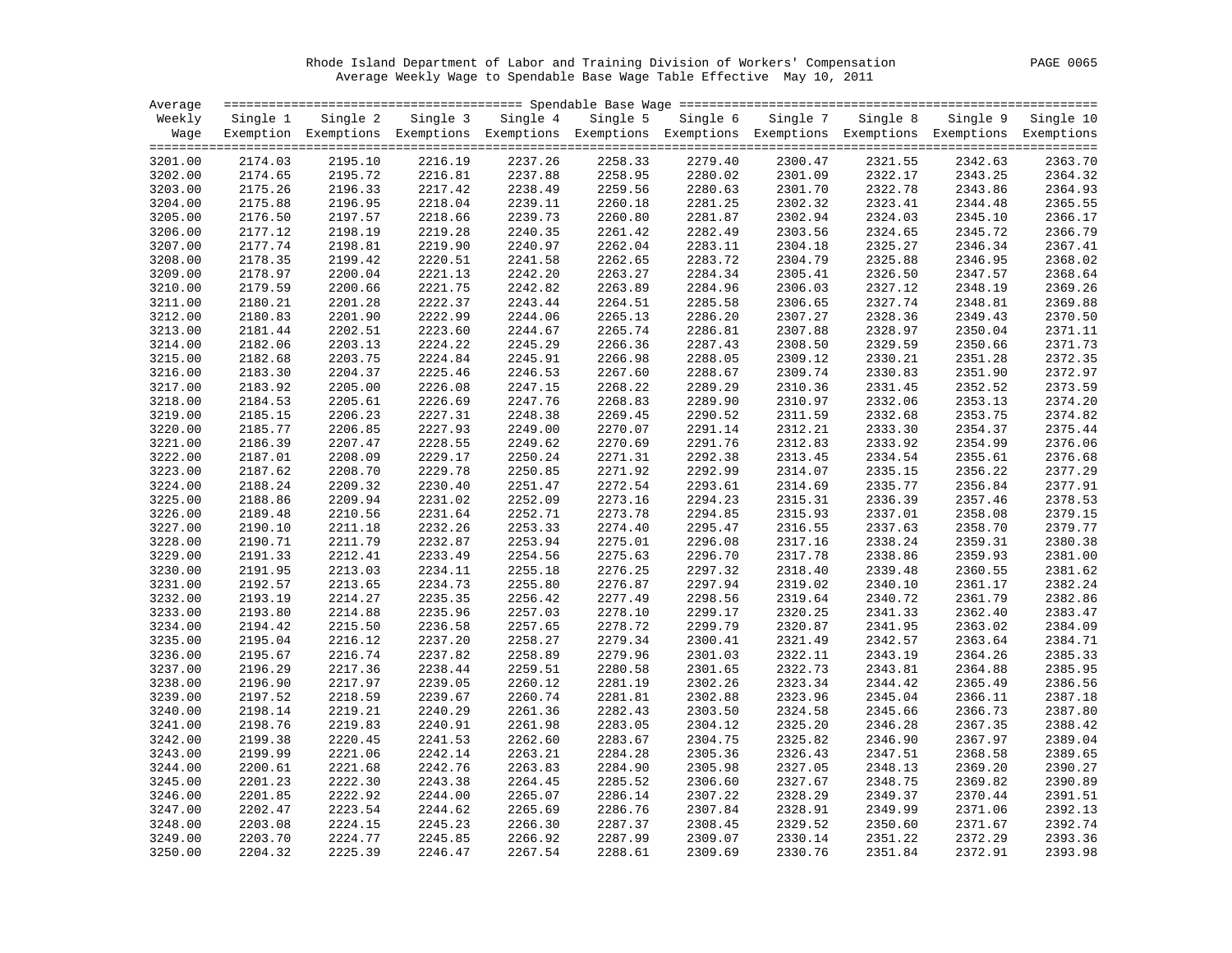Rhode Island Department of Labor and Training Division of Workers' Compensation

Average Weekly Wage to Spendable Base Wage Table Effective May 10, 2011

| Average Weekly Wage | Single 1 Exemption | Single 2 Exemptions | Single 3 Exemptions | Single 4 Exemptions | Single 5 Exemptions | Single 6 Exemptions | Single 7 Exemptions | Single 8 Exemptions | Single 9 Exemptions | Single 10 Exemptions |
|---|---|---|---|---|---|---|---|---|---|---|
| 3201.00 | 2174.03 | 2195.10 | 2216.19 | 2237.26 | 2258.33 | 2279.40 | 2300.47 | 2321.55 | 2342.63 | 2363.70 |
| 3202.00 | 2174.65 | 2195.72 | 2216.81 | 2237.88 | 2258.95 | 2280.02 | 2301.09 | 2322.17 | 2343.25 | 2364.32 |
| 3203.00 | 2175.26 | 2196.33 | 2217.42 | 2238.49 | 2259.56 | 2280.63 | 2301.70 | 2322.78 | 2343.86 | 2364.93 |
| 3204.00 | 2175.88 | 2196.95 | 2218.04 | 2239.11 | 2260.18 | 2281.25 | 2302.32 | 2323.41 | 2344.48 | 2365.55 |
| 3205.00 | 2176.50 | 2197.57 | 2218.66 | 2239.73 | 2260.80 | 2281.87 | 2302.94 | 2324.03 | 2345.10 | 2366.17 |
| 3206.00 | 2177.12 | 2198.19 | 2219.28 | 2240.35 | 2261.42 | 2282.49 | 2303.56 | 2324.65 | 2345.72 | 2366.79 |
| 3207.00 | 2177.74 | 2198.81 | 2219.90 | 2240.97 | 2262.04 | 2283.11 | 2304.18 | 2325.27 | 2346.34 | 2367.41 |
| 3208.00 | 2178.35 | 2199.42 | 2220.51 | 2241.58 | 2262.65 | 2283.72 | 2304.79 | 2325.88 | 2346.95 | 2368.02 |
| 3209.00 | 2178.97 | 2200.04 | 2221.13 | 2242.20 | 2263.27 | 2284.34 | 2305.41 | 2326.50 | 2347.57 | 2368.64 |
| 3210.00 | 2179.59 | 2200.66 | 2221.75 | 2242.82 | 2263.89 | 2284.96 | 2306.03 | 2327.12 | 2348.19 | 2369.26 |
| 3211.00 | 2180.21 | 2201.28 | 2222.37 | 2243.44 | 2264.51 | 2285.58 | 2306.65 | 2327.74 | 2348.81 | 2369.88 |
| 3212.00 | 2180.83 | 2201.90 | 2222.99 | 2244.06 | 2265.13 | 2286.20 | 2307.27 | 2328.36 | 2349.43 | 2370.50 |
| 3213.00 | 2181.44 | 2202.51 | 2223.60 | 2244.67 | 2265.74 | 2286.81 | 2307.88 | 2328.97 | 2350.04 | 2371.11 |
| 3214.00 | 2182.06 | 2203.13 | 2224.22 | 2245.29 | 2266.36 | 2287.43 | 2308.50 | 2329.59 | 2350.66 | 2371.73 |
| 3215.00 | 2182.68 | 2203.75 | 2224.84 | 2245.91 | 2266.98 | 2288.05 | 2309.12 | 2330.21 | 2351.28 | 2372.35 |
| 3216.00 | 2183.30 | 2204.37 | 2225.46 | 2246.53 | 2267.60 | 2288.67 | 2309.74 | 2330.83 | 2351.90 | 2372.97 |
| 3217.00 | 2183.92 | 2205.00 | 2226.08 | 2247.15 | 2268.22 | 2289.29 | 2310.36 | 2331.45 | 2352.52 | 2373.59 |
| 3218.00 | 2184.53 | 2205.61 | 2226.69 | 2247.76 | 2268.83 | 2289.90 | 2310.97 | 2332.06 | 2353.13 | 2374.20 |
| 3219.00 | 2185.15 | 2206.23 | 2227.31 | 2248.38 | 2269.45 | 2290.52 | 2311.59 | 2332.68 | 2353.75 | 2374.82 |
| 3220.00 | 2185.77 | 2206.85 | 2227.93 | 2249.00 | 2270.07 | 2291.14 | 2312.21 | 2333.30 | 2354.37 | 2375.44 |
| 3221.00 | 2186.39 | 2207.47 | 2228.55 | 2249.62 | 2270.69 | 2291.76 | 2312.83 | 2333.92 | 2354.99 | 2376.06 |
| 3222.00 | 2187.01 | 2208.09 | 2229.17 | 2250.24 | 2271.31 | 2292.38 | 2313.45 | 2334.54 | 2355.61 | 2376.68 |
| 3223.00 | 2187.62 | 2208.70 | 2229.78 | 2250.85 | 2271.92 | 2292.99 | 2314.07 | 2335.15 | 2356.22 | 2377.29 |
| 3224.00 | 2188.24 | 2209.32 | 2230.40 | 2251.47 | 2272.54 | 2293.61 | 2314.69 | 2335.77 | 2356.84 | 2377.91 |
| 3225.00 | 2188.86 | 2209.94 | 2231.02 | 2252.09 | 2273.16 | 2294.23 | 2315.31 | 2336.39 | 2357.46 | 2378.53 |
| 3226.00 | 2189.48 | 2210.56 | 2231.64 | 2252.71 | 2273.78 | 2294.85 | 2315.93 | 2337.01 | 2358.08 | 2379.15 |
| 3227.00 | 2190.10 | 2211.18 | 2232.26 | 2253.33 | 2274.40 | 2295.47 | 2316.55 | 2337.63 | 2358.70 | 2379.77 |
| 3228.00 | 2190.71 | 2211.79 | 2232.87 | 2253.94 | 2275.01 | 2296.08 | 2317.16 | 2338.24 | 2359.31 | 2380.38 |
| 3229.00 | 2191.33 | 2212.41 | 2233.49 | 2254.56 | 2275.63 | 2296.70 | 2317.78 | 2338.86 | 2359.93 | 2381.00 |
| 3230.00 | 2191.95 | 2213.03 | 2234.11 | 2255.18 | 2276.25 | 2297.32 | 2318.40 | 2339.48 | 2360.55 | 2381.62 |
| 3231.00 | 2192.57 | 2213.65 | 2234.73 | 2255.80 | 2276.87 | 2297.94 | 2319.02 | 2340.10 | 2361.17 | 2382.24 |
| 3232.00 | 2193.19 | 2214.27 | 2235.35 | 2256.42 | 2277.49 | 2298.56 | 2319.64 | 2340.72 | 2361.79 | 2382.86 |
| 3233.00 | 2193.80 | 2214.88 | 2235.96 | 2257.03 | 2278.10 | 2299.17 | 2320.25 | 2341.33 | 2362.40 | 2383.47 |
| 3234.00 | 2194.42 | 2215.50 | 2236.58 | 2257.65 | 2278.72 | 2299.79 | 2320.87 | 2341.95 | 2363.02 | 2384.09 |
| 3235.00 | 2195.04 | 2216.12 | 2237.20 | 2258.27 | 2279.34 | 2300.41 | 2321.49 | 2342.57 | 2363.64 | 2384.71 |
| 3236.00 | 2195.67 | 2216.74 | 2237.82 | 2258.89 | 2279.96 | 2301.03 | 2322.11 | 2343.19 | 2364.26 | 2385.33 |
| 3237.00 | 2196.29 | 2217.36 | 2238.44 | 2259.51 | 2280.58 | 2301.65 | 2322.73 | 2343.81 | 2364.88 | 2385.95 |
| 3238.00 | 2196.90 | 2217.97 | 2239.05 | 2260.12 | 2281.19 | 2302.26 | 2323.34 | 2344.42 | 2365.49 | 2386.56 |
| 3239.00 | 2197.52 | 2218.59 | 2239.67 | 2260.74 | 2281.81 | 2302.88 | 2323.96 | 2345.04 | 2366.11 | 2387.18 |
| 3240.00 | 2198.14 | 2219.21 | 2240.29 | 2261.36 | 2282.43 | 2303.50 | 2324.58 | 2345.66 | 2366.73 | 2387.80 |
| 3241.00 | 2198.76 | 2219.83 | 2240.91 | 2261.98 | 2283.05 | 2304.12 | 2325.20 | 2346.28 | 2367.35 | 2388.42 |
| 3242.00 | 2199.38 | 2220.45 | 2241.53 | 2262.60 | 2283.67 | 2304.75 | 2325.82 | 2346.90 | 2367.97 | 2389.04 |
| 3243.00 | 2199.99 | 2221.06 | 2242.14 | 2263.21 | 2284.28 | 2305.36 | 2326.43 | 2347.51 | 2368.58 | 2389.65 |
| 3244.00 | 2200.61 | 2221.68 | 2242.76 | 2263.83 | 2284.90 | 2305.98 | 2327.05 | 2348.13 | 2369.20 | 2390.27 |
| 3245.00 | 2201.23 | 2222.30 | 2243.38 | 2264.45 | 2285.52 | 2306.60 | 2327.67 | 2348.75 | 2369.82 | 2390.89 |
| 3246.00 | 2201.85 | 2222.92 | 2244.00 | 2265.07 | 2286.14 | 2307.22 | 2328.29 | 2349.37 | 2370.44 | 2391.51 |
| 3247.00 | 2202.47 | 2223.54 | 2244.62 | 2265.69 | 2286.76 | 2307.84 | 2328.91 | 2349.99 | 2371.06 | 2392.13 |
| 3248.00 | 2203.08 | 2224.15 | 2245.23 | 2266.30 | 2287.37 | 2308.45 | 2329.52 | 2350.60 | 2371.67 | 2392.74 |
| 3249.00 | 2203.70 | 2224.77 | 2245.85 | 2266.92 | 2287.99 | 2309.07 | 2330.14 | 2351.22 | 2372.29 | 2393.36 |
| 3250.00 | 2204.32 | 2225.39 | 2246.47 | 2267.54 | 2288.61 | 2309.69 | 2330.76 | 2351.84 | 2372.91 | 2393.98 |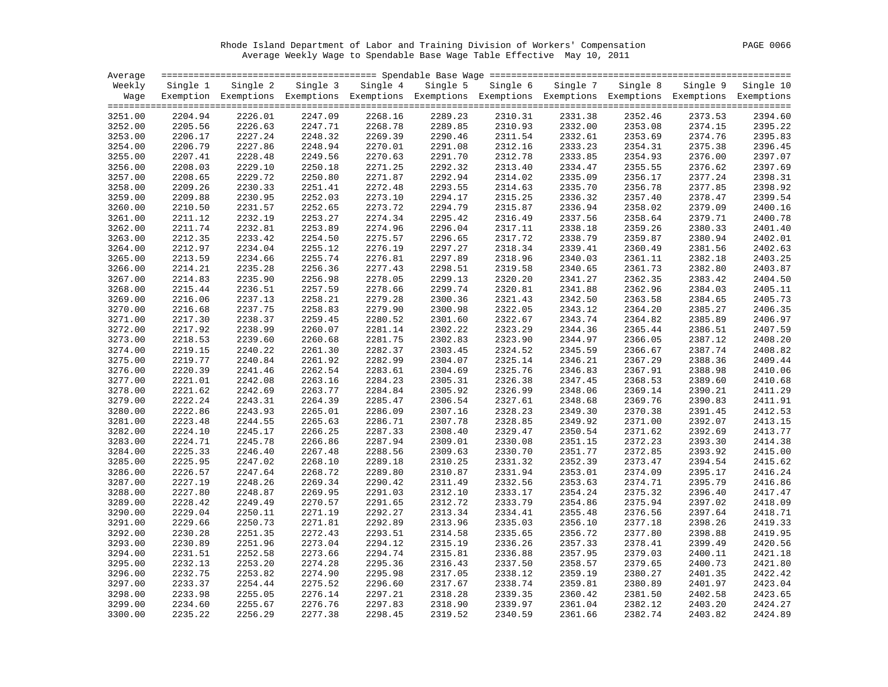Rhode Island Department of Labor and Training Division of Workers' Compensation

Average Weekly Wage to Spendable Base Wage Table Effective May 10, 2011

| Average Weekly Wage | Spendable Base Wage | | | | | | | | | |
|---|---|---|---|---|---|---|---|---|---|---|
| | Single 1 Exemption | Single 2 Exemptions | Single 3 Exemptions | Single 4 Exemptions | Single 5 Exemptions | Single 6 Exemptions | Single 7 Exemptions | Single 8 Exemptions | Single 9 Exemptions | Single 10 Exemptions |
| 3251.00 | 2204.94 | 2226.01 | 2247.09 | 2268.16 | 2289.23 | 2310.31 | 2331.38 | 2352.46 | 2373.53 | 2394.60 |
| 3252.00 | 2205.56 | 2226.63 | 2247.71 | 2268.78 | 2289.85 | 2310.93 | 2332.00 | 2353.08 | 2374.15 | 2395.22 |
| 3253.00 | 2206.17 | 2227.24 | 2248.32 | 2269.39 | 2290.46 | 2311.54 | 2332.61 | 2353.69 | 2374.76 | 2395.83 |
| 3254.00 | 2206.79 | 2227.86 | 2248.94 | 2270.01 | 2291.08 | 2312.16 | 2333.23 | 2354.31 | 2375.38 | 2396.45 |
| 3255.00 | 2207.41 | 2228.48 | 2249.56 | 2270.63 | 2291.70 | 2312.78 | 2333.85 | 2354.93 | 2376.00 | 2397.07 |
| 3256.00 | 2208.03 | 2229.10 | 2250.18 | 2271.25 | 2292.32 | 2313.40 | 2334.47 | 2355.55 | 2376.62 | 2397.69 |
| 3257.00 | 2208.65 | 2229.72 | 2250.80 | 2271.87 | 2292.94 | 2314.02 | 2335.09 | 2356.17 | 2377.24 | 2398.31 |
| 3258.00 | 2209.26 | 2230.33 | 2251.41 | 2272.48 | 2293.55 | 2314.63 | 2335.70 | 2356.78 | 2377.85 | 2398.92 |
| 3259.00 | 2209.88 | 2230.95 | 2252.03 | 2273.10 | 2294.17 | 2315.25 | 2336.32 | 2357.40 | 2378.47 | 2399.54 |
| 3260.00 | 2210.50 | 2231.57 | 2252.65 | 2273.72 | 2294.79 | 2315.87 | 2336.94 | 2358.02 | 2379.09 | 2400.16 |
| 3261.00 | 2211.12 | 2232.19 | 2253.27 | 2274.34 | 2295.42 | 2316.49 | 2337.56 | 2358.64 | 2379.71 | 2400.78 |
| 3262.00 | 2211.74 | 2232.81 | 2253.89 | 2274.96 | 2296.04 | 2317.11 | 2338.18 | 2359.26 | 2380.33 | 2401.40 |
| 3263.00 | 2212.35 | 2233.42 | 2254.50 | 2275.57 | 2296.65 | 2317.72 | 2338.79 | 2359.87 | 2380.94 | 2402.01 |
| 3264.00 | 2212.97 | 2234.04 | 2255.12 | 2276.19 | 2297.27 | 2318.34 | 2339.41 | 2360.49 | 2381.56 | 2402.63 |
| 3265.00 | 2213.59 | 2234.66 | 2255.74 | 2276.81 | 2297.89 | 2318.96 | 2340.03 | 2361.11 | 2382.18 | 2403.25 |
| 3266.00 | 2214.21 | 2235.28 | 2256.36 | 2277.43 | 2298.51 | 2319.58 | 2340.65 | 2361.73 | 2382.80 | 2403.87 |
| 3267.00 | 2214.83 | 2235.90 | 2256.98 | 2278.05 | 2299.13 | 2320.20 | 2341.27 | 2362.35 | 2383.42 | 2404.50 |
| 3268.00 | 2215.44 | 2236.51 | 2257.59 | 2278.66 | 2299.74 | 2320.81 | 2341.88 | 2362.96 | 2384.03 | 2405.11 |
| 3269.00 | 2216.06 | 2237.13 | 2258.21 | 2279.28 | 2300.36 | 2321.43 | 2342.50 | 2363.58 | 2384.65 | 2405.73 |
| 3270.00 | 2216.68 | 2237.75 | 2258.83 | 2279.90 | 2300.98 | 2322.05 | 2343.12 | 2364.20 | 2385.27 | 2406.35 |
| 3271.00 | 2217.30 | 2238.37 | 2259.45 | 2280.52 | 2301.60 | 2322.67 | 2343.74 | 2364.82 | 2385.89 | 2406.97 |
| 3272.00 | 2217.92 | 2238.99 | 2260.07 | 2281.14 | 2302.22 | 2323.29 | 2344.36 | 2365.44 | 2386.51 | 2407.59 |
| 3273.00 | 2218.53 | 2239.60 | 2260.68 | 2281.75 | 2302.83 | 2323.90 | 2344.97 | 2366.05 | 2387.12 | 2408.20 |
| 3274.00 | 2219.15 | 2240.22 | 2261.30 | 2282.37 | 2303.45 | 2324.52 | 2345.59 | 2366.67 | 2387.74 | 2408.82 |
| 3275.00 | 2219.77 | 2240.84 | 2261.92 | 2282.99 | 2304.07 | 2325.14 | 2346.21 | 2367.29 | 2388.36 | 2409.44 |
| 3276.00 | 2220.39 | 2241.46 | 2262.54 | 2283.61 | 2304.69 | 2325.76 | 2346.83 | 2367.91 | 2388.98 | 2410.06 |
| 3277.00 | 2221.01 | 2242.08 | 2263.16 | 2284.23 | 2305.31 | 2326.38 | 2347.45 | 2368.53 | 2389.60 | 2410.68 |
| 3278.00 | 2221.62 | 2242.69 | 2263.77 | 2284.84 | 2305.92 | 2326.99 | 2348.06 | 2369.14 | 2390.21 | 2411.29 |
| 3279.00 | 2222.24 | 2243.31 | 2264.39 | 2285.47 | 2306.54 | 2327.61 | 2348.68 | 2369.76 | 2390.83 | 2411.91 |
| 3280.00 | 2222.86 | 2243.93 | 2265.01 | 2286.09 | 2307.16 | 2328.23 | 2349.30 | 2370.38 | 2391.45 | 2412.53 |
| 3281.00 | 2223.48 | 2244.55 | 2265.63 | 2286.71 | 2307.78 | 2328.85 | 2349.92 | 2371.00 | 2392.07 | 2413.15 |
| 3282.00 | 2224.10 | 2245.17 | 2266.25 | 2287.33 | 2308.40 | 2329.47 | 2350.54 | 2371.62 | 2392.69 | 2413.77 |
| 3283.00 | 2224.71 | 2245.78 | 2266.86 | 2287.94 | 2309.01 | 2330.08 | 2351.15 | 2372.23 | 2393.30 | 2414.38 |
| 3284.00 | 2225.33 | 2246.40 | 2267.48 | 2288.56 | 2309.63 | 2330.70 | 2351.77 | 2372.85 | 2393.92 | 2415.00 |
| 3285.00 | 2225.95 | 2247.02 | 2268.10 | 2289.18 | 2310.25 | 2331.32 | 2352.39 | 2373.47 | 2394.54 | 2415.62 |
| 3286.00 | 2226.57 | 2247.64 | 2268.72 | 2289.80 | 2310.87 | 2331.94 | 2353.01 | 2374.09 | 2395.17 | 2416.24 |
| 3287.00 | 2227.19 | 2248.26 | 2269.34 | 2290.42 | 2311.49 | 2332.56 | 2353.63 | 2374.71 | 2395.79 | 2416.86 |
| 3288.00 | 2227.80 | 2248.87 | 2269.95 | 2291.03 | 2312.10 | 2333.17 | 2354.24 | 2375.32 | 2396.40 | 2417.47 |
| 3289.00 | 2228.42 | 2249.49 | 2270.57 | 2291.65 | 2312.72 | 2333.79 | 2354.86 | 2375.94 | 2397.02 | 2418.09 |
| 3290.00 | 2229.04 | 2250.11 | 2271.19 | 2292.27 | 2313.34 | 2334.41 | 2355.48 | 2376.56 | 2397.64 | 2418.71 |
| 3291.00 | 2229.66 | 2250.73 | 2271.81 | 2292.89 | 2313.96 | 2335.03 | 2356.10 | 2377.18 | 2398.26 | 2419.33 |
| 3292.00 | 2230.28 | 2251.35 | 2272.43 | 2293.51 | 2314.58 | 2335.65 | 2356.72 | 2377.80 | 2398.88 | 2419.95 |
| 3293.00 | 2230.89 | 2251.96 | 2273.04 | 2294.12 | 2315.19 | 2336.26 | 2357.33 | 2378.41 | 2399.49 | 2420.56 |
| 3294.00 | 2231.51 | 2252.58 | 2273.66 | 2294.74 | 2315.81 | 2336.88 | 2357.95 | 2379.03 | 2400.11 | 2421.18 |
| 3295.00 | 2232.13 | 2253.20 | 2274.28 | 2295.36 | 2316.43 | 2337.50 | 2358.57 | 2379.65 | 2400.73 | 2421.80 |
| 3296.00 | 2232.75 | 2253.82 | 2274.90 | 2295.98 | 2317.05 | 2338.12 | 2359.19 | 2380.27 | 2401.35 | 2422.42 |
| 3297.00 | 2233.37 | 2254.44 | 2275.52 | 2296.60 | 2317.67 | 2338.74 | 2359.81 | 2380.89 | 2401.97 | 2423.04 |
| 3298.00 | 2233.98 | 2255.05 | 2276.14 | 2297.21 | 2318.28 | 2339.35 | 2360.42 | 2381.50 | 2402.58 | 2423.65 |
| 3299.00 | 2234.60 | 2255.67 | 2276.76 | 2297.83 | 2318.90 | 2339.97 | 2361.04 | 2382.12 | 2403.20 | 2424.27 |
| 3300.00 | 2235.22 | 2256.29 | 2277.38 | 2298.45 | 2319.52 | 2340.59 | 2361.66 | 2382.74 | 2403.82 | 2424.89 |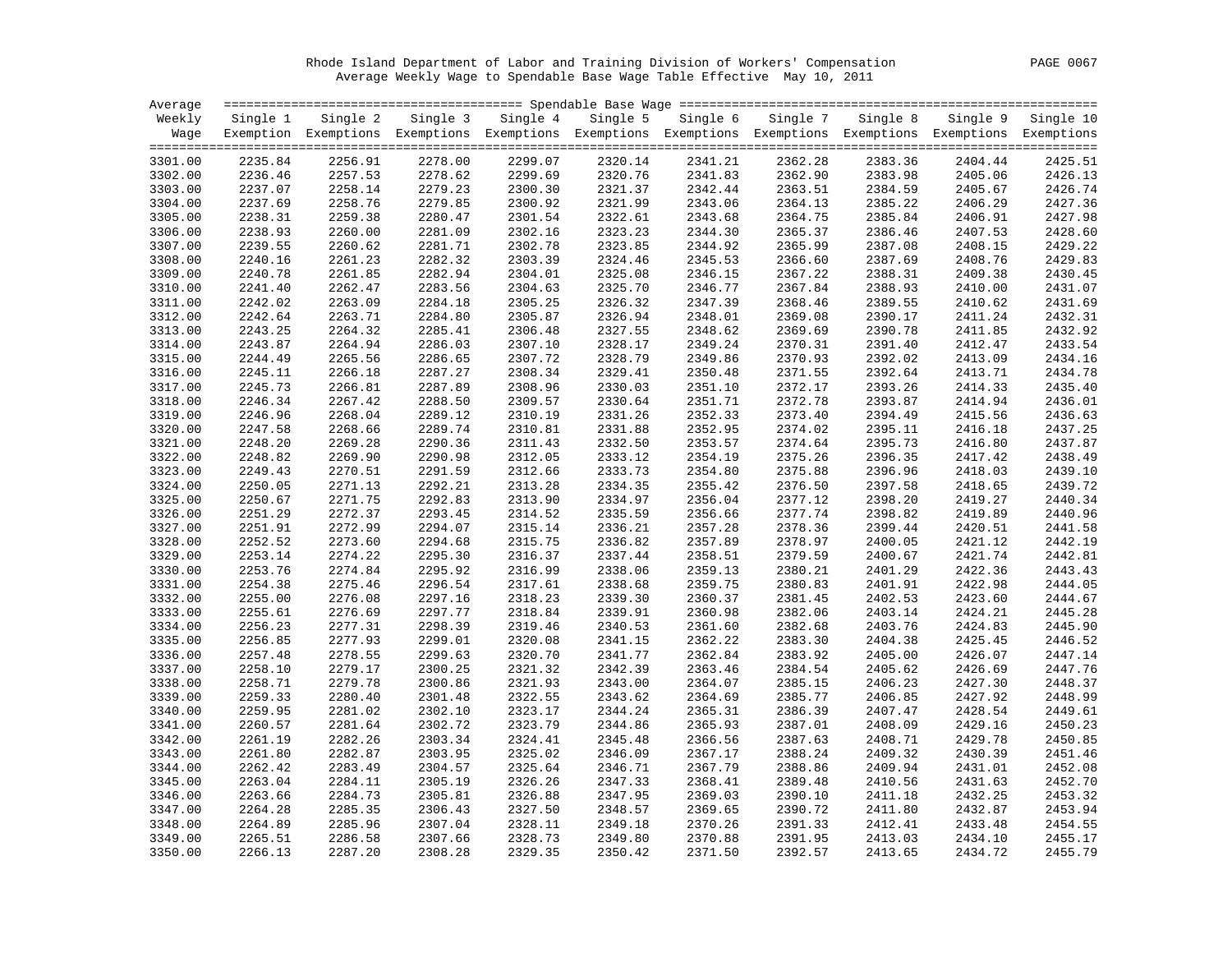Rhode Island Department of Labor and Training Division of Workers' Compensation

Average Weekly Wage to Spendable Base Wage Table Effective May 10, 2011

| Average Weekly Wage | Single 1 Exemption | Single 2 Exemptions | Single 3 Exemptions | Single 4 Exemptions | Single 5 Exemptions | Single 6 Exemptions | Single 7 Exemptions | Single 8 Exemptions | Single 9 Exemptions | Single 10 Exemptions |
|---|---|---|---|---|---|---|---|---|---|---|
| 3301.00 | 2235.84 | 2256.91 | 2278.00 | 2299.07 | 2320.14 | 2341.21 | 2362.28 | 2383.36 | 2404.44 | 2425.51 |
| 3302.00 | 2236.46 | 2257.53 | 2278.62 | 2299.69 | 2320.76 | 2341.83 | 2362.90 | 2383.98 | 2405.06 | 2426.13 |
| 3303.00 | 2237.07 | 2258.14 | 2279.23 | 2300.30 | 2321.37 | 2342.44 | 2363.51 | 2384.59 | 2405.67 | 2426.74 |
| 3304.00 | 2237.69 | 2258.76 | 2279.85 | 2300.92 | 2321.99 | 2343.06 | 2364.13 | 2385.22 | 2406.29 | 2427.36 |
| 3305.00 | 2238.31 | 2259.38 | 2280.47 | 2301.54 | 2322.61 | 2343.68 | 2364.75 | 2385.84 | 2406.91 | 2427.98 |
| 3306.00 | 2238.93 | 2260.00 | 2281.09 | 2302.16 | 2323.23 | 2344.30 | 2365.37 | 2386.46 | 2407.53 | 2428.60 |
| 3307.00 | 2239.55 | 2260.62 | 2281.71 | 2302.78 | 2323.85 | 2344.92 | 2365.99 | 2387.08 | 2408.15 | 2429.22 |
| 3308.00 | 2240.16 | 2261.23 | 2282.32 | 2303.39 | 2324.46 | 2345.53 | 2366.60 | 2387.69 | 2408.76 | 2429.83 |
| 3309.00 | 2240.78 | 2261.85 | 2282.94 | 2304.01 | 2325.08 | 2346.15 | 2367.22 | 2388.31 | 2409.38 | 2430.45 |
| 3310.00 | 2241.40 | 2262.47 | 2283.56 | 2304.63 | 2325.70 | 2346.77 | 2367.84 | 2388.93 | 2410.00 | 2431.07 |
| 3311.00 | 2242.02 | 2263.09 | 2284.18 | 2305.25 | 2326.32 | 2347.39 | 2368.46 | 2389.55 | 2410.62 | 2431.69 |
| 3312.00 | 2242.64 | 2263.71 | 2284.80 | 2305.87 | 2326.94 | 2348.01 | 2369.08 | 2390.17 | 2411.24 | 2432.31 |
| 3313.00 | 2243.25 | 2264.32 | 2285.41 | 2306.48 | 2327.55 | 2348.62 | 2369.69 | 2390.78 | 2411.85 | 2432.92 |
| 3314.00 | 2243.87 | 2264.94 | 2286.03 | 2307.10 | 2328.17 | 2349.24 | 2370.31 | 2391.40 | 2412.47 | 2433.54 |
| 3315.00 | 2244.49 | 2265.56 | 2286.65 | 2307.72 | 2328.79 | 2349.86 | 2370.93 | 2392.02 | 2413.09 | 2434.16 |
| 3316.00 | 2245.11 | 2266.18 | 2287.27 | 2308.34 | 2329.41 | 2350.48 | 2371.55 | 2392.64 | 2413.71 | 2434.78 |
| 3317.00 | 2245.73 | 2266.81 | 2287.89 | 2308.96 | 2330.03 | 2351.10 | 2372.17 | 2393.26 | 2414.33 | 2435.40 |
| 3318.00 | 2246.34 | 2267.42 | 2288.50 | 2309.57 | 2330.64 | 2351.71 | 2372.78 | 2393.87 | 2414.94 | 2436.01 |
| 3319.00 | 2246.96 | 2268.04 | 2289.12 | 2310.19 | 2331.26 | 2352.33 | 2373.40 | 2394.49 | 2415.56 | 2436.63 |
| 3320.00 | 2247.58 | 2268.66 | 2289.74 | 2310.81 | 2331.88 | 2352.95 | 2374.02 | 2395.11 | 2416.18 | 2437.25 |
| 3321.00 | 2248.20 | 2269.28 | 2290.36 | 2311.43 | 2332.50 | 2353.57 | 2374.64 | 2395.73 | 2416.80 | 2437.87 |
| 3322.00 | 2248.82 | 2269.90 | 2290.98 | 2312.05 | 2333.12 | 2354.19 | 2375.26 | 2396.35 | 2417.42 | 2438.49 |
| 3323.00 | 2249.43 | 2270.51 | 2291.59 | 2312.66 | 2333.73 | 2354.80 | 2375.88 | 2396.96 | 2418.03 | 2439.10 |
| 3324.00 | 2250.05 | 2271.13 | 2292.21 | 2313.28 | 2334.35 | 2355.42 | 2376.50 | 2397.58 | 2418.65 | 2439.72 |
| 3325.00 | 2250.67 | 2271.75 | 2292.83 | 2313.90 | 2334.97 | 2356.04 | 2377.12 | 2398.20 | 2419.27 | 2440.34 |
| 3326.00 | 2251.29 | 2272.37 | 2293.45 | 2314.52 | 2335.59 | 2356.66 | 2377.74 | 2398.82 | 2419.89 | 2440.96 |
| 3327.00 | 2251.91 | 2272.99 | 2294.07 | 2315.14 | 2336.21 | 2357.28 | 2378.36 | 2399.44 | 2420.51 | 2441.58 |
| 3328.00 | 2252.52 | 2273.60 | 2294.68 | 2315.75 | 2336.82 | 2357.89 | 2378.97 | 2400.05 | 2421.12 | 2442.19 |
| 3329.00 | 2253.14 | 2274.22 | 2295.30 | 2316.37 | 2337.44 | 2358.51 | 2379.59 | 2400.67 | 2421.74 | 2442.81 |
| 3330.00 | 2253.76 | 2274.84 | 2295.92 | 2316.99 | 2338.06 | 2359.13 | 2380.21 | 2401.29 | 2422.36 | 2443.43 |
| 3331.00 | 2254.38 | 2275.46 | 2296.54 | 2317.61 | 2338.68 | 2359.75 | 2380.83 | 2401.91 | 2422.98 | 2444.05 |
| 3332.00 | 2255.00 | 2276.08 | 2297.16 | 2318.23 | 2339.30 | 2360.37 | 2381.45 | 2402.53 | 2423.60 | 2444.67 |
| 3333.00 | 2255.61 | 2276.69 | 2297.77 | 2318.84 | 2339.91 | 2360.98 | 2382.06 | 2403.14 | 2424.21 | 2445.28 |
| 3334.00 | 2256.23 | 2277.31 | 2298.39 | 2319.46 | 2340.53 | 2361.60 | 2382.68 | 2403.76 | 2424.83 | 2445.90 |
| 3335.00 | 2256.85 | 2277.93 | 2299.01 | 2320.08 | 2341.15 | 2362.22 | 2383.30 | 2404.38 | 2425.45 | 2446.52 |
| 3336.00 | 2257.48 | 2278.55 | 2299.63 | 2320.70 | 2341.77 | 2362.84 | 2383.92 | 2405.00 | 2426.07 | 2447.14 |
| 3337.00 | 2258.10 | 2279.17 | 2300.25 | 2321.32 | 2342.39 | 2363.46 | 2384.54 | 2405.62 | 2426.69 | 2447.76 |
| 3338.00 | 2258.71 | 2279.78 | 2300.86 | 2321.93 | 2343.00 | 2364.07 | 2385.15 | 2406.23 | 2427.30 | 2448.37 |
| 3339.00 | 2259.33 | 2280.40 | 2301.48 | 2322.55 | 2343.62 | 2364.69 | 2385.77 | 2406.85 | 2427.92 | 2448.99 |
| 3340.00 | 2259.95 | 2281.02 | 2302.10 | 2323.17 | 2344.24 | 2365.31 | 2386.39 | 2407.47 | 2428.54 | 2449.61 |
| 3341.00 | 2260.57 | 2281.64 | 2302.72 | 2323.79 | 2344.86 | 2365.93 | 2387.01 | 2408.09 | 2429.16 | 2450.23 |
| 3342.00 | 2261.19 | 2282.26 | 2303.34 | 2324.41 | 2345.48 | 2366.56 | 2387.63 | 2408.71 | 2429.78 | 2450.85 |
| 3343.00 | 2261.80 | 2282.87 | 2303.95 | 2325.02 | 2346.09 | 2367.17 | 2388.24 | 2409.32 | 2430.39 | 2451.46 |
| 3344.00 | 2262.42 | 2283.49 | 2304.57 | 2325.64 | 2346.71 | 2367.79 | 2388.86 | 2409.94 | 2431.01 | 2452.08 |
| 3345.00 | 2263.04 | 2284.11 | 2305.19 | 2326.26 | 2347.33 | 2368.41 | 2389.48 | 2410.56 | 2431.63 | 2452.70 |
| 3346.00 | 2263.66 | 2284.73 | 2305.81 | 2326.88 | 2347.95 | 2369.03 | 2390.10 | 2411.18 | 2432.25 | 2453.32 |
| 3347.00 | 2264.28 | 2285.35 | 2306.43 | 2327.50 | 2348.57 | 2369.65 | 2390.72 | 2411.80 | 2432.87 | 2453.94 |
| 3348.00 | 2264.89 | 2285.96 | 2307.04 | 2328.11 | 2349.18 | 2370.26 | 2391.33 | 2412.41 | 2433.48 | 2454.55 |
| 3349.00 | 2265.51 | 2286.58 | 2307.66 | 2328.73 | 2349.80 | 2370.88 | 2391.95 | 2413.03 | 2434.10 | 2455.17 |
| 3350.00 | 2266.13 | 2287.20 | 2308.28 | 2329.35 | 2350.42 | 2371.50 | 2392.57 | 2413.65 | 2434.72 | 2455.79 |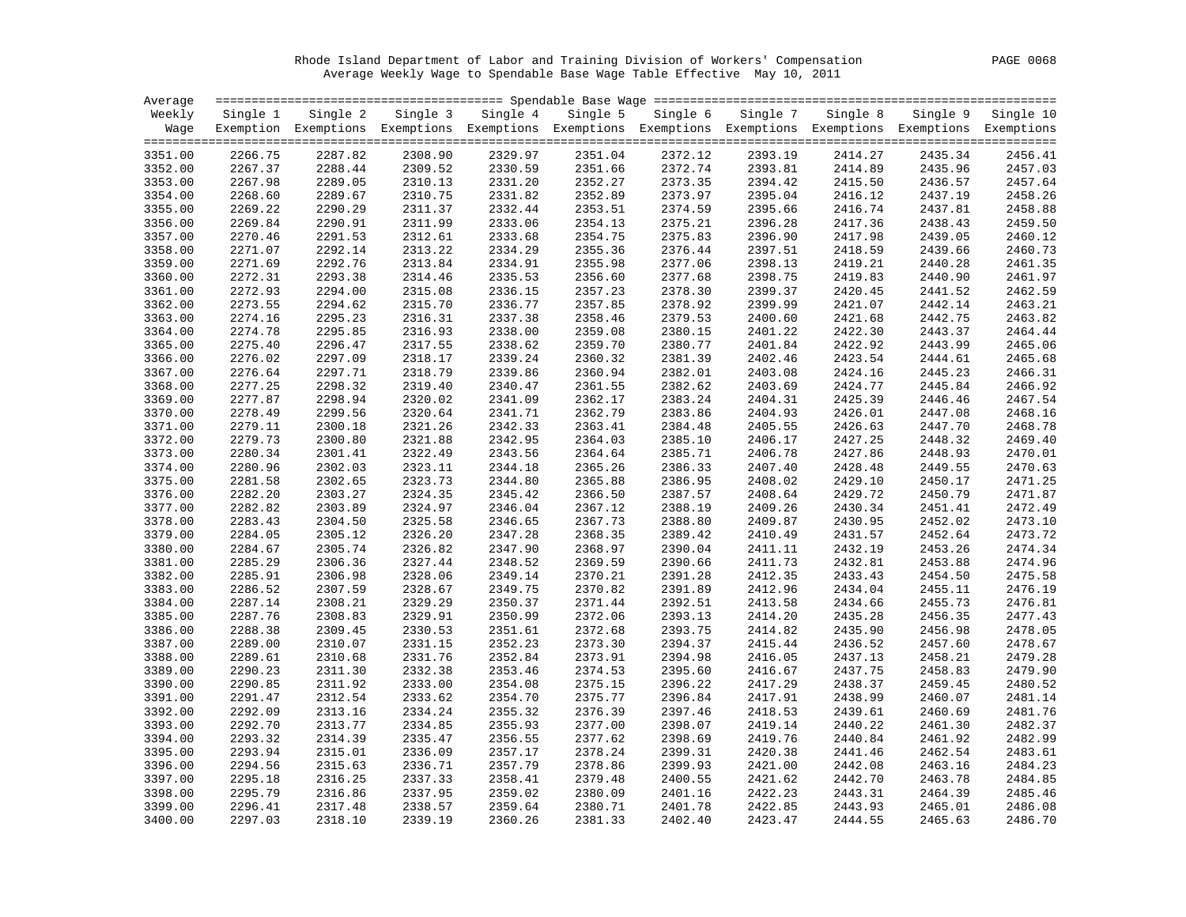Rhode Island Department of Labor and Training Division of Workers' Compensation
Average Weekly Wage to Spendable Base Wage Table Effective May 10, 2011

| Average Weekly Wage | Single 1 Exemption | Single 2 Exemptions | Single 3 Exemptions | Single 4 Exemptions | Single 5 Exemptions | Single 6 Exemptions | Single 7 Exemptions | Single 8 Exemptions | Single 9 Exemptions | Single 10 Exemptions |
|---|---|---|---|---|---|---|---|---|---|---|
| 3351.00 | 2266.75 | 2287.82 | 2308.90 | 2329.97 | 2351.04 | 2372.12 | 2393.19 | 2414.27 | 2435.34 | 2456.41 |
| 3352.00 | 2267.37 | 2288.44 | 2309.52 | 2330.59 | 2351.66 | 2372.74 | 2393.81 | 2414.89 | 2435.96 | 2457.03 |
| 3353.00 | 2267.98 | 2289.05 | 2310.13 | 2331.20 | 2352.27 | 2373.35 | 2394.42 | 2415.50 | 2436.57 | 2457.64 |
| 3354.00 | 2268.60 | 2289.67 | 2310.75 | 2331.82 | 2352.89 | 2373.97 | 2395.04 | 2416.12 | 2437.19 | 2458.26 |
| 3355.00 | 2269.22 | 2290.29 | 2311.37 | 2332.44 | 2353.51 | 2374.59 | 2395.66 | 2416.74 | 2437.81 | 2458.88 |
| 3356.00 | 2269.84 | 2290.91 | 2311.99 | 2333.06 | 2354.13 | 2375.21 | 2396.28 | 2417.36 | 2438.43 | 2459.50 |
| 3357.00 | 2270.46 | 2291.53 | 2312.61 | 2333.68 | 2354.75 | 2375.83 | 2396.90 | 2417.98 | 2439.05 | 2460.12 |
| 3358.00 | 2271.07 | 2292.14 | 2313.22 | 2334.29 | 2355.36 | 2376.44 | 2397.51 | 2418.59 | 2439.66 | 2460.73 |
| 3359.00 | 2271.69 | 2292.76 | 2313.84 | 2334.91 | 2355.98 | 2377.06 | 2398.13 | 2419.21 | 2440.28 | 2461.35 |
| 3360.00 | 2272.31 | 2293.38 | 2314.46 | 2335.53 | 2356.60 | 2377.68 | 2398.75 | 2419.83 | 2440.90 | 2461.97 |
| 3361.00 | 2272.93 | 2294.00 | 2315.08 | 2336.15 | 2357.23 | 2378.30 | 2399.37 | 2420.45 | 2441.52 | 2462.59 |
| 3362.00 | 2273.55 | 2294.62 | 2315.70 | 2336.77 | 2357.85 | 2378.92 | 2399.99 | 2421.07 | 2442.14 | 2463.21 |
| 3363.00 | 2274.16 | 2295.23 | 2316.31 | 2337.38 | 2358.46 | 2379.53 | 2400.60 | 2421.68 | 2442.75 | 2463.82 |
| 3364.00 | 2274.78 | 2295.85 | 2316.93 | 2338.00 | 2359.08 | 2380.15 | 2401.22 | 2422.30 | 2443.37 | 2464.44 |
| 3365.00 | 2275.40 | 2296.47 | 2317.55 | 2338.62 | 2359.70 | 2380.77 | 2401.84 | 2422.92 | 2443.99 | 2465.06 |
| 3366.00 | 2276.02 | 2297.09 | 2318.17 | 2339.24 | 2360.32 | 2381.39 | 2402.46 | 2423.54 | 2444.61 | 2465.68 |
| 3367.00 | 2276.64 | 2297.71 | 2318.79 | 2339.86 | 2360.94 | 2382.01 | 2403.08 | 2424.16 | 2445.23 | 2466.31 |
| 3368.00 | 2277.25 | 2298.32 | 2319.40 | 2340.47 | 2361.55 | 2382.62 | 2403.69 | 2424.77 | 2445.84 | 2466.92 |
| 3369.00 | 2277.87 | 2298.94 | 2320.02 | 2341.09 | 2362.17 | 2383.24 | 2404.31 | 2425.39 | 2446.46 | 2467.54 |
| 3370.00 | 2278.49 | 2299.56 | 2320.64 | 2341.71 | 2362.79 | 2383.86 | 2404.93 | 2426.01 | 2447.08 | 2468.16 |
| 3371.00 | 2279.11 | 2300.18 | 2321.26 | 2342.33 | 2363.41 | 2384.48 | 2405.55 | 2426.63 | 2447.70 | 2468.78 |
| 3372.00 | 2279.73 | 2300.80 | 2321.88 | 2342.95 | 2364.03 | 2385.10 | 2406.17 | 2427.25 | 2448.32 | 2469.40 |
| 3373.00 | 2280.34 | 2301.41 | 2322.49 | 2343.56 | 2364.64 | 2385.71 | 2406.78 | 2427.86 | 2448.93 | 2470.01 |
| 3374.00 | 2280.96 | 2302.03 | 2323.11 | 2344.18 | 2365.26 | 2386.33 | 2407.40 | 2428.48 | 2449.55 | 2470.63 |
| 3375.00 | 2281.58 | 2302.65 | 2323.73 | 2344.80 | 2365.88 | 2386.95 | 2408.02 | 2429.10 | 2450.17 | 2471.25 |
| 3376.00 | 2282.20 | 2303.27 | 2324.35 | 2345.42 | 2366.50 | 2387.57 | 2408.64 | 2429.72 | 2450.79 | 2471.87 |
| 3377.00 | 2282.82 | 2303.89 | 2324.97 | 2346.04 | 2367.12 | 2388.19 | 2409.26 | 2430.34 | 2451.41 | 2472.49 |
| 3378.00 | 2283.43 | 2304.50 | 2325.58 | 2346.65 | 2367.73 | 2388.80 | 2409.87 | 2430.95 | 2452.02 | 2473.10 |
| 3379.00 | 2284.05 | 2305.12 | 2326.20 | 2347.28 | 2368.35 | 2389.42 | 2410.49 | 2431.57 | 2452.64 | 2473.72 |
| 3380.00 | 2284.67 | 2305.74 | 2326.82 | 2347.90 | 2368.97 | 2390.04 | 2411.11 | 2432.19 | 2453.26 | 2474.34 |
| 3381.00 | 2285.29 | 2306.36 | 2327.44 | 2348.52 | 2369.59 | 2390.66 | 2411.73 | 2432.81 | 2453.88 | 2474.96 |
| 3382.00 | 2285.91 | 2306.98 | 2328.06 | 2349.14 | 2370.21 | 2391.28 | 2412.35 | 2433.43 | 2454.50 | 2475.58 |
| 3383.00 | 2286.52 | 2307.59 | 2328.67 | 2349.75 | 2370.82 | 2391.89 | 2412.96 | 2434.04 | 2455.11 | 2476.19 |
| 3384.00 | 2287.14 | 2308.21 | 2329.29 | 2350.37 | 2371.44 | 2392.51 | 2413.58 | 2434.66 | 2455.73 | 2476.81 |
| 3385.00 | 2287.76 | 2308.83 | 2329.91 | 2350.99 | 2372.06 | 2393.13 | 2414.20 | 2435.28 | 2456.35 | 2477.43 |
| 3386.00 | 2288.38 | 2309.45 | 2330.53 | 2351.61 | 2372.68 | 2393.75 | 2414.82 | 2435.90 | 2456.98 | 2478.05 |
| 3387.00 | 2289.00 | 2310.07 | 2331.15 | 2352.23 | 2373.30 | 2394.37 | 2415.44 | 2436.52 | 2457.60 | 2478.67 |
| 3388.00 | 2289.61 | 2310.68 | 2331.76 | 2352.84 | 2373.91 | 2394.98 | 2416.05 | 2437.13 | 2458.21 | 2479.28 |
| 3389.00 | 2290.23 | 2311.30 | 2332.38 | 2353.46 | 2374.53 | 2395.60 | 2416.67 | 2437.75 | 2458.83 | 2479.90 |
| 3390.00 | 2290.85 | 2311.92 | 2333.00 | 2354.08 | 2375.15 | 2396.22 | 2417.29 | 2438.37 | 2459.45 | 2480.52 |
| 3391.00 | 2291.47 | 2312.54 | 2333.62 | 2354.70 | 2375.77 | 2396.84 | 2417.91 | 2438.99 | 2460.07 | 2481.14 |
| 3392.00 | 2292.09 | 2313.16 | 2334.24 | 2355.32 | 2376.39 | 2397.46 | 2418.53 | 2439.61 | 2460.69 | 2481.76 |
| 3393.00 | 2292.70 | 2313.77 | 2334.85 | 2355.93 | 2377.00 | 2398.07 | 2419.14 | 2440.22 | 2461.30 | 2482.37 |
| 3394.00 | 2293.32 | 2314.39 | 2335.47 | 2356.55 | 2377.62 | 2398.69 | 2419.76 | 2440.84 | 2461.92 | 2482.99 |
| 3395.00 | 2293.94 | 2315.01 | 2336.09 | 2357.17 | 2378.24 | 2399.31 | 2420.38 | 2441.46 | 2462.54 | 2483.61 |
| 3396.00 | 2294.56 | 2315.63 | 2336.71 | 2357.79 | 2378.86 | 2399.93 | 2421.00 | 2442.08 | 2463.16 | 2484.23 |
| 3397.00 | 2295.18 | 2316.25 | 2337.33 | 2358.41 | 2379.48 | 2400.55 | 2421.62 | 2442.70 | 2463.78 | 2484.85 |
| 3398.00 | 2295.79 | 2316.86 | 2337.95 | 2359.02 | 2380.09 | 2401.16 | 2422.23 | 2443.31 | 2464.39 | 2485.46 |
| 3399.00 | 2296.41 | 2317.48 | 2338.57 | 2359.64 | 2380.71 | 2401.78 | 2422.85 | 2443.93 | 2465.01 | 2486.08 |
| 3400.00 | 2297.03 | 2318.10 | 2339.19 | 2360.26 | 2381.33 | 2402.40 | 2423.47 | 2444.55 | 2465.63 | 2486.70 |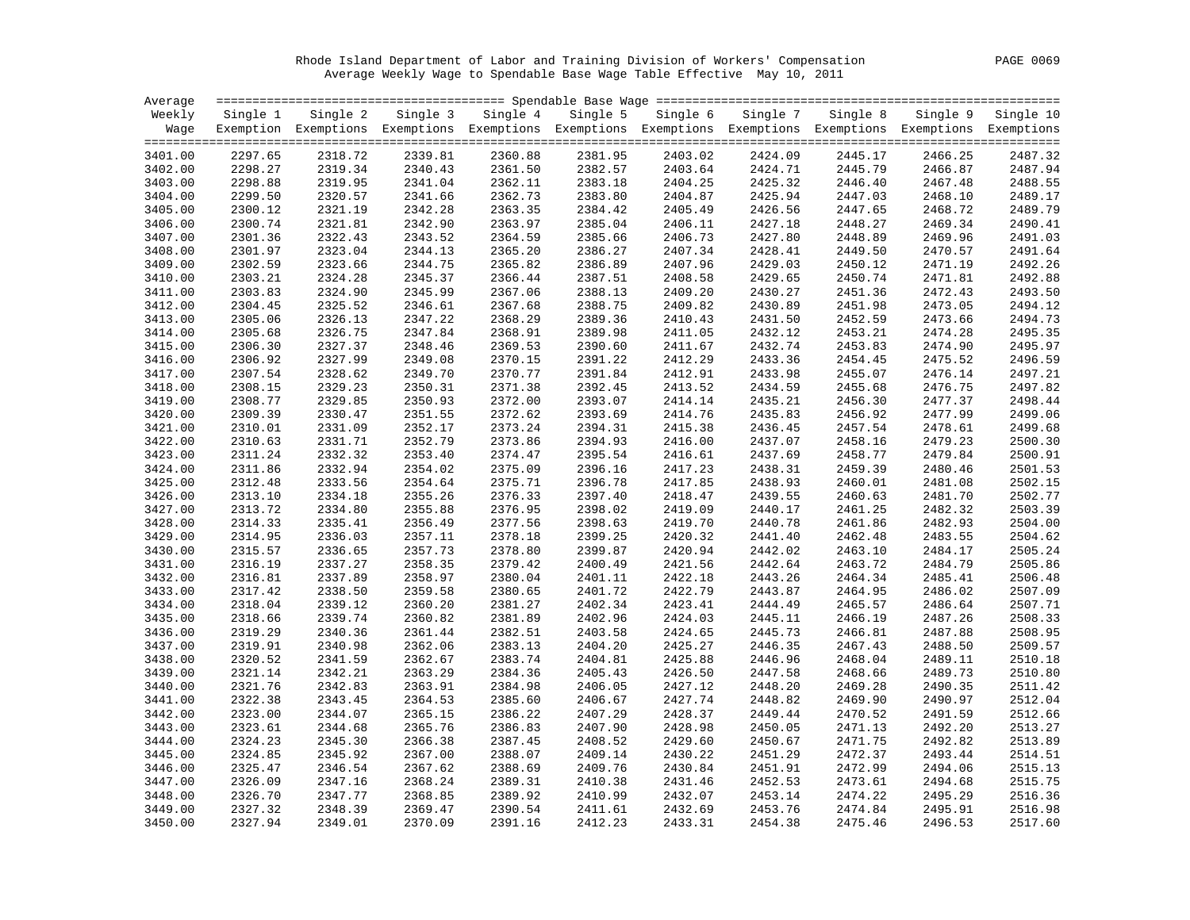Rhode Island Department of Labor and Training Division of Workers' Compensation
Average Weekly Wage to Spendable Base Wage Table Effective May 10, 2011

| Average Weekly Wage | Single 1 Exemption | Single 2 Exemptions | Single 3 Exemptions | Single 4 Exemptions | Single 5 Exemptions | Single 6 Exemptions | Single 7 Exemptions | Single 8 Exemptions | Single 9 Exemptions | Single 10 Exemptions |
|---|---|---|---|---|---|---|---|---|---|---|
| 3401.00 | 2297.65 | 2318.72 | 2339.81 | 2360.88 | 2381.95 | 2403.02 | 2424.09 | 2445.17 | 2466.25 | 2487.32 |
| 3402.00 | 2298.27 | 2319.34 | 2340.43 | 2361.50 | 2382.57 | 2403.64 | 2424.71 | 2445.79 | 2466.87 | 2487.94 |
| 3403.00 | 2298.88 | 2319.95 | 2341.04 | 2362.11 | 2383.18 | 2404.25 | 2425.32 | 2446.40 | 2467.48 | 2488.55 |
| 3404.00 | 2299.50 | 2320.57 | 2341.66 | 2362.73 | 2383.80 | 2404.87 | 2425.94 | 2447.03 | 2468.10 | 2489.17 |
| 3405.00 | 2300.12 | 2321.19 | 2342.28 | 2363.35 | 2384.42 | 2405.49 | 2426.56 | 2447.65 | 2468.72 | 2489.79 |
| 3406.00 | 2300.74 | 2321.81 | 2342.90 | 2363.97 | 2385.04 | 2406.11 | 2427.18 | 2448.27 | 2469.34 | 2490.41 |
| 3407.00 | 2301.36 | 2322.43 | 2343.52 | 2364.59 | 2385.66 | 2406.73 | 2427.80 | 2448.89 | 2469.96 | 2491.03 |
| 3408.00 | 2301.97 | 2323.04 | 2344.13 | 2365.20 | 2386.27 | 2407.34 | 2428.41 | 2449.50 | 2470.57 | 2491.64 |
| 3409.00 | 2302.59 | 2323.66 | 2344.75 | 2365.82 | 2386.89 | 2407.96 | 2429.03 | 2450.12 | 2471.19 | 2492.26 |
| 3410.00 | 2303.21 | 2324.28 | 2345.37 | 2366.44 | 2387.51 | 2408.58 | 2429.65 | 2450.74 | 2471.81 | 2492.88 |
| 3411.00 | 2303.83 | 2324.90 | 2345.99 | 2367.06 | 2388.13 | 2409.20 | 2430.27 | 2451.36 | 2472.43 | 2493.50 |
| 3412.00 | 2304.45 | 2325.52 | 2346.61 | 2367.68 | 2388.75 | 2409.82 | 2430.89 | 2451.98 | 2473.05 | 2494.12 |
| 3413.00 | 2305.06 | 2326.13 | 2347.22 | 2368.29 | 2389.36 | 2410.43 | 2431.50 | 2452.59 | 2473.66 | 2494.73 |
| 3414.00 | 2305.68 | 2326.75 | 2347.84 | 2368.91 | 2389.98 | 2411.05 | 2432.12 | 2453.21 | 2474.28 | 2495.35 |
| 3415.00 | 2306.30 | 2327.37 | 2348.46 | 2369.53 | 2390.60 | 2411.67 | 2432.74 | 2453.83 | 2474.90 | 2495.97 |
| 3416.00 | 2306.92 | 2327.99 | 2349.08 | 2370.15 | 2391.22 | 2412.29 | 2433.36 | 2454.45 | 2475.52 | 2496.59 |
| 3417.00 | 2307.54 | 2328.62 | 2349.70 | 2370.77 | 2391.84 | 2412.91 | 2433.98 | 2455.07 | 2476.14 | 2497.21 |
| 3418.00 | 2308.15 | 2329.23 | 2350.31 | 2371.38 | 2392.45 | 2413.52 | 2434.59 | 2455.68 | 2476.75 | 2497.82 |
| 3419.00 | 2308.77 | 2329.85 | 2350.93 | 2372.00 | 2393.07 | 2414.14 | 2435.21 | 2456.30 | 2477.37 | 2498.44 |
| 3420.00 | 2309.39 | 2330.47 | 2351.55 | 2372.62 | 2393.69 | 2414.76 | 2435.83 | 2456.92 | 2477.99 | 2499.06 |
| 3421.00 | 2310.01 | 2331.09 | 2352.17 | 2373.24 | 2394.31 | 2415.38 | 2436.45 | 2457.54 | 2478.61 | 2499.68 |
| 3422.00 | 2310.63 | 2331.71 | 2352.79 | 2373.86 | 2394.93 | 2416.00 | 2437.07 | 2458.16 | 2479.23 | 2500.30 |
| 3423.00 | 2311.24 | 2332.32 | 2353.40 | 2374.47 | 2395.54 | 2416.61 | 2437.69 | 2458.77 | 2479.84 | 2500.91 |
| 3424.00 | 2311.86 | 2332.94 | 2354.02 | 2375.09 | 2396.16 | 2417.23 | 2438.31 | 2459.39 | 2480.46 | 2501.53 |
| 3425.00 | 2312.48 | 2333.56 | 2354.64 | 2375.71 | 2396.78 | 2417.85 | 2438.93 | 2460.01 | 2481.08 | 2502.15 |
| 3426.00 | 2313.10 | 2334.18 | 2355.26 | 2376.33 | 2397.40 | 2418.47 | 2439.55 | 2460.63 | 2481.70 | 2502.77 |
| 3427.00 | 2313.72 | 2334.80 | 2355.88 | 2376.95 | 2398.02 | 2419.09 | 2440.17 | 2461.25 | 2482.32 | 2503.39 |
| 3428.00 | 2314.33 | 2335.41 | 2356.49 | 2377.56 | 2398.63 | 2419.70 | 2440.78 | 2461.86 | 2482.93 | 2504.00 |
| 3429.00 | 2314.95 | 2336.03 | 2357.11 | 2378.18 | 2399.25 | 2420.32 | 2441.40 | 2462.48 | 2483.55 | 2504.62 |
| 3430.00 | 2315.57 | 2336.65 | 2357.73 | 2378.80 | 2399.87 | 2420.94 | 2442.02 | 2463.10 | 2484.17 | 2505.24 |
| 3431.00 | 2316.19 | 2337.27 | 2358.35 | 2379.42 | 2400.49 | 2421.56 | 2442.64 | 2463.72 | 2484.79 | 2505.86 |
| 3432.00 | 2316.81 | 2337.89 | 2358.97 | 2380.04 | 2401.11 | 2422.18 | 2443.26 | 2464.34 | 2485.41 | 2506.48 |
| 3433.00 | 2317.42 | 2338.50 | 2359.58 | 2380.65 | 2401.72 | 2422.79 | 2443.87 | 2464.95 | 2486.02 | 2507.09 |
| 3434.00 | 2318.04 | 2339.12 | 2360.20 | 2381.27 | 2402.34 | 2423.41 | 2444.49 | 2465.57 | 2486.64 | 2507.71 |
| 3435.00 | 2318.66 | 2339.74 | 2360.82 | 2381.89 | 2402.96 | 2424.03 | 2445.11 | 2466.19 | 2487.26 | 2508.33 |
| 3436.00 | 2319.29 | 2340.36 | 2361.44 | 2382.51 | 2403.58 | 2424.65 | 2445.73 | 2466.81 | 2487.88 | 2508.95 |
| 3437.00 | 2319.91 | 2340.98 | 2362.06 | 2383.13 | 2404.20 | 2425.27 | 2446.35 | 2467.43 | 2488.50 | 2509.57 |
| 3438.00 | 2320.52 | 2341.59 | 2362.67 | 2383.74 | 2404.81 | 2425.88 | 2446.96 | 2468.04 | 2489.11 | 2510.18 |
| 3439.00 | 2321.14 | 2342.21 | 2363.29 | 2384.36 | 2405.43 | 2426.50 | 2447.58 | 2468.66 | 2489.73 | 2510.80 |
| 3440.00 | 2321.76 | 2342.83 | 2363.91 | 2384.98 | 2406.05 | 2427.12 | 2448.20 | 2469.28 | 2490.35 | 2511.42 |
| 3441.00 | 2322.38 | 2343.45 | 2364.53 | 2385.60 | 2406.67 | 2427.74 | 2448.82 | 2469.90 | 2490.97 | 2512.04 |
| 3442.00 | 2323.00 | 2344.07 | 2365.15 | 2386.22 | 2407.29 | 2428.37 | 2449.44 | 2470.52 | 2491.59 | 2512.66 |
| 3443.00 | 2323.61 | 2344.68 | 2365.76 | 2386.83 | 2407.90 | 2428.98 | 2450.05 | 2471.13 | 2492.20 | 2513.27 |
| 3444.00 | 2324.23 | 2345.30 | 2366.38 | 2387.45 | 2408.52 | 2429.60 | 2450.67 | 2471.75 | 2492.82 | 2513.89 |
| 3445.00 | 2324.85 | 2345.92 | 2367.00 | 2388.07 | 2409.14 | 2430.22 | 2451.29 | 2472.37 | 2493.44 | 2514.51 |
| 3446.00 | 2325.47 | 2346.54 | 2367.62 | 2388.69 | 2409.76 | 2430.84 | 2451.91 | 2472.99 | 2494.06 | 2515.13 |
| 3447.00 | 2326.09 | 2347.16 | 2368.24 | 2389.31 | 2410.38 | 2431.46 | 2452.53 | 2473.61 | 2494.68 | 2515.75 |
| 3448.00 | 2326.70 | 2347.77 | 2368.85 | 2389.92 | 2410.99 | 2432.07 | 2453.14 | 2474.22 | 2495.29 | 2516.36 |
| 3449.00 | 2327.32 | 2348.39 | 2369.47 | 2390.54 | 2411.61 | 2432.69 | 2453.76 | 2474.84 | 2495.91 | 2516.98 |
| 3450.00 | 2327.94 | 2349.01 | 2370.09 | 2391.16 | 2412.23 | 2433.31 | 2454.38 | 2475.46 | 2496.53 | 2517.60 |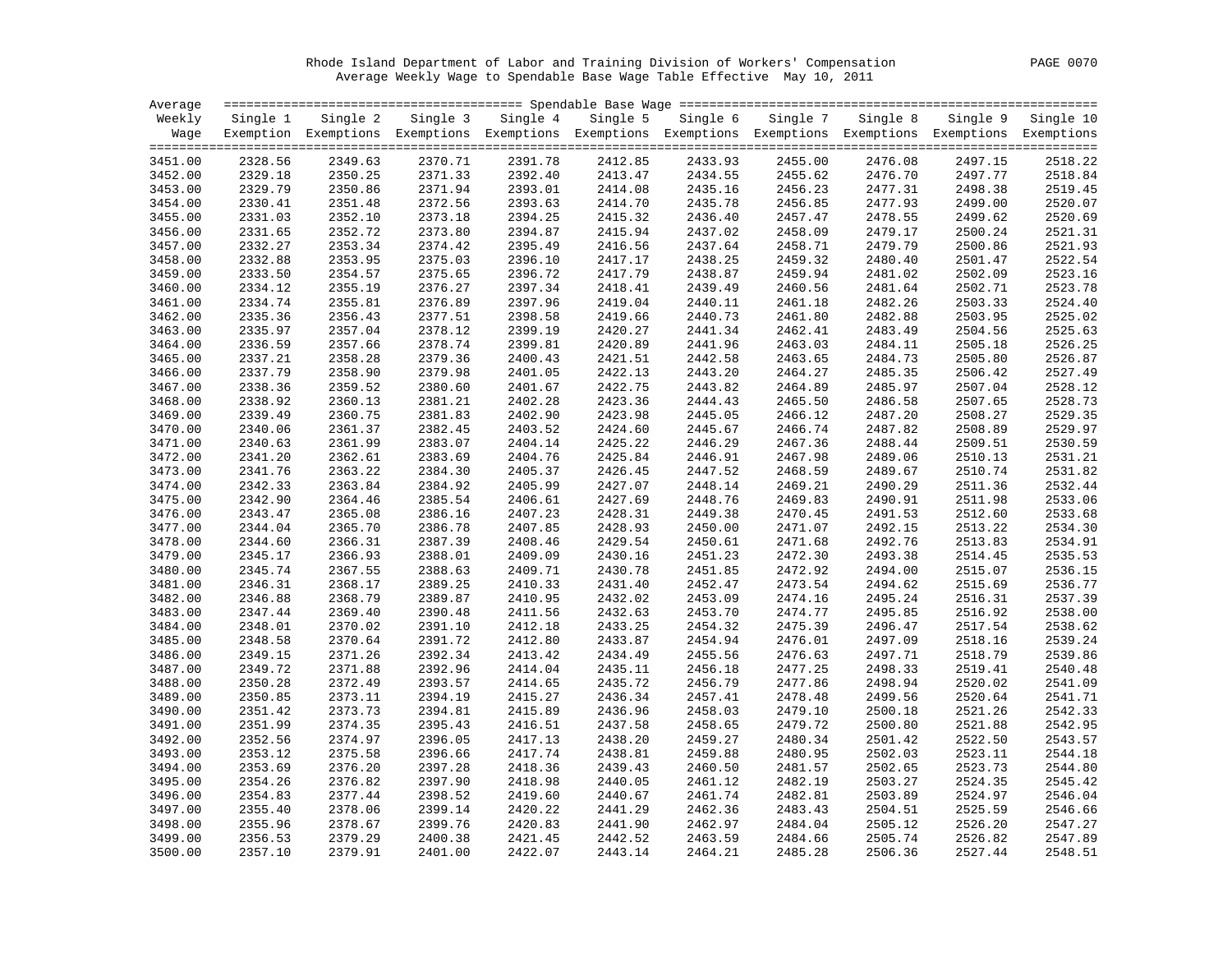Rhode Island Department of Labor and Training Division of Workers' Compensation
Average Weekly Wage to Spendable Base Wage Table Effective May 10, 2011

| Average Weekly Wage | Single 1 Exemption | Single 2 Exemptions | Single 3 Exemptions | Single 4 Exemptions | Single 5 Exemptions | Single 6 Exemptions | Single 7 Exemptions | Single 8 Exemptions | Single 9 Exemptions | Single 10 Exemptions |
|---|---|---|---|---|---|---|---|---|---|---|
| 3451.00 | 2328.56 | 2349.63 | 2370.71 | 2391.78 | 2412.85 | 2433.93 | 2455.00 | 2476.08 | 2497.15 | 2518.22 |
| 3452.00 | 2329.18 | 2350.25 | 2371.33 | 2392.40 | 2413.47 | 2434.55 | 2455.62 | 2476.70 | 2497.77 | 2518.84 |
| 3453.00 | 2329.79 | 2350.86 | 2371.94 | 2393.01 | 2414.08 | 2435.16 | 2456.23 | 2477.31 | 2498.38 | 2519.45 |
| 3454.00 | 2330.41 | 2351.48 | 2372.56 | 2393.63 | 2414.70 | 2435.78 | 2456.85 | 2477.93 | 2499.00 | 2520.07 |
| 3455.00 | 2331.03 | 2352.10 | 2373.18 | 2394.25 | 2415.32 | 2436.40 | 2457.47 | 2478.55 | 2499.62 | 2520.69 |
| 3456.00 | 2331.65 | 2352.72 | 2373.80 | 2394.87 | 2415.94 | 2437.02 | 2458.09 | 2479.17 | 2500.24 | 2521.31 |
| 3457.00 | 2332.27 | 2353.34 | 2374.42 | 2395.49 | 2416.56 | 2437.64 | 2458.71 | 2479.79 | 2500.86 | 2521.93 |
| 3458.00 | 2332.88 | 2353.95 | 2375.03 | 2396.10 | 2417.17 | 2438.25 | 2459.32 | 2480.40 | 2501.47 | 2522.54 |
| 3459.00 | 2333.50 | 2354.57 | 2375.65 | 2396.72 | 2417.79 | 2438.87 | 2459.94 | 2481.02 | 2502.09 | 2523.16 |
| 3460.00 | 2334.12 | 2355.19 | 2376.27 | 2397.34 | 2418.41 | 2439.49 | 2460.56 | 2481.64 | 2502.71 | 2523.78 |
| 3461.00 | 2334.74 | 2355.81 | 2376.89 | 2397.96 | 2419.04 | 2440.11 | 2461.18 | 2482.26 | 2503.33 | 2524.40 |
| 3462.00 | 2335.36 | 2356.43 | 2377.51 | 2398.58 | 2419.66 | 2440.73 | 2461.80 | 2482.88 | 2503.95 | 2525.02 |
| 3463.00 | 2335.97 | 2357.04 | 2378.12 | 2399.19 | 2420.27 | 2441.34 | 2462.41 | 2483.49 | 2504.56 | 2525.63 |
| 3464.00 | 2336.59 | 2357.66 | 2378.74 | 2399.81 | 2420.89 | 2441.96 | 2463.03 | 2484.11 | 2505.18 | 2526.25 |
| 3465.00 | 2337.21 | 2358.28 | 2379.36 | 2400.43 | 2421.51 | 2442.58 | 2463.65 | 2484.73 | 2505.80 | 2526.87 |
| 3466.00 | 2337.79 | 2358.90 | 2379.98 | 2401.05 | 2422.13 | 2443.20 | 2464.27 | 2485.35 | 2506.42 | 2527.49 |
| 3467.00 | 2338.36 | 2359.52 | 2380.60 | 2401.67 | 2422.75 | 2443.82 | 2464.89 | 2485.97 | 2507.04 | 2528.12 |
| 3468.00 | 2338.92 | 2360.13 | 2381.21 | 2402.28 | 2423.36 | 2444.43 | 2465.50 | 2486.58 | 2507.65 | 2528.73 |
| 3469.00 | 2339.49 | 2360.75 | 2381.83 | 2402.90 | 2423.98 | 2445.05 | 2466.12 | 2487.20 | 2508.27 | 2529.35 |
| 3470.00 | 2340.06 | 2361.37 | 2382.45 | 2403.52 | 2424.60 | 2445.67 | 2466.74 | 2487.82 | 2508.89 | 2529.97 |
| 3471.00 | 2340.63 | 2361.99 | 2383.07 | 2404.14 | 2425.22 | 2446.29 | 2467.36 | 2488.44 | 2509.51 | 2530.59 |
| 3472.00 | 2341.20 | 2362.61 | 2383.69 | 2404.76 | 2425.84 | 2446.91 | 2467.98 | 2489.06 | 2510.13 | 2531.21 |
| 3473.00 | 2341.76 | 2363.22 | 2384.30 | 2405.37 | 2426.45 | 2447.52 | 2468.59 | 2489.67 | 2510.74 | 2531.82 |
| 3474.00 | 2342.33 | 2363.84 | 2384.92 | 2405.99 | 2427.07 | 2448.14 | 2469.21 | 2490.29 | 2511.36 | 2532.44 |
| 3475.00 | 2342.90 | 2364.46 | 2385.54 | 2406.61 | 2427.69 | 2448.76 | 2469.83 | 2490.91 | 2511.98 | 2533.06 |
| 3476.00 | 2343.47 | 2365.08 | 2386.16 | 2407.23 | 2428.31 | 2449.38 | 2470.45 | 2491.53 | 2512.60 | 2533.68 |
| 3477.00 | 2344.04 | 2365.70 | 2386.78 | 2407.85 | 2428.93 | 2450.00 | 2471.07 | 2492.15 | 2513.22 | 2534.30 |
| 3478.00 | 2344.60 | 2366.31 | 2387.39 | 2408.46 | 2429.54 | 2450.61 | 2471.68 | 2492.76 | 2513.83 | 2534.91 |
| 3479.00 | 2345.17 | 2366.93 | 2388.01 | 2409.09 | 2430.16 | 2451.23 | 2472.30 | 2493.38 | 2514.45 | 2535.53 |
| 3480.00 | 2345.74 | 2367.55 | 2388.63 | 2409.71 | 2430.78 | 2451.85 | 2472.92 | 2494.00 | 2515.07 | 2536.15 |
| 3481.00 | 2346.31 | 2368.17 | 2389.25 | 2410.33 | 2431.40 | 2452.47 | 2473.54 | 2494.62 | 2515.69 | 2536.77 |
| 3482.00 | 2346.88 | 2368.79 | 2389.87 | 2410.95 | 2432.02 | 2453.09 | 2474.16 | 2495.24 | 2516.31 | 2537.39 |
| 3483.00 | 2347.44 | 2369.40 | 2390.48 | 2411.56 | 2432.63 | 2453.70 | 2474.77 | 2495.85 | 2516.92 | 2538.00 |
| 3484.00 | 2348.01 | 2370.02 | 2391.10 | 2412.18 | 2433.25 | 2454.32 | 2475.39 | 2496.47 | 2517.54 | 2538.62 |
| 3485.00 | 2348.58 | 2370.64 | 2391.72 | 2412.80 | 2433.87 | 2454.94 | 2476.01 | 2497.09 | 2518.16 | 2539.24 |
| 3486.00 | 2349.15 | 2371.26 | 2392.34 | 2413.42 | 2434.49 | 2455.56 | 2476.63 | 2497.71 | 2518.79 | 2539.86 |
| 3487.00 | 2349.72 | 2371.88 | 2392.96 | 2414.04 | 2435.11 | 2456.18 | 2477.25 | 2498.33 | 2519.41 | 2540.48 |
| 3488.00 | 2350.28 | 2372.49 | 2393.57 | 2414.65 | 2435.72 | 2456.79 | 2477.86 | 2498.94 | 2520.02 | 2541.09 |
| 3489.00 | 2350.85 | 2373.11 | 2394.19 | 2415.27 | 2436.34 | 2457.41 | 2478.48 | 2499.56 | 2520.64 | 2541.71 |
| 3490.00 | 2351.42 | 2373.73 | 2394.81 | 2415.89 | 2436.96 | 2458.03 | 2479.10 | 2500.18 | 2521.26 | 2542.33 |
| 3491.00 | 2351.99 | 2374.35 | 2395.43 | 2416.51 | 2437.58 | 2458.65 | 2479.72 | 2500.80 | 2521.88 | 2542.95 |
| 3492.00 | 2352.56 | 2374.97 | 2396.05 | 2417.13 | 2438.20 | 2459.27 | 2480.34 | 2501.42 | 2522.50 | 2543.57 |
| 3493.00 | 2353.12 | 2375.58 | 2396.66 | 2417.74 | 2438.81 | 2459.88 | 2480.95 | 2502.03 | 2523.11 | 2544.18 |
| 3494.00 | 2353.69 | 2376.20 | 2397.28 | 2418.36 | 2439.43 | 2460.50 | 2481.57 | 2502.65 | 2523.73 | 2544.80 |
| 3495.00 | 2354.26 | 2376.82 | 2397.90 | 2418.98 | 2440.05 | 2461.12 | 2482.19 | 2503.27 | 2524.35 | 2545.42 |
| 3496.00 | 2354.83 | 2377.44 | 2398.52 | 2419.60 | 2440.67 | 2461.74 | 2482.81 | 2503.89 | 2524.97 | 2546.04 |
| 3497.00 | 2355.40 | 2378.06 | 2399.14 | 2420.22 | 2441.29 | 2462.36 | 2483.43 | 2504.51 | 2525.59 | 2546.66 |
| 3498.00 | 2355.96 | 2378.67 | 2399.76 | 2420.83 | 2441.90 | 2462.97 | 2484.04 | 2505.12 | 2526.20 | 2547.27 |
| 3499.00 | 2356.53 | 2379.29 | 2400.38 | 2421.45 | 2442.52 | 2463.59 | 2484.66 | 2505.74 | 2526.82 | 2547.89 |
| 3500.00 | 2357.10 | 2379.91 | 2401.00 | 2422.07 | 2443.14 | 2464.21 | 2485.28 | 2506.36 | 2527.44 | 2548.51 |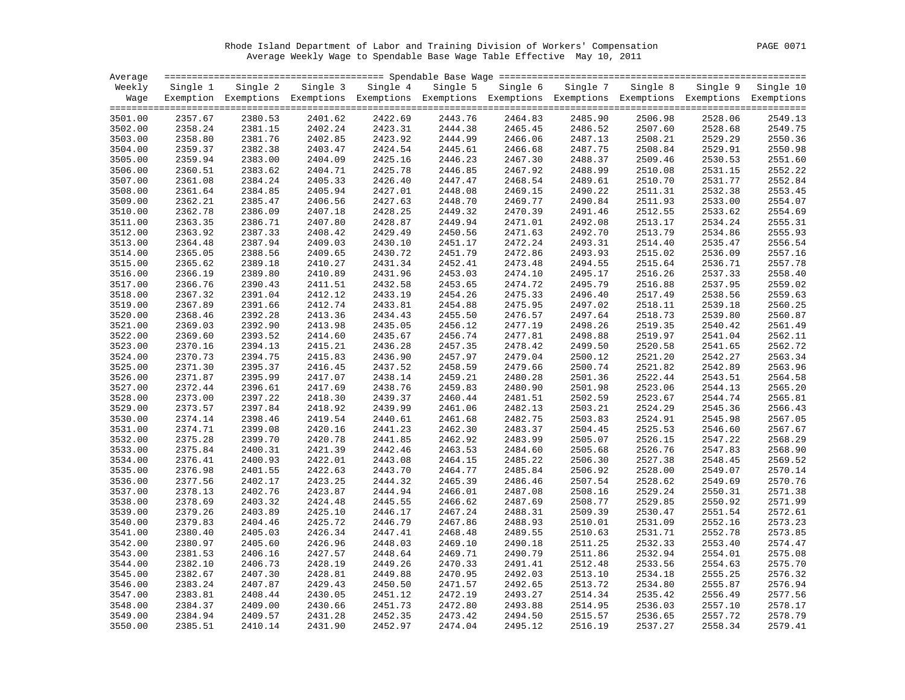Rhode Island Department of Labor and Training Division of Workers' Compensation

Average Weekly Wage to Spendable Base Wage Table Effective May 10, 2011

| Average Weekly Wage | Single 1 Exemption | Single 2 Exemptions | Single 3 Exemptions | Single 4 Exemptions | Single 5 Exemptions | Single 6 Exemptions | Single 7 Exemptions | Single 8 Exemptions | Single 9 Exemptions | Single 10 Exemptions |
|---|---|---|---|---|---|---|---|---|---|---|
| 3501.00 | 2357.67 | 2380.53 | 2401.62 | 2422.69 | 2443.76 | 2464.83 | 2485.90 | 2506.98 | 2528.06 | 2549.13 |
| 3502.00 | 2358.24 | 2381.15 | 2402.24 | 2423.31 | 2444.38 | 2465.45 | 2486.52 | 2507.60 | 2528.68 | 2549.75 |
| 3503.00 | 2358.80 | 2381.76 | 2402.85 | 2423.92 | 2444.99 | 2466.06 | 2487.13 | 2508.21 | 2529.29 | 2550.36 |
| 3504.00 | 2359.37 | 2382.38 | 2403.47 | 2424.54 | 2445.61 | 2466.68 | 2487.75 | 2508.84 | 2529.91 | 2550.98 |
| 3505.00 | 2359.94 | 2383.00 | 2404.09 | 2425.16 | 2446.23 | 2467.30 | 2488.37 | 2509.46 | 2530.53 | 2551.60 |
| 3506.00 | 2360.51 | 2383.62 | 2404.71 | 2425.78 | 2446.85 | 2467.92 | 2488.99 | 2510.08 | 2531.15 | 2552.22 |
| 3507.00 | 2361.08 | 2384.24 | 2405.33 | 2426.40 | 2447.47 | 2468.54 | 2489.61 | 2510.70 | 2531.77 | 2552.84 |
| 3508.00 | 2361.64 | 2384.85 | 2405.94 | 2427.01 | 2448.08 | 2469.15 | 2490.22 | 2511.31 | 2532.38 | 2553.45 |
| 3509.00 | 2362.21 | 2385.47 | 2406.56 | 2427.63 | 2448.70 | 2469.77 | 2490.84 | 2511.93 | 2533.00 | 2554.07 |
| 3510.00 | 2362.78 | 2386.09 | 2407.18 | 2428.25 | 2449.32 | 2470.39 | 2491.46 | 2512.55 | 2533.62 | 2554.69 |
| 3511.00 | 2363.35 | 2386.71 | 2407.80 | 2428.87 | 2449.94 | 2471.01 | 2492.08 | 2513.17 | 2534.24 | 2555.31 |
| 3512.00 | 2363.92 | 2387.33 | 2408.42 | 2429.49 | 2450.56 | 2471.63 | 2492.70 | 2513.79 | 2534.86 | 2555.93 |
| 3513.00 | 2364.48 | 2387.94 | 2409.03 | 2430.10 | 2451.17 | 2472.24 | 2493.31 | 2514.40 | 2535.47 | 2556.54 |
| 3514.00 | 2365.05 | 2388.56 | 2409.65 | 2430.72 | 2451.79 | 2472.86 | 2493.93 | 2515.02 | 2536.09 | 2557.16 |
| 3515.00 | 2365.62 | 2389.18 | 2410.27 | 2431.34 | 2452.41 | 2473.48 | 2494.55 | 2515.64 | 2536.71 | 2557.78 |
| 3516.00 | 2366.19 | 2389.80 | 2410.89 | 2431.96 | 2453.03 | 2474.10 | 2495.17 | 2516.26 | 2537.33 | 2558.40 |
| 3517.00 | 2366.76 | 2390.43 | 2411.51 | 2432.58 | 2453.65 | 2474.72 | 2495.79 | 2516.88 | 2537.95 | 2559.02 |
| 3518.00 | 2367.32 | 2391.04 | 2412.12 | 2433.19 | 2454.26 | 2475.33 | 2496.40 | 2517.49 | 2538.56 | 2559.63 |
| 3519.00 | 2367.89 | 2391.66 | 2412.74 | 2433.81 | 2454.88 | 2475.95 | 2497.02 | 2518.11 | 2539.18 | 2560.25 |
| 3520.00 | 2368.46 | 2392.28 | 2413.36 | 2434.43 | 2455.50 | 2476.57 | 2497.64 | 2518.73 | 2539.80 | 2560.87 |
| 3521.00 | 2369.03 | 2392.90 | 2413.98 | 2435.05 | 2456.12 | 2477.19 | 2498.26 | 2519.35 | 2540.42 | 2561.49 |
| 3522.00 | 2369.60 | 2393.52 | 2414.60 | 2435.67 | 2456.74 | 2477.81 | 2498.88 | 2519.97 | 2541.04 | 2562.11 |
| 3523.00 | 2370.16 | 2394.13 | 2415.21 | 2436.28 | 2457.35 | 2478.42 | 2499.50 | 2520.58 | 2541.65 | 2562.72 |
| 3524.00 | 2370.73 | 2394.75 | 2415.83 | 2436.90 | 2457.97 | 2479.04 | 2500.12 | 2521.20 | 2542.27 | 2563.34 |
| 3525.00 | 2371.30 | 2395.37 | 2416.45 | 2437.52 | 2458.59 | 2479.66 | 2500.74 | 2521.82 | 2542.89 | 2563.96 |
| 3526.00 | 2371.87 | 2395.99 | 2417.07 | 2438.14 | 2459.21 | 2480.28 | 2501.36 | 2522.44 | 2543.51 | 2564.58 |
| 3527.00 | 2372.44 | 2396.61 | 2417.69 | 2438.76 | 2459.83 | 2480.90 | 2501.98 | 2523.06 | 2544.13 | 2565.20 |
| 3528.00 | 2373.00 | 2397.22 | 2418.30 | 2439.37 | 2460.44 | 2481.51 | 2502.59 | 2523.67 | 2544.74 | 2565.81 |
| 3529.00 | 2373.57 | 2397.84 | 2418.92 | 2439.99 | 2461.06 | 2482.13 | 2503.21 | 2524.29 | 2545.36 | 2566.43 |
| 3530.00 | 2374.14 | 2398.46 | 2419.54 | 2440.61 | 2461.68 | 2482.75 | 2503.83 | 2524.91 | 2545.98 | 2567.05 |
| 3531.00 | 2374.71 | 2399.08 | 2420.16 | 2441.23 | 2462.30 | 2483.37 | 2504.45 | 2525.53 | 2546.60 | 2567.67 |
| 3532.00 | 2375.28 | 2399.70 | 2420.78 | 2441.85 | 2462.92 | 2483.99 | 2505.07 | 2526.15 | 2547.22 | 2568.29 |
| 3533.00 | 2375.84 | 2400.31 | 2421.39 | 2442.46 | 2463.53 | 2484.60 | 2505.68 | 2526.76 | 2547.83 | 2568.90 |
| 3534.00 | 2376.41 | 2400.93 | 2422.01 | 2443.08 | 2464.15 | 2485.22 | 2506.30 | 2527.38 | 2548.45 | 2569.52 |
| 3535.00 | 2376.98 | 2401.55 | 2422.63 | 2443.70 | 2464.77 | 2485.84 | 2506.92 | 2528.00 | 2549.07 | 2570.14 |
| 3536.00 | 2377.56 | 2402.17 | 2423.25 | 2444.32 | 2465.39 | 2486.46 | 2507.54 | 2528.62 | 2549.69 | 2570.76 |
| 3537.00 | 2378.13 | 2402.76 | 2423.87 | 2444.94 | 2466.01 | 2487.08 | 2508.16 | 2529.24 | 2550.31 | 2571.38 |
| 3538.00 | 2378.69 | 2403.32 | 2424.48 | 2445.55 | 2466.62 | 2487.69 | 2508.77 | 2529.85 | 2550.92 | 2571.99 |
| 3539.00 | 2379.26 | 2403.89 | 2425.10 | 2446.17 | 2467.24 | 2488.31 | 2509.39 | 2530.47 | 2551.54 | 2572.61 |
| 3540.00 | 2379.83 | 2404.46 | 2425.72 | 2446.79 | 2467.86 | 2488.93 | 2510.01 | 2531.09 | 2552.16 | 2573.23 |
| 3541.00 | 2380.40 | 2405.03 | 2426.34 | 2447.41 | 2468.48 | 2489.55 | 2510.63 | 2531.71 | 2552.78 | 2573.85 |
| 3542.00 | 2380.97 | 2405.60 | 2426.96 | 2448.03 | 2469.10 | 2490.18 | 2511.25 | 2532.33 | 2553.40 | 2574.47 |
| 3543.00 | 2381.53 | 2406.16 | 2427.57 | 2448.64 | 2469.71 | 2490.79 | 2511.86 | 2532.94 | 2554.01 | 2575.08 |
| 3544.00 | 2382.10 | 2406.73 | 2428.19 | 2449.26 | 2470.33 | 2491.41 | 2512.48 | 2533.56 | 2554.63 | 2575.70 |
| 3545.00 | 2382.67 | 2407.30 | 2428.81 | 2449.88 | 2470.95 | 2492.03 | 2513.10 | 2534.18 | 2555.25 | 2576.32 |
| 3546.00 | 2383.24 | 2407.87 | 2429.43 | 2450.50 | 2471.57 | 2492.65 | 2513.72 | 2534.80 | 2555.87 | 2576.94 |
| 3547.00 | 2383.81 | 2408.44 | 2430.05 | 2451.12 | 2472.19 | 2493.27 | 2514.34 | 2535.42 | 2556.49 | 2577.56 |
| 3548.00 | 2384.37 | 2409.00 | 2430.66 | 2451.73 | 2472.80 | 2493.88 | 2514.95 | 2536.03 | 2557.10 | 2578.17 |
| 3549.00 | 2384.94 | 2409.57 | 2431.28 | 2452.35 | 2473.42 | 2494.50 | 2515.57 | 2536.65 | 2557.72 | 2578.79 |
| 3550.00 | 2385.51 | 2410.14 | 2431.90 | 2452.97 | 2474.04 | 2495.12 | 2516.19 | 2537.27 | 2558.34 | 2579.41 |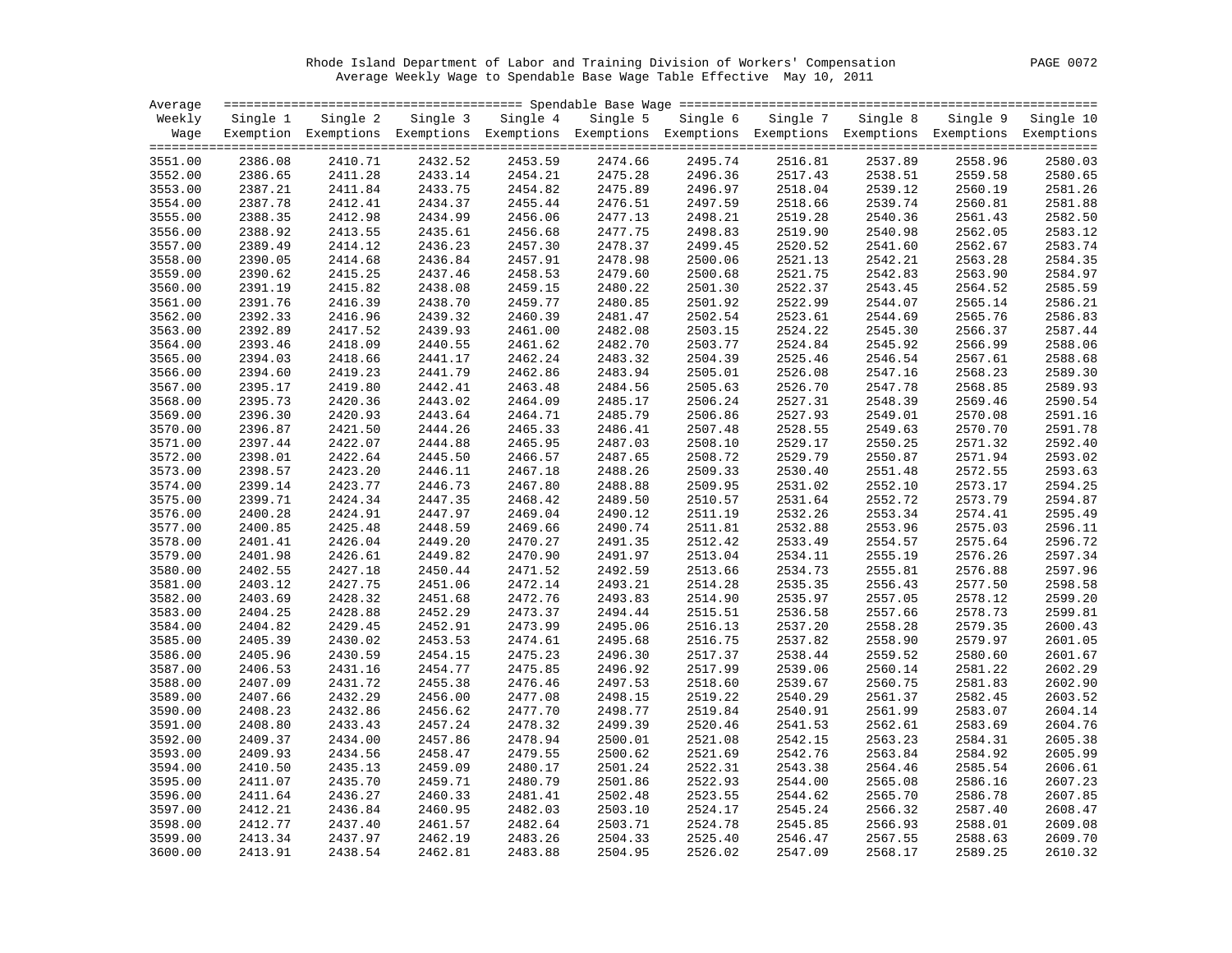Rhode Island Department of Labor and Training Division of Workers' Compensation
Average Weekly Wage to Spendable Base Wage Table Effective May 10, 2011

| Average Weekly Wage | Single 1 Exemption | Single 2 Exemptions | Single 3 Exemptions | Single 4 Exemptions | Single 5 Exemptions | Single 6 Exemptions | Single 7 Exemptions | Single 8 Exemptions | Single 9 Exemptions | Single 10 Exemptions |
|---|---|---|---|---|---|---|---|---|---|---|
| 3551.00 | 2386.08 | 2410.71 | 2432.52 | 2453.59 | 2474.66 | 2495.74 | 2516.81 | 2537.89 | 2558.96 | 2580.03 |
| 3552.00 | 2386.65 | 2411.28 | 2433.14 | 2454.21 | 2475.28 | 2496.36 | 2517.43 | 2538.51 | 2559.58 | 2580.65 |
| 3553.00 | 2387.21 | 2411.84 | 2433.75 | 2454.82 | 2475.89 | 2496.97 | 2518.04 | 2539.12 | 2560.19 | 2581.26 |
| 3554.00 | 2387.78 | 2412.41 | 2434.37 | 2455.44 | 2476.51 | 2497.59 | 2518.66 | 2539.74 | 2560.81 | 2581.88 |
| 3555.00 | 2388.35 | 2412.98 | 2434.99 | 2456.06 | 2477.13 | 2498.21 | 2519.28 | 2540.36 | 2561.43 | 2582.50 |
| 3556.00 | 2388.92 | 2413.55 | 2435.61 | 2456.68 | 2477.75 | 2498.83 | 2519.90 | 2540.98 | 2562.05 | 2583.12 |
| 3557.00 | 2389.49 | 2414.12 | 2436.23 | 2457.30 | 2478.37 | 2499.45 | 2520.52 | 2541.60 | 2562.67 | 2583.74 |
| 3558.00 | 2390.05 | 2414.68 | 2436.84 | 2457.91 | 2478.98 | 2500.06 | 2521.13 | 2542.21 | 2563.28 | 2584.35 |
| 3559.00 | 2390.62 | 2415.25 | 2437.46 | 2458.53 | 2479.60 | 2500.68 | 2521.75 | 2542.83 | 2563.90 | 2584.97 |
| 3560.00 | 2391.19 | 2415.82 | 2438.08 | 2459.15 | 2480.22 | 2501.30 | 2522.37 | 2543.45 | 2564.52 | 2585.59 |
| 3561.00 | 2391.76 | 2416.39 | 2438.70 | 2459.77 | 2480.85 | 2501.92 | 2522.99 | 2544.07 | 2565.14 | 2586.21 |
| 3562.00 | 2392.33 | 2416.96 | 2439.32 | 2460.39 | 2481.47 | 2502.54 | 2523.61 | 2544.69 | 2565.76 | 2586.83 |
| 3563.00 | 2392.89 | 2417.52 | 2439.93 | 2461.00 | 2482.08 | 2503.15 | 2524.22 | 2545.30 | 2566.37 | 2587.44 |
| 3564.00 | 2393.46 | 2418.09 | 2440.55 | 2461.62 | 2482.70 | 2503.77 | 2524.84 | 2545.92 | 2566.99 | 2588.06 |
| 3565.00 | 2394.03 | 2418.66 | 2441.17 | 2462.24 | 2483.32 | 2504.39 | 2525.46 | 2546.54 | 2567.61 | 2588.68 |
| 3566.00 | 2394.60 | 2419.23 | 2441.79 | 2462.86 | 2483.94 | 2505.01 | 2526.08 | 2547.16 | 2568.23 | 2589.30 |
| 3567.00 | 2395.17 | 2419.80 | 2442.41 | 2463.48 | 2484.56 | 2505.63 | 2526.70 | 2547.78 | 2568.85 | 2589.93 |
| 3568.00 | 2395.73 | 2420.36 | 2443.02 | 2464.09 | 2485.17 | 2506.24 | 2527.31 | 2548.39 | 2569.46 | 2590.54 |
| 3569.00 | 2396.30 | 2420.93 | 2443.64 | 2464.71 | 2485.79 | 2506.86 | 2527.93 | 2549.01 | 2570.08 | 2591.16 |
| 3570.00 | 2396.87 | 2421.50 | 2444.26 | 2465.33 | 2486.41 | 2507.48 | 2528.55 | 2549.63 | 2570.70 | 2591.78 |
| 3571.00 | 2397.44 | 2422.07 | 2444.88 | 2465.95 | 2487.03 | 2508.10 | 2529.17 | 2550.25 | 2571.32 | 2592.40 |
| 3572.00 | 2398.01 | 2422.64 | 2445.50 | 2466.57 | 2487.65 | 2508.72 | 2529.79 | 2550.87 | 2571.94 | 2593.02 |
| 3573.00 | 2398.57 | 2423.20 | 2446.11 | 2467.18 | 2488.26 | 2509.33 | 2530.40 | 2551.48 | 2572.55 | 2593.63 |
| 3574.00 | 2399.14 | 2423.77 | 2446.73 | 2467.80 | 2488.88 | 2509.95 | 2531.02 | 2552.10 | 2573.17 | 2594.25 |
| 3575.00 | 2399.71 | 2424.34 | 2447.35 | 2468.42 | 2489.50 | 2510.57 | 2531.64 | 2552.72 | 2573.79 | 2594.87 |
| 3576.00 | 2400.28 | 2424.91 | 2447.97 | 2469.04 | 2490.12 | 2511.19 | 2532.26 | 2553.34 | 2574.41 | 2595.49 |
| 3577.00 | 2400.85 | 2425.48 | 2448.59 | 2469.66 | 2490.74 | 2511.81 | 2532.88 | 2553.96 | 2575.03 | 2596.11 |
| 3578.00 | 2401.41 | 2426.04 | 2449.20 | 2470.27 | 2491.35 | 2512.42 | 2533.49 | 2554.57 | 2575.64 | 2596.72 |
| 3579.00 | 2401.98 | 2426.61 | 2449.82 | 2470.90 | 2491.97 | 2513.04 | 2534.11 | 2555.19 | 2576.26 | 2597.34 |
| 3580.00 | 2402.55 | 2427.18 | 2450.44 | 2471.52 | 2492.59 | 2513.66 | 2534.73 | 2555.81 | 2576.88 | 2597.96 |
| 3581.00 | 2403.12 | 2427.75 | 2451.06 | 2472.14 | 2493.21 | 2514.28 | 2535.35 | 2556.43 | 2577.50 | 2598.58 |
| 3582.00 | 2403.69 | 2428.32 | 2451.68 | 2472.76 | 2493.83 | 2514.90 | 2535.97 | 2557.05 | 2578.12 | 2599.20 |
| 3583.00 | 2404.25 | 2428.88 | 2452.29 | 2473.37 | 2494.44 | 2515.51 | 2536.58 | 2557.66 | 2578.73 | 2599.81 |
| 3584.00 | 2404.82 | 2429.45 | 2452.91 | 2473.99 | 2495.06 | 2516.13 | 2537.20 | 2558.28 | 2579.35 | 2600.43 |
| 3585.00 | 2405.39 | 2430.02 | 2453.53 | 2474.61 | 2495.68 | 2516.75 | 2537.82 | 2558.90 | 2579.97 | 2601.05 |
| 3586.00 | 2405.96 | 2430.59 | 2454.15 | 2475.23 | 2496.30 | 2517.37 | 2538.44 | 2559.52 | 2580.60 | 2601.67 |
| 3587.00 | 2406.53 | 2431.16 | 2454.77 | 2475.85 | 2496.92 | 2517.99 | 2539.06 | 2560.14 | 2581.22 | 2602.29 |
| 3588.00 | 2407.09 | 2431.72 | 2455.38 | 2476.46 | 2497.53 | 2518.60 | 2539.67 | 2560.75 | 2581.83 | 2602.90 |
| 3589.00 | 2407.66 | 2432.29 | 2456.00 | 2477.08 | 2498.15 | 2519.22 | 2540.29 | 2561.37 | 2582.45 | 2603.52 |
| 3590.00 | 2408.23 | 2432.86 | 2456.62 | 2477.70 | 2498.77 | 2519.84 | 2540.91 | 2561.99 | 2583.07 | 2604.14 |
| 3591.00 | 2408.80 | 2433.43 | 2457.24 | 2478.32 | 2499.39 | 2520.46 | 2541.53 | 2562.61 | 2583.69 | 2604.76 |
| 3592.00 | 2409.37 | 2434.00 | 2457.86 | 2478.94 | 2500.01 | 2521.08 | 2542.15 | 2563.23 | 2584.31 | 2605.38 |
| 3593.00 | 2409.93 | 2434.56 | 2458.47 | 2479.55 | 2500.62 | 2521.69 | 2542.76 | 2563.84 | 2584.92 | 2605.99 |
| 3594.00 | 2410.50 | 2435.13 | 2459.09 | 2480.17 | 2501.24 | 2522.31 | 2543.38 | 2564.46 | 2585.54 | 2606.61 |
| 3595.00 | 2411.07 | 2435.70 | 2459.71 | 2480.79 | 2501.86 | 2522.93 | 2544.00 | 2565.08 | 2586.16 | 2607.23 |
| 3596.00 | 2411.64 | 2436.27 | 2460.33 | 2481.41 | 2502.48 | 2523.55 | 2544.62 | 2565.70 | 2586.78 | 2607.85 |
| 3597.00 | 2412.21 | 2436.84 | 2460.95 | 2482.03 | 2503.10 | 2524.17 | 2545.24 | 2566.32 | 2587.40 | 2608.47 |
| 3598.00 | 2412.77 | 2437.40 | 2461.57 | 2482.64 | 2503.71 | 2524.78 | 2545.85 | 2566.93 | 2588.01 | 2609.08 |
| 3599.00 | 2413.34 | 2437.97 | 2462.19 | 2483.26 | 2504.33 | 2525.40 | 2546.47 | 2567.55 | 2588.63 | 2609.70 |
| 3600.00 | 2413.91 | 2438.54 | 2462.81 | 2483.88 | 2504.95 | 2526.02 | 2547.09 | 2568.17 | 2589.25 | 2610.32 |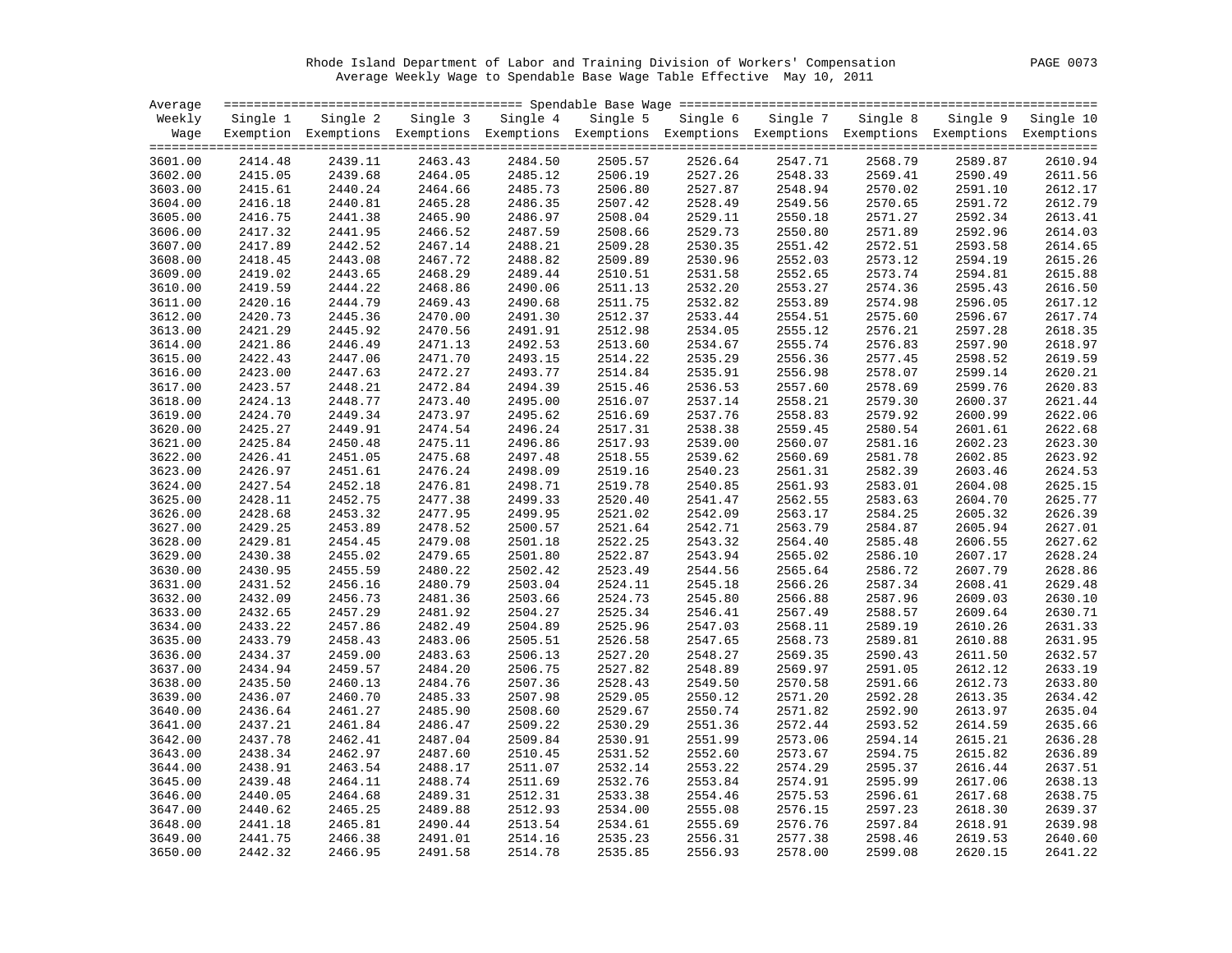Rhode Island Department of Labor and Training Division of Workers' Compensation

Average Weekly Wage to Spendable Base Wage Table Effective May 10, 2011

| Average Weekly Wage | Single 1 Exemption | Single 2 Exemptions | Single 3 Exemptions | Single 4 Exemptions | Single 5 Exemptions | Single 6 Exemptions | Single 7 Exemptions | Single 8 Exemptions | Single 9 Exemptions | Single 10 Exemptions |
|---|---|---|---|---|---|---|---|---|---|---|
| 3601.00 | 2414.48 | 2439.11 | 2463.43 | 2484.50 | 2505.57 | 2526.64 | 2547.71 | 2568.79 | 2589.87 | 2610.94 |
| 3602.00 | 2415.05 | 2439.68 | 2464.05 | 2485.12 | 2506.19 | 2527.26 | 2548.33 | 2569.41 | 2590.49 | 2611.56 |
| 3603.00 | 2415.61 | 2440.24 | 2464.66 | 2485.73 | 2506.80 | 2527.87 | 2548.94 | 2570.02 | 2591.10 | 2612.17 |
| 3604.00 | 2416.18 | 2440.81 | 2465.28 | 2486.35 | 2507.42 | 2528.49 | 2549.56 | 2570.65 | 2591.72 | 2612.79 |
| 3605.00 | 2416.75 | 2441.38 | 2465.90 | 2486.97 | 2508.04 | 2529.11 | 2550.18 | 2571.27 | 2592.34 | 2613.41 |
| 3606.00 | 2417.32 | 2441.95 | 2466.52 | 2487.59 | 2508.66 | 2529.73 | 2550.80 | 2571.89 | 2592.96 | 2614.03 |
| 3607.00 | 2417.89 | 2442.52 | 2467.14 | 2488.21 | 2509.28 | 2530.35 | 2551.42 | 2572.51 | 2593.58 | 2614.65 |
| 3608.00 | 2418.45 | 2443.08 | 2467.72 | 2488.82 | 2509.89 | 2530.96 | 2552.03 | 2573.12 | 2594.19 | 2615.26 |
| 3609.00 | 2419.02 | 2443.65 | 2468.29 | 2489.44 | 2510.51 | 2531.58 | 2552.65 | 2573.74 | 2594.81 | 2615.88 |
| 3610.00 | 2419.59 | 2444.22 | 2468.86 | 2490.06 | 2511.13 | 2532.20 | 2553.27 | 2574.36 | 2595.43 | 2616.50 |
| 3611.00 | 2420.16 | 2444.79 | 2469.43 | 2490.68 | 2511.75 | 2532.82 | 2553.89 | 2574.98 | 2596.05 | 2617.12 |
| 3612.00 | 2420.73 | 2445.36 | 2470.00 | 2491.30 | 2512.37 | 2533.44 | 2554.51 | 2575.60 | 2596.67 | 2617.74 |
| 3613.00 | 2421.29 | 2445.92 | 2470.56 | 2491.91 | 2512.98 | 2534.05 | 2555.12 | 2576.21 | 2597.28 | 2618.35 |
| 3614.00 | 2421.86 | 2446.49 | 2471.13 | 2492.53 | 2513.60 | 2534.67 | 2555.74 | 2576.83 | 2597.90 | 2618.97 |
| 3615.00 | 2422.43 | 2447.06 | 2471.70 | 2493.15 | 2514.22 | 2535.29 | 2556.36 | 2577.45 | 2598.52 | 2619.59 |
| 3616.00 | 2423.00 | 2447.63 | 2472.27 | 2493.77 | 2514.84 | 2535.91 | 2556.98 | 2578.07 | 2599.14 | 2620.21 |
| 3617.00 | 2423.57 | 2448.21 | 2472.84 | 2494.39 | 2515.46 | 2536.53 | 2557.60 | 2578.69 | 2599.76 | 2620.83 |
| 3618.00 | 2424.13 | 2448.77 | 2473.40 | 2495.00 | 2516.07 | 2537.14 | 2558.21 | 2579.30 | 2600.37 | 2621.44 |
| 3619.00 | 2424.70 | 2449.34 | 2473.97 | 2495.62 | 2516.69 | 2537.76 | 2558.83 | 2579.92 | 2600.99 | 2622.06 |
| 3620.00 | 2425.27 | 2449.91 | 2474.54 | 2496.24 | 2517.31 | 2538.38 | 2559.45 | 2580.54 | 2601.61 | 2622.68 |
| 3621.00 | 2425.84 | 2450.48 | 2475.11 | 2496.86 | 2517.93 | 2539.00 | 2560.07 | 2581.16 | 2602.23 | 2623.30 |
| 3622.00 | 2426.41 | 2451.05 | 2475.68 | 2497.48 | 2518.55 | 2539.62 | 2560.69 | 2581.78 | 2602.85 | 2623.92 |
| 3623.00 | 2426.97 | 2451.61 | 2476.24 | 2498.09 | 2519.16 | 2540.23 | 2561.31 | 2582.39 | 2603.46 | 2624.53 |
| 3624.00 | 2427.54 | 2452.18 | 2476.81 | 2498.71 | 2519.78 | 2540.85 | 2561.93 | 2583.01 | 2604.08 | 2625.15 |
| 3625.00 | 2428.11 | 2452.75 | 2477.38 | 2499.33 | 2520.40 | 2541.47 | 2562.55 | 2583.63 | 2604.70 | 2625.77 |
| 3626.00 | 2428.68 | 2453.32 | 2477.95 | 2499.95 | 2521.02 | 2542.09 | 2563.17 | 2584.25 | 2605.32 | 2626.39 |
| 3627.00 | 2429.25 | 2453.89 | 2478.52 | 2500.57 | 2521.64 | 2542.71 | 2563.79 | 2584.87 | 2605.94 | 2627.01 |
| 3628.00 | 2429.81 | 2454.45 | 2479.08 | 2501.18 | 2522.25 | 2543.32 | 2564.40 | 2585.48 | 2606.55 | 2627.62 |
| 3629.00 | 2430.38 | 2455.02 | 2479.65 | 2501.80 | 2522.87 | 2543.94 | 2565.02 | 2586.10 | 2607.17 | 2628.24 |
| 3630.00 | 2430.95 | 2455.59 | 2480.22 | 2502.42 | 2523.49 | 2544.56 | 2565.64 | 2586.72 | 2607.79 | 2628.86 |
| 3631.00 | 2431.52 | 2456.16 | 2480.79 | 2503.04 | 2524.11 | 2545.18 | 2566.26 | 2587.34 | 2608.41 | 2629.48 |
| 3632.00 | 2432.09 | 2456.73 | 2481.36 | 2503.66 | 2524.73 | 2545.80 | 2566.88 | 2587.96 | 2609.03 | 2630.10 |
| 3633.00 | 2432.65 | 2457.29 | 2481.92 | 2504.27 | 2525.34 | 2546.41 | 2567.49 | 2588.57 | 2609.64 | 2630.71 |
| 3634.00 | 2433.22 | 2457.86 | 2482.49 | 2504.89 | 2525.96 | 2547.03 | 2568.11 | 2589.19 | 2610.26 | 2631.33 |
| 3635.00 | 2433.79 | 2458.43 | 2483.06 | 2505.51 | 2526.58 | 2547.65 | 2568.73 | 2589.81 | 2610.88 | 2631.95 |
| 3636.00 | 2434.37 | 2459.00 | 2483.63 | 2506.13 | 2527.20 | 2548.27 | 2569.35 | 2590.43 | 2611.50 | 2632.57 |
| 3637.00 | 2434.94 | 2459.57 | 2484.20 | 2506.75 | 2527.82 | 2548.89 | 2569.97 | 2591.05 | 2612.12 | 2633.19 |
| 3638.00 | 2435.50 | 2460.13 | 2484.76 | 2507.36 | 2528.43 | 2549.50 | 2570.58 | 2591.66 | 2612.73 | 2633.80 |
| 3639.00 | 2436.07 | 2460.70 | 2485.33 | 2507.98 | 2529.05 | 2550.12 | 2571.20 | 2592.28 | 2613.35 | 2634.42 |
| 3640.00 | 2436.64 | 2461.27 | 2485.90 | 2508.60 | 2529.67 | 2550.74 | 2571.82 | 2592.90 | 2613.97 | 2635.04 |
| 3641.00 | 2437.21 | 2461.84 | 2486.47 | 2509.22 | 2530.29 | 2551.36 | 2572.44 | 2593.52 | 2614.59 | 2635.66 |
| 3642.00 | 2437.78 | 2462.41 | 2487.04 | 2509.84 | 2530.91 | 2551.99 | 2573.06 | 2594.14 | 2615.21 | 2636.28 |
| 3643.00 | 2438.34 | 2462.97 | 2487.60 | 2510.45 | 2531.52 | 2552.60 | 2573.67 | 2594.75 | 2615.82 | 2636.89 |
| 3644.00 | 2438.91 | 2463.54 | 2488.17 | 2511.07 | 2532.14 | 2553.22 | 2574.29 | 2595.37 | 2616.44 | 2637.51 |
| 3645.00 | 2439.48 | 2464.11 | 2488.74 | 2511.69 | 2532.76 | 2553.84 | 2574.91 | 2595.99 | 2617.06 | 2638.13 |
| 3646.00 | 2440.05 | 2464.68 | 2489.31 | 2512.31 | 2533.38 | 2554.46 | 2575.53 | 2596.61 | 2617.68 | 2638.75 |
| 3647.00 | 2440.62 | 2465.25 | 2489.88 | 2512.93 | 2534.00 | 2555.08 | 2576.15 | 2597.23 | 2618.30 | 2639.37 |
| 3648.00 | 2441.18 | 2465.81 | 2490.44 | 2513.54 | 2534.61 | 2555.69 | 2576.76 | 2597.84 | 2618.91 | 2639.98 |
| 3649.00 | 2441.75 | 2466.38 | 2491.01 | 2514.16 | 2535.23 | 2556.31 | 2577.38 | 2598.46 | 2619.53 | 2640.60 |
| 3650.00 | 2442.32 | 2466.95 | 2491.58 | 2514.78 | 2535.85 | 2556.93 | 2578.00 | 2599.08 | 2620.15 | 2641.22 |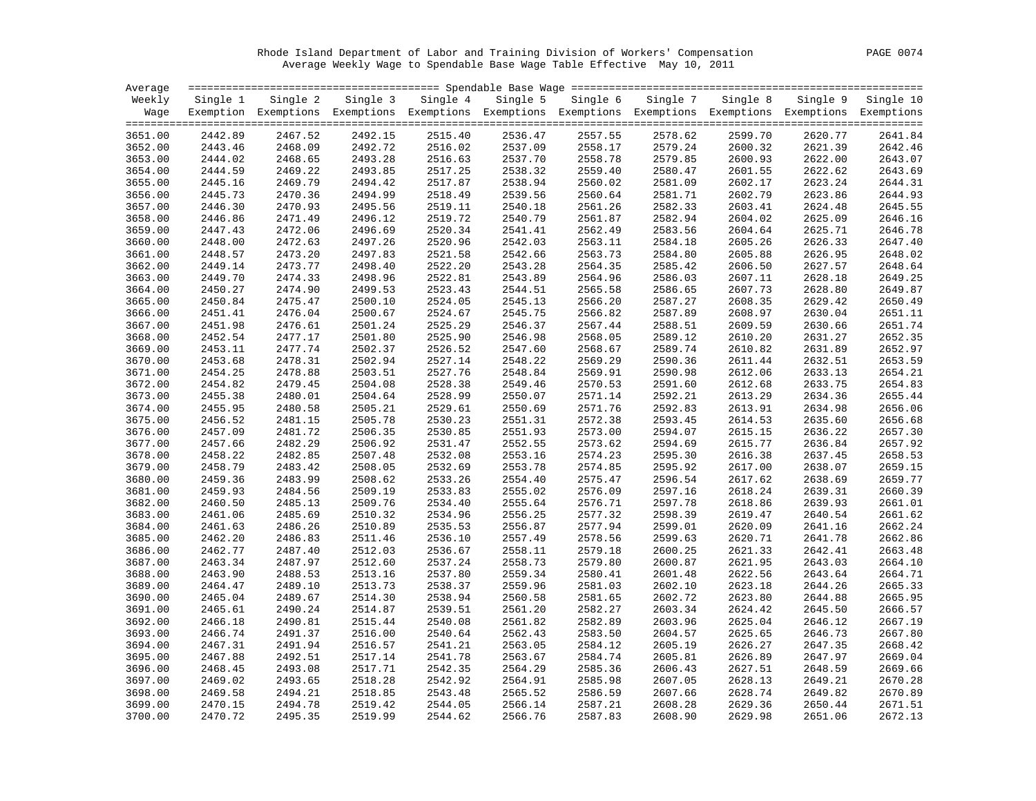Rhode Island Department of Labor and Training Division of Workers' Compensation

Average Weekly Wage to Spendable Base Wage Table Effective May 10, 2011

| Average Weekly Wage | Single 1 Exemption | Single 2 Exemptions | Single 3 Exemptions | Single 4 Exemptions | Single 5 Exemptions | Single 6 Exemptions | Single 7 Exemptions | Single 8 Exemptions | Single 9 Exemptions | Single 10 Exemptions |
|---|---|---|---|---|---|---|---|---|---|---|
| 3651.00 | 2442.89 | 2467.52 | 2492.15 | 2515.40 | 2536.47 | 2557.55 | 2578.62 | 2599.70 | 2620.77 | 2641.84 |
| 3652.00 | 2443.46 | 2468.09 | 2492.72 | 2516.02 | 2537.09 | 2558.17 | 2579.24 | 2600.32 | 2621.39 | 2642.46 |
| 3653.00 | 2444.02 | 2468.65 | 2493.28 | 2516.63 | 2537.70 | 2558.78 | 2579.85 | 2600.93 | 2622.00 | 2643.07 |
| 3654.00 | 2444.59 | 2469.22 | 2493.85 | 2517.25 | 2538.32 | 2559.40 | 2580.47 | 2601.55 | 2622.62 | 2643.69 |
| 3655.00 | 2445.16 | 2469.79 | 2494.42 | 2517.87 | 2538.94 | 2560.02 | 2581.09 | 2602.17 | 2623.24 | 2644.31 |
| 3656.00 | 2445.73 | 2470.36 | 2494.99 | 2518.49 | 2539.56 | 2560.64 | 2581.71 | 2602.79 | 2623.86 | 2644.93 |
| 3657.00 | 2446.30 | 2470.93 | 2495.56 | 2519.11 | 2540.18 | 2561.26 | 2582.33 | 2603.41 | 2624.48 | 2645.55 |
| 3658.00 | 2446.86 | 2471.49 | 2496.12 | 2519.72 | 2540.79 | 2561.87 | 2582.94 | 2604.02 | 2625.09 | 2646.16 |
| 3659.00 | 2447.43 | 2472.06 | 2496.69 | 2520.34 | 2541.41 | 2562.49 | 2583.56 | 2604.64 | 2625.71 | 2646.78 |
| 3660.00 | 2448.00 | 2472.63 | 2497.26 | 2520.96 | 2542.03 | 2563.11 | 2584.18 | 2605.26 | 2626.33 | 2647.40 |
| 3661.00 | 2448.57 | 2473.20 | 2497.83 | 2521.58 | 2542.66 | 2563.73 | 2584.80 | 2605.88 | 2626.95 | 2648.02 |
| 3662.00 | 2449.14 | 2473.77 | 2498.40 | 2522.20 | 2543.28 | 2564.35 | 2585.42 | 2606.50 | 2627.57 | 2648.64 |
| 3663.00 | 2449.70 | 2474.33 | 2498.96 | 2522.81 | 2543.89 | 2564.96 | 2586.03 | 2607.11 | 2628.18 | 2649.25 |
| 3664.00 | 2450.27 | 2474.90 | 2499.53 | 2523.43 | 2544.51 | 2565.58 | 2586.65 | 2607.73 | 2628.80 | 2649.87 |
| 3665.00 | 2450.84 | 2475.47 | 2500.10 | 2524.05 | 2545.13 | 2566.20 | 2587.27 | 2608.35 | 2629.42 | 2650.49 |
| 3666.00 | 2451.41 | 2476.04 | 2500.67 | 2524.67 | 2545.75 | 2566.82 | 2587.89 | 2608.97 | 2630.04 | 2651.11 |
| 3667.00 | 2451.98 | 2476.61 | 2501.24 | 2525.29 | 2546.37 | 2567.44 | 2588.51 | 2609.59 | 2630.66 | 2651.74 |
| 3668.00 | 2452.54 | 2477.17 | 2501.80 | 2525.90 | 2546.98 | 2568.05 | 2589.12 | 2610.20 | 2631.27 | 2652.35 |
| 3669.00 | 2453.11 | 2477.74 | 2502.37 | 2526.52 | 2547.60 | 2568.67 | 2589.74 | 2610.82 | 2631.89 | 2652.97 |
| 3670.00 | 2453.68 | 2478.31 | 2502.94 | 2527.14 | 2548.22 | 2569.29 | 2590.36 | 2611.44 | 2632.51 | 2653.59 |
| 3671.00 | 2454.25 | 2478.88 | 2503.51 | 2527.76 | 2548.84 | 2569.91 | 2590.98 | 2612.06 | 2633.13 | 2654.21 |
| 3672.00 | 2454.82 | 2479.45 | 2504.08 | 2528.38 | 2549.46 | 2570.53 | 2591.60 | 2612.68 | 2633.75 | 2654.83 |
| 3673.00 | 2455.38 | 2480.01 | 2504.64 | 2528.99 | 2550.07 | 2571.14 | 2592.21 | 2613.29 | 2634.36 | 2655.44 |
| 3674.00 | 2455.95 | 2480.58 | 2505.21 | 2529.61 | 2550.69 | 2571.76 | 2592.83 | 2613.91 | 2634.98 | 2656.06 |
| 3675.00 | 2456.52 | 2481.15 | 2505.78 | 2530.23 | 2551.31 | 2572.38 | 2593.45 | 2614.53 | 2635.60 | 2656.68 |
| 3676.00 | 2457.09 | 2481.72 | 2506.35 | 2530.85 | 2551.93 | 2573.00 | 2594.07 | 2615.15 | 2636.22 | 2657.30 |
| 3677.00 | 2457.66 | 2482.29 | 2506.92 | 2531.47 | 2552.55 | 2573.62 | 2594.69 | 2615.77 | 2636.84 | 2657.92 |
| 3678.00 | 2458.22 | 2482.85 | 2507.48 | 2532.08 | 2553.16 | 2574.23 | 2595.30 | 2616.38 | 2637.45 | 2658.53 |
| 3679.00 | 2458.79 | 2483.42 | 2508.05 | 2532.69 | 2553.78 | 2574.85 | 2595.92 | 2617.00 | 2638.07 | 2659.15 |
| 3680.00 | 2459.36 | 2483.99 | 2508.62 | 2533.26 | 2554.40 | 2575.47 | 2596.54 | 2617.62 | 2638.69 | 2659.77 |
| 3681.00 | 2459.93 | 2484.56 | 2509.19 | 2533.83 | 2555.02 | 2576.09 | 2597.16 | 2618.24 | 2639.31 | 2660.39 |
| 3682.00 | 2460.50 | 2485.13 | 2509.76 | 2534.40 | 2555.64 | 2576.71 | 2597.78 | 2618.86 | 2639.93 | 2661.01 |
| 3683.00 | 2461.06 | 2485.69 | 2510.32 | 2534.96 | 2556.25 | 2577.32 | 2598.39 | 2619.47 | 2640.54 | 2661.62 |
| 3684.00 | 2461.63 | 2486.26 | 2510.89 | 2535.53 | 2556.87 | 2577.94 | 2599.01 | 2620.09 | 2641.16 | 2662.24 |
| 3685.00 | 2462.20 | 2486.83 | 2511.46 | 2536.10 | 2557.49 | 2578.56 | 2599.63 | 2620.71 | 2641.78 | 2662.86 |
| 3686.00 | 2462.77 | 2487.40 | 2512.03 | 2536.67 | 2558.11 | 2579.18 | 2600.25 | 2621.33 | 2642.41 | 2663.48 |
| 3687.00 | 2463.34 | 2487.97 | 2512.60 | 2537.24 | 2558.73 | 2579.80 | 2600.87 | 2621.95 | 2643.03 | 2664.10 |
| 3688.00 | 2463.90 | 2488.53 | 2513.16 | 2537.80 | 2559.34 | 2580.41 | 2601.48 | 2622.56 | 2643.64 | 2664.71 |
| 3689.00 | 2464.47 | 2489.10 | 2513.73 | 2538.37 | 2559.96 | 2581.03 | 2602.10 | 2623.18 | 2644.26 | 2665.33 |
| 3690.00 | 2465.04 | 2489.67 | 2514.30 | 2538.94 | 2560.58 | 2581.65 | 2602.72 | 2623.80 | 2644.88 | 2665.95 |
| 3691.00 | 2465.61 | 2490.24 | 2514.87 | 2539.51 | 2561.20 | 2582.27 | 2603.34 | 2624.42 | 2645.50 | 2666.57 |
| 3692.00 | 2466.18 | 2490.81 | 2515.44 | 2540.08 | 2561.82 | 2582.89 | 2603.96 | 2625.04 | 2646.12 | 2667.19 |
| 3693.00 | 2466.74 | 2491.37 | 2516.00 | 2540.64 | 2562.43 | 2583.50 | 2604.57 | 2625.65 | 2646.73 | 2667.80 |
| 3694.00 | 2467.31 | 2491.94 | 2516.57 | 2541.21 | 2563.05 | 2584.12 | 2605.19 | 2626.27 | 2647.35 | 2668.42 |
| 3695.00 | 2467.88 | 2492.51 | 2517.14 | 2541.78 | 2563.67 | 2584.74 | 2605.81 | 2626.89 | 2647.97 | 2669.04 |
| 3696.00 | 2468.45 | 2493.08 | 2517.71 | 2542.35 | 2564.29 | 2585.36 | 2606.43 | 2627.51 | 2648.59 | 2669.66 |
| 3697.00 | 2469.02 | 2493.65 | 2518.28 | 2542.92 | 2564.91 | 2585.98 | 2607.05 | 2628.13 | 2649.21 | 2670.28 |
| 3698.00 | 2469.58 | 2494.21 | 2518.85 | 2543.48 | 2565.52 | 2586.59 | 2607.66 | 2628.74 | 2649.82 | 2670.89 |
| 3699.00 | 2470.15 | 2494.78 | 2519.42 | 2544.05 | 2566.14 | 2587.21 | 2608.28 | 2629.36 | 2650.44 | 2671.51 |
| 3700.00 | 2470.72 | 2495.35 | 2519.99 | 2544.62 | 2566.76 | 2587.83 | 2608.90 | 2629.98 | 2651.06 | 2672.13 |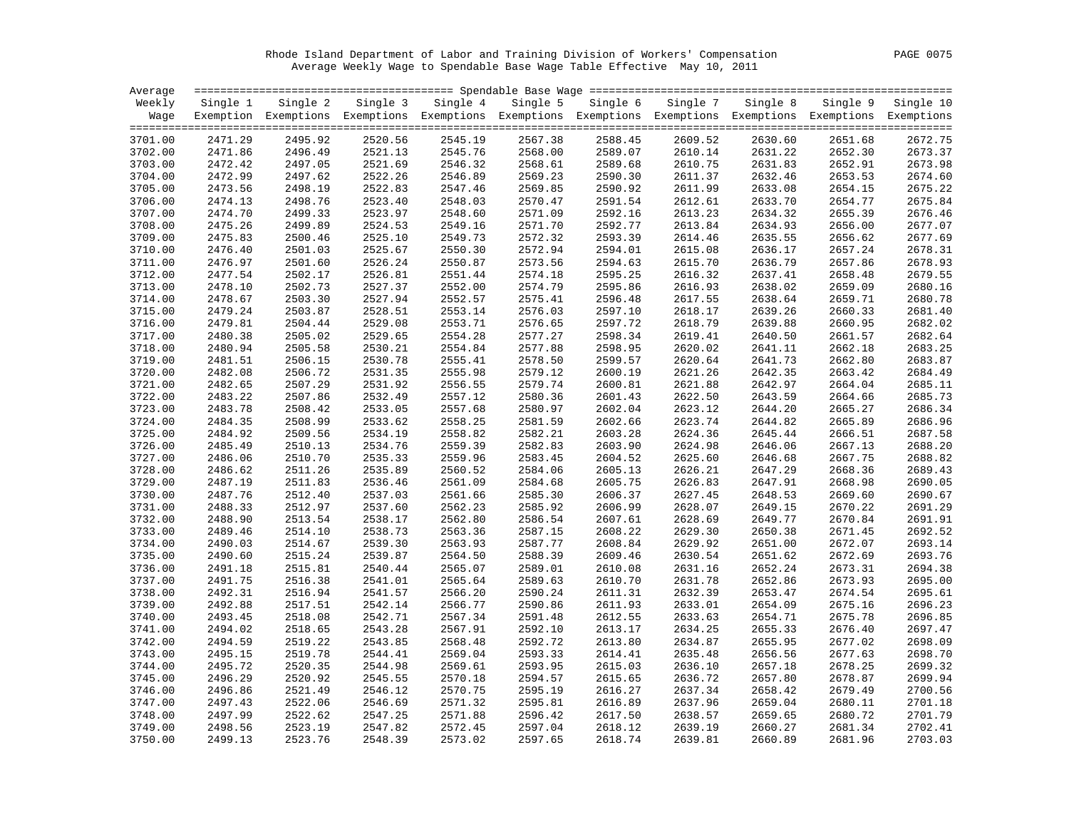Rhode Island Department of Labor and Training Division of Workers' Compensation

Average Weekly Wage to Spendable Base Wage Table Effective May 10, 2011

| Average Weekly Wage | Single 1 Exemption | Single 2 Exemptions | Single 3 Exemptions | Single 4 Exemptions | Single 5 Exemptions | Single 6 Exemptions | Single 7 Exemptions | Single 8 Exemptions | Single 9 Exemptions | Single 10 Exemptions |
|---|---|---|---|---|---|---|---|---|---|---|
| 3701.00 | 2471.29 | 2495.92 | 2520.56 | 2545.19 | 2567.38 | 2588.45 | 2609.52 | 2630.60 | 2651.68 | 2672.75 |
| 3702.00 | 2471.86 | 2496.49 | 2521.13 | 2545.76 | 2568.00 | 2589.07 | 2610.14 | 2631.22 | 2652.30 | 2673.37 |
| 3703.00 | 2472.42 | 2497.05 | 2521.69 | 2546.32 | 2568.61 | 2589.68 | 2610.75 | 2631.83 | 2652.91 | 2673.98 |
| 3704.00 | 2472.99 | 2497.62 | 2522.26 | 2546.89 | 2569.23 | 2590.30 | 2611.37 | 2632.46 | 2653.53 | 2674.60 |
| 3705.00 | 2473.56 | 2498.19 | 2522.83 | 2547.46 | 2569.85 | 2590.92 | 2611.99 | 2633.08 | 2654.15 | 2675.22 |
| 3706.00 | 2474.13 | 2498.76 | 2523.40 | 2548.03 | 2570.47 | 2591.54 | 2612.61 | 2633.70 | 2654.77 | 2675.84 |
| 3707.00 | 2474.70 | 2499.33 | 2523.97 | 2548.60 | 2571.09 | 2592.16 | 2613.23 | 2634.32 | 2655.39 | 2676.46 |
| 3708.00 | 2475.26 | 2499.89 | 2524.53 | 2549.16 | 2571.70 | 2592.77 | 2613.84 | 2634.93 | 2656.00 | 2677.07 |
| 3709.00 | 2475.83 | 2500.46 | 2525.10 | 2549.73 | 2572.32 | 2593.39 | 2614.46 | 2635.55 | 2656.62 | 2677.69 |
| 3710.00 | 2476.40 | 2501.03 | 2525.67 | 2550.30 | 2572.94 | 2594.01 | 2615.08 | 2636.17 | 2657.24 | 2678.31 |
| 3711.00 | 2476.97 | 2501.60 | 2526.24 | 2550.87 | 2573.56 | 2594.63 | 2615.70 | 2636.79 | 2657.86 | 2678.93 |
| 3712.00 | 2477.54 | 2502.17 | 2526.81 | 2551.44 | 2574.18 | 2595.25 | 2616.32 | 2637.41 | 2658.48 | 2679.55 |
| 3713.00 | 2478.10 | 2502.73 | 2527.37 | 2552.00 | 2574.79 | 2595.86 | 2616.93 | 2638.02 | 2659.09 | 2680.16 |
| 3714.00 | 2478.67 | 2503.30 | 2527.94 | 2552.57 | 2575.41 | 2596.48 | 2617.55 | 2638.64 | 2659.71 | 2680.78 |
| 3715.00 | 2479.24 | 2503.87 | 2528.51 | 2553.14 | 2576.03 | 2597.10 | 2618.17 | 2639.26 | 2660.33 | 2681.40 |
| 3716.00 | 2479.81 | 2504.44 | 2529.08 | 2553.71 | 2576.65 | 2597.72 | 2618.79 | 2639.88 | 2660.95 | 2682.02 |
| 3717.00 | 2480.38 | 2505.02 | 2529.65 | 2554.28 | 2577.27 | 2598.34 | 2619.41 | 2640.50 | 2661.57 | 2682.64 |
| 3718.00 | 2480.94 | 2505.58 | 2530.21 | 2554.84 | 2577.88 | 2598.95 | 2620.02 | 2641.11 | 2662.18 | 2683.25 |
| 3719.00 | 2481.51 | 2506.15 | 2530.78 | 2555.41 | 2578.50 | 2599.57 | 2620.64 | 2641.73 | 2662.80 | 2683.87 |
| 3720.00 | 2482.08 | 2506.72 | 2531.35 | 2555.98 | 2579.12 | 2600.19 | 2621.26 | 2642.35 | 2663.42 | 2684.49 |
| 3721.00 | 2482.65 | 2507.29 | 2531.92 | 2556.55 | 2579.74 | 2600.81 | 2621.88 | 2642.97 | 2664.04 | 2685.11 |
| 3722.00 | 2483.22 | 2507.86 | 2532.49 | 2557.12 | 2580.36 | 2601.43 | 2622.50 | 2643.59 | 2664.66 | 2685.73 |
| 3723.00 | 2483.78 | 2508.42 | 2533.05 | 2557.68 | 2580.97 | 2602.04 | 2623.12 | 2644.20 | 2665.27 | 2686.34 |
| 3724.00 | 2484.35 | 2508.99 | 2533.62 | 2558.25 | 2581.59 | 2602.66 | 2623.74 | 2644.82 | 2665.89 | 2686.96 |
| 3725.00 | 2484.92 | 2509.56 | 2534.19 | 2558.82 | 2582.21 | 2603.28 | 2624.36 | 2645.44 | 2666.51 | 2687.58 |
| 3726.00 | 2485.49 | 2510.13 | 2534.76 | 2559.39 | 2582.83 | 2603.90 | 2624.98 | 2646.06 | 2667.13 | 2688.20 |
| 3727.00 | 2486.06 | 2510.70 | 2535.33 | 2559.96 | 2583.45 | 2604.52 | 2625.60 | 2646.68 | 2667.75 | 2688.82 |
| 3728.00 | 2486.62 | 2511.26 | 2535.89 | 2560.52 | 2584.06 | 2605.13 | 2626.21 | 2647.29 | 2668.36 | 2689.43 |
| 3729.00 | 2487.19 | 2511.83 | 2536.46 | 2561.09 | 2584.68 | 2605.75 | 2626.83 | 2647.91 | 2668.98 | 2690.05 |
| 3730.00 | 2487.76 | 2512.40 | 2537.03 | 2561.66 | 2585.30 | 2606.37 | 2627.45 | 2648.53 | 2669.60 | 2690.67 |
| 3731.00 | 2488.33 | 2512.97 | 2537.60 | 2562.23 | 2585.92 | 2606.99 | 2628.07 | 2649.15 | 2670.22 | 2691.29 |
| 3732.00 | 2488.90 | 2513.54 | 2538.17 | 2562.80 | 2586.54 | 2607.61 | 2628.69 | 2649.77 | 2670.84 | 2691.91 |
| 3733.00 | 2489.46 | 2514.10 | 2538.73 | 2563.36 | 2587.15 | 2608.22 | 2629.30 | 2650.38 | 2671.45 | 2692.52 |
| 3734.00 | 2490.03 | 2514.67 | 2539.30 | 2563.93 | 2587.77 | 2608.84 | 2629.92 | 2651.00 | 2672.07 | 2693.14 |
| 3735.00 | 2490.60 | 2515.24 | 2539.87 | 2564.50 | 2588.39 | 2609.46 | 2630.54 | 2651.62 | 2672.69 | 2693.76 |
| 3736.00 | 2491.18 | 2515.81 | 2540.44 | 2565.07 | 2589.01 | 2610.08 | 2631.16 | 2652.24 | 2673.31 | 2694.38 |
| 3737.00 | 2491.75 | 2516.38 | 2541.01 | 2565.64 | 2589.63 | 2610.70 | 2631.78 | 2652.86 | 2673.93 | 2695.00 |
| 3738.00 | 2492.31 | 2516.94 | 2541.57 | 2566.20 | 2590.24 | 2611.31 | 2632.39 | 2653.47 | 2674.54 | 2695.61 |
| 3739.00 | 2492.88 | 2517.51 | 2542.14 | 2566.77 | 2590.86 | 2611.93 | 2633.01 | 2654.09 | 2675.16 | 2696.23 |
| 3740.00 | 2493.45 | 2518.08 | 2542.71 | 2567.34 | 2591.48 | 2612.55 | 2633.63 | 2654.71 | 2675.78 | 2696.85 |
| 3741.00 | 2494.02 | 2518.65 | 2543.28 | 2567.91 | 2592.10 | 2613.17 | 2634.25 | 2655.33 | 2676.40 | 2697.47 |
| 3742.00 | 2494.59 | 2519.22 | 2543.85 | 2568.48 | 2592.72 | 2613.80 | 2634.87 | 2655.95 | 2677.02 | 2698.09 |
| 3743.00 | 2495.15 | 2519.78 | 2544.41 | 2569.04 | 2593.33 | 2614.41 | 2635.48 | 2656.56 | 2677.63 | 2698.70 |
| 3744.00 | 2495.72 | 2520.35 | 2544.98 | 2569.61 | 2593.95 | 2615.03 | 2636.10 | 2657.18 | 2678.25 | 2699.32 |
| 3745.00 | 2496.29 | 2520.92 | 2545.55 | 2570.18 | 2594.57 | 2615.65 | 2636.72 | 2657.80 | 2678.87 | 2699.94 |
| 3746.00 | 2496.86 | 2521.49 | 2546.12 | 2570.75 | 2595.19 | 2616.27 | 2637.34 | 2658.42 | 2679.49 | 2700.56 |
| 3747.00 | 2497.43 | 2522.06 | 2546.69 | 2571.32 | 2595.81 | 2616.89 | 2637.96 | 2659.04 | 2680.11 | 2701.18 |
| 3748.00 | 2497.99 | 2522.62 | 2547.25 | 2571.88 | 2596.42 | 2617.50 | 2638.57 | 2659.65 | 2680.72 | 2701.79 |
| 3749.00 | 2498.56 | 2523.19 | 2547.82 | 2572.45 | 2597.04 | 2618.12 | 2639.19 | 2660.27 | 2681.34 | 2702.41 |
| 3750.00 | 2499.13 | 2523.76 | 2548.39 | 2573.02 | 2597.65 | 2618.74 | 2639.81 | 2660.89 | 2681.96 | 2703.03 |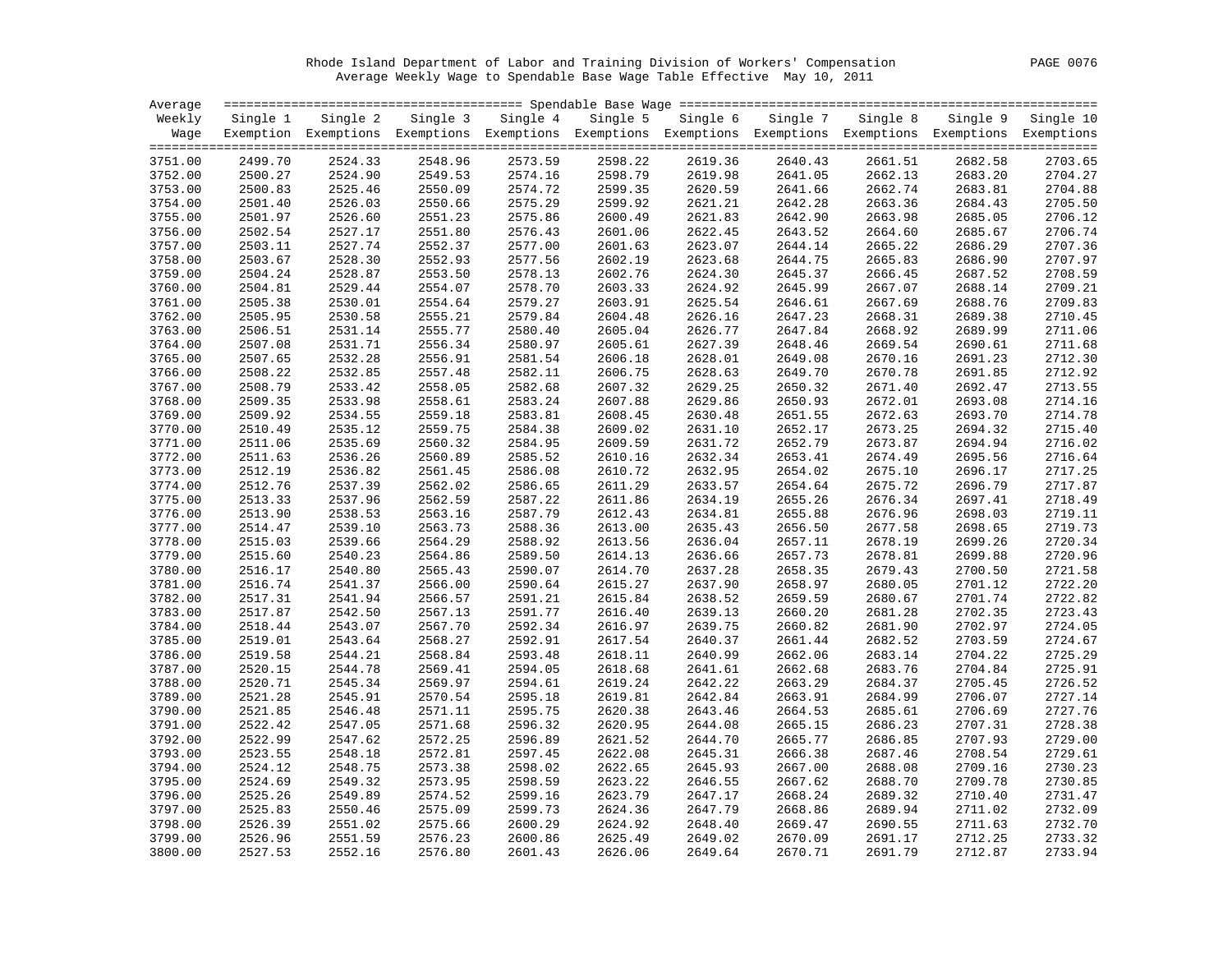Rhode Island Department of Labor and Training Division of Workers' Compensation

Average Weekly Wage to Spendable Base Wage Table Effective May 10, 2011

| Average Weekly Wage | Single 1 Exemption | Single 2 Exemptions | Single 3 Exemptions | Single 4 Exemptions | Single 5 Exemptions | Single 6 Exemptions | Single 7 Exemptions | Single 8 Exemptions | Single 9 Exemptions | Single 10 Exemptions |
|---|---|---|---|---|---|---|---|---|---|---|
| 3751.00 | 2499.70 | 2524.33 | 2548.96 | 2573.59 | 2598.22 | 2619.36 | 2640.43 | 2661.51 | 2682.58 | 2703.65 |
| 3752.00 | 2500.27 | 2524.90 | 2549.53 | 2574.16 | 2598.79 | 2619.98 | 2641.05 | 2662.13 | 2683.20 | 2704.27 |
| 3753.00 | 2500.83 | 2525.46 | 2550.09 | 2574.72 | 2599.35 | 2620.59 | 2641.66 | 2662.74 | 2683.81 | 2704.88 |
| 3754.00 | 2501.40 | 2526.03 | 2550.66 | 2575.29 | 2599.92 | 2621.21 | 2642.28 | 2663.36 | 2684.43 | 2705.50 |
| 3755.00 | 2501.97 | 2526.60 | 2551.23 | 2575.86 | 2600.49 | 2621.83 | 2642.90 | 2663.98 | 2685.05 | 2706.12 |
| 3756.00 | 2502.54 | 2527.17 | 2551.80 | 2576.43 | 2601.06 | 2622.45 | 2643.52 | 2664.60 | 2685.67 | 2706.74 |
| 3757.00 | 2503.11 | 2527.74 | 2552.37 | 2577.00 | 2601.63 | 2623.07 | 2644.14 | 2665.22 | 2686.29 | 2707.36 |
| 3758.00 | 2503.67 | 2528.30 | 2552.93 | 2577.56 | 2602.19 | 2623.68 | 2644.75 | 2665.83 | 2686.90 | 2707.97 |
| 3759.00 | 2504.24 | 2528.87 | 2553.50 | 2578.13 | 2602.76 | 2624.30 | 2645.37 | 2666.45 | 2687.52 | 2708.59 |
| 3760.00 | 2504.81 | 2529.44 | 2554.07 | 2578.70 | 2603.33 | 2624.92 | 2645.99 | 2667.07 | 2688.14 | 2709.21 |
| 3761.00 | 2505.38 | 2530.01 | 2554.64 | 2579.27 | 2603.91 | 2625.54 | 2646.61 | 2667.69 | 2688.76 | 2709.83 |
| 3762.00 | 2505.95 | 2530.58 | 2555.21 | 2579.84 | 2604.48 | 2626.16 | 2647.23 | 2668.31 | 2689.38 | 2710.45 |
| 3763.00 | 2506.51 | 2531.14 | 2555.77 | 2580.40 | 2605.04 | 2626.77 | 2647.84 | 2668.92 | 2689.99 | 2711.06 |
| 3764.00 | 2507.08 | 2531.71 | 2556.34 | 2580.97 | 2605.61 | 2627.39 | 2648.46 | 2669.54 | 2690.61 | 2711.68 |
| 3765.00 | 2507.65 | 2532.28 | 2556.91 | 2581.54 | 2606.18 | 2628.01 | 2649.08 | 2670.16 | 2691.23 | 2712.30 |
| 3766.00 | 2508.22 | 2532.85 | 2557.48 | 2582.11 | 2606.75 | 2628.63 | 2649.70 | 2670.78 | 2691.85 | 2712.92 |
| 3767.00 | 2508.79 | 2533.42 | 2558.05 | 2582.68 | 2607.32 | 2629.25 | 2650.32 | 2671.40 | 2692.47 | 2713.55 |
| 3768.00 | 2509.35 | 2533.98 | 2558.61 | 2583.24 | 2607.88 | 2629.86 | 2650.93 | 2672.01 | 2693.08 | 2714.16 |
| 3769.00 | 2509.92 | 2534.55 | 2559.18 | 2583.81 | 2608.45 | 2630.48 | 2651.55 | 2672.63 | 2693.70 | 2714.78 |
| 3770.00 | 2510.49 | 2535.12 | 2559.75 | 2584.38 | 2609.02 | 2631.10 | 2652.17 | 2673.25 | 2694.32 | 2715.40 |
| 3771.00 | 2511.06 | 2535.69 | 2560.32 | 2584.95 | 2609.59 | 2631.72 | 2652.79 | 2673.87 | 2694.94 | 2716.02 |
| 3772.00 | 2511.63 | 2536.26 | 2560.89 | 2585.52 | 2610.16 | 2632.34 | 2653.41 | 2674.49 | 2695.56 | 2716.64 |
| 3773.00 | 2512.19 | 2536.82 | 2561.45 | 2586.08 | 2610.72 | 2632.95 | 2654.02 | 2675.10 | 2696.17 | 2717.25 |
| 3774.00 | 2512.76 | 2537.39 | 2562.02 | 2586.65 | 2611.29 | 2633.57 | 2654.64 | 2675.72 | 2696.79 | 2717.87 |
| 3775.00 | 2513.33 | 2537.96 | 2562.59 | 2587.22 | 2611.86 | 2634.19 | 2655.26 | 2676.34 | 2697.41 | 2718.49 |
| 3776.00 | 2513.90 | 2538.53 | 2563.16 | 2587.79 | 2612.43 | 2634.81 | 2655.88 | 2676.96 | 2698.03 | 2719.11 |
| 3777.00 | 2514.47 | 2539.10 | 2563.73 | 2588.36 | 2613.00 | 2635.43 | 2656.50 | 2677.58 | 2698.65 | 2719.73 |
| 3778.00 | 2515.03 | 2539.66 | 2564.29 | 2588.92 | 2613.56 | 2636.04 | 2657.11 | 2678.19 | 2699.26 | 2720.34 |
| 3779.00 | 2515.60 | 2540.23 | 2564.86 | 2589.50 | 2614.13 | 2636.66 | 2657.73 | 2678.81 | 2699.88 | 2720.96 |
| 3780.00 | 2516.17 | 2540.80 | 2565.43 | 2590.07 | 2614.70 | 2637.28 | 2658.35 | 2679.43 | 2700.50 | 2721.58 |
| 3781.00 | 2516.74 | 2541.37 | 2566.00 | 2590.64 | 2615.27 | 2637.90 | 2658.97 | 2680.05 | 2701.12 | 2722.20 |
| 3782.00 | 2517.31 | 2541.94 | 2566.57 | 2591.21 | 2615.84 | 2638.52 | 2659.59 | 2680.67 | 2701.74 | 2722.82 |
| 3783.00 | 2517.87 | 2542.50 | 2567.13 | 2591.77 | 2616.40 | 2639.13 | 2660.20 | 2681.28 | 2702.35 | 2723.43 |
| 3784.00 | 2518.44 | 2543.07 | 2567.70 | 2592.34 | 2616.97 | 2639.75 | 2660.82 | 2681.90 | 2702.97 | 2724.05 |
| 3785.00 | 2519.01 | 2543.64 | 2568.27 | 2592.91 | 2617.54 | 2640.37 | 2661.44 | 2682.52 | 2703.59 | 2724.67 |
| 3786.00 | 2519.58 | 2544.21 | 2568.84 | 2593.48 | 2618.11 | 2640.99 | 2662.06 | 2683.14 | 2704.22 | 2725.29 |
| 3787.00 | 2520.15 | 2544.78 | 2569.41 | 2594.05 | 2618.68 | 2641.61 | 2662.68 | 2683.76 | 2704.84 | 2725.91 |
| 3788.00 | 2520.71 | 2545.34 | 2569.97 | 2594.61 | 2619.24 | 2642.22 | 2663.29 | 2684.37 | 2705.45 | 2726.52 |
| 3789.00 | 2521.28 | 2545.91 | 2570.54 | 2595.18 | 2619.81 | 2642.84 | 2663.91 | 2684.99 | 2706.07 | 2727.14 |
| 3790.00 | 2521.85 | 2546.48 | 2571.11 | 2595.75 | 2620.38 | 2643.46 | 2664.53 | 2685.61 | 2706.69 | 2727.76 |
| 3791.00 | 2522.42 | 2547.05 | 2571.68 | 2596.32 | 2620.95 | 2644.08 | 2665.15 | 2686.23 | 2707.31 | 2728.38 |
| 3792.00 | 2522.99 | 2547.62 | 2572.25 | 2596.89 | 2621.52 | 2644.70 | 2665.77 | 2686.85 | 2707.93 | 2729.00 |
| 3793.00 | 2523.55 | 2548.18 | 2572.81 | 2597.45 | 2622.08 | 2645.31 | 2666.38 | 2687.46 | 2708.54 | 2729.61 |
| 3794.00 | 2524.12 | 2548.75 | 2573.38 | 2598.02 | 2622.65 | 2645.93 | 2667.00 | 2688.08 | 2709.16 | 2730.23 |
| 3795.00 | 2524.69 | 2549.32 | 2573.95 | 2598.59 | 2623.22 | 2646.55 | 2667.62 | 2688.70 | 2709.78 | 2730.85 |
| 3796.00 | 2525.26 | 2549.89 | 2574.52 | 2599.16 | 2623.79 | 2647.17 | 2668.24 | 2689.32 | 2710.40 | 2731.47 |
| 3797.00 | 2525.83 | 2550.46 | 2575.09 | 2599.73 | 2624.36 | 2647.79 | 2668.86 | 2689.94 | 2711.02 | 2732.09 |
| 3798.00 | 2526.39 | 2551.02 | 2575.66 | 2600.29 | 2624.92 | 2648.40 | 2669.47 | 2690.55 | 2711.63 | 2732.70 |
| 3799.00 | 2526.96 | 2551.59 | 2576.23 | 2600.86 | 2625.49 | 2649.02 | 2670.09 | 2691.17 | 2712.25 | 2733.32 |
| 3800.00 | 2527.53 | 2552.16 | 2576.80 | 2601.43 | 2626.06 | 2649.64 | 2670.71 | 2691.79 | 2712.87 | 2733.94 |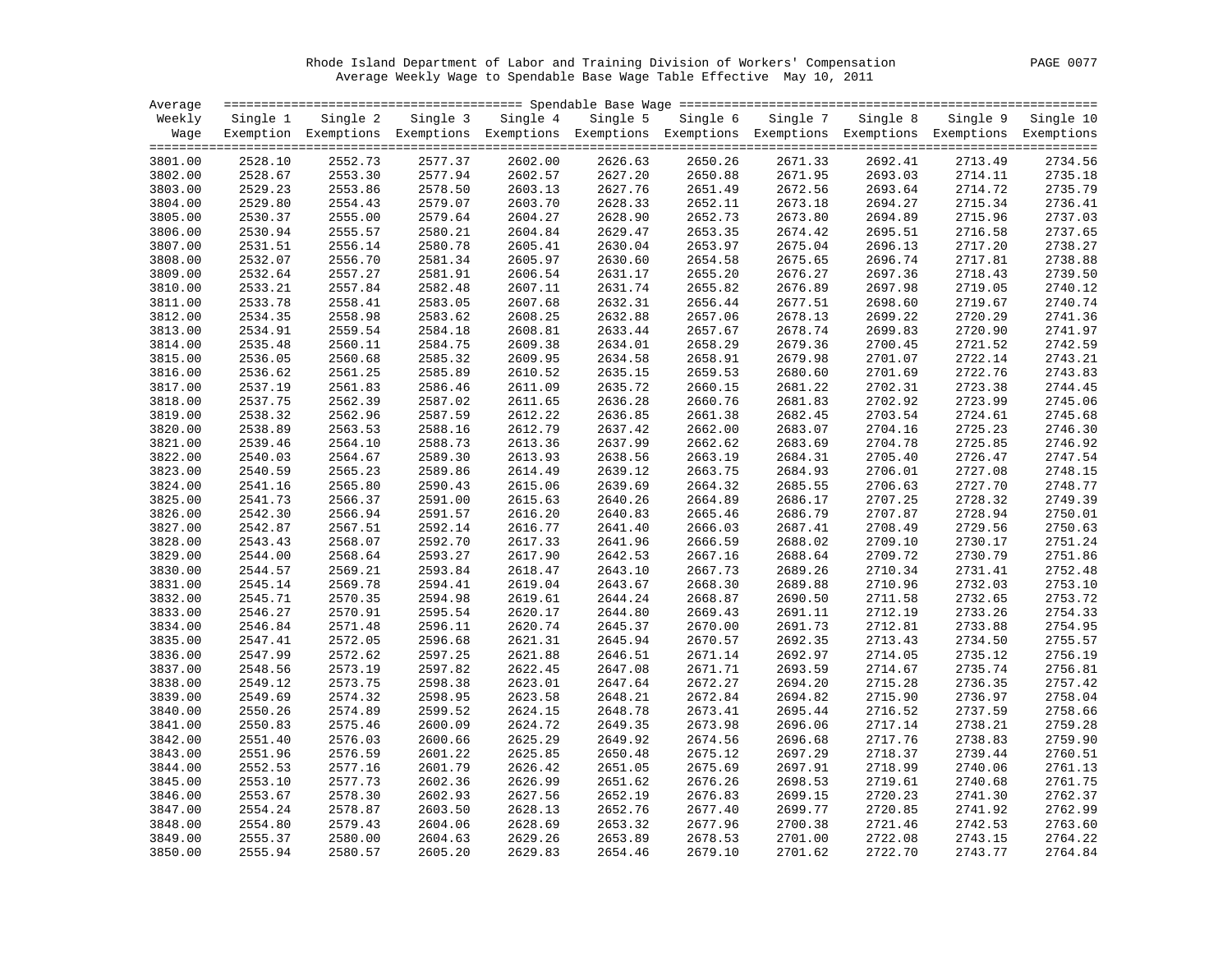Rhode Island Department of Labor and Training Division of Workers' Compensation

Average Weekly Wage to Spendable Base Wage Table Effective May 10, 2011

| Average Weekly Wage | Single 1 Exemption | Single 2 Exemptions | Single 3 Exemptions | Single 4 Exemptions | Single 5 Exemptions | Single 6 Exemptions | Single 7 Exemptions | Single 8 Exemptions | Single 9 Exemptions | Single 10 Exemptions |
|---|---|---|---|---|---|---|---|---|---|---|
| 3801.00 | 2528.10 | 2552.73 | 2577.37 | 2602.00 | 2626.63 | 2650.26 | 2671.33 | 2692.41 | 2713.49 | 2734.56 |
| 3802.00 | 2528.67 | 2553.30 | 2577.94 | 2602.57 | 2627.20 | 2650.88 | 2671.95 | 2693.03 | 2714.11 | 2735.18 |
| 3803.00 | 2529.23 | 2553.86 | 2578.50 | 2603.13 | 2627.76 | 2651.49 | 2672.56 | 2693.64 | 2714.72 | 2735.79 |
| 3804.00 | 2529.80 | 2554.43 | 2579.07 | 2603.70 | 2628.33 | 2652.11 | 2673.18 | 2694.27 | 2715.34 | 2736.41 |
| 3805.00 | 2530.37 | 2555.00 | 2579.64 | 2604.27 | 2628.90 | 2652.73 | 2673.80 | 2694.89 | 2715.96 | 2737.03 |
| 3806.00 | 2530.94 | 2555.57 | 2580.21 | 2604.84 | 2629.47 | 2653.35 | 2674.42 | 2695.51 | 2716.58 | 2737.65 |
| 3807.00 | 2531.51 | 2556.14 | 2580.78 | 2605.41 | 2630.04 | 2653.97 | 2675.04 | 2696.13 | 2717.20 | 2738.27 |
| 3808.00 | 2532.07 | 2556.70 | 2581.34 | 2605.97 | 2630.60 | 2654.58 | 2675.65 | 2696.74 | 2717.81 | 2738.88 |
| 3809.00 | 2532.64 | 2557.27 | 2581.91 | 2606.54 | 2631.17 | 2655.20 | 2676.27 | 2697.36 | 2718.43 | 2739.50 |
| 3810.00 | 2533.21 | 2557.84 | 2582.48 | 2607.11 | 2631.74 | 2655.82 | 2676.89 | 2697.98 | 2719.05 | 2740.12 |
| 3811.00 | 2533.78 | 2558.41 | 2583.05 | 2607.68 | 2632.31 | 2656.44 | 2677.51 | 2698.60 | 2719.67 | 2740.74 |
| 3812.00 | 2534.35 | 2558.98 | 2583.62 | 2608.25 | 2632.88 | 2657.06 | 2678.13 | 2699.22 | 2720.29 | 2741.36 |
| 3813.00 | 2534.91 | 2559.54 | 2584.18 | 2608.81 | 2633.44 | 2657.67 | 2678.74 | 2699.83 | 2720.90 | 2741.97 |
| 3814.00 | 2535.48 | 2560.11 | 2584.75 | 2609.38 | 2634.01 | 2658.29 | 2679.36 | 2700.45 | 2721.52 | 2742.59 |
| 3815.00 | 2536.05 | 2560.68 | 2585.32 | 2609.95 | 2634.58 | 2658.91 | 2679.98 | 2701.07 | 2722.14 | 2743.21 |
| 3816.00 | 2536.62 | 2561.25 | 2585.89 | 2610.52 | 2635.15 | 2659.53 | 2680.60 | 2701.69 | 2722.76 | 2743.83 |
| 3817.00 | 2537.19 | 2561.83 | 2586.46 | 2611.09 | 2635.72 | 2660.15 | 2681.22 | 2702.31 | 2723.38 | 2744.45 |
| 3818.00 | 2537.75 | 2562.39 | 2587.02 | 2611.65 | 2636.28 | 2660.76 | 2681.83 | 2702.92 | 2723.99 | 2745.06 |
| 3819.00 | 2538.32 | 2562.96 | 2587.59 | 2612.22 | 2636.85 | 2661.38 | 2682.45 | 2703.54 | 2724.61 | 2745.68 |
| 3820.00 | 2538.89 | 2563.53 | 2588.16 | 2612.79 | 2637.42 | 2662.00 | 2683.07 | 2704.16 | 2725.23 | 2746.30 |
| 3821.00 | 2539.46 | 2564.10 | 2588.73 | 2613.36 | 2637.99 | 2662.62 | 2683.69 | 2704.78 | 2725.85 | 2746.92 |
| 3822.00 | 2540.03 | 2564.67 | 2589.30 | 2613.93 | 2638.56 | 2663.19 | 2684.31 | 2705.40 | 2726.47 | 2747.54 |
| 3823.00 | 2540.59 | 2565.23 | 2589.86 | 2614.49 | 2639.12 | 2663.75 | 2684.93 | 2706.01 | 2727.08 | 2748.15 |
| 3824.00 | 2541.16 | 2565.80 | 2590.43 | 2615.06 | 2639.69 | 2664.32 | 2685.55 | 2706.63 | 2727.70 | 2748.77 |
| 3825.00 | 2541.73 | 2566.37 | 2591.00 | 2615.63 | 2640.26 | 2664.89 | 2686.17 | 2707.25 | 2728.32 | 2749.39 |
| 3826.00 | 2542.30 | 2566.94 | 2591.57 | 2616.20 | 2640.83 | 2665.46 | 2686.79 | 2707.87 | 2728.94 | 2750.01 |
| 3827.00 | 2542.87 | 2567.51 | 2592.14 | 2616.77 | 2641.40 | 2666.03 | 2687.41 | 2708.49 | 2729.56 | 2750.63 |
| 3828.00 | 2543.43 | 2568.07 | 2592.70 | 2617.33 | 2641.96 | 2666.59 | 2688.02 | 2709.10 | 2730.17 | 2751.24 |
| 3829.00 | 2544.00 | 2568.64 | 2593.27 | 2617.90 | 2642.53 | 2667.16 | 2688.64 | 2709.72 | 2730.79 | 2751.86 |
| 3830.00 | 2544.57 | 2569.21 | 2593.84 | 2618.47 | 2643.10 | 2667.73 | 2689.26 | 2710.34 | 2731.41 | 2752.48 |
| 3831.00 | 2545.14 | 2569.78 | 2594.41 | 2619.04 | 2643.67 | 2668.30 | 2689.88 | 2710.96 | 2732.03 | 2753.10 |
| 3832.00 | 2545.71 | 2570.35 | 2594.98 | 2619.61 | 2644.24 | 2668.87 | 2690.50 | 2711.58 | 2732.65 | 2753.72 |
| 3833.00 | 2546.27 | 2570.91 | 2595.54 | 2620.17 | 2644.80 | 2669.43 | 2691.11 | 2712.19 | 2733.26 | 2754.33 |
| 3834.00 | 2546.84 | 2571.48 | 2596.11 | 2620.74 | 2645.37 | 2670.00 | 2691.73 | 2712.81 | 2733.88 | 2754.95 |
| 3835.00 | 2547.41 | 2572.05 | 2596.68 | 2621.31 | 2645.94 | 2670.57 | 2692.35 | 2713.43 | 2734.50 | 2755.57 |
| 3836.00 | 2547.99 | 2572.62 | 2597.25 | 2621.88 | 2646.51 | 2671.14 | 2692.97 | 2714.05 | 2735.12 | 2756.19 |
| 3837.00 | 2548.56 | 2573.19 | 2597.82 | 2622.45 | 2647.08 | 2671.71 | 2693.59 | 2714.67 | 2735.74 | 2756.81 |
| 3838.00 | 2549.12 | 2573.75 | 2598.38 | 2623.01 | 2647.64 | 2672.27 | 2694.20 | 2715.28 | 2736.35 | 2757.42 |
| 3839.00 | 2549.69 | 2574.32 | 2598.95 | 2623.58 | 2648.21 | 2672.84 | 2694.82 | 2715.90 | 2736.97 | 2758.04 |
| 3840.00 | 2550.26 | 2574.89 | 2599.52 | 2624.15 | 2648.78 | 2673.41 | 2695.44 | 2716.52 | 2737.59 | 2758.66 |
| 3841.00 | 2550.83 | 2575.46 | 2600.09 | 2624.72 | 2649.35 | 2673.98 | 2696.06 | 2717.14 | 2738.21 | 2759.28 |
| 3842.00 | 2551.40 | 2576.03 | 2600.66 | 2625.29 | 2649.92 | 2674.56 | 2696.68 | 2717.76 | 2738.83 | 2759.90 |
| 3843.00 | 2551.96 | 2576.59 | 2601.22 | 2625.85 | 2650.48 | 2675.12 | 2697.29 | 2718.37 | 2739.44 | 2760.51 |
| 3844.00 | 2552.53 | 2577.16 | 2601.79 | 2626.42 | 2651.05 | 2675.69 | 2697.91 | 2718.99 | 2740.06 | 2761.13 |
| 3845.00 | 2553.10 | 2577.73 | 2602.36 | 2626.99 | 2651.62 | 2676.26 | 2698.53 | 2719.61 | 2740.68 | 2761.75 |
| 3846.00 | 2553.67 | 2578.30 | 2602.93 | 2627.56 | 2652.19 | 2676.83 | 2699.15 | 2720.23 | 2741.30 | 2762.37 |
| 3847.00 | 2554.24 | 2578.87 | 2603.50 | 2628.13 | 2652.76 | 2677.40 | 2699.77 | 2720.85 | 2741.92 | 2762.99 |
| 3848.00 | 2554.80 | 2579.43 | 2604.06 | 2628.69 | 2653.32 | 2677.96 | 2700.38 | 2721.46 | 2742.53 | 2763.60 |
| 3849.00 | 2555.37 | 2580.00 | 2604.63 | 2629.26 | 2653.89 | 2678.53 | 2701.00 | 2722.08 | 2743.15 | 2764.22 |
| 3850.00 | 2555.94 | 2580.57 | 2605.20 | 2629.83 | 2654.46 | 2679.10 | 2701.62 | 2722.70 | 2743.77 | 2764.84 |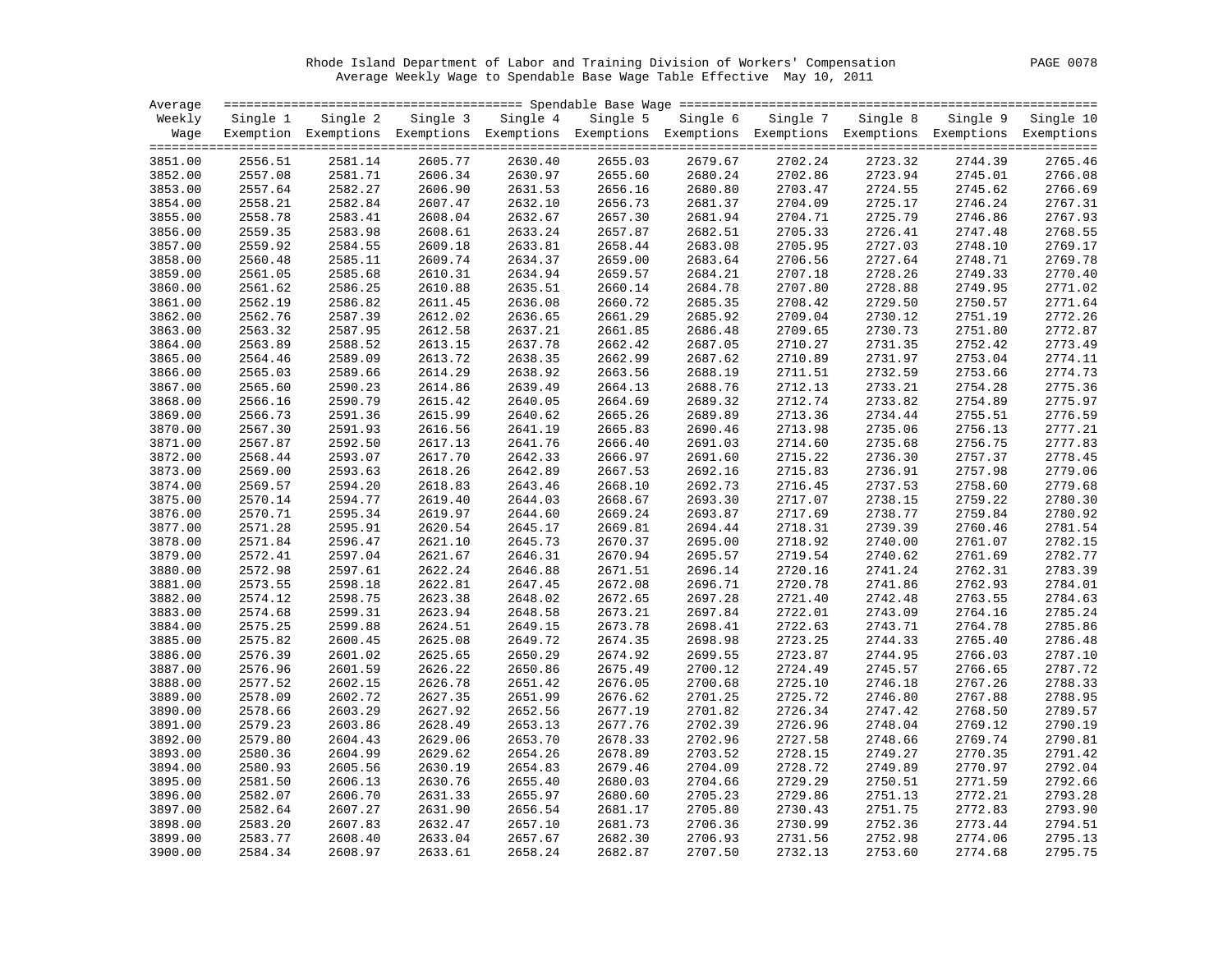Rhode Island Department of Labor and Training Division of Workers' Compensation

Average Weekly Wage to Spendable Base Wage Table Effective May 10, 2011

| Average Weekly Wage | Single 1 Exemption | Single 2 Exemptions | Single 3 Exemptions | Single 4 Exemptions | Single 5 Exemptions | Single 6 Exemptions | Single 7 Exemptions | Single 8 Exemptions | Single 9 Exemptions | Single 10 Exemptions |
|---|---|---|---|---|---|---|---|---|---|---|
| 3851.00 | 2556.51 | 2581.14 | 2605.77 | 2630.40 | 2655.03 | 2679.67 | 2702.24 | 2723.32 | 2744.39 | 2765.46 |
| 3852.00 | 2557.08 | 2581.71 | 2606.34 | 2630.97 | 2655.60 | 2680.24 | 2702.86 | 2723.94 | 2745.01 | 2766.08 |
| 3853.00 | 2557.64 | 2582.27 | 2606.90 | 2631.53 | 2656.16 | 2680.80 | 2703.47 | 2724.55 | 2745.62 | 2766.69 |
| 3854.00 | 2558.21 | 2582.84 | 2607.47 | 2632.10 | 2656.73 | 2681.37 | 2704.09 | 2725.17 | 2746.24 | 2767.31 |
| 3855.00 | 2558.78 | 2583.41 | 2608.04 | 2632.67 | 2657.30 | 2681.94 | 2704.71 | 2725.79 | 2746.86 | 2767.93 |
| 3856.00 | 2559.35 | 2583.98 | 2608.61 | 2633.24 | 2657.87 | 2682.51 | 2705.33 | 2726.41 | 2747.48 | 2768.55 |
| 3857.00 | 2559.92 | 2584.55 | 2609.18 | 2633.81 | 2658.44 | 2683.08 | 2705.95 | 2727.03 | 2748.10 | 2769.17 |
| 3858.00 | 2560.48 | 2585.11 | 2609.74 | 2634.37 | 2659.00 | 2683.64 | 2706.56 | 2727.64 | 2748.71 | 2769.78 |
| 3859.00 | 2561.05 | 2585.68 | 2610.31 | 2634.94 | 2659.57 | 2684.21 | 2707.18 | 2728.26 | 2749.33 | 2770.40 |
| 3860.00 | 2561.62 | 2586.25 | 2610.88 | 2635.51 | 2660.14 | 2684.78 | 2707.80 | 2728.88 | 2749.95 | 2771.02 |
| 3861.00 | 2562.19 | 2586.82 | 2611.45 | 2636.08 | 2660.72 | 2685.35 | 2708.42 | 2729.50 | 2750.57 | 2771.64 |
| 3862.00 | 2562.76 | 2587.39 | 2612.02 | 2636.65 | 2661.29 | 2685.92 | 2709.04 | 2730.12 | 2751.19 | 2772.26 |
| 3863.00 | 2563.32 | 2587.95 | 2612.58 | 2637.21 | 2661.85 | 2686.48 | 2709.65 | 2730.73 | 2751.80 | 2772.87 |
| 3864.00 | 2563.89 | 2588.52 | 2613.15 | 2637.78 | 2662.42 | 2687.05 | 2710.27 | 2731.35 | 2752.42 | 2773.49 |
| 3865.00 | 2564.46 | 2589.09 | 2613.72 | 2638.35 | 2662.99 | 2687.62 | 2710.89 | 2731.97 | 2753.04 | 2774.11 |
| 3866.00 | 2565.03 | 2589.66 | 2614.29 | 2638.92 | 2663.56 | 2688.19 | 2711.51 | 2732.59 | 2753.66 | 2774.73 |
| 3867.00 | 2565.60 | 2590.23 | 2614.86 | 2639.49 | 2664.13 | 2688.76 | 2712.13 | 2733.21 | 2754.28 | 2775.36 |
| 3868.00 | 2566.16 | 2590.79 | 2615.42 | 2640.05 | 2664.69 | 2689.32 | 2712.74 | 2733.82 | 2754.89 | 2775.97 |
| 3869.00 | 2566.73 | 2591.36 | 2615.99 | 2640.62 | 2665.26 | 2689.89 | 2713.36 | 2734.44 | 2755.51 | 2776.59 |
| 3870.00 | 2567.30 | 2591.93 | 2616.56 | 2641.19 | 2665.83 | 2690.46 | 2713.98 | 2735.06 | 2756.13 | 2777.21 |
| 3871.00 | 2567.87 | 2592.50 | 2617.13 | 2641.76 | 2666.40 | 2691.03 | 2714.60 | 2735.68 | 2756.75 | 2777.83 |
| 3872.00 | 2568.44 | 2593.07 | 2617.70 | 2642.33 | 2666.97 | 2691.60 | 2715.22 | 2736.30 | 2757.37 | 2778.45 |
| 3873.00 | 2569.00 | 2593.63 | 2618.26 | 2642.89 | 2667.53 | 2692.16 | 2715.83 | 2736.91 | 2757.98 | 2779.06 |
| 3874.00 | 2569.57 | 2594.20 | 2618.83 | 2643.46 | 2668.10 | 2692.73 | 2716.45 | 2737.53 | 2758.60 | 2779.68 |
| 3875.00 | 2570.14 | 2594.77 | 2619.40 | 2644.03 | 2668.67 | 2693.30 | 2717.07 | 2738.15 | 2759.22 | 2780.30 |
| 3876.00 | 2570.71 | 2595.34 | 2619.97 | 2644.60 | 2669.24 | 2693.87 | 2717.69 | 2738.77 | 2759.84 | 2780.92 |
| 3877.00 | 2571.28 | 2595.91 | 2620.54 | 2645.17 | 2669.81 | 2694.44 | 2718.31 | 2739.39 | 2760.46 | 2781.54 |
| 3878.00 | 2571.84 | 2596.47 | 2621.10 | 2645.73 | 2670.37 | 2695.00 | 2718.92 | 2740.00 | 2761.07 | 2782.15 |
| 3879.00 | 2572.41 | 2597.04 | 2621.67 | 2646.31 | 2670.94 | 2695.57 | 2719.54 | 2740.62 | 2761.69 | 2782.77 |
| 3880.00 | 2572.98 | 2597.61 | 2622.24 | 2646.88 | 2671.51 | 2696.14 | 2720.16 | 2741.24 | 2762.31 | 2783.39 |
| 3881.00 | 2573.55 | 2598.18 | 2622.81 | 2647.45 | 2672.08 | 2696.71 | 2720.78 | 2741.86 | 2762.93 | 2784.01 |
| 3882.00 | 2574.12 | 2598.75 | 2623.38 | 2648.02 | 2672.65 | 2697.28 | 2721.40 | 2742.48 | 2763.55 | 2784.63 |
| 3883.00 | 2574.68 | 2599.31 | 2623.94 | 2648.58 | 2673.21 | 2697.84 | 2722.01 | 2743.09 | 2764.16 | 2785.24 |
| 3884.00 | 2575.25 | 2599.88 | 2624.51 | 2649.15 | 2673.78 | 2698.41 | 2722.63 | 2743.71 | 2764.78 | 2785.86 |
| 3885.00 | 2575.82 | 2600.45 | 2625.08 | 2649.72 | 2674.35 | 2698.98 | 2723.25 | 2744.33 | 2765.40 | 2786.48 |
| 3886.00 | 2576.39 | 2601.02 | 2625.65 | 2650.29 | 2674.92 | 2699.55 | 2723.87 | 2744.95 | 2766.03 | 2787.10 |
| 3887.00 | 2576.96 | 2601.59 | 2626.22 | 2650.86 | 2675.49 | 2700.12 | 2724.49 | 2745.57 | 2766.65 | 2787.72 |
| 3888.00 | 2577.52 | 2602.15 | 2626.78 | 2651.42 | 2676.05 | 2700.68 | 2725.10 | 2746.18 | 2767.26 | 2788.33 |
| 3889.00 | 2578.09 | 2602.72 | 2627.35 | 2651.99 | 2676.62 | 2701.25 | 2725.72 | 2746.80 | 2767.88 | 2788.95 |
| 3890.00 | 2578.66 | 2603.29 | 2627.92 | 2652.56 | 2677.19 | 2701.82 | 2726.34 | 2747.42 | 2768.50 | 2789.57 |
| 3891.00 | 2579.23 | 2603.86 | 2628.49 | 2653.13 | 2677.76 | 2702.39 | 2726.96 | 2748.04 | 2769.12 | 2790.19 |
| 3892.00 | 2579.80 | 2604.43 | 2629.06 | 2653.70 | 2678.33 | 2702.96 | 2727.58 | 2748.66 | 2769.74 | 2790.81 |
| 3893.00 | 2580.36 | 2604.99 | 2629.62 | 2654.26 | 2678.89 | 2703.52 | 2728.15 | 2749.27 | 2770.35 | 2791.42 |
| 3894.00 | 2580.93 | 2605.56 | 2630.19 | 2654.83 | 2679.46 | 2704.09 | 2728.72 | 2749.89 | 2770.97 | 2792.04 |
| 3895.00 | 2581.50 | 2606.13 | 2630.76 | 2655.40 | 2680.03 | 2704.66 | 2729.29 | 2750.51 | 2771.59 | 2792.66 |
| 3896.00 | 2582.07 | 2606.70 | 2631.33 | 2655.97 | 2680.60 | 2705.23 | 2729.86 | 2751.13 | 2772.21 | 2793.28 |
| 3897.00 | 2582.64 | 2607.27 | 2631.90 | 2656.54 | 2681.17 | 2705.80 | 2730.43 | 2751.75 | 2772.83 | 2793.90 |
| 3898.00 | 2583.20 | 2607.83 | 2632.47 | 2657.10 | 2681.73 | 2706.36 | 2730.99 | 2752.36 | 2773.44 | 2794.51 |
| 3899.00 | 2583.77 | 2608.40 | 2633.04 | 2657.67 | 2682.30 | 2706.93 | 2731.56 | 2752.98 | 2774.06 | 2795.13 |
| 3900.00 | 2584.34 | 2608.97 | 2633.61 | 2658.24 | 2682.87 | 2707.50 | 2732.13 | 2753.60 | 2774.68 | 2795.75 |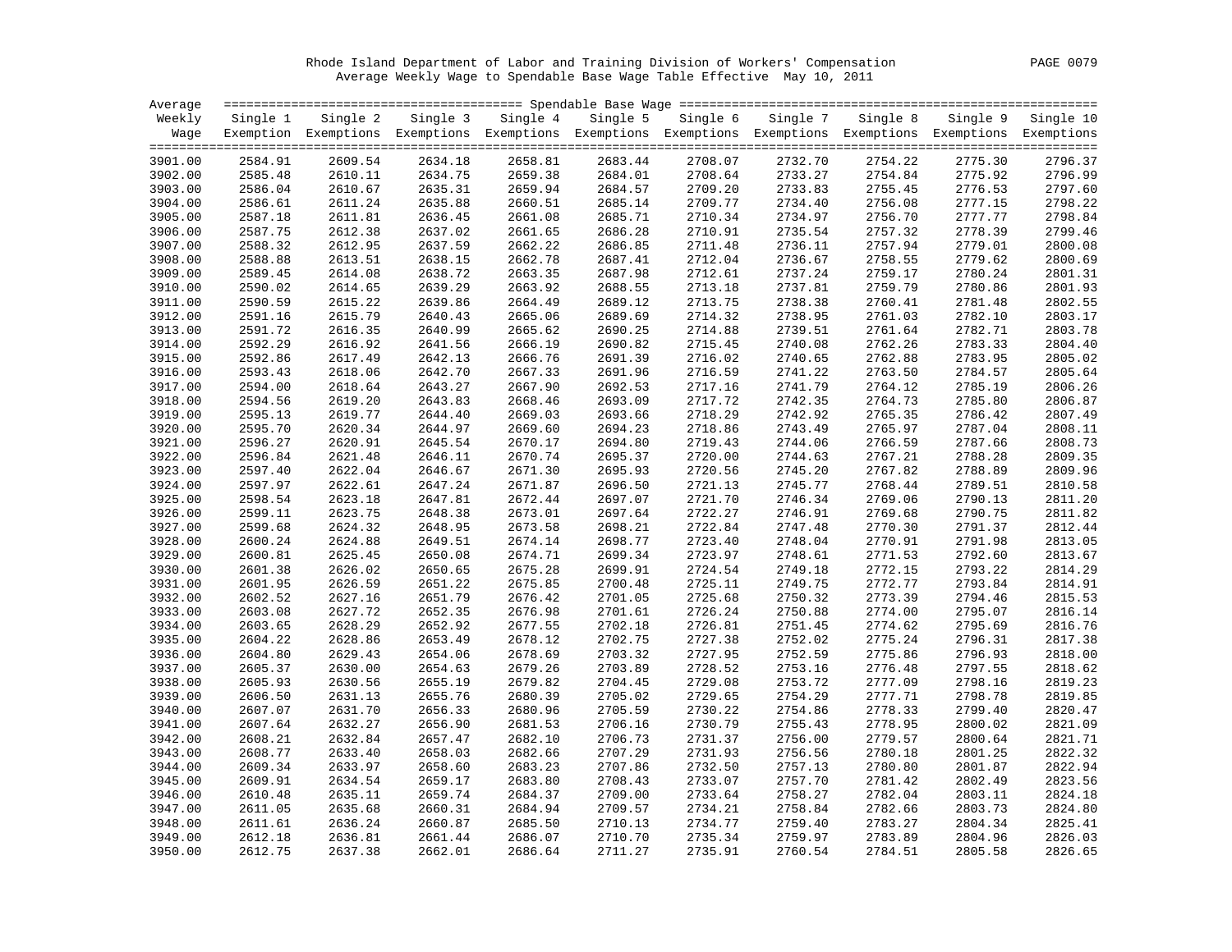Rhode Island Department of Labor and Training Division of Workers' Compensation

Average Weekly Wage to Spendable Base Wage Table Effective May 10, 2011

| Average Weekly Wage | Single 1 Exemption | Single 2 Exemptions | Single 3 Exemptions | Single 4 Exemptions | Single 5 Exemptions | Single 6 Exemptions | Single 7 Exemptions | Single 8 Exemptions | Single 9 Exemptions | Single 10 Exemptions |
|---|---|---|---|---|---|---|---|---|---|---|
| 3901.00 | 2584.91 | 2609.54 | 2634.18 | 2658.81 | 2683.44 | 2708.07 | 2732.70 | 2754.22 | 2775.30 | 2796.37 |
| 3902.00 | 2585.48 | 2610.11 | 2634.75 | 2659.38 | 2684.01 | 2708.64 | 2733.27 | 2754.84 | 2775.92 | 2796.99 |
| 3903.00 | 2586.04 | 2610.67 | 2635.31 | 2659.94 | 2684.57 | 2709.20 | 2733.83 | 2755.45 | 2776.53 | 2797.60 |
| 3904.00 | 2586.61 | 2611.24 | 2635.88 | 2660.51 | 2685.14 | 2709.77 | 2734.40 | 2756.08 | 2777.15 | 2798.22 |
| 3905.00 | 2587.18 | 2611.81 | 2636.45 | 2661.08 | 2685.71 | 2710.34 | 2734.97 | 2756.70 | 2777.77 | 2798.84 |
| 3906.00 | 2587.75 | 2612.38 | 2637.02 | 2661.65 | 2686.28 | 2710.91 | 2735.54 | 2757.32 | 2778.39 | 2799.46 |
| 3907.00 | 2588.32 | 2612.95 | 2637.59 | 2662.22 | 2686.85 | 2711.48 | 2736.11 | 2757.94 | 2779.01 | 2800.08 |
| 3908.00 | 2588.88 | 2613.51 | 2638.15 | 2662.78 | 2687.41 | 2712.04 | 2736.67 | 2758.55 | 2779.62 | 2800.69 |
| 3909.00 | 2589.45 | 2614.08 | 2638.72 | 2663.35 | 2687.98 | 2712.61 | 2737.24 | 2759.17 | 2780.24 | 2801.31 |
| 3910.00 | 2590.02 | 2614.65 | 2639.29 | 2663.92 | 2688.55 | 2713.18 | 2737.81 | 2759.79 | 2780.86 | 2801.93 |
| 3911.00 | 2590.59 | 2615.22 | 2639.86 | 2664.49 | 2689.12 | 2713.75 | 2738.38 | 2760.41 | 2781.48 | 2802.55 |
| 3912.00 | 2591.16 | 2615.79 | 2640.43 | 2665.06 | 2689.69 | 2714.32 | 2738.95 | 2761.03 | 2782.10 | 2803.17 |
| 3913.00 | 2591.72 | 2616.35 | 2640.99 | 2665.62 | 2690.25 | 2714.88 | 2739.51 | 2761.64 | 2782.71 | 2803.78 |
| 3914.00 | 2592.29 | 2616.92 | 2641.56 | 2666.19 | 2690.82 | 2715.45 | 2740.08 | 2762.26 | 2783.33 | 2804.40 |
| 3915.00 | 2592.86 | 2617.49 | 2642.13 | 2666.76 | 2691.39 | 2716.02 | 2740.65 | 2762.88 | 2783.95 | 2805.02 |
| 3916.00 | 2593.43 | 2618.06 | 2642.70 | 2667.33 | 2691.96 | 2716.59 | 2741.22 | 2763.50 | 2784.57 | 2805.64 |
| 3917.00 | 2594.00 | 2618.64 | 2643.27 | 2667.90 | 2692.53 | 2717.16 | 2741.79 | 2764.12 | 2785.19 | 2806.26 |
| 3918.00 | 2594.56 | 2619.20 | 2643.83 | 2668.46 | 2693.09 | 2717.72 | 2742.35 | 2764.73 | 2785.80 | 2806.87 |
| 3919.00 | 2595.13 | 2619.77 | 2644.40 | 2669.03 | 2693.66 | 2718.29 | 2742.92 | 2765.35 | 2786.42 | 2807.49 |
| 3920.00 | 2595.70 | 2620.34 | 2644.97 | 2669.60 | 2694.23 | 2718.86 | 2743.49 | 2765.97 | 2787.04 | 2808.11 |
| 3921.00 | 2596.27 | 2620.91 | 2645.54 | 2670.17 | 2694.80 | 2719.43 | 2744.06 | 2766.59 | 2787.66 | 2808.73 |
| 3922.00 | 2596.84 | 2621.48 | 2646.11 | 2670.74 | 2695.37 | 2720.00 | 2744.63 | 2767.21 | 2788.28 | 2809.35 |
| 3923.00 | 2597.40 | 2622.04 | 2646.67 | 2671.30 | 2695.93 | 2720.56 | 2745.20 | 2767.82 | 2788.89 | 2809.96 |
| 3924.00 | 2597.97 | 2622.61 | 2647.24 | 2671.87 | 2696.50 | 2721.13 | 2745.77 | 2768.44 | 2789.51 | 2810.58 |
| 3925.00 | 2598.54 | 2623.18 | 2647.81 | 2672.44 | 2697.07 | 2721.70 | 2746.34 | 2769.06 | 2790.13 | 2811.20 |
| 3926.00 | 2599.11 | 2623.75 | 2648.38 | 2673.01 | 2697.64 | 2722.27 | 2746.91 | 2769.68 | 2790.75 | 2811.82 |
| 3927.00 | 2599.68 | 2624.32 | 2648.95 | 2673.58 | 2698.21 | 2722.84 | 2747.48 | 2770.30 | 2791.37 | 2812.44 |
| 3928.00 | 2600.24 | 2624.88 | 2649.51 | 2674.14 | 2698.77 | 2723.40 | 2748.04 | 2770.91 | 2791.98 | 2813.05 |
| 3929.00 | 2600.81 | 2625.45 | 2650.08 | 2674.71 | 2699.34 | 2723.97 | 2748.61 | 2771.53 | 2792.60 | 2813.67 |
| 3930.00 | 2601.38 | 2626.02 | 2650.65 | 2675.28 | 2699.91 | 2724.54 | 2749.18 | 2772.15 | 2793.22 | 2814.29 |
| 3931.00 | 2601.95 | 2626.59 | 2651.22 | 2675.85 | 2700.48 | 2725.11 | 2749.75 | 2772.77 | 2793.84 | 2814.91 |
| 3932.00 | 2602.52 | 2627.16 | 2651.79 | 2676.42 | 2701.05 | 2725.68 | 2750.32 | 2773.39 | 2794.46 | 2815.53 |
| 3933.00 | 2603.08 | 2627.72 | 2652.35 | 2676.98 | 2701.61 | 2726.24 | 2750.88 | 2774.00 | 2795.07 | 2816.14 |
| 3934.00 | 2603.65 | 2628.29 | 2652.92 | 2677.55 | 2702.18 | 2726.81 | 2751.45 | 2774.62 | 2795.69 | 2816.76 |
| 3935.00 | 2604.22 | 2628.86 | 2653.49 | 2678.12 | 2702.75 | 2727.38 | 2752.02 | 2775.24 | 2796.31 | 2817.38 |
| 3936.00 | 2604.80 | 2629.43 | 2654.06 | 2678.69 | 2703.32 | 2727.95 | 2752.59 | 2775.86 | 2796.93 | 2818.00 |
| 3937.00 | 2605.37 | 2630.00 | 2654.63 | 2679.26 | 2703.89 | 2728.52 | 2753.16 | 2776.48 | 2797.55 | 2818.62 |
| 3938.00 | 2605.93 | 2630.56 | 2655.19 | 2679.82 | 2704.45 | 2729.08 | 2753.72 | 2777.09 | 2798.16 | 2819.23 |
| 3939.00 | 2606.50 | 2631.13 | 2655.76 | 2680.39 | 2705.02 | 2729.65 | 2754.29 | 2777.71 | 2798.78 | 2819.85 |
| 3940.00 | 2607.07 | 2631.70 | 2656.33 | 2680.96 | 2705.59 | 2730.22 | 2754.86 | 2778.33 | 2799.40 | 2820.47 |
| 3941.00 | 2607.64 | 2632.27 | 2656.90 | 2681.53 | 2706.16 | 2730.79 | 2755.43 | 2778.95 | 2800.02 | 2821.09 |
| 3942.00 | 2608.21 | 2632.84 | 2657.47 | 2682.10 | 2706.73 | 2731.37 | 2756.00 | 2779.57 | 2800.64 | 2821.71 |
| 3943.00 | 2608.77 | 2633.40 | 2658.03 | 2682.66 | 2707.29 | 2731.93 | 2756.56 | 2780.18 | 2801.25 | 2822.32 |
| 3944.00 | 2609.34 | 2633.97 | 2658.60 | 2683.23 | 2707.86 | 2732.50 | 2757.13 | 2780.80 | 2801.87 | 2822.94 |
| 3945.00 | 2609.91 | 2634.54 | 2659.17 | 2683.80 | 2708.43 | 2733.07 | 2757.70 | 2781.42 | 2802.49 | 2823.56 |
| 3946.00 | 2610.48 | 2635.11 | 2659.74 | 2684.37 | 2709.00 | 2733.64 | 2758.27 | 2782.04 | 2803.11 | 2824.18 |
| 3947.00 | 2611.05 | 2635.68 | 2660.31 | 2684.94 | 2709.57 | 2734.21 | 2758.84 | 2782.66 | 2803.73 | 2824.80 |
| 3948.00 | 2611.61 | 2636.24 | 2660.87 | 2685.50 | 2710.13 | 2734.77 | 2759.40 | 2783.27 | 2804.34 | 2825.41 |
| 3949.00 | 2612.18 | 2636.81 | 2661.44 | 2686.07 | 2710.70 | 2735.34 | 2759.97 | 2783.89 | 2804.96 | 2826.03 |
| 3950.00 | 2612.75 | 2637.38 | 2662.01 | 2686.64 | 2711.27 | 2735.91 | 2760.54 | 2784.51 | 2805.58 | 2826.65 |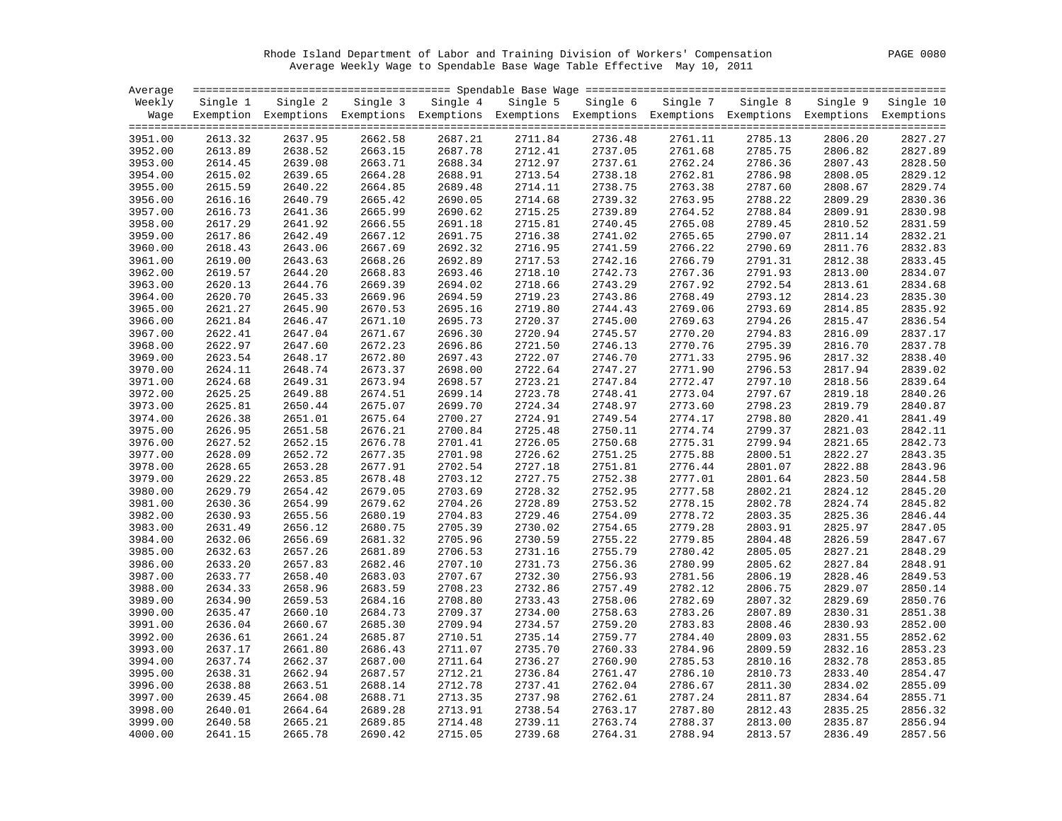Rhode Island Department of Labor and Training Division of Workers' Compensation
Average Weekly Wage to Spendable Base Wage Table Effective May 10, 2011

| Average Weekly Wage | Single 1 Exemption | Single 2 Exemptions | Single 3 Exemptions | Single 4 Exemptions | Single 5 Exemptions | Single 6 Exemptions | Single 7 Exemptions | Single 8 Exemptions | Single 9 Exemptions | Single 10 Exemptions |
|---|---|---|---|---|---|---|---|---|---|---|
| 3951.00 | 2613.32 | 2637.95 | 2662.58 | 2687.21 | 2711.84 | 2736.48 | 2761.11 | 2785.13 | 2806.20 | 2827.27 |
| 3952.00 | 2613.89 | 2638.52 | 2663.15 | 2687.78 | 2712.41 | 2737.05 | 2761.68 | 2785.75 | 2806.82 | 2827.89 |
| 3953.00 | 2614.45 | 2639.08 | 2663.71 | 2688.34 | 2712.97 | 2737.61 | 2762.24 | 2786.36 | 2807.43 | 2828.50 |
| 3954.00 | 2615.02 | 2639.65 | 2664.28 | 2688.91 | 2713.54 | 2738.18 | 2762.81 | 2786.98 | 2808.05 | 2829.12 |
| 3955.00 | 2615.59 | 2640.22 | 2664.85 | 2689.48 | 2714.11 | 2738.75 | 2763.38 | 2787.60 | 2808.67 | 2829.74 |
| 3956.00 | 2616.16 | 2640.79 | 2665.42 | 2690.05 | 2714.68 | 2739.32 | 2763.95 | 2788.22 | 2809.29 | 2830.36 |
| 3957.00 | 2616.73 | 2641.36 | 2665.99 | 2690.62 | 2715.25 | 2739.89 | 2764.52 | 2788.84 | 2809.91 | 2830.98 |
| 3958.00 | 2617.29 | 2641.92 | 2666.55 | 2691.18 | 2715.81 | 2740.45 | 2765.08 | 2789.45 | 2810.52 | 2831.59 |
| 3959.00 | 2617.86 | 2642.49 | 2667.12 | 2691.75 | 2716.38 | 2741.02 | 2765.65 | 2790.07 | 2811.14 | 2832.21 |
| 3960.00 | 2618.43 | 2643.06 | 2667.69 | 2692.32 | 2716.95 | 2741.59 | 2766.22 | 2790.69 | 2811.76 | 2832.83 |
| 3961.00 | 2619.00 | 2643.63 | 2668.26 | 2692.89 | 2717.53 | 2742.16 | 2766.79 | 2791.31 | 2812.38 | 2833.45 |
| 3962.00 | 2619.57 | 2644.20 | 2668.83 | 2693.46 | 2718.10 | 2742.73 | 2767.36 | 2791.93 | 2813.00 | 2834.07 |
| 3963.00 | 2620.13 | 2644.76 | 2669.39 | 2694.02 | 2718.66 | 2743.29 | 2767.92 | 2792.54 | 2813.61 | 2834.68 |
| 3964.00 | 2620.70 | 2645.33 | 2669.96 | 2694.59 | 2719.23 | 2743.86 | 2768.49 | 2793.12 | 2814.23 | 2835.30 |
| 3965.00 | 2621.27 | 2645.90 | 2670.53 | 2695.16 | 2719.80 | 2744.43 | 2769.06 | 2793.69 | 2814.85 | 2835.92 |
| 3966.00 | 2621.84 | 2646.47 | 2671.10 | 2695.73 | 2720.37 | 2745.00 | 2769.63 | 2794.26 | 2815.47 | 2836.54 |
| 3967.00 | 2622.41 | 2647.04 | 2671.67 | 2696.30 | 2720.94 | 2745.57 | 2770.20 | 2794.83 | 2816.09 | 2837.17 |
| 3968.00 | 2622.97 | 2647.60 | 2672.23 | 2696.86 | 2721.50 | 2746.13 | 2770.76 | 2795.39 | 2816.70 | 2837.78 |
| 3969.00 | 2623.54 | 2648.17 | 2672.80 | 2697.43 | 2722.07 | 2746.70 | 2771.33 | 2795.96 | 2817.32 | 2838.40 |
| 3970.00 | 2624.11 | 2648.74 | 2673.37 | 2698.00 | 2722.64 | 2747.27 | 2771.90 | 2796.53 | 2817.94 | 2839.02 |
| 3971.00 | 2624.68 | 2649.31 | 2673.94 | 2698.57 | 2723.21 | 2747.84 | 2772.47 | 2797.10 | 2818.56 | 2839.64 |
| 3972.00 | 2625.25 | 2649.88 | 2674.51 | 2699.14 | 2723.78 | 2748.41 | 2773.04 | 2797.67 | 2819.18 | 2840.26 |
| 3973.00 | 2625.81 | 2650.44 | 2675.07 | 2699.70 | 2724.34 | 2748.97 | 2773.60 | 2798.23 | 2819.79 | 2840.87 |
| 3974.00 | 2626.38 | 2651.01 | 2675.64 | 2700.27 | 2724.91 | 2749.54 | 2774.17 | 2798.80 | 2820.41 | 2841.49 |
| 3975.00 | 2626.95 | 2651.58 | 2676.21 | 2700.84 | 2725.48 | 2750.11 | 2774.74 | 2799.37 | 2821.03 | 2842.11 |
| 3976.00 | 2627.52 | 2652.15 | 2676.78 | 2701.41 | 2726.05 | 2750.68 | 2775.31 | 2799.94 | 2821.65 | 2842.73 |
| 3977.00 | 2628.09 | 2652.72 | 2677.35 | 2701.98 | 2726.62 | 2751.25 | 2775.88 | 2800.51 | 2822.27 | 2843.35 |
| 3978.00 | 2628.65 | 2653.28 | 2677.91 | 2702.54 | 2727.18 | 2751.81 | 2776.44 | 2801.07 | 2822.88 | 2843.96 |
| 3979.00 | 2629.22 | 2653.85 | 2678.48 | 2703.12 | 2727.75 | 2752.38 | 2777.01 | 2801.64 | 2823.50 | 2844.58 |
| 3980.00 | 2629.79 | 2654.42 | 2679.05 | 2703.69 | 2728.32 | 2752.95 | 2777.58 | 2802.21 | 2824.12 | 2845.20 |
| 3981.00 | 2630.36 | 2654.99 | 2679.62 | 2704.26 | 2728.89 | 2753.52 | 2778.15 | 2802.78 | 2824.74 | 2845.82 |
| 3982.00 | 2630.93 | 2655.56 | 2680.19 | 2704.83 | 2729.46 | 2754.09 | 2778.72 | 2803.35 | 2825.36 | 2846.44 |
| 3983.00 | 2631.49 | 2656.12 | 2680.75 | 2705.39 | 2730.02 | 2754.65 | 2779.28 | 2803.91 | 2825.97 | 2847.05 |
| 3984.00 | 2632.06 | 2656.69 | 2681.32 | 2705.96 | 2730.59 | 2755.22 | 2779.85 | 2804.48 | 2826.59 | 2847.67 |
| 3985.00 | 2632.63 | 2657.26 | 2681.89 | 2706.53 | 2731.16 | 2755.79 | 2780.42 | 2805.05 | 2827.21 | 2848.29 |
| 3986.00 | 2633.20 | 2657.83 | 2682.46 | 2707.10 | 2731.73 | 2756.36 | 2780.99 | 2805.62 | 2827.84 | 2848.91 |
| 3987.00 | 2633.77 | 2658.40 | 2683.03 | 2707.67 | 2732.30 | 2756.93 | 2781.56 | 2806.19 | 2828.46 | 2849.53 |
| 3988.00 | 2634.33 | 2658.96 | 2683.59 | 2708.23 | 2732.86 | 2757.49 | 2782.12 | 2806.75 | 2829.07 | 2850.14 |
| 3989.00 | 2634.90 | 2659.53 | 2684.16 | 2708.80 | 2733.43 | 2758.06 | 2782.69 | 2807.32 | 2829.69 | 2850.76 |
| 3990.00 | 2635.47 | 2660.10 | 2684.73 | 2709.37 | 2734.00 | 2758.63 | 2783.26 | 2807.89 | 2830.31 | 2851.38 |
| 3991.00 | 2636.04 | 2660.67 | 2685.30 | 2709.94 | 2734.57 | 2759.20 | 2783.83 | 2808.46 | 2830.93 | 2852.00 |
| 3992.00 | 2636.61 | 2661.24 | 2685.87 | 2710.51 | 2735.14 | 2759.77 | 2784.40 | 2809.03 | 2831.55 | 2852.62 |
| 3993.00 | 2637.17 | 2661.80 | 2686.43 | 2711.07 | 2735.70 | 2760.33 | 2784.96 | 2809.59 | 2832.16 | 2853.23 |
| 3994.00 | 2637.74 | 2662.37 | 2687.00 | 2711.64 | 2736.27 | 2760.90 | 2785.53 | 2810.16 | 2832.78 | 2853.85 |
| 3995.00 | 2638.31 | 2662.94 | 2687.57 | 2712.21 | 2736.84 | 2761.47 | 2786.10 | 2810.73 | 2833.40 | 2854.47 |
| 3996.00 | 2638.88 | 2663.51 | 2688.14 | 2712.78 | 2737.41 | 2762.04 | 2786.67 | 2811.30 | 2834.02 | 2855.09 |
| 3997.00 | 2639.45 | 2664.08 | 2688.71 | 2713.35 | 2737.98 | 2762.61 | 2787.24 | 2811.87 | 2834.64 | 2855.71 |
| 3998.00 | 2640.01 | 2664.64 | 2689.28 | 2713.91 | 2738.54 | 2763.17 | 2787.80 | 2812.43 | 2835.25 | 2856.32 |
| 3999.00 | 2640.58 | 2665.21 | 2689.85 | 2714.48 | 2739.11 | 2763.74 | 2788.37 | 2813.00 | 2835.87 | 2856.94 |
| 4000.00 | 2641.15 | 2665.78 | 2690.42 | 2715.05 | 2739.68 | 2764.31 | 2788.94 | 2813.57 | 2836.49 | 2857.56 |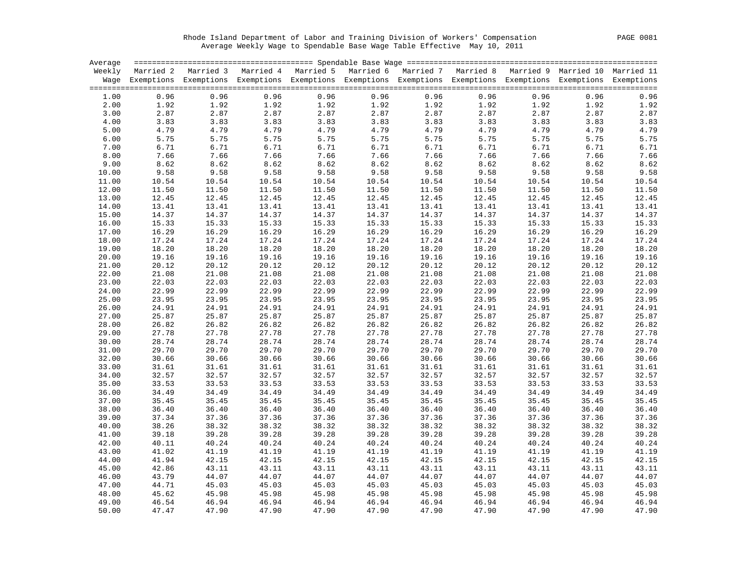Rhode Island Department of Labor and Training Division of Workers' Compensation
Average Weekly Wage to Spendable Base Wage Table Effective May 10, 2011

| Average Weekly Wage | Spendable Base Wage | | | | | | | | | |
|---|---|---|---|---|---|---|---|---|---|---|
| | Married 2 Exemptions | Married 3 Exemptions | Married 4 Exemptions | Married 5 Exemptions | Married 6 Exemptions | Married 7 Exemptions | Married 8 Exemptions | Married 9 Exemptions | Married 10 Exemptions | Married 11 Exemptions |
| 1.00 | 0.96 | 0.96 | 0.96 | 0.96 | 0.96 | 0.96 | 0.96 | 0.96 | 0.96 | 0.96 |
| 2.00 | 1.92 | 1.92 | 1.92 | 1.92 | 1.92 | 1.92 | 1.92 | 1.92 | 1.92 | 1.92 |
| 3.00 | 2.87 | 2.87 | 2.87 | 2.87 | 2.87 | 2.87 | 2.87 | 2.87 | 2.87 | 2.87 |
| 4.00 | 3.83 | 3.83 | 3.83 | 3.83 | 3.83 | 3.83 | 3.83 | 3.83 | 3.83 | 3.83 |
| 5.00 | 4.79 | 4.79 | 4.79 | 4.79 | 4.79 | 4.79 | 4.79 | 4.79 | 4.79 | 4.79 |
| 6.00 | 5.75 | 5.75 | 5.75 | 5.75 | 5.75 | 5.75 | 5.75 | 5.75 | 5.75 | 5.75 |
| 7.00 | 6.71 | 6.71 | 6.71 | 6.71 | 6.71 | 6.71 | 6.71 | 6.71 | 6.71 | 6.71 |
| 8.00 | 7.66 | 7.66 | 7.66 | 7.66 | 7.66 | 7.66 | 7.66 | 7.66 | 7.66 | 7.66 |
| 9.00 | 8.62 | 8.62 | 8.62 | 8.62 | 8.62 | 8.62 | 8.62 | 8.62 | 8.62 | 8.62 |
| 10.00 | 9.58 | 9.58 | 9.58 | 9.58 | 9.58 | 9.58 | 9.58 | 9.58 | 9.58 | 9.58 |
| 11.00 | 10.54 | 10.54 | 10.54 | 10.54 | 10.54 | 10.54 | 10.54 | 10.54 | 10.54 | 10.54 |
| 12.00 | 11.50 | 11.50 | 11.50 | 11.50 | 11.50 | 11.50 | 11.50 | 11.50 | 11.50 | 11.50 |
| 13.00 | 12.45 | 12.45 | 12.45 | 12.45 | 12.45 | 12.45 | 12.45 | 12.45 | 12.45 | 12.45 |
| 14.00 | 13.41 | 13.41 | 13.41 | 13.41 | 13.41 | 13.41 | 13.41 | 13.41 | 13.41 | 13.41 |
| 15.00 | 14.37 | 14.37 | 14.37 | 14.37 | 14.37 | 14.37 | 14.37 | 14.37 | 14.37 | 14.37 |
| 16.00 | 15.33 | 15.33 | 15.33 | 15.33 | 15.33 | 15.33 | 15.33 | 15.33 | 15.33 | 15.33 |
| 17.00 | 16.29 | 16.29 | 16.29 | 16.29 | 16.29 | 16.29 | 16.29 | 16.29 | 16.29 | 16.29 |
| 18.00 | 17.24 | 17.24 | 17.24 | 17.24 | 17.24 | 17.24 | 17.24 | 17.24 | 17.24 | 17.24 |
| 19.00 | 18.20 | 18.20 | 18.20 | 18.20 | 18.20 | 18.20 | 18.20 | 18.20 | 18.20 | 18.20 |
| 20.00 | 19.16 | 19.16 | 19.16 | 19.16 | 19.16 | 19.16 | 19.16 | 19.16 | 19.16 | 19.16 |
| 21.00 | 20.12 | 20.12 | 20.12 | 20.12 | 20.12 | 20.12 | 20.12 | 20.12 | 20.12 | 20.12 |
| 22.00 | 21.08 | 21.08 | 21.08 | 21.08 | 21.08 | 21.08 | 21.08 | 21.08 | 21.08 | 21.08 |
| 23.00 | 22.03 | 22.03 | 22.03 | 22.03 | 22.03 | 22.03 | 22.03 | 22.03 | 22.03 | 22.03 |
| 24.00 | 22.99 | 22.99 | 22.99 | 22.99 | 22.99 | 22.99 | 22.99 | 22.99 | 22.99 | 22.99 |
| 25.00 | 23.95 | 23.95 | 23.95 | 23.95 | 23.95 | 23.95 | 23.95 | 23.95 | 23.95 | 23.95 |
| 26.00 | 24.91 | 24.91 | 24.91 | 24.91 | 24.91 | 24.91 | 24.91 | 24.91 | 24.91 | 24.91 |
| 27.00 | 25.87 | 25.87 | 25.87 | 25.87 | 25.87 | 25.87 | 25.87 | 25.87 | 25.87 | 25.87 |
| 28.00 | 26.82 | 26.82 | 26.82 | 26.82 | 26.82 | 26.82 | 26.82 | 26.82 | 26.82 | 26.82 |
| 29.00 | 27.78 | 27.78 | 27.78 | 27.78 | 27.78 | 27.78 | 27.78 | 27.78 | 27.78 | 27.78 |
| 30.00 | 28.74 | 28.74 | 28.74 | 28.74 | 28.74 | 28.74 | 28.74 | 28.74 | 28.74 | 28.74 |
| 31.00 | 29.70 | 29.70 | 29.70 | 29.70 | 29.70 | 29.70 | 29.70 | 29.70 | 29.70 | 29.70 |
| 32.00 | 30.66 | 30.66 | 30.66 | 30.66 | 30.66 | 30.66 | 30.66 | 30.66 | 30.66 | 30.66 |
| 33.00 | 31.61 | 31.61 | 31.61 | 31.61 | 31.61 | 31.61 | 31.61 | 31.61 | 31.61 | 31.61 |
| 34.00 | 32.57 | 32.57 | 32.57 | 32.57 | 32.57 | 32.57 | 32.57 | 32.57 | 32.57 | 32.57 |
| 35.00 | 33.53 | 33.53 | 33.53 | 33.53 | 33.53 | 33.53 | 33.53 | 33.53 | 33.53 | 33.53 |
| 36.00 | 34.49 | 34.49 | 34.49 | 34.49 | 34.49 | 34.49 | 34.49 | 34.49 | 34.49 | 34.49 |
| 37.00 | 35.45 | 35.45 | 35.45 | 35.45 | 35.45 | 35.45 | 35.45 | 35.45 | 35.45 | 35.45 |
| 38.00 | 36.40 | 36.40 | 36.40 | 36.40 | 36.40 | 36.40 | 36.40 | 36.40 | 36.40 | 36.40 |
| 39.00 | 37.34 | 37.36 | 37.36 | 37.36 | 37.36 | 37.36 | 37.36 | 37.36 | 37.36 | 37.36 |
| 40.00 | 38.26 | 38.32 | 38.32 | 38.32 | 38.32 | 38.32 | 38.32 | 38.32 | 38.32 | 38.32 |
| 41.00 | 39.18 | 39.28 | 39.28 | 39.28 | 39.28 | 39.28 | 39.28 | 39.28 | 39.28 | 39.28 |
| 42.00 | 40.11 | 40.24 | 40.24 | 40.24 | 40.24 | 40.24 | 40.24 | 40.24 | 40.24 | 40.24 |
| 43.00 | 41.02 | 41.19 | 41.19 | 41.19 | 41.19 | 41.19 | 41.19 | 41.19 | 41.19 | 41.19 |
| 44.00 | 41.94 | 42.15 | 42.15 | 42.15 | 42.15 | 42.15 | 42.15 | 42.15 | 42.15 | 42.15 |
| 45.00 | 42.86 | 43.11 | 43.11 | 43.11 | 43.11 | 43.11 | 43.11 | 43.11 | 43.11 | 43.11 |
| 46.00 | 43.79 | 44.07 | 44.07 | 44.07 | 44.07 | 44.07 | 44.07 | 44.07 | 44.07 | 44.07 |
| 47.00 | 44.71 | 45.03 | 45.03 | 45.03 | 45.03 | 45.03 | 45.03 | 45.03 | 45.03 | 45.03 |
| 48.00 | 45.62 | 45.98 | 45.98 | 45.98 | 45.98 | 45.98 | 45.98 | 45.98 | 45.98 | 45.98 |
| 49.00 | 46.54 | 46.94 | 46.94 | 46.94 | 46.94 | 46.94 | 46.94 | 46.94 | 46.94 | 46.94 |
| 50.00 | 47.47 | 47.90 | 47.90 | 47.90 | 47.90 | 47.90 | 47.90 | 47.90 | 47.90 | 47.90 |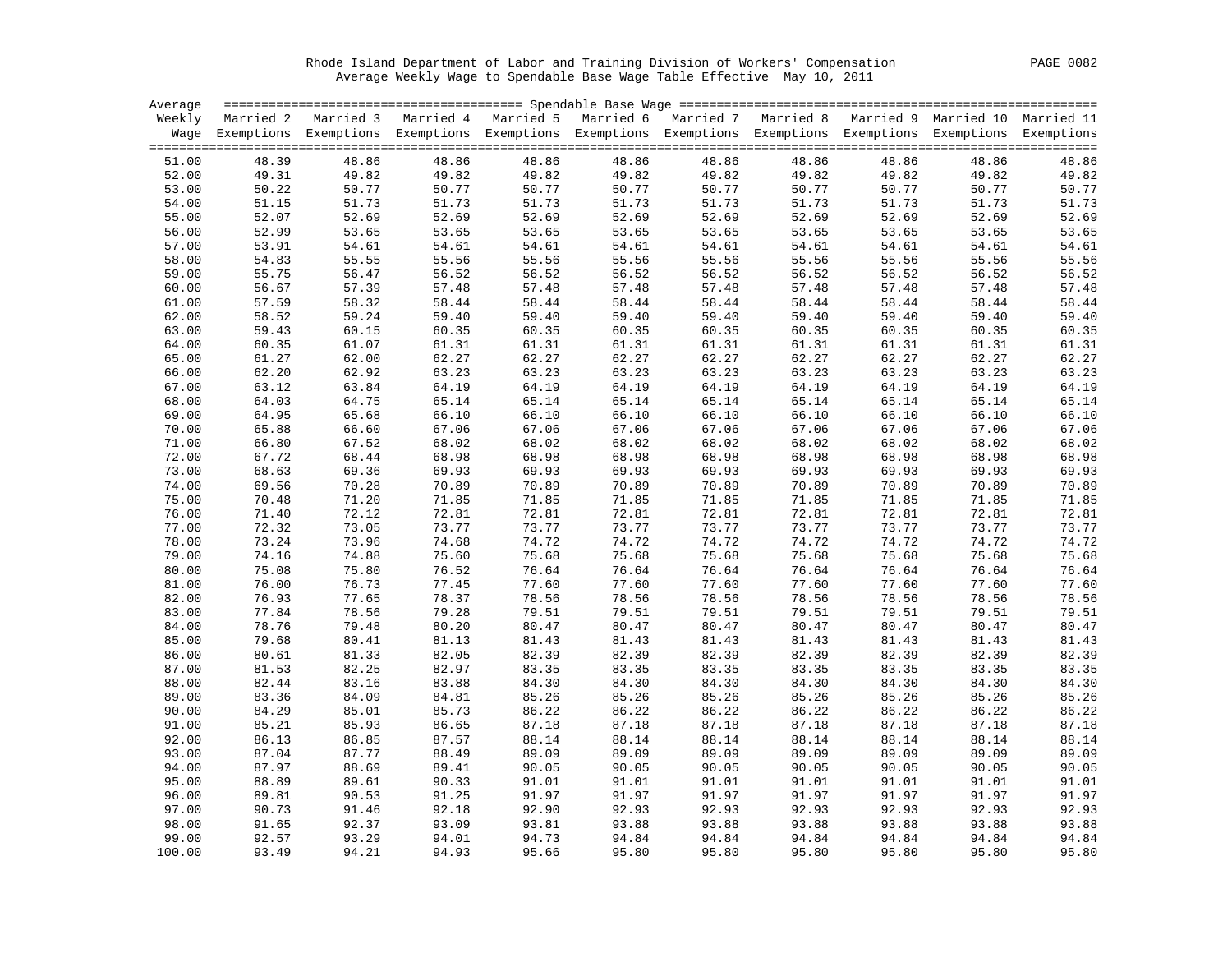Rhode Island Department of Labor and Training Division of Workers' Compensation

Average Weekly Wage to Spendable Base Wage Table Effective May 10, 2011

| Average Weekly Wage | Spendable Base Wage | | | | | | | | | |
|---|---|---|---|---|---|---|---|---|---|---|
| | Married 2 Exemptions | Married 3 Exemptions | Married 4 Exemptions | Married 5 Exemptions | Married 6 Exemptions | Married 7 Exemptions | Married 8 Exemptions | Married 9 Exemptions | Married 10 Exemptions | Married 11 Exemptions |
| 51.00 | 48.39 | 48.86 | 48.86 | 48.86 | 48.86 | 48.86 | 48.86 | 48.86 | 48.86 | 48.86 |
| 52.00 | 49.31 | 49.82 | 49.82 | 49.82 | 49.82 | 49.82 | 49.82 | 49.82 | 49.82 | 49.82 |
| 53.00 | 50.22 | 50.77 | 50.77 | 50.77 | 50.77 | 50.77 | 50.77 | 50.77 | 50.77 | 50.77 |
| 54.00 | 51.15 | 51.73 | 51.73 | 51.73 | 51.73 | 51.73 | 51.73 | 51.73 | 51.73 | 51.73 |
| 55.00 | 52.07 | 52.69 | 52.69 | 52.69 | 52.69 | 52.69 | 52.69 | 52.69 | 52.69 | 52.69 |
| 56.00 | 52.99 | 53.65 | 53.65 | 53.65 | 53.65 | 53.65 | 53.65 | 53.65 | 53.65 | 53.65 |
| 57.00 | 53.91 | 54.61 | 54.61 | 54.61 | 54.61 | 54.61 | 54.61 | 54.61 | 54.61 | 54.61 |
| 58.00 | 54.83 | 55.55 | 55.56 | 55.56 | 55.56 | 55.56 | 55.56 | 55.56 | 55.56 | 55.56 |
| 59.00 | 55.75 | 56.47 | 56.52 | 56.52 | 56.52 | 56.52 | 56.52 | 56.52 | 56.52 | 56.52 |
| 60.00 | 56.67 | 57.39 | 57.48 | 57.48 | 57.48 | 57.48 | 57.48 | 57.48 | 57.48 | 57.48 |
| 61.00 | 57.59 | 58.32 | 58.44 | 58.44 | 58.44 | 58.44 | 58.44 | 58.44 | 58.44 | 58.44 |
| 62.00 | 58.52 | 59.24 | 59.40 | 59.40 | 59.40 | 59.40 | 59.40 | 59.40 | 59.40 | 59.40 |
| 63.00 | 59.43 | 60.15 | 60.35 | 60.35 | 60.35 | 60.35 | 60.35 | 60.35 | 60.35 | 60.35 |
| 64.00 | 60.35 | 61.07 | 61.31 | 61.31 | 61.31 | 61.31 | 61.31 | 61.31 | 61.31 | 61.31 |
| 65.00 | 61.27 | 62.00 | 62.27 | 62.27 | 62.27 | 62.27 | 62.27 | 62.27 | 62.27 | 62.27 |
| 66.00 | 62.20 | 62.92 | 63.23 | 63.23 | 63.23 | 63.23 | 63.23 | 63.23 | 63.23 | 63.23 |
| 67.00 | 63.12 | 63.84 | 64.19 | 64.19 | 64.19 | 64.19 | 64.19 | 64.19 | 64.19 | 64.19 |
| 68.00 | 64.03 | 64.75 | 65.14 | 65.14 | 65.14 | 65.14 | 65.14 | 65.14 | 65.14 | 65.14 |
| 69.00 | 64.95 | 65.68 | 66.10 | 66.10 | 66.10 | 66.10 | 66.10 | 66.10 | 66.10 | 66.10 |
| 70.00 | 65.88 | 66.60 | 67.06 | 67.06 | 67.06 | 67.06 | 67.06 | 67.06 | 67.06 | 67.06 |
| 71.00 | 66.80 | 67.52 | 68.02 | 68.02 | 68.02 | 68.02 | 68.02 | 68.02 | 68.02 | 68.02 |
| 72.00 | 67.72 | 68.44 | 68.98 | 68.98 | 68.98 | 68.98 | 68.98 | 68.98 | 68.98 | 68.98 |
| 73.00 | 68.63 | 69.36 | 69.93 | 69.93 | 69.93 | 69.93 | 69.93 | 69.93 | 69.93 | 69.93 |
| 74.00 | 69.56 | 70.28 | 70.89 | 70.89 | 70.89 | 70.89 | 70.89 | 70.89 | 70.89 | 70.89 |
| 75.00 | 70.48 | 71.20 | 71.85 | 71.85 | 71.85 | 71.85 | 71.85 | 71.85 | 71.85 | 71.85 |
| 76.00 | 71.40 | 72.12 | 72.81 | 72.81 | 72.81 | 72.81 | 72.81 | 72.81 | 72.81 | 72.81 |
| 77.00 | 72.32 | 73.05 | 73.77 | 73.77 | 73.77 | 73.77 | 73.77 | 73.77 | 73.77 | 73.77 |
| 78.00 | 73.24 | 73.96 | 74.68 | 74.72 | 74.72 | 74.72 | 74.72 | 74.72 | 74.72 | 74.72 |
| 79.00 | 74.16 | 74.88 | 75.60 | 75.68 | 75.68 | 75.68 | 75.68 | 75.68 | 75.68 | 75.68 |
| 80.00 | 75.08 | 75.80 | 76.52 | 76.64 | 76.64 | 76.64 | 76.64 | 76.64 | 76.64 | 76.64 |
| 81.00 | 76.00 | 76.73 | 77.45 | 77.60 | 77.60 | 77.60 | 77.60 | 77.60 | 77.60 | 77.60 |
| 82.00 | 76.93 | 77.65 | 78.37 | 78.56 | 78.56 | 78.56 | 78.56 | 78.56 | 78.56 | 78.56 |
| 83.00 | 77.84 | 78.56 | 79.28 | 79.51 | 79.51 | 79.51 | 79.51 | 79.51 | 79.51 | 79.51 |
| 84.00 | 78.76 | 79.48 | 80.20 | 80.47 | 80.47 | 80.47 | 80.47 | 80.47 | 80.47 | 80.47 |
| 85.00 | 79.68 | 80.41 | 81.13 | 81.43 | 81.43 | 81.43 | 81.43 | 81.43 | 81.43 | 81.43 |
| 86.00 | 80.61 | 81.33 | 82.05 | 82.39 | 82.39 | 82.39 | 82.39 | 82.39 | 82.39 | 82.39 |
| 87.00 | 81.53 | 82.25 | 82.97 | 83.35 | 83.35 | 83.35 | 83.35 | 83.35 | 83.35 | 83.35 |
| 88.00 | 82.44 | 83.16 | 83.88 | 84.30 | 84.30 | 84.30 | 84.30 | 84.30 | 84.30 | 84.30 |
| 89.00 | 83.36 | 84.09 | 84.81 | 85.26 | 85.26 | 85.26 | 85.26 | 85.26 | 85.26 | 85.26 |
| 90.00 | 84.29 | 85.01 | 85.73 | 86.22 | 86.22 | 86.22 | 86.22 | 86.22 | 86.22 | 86.22 |
| 91.00 | 85.21 | 85.93 | 86.65 | 87.18 | 87.18 | 87.18 | 87.18 | 87.18 | 87.18 | 87.18 |
| 92.00 | 86.13 | 86.85 | 87.57 | 88.14 | 88.14 | 88.14 | 88.14 | 88.14 | 88.14 | 88.14 |
| 93.00 | 87.04 | 87.77 | 88.49 | 89.09 | 89.09 | 89.09 | 89.09 | 89.09 | 89.09 | 89.09 |
| 94.00 | 87.97 | 88.69 | 89.41 | 90.05 | 90.05 | 90.05 | 90.05 | 90.05 | 90.05 | 90.05 |
| 95.00 | 88.89 | 89.61 | 90.33 | 91.01 | 91.01 | 91.01 | 91.01 | 91.01 | 91.01 | 91.01 |
| 96.00 | 89.81 | 90.53 | 91.25 | 91.97 | 91.97 | 91.97 | 91.97 | 91.97 | 91.97 | 91.97 |
| 97.00 | 90.73 | 91.46 | 92.18 | 92.90 | 92.93 | 92.93 | 92.93 | 92.93 | 92.93 | 92.93 |
| 98.00 | 91.65 | 92.37 | 93.09 | 93.81 | 93.88 | 93.88 | 93.88 | 93.88 | 93.88 | 93.88 |
| 99.00 | 92.57 | 93.29 | 94.01 | 94.73 | 94.84 | 94.84 | 94.84 | 94.84 | 94.84 | 94.84 |
| 100.00 | 93.49 | 94.21 | 94.93 | 95.66 | 95.80 | 95.80 | 95.80 | 95.80 | 95.80 | 95.80 |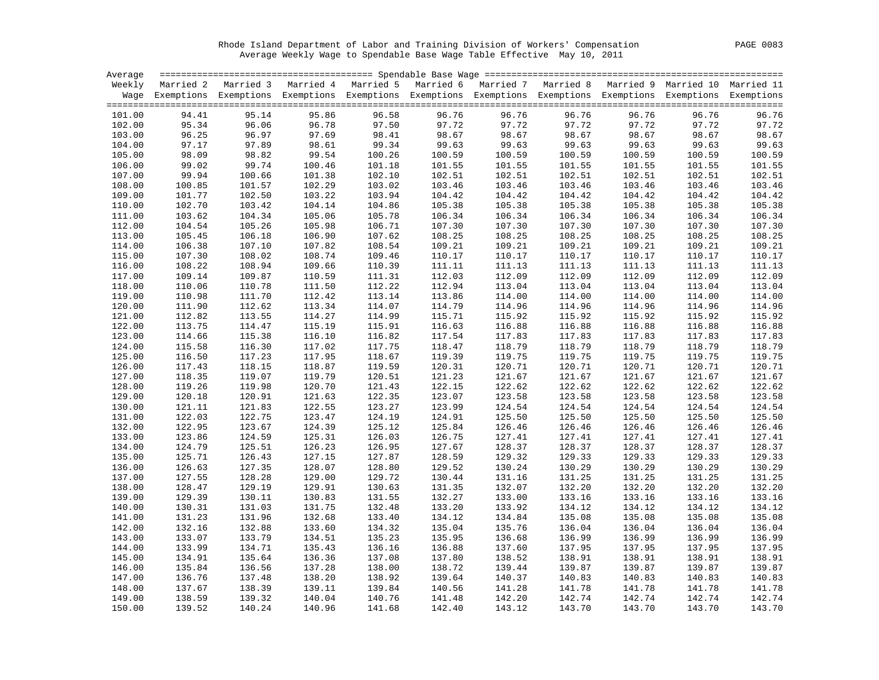Rhode Island Department of Labor and Training Division of Workers' Compensation

Average Weekly Wage to Spendable Base Wage Table Effective May 10, 2011

| Average Weekly Wage | Spendable Base Wage | | | | | | | | | |
|---|---|---|---|---|---|---|---|---|---|---|
| | Married 2 Exemptions | Married 3 Exemptions | Married 4 Exemptions | Married 5 Exemptions | Married 6 Exemptions | Married 7 Exemptions | Married 8 Exemptions | Married 9 Exemptions | Married 10 Exemptions | Married 11 Exemptions |
| 101.00 | 94.41 | 95.14 | 95.86 | 96.58 | 96.76 | 96.76 | 96.76 | 96.76 | 96.76 | 96.76 |
| 102.00 | 95.34 | 96.06 | 96.78 | 97.50 | 97.72 | 97.72 | 97.72 | 97.72 | 97.72 | 97.72 |
| 103.00 | 96.25 | 96.97 | 97.69 | 98.41 | 98.67 | 98.67 | 98.67 | 98.67 | 98.67 | 98.67 |
| 104.00 | 97.17 | 97.89 | 98.61 | 99.34 | 99.63 | 99.63 | 99.63 | 99.63 | 99.63 | 99.63 |
| 105.00 | 98.09 | 98.82 | 99.54 | 100.26 | 100.59 | 100.59 | 100.59 | 100.59 | 100.59 | 100.59 |
| 106.00 | 99.02 | 99.74 | 100.46 | 101.18 | 101.55 | 101.55 | 101.55 | 101.55 | 101.55 | 101.55 |
| 107.00 | 99.94 | 100.66 | 101.38 | 102.10 | 102.51 | 102.51 | 102.51 | 102.51 | 102.51 | 102.51 |
| 108.00 | 100.85 | 101.57 | 102.29 | 103.02 | 103.46 | 103.46 | 103.46 | 103.46 | 103.46 | 103.46 |
| 109.00 | 101.77 | 102.50 | 103.22 | 103.94 | 104.42 | 104.42 | 104.42 | 104.42 | 104.42 | 104.42 |
| 110.00 | 102.70 | 103.42 | 104.14 | 104.86 | 105.38 | 105.38 | 105.38 | 105.38 | 105.38 | 105.38 |
| 111.00 | 103.62 | 104.34 | 105.06 | 105.78 | 106.34 | 106.34 | 106.34 | 106.34 | 106.34 | 106.34 |
| 112.00 | 104.54 | 105.26 | 105.98 | 106.71 | 107.30 | 107.30 | 107.30 | 107.30 | 107.30 | 107.30 |
| 113.00 | 105.45 | 106.18 | 106.90 | 107.62 | 108.25 | 108.25 | 108.25 | 108.25 | 108.25 | 108.25 |
| 114.00 | 106.38 | 107.10 | 107.82 | 108.54 | 109.21 | 109.21 | 109.21 | 109.21 | 109.21 | 109.21 |
| 115.00 | 107.30 | 108.02 | 108.74 | 109.46 | 110.17 | 110.17 | 110.17 | 110.17 | 110.17 | 110.17 |
| 116.00 | 108.22 | 108.94 | 109.66 | 110.39 | 111.11 | 111.13 | 111.13 | 111.13 | 111.13 | 111.13 |
| 117.00 | 109.14 | 109.87 | 110.59 | 111.31 | 112.03 | 112.09 | 112.09 | 112.09 | 112.09 | 112.09 |
| 118.00 | 110.06 | 110.78 | 111.50 | 112.22 | 112.94 | 113.04 | 113.04 | 113.04 | 113.04 | 113.04 |
| 119.00 | 110.98 | 111.70 | 112.42 | 113.14 | 113.86 | 114.00 | 114.00 | 114.00 | 114.00 | 114.00 |
| 120.00 | 111.90 | 112.62 | 113.34 | 114.07 | 114.79 | 114.96 | 114.96 | 114.96 | 114.96 | 114.96 |
| 121.00 | 112.82 | 113.55 | 114.27 | 114.99 | 115.71 | 115.92 | 115.92 | 115.92 | 115.92 | 115.92 |
| 122.00 | 113.75 | 114.47 | 115.19 | 115.91 | 116.63 | 116.88 | 116.88 | 116.88 | 116.88 | 116.88 |
| 123.00 | 114.66 | 115.38 | 116.10 | 116.82 | 117.54 | 117.83 | 117.83 | 117.83 | 117.83 | 117.83 |
| 124.00 | 115.58 | 116.30 | 117.02 | 117.75 | 118.47 | 118.79 | 118.79 | 118.79 | 118.79 | 118.79 |
| 125.00 | 116.50 | 117.23 | 117.95 | 118.67 | 119.39 | 119.75 | 119.75 | 119.75 | 119.75 | 119.75 |
| 126.00 | 117.43 | 118.15 | 118.87 | 119.59 | 120.31 | 120.71 | 120.71 | 120.71 | 120.71 | 120.71 |
| 127.00 | 118.35 | 119.07 | 119.79 | 120.51 | 121.23 | 121.67 | 121.67 | 121.67 | 121.67 | 121.67 |
| 128.00 | 119.26 | 119.98 | 120.70 | 121.43 | 122.15 | 122.62 | 122.62 | 122.62 | 122.62 | 122.62 |
| 129.00 | 120.18 | 120.91 | 121.63 | 122.35 | 123.07 | 123.58 | 123.58 | 123.58 | 123.58 | 123.58 |
| 130.00 | 121.11 | 121.83 | 122.55 | 123.27 | 123.99 | 124.54 | 124.54 | 124.54 | 124.54 | 124.54 |
| 131.00 | 122.03 | 122.75 | 123.47 | 124.19 | 124.91 | 125.50 | 125.50 | 125.50 | 125.50 | 125.50 |
| 132.00 | 122.95 | 123.67 | 124.39 | 125.12 | 125.84 | 126.46 | 126.46 | 126.46 | 126.46 | 126.46 |
| 133.00 | 123.86 | 124.59 | 125.31 | 126.03 | 126.75 | 127.41 | 127.41 | 127.41 | 127.41 | 127.41 |
| 134.00 | 124.79 | 125.51 | 126.23 | 126.95 | 127.67 | 128.37 | 128.37 | 128.37 | 128.37 | 128.37 |
| 135.00 | 125.71 | 126.43 | 127.15 | 127.87 | 128.59 | 129.32 | 129.33 | 129.33 | 129.33 | 129.33 |
| 136.00 | 126.63 | 127.35 | 128.07 | 128.80 | 129.52 | 130.24 | 130.29 | 130.29 | 130.29 | 130.29 |
| 137.00 | 127.55 | 128.28 | 129.00 | 129.72 | 130.44 | 131.16 | 131.25 | 131.25 | 131.25 | 131.25 |
| 138.00 | 128.47 | 129.19 | 129.91 | 130.63 | 131.35 | 132.07 | 132.20 | 132.20 | 132.20 | 132.20 |
| 139.00 | 129.39 | 130.11 | 130.83 | 131.55 | 132.27 | 133.00 | 133.16 | 133.16 | 133.16 | 133.16 |
| 140.00 | 130.31 | 131.03 | 131.75 | 132.48 | 133.20 | 133.92 | 134.12 | 134.12 | 134.12 | 134.12 |
| 141.00 | 131.23 | 131.96 | 132.68 | 133.40 | 134.12 | 134.84 | 135.08 | 135.08 | 135.08 | 135.08 |
| 142.00 | 132.16 | 132.88 | 133.60 | 134.32 | 135.04 | 135.76 | 136.04 | 136.04 | 136.04 | 136.04 |
| 143.00 | 133.07 | 133.79 | 134.51 | 135.23 | 135.95 | 136.68 | 136.99 | 136.99 | 136.99 | 136.99 |
| 144.00 | 133.99 | 134.71 | 135.43 | 136.16 | 136.88 | 137.60 | 137.95 | 137.95 | 137.95 | 137.95 |
| 145.00 | 134.91 | 135.64 | 136.36 | 137.08 | 137.80 | 138.52 | 138.91 | 138.91 | 138.91 | 138.91 |
| 146.00 | 135.84 | 136.56 | 137.28 | 138.00 | 138.72 | 139.44 | 139.87 | 139.87 | 139.87 | 139.87 |
| 147.00 | 136.76 | 137.48 | 138.20 | 138.92 | 139.64 | 140.37 | 140.83 | 140.83 | 140.83 | 140.83 |
| 148.00 | 137.67 | 138.39 | 139.11 | 139.84 | 140.56 | 141.28 | 141.78 | 141.78 | 141.78 | 141.78 |
| 149.00 | 138.59 | 139.32 | 140.04 | 140.76 | 141.48 | 142.20 | 142.74 | 142.74 | 142.74 | 142.74 |
| 150.00 | 139.52 | 140.24 | 140.96 | 141.68 | 142.40 | 143.12 | 143.70 | 143.70 | 143.70 | 143.70 |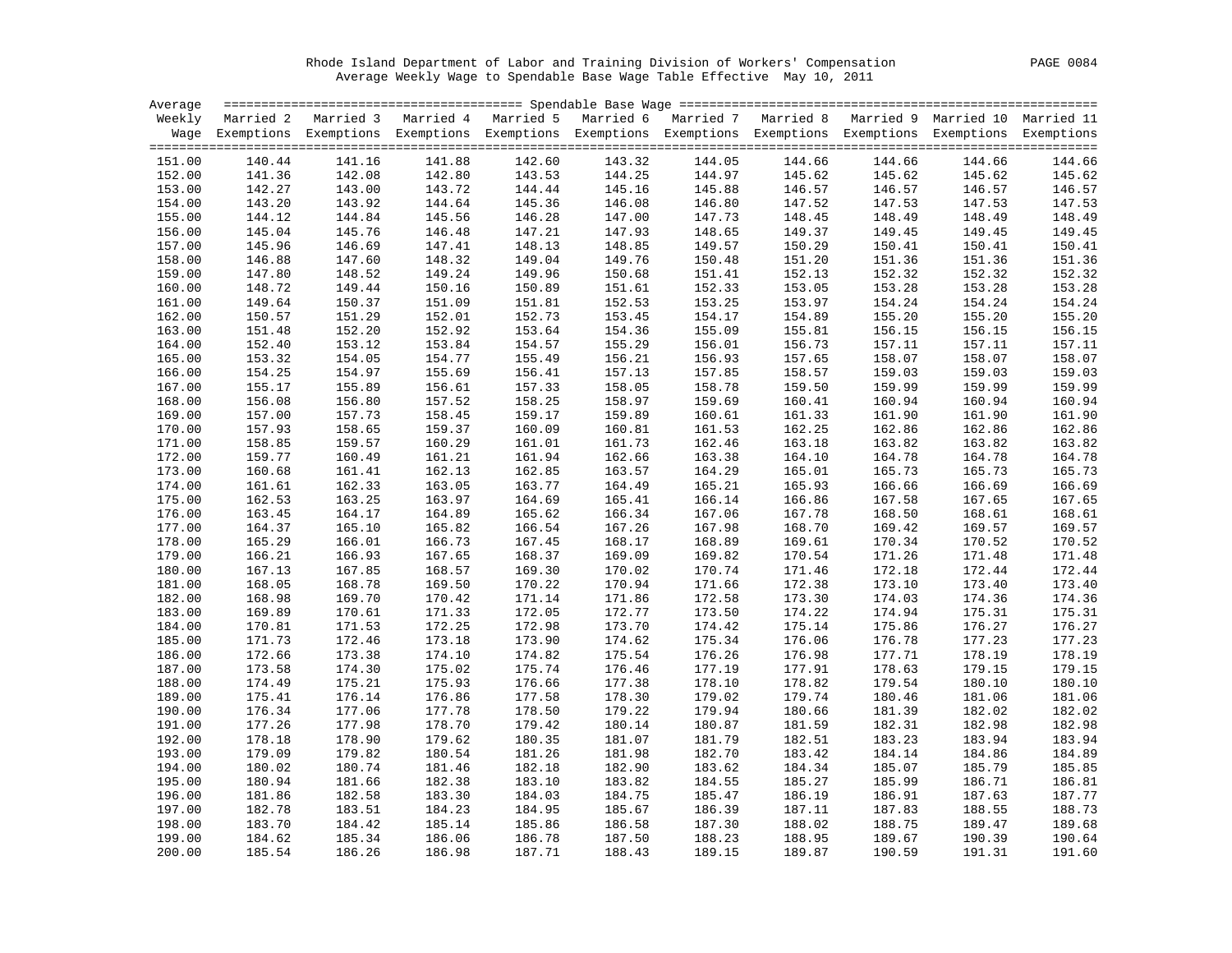Rhode Island Department of Labor and Training Division of Workers' Compensation

Average Weekly Wage to Spendable Base Wage Table Effective May 10, 2011

| Average Weekly Wage | Spendable Base Wage | | | | | | | | | |
|---|---|---|---|---|---|---|---|---|---|---|
| | Married 2 Exemptions | Married 3 Exemptions | Married 4 Exemptions | Married 5 Exemptions | Married 6 Exemptions | Married 7 Exemptions | Married 8 Exemptions | Married 9 Exemptions | Married 10 Exemptions | Married 11 Exemptions |
| 151.00 | 140.44 | 141.16 | 141.88 | 142.60 | 143.32 | 144.05 | 144.66 | 144.66 | 144.66 | 144.66 |
| 152.00 | 141.36 | 142.08 | 142.80 | 143.53 | 144.25 | 144.97 | 145.62 | 145.62 | 145.62 | 145.62 |
| 153.00 | 142.27 | 143.00 | 143.72 | 144.44 | 145.16 | 145.88 | 146.57 | 146.57 | 146.57 | 146.57 |
| 154.00 | 143.20 | 143.92 | 144.64 | 145.36 | 146.08 | 146.80 | 147.52 | 147.53 | 147.53 | 147.53 |
| 155.00 | 144.12 | 144.84 | 145.56 | 146.28 | 147.00 | 147.73 | 148.45 | 148.49 | 148.49 | 148.49 |
| 156.00 | 145.04 | 145.76 | 146.48 | 147.21 | 147.93 | 148.65 | 149.37 | 149.45 | 149.45 | 149.45 |
| 157.00 | 145.96 | 146.69 | 147.41 | 148.13 | 148.85 | 149.57 | 150.29 | 150.41 | 150.41 | 150.41 |
| 158.00 | 146.88 | 147.60 | 148.32 | 149.04 | 149.76 | 150.48 | 151.20 | 151.36 | 151.36 | 151.36 |
| 159.00 | 147.80 | 148.52 | 149.24 | 149.96 | 150.68 | 151.41 | 152.13 | 152.32 | 152.32 | 152.32 |
| 160.00 | 148.72 | 149.44 | 150.16 | 150.89 | 151.61 | 152.33 | 153.05 | 153.28 | 153.28 | 153.28 |
| 161.00 | 149.64 | 150.37 | 151.09 | 151.81 | 152.53 | 153.25 | 153.97 | 154.24 | 154.24 | 154.24 |
| 162.00 | 150.57 | 151.29 | 152.01 | 152.73 | 153.45 | 154.17 | 154.89 | 155.20 | 155.20 | 155.20 |
| 163.00 | 151.48 | 152.20 | 152.92 | 153.64 | 154.36 | 155.09 | 155.81 | 156.15 | 156.15 | 156.15 |
| 164.00 | 152.40 | 153.12 | 153.84 | 154.57 | 155.29 | 156.01 | 156.73 | 157.11 | 157.11 | 157.11 |
| 165.00 | 153.32 | 154.05 | 154.77 | 155.49 | 156.21 | 156.93 | 157.65 | 158.07 | 158.07 | 158.07 |
| 166.00 | 154.25 | 154.97 | 155.69 | 156.41 | 157.13 | 157.85 | 158.57 | 159.03 | 159.03 | 159.03 |
| 167.00 | 155.17 | 155.89 | 156.61 | 157.33 | 158.05 | 158.78 | 159.50 | 159.99 | 159.99 | 159.99 |
| 168.00 | 156.08 | 156.80 | 157.52 | 158.25 | 158.97 | 159.69 | 160.41 | 160.94 | 160.94 | 160.94 |
| 169.00 | 157.00 | 157.73 | 158.45 | 159.17 | 159.89 | 160.61 | 161.33 | 161.90 | 161.90 | 161.90 |
| 170.00 | 157.93 | 158.65 | 159.37 | 160.09 | 160.81 | 161.53 | 162.25 | 162.86 | 162.86 | 162.86 |
| 171.00 | 158.85 | 159.57 | 160.29 | 161.01 | 161.73 | 162.46 | 163.18 | 163.82 | 163.82 | 163.82 |
| 172.00 | 159.77 | 160.49 | 161.21 | 161.94 | 162.66 | 163.38 | 164.10 | 164.78 | 164.78 | 164.78 |
| 173.00 | 160.68 | 161.41 | 162.13 | 162.85 | 163.57 | 164.29 | 165.01 | 165.73 | 165.73 | 165.73 |
| 174.00 | 161.61 | 162.33 | 163.05 | 163.77 | 164.49 | 165.21 | 165.93 | 166.66 | 166.69 | 166.69 |
| 175.00 | 162.53 | 163.25 | 163.97 | 164.69 | 165.41 | 166.14 | 166.86 | 167.58 | 167.65 | 167.65 |
| 176.00 | 163.45 | 164.17 | 164.89 | 165.62 | 166.34 | 167.06 | 167.78 | 168.50 | 168.61 | 168.61 |
| 177.00 | 164.37 | 165.10 | 165.82 | 166.54 | 167.26 | 167.98 | 168.70 | 169.42 | 169.57 | 169.57 |
| 178.00 | 165.29 | 166.01 | 166.73 | 167.45 | 168.17 | 168.89 | 169.61 | 170.34 | 170.52 | 170.52 |
| 179.00 | 166.21 | 166.93 | 167.65 | 168.37 | 169.09 | 169.82 | 170.54 | 171.26 | 171.48 | 171.48 |
| 180.00 | 167.13 | 167.85 | 168.57 | 169.30 | 170.02 | 170.74 | 171.46 | 172.18 | 172.44 | 172.44 |
| 181.00 | 168.05 | 168.78 | 169.50 | 170.22 | 170.94 | 171.66 | 172.38 | 173.10 | 173.40 | 173.40 |
| 182.00 | 168.98 | 169.70 | 170.42 | 171.14 | 171.86 | 172.58 | 173.30 | 174.03 | 174.36 | 174.36 |
| 183.00 | 169.89 | 170.61 | 171.33 | 172.05 | 172.77 | 173.50 | 174.22 | 174.94 | 175.31 | 175.31 |
| 184.00 | 170.81 | 171.53 | 172.25 | 172.98 | 173.70 | 174.42 | 175.14 | 175.86 | 176.27 | 176.27 |
| 185.00 | 171.73 | 172.46 | 173.18 | 173.90 | 174.62 | 175.34 | 176.06 | 176.78 | 177.23 | 177.23 |
| 186.00 | 172.66 | 173.38 | 174.10 | 174.82 | 175.54 | 176.26 | 176.98 | 177.71 | 178.19 | 178.19 |
| 187.00 | 173.58 | 174.30 | 175.02 | 175.74 | 176.46 | 177.19 | 177.91 | 178.63 | 179.15 | 179.15 |
| 188.00 | 174.49 | 175.21 | 175.93 | 176.66 | 177.38 | 178.10 | 178.82 | 179.54 | 180.10 | 180.10 |
| 189.00 | 175.41 | 176.14 | 176.86 | 177.58 | 178.30 | 179.02 | 179.74 | 180.46 | 181.06 | 181.06 |
| 190.00 | 176.34 | 177.06 | 177.78 | 178.50 | 179.22 | 179.94 | 180.66 | 181.39 | 182.02 | 182.02 |
| 191.00 | 177.26 | 177.98 | 178.70 | 179.42 | 180.14 | 180.87 | 181.59 | 182.31 | 182.98 | 182.98 |
| 192.00 | 178.18 | 178.90 | 179.62 | 180.35 | 181.07 | 181.79 | 182.51 | 183.23 | 183.94 | 183.94 |
| 193.00 | 179.09 | 179.82 | 180.54 | 181.26 | 181.98 | 182.70 | 183.42 | 184.14 | 184.86 | 184.89 |
| 194.00 | 180.02 | 180.74 | 181.46 | 182.18 | 182.90 | 183.62 | 184.34 | 185.07 | 185.79 | 185.85 |
| 195.00 | 180.94 | 181.66 | 182.38 | 183.10 | 183.82 | 184.55 | 185.27 | 185.99 | 186.71 | 186.81 |
| 196.00 | 181.86 | 182.58 | 183.30 | 184.03 | 184.75 | 185.47 | 186.19 | 186.91 | 187.63 | 187.77 |
| 197.00 | 182.78 | 183.51 | 184.23 | 184.95 | 185.67 | 186.39 | 187.11 | 187.83 | 188.55 | 188.73 |
| 198.00 | 183.70 | 184.42 | 185.14 | 185.86 | 186.58 | 187.30 | 188.02 | 188.75 | 189.47 | 189.68 |
| 199.00 | 184.62 | 185.34 | 186.06 | 186.78 | 187.50 | 188.23 | 188.95 | 189.67 | 190.39 | 190.64 |
| 200.00 | 185.54 | 186.26 | 186.98 | 187.71 | 188.43 | 189.15 | 189.87 | 190.59 | 191.31 | 191.60 |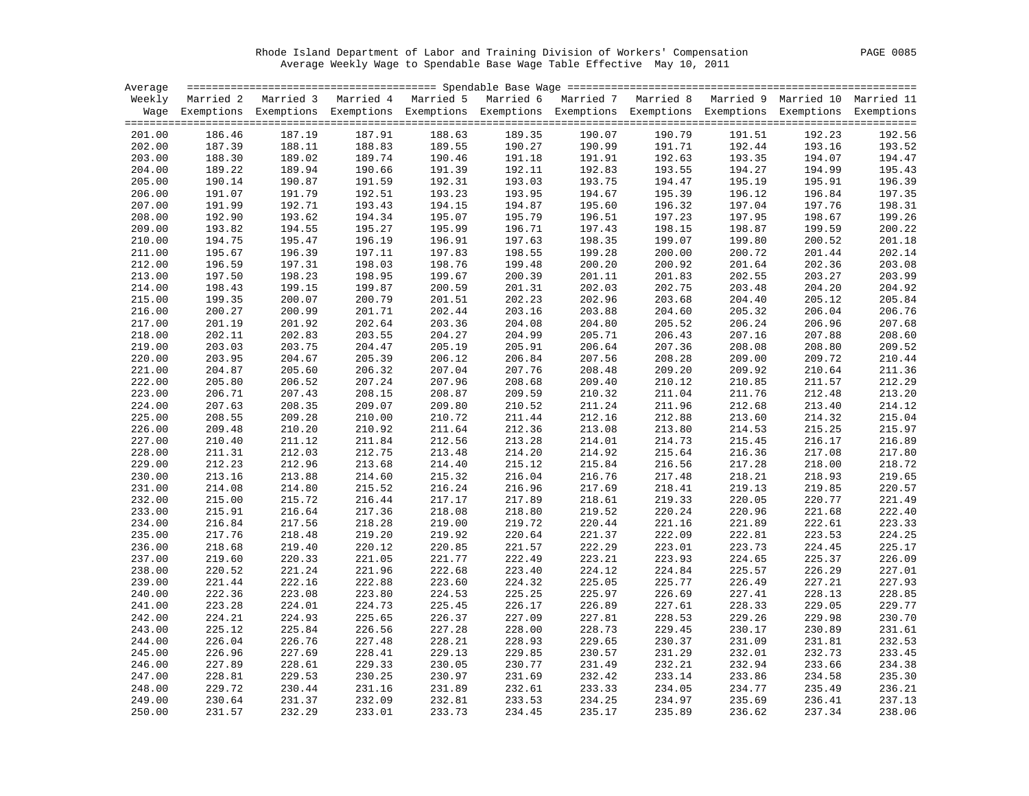Rhode Island Department of Labor and Training Division of Workers' Compensation
Average Weekly Wage to Spendable Base Wage Table Effective May 10, 2011

| Average Weekly Wage | Married 2 Exemptions | Married 3 Exemptions | Married 4 Exemptions | Married 5 Exemptions | Married 6 Exemptions | Married 7 Exemptions | Married 8 Exemptions | Married 9 Exemptions | Married 10 Exemptions | Married 11 Exemptions |
|---|---|---|---|---|---|---|---|---|---|---|
| 201.00 | 186.46 | 187.19 | 187.91 | 188.63 | 189.35 | 190.07 | 190.79 | 191.51 | 192.23 | 192.56 |
| 202.00 | 187.39 | 188.11 | 188.83 | 189.55 | 190.27 | 190.99 | 191.71 | 192.44 | 193.16 | 193.52 |
| 203.00 | 188.30 | 189.02 | 189.74 | 190.46 | 191.18 | 191.91 | 192.63 | 193.35 | 194.07 | 194.47 |
| 204.00 | 189.22 | 189.94 | 190.66 | 191.39 | 192.11 | 192.83 | 193.55 | 194.27 | 194.99 | 195.43 |
| 205.00 | 190.14 | 190.87 | 191.59 | 192.31 | 193.03 | 193.75 | 194.47 | 195.19 | 195.91 | 196.39 |
| 206.00 | 191.07 | 191.79 | 192.51 | 193.23 | 193.95 | 194.67 | 195.39 | 196.12 | 196.84 | 197.35 |
| 207.00 | 191.99 | 192.71 | 193.43 | 194.15 | 194.87 | 195.60 | 196.32 | 197.04 | 197.76 | 198.31 |
| 208.00 | 192.90 | 193.62 | 194.34 | 195.07 | 195.79 | 196.51 | 197.23 | 197.95 | 198.67 | 199.26 |
| 209.00 | 193.82 | 194.55 | 195.27 | 195.99 | 196.71 | 197.43 | 198.15 | 198.87 | 199.59 | 200.22 |
| 210.00 | 194.75 | 195.47 | 196.19 | 196.91 | 197.63 | 198.35 | 199.07 | 199.80 | 200.52 | 201.18 |
| 211.00 | 195.67 | 196.39 | 197.11 | 197.83 | 198.55 | 199.28 | 200.00 | 200.72 | 201.44 | 202.14 |
| 212.00 | 196.59 | 197.31 | 198.03 | 198.76 | 199.48 | 200.20 | 200.92 | 201.64 | 202.36 | 203.08 |
| 213.00 | 197.50 | 198.23 | 198.95 | 199.67 | 200.39 | 201.11 | 201.83 | 202.55 | 203.27 | 203.99 |
| 214.00 | 198.43 | 199.15 | 199.87 | 200.59 | 201.31 | 202.03 | 202.75 | 203.48 | 204.20 | 204.92 |
| 215.00 | 199.35 | 200.07 | 200.79 | 201.51 | 202.23 | 202.96 | 203.68 | 204.40 | 205.12 | 205.84 |
| 216.00 | 200.27 | 200.99 | 201.71 | 202.44 | 203.16 | 203.88 | 204.60 | 205.32 | 206.04 | 206.76 |
| 217.00 | 201.19 | 201.92 | 202.64 | 203.36 | 204.08 | 204.80 | 205.52 | 206.24 | 206.96 | 207.68 |
| 218.00 | 202.11 | 202.83 | 203.55 | 204.27 | 204.99 | 205.71 | 206.43 | 207.16 | 207.88 | 208.60 |
| 219.00 | 203.03 | 203.75 | 204.47 | 205.19 | 205.91 | 206.64 | 207.36 | 208.08 | 208.80 | 209.52 |
| 220.00 | 203.95 | 204.67 | 205.39 | 206.12 | 206.84 | 207.56 | 208.28 | 209.00 | 209.72 | 210.44 |
| 221.00 | 204.87 | 205.60 | 206.32 | 207.04 | 207.76 | 208.48 | 209.20 | 209.92 | 210.64 | 211.36 |
| 222.00 | 205.80 | 206.52 | 207.24 | 207.96 | 208.68 | 209.40 | 210.12 | 210.85 | 211.57 | 212.29 |
| 223.00 | 206.71 | 207.43 | 208.15 | 208.87 | 209.59 | 210.32 | 211.04 | 211.76 | 212.48 | 213.20 |
| 224.00 | 207.63 | 208.35 | 209.07 | 209.80 | 210.52 | 211.24 | 211.96 | 212.68 | 213.40 | 214.12 |
| 225.00 | 208.55 | 209.28 | 210.00 | 210.72 | 211.44 | 212.16 | 212.88 | 213.60 | 214.32 | 215.04 |
| 226.00 | 209.48 | 210.20 | 210.92 | 211.64 | 212.36 | 213.08 | 213.80 | 214.53 | 215.25 | 215.97 |
| 227.00 | 210.40 | 211.12 | 211.84 | 212.56 | 213.28 | 214.01 | 214.73 | 215.45 | 216.17 | 216.89 |
| 228.00 | 211.31 | 212.03 | 212.75 | 213.48 | 214.20 | 214.92 | 215.64 | 216.36 | 217.08 | 217.80 |
| 229.00 | 212.23 | 212.96 | 213.68 | 214.40 | 215.12 | 215.84 | 216.56 | 217.28 | 218.00 | 218.72 |
| 230.00 | 213.16 | 213.88 | 214.60 | 215.32 | 216.04 | 216.76 | 217.48 | 218.21 | 218.93 | 219.65 |
| 231.00 | 214.08 | 214.80 | 215.52 | 216.24 | 216.96 | 217.69 | 218.41 | 219.13 | 219.85 | 220.57 |
| 232.00 | 215.00 | 215.72 | 216.44 | 217.17 | 217.89 | 218.61 | 219.33 | 220.05 | 220.77 | 221.49 |
| 233.00 | 215.91 | 216.64 | 217.36 | 218.08 | 218.80 | 219.52 | 220.24 | 220.96 | 221.68 | 222.40 |
| 234.00 | 216.84 | 217.56 | 218.28 | 219.00 | 219.72 | 220.44 | 221.16 | 221.89 | 222.61 | 223.33 |
| 235.00 | 217.76 | 218.48 | 219.20 | 219.92 | 220.64 | 221.37 | 222.09 | 222.81 | 223.53 | 224.25 |
| 236.00 | 218.68 | 219.40 | 220.12 | 220.85 | 221.57 | 222.29 | 223.01 | 223.73 | 224.45 | 225.17 |
| 237.00 | 219.60 | 220.33 | 221.05 | 221.77 | 222.49 | 223.21 | 223.93 | 224.65 | 225.37 | 226.09 |
| 238.00 | 220.52 | 221.24 | 221.96 | 222.68 | 223.40 | 224.12 | 224.84 | 225.57 | 226.29 | 227.01 |
| 239.00 | 221.44 | 222.16 | 222.88 | 223.60 | 224.32 | 225.05 | 225.77 | 226.49 | 227.21 | 227.93 |
| 240.00 | 222.36 | 223.08 | 223.80 | 224.53 | 225.25 | 225.97 | 226.69 | 227.41 | 228.13 | 228.85 |
| 241.00 | 223.28 | 224.01 | 224.73 | 225.45 | 226.17 | 226.89 | 227.61 | 228.33 | 229.05 | 229.77 |
| 242.00 | 224.21 | 224.93 | 225.65 | 226.37 | 227.09 | 227.81 | 228.53 | 229.26 | 229.98 | 230.70 |
| 243.00 | 225.12 | 225.84 | 226.56 | 227.28 | 228.00 | 228.73 | 229.45 | 230.17 | 230.89 | 231.61 |
| 244.00 | 226.04 | 226.76 | 227.48 | 228.21 | 228.93 | 229.65 | 230.37 | 231.09 | 231.81 | 232.53 |
| 245.00 | 226.96 | 227.69 | 228.41 | 229.13 | 229.85 | 230.57 | 231.29 | 232.01 | 232.73 | 233.45 |
| 246.00 | 227.89 | 228.61 | 229.33 | 230.05 | 230.77 | 231.49 | 232.21 | 232.94 | 233.66 | 234.38 |
| 247.00 | 228.81 | 229.53 | 230.25 | 230.97 | 231.69 | 232.42 | 233.14 | 233.86 | 234.58 | 235.30 |
| 248.00 | 229.72 | 230.44 | 231.16 | 231.89 | 232.61 | 233.33 | 234.05 | 234.77 | 235.49 | 236.21 |
| 249.00 | 230.64 | 231.37 | 232.09 | 232.81 | 233.53 | 234.25 | 234.97 | 235.69 | 236.41 | 237.13 |
| 250.00 | 231.57 | 232.29 | 233.01 | 233.73 | 234.45 | 235.17 | 235.89 | 236.62 | 237.34 | 238.06 |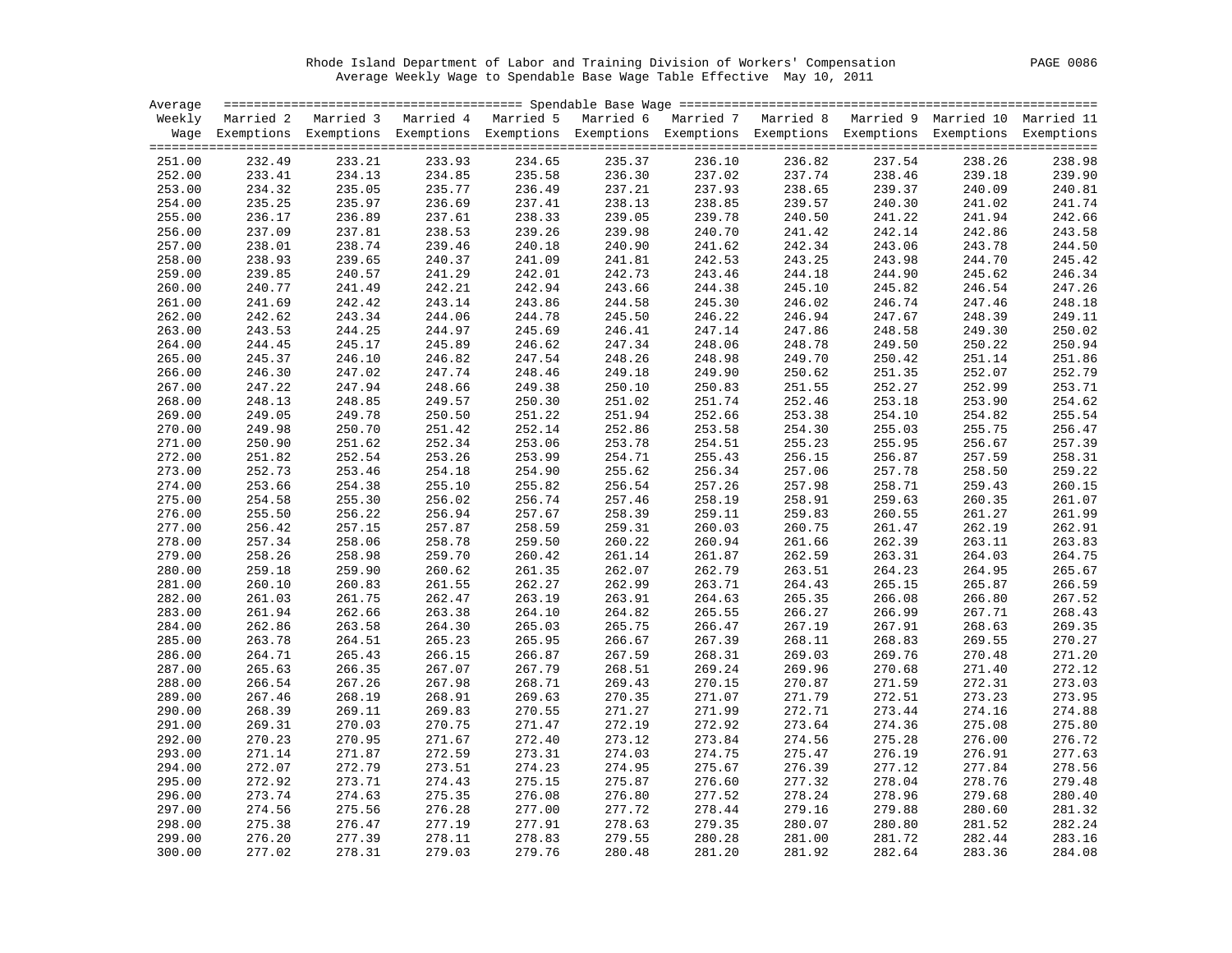Rhode Island Department of Labor and Training Division of Workers' Compensation
Average Weekly Wage to Spendable Base Wage Table Effective May 10, 2011

| Average Weekly Wage | Married 2 Exemptions | Married 3 Exemptions | Married 4 Exemptions | Married 5 Exemptions | Married 6 Exemptions | Married 7 Exemptions | Married 8 Exemptions | Married 9 Exemptions | Married 10 Exemptions | Married 11 Exemptions |
|---|---|---|---|---|---|---|---|---|---|---|
| 251.00 | 232.49 | 233.21 | 233.93 | 234.65 | 235.37 | 236.10 | 236.82 | 237.54 | 238.26 | 238.98 |
| 252.00 | 233.41 | 234.13 | 234.85 | 235.58 | 236.30 | 237.02 | 237.74 | 238.46 | 239.18 | 239.90 |
| 253.00 | 234.32 | 235.05 | 235.77 | 236.49 | 237.21 | 237.93 | 238.65 | 239.37 | 240.09 | 240.81 |
| 254.00 | 235.25 | 235.97 | 236.69 | 237.41 | 238.13 | 238.85 | 239.57 | 240.30 | 241.02 | 241.74 |
| 255.00 | 236.17 | 236.89 | 237.61 | 238.33 | 239.05 | 239.78 | 240.50 | 241.22 | 241.94 | 242.66 |
| 256.00 | 237.09 | 237.81 | 238.53 | 239.26 | 239.98 | 240.70 | 241.42 | 242.14 | 242.86 | 243.58 |
| 257.00 | 238.01 | 238.74 | 239.46 | 240.18 | 240.90 | 241.62 | 242.34 | 243.06 | 243.78 | 244.50 |
| 258.00 | 238.93 | 239.65 | 240.37 | 241.09 | 241.81 | 242.53 | 243.25 | 243.98 | 244.70 | 245.42 |
| 259.00 | 239.85 | 240.57 | 241.29 | 242.01 | 242.73 | 243.46 | 244.18 | 244.90 | 245.62 | 246.34 |
| 260.00 | 240.77 | 241.49 | 242.21 | 242.94 | 243.66 | 244.38 | 245.10 | 245.82 | 246.54 | 247.26 |
| 261.00 | 241.69 | 242.42 | 243.14 | 243.86 | 244.58 | 245.30 | 246.02 | 246.74 | 247.46 | 248.18 |
| 262.00 | 242.62 | 243.34 | 244.06 | 244.78 | 245.50 | 246.22 | 246.94 | 247.67 | 248.39 | 249.11 |
| 263.00 | 243.53 | 244.25 | 244.97 | 245.69 | 246.41 | 247.14 | 247.86 | 248.58 | 249.30 | 250.02 |
| 264.00 | 244.45 | 245.17 | 245.89 | 246.62 | 247.34 | 248.06 | 248.78 | 249.50 | 250.22 | 250.94 |
| 265.00 | 245.37 | 246.10 | 246.82 | 247.54 | 248.26 | 248.98 | 249.70 | 250.42 | 251.14 | 251.86 |
| 266.00 | 246.30 | 247.02 | 247.74 | 248.46 | 249.18 | 249.90 | 250.62 | 251.35 | 252.07 | 252.79 |
| 267.00 | 247.22 | 247.94 | 248.66 | 249.38 | 250.10 | 250.83 | 251.55 | 252.27 | 252.99 | 253.71 |
| 268.00 | 248.13 | 248.85 | 249.57 | 250.30 | 251.02 | 251.74 | 252.46 | 253.18 | 253.90 | 254.62 |
| 269.00 | 249.05 | 249.78 | 250.50 | 251.22 | 251.94 | 252.66 | 253.38 | 254.10 | 254.82 | 255.54 |
| 270.00 | 249.98 | 250.70 | 251.42 | 252.14 | 252.86 | 253.58 | 254.30 | 255.03 | 255.75 | 256.47 |
| 271.00 | 250.90 | 251.62 | 252.34 | 253.06 | 253.78 | 254.51 | 255.23 | 255.95 | 256.67 | 257.39 |
| 272.00 | 251.82 | 252.54 | 253.26 | 253.99 | 254.71 | 255.43 | 256.15 | 256.87 | 257.59 | 258.31 |
| 273.00 | 252.73 | 253.46 | 254.18 | 254.90 | 255.62 | 256.34 | 257.06 | 257.78 | 258.50 | 259.22 |
| 274.00 | 253.66 | 254.38 | 255.10 | 255.82 | 256.54 | 257.26 | 257.98 | 258.71 | 259.43 | 260.15 |
| 275.00 | 254.58 | 255.30 | 256.02 | 256.74 | 257.46 | 258.19 | 258.91 | 259.63 | 260.35 | 261.07 |
| 276.00 | 255.50 | 256.22 | 256.94 | 257.67 | 258.39 | 259.11 | 259.83 | 260.55 | 261.27 | 261.99 |
| 277.00 | 256.42 | 257.15 | 257.87 | 258.59 | 259.31 | 260.03 | 260.75 | 261.47 | 262.19 | 262.91 |
| 278.00 | 257.34 | 258.06 | 258.78 | 259.50 | 260.22 | 260.94 | 261.66 | 262.39 | 263.11 | 263.83 |
| 279.00 | 258.26 | 258.98 | 259.70 | 260.42 | 261.14 | 261.87 | 262.59 | 263.31 | 264.03 | 264.75 |
| 280.00 | 259.18 | 259.90 | 260.62 | 261.35 | 262.07 | 262.79 | 263.51 | 264.23 | 264.95 | 265.67 |
| 281.00 | 260.10 | 260.83 | 261.55 | 262.27 | 262.99 | 263.71 | 264.43 | 265.15 | 265.87 | 266.59 |
| 282.00 | 261.03 | 261.75 | 262.47 | 263.19 | 263.91 | 264.63 | 265.35 | 266.08 | 266.80 | 267.52 |
| 283.00 | 261.94 | 262.66 | 263.38 | 264.10 | 264.82 | 265.55 | 266.27 | 266.99 | 267.71 | 268.43 |
| 284.00 | 262.86 | 263.58 | 264.30 | 265.03 | 265.75 | 266.47 | 267.19 | 267.91 | 268.63 | 269.35 |
| 285.00 | 263.78 | 264.51 | 265.23 | 265.95 | 266.67 | 267.39 | 268.11 | 268.83 | 269.55 | 270.27 |
| 286.00 | 264.71 | 265.43 | 266.15 | 266.87 | 267.59 | 268.31 | 269.03 | 269.76 | 270.48 | 271.20 |
| 287.00 | 265.63 | 266.35 | 267.07 | 267.79 | 268.51 | 269.24 | 269.96 | 270.68 | 271.40 | 272.12 |
| 288.00 | 266.54 | 267.26 | 267.98 | 268.71 | 269.43 | 270.15 | 270.87 | 271.59 | 272.31 | 273.03 |
| 289.00 | 267.46 | 268.19 | 268.91 | 269.63 | 270.35 | 271.07 | 271.79 | 272.51 | 273.23 | 273.95 |
| 290.00 | 268.39 | 269.11 | 269.83 | 270.55 | 271.27 | 271.99 | 272.71 | 273.44 | 274.16 | 274.88 |
| 291.00 | 269.31 | 270.03 | 270.75 | 271.47 | 272.19 | 272.92 | 273.64 | 274.36 | 275.08 | 275.80 |
| 292.00 | 270.23 | 270.95 | 271.67 | 272.40 | 273.12 | 273.84 | 274.56 | 275.28 | 276.00 | 276.72 |
| 293.00 | 271.14 | 271.87 | 272.59 | 273.31 | 274.03 | 274.75 | 275.47 | 276.19 | 276.91 | 277.63 |
| 294.00 | 272.07 | 272.79 | 273.51 | 274.23 | 274.95 | 275.67 | 276.39 | 277.12 | 277.84 | 278.56 |
| 295.00 | 272.92 | 273.71 | 274.43 | 275.15 | 275.87 | 276.60 | 277.32 | 278.04 | 278.76 | 279.48 |
| 296.00 | 273.74 | 274.63 | 275.35 | 276.08 | 276.80 | 277.52 | 278.24 | 278.96 | 279.68 | 280.40 |
| 297.00 | 274.56 | 275.56 | 276.28 | 277.00 | 277.72 | 278.44 | 279.16 | 279.88 | 280.60 | 281.32 |
| 298.00 | 275.38 | 276.47 | 277.19 | 277.91 | 278.63 | 279.35 | 280.07 | 280.80 | 281.52 | 282.24 |
| 299.00 | 276.20 | 277.39 | 278.11 | 278.83 | 279.55 | 280.28 | 281.00 | 281.72 | 282.44 | 283.16 |
| 300.00 | 277.02 | 278.31 | 279.03 | 279.76 | 280.48 | 281.20 | 281.92 | 282.64 | 283.36 | 284.08 |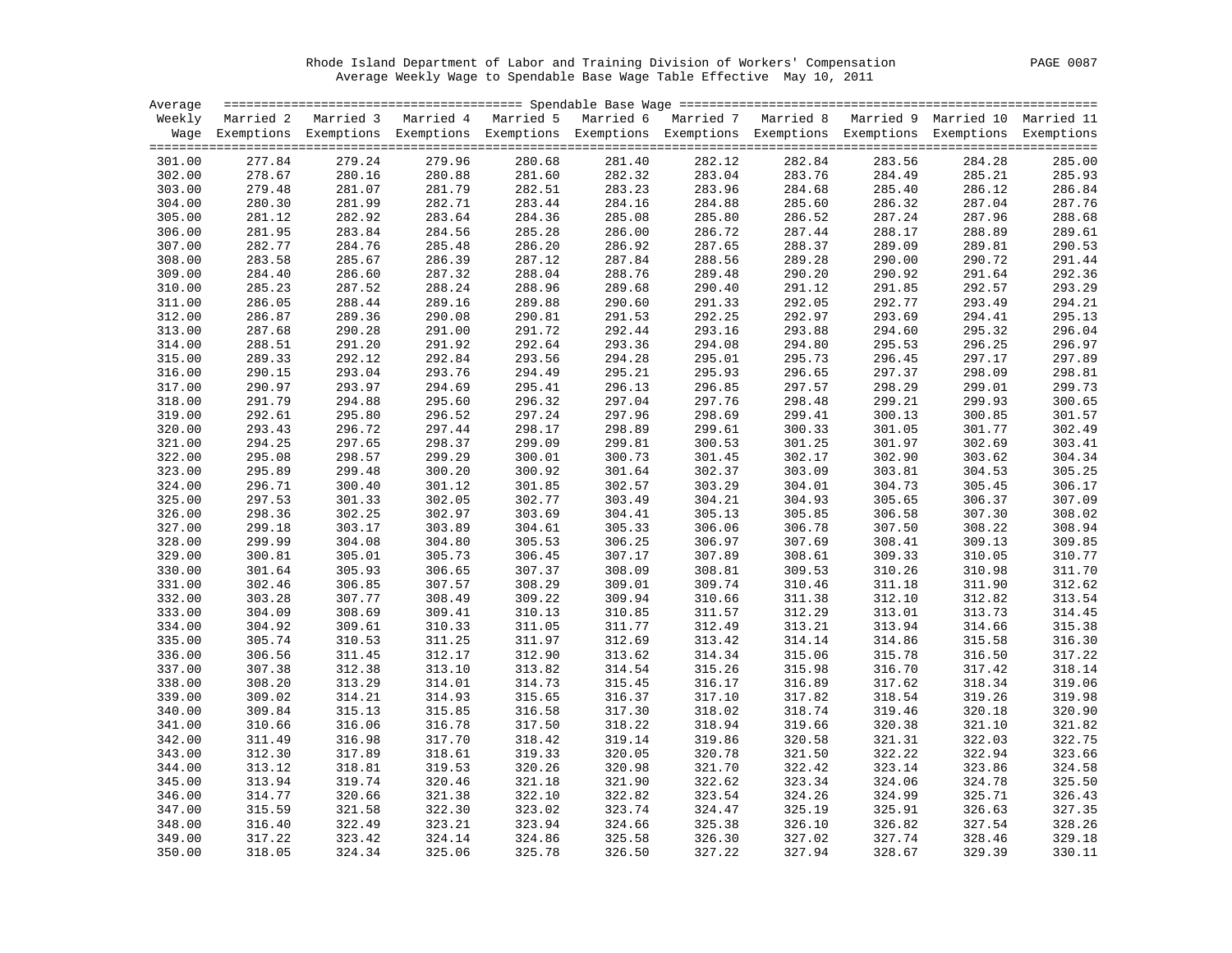Rhode Island Department of Labor and Training Division of Workers' Compensation

Average Weekly Wage to Spendable Base Wage Table Effective May 10, 2011

| Average Weekly Wage | Married 2 Exemptions | Married 3 Exemptions | Married 4 Exemptions | Married 5 Exemptions | Married 6 Exemptions | Married 7 Exemptions | Married 8 Exemptions | Married 9 Exemptions | Married 10 Exemptions | Married 11 Exemptions |
|---|---|---|---|---|---|---|---|---|---|---|
| 301.00 | 277.84 | 279.24 | 279.96 | 280.68 | 281.40 | 282.12 | 282.84 | 283.56 | 284.28 | 285.00 |
| 302.00 | 278.67 | 280.16 | 280.88 | 281.60 | 282.32 | 283.04 | 283.76 | 284.49 | 285.21 | 285.93 |
| 303.00 | 279.48 | 281.07 | 281.79 | 282.51 | 283.23 | 283.96 | 284.68 | 285.40 | 286.12 | 286.84 |
| 304.00 | 280.30 | 281.99 | 282.71 | 283.44 | 284.16 | 284.88 | 285.60 | 286.32 | 287.04 | 287.76 |
| 305.00 | 281.12 | 282.92 | 283.64 | 284.36 | 285.08 | 285.80 | 286.52 | 287.24 | 287.96 | 288.68 |
| 306.00 | 281.95 | 283.84 | 284.56 | 285.28 | 286.00 | 286.72 | 287.44 | 288.17 | 288.89 | 289.61 |
| 307.00 | 282.77 | 284.76 | 285.48 | 286.20 | 286.92 | 287.65 | 288.37 | 289.09 | 289.81 | 290.53 |
| 308.00 | 283.58 | 285.67 | 286.39 | 287.12 | 287.84 | 288.56 | 289.28 | 290.00 | 290.72 | 291.44 |
| 309.00 | 284.40 | 286.60 | 287.32 | 288.04 | 288.76 | 289.48 | 290.20 | 290.92 | 291.64 | 292.36 |
| 310.00 | 285.23 | 287.52 | 288.24 | 288.96 | 289.68 | 290.40 | 291.12 | 291.85 | 292.57 | 293.29 |
| 311.00 | 286.05 | 288.44 | 289.16 | 289.88 | 290.60 | 291.33 | 292.05 | 292.77 | 293.49 | 294.21 |
| 312.00 | 286.87 | 289.36 | 290.08 | 290.81 | 291.53 | 292.25 | 292.97 | 293.69 | 294.41 | 295.13 |
| 313.00 | 287.68 | 290.28 | 291.00 | 291.72 | 292.44 | 293.16 | 293.88 | 294.60 | 295.32 | 296.04 |
| 314.00 | 288.51 | 291.20 | 291.92 | 292.64 | 293.36 | 294.08 | 294.80 | 295.53 | 296.25 | 296.97 |
| 315.00 | 289.33 | 292.12 | 292.84 | 293.56 | 294.28 | 295.01 | 295.73 | 296.45 | 297.17 | 297.89 |
| 316.00 | 290.15 | 293.04 | 293.76 | 294.49 | 295.21 | 295.93 | 296.65 | 297.37 | 298.09 | 298.81 |
| 317.00 | 290.97 | 293.97 | 294.69 | 295.41 | 296.13 | 296.85 | 297.57 | 298.29 | 299.01 | 299.73 |
| 318.00 | 291.79 | 294.88 | 295.60 | 296.32 | 297.04 | 297.76 | 298.48 | 299.21 | 299.93 | 300.65 |
| 319.00 | 292.61 | 295.80 | 296.52 | 297.24 | 297.96 | 298.69 | 299.41 | 300.13 | 300.85 | 301.57 |
| 320.00 | 293.43 | 296.72 | 297.44 | 298.17 | 298.89 | 299.61 | 300.33 | 301.05 | 301.77 | 302.49 |
| 321.00 | 294.25 | 297.65 | 298.37 | 299.09 | 299.81 | 300.53 | 301.25 | 301.97 | 302.69 | 303.41 |
| 322.00 | 295.08 | 298.57 | 299.29 | 300.01 | 300.73 | 301.45 | 302.17 | 302.90 | 303.62 | 304.34 |
| 323.00 | 295.89 | 299.48 | 300.20 | 300.92 | 301.64 | 302.37 | 303.09 | 303.81 | 304.53 | 305.25 |
| 324.00 | 296.71 | 300.40 | 301.12 | 301.85 | 302.57 | 303.29 | 304.01 | 304.73 | 305.45 | 306.17 |
| 325.00 | 297.53 | 301.33 | 302.05 | 302.77 | 303.49 | 304.21 | 304.93 | 305.65 | 306.37 | 307.09 |
| 326.00 | 298.36 | 302.25 | 302.97 | 303.69 | 304.41 | 305.13 | 305.85 | 306.58 | 307.30 | 308.02 |
| 327.00 | 299.18 | 303.17 | 303.89 | 304.61 | 305.33 | 306.06 | 306.78 | 307.50 | 308.22 | 308.94 |
| 328.00 | 299.99 | 304.08 | 304.80 | 305.53 | 306.25 | 306.97 | 307.69 | 308.41 | 309.13 | 309.85 |
| 329.00 | 300.81 | 305.01 | 305.73 | 306.45 | 307.17 | 307.89 | 308.61 | 309.33 | 310.05 | 310.77 |
| 330.00 | 301.64 | 305.93 | 306.65 | 307.37 | 308.09 | 308.81 | 309.53 | 310.26 | 310.98 | 311.70 |
| 331.00 | 302.46 | 306.85 | 307.57 | 308.29 | 309.01 | 309.74 | 310.46 | 311.18 | 311.90 | 312.62 |
| 332.00 | 303.28 | 307.77 | 308.49 | 309.22 | 309.94 | 310.66 | 311.38 | 312.10 | 312.82 | 313.54 |
| 333.00 | 304.09 | 308.69 | 309.41 | 310.13 | 310.85 | 311.57 | 312.29 | 313.01 | 313.73 | 314.45 |
| 334.00 | 304.92 | 309.61 | 310.33 | 311.05 | 311.77 | 312.49 | 313.21 | 313.94 | 314.66 | 315.38 |
| 335.00 | 305.74 | 310.53 | 311.25 | 311.97 | 312.69 | 313.42 | 314.14 | 314.86 | 315.58 | 316.30 |
| 336.00 | 306.56 | 311.45 | 312.17 | 312.90 | 313.62 | 314.34 | 315.06 | 315.78 | 316.50 | 317.22 |
| 337.00 | 307.38 | 312.38 | 313.10 | 313.82 | 314.54 | 315.26 | 315.98 | 316.70 | 317.42 | 318.14 |
| 338.00 | 308.20 | 313.29 | 314.01 | 314.73 | 315.45 | 316.17 | 316.89 | 317.62 | 318.34 | 319.06 |
| 339.00 | 309.02 | 314.21 | 314.93 | 315.65 | 316.37 | 317.10 | 317.82 | 318.54 | 319.26 | 319.98 |
| 340.00 | 309.84 | 315.13 | 315.85 | 316.58 | 317.30 | 318.02 | 318.74 | 319.46 | 320.18 | 320.90 |
| 341.00 | 310.66 | 316.06 | 316.78 | 317.50 | 318.22 | 318.94 | 319.66 | 320.38 | 321.10 | 321.82 |
| 342.00 | 311.49 | 316.98 | 317.70 | 318.42 | 319.14 | 319.86 | 320.58 | 321.31 | 322.03 | 322.75 |
| 343.00 | 312.30 | 317.89 | 318.61 | 319.33 | 320.05 | 320.78 | 321.50 | 322.22 | 322.94 | 323.66 |
| 344.00 | 313.12 | 318.81 | 319.53 | 320.26 | 320.98 | 321.70 | 322.42 | 323.14 | 323.86 | 324.58 |
| 345.00 | 313.94 | 319.74 | 320.46 | 321.18 | 321.90 | 322.62 | 323.34 | 324.06 | 324.78 | 325.50 |
| 346.00 | 314.77 | 320.66 | 321.38 | 322.10 | 322.82 | 323.54 | 324.26 | 324.99 | 325.71 | 326.43 |
| 347.00 | 315.59 | 321.58 | 322.30 | 323.02 | 323.74 | 324.47 | 325.19 | 325.91 | 326.63 | 327.35 |
| 348.00 | 316.40 | 322.49 | 323.21 | 323.94 | 324.66 | 325.38 | 326.10 | 326.82 | 327.54 | 328.26 |
| 349.00 | 317.22 | 323.42 | 324.14 | 324.86 | 325.58 | 326.30 | 327.02 | 327.74 | 328.46 | 329.18 |
| 350.00 | 318.05 | 324.34 | 325.06 | 325.78 | 326.50 | 327.22 | 327.94 | 328.67 | 329.39 | 330.11 |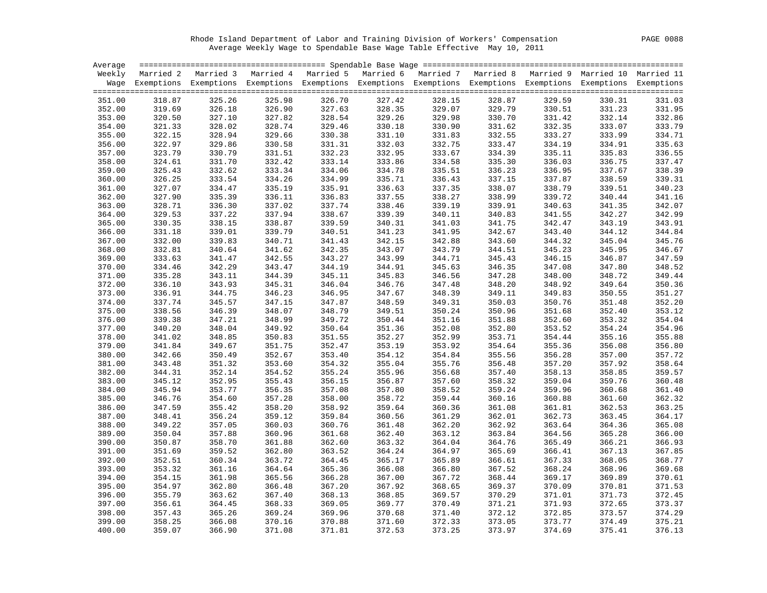Rhode Island Department of Labor and Training Division of Workers' Compensation

Average Weekly Wage to Spendable Base Wage Table Effective May 10, 2011

| Average Weekly Wage | Spendable Base Wage | | | | | | | | | |
|---|---|---|---|---|---|---|---|---|---|---|
| | Married 2 Exemptions | Married 3 Exemptions | Married 4 Exemptions | Married 5 Exemptions | Married 6 Exemptions | Married 7 Exemptions | Married 8 Exemptions | Married 9 Exemptions | Married 10 Exemptions | Married 11 Exemptions |
| 351.00 | 318.87 | 325.26 | 325.98 | 326.70 | 327.42 | 328.15 | 328.87 | 329.59 | 330.31 | 331.03 |
| 352.00 | 319.69 | 326.18 | 326.90 | 327.63 | 328.35 | 329.07 | 329.79 | 330.51 | 331.23 | 331.95 |
| 353.00 | 320.50 | 327.10 | 327.82 | 328.54 | 329.26 | 329.98 | 330.70 | 331.42 | 332.14 | 332.86 |
| 354.00 | 321.33 | 328.02 | 328.74 | 329.46 | 330.18 | 330.90 | 331.62 | 332.35 | 333.07 | 333.79 |
| 355.00 | 322.15 | 328.94 | 329.66 | 330.38 | 331.10 | 331.83 | 332.55 | 333.27 | 333.99 | 334.71 |
| 356.00 | 322.97 | 329.86 | 330.58 | 331.31 | 332.03 | 332.75 | 333.47 | 334.19 | 334.91 | 335.63 |
| 357.00 | 323.79 | 330.79 | 331.51 | 332.23 | 332.95 | 333.67 | 334.39 | 335.11 | 335.83 | 336.55 |
| 358.00 | 324.61 | 331.70 | 332.42 | 333.14 | 333.86 | 334.58 | 335.30 | 336.03 | 336.75 | 337.47 |
| 359.00 | 325.43 | 332.62 | 333.34 | 334.06 | 334.78 | 335.51 | 336.23 | 336.95 | 337.67 | 338.39 |
| 360.00 | 326.25 | 333.54 | 334.26 | 334.99 | 335.71 | 336.43 | 337.15 | 337.87 | 338.59 | 339.31 |
| 361.00 | 327.07 | 334.47 | 335.19 | 335.91 | 336.63 | 337.35 | 338.07 | 338.79 | 339.51 | 340.23 |
| 362.00 | 327.90 | 335.39 | 336.11 | 336.83 | 337.55 | 338.27 | 338.99 | 339.72 | 340.44 | 341.16 |
| 363.00 | 328.71 | 336.30 | 337.02 | 337.74 | 338.46 | 339.19 | 339.91 | 340.63 | 341.35 | 342.07 |
| 364.00 | 329.53 | 337.22 | 337.94 | 338.67 | 339.39 | 340.11 | 340.83 | 341.55 | 342.27 | 342.99 |
| 365.00 | 330.35 | 338.15 | 338.87 | 339.59 | 340.31 | 341.03 | 341.75 | 342.47 | 343.19 | 343.91 |
| 366.00 | 331.18 | 339.01 | 339.79 | 340.51 | 341.23 | 341.95 | 342.67 | 343.40 | 344.12 | 344.84 |
| 367.00 | 332.00 | 339.83 | 340.71 | 341.43 | 342.15 | 342.88 | 343.60 | 344.32 | 345.04 | 345.76 |
| 368.00 | 332.81 | 340.64 | 341.62 | 342.35 | 343.07 | 343.79 | 344.51 | 345.23 | 345.95 | 346.67 |
| 369.00 | 333.63 | 341.47 | 342.55 | 343.27 | 343.99 | 344.71 | 345.43 | 346.15 | 346.87 | 347.59 |
| 370.00 | 334.46 | 342.29 | 343.47 | 344.19 | 344.91 | 345.63 | 346.35 | 347.08 | 347.80 | 348.52 |
| 371.00 | 335.28 | 343.11 | 344.39 | 345.11 | 345.83 | 346.56 | 347.28 | 348.00 | 348.72 | 349.44 |
| 372.00 | 336.10 | 343.93 | 345.31 | 346.04 | 346.76 | 347.48 | 348.20 | 348.92 | 349.64 | 350.36 |
| 373.00 | 336.91 | 344.75 | 346.23 | 346.95 | 347.67 | 348.39 | 349.11 | 349.83 | 350.55 | 351.27 |
| 374.00 | 337.74 | 345.57 | 347.15 | 347.87 | 348.59 | 349.31 | 350.03 | 350.76 | 351.48 | 352.20 |
| 375.00 | 338.56 | 346.39 | 348.07 | 348.79 | 349.51 | 350.24 | 350.96 | 351.68 | 352.40 | 353.12 |
| 376.00 | 339.38 | 347.21 | 348.99 | 349.72 | 350.44 | 351.16 | 351.88 | 352.60 | 353.32 | 354.04 |
| 377.00 | 340.20 | 348.04 | 349.92 | 350.64 | 351.36 | 352.08 | 352.80 | 353.52 | 354.24 | 354.96 |
| 378.00 | 341.02 | 348.85 | 350.83 | 351.55 | 352.27 | 352.99 | 353.71 | 354.44 | 355.16 | 355.88 |
| 379.00 | 341.84 | 349.67 | 351.75 | 352.47 | 353.19 | 353.92 | 354.64 | 355.36 | 356.08 | 356.80 |
| 380.00 | 342.66 | 350.49 | 352.67 | 353.40 | 354.12 | 354.84 | 355.56 | 356.28 | 357.00 | 357.72 |
| 381.00 | 343.48 | 351.32 | 353.60 | 354.32 | 355.04 | 355.76 | 356.48 | 357.20 | 357.92 | 358.64 |
| 382.00 | 344.31 | 352.14 | 354.52 | 355.24 | 355.96 | 356.68 | 357.40 | 358.13 | 358.85 | 359.57 |
| 383.00 | 345.12 | 352.95 | 355.43 | 356.15 | 356.87 | 357.60 | 358.32 | 359.04 | 359.76 | 360.48 |
| 384.00 | 345.94 | 353.77 | 356.35 | 357.08 | 357.80 | 358.52 | 359.24 | 359.96 | 360.68 | 361.40 |
| 385.00 | 346.76 | 354.60 | 357.28 | 358.00 | 358.72 | 359.44 | 360.16 | 360.88 | 361.60 | 362.32 |
| 386.00 | 347.59 | 355.42 | 358.20 | 358.92 | 359.64 | 360.36 | 361.08 | 361.81 | 362.53 | 363.25 |
| 387.00 | 348.41 | 356.24 | 359.12 | 359.84 | 360.56 | 361.29 | 362.01 | 362.73 | 363.45 | 364.17 |
| 388.00 | 349.22 | 357.05 | 360.03 | 360.76 | 361.48 | 362.20 | 362.92 | 363.64 | 364.36 | 365.08 |
| 389.00 | 350.04 | 357.88 | 360.96 | 361.68 | 362.40 | 363.12 | 363.84 | 364.56 | 365.28 | 366.00 |
| 390.00 | 350.87 | 358.70 | 361.88 | 362.60 | 363.32 | 364.04 | 364.76 | 365.49 | 366.21 | 366.93 |
| 391.00 | 351.69 | 359.52 | 362.80 | 363.52 | 364.24 | 364.97 | 365.69 | 366.41 | 367.13 | 367.85 |
| 392.00 | 352.51 | 360.34 | 363.72 | 364.45 | 365.17 | 365.89 | 366.61 | 367.33 | 368.05 | 368.77 |
| 393.00 | 353.32 | 361.16 | 364.64 | 365.36 | 366.08 | 366.80 | 367.52 | 368.24 | 368.96 | 369.68 |
| 394.00 | 354.15 | 361.98 | 365.56 | 366.28 | 367.00 | 367.72 | 368.44 | 369.17 | 369.89 | 370.61 |
| 395.00 | 354.97 | 362.80 | 366.48 | 367.20 | 367.92 | 368.65 | 369.37 | 370.09 | 370.81 | 371.53 |
| 396.00 | 355.79 | 363.62 | 367.40 | 368.13 | 368.85 | 369.57 | 370.29 | 371.01 | 371.73 | 372.45 |
| 397.00 | 356.61 | 364.45 | 368.33 | 369.05 | 369.77 | 370.49 | 371.21 | 371.93 | 372.65 | 373.37 |
| 398.00 | 357.43 | 365.26 | 369.24 | 369.96 | 370.68 | 371.40 | 372.12 | 372.85 | 373.57 | 374.29 |
| 399.00 | 358.25 | 366.08 | 370.16 | 370.88 | 371.60 | 372.33 | 373.05 | 373.77 | 374.49 | 375.21 |
| 400.00 | 359.07 | 366.90 | 371.08 | 371.81 | 372.53 | 373.25 | 373.97 | 374.69 | 375.41 | 376.13 |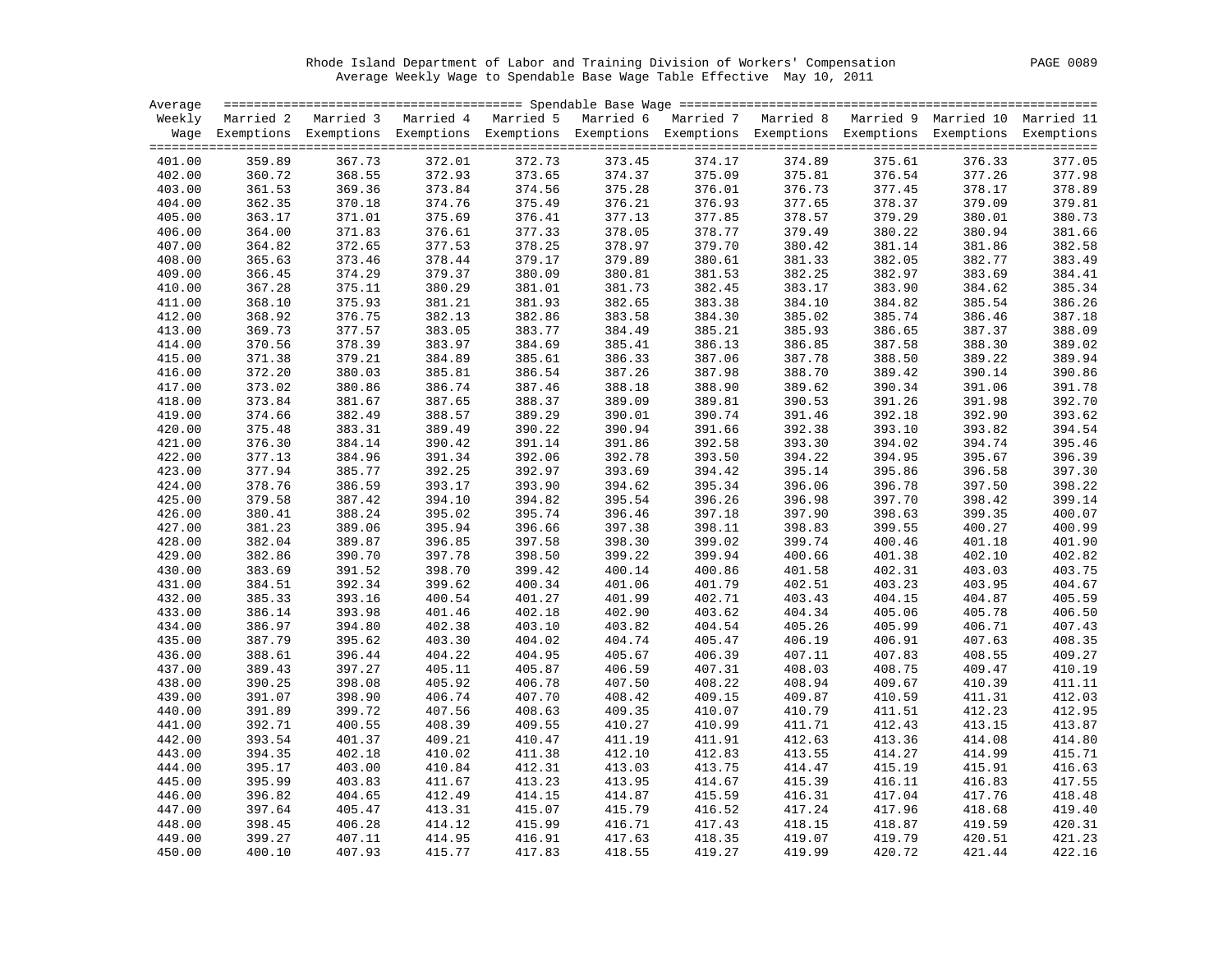Rhode Island Department of Labor and Training Division of Workers' Compensation
Average Weekly Wage to Spendable Base Wage Table Effective May 10, 2011

| Average Weekly Wage | Married 2 Exemptions | Married 3 Exemptions | Married 4 Exemptions | Married 5 Exemptions | Married 6 Exemptions | Married 7 Exemptions | Married 8 Exemptions | Married 9 Exemptions | Married 10 Exemptions | Married 11 Exemptions |
|---|---|---|---|---|---|---|---|---|---|---|
| 401.00 | 359.89 | 367.73 | 372.01 | 372.73 | 373.45 | 374.17 | 374.89 | 375.61 | 376.33 | 377.05 |
| 402.00 | 360.72 | 368.55 | 372.93 | 373.65 | 374.37 | 375.09 | 375.81 | 376.54 | 377.26 | 377.98 |
| 403.00 | 361.53 | 369.36 | 373.84 | 374.56 | 375.28 | 376.01 | 376.73 | 377.45 | 378.17 | 378.89 |
| 404.00 | 362.35 | 370.18 | 374.76 | 375.49 | 376.21 | 376.93 | 377.65 | 378.37 | 379.09 | 379.81 |
| 405.00 | 363.17 | 371.01 | 375.69 | 376.41 | 377.13 | 377.85 | 378.57 | 379.29 | 380.01 | 380.73 |
| 406.00 | 364.00 | 371.83 | 376.61 | 377.33 | 378.05 | 378.77 | 379.49 | 380.22 | 380.94 | 381.66 |
| 407.00 | 364.82 | 372.65 | 377.53 | 378.25 | 378.97 | 379.70 | 380.42 | 381.14 | 381.86 | 382.58 |
| 408.00 | 365.63 | 373.46 | 378.44 | 379.17 | 379.89 | 380.61 | 381.33 | 382.05 | 382.77 | 383.49 |
| 409.00 | 366.45 | 374.29 | 379.37 | 380.09 | 380.81 | 381.53 | 382.25 | 382.97 | 383.69 | 384.41 |
| 410.00 | 367.28 | 375.11 | 380.29 | 381.01 | 381.73 | 382.45 | 383.17 | 383.90 | 384.62 | 385.34 |
| 411.00 | 368.10 | 375.93 | 381.21 | 381.93 | 382.65 | 383.38 | 384.10 | 384.82 | 385.54 | 386.26 |
| 412.00 | 368.92 | 376.75 | 382.13 | 382.86 | 383.58 | 384.30 | 385.02 | 385.74 | 386.46 | 387.18 |
| 413.00 | 369.73 | 377.57 | 383.05 | 383.77 | 384.49 | 385.21 | 385.93 | 386.65 | 387.37 | 388.09 |
| 414.00 | 370.56 | 378.39 | 383.97 | 384.69 | 385.41 | 386.13 | 386.85 | 387.58 | 388.30 | 389.02 |
| 415.00 | 371.38 | 379.21 | 384.89 | 385.61 | 386.33 | 387.06 | 387.78 | 388.50 | 389.22 | 389.94 |
| 416.00 | 372.20 | 380.03 | 385.81 | 386.54 | 387.26 | 387.98 | 388.70 | 389.42 | 390.14 | 390.86 |
| 417.00 | 373.02 | 380.86 | 386.74 | 387.46 | 388.18 | 388.90 | 389.62 | 390.34 | 391.06 | 391.78 |
| 418.00 | 373.84 | 381.67 | 387.65 | 388.37 | 389.09 | 389.81 | 390.53 | 391.26 | 391.98 | 392.70 |
| 419.00 | 374.66 | 382.49 | 388.57 | 389.29 | 390.01 | 390.74 | 391.46 | 392.18 | 392.90 | 393.62 |
| 420.00 | 375.48 | 383.31 | 389.49 | 390.22 | 390.94 | 391.66 | 392.38 | 393.10 | 393.82 | 394.54 |
| 421.00 | 376.30 | 384.14 | 390.42 | 391.14 | 391.86 | 392.58 | 393.30 | 394.02 | 394.74 | 395.46 |
| 422.00 | 377.13 | 384.96 | 391.34 | 392.06 | 392.78 | 393.50 | 394.22 | 394.95 | 395.67 | 396.39 |
| 423.00 | 377.94 | 385.77 | 392.25 | 392.97 | 393.69 | 394.42 | 395.14 | 395.86 | 396.58 | 397.30 |
| 424.00 | 378.76 | 386.59 | 393.17 | 393.90 | 394.62 | 395.34 | 396.06 | 396.78 | 397.50 | 398.22 |
| 425.00 | 379.58 | 387.42 | 394.10 | 394.82 | 395.54 | 396.26 | 396.98 | 397.70 | 398.42 | 399.14 |
| 426.00 | 380.41 | 388.24 | 395.02 | 395.74 | 396.46 | 397.18 | 397.90 | 398.63 | 399.35 | 400.07 |
| 427.00 | 381.23 | 389.06 | 395.94 | 396.66 | 397.38 | 398.11 | 398.83 | 399.55 | 400.27 | 400.99 |
| 428.00 | 382.04 | 389.87 | 396.85 | 397.58 | 398.30 | 399.02 | 399.74 | 400.46 | 401.18 | 401.90 |
| 429.00 | 382.86 | 390.70 | 397.78 | 398.50 | 399.22 | 399.94 | 400.66 | 401.38 | 402.10 | 402.82 |
| 430.00 | 383.69 | 391.52 | 398.70 | 399.42 | 400.14 | 400.86 | 401.58 | 402.31 | 403.03 | 403.75 |
| 431.00 | 384.51 | 392.34 | 399.62 | 400.34 | 401.06 | 401.79 | 402.51 | 403.23 | 403.95 | 404.67 |
| 432.00 | 385.33 | 393.16 | 400.54 | 401.27 | 401.99 | 402.71 | 403.43 | 404.15 | 404.87 | 405.59 |
| 433.00 | 386.14 | 393.98 | 401.46 | 402.18 | 402.90 | 403.62 | 404.34 | 405.06 | 405.78 | 406.50 |
| 434.00 | 386.97 | 394.80 | 402.38 | 403.10 | 403.82 | 404.54 | 405.26 | 405.99 | 406.71 | 407.43 |
| 435.00 | 387.79 | 395.62 | 403.30 | 404.02 | 404.74 | 405.47 | 406.19 | 406.91 | 407.63 | 408.35 |
| 436.00 | 388.61 | 396.44 | 404.22 | 404.95 | 405.67 | 406.39 | 407.11 | 407.83 | 408.55 | 409.27 |
| 437.00 | 389.43 | 397.27 | 405.11 | 405.87 | 406.59 | 407.31 | 408.03 | 408.75 | 409.47 | 410.19 |
| 438.00 | 390.25 | 398.08 | 405.92 | 406.78 | 407.50 | 408.22 | 408.94 | 409.67 | 410.39 | 411.11 |
| 439.00 | 391.07 | 398.90 | 406.74 | 407.70 | 408.42 | 409.15 | 409.87 | 410.59 | 411.31 | 412.03 |
| 440.00 | 391.89 | 399.72 | 407.56 | 408.63 | 409.35 | 410.07 | 410.79 | 411.51 | 412.23 | 412.95 |
| 441.00 | 392.71 | 400.55 | 408.39 | 409.55 | 410.27 | 410.99 | 411.71 | 412.43 | 413.15 | 413.87 |
| 442.00 | 393.54 | 401.37 | 409.21 | 410.47 | 411.19 | 411.91 | 412.63 | 413.36 | 414.08 | 414.80 |
| 443.00 | 394.35 | 402.18 | 410.02 | 411.38 | 412.10 | 412.83 | 413.55 | 414.27 | 414.99 | 415.71 |
| 444.00 | 395.17 | 403.00 | 410.84 | 412.31 | 413.03 | 413.75 | 414.47 | 415.19 | 415.91 | 416.63 |
| 445.00 | 395.99 | 403.83 | 411.67 | 413.23 | 413.95 | 414.67 | 415.39 | 416.11 | 416.83 | 417.55 |
| 446.00 | 396.82 | 404.65 | 412.49 | 414.15 | 414.87 | 415.59 | 416.31 | 417.04 | 417.76 | 418.48 |
| 447.00 | 397.64 | 405.47 | 413.31 | 415.07 | 415.79 | 416.52 | 417.24 | 417.96 | 418.68 | 419.40 |
| 448.00 | 398.45 | 406.28 | 414.12 | 415.99 | 416.71 | 417.43 | 418.15 | 418.87 | 419.59 | 420.31 |
| 449.00 | 399.27 | 407.11 | 414.95 | 416.91 | 417.63 | 418.35 | 419.07 | 419.79 | 420.51 | 421.23 |
| 450.00 | 400.10 | 407.93 | 415.77 | 417.83 | 418.55 | 419.27 | 419.99 | 420.72 | 421.44 | 422.16 |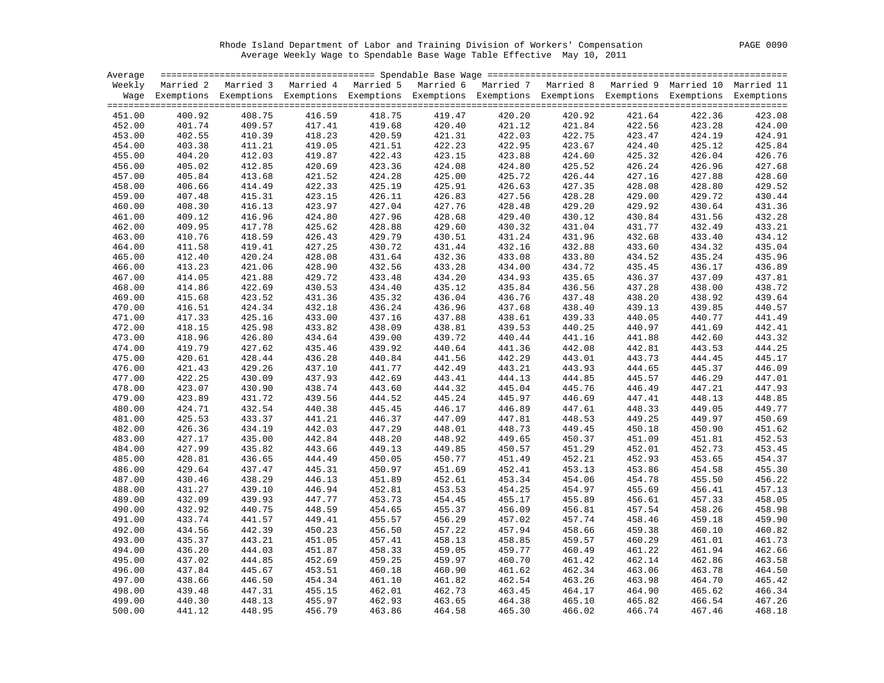Rhode Island Department of Labor and Training Division of Workers' Compensation

Average Weekly Wage to Spendable Base Wage Table Effective May 10, 2011

| Average Weekly Wage | Married 2 Exemptions | Married 3 Exemptions | Married 4 Exemptions | Married 5 Exemptions | Married 6 Exemptions | Married 7 Exemptions | Married 8 Exemptions | Married 9 Exemptions | Married 10 Exemptions | Married 11 Exemptions |
|---|---|---|---|---|---|---|---|---|---|---|
| 451.00 | 400.92 | 408.75 | 416.59 | 418.75 | 419.47 | 420.20 | 420.92 | 421.64 | 422.36 | 423.08 |
| 452.00 | 401.74 | 409.57 | 417.41 | 419.68 | 420.40 | 421.12 | 421.84 | 422.56 | 423.28 | 424.00 |
| 453.00 | 402.55 | 410.39 | 418.23 | 420.59 | 421.31 | 422.03 | 422.75 | 423.47 | 424.19 | 424.91 |
| 454.00 | 403.38 | 411.21 | 419.05 | 421.51 | 422.23 | 422.95 | 423.67 | 424.40 | 425.12 | 425.84 |
| 455.00 | 404.20 | 412.03 | 419.87 | 422.43 | 423.15 | 423.88 | 424.60 | 425.32 | 426.04 | 426.76 |
| 456.00 | 405.02 | 412.85 | 420.69 | 423.36 | 424.08 | 424.80 | 425.52 | 426.24 | 426.96 | 427.68 |
| 457.00 | 405.84 | 413.68 | 421.52 | 424.28 | 425.00 | 425.72 | 426.44 | 427.16 | 427.88 | 428.60 |
| 458.00 | 406.66 | 414.49 | 422.33 | 425.19 | 425.91 | 426.63 | 427.35 | 428.08 | 428.80 | 429.52 |
| 459.00 | 407.48 | 415.31 | 423.15 | 426.11 | 426.83 | 427.56 | 428.28 | 429.00 | 429.72 | 430.44 |
| 460.00 | 408.30 | 416.13 | 423.97 | 427.04 | 427.76 | 428.48 | 429.20 | 429.92 | 430.64 | 431.36 |
| 461.00 | 409.12 | 416.96 | 424.80 | 427.96 | 428.68 | 429.40 | 430.12 | 430.84 | 431.56 | 432.28 |
| 462.00 | 409.95 | 417.78 | 425.62 | 428.88 | 429.60 | 430.32 | 431.04 | 431.77 | 432.49 | 433.21 |
| 463.00 | 410.76 | 418.59 | 426.43 | 429.79 | 430.51 | 431.24 | 431.96 | 432.68 | 433.40 | 434.12 |
| 464.00 | 411.58 | 419.41 | 427.25 | 430.72 | 431.44 | 432.16 | 432.88 | 433.60 | 434.32 | 435.04 |
| 465.00 | 412.40 | 420.24 | 428.08 | 431.64 | 432.36 | 433.08 | 433.80 | 434.52 | 435.24 | 435.96 |
| 466.00 | 413.23 | 421.06 | 428.90 | 432.56 | 433.28 | 434.00 | 434.72 | 435.45 | 436.17 | 436.89 |
| 467.00 | 414.05 | 421.88 | 429.72 | 433.48 | 434.20 | 434.93 | 435.65 | 436.37 | 437.09 | 437.81 |
| 468.00 | 414.86 | 422.69 | 430.53 | 434.40 | 435.12 | 435.84 | 436.56 | 437.28 | 438.00 | 438.72 |
| 469.00 | 415.68 | 423.52 | 431.36 | 435.32 | 436.04 | 436.76 | 437.48 | 438.20 | 438.92 | 439.64 |
| 470.00 | 416.51 | 424.34 | 432.18 | 436.24 | 436.96 | 437.68 | 438.40 | 439.13 | 439.85 | 440.57 |
| 471.00 | 417.33 | 425.16 | 433.00 | 437.16 | 437.88 | 438.61 | 439.33 | 440.05 | 440.77 | 441.49 |
| 472.00 | 418.15 | 425.98 | 433.82 | 438.09 | 438.81 | 439.53 | 440.25 | 440.97 | 441.69 | 442.41 |
| 473.00 | 418.96 | 426.80 | 434.64 | 439.00 | 439.72 | 440.44 | 441.16 | 441.88 | 442.60 | 443.32 |
| 474.00 | 419.79 | 427.62 | 435.46 | 439.92 | 440.64 | 441.36 | 442.08 | 442.81 | 443.53 | 444.25 |
| 475.00 | 420.61 | 428.44 | 436.28 | 440.84 | 441.56 | 442.29 | 443.01 | 443.73 | 444.45 | 445.17 |
| 476.00 | 421.43 | 429.26 | 437.10 | 441.77 | 442.49 | 443.21 | 443.93 | 444.65 | 445.37 | 446.09 |
| 477.00 | 422.25 | 430.09 | 437.93 | 442.69 | 443.41 | 444.13 | 444.85 | 445.57 | 446.29 | 447.01 |
| 478.00 | 423.07 | 430.90 | 438.74 | 443.60 | 444.32 | 445.04 | 445.76 | 446.49 | 447.21 | 447.93 |
| 479.00 | 423.89 | 431.72 | 439.56 | 444.52 | 445.24 | 445.97 | 446.69 | 447.41 | 448.13 | 448.85 |
| 480.00 | 424.71 | 432.54 | 440.38 | 445.45 | 446.17 | 446.89 | 447.61 | 448.33 | 449.05 | 449.77 |
| 481.00 | 425.53 | 433.37 | 441.21 | 446.37 | 447.09 | 447.81 | 448.53 | 449.25 | 449.97 | 450.69 |
| 482.00 | 426.36 | 434.19 | 442.03 | 447.29 | 448.01 | 448.73 | 449.45 | 450.18 | 450.90 | 451.62 |
| 483.00 | 427.17 | 435.00 | 442.84 | 448.20 | 448.92 | 449.65 | 450.37 | 451.09 | 451.81 | 452.53 |
| 484.00 | 427.99 | 435.82 | 443.66 | 449.13 | 449.85 | 450.57 | 451.29 | 452.01 | 452.73 | 453.45 |
| 485.00 | 428.81 | 436.65 | 444.49 | 450.05 | 450.77 | 451.49 | 452.21 | 452.93 | 453.65 | 454.37 |
| 486.00 | 429.64 | 437.47 | 445.31 | 450.97 | 451.69 | 452.41 | 453.13 | 453.86 | 454.58 | 455.30 |
| 487.00 | 430.46 | 438.29 | 446.13 | 451.89 | 452.61 | 453.34 | 454.06 | 454.78 | 455.50 | 456.22 |
| 488.00 | 431.27 | 439.10 | 446.94 | 452.81 | 453.53 | 454.25 | 454.97 | 455.69 | 456.41 | 457.13 |
| 489.00 | 432.09 | 439.93 | 447.77 | 453.73 | 454.45 | 455.17 | 455.89 | 456.61 | 457.33 | 458.05 |
| 490.00 | 432.92 | 440.75 | 448.59 | 454.65 | 455.37 | 456.09 | 456.81 | 457.54 | 458.26 | 458.98 |
| 491.00 | 433.74 | 441.57 | 449.41 | 455.57 | 456.29 | 457.02 | 457.74 | 458.46 | 459.18 | 459.90 |
| 492.00 | 434.56 | 442.39 | 450.23 | 456.50 | 457.22 | 457.94 | 458.66 | 459.38 | 460.10 | 460.82 |
| 493.00 | 435.37 | 443.21 | 451.05 | 457.41 | 458.13 | 458.85 | 459.57 | 460.29 | 461.01 | 461.73 |
| 494.00 | 436.20 | 444.03 | 451.87 | 458.33 | 459.05 | 459.77 | 460.49 | 461.22 | 461.94 | 462.66 |
| 495.00 | 437.02 | 444.85 | 452.69 | 459.25 | 459.97 | 460.70 | 461.42 | 462.14 | 462.86 | 463.58 |
| 496.00 | 437.84 | 445.67 | 453.51 | 460.18 | 460.90 | 461.62 | 462.34 | 463.06 | 463.78 | 464.50 |
| 497.00 | 438.66 | 446.50 | 454.34 | 461.10 | 461.82 | 462.54 | 463.26 | 463.98 | 464.70 | 465.42 |
| 498.00 | 439.48 | 447.31 | 455.15 | 462.01 | 462.73 | 463.45 | 464.17 | 464.90 | 465.62 | 466.34 |
| 499.00 | 440.30 | 448.13 | 455.97 | 462.93 | 463.65 | 464.38 | 465.10 | 465.82 | 466.54 | 467.26 |
| 500.00 | 441.12 | 448.95 | 456.79 | 463.86 | 464.58 | 465.30 | 466.02 | 466.74 | 467.46 | 468.18 |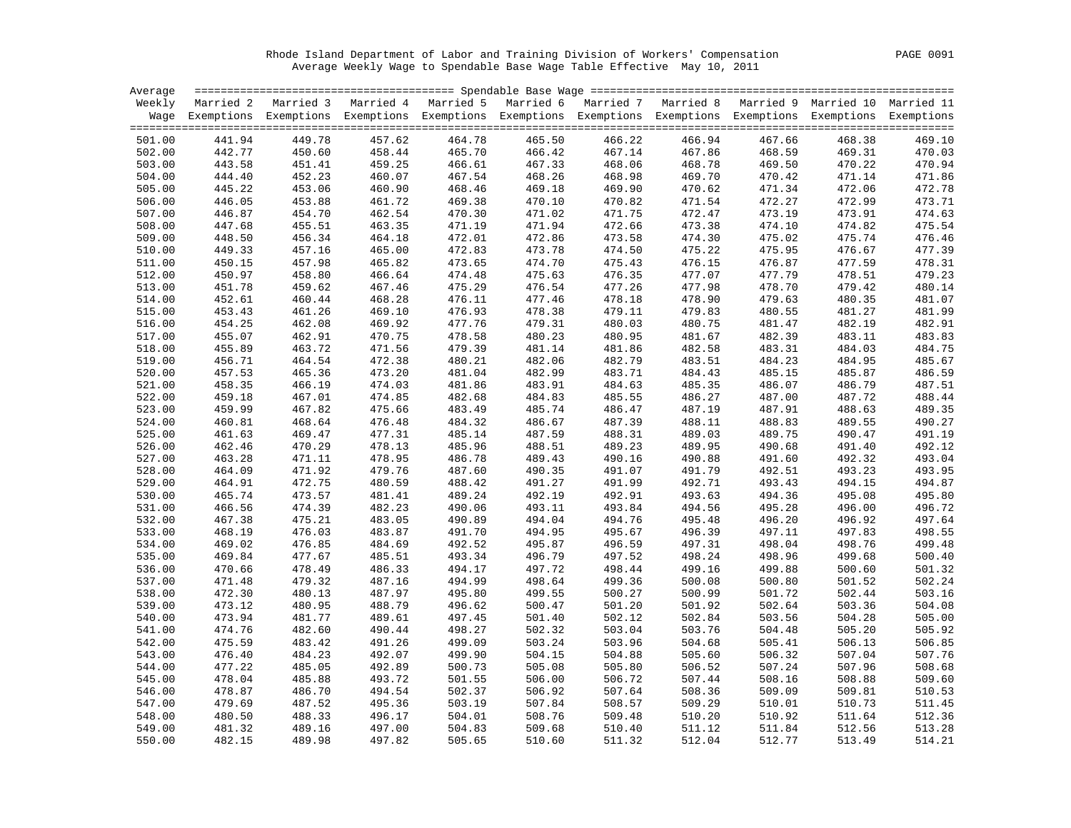Rhode Island Department of Labor and Training Division of Workers' Compensation

Average Weekly Wage to Spendable Base Wage Table Effective May 10, 2011

| Average Weekly Wage | Married 2 Exemptions | Married 3 Exemptions | Married 4 Exemptions | Married 5 Exemptions | Married 6 Exemptions | Married 7 Exemptions | Married 8 Exemptions | Married 9 Exemptions | Married 10 Exemptions | Married 11 Exemptions |
|---|---|---|---|---|---|---|---|---|---|---|
| 501.00 | 441.94 | 449.78 | 457.62 | 464.78 | 465.50 | 466.22 | 466.94 | 467.66 | 468.38 | 469.10 |
| 502.00 | 442.77 | 450.60 | 458.44 | 465.70 | 466.42 | 467.14 | 467.86 | 468.59 | 469.31 | 470.03 |
| 503.00 | 443.58 | 451.41 | 459.25 | 466.61 | 467.33 | 468.06 | 468.78 | 469.50 | 470.22 | 470.94 |
| 504.00 | 444.40 | 452.23 | 460.07 | 467.54 | 468.26 | 468.98 | 469.70 | 470.42 | 471.14 | 471.86 |
| 505.00 | 445.22 | 453.06 | 460.90 | 468.46 | 469.18 | 469.90 | 470.62 | 471.34 | 472.06 | 472.78 |
| 506.00 | 446.05 | 453.88 | 461.72 | 469.38 | 470.10 | 470.82 | 471.54 | 472.27 | 472.99 | 473.71 |
| 507.00 | 446.87 | 454.70 | 462.54 | 470.30 | 471.02 | 471.75 | 472.47 | 473.19 | 473.91 | 474.63 |
| 508.00 | 447.68 | 455.51 | 463.35 | 471.19 | 471.94 | 472.66 | 473.38 | 474.10 | 474.82 | 475.54 |
| 509.00 | 448.50 | 456.34 | 464.18 | 472.01 | 472.86 | 473.58 | 474.30 | 475.02 | 475.74 | 476.46 |
| 510.00 | 449.33 | 457.16 | 465.00 | 472.83 | 473.78 | 474.50 | 475.22 | 475.95 | 476.67 | 477.39 |
| 511.00 | 450.15 | 457.98 | 465.82 | 473.65 | 474.70 | 475.43 | 476.15 | 476.87 | 477.59 | 478.31 |
| 512.00 | 450.97 | 458.80 | 466.64 | 474.48 | 475.63 | 476.35 | 477.07 | 477.79 | 478.51 | 479.23 |
| 513.00 | 451.78 | 459.62 | 467.46 | 475.29 | 476.54 | 477.26 | 477.98 | 478.70 | 479.42 | 480.14 |
| 514.00 | 452.61 | 460.44 | 468.28 | 476.11 | 477.46 | 478.18 | 478.90 | 479.63 | 480.35 | 481.07 |
| 515.00 | 453.43 | 461.26 | 469.10 | 476.93 | 478.38 | 479.11 | 479.83 | 480.55 | 481.27 | 481.99 |
| 516.00 | 454.25 | 462.08 | 469.92 | 477.76 | 479.31 | 480.03 | 480.75 | 481.47 | 482.19 | 482.91 |
| 517.00 | 455.07 | 462.91 | 470.75 | 478.58 | 480.23 | 480.95 | 481.67 | 482.39 | 483.11 | 483.83 |
| 518.00 | 455.89 | 463.72 | 471.56 | 479.39 | 481.14 | 481.86 | 482.58 | 483.31 | 484.03 | 484.75 |
| 519.00 | 456.71 | 464.54 | 472.38 | 480.21 | 482.06 | 482.79 | 483.51 | 484.23 | 484.95 | 485.67 |
| 520.00 | 457.53 | 465.36 | 473.20 | 481.04 | 482.99 | 483.71 | 484.43 | 485.15 | 485.87 | 486.59 |
| 521.00 | 458.35 | 466.19 | 474.03 | 481.86 | 483.91 | 484.63 | 485.35 | 486.07 | 486.79 | 487.51 |
| 522.00 | 459.18 | 467.01 | 474.85 | 482.68 | 484.83 | 485.55 | 486.27 | 487.00 | 487.72 | 488.44 |
| 523.00 | 459.99 | 467.82 | 475.66 | 483.49 | 485.74 | 486.47 | 487.19 | 487.91 | 488.63 | 489.35 |
| 524.00 | 460.81 | 468.64 | 476.48 | 484.32 | 486.67 | 487.39 | 488.11 | 488.83 | 489.55 | 490.27 |
| 525.00 | 461.63 | 469.47 | 477.31 | 485.14 | 487.59 | 488.31 | 489.03 | 489.75 | 490.47 | 491.19 |
| 526.00 | 462.46 | 470.29 | 478.13 | 485.96 | 488.51 | 489.23 | 489.95 | 490.68 | 491.40 | 492.12 |
| 527.00 | 463.28 | 471.11 | 478.95 | 486.78 | 489.43 | 490.16 | 490.88 | 491.60 | 492.32 | 493.04 |
| 528.00 | 464.09 | 471.92 | 479.76 | 487.60 | 490.35 | 491.07 | 491.79 | 492.51 | 493.23 | 493.95 |
| 529.00 | 464.91 | 472.75 | 480.59 | 488.42 | 491.27 | 491.99 | 492.71 | 493.43 | 494.15 | 494.87 |
| 530.00 | 465.74 | 473.57 | 481.41 | 489.24 | 492.19 | 492.91 | 493.63 | 494.36 | 495.08 | 495.80 |
| 531.00 | 466.56 | 474.39 | 482.23 | 490.06 | 493.11 | 493.84 | 494.56 | 495.28 | 496.00 | 496.72 |
| 532.00 | 467.38 | 475.21 | 483.05 | 490.89 | 494.04 | 494.76 | 495.48 | 496.20 | 496.92 | 497.64 |
| 533.00 | 468.19 | 476.03 | 483.87 | 491.70 | 494.95 | 495.67 | 496.39 | 497.11 | 497.83 | 498.55 |
| 534.00 | 469.02 | 476.85 | 484.69 | 492.52 | 495.87 | 496.59 | 497.31 | 498.04 | 498.76 | 499.48 |
| 535.00 | 469.84 | 477.67 | 485.51 | 493.34 | 496.79 | 497.52 | 498.24 | 498.96 | 499.68 | 500.40 |
| 536.00 | 470.66 | 478.49 | 486.33 | 494.17 | 497.72 | 498.44 | 499.16 | 499.88 | 500.60 | 501.32 |
| 537.00 | 471.48 | 479.32 | 487.16 | 494.99 | 498.64 | 499.36 | 500.08 | 500.80 | 501.52 | 502.24 |
| 538.00 | 472.30 | 480.13 | 487.97 | 495.80 | 499.55 | 500.27 | 500.99 | 501.72 | 502.44 | 503.16 |
| 539.00 | 473.12 | 480.95 | 488.79 | 496.62 | 500.47 | 501.20 | 501.92 | 502.64 | 503.36 | 504.08 |
| 540.00 | 473.94 | 481.77 | 489.61 | 497.45 | 501.40 | 502.12 | 502.84 | 503.56 | 504.28 | 505.00 |
| 541.00 | 474.76 | 482.60 | 490.44 | 498.27 | 502.32 | 503.04 | 503.76 | 504.48 | 505.20 | 505.92 |
| 542.00 | 475.59 | 483.42 | 491.26 | 499.09 | 503.24 | 503.96 | 504.68 | 505.41 | 506.13 | 506.85 |
| 543.00 | 476.40 | 484.23 | 492.07 | 499.90 | 504.15 | 504.88 | 505.60 | 506.32 | 507.04 | 507.76 |
| 544.00 | 477.22 | 485.05 | 492.89 | 500.73 | 505.08 | 505.80 | 506.52 | 507.24 | 507.96 | 508.68 |
| 545.00 | 478.04 | 485.88 | 493.72 | 501.55 | 506.00 | 506.72 | 507.44 | 508.16 | 508.88 | 509.60 |
| 546.00 | 478.87 | 486.70 | 494.54 | 502.37 | 506.92 | 507.64 | 508.36 | 509.09 | 509.81 | 510.53 |
| 547.00 | 479.69 | 487.52 | 495.36 | 503.19 | 507.84 | 508.57 | 509.29 | 510.01 | 510.73 | 511.45 |
| 548.00 | 480.50 | 488.33 | 496.17 | 504.01 | 508.76 | 509.48 | 510.20 | 510.92 | 511.64 | 512.36 |
| 549.00 | 481.32 | 489.16 | 497.00 | 504.83 | 509.68 | 510.40 | 511.12 | 511.84 | 512.56 | 513.28 |
| 550.00 | 482.15 | 489.98 | 497.82 | 505.65 | 510.60 | 511.32 | 512.04 | 512.77 | 513.49 | 514.21 |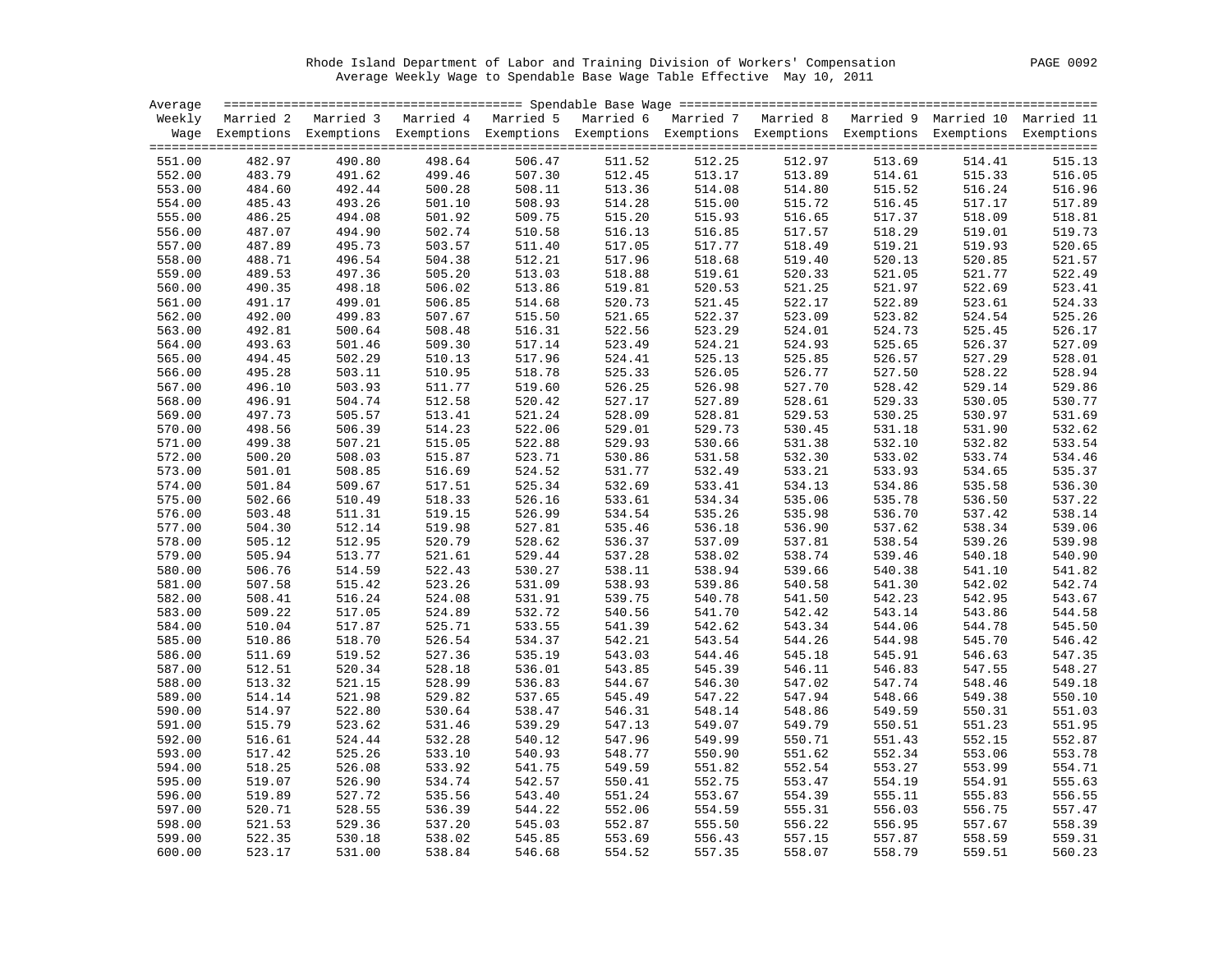Rhode Island Department of Labor and Training Division of Workers' Compensation

Average Weekly Wage to Spendable Base Wage Table Effective May 10, 2011

| Average Weekly Wage | Married 2 Exemptions | Married 3 Exemptions | Married 4 Exemptions | Married 5 Exemptions | Married 6 Exemptions | Married 7 Exemptions | Married 8 Exemptions | Married 9 Exemptions | Married 10 Exemptions | Married 11 Exemptions |
|---|---|---|---|---|---|---|---|---|---|---|
| | Spendable Base Wage | | | | | | | | | |
| 551.00 | 482.97 | 490.80 | 498.64 | 506.47 | 511.52 | 512.25 | 512.97 | 513.69 | 514.41 | 515.13 |
| 552.00 | 483.79 | 491.62 | 499.46 | 507.30 | 512.45 | 513.17 | 513.89 | 514.61 | 515.33 | 516.05 |
| 553.00 | 484.60 | 492.44 | 500.28 | 508.11 | 513.36 | 514.08 | 514.80 | 515.52 | 516.24 | 516.96 |
| 554.00 | 485.43 | 493.26 | 501.10 | 508.93 | 514.28 | 515.00 | 515.72 | 516.45 | 517.17 | 517.89 |
| 555.00 | 486.25 | 494.08 | 501.92 | 509.75 | 515.20 | 515.93 | 516.65 | 517.37 | 518.09 | 518.81 |
| 556.00 | 487.07 | 494.90 | 502.74 | 510.58 | 516.13 | 516.85 | 517.57 | 518.29 | 519.01 | 519.73 |
| 557.00 | 487.89 | 495.73 | 503.57 | 511.40 | 517.05 | 517.77 | 518.49 | 519.21 | 519.93 | 520.65 |
| 558.00 | 488.71 | 496.54 | 504.38 | 512.21 | 517.96 | 518.68 | 519.40 | 520.13 | 520.85 | 521.57 |
| 559.00 | 489.53 | 497.36 | 505.20 | 513.03 | 518.88 | 519.61 | 520.33 | 521.05 | 521.77 | 522.49 |
| 560.00 | 490.35 | 498.18 | 506.02 | 513.86 | 519.81 | 520.53 | 521.25 | 521.97 | 522.69 | 523.41 |
| 561.00 | 491.17 | 499.01 | 506.85 | 514.68 | 520.73 | 521.45 | 522.17 | 522.89 | 523.61 | 524.33 |
| 562.00 | 492.00 | 499.83 | 507.67 | 515.50 | 521.65 | 522.37 | 523.09 | 523.82 | 524.54 | 525.26 |
| 563.00 | 492.81 | 500.64 | 508.48 | 516.31 | 522.56 | 523.29 | 524.01 | 524.73 | 525.45 | 526.17 |
| 564.00 | 493.63 | 501.46 | 509.30 | 517.14 | 523.49 | 524.21 | 524.93 | 525.65 | 526.37 | 527.09 |
| 565.00 | 494.45 | 502.29 | 510.13 | 517.96 | 524.41 | 525.13 | 525.85 | 526.57 | 527.29 | 528.01 |
| 566.00 | 495.28 | 503.11 | 510.95 | 518.78 | 525.33 | 526.05 | 526.77 | 527.50 | 528.22 | 528.94 |
| 567.00 | 496.10 | 503.93 | 511.77 | 519.60 | 526.25 | 526.98 | 527.70 | 528.42 | 529.14 | 529.86 |
| 568.00 | 496.91 | 504.74 | 512.58 | 520.42 | 527.17 | 527.89 | 528.61 | 529.33 | 530.05 | 530.77 |
| 569.00 | 497.73 | 505.57 | 513.41 | 521.24 | 528.09 | 528.81 | 529.53 | 530.25 | 530.97 | 531.69 |
| 570.00 | 498.56 | 506.39 | 514.23 | 522.06 | 529.01 | 529.73 | 530.45 | 531.18 | 531.90 | 532.62 |
| 571.00 | 499.38 | 507.21 | 515.05 | 522.88 | 529.93 | 530.66 | 531.38 | 532.10 | 532.82 | 533.54 |
| 572.00 | 500.20 | 508.03 | 515.87 | 523.71 | 530.86 | 531.58 | 532.30 | 533.02 | 533.74 | 534.46 |
| 573.00 | 501.01 | 508.85 | 516.69 | 524.52 | 531.77 | 532.49 | 533.21 | 533.93 | 534.65 | 535.37 |
| 574.00 | 501.84 | 509.67 | 517.51 | 525.34 | 532.69 | 533.41 | 534.13 | 534.86 | 535.58 | 536.30 |
| 575.00 | 502.66 | 510.49 | 518.33 | 526.16 | 533.61 | 534.34 | 535.06 | 535.78 | 536.50 | 537.22 |
| 576.00 | 503.48 | 511.31 | 519.15 | 526.99 | 534.54 | 535.26 | 535.98 | 536.70 | 537.42 | 538.14 |
| 577.00 | 504.30 | 512.14 | 519.98 | 527.81 | 535.46 | 536.18 | 536.90 | 537.62 | 538.34 | 539.06 |
| 578.00 | 505.12 | 512.95 | 520.79 | 528.62 | 536.37 | 537.09 | 537.81 | 538.54 | 539.26 | 539.98 |
| 579.00 | 505.94 | 513.77 | 521.61 | 529.44 | 537.28 | 538.02 | 538.74 | 539.46 | 540.18 | 540.90 |
| 580.00 | 506.76 | 514.59 | 522.43 | 530.27 | 538.11 | 538.94 | 539.66 | 540.38 | 541.10 | 541.82 |
| 581.00 | 507.58 | 515.42 | 523.26 | 531.09 | 538.93 | 539.86 | 540.58 | 541.30 | 542.02 | 542.74 |
| 582.00 | 508.41 | 516.24 | 524.08 | 531.91 | 539.75 | 540.78 | 541.50 | 542.23 | 542.95 | 543.67 |
| 583.00 | 509.22 | 517.05 | 524.89 | 532.72 | 540.56 | 541.70 | 542.42 | 543.14 | 543.86 | 544.58 |
| 584.00 | 510.04 | 517.87 | 525.71 | 533.55 | 541.39 | 542.62 | 543.34 | 544.06 | 544.78 | 545.50 |
| 585.00 | 510.86 | 518.70 | 526.54 | 534.37 | 542.21 | 543.54 | 544.26 | 544.98 | 545.70 | 546.42 |
| 586.00 | 511.69 | 519.52 | 527.36 | 535.19 | 543.03 | 544.46 | 545.18 | 545.91 | 546.63 | 547.35 |
| 587.00 | 512.51 | 520.34 | 528.18 | 536.01 | 543.85 | 545.39 | 546.11 | 546.83 | 547.55 | 548.27 |
| 588.00 | 513.32 | 521.15 | 528.99 | 536.83 | 544.67 | 546.30 | 547.02 | 547.74 | 548.46 | 549.18 |
| 589.00 | 514.14 | 521.98 | 529.82 | 537.65 | 545.49 | 547.22 | 547.94 | 548.66 | 549.38 | 550.10 |
| 590.00 | 514.97 | 522.80 | 530.64 | 538.47 | 546.31 | 548.14 | 548.86 | 549.59 | 550.31 | 551.03 |
| 591.00 | 515.79 | 523.62 | 531.46 | 539.29 | 547.13 | 549.07 | 549.79 | 550.51 | 551.23 | 551.95 |
| 592.00 | 516.61 | 524.44 | 532.28 | 540.12 | 547.96 | 549.99 | 550.71 | 551.43 | 552.15 | 552.87 |
| 593.00 | 517.42 | 525.26 | 533.10 | 540.93 | 548.77 | 550.90 | 551.62 | 552.34 | 553.06 | 553.78 |
| 594.00 | 518.25 | 526.08 | 533.92 | 541.75 | 549.59 | 551.82 | 552.54 | 553.27 | 553.99 | 554.71 |
| 595.00 | 519.07 | 526.90 | 534.74 | 542.57 | 550.41 | 552.75 | 553.47 | 554.19 | 554.91 | 555.63 |
| 596.00 | 519.89 | 527.72 | 535.56 | 543.40 | 551.24 | 553.67 | 554.39 | 555.11 | 555.83 | 556.55 |
| 597.00 | 520.71 | 528.55 | 536.39 | 544.22 | 552.06 | 554.59 | 555.31 | 556.03 | 556.75 | 557.47 |
| 598.00 | 521.53 | 529.36 | 537.20 | 545.03 | 552.87 | 555.50 | 556.22 | 556.95 | 557.67 | 558.39 |
| 599.00 | 522.35 | 530.18 | 538.02 | 545.85 | 553.69 | 556.43 | 557.15 | 557.87 | 558.59 | 559.31 |
| 600.00 | 523.17 | 531.00 | 538.84 | 546.68 | 554.52 | 557.35 | 558.07 | 558.79 | 559.51 | 560.23 |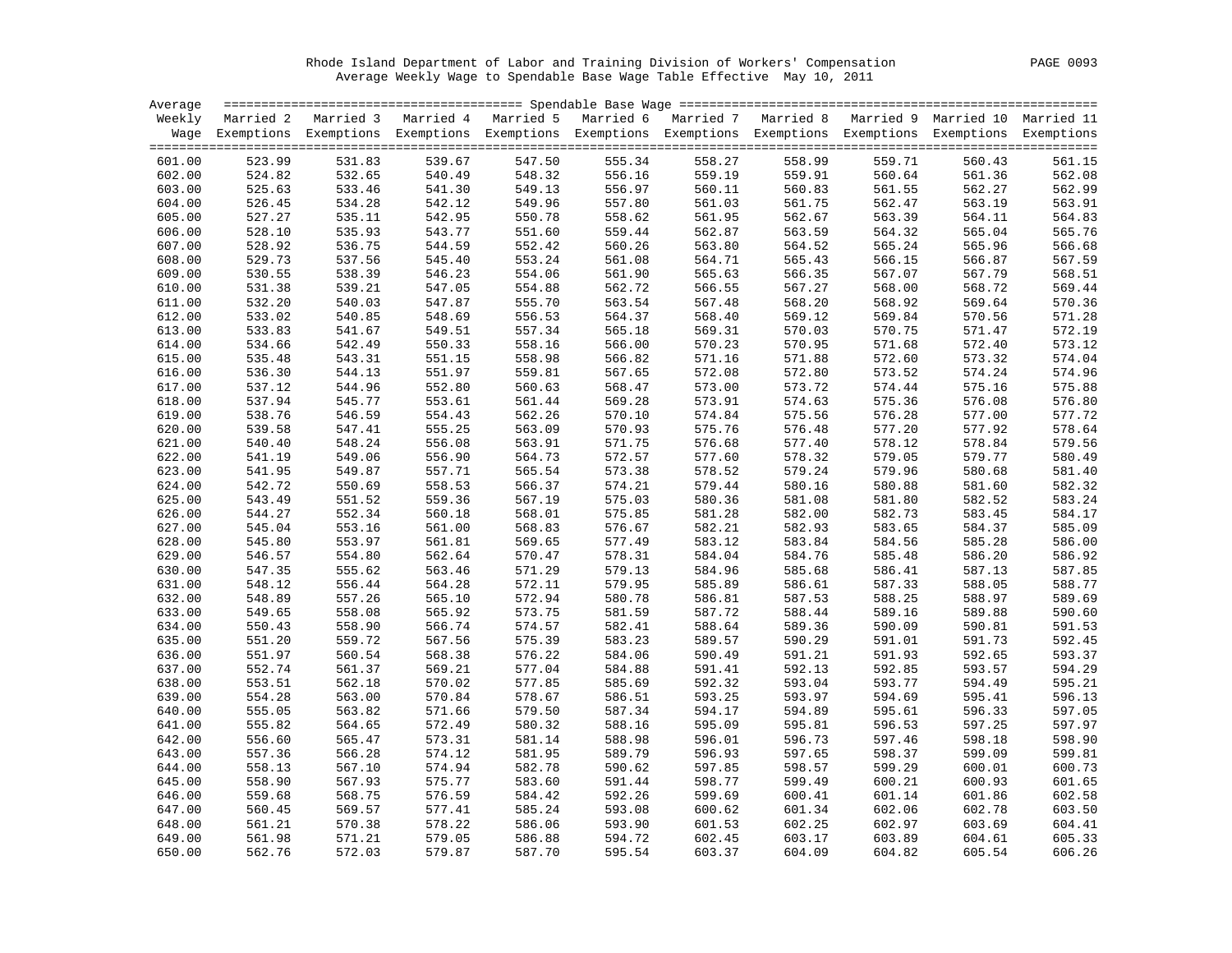Rhode Island Department of Labor and Training Division of Workers' Compensation
Average Weekly Wage to Spendable Base Wage Table Effective May 10, 2011

| Average Weekly Wage | Married 2 Exemptions | Married 3 Exemptions | Married 4 Exemptions | Married 5 Exemptions | Married 6 Exemptions | Married 7 Exemptions | Married 8 Exemptions | Married 9 Exemptions | Married 10 Exemptions | Married 11 Exemptions |
|---|---|---|---|---|---|---|---|---|---|---|
| 601.00 | 523.99 | 531.83 | 539.67 | 547.50 | 555.34 | 558.27 | 558.99 | 559.71 | 560.43 | 561.15 |
| 602.00 | 524.82 | 532.65 | 540.49 | 548.32 | 556.16 | 559.19 | 559.91 | 560.64 | 561.36 | 562.08 |
| 603.00 | 525.63 | 533.46 | 541.30 | 549.13 | 556.97 | 560.11 | 560.83 | 561.55 | 562.27 | 562.99 |
| 604.00 | 526.45 | 534.28 | 542.12 | 549.96 | 557.80 | 561.03 | 561.75 | 562.47 | 563.19 | 563.91 |
| 605.00 | 527.27 | 535.11 | 542.95 | 550.78 | 558.62 | 561.95 | 562.67 | 563.39 | 564.11 | 564.83 |
| 606.00 | 528.10 | 535.93 | 543.77 | 551.60 | 559.44 | 562.87 | 563.59 | 564.32 | 565.04 | 565.76 |
| 607.00 | 528.92 | 536.75 | 544.59 | 552.42 | 560.26 | 563.80 | 564.52 | 565.24 | 565.96 | 566.68 |
| 608.00 | 529.73 | 537.56 | 545.40 | 553.24 | 561.08 | 564.71 | 565.43 | 566.15 | 566.87 | 567.59 |
| 609.00 | 530.55 | 538.39 | 546.23 | 554.06 | 561.90 | 565.63 | 566.35 | 567.07 | 567.79 | 568.51 |
| 610.00 | 531.38 | 539.21 | 547.05 | 554.88 | 562.72 | 566.55 | 567.27 | 568.00 | 568.72 | 569.44 |
| 611.00 | 532.20 | 540.03 | 547.87 | 555.70 | 563.54 | 567.48 | 568.20 | 568.92 | 569.64 | 570.36 |
| 612.00 | 533.02 | 540.85 | 548.69 | 556.53 | 564.37 | 568.40 | 569.12 | 569.84 | 570.56 | 571.28 |
| 613.00 | 533.83 | 541.67 | 549.51 | 557.34 | 565.18 | 569.31 | 570.03 | 570.75 | 571.47 | 572.19 |
| 614.00 | 534.66 | 542.49 | 550.33 | 558.16 | 566.00 | 570.23 | 570.95 | 571.68 | 572.40 | 573.12 |
| 615.00 | 535.48 | 543.31 | 551.15 | 558.98 | 566.82 | 571.16 | 571.88 | 572.60 | 573.32 | 574.04 |
| 616.00 | 536.30 | 544.13 | 551.97 | 559.81 | 567.65 | 572.08 | 572.80 | 573.52 | 574.24 | 574.96 |
| 617.00 | 537.12 | 544.96 | 552.80 | 560.63 | 568.47 | 573.00 | 573.72 | 574.44 | 575.16 | 575.88 |
| 618.00 | 537.94 | 545.77 | 553.61 | 561.44 | 569.28 | 573.91 | 574.63 | 575.36 | 576.08 | 576.80 |
| 619.00 | 538.76 | 546.59 | 554.43 | 562.26 | 570.10 | 574.84 | 575.56 | 576.28 | 577.00 | 577.72 |
| 620.00 | 539.58 | 547.41 | 555.25 | 563.09 | 570.93 | 575.76 | 576.48 | 577.20 | 577.92 | 578.64 |
| 621.00 | 540.40 | 548.24 | 556.08 | 563.91 | 571.75 | 576.68 | 577.40 | 578.12 | 578.84 | 579.56 |
| 622.00 | 541.19 | 549.06 | 556.90 | 564.73 | 572.57 | 577.60 | 578.32 | 579.05 | 579.77 | 580.49 |
| 623.00 | 541.95 | 549.87 | 557.71 | 565.54 | 573.38 | 578.52 | 579.24 | 579.96 | 580.68 | 581.40 |
| 624.00 | 542.72 | 550.69 | 558.53 | 566.37 | 574.21 | 579.44 | 580.16 | 580.88 | 581.60 | 582.32 |
| 625.00 | 543.49 | 551.52 | 559.36 | 567.19 | 575.03 | 580.36 | 581.08 | 581.80 | 582.52 | 583.24 |
| 626.00 | 544.27 | 552.34 | 560.18 | 568.01 | 575.85 | 581.28 | 582.00 | 582.73 | 583.45 | 584.17 |
| 627.00 | 545.04 | 553.16 | 561.00 | 568.83 | 576.67 | 582.21 | 582.93 | 583.65 | 584.37 | 585.09 |
| 628.00 | 545.80 | 553.97 | 561.81 | 569.65 | 577.49 | 583.12 | 583.84 | 584.56 | 585.28 | 586.00 |
| 629.00 | 546.57 | 554.80 | 562.64 | 570.47 | 578.31 | 584.04 | 584.76 | 585.48 | 586.20 | 586.92 |
| 630.00 | 547.35 | 555.62 | 563.46 | 571.29 | 579.13 | 584.96 | 585.68 | 586.41 | 587.13 | 587.85 |
| 631.00 | 548.12 | 556.44 | 564.28 | 572.11 | 579.95 | 585.89 | 586.61 | 587.33 | 588.05 | 588.77 |
| 632.00 | 548.89 | 557.26 | 565.10 | 572.94 | 580.78 | 586.81 | 587.53 | 588.25 | 588.97 | 589.69 |
| 633.00 | 549.65 | 558.08 | 565.92 | 573.75 | 581.59 | 587.72 | 588.44 | 589.16 | 589.88 | 590.60 |
| 634.00 | 550.43 | 558.90 | 566.74 | 574.57 | 582.41 | 588.64 | 589.36 | 590.09 | 590.81 | 591.53 |
| 635.00 | 551.20 | 559.72 | 567.56 | 575.39 | 583.23 | 589.57 | 590.29 | 591.01 | 591.73 | 592.45 |
| 636.00 | 551.97 | 560.54 | 568.38 | 576.22 | 584.06 | 590.49 | 591.21 | 591.93 | 592.65 | 593.37 |
| 637.00 | 552.74 | 561.37 | 569.21 | 577.04 | 584.88 | 591.41 | 592.13 | 592.85 | 593.57 | 594.29 |
| 638.00 | 553.51 | 562.18 | 570.02 | 577.85 | 585.69 | 592.32 | 593.04 | 593.77 | 594.49 | 595.21 |
| 639.00 | 554.28 | 563.00 | 570.84 | 578.67 | 586.51 | 593.25 | 593.97 | 594.69 | 595.41 | 596.13 |
| 640.00 | 555.05 | 563.82 | 571.66 | 579.50 | 587.34 | 594.17 | 594.89 | 595.61 | 596.33 | 597.05 |
| 641.00 | 555.82 | 564.65 | 572.49 | 580.32 | 588.16 | 595.09 | 595.81 | 596.53 | 597.25 | 597.97 |
| 642.00 | 556.60 | 565.47 | 573.31 | 581.14 | 588.98 | 596.01 | 596.73 | 597.46 | 598.18 | 598.90 |
| 643.00 | 557.36 | 566.28 | 574.12 | 581.95 | 589.79 | 596.93 | 597.65 | 598.37 | 599.09 | 599.81 |
| 644.00 | 558.13 | 567.10 | 574.94 | 582.78 | 590.62 | 597.85 | 598.57 | 599.29 | 600.01 | 600.73 |
| 645.00 | 558.90 | 567.93 | 575.77 | 583.60 | 591.44 | 598.77 | 599.49 | 600.21 | 600.93 | 601.65 |
| 646.00 | 559.68 | 568.75 | 576.59 | 584.42 | 592.26 | 599.69 | 600.41 | 601.14 | 601.86 | 602.58 |
| 647.00 | 560.45 | 569.57 | 577.41 | 585.24 | 593.08 | 600.62 | 601.34 | 602.06 | 602.78 | 603.50 |
| 648.00 | 561.21 | 570.38 | 578.22 | 586.06 | 593.90 | 601.53 | 602.25 | 602.97 | 603.69 | 604.41 |
| 649.00 | 561.98 | 571.21 | 579.05 | 586.88 | 594.72 | 602.45 | 603.17 | 603.89 | 604.61 | 605.33 |
| 650.00 | 562.76 | 572.03 | 579.87 | 587.70 | 595.54 | 603.37 | 604.09 | 604.82 | 605.54 | 606.26 |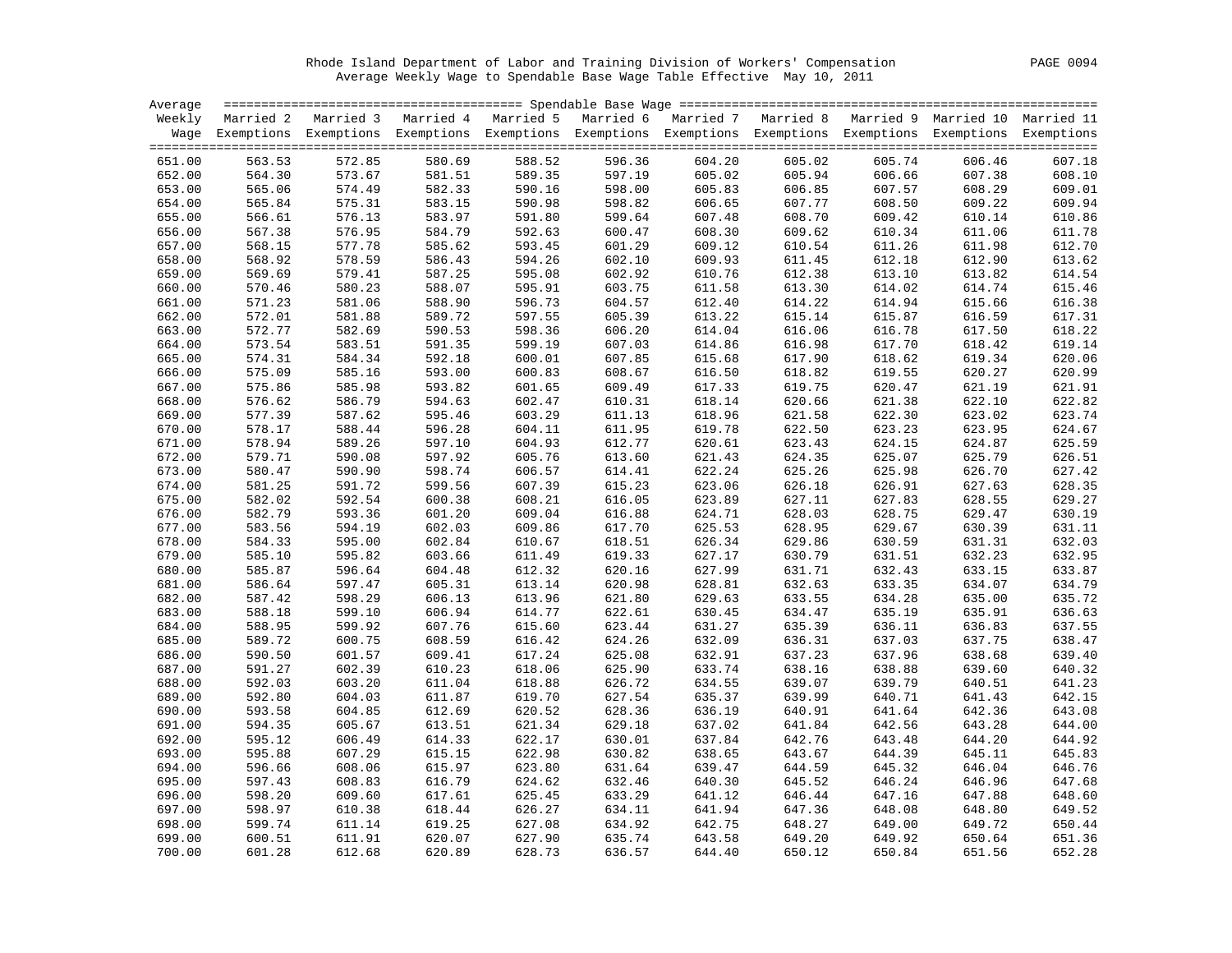Rhode Island Department of Labor and Training Division of Workers' Compensation

Average Weekly Wage to Spendable Base Wage Table Effective May 10, 2011

| Average Weekly Wage | Spendable Base Wage | | | | | | | | | |
|---|---|---|---|---|---|---|---|---|---|---|
| | Married 2 Exemptions | Married 3 Exemptions | Married 4 Exemptions | Married 5 Exemptions | Married 6 Exemptions | Married 7 Exemptions | Married 8 Exemptions | Married 9 Exemptions | Married 10 Exemptions | Married 11 Exemptions |
| 651.00 | 563.53 | 572.85 | 580.69 | 588.52 | 596.36 | 604.20 | 605.02 | 605.74 | 606.46 | 607.18 |
| 652.00 | 564.30 | 573.67 | 581.51 | 589.35 | 597.19 | 605.02 | 605.94 | 606.66 | 607.38 | 608.10 |
| 653.00 | 565.06 | 574.49 | 582.33 | 590.16 | 598.00 | 605.83 | 606.85 | 607.57 | 608.29 | 609.01 |
| 654.00 | 565.84 | 575.31 | 583.15 | 590.98 | 598.82 | 606.65 | 607.77 | 608.50 | 609.22 | 609.94 |
| 655.00 | 566.61 | 576.13 | 583.97 | 591.80 | 599.64 | 607.48 | 608.70 | 609.42 | 610.14 | 610.86 |
| 656.00 | 567.38 | 576.95 | 584.79 | 592.63 | 600.47 | 608.30 | 609.62 | 610.34 | 611.06 | 611.78 |
| 657.00 | 568.15 | 577.78 | 585.62 | 593.45 | 601.29 | 609.12 | 610.54 | 611.26 | 611.98 | 612.70 |
| 658.00 | 568.92 | 578.59 | 586.43 | 594.26 | 602.10 | 609.93 | 611.45 | 612.18 | 612.90 | 613.62 |
| 659.00 | 569.69 | 579.41 | 587.25 | 595.08 | 602.92 | 610.76 | 612.38 | 613.10 | 613.82 | 614.54 |
| 660.00 | 570.46 | 580.23 | 588.07 | 595.91 | 603.75 | 611.58 | 613.30 | 614.02 | 614.74 | 615.46 |
| 661.00 | 571.23 | 581.06 | 588.90 | 596.73 | 604.57 | 612.40 | 614.22 | 614.94 | 615.66 | 616.38 |
| 662.00 | 572.01 | 581.88 | 589.72 | 597.55 | 605.39 | 613.22 | 615.14 | 615.87 | 616.59 | 617.31 |
| 663.00 | 572.77 | 582.69 | 590.53 | 598.36 | 606.20 | 614.04 | 616.06 | 616.78 | 617.50 | 618.22 |
| 664.00 | 573.54 | 583.51 | 591.35 | 599.19 | 607.03 | 614.86 | 616.98 | 617.70 | 618.42 | 619.14 |
| 665.00 | 574.31 | 584.34 | 592.18 | 600.01 | 607.85 | 615.68 | 617.90 | 618.62 | 619.34 | 620.06 |
| 666.00 | 575.09 | 585.16 | 593.00 | 600.83 | 608.67 | 616.50 | 618.82 | 619.55 | 620.27 | 620.99 |
| 667.00 | 575.86 | 585.98 | 593.82 | 601.65 | 609.49 | 617.33 | 619.75 | 620.47 | 621.19 | 621.91 |
| 668.00 | 576.62 | 586.79 | 594.63 | 602.47 | 610.31 | 618.14 | 620.66 | 621.38 | 622.10 | 622.82 |
| 669.00 | 577.39 | 587.62 | 595.46 | 603.29 | 611.13 | 618.96 | 621.58 | 622.30 | 623.02 | 623.74 |
| 670.00 | 578.17 | 588.44 | 596.28 | 604.11 | 611.95 | 619.78 | 622.50 | 623.23 | 623.95 | 624.67 |
| 671.00 | 578.94 | 589.26 | 597.10 | 604.93 | 612.77 | 620.61 | 623.43 | 624.15 | 624.87 | 625.59 |
| 672.00 | 579.71 | 590.08 | 597.92 | 605.76 | 613.60 | 621.43 | 624.35 | 625.07 | 625.79 | 626.51 |
| 673.00 | 580.47 | 590.90 | 598.74 | 606.57 | 614.41 | 622.24 | 625.26 | 625.98 | 626.70 | 627.42 |
| 674.00 | 581.25 | 591.72 | 599.56 | 607.39 | 615.23 | 623.06 | 626.18 | 626.91 | 627.63 | 628.35 |
| 675.00 | 582.02 | 592.54 | 600.38 | 608.21 | 616.05 | 623.89 | 627.11 | 627.83 | 628.55 | 629.27 |
| 676.00 | 582.79 | 593.36 | 601.20 | 609.04 | 616.88 | 624.71 | 628.03 | 628.75 | 629.47 | 630.19 |
| 677.00 | 583.56 | 594.19 | 602.03 | 609.86 | 617.70 | 625.53 | 628.95 | 629.67 | 630.39 | 631.11 |
| 678.00 | 584.33 | 595.00 | 602.84 | 610.67 | 618.51 | 626.34 | 629.86 | 630.59 | 631.31 | 632.03 |
| 679.00 | 585.10 | 595.82 | 603.66 | 611.49 | 619.33 | 627.17 | 630.79 | 631.51 | 632.23 | 632.95 |
| 680.00 | 585.87 | 596.64 | 604.48 | 612.32 | 620.16 | 627.99 | 631.71 | 632.43 | 633.15 | 633.87 |
| 681.00 | 586.64 | 597.47 | 605.31 | 613.14 | 620.98 | 628.81 | 632.63 | 633.35 | 634.07 | 634.79 |
| 682.00 | 587.42 | 598.29 | 606.13 | 613.96 | 621.80 | 629.63 | 633.55 | 634.28 | 635.00 | 635.72 |
| 683.00 | 588.18 | 599.10 | 606.94 | 614.77 | 622.61 | 630.45 | 634.47 | 635.19 | 635.91 | 636.63 |
| 684.00 | 588.95 | 599.92 | 607.76 | 615.60 | 623.44 | 631.27 | 635.39 | 636.11 | 636.83 | 637.55 |
| 685.00 | 589.72 | 600.75 | 608.59 | 616.42 | 624.26 | 632.09 | 636.31 | 637.03 | 637.75 | 638.47 |
| 686.00 | 590.50 | 601.57 | 609.41 | 617.24 | 625.08 | 632.91 | 637.23 | 637.96 | 638.68 | 639.40 |
| 687.00 | 591.27 | 602.39 | 610.23 | 618.06 | 625.90 | 633.74 | 638.16 | 638.88 | 639.60 | 640.32 |
| 688.00 | 592.03 | 603.20 | 611.04 | 618.88 | 626.72 | 634.55 | 639.07 | 639.79 | 640.51 | 641.23 |
| 689.00 | 592.80 | 604.03 | 611.87 | 619.70 | 627.54 | 635.37 | 639.99 | 640.71 | 641.43 | 642.15 |
| 690.00 | 593.58 | 604.85 | 612.69 | 620.52 | 628.36 | 636.19 | 640.91 | 641.64 | 642.36 | 643.08 |
| 691.00 | 594.35 | 605.67 | 613.51 | 621.34 | 629.18 | 637.02 | 641.84 | 642.56 | 643.28 | 644.00 |
| 692.00 | 595.12 | 606.49 | 614.33 | 622.17 | 630.01 | 637.84 | 642.76 | 643.48 | 644.20 | 644.92 |
| 693.00 | 595.88 | 607.29 | 615.15 | 622.98 | 630.82 | 638.65 | 643.67 | 644.39 | 645.11 | 645.83 |
| 694.00 | 596.66 | 608.06 | 615.97 | 623.80 | 631.64 | 639.47 | 644.59 | 645.32 | 646.04 | 646.76 |
| 695.00 | 597.43 | 608.83 | 616.79 | 624.62 | 632.46 | 640.30 | 645.52 | 646.24 | 646.96 | 647.68 |
| 696.00 | 598.20 | 609.60 | 617.61 | 625.45 | 633.29 | 641.12 | 646.44 | 647.16 | 647.88 | 648.60 |
| 697.00 | 598.97 | 610.38 | 618.44 | 626.27 | 634.11 | 641.94 | 647.36 | 648.08 | 648.80 | 649.52 |
| 698.00 | 599.74 | 611.14 | 619.25 | 627.08 | 634.92 | 642.75 | 648.27 | 649.00 | 649.72 | 650.44 |
| 699.00 | 600.51 | 611.91 | 620.07 | 627.90 | 635.74 | 643.58 | 649.20 | 649.92 | 650.64 | 651.36 |
| 700.00 | 601.28 | 612.68 | 620.89 | 628.73 | 636.57 | 644.40 | 650.12 | 650.84 | 651.56 | 652.28 |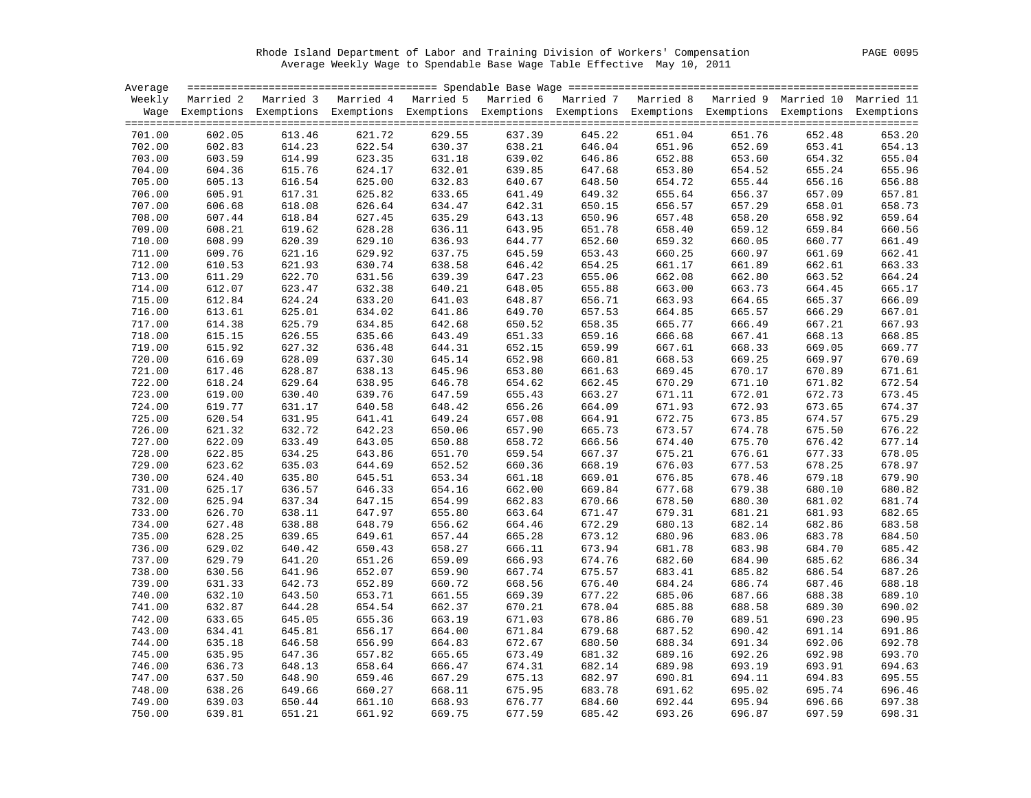Rhode Island Department of Labor and Training Division of Workers' Compensation

Average Weekly Wage to Spendable Base Wage Table Effective May 10, 2011

| Average Weekly Wage | Married 2 Exemptions | Married 3 Exemptions | Married 4 Exemptions | Married 5 Exemptions | Married 6 Exemptions | Married 7 Exemptions | Married 8 Exemptions | Married 9 Exemptions | Married 10 Exemptions | Married 11 Exemptions |
|---|---|---|---|---|---|---|---|---|---|---|
| 701.00 | 602.05 | 613.46 | 621.72 | 629.55 | 637.39 | 645.22 | 651.04 | 651.76 | 652.48 | 653.20 |
| 702.00 | 602.83 | 614.23 | 622.54 | 630.37 | 638.21 | 646.04 | 651.96 | 652.69 | 653.41 | 654.13 |
| 703.00 | 603.59 | 614.99 | 623.35 | 631.18 | 639.02 | 646.86 | 652.88 | 653.60 | 654.32 | 655.04 |
| 704.00 | 604.36 | 615.76 | 624.17 | 632.01 | 639.85 | 647.68 | 653.80 | 654.52 | 655.24 | 655.96 |
| 705.00 | 605.13 | 616.54 | 625.00 | 632.83 | 640.67 | 648.50 | 654.72 | 655.44 | 656.16 | 656.88 |
| 706.00 | 605.91 | 617.31 | 625.82 | 633.65 | 641.49 | 649.32 | 655.64 | 656.37 | 657.09 | 657.81 |
| 707.00 | 606.68 | 618.08 | 626.64 | 634.47 | 642.31 | 650.15 | 656.57 | 657.29 | 658.01 | 658.73 |
| 708.00 | 607.44 | 618.84 | 627.45 | 635.29 | 643.13 | 650.96 | 657.48 | 658.20 | 658.92 | 659.64 |
| 709.00 | 608.21 | 619.62 | 628.28 | 636.11 | 643.95 | 651.78 | 658.40 | 659.12 | 659.84 | 660.56 |
| 710.00 | 608.99 | 620.39 | 629.10 | 636.93 | 644.77 | 652.60 | 659.32 | 660.05 | 660.77 | 661.49 |
| 711.00 | 609.76 | 621.16 | 629.92 | 637.75 | 645.59 | 653.43 | 660.25 | 660.97 | 661.69 | 662.41 |
| 712.00 | 610.53 | 621.93 | 630.74 | 638.58 | 646.42 | 654.25 | 661.17 | 661.89 | 662.61 | 663.33 |
| 713.00 | 611.29 | 622.70 | 631.56 | 639.39 | 647.23 | 655.06 | 662.08 | 662.80 | 663.52 | 664.24 |
| 714.00 | 612.07 | 623.47 | 632.38 | 640.21 | 648.05 | 655.88 | 663.00 | 663.73 | 664.45 | 665.17 |
| 715.00 | 612.84 | 624.24 | 633.20 | 641.03 | 648.87 | 656.71 | 663.93 | 664.65 | 665.37 | 666.09 |
| 716.00 | 613.61 | 625.01 | 634.02 | 641.86 | 649.70 | 657.53 | 664.85 | 665.57 | 666.29 | 667.01 |
| 717.00 | 614.38 | 625.79 | 634.85 | 642.68 | 650.52 | 658.35 | 665.77 | 666.49 | 667.21 | 667.93 |
| 718.00 | 615.15 | 626.55 | 635.66 | 643.49 | 651.33 | 659.16 | 666.68 | 667.41 | 668.13 | 668.85 |
| 719.00 | 615.92 | 627.32 | 636.48 | 644.31 | 652.15 | 659.99 | 667.61 | 668.33 | 669.05 | 669.77 |
| 720.00 | 616.69 | 628.09 | 637.30 | 645.14 | 652.98 | 660.81 | 668.53 | 669.25 | 669.97 | 670.69 |
| 721.00 | 617.46 | 628.87 | 638.13 | 645.96 | 653.80 | 661.63 | 669.45 | 670.17 | 670.89 | 671.61 |
| 722.00 | 618.24 | 629.64 | 638.95 | 646.78 | 654.62 | 662.45 | 670.29 | 671.10 | 671.82 | 672.54 |
| 723.00 | 619.00 | 630.40 | 639.76 | 647.59 | 655.43 | 663.27 | 671.11 | 672.01 | 672.73 | 673.45 |
| 724.00 | 619.77 | 631.17 | 640.58 | 648.42 | 656.26 | 664.09 | 671.93 | 672.93 | 673.65 | 674.37 |
| 725.00 | 620.54 | 631.95 | 641.41 | 649.24 | 657.08 | 664.91 | 672.75 | 673.85 | 674.57 | 675.29 |
| 726.00 | 621.32 | 632.72 | 642.23 | 650.06 | 657.90 | 665.73 | 673.57 | 674.78 | 675.50 | 676.22 |
| 727.00 | 622.09 | 633.49 | 643.05 | 650.88 | 658.72 | 666.56 | 674.40 | 675.70 | 676.42 | 677.14 |
| 728.00 | 622.85 | 634.25 | 643.86 | 651.70 | 659.54 | 667.37 | 675.21 | 676.61 | 677.33 | 678.05 |
| 729.00 | 623.62 | 635.03 | 644.69 | 652.52 | 660.36 | 668.19 | 676.03 | 677.53 | 678.25 | 678.97 |
| 730.00 | 624.40 | 635.80 | 645.51 | 653.34 | 661.18 | 669.01 | 676.85 | 678.46 | 679.18 | 679.90 |
| 731.00 | 625.17 | 636.57 | 646.33 | 654.16 | 662.00 | 669.84 | 677.68 | 679.38 | 680.10 | 680.82 |
| 732.00 | 625.94 | 637.34 | 647.15 | 654.99 | 662.83 | 670.66 | 678.50 | 680.30 | 681.02 | 681.74 |
| 733.00 | 626.70 | 638.11 | 647.97 | 655.80 | 663.64 | 671.47 | 679.31 | 681.21 | 681.93 | 682.65 |
| 734.00 | 627.48 | 638.88 | 648.79 | 656.62 | 664.46 | 672.29 | 680.13 | 682.14 | 682.86 | 683.58 |
| 735.00 | 628.25 | 639.65 | 649.61 | 657.44 | 665.28 | 673.12 | 680.96 | 683.06 | 683.78 | 684.50 |
| 736.00 | 629.02 | 640.42 | 650.43 | 658.27 | 666.11 | 673.94 | 681.78 | 683.98 | 684.70 | 685.42 |
| 737.00 | 629.79 | 641.20 | 651.26 | 659.09 | 666.93 | 674.76 | 682.60 | 684.90 | 685.62 | 686.34 |
| 738.00 | 630.56 | 641.96 | 652.07 | 659.90 | 667.74 | 675.57 | 683.41 | 685.82 | 686.54 | 687.26 |
| 739.00 | 631.33 | 642.73 | 652.89 | 660.72 | 668.56 | 676.40 | 684.24 | 686.74 | 687.46 | 688.18 |
| 740.00 | 632.10 | 643.50 | 653.71 | 661.55 | 669.39 | 677.22 | 685.06 | 687.66 | 688.38 | 689.10 |
| 741.00 | 632.87 | 644.28 | 654.54 | 662.37 | 670.21 | 678.04 | 685.88 | 688.58 | 689.30 | 690.02 |
| 742.00 | 633.65 | 645.05 | 655.36 | 663.19 | 671.03 | 678.86 | 686.70 | 689.51 | 690.23 | 690.95 |
| 743.00 | 634.41 | 645.81 | 656.17 | 664.00 | 671.84 | 679.68 | 687.52 | 690.42 | 691.14 | 691.86 |
| 744.00 | 635.18 | 646.58 | 656.99 | 664.83 | 672.67 | 680.50 | 688.34 | 691.34 | 692.06 | 692.78 |
| 745.00 | 635.95 | 647.36 | 657.82 | 665.65 | 673.49 | 681.32 | 689.16 | 692.26 | 692.98 | 693.70 |
| 746.00 | 636.73 | 648.13 | 658.64 | 666.47 | 674.31 | 682.14 | 689.98 | 693.19 | 693.91 | 694.63 |
| 747.00 | 637.50 | 648.90 | 659.46 | 667.29 | 675.13 | 682.97 | 690.81 | 694.11 | 694.83 | 695.55 |
| 748.00 | 638.26 | 649.66 | 660.27 | 668.11 | 675.95 | 683.78 | 691.62 | 695.02 | 695.74 | 696.46 |
| 749.00 | 639.03 | 650.44 | 661.10 | 668.93 | 676.77 | 684.60 | 692.44 | 695.94 | 696.66 | 697.38 |
| 750.00 | 639.81 | 651.21 | 661.92 | 669.75 | 677.59 | 685.42 | 693.26 | 696.87 | 697.59 | 698.31 |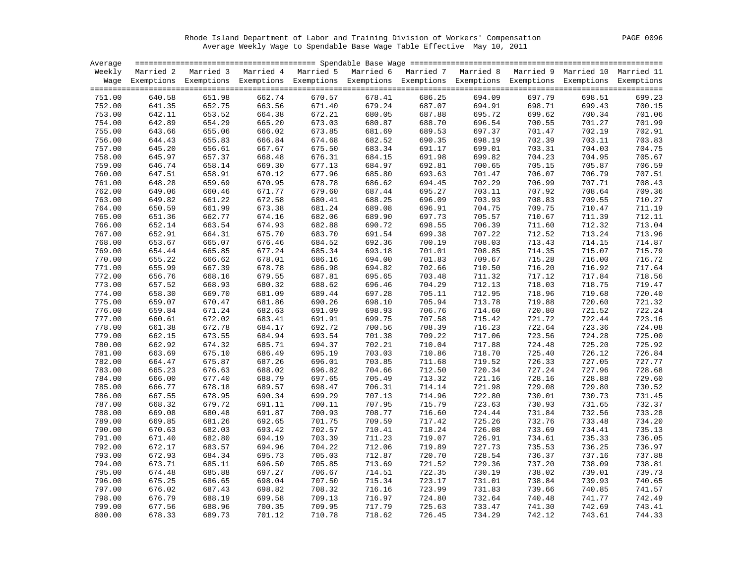Rhode Island Department of Labor and Training Division of Workers' Compensation

Average Weekly Wage to Spendable Base Wage Table Effective May 10, 2011

| Average Weekly Wage | Married 2 Exemptions | Married 3 Exemptions | Married 4 Exemptions | Married 5 Exemptions | Married 6 Exemptions | Married 7 Exemptions | Married 8 Exemptions | Married 9 Exemptions | Married 10 Exemptions | Married 11 Exemptions |
|---|---|---|---|---|---|---|---|---|---|---|
| 751.00 | 640.58 | 651.98 | 662.74 | 670.57 | 678.41 | 686.25 | 694.09 | 697.79 | 698.51 | 699.23 |
| 752.00 | 641.35 | 652.75 | 663.56 | 671.40 | 679.24 | 687.07 | 694.91 | 698.71 | 699.43 | 700.15 |
| 753.00 | 642.11 | 653.52 | 664.38 | 672.21 | 680.05 | 687.88 | 695.72 | 699.62 | 700.34 | 701.06 |
| 754.00 | 642.89 | 654.29 | 665.20 | 673.03 | 680.87 | 688.70 | 696.54 | 700.55 | 701.27 | 701.99 |
| 755.00 | 643.66 | 655.06 | 666.02 | 673.85 | 681.69 | 689.53 | 697.37 | 701.47 | 702.19 | 702.91 |
| 756.00 | 644.43 | 655.83 | 666.84 | 674.68 | 682.52 | 690.35 | 698.19 | 702.39 | 703.11 | 703.83 |
| 757.00 | 645.20 | 656.61 | 667.67 | 675.50 | 683.34 | 691.17 | 699.01 | 703.31 | 704.03 | 704.75 |
| 758.00 | 645.97 | 657.37 | 668.48 | 676.31 | 684.15 | 691.98 | 699.82 | 704.23 | 704.95 | 705.67 |
| 759.00 | 646.74 | 658.14 | 669.30 | 677.13 | 684.97 | 692.81 | 700.65 | 705.15 | 705.87 | 706.59 |
| 760.00 | 647.51 | 658.91 | 670.12 | 677.96 | 685.80 | 693.63 | 701.47 | 706.07 | 706.79 | 707.51 |
| 761.00 | 648.28 | 659.69 | 670.95 | 678.78 | 686.62 | 694.45 | 702.29 | 706.99 | 707.71 | 708.43 |
| 762.00 | 649.06 | 660.46 | 671.77 | 679.60 | 687.44 | 695.27 | 703.11 | 707.92 | 708.64 | 709.36 |
| 763.00 | 649.82 | 661.22 | 672.58 | 680.41 | 688.25 | 696.09 | 703.93 | 708.83 | 709.55 | 710.27 |
| 764.00 | 650.59 | 661.99 | 673.38 | 681.24 | 689.08 | 696.91 | 704.75 | 709.75 | 710.47 | 711.19 |
| 765.00 | 651.36 | 662.77 | 674.16 | 682.06 | 689.90 | 697.73 | 705.57 | 710.67 | 711.39 | 712.11 |
| 766.00 | 652.14 | 663.54 | 674.93 | 682.88 | 690.72 | 698.55 | 706.39 | 711.60 | 712.32 | 713.04 |
| 767.00 | 652.91 | 664.31 | 675.70 | 683.70 | 691.54 | 699.38 | 707.22 | 712.52 | 713.24 | 713.96 |
| 768.00 | 653.67 | 665.07 | 676.46 | 684.52 | 692.36 | 700.19 | 708.03 | 713.43 | 714.15 | 714.87 |
| 769.00 | 654.44 | 665.85 | 677.24 | 685.34 | 693.18 | 701.01 | 708.85 | 714.35 | 715.07 | 715.79 |
| 770.00 | 655.22 | 666.62 | 678.01 | 686.16 | 694.00 | 701.83 | 709.67 | 715.28 | 716.00 | 716.72 |
| 771.00 | 655.99 | 667.39 | 678.78 | 686.98 | 694.82 | 702.66 | 710.50 | 716.20 | 716.92 | 717.64 |
| 772.00 | 656.76 | 668.16 | 679.55 | 687.81 | 695.65 | 703.48 | 711.32 | 717.12 | 717.84 | 718.56 |
| 773.00 | 657.52 | 668.93 | 680.32 | 688.62 | 696.46 | 704.29 | 712.13 | 718.03 | 718.75 | 719.47 |
| 774.00 | 658.30 | 669.70 | 681.09 | 689.44 | 697.28 | 705.11 | 712.95 | 718.96 | 719.68 | 720.40 |
| 775.00 | 659.07 | 670.47 | 681.86 | 690.26 | 698.10 | 705.94 | 713.78 | 719.88 | 720.60 | 721.32 |
| 776.00 | 659.84 | 671.24 | 682.63 | 691.09 | 698.93 | 706.76 | 714.60 | 720.80 | 721.52 | 722.24 |
| 777.00 | 660.61 | 672.02 | 683.41 | 691.91 | 699.75 | 707.58 | 715.42 | 721.72 | 722.44 | 723.16 |
| 778.00 | 661.38 | 672.78 | 684.17 | 692.72 | 700.56 | 708.39 | 716.23 | 722.64 | 723.36 | 724.08 |
| 779.00 | 662.15 | 673.55 | 684.94 | 693.54 | 701.38 | 709.22 | 717.06 | 723.56 | 724.28 | 725.00 |
| 780.00 | 662.92 | 674.32 | 685.71 | 694.37 | 702.21 | 710.04 | 717.88 | 724.48 | 725.20 | 725.92 |
| 781.00 | 663.69 | 675.10 | 686.49 | 695.19 | 703.03 | 710.86 | 718.70 | 725.40 | 726.12 | 726.84 |
| 782.00 | 664.47 | 675.87 | 687.26 | 696.01 | 703.85 | 711.68 | 719.52 | 726.33 | 727.05 | 727.77 |
| 783.00 | 665.23 | 676.63 | 688.02 | 696.82 | 704.66 | 712.50 | 720.34 | 727.24 | 727.96 | 728.68 |
| 784.00 | 666.00 | 677.40 | 688.79 | 697.65 | 705.49 | 713.32 | 721.16 | 728.16 | 728.88 | 729.60 |
| 785.00 | 666.77 | 678.18 | 689.57 | 698.47 | 706.31 | 714.14 | 721.98 | 729.08 | 729.80 | 730.52 |
| 786.00 | 667.55 | 678.95 | 690.34 | 699.29 | 707.13 | 714.96 | 722.80 | 730.01 | 730.73 | 731.45 |
| 787.00 | 668.32 | 679.72 | 691.11 | 700.11 | 707.95 | 715.79 | 723.63 | 730.93 | 731.65 | 732.37 |
| 788.00 | 669.08 | 680.48 | 691.87 | 700.93 | 708.77 | 716.60 | 724.44 | 731.84 | 732.56 | 733.28 |
| 789.00 | 669.85 | 681.26 | 692.65 | 701.75 | 709.59 | 717.42 | 725.26 | 732.76 | 733.48 | 734.20 |
| 790.00 | 670.63 | 682.03 | 693.42 | 702.57 | 710.41 | 718.24 | 726.08 | 733.69 | 734.41 | 735.13 |
| 791.00 | 671.40 | 682.80 | 694.19 | 703.39 | 711.23 | 719.07 | 726.91 | 734.61 | 735.33 | 736.05 |
| 792.00 | 672.17 | 683.57 | 694.96 | 704.22 | 712.06 | 719.89 | 727.73 | 735.53 | 736.25 | 736.97 |
| 793.00 | 672.93 | 684.34 | 695.73 | 705.03 | 712.87 | 720.70 | 728.54 | 736.37 | 737.16 | 737.88 |
| 794.00 | 673.71 | 685.11 | 696.50 | 705.85 | 713.69 | 721.52 | 729.36 | 737.20 | 738.09 | 738.81 |
| 795.00 | 674.48 | 685.88 | 697.27 | 706.67 | 714.51 | 722.35 | 730.19 | 738.02 | 739.01 | 739.73 |
| 796.00 | 675.25 | 686.65 | 698.04 | 707.50 | 715.34 | 723.17 | 731.01 | 738.84 | 739.93 | 740.65 |
| 797.00 | 676.02 | 687.43 | 698.82 | 708.32 | 716.16 | 723.99 | 731.83 | 739.66 | 740.85 | 741.57 |
| 798.00 | 676.79 | 688.19 | 699.58 | 709.13 | 716.97 | 724.80 | 732.64 | 740.48 | 741.77 | 742.49 |
| 799.00 | 677.56 | 688.96 | 700.35 | 709.95 | 717.79 | 725.63 | 733.47 | 741.30 | 742.69 | 743.41 |
| 800.00 | 678.33 | 689.73 | 701.12 | 710.78 | 718.62 | 726.45 | 734.29 | 742.12 | 743.61 | 744.33 |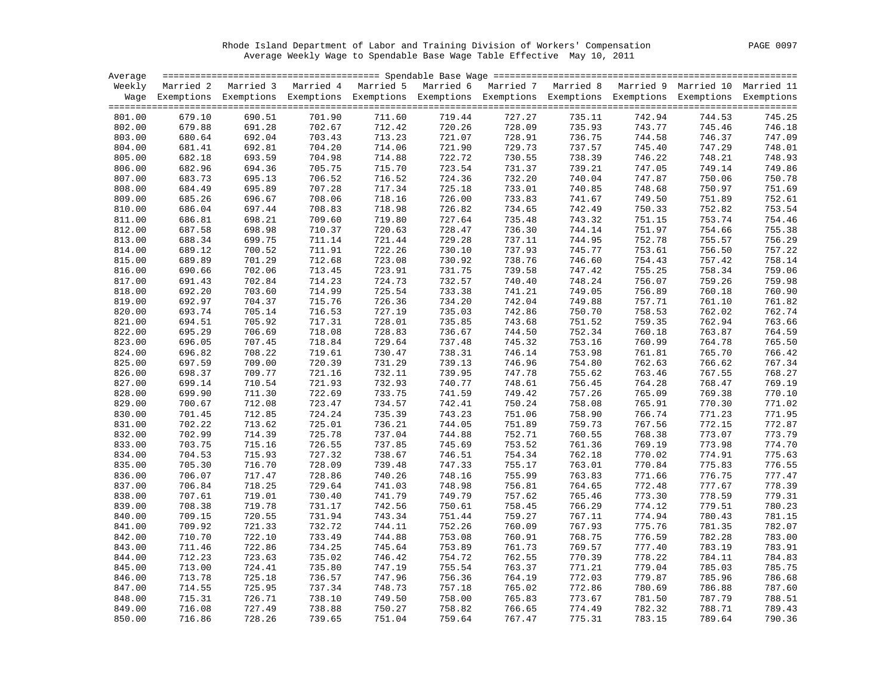Rhode Island Department of Labor and Training Division of Workers' Compensation

Average Weekly Wage to Spendable Base Wage Table Effective May 10, 2011

| Average Weekly Wage | Married 2 Exemptions | Married 3 Exemptions | Married 4 Exemptions | Married 5 Exemptions | Married 6 Exemptions | Married 7 Exemptions | Married 8 Exemptions | Married 9 Exemptions | Married 10 Exemptions | Married 11 Exemptions |
|---|---|---|---|---|---|---|---|---|---|---|
| 801.00 | 679.10 | 690.51 | 701.90 | 711.60 | 719.44 | 727.27 | 735.11 | 742.94 | 744.53 | 745.25 |
| 802.00 | 679.88 | 691.28 | 702.67 | 712.42 | 720.26 | 728.09 | 735.93 | 743.77 | 745.46 | 746.18 |
| 803.00 | 680.64 | 692.04 | 703.43 | 713.23 | 721.07 | 728.91 | 736.75 | 744.58 | 746.37 | 747.09 |
| 804.00 | 681.41 | 692.81 | 704.20 | 714.06 | 721.90 | 729.73 | 737.57 | 745.40 | 747.29 | 748.01 |
| 805.00 | 682.18 | 693.59 | 704.98 | 714.88 | 722.72 | 730.55 | 738.39 | 746.22 | 748.21 | 748.93 |
| 806.00 | 682.96 | 694.36 | 705.75 | 715.70 | 723.54 | 731.37 | 739.21 | 747.05 | 749.14 | 749.86 |
| 807.00 | 683.73 | 695.13 | 706.52 | 716.52 | 724.36 | 732.20 | 740.04 | 747.87 | 750.06 | 750.78 |
| 808.00 | 684.49 | 695.89 | 707.28 | 717.34 | 725.18 | 733.01 | 740.85 | 748.68 | 750.97 | 751.69 |
| 809.00 | 685.26 | 696.67 | 708.06 | 718.16 | 726.00 | 733.83 | 741.67 | 749.50 | 751.89 | 752.61 |
| 810.00 | 686.04 | 697.44 | 708.83 | 718.98 | 726.82 | 734.65 | 742.49 | 750.33 | 752.82 | 753.54 |
| 811.00 | 686.81 | 698.21 | 709.60 | 719.80 | 727.64 | 735.48 | 743.32 | 751.15 | 753.74 | 754.46 |
| 812.00 | 687.58 | 698.98 | 710.37 | 720.63 | 728.47 | 736.30 | 744.14 | 751.97 | 754.66 | 755.38 |
| 813.00 | 688.34 | 699.75 | 711.14 | 721.44 | 729.28 | 737.11 | 744.95 | 752.78 | 755.57 | 756.29 |
| 814.00 | 689.12 | 700.52 | 711.91 | 722.26 | 730.10 | 737.93 | 745.77 | 753.61 | 756.50 | 757.22 |
| 815.00 | 689.89 | 701.29 | 712.68 | 723.08 | 730.92 | 738.76 | 746.60 | 754.43 | 757.42 | 758.14 |
| 816.00 | 690.66 | 702.06 | 713.45 | 723.91 | 731.75 | 739.58 | 747.42 | 755.25 | 758.34 | 759.06 |
| 817.00 | 691.43 | 702.84 | 714.23 | 724.73 | 732.57 | 740.40 | 748.24 | 756.07 | 759.26 | 759.98 |
| 818.00 | 692.20 | 703.60 | 714.99 | 725.54 | 733.38 | 741.21 | 749.05 | 756.89 | 760.18 | 760.90 |
| 819.00 | 692.97 | 704.37 | 715.76 | 726.36 | 734.20 | 742.04 | 749.88 | 757.71 | 761.10 | 761.82 |
| 820.00 | 693.74 | 705.14 | 716.53 | 727.19 | 735.03 | 742.86 | 750.70 | 758.53 | 762.02 | 762.74 |
| 821.00 | 694.51 | 705.92 | 717.31 | 728.01 | 735.85 | 743.68 | 751.52 | 759.35 | 762.94 | 763.66 |
| 822.00 | 695.29 | 706.69 | 718.08 | 728.83 | 736.67 | 744.50 | 752.34 | 760.18 | 763.87 | 764.59 |
| 823.00 | 696.05 | 707.45 | 718.84 | 729.64 | 737.48 | 745.32 | 753.16 | 760.99 | 764.78 | 765.50 |
| 824.00 | 696.82 | 708.22 | 719.61 | 730.47 | 738.31 | 746.14 | 753.98 | 761.81 | 765.70 | 766.42 |
| 825.00 | 697.59 | 709.00 | 720.39 | 731.29 | 739.13 | 746.96 | 754.80 | 762.63 | 766.62 | 767.34 |
| 826.00 | 698.37 | 709.77 | 721.16 | 732.11 | 739.95 | 747.78 | 755.62 | 763.46 | 767.55 | 768.27 |
| 827.00 | 699.14 | 710.54 | 721.93 | 732.93 | 740.77 | 748.61 | 756.45 | 764.28 | 768.47 | 769.19 |
| 828.00 | 699.90 | 711.30 | 722.69 | 733.75 | 741.59 | 749.42 | 757.26 | 765.09 | 769.38 | 770.10 |
| 829.00 | 700.67 | 712.08 | 723.47 | 734.57 | 742.41 | 750.24 | 758.08 | 765.91 | 770.30 | 771.02 |
| 830.00 | 701.45 | 712.85 | 724.24 | 735.39 | 743.23 | 751.06 | 758.90 | 766.74 | 771.23 | 771.95 |
| 831.00 | 702.22 | 713.62 | 725.01 | 736.21 | 744.05 | 751.89 | 759.73 | 767.56 | 772.15 | 772.87 |
| 832.00 | 702.99 | 714.39 | 725.78 | 737.04 | 744.88 | 752.71 | 760.55 | 768.38 | 773.07 | 773.79 |
| 833.00 | 703.75 | 715.16 | 726.55 | 737.85 | 745.69 | 753.52 | 761.36 | 769.19 | 773.98 | 774.70 |
| 834.00 | 704.53 | 715.93 | 727.32 | 738.67 | 746.51 | 754.34 | 762.18 | 770.02 | 774.91 | 775.63 |
| 835.00 | 705.30 | 716.70 | 728.09 | 739.48 | 747.33 | 755.17 | 763.01 | 770.84 | 775.83 | 776.55 |
| 836.00 | 706.07 | 717.47 | 728.86 | 740.26 | 748.16 | 755.99 | 763.83 | 771.66 | 776.75 | 777.47 |
| 837.00 | 706.84 | 718.25 | 729.64 | 741.03 | 748.98 | 756.81 | 764.65 | 772.48 | 777.67 | 778.39 |
| 838.00 | 707.61 | 719.01 | 730.40 | 741.79 | 749.79 | 757.62 | 765.46 | 773.30 | 778.59 | 779.31 |
| 839.00 | 708.38 | 719.78 | 731.17 | 742.56 | 750.61 | 758.45 | 766.29 | 774.12 | 779.51 | 780.23 |
| 840.00 | 709.15 | 720.55 | 731.94 | 743.34 | 751.44 | 759.27 | 767.11 | 774.94 | 780.43 | 781.15 |
| 841.00 | 709.92 | 721.33 | 732.72 | 744.11 | 752.26 | 760.09 | 767.93 | 775.76 | 781.35 | 782.07 |
| 842.00 | 710.70 | 722.10 | 733.49 | 744.88 | 753.08 | 760.91 | 768.75 | 776.59 | 782.28 | 783.00 |
| 843.00 | 711.46 | 722.86 | 734.25 | 745.64 | 753.89 | 761.73 | 769.57 | 777.40 | 783.19 | 783.91 |
| 844.00 | 712.23 | 723.63 | 735.02 | 746.42 | 754.72 | 762.55 | 770.39 | 778.22 | 784.11 | 784.83 |
| 845.00 | 713.00 | 724.41 | 735.80 | 747.19 | 755.54 | 763.37 | 771.21 | 779.04 | 785.03 | 785.75 |
| 846.00 | 713.78 | 725.18 | 736.57 | 747.96 | 756.36 | 764.19 | 772.03 | 779.87 | 785.96 | 786.68 |
| 847.00 | 714.55 | 725.95 | 737.34 | 748.73 | 757.18 | 765.02 | 772.86 | 780.69 | 786.88 | 787.60 |
| 848.00 | 715.31 | 726.71 | 738.10 | 749.50 | 758.00 | 765.83 | 773.67 | 781.50 | 787.79 | 788.51 |
| 849.00 | 716.08 | 727.49 | 738.88 | 750.27 | 758.82 | 766.65 | 774.49 | 782.32 | 788.71 | 789.43 |
| 850.00 | 716.86 | 728.26 | 739.65 | 751.04 | 759.64 | 767.47 | 775.31 | 783.15 | 789.64 | 790.36 |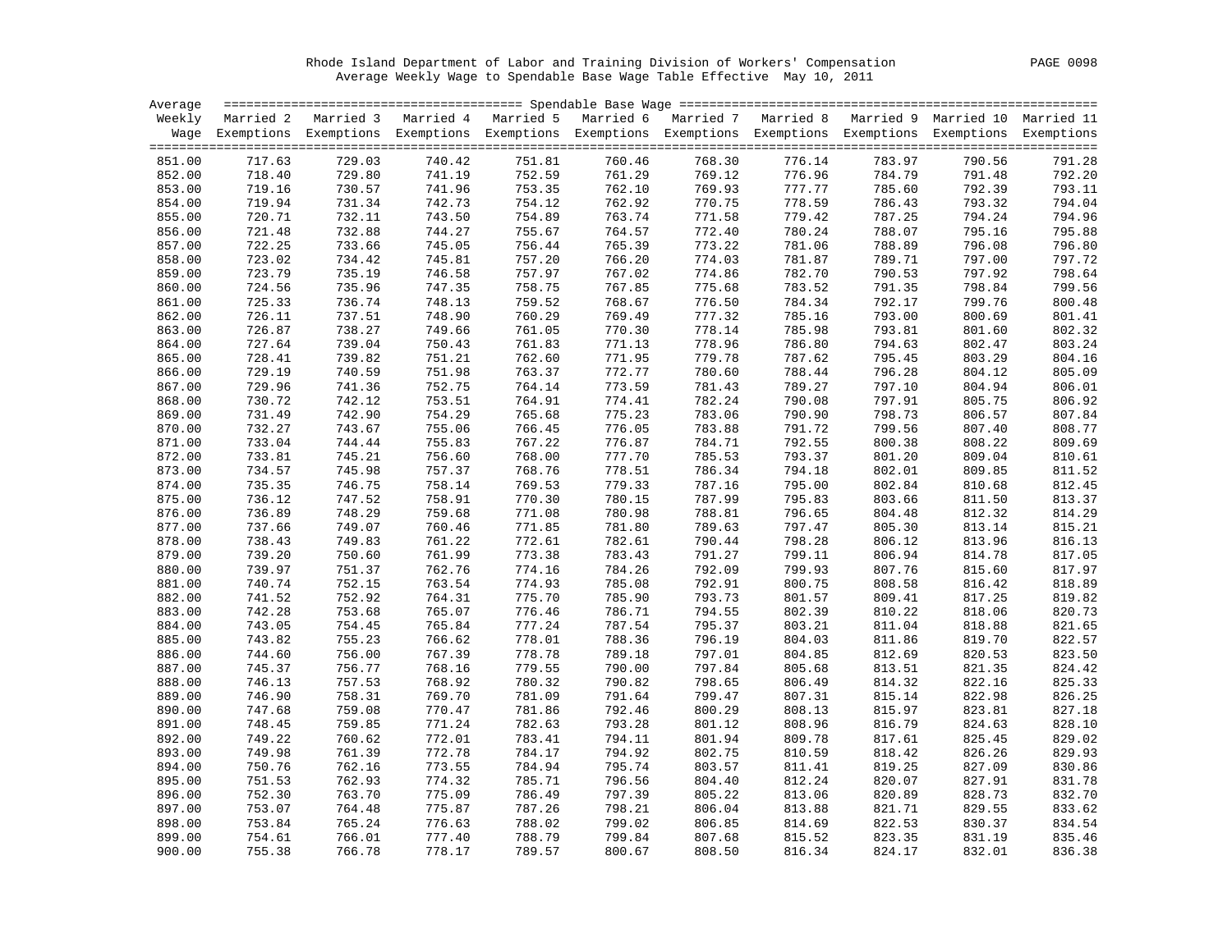Rhode Island Department of Labor and Training Division of Workers' Compensation

Average Weekly Wage to Spendable Base Wage Table Effective May 10, 2011

| Average Weekly Wage | Married 2 Exemptions | Married 3 Exemptions | Married 4 Exemptions | Married 5 Exemptions | Married 6 Exemptions | Married 7 Exemptions | Married 8 Exemptions | Married 9 Exemptions | Married 10 Exemptions | Married 11 Exemptions |
|---|---|---|---|---|---|---|---|---|---|---|
| 851.00 | 717.63 | 729.03 | 740.42 | 751.81 | 760.46 | 768.30 | 776.14 | 783.97 | 790.56 | 791.28 |
| 852.00 | 718.40 | 729.80 | 741.19 | 752.59 | 761.29 | 769.12 | 776.96 | 784.79 | 791.48 | 792.20 |
| 853.00 | 719.16 | 730.57 | 741.96 | 753.35 | 762.10 | 769.93 | 777.77 | 785.60 | 792.39 | 793.11 |
| 854.00 | 719.94 | 731.34 | 742.73 | 754.12 | 762.92 | 770.75 | 778.59 | 786.43 | 793.32 | 794.04 |
| 855.00 | 720.71 | 732.11 | 743.50 | 754.89 | 763.74 | 771.58 | 779.42 | 787.25 | 794.24 | 794.96 |
| 856.00 | 721.48 | 732.88 | 744.27 | 755.67 | 764.57 | 772.40 | 780.24 | 788.07 | 795.16 | 795.88 |
| 857.00 | 722.25 | 733.66 | 745.05 | 756.44 | 765.39 | 773.22 | 781.06 | 788.89 | 796.08 | 796.80 |
| 858.00 | 723.02 | 734.42 | 745.81 | 757.20 | 766.20 | 774.03 | 781.87 | 789.71 | 797.00 | 797.72 |
| 859.00 | 723.79 | 735.19 | 746.58 | 757.97 | 767.02 | 774.86 | 782.70 | 790.53 | 797.92 | 798.64 |
| 860.00 | 724.56 | 735.96 | 747.35 | 758.75 | 767.85 | 775.68 | 783.52 | 791.35 | 798.84 | 799.56 |
| 861.00 | 725.33 | 736.74 | 748.13 | 759.52 | 768.67 | 776.50 | 784.34 | 792.17 | 799.76 | 800.48 |
| 862.00 | 726.11 | 737.51 | 748.90 | 760.29 | 769.49 | 777.32 | 785.16 | 793.00 | 800.69 | 801.41 |
| 863.00 | 726.87 | 738.27 | 749.66 | 761.05 | 770.30 | 778.14 | 785.98 | 793.81 | 801.60 | 802.32 |
| 864.00 | 727.64 | 739.04 | 750.43 | 761.83 | 771.13 | 778.96 | 786.80 | 794.63 | 802.47 | 803.24 |
| 865.00 | 728.41 | 739.82 | 751.21 | 762.60 | 771.95 | 779.78 | 787.62 | 795.45 | 803.29 | 804.16 |
| 866.00 | 729.19 | 740.59 | 751.98 | 763.37 | 772.77 | 780.60 | 788.44 | 796.28 | 804.12 | 805.09 |
| 867.00 | 729.96 | 741.36 | 752.75 | 764.14 | 773.59 | 781.43 | 789.27 | 797.10 | 804.94 | 806.01 |
| 868.00 | 730.72 | 742.12 | 753.51 | 764.91 | 774.41 | 782.24 | 790.08 | 797.91 | 805.75 | 806.92 |
| 869.00 | 731.49 | 742.90 | 754.29 | 765.68 | 775.23 | 783.06 | 790.90 | 798.73 | 806.57 | 807.84 |
| 870.00 | 732.27 | 743.67 | 755.06 | 766.45 | 776.05 | 783.88 | 791.72 | 799.56 | 807.40 | 808.77 |
| 871.00 | 733.04 | 744.44 | 755.83 | 767.22 | 776.87 | 784.71 | 792.55 | 800.38 | 808.22 | 809.69 |
| 872.00 | 733.81 | 745.21 | 756.60 | 768.00 | 777.70 | 785.53 | 793.37 | 801.20 | 809.04 | 810.61 |
| 873.00 | 734.57 | 745.98 | 757.37 | 768.76 | 778.51 | 786.34 | 794.18 | 802.01 | 809.85 | 811.52 |
| 874.00 | 735.35 | 746.75 | 758.14 | 769.53 | 779.33 | 787.16 | 795.00 | 802.84 | 810.68 | 812.45 |
| 875.00 | 736.12 | 747.52 | 758.91 | 770.30 | 780.15 | 787.99 | 795.83 | 803.66 | 811.50 | 813.37 |
| 876.00 | 736.89 | 748.29 | 759.68 | 771.08 | 780.98 | 788.81 | 796.65 | 804.48 | 812.32 | 814.29 |
| 877.00 | 737.66 | 749.07 | 760.46 | 771.85 | 781.80 | 789.63 | 797.47 | 805.30 | 813.14 | 815.21 |
| 878.00 | 738.43 | 749.83 | 761.22 | 772.61 | 782.61 | 790.44 | 798.28 | 806.12 | 813.96 | 816.13 |
| 879.00 | 739.20 | 750.60 | 761.99 | 773.38 | 783.43 | 791.27 | 799.11 | 806.94 | 814.78 | 817.05 |
| 880.00 | 739.97 | 751.37 | 762.76 | 774.16 | 784.26 | 792.09 | 799.93 | 807.76 | 815.60 | 817.97 |
| 881.00 | 740.74 | 752.15 | 763.54 | 774.93 | 785.08 | 792.91 | 800.75 | 808.58 | 816.42 | 818.89 |
| 882.00 | 741.52 | 752.92 | 764.31 | 775.70 | 785.90 | 793.73 | 801.57 | 809.41 | 817.25 | 819.82 |
| 883.00 | 742.28 | 753.68 | 765.07 | 776.46 | 786.71 | 794.55 | 802.39 | 810.22 | 818.06 | 820.73 |
| 884.00 | 743.05 | 754.45 | 765.84 | 777.24 | 787.54 | 795.37 | 803.21 | 811.04 | 818.88 | 821.65 |
| 885.00 | 743.82 | 755.23 | 766.62 | 778.01 | 788.36 | 796.19 | 804.03 | 811.86 | 819.70 | 822.57 |
| 886.00 | 744.60 | 756.00 | 767.39 | 778.78 | 789.18 | 797.01 | 804.85 | 812.69 | 820.53 | 823.50 |
| 887.00 | 745.37 | 756.77 | 768.16 | 779.55 | 790.00 | 797.84 | 805.68 | 813.51 | 821.35 | 824.42 |
| 888.00 | 746.13 | 757.53 | 768.92 | 780.32 | 790.82 | 798.65 | 806.49 | 814.32 | 822.16 | 825.33 |
| 889.00 | 746.90 | 758.31 | 769.70 | 781.09 | 791.64 | 799.47 | 807.31 | 815.14 | 822.98 | 826.25 |
| 890.00 | 747.68 | 759.08 | 770.47 | 781.86 | 792.46 | 800.29 | 808.13 | 815.97 | 823.81 | 827.18 |
| 891.00 | 748.45 | 759.85 | 771.24 | 782.63 | 793.28 | 801.12 | 808.96 | 816.79 | 824.63 | 828.10 |
| 892.00 | 749.22 | 760.62 | 772.01 | 783.41 | 794.11 | 801.94 | 809.78 | 817.61 | 825.45 | 829.02 |
| 893.00 | 749.98 | 761.39 | 772.78 | 784.17 | 794.92 | 802.75 | 810.59 | 818.42 | 826.26 | 829.93 |
| 894.00 | 750.76 | 762.16 | 773.55 | 784.94 | 795.74 | 803.57 | 811.41 | 819.25 | 827.09 | 830.86 |
| 895.00 | 751.53 | 762.93 | 774.32 | 785.71 | 796.56 | 804.40 | 812.24 | 820.07 | 827.91 | 831.78 |
| 896.00 | 752.30 | 763.70 | 775.09 | 786.49 | 797.39 | 805.22 | 813.06 | 820.89 | 828.73 | 832.70 |
| 897.00 | 753.07 | 764.48 | 775.87 | 787.26 | 798.21 | 806.04 | 813.88 | 821.71 | 829.55 | 833.62 |
| 898.00 | 753.84 | 765.24 | 776.63 | 788.02 | 799.02 | 806.85 | 814.69 | 822.53 | 830.37 | 834.54 |
| 899.00 | 754.61 | 766.01 | 777.40 | 788.79 | 799.84 | 807.68 | 815.52 | 823.35 | 831.19 | 835.46 |
| 900.00 | 755.38 | 766.78 | 778.17 | 789.57 | 800.67 | 808.50 | 816.34 | 824.17 | 832.01 | 836.38 |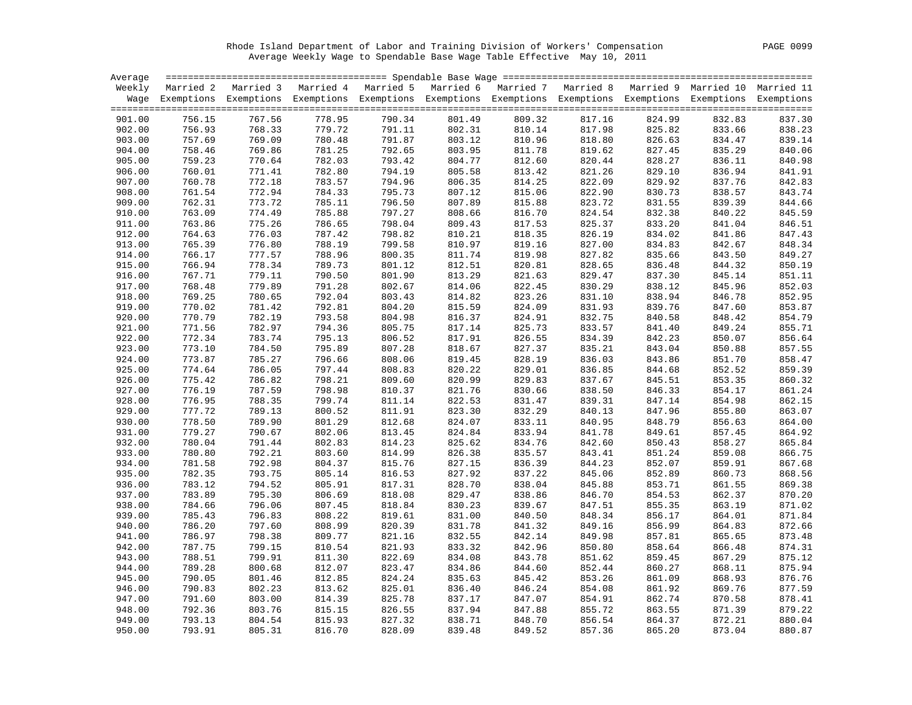Rhode Island Department of Labor and Training Division of Workers' Compensation

Average Weekly Wage to Spendable Base Wage Table Effective May 10, 2011

| Average Weekly Wage | Married 2 Exemptions | Married 3 Exemptions | Married 4 Exemptions | Married 5 Exemptions | Married 6 Exemptions | Married 7 Exemptions | Married 8 Exemptions | Married 9 Exemptions | Married 10 Exemptions | Married 11 Exemptions |
|---|---|---|---|---|---|---|---|---|---|---|
| 901.00 | 756.15 | 767.56 | 778.95 | 790.34 | 801.49 | 809.32 | 817.16 | 824.99 | 832.83 | 837.30 |
| 902.00 | 756.93 | 768.33 | 779.72 | 791.11 | 802.31 | 810.14 | 817.98 | 825.82 | 833.66 | 838.23 |
| 903.00 | 757.69 | 769.09 | 780.48 | 791.87 | 803.12 | 810.96 | 818.80 | 826.63 | 834.47 | 839.14 |
| 904.00 | 758.46 | 769.86 | 781.25 | 792.65 | 803.95 | 811.78 | 819.62 | 827.45 | 835.29 | 840.06 |
| 905.00 | 759.23 | 770.64 | 782.03 | 793.42 | 804.77 | 812.60 | 820.44 | 828.27 | 836.11 | 840.98 |
| 906.00 | 760.01 | 771.41 | 782.80 | 794.19 | 805.58 | 813.42 | 821.26 | 829.10 | 836.94 | 841.91 |
| 907.00 | 760.78 | 772.18 | 783.57 | 794.96 | 806.35 | 814.25 | 822.09 | 829.92 | 837.76 | 842.83 |
| 908.00 | 761.54 | 772.94 | 784.33 | 795.73 | 807.12 | 815.06 | 822.90 | 830.73 | 838.57 | 843.74 |
| 909.00 | 762.31 | 773.72 | 785.11 | 796.50 | 807.89 | 815.88 | 823.72 | 831.55 | 839.39 | 844.66 |
| 910.00 | 763.09 | 774.49 | 785.88 | 797.27 | 808.66 | 816.70 | 824.54 | 832.38 | 840.22 | 845.59 |
| 911.00 | 763.86 | 775.26 | 786.65 | 798.04 | 809.43 | 817.53 | 825.37 | 833.20 | 841.04 | 846.51 |
| 912.00 | 764.63 | 776.03 | 787.42 | 798.82 | 810.21 | 818.35 | 826.19 | 834.02 | 841.86 | 847.43 |
| 913.00 | 765.39 | 776.80 | 788.19 | 799.58 | 810.97 | 819.16 | 827.00 | 834.83 | 842.67 | 848.34 |
| 914.00 | 766.17 | 777.57 | 788.96 | 800.35 | 811.74 | 819.98 | 827.82 | 835.66 | 843.50 | 849.27 |
| 915.00 | 766.94 | 778.34 | 789.73 | 801.12 | 812.51 | 820.81 | 828.65 | 836.48 | 844.32 | 850.19 |
| 916.00 | 767.71 | 779.11 | 790.50 | 801.90 | 813.29 | 821.63 | 829.47 | 837.30 | 845.14 | 851.11 |
| 917.00 | 768.48 | 779.89 | 791.28 | 802.67 | 814.06 | 822.45 | 830.29 | 838.12 | 845.96 | 852.03 |
| 918.00 | 769.25 | 780.65 | 792.04 | 803.43 | 814.82 | 823.26 | 831.10 | 838.94 | 846.78 | 852.95 |
| 919.00 | 770.02 | 781.42 | 792.81 | 804.20 | 815.59 | 824.09 | 831.93 | 839.76 | 847.60 | 853.87 |
| 920.00 | 770.79 | 782.19 | 793.58 | 804.98 | 816.37 | 824.91 | 832.75 | 840.58 | 848.42 | 854.79 |
| 921.00 | 771.56 | 782.97 | 794.36 | 805.75 | 817.14 | 825.73 | 833.57 | 841.40 | 849.24 | 855.71 |
| 922.00 | 772.34 | 783.74 | 795.13 | 806.52 | 817.91 | 826.55 | 834.39 | 842.23 | 850.07 | 856.64 |
| 923.00 | 773.10 | 784.50 | 795.89 | 807.28 | 818.67 | 827.37 | 835.21 | 843.04 | 850.88 | 857.55 |
| 924.00 | 773.87 | 785.27 | 796.66 | 808.06 | 819.45 | 828.19 | 836.03 | 843.86 | 851.70 | 858.47 |
| 925.00 | 774.64 | 786.05 | 797.44 | 808.83 | 820.22 | 829.01 | 836.85 | 844.68 | 852.52 | 859.39 |
| 926.00 | 775.42 | 786.82 | 798.21 | 809.60 | 820.99 | 829.83 | 837.67 | 845.51 | 853.35 | 860.32 |
| 927.00 | 776.19 | 787.59 | 798.98 | 810.37 | 821.76 | 830.66 | 838.50 | 846.33 | 854.17 | 861.24 |
| 928.00 | 776.95 | 788.35 | 799.74 | 811.14 | 822.53 | 831.47 | 839.31 | 847.14 | 854.98 | 862.15 |
| 929.00 | 777.72 | 789.13 | 800.52 | 811.91 | 823.30 | 832.29 | 840.13 | 847.96 | 855.80 | 863.07 |
| 930.00 | 778.50 | 789.90 | 801.29 | 812.68 | 824.07 | 833.11 | 840.95 | 848.79 | 856.63 | 864.00 |
| 931.00 | 779.27 | 790.67 | 802.06 | 813.45 | 824.84 | 833.94 | 841.78 | 849.61 | 857.45 | 864.92 |
| 932.00 | 780.04 | 791.44 | 802.83 | 814.23 | 825.62 | 834.76 | 842.60 | 850.43 | 858.27 | 865.84 |
| 933.00 | 780.80 | 792.21 | 803.60 | 814.99 | 826.38 | 835.57 | 843.41 | 851.24 | 859.08 | 866.75 |
| 934.00 | 781.58 | 792.98 | 804.37 | 815.76 | 827.15 | 836.39 | 844.23 | 852.07 | 859.91 | 867.68 |
| 935.00 | 782.35 | 793.75 | 805.14 | 816.53 | 827.92 | 837.22 | 845.06 | 852.89 | 860.73 | 868.56 |
| 936.00 | 783.12 | 794.52 | 805.91 | 817.31 | 828.70 | 838.04 | 845.88 | 853.71 | 861.55 | 869.38 |
| 937.00 | 783.89 | 795.30 | 806.69 | 818.08 | 829.47 | 838.86 | 846.70 | 854.53 | 862.37 | 870.20 |
| 938.00 | 784.66 | 796.06 | 807.45 | 818.84 | 830.23 | 839.67 | 847.51 | 855.35 | 863.19 | 871.02 |
| 939.00 | 785.43 | 796.83 | 808.22 | 819.61 | 831.00 | 840.50 | 848.34 | 856.17 | 864.01 | 871.84 |
| 940.00 | 786.20 | 797.60 | 808.99 | 820.39 | 831.78 | 841.32 | 849.16 | 856.99 | 864.83 | 872.66 |
| 941.00 | 786.97 | 798.38 | 809.77 | 821.16 | 832.55 | 842.14 | 849.98 | 857.81 | 865.65 | 873.48 |
| 942.00 | 787.75 | 799.15 | 810.54 | 821.93 | 833.32 | 842.96 | 850.80 | 858.64 | 866.48 | 874.31 |
| 943.00 | 788.51 | 799.91 | 811.30 | 822.69 | 834.08 | 843.78 | 851.62 | 859.45 | 867.29 | 875.12 |
| 944.00 | 789.28 | 800.68 | 812.07 | 823.47 | 834.86 | 844.60 | 852.44 | 860.27 | 868.11 | 875.94 |
| 945.00 | 790.05 | 801.46 | 812.85 | 824.24 | 835.63 | 845.42 | 853.26 | 861.09 | 868.93 | 876.76 |
| 946.00 | 790.83 | 802.23 | 813.62 | 825.01 | 836.40 | 846.24 | 854.08 | 861.92 | 869.76 | 877.59 |
| 947.00 | 791.60 | 803.00 | 814.39 | 825.78 | 837.17 | 847.07 | 854.91 | 862.74 | 870.58 | 878.41 |
| 948.00 | 792.36 | 803.76 | 815.15 | 826.55 | 837.94 | 847.88 | 855.72 | 863.55 | 871.39 | 879.22 |
| 949.00 | 793.13 | 804.54 | 815.93 | 827.32 | 838.71 | 848.70 | 856.54 | 864.37 | 872.21 | 880.04 |
| 950.00 | 793.91 | 805.31 | 816.70 | 828.09 | 839.48 | 849.52 | 857.36 | 865.20 | 873.04 | 880.87 |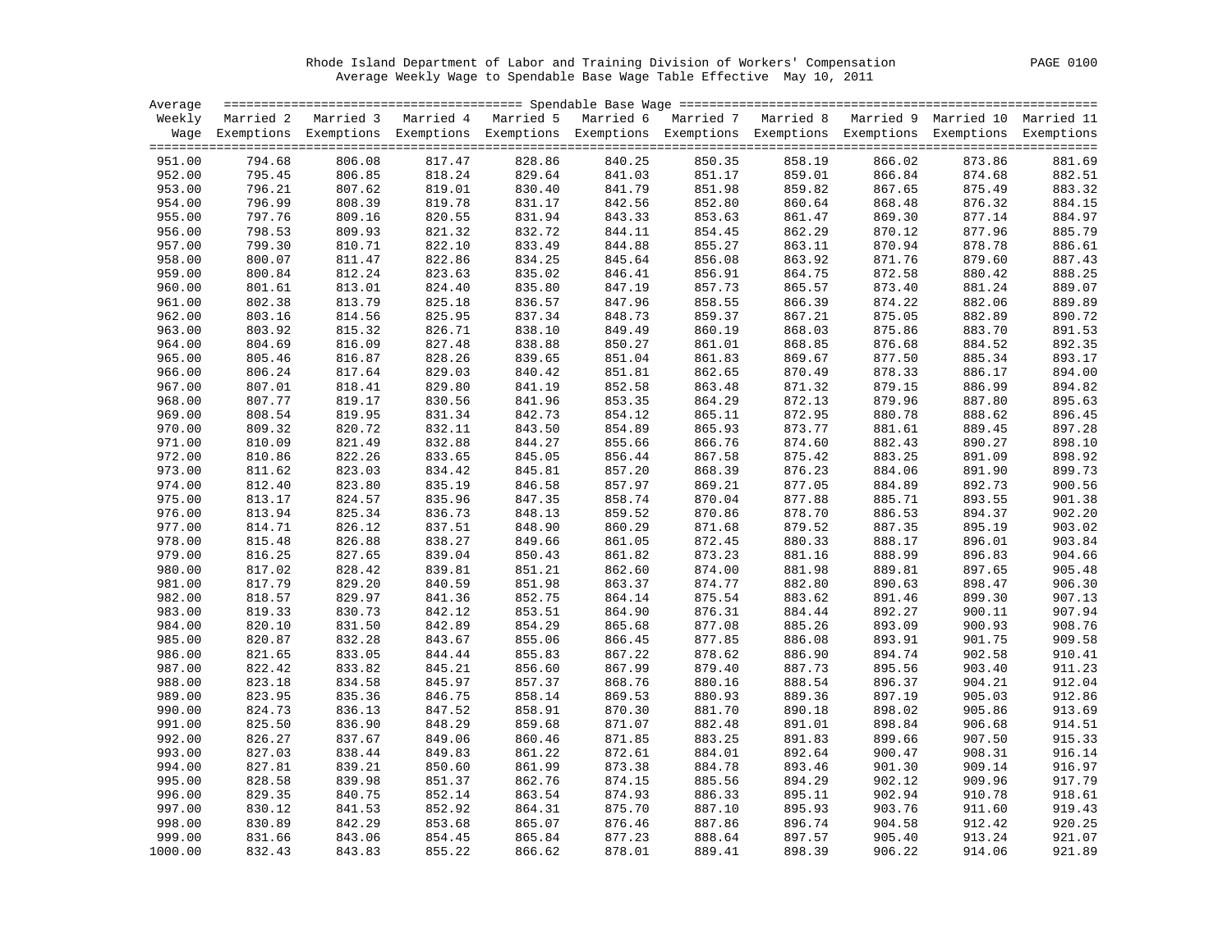Rhode Island Department of Labor and Training Division of Workers' Compensation

Average Weekly Wage to Spendable Base Wage Table Effective May 10, 2011

| Average Weekly Wage | Spendable Base Wage | | | | | | | | | |
|---|---|---|---|---|---|---|---|---|---|---|
| | Married 2 Exemptions | Married 3 Exemptions | Married 4 Exemptions | Married 5 Exemptions | Married 6 Exemptions | Married 7 Exemptions | Married 8 Exemptions | Married 9 Exemptions | Married 10 Exemptions | Married 11 Exemptions |
| 951.00 | 794.68 | 806.08 | 817.47 | 828.86 | 840.25 | 850.35 | 858.19 | 866.02 | 873.86 | 881.69 |
| 952.00 | 795.45 | 806.85 | 818.24 | 829.64 | 841.03 | 851.17 | 859.01 | 866.84 | 874.68 | 882.51 |
| 953.00 | 796.21 | 807.62 | 819.01 | 830.40 | 841.79 | 851.98 | 859.82 | 867.65 | 875.49 | 883.32 |
| 954.00 | 796.99 | 808.39 | 819.78 | 831.17 | 842.56 | 852.80 | 860.64 | 868.48 | 876.32 | 884.15 |
| 955.00 | 797.76 | 809.16 | 820.55 | 831.94 | 843.33 | 853.63 | 861.47 | 869.30 | 877.14 | 884.97 |
| 956.00 | 798.53 | 809.93 | 821.32 | 832.72 | 844.11 | 854.45 | 862.29 | 870.12 | 877.96 | 885.79 |
| 957.00 | 799.30 | 810.71 | 822.10 | 833.49 | 844.88 | 855.27 | 863.11 | 870.94 | 878.78 | 886.61 |
| 958.00 | 800.07 | 811.47 | 822.86 | 834.25 | 845.64 | 856.08 | 863.92 | 871.76 | 879.60 | 887.43 |
| 959.00 | 800.84 | 812.24 | 823.63 | 835.02 | 846.41 | 856.91 | 864.75 | 872.58 | 880.42 | 888.25 |
| 960.00 | 801.61 | 813.01 | 824.40 | 835.80 | 847.19 | 857.73 | 865.57 | 873.40 | 881.24 | 889.07 |
| 961.00 | 802.38 | 813.79 | 825.18 | 836.57 | 847.96 | 858.55 | 866.39 | 874.22 | 882.06 | 889.89 |
| 962.00 | 803.16 | 814.56 | 825.95 | 837.34 | 848.73 | 859.37 | 867.21 | 875.05 | 882.89 | 890.72 |
| 963.00 | 803.92 | 815.32 | 826.71 | 838.10 | 849.49 | 860.19 | 868.03 | 875.86 | 883.70 | 891.53 |
| 964.00 | 804.69 | 816.09 | 827.48 | 838.88 | 850.27 | 861.01 | 868.85 | 876.68 | 884.52 | 892.35 |
| 965.00 | 805.46 | 816.87 | 828.26 | 839.65 | 851.04 | 861.83 | 869.67 | 877.50 | 885.34 | 893.17 |
| 966.00 | 806.24 | 817.64 | 829.03 | 840.42 | 851.81 | 862.65 | 870.49 | 878.33 | 886.17 | 894.00 |
| 967.00 | 807.01 | 818.41 | 829.80 | 841.19 | 852.58 | 863.48 | 871.32 | 879.15 | 886.99 | 894.82 |
| 968.00 | 807.77 | 819.17 | 830.56 | 841.96 | 853.35 | 864.29 | 872.13 | 879.96 | 887.80 | 895.63 |
| 969.00 | 808.54 | 819.95 | 831.34 | 842.73 | 854.12 | 865.11 | 872.95 | 880.78 | 888.62 | 896.45 |
| 970.00 | 809.32 | 820.72 | 832.11 | 843.50 | 854.89 | 865.93 | 873.77 | 881.61 | 889.45 | 897.28 |
| 971.00 | 810.09 | 821.49 | 832.88 | 844.27 | 855.66 | 866.76 | 874.60 | 882.43 | 890.27 | 898.10 |
| 972.00 | 810.86 | 822.26 | 833.65 | 845.05 | 856.44 | 867.58 | 875.42 | 883.25 | 891.09 | 898.92 |
| 973.00 | 811.62 | 823.03 | 834.42 | 845.81 | 857.20 | 868.39 | 876.23 | 884.06 | 891.90 | 899.73 |
| 974.00 | 812.40 | 823.80 | 835.19 | 846.58 | 857.97 | 869.21 | 877.05 | 884.89 | 892.73 | 900.56 |
| 975.00 | 813.17 | 824.57 | 835.96 | 847.35 | 858.74 | 870.04 | 877.88 | 885.71 | 893.55 | 901.38 |
| 976.00 | 813.94 | 825.34 | 836.73 | 848.13 | 859.52 | 870.86 | 878.70 | 886.53 | 894.37 | 902.20 |
| 977.00 | 814.71 | 826.12 | 837.51 | 848.90 | 860.29 | 871.68 | 879.52 | 887.35 | 895.19 | 903.02 |
| 978.00 | 815.48 | 826.88 | 838.27 | 849.66 | 861.05 | 872.45 | 880.33 | 888.17 | 896.01 | 903.84 |
| 979.00 | 816.25 | 827.65 | 839.04 | 850.43 | 861.82 | 873.23 | 881.16 | 888.99 | 896.83 | 904.66 |
| 980.00 | 817.02 | 828.42 | 839.81 | 851.21 | 862.60 | 874.00 | 881.98 | 889.81 | 897.65 | 905.48 |
| 981.00 | 817.79 | 829.20 | 840.59 | 851.98 | 863.37 | 874.77 | 882.80 | 890.63 | 898.47 | 906.30 |
| 982.00 | 818.57 | 829.97 | 841.36 | 852.75 | 864.14 | 875.54 | 883.62 | 891.46 | 899.30 | 907.13 |
| 983.00 | 819.33 | 830.73 | 842.12 | 853.51 | 864.90 | 876.31 | 884.44 | 892.27 | 900.11 | 907.94 |
| 984.00 | 820.10 | 831.50 | 842.89 | 854.29 | 865.68 | 877.08 | 885.26 | 893.09 | 900.93 | 908.76 |
| 985.00 | 820.87 | 832.28 | 843.67 | 855.06 | 866.45 | 877.85 | 886.08 | 893.91 | 901.75 | 909.58 |
| 986.00 | 821.65 | 833.05 | 844.44 | 855.83 | 867.22 | 878.62 | 886.90 | 894.74 | 902.58 | 910.41 |
| 987.00 | 822.42 | 833.82 | 845.21 | 856.60 | 867.99 | 879.40 | 887.73 | 895.56 | 903.40 | 911.23 |
| 988.00 | 823.18 | 834.58 | 845.97 | 857.37 | 868.76 | 880.16 | 888.54 | 896.37 | 904.21 | 912.04 |
| 989.00 | 823.95 | 835.36 | 846.75 | 858.14 | 869.53 | 880.93 | 889.36 | 897.19 | 905.03 | 912.86 |
| 990.00 | 824.73 | 836.13 | 847.52 | 858.91 | 870.30 | 881.70 | 890.18 | 898.02 | 905.86 | 913.69 |
| 991.00 | 825.50 | 836.90 | 848.29 | 859.68 | 871.07 | 882.48 | 891.01 | 898.84 | 906.68 | 914.51 |
| 992.00 | 826.27 | 837.67 | 849.06 | 860.46 | 871.85 | 883.25 | 891.83 | 899.66 | 907.50 | 915.33 |
| 993.00 | 827.03 | 838.44 | 849.83 | 861.22 | 872.61 | 884.01 | 892.64 | 900.47 | 908.31 | 916.14 |
| 994.00 | 827.81 | 839.21 | 850.60 | 861.99 | 873.38 | 884.78 | 893.46 | 901.30 | 909.14 | 916.97 |
| 995.00 | 828.58 | 839.98 | 851.37 | 862.76 | 874.15 | 885.56 | 894.29 | 902.12 | 909.96 | 917.79 |
| 996.00 | 829.35 | 840.75 | 852.14 | 863.54 | 874.93 | 886.33 | 895.11 | 902.94 | 910.78 | 918.61 |
| 997.00 | 830.12 | 841.53 | 852.92 | 864.31 | 875.70 | 887.10 | 895.93 | 903.76 | 911.60 | 919.43 |
| 998.00 | 830.89 | 842.29 | 853.68 | 865.07 | 876.46 | 887.86 | 896.74 | 904.58 | 912.42 | 920.25 |
| 999.00 | 831.66 | 843.06 | 854.45 | 865.84 | 877.23 | 888.64 | 897.57 | 905.40 | 913.24 | 921.07 |
| 1000.00 | 832.43 | 843.83 | 855.22 | 866.62 | 878.01 | 889.41 | 898.39 | 906.22 | 914.06 | 921.89 |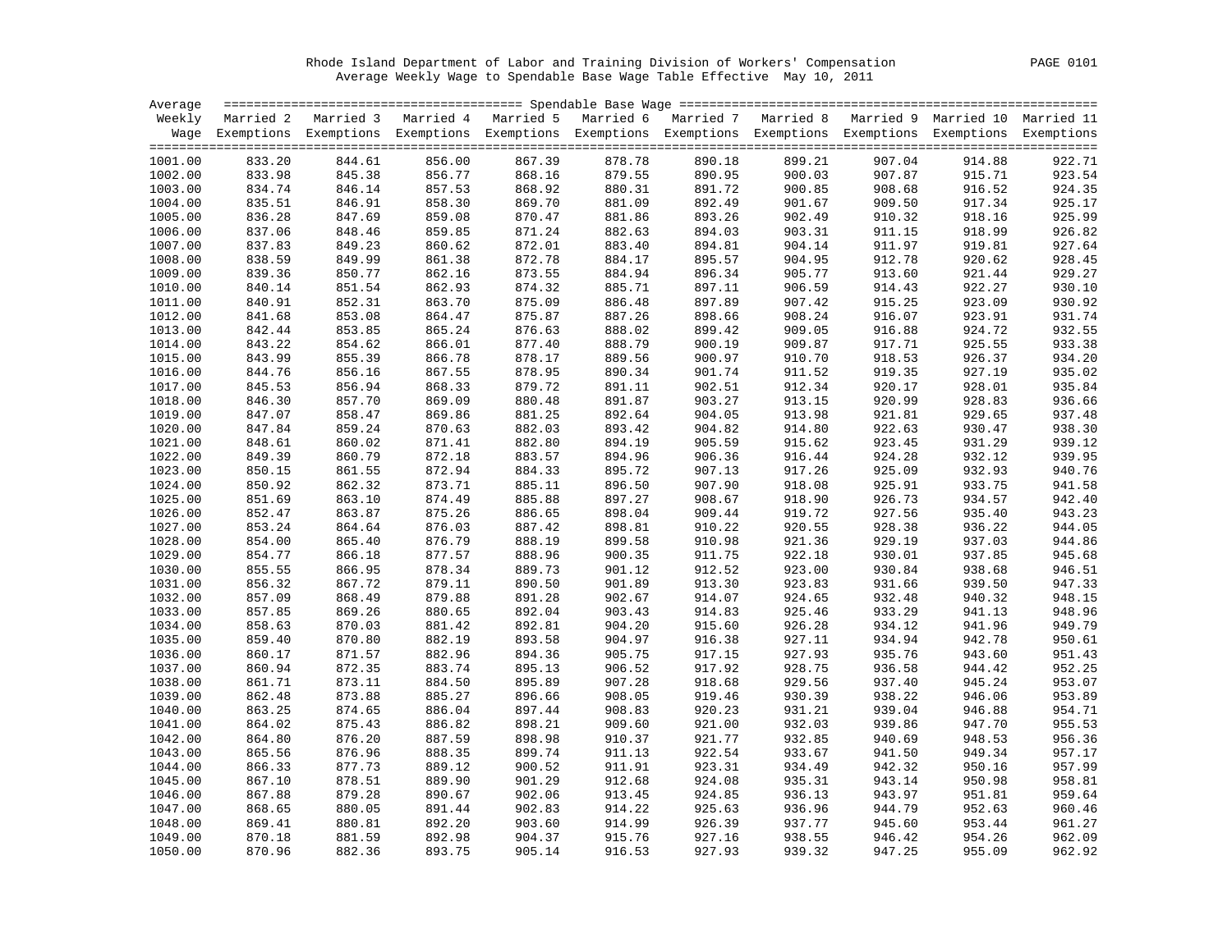Rhode Island Department of Labor and Training Division of Workers' Compensation
Average Weekly Wage to Spendable Base Wage Table Effective May 10, 2011

| Average Weekly Wage | Married 2 Exemptions | Married 3 Exemptions | Married 4 Exemptions | Married 5 Exemptions | Married 6 Exemptions | Married 7 Exemptions | Married 8 Exemptions | Married 9 Exemptions | Married 10 Exemptions | Married 11 Exemptions |
|---|---|---|---|---|---|---|---|---|---|---|
| 1001.00 | 833.20 | 844.61 | 856.00 | 867.39 | 878.78 | 890.18 | 899.21 | 907.04 | 914.88 | 922.71 |
| 1002.00 | 833.98 | 845.38 | 856.77 | 868.16 | 879.55 | 890.95 | 900.03 | 907.87 | 915.71 | 923.54 |
| 1003.00 | 834.74 | 846.14 | 857.53 | 868.92 | 880.31 | 891.72 | 900.85 | 908.68 | 916.52 | 924.35 |
| 1004.00 | 835.51 | 846.91 | 858.30 | 869.70 | 881.09 | 892.49 | 901.67 | 909.50 | 917.34 | 925.17 |
| 1005.00 | 836.28 | 847.69 | 859.08 | 870.47 | 881.86 | 893.26 | 902.49 | 910.32 | 918.16 | 925.99 |
| 1006.00 | 837.06 | 848.46 | 859.85 | 871.24 | 882.63 | 894.03 | 903.31 | 911.15 | 918.99 | 926.82 |
| 1007.00 | 837.83 | 849.23 | 860.62 | 872.01 | 883.40 | 894.81 | 904.14 | 911.97 | 919.81 | 927.64 |
| 1008.00 | 838.59 | 849.99 | 861.38 | 872.78 | 884.17 | 895.57 | 904.95 | 912.78 | 920.62 | 928.45 |
| 1009.00 | 839.36 | 850.77 | 862.16 | 873.55 | 884.94 | 896.34 | 905.77 | 913.60 | 921.44 | 929.27 |
| 1010.00 | 840.14 | 851.54 | 862.93 | 874.32 | 885.71 | 897.11 | 906.59 | 914.43 | 922.27 | 930.10 |
| 1011.00 | 840.91 | 852.31 | 863.70 | 875.09 | 886.48 | 897.89 | 907.42 | 915.25 | 923.09 | 930.92 |
| 1012.00 | 841.68 | 853.08 | 864.47 | 875.87 | 887.26 | 898.66 | 908.24 | 916.07 | 923.91 | 931.74 |
| 1013.00 | 842.44 | 853.85 | 865.24 | 876.63 | 888.02 | 899.42 | 909.05 | 916.88 | 924.72 | 932.55 |
| 1014.00 | 843.22 | 854.62 | 866.01 | 877.40 | 888.79 | 900.19 | 909.87 | 917.71 | 925.55 | 933.38 |
| 1015.00 | 843.99 | 855.39 | 866.78 | 878.17 | 889.56 | 900.97 | 910.70 | 918.53 | 926.37 | 934.20 |
| 1016.00 | 844.76 | 856.16 | 867.55 | 878.95 | 890.34 | 901.74 | 911.52 | 919.35 | 927.19 | 935.02 |
| 1017.00 | 845.53 | 856.94 | 868.33 | 879.72 | 891.11 | 902.51 | 912.34 | 920.17 | 928.01 | 935.84 |
| 1018.00 | 846.30 | 857.70 | 869.09 | 880.48 | 891.87 | 903.27 | 913.15 | 920.99 | 928.83 | 936.66 |
| 1019.00 | 847.07 | 858.47 | 869.86 | 881.25 | 892.64 | 904.05 | 913.98 | 921.81 | 929.65 | 937.48 |
| 1020.00 | 847.84 | 859.24 | 870.63 | 882.03 | 893.42 | 904.82 | 914.80 | 922.63 | 930.47 | 938.30 |
| 1021.00 | 848.61 | 860.02 | 871.41 | 882.80 | 894.19 | 905.59 | 915.62 | 923.45 | 931.29 | 939.12 |
| 1022.00 | 849.39 | 860.79 | 872.18 | 883.57 | 894.96 | 906.36 | 916.44 | 924.28 | 932.12 | 939.95 |
| 1023.00 | 850.15 | 861.55 | 872.94 | 884.33 | 895.72 | 907.13 | 917.26 | 925.09 | 932.93 | 940.76 |
| 1024.00 | 850.92 | 862.32 | 873.71 | 885.11 | 896.50 | 907.90 | 918.08 | 925.91 | 933.75 | 941.58 |
| 1025.00 | 851.69 | 863.10 | 874.49 | 885.88 | 897.27 | 908.67 | 918.90 | 926.73 | 934.57 | 942.40 |
| 1026.00 | 852.47 | 863.87 | 875.26 | 886.65 | 898.04 | 909.44 | 919.72 | 927.56 | 935.40 | 943.23 |
| 1027.00 | 853.24 | 864.64 | 876.03 | 887.42 | 898.81 | 910.22 | 920.55 | 928.38 | 936.22 | 944.05 |
| 1028.00 | 854.00 | 865.40 | 876.79 | 888.19 | 899.58 | 910.98 | 921.36 | 929.19 | 937.03 | 944.86 |
| 1029.00 | 854.77 | 866.18 | 877.57 | 888.96 | 900.35 | 911.75 | 922.18 | 930.01 | 937.85 | 945.68 |
| 1030.00 | 855.55 | 866.95 | 878.34 | 889.73 | 901.12 | 912.52 | 923.00 | 930.84 | 938.68 | 946.51 |
| 1031.00 | 856.32 | 867.72 | 879.11 | 890.50 | 901.89 | 913.30 | 923.83 | 931.66 | 939.50 | 947.33 |
| 1032.00 | 857.09 | 868.49 | 879.88 | 891.28 | 902.67 | 914.07 | 924.65 | 932.48 | 940.32 | 948.15 |
| 1033.00 | 857.85 | 869.26 | 880.65 | 892.04 | 903.43 | 914.83 | 925.46 | 933.29 | 941.13 | 948.96 |
| 1034.00 | 858.63 | 870.03 | 881.42 | 892.81 | 904.20 | 915.60 | 926.28 | 934.12 | 941.96 | 949.79 |
| 1035.00 | 859.40 | 870.80 | 882.19 | 893.58 | 904.97 | 916.38 | 927.11 | 934.94 | 942.78 | 950.61 |
| 1036.00 | 860.17 | 871.57 | 882.96 | 894.36 | 905.75 | 917.15 | 927.93 | 935.76 | 943.60 | 951.43 |
| 1037.00 | 860.94 | 872.35 | 883.74 | 895.13 | 906.52 | 917.92 | 928.75 | 936.58 | 944.42 | 952.25 |
| 1038.00 | 861.71 | 873.11 | 884.50 | 895.89 | 907.28 | 918.68 | 929.56 | 937.40 | 945.24 | 953.07 |
| 1039.00 | 862.48 | 873.88 | 885.27 | 896.66 | 908.05 | 919.46 | 930.39 | 938.22 | 946.06 | 953.89 |
| 1040.00 | 863.25 | 874.65 | 886.04 | 897.44 | 908.83 | 920.23 | 931.21 | 939.04 | 946.88 | 954.71 |
| 1041.00 | 864.02 | 875.43 | 886.82 | 898.21 | 909.60 | 921.00 | 932.03 | 939.86 | 947.70 | 955.53 |
| 1042.00 | 864.80 | 876.20 | 887.59 | 898.98 | 910.37 | 921.77 | 932.85 | 940.69 | 948.53 | 956.36 |
| 1043.00 | 865.56 | 876.96 | 888.35 | 899.74 | 911.13 | 922.54 | 933.67 | 941.50 | 949.34 | 957.17 |
| 1044.00 | 866.33 | 877.73 | 889.12 | 900.52 | 911.91 | 923.31 | 934.49 | 942.32 | 950.16 | 957.99 |
| 1045.00 | 867.10 | 878.51 | 889.90 | 901.29 | 912.68 | 924.08 | 935.31 | 943.14 | 950.98 | 958.81 |
| 1046.00 | 867.88 | 879.28 | 890.67 | 902.06 | 913.45 | 924.85 | 936.13 | 943.97 | 951.81 | 959.64 |
| 1047.00 | 868.65 | 880.05 | 891.44 | 902.83 | 914.22 | 925.63 | 936.96 | 944.79 | 952.63 | 960.46 |
| 1048.00 | 869.41 | 880.81 | 892.20 | 903.60 | 914.99 | 926.39 | 937.77 | 945.60 | 953.44 | 961.27 |
| 1049.00 | 870.18 | 881.59 | 892.98 | 904.37 | 915.76 | 927.16 | 938.55 | 946.42 | 954.26 | 962.09 |
| 1050.00 | 870.96 | 882.36 | 893.75 | 905.14 | 916.53 | 927.93 | 939.32 | 947.25 | 955.09 | 962.92 |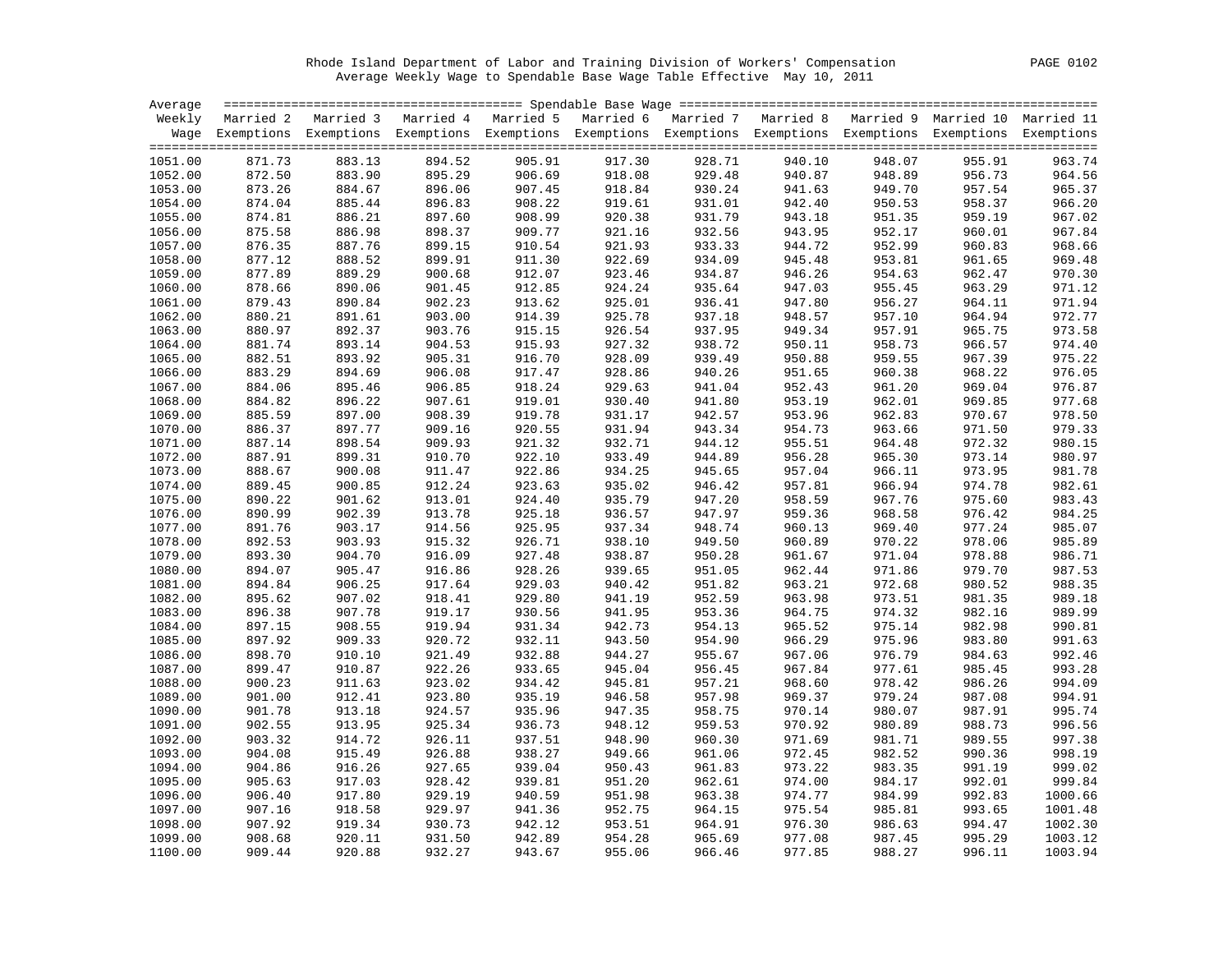Rhode Island Department of Labor and Training Division of Workers' Compensation

Average Weekly Wage to Spendable Base Wage Table Effective May 10, 2011

| Average Weekly Wage | Married 2 Exemptions | Married 3 Exemptions | Married 4 Exemptions | Married 5 Exemptions | Married 6 Exemptions | Married 7 Exemptions | Married 8 Exemptions | Married 9 Exemptions | Married 10 Exemptions | Married 11 Exemptions |
|---|---|---|---|---|---|---|---|---|---|---|
| | Spendable Base Wage | | | | | | | | | |
| 1051.00 | 871.73 | 883.13 | 894.52 | 905.91 | 917.30 | 928.71 | 940.10 | 948.07 | 955.91 | 963.74 |
| 1052.00 | 872.50 | 883.90 | 895.29 | 906.69 | 918.08 | 929.48 | 940.87 | 948.89 | 956.73 | 964.56 |
| 1053.00 | 873.26 | 884.67 | 896.06 | 907.45 | 918.84 | 930.24 | 941.63 | 949.70 | 957.54 | 965.37 |
| 1054.00 | 874.04 | 885.44 | 896.83 | 908.22 | 919.61 | 931.01 | 942.40 | 950.53 | 958.37 | 966.20 |
| 1055.00 | 874.81 | 886.21 | 897.60 | 908.99 | 920.38 | 931.79 | 943.18 | 951.35 | 959.19 | 967.02 |
| 1056.00 | 875.58 | 886.98 | 898.37 | 909.77 | 921.16 | 932.56 | 943.95 | 952.17 | 960.01 | 967.84 |
| 1057.00 | 876.35 | 887.76 | 899.15 | 910.54 | 921.93 | 933.33 | 944.72 | 952.99 | 960.83 | 968.66 |
| 1058.00 | 877.12 | 888.52 | 899.91 | 911.30 | 922.69 | 934.09 | 945.48 | 953.81 | 961.65 | 969.48 |
| 1059.00 | 877.89 | 889.29 | 900.68 | 912.07 | 923.46 | 934.87 | 946.26 | 954.63 | 962.47 | 970.30 |
| 1060.00 | 878.66 | 890.06 | 901.45 | 912.85 | 924.24 | 935.64 | 947.03 | 955.45 | 963.29 | 971.12 |
| 1061.00 | 879.43 | 890.84 | 902.23 | 913.62 | 925.01 | 936.41 | 947.80 | 956.27 | 964.11 | 971.94 |
| 1062.00 | 880.21 | 891.61 | 903.00 | 914.39 | 925.78 | 937.18 | 948.57 | 957.10 | 964.94 | 972.77 |
| 1063.00 | 880.97 | 892.37 | 903.76 | 915.15 | 926.54 | 937.95 | 949.34 | 957.91 | 965.75 | 973.58 |
| 1064.00 | 881.74 | 893.14 | 904.53 | 915.93 | 927.32 | 938.72 | 950.11 | 958.73 | 966.57 | 974.40 |
| 1065.00 | 882.51 | 893.92 | 905.31 | 916.70 | 928.09 | 939.49 | 950.88 | 959.55 | 967.39 | 975.22 |
| 1066.00 | 883.29 | 894.69 | 906.08 | 917.47 | 928.86 | 940.26 | 951.65 | 960.38 | 968.22 | 976.05 |
| 1067.00 | 884.06 | 895.46 | 906.85 | 918.24 | 929.63 | 941.04 | 952.43 | 961.20 | 969.04 | 976.87 |
| 1068.00 | 884.82 | 896.22 | 907.61 | 919.01 | 930.40 | 941.80 | 953.19 | 962.01 | 969.85 | 977.68 |
| 1069.00 | 885.59 | 897.00 | 908.39 | 919.78 | 931.17 | 942.57 | 953.96 | 962.83 | 970.67 | 978.50 |
| 1070.00 | 886.37 | 897.77 | 909.16 | 920.55 | 931.94 | 943.34 | 954.73 | 963.66 | 971.50 | 979.33 |
| 1071.00 | 887.14 | 898.54 | 909.93 | 921.32 | 932.71 | 944.12 | 955.51 | 964.48 | 972.32 | 980.15 |
| 1072.00 | 887.91 | 899.31 | 910.70 | 922.10 | 933.49 | 944.89 | 956.28 | 965.30 | 973.14 | 980.97 |
| 1073.00 | 888.67 | 900.08 | 911.47 | 922.86 | 934.25 | 945.65 | 957.04 | 966.11 | 973.95 | 981.78 |
| 1074.00 | 889.45 | 900.85 | 912.24 | 923.63 | 935.02 | 946.42 | 957.81 | 966.94 | 974.78 | 982.61 |
| 1075.00 | 890.22 | 901.62 | 913.01 | 924.40 | 935.79 | 947.20 | 958.59 | 967.76 | 975.60 | 983.43 |
| 1076.00 | 890.99 | 902.39 | 913.78 | 925.18 | 936.57 | 947.97 | 959.36 | 968.58 | 976.42 | 984.25 |
| 1077.00 | 891.76 | 903.17 | 914.56 | 925.95 | 937.34 | 948.74 | 960.13 | 969.40 | 977.24 | 985.07 |
| 1078.00 | 892.53 | 903.93 | 915.32 | 926.71 | 938.10 | 949.50 | 960.89 | 970.22 | 978.06 | 985.89 |
| 1079.00 | 893.30 | 904.70 | 916.09 | 927.48 | 938.87 | 950.28 | 961.67 | 971.04 | 978.88 | 986.71 |
| 1080.00 | 894.07 | 905.47 | 916.86 | 928.26 | 939.65 | 951.05 | 962.44 | 971.86 | 979.70 | 987.53 |
| 1081.00 | 894.84 | 906.25 | 917.64 | 929.03 | 940.42 | 951.82 | 963.21 | 972.68 | 980.52 | 988.35 |
| 1082.00 | 895.62 | 907.02 | 918.41 | 929.80 | 941.19 | 952.59 | 963.98 | 973.51 | 981.35 | 989.18 |
| 1083.00 | 896.38 | 907.78 | 919.17 | 930.56 | 941.95 | 953.36 | 964.75 | 974.32 | 982.16 | 989.99 |
| 1084.00 | 897.15 | 908.55 | 919.94 | 931.34 | 942.73 | 954.13 | 965.52 | 975.14 | 982.98 | 990.81 |
| 1085.00 | 897.92 | 909.33 | 920.72 | 932.11 | 943.50 | 954.90 | 966.29 | 975.96 | 983.80 | 991.63 |
| 1086.00 | 898.70 | 910.10 | 921.49 | 932.88 | 944.27 | 955.67 | 967.06 | 976.79 | 984.63 | 992.46 |
| 1087.00 | 899.47 | 910.87 | 922.26 | 933.65 | 945.04 | 956.45 | 967.84 | 977.61 | 985.45 | 993.28 |
| 1088.00 | 900.23 | 911.63 | 923.02 | 934.42 | 945.81 | 957.21 | 968.60 | 978.42 | 986.26 | 994.09 |
| 1089.00 | 901.00 | 912.41 | 923.80 | 935.19 | 946.58 | 957.98 | 969.37 | 979.24 | 987.08 | 994.91 |
| 1090.00 | 901.78 | 913.18 | 924.57 | 935.96 | 947.35 | 958.75 | 970.14 | 980.07 | 987.91 | 995.74 |
| 1091.00 | 902.55 | 913.95 | 925.34 | 936.73 | 948.12 | 959.53 | 970.92 | 980.89 | 988.73 | 996.56 |
| 1092.00 | 903.32 | 914.72 | 926.11 | 937.51 | 948.90 | 960.30 | 971.69 | 981.71 | 989.55 | 997.38 |
| 1093.00 | 904.08 | 915.49 | 926.88 | 938.27 | 949.66 | 961.06 | 972.45 | 982.52 | 990.36 | 998.19 |
| 1094.00 | 904.86 | 916.26 | 927.65 | 939.04 | 950.43 | 961.83 | 973.22 | 983.35 | 991.19 | 999.02 |
| 1095.00 | 905.63 | 917.03 | 928.42 | 939.81 | 951.20 | 962.61 | 974.00 | 984.17 | 992.01 | 999.84 |
| 1096.00 | 906.40 | 917.80 | 929.19 | 940.59 | 951.98 | 963.38 | 974.77 | 984.99 | 992.83 | 1000.66 |
| 1097.00 | 907.16 | 918.58 | 929.97 | 941.36 | 952.75 | 964.15 | 975.54 | 985.81 | 993.65 | 1001.48 |
| 1098.00 | 907.92 | 919.34 | 930.73 | 942.12 | 953.51 | 964.91 | 976.30 | 986.63 | 994.47 | 1002.30 |
| 1099.00 | 908.68 | 920.11 | 931.50 | 942.89 | 954.28 | 965.69 | 977.08 | 987.45 | 995.29 | 1003.12 |
| 1100.00 | 909.44 | 920.88 | 932.27 | 943.67 | 955.06 | 966.46 | 977.85 | 988.27 | 996.11 | 1003.94 |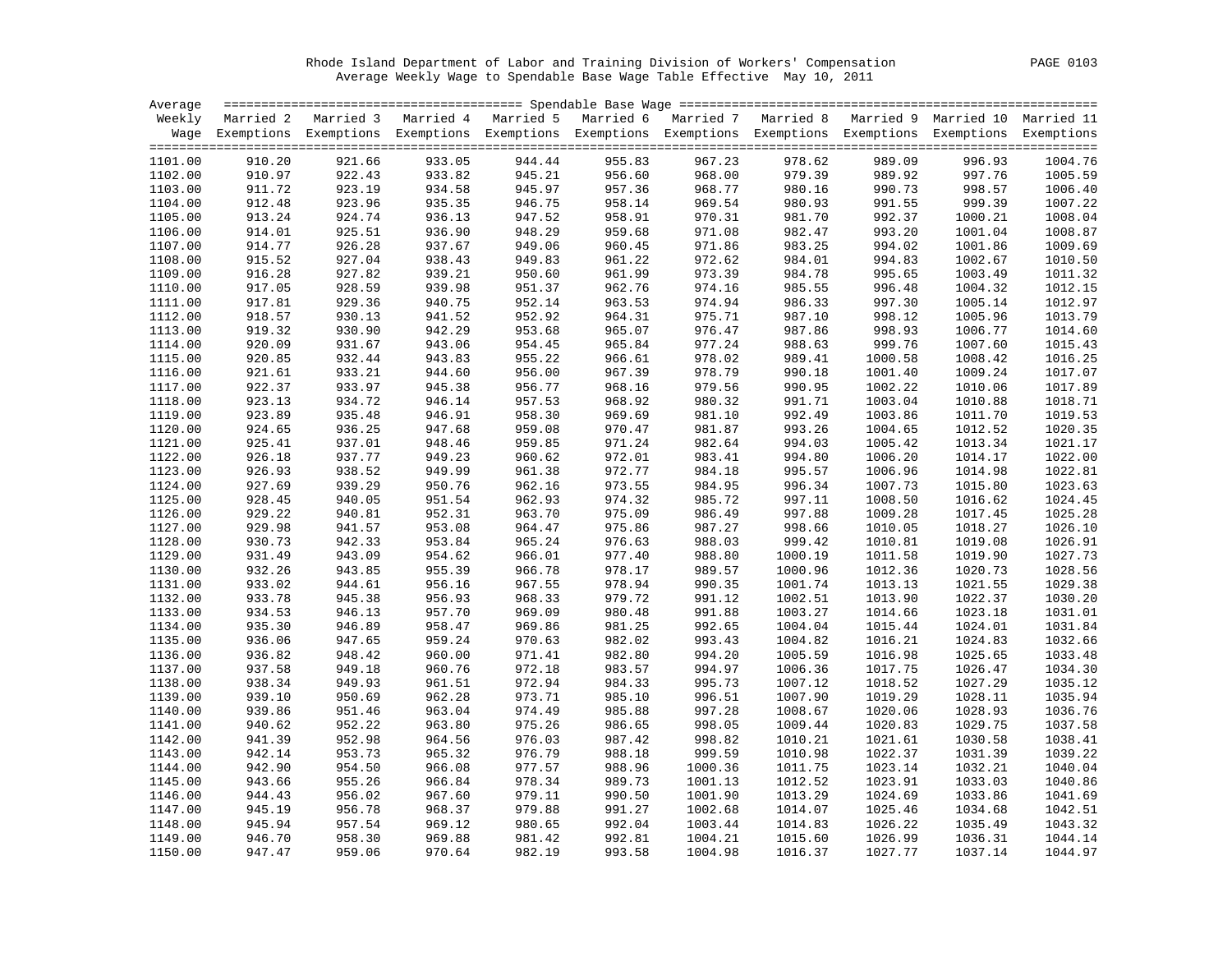Rhode Island Department of Labor and Training Division of Workers' Compensation

Average Weekly Wage to Spendable Base Wage Table Effective May 10, 2011

| Average Weekly Wage | Married 2 Exemptions | Married 3 Exemptions | Married 4 Exemptions | Married 5 Exemptions | Married 6 Exemptions | Married 7 Exemptions | Married 8 Exemptions | Married 9 Exemptions | Married 10 Exemptions | Married 11 Exemptions |
|---|---|---|---|---|---|---|---|---|---|---|
| 1101.00 | 910.20 | 921.66 | 933.05 | 944.44 | 955.83 | 967.23 | 978.62 | 989.09 | 996.93 | 1004.76 |
| 1102.00 | 910.97 | 922.43 | 933.82 | 945.21 | 956.60 | 968.00 | 979.39 | 989.92 | 997.76 | 1005.59 |
| 1103.00 | 911.72 | 923.19 | 934.58 | 945.97 | 957.36 | 968.77 | 980.16 | 990.73 | 998.57 | 1006.40 |
| 1104.00 | 912.48 | 923.96 | 935.35 | 946.75 | 958.14 | 969.54 | 980.93 | 991.55 | 999.39 | 1007.22 |
| 1105.00 | 913.24 | 924.74 | 936.13 | 947.52 | 958.91 | 970.31 | 981.70 | 992.37 | 1000.21 | 1008.04 |
| 1106.00 | 914.01 | 925.51 | 936.90 | 948.29 | 959.68 | 971.08 | 982.47 | 993.20 | 1001.04 | 1008.87 |
| 1107.00 | 914.77 | 926.28 | 937.67 | 949.06 | 960.45 | 971.86 | 983.25 | 994.02 | 1001.86 | 1009.69 |
| 1108.00 | 915.52 | 927.04 | 938.43 | 949.83 | 961.22 | 972.62 | 984.01 | 994.83 | 1002.67 | 1010.50 |
| 1109.00 | 916.28 | 927.82 | 939.21 | 950.60 | 961.99 | 973.39 | 984.78 | 995.65 | 1003.49 | 1011.32 |
| 1110.00 | 917.05 | 928.59 | 939.98 | 951.37 | 962.76 | 974.16 | 985.55 | 996.48 | 1004.32 | 1012.15 |
| 1111.00 | 917.81 | 929.36 | 940.75 | 952.14 | 963.53 | 974.94 | 986.33 | 997.30 | 1005.14 | 1012.97 |
| 1112.00 | 918.57 | 930.13 | 941.52 | 952.92 | 964.31 | 975.71 | 987.10 | 998.12 | 1005.96 | 1013.79 |
| 1113.00 | 919.32 | 930.90 | 942.29 | 953.68 | 965.07 | 976.47 | 987.86 | 998.93 | 1006.77 | 1014.60 |
| 1114.00 | 920.09 | 931.67 | 943.06 | 954.45 | 965.84 | 977.24 | 988.63 | 999.76 | 1007.60 | 1015.43 |
| 1115.00 | 920.85 | 932.44 | 943.83 | 955.22 | 966.61 | 978.02 | 989.41 | 1000.58 | 1008.42 | 1016.25 |
| 1116.00 | 921.61 | 933.21 | 944.60 | 956.00 | 967.39 | 978.79 | 990.18 | 1001.40 | 1009.24 | 1017.07 |
| 1117.00 | 922.37 | 933.97 | 945.38 | 956.77 | 968.16 | 979.56 | 990.95 | 1002.22 | 1010.06 | 1017.89 |
| 1118.00 | 923.13 | 934.72 | 946.14 | 957.53 | 968.92 | 980.32 | 991.71 | 1003.04 | 1010.88 | 1018.71 |
| 1119.00 | 923.89 | 935.48 | 946.91 | 958.30 | 969.69 | 981.10 | 992.49 | 1003.86 | 1011.70 | 1019.53 |
| 1120.00 | 924.65 | 936.25 | 947.68 | 959.08 | 970.47 | 981.87 | 993.26 | 1004.65 | 1012.52 | 1020.35 |
| 1121.00 | 925.41 | 937.01 | 948.46 | 959.85 | 971.24 | 982.64 | 994.03 | 1005.42 | 1013.34 | 1021.17 |
| 1122.00 | 926.18 | 937.77 | 949.23 | 960.62 | 972.01 | 983.41 | 994.80 | 1006.20 | 1014.17 | 1022.00 |
| 1123.00 | 926.93 | 938.52 | 949.99 | 961.38 | 972.77 | 984.18 | 995.57 | 1006.96 | 1014.98 | 1022.81 |
| 1124.00 | 927.69 | 939.29 | 950.76 | 962.16 | 973.55 | 984.95 | 996.34 | 1007.73 | 1015.80 | 1023.63 |
| 1125.00 | 928.45 | 940.05 | 951.54 | 962.93 | 974.32 | 985.72 | 997.11 | 1008.50 | 1016.62 | 1024.45 |
| 1126.00 | 929.22 | 940.81 | 952.31 | 963.70 | 975.09 | 986.49 | 997.88 | 1009.28 | 1017.45 | 1025.28 |
| 1127.00 | 929.98 | 941.57 | 953.08 | 964.47 | 975.86 | 987.27 | 998.66 | 1010.05 | 1018.27 | 1026.10 |
| 1128.00 | 930.73 | 942.33 | 953.84 | 965.24 | 976.63 | 988.03 | 999.42 | 1010.81 | 1019.08 | 1026.91 |
| 1129.00 | 931.49 | 943.09 | 954.62 | 966.01 | 977.40 | 988.80 | 1000.19 | 1011.58 | 1019.90 | 1027.73 |
| 1130.00 | 932.26 | 943.85 | 955.39 | 966.78 | 978.17 | 989.57 | 1000.96 | 1012.36 | 1020.73 | 1028.56 |
| 1131.00 | 933.02 | 944.61 | 956.16 | 967.55 | 978.94 | 990.35 | 1001.74 | 1013.13 | 1021.55 | 1029.38 |
| 1132.00 | 933.78 | 945.38 | 956.93 | 968.33 | 979.72 | 991.12 | 1002.51 | 1013.90 | 1022.37 | 1030.20 |
| 1133.00 | 934.53 | 946.13 | 957.70 | 969.09 | 980.48 | 991.88 | 1003.27 | 1014.66 | 1023.18 | 1031.01 |
| 1134.00 | 935.30 | 946.89 | 958.47 | 969.86 | 981.25 | 992.65 | 1004.04 | 1015.44 | 1024.01 | 1031.84 |
| 1135.00 | 936.06 | 947.65 | 959.24 | 970.63 | 982.02 | 993.43 | 1004.82 | 1016.21 | 1024.83 | 1032.66 |
| 1136.00 | 936.82 | 948.42 | 960.00 | 971.41 | 982.80 | 994.20 | 1005.59 | 1016.98 | 1025.65 | 1033.48 |
| 1137.00 | 937.58 | 949.18 | 960.76 | 972.18 | 983.57 | 994.97 | 1006.36 | 1017.75 | 1026.47 | 1034.30 |
| 1138.00 | 938.34 | 949.93 | 961.51 | 972.94 | 984.33 | 995.73 | 1007.12 | 1018.52 | 1027.29 | 1035.12 |
| 1139.00 | 939.10 | 950.69 | 962.28 | 973.71 | 985.10 | 996.51 | 1007.90 | 1019.29 | 1028.11 | 1035.94 |
| 1140.00 | 939.86 | 951.46 | 963.04 | 974.49 | 985.88 | 997.28 | 1008.67 | 1020.06 | 1028.93 | 1036.76 |
| 1141.00 | 940.62 | 952.22 | 963.80 | 975.26 | 986.65 | 998.05 | 1009.44 | 1020.83 | 1029.75 | 1037.58 |
| 1142.00 | 941.39 | 952.98 | 964.56 | 976.03 | 987.42 | 998.82 | 1010.21 | 1021.61 | 1030.58 | 1038.41 |
| 1143.00 | 942.14 | 953.73 | 965.32 | 976.79 | 988.18 | 999.59 | 1010.98 | 1022.37 | 1031.39 | 1039.22 |
| 1144.00 | 942.90 | 954.50 | 966.08 | 977.57 | 988.96 | 1000.36 | 1011.75 | 1023.14 | 1032.21 | 1040.04 |
| 1145.00 | 943.66 | 955.26 | 966.84 | 978.34 | 989.73 | 1001.13 | 1012.52 | 1023.91 | 1033.03 | 1040.86 |
| 1146.00 | 944.43 | 956.02 | 967.60 | 979.11 | 990.50 | 1001.90 | 1013.29 | 1024.69 | 1033.86 | 1041.69 |
| 1147.00 | 945.19 | 956.78 | 968.37 | 979.88 | 991.27 | 1002.68 | 1014.07 | 1025.46 | 1034.68 | 1042.51 |
| 1148.00 | 945.94 | 957.54 | 969.12 | 980.65 | 992.04 | 1003.44 | 1014.83 | 1026.22 | 1035.49 | 1043.32 |
| 1149.00 | 946.70 | 958.30 | 969.88 | 981.42 | 992.81 | 1004.21 | 1015.60 | 1026.99 | 1036.31 | 1044.14 |
| 1150.00 | 947.47 | 959.06 | 970.64 | 982.19 | 993.58 | 1004.98 | 1016.37 | 1027.77 | 1037.14 | 1044.97 |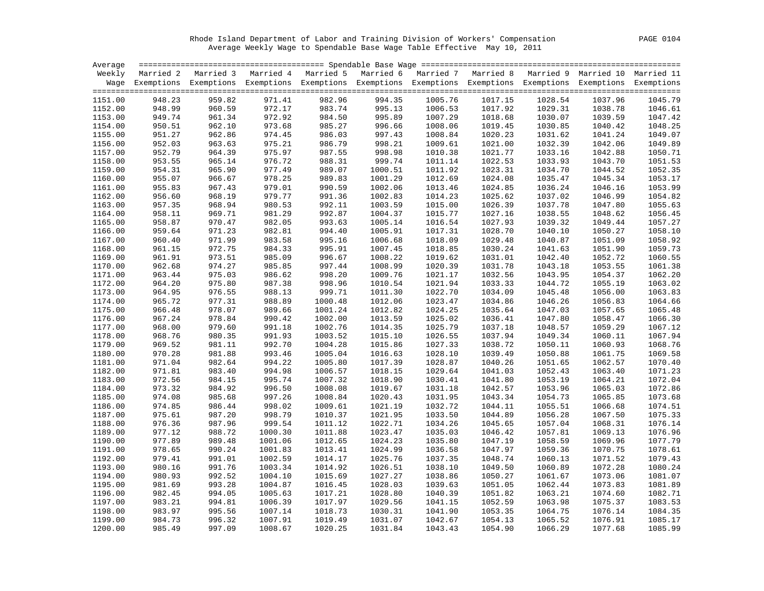Rhode Island Department of Labor and Training Division of Workers' Compensation

Average Weekly Wage to Spendable Base Wage Table Effective May 10, 2011

| Average Weekly Wage | Married 2 Exemptions | Married 3 Exemptions | Married 4 Exemptions | Married 5 Exemptions | Married 6 Exemptions | Married 7 Exemptions | Married 8 Exemptions | Married 9 Exemptions | Married 10 Exemptions | Married 11 Exemptions |
|---|---|---|---|---|---|---|---|---|---|---|
| 1151.00 | 948.23 | 959.82 | 971.41 | 982.96 | 994.35 | 1005.76 | 1017.15 | 1028.54 | 1037.96 | 1045.79 |
| 1152.00 | 948.99 | 960.59 | 972.17 | 983.74 | 995.13 | 1006.53 | 1017.92 | 1029.31 | 1038.78 | 1046.61 |
| 1153.00 | 949.74 | 961.34 | 972.92 | 984.50 | 995.89 | 1007.29 | 1018.68 | 1030.07 | 1039.59 | 1047.42 |
| 1154.00 | 950.51 | 962.10 | 973.68 | 985.27 | 996.66 | 1008.06 | 1019.45 | 1030.85 | 1040.42 | 1048.25 |
| 1155.00 | 951.27 | 962.86 | 974.45 | 986.03 | 997.43 | 1008.84 | 1020.23 | 1031.62 | 1041.24 | 1049.07 |
| 1156.00 | 952.03 | 963.63 | 975.21 | 986.79 | 998.21 | 1009.61 | 1021.00 | 1032.39 | 1042.06 | 1049.89 |
| 1157.00 | 952.79 | 964.39 | 975.97 | 987.55 | 998.98 | 1010.38 | 1021.77 | 1033.16 | 1042.88 | 1050.71 |
| 1158.00 | 953.55 | 965.14 | 976.72 | 988.31 | 999.74 | 1011.14 | 1022.53 | 1033.93 | 1043.70 | 1051.53 |
| 1159.00 | 954.31 | 965.90 | 977.49 | 989.07 | 1000.51 | 1011.92 | 1023.31 | 1034.70 | 1044.52 | 1052.35 |
| 1160.00 | 955.07 | 966.67 | 978.25 | 989.83 | 1001.29 | 1012.69 | 1024.08 | 1035.47 | 1045.34 | 1053.17 |
| 1161.00 | 955.83 | 967.43 | 979.01 | 990.59 | 1002.06 | 1013.46 | 1024.85 | 1036.24 | 1046.16 | 1053.99 |
| 1162.00 | 956.60 | 968.19 | 979.77 | 991.36 | 1002.83 | 1014.23 | 1025.62 | 1037.02 | 1046.99 | 1054.82 |
| 1163.00 | 957.35 | 968.94 | 980.53 | 992.11 | 1003.59 | 1015.00 | 1026.39 | 1037.78 | 1047.80 | 1055.63 |
| 1164.00 | 958.11 | 969.71 | 981.29 | 992.87 | 1004.37 | 1015.77 | 1027.16 | 1038.55 | 1048.62 | 1056.45 |
| 1165.00 | 958.87 | 970.47 | 982.05 | 993.63 | 1005.14 | 1016.54 | 1027.93 | 1039.32 | 1049.44 | 1057.27 |
| 1166.00 | 959.64 | 971.23 | 982.81 | 994.40 | 1005.91 | 1017.31 | 1028.70 | 1040.10 | 1050.27 | 1058.10 |
| 1167.00 | 960.40 | 971.99 | 983.58 | 995.16 | 1006.68 | 1018.09 | 1029.48 | 1040.87 | 1051.09 | 1058.92 |
| 1168.00 | 961.15 | 972.75 | 984.33 | 995.91 | 1007.45 | 1018.85 | 1030.24 | 1041.63 | 1051.90 | 1059.73 |
| 1169.00 | 961.91 | 973.51 | 985.09 | 996.67 | 1008.22 | 1019.62 | 1031.01 | 1042.40 | 1052.72 | 1060.55 |
| 1170.00 | 962.68 | 974.27 | 985.85 | 997.44 | 1008.99 | 1020.39 | 1031.78 | 1043.18 | 1053.55 | 1061.38 |
| 1171.00 | 963.44 | 975.03 | 986.62 | 998.20 | 1009.76 | 1021.17 | 1032.56 | 1043.95 | 1054.37 | 1062.20 |
| 1172.00 | 964.20 | 975.80 | 987.38 | 998.96 | 1010.54 | 1021.94 | 1033.33 | 1044.72 | 1055.19 | 1063.02 |
| 1173.00 | 964.95 | 976.55 | 988.13 | 999.71 | 1011.30 | 1022.70 | 1034.09 | 1045.48 | 1056.00 | 1063.83 |
| 1174.00 | 965.72 | 977.31 | 988.89 | 1000.48 | 1012.06 | 1023.47 | 1034.86 | 1046.26 | 1056.83 | 1064.66 |
| 1175.00 | 966.48 | 978.07 | 989.66 | 1001.24 | 1012.82 | 1024.25 | 1035.64 | 1047.03 | 1057.65 | 1065.48 |
| 1176.00 | 967.24 | 978.84 | 990.42 | 1002.00 | 1013.59 | 1025.02 | 1036.41 | 1047.80 | 1058.47 | 1066.30 |
| 1177.00 | 968.00 | 979.60 | 991.18 | 1002.76 | 1014.35 | 1025.79 | 1037.18 | 1048.57 | 1059.29 | 1067.12 |
| 1178.00 | 968.76 | 980.35 | 991.93 | 1003.52 | 1015.10 | 1026.55 | 1037.94 | 1049.34 | 1060.11 | 1067.94 |
| 1179.00 | 969.52 | 981.11 | 992.70 | 1004.28 | 1015.86 | 1027.33 | 1038.72 | 1050.11 | 1060.93 | 1068.76 |
| 1180.00 | 970.28 | 981.88 | 993.46 | 1005.04 | 1016.63 | 1028.10 | 1039.49 | 1050.88 | 1061.75 | 1069.58 |
| 1181.00 | 971.04 | 982.64 | 994.22 | 1005.80 | 1017.39 | 1028.87 | 1040.26 | 1051.65 | 1062.57 | 1070.40 |
| 1182.00 | 971.81 | 983.40 | 994.98 | 1006.57 | 1018.15 | 1029.64 | 1041.03 | 1052.43 | 1063.40 | 1071.23 |
| 1183.00 | 972.56 | 984.15 | 995.74 | 1007.32 | 1018.90 | 1030.41 | 1041.80 | 1053.19 | 1064.21 | 1072.04 |
| 1184.00 | 973.32 | 984.92 | 996.50 | 1008.08 | 1019.67 | 1031.18 | 1042.57 | 1053.96 | 1065.03 | 1072.86 |
| 1185.00 | 974.08 | 985.68 | 997.26 | 1008.84 | 1020.43 | 1031.95 | 1043.34 | 1054.73 | 1065.85 | 1073.68 |
| 1186.00 | 974.85 | 986.44 | 998.02 | 1009.61 | 1021.19 | 1032.72 | 1044.11 | 1055.51 | 1066.68 | 1074.51 |
| 1187.00 | 975.61 | 987.20 | 998.79 | 1010.37 | 1021.95 | 1033.50 | 1044.89 | 1056.28 | 1067.50 | 1075.33 |
| 1188.00 | 976.36 | 987.96 | 999.54 | 1011.12 | 1022.71 | 1034.26 | 1045.65 | 1057.04 | 1068.31 | 1076.14 |
| 1189.00 | 977.12 | 988.72 | 1000.30 | 1011.88 | 1023.47 | 1035.03 | 1046.42 | 1057.81 | 1069.13 | 1076.96 |
| 1190.00 | 977.89 | 989.48 | 1001.06 | 1012.65 | 1024.23 | 1035.80 | 1047.19 | 1058.59 | 1069.96 | 1077.79 |
| 1191.00 | 978.65 | 990.24 | 1001.83 | 1013.41 | 1024.99 | 1036.58 | 1047.97 | 1059.36 | 1070.75 | 1078.61 |
| 1192.00 | 979.41 | 991.01 | 1002.59 | 1014.17 | 1025.76 | 1037.35 | 1048.74 | 1060.13 | 1071.52 | 1079.43 |
| 1193.00 | 980.16 | 991.76 | 1003.34 | 1014.92 | 1026.51 | 1038.10 | 1049.50 | 1060.89 | 1072.28 | 1080.24 |
| 1194.00 | 980.93 | 992.52 | 1004.10 | 1015.69 | 1027.27 | 1038.86 | 1050.27 | 1061.67 | 1073.06 | 1081.07 |
| 1195.00 | 981.69 | 993.28 | 1004.87 | 1016.45 | 1028.03 | 1039.63 | 1051.05 | 1062.44 | 1073.83 | 1081.89 |
| 1196.00 | 982.45 | 994.05 | 1005.63 | 1017.21 | 1028.80 | 1040.39 | 1051.82 | 1063.21 | 1074.60 | 1082.71 |
| 1197.00 | 983.21 | 994.81 | 1006.39 | 1017.97 | 1029.56 | 1041.15 | 1052.59 | 1063.98 | 1075.37 | 1083.53 |
| 1198.00 | 983.97 | 995.56 | 1007.14 | 1018.73 | 1030.31 | 1041.90 | 1053.35 | 1064.75 | 1076.14 | 1084.35 |
| 1199.00 | 984.73 | 996.32 | 1007.91 | 1019.49 | 1031.07 | 1042.67 | 1054.13 | 1065.52 | 1076.91 | 1085.17 |
| 1200.00 | 985.49 | 997.09 | 1008.67 | 1020.25 | 1031.84 | 1043.43 | 1054.90 | 1066.29 | 1077.68 | 1085.99 |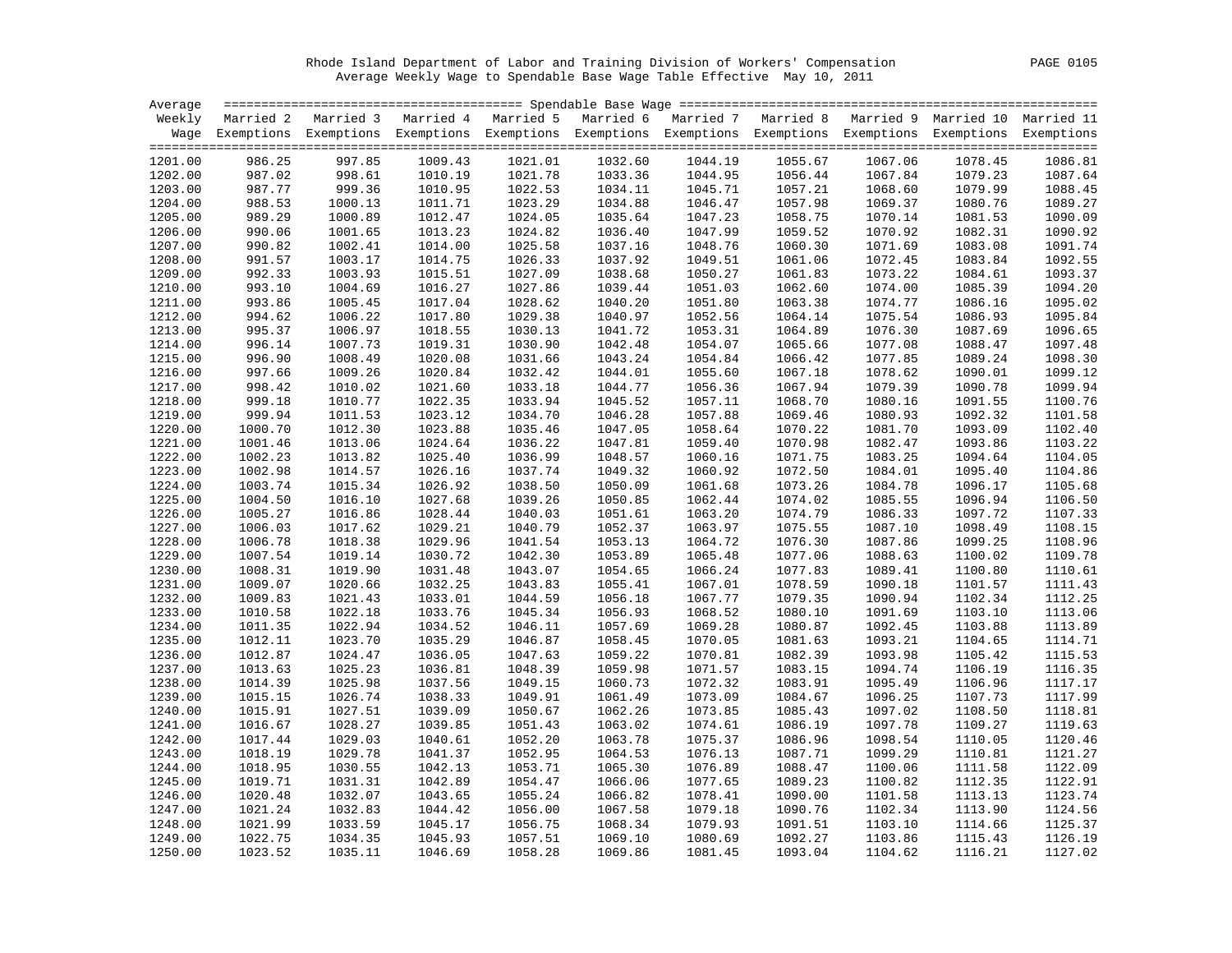Rhode Island Department of Labor and Training Division of Workers' Compensation

Average Weekly Wage to Spendable Base Wage Table Effective May 10, 2011

| Average Weekly Wage | Spendable Base Wage | | | | | | | | | |
|---|---|---|---|---|---|---|---|---|---|---|
| | Married 2 Exemptions | Married 3 Exemptions | Married 4 Exemptions | Married 5 Exemptions | Married 6 Exemptions | Married 7 Exemptions | Married 8 Exemptions | Married 9 Exemptions | Married 10 Exemptions | Married 11 Exemptions |
| 1201.00 | 986.25 | 997.85 | 1009.43 | 1021.01 | 1032.60 | 1044.19 | 1055.67 | 1067.06 | 1078.45 | 1086.81 |
| 1202.00 | 987.02 | 998.61 | 1010.19 | 1021.78 | 1033.36 | 1044.95 | 1056.44 | 1067.84 | 1079.23 | 1087.64 |
| 1203.00 | 987.77 | 999.36 | 1010.95 | 1022.53 | 1034.11 | 1045.71 | 1057.21 | 1068.60 | 1079.99 | 1088.45 |
| 1204.00 | 988.53 | 1000.13 | 1011.71 | 1023.29 | 1034.88 | 1046.47 | 1057.98 | 1069.37 | 1080.76 | 1089.27 |
| 1205.00 | 989.29 | 1000.89 | 1012.47 | 1024.05 | 1035.64 | 1047.23 | 1058.75 | 1070.14 | 1081.53 | 1090.09 |
| 1206.00 | 990.06 | 1001.65 | 1013.23 | 1024.82 | 1036.40 | 1047.99 | 1059.52 | 1070.92 | 1082.31 | 1090.92 |
| 1207.00 | 990.82 | 1002.41 | 1014.00 | 1025.58 | 1037.16 | 1048.76 | 1060.30 | 1071.69 | 1083.08 | 1091.74 |
| 1208.00 | 991.57 | 1003.17 | 1014.75 | 1026.33 | 1037.92 | 1049.51 | 1061.06 | 1072.45 | 1083.84 | 1092.55 |
| 1209.00 | 992.33 | 1003.93 | 1015.51 | 1027.09 | 1038.68 | 1050.27 | 1061.83 | 1073.22 | 1084.61 | 1093.37 |
| 1210.00 | 993.10 | 1004.69 | 1016.27 | 1027.86 | 1039.44 | 1051.03 | 1062.60 | 1074.00 | 1085.39 | 1094.20 |
| 1211.00 | 993.86 | 1005.45 | 1017.04 | 1028.62 | 1040.20 | 1051.80 | 1063.38 | 1074.77 | 1086.16 | 1095.02 |
| 1212.00 | 994.62 | 1006.22 | 1017.80 | 1029.38 | 1040.97 | 1052.56 | 1064.14 | 1075.54 | 1086.93 | 1095.84 |
| 1213.00 | 995.37 | 1006.97 | 1018.55 | 1030.13 | 1041.72 | 1053.31 | 1064.89 | 1076.30 | 1087.69 | 1096.65 |
| 1214.00 | 996.14 | 1007.73 | 1019.31 | 1030.90 | 1042.48 | 1054.07 | 1065.66 | 1077.08 | 1088.47 | 1097.48 |
| 1215.00 | 996.90 | 1008.49 | 1020.08 | 1031.66 | 1043.24 | 1054.84 | 1066.42 | 1077.85 | 1089.24 | 1098.30 |
| 1216.00 | 997.66 | 1009.26 | 1020.84 | 1032.42 | 1044.01 | 1055.60 | 1067.18 | 1078.62 | 1090.01 | 1099.12 |
| 1217.00 | 998.42 | 1010.02 | 1021.60 | 1033.18 | 1044.77 | 1056.36 | 1067.94 | 1079.39 | 1090.78 | 1099.94 |
| 1218.00 | 999.18 | 1010.77 | 1022.35 | 1033.94 | 1045.52 | 1057.11 | 1068.70 | 1080.16 | 1091.55 | 1100.76 |
| 1219.00 | 999.94 | 1011.53 | 1023.12 | 1034.70 | 1046.28 | 1057.88 | 1069.46 | 1080.93 | 1092.32 | 1101.58 |
| 1220.00 | 1000.70 | 1012.30 | 1023.88 | 1035.46 | 1047.05 | 1058.64 | 1070.22 | 1081.70 | 1093.09 | 1102.40 |
| 1221.00 | 1001.46 | 1013.06 | 1024.64 | 1036.22 | 1047.81 | 1059.40 | 1070.98 | 1082.47 | 1093.86 | 1103.22 |
| 1222.00 | 1002.23 | 1013.82 | 1025.40 | 1036.99 | 1048.57 | 1060.16 | 1071.75 | 1083.25 | 1094.64 | 1104.05 |
| 1223.00 | 1002.98 | 1014.57 | 1026.16 | 1037.74 | 1049.32 | 1060.92 | 1072.50 | 1084.01 | 1095.40 | 1104.86 |
| 1224.00 | 1003.74 | 1015.34 | 1026.92 | 1038.50 | 1050.09 | 1061.68 | 1073.26 | 1084.78 | 1096.17 | 1105.68 |
| 1225.00 | 1004.50 | 1016.10 | 1027.68 | 1039.26 | 1050.85 | 1062.44 | 1074.02 | 1085.55 | 1096.94 | 1106.50 |
| 1226.00 | 1005.27 | 1016.86 | 1028.44 | 1040.03 | 1051.61 | 1063.20 | 1074.79 | 1086.33 | 1097.72 | 1107.33 |
| 1227.00 | 1006.03 | 1017.62 | 1029.21 | 1040.79 | 1052.37 | 1063.97 | 1075.55 | 1087.10 | 1098.49 | 1108.15 |
| 1228.00 | 1006.78 | 1018.38 | 1029.96 | 1041.54 | 1053.13 | 1064.72 | 1076.30 | 1087.86 | 1099.25 | 1108.96 |
| 1229.00 | 1007.54 | 1019.14 | 1030.72 | 1042.30 | 1053.89 | 1065.48 | 1077.06 | 1088.63 | 1100.02 | 1109.78 |
| 1230.00 | 1008.31 | 1019.90 | 1031.48 | 1043.07 | 1054.65 | 1066.24 | 1077.83 | 1089.41 | 1100.80 | 1110.61 |
| 1231.00 | 1009.07 | 1020.66 | 1032.25 | 1043.83 | 1055.41 | 1067.01 | 1078.59 | 1090.18 | 1101.57 | 1111.43 |
| 1232.00 | 1009.83 | 1021.43 | 1033.01 | 1044.59 | 1056.18 | 1067.77 | 1079.35 | 1090.94 | 1102.34 | 1112.25 |
| 1233.00 | 1010.58 | 1022.18 | 1033.76 | 1045.34 | 1056.93 | 1068.52 | 1080.10 | 1091.69 | 1103.10 | 1113.06 |
| 1234.00 | 1011.35 | 1022.94 | 1034.52 | 1046.11 | 1057.69 | 1069.28 | 1080.87 | 1092.45 | 1103.88 | 1113.89 |
| 1235.00 | 1012.11 | 1023.70 | 1035.29 | 1046.87 | 1058.45 | 1070.05 | 1081.63 | 1093.21 | 1104.65 | 1114.71 |
| 1236.00 | 1012.87 | 1024.47 | 1036.05 | 1047.63 | 1059.22 | 1070.81 | 1082.39 | 1093.98 | 1105.42 | 1115.53 |
| 1237.00 | 1013.63 | 1025.23 | 1036.81 | 1048.39 | 1059.98 | 1071.57 | 1083.15 | 1094.74 | 1106.19 | 1116.35 |
| 1238.00 | 1014.39 | 1025.98 | 1037.56 | 1049.15 | 1060.73 | 1072.32 | 1083.91 | 1095.49 | 1106.96 | 1117.17 |
| 1239.00 | 1015.15 | 1026.74 | 1038.33 | 1049.91 | 1061.49 | 1073.09 | 1084.67 | 1096.25 | 1107.73 | 1117.99 |
| 1240.00 | 1015.91 | 1027.51 | 1039.09 | 1050.67 | 1062.26 | 1073.85 | 1085.43 | 1097.02 | 1108.50 | 1118.81 |
| 1241.00 | 1016.67 | 1028.27 | 1039.85 | 1051.43 | 1063.02 | 1074.61 | 1086.19 | 1097.78 | 1109.27 | 1119.63 |
| 1242.00 | 1017.44 | 1029.03 | 1040.61 | 1052.20 | 1063.78 | 1075.37 | 1086.96 | 1098.54 | 1110.05 | 1120.46 |
| 1243.00 | 1018.19 | 1029.78 | 1041.37 | 1052.95 | 1064.53 | 1076.13 | 1087.71 | 1099.29 | 1110.81 | 1121.27 |
| 1244.00 | 1018.95 | 1030.55 | 1042.13 | 1053.71 | 1065.30 | 1076.89 | 1088.47 | 1100.06 | 1111.58 | 1122.09 |
| 1245.00 | 1019.71 | 1031.31 | 1042.89 | 1054.47 | 1066.06 | 1077.65 | 1089.23 | 1100.82 | 1112.35 | 1122.91 |
| 1246.00 | 1020.48 | 1032.07 | 1043.65 | 1055.24 | 1066.82 | 1078.41 | 1090.00 | 1101.58 | 1113.13 | 1123.74 |
| 1247.00 | 1021.24 | 1032.83 | 1044.42 | 1056.00 | 1067.58 | 1079.18 | 1090.76 | 1102.34 | 1113.90 | 1124.56 |
| 1248.00 | 1021.99 | 1033.59 | 1045.17 | 1056.75 | 1068.34 | 1079.93 | 1091.51 | 1103.10 | 1114.66 | 1125.37 |
| 1249.00 | 1022.75 | 1034.35 | 1045.93 | 1057.51 | 1069.10 | 1080.69 | 1092.27 | 1103.86 | 1115.43 | 1126.19 |
| 1250.00 | 1023.52 | 1035.11 | 1046.69 | 1058.28 | 1069.86 | 1081.45 | 1093.04 | 1104.62 | 1116.21 | 1127.02 |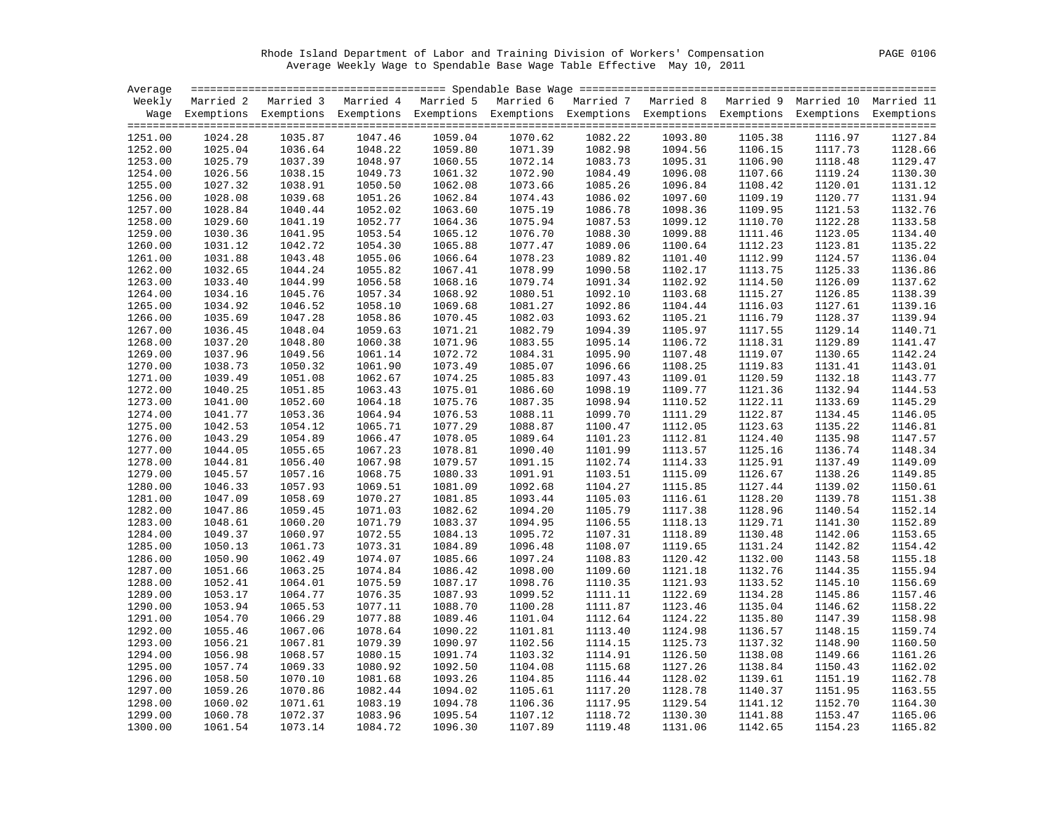Rhode Island Department of Labor and Training Division of Workers' Compensation

Average Weekly Wage to Spendable Base Wage Table Effective May 10, 2011

| Average Weekly Wage | Married 2 Exemptions | Married 3 Exemptions | Married 4 Exemptions | Married 5 Exemptions | Married 6 Exemptions | Married 7 Exemptions | Married 8 Exemptions | Married 9 Exemptions | Married 10 Exemptions | Married 11 Exemptions |
|---|---|---|---|---|---|---|---|---|---|---|
| 1251.00 | 1024.28 | 1035.87 | 1047.46 | 1059.04 | 1070.62 | 1082.22 | 1093.80 | 1105.38 | 1116.97 | 1127.84 |
| 1252.00 | 1025.04 | 1036.64 | 1048.22 | 1059.80 | 1071.39 | 1082.98 | 1094.56 | 1106.15 | 1117.73 | 1128.66 |
| 1253.00 | 1025.79 | 1037.39 | 1048.97 | 1060.55 | 1072.14 | 1083.73 | 1095.31 | 1106.90 | 1118.48 | 1129.47 |
| 1254.00 | 1026.56 | 1038.15 | 1049.73 | 1061.32 | 1072.90 | 1084.49 | 1096.08 | 1107.66 | 1119.24 | 1130.30 |
| 1255.00 | 1027.32 | 1038.91 | 1050.50 | 1062.08 | 1073.66 | 1085.26 | 1096.84 | 1108.42 | 1120.01 | 1131.12 |
| 1256.00 | 1028.08 | 1039.68 | 1051.26 | 1062.84 | 1074.43 | 1086.02 | 1097.60 | 1109.19 | 1120.77 | 1131.94 |
| 1257.00 | 1028.84 | 1040.44 | 1052.02 | 1063.60 | 1075.19 | 1086.78 | 1098.36 | 1109.95 | 1121.53 | 1132.76 |
| 1258.00 | 1029.60 | 1041.19 | 1052.77 | 1064.36 | 1075.94 | 1087.53 | 1099.12 | 1110.70 | 1122.28 | 1133.58 |
| 1259.00 | 1030.36 | 1041.95 | 1053.54 | 1065.12 | 1076.70 | 1088.30 | 1099.88 | 1111.46 | 1123.05 | 1134.40 |
| 1260.00 | 1031.12 | 1042.72 | 1054.30 | 1065.88 | 1077.47 | 1089.06 | 1100.64 | 1112.23 | 1123.81 | 1135.22 |
| 1261.00 | 1031.88 | 1043.48 | 1055.06 | 1066.64 | 1078.23 | 1089.82 | 1101.40 | 1112.99 | 1124.57 | 1136.04 |
| 1262.00 | 1032.65 | 1044.24 | 1055.82 | 1067.41 | 1078.99 | 1090.58 | 1102.17 | 1113.75 | 1125.33 | 1136.86 |
| 1263.00 | 1033.40 | 1044.99 | 1056.58 | 1068.16 | 1079.74 | 1091.34 | 1102.92 | 1114.50 | 1126.09 | 1137.62 |
| 1264.00 | 1034.16 | 1045.76 | 1057.34 | 1068.92 | 1080.51 | 1092.10 | 1103.68 | 1115.27 | 1126.85 | 1138.39 |
| 1265.00 | 1034.92 | 1046.52 | 1058.10 | 1069.68 | 1081.27 | 1092.86 | 1104.44 | 1116.03 | 1127.61 | 1139.16 |
| 1266.00 | 1035.69 | 1047.28 | 1058.86 | 1070.45 | 1082.03 | 1093.62 | 1105.21 | 1116.79 | 1128.37 | 1139.94 |
| 1267.00 | 1036.45 | 1048.04 | 1059.63 | 1071.21 | 1082.79 | 1094.39 | 1105.97 | 1117.55 | 1129.14 | 1140.71 |
| 1268.00 | 1037.20 | 1048.80 | 1060.38 | 1071.96 | 1083.55 | 1095.14 | 1106.72 | 1118.31 | 1129.89 | 1141.47 |
| 1269.00 | 1037.96 | 1049.56 | 1061.14 | 1072.72 | 1084.31 | 1095.90 | 1107.48 | 1119.07 | 1130.65 | 1142.24 |
| 1270.00 | 1038.73 | 1050.32 | 1061.90 | 1073.49 | 1085.07 | 1096.66 | 1108.25 | 1119.83 | 1131.41 | 1143.01 |
| 1271.00 | 1039.49 | 1051.08 | 1062.67 | 1074.25 | 1085.83 | 1097.43 | 1109.01 | 1120.59 | 1132.18 | 1143.77 |
| 1272.00 | 1040.25 | 1051.85 | 1063.43 | 1075.01 | 1086.60 | 1098.19 | 1109.77 | 1121.36 | 1132.94 | 1144.53 |
| 1273.00 | 1041.00 | 1052.60 | 1064.18 | 1075.76 | 1087.35 | 1098.94 | 1110.52 | 1122.11 | 1133.69 | 1145.29 |
| 1274.00 | 1041.77 | 1053.36 | 1064.94 | 1076.53 | 1088.11 | 1099.70 | 1111.29 | 1122.87 | 1134.45 | 1146.05 |
| 1275.00 | 1042.53 | 1054.12 | 1065.71 | 1077.29 | 1088.87 | 1100.47 | 1112.05 | 1123.63 | 1135.22 | 1146.81 |
| 1276.00 | 1043.29 | 1054.89 | 1066.47 | 1078.05 | 1089.64 | 1101.23 | 1112.81 | 1124.40 | 1135.98 | 1147.57 |
| 1277.00 | 1044.05 | 1055.65 | 1067.23 | 1078.81 | 1090.40 | 1101.99 | 1113.57 | 1125.16 | 1136.74 | 1148.34 |
| 1278.00 | 1044.81 | 1056.40 | 1067.98 | 1079.57 | 1091.15 | 1102.74 | 1114.33 | 1125.91 | 1137.49 | 1149.09 |
| 1279.00 | 1045.57 | 1057.16 | 1068.75 | 1080.33 | 1091.91 | 1103.51 | 1115.09 | 1126.67 | 1138.26 | 1149.85 |
| 1280.00 | 1046.33 | 1057.93 | 1069.51 | 1081.09 | 1092.68 | 1104.27 | 1115.85 | 1127.44 | 1139.02 | 1150.61 |
| 1281.00 | 1047.09 | 1058.69 | 1070.27 | 1081.85 | 1093.44 | 1105.03 | 1116.61 | 1128.20 | 1139.78 | 1151.38 |
| 1282.00 | 1047.86 | 1059.45 | 1071.03 | 1082.62 | 1094.20 | 1105.79 | 1117.38 | 1128.96 | 1140.54 | 1152.14 |
| 1283.00 | 1048.61 | 1060.20 | 1071.79 | 1083.37 | 1094.95 | 1106.55 | 1118.13 | 1129.71 | 1141.30 | 1152.89 |
| 1284.00 | 1049.37 | 1060.97 | 1072.55 | 1084.13 | 1095.72 | 1107.31 | 1118.89 | 1130.48 | 1142.06 | 1153.65 |
| 1285.00 | 1050.13 | 1061.73 | 1073.31 | 1084.89 | 1096.48 | 1108.07 | 1119.65 | 1131.24 | 1142.82 | 1154.42 |
| 1286.00 | 1050.90 | 1062.49 | 1074.07 | 1085.66 | 1097.24 | 1108.83 | 1120.42 | 1132.00 | 1143.58 | 1155.18 |
| 1287.00 | 1051.66 | 1063.25 | 1074.84 | 1086.42 | 1098.00 | 1109.60 | 1121.18 | 1132.76 | 1144.35 | 1155.94 |
| 1288.00 | 1052.41 | 1064.01 | 1075.59 | 1087.17 | 1098.76 | 1110.35 | 1121.93 | 1133.52 | 1145.10 | 1156.69 |
| 1289.00 | 1053.17 | 1064.77 | 1076.35 | 1087.93 | 1099.52 | 1111.11 | 1122.69 | 1134.28 | 1145.86 | 1157.46 |
| 1290.00 | 1053.94 | 1065.53 | 1077.11 | 1088.70 | 1100.28 | 1111.87 | 1123.46 | 1135.04 | 1146.62 | 1158.22 |
| 1291.00 | 1054.70 | 1066.29 | 1077.88 | 1089.46 | 1101.04 | 1112.64 | 1124.22 | 1135.80 | 1147.39 | 1158.98 |
| 1292.00 | 1055.46 | 1067.06 | 1078.64 | 1090.22 | 1101.81 | 1113.40 | 1124.98 | 1136.57 | 1148.15 | 1159.74 |
| 1293.00 | 1056.21 | 1067.81 | 1079.39 | 1090.97 | 1102.56 | 1114.15 | 1125.73 | 1137.32 | 1148.90 | 1160.50 |
| 1294.00 | 1056.98 | 1068.57 | 1080.15 | 1091.74 | 1103.32 | 1114.91 | 1126.50 | 1138.08 | 1149.66 | 1161.26 |
| 1295.00 | 1057.74 | 1069.33 | 1080.92 | 1092.50 | 1104.08 | 1115.68 | 1127.26 | 1138.84 | 1150.43 | 1162.02 |
| 1296.00 | 1058.50 | 1070.10 | 1081.68 | 1093.26 | 1104.85 | 1116.44 | 1128.02 | 1139.61 | 1151.19 | 1162.78 |
| 1297.00 | 1059.26 | 1070.86 | 1082.44 | 1094.02 | 1105.61 | 1117.20 | 1128.78 | 1140.37 | 1151.95 | 1163.55 |
| 1298.00 | 1060.02 | 1071.61 | 1083.19 | 1094.78 | 1106.36 | 1117.95 | 1129.54 | 1141.12 | 1152.70 | 1164.30 |
| 1299.00 | 1060.78 | 1072.37 | 1083.96 | 1095.54 | 1107.12 | 1118.72 | 1130.30 | 1141.88 | 1153.47 | 1165.06 |
| 1300.00 | 1061.54 | 1073.14 | 1084.72 | 1096.30 | 1107.89 | 1119.48 | 1131.06 | 1142.65 | 1154.23 | 1165.82 |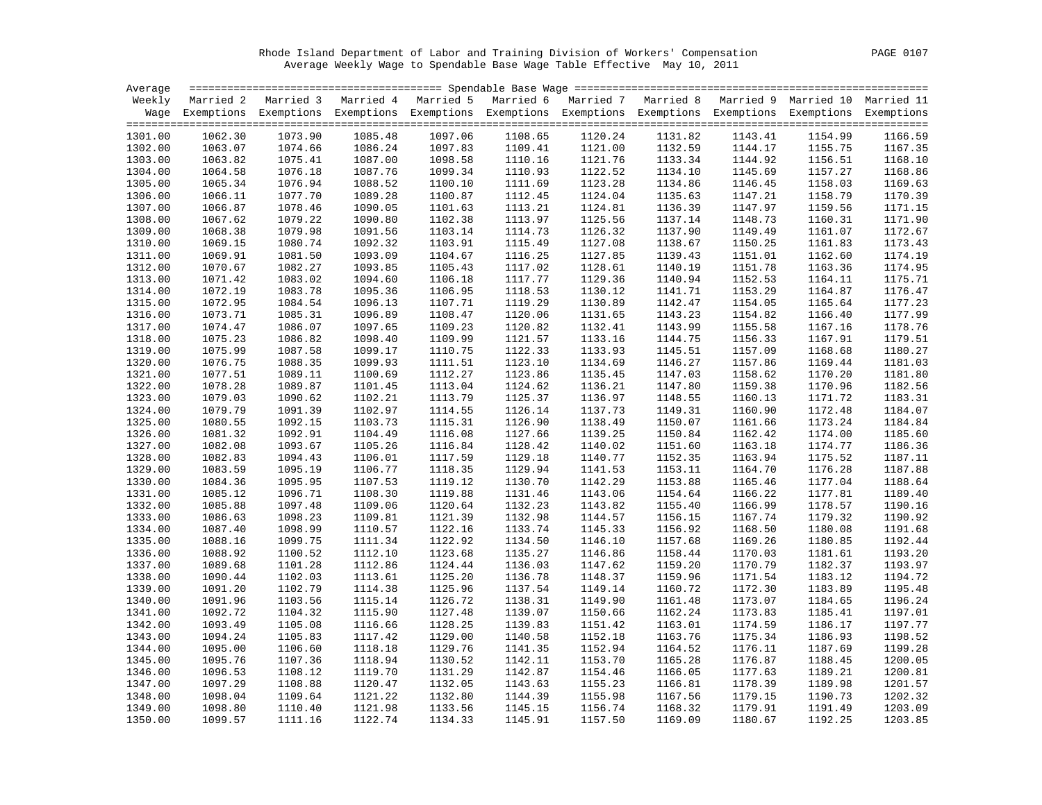Rhode Island Department of Labor and Training Division of Workers' Compensation

Average Weekly Wage to Spendable Base Wage Table Effective May 10, 2011

| Average Weekly Wage | Married 2 Exemptions | Married 3 Exemptions | Married 4 Exemptions | Married 5 Exemptions | Married 6 Exemptions | Married 7 Exemptions | Married 8 Exemptions | Married 9 Exemptions | Married 10 Exemptions | Married 11 Exemptions |
|---|---|---|---|---|---|---|---|---|---|---|
| 1301.00 | 1062.30 | 1073.90 | 1085.48 | 1097.06 | 1108.65 | 1120.24 | 1131.82 | 1143.41 | 1154.99 | 1166.59 |
| 1302.00 | 1063.07 | 1074.66 | 1086.24 | 1097.83 | 1109.41 | 1121.00 | 1132.59 | 1144.17 | 1155.75 | 1167.35 |
| 1303.00 | 1063.82 | 1075.41 | 1087.00 | 1098.58 | 1110.16 | 1121.76 | 1133.34 | 1144.92 | 1156.51 | 1168.10 |
| 1304.00 | 1064.58 | 1076.18 | 1087.76 | 1099.34 | 1110.93 | 1122.52 | 1134.10 | 1145.69 | 1157.27 | 1168.86 |
| 1305.00 | 1065.34 | 1076.94 | 1088.52 | 1100.10 | 1111.69 | 1123.28 | 1134.86 | 1146.45 | 1158.03 | 1169.63 |
| 1306.00 | 1066.11 | 1077.70 | 1089.28 | 1100.87 | 1112.45 | 1124.04 | 1135.63 | 1147.21 | 1158.79 | 1170.39 |
| 1307.00 | 1066.87 | 1078.46 | 1090.05 | 1101.63 | 1113.21 | 1124.81 | 1136.39 | 1147.97 | 1159.56 | 1171.15 |
| 1308.00 | 1067.62 | 1079.22 | 1090.80 | 1102.38 | 1113.97 | 1125.56 | 1137.14 | 1148.73 | 1160.31 | 1171.90 |
| 1309.00 | 1068.38 | 1079.98 | 1091.56 | 1103.14 | 1114.73 | 1126.32 | 1137.90 | 1149.49 | 1161.07 | 1172.67 |
| 1310.00 | 1069.15 | 1080.74 | 1092.32 | 1103.91 | 1115.49 | 1127.08 | 1138.67 | 1150.25 | 1161.83 | 1173.43 |
| 1311.00 | 1069.91 | 1081.50 | 1093.09 | 1104.67 | 1116.25 | 1127.85 | 1139.43 | 1151.01 | 1162.60 | 1174.19 |
| 1312.00 | 1070.67 | 1082.27 | 1093.85 | 1105.43 | 1117.02 | 1128.61 | 1140.19 | 1151.78 | 1163.36 | 1174.95 |
| 1313.00 | 1071.42 | 1083.02 | 1094.60 | 1106.18 | 1117.77 | 1129.36 | 1140.94 | 1152.53 | 1164.11 | 1175.71 |
| 1314.00 | 1072.19 | 1083.78 | 1095.36 | 1106.95 | 1118.53 | 1130.12 | 1141.71 | 1153.29 | 1164.87 | 1176.47 |
| 1315.00 | 1072.95 | 1084.54 | 1096.13 | 1107.71 | 1119.29 | 1130.89 | 1142.47 | 1154.05 | 1165.64 | 1177.23 |
| 1316.00 | 1073.71 | 1085.31 | 1096.89 | 1108.47 | 1120.06 | 1131.65 | 1143.23 | 1154.82 | 1166.40 | 1177.99 |
| 1317.00 | 1074.47 | 1086.07 | 1097.65 | 1109.23 | 1120.82 | 1132.41 | 1143.99 | 1155.58 | 1167.16 | 1178.76 |
| 1318.00 | 1075.23 | 1086.82 | 1098.40 | 1109.99 | 1121.57 | 1133.16 | 1144.75 | 1156.33 | 1167.91 | 1179.51 |
| 1319.00 | 1075.99 | 1087.58 | 1099.17 | 1110.75 | 1122.33 | 1133.93 | 1145.51 | 1157.09 | 1168.68 | 1180.27 |
| 1320.00 | 1076.75 | 1088.35 | 1099.93 | 1111.51 | 1123.10 | 1134.69 | 1146.27 | 1157.86 | 1169.44 | 1181.03 |
| 1321.00 | 1077.51 | 1089.11 | 1100.69 | 1112.27 | 1123.86 | 1135.45 | 1147.03 | 1158.62 | 1170.20 | 1181.80 |
| 1322.00 | 1078.28 | 1089.87 | 1101.45 | 1113.04 | 1124.62 | 1136.21 | 1147.80 | 1159.38 | 1170.96 | 1182.56 |
| 1323.00 | 1079.03 | 1090.62 | 1102.21 | 1113.79 | 1125.37 | 1136.97 | 1148.55 | 1160.13 | 1171.72 | 1183.31 |
| 1324.00 | 1079.79 | 1091.39 | 1102.97 | 1114.55 | 1126.14 | 1137.73 | 1149.31 | 1160.90 | 1172.48 | 1184.07 |
| 1325.00 | 1080.55 | 1092.15 | 1103.73 | 1115.31 | 1126.90 | 1138.49 | 1150.07 | 1161.66 | 1173.24 | 1184.84 |
| 1326.00 | 1081.32 | 1092.91 | 1104.49 | 1116.08 | 1127.66 | 1139.25 | 1150.84 | 1162.42 | 1174.00 | 1185.60 |
| 1327.00 | 1082.08 | 1093.67 | 1105.26 | 1116.84 | 1128.42 | 1140.02 | 1151.60 | 1163.18 | 1174.77 | 1186.36 |
| 1328.00 | 1082.83 | 1094.43 | 1106.01 | 1117.59 | 1129.18 | 1140.77 | 1152.35 | 1163.94 | 1175.52 | 1187.11 |
| 1329.00 | 1083.59 | 1095.19 | 1106.77 | 1118.35 | 1129.94 | 1141.53 | 1153.11 | 1164.70 | 1176.28 | 1187.88 |
| 1330.00 | 1084.36 | 1095.95 | 1107.53 | 1119.12 | 1130.70 | 1142.29 | 1153.88 | 1165.46 | 1177.04 | 1188.64 |
| 1331.00 | 1085.12 | 1096.71 | 1108.30 | 1119.88 | 1131.46 | 1143.06 | 1154.64 | 1166.22 | 1177.81 | 1189.40 |
| 1332.00 | 1085.88 | 1097.48 | 1109.06 | 1120.64 | 1132.23 | 1143.82 | 1155.40 | 1166.99 | 1178.57 | 1190.16 |
| 1333.00 | 1086.63 | 1098.23 | 1109.81 | 1121.39 | 1132.98 | 1144.57 | 1156.15 | 1167.74 | 1179.32 | 1190.92 |
| 1334.00 | 1087.40 | 1098.99 | 1110.57 | 1122.16 | 1133.74 | 1145.33 | 1156.92 | 1168.50 | 1180.08 | 1191.68 |
| 1335.00 | 1088.16 | 1099.75 | 1111.34 | 1122.92 | 1134.50 | 1146.10 | 1157.68 | 1169.26 | 1180.85 | 1192.44 |
| 1336.00 | 1088.92 | 1100.52 | 1112.10 | 1123.68 | 1135.27 | 1146.86 | 1158.44 | 1170.03 | 1181.61 | 1193.20 |
| 1337.00 | 1089.68 | 1101.28 | 1112.86 | 1124.44 | 1136.03 | 1147.62 | 1159.20 | 1170.79 | 1182.37 | 1193.97 |
| 1338.00 | 1090.44 | 1102.03 | 1113.61 | 1125.20 | 1136.78 | 1148.37 | 1159.96 | 1171.54 | 1183.12 | 1194.72 |
| 1339.00 | 1091.20 | 1102.79 | 1114.38 | 1125.96 | 1137.54 | 1149.14 | 1160.72 | 1172.30 | 1183.89 | 1195.48 |
| 1340.00 | 1091.96 | 1103.56 | 1115.14 | 1126.72 | 1138.31 | 1149.90 | 1161.48 | 1173.07 | 1184.65 | 1196.24 |
| 1341.00 | 1092.72 | 1104.32 | 1115.90 | 1127.48 | 1139.07 | 1150.66 | 1162.24 | 1173.83 | 1185.41 | 1197.01 |
| 1342.00 | 1093.49 | 1105.08 | 1116.66 | 1128.25 | 1139.83 | 1151.42 | 1163.01 | 1174.59 | 1186.17 | 1197.77 |
| 1343.00 | 1094.24 | 1105.83 | 1117.42 | 1129.00 | 1140.58 | 1152.18 | 1163.76 | 1175.34 | 1186.93 | 1198.52 |
| 1344.00 | 1095.00 | 1106.60 | 1118.18 | 1129.76 | 1141.35 | 1152.94 | 1164.52 | 1176.11 | 1187.69 | 1199.28 |
| 1345.00 | 1095.76 | 1107.36 | 1118.94 | 1130.52 | 1142.11 | 1153.70 | 1165.28 | 1176.87 | 1188.45 | 1200.05 |
| 1346.00 | 1096.53 | 1108.12 | 1119.70 | 1131.29 | 1142.87 | 1154.46 | 1166.05 | 1177.63 | 1189.21 | 1200.81 |
| 1347.00 | 1097.29 | 1108.88 | 1120.47 | 1132.05 | 1143.63 | 1155.23 | 1166.81 | 1178.39 | 1189.98 | 1201.57 |
| 1348.00 | 1098.04 | 1109.64 | 1121.22 | 1132.80 | 1144.39 | 1155.98 | 1167.56 | 1179.15 | 1190.73 | 1202.32 |
| 1349.00 | 1098.80 | 1110.40 | 1121.98 | 1133.56 | 1145.15 | 1156.74 | 1168.32 | 1179.91 | 1191.49 | 1203.09 |
| 1350.00 | 1099.57 | 1111.16 | 1122.74 | 1134.33 | 1145.91 | 1157.50 | 1169.09 | 1180.67 | 1192.25 | 1203.85 |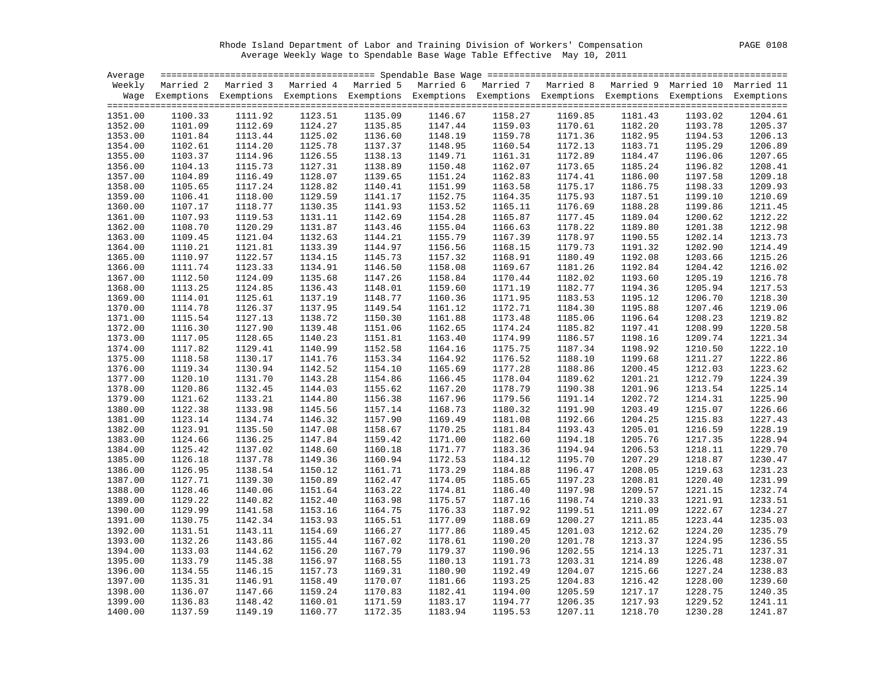Rhode Island Department of Labor and Training Division of Workers' Compensation

Average Weekly Wage to Spendable Base Wage Table Effective May 10, 2011

| Average Weekly Wage | Married 2 Exemptions | Married 3 Exemptions | Married 4 Exemptions | Married 5 Exemptions | Married 6 Exemptions | Married 7 Exemptions | Married 8 Exemptions | Married 9 Exemptions | Married 10 Exemptions | Married 11 Exemptions |
|---|---|---|---|---|---|---|---|---|---|---|
| 1351.00 | 1100.33 | 1111.92 | 1123.51 | 1135.09 | 1146.67 | 1158.27 | 1169.85 | 1181.43 | 1193.02 | 1204.61 |
| 1352.00 | 1101.09 | 1112.69 | 1124.27 | 1135.85 | 1147.44 | 1159.03 | 1170.61 | 1182.20 | 1193.78 | 1205.37 |
| 1353.00 | 1101.84 | 1113.44 | 1125.02 | 1136.60 | 1148.19 | 1159.78 | 1171.36 | 1182.95 | 1194.53 | 1206.13 |
| 1354.00 | 1102.61 | 1114.20 | 1125.78 | 1137.37 | 1148.95 | 1160.54 | 1172.13 | 1183.71 | 1195.29 | 1206.89 |
| 1355.00 | 1103.37 | 1114.96 | 1126.55 | 1138.13 | 1149.71 | 1161.31 | 1172.89 | 1184.47 | 1196.06 | 1207.65 |
| 1356.00 | 1104.13 | 1115.73 | 1127.31 | 1138.89 | 1150.48 | 1162.07 | 1173.65 | 1185.24 | 1196.82 | 1208.41 |
| 1357.00 | 1104.89 | 1116.49 | 1128.07 | 1139.65 | 1151.24 | 1162.83 | 1174.41 | 1186.00 | 1197.58 | 1209.18 |
| 1358.00 | 1105.65 | 1117.24 | 1128.82 | 1140.41 | 1151.99 | 1163.58 | 1175.17 | 1186.75 | 1198.33 | 1209.93 |
| 1359.00 | 1106.41 | 1118.00 | 1129.59 | 1141.17 | 1152.75 | 1164.35 | 1175.93 | 1187.51 | 1199.10 | 1210.69 |
| 1360.00 | 1107.17 | 1118.77 | 1130.35 | 1141.93 | 1153.52 | 1165.11 | 1176.69 | 1188.28 | 1199.86 | 1211.45 |
| 1361.00 | 1107.93 | 1119.53 | 1131.11 | 1142.69 | 1154.28 | 1165.87 | 1177.45 | 1189.04 | 1200.62 | 1212.22 |
| 1362.00 | 1108.70 | 1120.29 | 1131.87 | 1143.46 | 1155.04 | 1166.63 | 1178.22 | 1189.80 | 1201.38 | 1212.98 |
| 1363.00 | 1109.45 | 1121.04 | 1132.63 | 1144.21 | 1155.79 | 1167.39 | 1178.97 | 1190.55 | 1202.14 | 1213.73 |
| 1364.00 | 1110.21 | 1121.81 | 1133.39 | 1144.97 | 1156.56 | 1168.15 | 1179.73 | 1191.32 | 1202.90 | 1214.49 |
| 1365.00 | 1110.97 | 1122.57 | 1134.15 | 1145.73 | 1157.32 | 1168.91 | 1180.49 | 1192.08 | 1203.66 | 1215.26 |
| 1366.00 | 1111.74 | 1123.33 | 1134.91 | 1146.50 | 1158.08 | 1169.67 | 1181.26 | 1192.84 | 1204.42 | 1216.02 |
| 1367.00 | 1112.50 | 1124.09 | 1135.68 | 1147.26 | 1158.84 | 1170.44 | 1182.02 | 1193.60 | 1205.19 | 1216.78 |
| 1368.00 | 1113.25 | 1124.85 | 1136.43 | 1148.01 | 1159.60 | 1171.19 | 1182.77 | 1194.36 | 1205.94 | 1217.53 |
| 1369.00 | 1114.01 | 1125.61 | 1137.19 | 1148.77 | 1160.36 | 1171.95 | 1183.53 | 1195.12 | 1206.70 | 1218.30 |
| 1370.00 | 1114.78 | 1126.37 | 1137.95 | 1149.54 | 1161.12 | 1172.71 | 1184.30 | 1195.88 | 1207.46 | 1219.06 |
| 1371.00 | 1115.54 | 1127.13 | 1138.72 | 1150.30 | 1161.88 | 1173.48 | 1185.06 | 1196.64 | 1208.23 | 1219.82 |
| 1372.00 | 1116.30 | 1127.90 | 1139.48 | 1151.06 | 1162.65 | 1174.24 | 1185.82 | 1197.41 | 1208.99 | 1220.58 |
| 1373.00 | 1117.05 | 1128.65 | 1140.23 | 1151.81 | 1163.40 | 1174.99 | 1186.57 | 1198.16 | 1209.74 | 1221.34 |
| 1374.00 | 1117.82 | 1129.41 | 1140.99 | 1152.58 | 1164.16 | 1175.75 | 1187.34 | 1198.92 | 1210.50 | 1222.10 |
| 1375.00 | 1118.58 | 1130.17 | 1141.76 | 1153.34 | 1164.92 | 1176.52 | 1188.10 | 1199.68 | 1211.27 | 1222.86 |
| 1376.00 | 1119.34 | 1130.94 | 1142.52 | 1154.10 | 1165.69 | 1177.28 | 1188.86 | 1200.45 | 1212.03 | 1223.62 |
| 1377.00 | 1120.10 | 1131.70 | 1143.28 | 1154.86 | 1166.45 | 1178.04 | 1189.62 | 1201.21 | 1212.79 | 1224.39 |
| 1378.00 | 1120.86 | 1132.45 | 1144.03 | 1155.62 | 1167.20 | 1178.79 | 1190.38 | 1201.96 | 1213.54 | 1225.14 |
| 1379.00 | 1121.62 | 1133.21 | 1144.80 | 1156.38 | 1167.96 | 1179.56 | 1191.14 | 1202.72 | 1214.31 | 1225.90 |
| 1380.00 | 1122.38 | 1133.98 | 1145.56 | 1157.14 | 1168.73 | 1180.32 | 1191.90 | 1203.49 | 1215.07 | 1226.66 |
| 1381.00 | 1123.14 | 1134.74 | 1146.32 | 1157.90 | 1169.49 | 1181.08 | 1192.66 | 1204.25 | 1215.83 | 1227.43 |
| 1382.00 | 1123.91 | 1135.50 | 1147.08 | 1158.67 | 1170.25 | 1181.84 | 1193.43 | 1205.01 | 1216.59 | 1228.19 |
| 1383.00 | 1124.66 | 1136.25 | 1147.84 | 1159.42 | 1171.00 | 1182.60 | 1194.18 | 1205.76 | 1217.35 | 1228.94 |
| 1384.00 | 1125.42 | 1137.02 | 1148.60 | 1160.18 | 1171.77 | 1183.36 | 1194.94 | 1206.53 | 1218.11 | 1229.70 |
| 1385.00 | 1126.18 | 1137.78 | 1149.36 | 1160.94 | 1172.53 | 1184.12 | 1195.70 | 1207.29 | 1218.87 | 1230.47 |
| 1386.00 | 1126.95 | 1138.54 | 1150.12 | 1161.71 | 1173.29 | 1184.88 | 1196.47 | 1208.05 | 1219.63 | 1231.23 |
| 1387.00 | 1127.71 | 1139.30 | 1150.89 | 1162.47 | 1174.05 | 1185.65 | 1197.23 | 1208.81 | 1220.40 | 1231.99 |
| 1388.00 | 1128.46 | 1140.06 | 1151.64 | 1163.22 | 1174.81 | 1186.40 | 1197.98 | 1209.57 | 1221.15 | 1232.74 |
| 1389.00 | 1129.22 | 1140.82 | 1152.40 | 1163.98 | 1175.57 | 1187.16 | 1198.74 | 1210.33 | 1221.91 | 1233.51 |
| 1390.00 | 1129.99 | 1141.58 | 1153.16 | 1164.75 | 1176.33 | 1187.92 | 1199.51 | 1211.09 | 1222.67 | 1234.27 |
| 1391.00 | 1130.75 | 1142.34 | 1153.93 | 1165.51 | 1177.09 | 1188.69 | 1200.27 | 1211.85 | 1223.44 | 1235.03 |
| 1392.00 | 1131.51 | 1143.11 | 1154.69 | 1166.27 | 1177.86 | 1189.45 | 1201.03 | 1212.62 | 1224.20 | 1235.79 |
| 1393.00 | 1132.26 | 1143.86 | 1155.44 | 1167.02 | 1178.61 | 1190.20 | 1201.78 | 1213.37 | 1224.95 | 1236.55 |
| 1394.00 | 1133.03 | 1144.62 | 1156.20 | 1167.79 | 1179.37 | 1190.96 | 1202.55 | 1214.13 | 1225.71 | 1237.31 |
| 1395.00 | 1133.79 | 1145.38 | 1156.97 | 1168.55 | 1180.13 | 1191.73 | 1203.31 | 1214.89 | 1226.48 | 1238.07 |
| 1396.00 | 1134.55 | 1146.15 | 1157.73 | 1169.31 | 1180.90 | 1192.49 | 1204.07 | 1215.66 | 1227.24 | 1238.83 |
| 1397.00 | 1135.31 | 1146.91 | 1158.49 | 1170.07 | 1181.66 | 1193.25 | 1204.83 | 1216.42 | 1228.00 | 1239.60 |
| 1398.00 | 1136.07 | 1147.66 | 1159.24 | 1170.83 | 1182.41 | 1194.00 | 1205.59 | 1217.17 | 1228.75 | 1240.35 |
| 1399.00 | 1136.83 | 1148.42 | 1160.01 | 1171.59 | 1183.17 | 1194.77 | 1206.35 | 1217.93 | 1229.52 | 1241.11 |
| 1400.00 | 1137.59 | 1149.19 | 1160.77 | 1172.35 | 1183.94 | 1195.53 | 1207.11 | 1218.70 | 1230.28 | 1241.87 |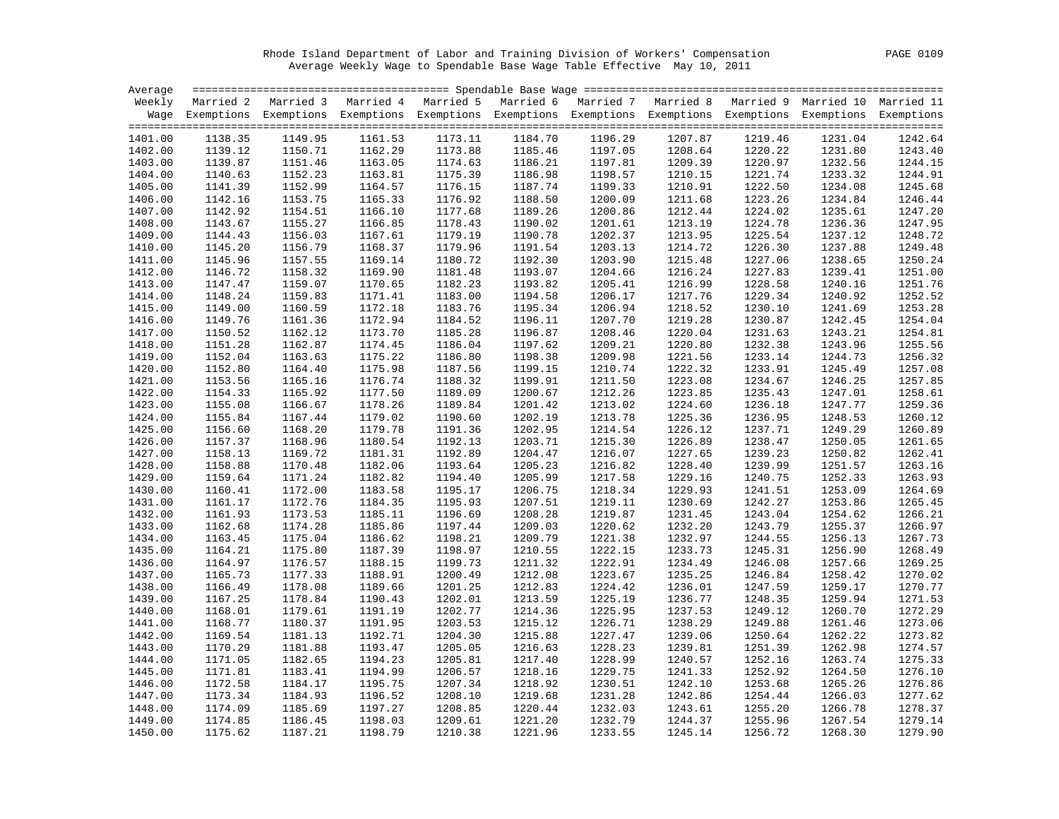Rhode Island Department of Labor and Training Division of Workers' Compensation

Average Weekly Wage to Spendable Base Wage Table Effective May 10, 2011

| Average Weekly Wage | Married 2 Exemptions | Married 3 Exemptions | Married 4 Exemptions | Married 5 Exemptions | Married 6 Exemptions | Married 7 Exemptions | Married 8 Exemptions | Married 9 Exemptions | Married 10 Exemptions | Married 11 Exemptions |
|---|---|---|---|---|---|---|---|---|---|---|
| 1401.00 | 1138.35 | 1149.95 | 1161.53 | 1173.11 | 1184.70 | 1196.29 | 1207.87 | 1219.46 | 1231.04 | 1242.64 |
| 1402.00 | 1139.12 | 1150.71 | 1162.29 | 1173.88 | 1185.46 | 1197.05 | 1208.64 | 1220.22 | 1231.80 | 1243.40 |
| 1403.00 | 1139.87 | 1151.46 | 1163.05 | 1174.63 | 1186.21 | 1197.81 | 1209.39 | 1220.97 | 1232.56 | 1244.15 |
| 1404.00 | 1140.63 | 1152.23 | 1163.81 | 1175.39 | 1186.98 | 1198.57 | 1210.15 | 1221.74 | 1233.32 | 1244.91 |
| 1405.00 | 1141.39 | 1152.99 | 1164.57 | 1176.15 | 1187.74 | 1199.33 | 1210.91 | 1222.50 | 1234.08 | 1245.68 |
| 1406.00 | 1142.16 | 1153.75 | 1165.33 | 1176.92 | 1188.50 | 1200.09 | 1211.68 | 1223.26 | 1234.84 | 1246.44 |
| 1407.00 | 1142.92 | 1154.51 | 1166.10 | 1177.68 | 1189.26 | 1200.86 | 1212.44 | 1224.02 | 1235.61 | 1247.20 |
| 1408.00 | 1143.67 | 1155.27 | 1166.85 | 1178.43 | 1190.02 | 1201.61 | 1213.19 | 1224.78 | 1236.36 | 1247.95 |
| 1409.00 | 1144.43 | 1156.03 | 1167.61 | 1179.19 | 1190.78 | 1202.37 | 1213.95 | 1225.54 | 1237.12 | 1248.72 |
| 1410.00 | 1145.20 | 1156.79 | 1168.37 | 1179.96 | 1191.54 | 1203.13 | 1214.72 | 1226.30 | 1237.88 | 1249.48 |
| 1411.00 | 1145.96 | 1157.55 | 1169.14 | 1180.72 | 1192.30 | 1203.90 | 1215.48 | 1227.06 | 1238.65 | 1250.24 |
| 1412.00 | 1146.72 | 1158.32 | 1169.90 | 1181.48 | 1193.07 | 1204.66 | 1216.24 | 1227.83 | 1239.41 | 1251.00 |
| 1413.00 | 1147.47 | 1159.07 | 1170.65 | 1182.23 | 1193.82 | 1205.41 | 1216.99 | 1228.58 | 1240.16 | 1251.76 |
| 1414.00 | 1148.24 | 1159.83 | 1171.41 | 1183.00 | 1194.58 | 1206.17 | 1217.76 | 1229.34 | 1240.92 | 1252.52 |
| 1415.00 | 1149.00 | 1160.59 | 1172.18 | 1183.76 | 1195.34 | 1206.94 | 1218.52 | 1230.10 | 1241.69 | 1253.28 |
| 1416.00 | 1149.76 | 1161.36 | 1172.94 | 1184.52 | 1196.11 | 1207.70 | 1219.28 | 1230.87 | 1242.45 | 1254.04 |
| 1417.00 | 1150.52 | 1162.12 | 1173.70 | 1185.28 | 1196.87 | 1208.46 | 1220.04 | 1231.63 | 1243.21 | 1254.81 |
| 1418.00 | 1151.28 | 1162.87 | 1174.45 | 1186.04 | 1197.62 | 1209.21 | 1220.80 | 1232.38 | 1243.96 | 1255.56 |
| 1419.00 | 1152.04 | 1163.63 | 1175.22 | 1186.80 | 1198.38 | 1209.98 | 1221.56 | 1233.14 | 1244.73 | 1256.32 |
| 1420.00 | 1152.80 | 1164.40 | 1175.98 | 1187.56 | 1199.15 | 1210.74 | 1222.32 | 1233.91 | 1245.49 | 1257.08 |
| 1421.00 | 1153.56 | 1165.16 | 1176.74 | 1188.32 | 1199.91 | 1211.50 | 1223.08 | 1234.67 | 1246.25 | 1257.85 |
| 1422.00 | 1154.33 | 1165.92 | 1177.50 | 1189.09 | 1200.67 | 1212.26 | 1223.85 | 1235.43 | 1247.01 | 1258.61 |
| 1423.00 | 1155.08 | 1166.67 | 1178.26 | 1189.84 | 1201.42 | 1213.02 | 1224.60 | 1236.18 | 1247.77 | 1259.36 |
| 1424.00 | 1155.84 | 1167.44 | 1179.02 | 1190.60 | 1202.19 | 1213.78 | 1225.36 | 1236.95 | 1248.53 | 1260.12 |
| 1425.00 | 1156.60 | 1168.20 | 1179.78 | 1191.36 | 1202.95 | 1214.54 | 1226.12 | 1237.71 | 1249.29 | 1260.89 |
| 1426.00 | 1157.37 | 1168.96 | 1180.54 | 1192.13 | 1203.71 | 1215.30 | 1226.89 | 1238.47 | 1250.05 | 1261.65 |
| 1427.00 | 1158.13 | 1169.72 | 1181.31 | 1192.89 | 1204.47 | 1216.07 | 1227.65 | 1239.23 | 1250.82 | 1262.41 |
| 1428.00 | 1158.88 | 1170.48 | 1182.06 | 1193.64 | 1205.23 | 1216.82 | 1228.40 | 1239.99 | 1251.57 | 1263.16 |
| 1429.00 | 1159.64 | 1171.24 | 1182.82 | 1194.40 | 1205.99 | 1217.58 | 1229.16 | 1240.75 | 1252.33 | 1263.93 |
| 1430.00 | 1160.41 | 1172.00 | 1183.58 | 1195.17 | 1206.75 | 1218.34 | 1229.93 | 1241.51 | 1253.09 | 1264.69 |
| 1431.00 | 1161.17 | 1172.76 | 1184.35 | 1195.93 | 1207.51 | 1219.11 | 1230.69 | 1242.27 | 1253.86 | 1265.45 |
| 1432.00 | 1161.93 | 1173.53 | 1185.11 | 1196.69 | 1208.28 | 1219.87 | 1231.45 | 1243.04 | 1254.62 | 1266.21 |
| 1433.00 | 1162.68 | 1174.28 | 1185.86 | 1197.44 | 1209.03 | 1220.62 | 1232.20 | 1243.79 | 1255.37 | 1266.97 |
| 1434.00 | 1163.45 | 1175.04 | 1186.62 | 1198.21 | 1209.79 | 1221.38 | 1232.97 | 1244.55 | 1256.13 | 1267.73 |
| 1435.00 | 1164.21 | 1175.80 | 1187.39 | 1198.97 | 1210.55 | 1222.15 | 1233.73 | 1245.31 | 1256.90 | 1268.49 |
| 1436.00 | 1164.97 | 1176.57 | 1188.15 | 1199.73 | 1211.32 | 1222.91 | 1234.49 | 1246.08 | 1257.66 | 1269.25 |
| 1437.00 | 1165.73 | 1177.33 | 1188.91 | 1200.49 | 1212.08 | 1223.67 | 1235.25 | 1246.84 | 1258.42 | 1270.02 |
| 1438.00 | 1166.49 | 1178.08 | 1189.66 | 1201.25 | 1212.83 | 1224.42 | 1236.01 | 1247.59 | 1259.17 | 1270.77 |
| 1439.00 | 1167.25 | 1178.84 | 1190.43 | 1202.01 | 1213.59 | 1225.19 | 1236.77 | 1248.35 | 1259.94 | 1271.53 |
| 1440.00 | 1168.01 | 1179.61 | 1191.19 | 1202.77 | 1214.36 | 1225.95 | 1237.53 | 1249.12 | 1260.70 | 1272.29 |
| 1441.00 | 1168.77 | 1180.37 | 1191.95 | 1203.53 | 1215.12 | 1226.71 | 1238.29 | 1249.88 | 1261.46 | 1273.06 |
| 1442.00 | 1169.54 | 1181.13 | 1192.71 | 1204.30 | 1215.88 | 1227.47 | 1239.06 | 1250.64 | 1262.22 | 1273.82 |
| 1443.00 | 1170.29 | 1181.88 | 1193.47 | 1205.05 | 1216.63 | 1228.23 | 1239.81 | 1251.39 | 1262.98 | 1274.57 |
| 1444.00 | 1171.05 | 1182.65 | 1194.23 | 1205.81 | 1217.40 | 1228.99 | 1240.57 | 1252.16 | 1263.74 | 1275.33 |
| 1445.00 | 1171.81 | 1183.41 | 1194.99 | 1206.57 | 1218.16 | 1229.75 | 1241.33 | 1252.92 | 1264.50 | 1276.10 |
| 1446.00 | 1172.58 | 1184.17 | 1195.75 | 1207.34 | 1218.92 | 1230.51 | 1242.10 | 1253.68 | 1265.26 | 1276.86 |
| 1447.00 | 1173.34 | 1184.93 | 1196.52 | 1208.10 | 1219.68 | 1231.28 | 1242.86 | 1254.44 | 1266.03 | 1277.62 |
| 1448.00 | 1174.09 | 1185.69 | 1197.27 | 1208.85 | 1220.44 | 1232.03 | 1243.61 | 1255.20 | 1266.78 | 1278.37 |
| 1449.00 | 1174.85 | 1186.45 | 1198.03 | 1209.61 | 1221.20 | 1232.79 | 1244.37 | 1255.96 | 1267.54 | 1279.14 |
| 1450.00 | 1175.62 | 1187.21 | 1198.79 | 1210.38 | 1221.96 | 1233.55 | 1245.14 | 1256.72 | 1268.30 | 1279.90 |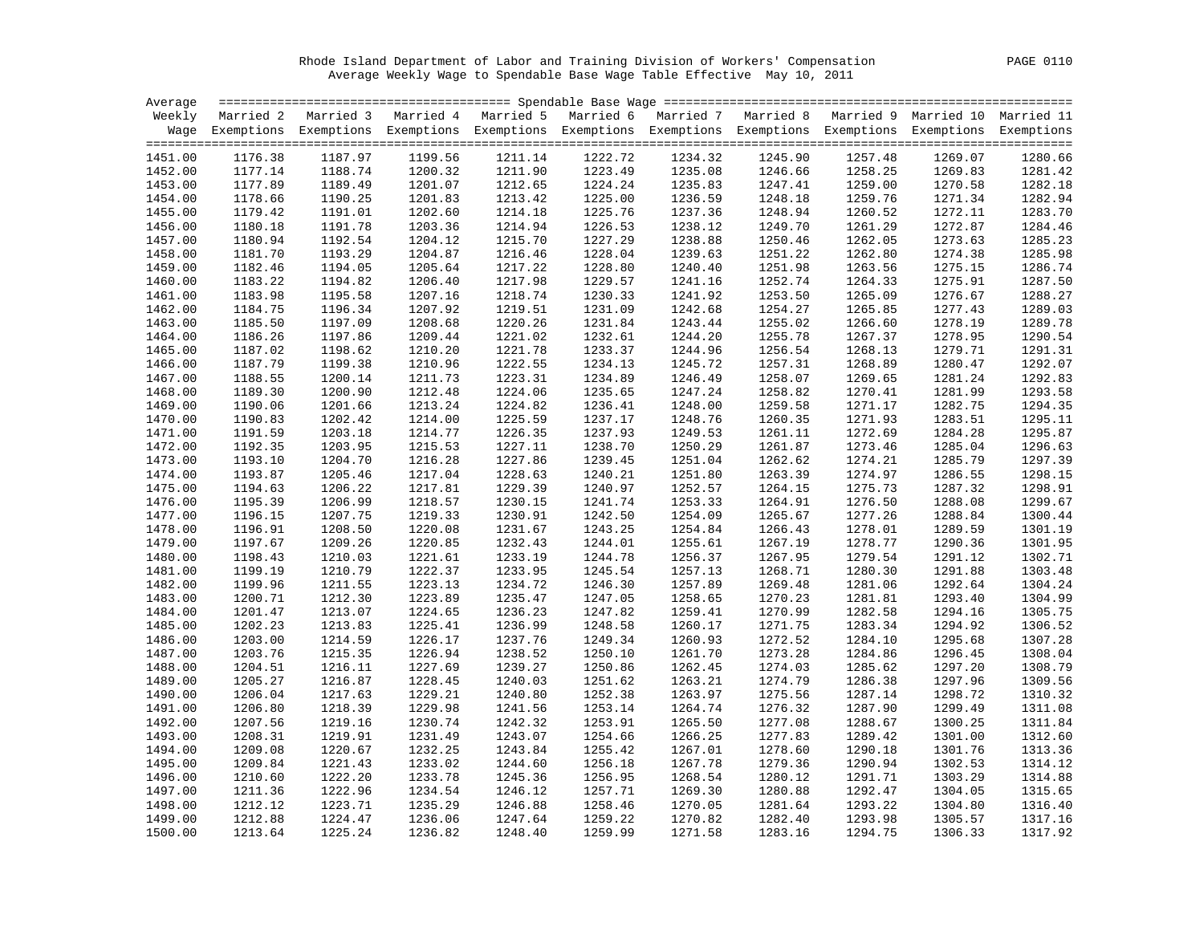Rhode Island Department of Labor and Training Division of Workers' Compensation

Average Weekly Wage to Spendable Base Wage Table Effective May 10, 2011

| Average Weekly Wage | Married 2 Exemptions | Married 3 Exemptions | Married 4 Exemptions | Married 5 Exemptions | Married 6 Exemptions | Married 7 Exemptions | Married 8 Exemptions | Married 9 Exemptions | Married 10 Exemptions | Married 11 Exemptions |
|---|---|---|---|---|---|---|---|---|---|---|
| 1451.00 | 1176.38 | 1187.97 | 1199.56 | 1211.14 | 1222.72 | 1234.32 | 1245.90 | 1257.48 | 1269.07 | 1280.66 |
| 1452.00 | 1177.14 | 1188.74 | 1200.32 | 1211.90 | 1223.49 | 1235.08 | 1246.66 | 1258.25 | 1269.83 | 1281.42 |
| 1453.00 | 1177.89 | 1189.49 | 1201.07 | 1212.65 | 1224.24 | 1235.83 | 1247.41 | 1259.00 | 1270.58 | 1282.18 |
| 1454.00 | 1178.66 | 1190.25 | 1201.83 | 1213.42 | 1225.00 | 1236.59 | 1248.18 | 1259.76 | 1271.34 | 1282.94 |
| 1455.00 | 1179.42 | 1191.01 | 1202.60 | 1214.18 | 1225.76 | 1237.36 | 1248.94 | 1260.52 | 1272.11 | 1283.70 |
| 1456.00 | 1180.18 | 1191.78 | 1203.36 | 1214.94 | 1226.53 | 1238.12 | 1249.70 | 1261.29 | 1272.87 | 1284.46 |
| 1457.00 | 1180.94 | 1192.54 | 1204.12 | 1215.70 | 1227.29 | 1238.88 | 1250.46 | 1262.05 | 1273.63 | 1285.23 |
| 1458.00 | 1181.70 | 1193.29 | 1204.87 | 1216.46 | 1228.04 | 1239.63 | 1251.22 | 1262.80 | 1274.38 | 1285.98 |
| 1459.00 | 1182.46 | 1194.05 | 1205.64 | 1217.22 | 1228.80 | 1240.40 | 1251.98 | 1263.56 | 1275.15 | 1286.74 |
| 1460.00 | 1183.22 | 1194.82 | 1206.40 | 1217.98 | 1229.57 | 1241.16 | 1252.74 | 1264.33 | 1275.91 | 1287.50 |
| 1461.00 | 1183.98 | 1195.58 | 1207.16 | 1218.74 | 1230.33 | 1241.92 | 1253.50 | 1265.09 | 1276.67 | 1288.27 |
| 1462.00 | 1184.75 | 1196.34 | 1207.92 | 1219.51 | 1231.09 | 1242.68 | 1254.27 | 1265.85 | 1277.43 | 1289.03 |
| 1463.00 | 1185.50 | 1197.09 | 1208.68 | 1220.26 | 1231.84 | 1243.44 | 1255.02 | 1266.60 | 1278.19 | 1289.78 |
| 1464.00 | 1186.26 | 1197.86 | 1209.44 | 1221.02 | 1232.61 | 1244.20 | 1255.78 | 1267.37 | 1278.95 | 1290.54 |
| 1465.00 | 1187.02 | 1198.62 | 1210.20 | 1221.78 | 1233.37 | 1244.96 | 1256.54 | 1268.13 | 1279.71 | 1291.31 |
| 1466.00 | 1187.79 | 1199.38 | 1210.96 | 1222.55 | 1234.13 | 1245.72 | 1257.31 | 1268.89 | 1280.47 | 1292.07 |
| 1467.00 | 1188.55 | 1200.14 | 1211.73 | 1223.31 | 1234.89 | 1246.49 | 1258.07 | 1269.65 | 1281.24 | 1292.83 |
| 1468.00 | 1189.30 | 1200.90 | 1212.48 | 1224.06 | 1235.65 | 1247.24 | 1258.82 | 1270.41 | 1281.99 | 1293.58 |
| 1469.00 | 1190.06 | 1201.66 | 1213.24 | 1224.82 | 1236.41 | 1248.00 | 1259.58 | 1271.17 | 1282.75 | 1294.35 |
| 1470.00 | 1190.83 | 1202.42 | 1214.00 | 1225.59 | 1237.17 | 1248.76 | 1260.35 | 1271.93 | 1283.51 | 1295.11 |
| 1471.00 | 1191.59 | 1203.18 | 1214.77 | 1226.35 | 1237.93 | 1249.53 | 1261.11 | 1272.69 | 1284.28 | 1295.87 |
| 1472.00 | 1192.35 | 1203.95 | 1215.53 | 1227.11 | 1238.70 | 1250.29 | 1261.87 | 1273.46 | 1285.04 | 1296.63 |
| 1473.00 | 1193.10 | 1204.70 | 1216.28 | 1227.86 | 1239.45 | 1251.04 | 1262.62 | 1274.21 | 1285.79 | 1297.39 |
| 1474.00 | 1193.87 | 1205.46 | 1217.04 | 1228.63 | 1240.21 | 1251.80 | 1263.39 | 1274.97 | 1286.55 | 1298.15 |
| 1475.00 | 1194.63 | 1206.22 | 1217.81 | 1229.39 | 1240.97 | 1252.57 | 1264.15 | 1275.73 | 1287.32 | 1298.91 |
| 1476.00 | 1195.39 | 1206.99 | 1218.57 | 1230.15 | 1241.74 | 1253.33 | 1264.91 | 1276.50 | 1288.08 | 1299.67 |
| 1477.00 | 1196.15 | 1207.75 | 1219.33 | 1230.91 | 1242.50 | 1254.09 | 1265.67 | 1277.26 | 1288.84 | 1300.44 |
| 1478.00 | 1196.91 | 1208.50 | 1220.08 | 1231.67 | 1243.25 | 1254.84 | 1266.43 | 1278.01 | 1289.59 | 1301.19 |
| 1479.00 | 1197.67 | 1209.26 | 1220.85 | 1232.43 | 1244.01 | 1255.61 | 1267.19 | 1278.77 | 1290.36 | 1301.95 |
| 1480.00 | 1198.43 | 1210.03 | 1221.61 | 1233.19 | 1244.78 | 1256.37 | 1267.95 | 1279.54 | 1291.12 | 1302.71 |
| 1481.00 | 1199.19 | 1210.79 | 1222.37 | 1233.95 | 1245.54 | 1257.13 | 1268.71 | 1280.30 | 1291.88 | 1303.48 |
| 1482.00 | 1199.96 | 1211.55 | 1223.13 | 1234.72 | 1246.30 | 1257.89 | 1269.48 | 1281.06 | 1292.64 | 1304.24 |
| 1483.00 | 1200.71 | 1212.30 | 1223.89 | 1235.47 | 1247.05 | 1258.65 | 1270.23 | 1281.81 | 1293.40 | 1304.99 |
| 1484.00 | 1201.47 | 1213.07 | 1224.65 | 1236.23 | 1247.82 | 1259.41 | 1270.99 | 1282.58 | 1294.16 | 1305.75 |
| 1485.00 | 1202.23 | 1213.83 | 1225.41 | 1236.99 | 1248.58 | 1260.17 | 1271.75 | 1283.34 | 1294.92 | 1306.52 |
| 1486.00 | 1203.00 | 1214.59 | 1226.17 | 1237.76 | 1249.34 | 1260.93 | 1272.52 | 1284.10 | 1295.68 | 1307.28 |
| 1487.00 | 1203.76 | 1215.35 | 1226.94 | 1238.52 | 1250.10 | 1261.70 | 1273.28 | 1284.86 | 1296.45 | 1308.04 |
| 1488.00 | 1204.51 | 1216.11 | 1227.69 | 1239.27 | 1250.86 | 1262.45 | 1274.03 | 1285.62 | 1297.20 | 1308.79 |
| 1489.00 | 1205.27 | 1216.87 | 1228.45 | 1240.03 | 1251.62 | 1263.21 | 1274.79 | 1286.38 | 1297.96 | 1309.56 |
| 1490.00 | 1206.04 | 1217.63 | 1229.21 | 1240.80 | 1252.38 | 1263.97 | 1275.56 | 1287.14 | 1298.72 | 1310.32 |
| 1491.00 | 1206.80 | 1218.39 | 1229.98 | 1241.56 | 1253.14 | 1264.74 | 1276.32 | 1287.90 | 1299.49 | 1311.08 |
| 1492.00 | 1207.56 | 1219.16 | 1230.74 | 1242.32 | 1253.91 | 1265.50 | 1277.08 | 1288.67 | 1300.25 | 1311.84 |
| 1493.00 | 1208.31 | 1219.91 | 1231.49 | 1243.07 | 1254.66 | 1266.25 | 1277.83 | 1289.42 | 1301.00 | 1312.60 |
| 1494.00 | 1209.08 | 1220.67 | 1232.25 | 1243.84 | 1255.42 | 1267.01 | 1278.60 | 1290.18 | 1301.76 | 1313.36 |
| 1495.00 | 1209.84 | 1221.43 | 1233.02 | 1244.60 | 1256.18 | 1267.78 | 1279.36 | 1290.94 | 1302.53 | 1314.12 |
| 1496.00 | 1210.60 | 1222.20 | 1233.78 | 1245.36 | 1256.95 | 1268.54 | 1280.12 | 1291.71 | 1303.29 | 1314.88 |
| 1497.00 | 1211.36 | 1222.96 | 1234.54 | 1246.12 | 1257.71 | 1269.30 | 1280.88 | 1292.47 | 1304.05 | 1315.65 |
| 1498.00 | 1212.12 | 1223.71 | 1235.29 | 1246.88 | 1258.46 | 1270.05 | 1281.64 | 1293.22 | 1304.80 | 1316.40 |
| 1499.00 | 1212.88 | 1224.47 | 1236.06 | 1247.64 | 1259.22 | 1270.82 | 1282.40 | 1293.98 | 1305.57 | 1317.16 |
| 1500.00 | 1213.64 | 1225.24 | 1236.82 | 1248.40 | 1259.99 | 1271.58 | 1283.16 | 1294.75 | 1306.33 | 1317.92 |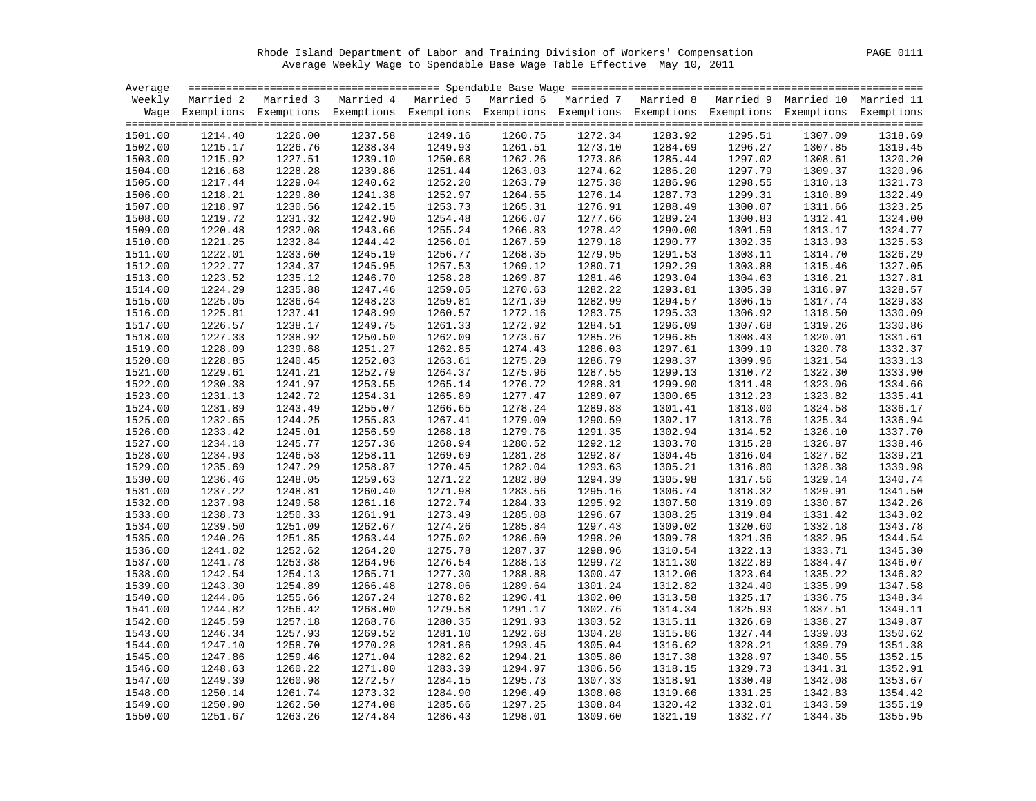Rhode Island Department of Labor and Training Division of Workers' Compensation

Average Weekly Wage to Spendable Base Wage Table Effective May 10, 2011

| Average Weekly Wage | Married 2 Exemptions | Married 3 Exemptions | Married 4 Exemptions | Married 5 Exemptions | Married 6 Exemptions | Married 7 Exemptions | Married 8 Exemptions | Married 9 Exemptions | Married 10 Exemptions | Married 11 Exemptions |
|---|---|---|---|---|---|---|---|---|---|---|
| 1501.00 | 1214.40 | 1226.00 | 1237.58 | 1249.16 | 1260.75 | 1272.34 | 1283.92 | 1295.51 | 1307.09 | 1318.69 |
| 1502.00 | 1215.17 | 1226.76 | 1238.34 | 1249.93 | 1261.51 | 1273.10 | 1284.69 | 1296.27 | 1307.85 | 1319.45 |
| 1503.00 | 1215.92 | 1227.51 | 1239.10 | 1250.68 | 1262.26 | 1273.86 | 1285.44 | 1297.02 | 1308.61 | 1320.20 |
| 1504.00 | 1216.68 | 1228.28 | 1239.86 | 1251.44 | 1263.03 | 1274.62 | 1286.20 | 1297.79 | 1309.37 | 1320.96 |
| 1505.00 | 1217.44 | 1229.04 | 1240.62 | 1252.20 | 1263.79 | 1275.38 | 1286.96 | 1298.55 | 1310.13 | 1321.73 |
| 1506.00 | 1218.21 | 1229.80 | 1241.38 | 1252.97 | 1264.55 | 1276.14 | 1287.73 | 1299.31 | 1310.89 | 1322.49 |
| 1507.00 | 1218.97 | 1230.56 | 1242.15 | 1253.73 | 1265.31 | 1276.91 | 1288.49 | 1300.07 | 1311.66 | 1323.25 |
| 1508.00 | 1219.72 | 1231.32 | 1242.90 | 1254.48 | 1266.07 | 1277.66 | 1289.24 | 1300.83 | 1312.41 | 1324.00 |
| 1509.00 | 1220.48 | 1232.08 | 1243.66 | 1255.24 | 1266.83 | 1278.42 | 1290.00 | 1301.59 | 1313.17 | 1324.77 |
| 1510.00 | 1221.25 | 1232.84 | 1244.42 | 1256.01 | 1267.59 | 1279.18 | 1290.77 | 1302.35 | 1313.93 | 1325.53 |
| 1511.00 | 1222.01 | 1233.60 | 1245.19 | 1256.77 | 1268.35 | 1279.95 | 1291.53 | 1303.11 | 1314.70 | 1326.29 |
| 1512.00 | 1222.77 | 1234.37 | 1245.95 | 1257.53 | 1269.12 | 1280.71 | 1292.29 | 1303.88 | 1315.46 | 1327.05 |
| 1513.00 | 1223.52 | 1235.12 | 1246.70 | 1258.28 | 1269.87 | 1281.46 | 1293.04 | 1304.63 | 1316.21 | 1327.81 |
| 1514.00 | 1224.29 | 1235.88 | 1247.46 | 1259.05 | 1270.63 | 1282.22 | 1293.81 | 1305.39 | 1316.97 | 1328.57 |
| 1515.00 | 1225.05 | 1236.64 | 1248.23 | 1259.81 | 1271.39 | 1282.99 | 1294.57 | 1306.15 | 1317.74 | 1329.33 |
| 1516.00 | 1225.81 | 1237.41 | 1248.99 | 1260.57 | 1272.16 | 1283.75 | 1295.33 | 1306.92 | 1318.50 | 1330.09 |
| 1517.00 | 1226.57 | 1238.17 | 1249.75 | 1261.33 | 1272.92 | 1284.51 | 1296.09 | 1307.68 | 1319.26 | 1330.86 |
| 1518.00 | 1227.33 | 1238.92 | 1250.50 | 1262.09 | 1273.67 | 1285.26 | 1296.85 | 1308.43 | 1320.01 | 1331.61 |
| 1519.00 | 1228.09 | 1239.68 | 1251.27 | 1262.85 | 1274.43 | 1286.03 | 1297.61 | 1309.19 | 1320.78 | 1332.37 |
| 1520.00 | 1228.85 | 1240.45 | 1252.03 | 1263.61 | 1275.20 | 1286.79 | 1298.37 | 1309.96 | 1321.54 | 1333.13 |
| 1521.00 | 1229.61 | 1241.21 | 1252.79 | 1264.37 | 1275.96 | 1287.55 | 1299.13 | 1310.72 | 1322.30 | 1333.90 |
| 1522.00 | 1230.38 | 1241.97 | 1253.55 | 1265.14 | 1276.72 | 1288.31 | 1299.90 | 1311.48 | 1323.06 | 1334.66 |
| 1523.00 | 1231.13 | 1242.72 | 1254.31 | 1265.89 | 1277.47 | 1289.07 | 1300.65 | 1312.23 | 1323.82 | 1335.41 |
| 1524.00 | 1231.89 | 1243.49 | 1255.07 | 1266.65 | 1278.24 | 1289.83 | 1301.41 | 1313.00 | 1324.58 | 1336.17 |
| 1525.00 | 1232.65 | 1244.25 | 1255.83 | 1267.41 | 1279.00 | 1290.59 | 1302.17 | 1313.76 | 1325.34 | 1336.94 |
| 1526.00 | 1233.42 | 1245.01 | 1256.59 | 1268.18 | 1279.76 | 1291.35 | 1302.94 | 1314.52 | 1326.10 | 1337.70 |
| 1527.00 | 1234.18 | 1245.77 | 1257.36 | 1268.94 | 1280.52 | 1292.12 | 1303.70 | 1315.28 | 1326.87 | 1338.46 |
| 1528.00 | 1234.93 | 1246.53 | 1258.11 | 1269.69 | 1281.28 | 1292.87 | 1304.45 | 1316.04 | 1327.62 | 1339.21 |
| 1529.00 | 1235.69 | 1247.29 | 1258.87 | 1270.45 | 1282.04 | 1293.63 | 1305.21 | 1316.80 | 1328.38 | 1339.98 |
| 1530.00 | 1236.46 | 1248.05 | 1259.63 | 1271.22 | 1282.80 | 1294.39 | 1305.98 | 1317.56 | 1329.14 | 1340.74 |
| 1531.00 | 1237.22 | 1248.81 | 1260.40 | 1271.98 | 1283.56 | 1295.16 | 1306.74 | 1318.32 | 1329.91 | 1341.50 |
| 1532.00 | 1237.98 | 1249.58 | 1261.16 | 1272.74 | 1284.33 | 1295.92 | 1307.50 | 1319.09 | 1330.67 | 1342.26 |
| 1533.00 | 1238.73 | 1250.33 | 1261.91 | 1273.49 | 1285.08 | 1296.67 | 1308.25 | 1319.84 | 1331.42 | 1343.02 |
| 1534.00 | 1239.50 | 1251.09 | 1262.67 | 1274.26 | 1285.84 | 1297.43 | 1309.02 | 1320.60 | 1332.18 | 1343.78 |
| 1535.00 | 1240.26 | 1251.85 | 1263.44 | 1275.02 | 1286.60 | 1298.20 | 1309.78 | 1321.36 | 1332.95 | 1344.54 |
| 1536.00 | 1241.02 | 1252.62 | 1264.20 | 1275.78 | 1287.37 | 1298.96 | 1310.54 | 1322.13 | 1333.71 | 1345.30 |
| 1537.00 | 1241.78 | 1253.38 | 1264.96 | 1276.54 | 1288.13 | 1299.72 | 1311.30 | 1322.89 | 1334.47 | 1346.07 |
| 1538.00 | 1242.54 | 1254.13 | 1265.71 | 1277.30 | 1288.88 | 1300.47 | 1312.06 | 1323.64 | 1335.22 | 1346.82 |
| 1539.00 | 1243.30 | 1254.89 | 1266.48 | 1278.06 | 1289.64 | 1301.24 | 1312.82 | 1324.40 | 1335.99 | 1347.58 |
| 1540.00 | 1244.06 | 1255.66 | 1267.24 | 1278.82 | 1290.41 | 1302.00 | 1313.58 | 1325.17 | 1336.75 | 1348.34 |
| 1541.00 | 1244.82 | 1256.42 | 1268.00 | 1279.58 | 1291.17 | 1302.76 | 1314.34 | 1325.93 | 1337.51 | 1349.11 |
| 1542.00 | 1245.59 | 1257.18 | 1268.76 | 1280.35 | 1291.93 | 1303.52 | 1315.11 | 1326.69 | 1338.27 | 1349.87 |
| 1543.00 | 1246.34 | 1257.93 | 1269.52 | 1281.10 | 1292.68 | 1304.28 | 1315.86 | 1327.44 | 1339.03 | 1350.62 |
| 1544.00 | 1247.10 | 1258.70 | 1270.28 | 1281.86 | 1293.45 | 1305.04 | 1316.62 | 1328.21 | 1339.79 | 1351.38 |
| 1545.00 | 1247.86 | 1259.46 | 1271.04 | 1282.62 | 1294.21 | 1305.80 | 1317.38 | 1328.97 | 1340.55 | 1352.15 |
| 1546.00 | 1248.63 | 1260.22 | 1271.80 | 1283.39 | 1294.97 | 1306.56 | 1318.15 | 1329.73 | 1341.31 | 1352.91 |
| 1547.00 | 1249.39 | 1260.98 | 1272.57 | 1284.15 | 1295.73 | 1307.33 | 1318.91 | 1330.49 | 1342.08 | 1353.67 |
| 1548.00 | 1250.14 | 1261.74 | 1273.32 | 1284.90 | 1296.49 | 1308.08 | 1319.66 | 1331.25 | 1342.83 | 1354.42 |
| 1549.00 | 1250.90 | 1262.50 | 1274.08 | 1285.66 | 1297.25 | 1308.84 | 1320.42 | 1332.01 | 1343.59 | 1355.19 |
| 1550.00 | 1251.67 | 1263.26 | 1274.84 | 1286.43 | 1298.01 | 1309.60 | 1321.19 | 1332.77 | 1344.35 | 1355.95 |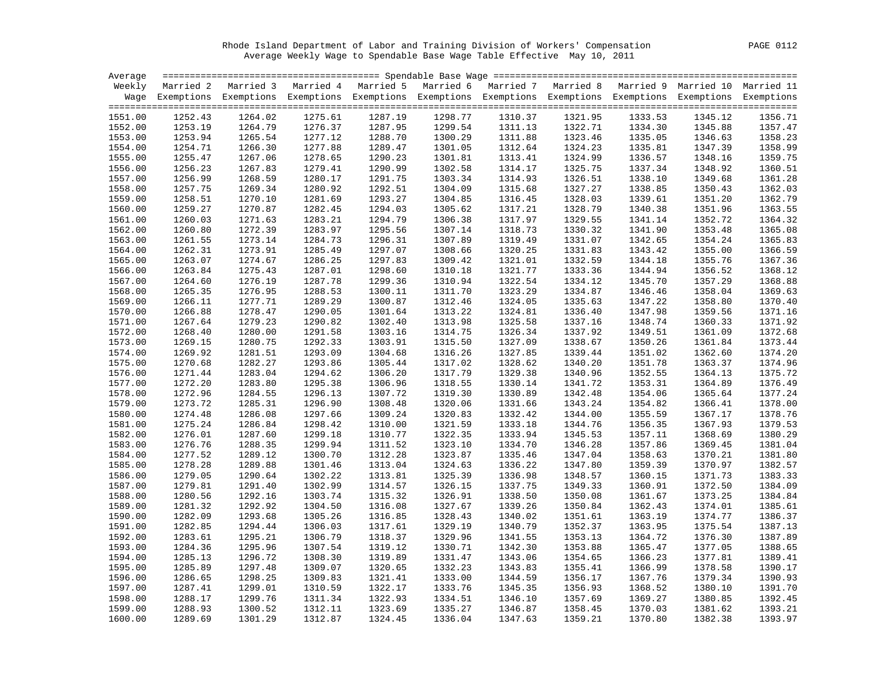Rhode Island Department of Labor and Training Division of Workers' Compensation
Average Weekly Wage to Spendable Base Wage Table Effective May 10, 2011

| Average Weekly Wage | Married 2 Exemptions | Married 3 Exemptions | Married 4 Exemptions | Married 5 Exemptions | Married 6 Exemptions | Married 7 Exemptions | Married 8 Exemptions | Married 9 Exemptions | Married 10 Exemptions | Married 11 Exemptions |
|---|---|---|---|---|---|---|---|---|---|---|
| 1551.00 | 1252.43 | 1264.02 | 1275.61 | 1287.19 | 1298.77 | 1310.37 | 1321.95 | 1333.53 | 1345.12 | 1356.71 |
| 1552.00 | 1253.19 | 1264.79 | 1276.37 | 1287.95 | 1299.54 | 1311.13 | 1322.71 | 1334.30 | 1345.88 | 1357.47 |
| 1553.00 | 1253.94 | 1265.54 | 1277.12 | 1288.70 | 1300.29 | 1311.88 | 1323.46 | 1335.05 | 1346.63 | 1358.23 |
| 1554.00 | 1254.71 | 1266.30 | 1277.88 | 1289.47 | 1301.05 | 1312.64 | 1324.23 | 1335.81 | 1347.39 | 1358.99 |
| 1555.00 | 1255.47 | 1267.06 | 1278.65 | 1290.23 | 1301.81 | 1313.41 | 1324.99 | 1336.57 | 1348.16 | 1359.75 |
| 1556.00 | 1256.23 | 1267.83 | 1279.41 | 1290.99 | 1302.58 | 1314.17 | 1325.75 | 1337.34 | 1348.92 | 1360.51 |
| 1557.00 | 1256.99 | 1268.59 | 1280.17 | 1291.75 | 1303.34 | 1314.93 | 1326.51 | 1338.10 | 1349.68 | 1361.28 |
| 1558.00 | 1257.75 | 1269.34 | 1280.92 | 1292.51 | 1304.09 | 1315.68 | 1327.27 | 1338.85 | 1350.43 | 1362.03 |
| 1559.00 | 1258.51 | 1270.10 | 1281.69 | 1293.27 | 1304.85 | 1316.45 | 1328.03 | 1339.61 | 1351.20 | 1362.79 |
| 1560.00 | 1259.27 | 1270.87 | 1282.45 | 1294.03 | 1305.62 | 1317.21 | 1328.79 | 1340.38 | 1351.96 | 1363.55 |
| 1561.00 | 1260.03 | 1271.63 | 1283.21 | 1294.79 | 1306.38 | 1317.97 | 1329.55 | 1341.14 | 1352.72 | 1364.32 |
| 1562.00 | 1260.80 | 1272.39 | 1283.97 | 1295.56 | 1307.14 | 1318.73 | 1330.32 | 1341.90 | 1353.48 | 1365.08 |
| 1563.00 | 1261.55 | 1273.14 | 1284.73 | 1296.31 | 1307.89 | 1319.49 | 1331.07 | 1342.65 | 1354.24 | 1365.83 |
| 1564.00 | 1262.31 | 1273.91 | 1285.49 | 1297.07 | 1308.66 | 1320.25 | 1331.83 | 1343.42 | 1355.00 | 1366.59 |
| 1565.00 | 1263.07 | 1274.67 | 1286.25 | 1297.83 | 1309.42 | 1321.01 | 1332.59 | 1344.18 | 1355.76 | 1367.36 |
| 1566.00 | 1263.84 | 1275.43 | 1287.01 | 1298.60 | 1310.18 | 1321.77 | 1333.36 | 1344.94 | 1356.52 | 1368.12 |
| 1567.00 | 1264.60 | 1276.19 | 1287.78 | 1299.36 | 1310.94 | 1322.54 | 1334.12 | 1345.70 | 1357.29 | 1368.88 |
| 1568.00 | 1265.35 | 1276.95 | 1288.53 | 1300.11 | 1311.70 | 1323.29 | 1334.87 | 1346.46 | 1358.04 | 1369.63 |
| 1569.00 | 1266.11 | 1277.71 | 1289.29 | 1300.87 | 1312.46 | 1324.05 | 1335.63 | 1347.22 | 1358.80 | 1370.40 |
| 1570.00 | 1266.88 | 1278.47 | 1290.05 | 1301.64 | 1313.22 | 1324.81 | 1336.40 | 1347.98 | 1359.56 | 1371.16 |
| 1571.00 | 1267.64 | 1279.23 | 1290.82 | 1302.40 | 1313.98 | 1325.58 | 1337.16 | 1348.74 | 1360.33 | 1371.92 |
| 1572.00 | 1268.40 | 1280.00 | 1291.58 | 1303.16 | 1314.75 | 1326.34 | 1337.92 | 1349.51 | 1361.09 | 1372.68 |
| 1573.00 | 1269.15 | 1280.75 | 1292.33 | 1303.91 | 1315.50 | 1327.09 | 1338.67 | 1350.26 | 1361.84 | 1373.44 |
| 1574.00 | 1269.92 | 1281.51 | 1293.09 | 1304.68 | 1316.26 | 1327.85 | 1339.44 | 1351.02 | 1362.60 | 1374.20 |
| 1575.00 | 1270.68 | 1282.27 | 1293.86 | 1305.44 | 1317.02 | 1328.62 | 1340.20 | 1351.78 | 1363.37 | 1374.96 |
| 1576.00 | 1271.44 | 1283.04 | 1294.62 | 1306.20 | 1317.79 | 1329.38 | 1340.96 | 1352.55 | 1364.13 | 1375.72 |
| 1577.00 | 1272.20 | 1283.80 | 1295.38 | 1306.96 | 1318.55 | 1330.14 | 1341.72 | 1353.31 | 1364.89 | 1376.49 |
| 1578.00 | 1272.96 | 1284.55 | 1296.13 | 1307.72 | 1319.30 | 1330.89 | 1342.48 | 1354.06 | 1365.64 | 1377.24 |
| 1579.00 | 1273.72 | 1285.31 | 1296.90 | 1308.48 | 1320.06 | 1331.66 | 1343.24 | 1354.82 | 1366.41 | 1378.00 |
| 1580.00 | 1274.48 | 1286.08 | 1297.66 | 1309.24 | 1320.83 | 1332.42 | 1344.00 | 1355.59 | 1367.17 | 1378.76 |
| 1581.00 | 1275.24 | 1286.84 | 1298.42 | 1310.00 | 1321.59 | 1333.18 | 1344.76 | 1356.35 | 1367.93 | 1379.53 |
| 1582.00 | 1276.01 | 1287.60 | 1299.18 | 1310.77 | 1322.35 | 1333.94 | 1345.53 | 1357.11 | 1368.69 | 1380.29 |
| 1583.00 | 1276.76 | 1288.35 | 1299.94 | 1311.52 | 1323.10 | 1334.70 | 1346.28 | 1357.86 | 1369.45 | 1381.04 |
| 1584.00 | 1277.52 | 1289.12 | 1300.70 | 1312.28 | 1323.87 | 1335.46 | 1347.04 | 1358.63 | 1370.21 | 1381.80 |
| 1585.00 | 1278.28 | 1289.88 | 1301.46 | 1313.04 | 1324.63 | 1336.22 | 1347.80 | 1359.39 | 1370.97 | 1382.57 |
| 1586.00 | 1279.05 | 1290.64 | 1302.22 | 1313.81 | 1325.39 | 1336.98 | 1348.57 | 1360.15 | 1371.73 | 1383.33 |
| 1587.00 | 1279.81 | 1291.40 | 1302.99 | 1314.57 | 1326.15 | 1337.75 | 1349.33 | 1360.91 | 1372.50 | 1384.09 |
| 1588.00 | 1280.56 | 1292.16 | 1303.74 | 1315.32 | 1326.91 | 1338.50 | 1350.08 | 1361.67 | 1373.25 | 1384.84 |
| 1589.00 | 1281.32 | 1292.92 | 1304.50 | 1316.08 | 1327.67 | 1339.26 | 1350.84 | 1362.43 | 1374.01 | 1385.61 |
| 1590.00 | 1282.09 | 1293.68 | 1305.26 | 1316.85 | 1328.43 | 1340.02 | 1351.61 | 1363.19 | 1374.77 | 1386.37 |
| 1591.00 | 1282.85 | 1294.44 | 1306.03 | 1317.61 | 1329.19 | 1340.79 | 1352.37 | 1363.95 | 1375.54 | 1387.13 |
| 1592.00 | 1283.61 | 1295.21 | 1306.79 | 1318.37 | 1329.96 | 1341.55 | 1353.13 | 1364.72 | 1376.30 | 1387.89 |
| 1593.00 | 1284.36 | 1295.96 | 1307.54 | 1319.12 | 1330.71 | 1342.30 | 1353.88 | 1365.47 | 1377.05 | 1388.65 |
| 1594.00 | 1285.13 | 1296.72 | 1308.30 | 1319.89 | 1331.47 | 1343.06 | 1354.65 | 1366.23 | 1377.81 | 1389.41 |
| 1595.00 | 1285.89 | 1297.48 | 1309.07 | 1320.65 | 1332.23 | 1343.83 | 1355.41 | 1366.99 | 1378.58 | 1390.17 |
| 1596.00 | 1286.65 | 1298.25 | 1309.83 | 1321.41 | 1333.00 | 1344.59 | 1356.17 | 1367.76 | 1379.34 | 1390.93 |
| 1597.00 | 1287.41 | 1299.01 | 1310.59 | 1322.17 | 1333.76 | 1345.35 | 1356.93 | 1368.52 | 1380.10 | 1391.70 |
| 1598.00 | 1288.17 | 1299.76 | 1311.34 | 1322.93 | 1334.51 | 1346.10 | 1357.69 | 1369.27 | 1380.85 | 1392.45 |
| 1599.00 | 1288.93 | 1300.52 | 1312.11 | 1323.69 | 1335.27 | 1346.87 | 1358.45 | 1370.03 | 1381.62 | 1393.21 |
| 1600.00 | 1289.69 | 1301.29 | 1312.87 | 1324.45 | 1336.04 | 1347.63 | 1359.21 | 1370.80 | 1382.38 | 1393.97 |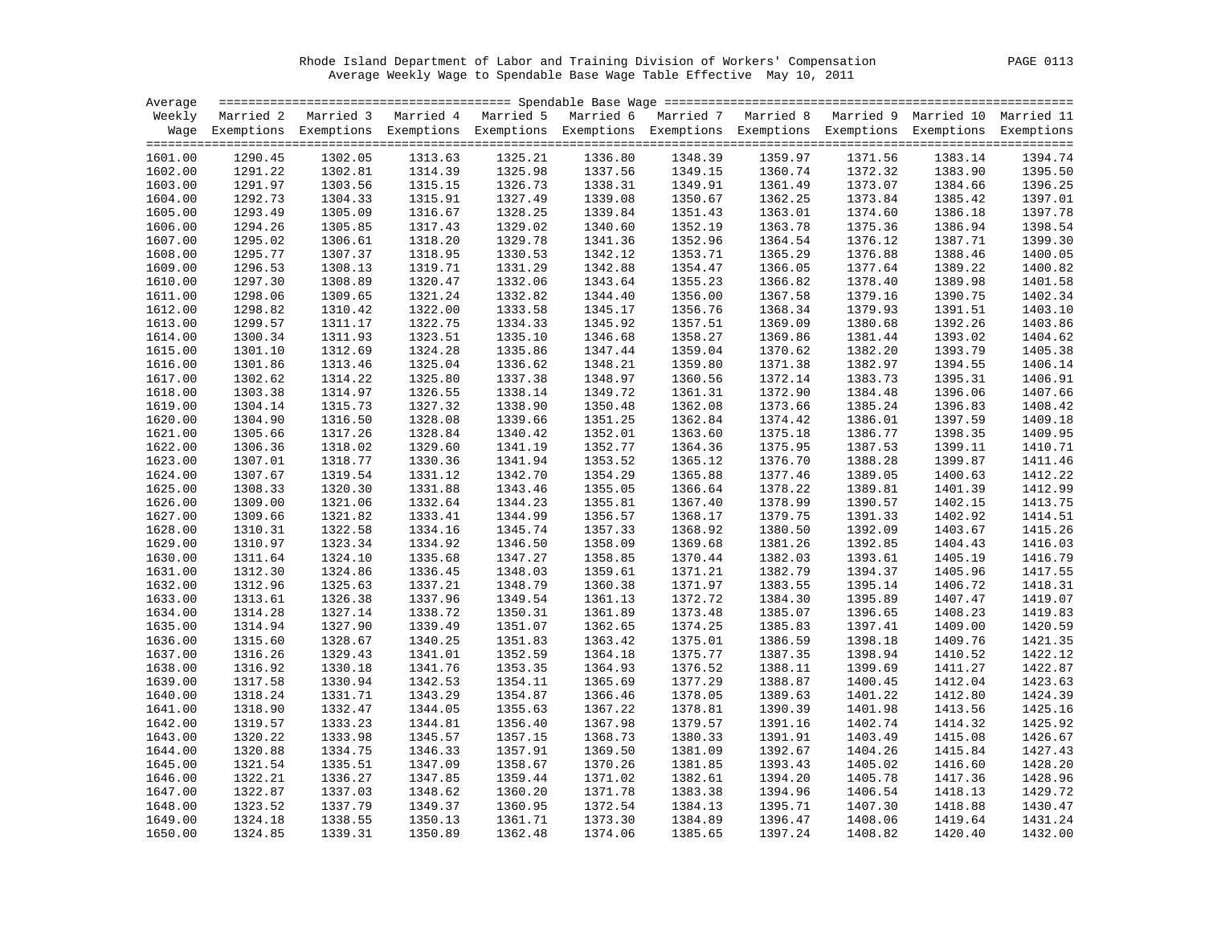Rhode Island Department of Labor and Training Division of Workers' Compensation
Average Weekly Wage to Spendable Base Wage Table Effective May 10, 2011

| Average Weekly Wage | Married 2 Exemptions | Married 3 Exemptions | Married 4 Exemptions | Married 5 Exemptions | Married 6 Exemptions | Married 7 Exemptions | Married 8 Exemptions | Married 9 Exemptions | Married 10 Exemptions | Married 11 Exemptions |
|---|---|---|---|---|---|---|---|---|---|---|
| 1601.00 | 1290.45 | 1302.05 | 1313.63 | 1325.21 | 1336.80 | 1348.39 | 1359.97 | 1371.56 | 1383.14 | 1394.74 |
| 1602.00 | 1291.22 | 1302.81 | 1314.39 | 1325.98 | 1337.56 | 1349.15 | 1360.74 | 1372.32 | 1383.90 | 1395.50 |
| 1603.00 | 1291.97 | 1303.56 | 1315.15 | 1326.73 | 1338.31 | 1349.91 | 1361.49 | 1373.07 | 1384.66 | 1396.25 |
| 1604.00 | 1292.73 | 1304.33 | 1315.91 | 1327.49 | 1339.08 | 1350.67 | 1362.25 | 1373.84 | 1385.42 | 1397.01 |
| 1605.00 | 1293.49 | 1305.09 | 1316.67 | 1328.25 | 1339.84 | 1351.43 | 1363.01 | 1374.60 | 1386.18 | 1397.78 |
| 1606.00 | 1294.26 | 1305.85 | 1317.43 | 1329.02 | 1340.60 | 1352.19 | 1363.78 | 1375.36 | 1386.94 | 1398.54 |
| 1607.00 | 1295.02 | 1306.61 | 1318.20 | 1329.78 | 1341.36 | 1352.96 | 1364.54 | 1376.12 | 1387.71 | 1399.30 |
| 1608.00 | 1295.77 | 1307.37 | 1318.95 | 1330.53 | 1342.12 | 1353.71 | 1365.29 | 1376.88 | 1388.46 | 1400.05 |
| 1609.00 | 1296.53 | 1308.13 | 1319.71 | 1331.29 | 1342.88 | 1354.47 | 1366.05 | 1377.64 | 1389.22 | 1400.82 |
| 1610.00 | 1297.30 | 1308.89 | 1320.47 | 1332.06 | 1343.64 | 1355.23 | 1366.82 | 1378.40 | 1389.98 | 1401.58 |
| 1611.00 | 1298.06 | 1309.65 | 1321.24 | 1332.82 | 1344.40 | 1356.00 | 1367.58 | 1379.16 | 1390.75 | 1402.34 |
| 1612.00 | 1298.82 | 1310.42 | 1322.00 | 1333.58 | 1345.17 | 1356.76 | 1368.34 | 1379.93 | 1391.51 | 1403.10 |
| 1613.00 | 1299.57 | 1311.17 | 1322.75 | 1334.33 | 1345.92 | 1357.51 | 1369.09 | 1380.68 | 1392.26 | 1403.86 |
| 1614.00 | 1300.34 | 1311.93 | 1323.51 | 1335.10 | 1346.68 | 1358.27 | 1369.86 | 1381.44 | 1393.02 | 1404.62 |
| 1615.00 | 1301.10 | 1312.69 | 1324.28 | 1335.86 | 1347.44 | 1359.04 | 1370.62 | 1382.20 | 1393.79 | 1405.38 |
| 1616.00 | 1301.86 | 1313.46 | 1325.04 | 1336.62 | 1348.21 | 1359.80 | 1371.38 | 1382.97 | 1394.55 | 1406.14 |
| 1617.00 | 1302.62 | 1314.22 | 1325.80 | 1337.38 | 1348.97 | 1360.56 | 1372.14 | 1383.73 | 1395.31 | 1406.91 |
| 1618.00 | 1303.38 | 1314.97 | 1326.55 | 1338.14 | 1349.72 | 1361.31 | 1372.90 | 1384.48 | 1396.06 | 1407.66 |
| 1619.00 | 1304.14 | 1315.73 | 1327.32 | 1338.90 | 1350.48 | 1362.08 | 1373.66 | 1385.24 | 1396.83 | 1408.42 |
| 1620.00 | 1304.90 | 1316.50 | 1328.08 | 1339.66 | 1351.25 | 1362.84 | 1374.42 | 1386.01 | 1397.59 | 1409.18 |
| 1621.00 | 1305.66 | 1317.26 | 1328.84 | 1340.42 | 1352.01 | 1363.60 | 1375.18 | 1386.77 | 1398.35 | 1409.95 |
| 1622.00 | 1306.36 | 1318.02 | 1329.60 | 1341.19 | 1352.77 | 1364.36 | 1375.95 | 1387.53 | 1399.11 | 1410.71 |
| 1623.00 | 1307.01 | 1318.77 | 1330.36 | 1341.94 | 1353.52 | 1365.12 | 1376.70 | 1388.28 | 1399.87 | 1411.46 |
| 1624.00 | 1307.67 | 1319.54 | 1331.12 | 1342.70 | 1354.29 | 1365.88 | 1377.46 | 1389.05 | 1400.63 | 1412.22 |
| 1625.00 | 1308.33 | 1320.30 | 1331.88 | 1343.46 | 1355.05 | 1366.64 | 1378.22 | 1389.81 | 1401.39 | 1412.99 |
| 1626.00 | 1309.00 | 1321.06 | 1332.64 | 1344.23 | 1355.81 | 1367.40 | 1378.99 | 1390.57 | 1402.15 | 1413.75 |
| 1627.00 | 1309.66 | 1321.82 | 1333.41 | 1344.99 | 1356.57 | 1368.17 | 1379.75 | 1391.33 | 1402.92 | 1414.51 |
| 1628.00 | 1310.31 | 1322.58 | 1334.16 | 1345.74 | 1357.33 | 1368.92 | 1380.50 | 1392.09 | 1403.67 | 1415.26 |
| 1629.00 | 1310.97 | 1323.34 | 1334.92 | 1346.50 | 1358.09 | 1369.68 | 1381.26 | 1392.85 | 1404.43 | 1416.03 |
| 1630.00 | 1311.64 | 1324.10 | 1335.68 | 1347.27 | 1358.85 | 1370.44 | 1382.03 | 1393.61 | 1405.19 | 1416.79 |
| 1631.00 | 1312.30 | 1324.86 | 1336.45 | 1348.03 | 1359.61 | 1371.21 | 1382.79 | 1394.37 | 1405.96 | 1417.55 |
| 1632.00 | 1312.96 | 1325.63 | 1337.21 | 1348.79 | 1360.38 | 1371.97 | 1383.55 | 1395.14 | 1406.72 | 1418.31 |
| 1633.00 | 1313.61 | 1326.38 | 1337.96 | 1349.54 | 1361.13 | 1372.72 | 1384.30 | 1395.89 | 1407.47 | 1419.07 |
| 1634.00 | 1314.28 | 1327.14 | 1338.72 | 1350.31 | 1361.89 | 1373.48 | 1385.07 | 1396.65 | 1408.23 | 1419.83 |
| 1635.00 | 1314.94 | 1327.90 | 1339.49 | 1351.07 | 1362.65 | 1374.25 | 1385.83 | 1397.41 | 1409.00 | 1420.59 |
| 1636.00 | 1315.60 | 1328.67 | 1340.25 | 1351.83 | 1363.42 | 1375.01 | 1386.59 | 1398.18 | 1409.76 | 1421.35 |
| 1637.00 | 1316.26 | 1329.43 | 1341.01 | 1352.59 | 1364.18 | 1375.77 | 1387.35 | 1398.94 | 1410.52 | 1422.12 |
| 1638.00 | 1316.92 | 1330.18 | 1341.76 | 1353.35 | 1364.93 | 1376.52 | 1388.11 | 1399.69 | 1411.27 | 1422.87 |
| 1639.00 | 1317.58 | 1330.94 | 1342.53 | 1354.11 | 1365.69 | 1377.29 | 1388.87 | 1400.45 | 1412.04 | 1423.63 |
| 1640.00 | 1318.24 | 1331.71 | 1343.29 | 1354.87 | 1366.46 | 1378.05 | 1389.63 | 1401.22 | 1412.80 | 1424.39 |
| 1641.00 | 1318.90 | 1332.47 | 1344.05 | 1355.63 | 1367.22 | 1378.81 | 1390.39 | 1401.98 | 1413.56 | 1425.16 |
| 1642.00 | 1319.57 | 1333.23 | 1344.81 | 1356.40 | 1367.98 | 1379.57 | 1391.16 | 1402.74 | 1414.32 | 1425.92 |
| 1643.00 | 1320.22 | 1333.98 | 1345.57 | 1357.15 | 1368.73 | 1380.33 | 1391.91 | 1403.49 | 1415.08 | 1426.67 |
| 1644.00 | 1320.88 | 1334.75 | 1346.33 | 1357.91 | 1369.50 | 1381.09 | 1392.67 | 1404.26 | 1415.84 | 1427.43 |
| 1645.00 | 1321.54 | 1335.51 | 1347.09 | 1358.67 | 1370.26 | 1381.85 | 1393.43 | 1405.02 | 1416.60 | 1428.20 |
| 1646.00 | 1322.21 | 1336.27 | 1347.85 | 1359.44 | 1371.02 | 1382.61 | 1394.20 | 1405.78 | 1417.36 | 1428.96 |
| 1647.00 | 1322.87 | 1337.03 | 1348.62 | 1360.20 | 1371.78 | 1383.38 | 1394.96 | 1406.54 | 1418.13 | 1429.72 |
| 1648.00 | 1323.52 | 1337.79 | 1349.37 | 1360.95 | 1372.54 | 1384.13 | 1395.71 | 1407.30 | 1418.88 | 1430.47 |
| 1649.00 | 1324.18 | 1338.55 | 1350.13 | 1361.71 | 1373.30 | 1384.89 | 1396.47 | 1408.06 | 1419.64 | 1431.24 |
| 1650.00 | 1324.85 | 1339.31 | 1350.89 | 1362.48 | 1374.06 | 1385.65 | 1397.24 | 1408.82 | 1420.40 | 1432.00 |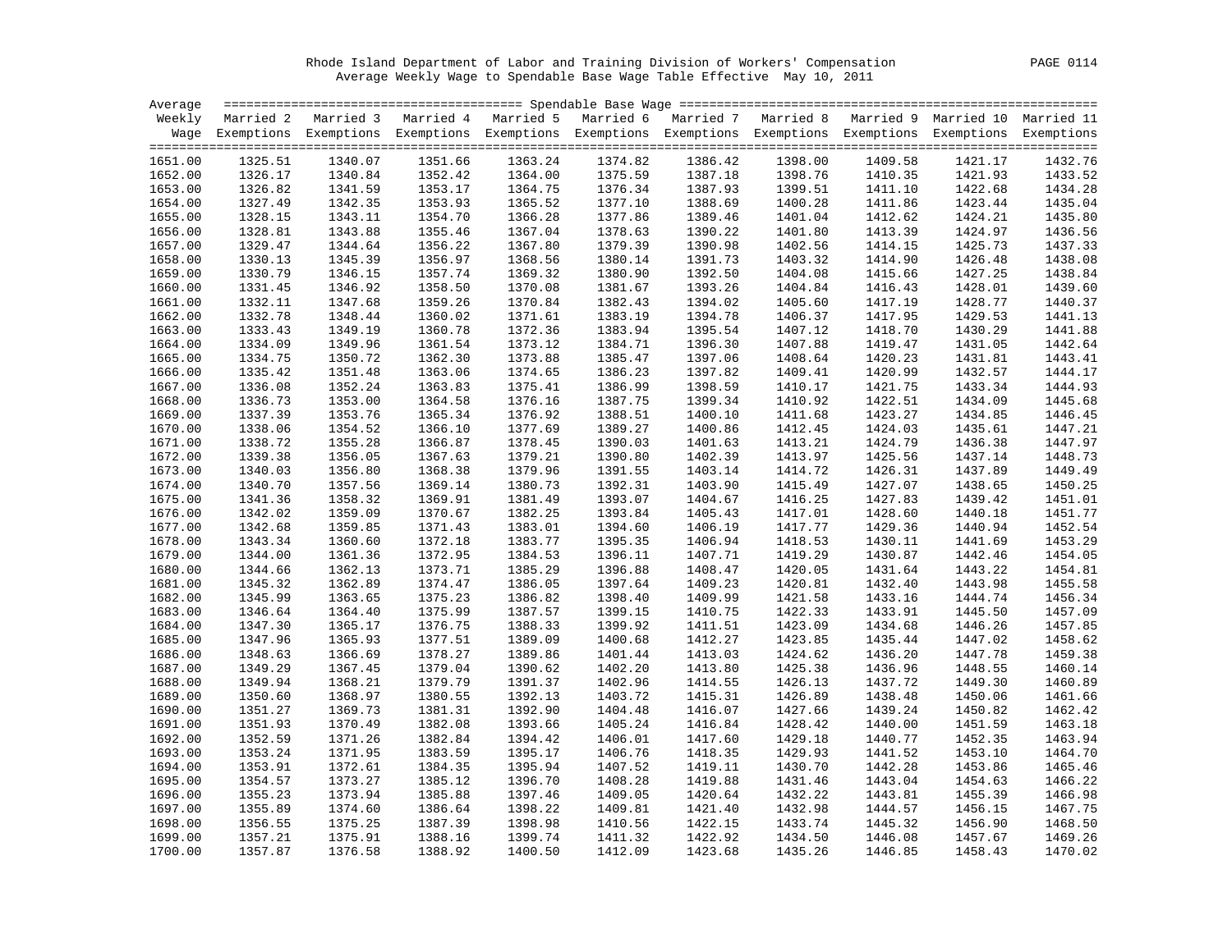Rhode Island Department of Labor and Training Division of Workers' Compensation

Average Weekly Wage to Spendable Base Wage Table Effective May 10, 2011

| Average Weekly Wage | Married 2 Exemptions | Married 3 Exemptions | Married 4 Exemptions | Married 5 Exemptions | Married 6 Exemptions | Married 7 Exemptions | Married 8 Exemptions | Married 9 Exemptions | Married 10 Exemptions | Married 11 Exemptions |
|---|---|---|---|---|---|---|---|---|---|---|
| 1651.00 | 1325.51 | 1340.07 | 1351.66 | 1363.24 | 1374.82 | 1386.42 | 1398.00 | 1409.58 | 1421.17 | 1432.76 |
| 1652.00 | 1326.17 | 1340.84 | 1352.42 | 1364.00 | 1375.59 | 1387.18 | 1398.76 | 1410.35 | 1421.93 | 1433.52 |
| 1653.00 | 1326.82 | 1341.59 | 1353.17 | 1364.75 | 1376.34 | 1387.93 | 1399.51 | 1411.10 | 1422.68 | 1434.28 |
| 1654.00 | 1327.49 | 1342.35 | 1353.93 | 1365.52 | 1377.10 | 1388.69 | 1400.28 | 1411.86 | 1423.44 | 1435.04 |
| 1655.00 | 1328.15 | 1343.11 | 1354.70 | 1366.28 | 1377.86 | 1389.46 | 1401.04 | 1412.62 | 1424.21 | 1435.80 |
| 1656.00 | 1328.81 | 1343.88 | 1355.46 | 1367.04 | 1378.63 | 1390.22 | 1401.80 | 1413.39 | 1424.97 | 1436.56 |
| 1657.00 | 1329.47 | 1344.64 | 1356.22 | 1367.80 | 1379.39 | 1390.98 | 1402.56 | 1414.15 | 1425.73 | 1437.33 |
| 1658.00 | 1330.13 | 1345.39 | 1356.97 | 1368.56 | 1380.14 | 1391.73 | 1403.32 | 1414.90 | 1426.48 | 1438.08 |
| 1659.00 | 1330.79 | 1346.15 | 1357.74 | 1369.32 | 1380.90 | 1392.50 | 1404.08 | 1415.66 | 1427.25 | 1438.84 |
| 1660.00 | 1331.45 | 1346.92 | 1358.50 | 1370.08 | 1381.67 | 1393.26 | 1404.84 | 1416.43 | 1428.01 | 1439.60 |
| 1661.00 | 1332.11 | 1347.68 | 1359.26 | 1370.84 | 1382.43 | 1394.02 | 1405.60 | 1417.19 | 1428.77 | 1440.37 |
| 1662.00 | 1332.78 | 1348.44 | 1360.02 | 1371.61 | 1383.19 | 1394.78 | 1406.37 | 1417.95 | 1429.53 | 1441.13 |
| 1663.00 | 1333.43 | 1349.19 | 1360.78 | 1372.36 | 1383.94 | 1395.54 | 1407.12 | 1418.70 | 1430.29 | 1441.88 |
| 1664.00 | 1334.09 | 1349.96 | 1361.54 | 1373.12 | 1384.71 | 1396.30 | 1407.88 | 1419.47 | 1431.05 | 1442.64 |
| 1665.00 | 1334.75 | 1350.72 | 1362.30 | 1373.88 | 1385.47 | 1397.06 | 1408.64 | 1420.23 | 1431.81 | 1443.41 |
| 1666.00 | 1335.42 | 1351.48 | 1363.06 | 1374.65 | 1386.23 | 1397.82 | 1409.41 | 1420.99 | 1432.57 | 1444.17 |
| 1667.00 | 1336.08 | 1352.24 | 1363.83 | 1375.41 | 1386.99 | 1398.59 | 1410.17 | 1421.75 | 1433.34 | 1444.93 |
| 1668.00 | 1336.73 | 1353.00 | 1364.58 | 1376.16 | 1387.75 | 1399.34 | 1410.92 | 1422.51 | 1434.09 | 1445.68 |
| 1669.00 | 1337.39 | 1353.76 | 1365.34 | 1376.92 | 1388.51 | 1400.10 | 1411.68 | 1423.27 | 1434.85 | 1446.45 |
| 1670.00 | 1338.06 | 1354.52 | 1366.10 | 1377.69 | 1389.27 | 1400.86 | 1412.45 | 1424.03 | 1435.61 | 1447.21 |
| 1671.00 | 1338.72 | 1355.28 | 1366.87 | 1378.45 | 1390.03 | 1401.63 | 1413.21 | 1424.79 | 1436.38 | 1447.97 |
| 1672.00 | 1339.38 | 1356.05 | 1367.63 | 1379.21 | 1390.80 | 1402.39 | 1413.97 | 1425.56 | 1437.14 | 1448.73 |
| 1673.00 | 1340.03 | 1356.80 | 1368.38 | 1379.96 | 1391.55 | 1403.14 | 1414.72 | 1426.31 | 1437.89 | 1449.49 |
| 1674.00 | 1340.70 | 1357.56 | 1369.14 | 1380.73 | 1392.31 | 1403.90 | 1415.49 | 1427.07 | 1438.65 | 1450.25 |
| 1675.00 | 1341.36 | 1358.32 | 1369.91 | 1381.49 | 1393.07 | 1404.67 | 1416.25 | 1427.83 | 1439.42 | 1451.01 |
| 1676.00 | 1342.02 | 1359.09 | 1370.67 | 1382.25 | 1393.84 | 1405.43 | 1417.01 | 1428.60 | 1440.18 | 1451.77 |
| 1677.00 | 1342.68 | 1359.85 | 1371.43 | 1383.01 | 1394.60 | 1406.19 | 1417.77 | 1429.36 | 1440.94 | 1452.54 |
| 1678.00 | 1343.34 | 1360.60 | 1372.18 | 1383.77 | 1395.35 | 1406.94 | 1418.53 | 1430.11 | 1441.69 | 1453.29 |
| 1679.00 | 1344.00 | 1361.36 | 1372.95 | 1384.53 | 1396.11 | 1407.71 | 1419.29 | 1430.87 | 1442.46 | 1454.05 |
| 1680.00 | 1344.66 | 1362.13 | 1373.71 | 1385.29 | 1396.88 | 1408.47 | 1420.05 | 1431.64 | 1443.22 | 1454.81 |
| 1681.00 | 1345.32 | 1362.89 | 1374.47 | 1386.05 | 1397.64 | 1409.23 | 1420.81 | 1432.40 | 1443.98 | 1455.58 |
| 1682.00 | 1345.99 | 1363.65 | 1375.23 | 1386.82 | 1398.40 | 1409.99 | 1421.58 | 1433.16 | 1444.74 | 1456.34 |
| 1683.00 | 1346.64 | 1364.40 | 1375.99 | 1387.57 | 1399.15 | 1410.75 | 1422.33 | 1433.91 | 1445.50 | 1457.09 |
| 1684.00 | 1347.30 | 1365.17 | 1376.75 | 1388.33 | 1399.92 | 1411.51 | 1423.09 | 1434.68 | 1446.26 | 1457.85 |
| 1685.00 | 1347.96 | 1365.93 | 1377.51 | 1389.09 | 1400.68 | 1412.27 | 1423.85 | 1435.44 | 1447.02 | 1458.62 |
| 1686.00 | 1348.63 | 1366.69 | 1378.27 | 1389.86 | 1401.44 | 1413.03 | 1424.62 | 1436.20 | 1447.78 | 1459.38 |
| 1687.00 | 1349.29 | 1367.45 | 1379.04 | 1390.62 | 1402.20 | 1413.80 | 1425.38 | 1436.96 | 1448.55 | 1460.14 |
| 1688.00 | 1349.94 | 1368.21 | 1379.79 | 1391.37 | 1402.96 | 1414.55 | 1426.13 | 1437.72 | 1449.30 | 1460.89 |
| 1689.00 | 1350.60 | 1368.97 | 1380.55 | 1392.13 | 1403.72 | 1415.31 | 1426.89 | 1438.48 | 1450.06 | 1461.66 |
| 1690.00 | 1351.27 | 1369.73 | 1381.31 | 1392.90 | 1404.48 | 1416.07 | 1427.66 | 1439.24 | 1450.82 | 1462.42 |
| 1691.00 | 1351.93 | 1370.49 | 1382.08 | 1393.66 | 1405.24 | 1416.84 | 1428.42 | 1440.00 | 1451.59 | 1463.18 |
| 1692.00 | 1352.59 | 1371.26 | 1382.84 | 1394.42 | 1406.01 | 1417.60 | 1429.18 | 1440.77 | 1452.35 | 1463.94 |
| 1693.00 | 1353.24 | 1371.95 | 1383.59 | 1395.17 | 1406.76 | 1418.35 | 1429.93 | 1441.52 | 1453.10 | 1464.70 |
| 1694.00 | 1353.91 | 1372.61 | 1384.35 | 1395.94 | 1407.52 | 1419.11 | 1430.70 | 1442.28 | 1453.86 | 1465.46 |
| 1695.00 | 1354.57 | 1373.27 | 1385.12 | 1396.70 | 1408.28 | 1419.88 | 1431.46 | 1443.04 | 1454.63 | 1466.22 |
| 1696.00 | 1355.23 | 1373.94 | 1385.88 | 1397.46 | 1409.05 | 1420.64 | 1432.22 | 1443.81 | 1455.39 | 1466.98 |
| 1697.00 | 1355.89 | 1374.60 | 1386.64 | 1398.22 | 1409.81 | 1421.40 | 1432.98 | 1444.57 | 1456.15 | 1467.75 |
| 1698.00 | 1356.55 | 1375.25 | 1387.39 | 1398.98 | 1410.56 | 1422.15 | 1433.74 | 1445.32 | 1456.90 | 1468.50 |
| 1699.00 | 1357.21 | 1375.91 | 1388.16 | 1399.74 | 1411.32 | 1422.92 | 1434.50 | 1446.08 | 1457.67 | 1469.26 |
| 1700.00 | 1357.87 | 1376.58 | 1388.92 | 1400.50 | 1412.09 | 1423.68 | 1435.26 | 1446.85 | 1458.43 | 1470.02 |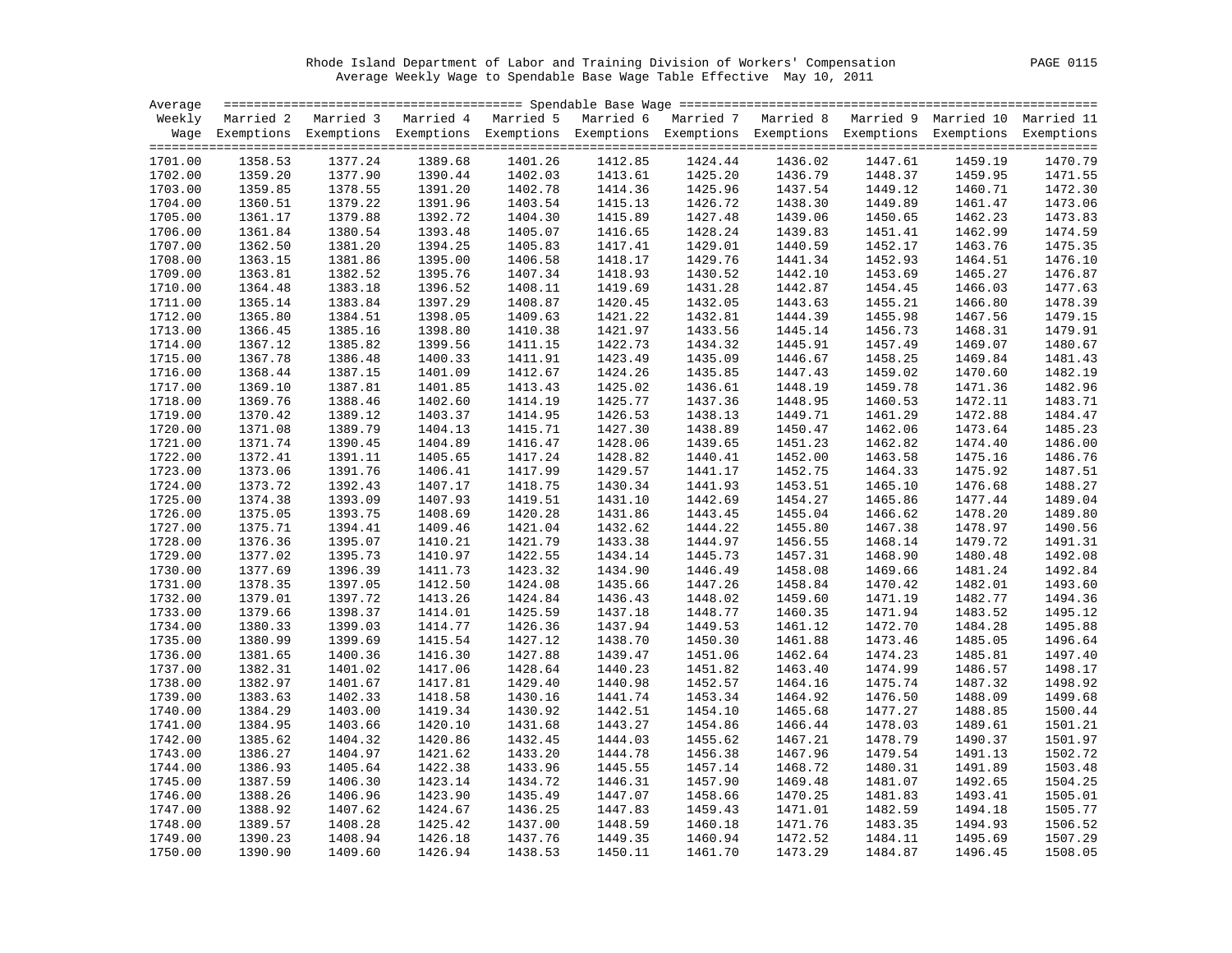Rhode Island Department of Labor and Training Division of Workers' Compensation

Average Weekly Wage to Spendable Base Wage Table Effective May 10, 2011

| Average Weekly Wage | Spendable Base Wage | | | | | | | | | |
|---|---|---|---|---|---|---|---|---|---|---|
| | Married 2 Exemptions | Married 3 Exemptions | Married 4 Exemptions | Married 5 Exemptions | Married 6 Exemptions | Married 7 Exemptions | Married 8 Exemptions | Married 9 Exemptions | Married 10 Exemptions | Married 11 Exemptions |
| 1701.00 | 1358.53 | 1377.24 | 1389.68 | 1401.26 | 1412.85 | 1424.44 | 1436.02 | 1447.61 | 1459.19 | 1470.79 |
| 1702.00 | 1359.20 | 1377.90 | 1390.44 | 1402.03 | 1413.61 | 1425.20 | 1436.79 | 1448.37 | 1459.95 | 1471.55 |
| 1703.00 | 1359.85 | 1378.55 | 1391.20 | 1402.78 | 1414.36 | 1425.96 | 1437.54 | 1449.12 | 1460.71 | 1472.30 |
| 1704.00 | 1360.51 | 1379.22 | 1391.96 | 1403.54 | 1415.13 | 1426.72 | 1438.30 | 1449.89 | 1461.47 | 1473.06 |
| 1705.00 | 1361.17 | 1379.88 | 1392.72 | 1404.30 | 1415.89 | 1427.48 | 1439.06 | 1450.65 | 1462.23 | 1473.83 |
| 1706.00 | 1361.84 | 1380.54 | 1393.48 | 1405.07 | 1416.65 | 1428.24 | 1439.83 | 1451.41 | 1462.99 | 1474.59 |
| 1707.00 | 1362.50 | 1381.20 | 1394.25 | 1405.83 | 1417.41 | 1429.01 | 1440.59 | 1452.17 | 1463.76 | 1475.35 |
| 1708.00 | 1363.15 | 1381.86 | 1395.00 | 1406.58 | 1418.17 | 1429.76 | 1441.34 | 1452.93 | 1464.51 | 1476.10 |
| 1709.00 | 1363.81 | 1382.52 | 1395.76 | 1407.34 | 1418.93 | 1430.52 | 1442.10 | 1453.69 | 1465.27 | 1476.87 |
| 1710.00 | 1364.48 | 1383.18 | 1396.52 | 1408.11 | 1419.69 | 1431.28 | 1442.87 | 1454.45 | 1466.03 | 1477.63 |
| 1711.00 | 1365.14 | 1383.84 | 1397.29 | 1408.87 | 1420.45 | 1432.05 | 1443.63 | 1455.21 | 1466.80 | 1478.39 |
| 1712.00 | 1365.80 | 1384.51 | 1398.05 | 1409.63 | 1421.22 | 1432.81 | 1444.39 | 1455.98 | 1467.56 | 1479.15 |
| 1713.00 | 1366.45 | 1385.16 | 1398.80 | 1410.38 | 1421.97 | 1433.56 | 1445.14 | 1456.73 | 1468.31 | 1479.91 |
| 1714.00 | 1367.12 | 1385.82 | 1399.56 | 1411.15 | 1422.73 | 1434.32 | 1445.91 | 1457.49 | 1469.07 | 1480.67 |
| 1715.00 | 1367.78 | 1386.48 | 1400.33 | 1411.91 | 1423.49 | 1435.09 | 1446.67 | 1458.25 | 1469.84 | 1481.43 |
| 1716.00 | 1368.44 | 1387.15 | 1401.09 | 1412.67 | 1424.26 | 1435.85 | 1447.43 | 1459.02 | 1470.60 | 1482.19 |
| 1717.00 | 1369.10 | 1387.81 | 1401.85 | 1413.43 | 1425.02 | 1436.61 | 1448.19 | 1459.78 | 1471.36 | 1482.96 |
| 1718.00 | 1369.76 | 1388.46 | 1402.60 | 1414.19 | 1425.77 | 1437.36 | 1448.95 | 1460.53 | 1472.11 | 1483.71 |
| 1719.00 | 1370.42 | 1389.12 | 1403.37 | 1414.95 | 1426.53 | 1438.13 | 1449.71 | 1461.29 | 1472.88 | 1484.47 |
| 1720.00 | 1371.08 | 1389.79 | 1404.13 | 1415.71 | 1427.30 | 1438.89 | 1450.47 | 1462.06 | 1473.64 | 1485.23 |
| 1721.00 | 1371.74 | 1390.45 | 1404.89 | 1416.47 | 1428.06 | 1439.65 | 1451.23 | 1462.82 | 1474.40 | 1486.00 |
| 1722.00 | 1372.41 | 1391.11 | 1405.65 | 1417.24 | 1428.82 | 1440.41 | 1452.00 | 1463.58 | 1475.16 | 1486.76 |
| 1723.00 | 1373.06 | 1391.76 | 1406.41 | 1417.99 | 1429.57 | 1441.17 | 1452.75 | 1464.33 | 1475.92 | 1487.51 |
| 1724.00 | 1373.72 | 1392.43 | 1407.17 | 1418.75 | 1430.34 | 1441.93 | 1453.51 | 1465.10 | 1476.68 | 1488.27 |
| 1725.00 | 1374.38 | 1393.09 | 1407.93 | 1419.51 | 1431.10 | 1442.69 | 1454.27 | 1465.86 | 1477.44 | 1489.04 |
| 1726.00 | 1375.05 | 1393.75 | 1408.69 | 1420.28 | 1431.86 | 1443.45 | 1455.04 | 1466.62 | 1478.20 | 1489.80 |
| 1727.00 | 1375.71 | 1394.41 | 1409.46 | 1421.04 | 1432.62 | 1444.22 | 1455.80 | 1467.38 | 1478.97 | 1490.56 |
| 1728.00 | 1376.36 | 1395.07 | 1410.21 | 1421.79 | 1433.38 | 1444.97 | 1456.55 | 1468.14 | 1479.72 | 1491.31 |
| 1729.00 | 1377.02 | 1395.73 | 1410.97 | 1422.55 | 1434.14 | 1445.73 | 1457.31 | 1468.90 | 1480.48 | 1492.08 |
| 1730.00 | 1377.69 | 1396.39 | 1411.73 | 1423.32 | 1434.90 | 1446.49 | 1458.08 | 1469.66 | 1481.24 | 1492.84 |
| 1731.00 | 1378.35 | 1397.05 | 1412.50 | 1424.08 | 1435.66 | 1447.26 | 1458.84 | 1470.42 | 1482.01 | 1493.60 |
| 1732.00 | 1379.01 | 1397.72 | 1413.26 | 1424.84 | 1436.43 | 1448.02 | 1459.60 | 1471.19 | 1482.77 | 1494.36 |
| 1733.00 | 1379.66 | 1398.37 | 1414.01 | 1425.59 | 1437.18 | 1448.77 | 1460.35 | 1471.94 | 1483.52 | 1495.12 |
| 1734.00 | 1380.33 | 1399.03 | 1414.77 | 1426.36 | 1437.94 | 1449.53 | 1461.12 | 1472.70 | 1484.28 | 1495.88 |
| 1735.00 | 1380.99 | 1399.69 | 1415.54 | 1427.12 | 1438.70 | 1450.30 | 1461.88 | 1473.46 | 1485.05 | 1496.64 |
| 1736.00 | 1381.65 | 1400.36 | 1416.30 | 1427.88 | 1439.47 | 1451.06 | 1462.64 | 1474.23 | 1485.81 | 1497.40 |
| 1737.00 | 1382.31 | 1401.02 | 1417.06 | 1428.64 | 1440.23 | 1451.82 | 1463.40 | 1474.99 | 1486.57 | 1498.17 |
| 1738.00 | 1382.97 | 1401.67 | 1417.81 | 1429.40 | 1440.98 | 1452.57 | 1464.16 | 1475.74 | 1487.32 | 1498.92 |
| 1739.00 | 1383.63 | 1402.33 | 1418.58 | 1430.16 | 1441.74 | 1453.34 | 1464.92 | 1476.50 | 1488.09 | 1499.68 |
| 1740.00 | 1384.29 | 1403.00 | 1419.34 | 1430.92 | 1442.51 | 1454.10 | 1465.68 | 1477.27 | 1488.85 | 1500.44 |
| 1741.00 | 1384.95 | 1403.66 | 1420.10 | 1431.68 | 1443.27 | 1454.86 | 1466.44 | 1478.03 | 1489.61 | 1501.21 |
| 1742.00 | 1385.62 | 1404.32 | 1420.86 | 1432.45 | 1444.03 | 1455.62 | 1467.21 | 1478.79 | 1490.37 | 1501.97 |
| 1743.00 | 1386.27 | 1404.97 | 1421.62 | 1433.20 | 1444.78 | 1456.38 | 1467.96 | 1479.54 | 1491.13 | 1502.72 |
| 1744.00 | 1386.93 | 1405.64 | 1422.38 | 1433.96 | 1445.55 | 1457.14 | 1468.72 | 1480.31 | 1491.89 | 1503.48 |
| 1745.00 | 1387.59 | 1406.30 | 1423.14 | 1434.72 | 1446.31 | 1457.90 | 1469.48 | 1481.07 | 1492.65 | 1504.25 |
| 1746.00 | 1388.26 | 1406.96 | 1423.90 | 1435.49 | 1447.07 | 1458.66 | 1470.25 | 1481.83 | 1493.41 | 1505.01 |
| 1747.00 | 1388.92 | 1407.62 | 1424.67 | 1436.25 | 1447.83 | 1459.43 | 1471.01 | 1482.59 | 1494.18 | 1505.77 |
| 1748.00 | 1389.57 | 1408.28 | 1425.42 | 1437.00 | 1448.59 | 1460.18 | 1471.76 | 1483.35 | 1494.93 | 1506.52 |
| 1749.00 | 1390.23 | 1408.94 | 1426.18 | 1437.76 | 1449.35 | 1460.94 | 1472.52 | 1484.11 | 1495.69 | 1507.29 |
| 1750.00 | 1390.90 | 1409.60 | 1426.94 | 1438.53 | 1450.11 | 1461.70 | 1473.29 | 1484.87 | 1496.45 | 1508.05 |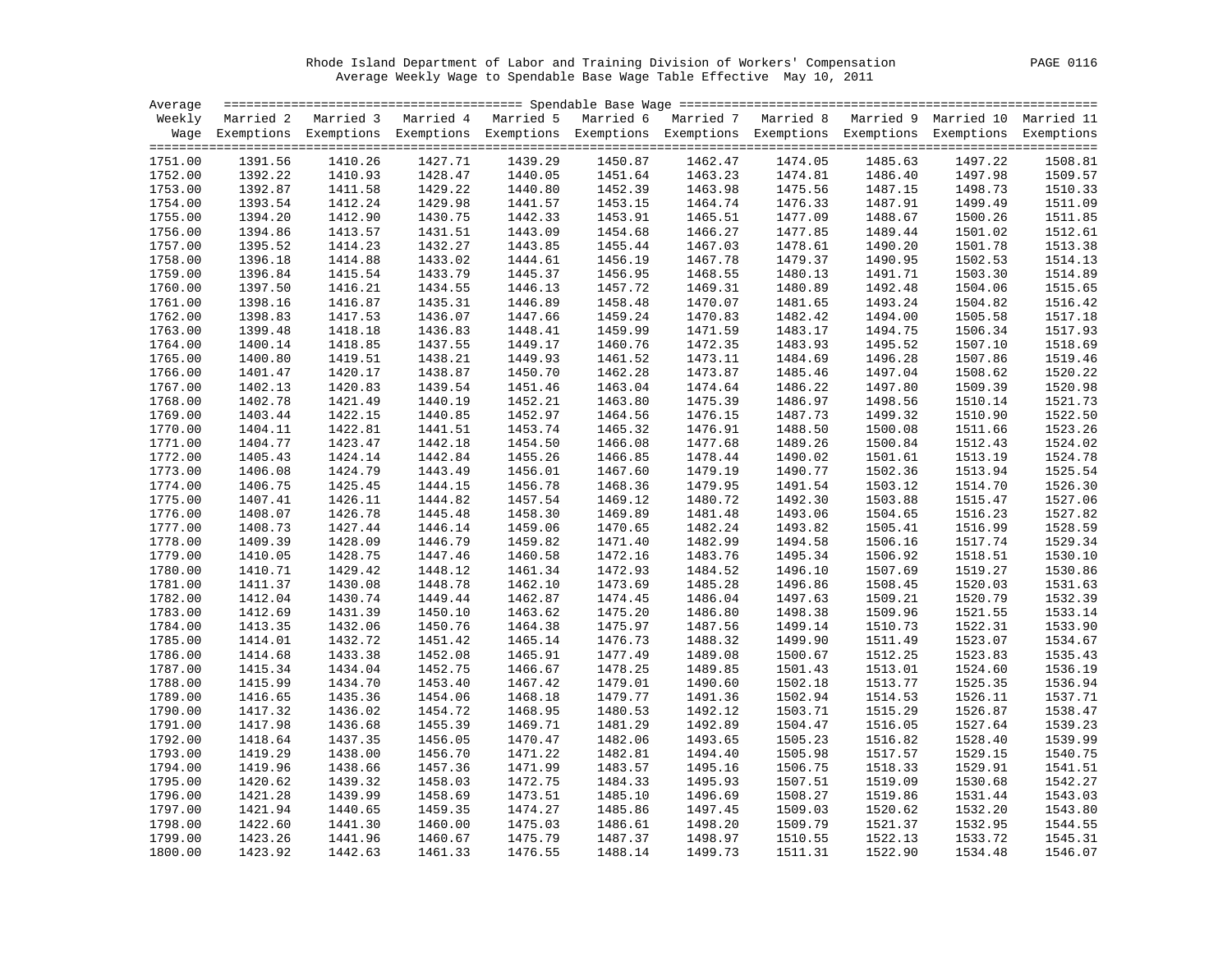Rhode Island Department of Labor and Training Division of Workers' Compensation

Average Weekly Wage to Spendable Base Wage Table Effective May 10, 2011

| Average Weekly Wage | Married 2 Exemptions | Married 3 Exemptions | Married 4 Exemptions | Married 5 Exemptions | Married 6 Exemptions | Married 7 Exemptions | Married 8 Exemptions | Married 9 Exemptions | Married 10 Exemptions | Married 11 Exemptions |
|---|---|---|---|---|---|---|---|---|---|---|
| 1751.00 | 1391.56 | 1410.26 | 1427.71 | 1439.29 | 1450.87 | 1462.47 | 1474.05 | 1485.63 | 1497.22 | 1508.81 |
| 1752.00 | 1392.22 | 1410.93 | 1428.47 | 1440.05 | 1451.64 | 1463.23 | 1474.81 | 1486.40 | 1497.98 | 1509.57 |
| 1753.00 | 1392.87 | 1411.58 | 1429.22 | 1440.80 | 1452.39 | 1463.98 | 1475.56 | 1487.15 | 1498.73 | 1510.33 |
| 1754.00 | 1393.54 | 1412.24 | 1429.98 | 1441.57 | 1453.15 | 1464.74 | 1476.33 | 1487.91 | 1499.49 | 1511.09 |
| 1755.00 | 1394.20 | 1412.90 | 1430.75 | 1442.33 | 1453.91 | 1465.51 | 1477.09 | 1488.67 | 1500.26 | 1511.85 |
| 1756.00 | 1394.86 | 1413.57 | 1431.51 | 1443.09 | 1454.68 | 1466.27 | 1477.85 | 1489.44 | 1501.02 | 1512.61 |
| 1757.00 | 1395.52 | 1414.23 | 1432.27 | 1443.85 | 1455.44 | 1467.03 | 1478.61 | 1490.20 | 1501.78 | 1513.38 |
| 1758.00 | 1396.18 | 1414.88 | 1433.02 | 1444.61 | 1456.19 | 1467.78 | 1479.37 | 1490.95 | 1502.53 | 1514.13 |
| 1759.00 | 1396.84 | 1415.54 | 1433.79 | 1445.37 | 1456.95 | 1468.55 | 1480.13 | 1491.71 | 1503.30 | 1514.89 |
| 1760.00 | 1397.50 | 1416.21 | 1434.55 | 1446.13 | 1457.72 | 1469.31 | 1480.89 | 1492.48 | 1504.06 | 1515.65 |
| 1761.00 | 1398.16 | 1416.87 | 1435.31 | 1446.89 | 1458.48 | 1470.07 | 1481.65 | 1493.24 | 1504.82 | 1516.42 |
| 1762.00 | 1398.83 | 1417.53 | 1436.07 | 1447.66 | 1459.24 | 1470.83 | 1482.42 | 1494.00 | 1505.58 | 1517.18 |
| 1763.00 | 1399.48 | 1418.18 | 1436.83 | 1448.41 | 1459.99 | 1471.59 | 1483.17 | 1494.75 | 1506.34 | 1517.93 |
| 1764.00 | 1400.14 | 1418.85 | 1437.55 | 1449.17 | 1460.76 | 1472.35 | 1483.93 | 1495.52 | 1507.10 | 1518.69 |
| 1765.00 | 1400.80 | 1419.51 | 1438.21 | 1449.93 | 1461.52 | 1473.11 | 1484.69 | 1496.28 | 1507.86 | 1519.46 |
| 1766.00 | 1401.47 | 1420.17 | 1438.87 | 1450.70 | 1462.28 | 1473.87 | 1485.46 | 1497.04 | 1508.62 | 1520.22 |
| 1767.00 | 1402.13 | 1420.83 | 1439.54 | 1451.46 | 1463.04 | 1474.64 | 1486.22 | 1497.80 | 1509.39 | 1520.98 |
| 1768.00 | 1402.78 | 1421.49 | 1440.19 | 1452.21 | 1463.80 | 1475.39 | 1486.97 | 1498.56 | 1510.14 | 1521.73 |
| 1769.00 | 1403.44 | 1422.15 | 1440.85 | 1452.97 | 1464.56 | 1476.15 | 1487.73 | 1499.32 | 1510.90 | 1522.50 |
| 1770.00 | 1404.11 | 1422.81 | 1441.51 | 1453.74 | 1465.32 | 1476.91 | 1488.50 | 1500.08 | 1511.66 | 1523.26 |
| 1771.00 | 1404.77 | 1423.47 | 1442.18 | 1454.50 | 1466.08 | 1477.68 | 1489.26 | 1500.84 | 1512.43 | 1524.02 |
| 1772.00 | 1405.43 | 1424.14 | 1442.84 | 1455.26 | 1466.85 | 1478.44 | 1490.02 | 1501.61 | 1513.19 | 1524.78 |
| 1773.00 | 1406.08 | 1424.79 | 1443.49 | 1456.01 | 1467.60 | 1479.19 | 1490.77 | 1502.36 | 1513.94 | 1525.54 |
| 1774.00 | 1406.75 | 1425.45 | 1444.15 | 1456.78 | 1468.36 | 1479.95 | 1491.54 | 1503.12 | 1514.70 | 1526.30 |
| 1775.00 | 1407.41 | 1426.11 | 1444.82 | 1457.54 | 1469.12 | 1480.72 | 1492.30 | 1503.88 | 1515.47 | 1527.06 |
| 1776.00 | 1408.07 | 1426.78 | 1445.48 | 1458.30 | 1469.89 | 1481.48 | 1493.06 | 1504.65 | 1516.23 | 1527.82 |
| 1777.00 | 1408.73 | 1427.44 | 1446.14 | 1459.06 | 1470.65 | 1482.24 | 1493.82 | 1505.41 | 1516.99 | 1528.59 |
| 1778.00 | 1409.39 | 1428.09 | 1446.79 | 1459.82 | 1471.40 | 1482.99 | 1494.58 | 1506.16 | 1517.74 | 1529.34 |
| 1779.00 | 1410.05 | 1428.75 | 1447.46 | 1460.58 | 1472.16 | 1483.76 | 1495.34 | 1506.92 | 1518.51 | 1530.10 |
| 1780.00 | 1410.71 | 1429.42 | 1448.12 | 1461.34 | 1472.93 | 1484.52 | 1496.10 | 1507.69 | 1519.27 | 1530.86 |
| 1781.00 | 1411.37 | 1430.08 | 1448.78 | 1462.10 | 1473.69 | 1485.28 | 1496.86 | 1508.45 | 1520.03 | 1531.63 |
| 1782.00 | 1412.04 | 1430.74 | 1449.44 | 1462.87 | 1474.45 | 1486.04 | 1497.63 | 1509.21 | 1520.79 | 1532.39 |
| 1783.00 | 1412.69 | 1431.39 | 1450.10 | 1463.62 | 1475.20 | 1486.80 | 1498.38 | 1509.96 | 1521.55 | 1533.14 |
| 1784.00 | 1413.35 | 1432.06 | 1450.76 | 1464.38 | 1475.97 | 1487.56 | 1499.14 | 1510.73 | 1522.31 | 1533.90 |
| 1785.00 | 1414.01 | 1432.72 | 1451.42 | 1465.14 | 1476.73 | 1488.32 | 1499.90 | 1511.49 | 1523.07 | 1534.67 |
| 1786.00 | 1414.68 | 1433.38 | 1452.08 | 1465.91 | 1477.49 | 1489.08 | 1500.67 | 1512.25 | 1523.83 | 1535.43 |
| 1787.00 | 1415.34 | 1434.04 | 1452.75 | 1466.67 | 1478.25 | 1489.85 | 1501.43 | 1513.01 | 1524.60 | 1536.19 |
| 1788.00 | 1415.99 | 1434.70 | 1453.40 | 1467.42 | 1479.01 | 1490.60 | 1502.18 | 1513.77 | 1525.35 | 1536.94 |
| 1789.00 | 1416.65 | 1435.36 | 1454.06 | 1468.18 | 1479.77 | 1491.36 | 1502.94 | 1514.53 | 1526.11 | 1537.71 |
| 1790.00 | 1417.32 | 1436.02 | 1454.72 | 1468.95 | 1480.53 | 1492.12 | 1503.71 | 1515.29 | 1526.87 | 1538.47 |
| 1791.00 | 1417.98 | 1436.68 | 1455.39 | 1469.71 | 1481.29 | 1492.89 | 1504.47 | 1516.05 | 1527.64 | 1539.23 |
| 1792.00 | 1418.64 | 1437.35 | 1456.05 | 1470.47 | 1482.06 | 1493.65 | 1505.23 | 1516.82 | 1528.40 | 1539.99 |
| 1793.00 | 1419.29 | 1438.00 | 1456.70 | 1471.22 | 1482.81 | 1494.40 | 1505.98 | 1517.57 | 1529.15 | 1540.75 |
| 1794.00 | 1419.96 | 1438.66 | 1457.36 | 1471.99 | 1483.57 | 1495.16 | 1506.75 | 1518.33 | 1529.91 | 1541.51 |
| 1795.00 | 1420.62 | 1439.32 | 1458.03 | 1472.75 | 1484.33 | 1495.93 | 1507.51 | 1519.09 | 1530.68 | 1542.27 |
| 1796.00 | 1421.28 | 1439.99 | 1458.69 | 1473.51 | 1485.10 | 1496.69 | 1508.27 | 1519.86 | 1531.44 | 1543.03 |
| 1797.00 | 1421.94 | 1440.65 | 1459.35 | 1474.27 | 1485.86 | 1497.45 | 1509.03 | 1520.62 | 1532.20 | 1543.80 |
| 1798.00 | 1422.60 | 1441.30 | 1460.00 | 1475.03 | 1486.61 | 1498.20 | 1509.79 | 1521.37 | 1532.95 | 1544.55 |
| 1799.00 | 1423.26 | 1441.96 | 1460.67 | 1475.79 | 1487.37 | 1498.97 | 1510.55 | 1522.13 | 1533.72 | 1545.31 |
| 1800.00 | 1423.92 | 1442.63 | 1461.33 | 1476.55 | 1488.14 | 1499.73 | 1511.31 | 1522.90 | 1534.48 | 1546.07 |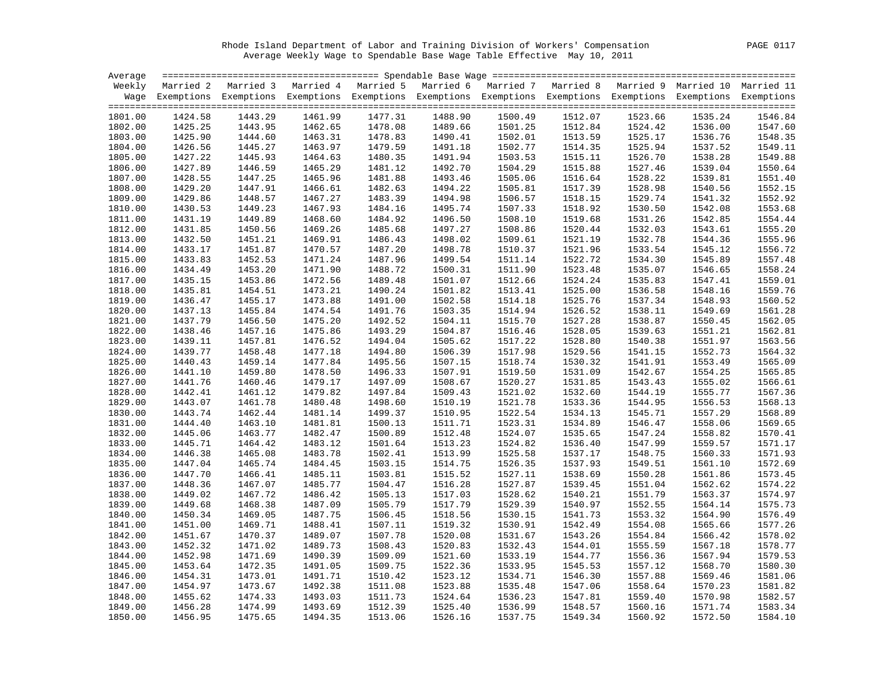Rhode Island Department of Labor and Training Division of Workers' Compensation

Average Weekly Wage to Spendable Base Wage Table Effective May 10, 2011

| Average Weekly Wage | Married 2 Exemptions | Married 3 Exemptions | Married 4 Exemptions | Married 5 Exemptions | Married 6 Exemptions | Married 7 Exemptions | Married 8 Exemptions | Married 9 Exemptions | Married 10 Exemptions | Married 11 Exemptions |
|---|---|---|---|---|---|---|---|---|---|---|
| 1801.00 | 1424.58 | 1443.29 | 1461.99 | 1477.31 | 1488.90 | 1500.49 | 1512.07 | 1523.66 | 1535.24 | 1546.84 |
| 1802.00 | 1425.25 | 1443.95 | 1462.65 | 1478.08 | 1489.66 | 1501.25 | 1512.84 | 1524.42 | 1536.00 | 1547.60 |
| 1803.00 | 1425.90 | 1444.60 | 1463.31 | 1478.83 | 1490.41 | 1502.01 | 1513.59 | 1525.17 | 1536.76 | 1548.35 |
| 1804.00 | 1426.56 | 1445.27 | 1463.97 | 1479.59 | 1491.18 | 1502.77 | 1514.35 | 1525.94 | 1537.52 | 1549.11 |
| 1805.00 | 1427.22 | 1445.93 | 1464.63 | 1480.35 | 1491.94 | 1503.53 | 1515.11 | 1526.70 | 1538.28 | 1549.88 |
| 1806.00 | 1427.89 | 1446.59 | 1465.29 | 1481.12 | 1492.70 | 1504.29 | 1515.88 | 1527.46 | 1539.04 | 1550.64 |
| 1807.00 | 1428.55 | 1447.25 | 1465.96 | 1481.88 | 1493.46 | 1505.06 | 1516.64 | 1528.22 | 1539.81 | 1551.40 |
| 1808.00 | 1429.20 | 1447.91 | 1466.61 | 1482.63 | 1494.22 | 1505.81 | 1517.39 | 1528.98 | 1540.56 | 1552.15 |
| 1809.00 | 1429.86 | 1448.57 | 1467.27 | 1483.39 | 1494.98 | 1506.57 | 1518.15 | 1529.74 | 1541.32 | 1552.92 |
| 1810.00 | 1430.53 | 1449.23 | 1467.93 | 1484.16 | 1495.74 | 1507.33 | 1518.92 | 1530.50 | 1542.08 | 1553.68 |
| 1811.00 | 1431.19 | 1449.89 | 1468.60 | 1484.92 | 1496.50 | 1508.10 | 1519.68 | 1531.26 | 1542.85 | 1554.44 |
| 1812.00 | 1431.85 | 1450.56 | 1469.26 | 1485.68 | 1497.27 | 1508.86 | 1520.44 | 1532.03 | 1543.61 | 1555.20 |
| 1813.00 | 1432.50 | 1451.21 | 1469.91 | 1486.43 | 1498.02 | 1509.61 | 1521.19 | 1532.78 | 1544.36 | 1555.96 |
| 1814.00 | 1433.17 | 1451.87 | 1470.57 | 1487.20 | 1498.78 | 1510.37 | 1521.96 | 1533.54 | 1545.12 | 1556.72 |
| 1815.00 | 1433.83 | 1452.53 | 1471.24 | 1487.96 | 1499.54 | 1511.14 | 1522.72 | 1534.30 | 1545.89 | 1557.48 |
| 1816.00 | 1434.49 | 1453.20 | 1471.90 | 1488.72 | 1500.31 | 1511.90 | 1523.48 | 1535.07 | 1546.65 | 1558.24 |
| 1817.00 | 1435.15 | 1453.86 | 1472.56 | 1489.48 | 1501.07 | 1512.66 | 1524.24 | 1535.83 | 1547.41 | 1559.01 |
| 1818.00 | 1435.81 | 1454.51 | 1473.21 | 1490.24 | 1501.82 | 1513.41 | 1525.00 | 1536.58 | 1548.16 | 1559.76 |
| 1819.00 | 1436.47 | 1455.17 | 1473.88 | 1491.00 | 1502.58 | 1514.18 | 1525.76 | 1537.34 | 1548.93 | 1560.52 |
| 1820.00 | 1437.13 | 1455.84 | 1474.54 | 1491.76 | 1503.35 | 1514.94 | 1526.52 | 1538.11 | 1549.69 | 1561.28 |
| 1821.00 | 1437.79 | 1456.50 | 1475.20 | 1492.52 | 1504.11 | 1515.70 | 1527.28 | 1538.87 | 1550.45 | 1562.05 |
| 1822.00 | 1438.46 | 1457.16 | 1475.86 | 1493.29 | 1504.87 | 1516.46 | 1528.05 | 1539.63 | 1551.21 | 1562.81 |
| 1823.00 | 1439.11 | 1457.81 | 1476.52 | 1494.04 | 1505.62 | 1517.22 | 1528.80 | 1540.38 | 1551.97 | 1563.56 |
| 1824.00 | 1439.77 | 1458.48 | 1477.18 | 1494.80 | 1506.39 | 1517.98 | 1529.56 | 1541.15 | 1552.73 | 1564.32 |
| 1825.00 | 1440.43 | 1459.14 | 1477.84 | 1495.56 | 1507.15 | 1518.74 | 1530.32 | 1541.91 | 1553.49 | 1565.09 |
| 1826.00 | 1441.10 | 1459.80 | 1478.50 | 1496.33 | 1507.91 | 1519.50 | 1531.09 | 1542.67 | 1554.25 | 1565.85 |
| 1827.00 | 1441.76 | 1460.46 | 1479.17 | 1497.09 | 1508.67 | 1520.27 | 1531.85 | 1543.43 | 1555.02 | 1566.61 |
| 1828.00 | 1442.41 | 1461.12 | 1479.82 | 1497.84 | 1509.43 | 1521.02 | 1532.60 | 1544.19 | 1555.77 | 1567.36 |
| 1829.00 | 1443.07 | 1461.78 | 1480.48 | 1498.60 | 1510.19 | 1521.78 | 1533.36 | 1544.95 | 1556.53 | 1568.13 |
| 1830.00 | 1443.74 | 1462.44 | 1481.14 | 1499.37 | 1510.95 | 1522.54 | 1534.13 | 1545.71 | 1557.29 | 1568.89 |
| 1831.00 | 1444.40 | 1463.10 | 1481.81 | 1500.13 | 1511.71 | 1523.31 | 1534.89 | 1546.47 | 1558.06 | 1569.65 |
| 1832.00 | 1445.06 | 1463.77 | 1482.47 | 1500.89 | 1512.48 | 1524.07 | 1535.65 | 1547.24 | 1558.82 | 1570.41 |
| 1833.00 | 1445.71 | 1464.42 | 1483.12 | 1501.64 | 1513.23 | 1524.82 | 1536.40 | 1547.99 | 1559.57 | 1571.17 |
| 1834.00 | 1446.38 | 1465.08 | 1483.78 | 1502.41 | 1513.99 | 1525.58 | 1537.17 | 1548.75 | 1560.33 | 1571.93 |
| 1835.00 | 1447.04 | 1465.74 | 1484.45 | 1503.15 | 1514.75 | 1526.35 | 1537.93 | 1549.51 | 1561.10 | 1572.69 |
| 1836.00 | 1447.70 | 1466.41 | 1485.11 | 1503.81 | 1515.52 | 1527.11 | 1538.69 | 1550.28 | 1561.86 | 1573.45 |
| 1837.00 | 1448.36 | 1467.07 | 1485.77 | 1504.47 | 1516.28 | 1527.87 | 1539.45 | 1551.04 | 1562.62 | 1574.22 |
| 1838.00 | 1449.02 | 1467.72 | 1486.42 | 1505.13 | 1517.03 | 1528.62 | 1540.21 | 1551.79 | 1563.37 | 1574.97 |
| 1839.00 | 1449.68 | 1468.38 | 1487.09 | 1505.79 | 1517.79 | 1529.39 | 1540.97 | 1552.55 | 1564.14 | 1575.73 |
| 1840.00 | 1450.34 | 1469.05 | 1487.75 | 1506.45 | 1518.56 | 1530.15 | 1541.73 | 1553.32 | 1564.90 | 1576.49 |
| 1841.00 | 1451.00 | 1469.71 | 1488.41 | 1507.11 | 1519.32 | 1530.91 | 1542.49 | 1554.08 | 1565.66 | 1577.26 |
| 1842.00 | 1451.67 | 1470.37 | 1489.07 | 1507.78 | 1520.08 | 1531.67 | 1543.26 | 1554.84 | 1566.42 | 1578.02 |
| 1843.00 | 1452.32 | 1471.02 | 1489.73 | 1508.43 | 1520.83 | 1532.43 | 1544.01 | 1555.59 | 1567.18 | 1578.77 |
| 1844.00 | 1452.98 | 1471.69 | 1490.39 | 1509.09 | 1521.60 | 1533.19 | 1544.77 | 1556.36 | 1567.94 | 1579.53 |
| 1845.00 | 1453.64 | 1472.35 | 1491.05 | 1509.75 | 1522.36 | 1533.95 | 1545.53 | 1557.12 | 1568.70 | 1580.30 |
| 1846.00 | 1454.31 | 1473.01 | 1491.71 | 1510.42 | 1523.12 | 1534.71 | 1546.30 | 1557.88 | 1569.46 | 1581.06 |
| 1847.00 | 1454.97 | 1473.67 | 1492.38 | 1511.08 | 1523.88 | 1535.48 | 1547.06 | 1558.64 | 1570.23 | 1581.82 |
| 1848.00 | 1455.62 | 1474.33 | 1493.03 | 1511.73 | 1524.64 | 1536.23 | 1547.81 | 1559.40 | 1570.98 | 1582.57 |
| 1849.00 | 1456.28 | 1474.99 | 1493.69 | 1512.39 | 1525.40 | 1536.99 | 1548.57 | 1560.16 | 1571.74 | 1583.34 |
| 1850.00 | 1456.95 | 1475.65 | 1494.35 | 1513.06 | 1526.16 | 1537.75 | 1549.34 | 1560.92 | 1572.50 | 1584.10 |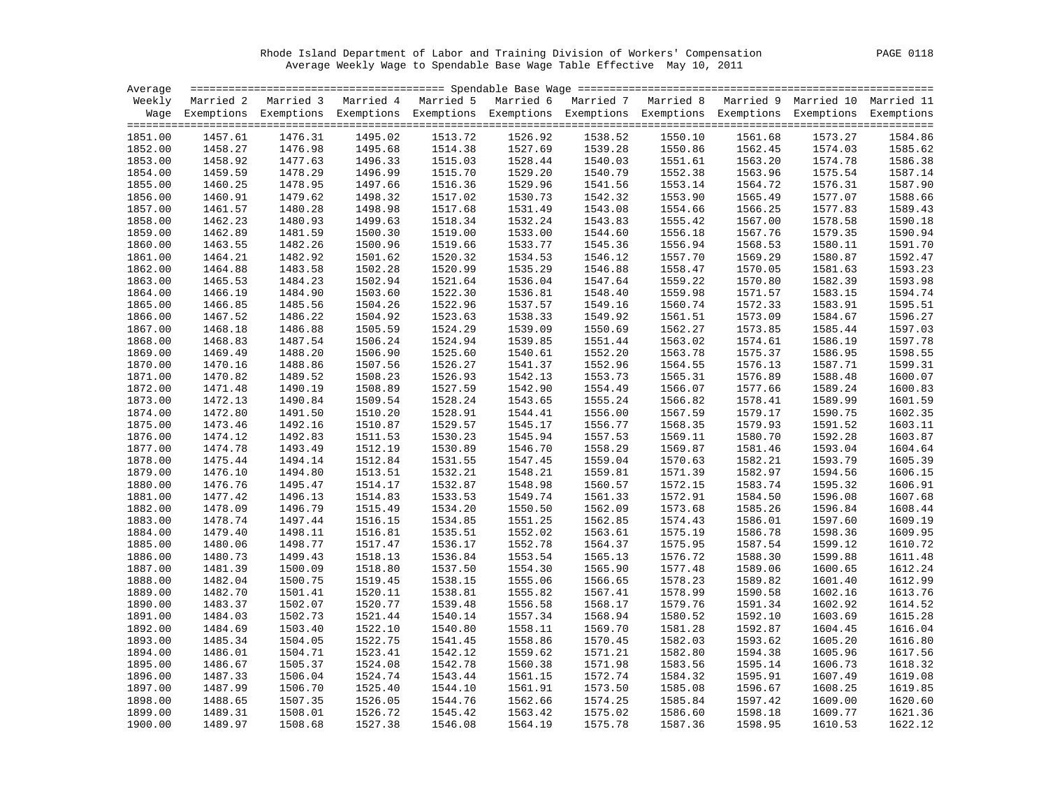Rhode Island Department of Labor and Training Division of Workers' Compensation

Average Weekly Wage to Spendable Base Wage Table Effective May 10, 2011

| Average Weekly Wage | Married 2 Exemptions | Married 3 Exemptions | Married 4 Exemptions | Married 5 Exemptions | Married 6 Exemptions | Married 7 Exemptions | Married 8 Exemptions | Married 9 Exemptions | Married 10 Exemptions | Married 11 Exemptions |
|---|---|---|---|---|---|---|---|---|---|---|
| 1851.00 | 1457.61 | 1476.31 | 1495.02 | 1513.72 | 1526.92 | 1538.52 | 1550.10 | 1561.68 | 1573.27 | 1584.86 |
| 1852.00 | 1458.27 | 1476.98 | 1495.68 | 1514.38 | 1527.69 | 1539.28 | 1550.86 | 1562.45 | 1574.03 | 1585.62 |
| 1853.00 | 1458.92 | 1477.63 | 1496.33 | 1515.03 | 1528.44 | 1540.03 | 1551.61 | 1563.20 | 1574.78 | 1586.38 |
| 1854.00 | 1459.59 | 1478.29 | 1496.99 | 1515.70 | 1529.20 | 1540.79 | 1552.38 | 1563.96 | 1575.54 | 1587.14 |
| 1855.00 | 1460.25 | 1478.95 | 1497.66 | 1516.36 | 1529.96 | 1541.56 | 1553.14 | 1564.72 | 1576.31 | 1587.90 |
| 1856.00 | 1460.91 | 1479.62 | 1498.32 | 1517.02 | 1530.73 | 1542.32 | 1553.90 | 1565.49 | 1577.07 | 1588.66 |
| 1857.00 | 1461.57 | 1480.28 | 1498.98 | 1517.68 | 1531.49 | 1543.08 | 1554.66 | 1566.25 | 1577.83 | 1589.43 |
| 1858.00 | 1462.23 | 1480.93 | 1499.63 | 1518.34 | 1532.24 | 1543.83 | 1555.42 | 1567.00 | 1578.58 | 1590.18 |
| 1859.00 | 1462.89 | 1481.59 | 1500.30 | 1519.00 | 1533.00 | 1544.60 | 1556.18 | 1567.76 | 1579.35 | 1590.94 |
| 1860.00 | 1463.55 | 1482.26 | 1500.96 | 1519.66 | 1533.77 | 1545.36 | 1556.94 | 1568.53 | 1580.11 | 1591.70 |
| 1861.00 | 1464.21 | 1482.92 | 1501.62 | 1520.32 | 1534.53 | 1546.12 | 1557.70 | 1569.29 | 1580.87 | 1592.47 |
| 1862.00 | 1464.88 | 1483.58 | 1502.28 | 1520.99 | 1535.29 | 1546.88 | 1558.47 | 1570.05 | 1581.63 | 1593.23 |
| 1863.00 | 1465.53 | 1484.23 | 1502.94 | 1521.64 | 1536.04 | 1547.64 | 1559.22 | 1570.80 | 1582.39 | 1593.98 |
| 1864.00 | 1466.19 | 1484.90 | 1503.60 | 1522.30 | 1536.81 | 1548.40 | 1559.98 | 1571.57 | 1583.15 | 1594.74 |
| 1865.00 | 1466.85 | 1485.56 | 1504.26 | 1522.96 | 1537.57 | 1549.16 | 1560.74 | 1572.33 | 1583.91 | 1595.51 |
| 1866.00 | 1467.52 | 1486.22 | 1504.92 | 1523.63 | 1538.33 | 1549.92 | 1561.51 | 1573.09 | 1584.67 | 1596.27 |
| 1867.00 | 1468.18 | 1486.88 | 1505.59 | 1524.29 | 1539.09 | 1550.69 | 1562.27 | 1573.85 | 1585.44 | 1597.03 |
| 1868.00 | 1468.83 | 1487.54 | 1506.24 | 1524.94 | 1539.85 | 1551.44 | 1563.02 | 1574.61 | 1586.19 | 1597.78 |
| 1869.00 | 1469.49 | 1488.20 | 1506.90 | 1525.60 | 1540.61 | 1552.20 | 1563.78 | 1575.37 | 1586.95 | 1598.55 |
| 1870.00 | 1470.16 | 1488.86 | 1507.56 | 1526.27 | 1541.37 | 1552.96 | 1564.55 | 1576.13 | 1587.71 | 1599.31 |
| 1871.00 | 1470.82 | 1489.52 | 1508.23 | 1526.93 | 1542.13 | 1553.73 | 1565.31 | 1576.89 | 1588.48 | 1600.07 |
| 1872.00 | 1471.48 | 1490.19 | 1508.89 | 1527.59 | 1542.90 | 1554.49 | 1566.07 | 1577.66 | 1589.24 | 1600.83 |
| 1873.00 | 1472.13 | 1490.84 | 1509.54 | 1528.24 | 1543.65 | 1555.24 | 1566.82 | 1578.41 | 1589.99 | 1601.59 |
| 1874.00 | 1472.80 | 1491.50 | 1510.20 | 1528.91 | 1544.41 | 1556.00 | 1567.59 | 1579.17 | 1590.75 | 1602.35 |
| 1875.00 | 1473.46 | 1492.16 | 1510.87 | 1529.57 | 1545.17 | 1556.77 | 1568.35 | 1579.93 | 1591.52 | 1603.11 |
| 1876.00 | 1474.12 | 1492.83 | 1511.53 | 1530.23 | 1545.94 | 1557.53 | 1569.11 | 1580.70 | 1592.28 | 1603.87 |
| 1877.00 | 1474.78 | 1493.49 | 1512.19 | 1530.89 | 1546.70 | 1558.29 | 1569.87 | 1581.46 | 1593.04 | 1604.64 |
| 1878.00 | 1475.44 | 1494.14 | 1512.84 | 1531.55 | 1547.45 | 1559.04 | 1570.63 | 1582.21 | 1593.79 | 1605.39 |
| 1879.00 | 1476.10 | 1494.80 | 1513.51 | 1532.21 | 1548.21 | 1559.81 | 1571.39 | 1582.97 | 1594.56 | 1606.15 |
| 1880.00 | 1476.76 | 1495.47 | 1514.17 | 1532.87 | 1548.98 | 1560.57 | 1572.15 | 1583.74 | 1595.32 | 1606.91 |
| 1881.00 | 1477.42 | 1496.13 | 1514.83 | 1533.53 | 1549.74 | 1561.33 | 1572.91 | 1584.50 | 1596.08 | 1607.68 |
| 1882.00 | 1478.09 | 1496.79 | 1515.49 | 1534.20 | 1550.50 | 1562.09 | 1573.68 | 1585.26 | 1596.84 | 1608.44 |
| 1883.00 | 1478.74 | 1497.44 | 1516.15 | 1534.85 | 1551.25 | 1562.85 | 1574.43 | 1586.01 | 1597.60 | 1609.19 |
| 1884.00 | 1479.40 | 1498.11 | 1516.81 | 1535.51 | 1552.02 | 1563.61 | 1575.19 | 1586.78 | 1598.36 | 1609.95 |
| 1885.00 | 1480.06 | 1498.77 | 1517.47 | 1536.17 | 1552.78 | 1564.37 | 1575.95 | 1587.54 | 1599.12 | 1610.72 |
| 1886.00 | 1480.73 | 1499.43 | 1518.13 | 1536.84 | 1553.54 | 1565.13 | 1576.72 | 1588.30 | 1599.88 | 1611.48 |
| 1887.00 | 1481.39 | 1500.09 | 1518.80 | 1537.50 | 1554.30 | 1565.90 | 1577.48 | 1589.06 | 1600.65 | 1612.24 |
| 1888.00 | 1482.04 | 1500.75 | 1519.45 | 1538.15 | 1555.06 | 1566.65 | 1578.23 | 1589.82 | 1601.40 | 1612.99 |
| 1889.00 | 1482.70 | 1501.41 | 1520.11 | 1538.81 | 1555.82 | 1567.41 | 1578.99 | 1590.58 | 1602.16 | 1613.76 |
| 1890.00 | 1483.37 | 1502.07 | 1520.77 | 1539.48 | 1556.58 | 1568.17 | 1579.76 | 1591.34 | 1602.92 | 1614.52 |
| 1891.00 | 1484.03 | 1502.73 | 1521.44 | 1540.14 | 1557.34 | 1568.94 | 1580.52 | 1592.10 | 1603.69 | 1615.28 |
| 1892.00 | 1484.69 | 1503.40 | 1522.10 | 1540.80 | 1558.11 | 1569.70 | 1581.28 | 1592.87 | 1604.45 | 1616.04 |
| 1893.00 | 1485.34 | 1504.05 | 1522.75 | 1541.45 | 1558.86 | 1570.45 | 1582.03 | 1593.62 | 1605.20 | 1616.80 |
| 1894.00 | 1486.01 | 1504.71 | 1523.41 | 1542.12 | 1559.62 | 1571.21 | 1582.80 | 1594.38 | 1605.96 | 1617.56 |
| 1895.00 | 1486.67 | 1505.37 | 1524.08 | 1542.78 | 1560.38 | 1571.98 | 1583.56 | 1595.14 | 1606.73 | 1618.32 |
| 1896.00 | 1487.33 | 1506.04 | 1524.74 | 1543.44 | 1561.15 | 1572.74 | 1584.32 | 1595.91 | 1607.49 | 1619.08 |
| 1897.00 | 1487.99 | 1506.70 | 1525.40 | 1544.10 | 1561.91 | 1573.50 | 1585.08 | 1596.67 | 1608.25 | 1619.85 |
| 1898.00 | 1488.65 | 1507.35 | 1526.05 | 1544.76 | 1562.66 | 1574.25 | 1585.84 | 1597.42 | 1609.00 | 1620.60 |
| 1899.00 | 1489.31 | 1508.01 | 1526.72 | 1545.42 | 1563.42 | 1575.02 | 1586.60 | 1598.18 | 1609.77 | 1621.36 |
| 1900.00 | 1489.97 | 1508.68 | 1527.38 | 1546.08 | 1564.19 | 1575.78 | 1587.36 | 1598.95 | 1610.53 | 1622.12 |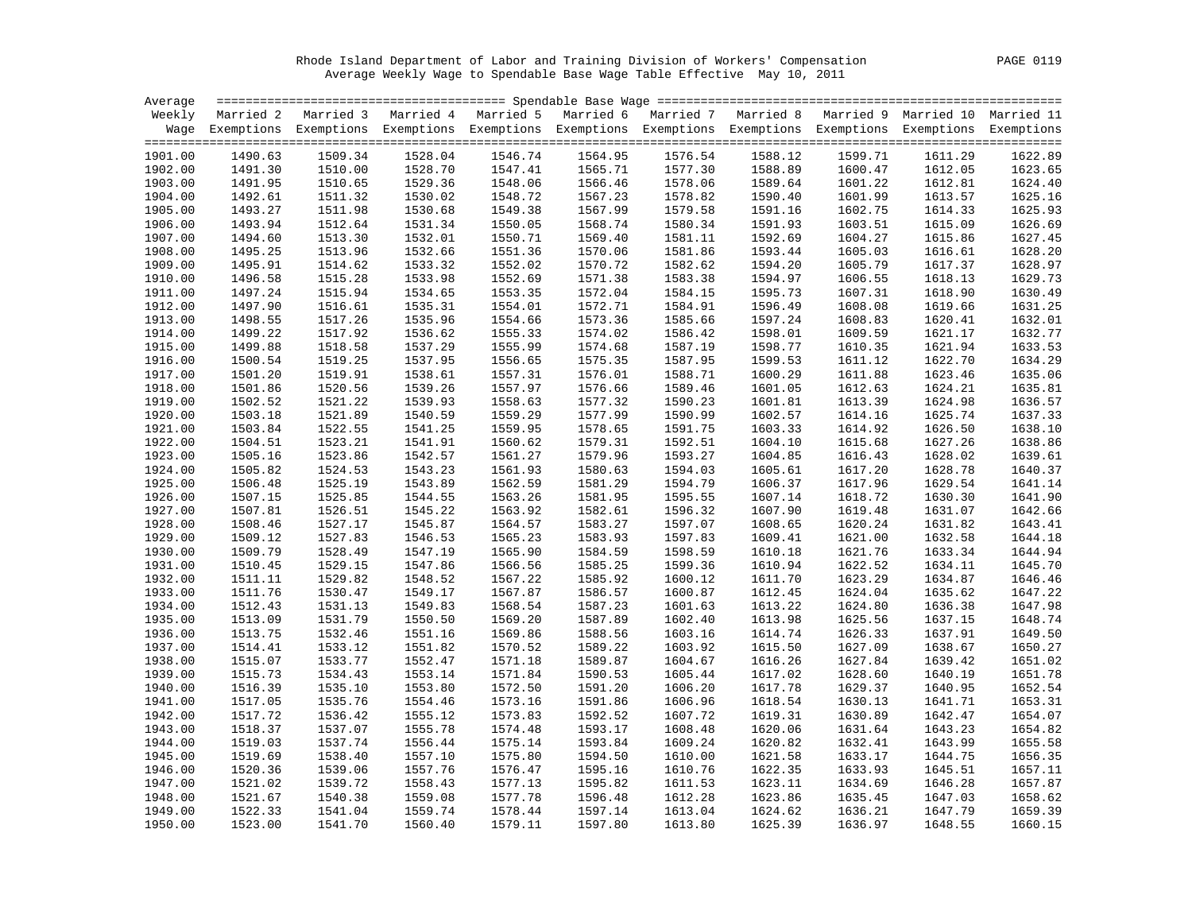Rhode Island Department of Labor and Training Division of Workers' Compensation

Average Weekly Wage to Spendable Base Wage Table Effective May 10, 2011

| Average Weekly Wage | Spendable Base Wage | | | | | | | | | |
|---|---|---|---|---|---|---|---|---|---|---|
| | Married 2 Exemptions | Married 3 Exemptions | Married 4 Exemptions | Married 5 Exemptions | Married 6 Exemptions | Married 7 Exemptions | Married 8 Exemptions | Married 9 Exemptions | Married 10 Exemptions | Married 11 Exemptions |
| 1901.00 | 1490.63 | 1509.34 | 1528.04 | 1546.74 | 1564.95 | 1576.54 | 1588.12 | 1599.71 | 1611.29 | 1622.89 |
| 1902.00 | 1491.30 | 1510.00 | 1528.70 | 1547.41 | 1565.71 | 1577.30 | 1588.89 | 1600.47 | 1612.05 | 1623.65 |
| 1903.00 | 1491.95 | 1510.65 | 1529.36 | 1548.06 | 1566.46 | 1578.06 | 1589.64 | 1601.22 | 1612.81 | 1624.40 |
| 1904.00 | 1492.61 | 1511.32 | 1530.02 | 1548.72 | 1567.23 | 1578.82 | 1590.40 | 1601.99 | 1613.57 | 1625.16 |
| 1905.00 | 1493.27 | 1511.98 | 1530.68 | 1549.38 | 1567.99 | 1579.58 | 1591.16 | 1602.75 | 1614.33 | 1625.93 |
| 1906.00 | 1493.94 | 1512.64 | 1531.34 | 1550.05 | 1568.74 | 1580.34 | 1591.93 | 1603.51 | 1615.09 | 1626.69 |
| 1907.00 | 1494.60 | 1513.30 | 1532.01 | 1550.71 | 1569.40 | 1581.11 | 1592.69 | 1604.27 | 1615.86 | 1627.45 |
| 1908.00 | 1495.25 | 1513.96 | 1532.66 | 1551.36 | 1570.06 | 1581.86 | 1593.44 | 1605.03 | 1616.61 | 1628.20 |
| 1909.00 | 1495.91 | 1514.62 | 1533.32 | 1552.02 | 1570.72 | 1582.62 | 1594.20 | 1605.79 | 1617.37 | 1628.97 |
| 1910.00 | 1496.58 | 1515.28 | 1533.98 | 1552.69 | 1571.38 | 1583.38 | 1594.97 | 1606.55 | 1618.13 | 1629.73 |
| 1911.00 | 1497.24 | 1515.94 | 1534.65 | 1553.35 | 1572.04 | 1584.15 | 1595.73 | 1607.31 | 1618.90 | 1630.49 |
| 1912.00 | 1497.90 | 1516.61 | 1535.31 | 1554.01 | 1572.71 | 1584.91 | 1596.49 | 1608.08 | 1619.66 | 1631.25 |
| 1913.00 | 1498.55 | 1517.26 | 1535.96 | 1554.66 | 1573.36 | 1585.66 | 1597.24 | 1608.83 | 1620.41 | 1632.01 |
| 1914.00 | 1499.22 | 1517.92 | 1536.62 | 1555.33 | 1574.02 | 1586.42 | 1598.01 | 1609.59 | 1621.17 | 1632.77 |
| 1915.00 | 1499.88 | 1518.58 | 1537.29 | 1555.99 | 1574.68 | 1587.19 | 1598.77 | 1610.35 | 1621.94 | 1633.53 |
| 1916.00 | 1500.54 | 1519.25 | 1537.95 | 1556.65 | 1575.35 | 1587.95 | 1599.53 | 1611.12 | 1622.70 | 1634.29 |
| 1917.00 | 1501.20 | 1519.91 | 1538.61 | 1557.31 | 1576.01 | 1588.71 | 1600.29 | 1611.88 | 1623.46 | 1635.06 |
| 1918.00 | 1501.86 | 1520.56 | 1539.26 | 1557.97 | 1576.66 | 1589.46 | 1601.05 | 1612.63 | 1624.21 | 1635.81 |
| 1919.00 | 1502.52 | 1521.22 | 1539.93 | 1558.63 | 1577.32 | 1590.23 | 1601.81 | 1613.39 | 1624.98 | 1636.57 |
| 1920.00 | 1503.18 | 1521.89 | 1540.59 | 1559.29 | 1577.99 | 1590.99 | 1602.57 | 1614.16 | 1625.74 | 1637.33 |
| 1921.00 | 1503.84 | 1522.55 | 1541.25 | 1559.95 | 1578.65 | 1591.75 | 1603.33 | 1614.92 | 1626.50 | 1638.10 |
| 1922.00 | 1504.51 | 1523.21 | 1541.91 | 1560.62 | 1579.31 | 1592.51 | 1604.10 | 1615.68 | 1627.26 | 1638.86 |
| 1923.00 | 1505.16 | 1523.86 | 1542.57 | 1561.27 | 1579.96 | 1593.27 | 1604.85 | 1616.43 | 1628.02 | 1639.61 |
| 1924.00 | 1505.82 | 1524.53 | 1543.23 | 1561.93 | 1580.63 | 1594.03 | 1605.61 | 1617.20 | 1628.78 | 1640.37 |
| 1925.00 | 1506.48 | 1525.19 | 1543.89 | 1562.59 | 1581.29 | 1594.79 | 1606.37 | 1617.96 | 1629.54 | 1641.14 |
| 1926.00 | 1507.15 | 1525.85 | 1544.55 | 1563.26 | 1581.95 | 1595.55 | 1607.14 | 1618.72 | 1630.30 | 1641.90 |
| 1927.00 | 1507.81 | 1526.51 | 1545.22 | 1563.92 | 1582.61 | 1596.32 | 1607.90 | 1619.48 | 1631.07 | 1642.66 |
| 1928.00 | 1508.46 | 1527.17 | 1545.87 | 1564.57 | 1583.27 | 1597.07 | 1608.65 | 1620.24 | 1631.82 | 1643.41 |
| 1929.00 | 1509.12 | 1527.83 | 1546.53 | 1565.23 | 1583.93 | 1597.83 | 1609.41 | 1621.00 | 1632.58 | 1644.18 |
| 1930.00 | 1509.79 | 1528.49 | 1547.19 | 1565.90 | 1584.59 | 1598.59 | 1610.18 | 1621.76 | 1633.34 | 1644.94 |
| 1931.00 | 1510.45 | 1529.15 | 1547.86 | 1566.56 | 1585.25 | 1599.36 | 1610.94 | 1622.52 | 1634.11 | 1645.70 |
| 1932.00 | 1511.11 | 1529.82 | 1548.52 | 1567.22 | 1585.92 | 1600.12 | 1611.70 | 1623.29 | 1634.87 | 1646.46 |
| 1933.00 | 1511.76 | 1530.47 | 1549.17 | 1567.87 | 1586.57 | 1600.87 | 1612.45 | 1624.04 | 1635.62 | 1647.22 |
| 1934.00 | 1512.43 | 1531.13 | 1549.83 | 1568.54 | 1587.23 | 1601.63 | 1613.22 | 1624.80 | 1636.38 | 1647.98 |
| 1935.00 | 1513.09 | 1531.79 | 1550.50 | 1569.20 | 1587.89 | 1602.40 | 1613.98 | 1625.56 | 1637.15 | 1648.74 |
| 1936.00 | 1513.75 | 1532.46 | 1551.16 | 1569.86 | 1588.56 | 1603.16 | 1614.74 | 1626.33 | 1637.91 | 1649.50 |
| 1937.00 | 1514.41 | 1533.12 | 1551.82 | 1570.52 | 1589.22 | 1603.92 | 1615.50 | 1627.09 | 1638.67 | 1650.27 |
| 1938.00 | 1515.07 | 1533.77 | 1552.47 | 1571.18 | 1589.87 | 1604.67 | 1616.26 | 1627.84 | 1639.42 | 1651.02 |
| 1939.00 | 1515.73 | 1534.43 | 1553.14 | 1571.84 | 1590.53 | 1605.44 | 1617.02 | 1628.60 | 1640.19 | 1651.78 |
| 1940.00 | 1516.39 | 1535.10 | 1553.80 | 1572.50 | 1591.20 | 1606.20 | 1617.78 | 1629.37 | 1640.95 | 1652.54 |
| 1941.00 | 1517.05 | 1535.76 | 1554.46 | 1573.16 | 1591.86 | 1606.96 | 1618.54 | 1630.13 | 1641.71 | 1653.31 |
| 1942.00 | 1517.72 | 1536.42 | 1555.12 | 1573.83 | 1592.52 | 1607.72 | 1619.31 | 1630.89 | 1642.47 | 1654.07 |
| 1943.00 | 1518.37 | 1537.07 | 1555.78 | 1574.48 | 1593.17 | 1608.48 | 1620.06 | 1631.64 | 1643.23 | 1654.82 |
| 1944.00 | 1519.03 | 1537.74 | 1556.44 | 1575.14 | 1593.84 | 1609.24 | 1620.82 | 1632.41 | 1643.99 | 1655.58 |
| 1945.00 | 1519.69 | 1538.40 | 1557.10 | 1575.80 | 1594.50 | 1610.00 | 1621.58 | 1633.17 | 1644.75 | 1656.35 |
| 1946.00 | 1520.36 | 1539.06 | 1557.76 | 1576.47 | 1595.16 | 1610.76 | 1622.35 | 1633.93 | 1645.51 | 1657.11 |
| 1947.00 | 1521.02 | 1539.72 | 1558.43 | 1577.13 | 1595.82 | 1611.53 | 1623.11 | 1634.69 | 1646.28 | 1657.87 |
| 1948.00 | 1521.67 | 1540.38 | 1559.08 | 1577.78 | 1596.48 | 1612.28 | 1623.86 | 1635.45 | 1647.03 | 1658.62 |
| 1949.00 | 1522.33 | 1541.04 | 1559.74 | 1578.44 | 1597.14 | 1613.04 | 1624.62 | 1636.21 | 1647.79 | 1659.39 |
| 1950.00 | 1523.00 | 1541.70 | 1560.40 | 1579.11 | 1597.80 | 1613.80 | 1625.39 | 1636.97 | 1648.55 | 1660.15 |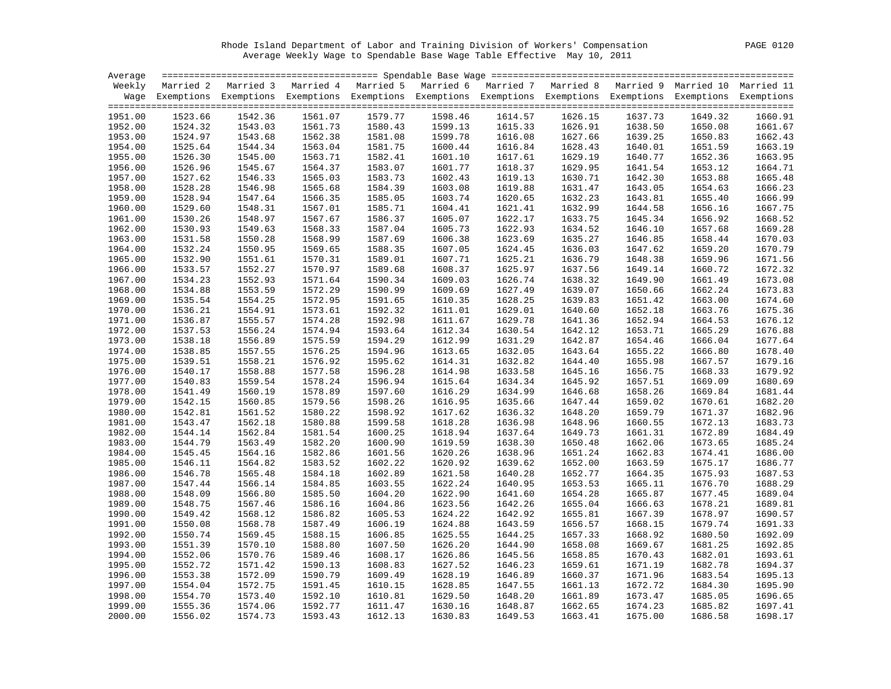Rhode Island Department of Labor and Training Division of Workers' Compensation

Average Weekly Wage to Spendable Base Wage Table Effective May 10, 2011

| Average Weekly Wage | Married 2 Exemptions | Married 3 Exemptions | Married 4 Exemptions | Married 5 Exemptions | Married 6 Exemptions | Married 7 Exemptions | Married 8 Exemptions | Married 9 Exemptions | Married 10 Exemptions | Married 11 Exemptions |
|---|---|---|---|---|---|---|---|---|---|---|
| 1951.00 | 1523.66 | 1542.36 | 1561.07 | 1579.77 | 1598.46 | 1614.57 | 1626.15 | 1637.73 | 1649.32 | 1660.91 |
| 1952.00 | 1524.32 | 1543.03 | 1561.73 | 1580.43 | 1599.13 | 1615.33 | 1626.91 | 1638.50 | 1650.08 | 1661.67 |
| 1953.00 | 1524.97 | 1543.68 | 1562.38 | 1581.08 | 1599.78 | 1616.08 | 1627.66 | 1639.25 | 1650.83 | 1662.43 |
| 1954.00 | 1525.64 | 1544.34 | 1563.04 | 1581.75 | 1600.44 | 1616.84 | 1628.43 | 1640.01 | 1651.59 | 1663.19 |
| 1955.00 | 1526.30 | 1545.00 | 1563.71 | 1582.41 | 1601.10 | 1617.61 | 1629.19 | 1640.77 | 1652.36 | 1663.95 |
| 1956.00 | 1526.96 | 1545.67 | 1564.37 | 1583.07 | 1601.77 | 1618.37 | 1629.95 | 1641.54 | 1653.12 | 1664.71 |
| 1957.00 | 1527.62 | 1546.33 | 1565.03 | 1583.73 | 1602.43 | 1619.13 | 1630.71 | 1642.30 | 1653.88 | 1665.48 |
| 1958.00 | 1528.28 | 1546.98 | 1565.68 | 1584.39 | 1603.08 | 1619.88 | 1631.47 | 1643.05 | 1654.63 | 1666.23 |
| 1959.00 | 1528.94 | 1547.64 | 1566.35 | 1585.05 | 1603.74 | 1620.65 | 1632.23 | 1643.81 | 1655.40 | 1666.99 |
| 1960.00 | 1529.60 | 1548.31 | 1567.01 | 1585.71 | 1604.41 | 1621.41 | 1632.99 | 1644.58 | 1656.16 | 1667.75 |
| 1961.00 | 1530.26 | 1548.97 | 1567.67 | 1586.37 | 1605.07 | 1622.17 | 1633.75 | 1645.34 | 1656.92 | 1668.52 |
| 1962.00 | 1530.93 | 1549.63 | 1568.33 | 1587.04 | 1605.73 | 1622.93 | 1634.52 | 1646.10 | 1657.68 | 1669.28 |
| 1963.00 | 1531.58 | 1550.28 | 1568.99 | 1587.69 | 1606.38 | 1623.69 | 1635.27 | 1646.85 | 1658.44 | 1670.03 |
| 1964.00 | 1532.24 | 1550.95 | 1569.65 | 1588.35 | 1607.05 | 1624.45 | 1636.03 | 1647.62 | 1659.20 | 1670.79 |
| 1965.00 | 1532.90 | 1551.61 | 1570.31 | 1589.01 | 1607.71 | 1625.21 | 1636.79 | 1648.38 | 1659.96 | 1671.56 |
| 1966.00 | 1533.57 | 1552.27 | 1570.97 | 1589.68 | 1608.37 | 1625.97 | 1637.56 | 1649.14 | 1660.72 | 1672.32 |
| 1967.00 | 1534.23 | 1552.93 | 1571.64 | 1590.34 | 1609.03 | 1626.74 | 1638.32 | 1649.90 | 1661.49 | 1673.08 |
| 1968.00 | 1534.88 | 1553.59 | 1572.29 | 1590.99 | 1609.69 | 1627.49 | 1639.07 | 1650.66 | 1662.24 | 1673.83 |
| 1969.00 | 1535.54 | 1554.25 | 1572.95 | 1591.65 | 1610.35 | 1628.25 | 1639.83 | 1651.42 | 1663.00 | 1674.60 |
| 1970.00 | 1536.21 | 1554.91 | 1573.61 | 1592.32 | 1611.01 | 1629.01 | 1640.60 | 1652.18 | 1663.76 | 1675.36 |
| 1971.00 | 1536.87 | 1555.57 | 1574.28 | 1592.98 | 1611.67 | 1629.78 | 1641.36 | 1652.94 | 1664.53 | 1676.12 |
| 1972.00 | 1537.53 | 1556.24 | 1574.94 | 1593.64 | 1612.34 | 1630.54 | 1642.12 | 1653.71 | 1665.29 | 1676.88 |
| 1973.00 | 1538.18 | 1556.89 | 1575.59 | 1594.29 | 1612.99 | 1631.29 | 1642.87 | 1654.46 | 1666.04 | 1677.64 |
| 1974.00 | 1538.85 | 1557.55 | 1576.25 | 1594.96 | 1613.65 | 1632.05 | 1643.64 | 1655.22 | 1666.80 | 1678.40 |
| 1975.00 | 1539.51 | 1558.21 | 1576.92 | 1595.62 | 1614.31 | 1632.82 | 1644.40 | 1655.98 | 1667.57 | 1679.16 |
| 1976.00 | 1540.17 | 1558.88 | 1577.58 | 1596.28 | 1614.98 | 1633.58 | 1645.16 | 1656.75 | 1668.33 | 1679.92 |
| 1977.00 | 1540.83 | 1559.54 | 1578.24 | 1596.94 | 1615.64 | 1634.34 | 1645.92 | 1657.51 | 1669.09 | 1680.69 |
| 1978.00 | 1541.49 | 1560.19 | 1578.89 | 1597.60 | 1616.29 | 1634.99 | 1646.68 | 1658.26 | 1669.84 | 1681.44 |
| 1979.00 | 1542.15 | 1560.85 | 1579.56 | 1598.26 | 1616.95 | 1635.66 | 1647.44 | 1659.02 | 1670.61 | 1682.20 |
| 1980.00 | 1542.81 | 1561.52 | 1580.22 | 1598.92 | 1617.62 | 1636.32 | 1648.20 | 1659.79 | 1671.37 | 1682.96 |
| 1981.00 | 1543.47 | 1562.18 | 1580.88 | 1599.58 | 1618.28 | 1636.98 | 1648.96 | 1660.55 | 1672.13 | 1683.73 |
| 1982.00 | 1544.14 | 1562.84 | 1581.54 | 1600.25 | 1618.94 | 1637.64 | 1649.73 | 1661.31 | 1672.89 | 1684.49 |
| 1983.00 | 1544.79 | 1563.49 | 1582.20 | 1600.90 | 1619.59 | 1638.30 | 1650.48 | 1662.06 | 1673.65 | 1685.24 |
| 1984.00 | 1545.45 | 1564.16 | 1582.86 | 1601.56 | 1620.26 | 1638.96 | 1651.24 | 1662.83 | 1674.41 | 1686.00 |
| 1985.00 | 1546.11 | 1564.82 | 1583.52 | 1602.22 | 1620.92 | 1639.62 | 1652.00 | 1663.59 | 1675.17 | 1686.77 |
| 1986.00 | 1546.78 | 1565.48 | 1584.18 | 1602.89 | 1621.58 | 1640.28 | 1652.77 | 1664.35 | 1675.93 | 1687.53 |
| 1987.00 | 1547.44 | 1566.14 | 1584.85 | 1603.55 | 1622.24 | 1640.95 | 1653.53 | 1665.11 | 1676.70 | 1688.29 |
| 1988.00 | 1548.09 | 1566.80 | 1585.50 | 1604.20 | 1622.90 | 1641.60 | 1654.28 | 1665.87 | 1677.45 | 1689.04 |
| 1989.00 | 1548.75 | 1567.46 | 1586.16 | 1604.86 | 1623.56 | 1642.26 | 1655.04 | 1666.63 | 1678.21 | 1689.81 |
| 1990.00 | 1549.42 | 1568.12 | 1586.82 | 1605.53 | 1624.22 | 1642.92 | 1655.81 | 1667.39 | 1678.97 | 1690.57 |
| 1991.00 | 1550.08 | 1568.78 | 1587.49 | 1606.19 | 1624.88 | 1643.59 | 1656.57 | 1668.15 | 1679.74 | 1691.33 |
| 1992.00 | 1550.74 | 1569.45 | 1588.15 | 1606.85 | 1625.55 | 1644.25 | 1657.33 | 1668.92 | 1680.50 | 1692.09 |
| 1993.00 | 1551.39 | 1570.10 | 1588.80 | 1607.50 | 1626.20 | 1644.90 | 1658.08 | 1669.67 | 1681.25 | 1692.85 |
| 1994.00 | 1552.06 | 1570.76 | 1589.46 | 1608.17 | 1626.86 | 1645.56 | 1658.85 | 1670.43 | 1682.01 | 1693.61 |
| 1995.00 | 1552.72 | 1571.42 | 1590.13 | 1608.83 | 1627.52 | 1646.23 | 1659.61 | 1671.19 | 1682.78 | 1694.37 |
| 1996.00 | 1553.38 | 1572.09 | 1590.79 | 1609.49 | 1628.19 | 1646.89 | 1660.37 | 1671.96 | 1683.54 | 1695.13 |
| 1997.00 | 1554.04 | 1572.75 | 1591.45 | 1610.15 | 1628.85 | 1647.55 | 1661.13 | 1672.72 | 1684.30 | 1695.90 |
| 1998.00 | 1554.70 | 1573.40 | 1592.10 | 1610.81 | 1629.50 | 1648.20 | 1661.89 | 1673.47 | 1685.05 | 1696.65 |
| 1999.00 | 1555.36 | 1574.06 | 1592.77 | 1611.47 | 1630.16 | 1648.87 | 1662.65 | 1674.23 | 1685.82 | 1697.41 |
| 2000.00 | 1556.02 | 1574.73 | 1593.43 | 1612.13 | 1630.83 | 1649.53 | 1663.41 | 1675.00 | 1686.58 | 1698.17 |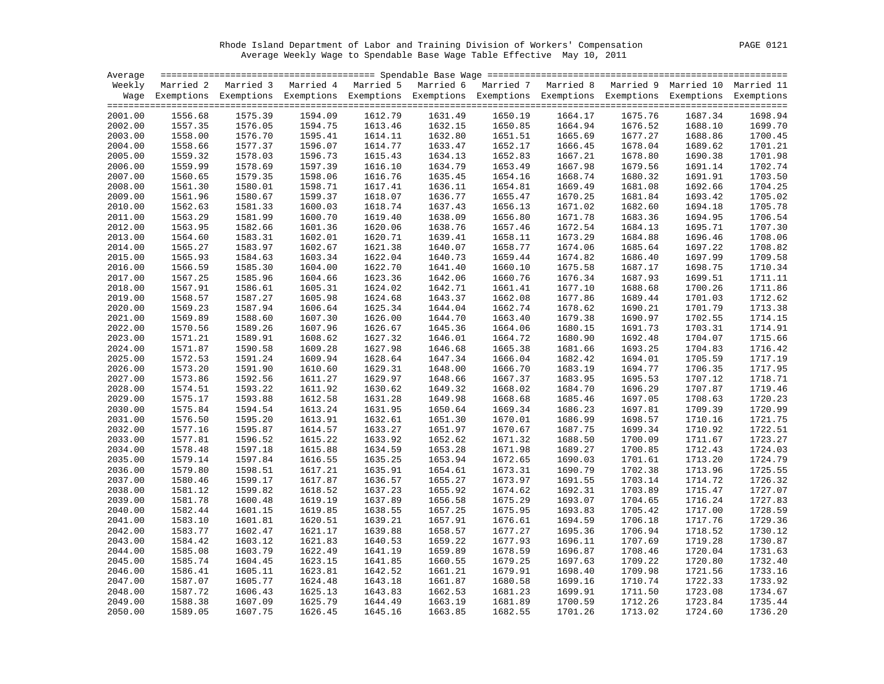Rhode Island Department of Labor and Training Division of Workers' Compensation

Average Weekly Wage to Spendable Base Wage Table Effective May 10, 2011

| Average Weekly Wage | Spendable Base Wage | | | | | | | | | |
|---|---|---|---|---|---|---|---|---|---|---|
| | Married 2 Exemptions | Married 3 Exemptions | Married 4 Exemptions | Married 5 Exemptions | Married 6 Exemptions | Married 7 Exemptions | Married 8 Exemptions | Married 9 Exemptions | Married 10 Exemptions | Married 11 Exemptions |
| 2001.00 | 1556.68 | 1575.39 | 1594.09 | 1612.79 | 1631.49 | 1650.19 | 1664.17 | 1675.76 | 1687.34 | 1698.94 |
| 2002.00 | 1557.35 | 1576.05 | 1594.75 | 1613.46 | 1632.15 | 1650.85 | 1664.94 | 1676.52 | 1688.10 | 1699.70 |
| 2003.00 | 1558.00 | 1576.70 | 1595.41 | 1614.11 | 1632.80 | 1651.51 | 1665.69 | 1677.27 | 1688.86 | 1700.45 |
| 2004.00 | 1558.66 | 1577.37 | 1596.07 | 1614.77 | 1633.47 | 1652.17 | 1666.45 | 1678.04 | 1689.62 | 1701.21 |
| 2005.00 | 1559.32 | 1578.03 | 1596.73 | 1615.43 | 1634.13 | 1652.83 | 1667.21 | 1678.80 | 1690.38 | 1701.98 |
| 2006.00 | 1559.99 | 1578.69 | 1597.39 | 1616.10 | 1634.79 | 1653.49 | 1667.98 | 1679.56 | 1691.14 | 1702.74 |
| 2007.00 | 1560.65 | 1579.35 | 1598.06 | 1616.76 | 1635.45 | 1654.16 | 1668.74 | 1680.32 | 1691.91 | 1703.50 |
| 2008.00 | 1561.30 | 1580.01 | 1598.71 | 1617.41 | 1636.11 | 1654.81 | 1669.49 | 1681.08 | 1692.66 | 1704.25 |
| 2009.00 | 1561.96 | 1580.67 | 1599.37 | 1618.07 | 1636.77 | 1655.47 | 1670.25 | 1681.84 | 1693.42 | 1705.02 |
| 2010.00 | 1562.63 | 1581.33 | 1600.03 | 1618.74 | 1637.43 | 1656.13 | 1671.02 | 1682.60 | 1694.18 | 1705.78 |
| 2011.00 | 1563.29 | 1581.99 | 1600.70 | 1619.40 | 1638.09 | 1656.80 | 1671.78 | 1683.36 | 1694.95 | 1706.54 |
| 2012.00 | 1563.95 | 1582.66 | 1601.36 | 1620.06 | 1638.76 | 1657.46 | 1672.54 | 1684.13 | 1695.71 | 1707.30 |
| 2013.00 | 1564.60 | 1583.31 | 1602.01 | 1620.71 | 1639.41 | 1658.11 | 1673.29 | 1684.88 | 1696.46 | 1708.06 |
| 2014.00 | 1565.27 | 1583.97 | 1602.67 | 1621.38 | 1640.07 | 1658.77 | 1674.06 | 1685.64 | 1697.22 | 1708.82 |
| 2015.00 | 1565.93 | 1584.63 | 1603.34 | 1622.04 | 1640.73 | 1659.44 | 1674.82 | 1686.40 | 1697.99 | 1709.58 |
| 2016.00 | 1566.59 | 1585.30 | 1604.00 | 1622.70 | 1641.40 | 1660.10 | 1675.58 | 1687.17 | 1698.75 | 1710.34 |
| 2017.00 | 1567.25 | 1585.96 | 1604.66 | 1623.36 | 1642.06 | 1660.76 | 1676.34 | 1687.93 | 1699.51 | 1711.11 |
| 2018.00 | 1567.91 | 1586.61 | 1605.31 | 1624.02 | 1642.71 | 1661.41 | 1677.10 | 1688.68 | 1700.26 | 1711.86 |
| 2019.00 | 1568.57 | 1587.27 | 1605.98 | 1624.68 | 1643.37 | 1662.08 | 1677.86 | 1689.44 | 1701.03 | 1712.62 |
| 2020.00 | 1569.23 | 1587.94 | 1606.64 | 1625.34 | 1644.04 | 1662.74 | 1678.62 | 1690.21 | 1701.79 | 1713.38 |
| 2021.00 | 1569.89 | 1588.60 | 1607.30 | 1626.00 | 1644.70 | 1663.40 | 1679.38 | 1690.97 | 1702.55 | 1714.15 |
| 2022.00 | 1570.56 | 1589.26 | 1607.96 | 1626.67 | 1645.36 | 1664.06 | 1680.15 | 1691.73 | 1703.31 | 1714.91 |
| 2023.00 | 1571.21 | 1589.91 | 1608.62 | 1627.32 | 1646.01 | 1664.72 | 1680.90 | 1692.48 | 1704.07 | 1715.66 |
| 2024.00 | 1571.87 | 1590.58 | 1609.28 | 1627.98 | 1646.68 | 1665.38 | 1681.66 | 1693.25 | 1704.83 | 1716.42 |
| 2025.00 | 1572.53 | 1591.24 | 1609.94 | 1628.64 | 1647.34 | 1666.04 | 1682.42 | 1694.01 | 1705.59 | 1717.19 |
| 2026.00 | 1573.20 | 1591.90 | 1610.60 | 1629.31 | 1648.00 | 1666.70 | 1683.19 | 1694.77 | 1706.35 | 1717.95 |
| 2027.00 | 1573.86 | 1592.56 | 1611.27 | 1629.97 | 1648.66 | 1667.37 | 1683.95 | 1695.53 | 1707.12 | 1718.71 |
| 2028.00 | 1574.51 | 1593.22 | 1611.92 | 1630.62 | 1649.32 | 1668.02 | 1684.70 | 1696.29 | 1707.87 | 1719.46 |
| 2029.00 | 1575.17 | 1593.88 | 1612.58 | 1631.28 | 1649.98 | 1668.68 | 1685.46 | 1697.05 | 1708.63 | 1720.23 |
| 2030.00 | 1575.84 | 1594.54 | 1613.24 | 1631.95 | 1650.64 | 1669.34 | 1686.23 | 1697.81 | 1709.39 | 1720.99 |
| 2031.00 | 1576.50 | 1595.20 | 1613.91 | 1632.61 | 1651.30 | 1670.01 | 1686.99 | 1698.57 | 1710.16 | 1721.75 |
| 2032.00 | 1577.16 | 1595.87 | 1614.57 | 1633.27 | 1651.97 | 1670.67 | 1687.75 | 1699.34 | 1710.92 | 1722.51 |
| 2033.00 | 1577.81 | 1596.52 | 1615.22 | 1633.92 | 1652.62 | 1671.32 | 1688.50 | 1700.09 | 1711.67 | 1723.27 |
| 2034.00 | 1578.48 | 1597.18 | 1615.88 | 1634.59 | 1653.28 | 1671.98 | 1689.27 | 1700.85 | 1712.43 | 1724.03 |
| 2035.00 | 1579.14 | 1597.84 | 1616.55 | 1635.25 | 1653.94 | 1672.65 | 1690.03 | 1701.61 | 1713.20 | 1724.79 |
| 2036.00 | 1579.80 | 1598.51 | 1617.21 | 1635.91 | 1654.61 | 1673.31 | 1690.79 | 1702.38 | 1713.96 | 1725.55 |
| 2037.00 | 1580.46 | 1599.17 | 1617.87 | 1636.57 | 1655.27 | 1673.97 | 1691.55 | 1703.14 | 1714.72 | 1726.32 |
| 2038.00 | 1581.12 | 1599.82 | 1618.52 | 1637.23 | 1655.92 | 1674.62 | 1692.31 | 1703.89 | 1715.47 | 1727.07 |
| 2039.00 | 1581.78 | 1600.48 | 1619.19 | 1637.89 | 1656.58 | 1675.29 | 1693.07 | 1704.65 | 1716.24 | 1727.83 |
| 2040.00 | 1582.44 | 1601.15 | 1619.85 | 1638.55 | 1657.25 | 1675.95 | 1693.83 | 1705.42 | 1717.00 | 1728.59 |
| 2041.00 | 1583.10 | 1601.81 | 1620.51 | 1639.21 | 1657.91 | 1676.61 | 1694.59 | 1706.18 | 1717.76 | 1729.36 |
| 2042.00 | 1583.77 | 1602.47 | 1621.17 | 1639.88 | 1658.57 | 1677.27 | 1695.36 | 1706.94 | 1718.52 | 1730.12 |
| 2043.00 | 1584.42 | 1603.12 | 1621.83 | 1640.53 | 1659.22 | 1677.93 | 1696.11 | 1707.69 | 1719.28 | 1730.87 |
| 2044.00 | 1585.08 | 1603.79 | 1622.49 | 1641.19 | 1659.89 | 1678.59 | 1696.87 | 1708.46 | 1720.04 | 1731.63 |
| 2045.00 | 1585.74 | 1604.45 | 1623.15 | 1641.85 | 1660.55 | 1679.25 | 1697.63 | 1709.22 | 1720.80 | 1732.40 |
| 2046.00 | 1586.41 | 1605.11 | 1623.81 | 1642.52 | 1661.21 | 1679.91 | 1698.40 | 1709.98 | 1721.56 | 1733.16 |
| 2047.00 | 1587.07 | 1605.77 | 1624.48 | 1643.18 | 1661.87 | 1680.58 | 1699.16 | 1710.74 | 1722.33 | 1733.92 |
| 2048.00 | 1587.72 | 1606.43 | 1625.13 | 1643.83 | 1662.53 | 1681.23 | 1699.91 | 1711.50 | 1723.08 | 1734.67 |
| 2049.00 | 1588.38 | 1607.09 | 1625.79 | 1644.49 | 1663.19 | 1681.89 | 1700.59 | 1712.26 | 1723.84 | 1735.44 |
| 2050.00 | 1589.05 | 1607.75 | 1626.45 | 1645.16 | 1663.85 | 1682.55 | 1701.26 | 1713.02 | 1724.60 | 1736.20 |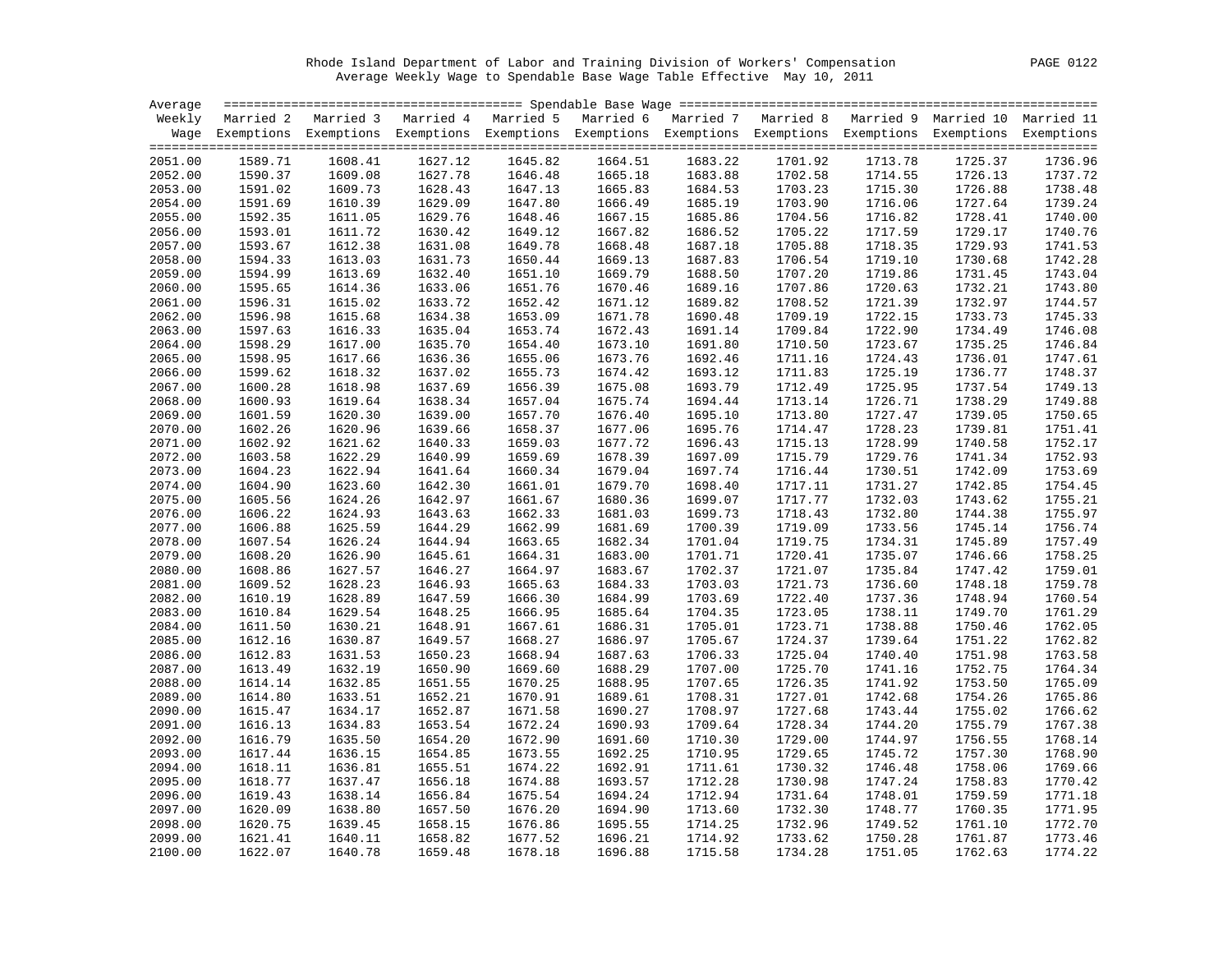Rhode Island Department of Labor and Training Division of Workers' Compensation

Average Weekly Wage to Spendable Base Wage Table Effective May 10, 2011

| Average Weekly Wage | Married 2 Exemptions | Married 3 Exemptions | Married 4 Exemptions | Married 5 Exemptions | Married 6 Exemptions | Married 7 Exemptions | Married 8 Exemptions | Married 9 Exemptions | Married 10 Exemptions | Married 11 Exemptions |
|---|---|---|---|---|---|---|---|---|---|---|
| 2051.00 | 1589.71 | 1608.41 | 1627.12 | 1645.82 | 1664.51 | 1683.22 | 1701.92 | 1713.78 | 1725.37 | 1736.96 |
| 2052.00 | 1590.37 | 1609.08 | 1627.78 | 1646.48 | 1665.18 | 1683.88 | 1702.58 | 1714.55 | 1726.13 | 1737.72 |
| 2053.00 | 1591.02 | 1609.73 | 1628.43 | 1647.13 | 1665.83 | 1684.53 | 1703.23 | 1715.30 | 1726.88 | 1738.48 |
| 2054.00 | 1591.69 | 1610.39 | 1629.09 | 1647.80 | 1666.49 | 1685.19 | 1703.90 | 1716.06 | 1727.64 | 1739.24 |
| 2055.00 | 1592.35 | 1611.05 | 1629.76 | 1648.46 | 1667.15 | 1685.86 | 1704.56 | 1716.82 | 1728.41 | 1740.00 |
| 2056.00 | 1593.01 | 1611.72 | 1630.42 | 1649.12 | 1667.82 | 1686.52 | 1705.22 | 1717.59 | 1729.17 | 1740.76 |
| 2057.00 | 1593.67 | 1612.38 | 1631.08 | 1649.78 | 1668.48 | 1687.18 | 1705.88 | 1718.35 | 1729.93 | 1741.53 |
| 2058.00 | 1594.33 | 1613.03 | 1631.73 | 1650.44 | 1669.13 | 1687.83 | 1706.54 | 1719.10 | 1730.68 | 1742.28 |
| 2059.00 | 1594.99 | 1613.69 | 1632.40 | 1651.10 | 1669.79 | 1688.50 | 1707.20 | 1719.86 | 1731.45 | 1743.04 |
| 2060.00 | 1595.65 | 1614.36 | 1633.06 | 1651.76 | 1670.46 | 1689.16 | 1707.86 | 1720.63 | 1732.21 | 1743.80 |
| 2061.00 | 1596.31 | 1615.02 | 1633.72 | 1652.42 | 1671.12 | 1689.82 | 1708.52 | 1721.39 | 1732.97 | 1744.57 |
| 2062.00 | 1596.98 | 1615.68 | 1634.38 | 1653.09 | 1671.78 | 1690.48 | 1709.19 | 1722.15 | 1733.73 | 1745.33 |
| 2063.00 | 1597.63 | 1616.33 | 1635.04 | 1653.74 | 1672.43 | 1691.14 | 1709.84 | 1722.90 | 1734.49 | 1746.08 |
| 2064.00 | 1598.29 | 1617.00 | 1635.70 | 1654.40 | 1673.10 | 1691.80 | 1710.50 | 1723.67 | 1735.25 | 1746.84 |
| 2065.00 | 1598.95 | 1617.66 | 1636.36 | 1655.06 | 1673.76 | 1692.46 | 1711.16 | 1724.43 | 1736.01 | 1747.61 |
| 2066.00 | 1599.62 | 1618.32 | 1637.02 | 1655.73 | 1674.42 | 1693.12 | 1711.83 | 1725.19 | 1736.77 | 1748.37 |
| 2067.00 | 1600.28 | 1618.98 | 1637.69 | 1656.39 | 1675.08 | 1693.79 | 1712.49 | 1725.95 | 1737.54 | 1749.13 |
| 2068.00 | 1600.93 | 1619.64 | 1638.34 | 1657.04 | 1675.74 | 1694.44 | 1713.14 | 1726.71 | 1738.29 | 1749.88 |
| 2069.00 | 1601.59 | 1620.30 | 1639.00 | 1657.70 | 1676.40 | 1695.10 | 1713.80 | 1727.47 | 1739.05 | 1750.65 |
| 2070.00 | 1602.26 | 1620.96 | 1639.66 | 1658.37 | 1677.06 | 1695.76 | 1714.47 | 1728.23 | 1739.81 | 1751.41 |
| 2071.00 | 1602.92 | 1621.62 | 1640.33 | 1659.03 | 1677.72 | 1696.43 | 1715.13 | 1728.99 | 1740.58 | 1752.17 |
| 2072.00 | 1603.58 | 1622.29 | 1640.99 | 1659.69 | 1678.39 | 1697.09 | 1715.79 | 1729.76 | 1741.34 | 1752.93 |
| 2073.00 | 1604.23 | 1622.94 | 1641.64 | 1660.34 | 1679.04 | 1697.74 | 1716.44 | 1730.51 | 1742.09 | 1753.69 |
| 2074.00 | 1604.90 | 1623.60 | 1642.30 | 1661.01 | 1679.70 | 1698.40 | 1717.11 | 1731.27 | 1742.85 | 1754.45 |
| 2075.00 | 1605.56 | 1624.26 | 1642.97 | 1661.67 | 1680.36 | 1699.07 | 1717.77 | 1732.03 | 1743.62 | 1755.21 |
| 2076.00 | 1606.22 | 1624.93 | 1643.63 | 1662.33 | 1681.03 | 1699.73 | 1718.43 | 1732.80 | 1744.38 | 1755.97 |
| 2077.00 | 1606.88 | 1625.59 | 1644.29 | 1662.99 | 1681.69 | 1700.39 | 1719.09 | 1733.56 | 1745.14 | 1756.74 |
| 2078.00 | 1607.54 | 1626.24 | 1644.94 | 1663.65 | 1682.34 | 1701.04 | 1719.75 | 1734.31 | 1745.89 | 1757.49 |
| 2079.00 | 1608.20 | 1626.90 | 1645.61 | 1664.31 | 1683.00 | 1701.71 | 1720.41 | 1735.07 | 1746.66 | 1758.25 |
| 2080.00 | 1608.86 | 1627.57 | 1646.27 | 1664.97 | 1683.67 | 1702.37 | 1721.07 | 1735.84 | 1747.42 | 1759.01 |
| 2081.00 | 1609.52 | 1628.23 | 1646.93 | 1665.63 | 1684.33 | 1703.03 | 1721.73 | 1736.60 | 1748.18 | 1759.78 |
| 2082.00 | 1610.19 | 1628.89 | 1647.59 | 1666.30 | 1684.99 | 1703.69 | 1722.40 | 1737.36 | 1748.94 | 1760.54 |
| 2083.00 | 1610.84 | 1629.54 | 1648.25 | 1666.95 | 1685.64 | 1704.35 | 1723.05 | 1738.11 | 1749.70 | 1761.29 |
| 2084.00 | 1611.50 | 1630.21 | 1648.91 | 1667.61 | 1686.31 | 1705.01 | 1723.71 | 1738.88 | 1750.46 | 1762.05 |
| 2085.00 | 1612.16 | 1630.87 | 1649.57 | 1668.27 | 1686.97 | 1705.67 | 1724.37 | 1739.64 | 1751.22 | 1762.82 |
| 2086.00 | 1612.83 | 1631.53 | 1650.23 | 1668.94 | 1687.63 | 1706.33 | 1725.04 | 1740.40 | 1751.98 | 1763.58 |
| 2087.00 | 1613.49 | 1632.19 | 1650.90 | 1669.60 | 1688.29 | 1707.00 | 1725.70 | 1741.16 | 1752.75 | 1764.34 |
| 2088.00 | 1614.14 | 1632.85 | 1651.55 | 1670.25 | 1688.95 | 1707.65 | 1726.35 | 1741.92 | 1753.50 | 1765.09 |
| 2089.00 | 1614.80 | 1633.51 | 1652.21 | 1670.91 | 1689.61 | 1708.31 | 1727.01 | 1742.68 | 1754.26 | 1765.86 |
| 2090.00 | 1615.47 | 1634.17 | 1652.87 | 1671.58 | 1690.27 | 1708.97 | 1727.68 | 1743.44 | 1755.02 | 1766.62 |
| 2091.00 | 1616.13 | 1634.83 | 1653.54 | 1672.24 | 1690.93 | 1709.64 | 1728.34 | 1744.20 | 1755.79 | 1767.38 |
| 2092.00 | 1616.79 | 1635.50 | 1654.20 | 1672.90 | 1691.60 | 1710.30 | 1729.00 | 1744.97 | 1756.55 | 1768.14 |
| 2093.00 | 1617.44 | 1636.15 | 1654.85 | 1673.55 | 1692.25 | 1710.95 | 1729.65 | 1745.72 | 1757.30 | 1768.90 |
| 2094.00 | 1618.11 | 1636.81 | 1655.51 | 1674.22 | 1692.91 | 1711.61 | 1730.32 | 1746.48 | 1758.06 | 1769.66 |
| 2095.00 | 1618.77 | 1637.47 | 1656.18 | 1674.88 | 1693.57 | 1712.28 | 1730.98 | 1747.24 | 1758.83 | 1770.42 |
| 2096.00 | 1619.43 | 1638.14 | 1656.84 | 1675.54 | 1694.24 | 1712.94 | 1731.64 | 1748.01 | 1759.59 | 1771.18 |
| 2097.00 | 1620.09 | 1638.80 | 1657.50 | 1676.20 | 1694.90 | 1713.60 | 1732.30 | 1748.77 | 1760.35 | 1771.95 |
| 2098.00 | 1620.75 | 1639.45 | 1658.15 | 1676.86 | 1695.55 | 1714.25 | 1732.96 | 1749.52 | 1761.10 | 1772.70 |
| 2099.00 | 1621.41 | 1640.11 | 1658.82 | 1677.52 | 1696.21 | 1714.92 | 1733.62 | 1750.28 | 1761.87 | 1773.46 |
| 2100.00 | 1622.07 | 1640.78 | 1659.48 | 1678.18 | 1696.88 | 1715.58 | 1734.28 | 1751.05 | 1762.63 | 1774.22 |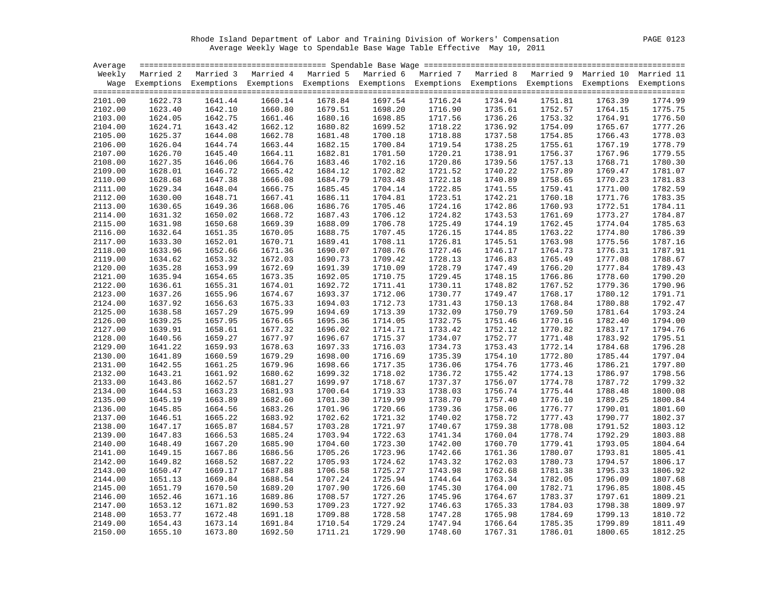Rhode Island Department of Labor and Training Division of Workers' Compensation

Average Weekly Wage to Spendable Base Wage Table Effective May 10, 2011

| Average Weekly Wage | Married 2 Exemptions | Married 3 Exemptions | Married 4 Exemptions | Married 5 Exemptions | Married 6 Exemptions | Married 7 Exemptions | Married 8 Exemptions | Married 9 Exemptions | Married 10 Exemptions | Married 11 Exemptions |
|---|---|---|---|---|---|---|---|---|---|---|
| 2101.00 | 1622.73 | 1641.44 | 1660.14 | 1678.84 | 1697.54 | 1716.24 | 1734.94 | 1751.81 | 1763.39 | 1774.99 |
| 2102.00 | 1623.40 | 1642.10 | 1660.80 | 1679.51 | 1698.20 | 1716.90 | 1735.61 | 1752.57 | 1764.15 | 1775.75 |
| 2103.00 | 1624.05 | 1642.75 | 1661.46 | 1680.16 | 1698.85 | 1717.56 | 1736.26 | 1753.32 | 1764.91 | 1776.50 |
| 2104.00 | 1624.71 | 1643.42 | 1662.12 | 1680.82 | 1699.52 | 1718.22 | 1736.92 | 1754.09 | 1765.67 | 1777.26 |
| 2105.00 | 1625.37 | 1644.08 | 1662.78 | 1681.48 | 1700.18 | 1718.88 | 1737.58 | 1754.85 | 1766.43 | 1778.03 |
| 2106.00 | 1626.04 | 1644.74 | 1663.44 | 1682.15 | 1700.84 | 1719.54 | 1738.25 | 1755.61 | 1767.19 | 1778.79 |
| 2107.00 | 1626.70 | 1645.40 | 1664.11 | 1682.81 | 1701.50 | 1720.21 | 1738.91 | 1756.37 | 1767.96 | 1779.55 |
| 2108.00 | 1627.35 | 1646.06 | 1664.76 | 1683.46 | 1702.16 | 1720.86 | 1739.56 | 1757.13 | 1768.71 | 1780.30 |
| 2109.00 | 1628.01 | 1646.72 | 1665.42 | 1684.12 | 1702.82 | 1721.52 | 1740.22 | 1757.89 | 1769.47 | 1781.07 |
| 2110.00 | 1628.68 | 1647.38 | 1666.08 | 1684.79 | 1703.48 | 1722.18 | 1740.89 | 1758.65 | 1770.23 | 1781.83 |
| 2111.00 | 1629.34 | 1648.04 | 1666.75 | 1685.45 | 1704.14 | 1722.85 | 1741.55 | 1759.41 | 1771.00 | 1782.59 |
| 2112.00 | 1630.00 | 1648.71 | 1667.41 | 1686.11 | 1704.81 | 1723.51 | 1742.21 | 1760.18 | 1771.76 | 1783.35 |
| 2113.00 | 1630.65 | 1649.36 | 1668.06 | 1686.76 | 1705.46 | 1724.16 | 1742.86 | 1760.93 | 1772.51 | 1784.11 |
| 2114.00 | 1631.32 | 1650.02 | 1668.72 | 1687.43 | 1706.12 | 1724.82 | 1743.53 | 1761.69 | 1773.27 | 1784.87 |
| 2115.00 | 1631.98 | 1650.68 | 1669.39 | 1688.09 | 1706.78 | 1725.49 | 1744.19 | 1762.45 | 1774.04 | 1785.63 |
| 2116.00 | 1632.64 | 1651.35 | 1670.05 | 1688.75 | 1707.45 | 1726.15 | 1744.85 | 1763.22 | 1774.80 | 1786.39 |
| 2117.00 | 1633.30 | 1652.01 | 1670.71 | 1689.41 | 1708.11 | 1726.81 | 1745.51 | 1763.98 | 1775.56 | 1787.16 |
| 2118.00 | 1633.96 | 1652.66 | 1671.36 | 1690.07 | 1708.76 | 1727.46 | 1746.17 | 1764.73 | 1776.31 | 1787.91 |
| 2119.00 | 1634.62 | 1653.32 | 1672.03 | 1690.73 | 1709.42 | 1728.13 | 1746.83 | 1765.49 | 1777.08 | 1788.67 |
| 2120.00 | 1635.28 | 1653.99 | 1672.69 | 1691.39 | 1710.09 | 1728.79 | 1747.49 | 1766.20 | 1777.84 | 1789.43 |
| 2121.00 | 1635.94 | 1654.65 | 1673.35 | 1692.05 | 1710.75 | 1729.45 | 1748.15 | 1766.86 | 1778.60 | 1790.20 |
| 2122.00 | 1636.61 | 1655.31 | 1674.01 | 1692.72 | 1711.41 | 1730.11 | 1748.82 | 1767.52 | 1779.36 | 1790.96 |
| 2123.00 | 1637.26 | 1655.96 | 1674.67 | 1693.37 | 1712.06 | 1730.77 | 1749.47 | 1768.17 | 1780.12 | 1791.71 |
| 2124.00 | 1637.92 | 1656.63 | 1675.33 | 1694.03 | 1712.73 | 1731.43 | 1750.13 | 1768.84 | 1780.88 | 1792.47 |
| 2125.00 | 1638.58 | 1657.29 | 1675.99 | 1694.69 | 1713.39 | 1732.09 | 1750.79 | 1769.50 | 1781.64 | 1793.24 |
| 2126.00 | 1639.25 | 1657.95 | 1676.65 | 1695.36 | 1714.05 | 1732.75 | 1751.46 | 1770.16 | 1782.40 | 1794.00 |
| 2127.00 | 1639.91 | 1658.61 | 1677.32 | 1696.02 | 1714.71 | 1733.42 | 1752.12 | 1770.82 | 1783.17 | 1794.76 |
| 2128.00 | 1640.56 | 1659.27 | 1677.97 | 1696.67 | 1715.37 | 1734.07 | 1752.77 | 1771.48 | 1783.92 | 1795.51 |
| 2129.00 | 1641.22 | 1659.93 | 1678.63 | 1697.33 | 1716.03 | 1734.73 | 1753.43 | 1772.14 | 1784.68 | 1796.28 |
| 2130.00 | 1641.89 | 1660.59 | 1679.29 | 1698.00 | 1716.69 | 1735.39 | 1754.10 | 1772.80 | 1785.44 | 1797.04 |
| 2131.00 | 1642.55 | 1661.25 | 1679.96 | 1698.66 | 1717.35 | 1736.06 | 1754.76 | 1773.46 | 1786.21 | 1797.80 |
| 2132.00 | 1643.21 | 1661.92 | 1680.62 | 1699.32 | 1718.02 | 1736.72 | 1755.42 | 1774.13 | 1786.97 | 1798.56 |
| 2133.00 | 1643.86 | 1662.57 | 1681.27 | 1699.97 | 1718.67 | 1737.37 | 1756.07 | 1774.78 | 1787.72 | 1799.32 |
| 2134.00 | 1644.53 | 1663.23 | 1681.93 | 1700.64 | 1719.33 | 1738.03 | 1756.74 | 1775.44 | 1788.48 | 1800.08 |
| 2135.00 | 1645.19 | 1663.89 | 1682.60 | 1701.30 | 1719.99 | 1738.70 | 1757.40 | 1776.10 | 1789.25 | 1800.84 |
| 2136.00 | 1645.85 | 1664.56 | 1683.26 | 1701.96 | 1720.66 | 1739.36 | 1758.06 | 1776.77 | 1790.01 | 1801.60 |
| 2137.00 | 1646.51 | 1665.22 | 1683.92 | 1702.62 | 1721.32 | 1740.02 | 1758.72 | 1777.43 | 1790.77 | 1802.37 |
| 2138.00 | 1647.17 | 1665.87 | 1684.57 | 1703.28 | 1721.97 | 1740.67 | 1759.38 | 1778.08 | 1791.52 | 1803.12 |
| 2139.00 | 1647.83 | 1666.53 | 1685.24 | 1703.94 | 1722.63 | 1741.34 | 1760.04 | 1778.74 | 1792.29 | 1803.88 |
| 2140.00 | 1648.49 | 1667.20 | 1685.90 | 1704.60 | 1723.30 | 1742.00 | 1760.70 | 1779.41 | 1793.05 | 1804.64 |
| 2141.00 | 1649.15 | 1667.86 | 1686.56 | 1705.26 | 1723.96 | 1742.66 | 1761.36 | 1780.07 | 1793.81 | 1805.41 |
| 2142.00 | 1649.82 | 1668.52 | 1687.22 | 1705.93 | 1724.62 | 1743.32 | 1762.03 | 1780.73 | 1794.57 | 1806.17 |
| 2143.00 | 1650.47 | 1669.17 | 1687.88 | 1706.58 | 1725.27 | 1743.98 | 1762.68 | 1781.38 | 1795.33 | 1806.92 |
| 2144.00 | 1651.13 | 1669.84 | 1688.54 | 1707.24 | 1725.94 | 1744.64 | 1763.34 | 1782.05 | 1796.09 | 1807.68 |
| 2145.00 | 1651.79 | 1670.50 | 1689.20 | 1707.90 | 1726.60 | 1745.30 | 1764.00 | 1782.71 | 1796.85 | 1808.45 |
| 2146.00 | 1652.46 | 1671.16 | 1689.86 | 1708.57 | 1727.26 | 1745.96 | 1764.67 | 1783.37 | 1797.61 | 1809.21 |
| 2147.00 | 1653.12 | 1671.82 | 1690.53 | 1709.23 | 1727.92 | 1746.63 | 1765.33 | 1784.03 | 1798.38 | 1809.97 |
| 2148.00 | 1653.77 | 1672.48 | 1691.18 | 1709.88 | 1728.58 | 1747.28 | 1765.98 | 1784.69 | 1799.13 | 1810.72 |
| 2149.00 | 1654.43 | 1673.14 | 1691.84 | 1710.54 | 1729.24 | 1747.94 | 1766.64 | 1785.35 | 1799.89 | 1811.49 |
| 2150.00 | 1655.10 | 1673.80 | 1692.50 | 1711.21 | 1729.90 | 1748.60 | 1767.31 | 1786.01 | 1800.65 | 1812.25 |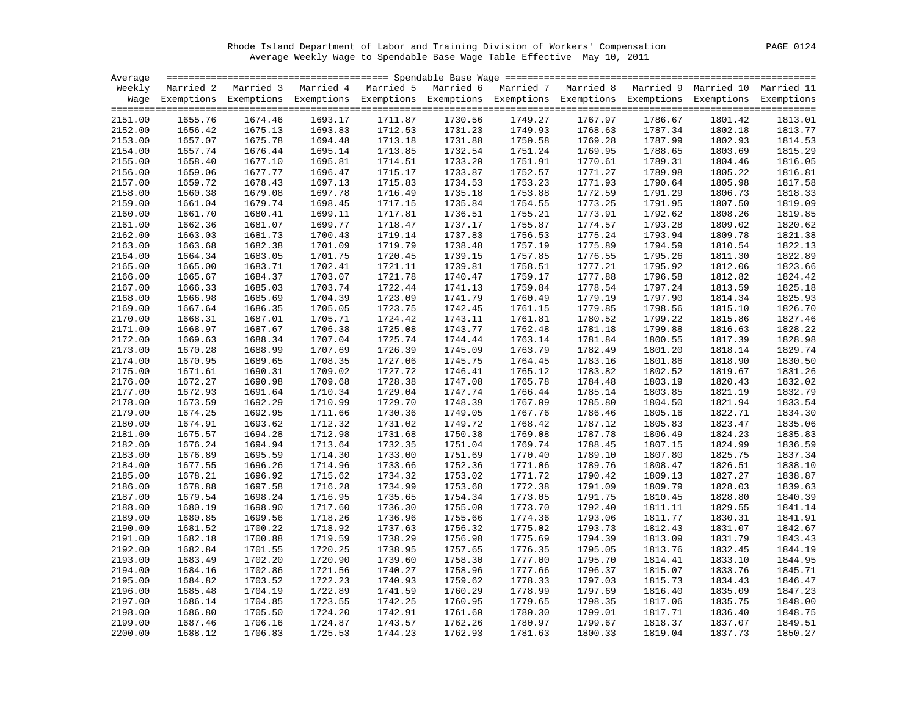Rhode Island Department of Labor and Training Division of Workers' Compensation

Average Weekly Wage to Spendable Base Wage Table Effective May 10, 2011

| Average Weekly Wage | Married 2 Exemptions | Married 3 Exemptions | Married 4 Exemptions | Married 5 Exemptions | Married 6 Exemptions | Married 7 Exemptions | Married 8 Exemptions | Married 9 Exemptions | Married 10 Exemptions | Married 11 Exemptions |
|---|---|---|---|---|---|---|---|---|---|---|
| 2151.00 | 1655.76 | 1674.46 | 1693.17 | 1711.87 | 1730.56 | 1749.27 | 1767.97 | 1786.67 | 1801.42 | 1813.01 |
| 2152.00 | 1656.42 | 1675.13 | 1693.83 | 1712.53 | 1731.23 | 1749.93 | 1768.63 | 1787.34 | 1802.18 | 1813.77 |
| 2153.00 | 1657.07 | 1675.78 | 1694.48 | 1713.18 | 1731.88 | 1750.58 | 1769.28 | 1787.99 | 1802.93 | 1814.53 |
| 2154.00 | 1657.74 | 1676.44 | 1695.14 | 1713.85 | 1732.54 | 1751.24 | 1769.95 | 1788.65 | 1803.69 | 1815.29 |
| 2155.00 | 1658.40 | 1677.10 | 1695.81 | 1714.51 | 1733.20 | 1751.91 | 1770.61 | 1789.31 | 1804.46 | 1816.05 |
| 2156.00 | 1659.06 | 1677.77 | 1696.47 | 1715.17 | 1733.87 | 1752.57 | 1771.27 | 1789.98 | 1805.22 | 1816.81 |
| 2157.00 | 1659.72 | 1678.43 | 1697.13 | 1715.83 | 1734.53 | 1753.23 | 1771.93 | 1790.64 | 1805.98 | 1817.58 |
| 2158.00 | 1660.38 | 1679.08 | 1697.78 | 1716.49 | 1735.18 | 1753.88 | 1772.59 | 1791.29 | 1806.73 | 1818.33 |
| 2159.00 | 1661.04 | 1679.74 | 1698.45 | 1717.15 | 1735.84 | 1754.55 | 1773.25 | 1791.95 | 1807.50 | 1819.09 |
| 2160.00 | 1661.70 | 1680.41 | 1699.11 | 1717.81 | 1736.51 | 1755.21 | 1773.91 | 1792.62 | 1808.26 | 1819.85 |
| 2161.00 | 1662.36 | 1681.07 | 1699.77 | 1718.47 | 1737.17 | 1755.87 | 1774.57 | 1793.28 | 1809.02 | 1820.62 |
| 2162.00 | 1663.03 | 1681.73 | 1700.43 | 1719.14 | 1737.83 | 1756.53 | 1775.24 | 1793.94 | 1809.78 | 1821.38 |
| 2163.00 | 1663.68 | 1682.38 | 1701.09 | 1719.79 | 1738.48 | 1757.19 | 1775.89 | 1794.59 | 1810.54 | 1822.13 |
| 2164.00 | 1664.34 | 1683.05 | 1701.75 | 1720.45 | 1739.15 | 1757.85 | 1776.55 | 1795.26 | 1811.30 | 1822.89 |
| 2165.00 | 1665.00 | 1683.71 | 1702.41 | 1721.11 | 1739.81 | 1758.51 | 1777.21 | 1795.92 | 1812.06 | 1823.66 |
| 2166.00 | 1665.67 | 1684.37 | 1703.07 | 1721.78 | 1740.47 | 1759.17 | 1777.88 | 1796.58 | 1812.82 | 1824.42 |
| 2167.00 | 1666.33 | 1685.03 | 1703.74 | 1722.44 | 1741.13 | 1759.84 | 1778.54 | 1797.24 | 1813.59 | 1825.18 |
| 2168.00 | 1666.98 | 1685.69 | 1704.39 | 1723.09 | 1741.79 | 1760.49 | 1779.19 | 1797.90 | 1814.34 | 1825.93 |
| 2169.00 | 1667.64 | 1686.35 | 1705.05 | 1723.75 | 1742.45 | 1761.15 | 1779.85 | 1798.56 | 1815.10 | 1826.70 |
| 2170.00 | 1668.31 | 1687.01 | 1705.71 | 1724.42 | 1743.11 | 1761.81 | 1780.52 | 1799.22 | 1815.86 | 1827.46 |
| 2171.00 | 1668.97 | 1687.67 | 1706.38 | 1725.08 | 1743.77 | 1762.48 | 1781.18 | 1799.88 | 1816.63 | 1828.22 |
| 2172.00 | 1669.63 | 1688.34 | 1707.04 | 1725.74 | 1744.44 | 1763.14 | 1781.84 | 1800.55 | 1817.39 | 1828.98 |
| 2173.00 | 1670.28 | 1688.99 | 1707.69 | 1726.39 | 1745.09 | 1763.79 | 1782.49 | 1801.20 | 1818.14 | 1829.74 |
| 2174.00 | 1670.95 | 1689.65 | 1708.35 | 1727.06 | 1745.75 | 1764.45 | 1783.16 | 1801.86 | 1818.90 | 1830.50 |
| 2175.00 | 1671.61 | 1690.31 | 1709.02 | 1727.72 | 1746.41 | 1765.12 | 1783.82 | 1802.52 | 1819.67 | 1831.26 |
| 2176.00 | 1672.27 | 1690.98 | 1709.68 | 1728.38 | 1747.08 | 1765.78 | 1784.48 | 1803.19 | 1820.43 | 1832.02 |
| 2177.00 | 1672.93 | 1691.64 | 1710.34 | 1729.04 | 1747.74 | 1766.44 | 1785.14 | 1803.85 | 1821.19 | 1832.79 |
| 2178.00 | 1673.59 | 1692.29 | 1710.99 | 1729.70 | 1748.39 | 1767.09 | 1785.80 | 1804.50 | 1821.94 | 1833.54 |
| 2179.00 | 1674.25 | 1692.95 | 1711.66 | 1730.36 | 1749.05 | 1767.76 | 1786.46 | 1805.16 | 1822.71 | 1834.30 |
| 2180.00 | 1674.91 | 1693.62 | 1712.32 | 1731.02 | 1749.72 | 1768.42 | 1787.12 | 1805.83 | 1823.47 | 1835.06 |
| 2181.00 | 1675.57 | 1694.28 | 1712.98 | 1731.68 | 1750.38 | 1769.08 | 1787.78 | 1806.49 | 1824.23 | 1835.83 |
| 2182.00 | 1676.24 | 1694.94 | 1713.64 | 1732.35 | 1751.04 | 1769.74 | 1788.45 | 1807.15 | 1824.99 | 1836.59 |
| 2183.00 | 1676.89 | 1695.59 | 1714.30 | 1733.00 | 1751.69 | 1770.40 | 1789.10 | 1807.80 | 1825.75 | 1837.34 |
| 2184.00 | 1677.55 | 1696.26 | 1714.96 | 1733.66 | 1752.36 | 1771.06 | 1789.76 | 1808.47 | 1826.51 | 1838.10 |
| 2185.00 | 1678.21 | 1696.92 | 1715.62 | 1734.32 | 1753.02 | 1771.72 | 1790.42 | 1809.13 | 1827.27 | 1838.87 |
| 2186.00 | 1678.88 | 1697.58 | 1716.28 | 1734.99 | 1753.68 | 1772.38 | 1791.09 | 1809.79 | 1828.03 | 1839.63 |
| 2187.00 | 1679.54 | 1698.24 | 1716.95 | 1735.65 | 1754.34 | 1773.05 | 1791.75 | 1810.45 | 1828.80 | 1840.39 |
| 2188.00 | 1680.19 | 1698.90 | 1717.60 | 1736.30 | 1755.00 | 1773.70 | 1792.40 | 1811.11 | 1829.55 | 1841.14 |
| 2189.00 | 1680.85 | 1699.56 | 1718.26 | 1736.96 | 1755.66 | 1774.36 | 1793.06 | 1811.77 | 1830.31 | 1841.91 |
| 2190.00 | 1681.52 | 1700.22 | 1718.92 | 1737.63 | 1756.32 | 1775.02 | 1793.73 | 1812.43 | 1831.07 | 1842.67 |
| 2191.00 | 1682.18 | 1700.88 | 1719.59 | 1738.29 | 1756.98 | 1775.69 | 1794.39 | 1813.09 | 1831.79 | 1843.43 |
| 2192.00 | 1682.84 | 1701.55 | 1720.25 | 1738.95 | 1757.65 | 1776.35 | 1795.05 | 1813.76 | 1832.45 | 1844.19 |
| 2193.00 | 1683.49 | 1702.20 | 1720.90 | 1739.60 | 1758.30 | 1777.00 | 1795.70 | 1814.41 | 1833.10 | 1844.95 |
| 2194.00 | 1684.16 | 1702.86 | 1721.56 | 1740.27 | 1758.96 | 1777.66 | 1796.37 | 1815.07 | 1833.76 | 1845.71 |
| 2195.00 | 1684.82 | 1703.52 | 1722.23 | 1740.93 | 1759.62 | 1778.33 | 1797.03 | 1815.73 | 1834.43 | 1846.47 |
| 2196.00 | 1685.48 | 1704.19 | 1722.89 | 1741.59 | 1760.29 | 1778.99 | 1797.69 | 1816.40 | 1835.09 | 1847.23 |
| 2197.00 | 1686.14 | 1704.85 | 1723.55 | 1742.25 | 1760.95 | 1779.65 | 1798.35 | 1817.06 | 1835.75 | 1848.00 |
| 2198.00 | 1686.80 | 1705.50 | 1724.20 | 1742.91 | 1761.60 | 1780.30 | 1799.01 | 1817.71 | 1836.40 | 1848.75 |
| 2199.00 | 1687.46 | 1706.16 | 1724.87 | 1743.57 | 1762.26 | 1780.97 | 1799.67 | 1818.37 | 1837.07 | 1849.51 |
| 2200.00 | 1688.12 | 1706.83 | 1725.53 | 1744.23 | 1762.93 | 1781.63 | 1800.33 | 1819.04 | 1837.73 | 1850.27 |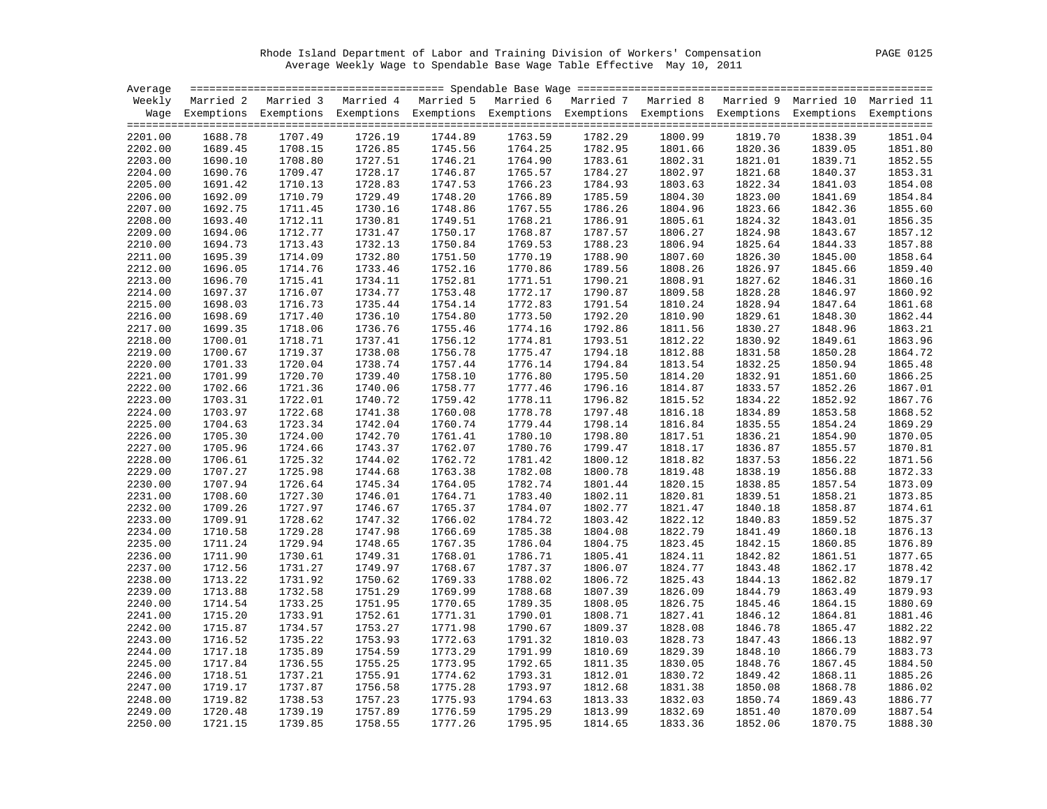Rhode Island Department of Labor and Training Division of Workers' Compensation

Average Weekly Wage to Spendable Base Wage Table Effective May 10, 2011

| Average Weekly Wage | Married 2 Exemptions | Married 3 Exemptions | Married 4 Exemptions | Married 5 Exemptions | Married 6 Exemptions | Married 7 Exemptions | Married 8 Exemptions | Married 9 Exemptions | Married 10 Exemptions | Married 11 Exemptions |
|---|---|---|---|---|---|---|---|---|---|---|
| 2201.00 | 1688.78 | 1707.49 | 1726.19 | 1744.89 | 1763.59 | 1782.29 | 1800.99 | 1819.70 | 1838.39 | 1851.04 |
| 2202.00 | 1689.45 | 1708.15 | 1726.85 | 1745.56 | 1764.25 | 1782.95 | 1801.66 | 1820.36 | 1839.05 | 1851.80 |
| 2203.00 | 1690.10 | 1708.80 | 1727.51 | 1746.21 | 1764.90 | 1783.61 | 1802.31 | 1821.01 | 1839.71 | 1852.55 |
| 2204.00 | 1690.76 | 1709.47 | 1728.17 | 1746.87 | 1765.57 | 1784.27 | 1802.97 | 1821.68 | 1840.37 | 1853.31 |
| 2205.00 | 1691.42 | 1710.13 | 1728.83 | 1747.53 | 1766.23 | 1784.93 | 1803.63 | 1822.34 | 1841.03 | 1854.08 |
| 2206.00 | 1692.09 | 1710.79 | 1729.49 | 1748.20 | 1766.89 | 1785.59 | 1804.30 | 1823.00 | 1841.69 | 1854.84 |
| 2207.00 | 1692.75 | 1711.45 | 1730.16 | 1748.86 | 1767.55 | 1786.26 | 1804.96 | 1823.66 | 1842.36 | 1855.60 |
| 2208.00 | 1693.40 | 1712.11 | 1730.81 | 1749.51 | 1768.21 | 1786.91 | 1805.61 | 1824.32 | 1843.01 | 1856.35 |
| 2209.00 | 1694.06 | 1712.77 | 1731.47 | 1750.17 | 1768.87 | 1787.57 | 1806.27 | 1824.98 | 1843.67 | 1857.12 |
| 2210.00 | 1694.73 | 1713.43 | 1732.13 | 1750.84 | 1769.53 | 1788.23 | 1806.94 | 1825.64 | 1844.33 | 1857.88 |
| 2211.00 | 1695.39 | 1714.09 | 1732.80 | 1751.50 | 1770.19 | 1788.90 | 1807.60 | 1826.30 | 1845.00 | 1858.64 |
| 2212.00 | 1696.05 | 1714.76 | 1733.46 | 1752.16 | 1770.86 | 1789.56 | 1808.26 | 1826.97 | 1845.66 | 1859.40 |
| 2213.00 | 1696.70 | 1715.41 | 1734.11 | 1752.81 | 1771.51 | 1790.21 | 1808.91 | 1827.62 | 1846.31 | 1860.16 |
| 2214.00 | 1697.37 | 1716.07 | 1734.77 | 1753.48 | 1772.17 | 1790.87 | 1809.58 | 1828.28 | 1846.97 | 1860.92 |
| 2215.00 | 1698.03 | 1716.73 | 1735.44 | 1754.14 | 1772.83 | 1791.54 | 1810.24 | 1828.94 | 1847.64 | 1861.68 |
| 2216.00 | 1698.69 | 1717.40 | 1736.10 | 1754.80 | 1773.50 | 1792.20 | 1810.90 | 1829.61 | 1848.30 | 1862.44 |
| 2217.00 | 1699.35 | 1718.06 | 1736.76 | 1755.46 | 1774.16 | 1792.86 | 1811.56 | 1830.27 | 1848.96 | 1863.21 |
| 2218.00 | 1700.01 | 1718.71 | 1737.41 | 1756.12 | 1774.81 | 1793.51 | 1812.22 | 1830.92 | 1849.61 | 1863.96 |
| 2219.00 | 1700.67 | 1719.37 | 1738.08 | 1756.78 | 1775.47 | 1794.18 | 1812.88 | 1831.58 | 1850.28 | 1864.72 |
| 2220.00 | 1701.33 | 1720.04 | 1738.74 | 1757.44 | 1776.14 | 1794.84 | 1813.54 | 1832.25 | 1850.94 | 1865.48 |
| 2221.00 | 1701.99 | 1720.70 | 1739.40 | 1758.10 | 1776.80 | 1795.50 | 1814.20 | 1832.91 | 1851.60 | 1866.25 |
| 2222.00 | 1702.66 | 1721.36 | 1740.06 | 1758.77 | 1777.46 | 1796.16 | 1814.87 | 1833.57 | 1852.26 | 1867.01 |
| 2223.00 | 1703.31 | 1722.01 | 1740.72 | 1759.42 | 1778.11 | 1796.82 | 1815.52 | 1834.22 | 1852.92 | 1867.76 |
| 2224.00 | 1703.97 | 1722.68 | 1741.38 | 1760.08 | 1778.78 | 1797.48 | 1816.18 | 1834.89 | 1853.58 | 1868.52 |
| 2225.00 | 1704.63 | 1723.34 | 1742.04 | 1760.74 | 1779.44 | 1798.14 | 1816.84 | 1835.55 | 1854.24 | 1869.29 |
| 2226.00 | 1705.30 | 1724.00 | 1742.70 | 1761.41 | 1780.10 | 1798.80 | 1817.51 | 1836.21 | 1854.90 | 1870.05 |
| 2227.00 | 1705.96 | 1724.66 | 1743.37 | 1762.07 | 1780.76 | 1799.47 | 1818.17 | 1836.87 | 1855.57 | 1870.81 |
| 2228.00 | 1706.61 | 1725.32 | 1744.02 | 1762.72 | 1781.42 | 1800.12 | 1818.82 | 1837.53 | 1856.22 | 1871.56 |
| 2229.00 | 1707.27 | 1725.98 | 1744.68 | 1763.38 | 1782.08 | 1800.78 | 1819.48 | 1838.19 | 1856.88 | 1872.33 |
| 2230.00 | 1707.94 | 1726.64 | 1745.34 | 1764.05 | 1782.74 | 1801.44 | 1820.15 | 1838.85 | 1857.54 | 1873.09 |
| 2231.00 | 1708.60 | 1727.30 | 1746.01 | 1764.71 | 1783.40 | 1802.11 | 1820.81 | 1839.51 | 1858.21 | 1873.85 |
| 2232.00 | 1709.26 | 1727.97 | 1746.67 | 1765.37 | 1784.07 | 1802.77 | 1821.47 | 1840.18 | 1858.87 | 1874.61 |
| 2233.00 | 1709.91 | 1728.62 | 1747.32 | 1766.02 | 1784.72 | 1803.42 | 1822.12 | 1840.83 | 1859.52 | 1875.37 |
| 2234.00 | 1710.58 | 1729.28 | 1747.98 | 1766.69 | 1785.38 | 1804.08 | 1822.79 | 1841.49 | 1860.18 | 1876.13 |
| 2235.00 | 1711.24 | 1729.94 | 1748.65 | 1767.35 | 1786.04 | 1804.75 | 1823.45 | 1842.15 | 1860.85 | 1876.89 |
| 2236.00 | 1711.90 | 1730.61 | 1749.31 | 1768.01 | 1786.71 | 1805.41 | 1824.11 | 1842.82 | 1861.51 | 1877.65 |
| 2237.00 | 1712.56 | 1731.27 | 1749.97 | 1768.67 | 1787.37 | 1806.07 | 1824.77 | 1843.48 | 1862.17 | 1878.42 |
| 2238.00 | 1713.22 | 1731.92 | 1750.62 | 1769.33 | 1788.02 | 1806.72 | 1825.43 | 1844.13 | 1862.82 | 1879.17 |
| 2239.00 | 1713.88 | 1732.58 | 1751.29 | 1769.99 | 1788.68 | 1807.39 | 1826.09 | 1844.79 | 1863.49 | 1879.93 |
| 2240.00 | 1714.54 | 1733.25 | 1751.95 | 1770.65 | 1789.35 | 1808.05 | 1826.75 | 1845.46 | 1864.15 | 1880.69 |
| 2241.00 | 1715.20 | 1733.91 | 1752.61 | 1771.31 | 1790.01 | 1808.71 | 1827.41 | 1846.12 | 1864.81 | 1881.46 |
| 2242.00 | 1715.87 | 1734.57 | 1753.27 | 1771.98 | 1790.67 | 1809.37 | 1828.08 | 1846.78 | 1865.47 | 1882.22 |
| 2243.00 | 1716.52 | 1735.22 | 1753.93 | 1772.63 | 1791.32 | 1810.03 | 1828.73 | 1847.43 | 1866.13 | 1882.97 |
| 2244.00 | 1717.18 | 1735.89 | 1754.59 | 1773.29 | 1791.99 | 1810.69 | 1829.39 | 1848.10 | 1866.79 | 1883.73 |
| 2245.00 | 1717.84 | 1736.55 | 1755.25 | 1773.95 | 1792.65 | 1811.35 | 1830.05 | 1848.76 | 1867.45 | 1884.50 |
| 2246.00 | 1718.51 | 1737.21 | 1755.91 | 1774.62 | 1793.31 | 1812.01 | 1830.72 | 1849.42 | 1868.11 | 1885.26 |
| 2247.00 | 1719.17 | 1737.87 | 1756.58 | 1775.28 | 1793.97 | 1812.68 | 1831.38 | 1850.08 | 1868.78 | 1886.02 |
| 2248.00 | 1719.82 | 1738.53 | 1757.23 | 1775.93 | 1794.63 | 1813.33 | 1832.03 | 1850.74 | 1869.43 | 1886.77 |
| 2249.00 | 1720.48 | 1739.19 | 1757.89 | 1776.59 | 1795.29 | 1813.99 | 1832.69 | 1851.40 | 1870.09 | 1887.54 |
| 2250.00 | 1721.15 | 1739.85 | 1758.55 | 1777.26 | 1795.95 | 1814.65 | 1833.36 | 1852.06 | 1870.75 | 1888.30 |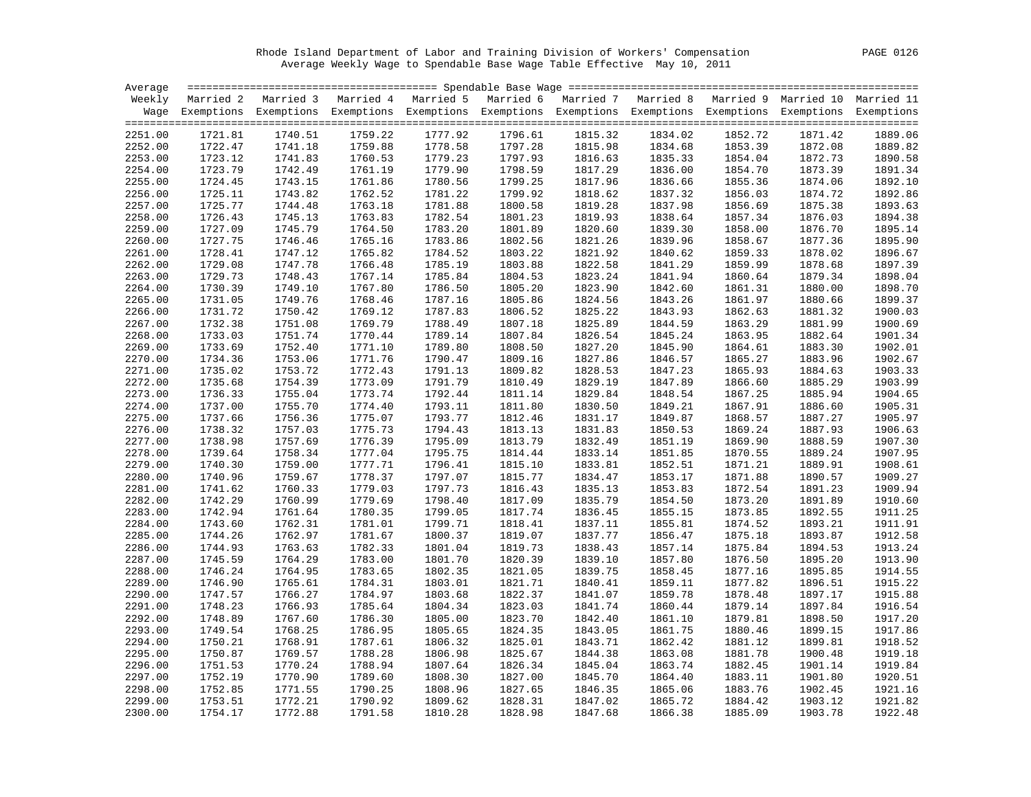Rhode Island Department of Labor and Training Division of Workers' Compensation
Average Weekly Wage to Spendable Base Wage Table Effective May 10, 2011

| Average Weekly Wage | Married 2 Exemptions | Married 3 Exemptions | Married 4 Exemptions | Married 5 Exemptions | Married 6 Exemptions | Married 7 Exemptions | Married 8 Exemptions | Married 9 Exemptions | Married 10 Exemptions | Married 11 Exemptions |
|---|---|---|---|---|---|---|---|---|---|---|
| 2251.00 | 1721.81 | 1740.51 | 1759.22 | 1777.92 | 1796.61 | 1815.32 | 1834.02 | 1852.72 | 1871.42 | 1889.06 |
| 2252.00 | 1722.47 | 1741.18 | 1759.88 | 1778.58 | 1797.28 | 1815.98 | 1834.68 | 1853.39 | 1872.08 | 1889.82 |
| 2253.00 | 1723.12 | 1741.83 | 1760.53 | 1779.23 | 1797.93 | 1816.63 | 1835.33 | 1854.04 | 1872.73 | 1890.58 |
| 2254.00 | 1723.79 | 1742.49 | 1761.19 | 1779.90 | 1798.59 | 1817.29 | 1836.00 | 1854.70 | 1873.39 | 1891.34 |
| 2255.00 | 1724.45 | 1743.15 | 1761.86 | 1780.56 | 1799.25 | 1817.96 | 1836.66 | 1855.36 | 1874.06 | 1892.10 |
| 2256.00 | 1725.11 | 1743.82 | 1762.52 | 1781.22 | 1799.92 | 1818.62 | 1837.32 | 1856.03 | 1874.72 | 1892.86 |
| 2257.00 | 1725.77 | 1744.48 | 1763.18 | 1781.88 | 1800.58 | 1819.28 | 1837.98 | 1856.69 | 1875.38 | 1893.63 |
| 2258.00 | 1726.43 | 1745.13 | 1763.83 | 1782.54 | 1801.23 | 1819.93 | 1838.64 | 1857.34 | 1876.03 | 1894.38 |
| 2259.00 | 1727.09 | 1745.79 | 1764.50 | 1783.20 | 1801.89 | 1820.60 | 1839.30 | 1858.00 | 1876.70 | 1895.14 |
| 2260.00 | 1727.75 | 1746.46 | 1765.16 | 1783.86 | 1802.56 | 1821.26 | 1839.96 | 1858.67 | 1877.36 | 1895.90 |
| 2261.00 | 1728.41 | 1747.12 | 1765.82 | 1784.52 | 1803.22 | 1821.92 | 1840.62 | 1859.33 | 1878.02 | 1896.67 |
| 2262.00 | 1729.08 | 1747.78 | 1766.48 | 1785.19 | 1803.88 | 1822.58 | 1841.29 | 1859.99 | 1878.68 | 1897.39 |
| 2263.00 | 1729.73 | 1748.43 | 1767.14 | 1785.84 | 1804.53 | 1823.24 | 1841.94 | 1860.64 | 1879.34 | 1898.04 |
| 2264.00 | 1730.39 | 1749.10 | 1767.80 | 1786.50 | 1805.20 | 1823.90 | 1842.60 | 1861.31 | 1880.00 | 1898.70 |
| 2265.00 | 1731.05 | 1749.76 | 1768.46 | 1787.16 | 1805.86 | 1824.56 | 1843.26 | 1861.97 | 1880.66 | 1899.37 |
| 2266.00 | 1731.72 | 1750.42 | 1769.12 | 1787.83 | 1806.52 | 1825.22 | 1843.93 | 1862.63 | 1881.32 | 1900.03 |
| 2267.00 | 1732.38 | 1751.08 | 1769.79 | 1788.49 | 1807.18 | 1825.89 | 1844.59 | 1863.29 | 1881.99 | 1900.69 |
| 2268.00 | 1733.03 | 1751.74 | 1770.44 | 1789.14 | 1807.84 | 1826.54 | 1845.24 | 1863.95 | 1882.64 | 1901.34 |
| 2269.00 | 1733.69 | 1752.40 | 1771.10 | 1789.80 | 1808.50 | 1827.20 | 1845.90 | 1864.61 | 1883.30 | 1902.01 |
| 2270.00 | 1734.36 | 1753.06 | 1771.76 | 1790.47 | 1809.16 | 1827.86 | 1846.57 | 1865.27 | 1883.96 | 1902.67 |
| 2271.00 | 1735.02 | 1753.72 | 1772.43 | 1791.13 | 1809.82 | 1828.53 | 1847.23 | 1865.93 | 1884.63 | 1903.33 |
| 2272.00 | 1735.68 | 1754.39 | 1773.09 | 1791.79 | 1810.49 | 1829.19 | 1847.89 | 1866.60 | 1885.29 | 1903.99 |
| 2273.00 | 1736.33 | 1755.04 | 1773.74 | 1792.44 | 1811.14 | 1829.84 | 1848.54 | 1867.25 | 1885.94 | 1904.65 |
| 2274.00 | 1737.00 | 1755.70 | 1774.40 | 1793.11 | 1811.80 | 1830.50 | 1849.21 | 1867.91 | 1886.60 | 1905.31 |
| 2275.00 | 1737.66 | 1756.36 | 1775.07 | 1793.77 | 1812.46 | 1831.17 | 1849.87 | 1868.57 | 1887.27 | 1905.97 |
| 2276.00 | 1738.32 | 1757.03 | 1775.73 | 1794.43 | 1813.13 | 1831.83 | 1850.53 | 1869.24 | 1887.93 | 1906.63 |
| 2277.00 | 1738.98 | 1757.69 | 1776.39 | 1795.09 | 1813.79 | 1832.49 | 1851.19 | 1869.90 | 1888.59 | 1907.30 |
| 2278.00 | 1739.64 | 1758.34 | 1777.04 | 1795.75 | 1814.44 | 1833.14 | 1851.85 | 1870.55 | 1889.24 | 1907.95 |
| 2279.00 | 1740.30 | 1759.00 | 1777.71 | 1796.41 | 1815.10 | 1833.81 | 1852.51 | 1871.21 | 1889.91 | 1908.61 |
| 2280.00 | 1740.96 | 1759.67 | 1778.37 | 1797.07 | 1815.77 | 1834.47 | 1853.17 | 1871.88 | 1890.57 | 1909.27 |
| 2281.00 | 1741.62 | 1760.33 | 1779.03 | 1797.73 | 1816.43 | 1835.13 | 1853.83 | 1872.54 | 1891.23 | 1909.94 |
| 2282.00 | 1742.29 | 1760.99 | 1779.69 | 1798.40 | 1817.09 | 1835.79 | 1854.50 | 1873.20 | 1891.89 | 1910.60 |
| 2283.00 | 1742.94 | 1761.64 | 1780.35 | 1799.05 | 1817.74 | 1836.45 | 1855.15 | 1873.85 | 1892.55 | 1911.25 |
| 2284.00 | 1743.60 | 1762.31 | 1781.01 | 1799.71 | 1818.41 | 1837.11 | 1855.81 | 1874.52 | 1893.21 | 1911.91 |
| 2285.00 | 1744.26 | 1762.97 | 1781.67 | 1800.37 | 1819.07 | 1837.77 | 1856.47 | 1875.18 | 1893.87 | 1912.58 |
| 2286.00 | 1744.93 | 1763.63 | 1782.33 | 1801.04 | 1819.73 | 1838.43 | 1857.14 | 1875.84 | 1894.53 | 1913.24 |
| 2287.00 | 1745.59 | 1764.29 | 1783.00 | 1801.70 | 1820.39 | 1839.10 | 1857.80 | 1876.50 | 1895.20 | 1913.90 |
| 2288.00 | 1746.24 | 1764.95 | 1783.65 | 1802.35 | 1821.05 | 1839.75 | 1858.45 | 1877.16 | 1895.85 | 1914.55 |
| 2289.00 | 1746.90 | 1765.61 | 1784.31 | 1803.01 | 1821.71 | 1840.41 | 1859.11 | 1877.82 | 1896.51 | 1915.22 |
| 2290.00 | 1747.57 | 1766.27 | 1784.97 | 1803.68 | 1822.37 | 1841.07 | 1859.78 | 1878.48 | 1897.17 | 1915.88 |
| 2291.00 | 1748.23 | 1766.93 | 1785.64 | 1804.34 | 1823.03 | 1841.74 | 1860.44 | 1879.14 | 1897.84 | 1916.54 |
| 2292.00 | 1748.89 | 1767.60 | 1786.30 | 1805.00 | 1823.70 | 1842.40 | 1861.10 | 1879.81 | 1898.50 | 1917.20 |
| 2293.00 | 1749.54 | 1768.25 | 1786.95 | 1805.65 | 1824.35 | 1843.05 | 1861.75 | 1880.46 | 1899.15 | 1917.86 |
| 2294.00 | 1750.21 | 1768.91 | 1787.61 | 1806.32 | 1825.01 | 1843.71 | 1862.42 | 1881.12 | 1899.81 | 1918.52 |
| 2295.00 | 1750.87 | 1769.57 | 1788.28 | 1806.98 | 1825.67 | 1844.38 | 1863.08 | 1881.78 | 1900.48 | 1919.18 |
| 2296.00 | 1751.53 | 1770.24 | 1788.94 | 1807.64 | 1826.34 | 1845.04 | 1863.74 | 1882.45 | 1901.14 | 1919.84 |
| 2297.00 | 1752.19 | 1770.90 | 1789.60 | 1808.30 | 1827.00 | 1845.70 | 1864.40 | 1883.11 | 1901.80 | 1920.51 |
| 2298.00 | 1752.85 | 1771.55 | 1790.25 | 1808.96 | 1827.65 | 1846.35 | 1865.06 | 1883.76 | 1902.45 | 1921.16 |
| 2299.00 | 1753.51 | 1772.21 | 1790.92 | 1809.62 | 1828.31 | 1847.02 | 1865.72 | 1884.42 | 1903.12 | 1921.82 |
| 2300.00 | 1754.17 | 1772.88 | 1791.58 | 1810.28 | 1828.98 | 1847.68 | 1866.38 | 1885.09 | 1903.78 | 1922.48 |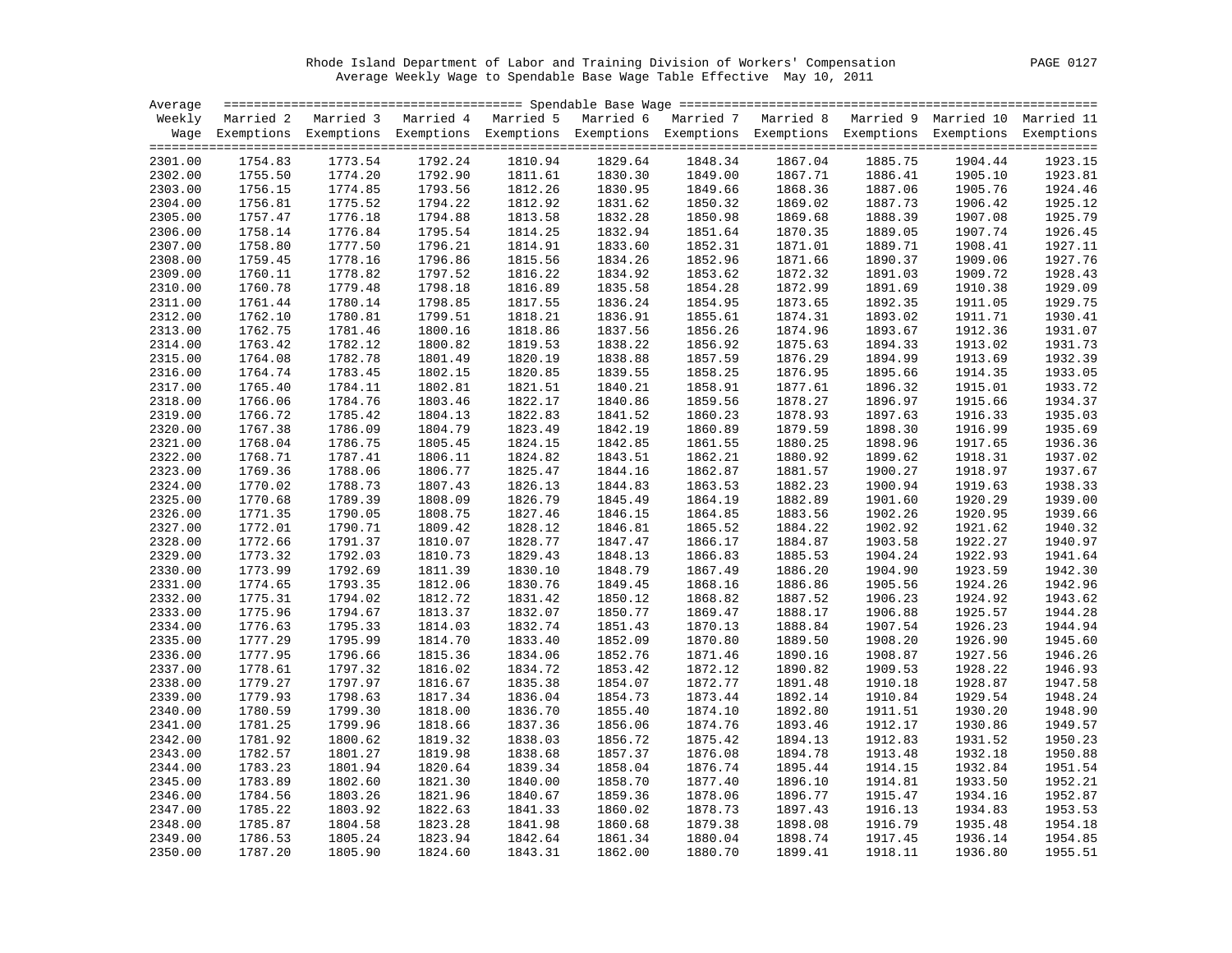Rhode Island Department of Labor and Training Division of Workers' Compensation

Average Weekly Wage to Spendable Base Wage Table Effective May 10, 2011

| Average Weekly Wage | Married 2 Exemptions | Married 3 Exemptions | Married 4 Exemptions | Married 5 Exemptions | Married 6 Exemptions | Married 7 Exemptions | Married 8 Exemptions | Married 9 Exemptions | Married 10 Exemptions | Married 11 Exemptions |
|---|---|---|---|---|---|---|---|---|---|---|
| 2301.00 | 1754.83 | 1773.54 | 1792.24 | 1810.94 | 1829.64 | 1848.34 | 1867.04 | 1885.75 | 1904.44 | 1923.15 |
| 2302.00 | 1755.50 | 1774.20 | 1792.90 | 1811.61 | 1830.30 | 1849.00 | 1867.71 | 1886.41 | 1905.10 | 1923.81 |
| 2303.00 | 1756.15 | 1774.85 | 1793.56 | 1812.26 | 1830.95 | 1849.66 | 1868.36 | 1887.06 | 1905.76 | 1924.46 |
| 2304.00 | 1756.81 | 1775.52 | 1794.22 | 1812.92 | 1831.62 | 1850.32 | 1869.02 | 1887.73 | 1906.42 | 1925.12 |
| 2305.00 | 1757.47 | 1776.18 | 1794.88 | 1813.58 | 1832.28 | 1850.98 | 1869.68 | 1888.39 | 1907.08 | 1925.79 |
| 2306.00 | 1758.14 | 1776.84 | 1795.54 | 1814.25 | 1832.94 | 1851.64 | 1870.35 | 1889.05 | 1907.74 | 1926.45 |
| 2307.00 | 1758.80 | 1777.50 | 1796.21 | 1814.91 | 1833.60 | 1852.31 | 1871.01 | 1889.71 | 1908.41 | 1927.11 |
| 2308.00 | 1759.45 | 1778.16 | 1796.86 | 1815.56 | 1834.26 | 1852.96 | 1871.66 | 1890.37 | 1909.06 | 1927.76 |
| 2309.00 | 1760.11 | 1778.82 | 1797.52 | 1816.22 | 1834.92 | 1853.62 | 1872.32 | 1891.03 | 1909.72 | 1928.43 |
| 2310.00 | 1760.78 | 1779.48 | 1798.18 | 1816.89 | 1835.58 | 1854.28 | 1872.99 | 1891.69 | 1910.38 | 1929.09 |
| 2311.00 | 1761.44 | 1780.14 | 1798.85 | 1817.55 | 1836.24 | 1854.95 | 1873.65 | 1892.35 | 1911.05 | 1929.75 |
| 2312.00 | 1762.10 | 1780.81 | 1799.51 | 1818.21 | 1836.91 | 1855.61 | 1874.31 | 1893.02 | 1911.71 | 1930.41 |
| 2313.00 | 1762.75 | 1781.46 | 1800.16 | 1818.86 | 1837.56 | 1856.26 | 1874.96 | 1893.67 | 1912.36 | 1931.07 |
| 2314.00 | 1763.42 | 1782.12 | 1800.82 | 1819.53 | 1838.22 | 1856.92 | 1875.63 | 1894.33 | 1913.02 | 1931.73 |
| 2315.00 | 1764.08 | 1782.78 | 1801.49 | 1820.19 | 1838.88 | 1857.59 | 1876.29 | 1894.99 | 1913.69 | 1932.39 |
| 2316.00 | 1764.74 | 1783.45 | 1802.15 | 1820.85 | 1839.55 | 1858.25 | 1876.95 | 1895.66 | 1914.35 | 1933.05 |
| 2317.00 | 1765.40 | 1784.11 | 1802.81 | 1821.51 | 1840.21 | 1858.91 | 1877.61 | 1896.32 | 1915.01 | 1933.72 |
| 2318.00 | 1766.06 | 1784.76 | 1803.46 | 1822.17 | 1840.86 | 1859.56 | 1878.27 | 1896.97 | 1915.66 | 1934.37 |
| 2319.00 | 1766.72 | 1785.42 | 1804.13 | 1822.83 | 1841.52 | 1860.23 | 1878.93 | 1897.63 | 1916.33 | 1935.03 |
| 2320.00 | 1767.38 | 1786.09 | 1804.79 | 1823.49 | 1842.19 | 1860.89 | 1879.59 | 1898.30 | 1916.99 | 1935.69 |
| 2321.00 | 1768.04 | 1786.75 | 1805.45 | 1824.15 | 1842.85 | 1861.55 | 1880.25 | 1898.96 | 1917.65 | 1936.36 |
| 2322.00 | 1768.71 | 1787.41 | 1806.11 | 1824.82 | 1843.51 | 1862.21 | 1880.92 | 1899.62 | 1918.31 | 1937.02 |
| 2323.00 | 1769.36 | 1788.06 | 1806.77 | 1825.47 | 1844.16 | 1862.87 | 1881.57 | 1900.27 | 1918.97 | 1937.67 |
| 2324.00 | 1770.02 | 1788.73 | 1807.43 | 1826.13 | 1844.83 | 1863.53 | 1882.23 | 1900.94 | 1919.63 | 1938.33 |
| 2325.00 | 1770.68 | 1789.39 | 1808.09 | 1826.79 | 1845.49 | 1864.19 | 1882.89 | 1901.60 | 1920.29 | 1939.00 |
| 2326.00 | 1771.35 | 1790.05 | 1808.75 | 1827.46 | 1846.15 | 1864.85 | 1883.56 | 1902.26 | 1920.95 | 1939.66 |
| 2327.00 | 1772.01 | 1790.71 | 1809.42 | 1828.12 | 1846.81 | 1865.52 | 1884.22 | 1902.92 | 1921.62 | 1940.32 |
| 2328.00 | 1772.66 | 1791.37 | 1810.07 | 1828.77 | 1847.47 | 1866.17 | 1884.87 | 1903.58 | 1922.27 | 1940.97 |
| 2329.00 | 1773.32 | 1792.03 | 1810.73 | 1829.43 | 1848.13 | 1866.83 | 1885.53 | 1904.24 | 1922.93 | 1941.64 |
| 2330.00 | 1773.99 | 1792.69 | 1811.39 | 1830.10 | 1848.79 | 1867.49 | 1886.20 | 1904.90 | 1923.59 | 1942.30 |
| 2331.00 | 1774.65 | 1793.35 | 1812.06 | 1830.76 | 1849.45 | 1868.16 | 1886.86 | 1905.56 | 1924.26 | 1942.96 |
| 2332.00 | 1775.31 | 1794.02 | 1812.72 | 1831.42 | 1850.12 | 1868.82 | 1887.52 | 1906.23 | 1924.92 | 1943.62 |
| 2333.00 | 1775.96 | 1794.67 | 1813.37 | 1832.07 | 1850.77 | 1869.47 | 1888.17 | 1906.88 | 1925.57 | 1944.28 |
| 2334.00 | 1776.63 | 1795.33 | 1814.03 | 1832.74 | 1851.43 | 1870.13 | 1888.84 | 1907.54 | 1926.23 | 1944.94 |
| 2335.00 | 1777.29 | 1795.99 | 1814.70 | 1833.40 | 1852.09 | 1870.80 | 1889.50 | 1908.20 | 1926.90 | 1945.60 |
| 2336.00 | 1777.95 | 1796.66 | 1815.36 | 1834.06 | 1852.76 | 1871.46 | 1890.16 | 1908.87 | 1927.56 | 1946.26 |
| 2337.00 | 1778.61 | 1797.32 | 1816.02 | 1834.72 | 1853.42 | 1872.12 | 1890.82 | 1909.53 | 1928.22 | 1946.93 |
| 2338.00 | 1779.27 | 1797.97 | 1816.67 | 1835.38 | 1854.07 | 1872.77 | 1891.48 | 1910.18 | 1928.87 | 1947.58 |
| 2339.00 | 1779.93 | 1798.63 | 1817.34 | 1836.04 | 1854.73 | 1873.44 | 1892.14 | 1910.84 | 1929.54 | 1948.24 |
| 2340.00 | 1780.59 | 1799.30 | 1818.00 | 1836.70 | 1855.40 | 1874.10 | 1892.80 | 1911.51 | 1930.20 | 1948.90 |
| 2341.00 | 1781.25 | 1799.96 | 1818.66 | 1837.36 | 1856.06 | 1874.76 | 1893.46 | 1912.17 | 1930.86 | 1949.57 |
| 2342.00 | 1781.92 | 1800.62 | 1819.32 | 1838.03 | 1856.72 | 1875.42 | 1894.13 | 1912.83 | 1931.52 | 1950.23 |
| 2343.00 | 1782.57 | 1801.27 | 1819.98 | 1838.68 | 1857.37 | 1876.08 | 1894.78 | 1913.48 | 1932.18 | 1950.88 |
| 2344.00 | 1783.23 | 1801.94 | 1820.64 | 1839.34 | 1858.04 | 1876.74 | 1895.44 | 1914.15 | 1932.84 | 1951.54 |
| 2345.00 | 1783.89 | 1802.60 | 1821.30 | 1840.00 | 1858.70 | 1877.40 | 1896.10 | 1914.81 | 1933.50 | 1952.21 |
| 2346.00 | 1784.56 | 1803.26 | 1821.96 | 1840.67 | 1859.36 | 1878.06 | 1896.77 | 1915.47 | 1934.16 | 1952.87 |
| 2347.00 | 1785.22 | 1803.92 | 1822.63 | 1841.33 | 1860.02 | 1878.73 | 1897.43 | 1916.13 | 1934.83 | 1953.53 |
| 2348.00 | 1785.87 | 1804.58 | 1823.28 | 1841.98 | 1860.68 | 1879.38 | 1898.08 | 1916.79 | 1935.48 | 1954.18 |
| 2349.00 | 1786.53 | 1805.24 | 1823.94 | 1842.64 | 1861.34 | 1880.04 | 1898.74 | 1917.45 | 1936.14 | 1954.85 |
| 2350.00 | 1787.20 | 1805.90 | 1824.60 | 1843.31 | 1862.00 | 1880.70 | 1899.41 | 1918.11 | 1936.80 | 1955.51 |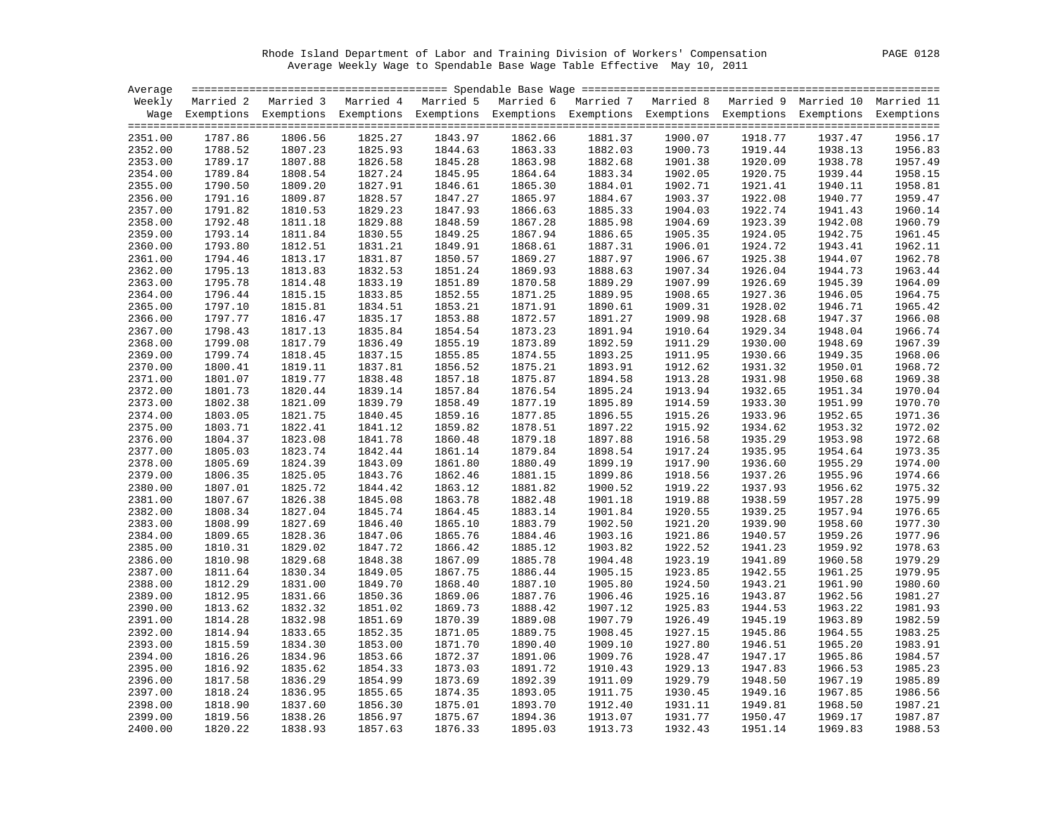Rhode Island Department of Labor and Training Division of Workers' Compensation

Average Weekly Wage to Spendable Base Wage Table Effective May 10, 2011

| Average Weekly Wage | Married 2 Exemptions | Married 3 Exemptions | Married 4 Exemptions | Married 5 Exemptions | Married 6 Exemptions | Married 7 Exemptions | Married 8 Exemptions | Married 9 Exemptions | Married 10 Exemptions | Married 11 Exemptions |
|---|---|---|---|---|---|---|---|---|---|---|
| 2351.00 | 1787.86 | 1806.56 | 1825.27 | 1843.97 | 1862.66 | 1881.37 | 1900.07 | 1918.77 | 1937.47 | 1956.17 |
| 2352.00 | 1788.52 | 1807.23 | 1825.93 | 1844.63 | 1863.33 | 1882.03 | 1900.73 | 1919.44 | 1938.13 | 1956.83 |
| 2353.00 | 1789.17 | 1807.88 | 1826.58 | 1845.28 | 1863.98 | 1882.68 | 1901.38 | 1920.09 | 1938.78 | 1957.49 |
| 2354.00 | 1789.84 | 1808.54 | 1827.24 | 1845.95 | 1864.64 | 1883.34 | 1902.05 | 1920.75 | 1939.44 | 1958.15 |
| 2355.00 | 1790.50 | 1809.20 | 1827.91 | 1846.61 | 1865.30 | 1884.01 | 1902.71 | 1921.41 | 1940.11 | 1958.81 |
| 2356.00 | 1791.16 | 1809.87 | 1828.57 | 1847.27 | 1865.97 | 1884.67 | 1903.37 | 1922.08 | 1940.77 | 1959.47 |
| 2357.00 | 1791.82 | 1810.53 | 1829.23 | 1847.93 | 1866.63 | 1885.33 | 1904.03 | 1922.74 | 1941.43 | 1960.14 |
| 2358.00 | 1792.48 | 1811.18 | 1829.88 | 1848.59 | 1867.28 | 1885.98 | 1904.69 | 1923.39 | 1942.08 | 1960.79 |
| 2359.00 | 1793.14 | 1811.84 | 1830.55 | 1849.25 | 1867.94 | 1886.65 | 1905.35 | 1924.05 | 1942.75 | 1961.45 |
| 2360.00 | 1793.80 | 1812.51 | 1831.21 | 1849.91 | 1868.61 | 1887.31 | 1906.01 | 1924.72 | 1943.41 | 1962.11 |
| 2361.00 | 1794.46 | 1813.17 | 1831.87 | 1850.57 | 1869.27 | 1887.97 | 1906.67 | 1925.38 | 1944.07 | 1962.78 |
| 2362.00 | 1795.13 | 1813.83 | 1832.53 | 1851.24 | 1869.93 | 1888.63 | 1907.34 | 1926.04 | 1944.73 | 1963.44 |
| 2363.00 | 1795.78 | 1814.48 | 1833.19 | 1851.89 | 1870.58 | 1889.29 | 1907.99 | 1926.69 | 1945.39 | 1964.09 |
| 2364.00 | 1796.44 | 1815.15 | 1833.85 | 1852.55 | 1871.25 | 1889.95 | 1908.65 | 1927.36 | 1946.05 | 1964.75 |
| 2365.00 | 1797.10 | 1815.81 | 1834.51 | 1853.21 | 1871.91 | 1890.61 | 1909.31 | 1928.02 | 1946.71 | 1965.42 |
| 2366.00 | 1797.77 | 1816.47 | 1835.17 | 1853.88 | 1872.57 | 1891.27 | 1909.98 | 1928.68 | 1947.37 | 1966.08 |
| 2367.00 | 1798.43 | 1817.13 | 1835.84 | 1854.54 | 1873.23 | 1891.94 | 1910.64 | 1929.34 | 1948.04 | 1966.74 |
| 2368.00 | 1799.08 | 1817.79 | 1836.49 | 1855.19 | 1873.89 | 1892.59 | 1911.29 | 1930.00 | 1948.69 | 1967.39 |
| 2369.00 | 1799.74 | 1818.45 | 1837.15 | 1855.85 | 1874.55 | 1893.25 | 1911.95 | 1930.66 | 1949.35 | 1968.06 |
| 2370.00 | 1800.41 | 1819.11 | 1837.81 | 1856.52 | 1875.21 | 1893.91 | 1912.62 | 1931.32 | 1950.01 | 1968.72 |
| 2371.00 | 1801.07 | 1819.77 | 1838.48 | 1857.18 | 1875.87 | 1894.58 | 1913.28 | 1931.98 | 1950.68 | 1969.38 |
| 2372.00 | 1801.73 | 1820.44 | 1839.14 | 1857.84 | 1876.54 | 1895.24 | 1913.94 | 1932.65 | 1951.34 | 1970.04 |
| 2373.00 | 1802.38 | 1821.09 | 1839.79 | 1858.49 | 1877.19 | 1895.89 | 1914.59 | 1933.30 | 1951.99 | 1970.70 |
| 2374.00 | 1803.05 | 1821.75 | 1840.45 | 1859.16 | 1877.85 | 1896.55 | 1915.26 | 1933.96 | 1952.65 | 1971.36 |
| 2375.00 | 1803.71 | 1822.41 | 1841.12 | 1859.82 | 1878.51 | 1897.22 | 1915.92 | 1934.62 | 1953.32 | 1972.02 |
| 2376.00 | 1804.37 | 1823.08 | 1841.78 | 1860.48 | 1879.18 | 1897.88 | 1916.58 | 1935.29 | 1953.98 | 1972.68 |
| 2377.00 | 1805.03 | 1823.74 | 1842.44 | 1861.14 | 1879.84 | 1898.54 | 1917.24 | 1935.95 | 1954.64 | 1973.35 |
| 2378.00 | 1805.69 | 1824.39 | 1843.09 | 1861.80 | 1880.49 | 1899.19 | 1917.90 | 1936.60 | 1955.29 | 1974.00 |
| 2379.00 | 1806.35 | 1825.05 | 1843.76 | 1862.46 | 1881.15 | 1899.86 | 1918.56 | 1937.26 | 1955.96 | 1974.66 |
| 2380.00 | 1807.01 | 1825.72 | 1844.42 | 1863.12 | 1881.82 | 1900.52 | 1919.22 | 1937.93 | 1956.62 | 1975.32 |
| 2381.00 | 1807.67 | 1826.38 | 1845.08 | 1863.78 | 1882.48 | 1901.18 | 1919.88 | 1938.59 | 1957.28 | 1975.99 |
| 2382.00 | 1808.34 | 1827.04 | 1845.74 | 1864.45 | 1883.14 | 1901.84 | 1920.55 | 1939.25 | 1957.94 | 1976.65 |
| 2383.00 | 1808.99 | 1827.69 | 1846.40 | 1865.10 | 1883.79 | 1902.50 | 1921.20 | 1939.90 | 1958.60 | 1977.30 |
| 2384.00 | 1809.65 | 1828.36 | 1847.06 | 1865.76 | 1884.46 | 1903.16 | 1921.86 | 1940.57 | 1959.26 | 1977.96 |
| 2385.00 | 1810.31 | 1829.02 | 1847.72 | 1866.42 | 1885.12 | 1903.82 | 1922.52 | 1941.23 | 1959.92 | 1978.63 |
| 2386.00 | 1810.98 | 1829.68 | 1848.38 | 1867.09 | 1885.78 | 1904.48 | 1923.19 | 1941.89 | 1960.58 | 1979.29 |
| 2387.00 | 1811.64 | 1830.34 | 1849.05 | 1867.75 | 1886.44 | 1905.15 | 1923.85 | 1942.55 | 1961.25 | 1979.95 |
| 2388.00 | 1812.29 | 1831.00 | 1849.70 | 1868.40 | 1887.10 | 1905.80 | 1924.50 | 1943.21 | 1961.90 | 1980.60 |
| 2389.00 | 1812.95 | 1831.66 | 1850.36 | 1869.06 | 1887.76 | 1906.46 | 1925.16 | 1943.87 | 1962.56 | 1981.27 |
| 2390.00 | 1813.62 | 1832.32 | 1851.02 | 1869.73 | 1888.42 | 1907.12 | 1925.83 | 1944.53 | 1963.22 | 1981.93 |
| 2391.00 | 1814.28 | 1832.98 | 1851.69 | 1870.39 | 1889.08 | 1907.79 | 1926.49 | 1945.19 | 1963.89 | 1982.59 |
| 2392.00 | 1814.94 | 1833.65 | 1852.35 | 1871.05 | 1889.75 | 1908.45 | 1927.15 | 1945.86 | 1964.55 | 1983.25 |
| 2393.00 | 1815.59 | 1834.30 | 1853.00 | 1871.70 | 1890.40 | 1909.10 | 1927.80 | 1946.51 | 1965.20 | 1983.91 |
| 2394.00 | 1816.26 | 1834.96 | 1853.66 | 1872.37 | 1891.06 | 1909.76 | 1928.47 | 1947.17 | 1965.86 | 1984.57 |
| 2395.00 | 1816.92 | 1835.62 | 1854.33 | 1873.03 | 1891.72 | 1910.43 | 1929.13 | 1947.83 | 1966.53 | 1985.23 |
| 2396.00 | 1817.58 | 1836.29 | 1854.99 | 1873.69 | 1892.39 | 1911.09 | 1929.79 | 1948.50 | 1967.19 | 1985.89 |
| 2397.00 | 1818.24 | 1836.95 | 1855.65 | 1874.35 | 1893.05 | 1911.75 | 1930.45 | 1949.16 | 1967.85 | 1986.56 |
| 2398.00 | 1818.90 | 1837.60 | 1856.30 | 1875.01 | 1893.70 | 1912.40 | 1931.11 | 1949.81 | 1968.50 | 1987.21 |
| 2399.00 | 1819.56 | 1838.26 | 1856.97 | 1875.67 | 1894.36 | 1913.07 | 1931.77 | 1950.47 | 1969.17 | 1987.87 |
| 2400.00 | 1820.22 | 1838.93 | 1857.63 | 1876.33 | 1895.03 | 1913.73 | 1932.43 | 1951.14 | 1969.83 | 1988.53 |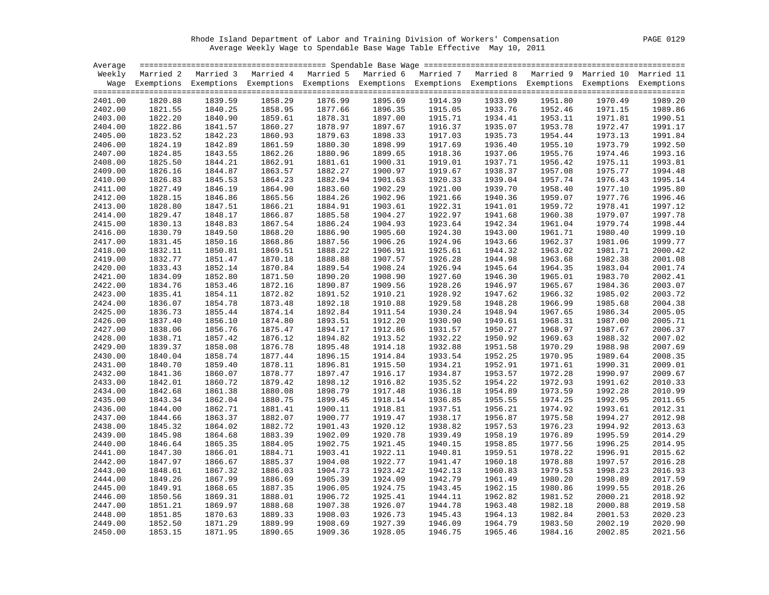Rhode Island Department of Labor and Training Division of Workers' Compensation

Average Weekly Wage to Spendable Base Wage Table Effective May 10, 2011

| Average Weekly Wage | Married 2 Exemptions | Married 3 Exemptions | Married 4 Exemptions | Married 5 Exemptions | Married 6 Exemptions | Married 7 Exemptions | Married 8 Exemptions | Married 9 Exemptions | Married 10 Exemptions | Married 11 Exemptions |
|---|---|---|---|---|---|---|---|---|---|---|
| 2401.00 | 1820.88 | 1839.59 | 1858.29 | 1876.99 | 1895.69 | 1914.39 | 1933.09 | 1951.80 | 1970.49 | 1989.20 |
| 2402.00 | 1821.55 | 1840.25 | 1858.95 | 1877.66 | 1896.35 | 1915.05 | 1933.76 | 1952.46 | 1971.15 | 1989.86 |
| 2403.00 | 1822.20 | 1840.90 | 1859.61 | 1878.31 | 1897.00 | 1915.71 | 1934.41 | 1953.11 | 1971.81 | 1990.51 |
| 2404.00 | 1822.86 | 1841.57 | 1860.27 | 1878.97 | 1897.67 | 1916.37 | 1935.07 | 1953.78 | 1972.47 | 1991.17 |
| 2405.00 | 1823.52 | 1842.23 | 1860.93 | 1879.63 | 1898.33 | 1917.03 | 1935.73 | 1954.44 | 1973.13 | 1991.84 |
| 2406.00 | 1824.19 | 1842.89 | 1861.59 | 1880.30 | 1898.99 | 1917.69 | 1936.40 | 1955.10 | 1973.79 | 1992.50 |
| 2407.00 | 1824.85 | 1843.55 | 1862.26 | 1880.96 | 1899.65 | 1918.36 | 1937.06 | 1955.76 | 1974.46 | 1993.16 |
| 2408.00 | 1825.50 | 1844.21 | 1862.91 | 1881.61 | 1900.31 | 1919.01 | 1937.71 | 1956.42 | 1975.11 | 1993.81 |
| 2409.00 | 1826.16 | 1844.87 | 1863.57 | 1882.27 | 1900.97 | 1919.67 | 1938.37 | 1957.08 | 1975.77 | 1994.48 |
| 2410.00 | 1826.83 | 1845.53 | 1864.23 | 1882.94 | 1901.63 | 1920.33 | 1939.04 | 1957.74 | 1976.43 | 1995.14 |
| 2411.00 | 1827.49 | 1846.19 | 1864.90 | 1883.60 | 1902.29 | 1921.00 | 1939.70 | 1958.40 | 1977.10 | 1995.80 |
| 2412.00 | 1828.15 | 1846.86 | 1865.56 | 1884.26 | 1902.96 | 1921.66 | 1940.36 | 1959.07 | 1977.76 | 1996.46 |
| 2413.00 | 1828.80 | 1847.51 | 1866.21 | 1884.91 | 1903.61 | 1922.31 | 1941.01 | 1959.72 | 1978.41 | 1997.12 |
| 2414.00 | 1829.47 | 1848.17 | 1866.87 | 1885.58 | 1904.27 | 1922.97 | 1941.68 | 1960.38 | 1979.07 | 1997.78 |
| 2415.00 | 1830.13 | 1848.83 | 1867.54 | 1886.24 | 1904.93 | 1923.64 | 1942.34 | 1961.04 | 1979.74 | 1998.44 |
| 2416.00 | 1830.79 | 1849.50 | 1868.20 | 1886.90 | 1905.60 | 1924.30 | 1943.00 | 1961.71 | 1980.40 | 1999.10 |
| 2417.00 | 1831.45 | 1850.16 | 1868.86 | 1887.56 | 1906.26 | 1924.96 | 1943.66 | 1962.37 | 1981.06 | 1999.77 |
| 2418.00 | 1832.11 | 1850.81 | 1869.51 | 1888.22 | 1906.91 | 1925.61 | 1944.32 | 1963.02 | 1981.71 | 2000.42 |
| 2419.00 | 1832.77 | 1851.47 | 1870.18 | 1888.88 | 1907.57 | 1926.28 | 1944.98 | 1963.68 | 1982.38 | 2001.08 |
| 2420.00 | 1833.43 | 1852.14 | 1870.84 | 1889.54 | 1908.24 | 1926.94 | 1945.64 | 1964.35 | 1983.04 | 2001.74 |
| 2421.00 | 1834.09 | 1852.80 | 1871.50 | 1890.20 | 1908.90 | 1927.60 | 1946.30 | 1965.01 | 1983.70 | 2002.41 |
| 2422.00 | 1834.76 | 1853.46 | 1872.16 | 1890.87 | 1909.56 | 1928.26 | 1946.97 | 1965.67 | 1984.36 | 2003.07 |
| 2423.00 | 1835.41 | 1854.11 | 1872.82 | 1891.52 | 1910.21 | 1928.92 | 1947.62 | 1966.32 | 1985.02 | 2003.72 |
| 2424.00 | 1836.07 | 1854.78 | 1873.48 | 1892.18 | 1910.88 | 1929.58 | 1948.28 | 1966.99 | 1985.68 | 2004.38 |
| 2425.00 | 1836.73 | 1855.44 | 1874.14 | 1892.84 | 1911.54 | 1930.24 | 1948.94 | 1967.65 | 1986.34 | 2005.05 |
| 2426.00 | 1837.40 | 1856.10 | 1874.80 | 1893.51 | 1912.20 | 1930.90 | 1949.61 | 1968.31 | 1987.00 | 2005.71 |
| 2427.00 | 1838.06 | 1856.76 | 1875.47 | 1894.17 | 1912.86 | 1931.57 | 1950.27 | 1968.97 | 1987.67 | 2006.37 |
| 2428.00 | 1838.71 | 1857.42 | 1876.12 | 1894.82 | 1913.52 | 1932.22 | 1950.92 | 1969.63 | 1988.32 | 2007.02 |
| 2429.00 | 1839.37 | 1858.08 | 1876.78 | 1895.48 | 1914.18 | 1932.88 | 1951.58 | 1970.29 | 1988.98 | 2007.69 |
| 2430.00 | 1840.04 | 1858.74 | 1877.44 | 1896.15 | 1914.84 | 1933.54 | 1952.25 | 1970.95 | 1989.64 | 2008.35 |
| 2431.00 | 1840.70 | 1859.40 | 1878.11 | 1896.81 | 1915.50 | 1934.21 | 1952.91 | 1971.61 | 1990.31 | 2009.01 |
| 2432.00 | 1841.36 | 1860.07 | 1878.77 | 1897.47 | 1916.17 | 1934.87 | 1953.57 | 1972.28 | 1990.97 | 2009.67 |
| 2433.00 | 1842.01 | 1860.72 | 1879.42 | 1898.12 | 1916.82 | 1935.52 | 1954.22 | 1972.93 | 1991.62 | 2010.33 |
| 2434.00 | 1842.68 | 1861.38 | 1880.08 | 1898.79 | 1917.48 | 1936.18 | 1954.89 | 1973.59 | 1992.28 | 2010.99 |
| 2435.00 | 1843.34 | 1862.04 | 1880.75 | 1899.45 | 1918.14 | 1936.85 | 1955.55 | 1974.25 | 1992.95 | 2011.65 |
| 2436.00 | 1844.00 | 1862.71 | 1881.41 | 1900.11 | 1918.81 | 1937.51 | 1956.21 | 1974.92 | 1993.61 | 2012.31 |
| 2437.00 | 1844.66 | 1863.37 | 1882.07 | 1900.77 | 1919.47 | 1938.17 | 1956.87 | 1975.58 | 1994.27 | 2012.98 |
| 2438.00 | 1845.32 | 1864.02 | 1882.72 | 1901.43 | 1920.12 | 1938.82 | 1957.53 | 1976.23 | 1994.92 | 2013.63 |
| 2439.00 | 1845.98 | 1864.68 | 1883.39 | 1902.09 | 1920.78 | 1939.49 | 1958.19 | 1976.89 | 1995.59 | 2014.29 |
| 2440.00 | 1846.64 | 1865.35 | 1884.05 | 1902.75 | 1921.45 | 1940.15 | 1958.85 | 1977.56 | 1996.25 | 2014.95 |
| 2441.00 | 1847.30 | 1866.01 | 1884.71 | 1903.41 | 1922.11 | 1940.81 | 1959.51 | 1978.22 | 1996.91 | 2015.62 |
| 2442.00 | 1847.97 | 1866.67 | 1885.37 | 1904.08 | 1922.77 | 1941.47 | 1960.18 | 1978.88 | 1997.57 | 2016.28 |
| 2443.00 | 1848.61 | 1867.32 | 1886.03 | 1904.73 | 1923.42 | 1942.13 | 1960.83 | 1979.53 | 1998.23 | 2016.93 |
| 2444.00 | 1849.26 | 1867.99 | 1886.69 | 1905.39 | 1924.09 | 1942.79 | 1961.49 | 1980.20 | 1998.89 | 2017.59 |
| 2445.00 | 1849.91 | 1868.65 | 1887.35 | 1906.05 | 1924.75 | 1943.45 | 1962.15 | 1980.86 | 1999.55 | 2018.26 |
| 2446.00 | 1850.56 | 1869.31 | 1888.01 | 1906.72 | 1925.41 | 1944.11 | 1962.82 | 1981.52 | 2000.21 | 2018.92 |
| 2447.00 | 1851.21 | 1869.97 | 1888.68 | 1907.38 | 1926.07 | 1944.78 | 1963.48 | 1982.18 | 2000.88 | 2019.58 |
| 2448.00 | 1851.85 | 1870.63 | 1889.33 | 1908.03 | 1926.73 | 1945.43 | 1964.13 | 1982.84 | 2001.53 | 2020.23 |
| 2449.00 | 1852.50 | 1871.29 | 1889.99 | 1908.69 | 1927.39 | 1946.09 | 1964.79 | 1983.50 | 2002.19 | 2020.90 |
| 2450.00 | 1853.15 | 1871.95 | 1890.65 | 1909.36 | 1928.05 | 1946.75 | 1965.46 | 1984.16 | 2002.85 | 2021.56 |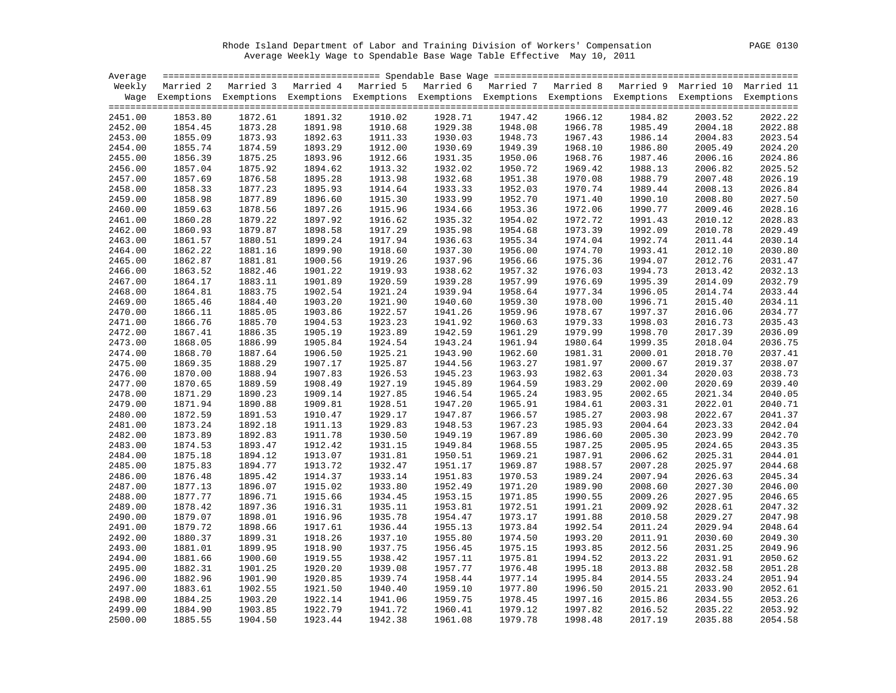Rhode Island Department of Labor and Training Division of Workers' Compensation

Average Weekly Wage to Spendable Base Wage Table Effective May 10, 2011

| Average Weekly Wage | Married 2 Exemptions | Married 3 Exemptions | Married 4 Exemptions | Married 5 Exemptions | Married 6 Exemptions | Married 7 Exemptions | Married 8 Exemptions | Married 9 Exemptions | Married 10 Exemptions | Married 11 Exemptions |
|---|---|---|---|---|---|---|---|---|---|---|
| 2451.00 | 1853.80 | 1872.61 | 1891.32 | 1910.02 | 1928.71 | 1947.42 | 1966.12 | 1984.82 | 2003.52 | 2022.22 |
| 2452.00 | 1854.45 | 1873.28 | 1891.98 | 1910.68 | 1929.38 | 1948.08 | 1966.78 | 1985.49 | 2004.18 | 2022.88 |
| 2453.00 | 1855.09 | 1873.93 | 1892.63 | 1911.33 | 1930.03 | 1948.73 | 1967.43 | 1986.14 | 2004.83 | 2023.54 |
| 2454.00 | 1855.74 | 1874.59 | 1893.29 | 1912.00 | 1930.69 | 1949.39 | 1968.10 | 1986.80 | 2005.49 | 2024.20 |
| 2455.00 | 1856.39 | 1875.25 | 1893.96 | 1912.66 | 1931.35 | 1950.06 | 1968.76 | 1987.46 | 2006.16 | 2024.86 |
| 2456.00 | 1857.04 | 1875.92 | 1894.62 | 1913.32 | 1932.02 | 1950.72 | 1969.42 | 1988.13 | 2006.82 | 2025.52 |
| 2457.00 | 1857.69 | 1876.58 | 1895.28 | 1913.98 | 1932.68 | 1951.38 | 1970.08 | 1988.79 | 2007.48 | 2026.19 |
| 2458.00 | 1858.33 | 1877.23 | 1895.93 | 1914.64 | 1933.33 | 1952.03 | 1970.74 | 1989.44 | 2008.13 | 2026.84 |
| 2459.00 | 1858.98 | 1877.89 | 1896.60 | 1915.30 | 1933.99 | 1952.70 | 1971.40 | 1990.10 | 2008.80 | 2027.50 |
| 2460.00 | 1859.63 | 1878.56 | 1897.26 | 1915.96 | 1934.66 | 1953.36 | 1972.06 | 1990.77 | 2009.46 | 2028.16 |
| 2461.00 | 1860.28 | 1879.22 | 1897.92 | 1916.62 | 1935.32 | 1954.02 | 1972.72 | 1991.43 | 2010.12 | 2028.83 |
| 2462.00 | 1860.93 | 1879.87 | 1898.58 | 1917.29 | 1935.98 | 1954.68 | 1973.39 | 1992.09 | 2010.78 | 2029.49 |
| 2463.00 | 1861.57 | 1880.51 | 1899.24 | 1917.94 | 1936.63 | 1955.34 | 1974.04 | 1992.74 | 2011.44 | 2030.14 |
| 2464.00 | 1862.22 | 1881.16 | 1899.90 | 1918.60 | 1937.30 | 1956.00 | 1974.70 | 1993.41 | 2012.10 | 2030.80 |
| 2465.00 | 1862.87 | 1881.81 | 1900.56 | 1919.26 | 1937.96 | 1956.66 | 1975.36 | 1994.07 | 2012.76 | 2031.47 |
| 2466.00 | 1863.52 | 1882.46 | 1901.22 | 1919.93 | 1938.62 | 1957.32 | 1976.03 | 1994.73 | 2013.42 | 2032.13 |
| 2467.00 | 1864.17 | 1883.11 | 1901.89 | 1920.59 | 1939.28 | 1957.99 | 1976.69 | 1995.39 | 2014.09 | 2032.79 |
| 2468.00 | 1864.81 | 1883.75 | 1902.54 | 1921.24 | 1939.94 | 1958.64 | 1977.34 | 1996.05 | 2014.74 | 2033.44 |
| 2469.00 | 1865.46 | 1884.40 | 1903.20 | 1921.90 | 1940.60 | 1959.30 | 1978.00 | 1996.71 | 2015.40 | 2034.11 |
| 2470.00 | 1866.11 | 1885.05 | 1903.86 | 1922.57 | 1941.26 | 1959.96 | 1978.67 | 1997.37 | 2016.06 | 2034.77 |
| 2471.00 | 1866.76 | 1885.70 | 1904.53 | 1923.23 | 1941.92 | 1960.63 | 1979.33 | 1998.03 | 2016.73 | 2035.43 |
| 2472.00 | 1867.41 | 1886.35 | 1905.19 | 1923.89 | 1942.59 | 1961.29 | 1979.99 | 1998.70 | 2017.39 | 2036.09 |
| 2473.00 | 1868.05 | 1886.99 | 1905.84 | 1924.54 | 1943.24 | 1961.94 | 1980.64 | 1999.35 | 2018.04 | 2036.75 |
| 2474.00 | 1868.70 | 1887.64 | 1906.50 | 1925.21 | 1943.90 | 1962.60 | 1981.31 | 2000.01 | 2018.70 | 2037.41 |
| 2475.00 | 1869.35 | 1888.29 | 1907.17 | 1925.87 | 1944.56 | 1963.27 | 1981.97 | 2000.67 | 2019.37 | 2038.07 |
| 2476.00 | 1870.00 | 1888.94 | 1907.83 | 1926.53 | 1945.23 | 1963.93 | 1982.63 | 2001.34 | 2020.03 | 2038.73 |
| 2477.00 | 1870.65 | 1889.59 | 1908.49 | 1927.19 | 1945.89 | 1964.59 | 1983.29 | 2002.00 | 2020.69 | 2039.40 |
| 2478.00 | 1871.29 | 1890.23 | 1909.14 | 1927.85 | 1946.54 | 1965.24 | 1983.95 | 2002.65 | 2021.34 | 2040.05 |
| 2479.00 | 1871.94 | 1890.88 | 1909.81 | 1928.51 | 1947.20 | 1965.91 | 1984.61 | 2003.31 | 2022.01 | 2040.71 |
| 2480.00 | 1872.59 | 1891.53 | 1910.47 | 1929.17 | 1947.87 | 1966.57 | 1985.27 | 2003.98 | 2022.67 | 2041.37 |
| 2481.00 | 1873.24 | 1892.18 | 1911.13 | 1929.83 | 1948.53 | 1967.23 | 1985.93 | 2004.64 | 2023.33 | 2042.04 |
| 2482.00 | 1873.89 | 1892.83 | 1911.78 | 1930.50 | 1949.19 | 1967.89 | 1986.60 | 2005.30 | 2023.99 | 2042.70 |
| 2483.00 | 1874.53 | 1893.47 | 1912.42 | 1931.15 | 1949.84 | 1968.55 | 1987.25 | 2005.95 | 2024.65 | 2043.35 |
| 2484.00 | 1875.18 | 1894.12 | 1913.07 | 1931.81 | 1950.51 | 1969.21 | 1987.91 | 2006.62 | 2025.31 | 2044.01 |
| 2485.00 | 1875.83 | 1894.77 | 1913.72 | 1932.47 | 1951.17 | 1969.87 | 1988.57 | 2007.28 | 2025.97 | 2044.68 |
| 2486.00 | 1876.48 | 1895.42 | 1914.37 | 1933.14 | 1951.83 | 1970.53 | 1989.24 | 2007.94 | 2026.63 | 2045.34 |
| 2487.00 | 1877.13 | 1896.07 | 1915.02 | 1933.80 | 1952.49 | 1971.20 | 1989.90 | 2008.60 | 2027.30 | 2046.00 |
| 2488.00 | 1877.77 | 1896.71 | 1915.66 | 1934.45 | 1953.15 | 1971.85 | 1990.55 | 2009.26 | 2027.95 | 2046.65 |
| 2489.00 | 1878.42 | 1897.36 | 1916.31 | 1935.11 | 1953.81 | 1972.51 | 1991.21 | 2009.92 | 2028.61 | 2047.32 |
| 2490.00 | 1879.07 | 1898.01 | 1916.96 | 1935.78 | 1954.47 | 1973.17 | 1991.88 | 2010.58 | 2029.27 | 2047.98 |
| 2491.00 | 1879.72 | 1898.66 | 1917.61 | 1936.44 | 1955.13 | 1973.84 | 1992.54 | 2011.24 | 2029.94 | 2048.64 |
| 2492.00 | 1880.37 | 1899.31 | 1918.26 | 1937.10 | 1955.80 | 1974.50 | 1993.20 | 2011.91 | 2030.60 | 2049.30 |
| 2493.00 | 1881.01 | 1899.95 | 1918.90 | 1937.75 | 1956.45 | 1975.15 | 1993.85 | 2012.56 | 2031.25 | 2049.96 |
| 2494.00 | 1881.66 | 1900.60 | 1919.55 | 1938.42 | 1957.11 | 1975.81 | 1994.52 | 2013.22 | 2031.91 | 2050.62 |
| 2495.00 | 1882.31 | 1901.25 | 1920.20 | 1939.08 | 1957.77 | 1976.48 | 1995.18 | 2013.88 | 2032.58 | 2051.28 |
| 2496.00 | 1882.96 | 1901.90 | 1920.85 | 1939.74 | 1958.44 | 1977.14 | 1995.84 | 2014.55 | 2033.24 | 2051.94 |
| 2497.00 | 1883.61 | 1902.55 | 1921.50 | 1940.40 | 1959.10 | 1977.80 | 1996.50 | 2015.21 | 2033.90 | 2052.61 |
| 2498.00 | 1884.25 | 1903.20 | 1922.14 | 1941.06 | 1959.75 | 1978.45 | 1997.16 | 2015.86 | 2034.55 | 2053.26 |
| 2499.00 | 1884.90 | 1903.85 | 1922.79 | 1941.72 | 1960.41 | 1979.12 | 1997.82 | 2016.52 | 2035.22 | 2053.92 |
| 2500.00 | 1885.55 | 1904.50 | 1923.44 | 1942.38 | 1961.08 | 1979.78 | 1998.48 | 2017.19 | 2035.88 | 2054.58 |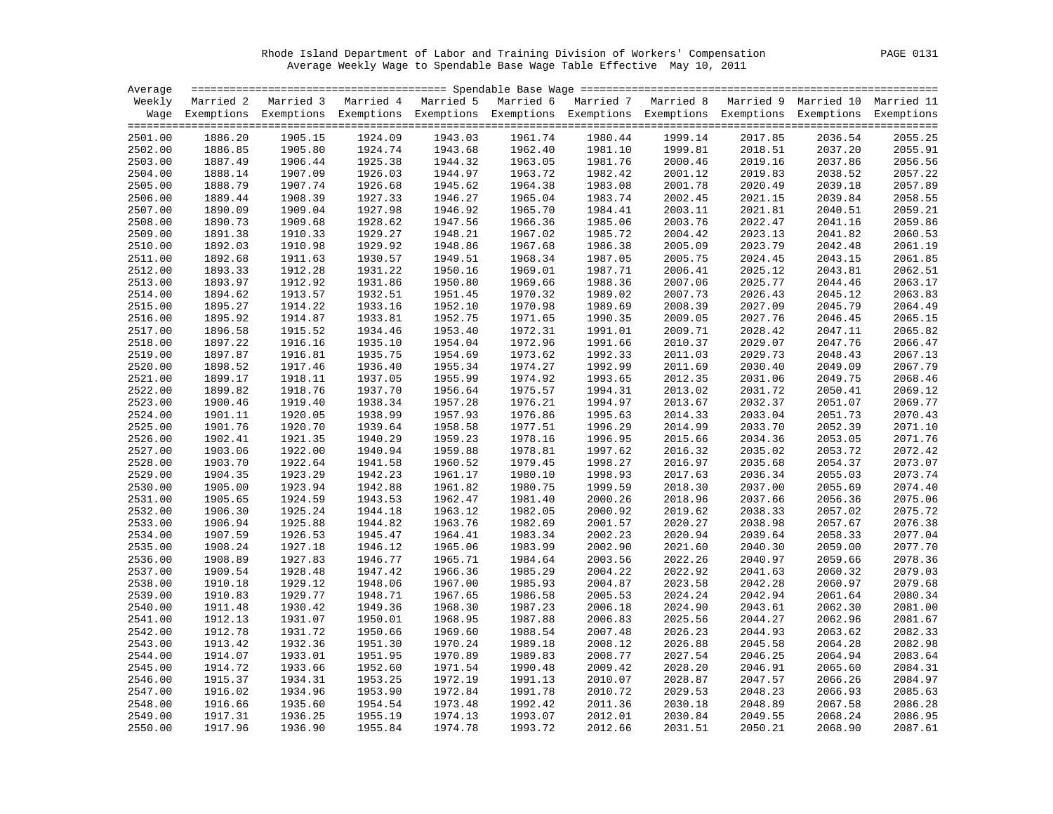Rhode Island Department of Labor and Training Division of Workers' Compensation
Average Weekly Wage to Spendable Base Wage Table Effective May 10, 2011

| Average Weekly Wage | Spendable Base Wage | | | | | | | | | |
|---|---|---|---|---|---|---|---|---|---|---|
| | Married 2 Exemptions | Married 3 Exemptions | Married 4 Exemptions | Married 5 Exemptions | Married 6 Exemptions | Married 7 Exemptions | Married 8 Exemptions | Married 9 Exemptions | Married 10 Exemptions | Married 11 Exemptions |
| 2501.00 | 1886.20 | 1905.15 | 1924.09 | 1943.03 | 1961.74 | 1980.44 | 1999.14 | 2017.85 | 2036.54 | 2055.25 |
| 2502.00 | 1886.85 | 1905.80 | 1924.74 | 1943.68 | 1962.40 | 1981.10 | 1999.81 | 2018.51 | 2037.20 | 2055.91 |
| 2503.00 | 1887.49 | 1906.44 | 1925.38 | 1944.32 | 1963.05 | 1981.76 | 2000.46 | 2019.16 | 2037.86 | 2056.56 |
| 2504.00 | 1888.14 | 1907.09 | 1926.03 | 1944.97 | 1963.72 | 1982.42 | 2001.12 | 2019.83 | 2038.52 | 2057.22 |
| 2505.00 | 1888.79 | 1907.74 | 1926.68 | 1945.62 | 1964.38 | 1983.08 | 2001.78 | 2020.49 | 2039.18 | 2057.89 |
| 2506.00 | 1889.44 | 1908.39 | 1927.33 | 1946.27 | 1965.04 | 1983.74 | 2002.45 | 2021.15 | 2039.84 | 2058.55 |
| 2507.00 | 1890.09 | 1909.04 | 1927.98 | 1946.92 | 1965.70 | 1984.41 | 2003.11 | 2021.81 | 2040.51 | 2059.21 |
| 2508.00 | 1890.73 | 1909.68 | 1928.62 | 1947.56 | 1966.36 | 1985.06 | 2003.76 | 2022.47 | 2041.16 | 2059.86 |
| 2509.00 | 1891.38 | 1910.33 | 1929.27 | 1948.21 | 1967.02 | 1985.72 | 2004.42 | 2023.13 | 2041.82 | 2060.53 |
| 2510.00 | 1892.03 | 1910.98 | 1929.92 | 1948.86 | 1967.68 | 1986.38 | 2005.09 | 2023.79 | 2042.48 | 2061.19 |
| 2511.00 | 1892.68 | 1911.63 | 1930.57 | 1949.51 | 1968.34 | 1987.05 | 2005.75 | 2024.45 | 2043.15 | 2061.85 |
| 2512.00 | 1893.33 | 1912.28 | 1931.22 | 1950.16 | 1969.01 | 1987.71 | 2006.41 | 2025.12 | 2043.81 | 2062.51 |
| 2513.00 | 1893.97 | 1912.92 | 1931.86 | 1950.80 | 1969.66 | 1988.36 | 2007.06 | 2025.77 | 2044.46 | 2063.17 |
| 2514.00 | 1894.62 | 1913.57 | 1932.51 | 1951.45 | 1970.32 | 1989.02 | 2007.73 | 2026.43 | 2045.12 | 2063.83 |
| 2515.00 | 1895.27 | 1914.22 | 1933.16 | 1952.10 | 1970.98 | 1989.69 | 2008.39 | 2027.09 | 2045.79 | 2064.49 |
| 2516.00 | 1895.92 | 1914.87 | 1933.81 | 1952.75 | 1971.65 | 1990.35 | 2009.05 | 2027.76 | 2046.45 | 2065.15 |
| 2517.00 | 1896.58 | 1915.52 | 1934.46 | 1953.40 | 1972.31 | 1991.01 | 2009.71 | 2028.42 | 2047.11 | 2065.82 |
| 2518.00 | 1897.22 | 1916.16 | 1935.10 | 1954.04 | 1972.96 | 1991.66 | 2010.37 | 2029.07 | 2047.76 | 2066.47 |
| 2519.00 | 1897.87 | 1916.81 | 1935.75 | 1954.69 | 1973.62 | 1992.33 | 2011.03 | 2029.73 | 2048.43 | 2067.13 |
| 2520.00 | 1898.52 | 1917.46 | 1936.40 | 1955.34 | 1974.27 | 1992.99 | 2011.69 | 2030.40 | 2049.09 | 2067.79 |
| 2521.00 | 1899.17 | 1918.11 | 1937.05 | 1955.99 | 1974.92 | 1993.65 | 2012.35 | 2031.06 | 2049.75 | 2068.46 |
| 2522.00 | 1899.82 | 1918.76 | 1937.70 | 1956.64 | 1975.57 | 1994.31 | 2013.02 | 2031.72 | 2050.41 | 2069.12 |
| 2523.00 | 1900.46 | 1919.40 | 1938.34 | 1957.28 | 1976.21 | 1994.97 | 2013.67 | 2032.37 | 2051.07 | 2069.77 |
| 2524.00 | 1901.11 | 1920.05 | 1938.99 | 1957.93 | 1976.86 | 1995.63 | 2014.33 | 2033.04 | 2051.73 | 2070.43 |
| 2525.00 | 1901.76 | 1920.70 | 1939.64 | 1958.58 | 1977.51 | 1996.29 | 2014.99 | 2033.70 | 2052.39 | 2071.10 |
| 2526.00 | 1902.41 | 1921.35 | 1940.29 | 1959.23 | 1978.16 | 1996.95 | 2015.66 | 2034.36 | 2053.05 | 2071.76 |
| 2527.00 | 1903.06 | 1922.00 | 1940.94 | 1959.88 | 1978.81 | 1997.62 | 2016.32 | 2035.02 | 2053.72 | 2072.42 |
| 2528.00 | 1903.70 | 1922.64 | 1941.58 | 1960.52 | 1979.45 | 1998.27 | 2016.97 | 2035.68 | 2054.37 | 2073.07 |
| 2529.00 | 1904.35 | 1923.29 | 1942.23 | 1961.17 | 1980.10 | 1998.93 | 2017.63 | 2036.34 | 2055.03 | 2073.74 |
| 2530.00 | 1905.00 | 1923.94 | 1942.88 | 1961.82 | 1980.75 | 1999.59 | 2018.30 | 2037.00 | 2055.69 | 2074.40 |
| 2531.00 | 1905.65 | 1924.59 | 1943.53 | 1962.47 | 1981.40 | 2000.26 | 2018.96 | 2037.66 | 2056.36 | 2075.06 |
| 2532.00 | 1906.30 | 1925.24 | 1944.18 | 1963.12 | 1982.05 | 2000.92 | 2019.62 | 2038.33 | 2057.02 | 2075.72 |
| 2533.00 | 1906.94 | 1925.88 | 1944.82 | 1963.76 | 1982.69 | 2001.57 | 2020.27 | 2038.98 | 2057.67 | 2076.38 |
| 2534.00 | 1907.59 | 1926.53 | 1945.47 | 1964.41 | 1983.34 | 2002.23 | 2020.94 | 2039.64 | 2058.33 | 2077.04 |
| 2535.00 | 1908.24 | 1927.18 | 1946.12 | 1965.06 | 1983.99 | 2002.90 | 2021.60 | 2040.30 | 2059.00 | 2077.70 |
| 2536.00 | 1908.89 | 1927.83 | 1946.77 | 1965.71 | 1984.64 | 2003.56 | 2022.26 | 2040.97 | 2059.66 | 2078.36 |
| 2537.00 | 1909.54 | 1928.48 | 1947.42 | 1966.36 | 1985.29 | 2004.22 | 2022.92 | 2041.63 | 2060.32 | 2079.03 |
| 2538.00 | 1910.18 | 1929.12 | 1948.06 | 1967.00 | 1985.93 | 2004.87 | 2023.58 | 2042.28 | 2060.97 | 2079.68 |
| 2539.00 | 1910.83 | 1929.77 | 1948.71 | 1967.65 | 1986.58 | 2005.53 | 2024.24 | 2042.94 | 2061.64 | 2080.34 |
| 2540.00 | 1911.48 | 1930.42 | 1949.36 | 1968.30 | 1987.23 | 2006.18 | 2024.90 | 2043.61 | 2062.30 | 2081.00 |
| 2541.00 | 1912.13 | 1931.07 | 1950.01 | 1968.95 | 1987.88 | 2006.83 | 2025.56 | 2044.27 | 2062.96 | 2081.67 |
| 2542.00 | 1912.78 | 1931.72 | 1950.66 | 1969.60 | 1988.54 | 2007.48 | 2026.23 | 2044.93 | 2063.62 | 2082.33 |
| 2543.00 | 1913.42 | 1932.36 | 1951.30 | 1970.24 | 1989.18 | 2008.12 | 2026.88 | 2045.58 | 2064.28 | 2082.98 |
| 2544.00 | 1914.07 | 1933.01 | 1951.95 | 1970.89 | 1989.83 | 2008.77 | 2027.54 | 2046.25 | 2064.94 | 2083.64 |
| 2545.00 | 1914.72 | 1933.66 | 1952.60 | 1971.54 | 1990.48 | 2009.42 | 2028.20 | 2046.91 | 2065.60 | 2084.31 |
| 2546.00 | 1915.37 | 1934.31 | 1953.25 | 1972.19 | 1991.13 | 2010.07 | 2028.87 | 2047.57 | 2066.26 | 2084.97 |
| 2547.00 | 1916.02 | 1934.96 | 1953.90 | 1972.84 | 1991.78 | 2010.72 | 2029.53 | 2048.23 | 2066.93 | 2085.63 |
| 2548.00 | 1916.66 | 1935.60 | 1954.54 | 1973.48 | 1992.42 | 2011.36 | 2030.18 | 2048.89 | 2067.58 | 2086.28 |
| 2549.00 | 1917.31 | 1936.25 | 1955.19 | 1974.13 | 1993.07 | 2012.01 | 2030.84 | 2049.55 | 2068.24 | 2086.95 |
| 2550.00 | 1917.96 | 1936.90 | 1955.84 | 1974.78 | 1993.72 | 2012.66 | 2031.51 | 2050.21 | 2068.90 | 2087.61 |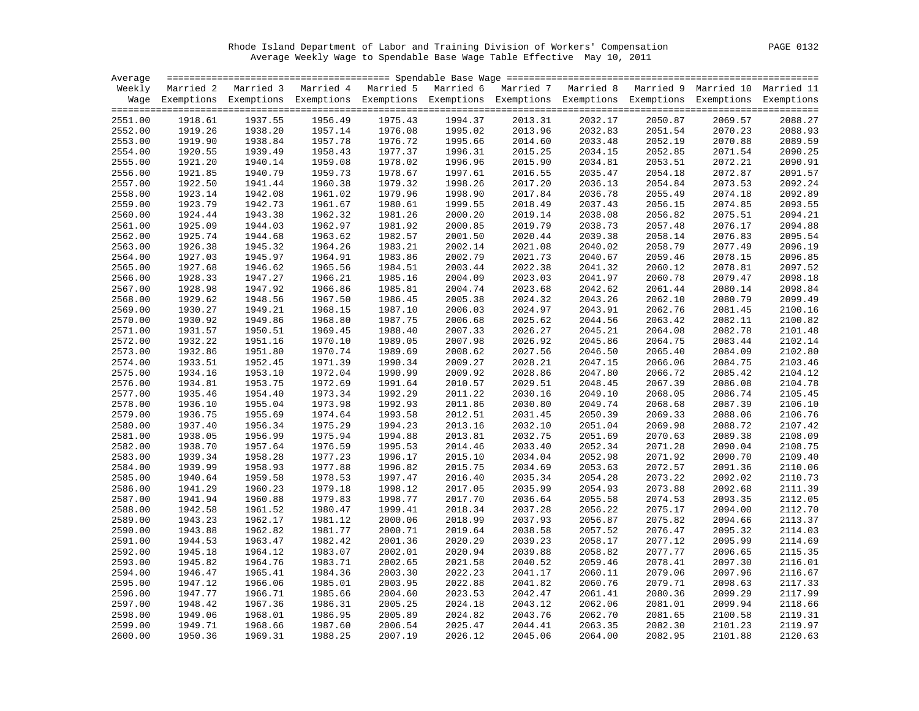Rhode Island Department of Labor and Training Division of Workers' Compensation

Average Weekly Wage to Spendable Base Wage Table Effective May 10, 2011

| Average Weekly Wage | Married 2 Exemptions | Married 3 Exemptions | Married 4 Exemptions | Married 5 Exemptions | Married 6 Exemptions | Married 7 Exemptions | Married 8 Exemptions | Married 9 Exemptions | Married 10 Exemptions | Married 11 Exemptions |
|---|---|---|---|---|---|---|---|---|---|---|
| 2551.00 | 1918.61 | 1937.55 | 1956.49 | 1975.43 | 1994.37 | 2013.31 | 2032.17 | 2050.87 | 2069.57 | 2088.27 |
| 2552.00 | 1919.26 | 1938.20 | 1957.14 | 1976.08 | 1995.02 | 2013.96 | 2032.83 | 2051.54 | 2070.23 | 2088.93 |
| 2553.00 | 1919.90 | 1938.84 | 1957.78 | 1976.72 | 1995.66 | 2014.60 | 2033.48 | 2052.19 | 2070.88 | 2089.59 |
| 2554.00 | 1920.55 | 1939.49 | 1958.43 | 1977.37 | 1996.31 | 2015.25 | 2034.15 | 2052.85 | 2071.54 | 2090.25 |
| 2555.00 | 1921.20 | 1940.14 | 1959.08 | 1978.02 | 1996.96 | 2015.90 | 2034.81 | 2053.51 | 2072.21 | 2090.91 |
| 2556.00 | 1921.85 | 1940.79 | 1959.73 | 1978.67 | 1997.61 | 2016.55 | 2035.47 | 2054.18 | 2072.87 | 2091.57 |
| 2557.00 | 1922.50 | 1941.44 | 1960.38 | 1979.32 | 1998.26 | 2017.20 | 2036.13 | 2054.84 | 2073.53 | 2092.24 |
| 2558.00 | 1923.14 | 1942.08 | 1961.02 | 1979.96 | 1998.90 | 2017.84 | 2036.78 | 2055.49 | 2074.18 | 2092.89 |
| 2559.00 | 1923.79 | 1942.73 | 1961.67 | 1980.61 | 1999.55 | 2018.49 | 2037.43 | 2056.15 | 2074.85 | 2093.55 |
| 2560.00 | 1924.44 | 1943.38 | 1962.32 | 1981.26 | 2000.20 | 2019.14 | 2038.08 | 2056.82 | 2075.51 | 2094.21 |
| 2561.00 | 1925.09 | 1944.03 | 1962.97 | 1981.92 | 2000.85 | 2019.79 | 2038.73 | 2057.48 | 2076.17 | 2094.88 |
| 2562.00 | 1925.74 | 1944.68 | 1963.62 | 1982.57 | 2001.50 | 2020.44 | 2039.38 | 2058.14 | 2076.83 | 2095.54 |
| 2563.00 | 1926.38 | 1945.32 | 1964.26 | 1983.21 | 2002.14 | 2021.08 | 2040.02 | 2058.79 | 2077.49 | 2096.19 |
| 2564.00 | 1927.03 | 1945.97 | 1964.91 | 1983.86 | 2002.79 | 2021.73 | 2040.67 | 2059.46 | 2078.15 | 2096.85 |
| 2565.00 | 1927.68 | 1946.62 | 1965.56 | 1984.51 | 2003.44 | 2022.38 | 2041.32 | 2060.12 | 2078.81 | 2097.52 |
| 2566.00 | 1928.33 | 1947.27 | 1966.21 | 1985.16 | 2004.09 | 2023.03 | 2041.97 | 2060.78 | 2079.47 | 2098.18 |
| 2567.00 | 1928.98 | 1947.92 | 1966.86 | 1985.81 | 2004.74 | 2023.68 | 2042.62 | 2061.44 | 2080.14 | 2098.84 |
| 2568.00 | 1929.62 | 1948.56 | 1967.50 | 1986.45 | 2005.38 | 2024.32 | 2043.26 | 2062.10 | 2080.79 | 2099.49 |
| 2569.00 | 1930.27 | 1949.21 | 1968.15 | 1987.10 | 2006.03 | 2024.97 | 2043.91 | 2062.76 | 2081.45 | 2100.16 |
| 2570.00 | 1930.92 | 1949.86 | 1968.80 | 1987.75 | 2006.68 | 2025.62 | 2044.56 | 2063.42 | 2082.11 | 2100.82 |
| 2571.00 | 1931.57 | 1950.51 | 1969.45 | 1988.40 | 2007.33 | 2026.27 | 2045.21 | 2064.08 | 2082.78 | 2101.48 |
| 2572.00 | 1932.22 | 1951.16 | 1970.10 | 1989.05 | 2007.98 | 2026.92 | 2045.86 | 2064.75 | 2083.44 | 2102.14 |
| 2573.00 | 1932.86 | 1951.80 | 1970.74 | 1989.69 | 2008.62 | 2027.56 | 2046.50 | 2065.40 | 2084.09 | 2102.80 |
| 2574.00 | 1933.51 | 1952.45 | 1971.39 | 1990.34 | 2009.27 | 2028.21 | 2047.15 | 2066.06 | 2084.75 | 2103.46 |
| 2575.00 | 1934.16 | 1953.10 | 1972.04 | 1990.99 | 2009.92 | 2028.86 | 2047.80 | 2066.72 | 2085.42 | 2104.12 |
| 2576.00 | 1934.81 | 1953.75 | 1972.69 | 1991.64 | 2010.57 | 2029.51 | 2048.45 | 2067.39 | 2086.08 | 2104.78 |
| 2577.00 | 1935.46 | 1954.40 | 1973.34 | 1992.29 | 2011.22 | 2030.16 | 2049.10 | 2068.05 | 2086.74 | 2105.45 |
| 2578.00 | 1936.10 | 1955.04 | 1973.98 | 1992.93 | 2011.86 | 2030.80 | 2049.74 | 2068.68 | 2087.39 | 2106.10 |
| 2579.00 | 1936.75 | 1955.69 | 1974.64 | 1993.58 | 2012.51 | 2031.45 | 2050.39 | 2069.33 | 2088.06 | 2106.76 |
| 2580.00 | 1937.40 | 1956.34 | 1975.29 | 1994.23 | 2013.16 | 2032.10 | 2051.04 | 2069.98 | 2088.72 | 2107.42 |
| 2581.00 | 1938.05 | 1956.99 | 1975.94 | 1994.88 | 2013.81 | 2032.75 | 2051.69 | 2070.63 | 2089.38 | 2108.09 |
| 2582.00 | 1938.70 | 1957.64 | 1976.59 | 1995.53 | 2014.46 | 2033.40 | 2052.34 | 2071.28 | 2090.04 | 2108.75 |
| 2583.00 | 1939.34 | 1958.28 | 1977.23 | 1996.17 | 2015.10 | 2034.04 | 2052.98 | 2071.92 | 2090.70 | 2109.40 |
| 2584.00 | 1939.99 | 1958.93 | 1977.88 | 1996.82 | 2015.75 | 2034.69 | 2053.63 | 2072.57 | 2091.36 | 2110.06 |
| 2585.00 | 1940.64 | 1959.58 | 1978.53 | 1997.47 | 2016.40 | 2035.34 | 2054.28 | 2073.22 | 2092.02 | 2110.73 |
| 2586.00 | 1941.29 | 1960.23 | 1979.18 | 1998.12 | 2017.05 | 2035.99 | 2054.93 | 2073.88 | 2092.68 | 2111.39 |
| 2587.00 | 1941.94 | 1960.88 | 1979.83 | 1998.77 | 2017.70 | 2036.64 | 2055.58 | 2074.53 | 2093.35 | 2112.05 |
| 2588.00 | 1942.58 | 1961.52 | 1980.47 | 1999.41 | 2018.34 | 2037.28 | 2056.22 | 2075.17 | 2094.00 | 2112.70 |
| 2589.00 | 1943.23 | 1962.17 | 1981.12 | 2000.06 | 2018.99 | 2037.93 | 2056.87 | 2075.82 | 2094.66 | 2113.37 |
| 2590.00 | 1943.88 | 1962.82 | 1981.77 | 2000.71 | 2019.64 | 2038.58 | 2057.52 | 2076.47 | 2095.32 | 2114.03 |
| 2591.00 | 1944.53 | 1963.47 | 1982.42 | 2001.36 | 2020.29 | 2039.23 | 2058.17 | 2077.12 | 2095.99 | 2114.69 |
| 2592.00 | 1945.18 | 1964.12 | 1983.07 | 2002.01 | 2020.94 | 2039.88 | 2058.82 | 2077.77 | 2096.65 | 2115.35 |
| 2593.00 | 1945.82 | 1964.76 | 1983.71 | 2002.65 | 2021.58 | 2040.52 | 2059.46 | 2078.41 | 2097.30 | 2116.01 |
| 2594.00 | 1946.47 | 1965.41 | 1984.36 | 2003.30 | 2022.23 | 2041.17 | 2060.11 | 2079.06 | 2097.96 | 2116.67 |
| 2595.00 | 1947.12 | 1966.06 | 1985.01 | 2003.95 | 2022.88 | 2041.82 | 2060.76 | 2079.71 | 2098.63 | 2117.33 |
| 2596.00 | 1947.77 | 1966.71 | 1985.66 | 2004.60 | 2023.53 | 2042.47 | 2061.41 | 2080.36 | 2099.29 | 2117.99 |
| 2597.00 | 1948.42 | 1967.36 | 1986.31 | 2005.25 | 2024.18 | 2043.12 | 2062.06 | 2081.01 | 2099.94 | 2118.66 |
| 2598.00 | 1949.06 | 1968.01 | 1986.95 | 2005.89 | 2024.82 | 2043.76 | 2062.70 | 2081.65 | 2100.58 | 2119.31 |
| 2599.00 | 1949.71 | 1968.66 | 1987.60 | 2006.54 | 2025.47 | 2044.41 | 2063.35 | 2082.30 | 2101.23 | 2119.97 |
| 2600.00 | 1950.36 | 1969.31 | 1988.25 | 2007.19 | 2026.12 | 2045.06 | 2064.00 | 2082.95 | 2101.88 | 2120.63 |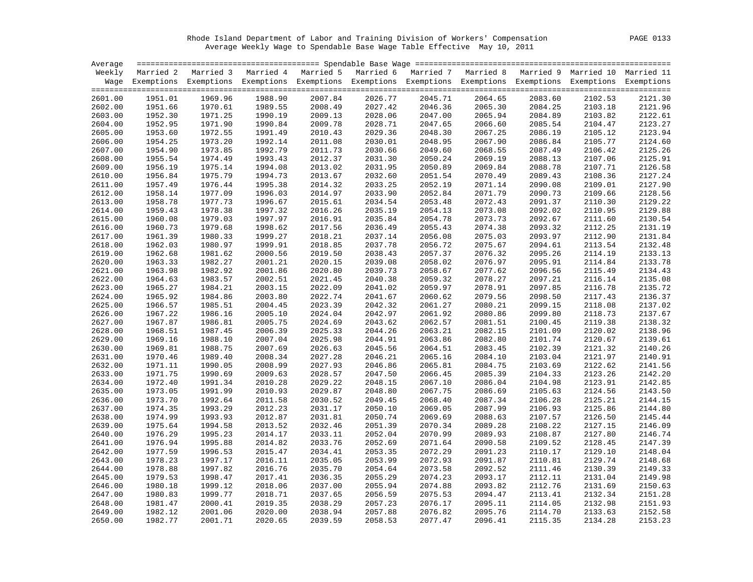Rhode Island Department of Labor and Training Division of Workers' Compensation

Average Weekly Wage to Spendable Base Wage Table Effective May 10, 2011

| Average Weekly Wage | Spendable Base Wage | | | | | | | | | |
|---|---|---|---|---|---|---|---|---|---|---|
| | Married 2 Exemptions | Married 3 Exemptions | Married 4 Exemptions | Married 5 Exemptions | Married 6 Exemptions | Married 7 Exemptions | Married 8 Exemptions | Married 9 Exemptions | Married 10 Exemptions | Married 11 Exemptions |
| 2601.00 | 1951.01 | 1969.96 | 1988.90 | 2007.84 | 2026.77 | 2045.71 | 2064.65 | 2083.60 | 2102.53 | 2121.30 |
| 2602.00 | 1951.66 | 1970.61 | 1989.55 | 2008.49 | 2027.42 | 2046.36 | 2065.30 | 2084.25 | 2103.18 | 2121.96 |
| 2603.00 | 1952.30 | 1971.25 | 1990.19 | 2009.13 | 2028.06 | 2047.00 | 2065.94 | 2084.89 | 2103.82 | 2122.61 |
| 2604.00 | 1952.95 | 1971.90 | 1990.84 | 2009.78 | 2028.71 | 2047.65 | 2066.60 | 2085.54 | 2104.47 | 2123.27 |
| 2605.00 | 1953.60 | 1972.55 | 1991.49 | 2010.43 | 2029.36 | 2048.30 | 2067.25 | 2086.19 | 2105.12 | 2123.94 |
| 2606.00 | 1954.25 | 1973.20 | 1992.14 | 2011.08 | 2030.01 | 2048.95 | 2067.90 | 2086.84 | 2105.77 | 2124.60 |
| 2607.00 | 1954.90 | 1973.85 | 1992.79 | 2011.73 | 2030.66 | 2049.60 | 2068.55 | 2087.49 | 2106.42 | 2125.26 |
| 2608.00 | 1955.54 | 1974.49 | 1993.43 | 2012.37 | 2031.30 | 2050.24 | 2069.19 | 2088.13 | 2107.06 | 2125.91 |
| 2609.00 | 1956.19 | 1975.14 | 1994.08 | 2013.02 | 2031.95 | 2050.89 | 2069.84 | 2088.78 | 2107.71 | 2126.58 |
| 2610.00 | 1956.84 | 1975.79 | 1994.73 | 2013.67 | 2032.60 | 2051.54 | 2070.49 | 2089.43 | 2108.36 | 2127.24 |
| 2611.00 | 1957.49 | 1976.44 | 1995.38 | 2014.32 | 2033.25 | 2052.19 | 2071.14 | 2090.08 | 2109.01 | 2127.90 |
| 2612.00 | 1958.14 | 1977.09 | 1996.03 | 2014.97 | 2033.90 | 2052.84 | 2071.79 | 2090.73 | 2109.66 | 2128.56 |
| 2613.00 | 1958.78 | 1977.73 | 1996.67 | 2015.61 | 2034.54 | 2053.48 | 2072.43 | 2091.37 | 2110.30 | 2129.22 |
| 2614.00 | 1959.43 | 1978.38 | 1997.32 | 2016.26 | 2035.19 | 2054.13 | 2073.08 | 2092.02 | 2110.95 | 2129.88 |
| 2615.00 | 1960.08 | 1979.03 | 1997.97 | 2016.91 | 2035.84 | 2054.78 | 2073.73 | 2092.67 | 2111.60 | 2130.54 |
| 2616.00 | 1960.73 | 1979.68 | 1998.62 | 2017.56 | 2036.49 | 2055.43 | 2074.38 | 2093.32 | 2112.25 | 2131.19 |
| 2617.00 | 1961.39 | 1980.33 | 1999.27 | 2018.21 | 2037.14 | 2056.08 | 2075.03 | 2093.97 | 2112.90 | 2131.84 |
| 2618.00 | 1962.03 | 1980.97 | 1999.91 | 2018.85 | 2037.78 | 2056.72 | 2075.67 | 2094.61 | 2113.54 | 2132.48 |
| 2619.00 | 1962.68 | 1981.62 | 2000.56 | 2019.50 | 2038.43 | 2057.37 | 2076.32 | 2095.26 | 2114.19 | 2133.13 |
| 2620.00 | 1963.33 | 1982.27 | 2001.21 | 2020.15 | 2039.08 | 2058.02 | 2076.97 | 2095.91 | 2114.84 | 2133.78 |
| 2621.00 | 1963.98 | 1982.92 | 2001.86 | 2020.80 | 2039.73 | 2058.67 | 2077.62 | 2096.56 | 2115.49 | 2134.43 |
| 2622.00 | 1964.63 | 1983.57 | 2002.51 | 2021.45 | 2040.38 | 2059.32 | 2078.27 | 2097.21 | 2116.14 | 2135.08 |
| 2623.00 | 1965.27 | 1984.21 | 2003.15 | 2022.09 | 2041.02 | 2059.97 | 2078.91 | 2097.85 | 2116.78 | 2135.72 |
| 2624.00 | 1965.92 | 1984.86 | 2003.80 | 2022.74 | 2041.67 | 2060.62 | 2079.56 | 2098.50 | 2117.43 | 2136.37 |
| 2625.00 | 1966.57 | 1985.51 | 2004.45 | 2023.39 | 2042.32 | 2061.27 | 2080.21 | 2099.15 | 2118.08 | 2137.02 |
| 2626.00 | 1967.22 | 1986.16 | 2005.10 | 2024.04 | 2042.97 | 2061.92 | 2080.86 | 2099.80 | 2118.73 | 2137.67 |
| 2627.00 | 1967.87 | 1986.81 | 2005.75 | 2024.69 | 2043.62 | 2062.57 | 2081.51 | 2100.45 | 2119.38 | 2138.32 |
| 2628.00 | 1968.51 | 1987.45 | 2006.39 | 2025.33 | 2044.26 | 2063.21 | 2082.15 | 2101.09 | 2120.02 | 2138.96 |
| 2629.00 | 1969.16 | 1988.10 | 2007.04 | 2025.98 | 2044.91 | 2063.86 | 2082.80 | 2101.74 | 2120.67 | 2139.61 |
| 2630.00 | 1969.81 | 1988.75 | 2007.69 | 2026.63 | 2045.56 | 2064.51 | 2083.45 | 2102.39 | 2121.32 | 2140.26 |
| 2631.00 | 1970.46 | 1989.40 | 2008.34 | 2027.28 | 2046.21 | 2065.16 | 2084.10 | 2103.04 | 2121.97 | 2140.91 |
| 2632.00 | 1971.11 | 1990.05 | 2008.99 | 2027.93 | 2046.86 | 2065.81 | 2084.75 | 2103.69 | 2122.62 | 2141.56 |
| 2633.00 | 1971.75 | 1990.69 | 2009.63 | 2028.57 | 2047.50 | 2066.45 | 2085.39 | 2104.33 | 2123.26 | 2142.20 |
| 2634.00 | 1972.40 | 1991.34 | 2010.28 | 2029.22 | 2048.15 | 2067.10 | 2086.04 | 2104.98 | 2123.91 | 2142.85 |
| 2635.00 | 1973.05 | 1991.99 | 2010.93 | 2029.87 | 2048.80 | 2067.75 | 2086.69 | 2105.63 | 2124.56 | 2143.50 |
| 2636.00 | 1973.70 | 1992.64 | 2011.58 | 2030.52 | 2049.45 | 2068.40 | 2087.34 | 2106.28 | 2125.21 | 2144.15 |
| 2637.00 | 1974.35 | 1993.29 | 2012.23 | 2031.17 | 2050.10 | 2069.05 | 2087.99 | 2106.93 | 2125.86 | 2144.80 |
| 2638.00 | 1974.99 | 1993.93 | 2012.87 | 2031.81 | 2050.74 | 2069.69 | 2088.63 | 2107.57 | 2126.50 | 2145.44 |
| 2639.00 | 1975.64 | 1994.58 | 2013.52 | 2032.46 | 2051.39 | 2070.34 | 2089.28 | 2108.22 | 2127.15 | 2146.09 |
| 2640.00 | 1976.29 | 1995.23 | 2014.17 | 2033.11 | 2052.04 | 2070.99 | 2089.93 | 2108.87 | 2127.80 | 2146.74 |
| 2641.00 | 1976.94 | 1995.88 | 2014.82 | 2033.76 | 2052.69 | 2071.64 | 2090.58 | 2109.52 | 2128.45 | 2147.39 |
| 2642.00 | 1977.59 | 1996.53 | 2015.47 | 2034.41 | 2053.35 | 2072.29 | 2091.23 | 2110.17 | 2129.10 | 2148.04 |
| 2643.00 | 1978.23 | 1997.17 | 2016.11 | 2035.05 | 2053.99 | 2072.93 | 2091.87 | 2110.81 | 2129.74 | 2148.68 |
| 2644.00 | 1978.88 | 1997.82 | 2016.76 | 2035.70 | 2054.64 | 2073.58 | 2092.52 | 2111.46 | 2130.39 | 2149.33 |
| 2645.00 | 1979.53 | 1998.47 | 2017.41 | 2036.35 | 2055.29 | 2074.23 | 2093.17 | 2112.11 | 2131.04 | 2149.98 |
| 2646.00 | 1980.18 | 1999.12 | 2018.06 | 2037.00 | 2055.94 | 2074.88 | 2093.82 | 2112.76 | 2131.69 | 2150.63 |
| 2647.00 | 1980.83 | 1999.77 | 2018.71 | 2037.65 | 2056.59 | 2075.53 | 2094.47 | 2113.41 | 2132.34 | 2151.28 |
| 2648.00 | 1981.47 | 2000.41 | 2019.35 | 2038.29 | 2057.23 | 2076.17 | 2095.11 | 2114.05 | 2132.98 | 2151.93 |
| 2649.00 | 1982.12 | 2001.06 | 2020.00 | 2038.94 | 2057.88 | 2076.82 | 2095.76 | 2114.70 | 2133.63 | 2152.58 |
| 2650.00 | 1982.77 | 2001.71 | 2020.65 | 2039.59 | 2058.53 | 2077.47 | 2096.41 | 2115.35 | 2134.28 | 2153.23 |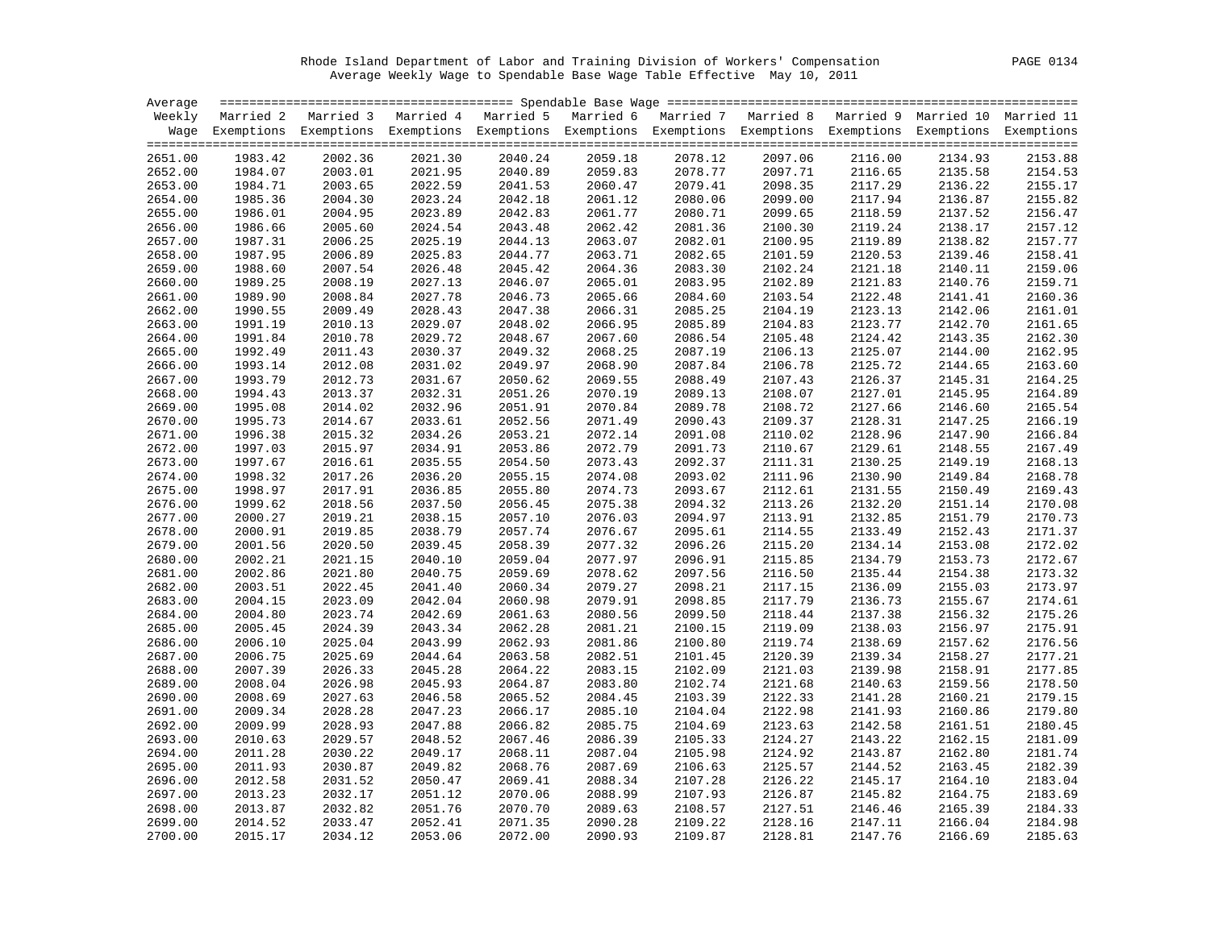Rhode Island Department of Labor and Training Division of Workers' Compensation

Average Weekly Wage to Spendable Base Wage Table Effective May 10, 2011

| Average Weekly Wage | Married 2 Exemptions | Married 3 Exemptions | Married 4 Exemptions | Married 5 Exemptions | Married 6 Exemptions | Married 7 Exemptions | Married 8 Exemptions | Married 9 Exemptions | Married 10 Exemptions | Married 11 Exemptions |
|---|---|---|---|---|---|---|---|---|---|---|
| 2651.00 | 1983.42 | 2002.36 | 2021.30 | 2040.24 | 2059.18 | 2078.12 | 2097.06 | 2116.00 | 2134.93 | 2153.88 |
| 2652.00 | 1984.07 | 2003.01 | 2021.95 | 2040.89 | 2059.83 | 2078.77 | 2097.71 | 2116.65 | 2135.58 | 2154.53 |
| 2653.00 | 1984.71 | 2003.65 | 2022.59 | 2041.53 | 2060.47 | 2079.41 | 2098.35 | 2117.29 | 2136.22 | 2155.17 |
| 2654.00 | 1985.36 | 2004.30 | 2023.24 | 2042.18 | 2061.12 | 2080.06 | 2099.00 | 2117.94 | 2136.87 | 2155.82 |
| 2655.00 | 1986.01 | 2004.95 | 2023.89 | 2042.83 | 2061.77 | 2080.71 | 2099.65 | 2118.59 | 2137.52 | 2156.47 |
| 2656.00 | 1986.66 | 2005.60 | 2024.54 | 2043.48 | 2062.42 | 2081.36 | 2100.30 | 2119.24 | 2138.17 | 2157.12 |
| 2657.00 | 1987.31 | 2006.25 | 2025.19 | 2044.13 | 2063.07 | 2082.01 | 2100.95 | 2119.89 | 2138.82 | 2157.77 |
| 2658.00 | 1987.95 | 2006.89 | 2025.83 | 2044.77 | 2063.71 | 2082.65 | 2101.59 | 2120.53 | 2139.46 | 2158.41 |
| 2659.00 | 1988.60 | 2007.54 | 2026.48 | 2045.42 | 2064.36 | 2083.30 | 2102.24 | 2121.18 | 2140.11 | 2159.06 |
| 2660.00 | 1989.25 | 2008.19 | 2027.13 | 2046.07 | 2065.01 | 2083.95 | 2102.89 | 2121.83 | 2140.76 | 2159.71 |
| 2661.00 | 1989.90 | 2008.84 | 2027.78 | 2046.73 | 2065.66 | 2084.60 | 2103.54 | 2122.48 | 2141.41 | 2160.36 |
| 2662.00 | 1990.55 | 2009.49 | 2028.43 | 2047.38 | 2066.31 | 2085.25 | 2104.19 | 2123.13 | 2142.06 | 2161.01 |
| 2663.00 | 1991.19 | 2010.13 | 2029.07 | 2048.02 | 2066.95 | 2085.89 | 2104.83 | 2123.77 | 2142.70 | 2161.65 |
| 2664.00 | 1991.84 | 2010.78 | 2029.72 | 2048.67 | 2067.60 | 2086.54 | 2105.48 | 2124.42 | 2143.35 | 2162.30 |
| 2665.00 | 1992.49 | 2011.43 | 2030.37 | 2049.32 | 2068.25 | 2087.19 | 2106.13 | 2125.07 | 2144.00 | 2162.95 |
| 2666.00 | 1993.14 | 2012.08 | 2031.02 | 2049.97 | 2068.90 | 2087.84 | 2106.78 | 2125.72 | 2144.65 | 2163.60 |
| 2667.00 | 1993.79 | 2012.73 | 2031.67 | 2050.62 | 2069.55 | 2088.49 | 2107.43 | 2126.37 | 2145.31 | 2164.25 |
| 2668.00 | 1994.43 | 2013.37 | 2032.31 | 2051.26 | 2070.19 | 2089.13 | 2108.07 | 2127.01 | 2145.95 | 2164.89 |
| 2669.00 | 1995.08 | 2014.02 | 2032.96 | 2051.91 | 2070.84 | 2089.78 | 2108.72 | 2127.66 | 2146.60 | 2165.54 |
| 2670.00 | 1995.73 | 2014.67 | 2033.61 | 2052.56 | 2071.49 | 2090.43 | 2109.37 | 2128.31 | 2147.25 | 2166.19 |
| 2671.00 | 1996.38 | 2015.32 | 2034.26 | 2053.21 | 2072.14 | 2091.08 | 2110.02 | 2128.96 | 2147.90 | 2166.84 |
| 2672.00 | 1997.03 | 2015.97 | 2034.91 | 2053.86 | 2072.79 | 2091.73 | 2110.67 | 2129.61 | 2148.55 | 2167.49 |
| 2673.00 | 1997.67 | 2016.61 | 2035.55 | 2054.50 | 2073.43 | 2092.37 | 2111.31 | 2130.25 | 2149.19 | 2168.13 |
| 2674.00 | 1998.32 | 2017.26 | 2036.20 | 2055.15 | 2074.08 | 2093.02 | 2111.96 | 2130.90 | 2149.84 | 2168.78 |
| 2675.00 | 1998.97 | 2017.91 | 2036.85 | 2055.80 | 2074.73 | 2093.67 | 2112.61 | 2131.55 | 2150.49 | 2169.43 |
| 2676.00 | 1999.62 | 2018.56 | 2037.50 | 2056.45 | 2075.38 | 2094.32 | 2113.26 | 2132.20 | 2151.14 | 2170.08 |
| 2677.00 | 2000.27 | 2019.21 | 2038.15 | 2057.10 | 2076.03 | 2094.97 | 2113.91 | 2132.85 | 2151.79 | 2170.73 |
| 2678.00 | 2000.91 | 2019.85 | 2038.79 | 2057.74 | 2076.67 | 2095.61 | 2114.55 | 2133.49 | 2152.43 | 2171.37 |
| 2679.00 | 2001.56 | 2020.50 | 2039.45 | 2058.39 | 2077.32 | 2096.26 | 2115.20 | 2134.14 | 2153.08 | 2172.02 |
| 2680.00 | 2002.21 | 2021.15 | 2040.10 | 2059.04 | 2077.97 | 2096.91 | 2115.85 | 2134.79 | 2153.73 | 2172.67 |
| 2681.00 | 2002.86 | 2021.80 | 2040.75 | 2059.69 | 2078.62 | 2097.56 | 2116.50 | 2135.44 | 2154.38 | 2173.32 |
| 2682.00 | 2003.51 | 2022.45 | 2041.40 | 2060.34 | 2079.27 | 2098.21 | 2117.15 | 2136.09 | 2155.03 | 2173.97 |
| 2683.00 | 2004.15 | 2023.09 | 2042.04 | 2060.98 | 2079.91 | 2098.85 | 2117.79 | 2136.73 | 2155.67 | 2174.61 |
| 2684.00 | 2004.80 | 2023.74 | 2042.69 | 2061.63 | 2080.56 | 2099.50 | 2118.44 | 2137.38 | 2156.32 | 2175.26 |
| 2685.00 | 2005.45 | 2024.39 | 2043.34 | 2062.28 | 2081.21 | 2100.15 | 2119.09 | 2138.03 | 2156.97 | 2175.91 |
| 2686.00 | 2006.10 | 2025.04 | 2043.99 | 2062.93 | 2081.86 | 2100.80 | 2119.74 | 2138.69 | 2157.62 | 2176.56 |
| 2687.00 | 2006.75 | 2025.69 | 2044.64 | 2063.58 | 2082.51 | 2101.45 | 2120.39 | 2139.34 | 2158.27 | 2177.21 |
| 2688.00 | 2007.39 | 2026.33 | 2045.28 | 2064.22 | 2083.15 | 2102.09 | 2121.03 | 2139.98 | 2158.91 | 2177.85 |
| 2689.00 | 2008.04 | 2026.98 | 2045.93 | 2064.87 | 2083.80 | 2102.74 | 2121.68 | 2140.63 | 2159.56 | 2178.50 |
| 2690.00 | 2008.69 | 2027.63 | 2046.58 | 2065.52 | 2084.45 | 2103.39 | 2122.33 | 2141.28 | 2160.21 | 2179.15 |
| 2691.00 | 2009.34 | 2028.28 | 2047.23 | 2066.17 | 2085.10 | 2104.04 | 2122.98 | 2141.93 | 2160.86 | 2179.80 |
| 2692.00 | 2009.99 | 2028.93 | 2047.88 | 2066.82 | 2085.75 | 2104.69 | 2123.63 | 2142.58 | 2161.51 | 2180.45 |
| 2693.00 | 2010.63 | 2029.57 | 2048.52 | 2067.46 | 2086.39 | 2105.33 | 2124.27 | 2143.22 | 2162.15 | 2181.09 |
| 2694.00 | 2011.28 | 2030.22 | 2049.17 | 2068.11 | 2087.04 | 2105.98 | 2124.92 | 2143.87 | 2162.80 | 2181.74 |
| 2695.00 | 2011.93 | 2030.87 | 2049.82 | 2068.76 | 2087.69 | 2106.63 | 2125.57 | 2144.52 | 2163.45 | 2182.39 |
| 2696.00 | 2012.58 | 2031.52 | 2050.47 | 2069.41 | 2088.34 | 2107.28 | 2126.22 | 2145.17 | 2164.10 | 2183.04 |
| 2697.00 | 2013.23 | 2032.17 | 2051.12 | 2070.06 | 2088.99 | 2107.93 | 2126.87 | 2145.82 | 2164.75 | 2183.69 |
| 2698.00 | 2013.87 | 2032.82 | 2051.76 | 2070.70 | 2089.63 | 2108.57 | 2127.51 | 2146.46 | 2165.39 | 2184.33 |
| 2699.00 | 2014.52 | 2033.47 | 2052.41 | 2071.35 | 2090.28 | 2109.22 | 2128.16 | 2147.11 | 2166.04 | 2184.98 |
| 2700.00 | 2015.17 | 2034.12 | 2053.06 | 2072.00 | 2090.93 | 2109.87 | 2128.81 | 2147.76 | 2166.69 | 2185.63 |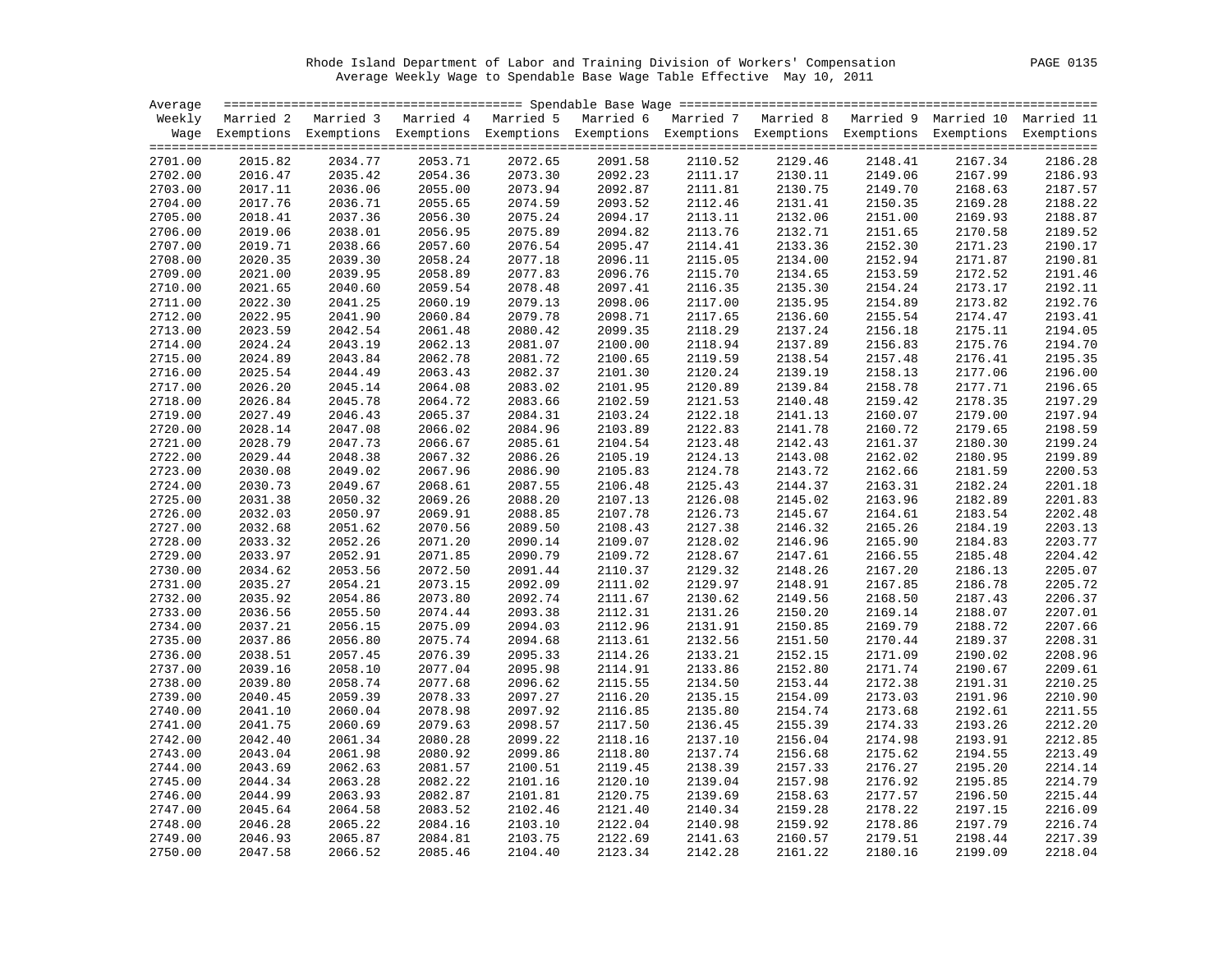Rhode Island Department of Labor and Training Division of Workers' Compensation

Average Weekly Wage to Spendable Base Wage Table Effective May 10, 2011

| Average Weekly Wage | Spendable Base Wage | | | | | | | | | |
|---|---|---|---|---|---|---|---|---|---|---|
| | Married 2 Exemptions | Married 3 Exemptions | Married 4 Exemptions | Married 5 Exemptions | Married 6 Exemptions | Married 7 Exemptions | Married 8 Exemptions | Married 9 Exemptions | Married 10 Exemptions | Married 11 Exemptions |
| 2701.00 | 2015.82 | 2034.77 | 2053.71 | 2072.65 | 2091.58 | 2110.52 | 2129.46 | 2148.41 | 2167.34 | 2186.28 |
| 2702.00 | 2016.47 | 2035.42 | 2054.36 | 2073.30 | 2092.23 | 2111.17 | 2130.11 | 2149.06 | 2167.99 | 2186.93 |
| 2703.00 | 2017.11 | 2036.06 | 2055.00 | 2073.94 | 2092.87 | 2111.81 | 2130.75 | 2149.70 | 2168.63 | 2187.57 |
| 2704.00 | 2017.76 | 2036.71 | 2055.65 | 2074.59 | 2093.52 | 2112.46 | 2131.41 | 2150.35 | 2169.28 | 2188.22 |
| 2705.00 | 2018.41 | 2037.36 | 2056.30 | 2075.24 | 2094.17 | 2113.11 | 2132.06 | 2151.00 | 2169.93 | 2188.87 |
| 2706.00 | 2019.06 | 2038.01 | 2056.95 | 2075.89 | 2094.82 | 2113.76 | 2132.71 | 2151.65 | 2170.58 | 2189.52 |
| 2707.00 | 2019.71 | 2038.66 | 2057.60 | 2076.54 | 2095.47 | 2114.41 | 2133.36 | 2152.30 | 2171.23 | 2190.17 |
| 2708.00 | 2020.35 | 2039.30 | 2058.24 | 2077.18 | 2096.11 | 2115.05 | 2134.00 | 2152.94 | 2171.87 | 2190.81 |
| 2709.00 | 2021.00 | 2039.95 | 2058.89 | 2077.83 | 2096.76 | 2115.70 | 2134.65 | 2153.59 | 2172.52 | 2191.46 |
| 2710.00 | 2021.65 | 2040.60 | 2059.54 | 2078.48 | 2097.41 | 2116.35 | 2135.30 | 2154.24 | 2173.17 | 2192.11 |
| 2711.00 | 2022.30 | 2041.25 | 2060.19 | 2079.13 | 2098.06 | 2117.00 | 2135.95 | 2154.89 | 2173.82 | 2192.76 |
| 2712.00 | 2022.95 | 2041.90 | 2060.84 | 2079.78 | 2098.71 | 2117.65 | 2136.60 | 2155.54 | 2174.47 | 2193.41 |
| 2713.00 | 2023.59 | 2042.54 | 2061.48 | 2080.42 | 2099.35 | 2118.29 | 2137.24 | 2156.18 | 2175.11 | 2194.05 |
| 2714.00 | 2024.24 | 2043.19 | 2062.13 | 2081.07 | 2100.00 | 2118.94 | 2137.89 | 2156.83 | 2175.76 | 2194.70 |
| 2715.00 | 2024.89 | 2043.84 | 2062.78 | 2081.72 | 2100.65 | 2119.59 | 2138.54 | 2157.48 | 2176.41 | 2195.35 |
| 2716.00 | 2025.54 | 2044.49 | 2063.43 | 2082.37 | 2101.30 | 2120.24 | 2139.19 | 2158.13 | 2177.06 | 2196.00 |
| 2717.00 | 2026.20 | 2045.14 | 2064.08 | 2083.02 | 2101.95 | 2120.89 | 2139.84 | 2158.78 | 2177.71 | 2196.65 |
| 2718.00 | 2026.84 | 2045.78 | 2064.72 | 2083.66 | 2102.59 | 2121.53 | 2140.48 | 2159.42 | 2178.35 | 2197.29 |
| 2719.00 | 2027.49 | 2046.43 | 2065.37 | 2084.31 | 2103.24 | 2122.18 | 2141.13 | 2160.07 | 2179.00 | 2197.94 |
| 2720.00 | 2028.14 | 2047.08 | 2066.02 | 2084.96 | 2103.89 | 2122.83 | 2141.78 | 2160.72 | 2179.65 | 2198.59 |
| 2721.00 | 2028.79 | 2047.73 | 2066.67 | 2085.61 | 2104.54 | 2123.48 | 2142.43 | 2161.37 | 2180.30 | 2199.24 |
| 2722.00 | 2029.44 | 2048.38 | 2067.32 | 2086.26 | 2105.19 | 2124.13 | 2143.08 | 2162.02 | 2180.95 | 2199.89 |
| 2723.00 | 2030.08 | 2049.02 | 2067.96 | 2086.90 | 2105.83 | 2124.78 | 2143.72 | 2162.66 | 2181.59 | 2200.53 |
| 2724.00 | 2030.73 | 2049.67 | 2068.61 | 2087.55 | 2106.48 | 2125.43 | 2144.37 | 2163.31 | 2182.24 | 2201.18 |
| 2725.00 | 2031.38 | 2050.32 | 2069.26 | 2088.20 | 2107.13 | 2126.08 | 2145.02 | 2163.96 | 2182.89 | 2201.83 |
| 2726.00 | 2032.03 | 2050.97 | 2069.91 | 2088.85 | 2107.78 | 2126.73 | 2145.67 | 2164.61 | 2183.54 | 2202.48 |
| 2727.00 | 2032.68 | 2051.62 | 2070.56 | 2089.50 | 2108.43 | 2127.38 | 2146.32 | 2165.26 | 2184.19 | 2203.13 |
| 2728.00 | 2033.32 | 2052.26 | 2071.20 | 2090.14 | 2109.07 | 2128.02 | 2146.96 | 2165.90 | 2184.83 | 2203.77 |
| 2729.00 | 2033.97 | 2052.91 | 2071.85 | 2090.79 | 2109.72 | 2128.67 | 2147.61 | 2166.55 | 2185.48 | 2204.42 |
| 2730.00 | 2034.62 | 2053.56 | 2072.50 | 2091.44 | 2110.37 | 2129.32 | 2148.26 | 2167.20 | 2186.13 | 2205.07 |
| 2731.00 | 2035.27 | 2054.21 | 2073.15 | 2092.09 | 2111.02 | 2129.97 | 2148.91 | 2167.85 | 2186.78 | 2205.72 |
| 2732.00 | 2035.92 | 2054.86 | 2073.80 | 2092.74 | 2111.67 | 2130.62 | 2149.56 | 2168.50 | 2187.43 | 2206.37 |
| 2733.00 | 2036.56 | 2055.50 | 2074.44 | 2093.38 | 2112.31 | 2131.26 | 2150.20 | 2169.14 | 2188.07 | 2207.01 |
| 2734.00 | 2037.21 | 2056.15 | 2075.09 | 2094.03 | 2112.96 | 2131.91 | 2150.85 | 2169.79 | 2188.72 | 2207.66 |
| 2735.00 | 2037.86 | 2056.80 | 2075.74 | 2094.68 | 2113.61 | 2132.56 | 2151.50 | 2170.44 | 2189.37 | 2208.31 |
| 2736.00 | 2038.51 | 2057.45 | 2076.39 | 2095.33 | 2114.26 | 2133.21 | 2152.15 | 2171.09 | 2190.02 | 2208.96 |
| 2737.00 | 2039.16 | 2058.10 | 2077.04 | 2095.98 | 2114.91 | 2133.86 | 2152.80 | 2171.74 | 2190.67 | 2209.61 |
| 2738.00 | 2039.80 | 2058.74 | 2077.68 | 2096.62 | 2115.55 | 2134.50 | 2153.44 | 2172.38 | 2191.31 | 2210.25 |
| 2739.00 | 2040.45 | 2059.39 | 2078.33 | 2097.27 | 2116.20 | 2135.15 | 2154.09 | 2173.03 | 2191.96 | 2210.90 |
| 2740.00 | 2041.10 | 2060.04 | 2078.98 | 2097.92 | 2116.85 | 2135.80 | 2154.74 | 2173.68 | 2192.61 | 2211.55 |
| 2741.00 | 2041.75 | 2060.69 | 2079.63 | 2098.57 | 2117.50 | 2136.45 | 2155.39 | 2174.33 | 2193.26 | 2212.20 |
| 2742.00 | 2042.40 | 2061.34 | 2080.28 | 2099.22 | 2118.16 | 2137.10 | 2156.04 | 2174.98 | 2193.91 | 2212.85 |
| 2743.00 | 2043.04 | 2061.98 | 2080.92 | 2099.86 | 2118.80 | 2137.74 | 2156.68 | 2175.62 | 2194.55 | 2213.49 |
| 2744.00 | 2043.69 | 2062.63 | 2081.57 | 2100.51 | 2119.45 | 2138.39 | 2157.33 | 2176.27 | 2195.20 | 2214.14 |
| 2745.00 | 2044.34 | 2063.28 | 2082.22 | 2101.16 | 2120.10 | 2139.04 | 2157.98 | 2176.92 | 2195.85 | 2214.79 |
| 2746.00 | 2044.99 | 2063.93 | 2082.87 | 2101.81 | 2120.75 | 2139.69 | 2158.63 | 2177.57 | 2196.50 | 2215.44 |
| 2747.00 | 2045.64 | 2064.58 | 2083.52 | 2102.46 | 2121.40 | 2140.34 | 2159.28 | 2178.22 | 2197.15 | 2216.09 |
| 2748.00 | 2046.28 | 2065.22 | 2084.16 | 2103.10 | 2122.04 | 2140.98 | 2159.92 | 2178.86 | 2197.79 | 2216.74 |
| 2749.00 | 2046.93 | 2065.87 | 2084.81 | 2103.75 | 2122.69 | 2141.63 | 2160.57 | 2179.51 | 2198.44 | 2217.39 |
| 2750.00 | 2047.58 | 2066.52 | 2085.46 | 2104.40 | 2123.34 | 2142.28 | 2161.22 | 2180.16 | 2199.09 | 2218.04 |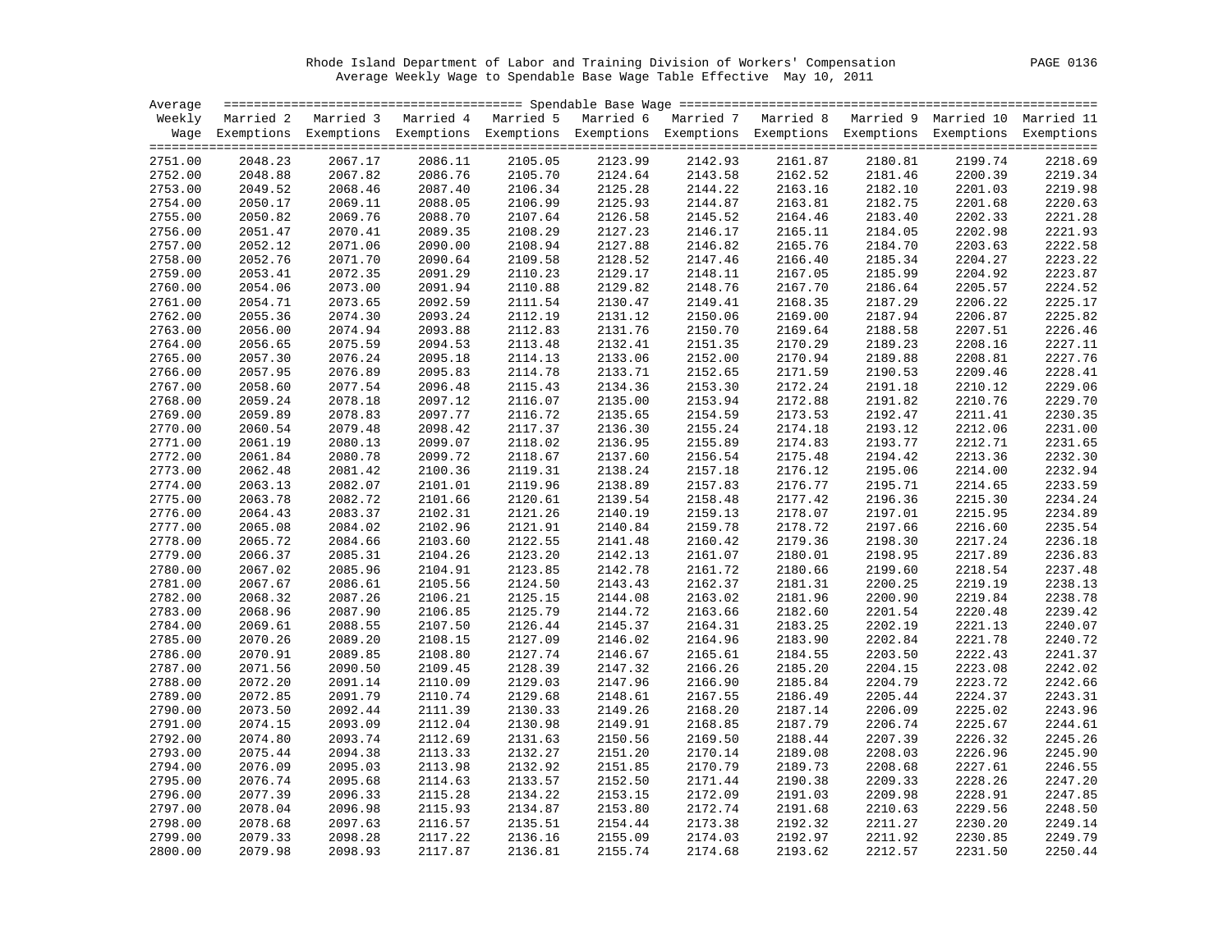Rhode Island Department of Labor and Training Division of Workers' Compensation
Average Weekly Wage to Spendable Base Wage Table Effective May 10, 2011

| Average Weekly Wage | Married 2 Exemptions | Married 3 Exemptions | Married 4 Exemptions | Married 5 Exemptions | Married 6 Exemptions | Married 7 Exemptions | Married 8 Exemptions | Married 9 Exemptions | Married 10 Exemptions | Married 11 Exemptions |
|---|---|---|---|---|---|---|---|---|---|---|
| 2751.00 | 2048.23 | 2067.17 | 2086.11 | 2105.05 | 2123.99 | 2142.93 | 2161.87 | 2180.81 | 2199.74 | 2218.69 |
| 2752.00 | 2048.88 | 2067.82 | 2086.76 | 2105.70 | 2124.64 | 2143.58 | 2162.52 | 2181.46 | 2200.39 | 2219.34 |
| 2753.00 | 2049.52 | 2068.46 | 2087.40 | 2106.34 | 2125.28 | 2144.22 | 2163.16 | 2182.10 | 2201.03 | 2219.98 |
| 2754.00 | 2050.17 | 2069.11 | 2088.05 | 2106.99 | 2125.93 | 2144.87 | 2163.81 | 2182.75 | 2201.68 | 2220.63 |
| 2755.00 | 2050.82 | 2069.76 | 2088.70 | 2107.64 | 2126.58 | 2145.52 | 2164.46 | 2183.40 | 2202.33 | 2221.28 |
| 2756.00 | 2051.47 | 2070.41 | 2089.35 | 2108.29 | 2127.23 | 2146.17 | 2165.11 | 2184.05 | 2202.98 | 2221.93 |
| 2757.00 | 2052.12 | 2071.06 | 2090.00 | 2108.94 | 2127.88 | 2146.82 | 2165.76 | 2184.70 | 2203.63 | 2222.58 |
| 2758.00 | 2052.76 | 2071.70 | 2090.64 | 2109.58 | 2128.52 | 2147.46 | 2166.40 | 2185.34 | 2204.27 | 2223.22 |
| 2759.00 | 2053.41 | 2072.35 | 2091.29 | 2110.23 | 2129.17 | 2148.11 | 2167.05 | 2185.99 | 2204.92 | 2223.87 |
| 2760.00 | 2054.06 | 2073.00 | 2091.94 | 2110.88 | 2129.82 | 2148.76 | 2167.70 | 2186.64 | 2205.57 | 2224.52 |
| 2761.00 | 2054.71 | 2073.65 | 2092.59 | 2111.54 | 2130.47 | 2149.41 | 2168.35 | 2187.29 | 2206.22 | 2225.17 |
| 2762.00 | 2055.36 | 2074.30 | 2093.24 | 2112.19 | 2131.12 | 2150.06 | 2169.00 | 2187.94 | 2206.87 | 2225.82 |
| 2763.00 | 2056.00 | 2074.94 | 2093.88 | 2112.83 | 2131.76 | 2150.70 | 2169.64 | 2188.58 | 2207.51 | 2226.46 |
| 2764.00 | 2056.65 | 2075.59 | 2094.53 | 2113.48 | 2132.41 | 2151.35 | 2170.29 | 2189.23 | 2208.16 | 2227.11 |
| 2765.00 | 2057.30 | 2076.24 | 2095.18 | 2114.13 | 2133.06 | 2152.00 | 2170.94 | 2189.88 | 2208.81 | 2227.76 |
| 2766.00 | 2057.95 | 2076.89 | 2095.83 | 2114.78 | 2133.71 | 2152.65 | 2171.59 | 2190.53 | 2209.46 | 2228.41 |
| 2767.00 | 2058.60 | 2077.54 | 2096.48 | 2115.43 | 2134.36 | 2153.30 | 2172.24 | 2191.18 | 2210.12 | 2229.06 |
| 2768.00 | 2059.24 | 2078.18 | 2097.12 | 2116.07 | 2135.00 | 2153.94 | 2172.88 | 2191.82 | 2210.76 | 2229.70 |
| 2769.00 | 2059.89 | 2078.83 | 2097.77 | 2116.72 | 2135.65 | 2154.59 | 2173.53 | 2192.47 | 2211.41 | 2230.35 |
| 2770.00 | 2060.54 | 2079.48 | 2098.42 | 2117.37 | 2136.30 | 2155.24 | 2174.18 | 2193.12 | 2212.06 | 2231.00 |
| 2771.00 | 2061.19 | 2080.13 | 2099.07 | 2118.02 | 2136.95 | 2155.89 | 2174.83 | 2193.77 | 2212.71 | 2231.65 |
| 2772.00 | 2061.84 | 2080.78 | 2099.72 | 2118.67 | 2137.60 | 2156.54 | 2175.48 | 2194.42 | 2213.36 | 2232.30 |
| 2773.00 | 2062.48 | 2081.42 | 2100.36 | 2119.31 | 2138.24 | 2157.18 | 2176.12 | 2195.06 | 2214.00 | 2232.94 |
| 2774.00 | 2063.13 | 2082.07 | 2101.01 | 2119.96 | 2138.89 | 2157.83 | 2176.77 | 2195.71 | 2214.65 | 2233.59 |
| 2775.00 | 2063.78 | 2082.72 | 2101.66 | 2120.61 | 2139.54 | 2158.48 | 2177.42 | 2196.36 | 2215.30 | 2234.24 |
| 2776.00 | 2064.43 | 2083.37 | 2102.31 | 2121.26 | 2140.19 | 2159.13 | 2178.07 | 2197.01 | 2215.95 | 2234.89 |
| 2777.00 | 2065.08 | 2084.02 | 2102.96 | 2121.91 | 2140.84 | 2159.78 | 2178.72 | 2197.66 | 2216.60 | 2235.54 |
| 2778.00 | 2065.72 | 2084.66 | 2103.60 | 2122.55 | 2141.48 | 2160.42 | 2179.36 | 2198.30 | 2217.24 | 2236.18 |
| 2779.00 | 2066.37 | 2085.31 | 2104.26 | 2123.20 | 2142.13 | 2161.07 | 2180.01 | 2198.95 | 2217.89 | 2236.83 |
| 2780.00 | 2067.02 | 2085.96 | 2104.91 | 2123.85 | 2142.78 | 2161.72 | 2180.66 | 2199.60 | 2218.54 | 2237.48 |
| 2781.00 | 2067.67 | 2086.61 | 2105.56 | 2124.50 | 2143.43 | 2162.37 | 2181.31 | 2200.25 | 2219.19 | 2238.13 |
| 2782.00 | 2068.32 | 2087.26 | 2106.21 | 2125.15 | 2144.08 | 2163.02 | 2181.96 | 2200.90 | 2219.84 | 2238.78 |
| 2783.00 | 2068.96 | 2087.90 | 2106.85 | 2125.79 | 2144.72 | 2163.66 | 2182.60 | 2201.54 | 2220.48 | 2239.42 |
| 2784.00 | 2069.61 | 2088.55 | 2107.50 | 2126.44 | 2145.37 | 2164.31 | 2183.25 | 2202.19 | 2221.13 | 2240.07 |
| 2785.00 | 2070.26 | 2089.20 | 2108.15 | 2127.09 | 2146.02 | 2164.96 | 2183.90 | 2202.84 | 2221.78 | 2240.72 |
| 2786.00 | 2070.91 | 2089.85 | 2108.80 | 2127.74 | 2146.67 | 2165.61 | 2184.55 | 2203.50 | 2222.43 | 2241.37 |
| 2787.00 | 2071.56 | 2090.50 | 2109.45 | 2128.39 | 2147.32 | 2166.26 | 2185.20 | 2204.15 | 2223.08 | 2242.02 |
| 2788.00 | 2072.20 | 2091.14 | 2110.09 | 2129.03 | 2147.96 | 2166.90 | 2185.84 | 2204.79 | 2223.72 | 2242.66 |
| 2789.00 | 2072.85 | 2091.79 | 2110.74 | 2129.68 | 2148.61 | 2167.55 | 2186.49 | 2205.44 | 2224.37 | 2243.31 |
| 2790.00 | 2073.50 | 2092.44 | 2111.39 | 2130.33 | 2149.26 | 2168.20 | 2187.14 | 2206.09 | 2225.02 | 2243.96 |
| 2791.00 | 2074.15 | 2093.09 | 2112.04 | 2130.98 | 2149.91 | 2168.85 | 2187.79 | 2206.74 | 2225.67 | 2244.61 |
| 2792.00 | 2074.80 | 2093.74 | 2112.69 | 2131.63 | 2150.56 | 2169.50 | 2188.44 | 2207.39 | 2226.32 | 2245.26 |
| 2793.00 | 2075.44 | 2094.38 | 2113.33 | 2132.27 | 2151.20 | 2170.14 | 2189.08 | 2208.03 | 2226.96 | 2245.90 |
| 2794.00 | 2076.09 | 2095.03 | 2113.98 | 2132.92 | 2151.85 | 2170.79 | 2189.73 | 2208.68 | 2227.61 | 2246.55 |
| 2795.00 | 2076.74 | 2095.68 | 2114.63 | 2133.57 | 2152.50 | 2171.44 | 2190.38 | 2209.33 | 2228.26 | 2247.20 |
| 2796.00 | 2077.39 | 2096.33 | 2115.28 | 2134.22 | 2153.15 | 2172.09 | 2191.03 | 2209.98 | 2228.91 | 2247.85 |
| 2797.00 | 2078.04 | 2096.98 | 2115.93 | 2134.87 | 2153.80 | 2172.74 | 2191.68 | 2210.63 | 2229.56 | 2248.50 |
| 2798.00 | 2078.68 | 2097.63 | 2116.57 | 2135.51 | 2154.44 | 2173.38 | 2192.32 | 2211.27 | 2230.20 | 2249.14 |
| 2799.00 | 2079.33 | 2098.28 | 2117.22 | 2136.16 | 2155.09 | 2174.03 | 2192.97 | 2211.92 | 2230.85 | 2249.79 |
| 2800.00 | 2079.98 | 2098.93 | 2117.87 | 2136.81 | 2155.74 | 2174.68 | 2193.62 | 2212.57 | 2231.50 | 2250.44 |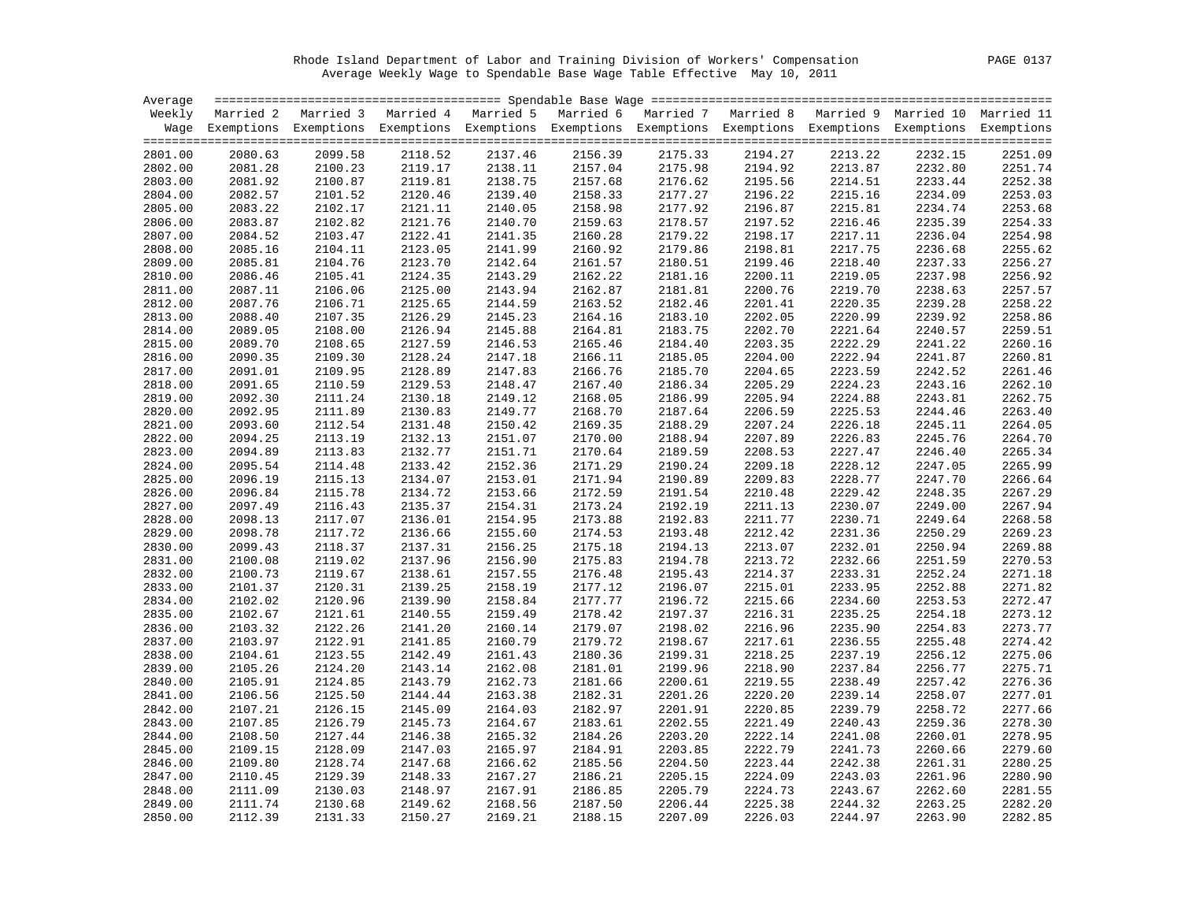Rhode Island Department of Labor and Training Division of Workers' Compensation

Average Weekly Wage to Spendable Base Wage Table Effective May 10, 2011

| Average Weekly Wage | Married 2 Exemptions | Married 3 Exemptions | Married 4 Exemptions | Married 5 Exemptions | Married 6 Exemptions | Married 7 Exemptions | Married 8 Exemptions | Married 9 Exemptions | Married 10 Exemptions | Married 11 Exemptions |
|---|---|---|---|---|---|---|---|---|---|---|
| 2801.00 | 2080.63 | 2099.58 | 2118.52 | 2137.46 | 2156.39 | 2175.33 | 2194.27 | 2213.22 | 2232.15 | 2251.09 |
| 2802.00 | 2081.28 | 2100.23 | 2119.17 | 2138.11 | 2157.04 | 2175.98 | 2194.92 | 2213.87 | 2232.80 | 2251.74 |
| 2803.00 | 2081.92 | 2100.87 | 2119.81 | 2138.75 | 2157.68 | 2176.62 | 2195.56 | 2214.51 | 2233.44 | 2252.38 |
| 2804.00 | 2082.57 | 2101.52 | 2120.46 | 2139.40 | 2158.33 | 2177.27 | 2196.22 | 2215.16 | 2234.09 | 2253.03 |
| 2805.00 | 2083.22 | 2102.17 | 2121.11 | 2140.05 | 2158.98 | 2177.92 | 2196.87 | 2215.81 | 2234.74 | 2253.68 |
| 2806.00 | 2083.87 | 2102.82 | 2121.76 | 2140.70 | 2159.63 | 2178.57 | 2197.52 | 2216.46 | 2235.39 | 2254.33 |
| 2807.00 | 2084.52 | 2103.47 | 2122.41 | 2141.35 | 2160.28 | 2179.22 | 2198.17 | 2217.11 | 2236.04 | 2254.98 |
| 2808.00 | 2085.16 | 2104.11 | 2123.05 | 2141.99 | 2160.92 | 2179.86 | 2198.81 | 2217.75 | 2236.68 | 2255.62 |
| 2809.00 | 2085.81 | 2104.76 | 2123.70 | 2142.64 | 2161.57 | 2180.51 | 2199.46 | 2218.40 | 2237.33 | 2256.27 |
| 2810.00 | 2086.46 | 2105.41 | 2124.35 | 2143.29 | 2162.22 | 2181.16 | 2200.11 | 2219.05 | 2237.98 | 2256.92 |
| 2811.00 | 2087.11 | 2106.06 | 2125.00 | 2143.94 | 2162.87 | 2181.81 | 2200.76 | 2219.70 | 2238.63 | 2257.57 |
| 2812.00 | 2087.76 | 2106.71 | 2125.65 | 2144.59 | 2163.52 | 2182.46 | 2201.41 | 2220.35 | 2239.28 | 2258.22 |
| 2813.00 | 2088.40 | 2107.35 | 2126.29 | 2145.23 | 2164.16 | 2183.10 | 2202.05 | 2220.99 | 2239.92 | 2258.86 |
| 2814.00 | 2089.05 | 2108.00 | 2126.94 | 2145.88 | 2164.81 | 2183.75 | 2202.70 | 2221.64 | 2240.57 | 2259.51 |
| 2815.00 | 2089.70 | 2108.65 | 2127.59 | 2146.53 | 2165.46 | 2184.40 | 2203.35 | 2222.29 | 2241.22 | 2260.16 |
| 2816.00 | 2090.35 | 2109.30 | 2128.24 | 2147.18 | 2166.11 | 2185.05 | 2204.00 | 2222.94 | 2241.87 | 2260.81 |
| 2817.00 | 2091.01 | 2109.95 | 2128.89 | 2147.83 | 2166.76 | 2185.70 | 2204.65 | 2223.59 | 2242.52 | 2261.46 |
| 2818.00 | 2091.65 | 2110.59 | 2129.53 | 2148.47 | 2167.40 | 2186.34 | 2205.29 | 2224.23 | 2243.16 | 2262.10 |
| 2819.00 | 2092.30 | 2111.24 | 2130.18 | 2149.12 | 2168.05 | 2186.99 | 2205.94 | 2224.88 | 2243.81 | 2262.75 |
| 2820.00 | 2092.95 | 2111.89 | 2130.83 | 2149.77 | 2168.70 | 2187.64 | 2206.59 | 2225.53 | 2244.46 | 2263.40 |
| 2821.00 | 2093.60 | 2112.54 | 2131.48 | 2150.42 | 2169.35 | 2188.29 | 2207.24 | 2226.18 | 2245.11 | 2264.05 |
| 2822.00 | 2094.25 | 2113.19 | 2132.13 | 2151.07 | 2170.00 | 2188.94 | 2207.89 | 2226.83 | 2245.76 | 2264.70 |
| 2823.00 | 2094.89 | 2113.83 | 2132.77 | 2151.71 | 2170.64 | 2189.59 | 2208.53 | 2227.47 | 2246.40 | 2265.34 |
| 2824.00 | 2095.54 | 2114.48 | 2133.42 | 2152.36 | 2171.29 | 2190.24 | 2209.18 | 2228.12 | 2247.05 | 2265.99 |
| 2825.00 | 2096.19 | 2115.13 | 2134.07 | 2153.01 | 2171.94 | 2190.89 | 2209.83 | 2228.77 | 2247.70 | 2266.64 |
| 2826.00 | 2096.84 | 2115.78 | 2134.72 | 2153.66 | 2172.59 | 2191.54 | 2210.48 | 2229.42 | 2248.35 | 2267.29 |
| 2827.00 | 2097.49 | 2116.43 | 2135.37 | 2154.31 | 2173.24 | 2192.19 | 2211.13 | 2230.07 | 2249.00 | 2267.94 |
| 2828.00 | 2098.13 | 2117.07 | 2136.01 | 2154.95 | 2173.88 | 2192.83 | 2211.77 | 2230.71 | 2249.64 | 2268.58 |
| 2829.00 | 2098.78 | 2117.72 | 2136.66 | 2155.60 | 2174.53 | 2193.48 | 2212.42 | 2231.36 | 2250.29 | 2269.23 |
| 2830.00 | 2099.43 | 2118.37 | 2137.31 | 2156.25 | 2175.18 | 2194.13 | 2213.07 | 2232.01 | 2250.94 | 2269.88 |
| 2831.00 | 2100.08 | 2119.02 | 2137.96 | 2156.90 | 2175.83 | 2194.78 | 2213.72 | 2232.66 | 2251.59 | 2270.53 |
| 2832.00 | 2100.73 | 2119.67 | 2138.61 | 2157.55 | 2176.48 | 2195.43 | 2214.37 | 2233.31 | 2252.24 | 2271.18 |
| 2833.00 | 2101.37 | 2120.31 | 2139.25 | 2158.19 | 2177.12 | 2196.07 | 2215.01 | 2233.95 | 2252.88 | 2271.82 |
| 2834.00 | 2102.02 | 2120.96 | 2139.90 | 2158.84 | 2177.77 | 2196.72 | 2215.66 | 2234.60 | 2253.53 | 2272.47 |
| 2835.00 | 2102.67 | 2121.61 | 2140.55 | 2159.49 | 2178.42 | 2197.37 | 2216.31 | 2235.25 | 2254.18 | 2273.12 |
| 2836.00 | 2103.32 | 2122.26 | 2141.20 | 2160.14 | 2179.07 | 2198.02 | 2216.96 | 2235.90 | 2254.83 | 2273.77 |
| 2837.00 | 2103.97 | 2122.91 | 2141.85 | 2160.79 | 2179.72 | 2198.67 | 2217.61 | 2236.55 | 2255.48 | 2274.42 |
| 2838.00 | 2104.61 | 2123.55 | 2142.49 | 2161.43 | 2180.36 | 2199.31 | 2218.25 | 2237.19 | 2256.12 | 2275.06 |
| 2839.00 | 2105.26 | 2124.20 | 2143.14 | 2162.08 | 2181.01 | 2199.96 | 2218.90 | 2237.84 | 2256.77 | 2275.71 |
| 2840.00 | 2105.91 | 2124.85 | 2143.79 | 2162.73 | 2181.66 | 2200.61 | 2219.55 | 2238.49 | 2257.42 | 2276.36 |
| 2841.00 | 2106.56 | 2125.50 | 2144.44 | 2163.38 | 2182.31 | 2201.26 | 2220.20 | 2239.14 | 2258.07 | 2277.01 |
| 2842.00 | 2107.21 | 2126.15 | 2145.09 | 2164.03 | 2182.97 | 2201.91 | 2220.85 | 2239.79 | 2258.72 | 2277.66 |
| 2843.00 | 2107.85 | 2126.79 | 2145.73 | 2164.67 | 2183.61 | 2202.55 | 2221.49 | 2240.43 | 2259.36 | 2278.30 |
| 2844.00 | 2108.50 | 2127.44 | 2146.38 | 2165.32 | 2184.26 | 2203.20 | 2222.14 | 2241.08 | 2260.01 | 2278.95 |
| 2845.00 | 2109.15 | 2128.09 | 2147.03 | 2165.97 | 2184.91 | 2203.85 | 2222.79 | 2241.73 | 2260.66 | 2279.60 |
| 2846.00 | 2109.80 | 2128.74 | 2147.68 | 2166.62 | 2185.56 | 2204.50 | 2223.44 | 2242.38 | 2261.31 | 2280.25 |
| 2847.00 | 2110.45 | 2129.39 | 2148.33 | 2167.27 | 2186.21 | 2205.15 | 2224.09 | 2243.03 | 2261.96 | 2280.90 |
| 2848.00 | 2111.09 | 2130.03 | 2148.97 | 2167.91 | 2186.85 | 2205.79 | 2224.73 | 2243.67 | 2262.60 | 2281.55 |
| 2849.00 | 2111.74 | 2130.68 | 2149.62 | 2168.56 | 2187.50 | 2206.44 | 2225.38 | 2244.32 | 2263.25 | 2282.20 |
| 2850.00 | 2112.39 | 2131.33 | 2150.27 | 2169.21 | 2188.15 | 2207.09 | 2226.03 | 2244.97 | 2263.90 | 2282.85 |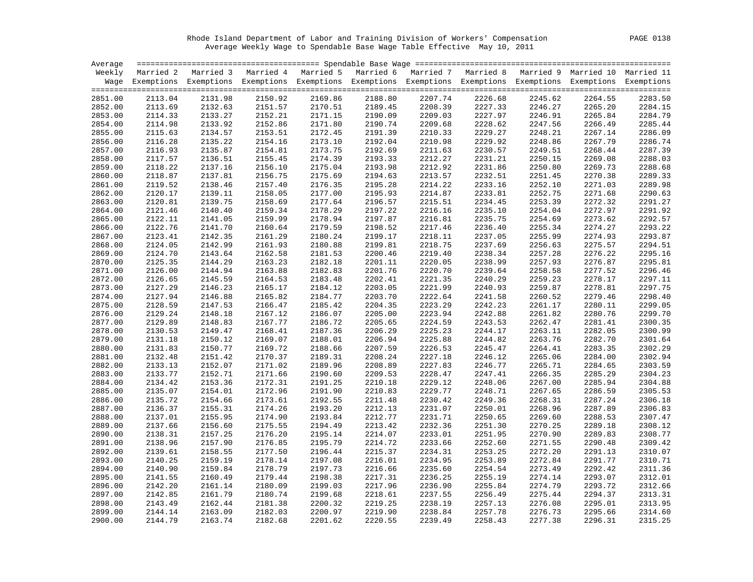Rhode Island Department of Labor and Training Division of Workers' Compensation

Average Weekly Wage to Spendable Base Wage Table Effective May 10, 2011

| Average Weekly Wage | Married 2 Exemptions | Married 3 Exemptions | Married 4 Exemptions | Married 5 Exemptions | Married 6 Exemptions | Married 7 Exemptions | Married 8 Exemptions | Married 9 Exemptions | Married 10 Exemptions | Married 11 Exemptions |
|---|---|---|---|---|---|---|---|---|---|---|
| 2851.00 | 2113.04 | 2131.98 | 2150.92 | 2169.86 | 2188.80 | 2207.74 | 2226.68 | 2245.62 | 2264.55 | 2283.50 |
| 2852.00 | 2113.69 | 2132.63 | 2151.57 | 2170.51 | 2189.45 | 2208.39 | 2227.33 | 2246.27 | 2265.20 | 2284.15 |
| 2853.00 | 2114.33 | 2133.27 | 2152.21 | 2171.15 | 2190.09 | 2209.03 | 2227.97 | 2246.91 | 2265.84 | 2284.79 |
| 2854.00 | 2114.98 | 2133.92 | 2152.86 | 2171.80 | 2190.74 | 2209.68 | 2228.62 | 2247.56 | 2266.49 | 2285.44 |
| 2855.00 | 2115.63 | 2134.57 | 2153.51 | 2172.45 | 2191.39 | 2210.33 | 2229.27 | 2248.21 | 2267.14 | 2286.09 |
| 2856.00 | 2116.28 | 2135.22 | 2154.16 | 2173.10 | 2192.04 | 2210.98 | 2229.92 | 2248.86 | 2267.79 | 2286.74 |
| 2857.00 | 2116.93 | 2135.87 | 2154.81 | 2173.75 | 2192.69 | 2211.63 | 2230.57 | 2249.51 | 2268.44 | 2287.39 |
| 2858.00 | 2117.57 | 2136.51 | 2155.45 | 2174.39 | 2193.33 | 2212.27 | 2231.21 | 2250.15 | 2269.08 | 2288.03 |
| 2859.00 | 2118.22 | 2137.16 | 2156.10 | 2175.04 | 2193.98 | 2212.92 | 2231.86 | 2250.80 | 2269.73 | 2288.68 |
| 2860.00 | 2118.87 | 2137.81 | 2156.75 | 2175.69 | 2194.63 | 2213.57 | 2232.51 | 2251.45 | 2270.38 | 2289.33 |
| 2861.00 | 2119.52 | 2138.46 | 2157.40 | 2176.35 | 2195.28 | 2214.22 | 2233.16 | 2252.10 | 2271.03 | 2289.98 |
| 2862.00 | 2120.17 | 2139.11 | 2158.05 | 2177.00 | 2195.93 | 2214.87 | 2233.81 | 2252.75 | 2271.68 | 2290.63 |
| 2863.00 | 2120.81 | 2139.75 | 2158.69 | 2177.64 | 2196.57 | 2215.51 | 2234.45 | 2253.39 | 2272.32 | 2291.27 |
| 2864.00 | 2121.46 | 2140.40 | 2159.34 | 2178.29 | 2197.22 | 2216.16 | 2235.10 | 2254.04 | 2272.97 | 2291.92 |
| 2865.00 | 2122.11 | 2141.05 | 2159.99 | 2178.94 | 2197.87 | 2216.81 | 2235.75 | 2254.69 | 2273.62 | 2292.57 |
| 2866.00 | 2122.76 | 2141.70 | 2160.64 | 2179.59 | 2198.52 | 2217.46 | 2236.40 | 2255.34 | 2274.27 | 2293.22 |
| 2867.00 | 2123.41 | 2142.35 | 2161.29 | 2180.24 | 2199.17 | 2218.11 | 2237.05 | 2255.99 | 2274.93 | 2293.87 |
| 2868.00 | 2124.05 | 2142.99 | 2161.93 | 2180.88 | 2199.81 | 2218.75 | 2237.69 | 2256.63 | 2275.57 | 2294.51 |
| 2869.00 | 2124.70 | 2143.64 | 2162.58 | 2181.53 | 2200.46 | 2219.40 | 2238.34 | 2257.28 | 2276.22 | 2295.16 |
| 2870.00 | 2125.35 | 2144.29 | 2163.23 | 2182.18 | 2201.11 | 2220.05 | 2238.99 | 2257.93 | 2276.87 | 2295.81 |
| 2871.00 | 2126.00 | 2144.94 | 2163.88 | 2182.83 | 2201.76 | 2220.70 | 2239.64 | 2258.58 | 2277.52 | 2296.46 |
| 2872.00 | 2126.65 | 2145.59 | 2164.53 | 2183.48 | 2202.41 | 2221.35 | 2240.29 | 2259.23 | 2278.17 | 2297.11 |
| 2873.00 | 2127.29 | 2146.23 | 2165.17 | 2184.12 | 2203.05 | 2221.99 | 2240.93 | 2259.87 | 2278.81 | 2297.75 |
| 2874.00 | 2127.94 | 2146.88 | 2165.82 | 2184.77 | 2203.70 | 2222.64 | 2241.58 | 2260.52 | 2279.46 | 2298.40 |
| 2875.00 | 2128.59 | 2147.53 | 2166.47 | 2185.42 | 2204.35 | 2223.29 | 2242.23 | 2261.17 | 2280.11 | 2299.05 |
| 2876.00 | 2129.24 | 2148.18 | 2167.12 | 2186.07 | 2205.00 | 2223.94 | 2242.88 | 2261.82 | 2280.76 | 2299.70 |
| 2877.00 | 2129.89 | 2148.83 | 2167.77 | 2186.72 | 2205.65 | 2224.59 | 2243.53 | 2262.47 | 2281.41 | 2300.35 |
| 2878.00 | 2130.53 | 2149.47 | 2168.41 | 2187.36 | 2206.29 | 2225.23 | 2244.17 | 2263.11 | 2282.05 | 2300.99 |
| 2879.00 | 2131.18 | 2150.12 | 2169.07 | 2188.01 | 2206.94 | 2225.88 | 2244.82 | 2263.76 | 2282.70 | 2301.64 |
| 2880.00 | 2131.83 | 2150.77 | 2169.72 | 2188.66 | 2207.59 | 2226.53 | 2245.47 | 2264.41 | 2283.35 | 2302.29 |
| 2881.00 | 2132.48 | 2151.42 | 2170.37 | 2189.31 | 2208.24 | 2227.18 | 2246.12 | 2265.06 | 2284.00 | 2302.94 |
| 2882.00 | 2133.13 | 2152.07 | 2171.02 | 2189.96 | 2208.89 | 2227.83 | 2246.77 | 2265.71 | 2284.65 | 2303.59 |
| 2883.00 | 2133.77 | 2152.71 | 2171.66 | 2190.60 | 2209.53 | 2228.47 | 2247.41 | 2266.35 | 2285.29 | 2304.23 |
| 2884.00 | 2134.42 | 2153.36 | 2172.31 | 2191.25 | 2210.18 | 2229.12 | 2248.06 | 2267.00 | 2285.94 | 2304.88 |
| 2885.00 | 2135.07 | 2154.01 | 2172.96 | 2191.90 | 2210.83 | 2229.77 | 2248.71 | 2267.65 | 2286.59 | 2305.53 |
| 2886.00 | 2135.72 | 2154.66 | 2173.61 | 2192.55 | 2211.48 | 2230.42 | 2249.36 | 2268.31 | 2287.24 | 2306.18 |
| 2887.00 | 2136.37 | 2155.31 | 2174.26 | 2193.20 | 2212.13 | 2231.07 | 2250.01 | 2268.96 | 2287.89 | 2306.83 |
| 2888.00 | 2137.01 | 2155.95 | 2174.90 | 2193.84 | 2212.77 | 2231.71 | 2250.65 | 2269.60 | 2288.53 | 2307.47 |
| 2889.00 | 2137.66 | 2156.60 | 2175.55 | 2194.49 | 2213.42 | 2232.36 | 2251.30 | 2270.25 | 2289.18 | 2308.12 |
| 2890.00 | 2138.31 | 2157.25 | 2176.20 | 2195.14 | 2214.07 | 2233.01 | 2251.95 | 2270.90 | 2289.83 | 2308.77 |
| 2891.00 | 2138.96 | 2157.90 | 2176.85 | 2195.79 | 2214.72 | 2233.66 | 2252.60 | 2271.55 | 2290.48 | 2309.42 |
| 2892.00 | 2139.61 | 2158.55 | 2177.50 | 2196.44 | 2215.37 | 2234.31 | 2253.25 | 2272.20 | 2291.13 | 2310.07 |
| 2893.00 | 2140.25 | 2159.19 | 2178.14 | 2197.08 | 2216.01 | 2234.95 | 2253.89 | 2272.84 | 2291.77 | 2310.71 |
| 2894.00 | 2140.90 | 2159.84 | 2178.79 | 2197.73 | 2216.66 | 2235.60 | 2254.54 | 2273.49 | 2292.42 | 2311.36 |
| 2895.00 | 2141.55 | 2160.49 | 2179.44 | 2198.38 | 2217.31 | 2236.25 | 2255.19 | 2274.14 | 2293.07 | 2312.01 |
| 2896.00 | 2142.20 | 2161.14 | 2180.09 | 2199.03 | 2217.96 | 2236.90 | 2255.84 | 2274.79 | 2293.72 | 2312.66 |
| 2897.00 | 2142.85 | 2161.79 | 2180.74 | 2199.68 | 2218.61 | 2237.55 | 2256.49 | 2275.44 | 2294.37 | 2313.31 |
| 2898.00 | 2143.49 | 2162.44 | 2181.38 | 2200.32 | 2219.25 | 2238.19 | 2257.13 | 2276.08 | 2295.01 | 2313.95 |
| 2899.00 | 2144.14 | 2163.09 | 2182.03 | 2200.97 | 2219.90 | 2238.84 | 2257.78 | 2276.73 | 2295.66 | 2314.60 |
| 2900.00 | 2144.79 | 2163.74 | 2182.68 | 2201.62 | 2220.55 | 2239.49 | 2258.43 | 2277.38 | 2296.31 | 2315.25 |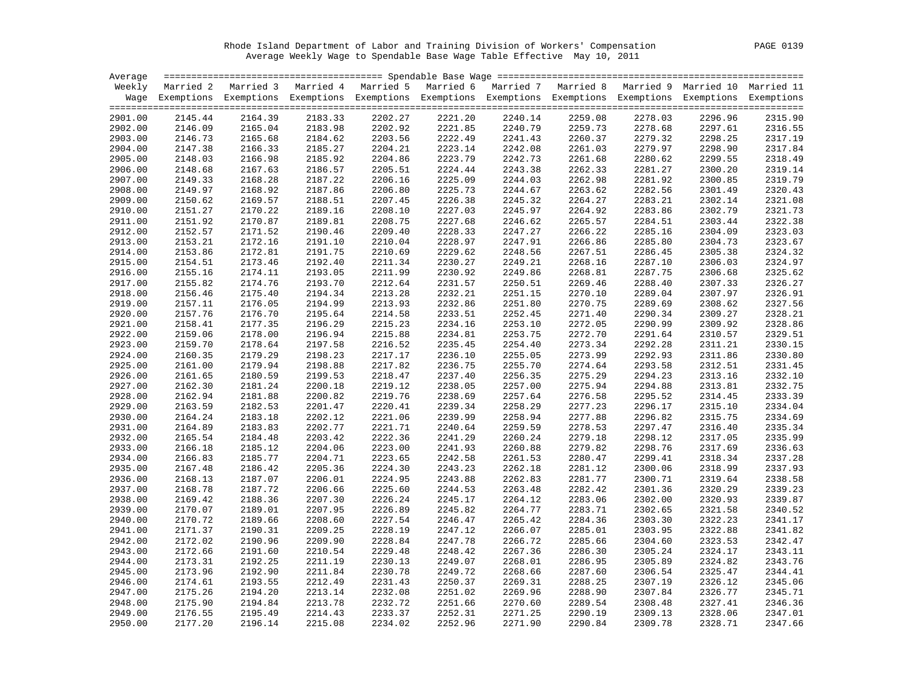Rhode Island Department of Labor and Training Division of Workers' Compensation

Average Weekly Wage to Spendable Base Wage Table Effective May 10, 2011

| Average Weekly Wage | Married 2 Exemptions | Married 3 Exemptions | Married 4 Exemptions | Married 5 Exemptions | Married 6 Exemptions | Married 7 Exemptions | Married 8 Exemptions | Married 9 Exemptions | Married 10 Exemptions | Married 11 Exemptions |
|---|---|---|---|---|---|---|---|---|---|---|
| 2901.00 | 2145.44 | 2164.39 | 2183.33 | 2202.27 | 2221.20 | 2240.14 | 2259.08 | 2278.03 | 2296.96 | 2315.90 |
| 2902.00 | 2146.09 | 2165.04 | 2183.98 | 2202.92 | 2221.85 | 2240.79 | 2259.73 | 2278.68 | 2297.61 | 2316.55 |
| 2903.00 | 2146.73 | 2165.68 | 2184.62 | 2203.56 | 2222.49 | 2241.43 | 2260.37 | 2279.32 | 2298.25 | 2317.19 |
| 2904.00 | 2147.38 | 2166.33 | 2185.27 | 2204.21 | 2223.14 | 2242.08 | 2261.03 | 2279.97 | 2298.90 | 2317.84 |
| 2905.00 | 2148.03 | 2166.98 | 2185.92 | 2204.86 | 2223.79 | 2242.73 | 2261.68 | 2280.62 | 2299.55 | 2318.49 |
| 2906.00 | 2148.68 | 2167.63 | 2186.57 | 2205.51 | 2224.44 | 2243.38 | 2262.33 | 2281.27 | 2300.20 | 2319.14 |
| 2907.00 | 2149.33 | 2168.28 | 2187.22 | 2206.16 | 2225.09 | 2244.03 | 2262.98 | 2281.92 | 2300.85 | 2319.79 |
| 2908.00 | 2149.97 | 2168.92 | 2187.86 | 2206.80 | 2225.73 | 2244.67 | 2263.62 | 2282.56 | 2301.49 | 2320.43 |
| 2909.00 | 2150.62 | 2169.57 | 2188.51 | 2207.45 | 2226.38 | 2245.32 | 2264.27 | 2283.21 | 2302.14 | 2321.08 |
| 2910.00 | 2151.27 | 2170.22 | 2189.16 | 2208.10 | 2227.03 | 2245.97 | 2264.92 | 2283.86 | 2302.79 | 2321.73 |
| 2911.00 | 2151.92 | 2170.87 | 2189.81 | 2208.75 | 2227.68 | 2246.62 | 2265.57 | 2284.51 | 2303.44 | 2322.38 |
| 2912.00 | 2152.57 | 2171.52 | 2190.46 | 2209.40 | 2228.33 | 2247.27 | 2266.22 | 2285.16 | 2304.09 | 2323.03 |
| 2913.00 | 2153.21 | 2172.16 | 2191.10 | 2210.04 | 2228.97 | 2247.91 | 2266.86 | 2285.80 | 2304.73 | 2323.67 |
| 2914.00 | 2153.86 | 2172.81 | 2191.75 | 2210.69 | 2229.62 | 2248.56 | 2267.51 | 2286.45 | 2305.38 | 2324.32 |
| 2915.00 | 2154.51 | 2173.46 | 2192.40 | 2211.34 | 2230.27 | 2249.21 | 2268.16 | 2287.10 | 2306.03 | 2324.97 |
| 2916.00 | 2155.16 | 2174.11 | 2193.05 | 2211.99 | 2230.92 | 2249.86 | 2268.81 | 2287.75 | 2306.68 | 2325.62 |
| 2917.00 | 2155.82 | 2174.76 | 2193.70 | 2212.64 | 2231.57 | 2250.51 | 2269.46 | 2288.40 | 2307.33 | 2326.27 |
| 2918.00 | 2156.46 | 2175.40 | 2194.34 | 2213.28 | 2232.21 | 2251.15 | 2270.10 | 2289.04 | 2307.97 | 2326.91 |
| 2919.00 | 2157.11 | 2176.05 | 2194.99 | 2213.93 | 2232.86 | 2251.80 | 2270.75 | 2289.69 | 2308.62 | 2327.56 |
| 2920.00 | 2157.76 | 2176.70 | 2195.64 | 2214.58 | 2233.51 | 2252.45 | 2271.40 | 2290.34 | 2309.27 | 2328.21 |
| 2921.00 | 2158.41 | 2177.35 | 2196.29 | 2215.23 | 2234.16 | 2253.10 | 2272.05 | 2290.99 | 2309.92 | 2328.86 |
| 2922.00 | 2159.06 | 2178.00 | 2196.94 | 2215.88 | 2234.81 | 2253.75 | 2272.70 | 2291.64 | 2310.57 | 2329.51 |
| 2923.00 | 2159.70 | 2178.64 | 2197.58 | 2216.52 | 2235.45 | 2254.40 | 2273.34 | 2292.28 | 2311.21 | 2330.15 |
| 2924.00 | 2160.35 | 2179.29 | 2198.23 | 2217.17 | 2236.10 | 2255.05 | 2273.99 | 2292.93 | 2311.86 | 2330.80 |
| 2925.00 | 2161.00 | 2179.94 | 2198.88 | 2217.82 | 2236.75 | 2255.70 | 2274.64 | 2293.58 | 2312.51 | 2331.45 |
| 2926.00 | 2161.65 | 2180.59 | 2199.53 | 2218.47 | 2237.40 | 2256.35 | 2275.29 | 2294.23 | 2313.16 | 2332.10 |
| 2927.00 | 2162.30 | 2181.24 | 2200.18 | 2219.12 | 2238.05 | 2257.00 | 2275.94 | 2294.88 | 2313.81 | 2332.75 |
| 2928.00 | 2162.94 | 2181.88 | 2200.82 | 2219.76 | 2238.69 | 2257.64 | 2276.58 | 2295.52 | 2314.45 | 2333.39 |
| 2929.00 | 2163.59 | 2182.53 | 2201.47 | 2220.41 | 2239.34 | 2258.29 | 2277.23 | 2296.17 | 2315.10 | 2334.04 |
| 2930.00 | 2164.24 | 2183.18 | 2202.12 | 2221.06 | 2239.99 | 2258.94 | 2277.88 | 2296.82 | 2315.75 | 2334.69 |
| 2931.00 | 2164.89 | 2183.83 | 2202.77 | 2221.71 | 2240.64 | 2259.59 | 2278.53 | 2297.47 | 2316.40 | 2335.34 |
| 2932.00 | 2165.54 | 2184.48 | 2203.42 | 2222.36 | 2241.29 | 2260.24 | 2279.18 | 2298.12 | 2317.05 | 2335.99 |
| 2933.00 | 2166.18 | 2185.12 | 2204.06 | 2223.00 | 2241.93 | 2260.88 | 2279.82 | 2298.76 | 2317.69 | 2336.63 |
| 2934.00 | 2166.83 | 2185.77 | 2204.71 | 2223.65 | 2242.58 | 2261.53 | 2280.47 | 2299.41 | 2318.34 | 2337.28 |
| 2935.00 | 2167.48 | 2186.42 | 2205.36 | 2224.30 | 2243.23 | 2262.18 | 2281.12 | 2300.06 | 2318.99 | 2337.93 |
| 2936.00 | 2168.13 | 2187.07 | 2206.01 | 2224.95 | 2243.88 | 2262.83 | 2281.77 | 2300.71 | 2319.64 | 2338.58 |
| 2937.00 | 2168.78 | 2187.72 | 2206.66 | 2225.60 | 2244.53 | 2263.48 | 2282.42 | 2301.36 | 2320.29 | 2339.23 |
| 2938.00 | 2169.42 | 2188.36 | 2207.30 | 2226.24 | 2245.17 | 2264.12 | 2283.06 | 2302.00 | 2320.93 | 2339.87 |
| 2939.00 | 2170.07 | 2189.01 | 2207.95 | 2226.89 | 2245.82 | 2264.77 | 2283.71 | 2302.65 | 2321.58 | 2340.52 |
| 2940.00 | 2170.72 | 2189.66 | 2208.60 | 2227.54 | 2246.47 | 2265.42 | 2284.36 | 2303.30 | 2322.23 | 2341.17 |
| 2941.00 | 2171.37 | 2190.31 | 2209.25 | 2228.19 | 2247.12 | 2266.07 | 2285.01 | 2303.95 | 2322.88 | 2341.82 |
| 2942.00 | 2172.02 | 2190.96 | 2209.90 | 2228.84 | 2247.78 | 2266.72 | 2285.66 | 2304.60 | 2323.53 | 2342.47 |
| 2943.00 | 2172.66 | 2191.60 | 2210.54 | 2229.48 | 2248.42 | 2267.36 | 2286.30 | 2305.24 | 2324.17 | 2343.11 |
| 2944.00 | 2173.31 | 2192.25 | 2211.19 | 2230.13 | 2249.07 | 2268.01 | 2286.95 | 2305.89 | 2324.82 | 2343.76 |
| 2945.00 | 2173.96 | 2192.90 | 2211.84 | 2230.78 | 2249.72 | 2268.66 | 2287.60 | 2306.54 | 2325.47 | 2344.41 |
| 2946.00 | 2174.61 | 2193.55 | 2212.49 | 2231.43 | 2250.37 | 2269.31 | 2288.25 | 2307.19 | 2326.12 | 2345.06 |
| 2947.00 | 2175.26 | 2194.20 | 2213.14 | 2232.08 | 2251.02 | 2269.96 | 2288.90 | 2307.84 | 2326.77 | 2345.71 |
| 2948.00 | 2175.90 | 2194.84 | 2213.78 | 2232.72 | 2251.66 | 2270.60 | 2289.54 | 2308.48 | 2327.41 | 2346.36 |
| 2949.00 | 2176.55 | 2195.49 | 2214.43 | 2233.37 | 2252.31 | 2271.25 | 2290.19 | 2309.13 | 2328.06 | 2347.01 |
| 2950.00 | 2177.20 | 2196.14 | 2215.08 | 2234.02 | 2252.96 | 2271.90 | 2290.84 | 2309.78 | 2328.71 | 2347.66 |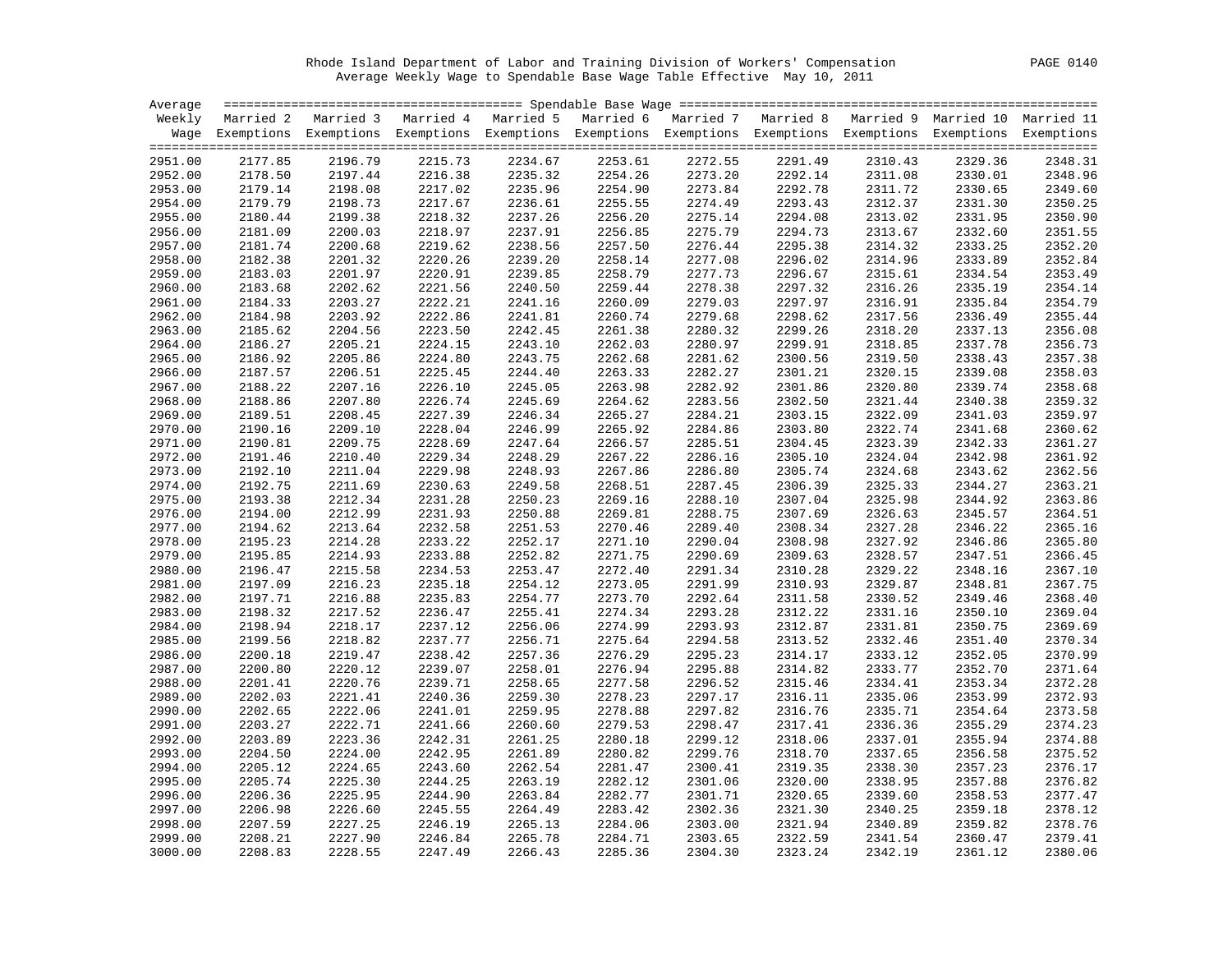Rhode Island Department of Labor and Training Division of Workers' Compensation

Average Weekly Wage to Spendable Base Wage Table Effective May 10, 2011

| Average Weekly Wage | Married 2 Exemptions | Married 3 Exemptions | Married 4 Exemptions | Married 5 Exemptions | Married 6 Exemptions | Married 7 Exemptions | Married 8 Exemptions | Married 9 Exemptions | Married 10 Exemptions | Married 11 Exemptions |
|---|---|---|---|---|---|---|---|---|---|---|
| 2951.00 | 2177.85 | 2196.79 | 2215.73 | 2234.67 | 2253.61 | 2272.55 | 2291.49 | 2310.43 | 2329.36 | 2348.31 |
| 2952.00 | 2178.50 | 2197.44 | 2216.38 | 2235.32 | 2254.26 | 2273.20 | 2292.14 | 2311.08 | 2330.01 | 2348.96 |
| 2953.00 | 2179.14 | 2198.08 | 2217.02 | 2235.96 | 2254.90 | 2273.84 | 2292.78 | 2311.72 | 2330.65 | 2349.60 |
| 2954.00 | 2179.79 | 2198.73 | 2217.67 | 2236.61 | 2255.55 | 2274.49 | 2293.43 | 2312.37 | 2331.30 | 2350.25 |
| 2955.00 | 2180.44 | 2199.38 | 2218.32 | 2237.26 | 2256.20 | 2275.14 | 2294.08 | 2313.02 | 2331.95 | 2350.90 |
| 2956.00 | 2181.09 | 2200.03 | 2218.97 | 2237.91 | 2256.85 | 2275.79 | 2294.73 | 2313.67 | 2332.60 | 2351.55 |
| 2957.00 | 2181.74 | 2200.68 | 2219.62 | 2238.56 | 2257.50 | 2276.44 | 2295.38 | 2314.32 | 2333.25 | 2352.20 |
| 2958.00 | 2182.38 | 2201.32 | 2220.26 | 2239.20 | 2258.14 | 2277.08 | 2296.02 | 2314.96 | 2333.89 | 2352.84 |
| 2959.00 | 2183.03 | 2201.97 | 2220.91 | 2239.85 | 2258.79 | 2277.73 | 2296.67 | 2315.61 | 2334.54 | 2353.49 |
| 2960.00 | 2183.68 | 2202.62 | 2221.56 | 2240.50 | 2259.44 | 2278.38 | 2297.32 | 2316.26 | 2335.19 | 2354.14 |
| 2961.00 | 2184.33 | 2203.27 | 2222.21 | 2241.16 | 2260.09 | 2279.03 | 2297.97 | 2316.91 | 2335.84 | 2354.79 |
| 2962.00 | 2184.98 | 2203.92 | 2222.86 | 2241.81 | 2260.74 | 2279.68 | 2298.62 | 2317.56 | 2336.49 | 2355.44 |
| 2963.00 | 2185.62 | 2204.56 | 2223.50 | 2242.45 | 2261.38 | 2280.32 | 2299.26 | 2318.20 | 2337.13 | 2356.08 |
| 2964.00 | 2186.27 | 2205.21 | 2224.15 | 2243.10 | 2262.03 | 2280.97 | 2299.91 | 2318.85 | 2337.78 | 2356.73 |
| 2965.00 | 2186.92 | 2205.86 | 2224.80 | 2243.75 | 2262.68 | 2281.62 | 2300.56 | 2319.50 | 2338.43 | 2357.38 |
| 2966.00 | 2187.57 | 2206.51 | 2225.45 | 2244.40 | 2263.33 | 2282.27 | 2301.21 | 2320.15 | 2339.08 | 2358.03 |
| 2967.00 | 2188.22 | 2207.16 | 2226.10 | 2245.05 | 2263.98 | 2282.92 | 2301.86 | 2320.80 | 2339.74 | 2358.68 |
| 2968.00 | 2188.86 | 2207.80 | 2226.74 | 2245.69 | 2264.62 | 2283.56 | 2302.50 | 2321.44 | 2340.38 | 2359.32 |
| 2969.00 | 2189.51 | 2208.45 | 2227.39 | 2246.34 | 2265.27 | 2284.21 | 2303.15 | 2322.09 | 2341.03 | 2359.97 |
| 2970.00 | 2190.16 | 2209.10 | 2228.04 | 2246.99 | 2265.92 | 2284.86 | 2303.80 | 2322.74 | 2341.68 | 2360.62 |
| 2971.00 | 2190.81 | 2209.75 | 2228.69 | 2247.64 | 2266.57 | 2285.51 | 2304.45 | 2323.39 | 2342.33 | 2361.27 |
| 2972.00 | 2191.46 | 2210.40 | 2229.34 | 2248.29 | 2267.22 | 2286.16 | 2305.10 | 2324.04 | 2342.98 | 2361.92 |
| 2973.00 | 2192.10 | 2211.04 | 2229.98 | 2248.93 | 2267.86 | 2286.80 | 2305.74 | 2324.68 | 2343.62 | 2362.56 |
| 2974.00 | 2192.75 | 2211.69 | 2230.63 | 2249.58 | 2268.51 | 2287.45 | 2306.39 | 2325.33 | 2344.27 | 2363.21 |
| 2975.00 | 2193.38 | 2212.34 | 2231.28 | 2250.23 | 2269.16 | 2288.10 | 2307.04 | 2325.98 | 2344.92 | 2363.86 |
| 2976.00 | 2194.00 | 2212.99 | 2231.93 | 2250.88 | 2269.81 | 2288.75 | 2307.69 | 2326.63 | 2345.57 | 2364.51 |
| 2977.00 | 2194.62 | 2213.64 | 2232.58 | 2251.53 | 2270.46 | 2289.40 | 2308.34 | 2327.28 | 2346.22 | 2365.16 |
| 2978.00 | 2195.23 | 2214.28 | 2233.22 | 2252.17 | 2271.10 | 2290.04 | 2308.98 | 2327.92 | 2346.86 | 2365.80 |
| 2979.00 | 2195.85 | 2214.93 | 2233.88 | 2252.82 | 2271.75 | 2290.69 | 2309.63 | 2328.57 | 2347.51 | 2366.45 |
| 2980.00 | 2196.47 | 2215.58 | 2234.53 | 2253.47 | 2272.40 | 2291.34 | 2310.28 | 2329.22 | 2348.16 | 2367.10 |
| 2981.00 | 2197.09 | 2216.23 | 2235.18 | 2254.12 | 2273.05 | 2291.99 | 2310.93 | 2329.87 | 2348.81 | 2367.75 |
| 2982.00 | 2197.71 | 2216.88 | 2235.83 | 2254.77 | 2273.70 | 2292.64 | 2311.58 | 2330.52 | 2349.46 | 2368.40 |
| 2983.00 | 2198.32 | 2217.52 | 2236.47 | 2255.41 | 2274.34 | 2293.28 | 2312.22 | 2331.16 | 2350.10 | 2369.04 |
| 2984.00 | 2198.94 | 2218.17 | 2237.12 | 2256.06 | 2274.99 | 2293.93 | 2312.87 | 2331.81 | 2350.75 | 2369.69 |
| 2985.00 | 2199.56 | 2218.82 | 2237.77 | 2256.71 | 2275.64 | 2294.58 | 2313.52 | 2332.46 | 2351.40 | 2370.34 |
| 2986.00 | 2200.18 | 2219.47 | 2238.42 | 2257.36 | 2276.29 | 2295.23 | 2314.17 | 2333.12 | 2352.05 | 2370.99 |
| 2987.00 | 2200.80 | 2220.12 | 2239.07 | 2258.01 | 2276.94 | 2295.88 | 2314.82 | 2333.77 | 2352.70 | 2371.64 |
| 2988.00 | 2201.41 | 2220.76 | 2239.71 | 2258.65 | 2277.58 | 2296.52 | 2315.46 | 2334.41 | 2353.34 | 2372.28 |
| 2989.00 | 2202.03 | 2221.41 | 2240.36 | 2259.30 | 2278.23 | 2297.17 | 2316.11 | 2335.06 | 2353.99 | 2372.93 |
| 2990.00 | 2202.65 | 2222.06 | 2241.01 | 2259.95 | 2278.88 | 2297.82 | 2316.76 | 2335.71 | 2354.64 | 2373.58 |
| 2991.00 | 2203.27 | 2222.71 | 2241.66 | 2260.60 | 2279.53 | 2298.47 | 2317.41 | 2336.36 | 2355.29 | 2374.23 |
| 2992.00 | 2203.89 | 2223.36 | 2242.31 | 2261.25 | 2280.18 | 2299.12 | 2318.06 | 2337.01 | 2355.94 | 2374.88 |
| 2993.00 | 2204.50 | 2224.00 | 2242.95 | 2261.89 | 2280.82 | 2299.76 | 2318.70 | 2337.65 | 2356.58 | 2375.52 |
| 2994.00 | 2205.12 | 2224.65 | 2243.60 | 2262.54 | 2281.47 | 2300.41 | 2319.35 | 2338.30 | 2357.23 | 2376.17 |
| 2995.00 | 2205.74 | 2225.30 | 2244.25 | 2263.19 | 2282.12 | 2301.06 | 2320.00 | 2338.95 | 2357.88 | 2376.82 |
| 2996.00 | 2206.36 | 2225.95 | 2244.90 | 2263.84 | 2282.77 | 2301.71 | 2320.65 | 2339.60 | 2358.53 | 2377.47 |
| 2997.00 | 2206.98 | 2226.60 | 2245.55 | 2264.49 | 2283.42 | 2302.36 | 2321.30 | 2340.25 | 2359.18 | 2378.12 |
| 2998.00 | 2207.59 | 2227.25 | 2246.19 | 2265.13 | 2284.06 | 2303.00 | 2321.94 | 2340.89 | 2359.82 | 2378.76 |
| 2999.00 | 2208.21 | 2227.90 | 2246.84 | 2265.78 | 2284.71 | 2303.65 | 2322.59 | 2341.54 | 2360.47 | 2379.41 |
| 3000.00 | 2208.83 | 2228.55 | 2247.49 | 2266.43 | 2285.36 | 2304.30 | 2323.24 | 2342.19 | 2361.12 | 2380.06 |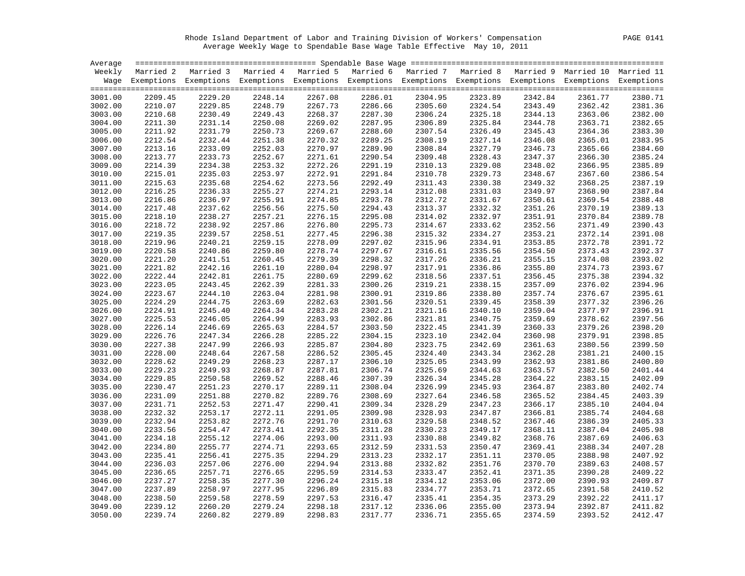Rhode Island Department of Labor and Training Division of Workers' Compensation

Average Weekly Wage to Spendable Base Wage Table Effective May 10, 2011

| Average Weekly Wage | Married 2 Exemptions | Married 3 Exemptions | Married 4 Exemptions | Married 5 Exemptions | Married 6 Exemptions | Married 7 Exemptions | Married 8 Exemptions | Married 9 Exemptions | Married 10 Exemptions | Married 11 Exemptions |
|---|---|---|---|---|---|---|---|---|---|---|
| 3001.00 | 2209.45 | 2229.20 | 2248.14 | 2267.08 | 2286.01 | 2304.95 | 2323.89 | 2342.84 | 2361.77 | 2380.71 |
| 3002.00 | 2210.07 | 2229.85 | 2248.79 | 2267.73 | 2286.66 | 2305.60 | 2324.54 | 2343.49 | 2362.42 | 2381.36 |
| 3003.00 | 2210.68 | 2230.49 | 2249.43 | 2268.37 | 2287.30 | 2306.24 | 2325.18 | 2344.13 | 2363.06 | 2382.00 |
| 3004.00 | 2211.30 | 2231.14 | 2250.08 | 2269.02 | 2287.95 | 2306.89 | 2325.84 | 2344.78 | 2363.71 | 2382.65 |
| 3005.00 | 2211.92 | 2231.79 | 2250.73 | 2269.67 | 2288.60 | 2307.54 | 2326.49 | 2345.43 | 2364.36 | 2383.30 |
| 3006.00 | 2212.54 | 2232.44 | 2251.38 | 2270.32 | 2289.25 | 2308.19 | 2327.14 | 2346.08 | 2365.01 | 2383.95 |
| 3007.00 | 2213.16 | 2233.09 | 2252.03 | 2270.97 | 2289.90 | 2308.84 | 2327.79 | 2346.73 | 2365.66 | 2384.60 |
| 3008.00 | 2213.77 | 2233.73 | 2252.67 | 2271.61 | 2290.54 | 2309.48 | 2328.43 | 2347.37 | 2366.30 | 2385.24 |
| 3009.00 | 2214.39 | 2234.38 | 2253.32 | 2272.26 | 2291.19 | 2310.13 | 2329.08 | 2348.02 | 2366.95 | 2385.89 |
| 3010.00 | 2215.01 | 2235.03 | 2253.97 | 2272.91 | 2291.84 | 2310.78 | 2329.73 | 2348.67 | 2367.60 | 2386.54 |
| 3011.00 | 2215.63 | 2235.68 | 2254.62 | 2273.56 | 2292.49 | 2311.43 | 2330.38 | 2349.32 | 2368.25 | 2387.19 |
| 3012.00 | 2216.25 | 2236.33 | 2255.27 | 2274.21 | 2293.14 | 2312.08 | 2331.03 | 2349.97 | 2368.90 | 2387.84 |
| 3013.00 | 2216.86 | 2236.97 | 2255.91 | 2274.85 | 2293.78 | 2312.72 | 2331.67 | 2350.61 | 2369.54 | 2388.48 |
| 3014.00 | 2217.48 | 2237.62 | 2256.56 | 2275.50 | 2294.43 | 2313.37 | 2332.32 | 2351.26 | 2370.19 | 2389.13 |
| 3015.00 | 2218.10 | 2238.27 | 2257.21 | 2276.15 | 2295.08 | 2314.02 | 2332.97 | 2351.91 | 2370.84 | 2389.78 |
| 3016.00 | 2218.72 | 2238.92 | 2257.86 | 2276.80 | 2295.73 | 2314.67 | 2333.62 | 2352.56 | 2371.49 | 2390.43 |
| 3017.00 | 2219.35 | 2239.57 | 2258.51 | 2277.45 | 2296.38 | 2315.32 | 2334.27 | 2353.21 | 2372.14 | 2391.08 |
| 3018.00 | 2219.96 | 2240.21 | 2259.15 | 2278.09 | 2297.02 | 2315.96 | 2334.91 | 2353.85 | 2372.78 | 2391.72 |
| 3019.00 | 2220.58 | 2240.86 | 2259.80 | 2278.74 | 2297.67 | 2316.61 | 2335.56 | 2354.50 | 2373.43 | 2392.37 |
| 3020.00 | 2221.20 | 2241.51 | 2260.45 | 2279.39 | 2298.32 | 2317.26 | 2336.21 | 2355.15 | 2374.08 | 2393.02 |
| 3021.00 | 2221.82 | 2242.16 | 2261.10 | 2280.04 | 2298.97 | 2317.91 | 2336.86 | 2355.80 | 2374.73 | 2393.67 |
| 3022.00 | 2222.44 | 2242.81 | 2261.75 | 2280.69 | 2299.62 | 2318.56 | 2337.51 | 2356.45 | 2375.38 | 2394.32 |
| 3023.00 | 2223.05 | 2243.45 | 2262.39 | 2281.33 | 2300.26 | 2319.21 | 2338.15 | 2357.09 | 2376.02 | 2394.96 |
| 3024.00 | 2223.67 | 2244.10 | 2263.04 | 2281.98 | 2300.91 | 2319.86 | 2338.80 | 2357.74 | 2376.67 | 2395.61 |
| 3025.00 | 2224.29 | 2244.75 | 2263.69 | 2282.63 | 2301.56 | 2320.51 | 2339.45 | 2358.39 | 2377.32 | 2396.26 |
| 3026.00 | 2224.91 | 2245.40 | 2264.34 | 2283.28 | 2302.21 | 2321.16 | 2340.10 | 2359.04 | 2377.97 | 2396.91 |
| 3027.00 | 2225.53 | 2246.05 | 2264.99 | 2283.93 | 2302.86 | 2321.81 | 2340.75 | 2359.69 | 2378.62 | 2397.56 |
| 3028.00 | 2226.14 | 2246.69 | 2265.63 | 2284.57 | 2303.50 | 2322.45 | 2341.39 | 2360.33 | 2379.26 | 2398.20 |
| 3029.00 | 2226.76 | 2247.34 | 2266.28 | 2285.22 | 2304.15 | 2323.10 | 2342.04 | 2360.98 | 2379.91 | 2398.85 |
| 3030.00 | 2227.38 | 2247.99 | 2266.93 | 2285.87 | 2304.80 | 2323.75 | 2342.69 | 2361.63 | 2380.56 | 2399.50 |
| 3031.00 | 2228.00 | 2248.64 | 2267.58 | 2286.52 | 2305.45 | 2324.40 | 2343.34 | 2362.28 | 2381.21 | 2400.15 |
| 3032.00 | 2228.62 | 2249.29 | 2268.23 | 2287.17 | 2306.10 | 2325.05 | 2343.99 | 2362.93 | 2381.86 | 2400.80 |
| 3033.00 | 2229.23 | 2249.93 | 2268.87 | 2287.81 | 2306.74 | 2325.69 | 2344.63 | 2363.57 | 2382.50 | 2401.44 |
| 3034.00 | 2229.85 | 2250.58 | 2269.52 | 2288.46 | 2307.39 | 2326.34 | 2345.28 | 2364.22 | 2383.15 | 2402.09 |
| 3035.00 | 2230.47 | 2251.23 | 2270.17 | 2289.11 | 2308.04 | 2326.99 | 2345.93 | 2364.87 | 2383.80 | 2402.74 |
| 3036.00 | 2231.09 | 2251.88 | 2270.82 | 2289.76 | 2308.69 | 2327.64 | 2346.58 | 2365.52 | 2384.45 | 2403.39 |
| 3037.00 | 2231.71 | 2252.53 | 2271.47 | 2290.41 | 2309.34 | 2328.29 | 2347.23 | 2366.17 | 2385.10 | 2404.04 |
| 3038.00 | 2232.32 | 2253.17 | 2272.11 | 2291.05 | 2309.98 | 2328.93 | 2347.87 | 2366.81 | 2385.74 | 2404.68 |
| 3039.00 | 2232.94 | 2253.82 | 2272.76 | 2291.70 | 2310.63 | 2329.58 | 2348.52 | 2367.46 | 2386.39 | 2405.33 |
| 3040.00 | 2233.56 | 2254.47 | 2273.41 | 2292.35 | 2311.28 | 2330.23 | 2349.17 | 2368.11 | 2387.04 | 2405.98 |
| 3041.00 | 2234.18 | 2255.12 | 2274.06 | 2293.00 | 2311.93 | 2330.88 | 2349.82 | 2368.76 | 2387.69 | 2406.63 |
| 3042.00 | 2234.80 | 2255.77 | 2274.71 | 2293.65 | 2312.59 | 2331.53 | 2350.47 | 2369.41 | 2388.34 | 2407.28 |
| 3043.00 | 2235.41 | 2256.41 | 2275.35 | 2294.29 | 2313.23 | 2332.17 | 2351.11 | 2370.05 | 2388.98 | 2407.92 |
| 3044.00 | 2236.03 | 2257.06 | 2276.00 | 2294.94 | 2313.88 | 2332.82 | 2351.76 | 2370.70 | 2389.63 | 2408.57 |
| 3045.00 | 2236.65 | 2257.71 | 2276.65 | 2295.59 | 2314.53 | 2333.47 | 2352.41 | 2371.35 | 2390.28 | 2409.22 |
| 3046.00 | 2237.27 | 2258.35 | 2277.30 | 2296.24 | 2315.18 | 2334.12 | 2353.06 | 2372.00 | 2390.93 | 2409.87 |
| 3047.00 | 2237.89 | 2258.97 | 2277.95 | 2296.89 | 2315.83 | 2334.77 | 2353.71 | 2372.65 | 2391.58 | 2410.52 |
| 3048.00 | 2238.50 | 2259.58 | 2278.59 | 2297.53 | 2316.47 | 2335.41 | 2354.35 | 2373.29 | 2392.22 | 2411.17 |
| 3049.00 | 2239.12 | 2260.20 | 2279.24 | 2298.18 | 2317.12 | 2336.06 | 2355.00 | 2373.94 | 2392.87 | 2411.82 |
| 3050.00 | 2239.74 | 2260.82 | 2279.89 | 2298.83 | 2317.77 | 2336.71 | 2355.65 | 2374.59 | 2393.52 | 2412.47 |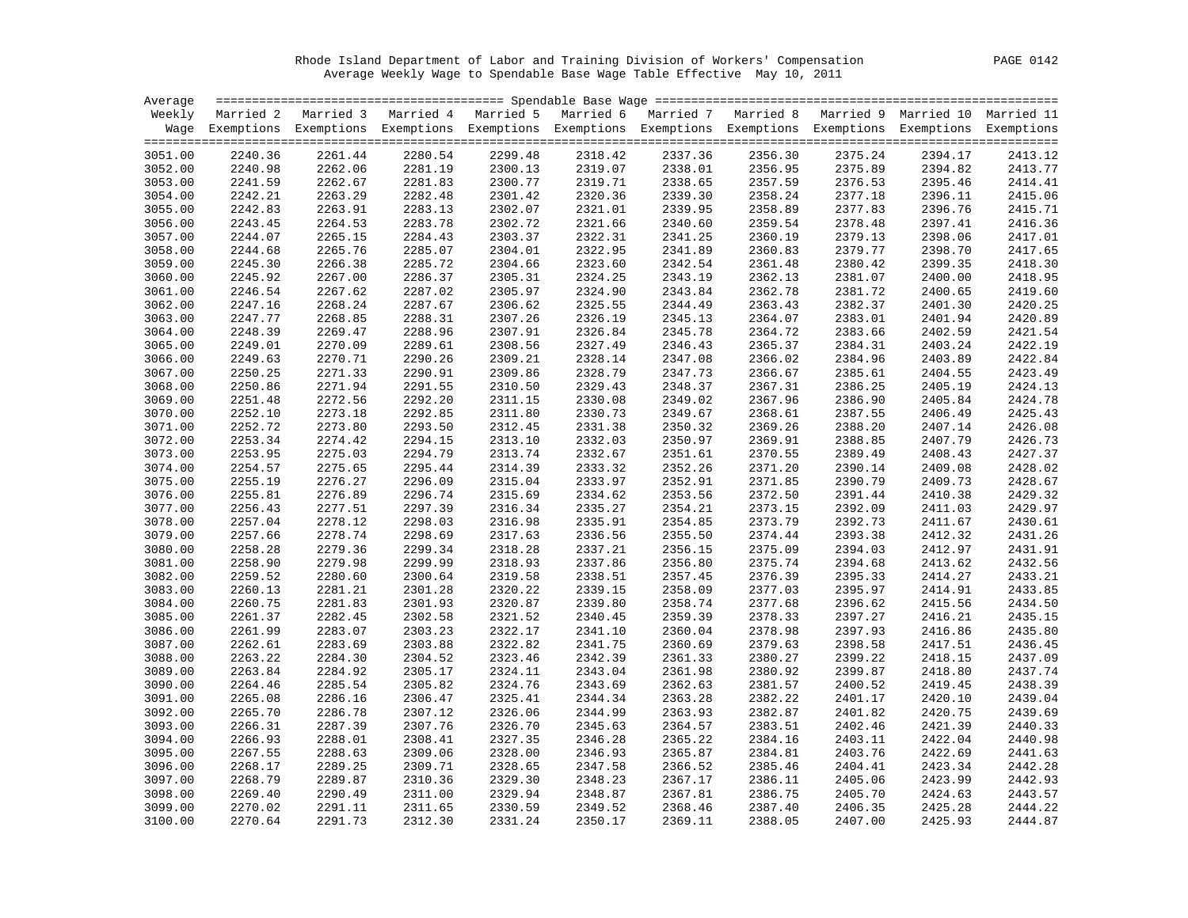Rhode Island Department of Labor and Training Division of Workers' Compensation

Average Weekly Wage to Spendable Base Wage Table Effective May 10, 2011

| Average Weekly Wage | Married 2 Exemptions | Married 3 Exemptions | Married 4 Exemptions | Married 5 Exemptions | Married 6 Exemptions | Married 7 Exemptions | Married 8 Exemptions | Married 9 Exemptions | Married 10 Exemptions | Married 11 Exemptions |
|---|---|---|---|---|---|---|---|---|---|---|
| 3051.00 | 2240.36 | 2261.44 | 2280.54 | 2299.48 | 2318.42 | 2337.36 | 2356.30 | 2375.24 | 2394.17 | 2413.12 |
| 3052.00 | 2240.98 | 2262.06 | 2281.19 | 2300.13 | 2319.07 | 2338.01 | 2356.95 | 2375.89 | 2394.82 | 2413.77 |
| 3053.00 | 2241.59 | 2262.67 | 2281.83 | 2300.77 | 2319.71 | 2338.65 | 2357.59 | 2376.53 | 2395.46 | 2414.41 |
| 3054.00 | 2242.21 | 2263.29 | 2282.48 | 2301.42 | 2320.36 | 2339.30 | 2358.24 | 2377.18 | 2396.11 | 2415.06 |
| 3055.00 | 2242.83 | 2263.91 | 2283.13 | 2302.07 | 2321.01 | 2339.95 | 2358.89 | 2377.83 | 2396.76 | 2415.71 |
| 3056.00 | 2243.45 | 2264.53 | 2283.78 | 2302.72 | 2321.66 | 2340.60 | 2359.54 | 2378.48 | 2397.41 | 2416.36 |
| 3057.00 | 2244.07 | 2265.15 | 2284.43 | 2303.37 | 2322.31 | 2341.25 | 2360.19 | 2379.13 | 2398.06 | 2417.01 |
| 3058.00 | 2244.68 | 2265.76 | 2285.07 | 2304.01 | 2322.95 | 2341.89 | 2360.83 | 2379.77 | 2398.70 | 2417.65 |
| 3059.00 | 2245.30 | 2266.38 | 2285.72 | 2304.66 | 2323.60 | 2342.54 | 2361.48 | 2380.42 | 2399.35 | 2418.30 |
| 3060.00 | 2245.92 | 2267.00 | 2286.37 | 2305.31 | 2324.25 | 2343.19 | 2362.13 | 2381.07 | 2400.00 | 2418.95 |
| 3061.00 | 2246.54 | 2267.62 | 2287.02 | 2305.97 | 2324.90 | 2343.84 | 2362.78 | 2381.72 | 2400.65 | 2419.60 |
| 3062.00 | 2247.16 | 2268.24 | 2287.67 | 2306.62 | 2325.55 | 2344.49 | 2363.43 | 2382.37 | 2401.30 | 2420.25 |
| 3063.00 | 2247.77 | 2268.85 | 2288.31 | 2307.26 | 2326.19 | 2345.13 | 2364.07 | 2383.01 | 2401.94 | 2420.89 |
| 3064.00 | 2248.39 | 2269.47 | 2288.96 | 2307.91 | 2326.84 | 2345.78 | 2364.72 | 2383.66 | 2402.59 | 2421.54 |
| 3065.00 | 2249.01 | 2270.09 | 2289.61 | 2308.56 | 2327.49 | 2346.43 | 2365.37 | 2384.31 | 2403.24 | 2422.19 |
| 3066.00 | 2249.63 | 2270.71 | 2290.26 | 2309.21 | 2328.14 | 2347.08 | 2366.02 | 2384.96 | 2403.89 | 2422.84 |
| 3067.00 | 2250.25 | 2271.33 | 2290.91 | 2309.86 | 2328.79 | 2347.73 | 2366.67 | 2385.61 | 2404.55 | 2423.49 |
| 3068.00 | 2250.86 | 2271.94 | 2291.55 | 2310.50 | 2329.43 | 2348.37 | 2367.31 | 2386.25 | 2405.19 | 2424.13 |
| 3069.00 | 2251.48 | 2272.56 | 2292.20 | 2311.15 | 2330.08 | 2349.02 | 2367.96 | 2386.90 | 2405.84 | 2424.78 |
| 3070.00 | 2252.10 | 2273.18 | 2292.85 | 2311.80 | 2330.73 | 2349.67 | 2368.61 | 2387.55 | 2406.49 | 2425.43 |
| 3071.00 | 2252.72 | 2273.80 | 2293.50 | 2312.45 | 2331.38 | 2350.32 | 2369.26 | 2388.20 | 2407.14 | 2426.08 |
| 3072.00 | 2253.34 | 2274.42 | 2294.15 | 2313.10 | 2332.03 | 2350.97 | 2369.91 | 2388.85 | 2407.79 | 2426.73 |
| 3073.00 | 2253.95 | 2275.03 | 2294.79 | 2313.74 | 2332.67 | 2351.61 | 2370.55 | 2389.49 | 2408.43 | 2427.37 |
| 3074.00 | 2254.57 | 2275.65 | 2295.44 | 2314.39 | 2333.32 | 2352.26 | 2371.20 | 2390.14 | 2409.08 | 2428.02 |
| 3075.00 | 2255.19 | 2276.27 | 2296.09 | 2315.04 | 2333.97 | 2352.91 | 2371.85 | 2390.79 | 2409.73 | 2428.67 |
| 3076.00 | 2255.81 | 2276.89 | 2296.74 | 2315.69 | 2334.62 | 2353.56 | 2372.50 | 2391.44 | 2410.38 | 2429.32 |
| 3077.00 | 2256.43 | 2277.51 | 2297.39 | 2316.34 | 2335.27 | 2354.21 | 2373.15 | 2392.09 | 2411.03 | 2429.97 |
| 3078.00 | 2257.04 | 2278.12 | 2298.03 | 2316.98 | 2335.91 | 2354.85 | 2373.79 | 2392.73 | 2411.67 | 2430.61 |
| 3079.00 | 2257.66 | 2278.74 | 2298.69 | 2317.63 | 2336.56 | 2355.50 | 2374.44 | 2393.38 | 2412.32 | 2431.26 |
| 3080.00 | 2258.28 | 2279.36 | 2299.34 | 2318.28 | 2337.21 | 2356.15 | 2375.09 | 2394.03 | 2412.97 | 2431.91 |
| 3081.00 | 2258.90 | 2279.98 | 2299.99 | 2318.93 | 2337.86 | 2356.80 | 2375.74 | 2394.68 | 2413.62 | 2432.56 |
| 3082.00 | 2259.52 | 2280.60 | 2300.64 | 2319.58 | 2338.51 | 2357.45 | 2376.39 | 2395.33 | 2414.27 | 2433.21 |
| 3083.00 | 2260.13 | 2281.21 | 2301.28 | 2320.22 | 2339.15 | 2358.09 | 2377.03 | 2395.97 | 2414.91 | 2433.85 |
| 3084.00 | 2260.75 | 2281.83 | 2301.93 | 2320.87 | 2339.80 | 2358.74 | 2377.68 | 2396.62 | 2415.56 | 2434.50 |
| 3085.00 | 2261.37 | 2282.45 | 2302.58 | 2321.52 | 2340.45 | 2359.39 | 2378.33 | 2397.27 | 2416.21 | 2435.15 |
| 3086.00 | 2261.99 | 2283.07 | 2303.23 | 2322.17 | 2341.10 | 2360.04 | 2378.98 | 2397.93 | 2416.86 | 2435.80 |
| 3087.00 | 2262.61 | 2283.69 | 2303.88 | 2322.82 | 2341.75 | 2360.69 | 2379.63 | 2398.58 | 2417.51 | 2436.45 |
| 3088.00 | 2263.22 | 2284.30 | 2304.52 | 2323.46 | 2342.39 | 2361.33 | 2380.27 | 2399.22 | 2418.15 | 2437.09 |
| 3089.00 | 2263.84 | 2284.92 | 2305.17 | 2324.11 | 2343.04 | 2361.98 | 2380.92 | 2399.87 | 2418.80 | 2437.74 |
| 3090.00 | 2264.46 | 2285.54 | 2305.82 | 2324.76 | 2343.69 | 2362.63 | 2381.57 | 2400.52 | 2419.45 | 2438.39 |
| 3091.00 | 2265.08 | 2286.16 | 2306.47 | 2325.41 | 2344.34 | 2363.28 | 2382.22 | 2401.17 | 2420.10 | 2439.04 |
| 3092.00 | 2265.70 | 2286.78 | 2307.12 | 2326.06 | 2344.99 | 2363.93 | 2382.87 | 2401.82 | 2420.75 | 2439.69 |
| 3093.00 | 2266.31 | 2287.39 | 2307.76 | 2326.70 | 2345.63 | 2364.57 | 2383.51 | 2402.46 | 2421.39 | 2440.33 |
| 3094.00 | 2266.93 | 2288.01 | 2308.41 | 2327.35 | 2346.28 | 2365.22 | 2384.16 | 2403.11 | 2422.04 | 2440.98 |
| 3095.00 | 2267.55 | 2288.63 | 2309.06 | 2328.00 | 2346.93 | 2365.87 | 2384.81 | 2403.76 | 2422.69 | 2441.63 |
| 3096.00 | 2268.17 | 2289.25 | 2309.71 | 2328.65 | 2347.58 | 2366.52 | 2385.46 | 2404.41 | 2423.34 | 2442.28 |
| 3097.00 | 2268.79 | 2289.87 | 2310.36 | 2329.30 | 2348.23 | 2367.17 | 2386.11 | 2405.06 | 2423.99 | 2442.93 |
| 3098.00 | 2269.40 | 2290.49 | 2311.00 | 2329.94 | 2348.87 | 2367.81 | 2386.75 | 2405.70 | 2424.63 | 2443.57 |
| 3099.00 | 2270.02 | 2291.11 | 2311.65 | 2330.59 | 2349.52 | 2368.46 | 2387.40 | 2406.35 | 2425.28 | 2444.22 |
| 3100.00 | 2270.64 | 2291.73 | 2312.30 | 2331.24 | 2350.17 | 2369.11 | 2388.05 | 2407.00 | 2425.93 | 2444.87 |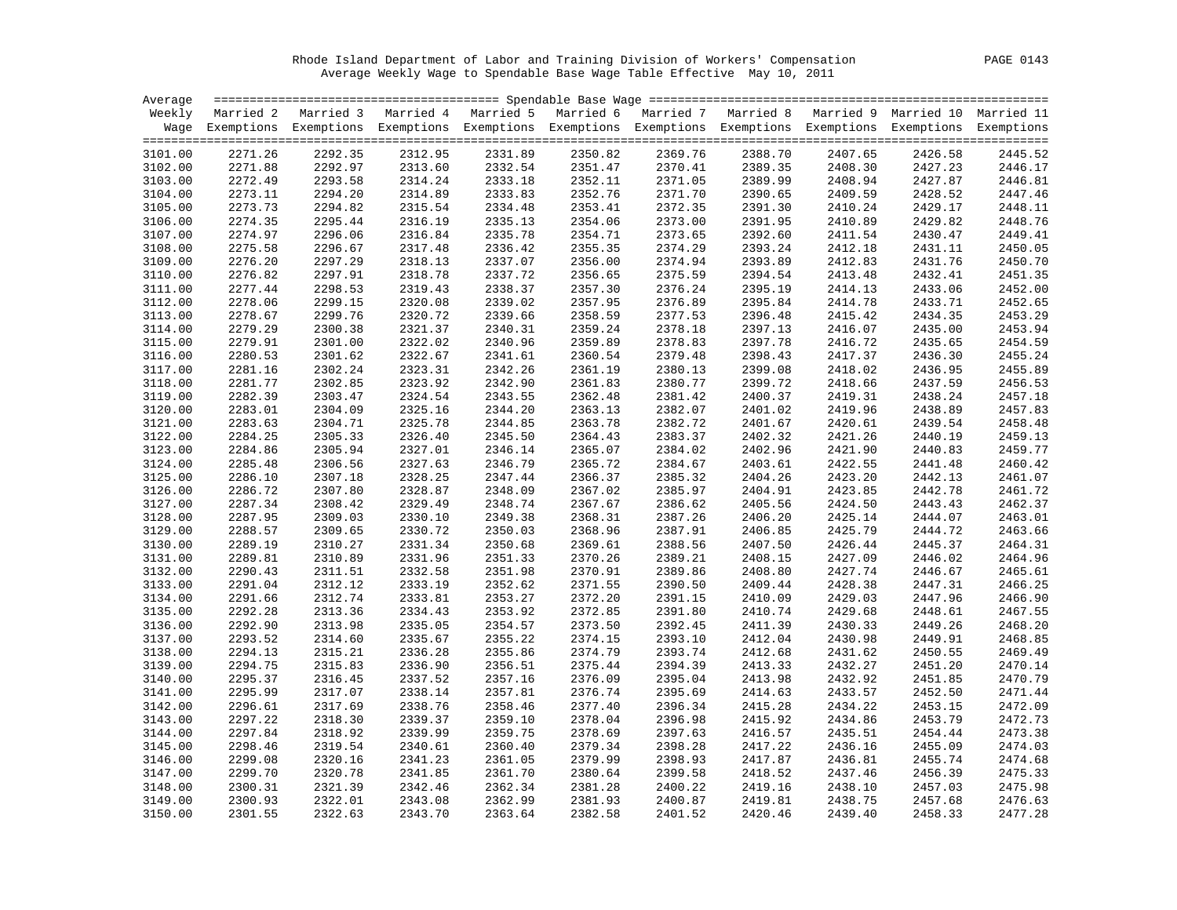Rhode Island Department of Labor and Training Division of Workers' Compensation
Average Weekly Wage to Spendable Base Wage Table Effective May 10, 2011

| Average Weekly Wage | Married 2 Exemptions | Married 3 Exemptions | Married 4 Exemptions | Married 5 Exemptions | Married 6 Exemptions | Married 7 Exemptions | Married 8 Exemptions | Married 9 Exemptions | Married 10 Exemptions | Married 11 Exemptions |
|---|---|---|---|---|---|---|---|---|---|---|
| 3101.00 | 2271.26 | 2292.35 | 2312.95 | 2331.89 | 2350.82 | 2369.76 | 2388.70 | 2407.65 | 2426.58 | 2445.52 |
| 3102.00 | 2271.88 | 2292.97 | 2313.60 | 2332.54 | 2351.47 | 2370.41 | 2389.35 | 2408.30 | 2427.23 | 2446.17 |
| 3103.00 | 2272.49 | 2293.58 | 2314.24 | 2333.18 | 2352.11 | 2371.05 | 2389.99 | 2408.94 | 2427.87 | 2446.81 |
| 3104.00 | 2273.11 | 2294.20 | 2314.89 | 2333.83 | 2352.76 | 2371.70 | 2390.65 | 2409.59 | 2428.52 | 2447.46 |
| 3105.00 | 2273.73 | 2294.82 | 2315.54 | 2334.48 | 2353.41 | 2372.35 | 2391.30 | 2410.24 | 2429.17 | 2448.11 |
| 3106.00 | 2274.35 | 2295.44 | 2316.19 | 2335.13 | 2354.06 | 2373.00 | 2391.95 | 2410.89 | 2429.82 | 2448.76 |
| 3107.00 | 2274.97 | 2296.06 | 2316.84 | 2335.78 | 2354.71 | 2373.65 | 2392.60 | 2411.54 | 2430.47 | 2449.41 |
| 3108.00 | 2275.58 | 2296.67 | 2317.48 | 2336.42 | 2355.35 | 2374.29 | 2393.24 | 2412.18 | 2431.11 | 2450.05 |
| 3109.00 | 2276.20 | 2297.29 | 2318.13 | 2337.07 | 2356.00 | 2374.94 | 2393.89 | 2412.83 | 2431.76 | 2450.70 |
| 3110.00 | 2276.82 | 2297.91 | 2318.78 | 2337.72 | 2356.65 | 2375.59 | 2394.54 | 2413.48 | 2432.41 | 2451.35 |
| 3111.00 | 2277.44 | 2298.53 | 2319.43 | 2338.37 | 2357.30 | 2376.24 | 2395.19 | 2414.13 | 2433.06 | 2452.00 |
| 3112.00 | 2278.06 | 2299.15 | 2320.08 | 2339.02 | 2357.95 | 2376.89 | 2395.84 | 2414.78 | 2433.71 | 2452.65 |
| 3113.00 | 2278.67 | 2299.76 | 2320.72 | 2339.66 | 2358.59 | 2377.53 | 2396.48 | 2415.42 | 2434.35 | 2453.29 |
| 3114.00 | 2279.29 | 2300.38 | 2321.37 | 2340.31 | 2359.24 | 2378.18 | 2397.13 | 2416.07 | 2435.00 | 2453.94 |
| 3115.00 | 2279.91 | 2301.00 | 2322.02 | 2340.96 | 2359.89 | 2378.83 | 2397.78 | 2416.72 | 2435.65 | 2454.59 |
| 3116.00 | 2280.53 | 2301.62 | 2322.67 | 2341.61 | 2360.54 | 2379.48 | 2398.43 | 2417.37 | 2436.30 | 2455.24 |
| 3117.00 | 2281.16 | 2302.24 | 2323.31 | 2342.26 | 2361.19 | 2380.13 | 2399.08 | 2418.02 | 2436.95 | 2455.89 |
| 3118.00 | 2281.77 | 2302.85 | 2323.92 | 2342.90 | 2361.83 | 2380.77 | 2399.72 | 2418.66 | 2437.59 | 2456.53 |
| 3119.00 | 2282.39 | 2303.47 | 2324.54 | 2343.55 | 2362.48 | 2381.42 | 2400.37 | 2419.31 | 2438.24 | 2457.18 |
| 3120.00 | 2283.01 | 2304.09 | 2325.16 | 2344.20 | 2363.13 | 2382.07 | 2401.02 | 2419.96 | 2438.89 | 2457.83 |
| 3121.00 | 2283.63 | 2304.71 | 2325.78 | 2344.85 | 2363.78 | 2382.72 | 2401.67 | 2420.61 | 2439.54 | 2458.48 |
| 3122.00 | 2284.25 | 2305.33 | 2326.40 | 2345.50 | 2364.43 | 2383.37 | 2402.32 | 2421.26 | 2440.19 | 2459.13 |
| 3123.00 | 2284.86 | 2305.94 | 2327.01 | 2346.14 | 2365.07 | 2384.02 | 2402.96 | 2421.90 | 2440.83 | 2459.77 |
| 3124.00 | 2285.48 | 2306.56 | 2327.63 | 2346.79 | 2365.72 | 2384.67 | 2403.61 | 2422.55 | 2441.48 | 2460.42 |
| 3125.00 | 2286.10 | 2307.18 | 2328.25 | 2347.44 | 2366.37 | 2385.32 | 2404.26 | 2423.20 | 2442.13 | 2461.07 |
| 3126.00 | 2286.72 | 2307.80 | 2328.87 | 2348.09 | 2367.02 | 2385.97 | 2404.91 | 2423.85 | 2442.78 | 2461.72 |
| 3127.00 | 2287.34 | 2308.42 | 2329.49 | 2348.74 | 2367.67 | 2386.62 | 2405.56 | 2424.50 | 2443.43 | 2462.37 |
| 3128.00 | 2287.95 | 2309.03 | 2330.10 | 2349.38 | 2368.31 | 2387.26 | 2406.20 | 2425.14 | 2444.07 | 2463.01 |
| 3129.00 | 2288.57 | 2309.65 | 2330.72 | 2350.03 | 2368.96 | 2387.91 | 2406.85 | 2425.79 | 2444.72 | 2463.66 |
| 3130.00 | 2289.19 | 2310.27 | 2331.34 | 2350.68 | 2369.61 | 2388.56 | 2407.50 | 2426.44 | 2445.37 | 2464.31 |
| 3131.00 | 2289.81 | 2310.89 | 2331.96 | 2351.33 | 2370.26 | 2389.21 | 2408.15 | 2427.09 | 2446.02 | 2464.96 |
| 3132.00 | 2290.43 | 2311.51 | 2332.58 | 2351.98 | 2370.91 | 2389.86 | 2408.80 | 2427.74 | 2446.67 | 2465.61 |
| 3133.00 | 2291.04 | 2312.12 | 2333.19 | 2352.62 | 2371.55 | 2390.50 | 2409.44 | 2428.38 | 2447.31 | 2466.25 |
| 3134.00 | 2291.66 | 2312.74 | 2333.81 | 2353.27 | 2372.20 | 2391.15 | 2410.09 | 2429.03 | 2447.96 | 2466.90 |
| 3135.00 | 2292.28 | 2313.36 | 2334.43 | 2353.92 | 2372.85 | 2391.80 | 2410.74 | 2429.68 | 2448.61 | 2467.55 |
| 3136.00 | 2292.90 | 2313.98 | 2335.05 | 2354.57 | 2373.50 | 2392.45 | 2411.39 | 2430.33 | 2449.26 | 2468.20 |
| 3137.00 | 2293.52 | 2314.60 | 2335.67 | 2355.22 | 2374.15 | 2393.10 | 2412.04 | 2430.98 | 2449.91 | 2468.85 |
| 3138.00 | 2294.13 | 2315.21 | 2336.28 | 2355.86 | 2374.79 | 2393.74 | 2412.68 | 2431.62 | 2450.55 | 2469.49 |
| 3139.00 | 2294.75 | 2315.83 | 2336.90 | 2356.51 | 2375.44 | 2394.39 | 2413.33 | 2432.27 | 2451.20 | 2470.14 |
| 3140.00 | 2295.37 | 2316.45 | 2337.52 | 2357.16 | 2376.09 | 2395.04 | 2413.98 | 2432.92 | 2451.85 | 2470.79 |
| 3141.00 | 2295.99 | 2317.07 | 2338.14 | 2357.81 | 2376.74 | 2395.69 | 2414.63 | 2433.57 | 2452.50 | 2471.44 |
| 3142.00 | 2296.61 | 2317.69 | 2338.76 | 2358.46 | 2377.40 | 2396.34 | 2415.28 | 2434.22 | 2453.15 | 2472.09 |
| 3143.00 | 2297.22 | 2318.30 | 2339.37 | 2359.10 | 2378.04 | 2396.98 | 2415.92 | 2434.86 | 2453.79 | 2472.73 |
| 3144.00 | 2297.84 | 2318.92 | 2339.99 | 2359.75 | 2378.69 | 2397.63 | 2416.57 | 2435.51 | 2454.44 | 2473.38 |
| 3145.00 | 2298.46 | 2319.54 | 2340.61 | 2360.40 | 2379.34 | 2398.28 | 2417.22 | 2436.16 | 2455.09 | 2474.03 |
| 3146.00 | 2299.08 | 2320.16 | 2341.23 | 2361.05 | 2379.99 | 2398.93 | 2417.87 | 2436.81 | 2455.74 | 2474.68 |
| 3147.00 | 2299.70 | 2320.78 | 2341.85 | 2361.70 | 2380.64 | 2399.58 | 2418.52 | 2437.46 | 2456.39 | 2475.33 |
| 3148.00 | 2300.31 | 2321.39 | 2342.46 | 2362.34 | 2381.28 | 2400.22 | 2419.16 | 2438.10 | 2457.03 | 2475.98 |
| 3149.00 | 2300.93 | 2322.01 | 2343.08 | 2362.99 | 2381.93 | 2400.87 | 2419.81 | 2438.75 | 2457.68 | 2476.63 |
| 3150.00 | 2301.55 | 2322.63 | 2343.70 | 2363.64 | 2382.58 | 2401.52 | 2420.46 | 2439.40 | 2458.33 | 2477.28 |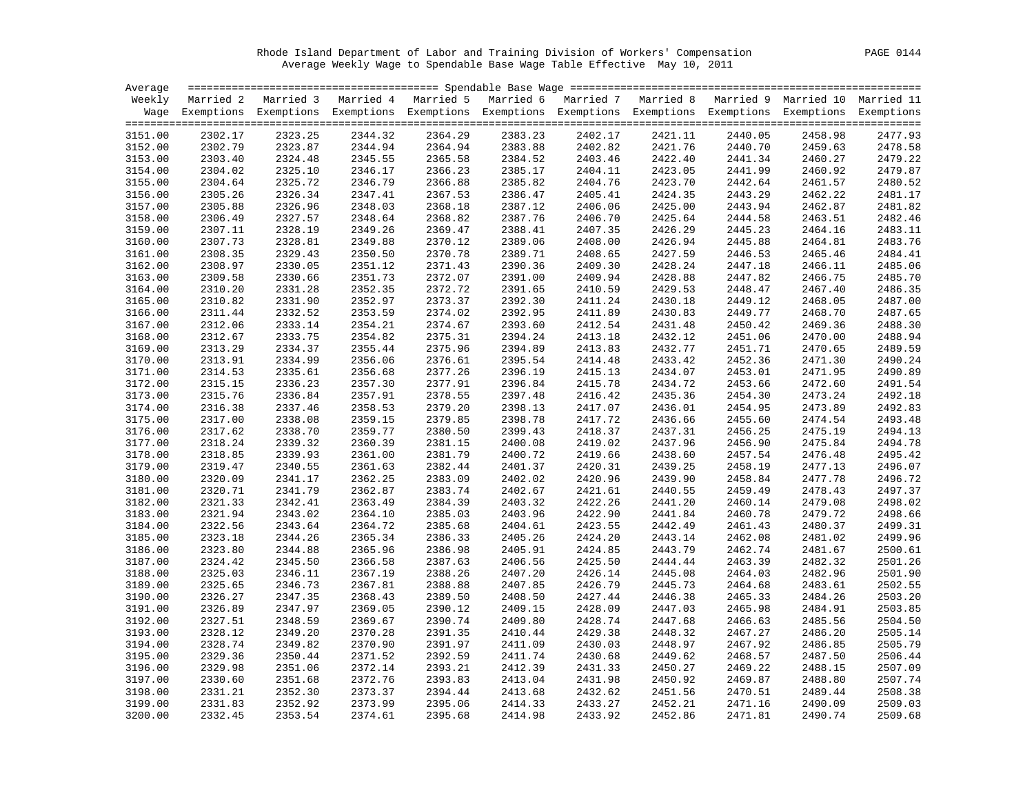Rhode Island Department of Labor and Training Division of Workers' Compensation

Average Weekly Wage to Spendable Base Wage Table Effective May 10, 2011

| Average Weekly Wage | Married 2 Exemptions | Married 3 Exemptions | Married 4 Exemptions | Married 5 Exemptions | Married 6 Exemptions | Married 7 Exemptions | Married 8 Exemptions | Married 9 Exemptions | Married 10 Exemptions | Married 11 Exemptions |
|---|---|---|---|---|---|---|---|---|---|---|
| 3151.00 | 2302.17 | 2323.25 | 2344.32 | 2364.29 | 2383.23 | 2402.17 | 2421.11 | 2440.05 | 2458.98 | 2477.93 |
| 3152.00 | 2302.79 | 2323.87 | 2344.94 | 2364.94 | 2383.88 | 2402.82 | 2421.76 | 2440.70 | 2459.63 | 2478.58 |
| 3153.00 | 2303.40 | 2324.48 | 2345.55 | 2365.58 | 2384.52 | 2403.46 | 2422.40 | 2441.34 | 2460.27 | 2479.22 |
| 3154.00 | 2304.02 | 2325.10 | 2346.17 | 2366.23 | 2385.17 | 2404.11 | 2423.05 | 2441.99 | 2460.92 | 2479.87 |
| 3155.00 | 2304.64 | 2325.72 | 2346.79 | 2366.88 | 2385.82 | 2404.76 | 2423.70 | 2442.64 | 2461.57 | 2480.52 |
| 3156.00 | 2305.26 | 2326.34 | 2347.41 | 2367.53 | 2386.47 | 2405.41 | 2424.35 | 2443.29 | 2462.22 | 2481.17 |
| 3157.00 | 2305.88 | 2326.96 | 2348.03 | 2368.18 | 2387.12 | 2406.06 | 2425.00 | 2443.94 | 2462.87 | 2481.82 |
| 3158.00 | 2306.49 | 2327.57 | 2348.64 | 2368.82 | 2387.76 | 2406.70 | 2425.64 | 2444.58 | 2463.51 | 2482.46 |
| 3159.00 | 2307.11 | 2328.19 | 2349.26 | 2369.47 | 2388.41 | 2407.35 | 2426.29 | 2445.23 | 2464.16 | 2483.11 |
| 3160.00 | 2307.73 | 2328.81 | 2349.88 | 2370.12 | 2389.06 | 2408.00 | 2426.94 | 2445.88 | 2464.81 | 2483.76 |
| 3161.00 | 2308.35 | 2329.43 | 2350.50 | 2370.78 | 2389.71 | 2408.65 | 2427.59 | 2446.53 | 2465.46 | 2484.41 |
| 3162.00 | 2308.97 | 2330.05 | 2351.12 | 2371.43 | 2390.36 | 2409.30 | 2428.24 | 2447.18 | 2466.11 | 2485.06 |
| 3163.00 | 2309.58 | 2330.66 | 2351.73 | 2372.07 | 2391.00 | 2409.94 | 2428.88 | 2447.82 | 2466.75 | 2485.70 |
| 3164.00 | 2310.20 | 2331.28 | 2352.35 | 2372.72 | 2391.65 | 2410.59 | 2429.53 | 2448.47 | 2467.40 | 2486.35 |
| 3165.00 | 2310.82 | 2331.90 | 2352.97 | 2373.37 | 2392.30 | 2411.24 | 2430.18 | 2449.12 | 2468.05 | 2487.00 |
| 3166.00 | 2311.44 | 2332.52 | 2353.59 | 2374.02 | 2392.95 | 2411.89 | 2430.83 | 2449.77 | 2468.70 | 2487.65 |
| 3167.00 | 2312.06 | 2333.14 | 2354.21 | 2374.67 | 2393.60 | 2412.54 | 2431.48 | 2450.42 | 2469.36 | 2488.30 |
| 3168.00 | 2312.67 | 2333.75 | 2354.82 | 2375.31 | 2394.24 | 2413.18 | 2432.12 | 2451.06 | 2470.00 | 2488.94 |
| 3169.00 | 2313.29 | 2334.37 | 2355.44 | 2375.96 | 2394.89 | 2413.83 | 2432.77 | 2451.71 | 2470.65 | 2489.59 |
| 3170.00 | 2313.91 | 2334.99 | 2356.06 | 2376.61 | 2395.54 | 2414.48 | 2433.42 | 2452.36 | 2471.30 | 2490.24 |
| 3171.00 | 2314.53 | 2335.61 | 2356.68 | 2377.26 | 2396.19 | 2415.13 | 2434.07 | 2453.01 | 2471.95 | 2490.89 |
| 3172.00 | 2315.15 | 2336.23 | 2357.30 | 2377.91 | 2396.84 | 2415.78 | 2434.72 | 2453.66 | 2472.60 | 2491.54 |
| 3173.00 | 2315.76 | 2336.84 | 2357.91 | 2378.55 | 2397.48 | 2416.42 | 2435.36 | 2454.30 | 2473.24 | 2492.18 |
| 3174.00 | 2316.38 | 2337.46 | 2358.53 | 2379.20 | 2398.13 | 2417.07 | 2436.01 | 2454.95 | 2473.89 | 2492.83 |
| 3175.00 | 2317.00 | 2338.08 | 2359.15 | 2379.85 | 2398.78 | 2417.72 | 2436.66 | 2455.60 | 2474.54 | 2493.48 |
| 3176.00 | 2317.62 | 2338.70 | 2359.77 | 2380.50 | 2399.43 | 2418.37 | 2437.31 | 2456.25 | 2475.19 | 2494.13 |
| 3177.00 | 2318.24 | 2339.32 | 2360.39 | 2381.15 | 2400.08 | 2419.02 | 2437.96 | 2456.90 | 2475.84 | 2494.78 |
| 3178.00 | 2318.85 | 2339.93 | 2361.00 | 2381.79 | 2400.72 | 2419.66 | 2438.60 | 2457.54 | 2476.48 | 2495.42 |
| 3179.00 | 2319.47 | 2340.55 | 2361.63 | 2382.44 | 2401.37 | 2420.31 | 2439.25 | 2458.19 | 2477.13 | 2496.07 |
| 3180.00 | 2320.09 | 2341.17 | 2362.25 | 2383.09 | 2402.02 | 2420.96 | 2439.90 | 2458.84 | 2477.78 | 2496.72 |
| 3181.00 | 2320.71 | 2341.79 | 2362.87 | 2383.74 | 2402.67 | 2421.61 | 2440.55 | 2459.49 | 2478.43 | 2497.37 |
| 3182.00 | 2321.33 | 2342.41 | 2363.49 | 2384.39 | 2403.32 | 2422.26 | 2441.20 | 2460.14 | 2479.08 | 2498.02 |
| 3183.00 | 2321.94 | 2343.02 | 2364.10 | 2385.03 | 2403.96 | 2422.90 | 2441.84 | 2460.78 | 2479.72 | 2498.66 |
| 3184.00 | 2322.56 | 2343.64 | 2364.72 | 2385.68 | 2404.61 | 2423.55 | 2442.49 | 2461.43 | 2480.37 | 2499.31 |
| 3185.00 | 2323.18 | 2344.26 | 2365.34 | 2386.33 | 2405.26 | 2424.20 | 2443.14 | 2462.08 | 2481.02 | 2499.96 |
| 3186.00 | 2323.80 | 2344.88 | 2365.96 | 2386.98 | 2405.91 | 2424.85 | 2443.79 | 2462.74 | 2481.67 | 2500.61 |
| 3187.00 | 2324.42 | 2345.50 | 2366.58 | 2387.63 | 2406.56 | 2425.50 | 2444.44 | 2463.39 | 2482.32 | 2501.26 |
| 3188.00 | 2325.03 | 2346.11 | 2367.19 | 2388.26 | 2407.20 | 2426.14 | 2445.08 | 2464.03 | 2482.96 | 2501.90 |
| 3189.00 | 2325.65 | 2346.73 | 2367.81 | 2388.88 | 2407.85 | 2426.79 | 2445.73 | 2464.68 | 2483.61 | 2502.55 |
| 3190.00 | 2326.27 | 2347.35 | 2368.43 | 2389.50 | 2408.50 | 2427.44 | 2446.38 | 2465.33 | 2484.26 | 2503.20 |
| 3191.00 | 2326.89 | 2347.97 | 2369.05 | 2390.12 | 2409.15 | 2428.09 | 2447.03 | 2465.98 | 2484.91 | 2503.85 |
| 3192.00 | 2327.51 | 2348.59 | 2369.67 | 2390.74 | 2409.80 | 2428.74 | 2447.68 | 2466.63 | 2485.56 | 2504.50 |
| 3193.00 | 2328.12 | 2349.20 | 2370.28 | 2391.35 | 2410.44 | 2429.38 | 2448.32 | 2467.27 | 2486.20 | 2505.14 |
| 3194.00 | 2328.74 | 2349.82 | 2370.90 | 2391.97 | 2411.09 | 2430.03 | 2448.97 | 2467.92 | 2486.85 | 2505.79 |
| 3195.00 | 2329.36 | 2350.44 | 2371.52 | 2392.59 | 2411.74 | 2430.68 | 2449.62 | 2468.57 | 2487.50 | 2506.44 |
| 3196.00 | 2329.98 | 2351.06 | 2372.14 | 2393.21 | 2412.39 | 2431.33 | 2450.27 | 2469.22 | 2488.15 | 2507.09 |
| 3197.00 | 2330.60 | 2351.68 | 2372.76 | 2393.83 | 2413.04 | 2431.98 | 2450.92 | 2469.87 | 2488.80 | 2507.74 |
| 3198.00 | 2331.21 | 2352.30 | 2373.37 | 2394.44 | 2413.68 | 2432.62 | 2451.56 | 2470.51 | 2489.44 | 2508.38 |
| 3199.00 | 2331.83 | 2352.92 | 2373.99 | 2395.06 | 2414.33 | 2433.27 | 2452.21 | 2471.16 | 2490.09 | 2509.03 |
| 3200.00 | 2332.45 | 2353.54 | 2374.61 | 2395.68 | 2414.98 | 2433.92 | 2452.86 | 2471.81 | 2490.74 | 2509.68 |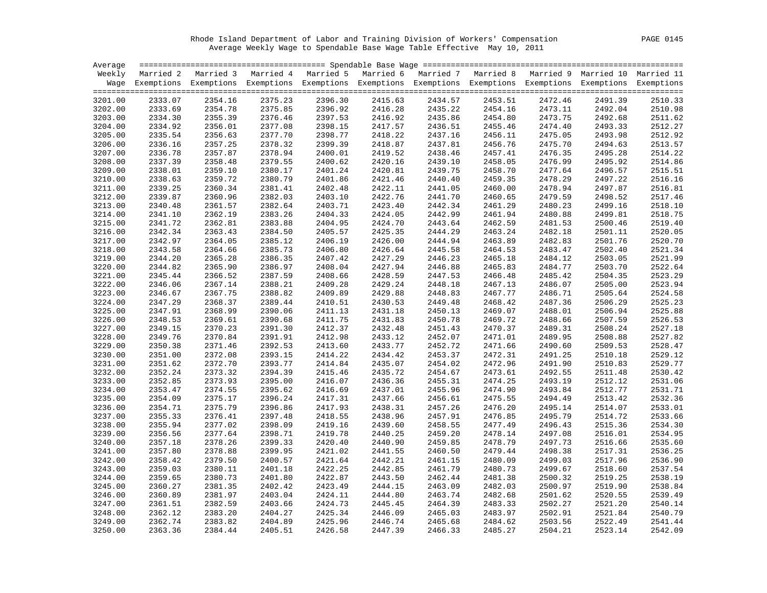Rhode Island Department of Labor and Training Division of Workers' Compensation
Average Weekly Wage to Spendable Base Wage Table Effective May 10, 2011

| Average Weekly Wage | Married 2 Exemptions | Married 3 Exemptions | Married 4 Exemptions | Married 5 Exemptions | Married 6 Exemptions | Married 7 Exemptions | Married 8 Exemptions | Married 9 Exemptions | Married 10 Exemptions | Married 11 Exemptions |
|---|---|---|---|---|---|---|---|---|---|---|
| 3201.00 | 2333.07 | 2354.16 | 2375.23 | 2396.30 | 2415.63 | 2434.57 | 2453.51 | 2472.46 | 2491.39 | 2510.33 |
| 3202.00 | 2333.69 | 2354.78 | 2375.85 | 2396.92 | 2416.28 | 2435.22 | 2454.16 | 2473.11 | 2492.04 | 2510.98 |
| 3203.00 | 2334.30 | 2355.39 | 2376.46 | 2397.53 | 2416.92 | 2435.86 | 2454.80 | 2473.75 | 2492.68 | 2511.62 |
| 3204.00 | 2334.92 | 2356.01 | 2377.08 | 2398.15 | 2417.57 | 2436.51 | 2455.46 | 2474.40 | 2493.33 | 2512.27 |
| 3205.00 | 2335.54 | 2356.63 | 2377.70 | 2398.77 | 2418.22 | 2437.16 | 2456.11 | 2475.05 | 2493.98 | 2512.92 |
| 3206.00 | 2336.16 | 2357.25 | 2378.32 | 2399.39 | 2418.87 | 2437.81 | 2456.76 | 2475.70 | 2494.63 | 2513.57 |
| 3207.00 | 2336.78 | 2357.87 | 2378.94 | 2400.01 | 2419.52 | 2438.46 | 2457.41 | 2476.35 | 2495.28 | 2514.22 |
| 3208.00 | 2337.39 | 2358.48 | 2379.55 | 2400.62 | 2420.16 | 2439.10 | 2458.05 | 2476.99 | 2495.92 | 2514.86 |
| 3209.00 | 2338.01 | 2359.10 | 2380.17 | 2401.24 | 2420.81 | 2439.75 | 2458.70 | 2477.64 | 2496.57 | 2515.51 |
| 3210.00 | 2338.63 | 2359.72 | 2380.79 | 2401.86 | 2421.46 | 2440.40 | 2459.35 | 2478.29 | 2497.22 | 2516.16 |
| 3211.00 | 2339.25 | 2360.34 | 2381.41 | 2402.48 | 2422.11 | 2441.05 | 2460.00 | 2478.94 | 2497.87 | 2516.81 |
| 3212.00 | 2339.87 | 2360.96 | 2382.03 | 2403.10 | 2422.76 | 2441.70 | 2460.65 | 2479.59 | 2498.52 | 2517.46 |
| 3213.00 | 2340.48 | 2361.57 | 2382.64 | 2403.71 | 2423.40 | 2442.34 | 2461.29 | 2480.23 | 2499.16 | 2518.10 |
| 3214.00 | 2341.10 | 2362.19 | 2383.26 | 2404.33 | 2424.05 | 2442.99 | 2461.94 | 2480.88 | 2499.81 | 2518.75 |
| 3215.00 | 2341.72 | 2362.81 | 2383.88 | 2404.95 | 2424.70 | 2443.64 | 2462.59 | 2481.53 | 2500.46 | 2519.40 |
| 3216.00 | 2342.34 | 2363.43 | 2384.50 | 2405.57 | 2425.35 | 2444.29 | 2463.24 | 2482.18 | 2501.11 | 2520.05 |
| 3217.00 | 2342.97 | 2364.05 | 2385.12 | 2406.19 | 2426.00 | 2444.94 | 2463.89 | 2482.83 | 2501.76 | 2520.70 |
| 3218.00 | 2343.58 | 2364.66 | 2385.73 | 2406.80 | 2426.64 | 2445.58 | 2464.53 | 2483.47 | 2502.40 | 2521.34 |
| 3219.00 | 2344.20 | 2365.28 | 2386.35 | 2407.42 | 2427.29 | 2446.23 | 2465.18 | 2484.12 | 2503.05 | 2521.99 |
| 3220.00 | 2344.82 | 2365.90 | 2386.97 | 2408.04 | 2427.94 | 2446.88 | 2465.83 | 2484.77 | 2503.70 | 2522.64 |
| 3221.00 | 2345.44 | 2366.52 | 2387.59 | 2408.66 | 2428.59 | 2447.53 | 2466.48 | 2485.42 | 2504.35 | 2523.29 |
| 3222.00 | 2346.06 | 2367.14 | 2388.21 | 2409.28 | 2429.24 | 2448.18 | 2467.13 | 2486.07 | 2505.00 | 2523.94 |
| 3223.00 | 2346.67 | 2367.75 | 2388.82 | 2409.89 | 2429.88 | 2448.83 | 2467.77 | 2486.71 | 2505.64 | 2524.58 |
| 3224.00 | 2347.29 | 2368.37 | 2389.44 | 2410.51 | 2430.53 | 2449.48 | 2468.42 | 2487.36 | 2506.29 | 2525.23 |
| 3225.00 | 2347.91 | 2368.99 | 2390.06 | 2411.13 | 2431.18 | 2450.13 | 2469.07 | 2488.01 | 2506.94 | 2525.88 |
| 3226.00 | 2348.53 | 2369.61 | 2390.68 | 2411.75 | 2431.83 | 2450.78 | 2469.72 | 2488.66 | 2507.59 | 2526.53 |
| 3227.00 | 2349.15 | 2370.23 | 2391.30 | 2412.37 | 2432.48 | 2451.43 | 2470.37 | 2489.31 | 2508.24 | 2527.18 |
| 3228.00 | 2349.76 | 2370.84 | 2391.91 | 2412.98 | 2433.12 | 2452.07 | 2471.01 | 2489.95 | 2508.88 | 2527.82 |
| 3229.00 | 2350.38 | 2371.46 | 2392.53 | 2413.60 | 2433.77 | 2452.72 | 2471.66 | 2490.60 | 2509.53 | 2528.47 |
| 3230.00 | 2351.00 | 2372.08 | 2393.15 | 2414.22 | 2434.42 | 2453.37 | 2472.31 | 2491.25 | 2510.18 | 2529.12 |
| 3231.00 | 2351.62 | 2372.70 | 2393.77 | 2414.84 | 2435.07 | 2454.02 | 2472.96 | 2491.90 | 2510.83 | 2529.77 |
| 3232.00 | 2352.24 | 2373.32 | 2394.39 | 2415.46 | 2435.72 | 2454.67 | 2473.61 | 2492.55 | 2511.48 | 2530.42 |
| 3233.00 | 2352.85 | 2373.93 | 2395.00 | 2416.07 | 2436.36 | 2455.31 | 2474.25 | 2493.19 | 2512.12 | 2531.06 |
| 3234.00 | 2353.47 | 2374.55 | 2395.62 | 2416.69 | 2437.01 | 2455.96 | 2474.90 | 2493.84 | 2512.77 | 2531.71 |
| 3235.00 | 2354.09 | 2375.17 | 2396.24 | 2417.31 | 2437.66 | 2456.61 | 2475.55 | 2494.49 | 2513.42 | 2532.36 |
| 3236.00 | 2354.71 | 2375.79 | 2396.86 | 2417.93 | 2438.31 | 2457.26 | 2476.20 | 2495.14 | 2514.07 | 2533.01 |
| 3237.00 | 2355.33 | 2376.41 | 2397.48 | 2418.55 | 2438.96 | 2457.91 | 2476.85 | 2495.79 | 2514.72 | 2533.66 |
| 3238.00 | 2355.94 | 2377.02 | 2398.09 | 2419.16 | 2439.60 | 2458.55 | 2477.49 | 2496.43 | 2515.36 | 2534.30 |
| 3239.00 | 2356.56 | 2377.64 | 2398.71 | 2419.78 | 2440.25 | 2459.20 | 2478.14 | 2497.08 | 2516.01 | 2534.95 |
| 3240.00 | 2357.18 | 2378.26 | 2399.33 | 2420.40 | 2440.90 | 2459.85 | 2478.79 | 2497.73 | 2516.66 | 2535.60 |
| 3241.00 | 2357.80 | 2378.88 | 2399.95 | 2421.02 | 2441.55 | 2460.50 | 2479.44 | 2498.38 | 2517.31 | 2536.25 |
| 3242.00 | 2358.42 | 2379.50 | 2400.57 | 2421.64 | 2442.21 | 2461.15 | 2480.09 | 2499.03 | 2517.96 | 2536.90 |
| 3243.00 | 2359.03 | 2380.11 | 2401.18 | 2422.25 | 2442.85 | 2461.79 | 2480.73 | 2499.67 | 2518.60 | 2537.54 |
| 3244.00 | 2359.65 | 2380.73 | 2401.80 | 2422.87 | 2443.50 | 2462.44 | 2481.38 | 2500.32 | 2519.25 | 2538.19 |
| 3245.00 | 2360.27 | 2381.35 | 2402.42 | 2423.49 | 2444.15 | 2463.09 | 2482.03 | 2500.97 | 2519.90 | 2538.84 |
| 3246.00 | 2360.89 | 2381.97 | 2403.04 | 2424.11 | 2444.80 | 2463.74 | 2482.68 | 2501.62 | 2520.55 | 2539.49 |
| 3247.00 | 2361.51 | 2382.59 | 2403.66 | 2424.73 | 2445.45 | 2464.39 | 2483.33 | 2502.27 | 2521.20 | 2540.14 |
| 3248.00 | 2362.12 | 2383.20 | 2404.27 | 2425.34 | 2446.09 | 2465.03 | 2483.97 | 2502.91 | 2521.84 | 2540.79 |
| 3249.00 | 2362.74 | 2383.82 | 2404.89 | 2425.96 | 2446.74 | 2465.68 | 2484.62 | 2503.56 | 2522.49 | 2541.44 |
| 3250.00 | 2363.36 | 2384.44 | 2405.51 | 2426.58 | 2447.39 | 2466.33 | 2485.27 | 2504.21 | 2523.14 | 2542.09 |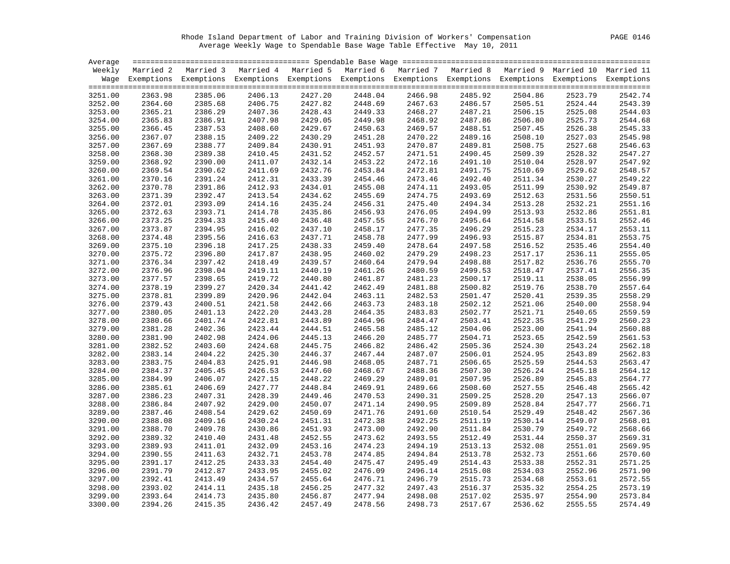Rhode Island Department of Labor and Training Division of Workers' Compensation
Average Weekly Wage to Spendable Base Wage Table Effective May 10, 2011

| Average Weekly Wage | Married 2 Exemptions | Married 3 Exemptions | Married 4 Exemptions | Married 5 Exemptions | Married 6 Exemptions | Married 7 Exemptions | Married 8 Exemptions | Married 9 Exemptions | Married 10 Exemptions | Married 11 Exemptions |
|---|---|---|---|---|---|---|---|---|---|---|
| 3251.00 | 2363.98 | 2385.06 | 2406.13 | 2427.20 | 2448.04 | 2466.98 | 2485.92 | 2504.86 | 2523.79 | 2542.74 |
| 3252.00 | 2364.60 | 2385.68 | 2406.75 | 2427.82 | 2448.69 | 2467.63 | 2486.57 | 2505.51 | 2524.44 | 2543.39 |
| 3253.00 | 2365.21 | 2386.29 | 2407.36 | 2428.43 | 2449.33 | 2468.27 | 2487.21 | 2506.15 | 2525.08 | 2544.03 |
| 3254.00 | 2365.83 | 2386.91 | 2407.98 | 2429.05 | 2449.98 | 2468.92 | 2487.86 | 2506.80 | 2525.73 | 2544.68 |
| 3255.00 | 2366.45 | 2387.53 | 2408.60 | 2429.67 | 2450.63 | 2469.57 | 2488.51 | 2507.45 | 2526.38 | 2545.33 |
| 3256.00 | 2367.07 | 2388.15 | 2409.22 | 2430.29 | 2451.28 | 2470.22 | 2489.16 | 2508.10 | 2527.03 | 2545.98 |
| 3257.00 | 2367.69 | 2388.77 | 2409.84 | 2430.91 | 2451.93 | 2470.87 | 2489.81 | 2508.75 | 2527.68 | 2546.63 |
| 3258.00 | 2368.30 | 2389.38 | 2410.45 | 2431.52 | 2452.57 | 2471.51 | 2490.45 | 2509.39 | 2528.32 | 2547.27 |
| 3259.00 | 2368.92 | 2390.00 | 2411.07 | 2432.14 | 2453.22 | 2472.16 | 2491.10 | 2510.04 | 2528.97 | 2547.92 |
| 3260.00 | 2369.54 | 2390.62 | 2411.69 | 2432.76 | 2453.84 | 2472.81 | 2491.75 | 2510.69 | 2529.62 | 2548.57 |
| 3261.00 | 2370.16 | 2391.24 | 2412.31 | 2433.39 | 2454.46 | 2473.46 | 2492.40 | 2511.34 | 2530.27 | 2549.22 |
| 3262.00 | 2370.78 | 2391.86 | 2412.93 | 2434.01 | 2455.08 | 2474.11 | 2493.05 | 2511.99 | 2530.92 | 2549.87 |
| 3263.00 | 2371.39 | 2392.47 | 2413.54 | 2434.62 | 2455.69 | 2474.75 | 2493.69 | 2512.63 | 2531.56 | 2550.51 |
| 3264.00 | 2372.01 | 2393.09 | 2414.16 | 2435.24 | 2456.31 | 2475.40 | 2494.34 | 2513.28 | 2532.21 | 2551.16 |
| 3265.00 | 2372.63 | 2393.71 | 2414.78 | 2435.86 | 2456.93 | 2476.05 | 2494.99 | 2513.93 | 2532.86 | 2551.81 |
| 3266.00 | 2373.25 | 2394.33 | 2415.40 | 2436.48 | 2457.55 | 2476.70 | 2495.64 | 2514.58 | 2533.51 | 2552.46 |
| 3267.00 | 2373.87 | 2394.95 | 2416.02 | 2437.10 | 2458.17 | 2477.35 | 2496.29 | 2515.23 | 2534.17 | 2553.11 |
| 3268.00 | 2374.48 | 2395.56 | 2416.63 | 2437.71 | 2458.78 | 2477.99 | 2496.93 | 2515.87 | 2534.81 | 2553.75 |
| 3269.00 | 2375.10 | 2396.18 | 2417.25 | 2438.33 | 2459.40 | 2478.64 | 2497.58 | 2516.52 | 2535.46 | 2554.40 |
| 3270.00 | 2375.72 | 2396.80 | 2417.87 | 2438.95 | 2460.02 | 2479.29 | 2498.23 | 2517.17 | 2536.11 | 2555.05 |
| 3271.00 | 2376.34 | 2397.42 | 2418.49 | 2439.57 | 2460.64 | 2479.94 | 2498.88 | 2517.82 | 2536.76 | 2555.70 |
| 3272.00 | 2376.96 | 2398.04 | 2419.11 | 2440.19 | 2461.26 | 2480.59 | 2499.53 | 2518.47 | 2537.41 | 2556.35 |
| 3273.00 | 2377.57 | 2398.65 | 2419.72 | 2440.80 | 2461.87 | 2481.23 | 2500.17 | 2519.11 | 2538.05 | 2556.99 |
| 3274.00 | 2378.19 | 2399.27 | 2420.34 | 2441.42 | 2462.49 | 2481.88 | 2500.82 | 2519.76 | 2538.70 | 2557.64 |
| 3275.00 | 2378.81 | 2399.89 | 2420.96 | 2442.04 | 2463.11 | 2482.53 | 2501.47 | 2520.41 | 2539.35 | 2558.29 |
| 3276.00 | 2379.43 | 2400.51 | 2421.58 | 2442.66 | 2463.73 | 2483.18 | 2502.12 | 2521.06 | 2540.00 | 2558.94 |
| 3277.00 | 2380.05 | 2401.13 | 2422.20 | 2443.28 | 2464.35 | 2483.83 | 2502.77 | 2521.71 | 2540.65 | 2559.59 |
| 3278.00 | 2380.66 | 2401.74 | 2422.81 | 2443.89 | 2464.96 | 2484.47 | 2503.41 | 2522.35 | 2541.29 | 2560.23 |
| 3279.00 | 2381.28 | 2402.36 | 2423.44 | 2444.51 | 2465.58 | 2485.12 | 2504.06 | 2523.00 | 2541.94 | 2560.88 |
| 3280.00 | 2381.90 | 2402.98 | 2424.06 | 2445.13 | 2466.20 | 2485.77 | 2504.71 | 2523.65 | 2542.59 | 2561.53 |
| 3281.00 | 2382.52 | 2403.60 | 2424.68 | 2445.75 | 2466.82 | 2486.42 | 2505.36 | 2524.30 | 2543.24 | 2562.18 |
| 3282.00 | 2383.14 | 2404.22 | 2425.30 | 2446.37 | 2467.44 | 2487.07 | 2506.01 | 2524.95 | 2543.89 | 2562.83 |
| 3283.00 | 2383.75 | 2404.83 | 2425.91 | 2446.98 | 2468.05 | 2487.71 | 2506.65 | 2525.59 | 2544.53 | 2563.47 |
| 3284.00 | 2384.37 | 2405.45 | 2426.53 | 2447.60 | 2468.67 | 2488.36 | 2507.30 | 2526.24 | 2545.18 | 2564.12 |
| 3285.00 | 2384.99 | 2406.07 | 2427.15 | 2448.22 | 2469.29 | 2489.01 | 2507.95 | 2526.89 | 2545.83 | 2564.77 |
| 3286.00 | 2385.61 | 2406.69 | 2427.77 | 2448.84 | 2469.91 | 2489.66 | 2508.60 | 2527.55 | 2546.48 | 2565.42 |
| 3287.00 | 2386.23 | 2407.31 | 2428.39 | 2449.46 | 2470.53 | 2490.31 | 2509.25 | 2528.20 | 2547.13 | 2566.07 |
| 3288.00 | 2386.84 | 2407.92 | 2429.00 | 2450.07 | 2471.14 | 2490.95 | 2509.89 | 2528.84 | 2547.77 | 2566.71 |
| 3289.00 | 2387.46 | 2408.54 | 2429.62 | 2450.69 | 2471.76 | 2491.60 | 2510.54 | 2529.49 | 2548.42 | 2567.36 |
| 3290.00 | 2388.08 | 2409.16 | 2430.24 | 2451.31 | 2472.38 | 2492.25 | 2511.19 | 2530.14 | 2549.07 | 2568.01 |
| 3291.00 | 2388.70 | 2409.78 | 2430.86 | 2451.93 | 2473.00 | 2492.90 | 2511.84 | 2530.79 | 2549.72 | 2568.66 |
| 3292.00 | 2389.32 | 2410.40 | 2431.48 | 2452.55 | 2473.62 | 2493.55 | 2512.49 | 2531.44 | 2550.37 | 2569.31 |
| 3293.00 | 2389.93 | 2411.01 | 2432.09 | 2453.16 | 2474.23 | 2494.19 | 2513.13 | 2532.08 | 2551.01 | 2569.95 |
| 3294.00 | 2390.55 | 2411.63 | 2432.71 | 2453.78 | 2474.85 | 2494.84 | 2513.78 | 2532.73 | 2551.66 | 2570.60 |
| 3295.00 | 2391.17 | 2412.25 | 2433.33 | 2454.40 | 2475.47 | 2495.49 | 2514.43 | 2533.38 | 2552.31 | 2571.25 |
| 3296.00 | 2391.79 | 2412.87 | 2433.95 | 2455.02 | 2476.09 | 2496.14 | 2515.08 | 2534.03 | 2552.96 | 2571.90 |
| 3297.00 | 2392.41 | 2413.49 | 2434.57 | 2455.64 | 2476.71 | 2496.79 | 2515.73 | 2534.68 | 2553.61 | 2572.55 |
| 3298.00 | 2393.02 | 2414.11 | 2435.18 | 2456.25 | 2477.32 | 2497.43 | 2516.37 | 2535.32 | 2554.25 | 2573.19 |
| 3299.00 | 2393.64 | 2414.73 | 2435.80 | 2456.87 | 2477.94 | 2498.08 | 2517.02 | 2535.97 | 2554.90 | 2573.84 |
| 3300.00 | 2394.26 | 2415.35 | 2436.42 | 2457.49 | 2478.56 | 2498.73 | 2517.67 | 2536.62 | 2555.55 | 2574.49 |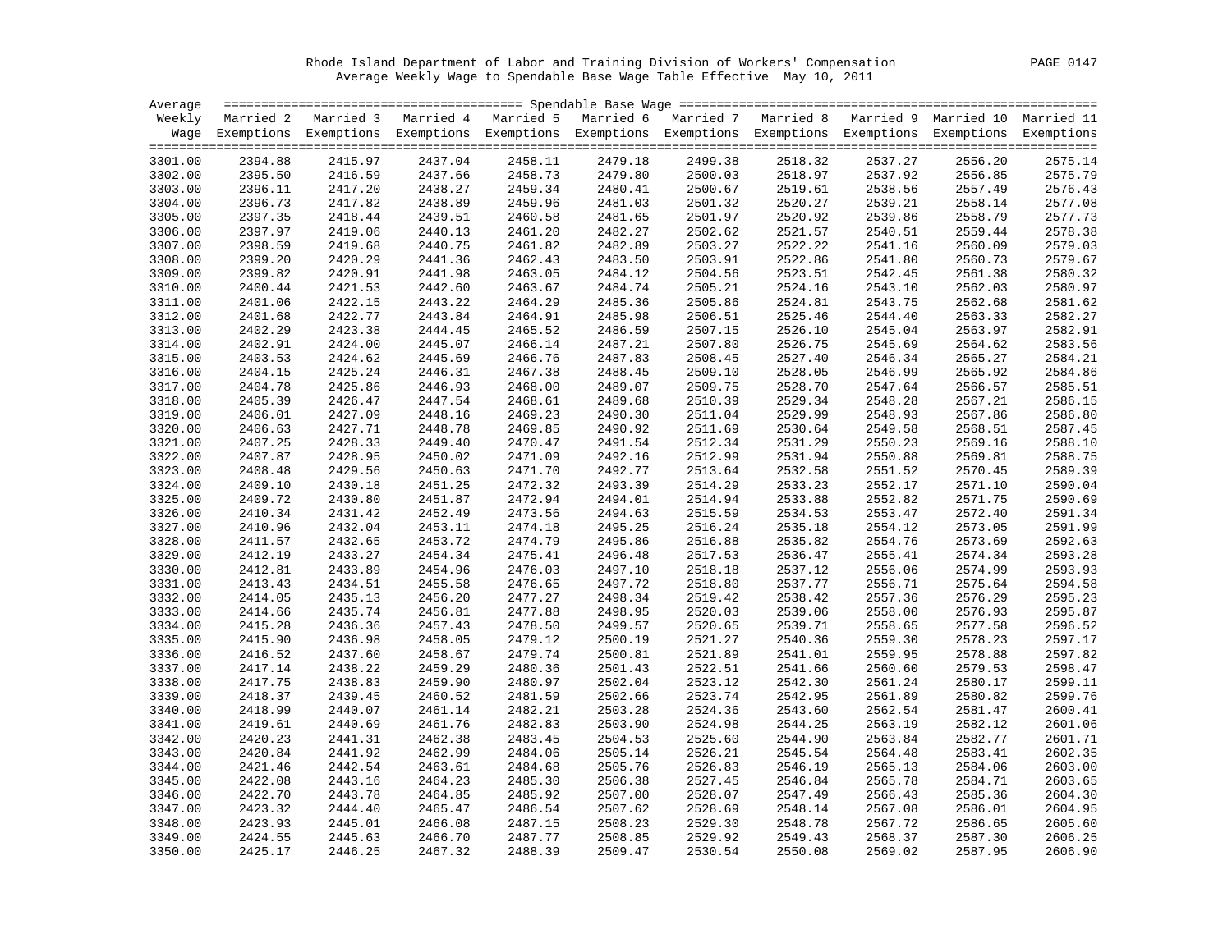Rhode Island Department of Labor and Training Division of Workers' Compensation

Average Weekly Wage to Spendable Base Wage Table Effective May 10, 2011

| Average Weekly Wage | Married 2 Exemptions | Married 3 Exemptions | Married 4 Exemptions | Married 5 Exemptions | Married 6 Exemptions | Married 7 Exemptions | Married 8 Exemptions | Married 9 Exemptions | Married 10 Exemptions | Married 11 Exemptions |
|---|---|---|---|---|---|---|---|---|---|---|
| 3301.00 | 2394.88 | 2415.97 | 2437.04 | 2458.11 | 2479.18 | 2499.38 | 2518.32 | 2537.27 | 2556.20 | 2575.14 |
| 3302.00 | 2395.50 | 2416.59 | 2437.66 | 2458.73 | 2479.80 | 2500.03 | 2518.97 | 2537.92 | 2556.85 | 2575.79 |
| 3303.00 | 2396.11 | 2417.20 | 2438.27 | 2459.34 | 2480.41 | 2500.67 | 2519.61 | 2538.56 | 2557.49 | 2576.43 |
| 3304.00 | 2396.73 | 2417.82 | 2438.89 | 2459.96 | 2481.03 | 2501.32 | 2520.27 | 2539.21 | 2558.14 | 2577.08 |
| 3305.00 | 2397.35 | 2418.44 | 2439.51 | 2460.58 | 2481.65 | 2501.97 | 2520.92 | 2539.86 | 2558.79 | 2577.73 |
| 3306.00 | 2397.97 | 2419.06 | 2440.13 | 2461.20 | 2482.27 | 2502.62 | 2521.57 | 2540.51 | 2559.44 | 2578.38 |
| 3307.00 | 2398.59 | 2419.68 | 2440.75 | 2461.82 | 2482.89 | 2503.27 | 2522.22 | 2541.16 | 2560.09 | 2579.03 |
| 3308.00 | 2399.20 | 2420.29 | 2441.36 | 2462.43 | 2483.50 | 2503.91 | 2522.86 | 2541.80 | 2560.73 | 2579.67 |
| 3309.00 | 2399.82 | 2420.91 | 2441.98 | 2463.05 | 2484.12 | 2504.56 | 2523.51 | 2542.45 | 2561.38 | 2580.32 |
| 3310.00 | 2400.44 | 2421.53 | 2442.60 | 2463.67 | 2484.74 | 2505.21 | 2524.16 | 2543.10 | 2562.03 | 2580.97 |
| 3311.00 | 2401.06 | 2422.15 | 2443.22 | 2464.29 | 2485.36 | 2505.86 | 2524.81 | 2543.75 | 2562.68 | 2581.62 |
| 3312.00 | 2401.68 | 2422.77 | 2443.84 | 2464.91 | 2485.98 | 2506.51 | 2525.46 | 2544.40 | 2563.33 | 2582.27 |
| 3313.00 | 2402.29 | 2423.38 | 2444.45 | 2465.52 | 2486.59 | 2507.15 | 2526.10 | 2545.04 | 2563.97 | 2582.91 |
| 3314.00 | 2402.91 | 2424.00 | 2445.07 | 2466.14 | 2487.21 | 2507.80 | 2526.75 | 2545.69 | 2564.62 | 2583.56 |
| 3315.00 | 2403.53 | 2424.62 | 2445.69 | 2466.76 | 2487.83 | 2508.45 | 2527.40 | 2546.34 | 2565.27 | 2584.21 |
| 3316.00 | 2404.15 | 2425.24 | 2446.31 | 2467.38 | 2488.45 | 2509.10 | 2528.05 | 2546.99 | 2565.92 | 2584.86 |
| 3317.00 | 2404.78 | 2425.86 | 2446.93 | 2468.00 | 2489.07 | 2509.75 | 2528.70 | 2547.64 | 2566.57 | 2585.51 |
| 3318.00 | 2405.39 | 2426.47 | 2447.54 | 2468.61 | 2489.68 | 2510.39 | 2529.34 | 2548.28 | 2567.21 | 2586.15 |
| 3319.00 | 2406.01 | 2427.09 | 2448.16 | 2469.23 | 2490.30 | 2511.04 | 2529.99 | 2548.93 | 2567.86 | 2586.80 |
| 3320.00 | 2406.63 | 2427.71 | 2448.78 | 2469.85 | 2490.92 | 2511.69 | 2530.64 | 2549.58 | 2568.51 | 2587.45 |
| 3321.00 | 2407.25 | 2428.33 | 2449.40 | 2470.47 | 2491.54 | 2512.34 | 2531.29 | 2550.23 | 2569.16 | 2588.10 |
| 3322.00 | 2407.87 | 2428.95 | 2450.02 | 2471.09 | 2492.16 | 2512.99 | 2531.94 | 2550.88 | 2569.81 | 2588.75 |
| 3323.00 | 2408.48 | 2429.56 | 2450.63 | 2471.70 | 2492.77 | 2513.64 | 2532.58 | 2551.52 | 2570.45 | 2589.39 |
| 3324.00 | 2409.10 | 2430.18 | 2451.25 | 2472.32 | 2493.39 | 2514.29 | 2533.23 | 2552.17 | 2571.10 | 2590.04 |
| 3325.00 | 2409.72 | 2430.80 | 2451.87 | 2472.94 | 2494.01 | 2514.94 | 2533.88 | 2552.82 | 2571.75 | 2590.69 |
| 3326.00 | 2410.34 | 2431.42 | 2452.49 | 2473.56 | 2494.63 | 2515.59 | 2534.53 | 2553.47 | 2572.40 | 2591.34 |
| 3327.00 | 2410.96 | 2432.04 | 2453.11 | 2474.18 | 2495.25 | 2516.24 | 2535.18 | 2554.12 | 2573.05 | 2591.99 |
| 3328.00 | 2411.57 | 2432.65 | 2453.72 | 2474.79 | 2495.86 | 2516.88 | 2535.82 | 2554.76 | 2573.69 | 2592.63 |
| 3329.00 | 2412.19 | 2433.27 | 2454.34 | 2475.41 | 2496.48 | 2517.53 | 2536.47 | 2555.41 | 2574.34 | 2593.28 |
| 3330.00 | 2412.81 | 2433.89 | 2454.96 | 2476.03 | 2497.10 | 2518.18 | 2537.12 | 2556.06 | 2574.99 | 2593.93 |
| 3331.00 | 2413.43 | 2434.51 | 2455.58 | 2476.65 | 2497.72 | 2518.80 | 2537.77 | 2556.71 | 2575.64 | 2594.58 |
| 3332.00 | 2414.05 | 2435.13 | 2456.20 | 2477.27 | 2498.34 | 2519.42 | 2538.42 | 2557.36 | 2576.29 | 2595.23 |
| 3333.00 | 2414.66 | 2435.74 | 2456.81 | 2477.88 | 2498.95 | 2520.03 | 2539.06 | 2558.00 | 2576.93 | 2595.87 |
| 3334.00 | 2415.28 | 2436.36 | 2457.43 | 2478.50 | 2499.57 | 2520.65 | 2539.71 | 2558.65 | 2577.58 | 2596.52 |
| 3335.00 | 2415.90 | 2436.98 | 2458.05 | 2479.12 | 2500.19 | 2521.27 | 2540.36 | 2559.30 | 2578.23 | 2597.17 |
| 3336.00 | 2416.52 | 2437.60 | 2458.67 | 2479.74 | 2500.81 | 2521.89 | 2541.01 | 2559.95 | 2578.88 | 2597.82 |
| 3337.00 | 2417.14 | 2438.22 | 2459.29 | 2480.36 | 2501.43 | 2522.51 | 2541.66 | 2560.60 | 2579.53 | 2598.47 |
| 3338.00 | 2417.75 | 2438.83 | 2459.90 | 2480.97 | 2502.04 | 2523.12 | 2542.30 | 2561.24 | 2580.17 | 2599.11 |
| 3339.00 | 2418.37 | 2439.45 | 2460.52 | 2481.59 | 2502.66 | 2523.74 | 2542.95 | 2561.89 | 2580.82 | 2599.76 |
| 3340.00 | 2418.99 | 2440.07 | 2461.14 | 2482.21 | 2503.28 | 2524.36 | 2543.60 | 2562.54 | 2581.47 | 2600.41 |
| 3341.00 | 2419.61 | 2440.69 | 2461.76 | 2482.83 | 2503.90 | 2524.98 | 2544.25 | 2563.19 | 2582.12 | 2601.06 |
| 3342.00 | 2420.23 | 2441.31 | 2462.38 | 2483.45 | 2504.53 | 2525.60 | 2544.90 | 2563.84 | 2582.77 | 2601.71 |
| 3343.00 | 2420.84 | 2441.92 | 2462.99 | 2484.06 | 2505.14 | 2526.21 | 2545.54 | 2564.48 | 2583.41 | 2602.35 |
| 3344.00 | 2421.46 | 2442.54 | 2463.61 | 2484.68 | 2505.76 | 2526.83 | 2546.19 | 2565.13 | 2584.06 | 2603.00 |
| 3345.00 | 2422.08 | 2443.16 | 2464.23 | 2485.30 | 2506.38 | 2527.45 | 2546.84 | 2565.78 | 2584.71 | 2603.65 |
| 3346.00 | 2422.70 | 2443.78 | 2464.85 | 2485.92 | 2507.00 | 2528.07 | 2547.49 | 2566.43 | 2585.36 | 2604.30 |
| 3347.00 | 2423.32 | 2444.40 | 2465.47 | 2486.54 | 2507.62 | 2528.69 | 2548.14 | 2567.08 | 2586.01 | 2604.95 |
| 3348.00 | 2423.93 | 2445.01 | 2466.08 | 2487.15 | 2508.23 | 2529.30 | 2548.78 | 2567.72 | 2586.65 | 2605.60 |
| 3349.00 | 2424.55 | 2445.63 | 2466.70 | 2487.77 | 2508.85 | 2529.92 | 2549.43 | 2568.37 | 2587.30 | 2606.25 |
| 3350.00 | 2425.17 | 2446.25 | 2467.32 | 2488.39 | 2509.47 | 2530.54 | 2550.08 | 2569.02 | 2587.95 | 2606.90 |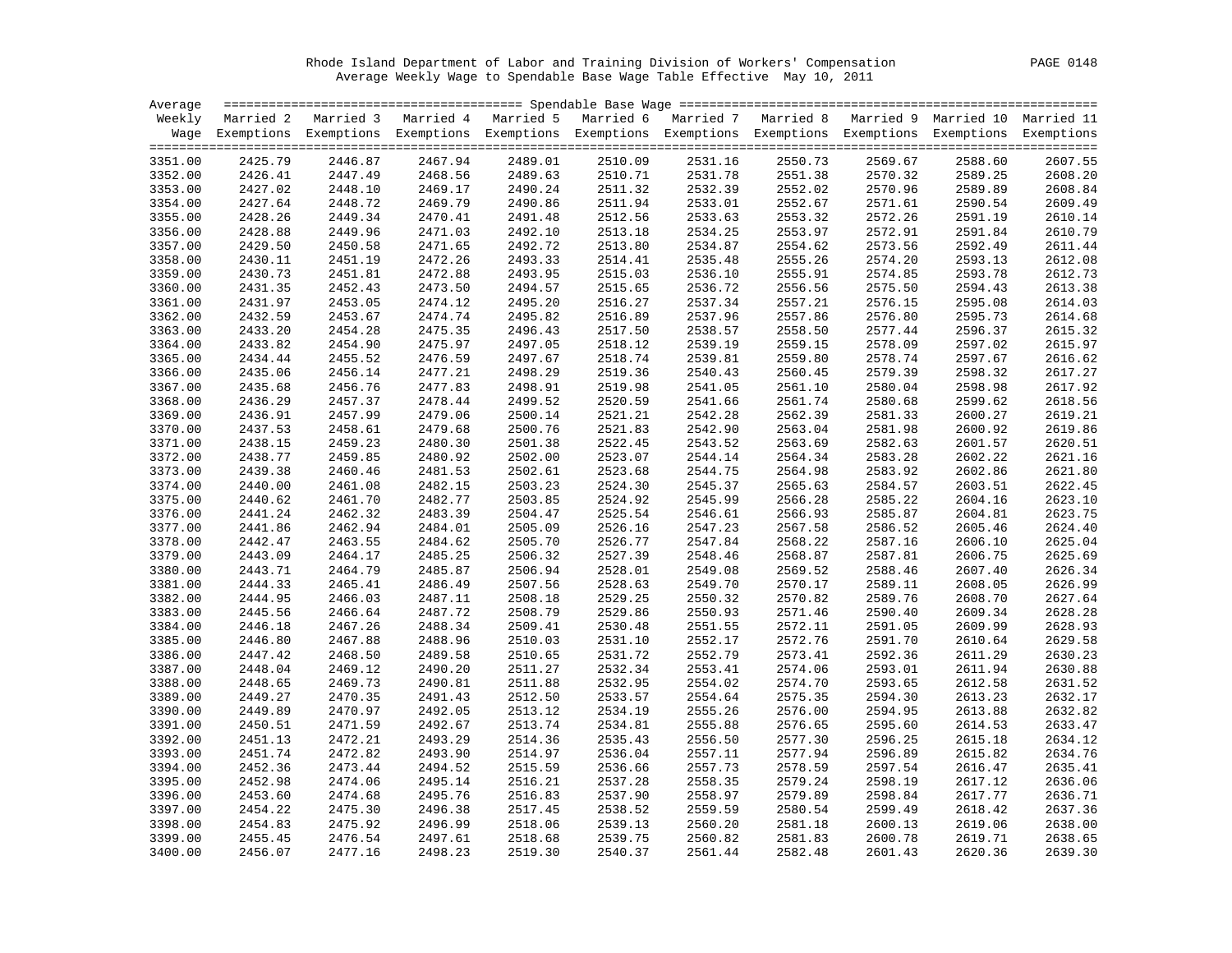Rhode Island Department of Labor and Training Division of Workers' Compensation

Average Weekly Wage to Spendable Base Wage Table Effective May 10, 2011

| Average Weekly Wage | Married 2 Exemptions | Married 3 Exemptions | Married 4 Exemptions | Married 5 Exemptions | Married 6 Exemptions | Married 7 Exemptions | Married 8 Exemptions | Married 9 Exemptions | Married 10 Exemptions | Married 11 Exemptions |
|---|---|---|---|---|---|---|---|---|---|---|
| 3351.00 | 2425.79 | 2446.87 | 2467.94 | 2489.01 | 2510.09 | 2531.16 | 2550.73 | 2569.67 | 2588.60 | 2607.55 |
| 3352.00 | 2426.41 | 2447.49 | 2468.56 | 2489.63 | 2510.71 | 2531.78 | 2551.38 | 2570.32 | 2589.25 | 2608.20 |
| 3353.00 | 2427.02 | 2448.10 | 2469.17 | 2490.24 | 2511.32 | 2532.39 | 2552.02 | 2570.96 | 2589.89 | 2608.84 |
| 3354.00 | 2427.64 | 2448.72 | 2469.79 | 2490.86 | 2511.94 | 2533.01 | 2552.67 | 2571.61 | 2590.54 | 2609.49 |
| 3355.00 | 2428.26 | 2449.34 | 2470.41 | 2491.48 | 2512.56 | 2533.63 | 2553.32 | 2572.26 | 2591.19 | 2610.14 |
| 3356.00 | 2428.88 | 2449.96 | 2471.03 | 2492.10 | 2513.18 | 2534.25 | 2553.97 | 2572.91 | 2591.84 | 2610.79 |
| 3357.00 | 2429.50 | 2450.58 | 2471.65 | 2492.72 | 2513.80 | 2534.87 | 2554.62 | 2573.56 | 2592.49 | 2611.44 |
| 3358.00 | 2430.11 | 2451.19 | 2472.26 | 2493.33 | 2514.41 | 2535.48 | 2555.26 | 2574.20 | 2593.13 | 2612.08 |
| 3359.00 | 2430.73 | 2451.81 | 2472.88 | 2493.95 | 2515.03 | 2536.10 | 2555.91 | 2574.85 | 2593.78 | 2612.73 |
| 3360.00 | 2431.35 | 2452.43 | 2473.50 | 2494.57 | 2515.65 | 2536.72 | 2556.56 | 2575.50 | 2594.43 | 2613.38 |
| 3361.00 | 2431.97 | 2453.05 | 2474.12 | 2495.20 | 2516.27 | 2537.34 | 2557.21 | 2576.15 | 2595.08 | 2614.03 |
| 3362.00 | 2432.59 | 2453.67 | 2474.74 | 2495.82 | 2516.89 | 2537.96 | 2557.86 | 2576.80 | 2595.73 | 2614.68 |
| 3363.00 | 2433.20 | 2454.28 | 2475.35 | 2496.43 | 2517.50 | 2538.57 | 2558.50 | 2577.44 | 2596.37 | 2615.32 |
| 3364.00 | 2433.82 | 2454.90 | 2475.97 | 2497.05 | 2518.12 | 2539.19 | 2559.15 | 2578.09 | 2597.02 | 2615.97 |
| 3365.00 | 2434.44 | 2455.52 | 2476.59 | 2497.67 | 2518.74 | 2539.81 | 2559.80 | 2578.74 | 2597.67 | 2616.62 |
| 3366.00 | 2435.06 | 2456.14 | 2477.21 | 2498.29 | 2519.36 | 2540.43 | 2560.45 | 2579.39 | 2598.32 | 2617.27 |
| 3367.00 | 2435.68 | 2456.76 | 2477.83 | 2498.91 | 2519.98 | 2541.05 | 2561.10 | 2580.04 | 2598.98 | 2617.92 |
| 3368.00 | 2436.29 | 2457.37 | 2478.44 | 2499.52 | 2520.59 | 2541.66 | 2561.74 | 2580.68 | 2599.62 | 2618.56 |
| 3369.00 | 2436.91 | 2457.99 | 2479.06 | 2500.14 | 2521.21 | 2542.28 | 2562.39 | 2581.33 | 2600.27 | 2619.21 |
| 3370.00 | 2437.53 | 2458.61 | 2479.68 | 2500.76 | 2521.83 | 2542.90 | 2563.04 | 2581.98 | 2600.92 | 2619.86 |
| 3371.00 | 2438.15 | 2459.23 | 2480.30 | 2501.38 | 2522.45 | 2543.52 | 2563.69 | 2582.63 | 2601.57 | 2620.51 |
| 3372.00 | 2438.77 | 2459.85 | 2480.92 | 2502.00 | 2523.07 | 2544.14 | 2564.34 | 2583.28 | 2602.22 | 2621.16 |
| 3373.00 | 2439.38 | 2460.46 | 2481.53 | 2502.61 | 2523.68 | 2544.75 | 2564.98 | 2583.92 | 2602.86 | 2621.80 |
| 3374.00 | 2440.00 | 2461.08 | 2482.15 | 2503.23 | 2524.30 | 2545.37 | 2565.63 | 2584.57 | 2603.51 | 2622.45 |
| 3375.00 | 2440.62 | 2461.70 | 2482.77 | 2503.85 | 2524.92 | 2545.99 | 2566.28 | 2585.22 | 2604.16 | 2623.10 |
| 3376.00 | 2441.24 | 2462.32 | 2483.39 | 2504.47 | 2525.54 | 2546.61 | 2566.93 | 2585.87 | 2604.81 | 2623.75 |
| 3377.00 | 2441.86 | 2462.94 | 2484.01 | 2505.09 | 2526.16 | 2547.23 | 2567.58 | 2586.52 | 2605.46 | 2624.40 |
| 3378.00 | 2442.47 | 2463.55 | 2484.62 | 2505.70 | 2526.77 | 2547.84 | 2568.22 | 2587.16 | 2606.10 | 2625.04 |
| 3379.00 | 2443.09 | 2464.17 | 2485.25 | 2506.32 | 2527.39 | 2548.46 | 2568.87 | 2587.81 | 2606.75 | 2625.69 |
| 3380.00 | 2443.71 | 2464.79 | 2485.87 | 2506.94 | 2528.01 | 2549.08 | 2569.52 | 2588.46 | 2607.40 | 2626.34 |
| 3381.00 | 2444.33 | 2465.41 | 2486.49 | 2507.56 | 2528.63 | 2549.70 | 2570.17 | 2589.11 | 2608.05 | 2626.99 |
| 3382.00 | 2444.95 | 2466.03 | 2487.11 | 2508.18 | 2529.25 | 2550.32 | 2570.82 | 2589.76 | 2608.70 | 2627.64 |
| 3383.00 | 2445.56 | 2466.64 | 2487.72 | 2508.79 | 2529.86 | 2550.93 | 2571.46 | 2590.40 | 2609.34 | 2628.28 |
| 3384.00 | 2446.18 | 2467.26 | 2488.34 | 2509.41 | 2530.48 | 2551.55 | 2572.11 | 2591.05 | 2609.99 | 2628.93 |
| 3385.00 | 2446.80 | 2467.88 | 2488.96 | 2510.03 | 2531.10 | 2552.17 | 2572.76 | 2591.70 | 2610.64 | 2629.58 |
| 3386.00 | 2447.42 | 2468.50 | 2489.58 | 2510.65 | 2531.72 | 2552.79 | 2573.41 | 2592.36 | 2611.29 | 2630.23 |
| 3387.00 | 2448.04 | 2469.12 | 2490.20 | 2511.27 | 2532.34 | 2553.41 | 2574.06 | 2593.01 | 2611.94 | 2630.88 |
| 3388.00 | 2448.65 | 2469.73 | 2490.81 | 2511.88 | 2532.95 | 2554.02 | 2574.70 | 2593.65 | 2612.58 | 2631.52 |
| 3389.00 | 2449.27 | 2470.35 | 2491.43 | 2512.50 | 2533.57 | 2554.64 | 2575.35 | 2594.30 | 2613.23 | 2632.17 |
| 3390.00 | 2449.89 | 2470.97 | 2492.05 | 2513.12 | 2534.19 | 2555.26 | 2576.00 | 2594.95 | 2613.88 | 2632.82 |
| 3391.00 | 2450.51 | 2471.59 | 2492.67 | 2513.74 | 2534.81 | 2555.88 | 2576.65 | 2595.60 | 2614.53 | 2633.47 |
| 3392.00 | 2451.13 | 2472.21 | 2493.29 | 2514.36 | 2535.43 | 2556.50 | 2577.30 | 2596.25 | 2615.18 | 2634.12 |
| 3393.00 | 2451.74 | 2472.82 | 2493.90 | 2514.97 | 2536.04 | 2557.11 | 2577.94 | 2596.89 | 2615.82 | 2634.76 |
| 3394.00 | 2452.36 | 2473.44 | 2494.52 | 2515.59 | 2536.66 | 2557.73 | 2578.59 | 2597.54 | 2616.47 | 2635.41 |
| 3395.00 | 2452.98 | 2474.06 | 2495.14 | 2516.21 | 2537.28 | 2558.35 | 2579.24 | 2598.19 | 2617.12 | 2636.06 |
| 3396.00 | 2453.60 | 2474.68 | 2495.76 | 2516.83 | 2537.90 | 2558.97 | 2579.89 | 2598.84 | 2617.77 | 2636.71 |
| 3397.00 | 2454.22 | 2475.30 | 2496.38 | 2517.45 | 2538.52 | 2559.59 | 2580.54 | 2599.49 | 2618.42 | 2637.36 |
| 3398.00 | 2454.83 | 2475.92 | 2496.99 | 2518.06 | 2539.13 | 2560.20 | 2581.18 | 2600.13 | 2619.06 | 2638.00 |
| 3399.00 | 2455.45 | 2476.54 | 2497.61 | 2518.68 | 2539.75 | 2560.82 | 2581.83 | 2600.78 | 2619.71 | 2638.65 |
| 3400.00 | 2456.07 | 2477.16 | 2498.23 | 2519.30 | 2540.37 | 2561.44 | 2582.48 | 2601.43 | 2620.36 | 2639.30 |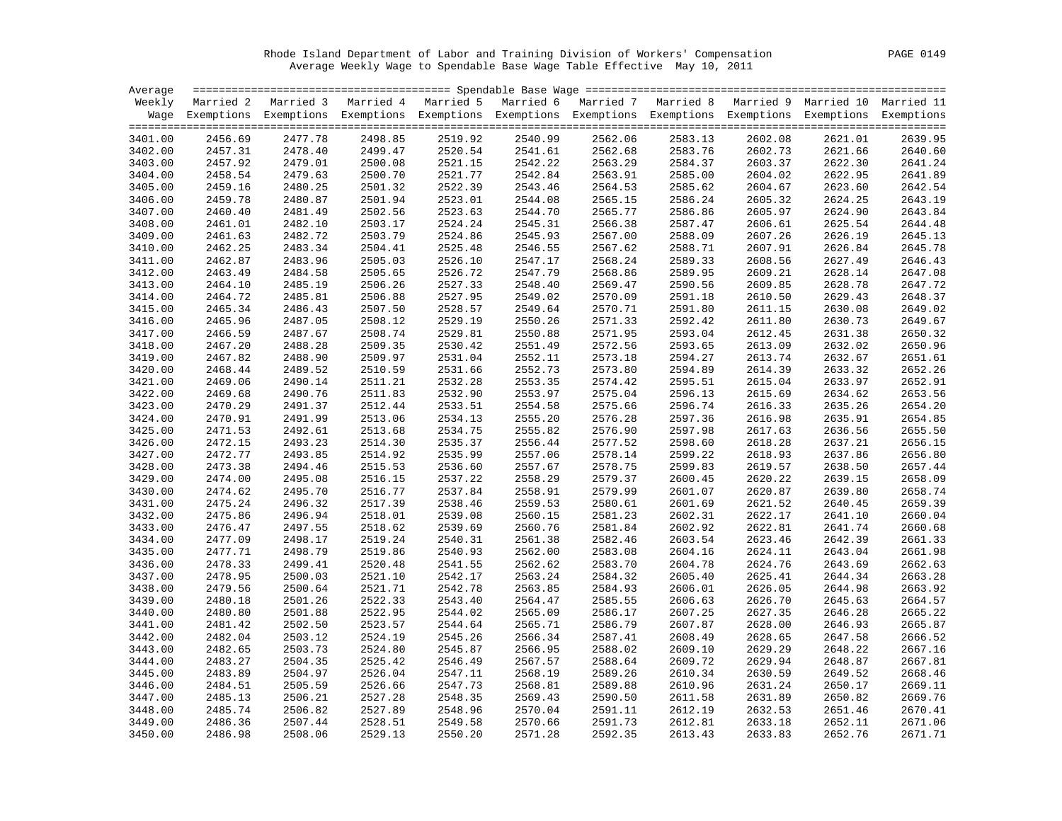Rhode Island Department of Labor and Training Division of Workers' Compensation

Average Weekly Wage to Spendable Base Wage Table Effective May 10, 2011

| Average Weekly Wage | Married 2 Exemptions | Married 3 Exemptions | Married 4 Exemptions | Married 5 Exemptions | Married 6 Exemptions | Married 7 Exemptions | Married 8 Exemptions | Married 9 Exemptions | Married 10 Exemptions | Married 11 Exemptions |
|---|---|---|---|---|---|---|---|---|---|---|
| 3401.00 | 2456.69 | 2477.78 | 2498.85 | 2519.92 | 2540.99 | 2562.06 | 2583.13 | 2602.08 | 2621.01 | 2639.95 |
| 3402.00 | 2457.31 | 2478.40 | 2499.47 | 2520.54 | 2541.61 | 2562.68 | 2583.76 | 2602.73 | 2621.66 | 2640.60 |
| 3403.00 | 2457.92 | 2479.01 | 2500.08 | 2521.15 | 2542.22 | 2563.29 | 2584.37 | 2603.37 | 2622.30 | 2641.24 |
| 3404.00 | 2458.54 | 2479.63 | 2500.70 | 2521.77 | 2542.84 | 2563.91 | 2585.00 | 2604.02 | 2622.95 | 2641.89 |
| 3405.00 | 2459.16 | 2480.25 | 2501.32 | 2522.39 | 2543.46 | 2564.53 | 2585.62 | 2604.67 | 2623.60 | 2642.54 |
| 3406.00 | 2459.78 | 2480.87 | 2501.94 | 2523.01 | 2544.08 | 2565.15 | 2586.24 | 2605.32 | 2624.25 | 2643.19 |
| 3407.00 | 2460.40 | 2481.49 | 2502.56 | 2523.63 | 2544.70 | 2565.77 | 2586.86 | 2605.97 | 2624.90 | 2643.84 |
| 3408.00 | 2461.01 | 2482.10 | 2503.17 | 2524.24 | 2545.31 | 2566.38 | 2587.47 | 2606.61 | 2625.54 | 2644.48 |
| 3409.00 | 2461.63 | 2482.72 | 2503.79 | 2524.86 | 2545.93 | 2567.00 | 2588.09 | 2607.26 | 2626.19 | 2645.13 |
| 3410.00 | 2462.25 | 2483.34 | 2504.41 | 2525.48 | 2546.55 | 2567.62 | 2588.71 | 2607.91 | 2626.84 | 2645.78 |
| 3411.00 | 2462.87 | 2483.96 | 2505.03 | 2526.10 | 2547.17 | 2568.24 | 2589.33 | 2608.56 | 2627.49 | 2646.43 |
| 3412.00 | 2463.49 | 2484.58 | 2505.65 | 2526.72 | 2547.79 | 2568.86 | 2589.95 | 2609.21 | 2628.14 | 2647.08 |
| 3413.00 | 2464.10 | 2485.19 | 2506.26 | 2527.33 | 2548.40 | 2569.47 | 2590.56 | 2609.85 | 2628.78 | 2647.72 |
| 3414.00 | 2464.72 | 2485.81 | 2506.88 | 2527.95 | 2549.02 | 2570.09 | 2591.18 | 2610.50 | 2629.43 | 2648.37 |
| 3415.00 | 2465.34 | 2486.43 | 2507.50 | 2528.57 | 2549.64 | 2570.71 | 2591.80 | 2611.15 | 2630.08 | 2649.02 |
| 3416.00 | 2465.96 | 2487.05 | 2508.12 | 2529.19 | 2550.26 | 2571.33 | 2592.42 | 2611.80 | 2630.73 | 2649.67 |
| 3417.00 | 2466.59 | 2487.67 | 2508.74 | 2529.81 | 2550.88 | 2571.95 | 2593.04 | 2612.45 | 2631.38 | 2650.32 |
| 3418.00 | 2467.20 | 2488.28 | 2509.35 | 2530.42 | 2551.49 | 2572.56 | 2593.65 | 2613.09 | 2632.02 | 2650.96 |
| 3419.00 | 2467.82 | 2488.90 | 2509.97 | 2531.04 | 2552.11 | 2573.18 | 2594.27 | 2613.74 | 2632.67 | 2651.61 |
| 3420.00 | 2468.44 | 2489.52 | 2510.59 | 2531.66 | 2552.73 | 2573.80 | 2594.89 | 2614.39 | 2633.32 | 2652.26 |
| 3421.00 | 2469.06 | 2490.14 | 2511.21 | 2532.28 | 2553.35 | 2574.42 | 2595.51 | 2615.04 | 2633.97 | 2652.91 |
| 3422.00 | 2469.68 | 2490.76 | 2511.83 | 2532.90 | 2553.97 | 2575.04 | 2596.13 | 2615.69 | 2634.62 | 2653.56 |
| 3423.00 | 2470.29 | 2491.37 | 2512.44 | 2533.51 | 2554.58 | 2575.66 | 2596.74 | 2616.33 | 2635.26 | 2654.20 |
| 3424.00 | 2470.91 | 2491.99 | 2513.06 | 2534.13 | 2555.20 | 2576.28 | 2597.36 | 2616.98 | 2635.91 | 2654.85 |
| 3425.00 | 2471.53 | 2492.61 | 2513.68 | 2534.75 | 2555.82 | 2576.90 | 2597.98 | 2617.63 | 2636.56 | 2655.50 |
| 3426.00 | 2472.15 | 2493.23 | 2514.30 | 2535.37 | 2556.44 | 2577.52 | 2598.60 | 2618.28 | 2637.21 | 2656.15 |
| 3427.00 | 2472.77 | 2493.85 | 2514.92 | 2535.99 | 2557.06 | 2578.14 | 2599.22 | 2618.93 | 2637.86 | 2656.80 |
| 3428.00 | 2473.38 | 2494.46 | 2515.53 | 2536.60 | 2557.67 | 2578.75 | 2599.83 | 2619.57 | 2638.50 | 2657.44 |
| 3429.00 | 2474.00 | 2495.08 | 2516.15 | 2537.22 | 2558.29 | 2579.37 | 2600.45 | 2620.22 | 2639.15 | 2658.09 |
| 3430.00 | 2474.62 | 2495.70 | 2516.77 | 2537.84 | 2558.91 | 2579.99 | 2601.07 | 2620.87 | 2639.80 | 2658.74 |
| 3431.00 | 2475.24 | 2496.32 | 2517.39 | 2538.46 | 2559.53 | 2580.61 | 2601.69 | 2621.52 | 2640.45 | 2659.39 |
| 3432.00 | 2475.86 | 2496.94 | 2518.01 | 2539.08 | 2560.15 | 2581.23 | 2602.31 | 2622.17 | 2641.10 | 2660.04 |
| 3433.00 | 2476.47 | 2497.55 | 2518.62 | 2539.69 | 2560.76 | 2581.84 | 2602.92 | 2622.81 | 2641.74 | 2660.68 |
| 3434.00 | 2477.09 | 2498.17 | 2519.24 | 2540.31 | 2561.38 | 2582.46 | 2603.54 | 2623.46 | 2642.39 | 2661.33 |
| 3435.00 | 2477.71 | 2498.79 | 2519.86 | 2540.93 | 2562.00 | 2583.08 | 2604.16 | 2624.11 | 2643.04 | 2661.98 |
| 3436.00 | 2478.33 | 2499.41 | 2520.48 | 2541.55 | 2562.62 | 2583.70 | 2604.78 | 2624.76 | 2643.69 | 2662.63 |
| 3437.00 | 2478.95 | 2500.03 | 2521.10 | 2542.17 | 2563.24 | 2584.32 | 2605.40 | 2625.41 | 2644.34 | 2663.28 |
| 3438.00 | 2479.56 | 2500.64 | 2521.71 | 2542.78 | 2563.85 | 2584.93 | 2606.01 | 2626.05 | 2644.98 | 2663.92 |
| 3439.00 | 2480.18 | 2501.26 | 2522.33 | 2543.40 | 2564.47 | 2585.55 | 2606.63 | 2626.70 | 2645.63 | 2664.57 |
| 3440.00 | 2480.80 | 2501.88 | 2522.95 | 2544.02 | 2565.09 | 2586.17 | 2607.25 | 2627.35 | 2646.28 | 2665.22 |
| 3441.00 | 2481.42 | 2502.50 | 2523.57 | 2544.64 | 2565.71 | 2586.79 | 2607.87 | 2628.00 | 2646.93 | 2665.87 |
| 3442.00 | 2482.04 | 2503.12 | 2524.19 | 2545.26 | 2566.34 | 2587.41 | 2608.49 | 2628.65 | 2647.58 | 2666.52 |
| 3443.00 | 2482.65 | 2503.73 | 2524.80 | 2545.87 | 2566.95 | 2588.02 | 2609.10 | 2629.29 | 2648.22 | 2667.16 |
| 3444.00 | 2483.27 | 2504.35 | 2525.42 | 2546.49 | 2567.57 | 2588.64 | 2609.72 | 2629.94 | 2648.87 | 2667.81 |
| 3445.00 | 2483.89 | 2504.97 | 2526.04 | 2547.11 | 2568.19 | 2589.26 | 2610.34 | 2630.59 | 2649.52 | 2668.46 |
| 3446.00 | 2484.51 | 2505.59 | 2526.66 | 2547.73 | 2568.81 | 2589.88 | 2610.96 | 2631.24 | 2650.17 | 2669.11 |
| 3447.00 | 2485.13 | 2506.21 | 2527.28 | 2548.35 | 2569.43 | 2590.50 | 2611.58 | 2631.89 | 2650.82 | 2669.76 |
| 3448.00 | 2485.74 | 2506.82 | 2527.89 | 2548.96 | 2570.04 | 2591.11 | 2612.19 | 2632.53 | 2651.46 | 2670.41 |
| 3449.00 | 2486.36 | 2507.44 | 2528.51 | 2549.58 | 2570.66 | 2591.73 | 2612.81 | 2633.18 | 2652.11 | 2671.06 |
| 3450.00 | 2486.98 | 2508.06 | 2529.13 | 2550.20 | 2571.28 | 2592.35 | 2613.43 | 2633.83 | 2652.76 | 2671.71 |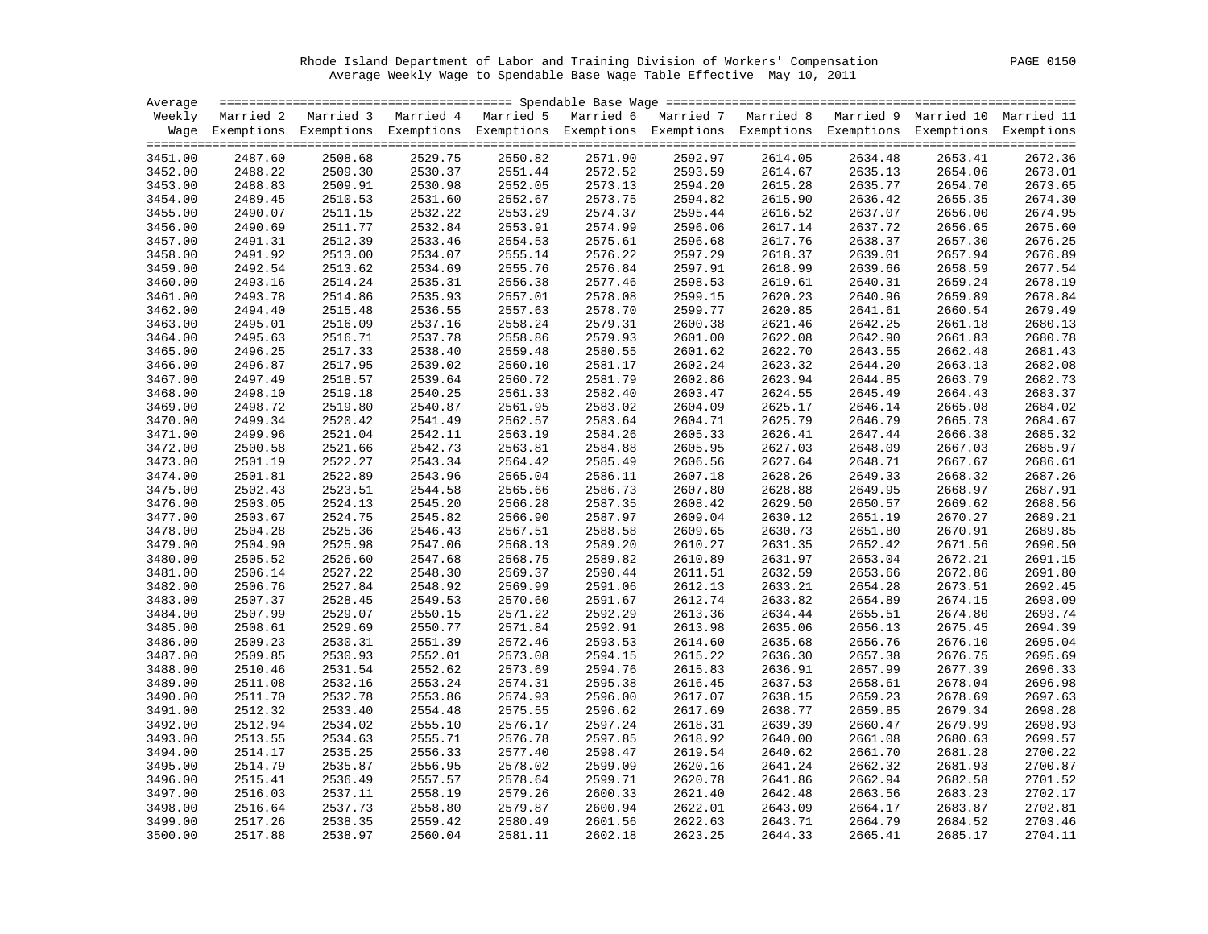Rhode Island Department of Labor and Training Division of Workers' Compensation

Average Weekly Wage to Spendable Base Wage Table Effective May 10, 2011

| Average Weekly Wage | Married 2 Exemptions | Married 3 Exemptions | Married 4 Exemptions | Married 5 Exemptions | Married 6 Exemptions | Married 7 Exemptions | Married 8 Exemptions | Married 9 Exemptions | Married 10 Exemptions | Married 11 Exemptions |
|---|---|---|---|---|---|---|---|---|---|---|
| 3451.00 | 2487.60 | 2508.68 | 2529.75 | 2550.82 | 2571.90 | 2592.97 | 2614.05 | 2634.48 | 2653.41 | 2672.36 |
| 3452.00 | 2488.22 | 2509.30 | 2530.37 | 2551.44 | 2572.52 | 2593.59 | 2614.67 | 2635.13 | 2654.06 | 2673.01 |
| 3453.00 | 2488.83 | 2509.91 | 2530.98 | 2552.05 | 2573.13 | 2594.20 | 2615.28 | 2635.77 | 2654.70 | 2673.65 |
| 3454.00 | 2489.45 | 2510.53 | 2531.60 | 2552.67 | 2573.75 | 2594.82 | 2615.90 | 2636.42 | 2655.35 | 2674.30 |
| 3455.00 | 2490.07 | 2511.15 | 2532.22 | 2553.29 | 2574.37 | 2595.44 | 2616.52 | 2637.07 | 2656.00 | 2674.95 |
| 3456.00 | 2490.69 | 2511.77 | 2532.84 | 2553.91 | 2574.99 | 2596.06 | 2617.14 | 2637.72 | 2656.65 | 2675.60 |
| 3457.00 | 2491.31 | 2512.39 | 2533.46 | 2554.53 | 2575.61 | 2596.68 | 2617.76 | 2638.37 | 2657.30 | 2676.25 |
| 3458.00 | 2491.92 | 2513.00 | 2534.07 | 2555.14 | 2576.22 | 2597.29 | 2618.37 | 2639.01 | 2657.94 | 2676.89 |
| 3459.00 | 2492.54 | 2513.62 | 2534.69 | 2555.76 | 2576.84 | 2597.91 | 2618.99 | 2639.66 | 2658.59 | 2677.54 |
| 3460.00 | 2493.16 | 2514.24 | 2535.31 | 2556.38 | 2577.46 | 2598.53 | 2619.61 | 2640.31 | 2659.24 | 2678.19 |
| 3461.00 | 2493.78 | 2514.86 | 2535.93 | 2557.01 | 2578.08 | 2599.15 | 2620.23 | 2640.96 | 2659.89 | 2678.84 |
| 3462.00 | 2494.40 | 2515.48 | 2536.55 | 2557.63 | 2578.70 | 2599.77 | 2620.85 | 2641.61 | 2660.54 | 2679.49 |
| 3463.00 | 2495.01 | 2516.09 | 2537.16 | 2558.24 | 2579.31 | 2600.38 | 2621.46 | 2642.25 | 2661.18 | 2680.13 |
| 3464.00 | 2495.63 | 2516.71 | 2537.78 | 2558.86 | 2579.93 | 2601.00 | 2622.08 | 2642.90 | 2661.83 | 2680.78 |
| 3465.00 | 2496.25 | 2517.33 | 2538.40 | 2559.48 | 2580.55 | 2601.62 | 2622.70 | 2643.55 | 2662.48 | 2681.43 |
| 3466.00 | 2496.87 | 2517.95 | 2539.02 | 2560.10 | 2581.17 | 2602.24 | 2623.32 | 2644.20 | 2663.13 | 2682.08 |
| 3467.00 | 2497.49 | 2518.57 | 2539.64 | 2560.72 | 2581.79 | 2602.86 | 2623.94 | 2644.85 | 2663.79 | 2682.73 |
| 3468.00 | 2498.10 | 2519.18 | 2540.25 | 2561.33 | 2582.40 | 2603.47 | 2624.55 | 2645.49 | 2664.43 | 2683.37 |
| 3469.00 | 2498.72 | 2519.80 | 2540.87 | 2561.95 | 2583.02 | 2604.09 | 2625.17 | 2646.14 | 2665.08 | 2684.02 |
| 3470.00 | 2499.34 | 2520.42 | 2541.49 | 2562.57 | 2583.64 | 2604.71 | 2625.79 | 2646.79 | 2665.73 | 2684.67 |
| 3471.00 | 2499.96 | 2521.04 | 2542.11 | 2563.19 | 2584.26 | 2605.33 | 2626.41 | 2647.44 | 2666.38 | 2685.32 |
| 3472.00 | 2500.58 | 2521.66 | 2542.73 | 2563.81 | 2584.88 | 2605.95 | 2627.03 | 2648.09 | 2667.03 | 2685.97 |
| 3473.00 | 2501.19 | 2522.27 | 2543.34 | 2564.42 | 2585.49 | 2606.56 | 2627.64 | 2648.71 | 2667.67 | 2686.61 |
| 3474.00 | 2501.81 | 2522.89 | 2543.96 | 2565.04 | 2586.11 | 2607.18 | 2628.26 | 2649.33 | 2668.32 | 2687.26 |
| 3475.00 | 2502.43 | 2523.51 | 2544.58 | 2565.66 | 2586.73 | 2607.80 | 2628.88 | 2649.95 | 2668.97 | 2687.91 |
| 3476.00 | 2503.05 | 2524.13 | 2545.20 | 2566.28 | 2587.35 | 2608.42 | 2629.50 | 2650.57 | 2669.62 | 2688.56 |
| 3477.00 | 2503.67 | 2524.75 | 2545.82 | 2566.90 | 2587.97 | 2609.04 | 2630.12 | 2651.19 | 2670.27 | 2689.21 |
| 3478.00 | 2504.28 | 2525.36 | 2546.43 | 2567.51 | 2588.58 | 2609.65 | 2630.73 | 2651.80 | 2670.91 | 2689.85 |
| 3479.00 | 2504.90 | 2525.98 | 2547.06 | 2568.13 | 2589.20 | 2610.27 | 2631.35 | 2652.42 | 2671.56 | 2690.50 |
| 3480.00 | 2505.52 | 2526.60 | 2547.68 | 2568.75 | 2589.82 | 2610.89 | 2631.97 | 2653.04 | 2672.21 | 2691.15 |
| 3481.00 | 2506.14 | 2527.22 | 2548.30 | 2569.37 | 2590.44 | 2611.51 | 2632.59 | 2653.66 | 2672.86 | 2691.80 |
| 3482.00 | 2506.76 | 2527.84 | 2548.92 | 2569.99 | 2591.06 | 2612.13 | 2633.21 | 2654.28 | 2673.51 | 2692.45 |
| 3483.00 | 2507.37 | 2528.45 | 2549.53 | 2570.60 | 2591.67 | 2612.74 | 2633.82 | 2654.89 | 2674.15 | 2693.09 |
| 3484.00 | 2507.99 | 2529.07 | 2550.15 | 2571.22 | 2592.29 | 2613.36 | 2634.44 | 2655.51 | 2674.80 | 2693.74 |
| 3485.00 | 2508.61 | 2529.69 | 2550.77 | 2571.84 | 2592.91 | 2613.98 | 2635.06 | 2656.13 | 2675.45 | 2694.39 |
| 3486.00 | 2509.23 | 2530.31 | 2551.39 | 2572.46 | 2593.53 | 2614.60 | 2635.68 | 2656.76 | 2676.10 | 2695.04 |
| 3487.00 | 2509.85 | 2530.93 | 2552.01 | 2573.08 | 2594.15 | 2615.22 | 2636.30 | 2657.38 | 2676.75 | 2695.69 |
| 3488.00 | 2510.46 | 2531.54 | 2552.62 | 2573.69 | 2594.76 | 2615.83 | 2636.91 | 2657.99 | 2677.39 | 2696.33 |
| 3489.00 | 2511.08 | 2532.16 | 2553.24 | 2574.31 | 2595.38 | 2616.45 | 2637.53 | 2658.61 | 2678.04 | 2696.98 |
| 3490.00 | 2511.70 | 2532.78 | 2553.86 | 2574.93 | 2596.00 | 2617.07 | 2638.15 | 2659.23 | 2678.69 | 2697.63 |
| 3491.00 | 2512.32 | 2533.40 | 2554.48 | 2575.55 | 2596.62 | 2617.69 | 2638.77 | 2659.85 | 2679.34 | 2698.28 |
| 3492.00 | 2512.94 | 2534.02 | 2555.10 | 2576.17 | 2597.24 | 2618.31 | 2639.39 | 2660.47 | 2679.99 | 2698.93 |
| 3493.00 | 2513.55 | 2534.63 | 2555.71 | 2576.78 | 2597.85 | 2618.92 | 2640.00 | 2661.08 | 2680.63 | 2699.57 |
| 3494.00 | 2514.17 | 2535.25 | 2556.33 | 2577.40 | 2598.47 | 2619.54 | 2640.62 | 2661.70 | 2681.28 | 2700.22 |
| 3495.00 | 2514.79 | 2535.87 | 2556.95 | 2578.02 | 2599.09 | 2620.16 | 2641.24 | 2662.32 | 2681.93 | 2700.87 |
| 3496.00 | 2515.41 | 2536.49 | 2557.57 | 2578.64 | 2599.71 | 2620.78 | 2641.86 | 2662.94 | 2682.58 | 2701.52 |
| 3497.00 | 2516.03 | 2537.11 | 2558.19 | 2579.26 | 2600.33 | 2621.40 | 2642.48 | 2663.56 | 2683.23 | 2702.17 |
| 3498.00 | 2516.64 | 2537.73 | 2558.80 | 2579.87 | 2600.94 | 2622.01 | 2643.09 | 2664.17 | 2683.87 | 2702.81 |
| 3499.00 | 2517.26 | 2538.35 | 2559.42 | 2580.49 | 2601.56 | 2622.63 | 2643.71 | 2664.79 | 2684.52 | 2703.46 |
| 3500.00 | 2517.88 | 2538.97 | 2560.04 | 2581.11 | 2602.18 | 2623.25 | 2644.33 | 2665.41 | 2685.17 | 2704.11 |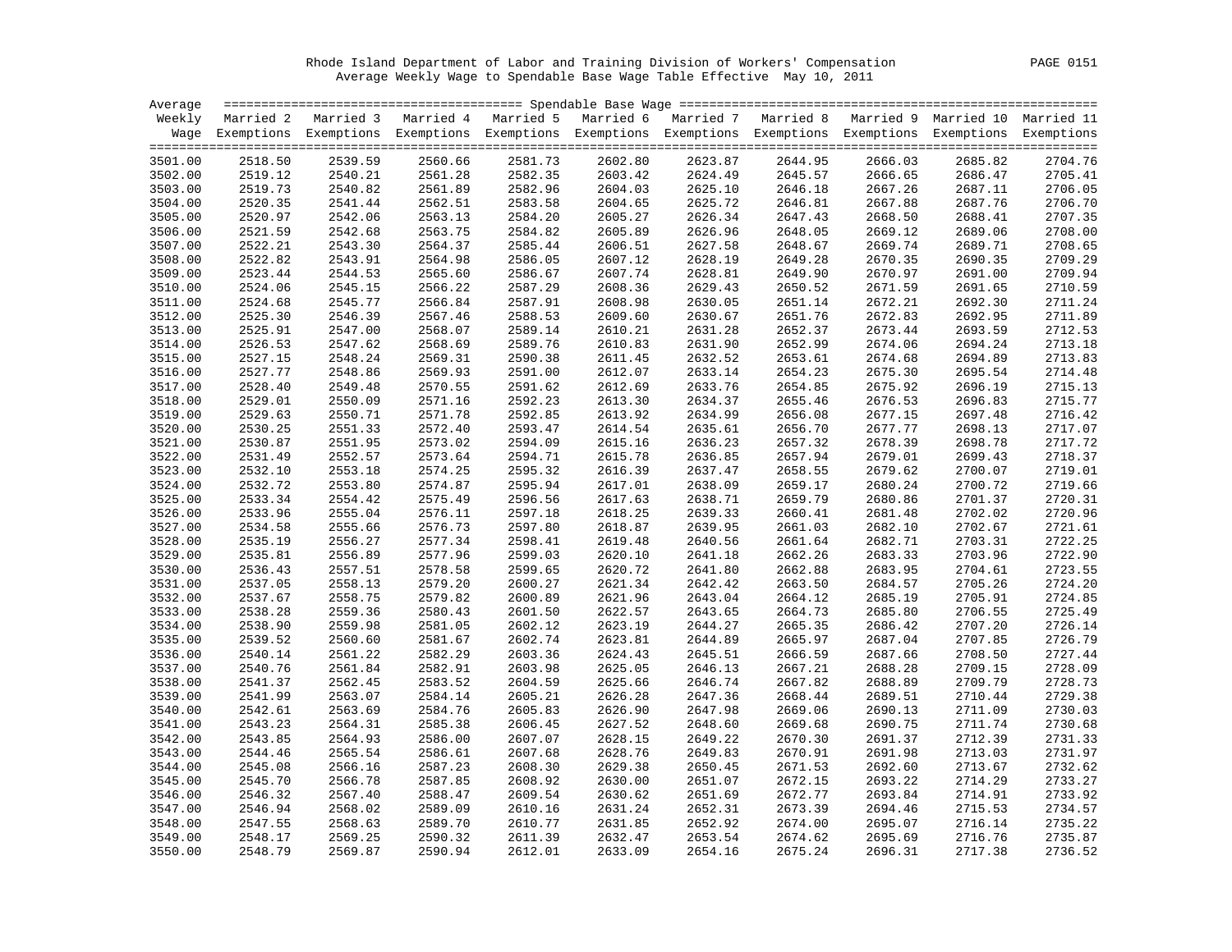Rhode Island Department of Labor and Training Division of Workers' Compensation
Average Weekly Wage to Spendable Base Wage Table Effective May 10, 2011

| Average Weekly Wage | Married 2 Exemptions | Married 3 Exemptions | Married 4 Exemptions | Married 5 Exemptions | Married 6 Exemptions | Married 7 Exemptions | Married 8 Exemptions | Married 9 Exemptions | Married 10 Exemptions | Married 11 Exemptions |
|---|---|---|---|---|---|---|---|---|---|---|
| 3501.00 | 2518.50 | 2539.59 | 2560.66 | 2581.73 | 2602.80 | 2623.87 | 2644.95 | 2666.03 | 2685.82 | 2704.76 |
| 3502.00 | 2519.12 | 2540.21 | 2561.28 | 2582.35 | 2603.42 | 2624.49 | 2645.57 | 2666.65 | 2686.47 | 2705.41 |
| 3503.00 | 2519.73 | 2540.82 | 2561.89 | 2582.96 | 2604.03 | 2625.10 | 2646.18 | 2667.26 | 2687.11 | 2706.05 |
| 3504.00 | 2520.35 | 2541.44 | 2562.51 | 2583.58 | 2604.65 | 2625.72 | 2646.81 | 2667.88 | 2687.76 | 2706.70 |
| 3505.00 | 2520.97 | 2542.06 | 2563.13 | 2584.20 | 2605.27 | 2626.34 | 2647.43 | 2668.50 | 2688.41 | 2707.35 |
| 3506.00 | 2521.59 | 2542.68 | 2563.75 | 2584.82 | 2605.89 | 2626.96 | 2648.05 | 2669.12 | 2689.06 | 2708.00 |
| 3507.00 | 2522.21 | 2543.30 | 2564.37 | 2585.44 | 2606.51 | 2627.58 | 2648.67 | 2669.74 | 2689.71 | 2708.65 |
| 3508.00 | 2522.82 | 2543.91 | 2564.98 | 2586.05 | 2607.12 | 2628.19 | 2649.28 | 2670.35 | 2690.35 | 2709.29 |
| 3509.00 | 2523.44 | 2544.53 | 2565.60 | 2586.67 | 2607.74 | 2628.81 | 2649.90 | 2670.97 | 2691.00 | 2709.94 |
| 3510.00 | 2524.06 | 2545.15 | 2566.22 | 2587.29 | 2608.36 | 2629.43 | 2650.52 | 2671.59 | 2691.65 | 2710.59 |
| 3511.00 | 2524.68 | 2545.77 | 2566.84 | 2587.91 | 2608.98 | 2630.05 | 2651.14 | 2672.21 | 2692.30 | 2711.24 |
| 3512.00 | 2525.30 | 2546.39 | 2567.46 | 2588.53 | 2609.60 | 2630.67 | 2651.76 | 2672.83 | 2692.95 | 2711.89 |
| 3513.00 | 2525.91 | 2547.00 | 2568.07 | 2589.14 | 2610.21 | 2631.28 | 2652.37 | 2673.44 | 2693.59 | 2712.53 |
| 3514.00 | 2526.53 | 2547.62 | 2568.69 | 2589.76 | 2610.83 | 2631.90 | 2652.99 | 2674.06 | 2694.24 | 2713.18 |
| 3515.00 | 2527.15 | 2548.24 | 2569.31 | 2590.38 | 2611.45 | 2632.52 | 2653.61 | 2674.68 | 2694.89 | 2713.83 |
| 3516.00 | 2527.77 | 2548.86 | 2569.93 | 2591.00 | 2612.07 | 2633.14 | 2654.23 | 2675.30 | 2695.54 | 2714.48 |
| 3517.00 | 2528.40 | 2549.48 | 2570.55 | 2591.62 | 2612.69 | 2633.76 | 2654.85 | 2675.92 | 2696.19 | 2715.13 |
| 3518.00 | 2529.01 | 2550.09 | 2571.16 | 2592.23 | 2613.30 | 2634.37 | 2655.46 | 2676.53 | 2696.83 | 2715.77 |
| 3519.00 | 2529.63 | 2550.71 | 2571.78 | 2592.85 | 2613.92 | 2634.99 | 2656.08 | 2677.15 | 2697.48 | 2716.42 |
| 3520.00 | 2530.25 | 2551.33 | 2572.40 | 2593.47 | 2614.54 | 2635.61 | 2656.70 | 2677.77 | 2698.13 | 2717.07 |
| 3521.00 | 2530.87 | 2551.95 | 2573.02 | 2594.09 | 2615.16 | 2636.23 | 2657.32 | 2678.39 | 2698.78 | 2717.72 |
| 3522.00 | 2531.49 | 2552.57 | 2573.64 | 2594.71 | 2615.78 | 2636.85 | 2657.94 | 2679.01 | 2699.43 | 2718.37 |
| 3523.00 | 2532.10 | 2553.18 | 2574.25 | 2595.32 | 2616.39 | 2637.47 | 2658.55 | 2679.62 | 2700.07 | 2719.01 |
| 3524.00 | 2532.72 | 2553.80 | 2574.87 | 2595.94 | 2617.01 | 2638.09 | 2659.17 | 2680.24 | 2700.72 | 2719.66 |
| 3525.00 | 2533.34 | 2554.42 | 2575.49 | 2596.56 | 2617.63 | 2638.71 | 2659.79 | 2680.86 | 2701.37 | 2720.31 |
| 3526.00 | 2533.96 | 2555.04 | 2576.11 | 2597.18 | 2618.25 | 2639.33 | 2660.41 | 2681.48 | 2702.02 | 2720.96 |
| 3527.00 | 2534.58 | 2555.66 | 2576.73 | 2597.80 | 2618.87 | 2639.95 | 2661.03 | 2682.10 | 2702.67 | 2721.61 |
| 3528.00 | 2535.19 | 2556.27 | 2577.34 | 2598.41 | 2619.48 | 2640.56 | 2661.64 | 2682.71 | 2703.31 | 2722.25 |
| 3529.00 | 2535.81 | 2556.89 | 2577.96 | 2599.03 | 2620.10 | 2641.18 | 2662.26 | 2683.33 | 2703.96 | 2722.90 |
| 3530.00 | 2536.43 | 2557.51 | 2578.58 | 2599.65 | 2620.72 | 2641.80 | 2662.88 | 2683.95 | 2704.61 | 2723.55 |
| 3531.00 | 2537.05 | 2558.13 | 2579.20 | 2600.27 | 2621.34 | 2642.42 | 2663.50 | 2684.57 | 2705.26 | 2724.20 |
| 3532.00 | 2537.67 | 2558.75 | 2579.82 | 2600.89 | 2621.96 | 2643.04 | 2664.12 | 2685.19 | 2705.91 | 2724.85 |
| 3533.00 | 2538.28 | 2559.36 | 2580.43 | 2601.50 | 2622.57 | 2643.65 | 2664.73 | 2685.80 | 2706.55 | 2725.49 |
| 3534.00 | 2538.90 | 2559.98 | 2581.05 | 2602.12 | 2623.19 | 2644.27 | 2665.35 | 2686.42 | 2707.20 | 2726.14 |
| 3535.00 | 2539.52 | 2560.60 | 2581.67 | 2602.74 | 2623.81 | 2644.89 | 2665.97 | 2687.04 | 2707.85 | 2726.79 |
| 3536.00 | 2540.14 | 2561.22 | 2582.29 | 2603.36 | 2624.43 | 2645.51 | 2666.59 | 2687.66 | 2708.50 | 2727.44 |
| 3537.00 | 2540.76 | 2561.84 | 2582.91 | 2603.98 | 2625.05 | 2646.13 | 2667.21 | 2688.28 | 2709.15 | 2728.09 |
| 3538.00 | 2541.37 | 2562.45 | 2583.52 | 2604.59 | 2625.66 | 2646.74 | 2667.82 | 2688.89 | 2709.79 | 2728.73 |
| 3539.00 | 2541.99 | 2563.07 | 2584.14 | 2605.21 | 2626.28 | 2647.36 | 2668.44 | 2689.51 | 2710.44 | 2729.38 |
| 3540.00 | 2542.61 | 2563.69 | 2584.76 | 2605.83 | 2626.90 | 2647.98 | 2669.06 | 2690.13 | 2711.09 | 2730.03 |
| 3541.00 | 2543.23 | 2564.31 | 2585.38 | 2606.45 | 2627.52 | 2648.60 | 2669.68 | 2690.75 | 2711.74 | 2730.68 |
| 3542.00 | 2543.85 | 2564.93 | 2586.00 | 2607.07 | 2628.15 | 2649.22 | 2670.30 | 2691.37 | 2712.39 | 2731.33 |
| 3543.00 | 2544.46 | 2565.54 | 2586.61 | 2607.68 | 2628.76 | 2649.83 | 2670.91 | 2691.98 | 2713.03 | 2731.97 |
| 3544.00 | 2545.08 | 2566.16 | 2587.23 | 2608.30 | 2629.38 | 2650.45 | 2671.53 | 2692.60 | 2713.67 | 2732.62 |
| 3545.00 | 2545.70 | 2566.78 | 2587.85 | 2608.92 | 2630.00 | 2651.07 | 2672.15 | 2693.22 | 2714.29 | 2733.27 |
| 3546.00 | 2546.32 | 2567.40 | 2588.47 | 2609.54 | 2630.62 | 2651.69 | 2672.77 | 2693.84 | 2714.91 | 2733.92 |
| 3547.00 | 2546.94 | 2568.02 | 2589.09 | 2610.16 | 2631.24 | 2652.31 | 2673.39 | 2694.46 | 2715.53 | 2734.57 |
| 3548.00 | 2547.55 | 2568.63 | 2589.70 | 2610.77 | 2631.85 | 2652.92 | 2674.00 | 2695.07 | 2716.14 | 2735.22 |
| 3549.00 | 2548.17 | 2569.25 | 2590.32 | 2611.39 | 2632.47 | 2653.54 | 2674.62 | 2695.69 | 2716.76 | 2735.87 |
| 3550.00 | 2548.79 | 2569.87 | 2590.94 | 2612.01 | 2633.09 | 2654.16 | 2675.24 | 2696.31 | 2717.38 | 2736.52 |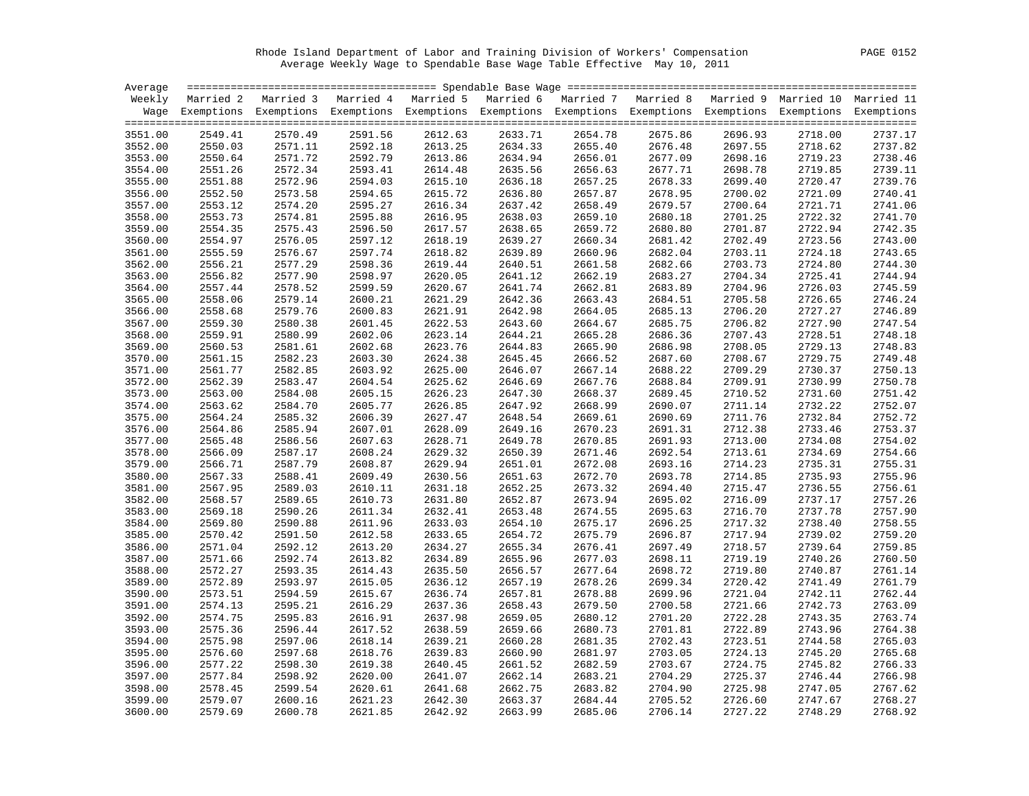Rhode Island Department of Labor and Training Division of Workers' Compensation

Average Weekly Wage to Spendable Base Wage Table Effective May 10, 2011

| Average Weekly Wage | Married 2 Exemptions | Married 3 Exemptions | Married 4 Exemptions | Married 5 Exemptions | Married 6 Exemptions | Married 7 Exemptions | Married 8 Exemptions | Married 9 Exemptions | Married 10 Exemptions | Married 11 Exemptions |
|---|---|---|---|---|---|---|---|---|---|---|
| 3551.00 | 2549.41 | 2570.49 | 2591.56 | 2612.63 | 2633.71 | 2654.78 | 2675.86 | 2696.93 | 2718.00 | 2737.17 |
| 3552.00 | 2550.03 | 2571.11 | 2592.18 | 2613.25 | 2634.33 | 2655.40 | 2676.48 | 2697.55 | 2718.62 | 2737.82 |
| 3553.00 | 2550.64 | 2571.72 | 2592.79 | 2613.86 | 2634.94 | 2656.01 | 2677.09 | 2698.16 | 2719.23 | 2738.46 |
| 3554.00 | 2551.26 | 2572.34 | 2593.41 | 2614.48 | 2635.56 | 2656.63 | 2677.71 | 2698.78 | 2719.85 | 2739.11 |
| 3555.00 | 2551.88 | 2572.96 | 2594.03 | 2615.10 | 2636.18 | 2657.25 | 2678.33 | 2699.40 | 2720.47 | 2739.76 |
| 3556.00 | 2552.50 | 2573.58 | 2594.65 | 2615.72 | 2636.80 | 2657.87 | 2678.95 | 2700.02 | 2721.09 | 2740.41 |
| 3557.00 | 2553.12 | 2574.20 | 2595.27 | 2616.34 | 2637.42 | 2658.49 | 2679.57 | 2700.64 | 2721.71 | 2741.06 |
| 3558.00 | 2553.73 | 2574.81 | 2595.88 | 2616.95 | 2638.03 | 2659.10 | 2680.18 | 2701.25 | 2722.32 | 2741.70 |
| 3559.00 | 2554.35 | 2575.43 | 2596.50 | 2617.57 | 2638.65 | 2659.72 | 2680.80 | 2701.87 | 2722.94 | 2742.35 |
| 3560.00 | 2554.97 | 2576.05 | 2597.12 | 2618.19 | 2639.27 | 2660.34 | 2681.42 | 2702.49 | 2723.56 | 2743.00 |
| 3561.00 | 2555.59 | 2576.67 | 2597.74 | 2618.82 | 2639.89 | 2660.96 | 2682.04 | 2703.11 | 2724.18 | 2743.65 |
| 3562.00 | 2556.21 | 2577.29 | 2598.36 | 2619.44 | 2640.51 | 2661.58 | 2682.66 | 2703.73 | 2724.80 | 2744.30 |
| 3563.00 | 2556.82 | 2577.90 | 2598.97 | 2620.05 | 2641.12 | 2662.19 | 2683.27 | 2704.34 | 2725.41 | 2744.94 |
| 3564.00 | 2557.44 | 2578.52 | 2599.59 | 2620.67 | 2641.74 | 2662.81 | 2683.89 | 2704.96 | 2726.03 | 2745.59 |
| 3565.00 | 2558.06 | 2579.14 | 2600.21 | 2621.29 | 2642.36 | 2663.43 | 2684.51 | 2705.58 | 2726.65 | 2746.24 |
| 3566.00 | 2558.68 | 2579.76 | 2600.83 | 2621.91 | 2642.98 | 2664.05 | 2685.13 | 2706.20 | 2727.27 | 2746.89 |
| 3567.00 | 2559.30 | 2580.38 | 2601.45 | 2622.53 | 2643.60 | 2664.67 | 2685.75 | 2706.82 | 2727.90 | 2747.54 |
| 3568.00 | 2559.91 | 2580.99 | 2602.06 | 2623.14 | 2644.21 | 2665.28 | 2686.36 | 2707.43 | 2728.51 | 2748.18 |
| 3569.00 | 2560.53 | 2581.61 | 2602.68 | 2623.76 | 2644.83 | 2665.90 | 2686.98 | 2708.05 | 2729.13 | 2748.83 |
| 3570.00 | 2561.15 | 2582.23 | 2603.30 | 2624.38 | 2645.45 | 2666.52 | 2687.60 | 2708.67 | 2729.75 | 2749.48 |
| 3571.00 | 2561.77 | 2582.85 | 2603.92 | 2625.00 | 2646.07 | 2667.14 | 2688.22 | 2709.29 | 2730.37 | 2750.13 |
| 3572.00 | 2562.39 | 2583.47 | 2604.54 | 2625.62 | 2646.69 | 2667.76 | 2688.84 | 2709.91 | 2730.99 | 2750.78 |
| 3573.00 | 2563.00 | 2584.08 | 2605.15 | 2626.23 | 2647.30 | 2668.37 | 2689.45 | 2710.52 | 2731.60 | 2751.42 |
| 3574.00 | 2563.62 | 2584.70 | 2605.77 | 2626.85 | 2647.92 | 2668.99 | 2690.07 | 2711.14 | 2732.22 | 2752.07 |
| 3575.00 | 2564.24 | 2585.32 | 2606.39 | 2627.47 | 2648.54 | 2669.61 | 2690.69 | 2711.76 | 2732.84 | 2752.72 |
| 3576.00 | 2564.86 | 2585.94 | 2607.01 | 2628.09 | 2649.16 | 2670.23 | 2691.31 | 2712.38 | 2733.46 | 2753.37 |
| 3577.00 | 2565.48 | 2586.56 | 2607.63 | 2628.71 | 2649.78 | 2670.85 | 2691.93 | 2713.00 | 2734.08 | 2754.02 |
| 3578.00 | 2566.09 | 2587.17 | 2608.24 | 2629.32 | 2650.39 | 2671.46 | 2692.54 | 2713.61 | 2734.69 | 2754.66 |
| 3579.00 | 2566.71 | 2587.79 | 2608.87 | 2629.94 | 2651.01 | 2672.08 | 2693.16 | 2714.23 | 2735.31 | 2755.31 |
| 3580.00 | 2567.33 | 2588.41 | 2609.49 | 2630.56 | 2651.63 | 2672.70 | 2693.78 | 2714.85 | 2735.93 | 2755.96 |
| 3581.00 | 2567.95 | 2589.03 | 2610.11 | 2631.18 | 2652.25 | 2673.32 | 2694.40 | 2715.47 | 2736.55 | 2756.61 |
| 3582.00 | 2568.57 | 2589.65 | 2610.73 | 2631.80 | 2652.87 | 2673.94 | 2695.02 | 2716.09 | 2737.17 | 2757.26 |
| 3583.00 | 2569.18 | 2590.26 | 2611.34 | 2632.41 | 2653.48 | 2674.55 | 2695.63 | 2716.70 | 2737.78 | 2757.90 |
| 3584.00 | 2569.80 | 2590.88 | 2611.96 | 2633.03 | 2654.10 | 2675.17 | 2696.25 | 2717.32 | 2738.40 | 2758.55 |
| 3585.00 | 2570.42 | 2591.50 | 2612.58 | 2633.65 | 2654.72 | 2675.79 | 2696.87 | 2717.94 | 2739.02 | 2759.20 |
| 3586.00 | 2571.04 | 2592.12 | 2613.20 | 2634.27 | 2655.34 | 2676.41 | 2697.49 | 2718.57 | 2739.64 | 2759.85 |
| 3587.00 | 2571.66 | 2592.74 | 2613.82 | 2634.89 | 2655.96 | 2677.03 | 2698.11 | 2719.19 | 2740.26 | 2760.50 |
| 3588.00 | 2572.27 | 2593.35 | 2614.43 | 2635.50 | 2656.57 | 2677.64 | 2698.72 | 2719.80 | 2740.87 | 2761.14 |
| 3589.00 | 2572.89 | 2593.97 | 2615.05 | 2636.12 | 2657.19 | 2678.26 | 2699.34 | 2720.42 | 2741.49 | 2761.79 |
| 3590.00 | 2573.51 | 2594.59 | 2615.67 | 2636.74 | 2657.81 | 2678.88 | 2699.96 | 2721.04 | 2742.11 | 2762.44 |
| 3591.00 | 2574.13 | 2595.21 | 2616.29 | 2637.36 | 2658.43 | 2679.50 | 2700.58 | 2721.66 | 2742.73 | 2763.09 |
| 3592.00 | 2574.75 | 2595.83 | 2616.91 | 2637.98 | 2659.05 | 2680.12 | 2701.20 | 2722.28 | 2743.35 | 2763.74 |
| 3593.00 | 2575.36 | 2596.44 | 2617.52 | 2638.59 | 2659.66 | 2680.73 | 2701.81 | 2722.89 | 2743.96 | 2764.38 |
| 3594.00 | 2575.98 | 2597.06 | 2618.14 | 2639.21 | 2660.28 | 2681.35 | 2702.43 | 2723.51 | 2744.58 | 2765.03 |
| 3595.00 | 2576.60 | 2597.68 | 2618.76 | 2639.83 | 2660.90 | 2681.97 | 2703.05 | 2724.13 | 2745.20 | 2765.68 |
| 3596.00 | 2577.22 | 2598.30 | 2619.38 | 2640.45 | 2661.52 | 2682.59 | 2703.67 | 2724.75 | 2745.82 | 2766.33 |
| 3597.00 | 2577.84 | 2598.92 | 2620.00 | 2641.07 | 2662.14 | 2683.21 | 2704.29 | 2725.37 | 2746.44 | 2766.98 |
| 3598.00 | 2578.45 | 2599.54 | 2620.61 | 2641.68 | 2662.75 | 2683.82 | 2704.90 | 2725.98 | 2747.05 | 2767.62 |
| 3599.00 | 2579.07 | 2600.16 | 2621.23 | 2642.30 | 2663.37 | 2684.44 | 2705.52 | 2726.60 | 2747.67 | 2768.27 |
| 3600.00 | 2579.69 | 2600.78 | 2621.85 | 2642.92 | 2663.99 | 2685.06 | 2706.14 | 2727.22 | 2748.29 | 2768.92 |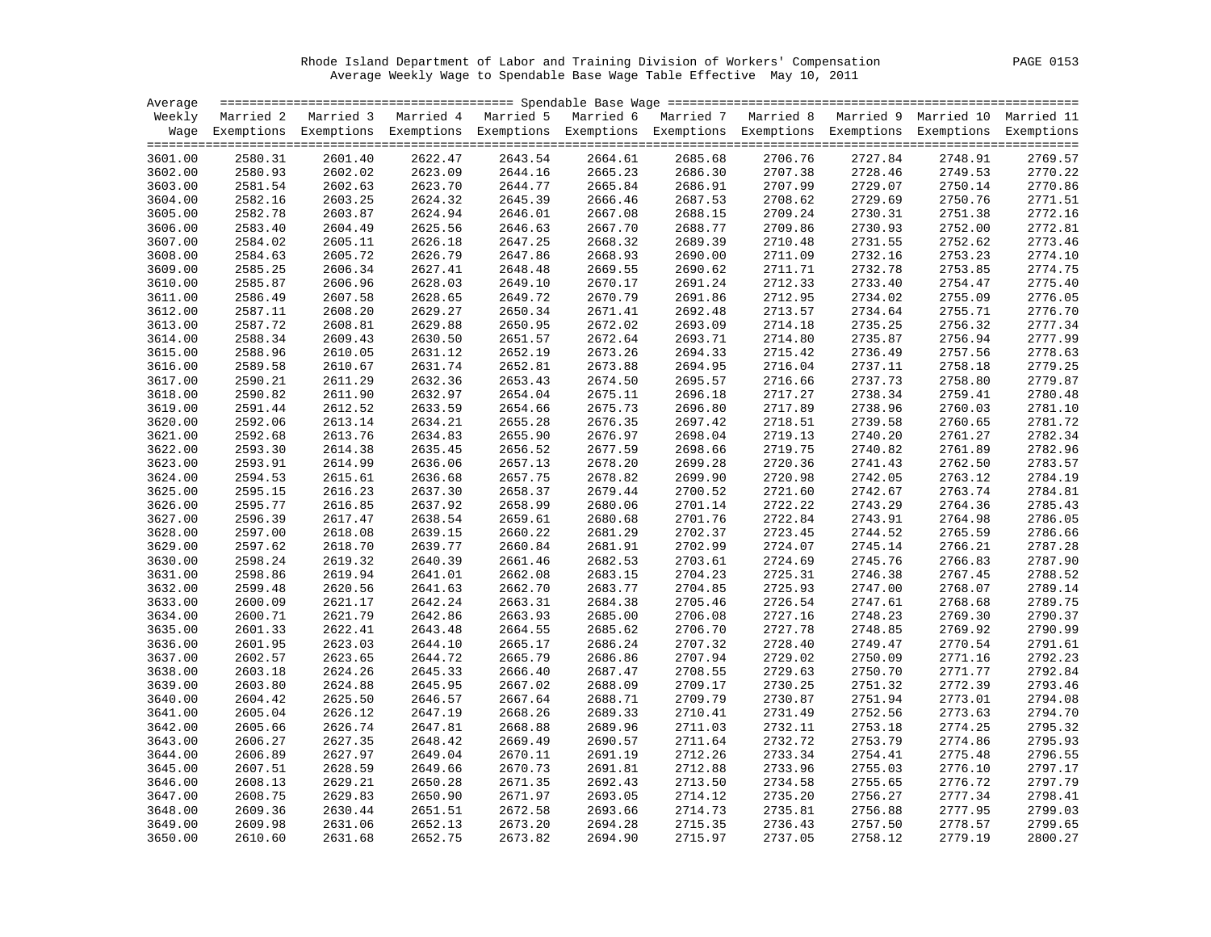Rhode Island Department of Labor and Training Division of Workers' Compensation
Average Weekly Wage to Spendable Base Wage Table Effective May 10, 2011

| Average Weekly Wage | Married 2 Exemptions | Married 3 Exemptions | Married 4 Exemptions | Married 5 Exemptions | Married 6 Exemptions | Married 7 Exemptions | Married 8 Exemptions | Married 9 Exemptions | Married 10 Exemptions | Married 11 Exemptions |
|---|---|---|---|---|---|---|---|---|---|---|
| 3601.00 | 2580.31 | 2601.40 | 2622.47 | 2643.54 | 2664.61 | 2685.68 | 2706.76 | 2727.84 | 2748.91 | 2769.57 |
| 3602.00 | 2580.93 | 2602.02 | 2623.09 | 2644.16 | 2665.23 | 2686.30 | 2707.38 | 2728.46 | 2749.53 | 2770.22 |
| 3603.00 | 2581.54 | 2602.63 | 2623.70 | 2644.77 | 2665.84 | 2686.91 | 2707.99 | 2729.07 | 2750.14 | 2770.86 |
| 3604.00 | 2582.16 | 2603.25 | 2624.32 | 2645.39 | 2666.46 | 2687.53 | 2708.62 | 2729.69 | 2750.76 | 2771.51 |
| 3605.00 | 2582.78 | 2603.87 | 2624.94 | 2646.01 | 2667.08 | 2688.15 | 2709.24 | 2730.31 | 2751.38 | 2772.16 |
| 3606.00 | 2583.40 | 2604.49 | 2625.56 | 2646.63 | 2667.70 | 2688.77 | 2709.86 | 2730.93 | 2752.00 | 2772.81 |
| 3607.00 | 2584.02 | 2605.11 | 2626.18 | 2647.25 | 2668.32 | 2689.39 | 2710.48 | 2731.55 | 2752.62 | 2773.46 |
| 3608.00 | 2584.63 | 2605.72 | 2626.79 | 2647.86 | 2668.93 | 2690.00 | 2711.09 | 2732.16 | 2753.23 | 2774.10 |
| 3609.00 | 2585.25 | 2606.34 | 2627.41 | 2648.48 | 2669.55 | 2690.62 | 2711.71 | 2732.78 | 2753.85 | 2774.75 |
| 3610.00 | 2585.87 | 2606.96 | 2628.03 | 2649.10 | 2670.17 | 2691.24 | 2712.33 | 2733.40 | 2754.47 | 2775.40 |
| 3611.00 | 2586.49 | 2607.58 | 2628.65 | 2649.72 | 2670.79 | 2691.86 | 2712.95 | 2734.02 | 2755.09 | 2776.05 |
| 3612.00 | 2587.11 | 2608.20 | 2629.27 | 2650.34 | 2671.41 | 2692.48 | 2713.57 | 2734.64 | 2755.71 | 2776.70 |
| 3613.00 | 2587.72 | 2608.81 | 2629.88 | 2650.95 | 2672.02 | 2693.09 | 2714.18 | 2735.25 | 2756.32 | 2777.34 |
| 3614.00 | 2588.34 | 2609.43 | 2630.50 | 2651.57 | 2672.64 | 2693.71 | 2714.80 | 2735.87 | 2756.94 | 2777.99 |
| 3615.00 | 2588.96 | 2610.05 | 2631.12 | 2652.19 | 2673.26 | 2694.33 | 2715.42 | 2736.49 | 2757.56 | 2778.63 |
| 3616.00 | 2589.58 | 2610.67 | 2631.74 | 2652.81 | 2673.88 | 2694.95 | 2716.04 | 2737.11 | 2758.18 | 2779.25 |
| 3617.00 | 2590.21 | 2611.29 | 2632.36 | 2653.43 | 2674.50 | 2695.57 | 2716.66 | 2737.73 | 2758.80 | 2779.87 |
| 3618.00 | 2590.82 | 2611.90 | 2632.97 | 2654.04 | 2675.11 | 2696.18 | 2717.27 | 2738.34 | 2759.41 | 2780.48 |
| 3619.00 | 2591.44 | 2612.52 | 2633.59 | 2654.66 | 2675.73 | 2696.80 | 2717.89 | 2738.96 | 2760.03 | 2781.10 |
| 3620.00 | 2592.06 | 2613.14 | 2634.21 | 2655.28 | 2676.35 | 2697.42 | 2718.51 | 2739.58 | 2760.65 | 2781.72 |
| 3621.00 | 2592.68 | 2613.76 | 2634.83 | 2655.90 | 2676.97 | 2698.04 | 2719.13 | 2740.20 | 2761.27 | 2782.34 |
| 3622.00 | 2593.30 | 2614.38 | 2635.45 | 2656.52 | 2677.59 | 2698.66 | 2719.75 | 2740.82 | 2761.89 | 2782.96 |
| 3623.00 | 2593.91 | 2614.99 | 2636.06 | 2657.13 | 2678.20 | 2699.28 | 2720.36 | 2741.43 | 2762.50 | 2783.57 |
| 3624.00 | 2594.53 | 2615.61 | 2636.68 | 2657.75 | 2678.82 | 2699.90 | 2720.98 | 2742.05 | 2763.12 | 2784.19 |
| 3625.00 | 2595.15 | 2616.23 | 2637.30 | 2658.37 | 2679.44 | 2700.52 | 2721.60 | 2742.67 | 2763.74 | 2784.81 |
| 3626.00 | 2595.77 | 2616.85 | 2637.92 | 2658.99 | 2680.06 | 2701.14 | 2722.22 | 2743.29 | 2764.36 | 2785.43 |
| 3627.00 | 2596.39 | 2617.47 | 2638.54 | 2659.61 | 2680.68 | 2701.76 | 2722.84 | 2743.91 | 2764.98 | 2786.05 |
| 3628.00 | 2597.00 | 2618.08 | 2639.15 | 2660.22 | 2681.29 | 2702.37 | 2723.45 | 2744.52 | 2765.59 | 2786.66 |
| 3629.00 | 2597.62 | 2618.70 | 2639.77 | 2660.84 | 2681.91 | 2702.99 | 2724.07 | 2745.14 | 2766.21 | 2787.28 |
| 3630.00 | 2598.24 | 2619.32 | 2640.39 | 2661.46 | 2682.53 | 2703.61 | 2724.69 | 2745.76 | 2766.83 | 2787.90 |
| 3631.00 | 2598.86 | 2619.94 | 2641.01 | 2662.08 | 2683.15 | 2704.23 | 2725.31 | 2746.38 | 2767.45 | 2788.52 |
| 3632.00 | 2599.48 | 2620.56 | 2641.63 | 2662.70 | 2683.77 | 2704.85 | 2725.93 | 2747.00 | 2768.07 | 2789.14 |
| 3633.00 | 2600.09 | 2621.17 | 2642.24 | 2663.31 | 2684.38 | 2705.46 | 2726.54 | 2747.61 | 2768.68 | 2789.75 |
| 3634.00 | 2600.71 | 2621.79 | 2642.86 | 2663.93 | 2685.00 | 2706.08 | 2727.16 | 2748.23 | 2769.30 | 2790.37 |
| 3635.00 | 2601.33 | 2622.41 | 2643.48 | 2664.55 | 2685.62 | 2706.70 | 2727.78 | 2748.85 | 2769.92 | 2790.99 |
| 3636.00 | 2601.95 | 2623.03 | 2644.10 | 2665.17 | 2686.24 | 2707.32 | 2728.40 | 2749.47 | 2770.54 | 2791.61 |
| 3637.00 | 2602.57 | 2623.65 | 2644.72 | 2665.79 | 2686.86 | 2707.94 | 2729.02 | 2750.09 | 2771.16 | 2792.23 |
| 3638.00 | 2603.18 | 2624.26 | 2645.33 | 2666.40 | 2687.47 | 2708.55 | 2729.63 | 2750.70 | 2771.77 | 2792.84 |
| 3639.00 | 2603.80 | 2624.88 | 2645.95 | 2667.02 | 2688.09 | 2709.17 | 2730.25 | 2751.32 | 2772.39 | 2793.46 |
| 3640.00 | 2604.42 | 2625.50 | 2646.57 | 2667.64 | 2688.71 | 2709.79 | 2730.87 | 2751.94 | 2773.01 | 2794.08 |
| 3641.00 | 2605.04 | 2626.12 | 2647.19 | 2668.26 | 2689.33 | 2710.41 | 2731.49 | 2752.56 | 2773.63 | 2794.70 |
| 3642.00 | 2605.66 | 2626.74 | 2647.81 | 2668.88 | 2689.96 | 2711.03 | 2732.11 | 2753.18 | 2774.25 | 2795.32 |
| 3643.00 | 2606.27 | 2627.35 | 2648.42 | 2669.49 | 2690.57 | 2711.64 | 2732.72 | 2753.79 | 2774.86 | 2795.93 |
| 3644.00 | 2606.89 | 2627.97 | 2649.04 | 2670.11 | 2691.19 | 2712.26 | 2733.34 | 2754.41 | 2775.48 | 2796.55 |
| 3645.00 | 2607.51 | 2628.59 | 2649.66 | 2670.73 | 2691.81 | 2712.88 | 2733.96 | 2755.03 | 2776.10 | 2797.17 |
| 3646.00 | 2608.13 | 2629.21 | 2650.28 | 2671.35 | 2692.43 | 2713.50 | 2734.58 | 2755.65 | 2776.72 | 2797.79 |
| 3647.00 | 2608.75 | 2629.83 | 2650.90 | 2671.97 | 2693.05 | 2714.12 | 2735.20 | 2756.27 | 2777.34 | 2798.41 |
| 3648.00 | 2609.36 | 2630.44 | 2651.51 | 2672.58 | 2693.66 | 2714.73 | 2735.81 | 2756.88 | 2777.95 | 2799.03 |
| 3649.00 | 2609.98 | 2631.06 | 2652.13 | 2673.20 | 2694.28 | 2715.35 | 2736.43 | 2757.50 | 2778.57 | 2799.65 |
| 3650.00 | 2610.60 | 2631.68 | 2652.75 | 2673.82 | 2694.90 | 2715.97 | 2737.05 | 2758.12 | 2779.19 | 2800.27 |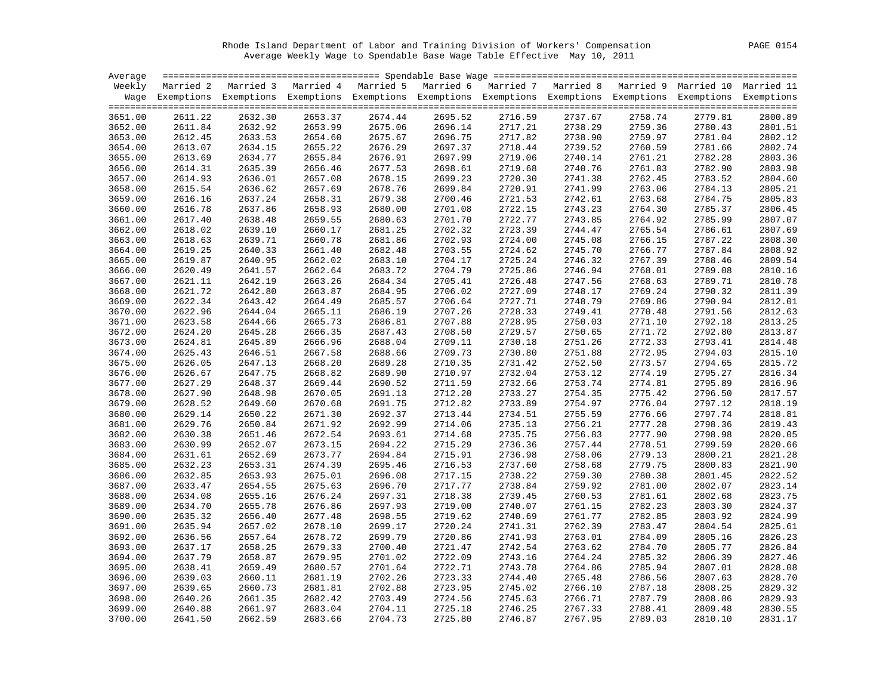Rhode Island Department of Labor and Training Division of Workers' Compensation
Average Weekly Wage to Spendable Base Wage Table Effective May 10, 2011

| Average Weekly Wage | Married 2 Exemptions | Married 3 Exemptions | Married 4 Exemptions | Married 5 Exemptions | Married 6 Exemptions | Married 7 Exemptions | Married 8 Exemptions | Married 9 Exemptions | Married 10 Exemptions | Married 11 Exemptions |
|---|---|---|---|---|---|---|---|---|---|---|
| 3651.00 | 2611.22 | 2632.30 | 2653.37 | 2674.44 | 2695.52 | 2716.59 | 2737.67 | 2758.74 | 2779.81 | 2800.89 |
| 3652.00 | 2611.84 | 2632.92 | 2653.99 | 2675.06 | 2696.14 | 2717.21 | 2738.29 | 2759.36 | 2780.43 | 2801.51 |
| 3653.00 | 2612.45 | 2633.53 | 2654.60 | 2675.67 | 2696.75 | 2717.82 | 2738.90 | 2759.97 | 2781.04 | 2802.12 |
| 3654.00 | 2613.07 | 2634.15 | 2655.22 | 2676.29 | 2697.37 | 2718.44 | 2739.52 | 2760.59 | 2781.66 | 2802.74 |
| 3655.00 | 2613.69 | 2634.77 | 2655.84 | 2676.91 | 2697.99 | 2719.06 | 2740.14 | 2761.21 | 2782.28 | 2803.36 |
| 3656.00 | 2614.31 | 2635.39 | 2656.46 | 2677.53 | 2698.61 | 2719.68 | 2740.76 | 2761.83 | 2782.90 | 2803.98 |
| 3657.00 | 2614.93 | 2636.01 | 2657.08 | 2678.15 | 2699.23 | 2720.30 | 2741.38 | 2762.45 | 2783.52 | 2804.60 |
| 3658.00 | 2615.54 | 2636.62 | 2657.69 | 2678.76 | 2699.84 | 2720.91 | 2741.99 | 2763.06 | 2784.13 | 2805.21 |
| 3659.00 | 2616.16 | 2637.24 | 2658.31 | 2679.38 | 2700.46 | 2721.53 | 2742.61 | 2763.68 | 2784.75 | 2805.83 |
| 3660.00 | 2616.78 | 2637.86 | 2658.93 | 2680.00 | 2701.08 | 2722.15 | 2743.23 | 2764.30 | 2785.37 | 2806.45 |
| 3661.00 | 2617.40 | 2638.48 | 2659.55 | 2680.63 | 2701.70 | 2722.77 | 2743.85 | 2764.92 | 2785.99 | 2807.07 |
| 3662.00 | 2618.02 | 2639.10 | 2660.17 | 2681.25 | 2702.32 | 2723.39 | 2744.47 | 2765.54 | 2786.61 | 2807.69 |
| 3663.00 | 2618.63 | 2639.71 | 2660.78 | 2681.86 | 2702.93 | 2724.00 | 2745.08 | 2766.15 | 2787.22 | 2808.30 |
| 3664.00 | 2619.25 | 2640.33 | 2661.40 | 2682.48 | 2703.55 | 2724.62 | 2745.70 | 2766.77 | 2787.84 | 2808.92 |
| 3665.00 | 2619.87 | 2640.95 | 2662.02 | 2683.10 | 2704.17 | 2725.24 | 2746.32 | 2767.39 | 2788.46 | 2809.54 |
| 3666.00 | 2620.49 | 2641.57 | 2662.64 | 2683.72 | 2704.79 | 2725.86 | 2746.94 | 2768.01 | 2789.08 | 2810.16 |
| 3667.00 | 2621.11 | 2642.19 | 2663.26 | 2684.34 | 2705.41 | 2726.48 | 2747.56 | 2768.63 | 2789.71 | 2810.78 |
| 3668.00 | 2621.72 | 2642.80 | 2663.87 | 2684.95 | 2706.02 | 2727.09 | 2748.17 | 2769.24 | 2790.32 | 2811.39 |
| 3669.00 | 2622.34 | 2643.42 | 2664.49 | 2685.57 | 2706.64 | 2727.71 | 2748.79 | 2769.86 | 2790.94 | 2812.01 |
| 3670.00 | 2622.96 | 2644.04 | 2665.11 | 2686.19 | 2707.26 | 2728.33 | 2749.41 | 2770.48 | 2791.56 | 2812.63 |
| 3671.00 | 2623.58 | 2644.66 | 2665.73 | 2686.81 | 2707.88 | 2728.95 | 2750.03 | 2771.10 | 2792.18 | 2813.25 |
| 3672.00 | 2624.20 | 2645.28 | 2666.35 | 2687.43 | 2708.50 | 2729.57 | 2750.65 | 2771.72 | 2792.80 | 2813.87 |
| 3673.00 | 2624.81 | 2645.89 | 2666.96 | 2688.04 | 2709.11 | 2730.18 | 2751.26 | 2772.33 | 2793.41 | 2814.48 |
| 3674.00 | 2625.43 | 2646.51 | 2667.58 | 2688.66 | 2709.73 | 2730.80 | 2751.88 | 2772.95 | 2794.03 | 2815.10 |
| 3675.00 | 2626.05 | 2647.13 | 2668.20 | 2689.28 | 2710.35 | 2731.42 | 2752.50 | 2773.57 | 2794.65 | 2815.72 |
| 3676.00 | 2626.67 | 2647.75 | 2668.82 | 2689.90 | 2710.97 | 2732.04 | 2753.12 | 2774.19 | 2795.27 | 2816.34 |
| 3677.00 | 2627.29 | 2648.37 | 2669.44 | 2690.52 | 2711.59 | 2732.66 | 2753.74 | 2774.81 | 2795.89 | 2816.96 |
| 3678.00 | 2627.90 | 2648.98 | 2670.05 | 2691.13 | 2712.20 | 2733.27 | 2754.35 | 2775.42 | 2796.50 | 2817.57 |
| 3679.00 | 2628.52 | 2649.60 | 2670.68 | 2691.75 | 2712.82 | 2733.89 | 2754.97 | 2776.04 | 2797.12 | 2818.19 |
| 3680.00 | 2629.14 | 2650.22 | 2671.30 | 2692.37 | 2713.44 | 2734.51 | 2755.59 | 2776.66 | 2797.74 | 2818.81 |
| 3681.00 | 2629.76 | 2650.84 | 2671.92 | 2692.99 | 2714.06 | 2735.13 | 2756.21 | 2777.28 | 2798.36 | 2819.43 |
| 3682.00 | 2630.38 | 2651.46 | 2672.54 | 2693.61 | 2714.68 | 2735.75 | 2756.83 | 2777.90 | 2798.98 | 2820.05 |
| 3683.00 | 2630.99 | 2652.07 | 2673.15 | 2694.22 | 2715.29 | 2736.36 | 2757.44 | 2778.51 | 2799.59 | 2820.66 |
| 3684.00 | 2631.61 | 2652.69 | 2673.77 | 2694.84 | 2715.91 | 2736.98 | 2758.06 | 2779.13 | 2800.21 | 2821.28 |
| 3685.00 | 2632.23 | 2653.31 | 2674.39 | 2695.46 | 2716.53 | 2737.60 | 2758.68 | 2779.75 | 2800.83 | 2821.90 |
| 3686.00 | 2632.85 | 2653.93 | 2675.01 | 2696.08 | 2717.15 | 2738.22 | 2759.30 | 2780.38 | 2801.45 | 2822.52 |
| 3687.00 | 2633.47 | 2654.55 | 2675.63 | 2696.70 | 2717.77 | 2738.84 | 2759.92 | 2781.00 | 2802.07 | 2823.14 |
| 3688.00 | 2634.08 | 2655.16 | 2676.24 | 2697.31 | 2718.38 | 2739.45 | 2760.53 | 2781.61 | 2802.68 | 2823.75 |
| 3689.00 | 2634.70 | 2655.78 | 2676.86 | 2697.93 | 2719.00 | 2740.07 | 2761.15 | 2782.23 | 2803.30 | 2824.37 |
| 3690.00 | 2635.32 | 2656.40 | 2677.48 | 2698.55 | 2719.62 | 2740.69 | 2761.77 | 2782.85 | 2803.92 | 2824.99 |
| 3691.00 | 2635.94 | 2657.02 | 2678.10 | 2699.17 | 2720.24 | 2741.31 | 2762.39 | 2783.47 | 2804.54 | 2825.61 |
| 3692.00 | 2636.56 | 2657.64 | 2678.72 | 2699.79 | 2720.86 | 2741.93 | 2763.01 | 2784.09 | 2805.16 | 2826.23 |
| 3693.00 | 2637.17 | 2658.25 | 2679.33 | 2700.40 | 2721.47 | 2742.54 | 2763.62 | 2784.70 | 2805.77 | 2826.84 |
| 3694.00 | 2637.79 | 2658.87 | 2679.95 | 2701.02 | 2722.09 | 2743.16 | 2764.24 | 2785.32 | 2806.39 | 2827.46 |
| 3695.00 | 2638.41 | 2659.49 | 2680.57 | 2701.64 | 2722.71 | 2743.78 | 2764.86 | 2785.94 | 2807.01 | 2828.08 |
| 3696.00 | 2639.03 | 2660.11 | 2681.19 | 2702.26 | 2723.33 | 2744.40 | 2765.48 | 2786.56 | 2807.63 | 2828.70 |
| 3697.00 | 2639.65 | 2660.73 | 2681.81 | 2702.88 | 2723.95 | 2745.02 | 2766.10 | 2787.18 | 2808.25 | 2829.32 |
| 3698.00 | 2640.26 | 2661.35 | 2682.42 | 2703.49 | 2724.56 | 2745.63 | 2766.71 | 2787.79 | 2808.86 | 2829.93 |
| 3699.00 | 2640.88 | 2661.97 | 2683.04 | 2704.11 | 2725.18 | 2746.25 | 2767.33 | 2788.41 | 2809.48 | 2830.55 |
| 3700.00 | 2641.50 | 2662.59 | 2683.66 | 2704.73 | 2725.80 | 2746.87 | 2767.95 | 2789.03 | 2810.10 | 2831.17 |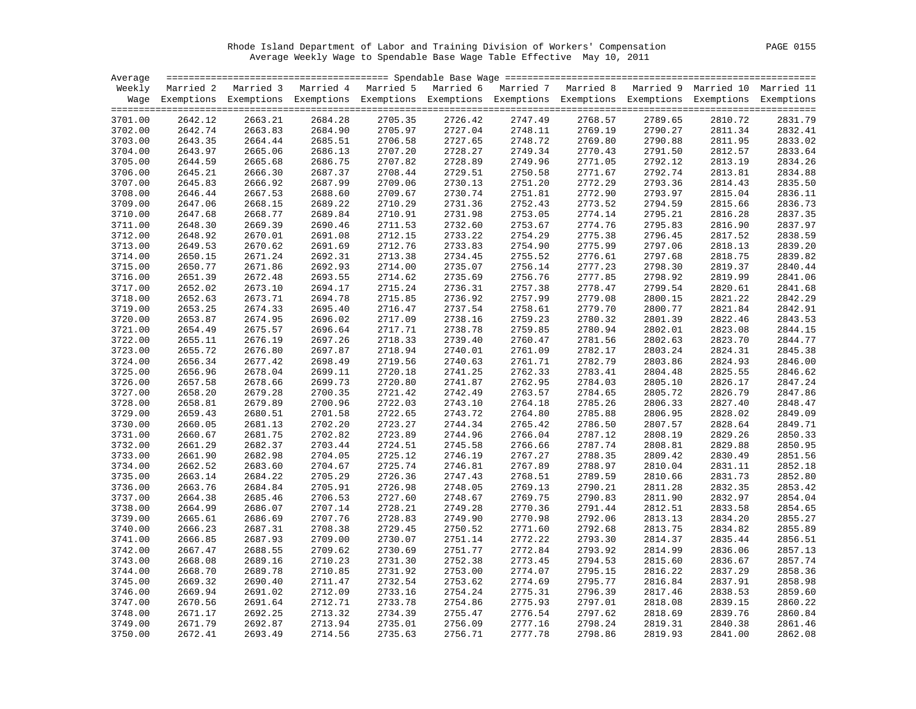Rhode Island Department of Labor and Training Division of Workers' Compensation

Average Weekly Wage to Spendable Base Wage Table Effective May 10, 2011

| Average Weekly Wage | Married 2 Exemptions | Married 3 Exemptions | Married 4 Exemptions | Married 5 Exemptions | Married 6 Exemptions | Married 7 Exemptions | Married 8 Exemptions | Married 9 Exemptions | Married 10 Exemptions | Married 11 Exemptions |
|---|---|---|---|---|---|---|---|---|---|---|
| 3701.00 | 2642.12 | 2663.21 | 2684.28 | 2705.35 | 2726.42 | 2747.49 | 2768.57 | 2789.65 | 2810.72 | 2831.79 |
| 3702.00 | 2642.74 | 2663.83 | 2684.90 | 2705.97 | 2727.04 | 2748.11 | 2769.19 | 2790.27 | 2811.34 | 2832.41 |
| 3703.00 | 2643.35 | 2664.44 | 2685.51 | 2706.58 | 2727.65 | 2748.72 | 2769.80 | 2790.88 | 2811.95 | 2833.02 |
| 3704.00 | 2643.97 | 2665.06 | 2686.13 | 2707.20 | 2728.27 | 2749.34 | 2770.43 | 2791.50 | 2812.57 | 2833.64 |
| 3705.00 | 2644.59 | 2665.68 | 2686.75 | 2707.82 | 2728.89 | 2749.96 | 2771.05 | 2792.12 | 2813.19 | 2834.26 |
| 3706.00 | 2645.21 | 2666.30 | 2687.37 | 2708.44 | 2729.51 | 2750.58 | 2771.67 | 2792.74 | 2813.81 | 2834.88 |
| 3707.00 | 2645.83 | 2666.92 | 2687.99 | 2709.06 | 2730.13 | 2751.20 | 2772.29 | 2793.36 | 2814.43 | 2835.50 |
| 3708.00 | 2646.44 | 2667.53 | 2688.60 | 2709.67 | 2730.74 | 2751.81 | 2772.90 | 2793.97 | 2815.04 | 2836.11 |
| 3709.00 | 2647.06 | 2668.15 | 2689.22 | 2710.29 | 2731.36 | 2752.43 | 2773.52 | 2794.59 | 2815.66 | 2836.73 |
| 3710.00 | 2647.68 | 2668.77 | 2689.84 | 2710.91 | 2731.98 | 2753.05 | 2774.14 | 2795.21 | 2816.28 | 2837.35 |
| 3711.00 | 2648.30 | 2669.39 | 2690.46 | 2711.53 | 2732.60 | 2753.67 | 2774.76 | 2795.83 | 2816.90 | 2837.97 |
| 3712.00 | 2648.92 | 2670.01 | 2691.08 | 2712.15 | 2733.22 | 2754.29 | 2775.38 | 2796.45 | 2817.52 | 2838.59 |
| 3713.00 | 2649.53 | 2670.62 | 2691.69 | 2712.76 | 2733.83 | 2754.90 | 2775.99 | 2797.06 | 2818.13 | 2839.20 |
| 3714.00 | 2650.15 | 2671.24 | 2692.31 | 2713.38 | 2734.45 | 2755.52 | 2776.61 | 2797.68 | 2818.75 | 2839.82 |
| 3715.00 | 2650.77 | 2671.86 | 2692.93 | 2714.00 | 2735.07 | 2756.14 | 2777.23 | 2798.30 | 2819.37 | 2840.44 |
| 3716.00 | 2651.39 | 2672.48 | 2693.55 | 2714.62 | 2735.69 | 2756.76 | 2777.85 | 2798.92 | 2819.99 | 2841.06 |
| 3717.00 | 2652.02 | 2673.10 | 2694.17 | 2715.24 | 2736.31 | 2757.38 | 2778.47 | 2799.54 | 2820.61 | 2841.68 |
| 3718.00 | 2652.63 | 2673.71 | 2694.78 | 2715.85 | 2736.92 | 2757.99 | 2779.08 | 2800.15 | 2821.22 | 2842.29 |
| 3719.00 | 2653.25 | 2674.33 | 2695.40 | 2716.47 | 2737.54 | 2758.61 | 2779.70 | 2800.77 | 2821.84 | 2842.91 |
| 3720.00 | 2653.87 | 2674.95 | 2696.02 | 2717.09 | 2738.16 | 2759.23 | 2780.32 | 2801.39 | 2822.46 | 2843.53 |
| 3721.00 | 2654.49 | 2675.57 | 2696.64 | 2717.71 | 2738.78 | 2759.85 | 2780.94 | 2802.01 | 2823.08 | 2844.15 |
| 3722.00 | 2655.11 | 2676.19 | 2697.26 | 2718.33 | 2739.40 | 2760.47 | 2781.56 | 2802.63 | 2823.70 | 2844.77 |
| 3723.00 | 2655.72 | 2676.80 | 2697.87 | 2718.94 | 2740.01 | 2761.09 | 2782.17 | 2803.24 | 2824.31 | 2845.38 |
| 3724.00 | 2656.34 | 2677.42 | 2698.49 | 2719.56 | 2740.63 | 2761.71 | 2782.79 | 2803.86 | 2824.93 | 2846.00 |
| 3725.00 | 2656.96 | 2678.04 | 2699.11 | 2720.18 | 2741.25 | 2762.33 | 2783.41 | 2804.48 | 2825.55 | 2846.62 |
| 3726.00 | 2657.58 | 2678.66 | 2699.73 | 2720.80 | 2741.87 | 2762.95 | 2784.03 | 2805.10 | 2826.17 | 2847.24 |
| 3727.00 | 2658.20 | 2679.28 | 2700.35 | 2721.42 | 2742.49 | 2763.57 | 2784.65 | 2805.72 | 2826.79 | 2847.86 |
| 3728.00 | 2658.81 | 2679.89 | 2700.96 | 2722.03 | 2743.10 | 2764.18 | 2785.26 | 2806.33 | 2827.40 | 2848.47 |
| 3729.00 | 2659.43 | 2680.51 | 2701.58 | 2722.65 | 2743.72 | 2764.80 | 2785.88 | 2806.95 | 2828.02 | 2849.09 |
| 3730.00 | 2660.05 | 2681.13 | 2702.20 | 2723.27 | 2744.34 | 2765.42 | 2786.50 | 2807.57 | 2828.64 | 2849.71 |
| 3731.00 | 2660.67 | 2681.75 | 2702.82 | 2723.89 | 2744.96 | 2766.04 | 2787.12 | 2808.19 | 2829.26 | 2850.33 |
| 3732.00 | 2661.29 | 2682.37 | 2703.44 | 2724.51 | 2745.58 | 2766.66 | 2787.74 | 2808.81 | 2829.88 | 2850.95 |
| 3733.00 | 2661.90 | 2682.98 | 2704.05 | 2725.12 | 2746.19 | 2767.27 | 2788.35 | 2809.42 | 2830.49 | 2851.56 |
| 3734.00 | 2662.52 | 2683.60 | 2704.67 | 2725.74 | 2746.81 | 2767.89 | 2788.97 | 2810.04 | 2831.11 | 2852.18 |
| 3735.00 | 2663.14 | 2684.22 | 2705.29 | 2726.36 | 2747.43 | 2768.51 | 2789.59 | 2810.66 | 2831.73 | 2852.80 |
| 3736.00 | 2663.76 | 2684.84 | 2705.91 | 2726.98 | 2748.05 | 2769.13 | 2790.21 | 2811.28 | 2832.35 | 2853.42 |
| 3737.00 | 2664.38 | 2685.46 | 2706.53 | 2727.60 | 2748.67 | 2769.75 | 2790.83 | 2811.90 | 2832.97 | 2854.04 |
| 3738.00 | 2664.99 | 2686.07 | 2707.14 | 2728.21 | 2749.28 | 2770.36 | 2791.44 | 2812.51 | 2833.58 | 2854.65 |
| 3739.00 | 2665.61 | 2686.69 | 2707.76 | 2728.83 | 2749.90 | 2770.98 | 2792.06 | 2813.13 | 2834.20 | 2855.27 |
| 3740.00 | 2666.23 | 2687.31 | 2708.38 | 2729.45 | 2750.52 | 2771.60 | 2792.68 | 2813.75 | 2834.82 | 2855.89 |
| 3741.00 | 2666.85 | 2687.93 | 2709.00 | 2730.07 | 2751.14 | 2772.22 | 2793.30 | 2814.37 | 2835.44 | 2856.51 |
| 3742.00 | 2667.47 | 2688.55 | 2709.62 | 2730.69 | 2751.77 | 2772.84 | 2793.92 | 2814.99 | 2836.06 | 2857.13 |
| 3743.00 | 2668.08 | 2689.16 | 2710.23 | 2731.30 | 2752.38 | 2773.45 | 2794.53 | 2815.60 | 2836.67 | 2857.74 |
| 3744.00 | 2668.70 | 2689.78 | 2710.85 | 2731.92 | 2753.00 | 2774.07 | 2795.15 | 2816.22 | 2837.29 | 2858.36 |
| 3745.00 | 2669.32 | 2690.40 | 2711.47 | 2732.54 | 2753.62 | 2774.69 | 2795.77 | 2816.84 | 2837.91 | 2858.98 |
| 3746.00 | 2669.94 | 2691.02 | 2712.09 | 2733.16 | 2754.24 | 2775.31 | 2796.39 | 2817.46 | 2838.53 | 2859.60 |
| 3747.00 | 2670.56 | 2691.64 | 2712.71 | 2733.78 | 2754.86 | 2775.93 | 2797.01 | 2818.08 | 2839.15 | 2860.22 |
| 3748.00 | 2671.17 | 2692.25 | 2713.32 | 2734.39 | 2755.47 | 2776.54 | 2797.62 | 2818.69 | 2839.76 | 2860.84 |
| 3749.00 | 2671.79 | 2692.87 | 2713.94 | 2735.01 | 2756.09 | 2777.16 | 2798.24 | 2819.31 | 2840.38 | 2861.46 |
| 3750.00 | 2672.41 | 2693.49 | 2714.56 | 2735.63 | 2756.71 | 2777.78 | 2798.86 | 2819.93 | 2841.00 | 2862.08 |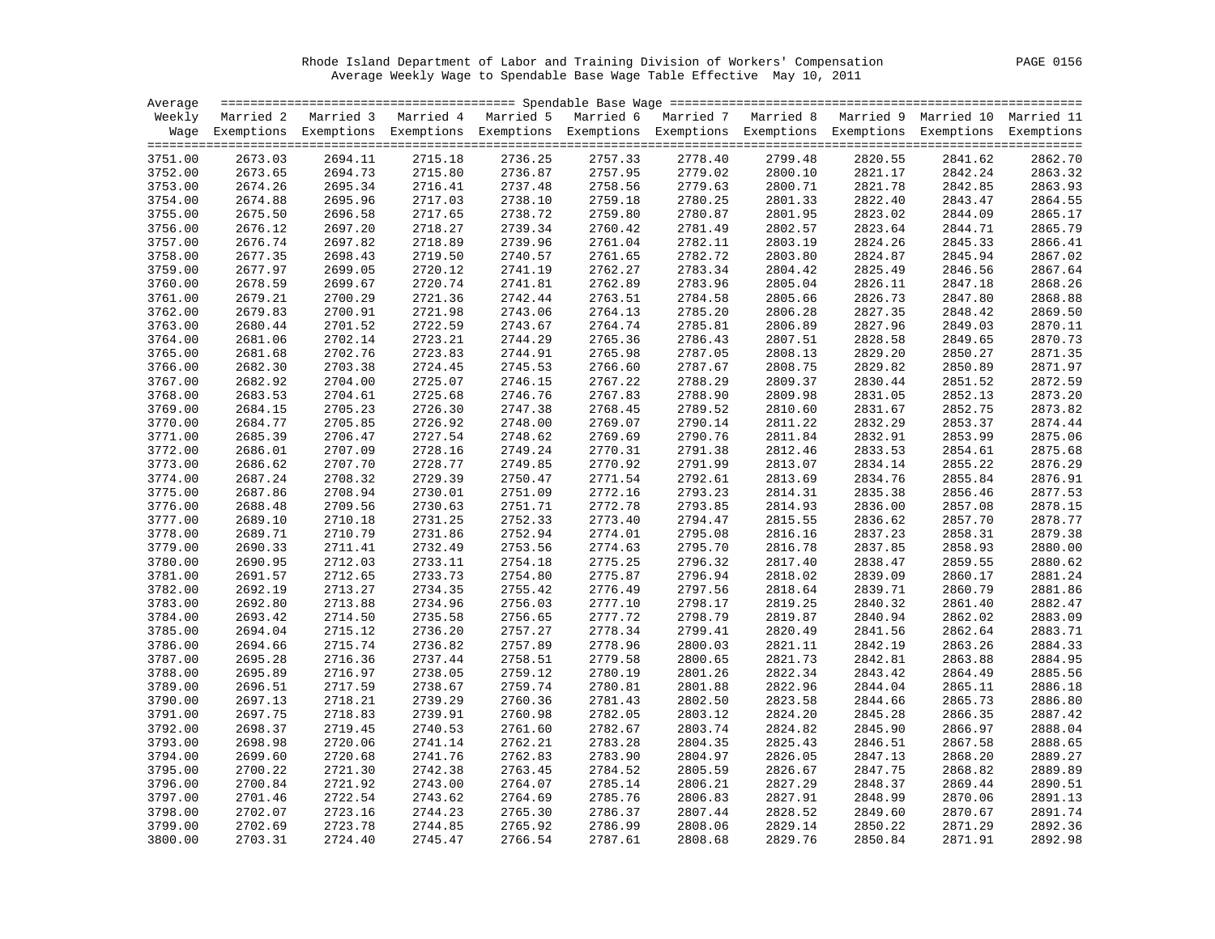Rhode Island Department of Labor and Training Division of Workers' Compensation

Average Weekly Wage to Spendable Base Wage Table Effective May 10, 2011

| Average Weekly Wage | Married 2 Exemptions | Married 3 Exemptions | Married 4 Exemptions | Married 5 Exemptions | Married 6 Exemptions | Married 7 Exemptions | Married 8 Exemptions | Married 9 Exemptions | Married 10 Exemptions | Married 11 Exemptions |
|---|---|---|---|---|---|---|---|---|---|---|
| 3751.00 | 2673.03 | 2694.11 | 2715.18 | 2736.25 | 2757.33 | 2778.40 | 2799.48 | 2820.55 | 2841.62 | 2862.70 |
| 3752.00 | 2673.65 | 2694.73 | 2715.80 | 2736.87 | 2757.95 | 2779.02 | 2800.10 | 2821.17 | 2842.24 | 2863.32 |
| 3753.00 | 2674.26 | 2695.34 | 2716.41 | 2737.48 | 2758.56 | 2779.63 | 2800.71 | 2821.78 | 2842.85 | 2863.93 |
| 3754.00 | 2674.88 | 2695.96 | 2717.03 | 2738.10 | 2759.18 | 2780.25 | 2801.33 | 2822.40 | 2843.47 | 2864.55 |
| 3755.00 | 2675.50 | 2696.58 | 2717.65 | 2738.72 | 2759.80 | 2780.87 | 2801.95 | 2823.02 | 2844.09 | 2865.17 |
| 3756.00 | 2676.12 | 2697.20 | 2718.27 | 2739.34 | 2760.42 | 2781.49 | 2802.57 | 2823.64 | 2844.71 | 2865.79 |
| 3757.00 | 2676.74 | 2697.82 | 2718.89 | 2739.96 | 2761.04 | 2782.11 | 2803.19 | 2824.26 | 2845.33 | 2866.41 |
| 3758.00 | 2677.35 | 2698.43 | 2719.50 | 2740.57 | 2761.65 | 2782.72 | 2803.80 | 2824.87 | 2845.94 | 2867.02 |
| 3759.00 | 2677.97 | 2699.05 | 2720.12 | 2741.19 | 2762.27 | 2783.34 | 2804.42 | 2825.49 | 2846.56 | 2867.64 |
| 3760.00 | 2678.59 | 2699.67 | 2720.74 | 2741.81 | 2762.89 | 2783.96 | 2805.04 | 2826.11 | 2847.18 | 2868.26 |
| 3761.00 | 2679.21 | 2700.29 | 2721.36 | 2742.44 | 2763.51 | 2784.58 | 2805.66 | 2826.73 | 2847.80 | 2868.88 |
| 3762.00 | 2679.83 | 2700.91 | 2721.98 | 2743.06 | 2764.13 | 2785.20 | 2806.28 | 2827.35 | 2848.42 | 2869.50 |
| 3763.00 | 2680.44 | 2701.52 | 2722.59 | 2743.67 | 2764.74 | 2785.81 | 2806.89 | 2827.96 | 2849.03 | 2870.11 |
| 3764.00 | 2681.06 | 2702.14 | 2723.21 | 2744.29 | 2765.36 | 2786.43 | 2807.51 | 2828.58 | 2849.65 | 2870.73 |
| 3765.00 | 2681.68 | 2702.76 | 2723.83 | 2744.91 | 2765.98 | 2787.05 | 2808.13 | 2829.20 | 2850.27 | 2871.35 |
| 3766.00 | 2682.30 | 2703.38 | 2724.45 | 2745.53 | 2766.60 | 2787.67 | 2808.75 | 2829.82 | 2850.89 | 2871.97 |
| 3767.00 | 2682.92 | 2704.00 | 2725.07 | 2746.15 | 2767.22 | 2788.29 | 2809.37 | 2830.44 | 2851.52 | 2872.59 |
| 3768.00 | 2683.53 | 2704.61 | 2725.68 | 2746.76 | 2767.83 | 2788.90 | 2809.98 | 2831.05 | 2852.13 | 2873.20 |
| 3769.00 | 2684.15 | 2705.23 | 2726.30 | 2747.38 | 2768.45 | 2789.52 | 2810.60 | 2831.67 | 2852.75 | 2873.82 |
| 3770.00 | 2684.77 | 2705.85 | 2726.92 | 2748.00 | 2769.07 | 2790.14 | 2811.22 | 2832.29 | 2853.37 | 2874.44 |
| 3771.00 | 2685.39 | 2706.47 | 2727.54 | 2748.62 | 2769.69 | 2790.76 | 2811.84 | 2832.91 | 2853.99 | 2875.06 |
| 3772.00 | 2686.01 | 2707.09 | 2728.16 | 2749.24 | 2770.31 | 2791.38 | 2812.46 | 2833.53 | 2854.61 | 2875.68 |
| 3773.00 | 2686.62 | 2707.70 | 2728.77 | 2749.85 | 2770.92 | 2791.99 | 2813.07 | 2834.14 | 2855.22 | 2876.29 |
| 3774.00 | 2687.24 | 2708.32 | 2729.39 | 2750.47 | 2771.54 | 2792.61 | 2813.69 | 2834.76 | 2855.84 | 2876.91 |
| 3775.00 | 2687.86 | 2708.94 | 2730.01 | 2751.09 | 2772.16 | 2793.23 | 2814.31 | 2835.38 | 2856.46 | 2877.53 |
| 3776.00 | 2688.48 | 2709.56 | 2730.63 | 2751.71 | 2772.78 | 2793.85 | 2814.93 | 2836.00 | 2857.08 | 2878.15 |
| 3777.00 | 2689.10 | 2710.18 | 2731.25 | 2752.33 | 2773.40 | 2794.47 | 2815.55 | 2836.62 | 2857.70 | 2878.77 |
| 3778.00 | 2689.71 | 2710.79 | 2731.86 | 2752.94 | 2774.01 | 2795.08 | 2816.16 | 2837.23 | 2858.31 | 2879.38 |
| 3779.00 | 2690.33 | 2711.41 | 2732.49 | 2753.56 | 2774.63 | 2795.70 | 2816.78 | 2837.85 | 2858.93 | 2880.00 |
| 3780.00 | 2690.95 | 2712.03 | 2733.11 | 2754.18 | 2775.25 | 2796.32 | 2817.40 | 2838.47 | 2859.55 | 2880.62 |
| 3781.00 | 2691.57 | 2712.65 | 2733.73 | 2754.80 | 2775.87 | 2796.94 | 2818.02 | 2839.09 | 2860.17 | 2881.24 |
| 3782.00 | 2692.19 | 2713.27 | 2734.35 | 2755.42 | 2776.49 | 2797.56 | 2818.64 | 2839.71 | 2860.79 | 2881.86 |
| 3783.00 | 2692.80 | 2713.88 | 2734.96 | 2756.03 | 2777.10 | 2798.17 | 2819.25 | 2840.32 | 2861.40 | 2882.47 |
| 3784.00 | 2693.42 | 2714.50 | 2735.58 | 2756.65 | 2777.72 | 2798.79 | 2819.87 | 2840.94 | 2862.02 | 2883.09 |
| 3785.00 | 2694.04 | 2715.12 | 2736.20 | 2757.27 | 2778.34 | 2799.41 | 2820.49 | 2841.56 | 2862.64 | 2883.71 |
| 3786.00 | 2694.66 | 2715.74 | 2736.82 | 2757.89 | 2778.96 | 2800.03 | 2821.11 | 2842.19 | 2863.26 | 2884.33 |
| 3787.00 | 2695.28 | 2716.36 | 2737.44 | 2758.51 | 2779.58 | 2800.65 | 2821.73 | 2842.81 | 2863.88 | 2884.95 |
| 3788.00 | 2695.89 | 2716.97 | 2738.05 | 2759.12 | 2780.19 | 2801.26 | 2822.34 | 2843.42 | 2864.49 | 2885.56 |
| 3789.00 | 2696.51 | 2717.59 | 2738.67 | 2759.74 | 2780.81 | 2801.88 | 2822.96 | 2844.04 | 2865.11 | 2886.18 |
| 3790.00 | 2697.13 | 2718.21 | 2739.29 | 2760.36 | 2781.43 | 2802.50 | 2823.58 | 2844.66 | 2865.73 | 2886.80 |
| 3791.00 | 2697.75 | 2718.83 | 2739.91 | 2760.98 | 2782.05 | 2803.12 | 2824.20 | 2845.28 | 2866.35 | 2887.42 |
| 3792.00 | 2698.37 | 2719.45 | 2740.53 | 2761.60 | 2782.67 | 2803.74 | 2824.82 | 2845.90 | 2866.97 | 2888.04 |
| 3793.00 | 2698.98 | 2720.06 | 2741.14 | 2762.21 | 2783.28 | 2804.35 | 2825.43 | 2846.51 | 2867.58 | 2888.65 |
| 3794.00 | 2699.60 | 2720.68 | 2741.76 | 2762.83 | 2783.90 | 2804.97 | 2826.05 | 2847.13 | 2868.20 | 2889.27 |
| 3795.00 | 2700.22 | 2721.30 | 2742.38 | 2763.45 | 2784.52 | 2805.59 | 2826.67 | 2847.75 | 2868.82 | 2889.89 |
| 3796.00 | 2700.84 | 2721.92 | 2743.00 | 2764.07 | 2785.14 | 2806.21 | 2827.29 | 2848.37 | 2869.44 | 2890.51 |
| 3797.00 | 2701.46 | 2722.54 | 2743.62 | 2764.69 | 2785.76 | 2806.83 | 2827.91 | 2848.99 | 2870.06 | 2891.13 |
| 3798.00 | 2702.07 | 2723.16 | 2744.23 | 2765.30 | 2786.37 | 2807.44 | 2828.52 | 2849.60 | 2870.67 | 2891.74 |
| 3799.00 | 2702.69 | 2723.78 | 2744.85 | 2765.92 | 2786.99 | 2808.06 | 2829.14 | 2850.22 | 2871.29 | 2892.36 |
| 3800.00 | 2703.31 | 2724.40 | 2745.47 | 2766.54 | 2787.61 | 2808.68 | 2829.76 | 2850.84 | 2871.91 | 2892.98 |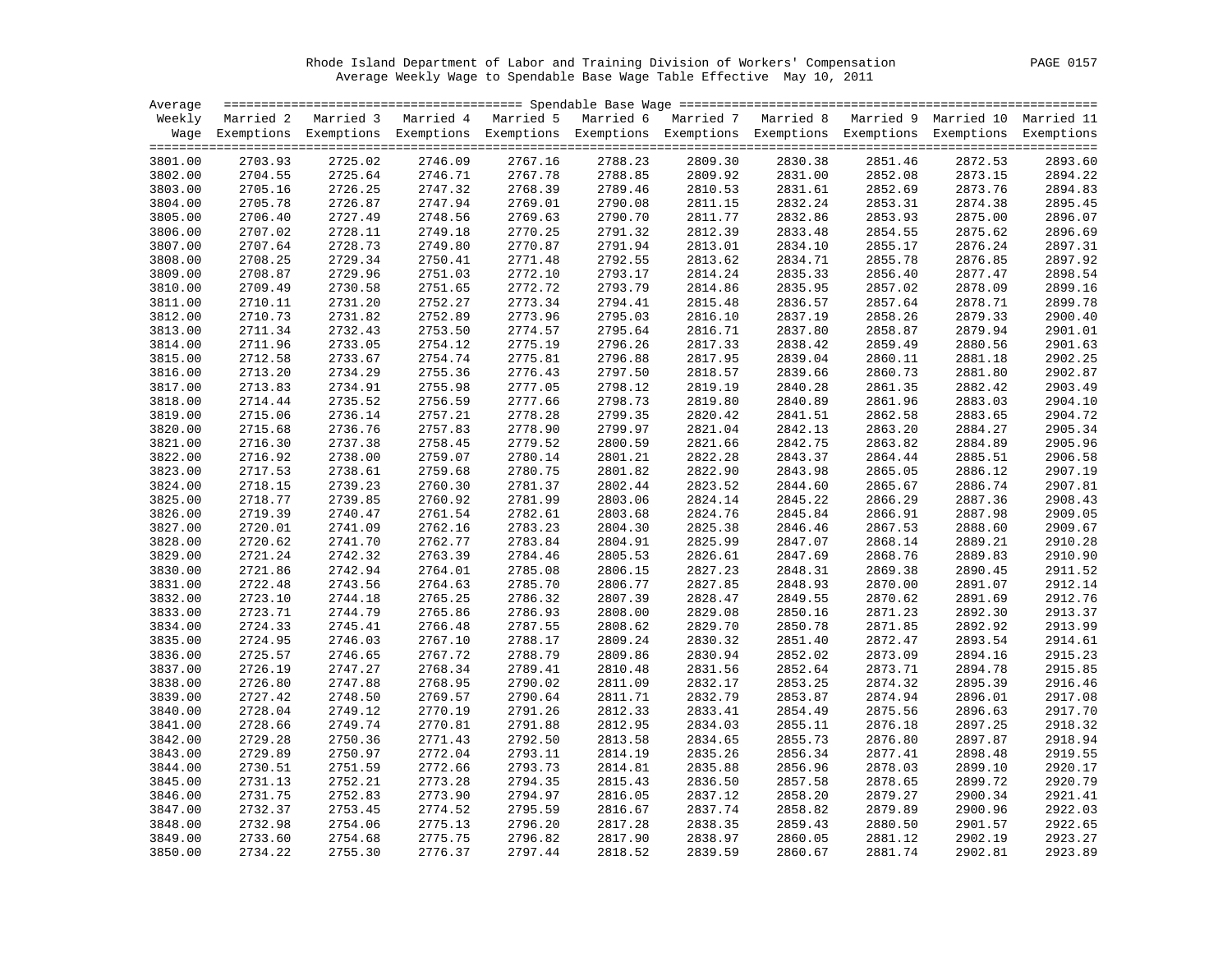Rhode Island Department of Labor and Training Division of Workers' Compensation

Average Weekly Wage to Spendable Base Wage Table Effective May 10, 2011

| Average Weekly Wage | Spendable Base Wage | | | | | | | | | |
|---|---|---|---|---|---|---|---|---|---|---|
| | Married 2 Exemptions | Married 3 Exemptions | Married 4 Exemptions | Married 5 Exemptions | Married 6 Exemptions | Married 7 Exemptions | Married 8 Exemptions | Married 9 Exemptions | Married 10 Exemptions | Married 11 Exemptions |
| 3801.00 | 2703.93 | 2725.02 | 2746.09 | 2767.16 | 2788.23 | 2809.30 | 2830.38 | 2851.46 | 2872.53 | 2893.60 |
| 3802.00 | 2704.55 | 2725.64 | 2746.71 | 2767.78 | 2788.85 | 2809.92 | 2831.00 | 2852.08 | 2873.15 | 2894.22 |
| 3803.00 | 2705.16 | 2726.25 | 2747.32 | 2768.39 | 2789.46 | 2810.53 | 2831.61 | 2852.69 | 2873.76 | 2894.83 |
| 3804.00 | 2705.78 | 2726.87 | 2747.94 | 2769.01 | 2790.08 | 2811.15 | 2832.24 | 2853.31 | 2874.38 | 2895.45 |
| 3805.00 | 2706.40 | 2727.49 | 2748.56 | 2769.63 | 2790.70 | 2811.77 | 2832.86 | 2853.93 | 2875.00 | 2896.07 |
| 3806.00 | 2707.02 | 2728.11 | 2749.18 | 2770.25 | 2791.32 | 2812.39 | 2833.48 | 2854.55 | 2875.62 | 2896.69 |
| 3807.00 | 2707.64 | 2728.73 | 2749.80 | 2770.87 | 2791.94 | 2813.01 | 2834.10 | 2855.17 | 2876.24 | 2897.31 |
| 3808.00 | 2708.25 | 2729.34 | 2750.41 | 2771.48 | 2792.55 | 2813.62 | 2834.71 | 2855.78 | 2876.85 | 2897.92 |
| 3809.00 | 2708.87 | 2729.96 | 2751.03 | 2772.10 | 2793.17 | 2814.24 | 2835.33 | 2856.40 | 2877.47 | 2898.54 |
| 3810.00 | 2709.49 | 2730.58 | 2751.65 | 2772.72 | 2793.79 | 2814.86 | 2835.95 | 2857.02 | 2878.09 | 2899.16 |
| 3811.00 | 2710.11 | 2731.20 | 2752.27 | 2773.34 | 2794.41 | 2815.48 | 2836.57 | 2857.64 | 2878.71 | 2899.78 |
| 3812.00 | 2710.73 | 2731.82 | 2752.89 | 2773.96 | 2795.03 | 2816.10 | 2837.19 | 2858.26 | 2879.33 | 2900.40 |
| 3813.00 | 2711.34 | 2732.43 | 2753.50 | 2774.57 | 2795.64 | 2816.71 | 2837.80 | 2858.87 | 2879.94 | 2901.01 |
| 3814.00 | 2711.96 | 2733.05 | 2754.12 | 2775.19 | 2796.26 | 2817.33 | 2838.42 | 2859.49 | 2880.56 | 2901.63 |
| 3815.00 | 2712.58 | 2733.67 | 2754.74 | 2775.81 | 2796.88 | 2817.95 | 2839.04 | 2860.11 | 2881.18 | 2902.25 |
| 3816.00 | 2713.20 | 2734.29 | 2755.36 | 2776.43 | 2797.50 | 2818.57 | 2839.66 | 2860.73 | 2881.80 | 2902.87 |
| 3817.00 | 2713.83 | 2734.91 | 2755.98 | 2777.05 | 2798.12 | 2819.19 | 2840.28 | 2861.35 | 2882.42 | 2903.49 |
| 3818.00 | 2714.44 | 2735.52 | 2756.59 | 2777.66 | 2798.73 | 2819.80 | 2840.89 | 2861.96 | 2883.03 | 2904.10 |
| 3819.00 | 2715.06 | 2736.14 | 2757.21 | 2778.28 | 2799.35 | 2820.42 | 2841.51 | 2862.58 | 2883.65 | 2904.72 |
| 3820.00 | 2715.68 | 2736.76 | 2757.83 | 2778.90 | 2799.97 | 2821.04 | 2842.13 | 2863.20 | 2884.27 | 2905.34 |
| 3821.00 | 2716.30 | 2737.38 | 2758.45 | 2779.52 | 2800.59 | 2821.66 | 2842.75 | 2863.82 | 2884.89 | 2905.96 |
| 3822.00 | 2716.92 | 2738.00 | 2759.07 | 2780.14 | 2801.21 | 2822.28 | 2843.37 | 2864.44 | 2885.51 | 2906.58 |
| 3823.00 | 2717.53 | 2738.61 | 2759.68 | 2780.75 | 2801.82 | 2822.90 | 2843.98 | 2865.05 | 2886.12 | 2907.19 |
| 3824.00 | 2718.15 | 2739.23 | 2760.30 | 2781.37 | 2802.44 | 2823.52 | 2844.60 | 2865.67 | 2886.74 | 2907.81 |
| 3825.00 | 2718.77 | 2739.85 | 2760.92 | 2781.99 | 2803.06 | 2824.14 | 2845.22 | 2866.29 | 2887.36 | 2908.43 |
| 3826.00 | 2719.39 | 2740.47 | 2761.54 | 2782.61 | 2803.68 | 2824.76 | 2845.84 | 2866.91 | 2887.98 | 2909.05 |
| 3827.00 | 2720.01 | 2741.09 | 2762.16 | 2783.23 | 2804.30 | 2825.38 | 2846.46 | 2867.53 | 2888.60 | 2909.67 |
| 3828.00 | 2720.62 | 2741.70 | 2762.77 | 2783.84 | 2804.91 | 2825.99 | 2847.07 | 2868.14 | 2889.21 | 2910.28 |
| 3829.00 | 2721.24 | 2742.32 | 2763.39 | 2784.46 | 2805.53 | 2826.61 | 2847.69 | 2868.76 | 2889.83 | 2910.90 |
| 3830.00 | 2721.86 | 2742.94 | 2764.01 | 2785.08 | 2806.15 | 2827.23 | 2848.31 | 2869.38 | 2890.45 | 2911.52 |
| 3831.00 | 2722.48 | 2743.56 | 2764.63 | 2785.70 | 2806.77 | 2827.85 | 2848.93 | 2870.00 | 2891.07 | 2912.14 |
| 3832.00 | 2723.10 | 2744.18 | 2765.25 | 2786.32 | 2807.39 | 2828.47 | 2849.55 | 2870.62 | 2891.69 | 2912.76 |
| 3833.00 | 2723.71 | 2744.79 | 2765.86 | 2786.93 | 2808.00 | 2829.08 | 2850.16 | 2871.23 | 2892.30 | 2913.37 |
| 3834.00 | 2724.33 | 2745.41 | 2766.48 | 2787.55 | 2808.62 | 2829.70 | 2850.78 | 2871.85 | 2892.92 | 2913.99 |
| 3835.00 | 2724.95 | 2746.03 | 2767.10 | 2788.17 | 2809.24 | 2830.32 | 2851.40 | 2872.47 | 2893.54 | 2914.61 |
| 3836.00 | 2725.57 | 2746.65 | 2767.72 | 2788.79 | 2809.86 | 2830.94 | 2852.02 | 2873.09 | 2894.16 | 2915.23 |
| 3837.00 | 2726.19 | 2747.27 | 2768.34 | 2789.41 | 2810.48 | 2831.56 | 2852.64 | 2873.71 | 2894.78 | 2915.85 |
| 3838.00 | 2726.80 | 2747.88 | 2768.95 | 2790.02 | 2811.09 | 2832.17 | 2853.25 | 2874.32 | 2895.39 | 2916.46 |
| 3839.00 | 2727.42 | 2748.50 | 2769.57 | 2790.64 | 2811.71 | 2832.79 | 2853.87 | 2874.94 | 2896.01 | 2917.08 |
| 3840.00 | 2728.04 | 2749.12 | 2770.19 | 2791.26 | 2812.33 | 2833.41 | 2854.49 | 2875.56 | 2896.63 | 2917.70 |
| 3841.00 | 2728.66 | 2749.74 | 2770.81 | 2791.88 | 2812.95 | 2834.03 | 2855.11 | 2876.18 | 2897.25 | 2918.32 |
| 3842.00 | 2729.28 | 2750.36 | 2771.43 | 2792.50 | 2813.58 | 2834.65 | 2855.73 | 2876.80 | 2897.87 | 2918.94 |
| 3843.00 | 2729.89 | 2750.97 | 2772.04 | 2793.11 | 2814.19 | 2835.26 | 2856.34 | 2877.41 | 2898.48 | 2919.55 |
| 3844.00 | 2730.51 | 2751.59 | 2772.66 | 2793.73 | 2814.81 | 2835.88 | 2856.96 | 2878.03 | 2899.10 | 2920.17 |
| 3845.00 | 2731.13 | 2752.21 | 2773.28 | 2794.35 | 2815.43 | 2836.50 | 2857.58 | 2878.65 | 2899.72 | 2920.79 |
| 3846.00 | 2731.75 | 2752.83 | 2773.90 | 2794.97 | 2816.05 | 2837.12 | 2858.20 | 2879.27 | 2900.34 | 2921.41 |
| 3847.00 | 2732.37 | 2753.45 | 2774.52 | 2795.59 | 2816.67 | 2837.74 | 2858.82 | 2879.89 | 2900.96 | 2922.03 |
| 3848.00 | 2732.98 | 2754.06 | 2775.13 | 2796.20 | 2817.28 | 2838.35 | 2859.43 | 2880.50 | 2901.57 | 2922.65 |
| 3849.00 | 2733.60 | 2754.68 | 2775.75 | 2796.82 | 2817.90 | 2838.97 | 2860.05 | 2881.12 | 2902.19 | 2923.27 |
| 3850.00 | 2734.22 | 2755.30 | 2776.37 | 2797.44 | 2818.52 | 2839.59 | 2860.67 | 2881.74 | 2902.81 | 2923.89 |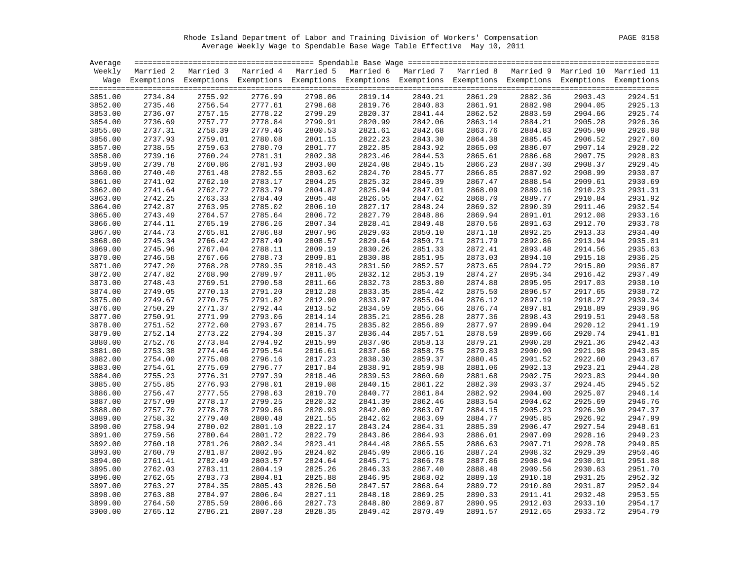Rhode Island Department of Labor and Training Division of Workers' Compensation

Average Weekly Wage to Spendable Base Wage Table Effective May 10, 2011

| Average Weekly Wage | Married 2 Exemptions | Married 3 Exemptions | Married 4 Exemptions | Married 5 Exemptions | Married 6 Exemptions | Married 7 Exemptions | Married 8 Exemptions | Married 9 Exemptions | Married 10 Exemptions | Married 11 Exemptions |
|---|---|---|---|---|---|---|---|---|---|---|
| 3851.00 | 2734.84 | 2755.92 | 2776.99 | 2798.06 | 2819.14 | 2840.21 | 2861.29 | 2882.36 | 2903.43 | 2924.51 |
| 3852.00 | 2735.46 | 2756.54 | 2777.61 | 2798.68 | 2819.76 | 2840.83 | 2861.91 | 2882.98 | 2904.05 | 2925.13 |
| 3853.00 | 2736.07 | 2757.15 | 2778.22 | 2799.29 | 2820.37 | 2841.44 | 2862.52 | 2883.59 | 2904.66 | 2925.74 |
| 3854.00 | 2736.69 | 2757.77 | 2778.84 | 2799.91 | 2820.99 | 2842.06 | 2863.14 | 2884.21 | 2905.28 | 2926.36 |
| 3855.00 | 2737.31 | 2758.39 | 2779.46 | 2800.53 | 2821.61 | 2842.68 | 2863.76 | 2884.83 | 2905.90 | 2926.98 |
| 3856.00 | 2737.93 | 2759.01 | 2780.08 | 2801.15 | 2822.23 | 2843.30 | 2864.38 | 2885.45 | 2906.52 | 2927.60 |
| 3857.00 | 2738.55 | 2759.63 | 2780.70 | 2801.77 | 2822.85 | 2843.92 | 2865.00 | 2886.07 | 2907.14 | 2928.22 |
| 3858.00 | 2739.16 | 2760.24 | 2781.31 | 2802.38 | 2823.46 | 2844.53 | 2865.61 | 2886.68 | 2907.75 | 2928.83 |
| 3859.00 | 2739.78 | 2760.86 | 2781.93 | 2803.00 | 2824.08 | 2845.15 | 2866.23 | 2887.30 | 2908.37 | 2929.45 |
| 3860.00 | 2740.40 | 2761.48 | 2782.55 | 2803.62 | 2824.70 | 2845.77 | 2866.85 | 2887.92 | 2908.99 | 2930.07 |
| 3861.00 | 2741.02 | 2762.10 | 2783.17 | 2804.25 | 2825.32 | 2846.39 | 2867.47 | 2888.54 | 2909.61 | 2930.69 |
| 3862.00 | 2741.64 | 2762.72 | 2783.79 | 2804.87 | 2825.94 | 2847.01 | 2868.09 | 2889.16 | 2910.23 | 2931.31 |
| 3863.00 | 2742.25 | 2763.33 | 2784.40 | 2805.48 | 2826.55 | 2847.62 | 2868.70 | 2889.77 | 2910.84 | 2931.92 |
| 3864.00 | 2742.87 | 2763.95 | 2785.02 | 2806.10 | 2827.17 | 2848.24 | 2869.32 | 2890.39 | 2911.46 | 2932.54 |
| 3865.00 | 2743.49 | 2764.57 | 2785.64 | 2806.72 | 2827.79 | 2848.86 | 2869.94 | 2891.01 | 2912.08 | 2933.16 |
| 3866.00 | 2744.11 | 2765.19 | 2786.26 | 2807.34 | 2828.41 | 2849.48 | 2870.56 | 2891.63 | 2912.70 | 2933.78 |
| 3867.00 | 2744.73 | 2765.81 | 2786.88 | 2807.96 | 2829.03 | 2850.10 | 2871.18 | 2892.25 | 2913.33 | 2934.40 |
| 3868.00 | 2745.34 | 2766.42 | 2787.49 | 2808.57 | 2829.64 | 2850.71 | 2871.79 | 2892.86 | 2913.94 | 2935.01 |
| 3869.00 | 2745.96 | 2767.04 | 2788.11 | 2809.19 | 2830.26 | 2851.33 | 2872.41 | 2893.48 | 2914.56 | 2935.63 |
| 3870.00 | 2746.58 | 2767.66 | 2788.73 | 2809.81 | 2830.88 | 2851.95 | 2873.03 | 2894.10 | 2915.18 | 2936.25 |
| 3871.00 | 2747.20 | 2768.28 | 2789.35 | 2810.43 | 2831.50 | 2852.57 | 2873.65 | 2894.72 | 2915.80 | 2936.87 |
| 3872.00 | 2747.82 | 2768.90 | 2789.97 | 2811.05 | 2832.12 | 2853.19 | 2874.27 | 2895.34 | 2916.42 | 2937.49 |
| 3873.00 | 2748.43 | 2769.51 | 2790.58 | 2811.66 | 2832.73 | 2853.80 | 2874.88 | 2895.95 | 2917.03 | 2938.10 |
| 3874.00 | 2749.05 | 2770.13 | 2791.20 | 2812.28 | 2833.35 | 2854.42 | 2875.50 | 2896.57 | 2917.65 | 2938.72 |
| 3875.00 | 2749.67 | 2770.75 | 2791.82 | 2812.90 | 2833.97 | 2855.04 | 2876.12 | 2897.19 | 2918.27 | 2939.34 |
| 3876.00 | 2750.29 | 2771.37 | 2792.44 | 2813.52 | 2834.59 | 2855.66 | 2876.74 | 2897.81 | 2918.89 | 2939.96 |
| 3877.00 | 2750.91 | 2771.99 | 2793.06 | 2814.14 | 2835.21 | 2856.28 | 2877.36 | 2898.43 | 2919.51 | 2940.58 |
| 3878.00 | 2751.52 | 2772.60 | 2793.67 | 2814.75 | 2835.82 | 2856.89 | 2877.97 | 2899.04 | 2920.12 | 2941.19 |
| 3879.00 | 2752.14 | 2773.22 | 2794.30 | 2815.37 | 2836.44 | 2857.51 | 2878.59 | 2899.66 | 2920.74 | 2941.81 |
| 3880.00 | 2752.76 | 2773.84 | 2794.92 | 2815.99 | 2837.06 | 2858.13 | 2879.21 | 2900.28 | 2921.36 | 2942.43 |
| 3881.00 | 2753.38 | 2774.46 | 2795.54 | 2816.61 | 2837.68 | 2858.75 | 2879.83 | 2900.90 | 2921.98 | 2943.05 |
| 3882.00 | 2754.00 | 2775.08 | 2796.16 | 2817.23 | 2838.30 | 2859.37 | 2880.45 | 2901.52 | 2922.60 | 2943.67 |
| 3883.00 | 2754.61 | 2775.69 | 2796.77 | 2817.84 | 2838.91 | 2859.98 | 2881.06 | 2902.13 | 2923.21 | 2944.28 |
| 3884.00 | 2755.23 | 2776.31 | 2797.39 | 2818.46 | 2839.53 | 2860.60 | 2881.68 | 2902.75 | 2923.83 | 2944.90 |
| 3885.00 | 2755.85 | 2776.93 | 2798.01 | 2819.08 | 2840.15 | 2861.22 | 2882.30 | 2903.37 | 2924.45 | 2945.52 |
| 3886.00 | 2756.47 | 2777.55 | 2798.63 | 2819.70 | 2840.77 | 2861.84 | 2882.92 | 2904.00 | 2925.07 | 2946.14 |
| 3887.00 | 2757.09 | 2778.17 | 2799.25 | 2820.32 | 2841.39 | 2862.46 | 2883.54 | 2904.62 | 2925.69 | 2946.76 |
| 3888.00 | 2757.70 | 2778.78 | 2799.86 | 2820.93 | 2842.00 | 2863.07 | 2884.15 | 2905.23 | 2926.30 | 2947.37 |
| 3889.00 | 2758.32 | 2779.40 | 2800.48 | 2821.55 | 2842.62 | 2863.69 | 2884.77 | 2905.85 | 2926.92 | 2947.99 |
| 3890.00 | 2758.94 | 2780.02 | 2801.10 | 2822.17 | 2843.24 | 2864.31 | 2885.39 | 2906.47 | 2927.54 | 2948.61 |
| 3891.00 | 2759.56 | 2780.64 | 2801.72 | 2822.79 | 2843.86 | 2864.93 | 2886.01 | 2907.09 | 2928.16 | 2949.23 |
| 3892.00 | 2760.18 | 2781.26 | 2802.34 | 2823.41 | 2844.48 | 2865.55 | 2886.63 | 2907.71 | 2928.78 | 2949.85 |
| 3893.00 | 2760.79 | 2781.87 | 2802.95 | 2824.02 | 2845.09 | 2866.16 | 2887.24 | 2908.32 | 2929.39 | 2950.46 |
| 3894.00 | 2761.41 | 2782.49 | 2803.57 | 2824.64 | 2845.71 | 2866.78 | 2887.86 | 2908.94 | 2930.01 | 2951.08 |
| 3895.00 | 2762.03 | 2783.11 | 2804.19 | 2825.26 | 2846.33 | 2867.40 | 2888.48 | 2909.56 | 2930.63 | 2951.70 |
| 3896.00 | 2762.65 | 2783.73 | 2804.81 | 2825.88 | 2846.95 | 2868.02 | 2889.10 | 2910.18 | 2931.25 | 2952.32 |
| 3897.00 | 2763.27 | 2784.35 | 2805.43 | 2826.50 | 2847.57 | 2868.64 | 2889.72 | 2910.80 | 2931.87 | 2952.94 |
| 3898.00 | 2763.88 | 2784.97 | 2806.04 | 2827.11 | 2848.18 | 2869.25 | 2890.33 | 2911.41 | 2932.48 | 2953.55 |
| 3899.00 | 2764.50 | 2785.59 | 2806.66 | 2827.73 | 2848.80 | 2869.87 | 2890.95 | 2912.03 | 2933.10 | 2954.17 |
| 3900.00 | 2765.12 | 2786.21 | 2807.28 | 2828.35 | 2849.42 | 2870.49 | 2891.57 | 2912.65 | 2933.72 | 2954.79 |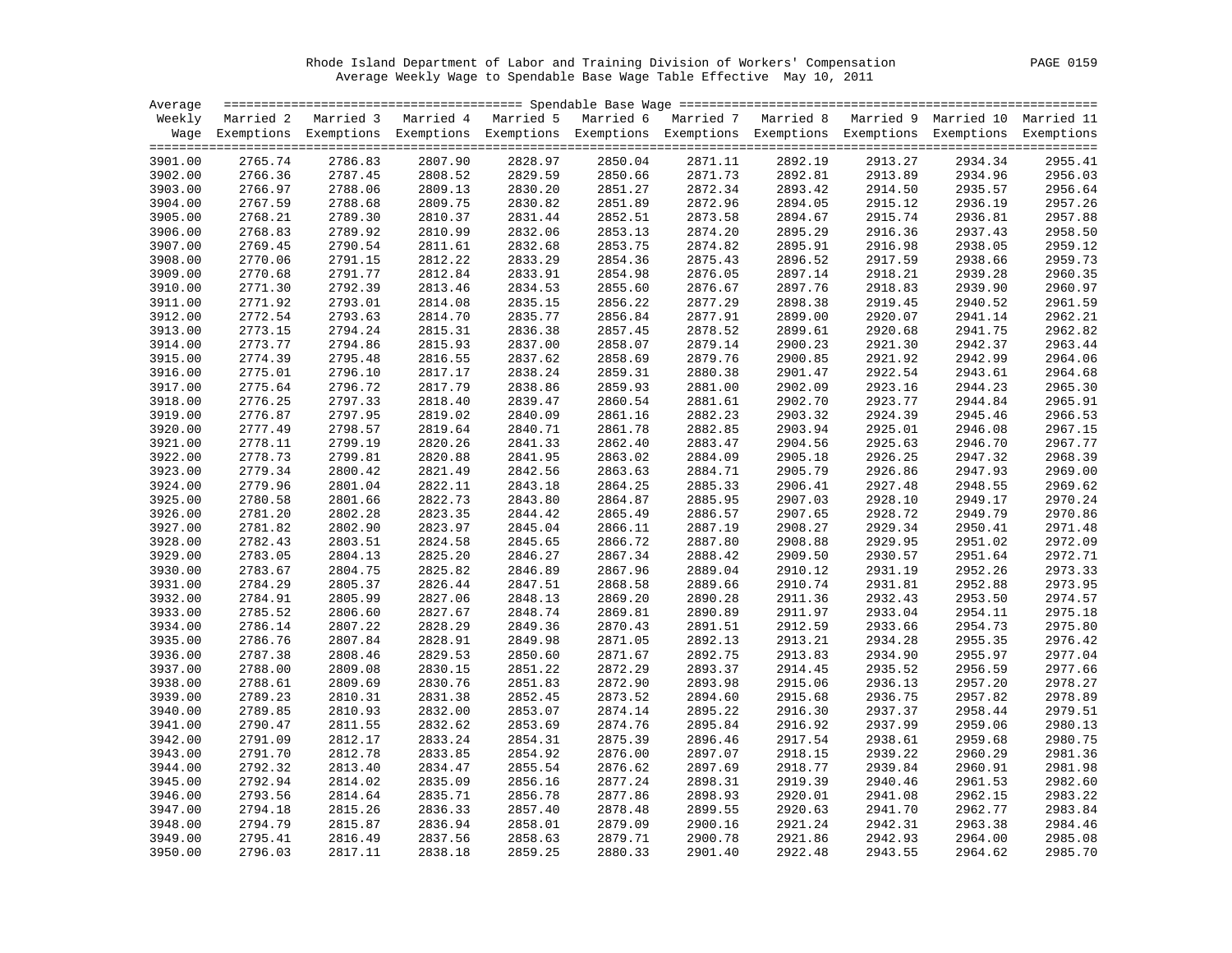Rhode Island Department of Labor and Training Division of Workers' Compensation
Average Weekly Wage to Spendable Base Wage Table Effective May 10, 2011

| Average Weekly Wage | Married 2 Exemptions | Married 3 Exemptions | Married 4 Exemptions | Married 5 Exemptions | Married 6 Exemptions | Married 7 Exemptions | Married 8 Exemptions | Married 9 Exemptions | Married 10 Exemptions | Married 11 Exemptions |
|---|---|---|---|---|---|---|---|---|---|---|
| 3901.00 | 2765.74 | 2786.83 | 2807.90 | 2828.97 | 2850.04 | 2871.11 | 2892.19 | 2913.27 | 2934.34 | 2955.41 |
| 3902.00 | 2766.36 | 2787.45 | 2808.52 | 2829.59 | 2850.66 | 2871.73 | 2892.81 | 2913.89 | 2934.96 | 2956.03 |
| 3903.00 | 2766.97 | 2788.06 | 2809.13 | 2830.20 | 2851.27 | 2872.34 | 2893.42 | 2914.50 | 2935.57 | 2956.64 |
| 3904.00 | 2767.59 | 2788.68 | 2809.75 | 2830.82 | 2851.89 | 2872.96 | 2894.05 | 2915.12 | 2936.19 | 2957.26 |
| 3905.00 | 2768.21 | 2789.30 | 2810.37 | 2831.44 | 2852.51 | 2873.58 | 2894.67 | 2915.74 | 2936.81 | 2957.88 |
| 3906.00 | 2768.83 | 2789.92 | 2810.99 | 2832.06 | 2853.13 | 2874.20 | 2895.29 | 2916.36 | 2937.43 | 2958.50 |
| 3907.00 | 2769.45 | 2790.54 | 2811.61 | 2832.68 | 2853.75 | 2874.82 | 2895.91 | 2916.98 | 2938.05 | 2959.12 |
| 3908.00 | 2770.06 | 2791.15 | 2812.22 | 2833.29 | 2854.36 | 2875.43 | 2896.52 | 2917.59 | 2938.66 | 2959.73 |
| 3909.00 | 2770.68 | 2791.77 | 2812.84 | 2833.91 | 2854.98 | 2876.05 | 2897.14 | 2918.21 | 2939.28 | 2960.35 |
| 3910.00 | 2771.30 | 2792.39 | 2813.46 | 2834.53 | 2855.60 | 2876.67 | 2897.76 | 2918.83 | 2939.90 | 2960.97 |
| 3911.00 | 2771.92 | 2793.01 | 2814.08 | 2835.15 | 2856.22 | 2877.29 | 2898.38 | 2919.45 | 2940.52 | 2961.59 |
| 3912.00 | 2772.54 | 2793.63 | 2814.70 | 2835.77 | 2856.84 | 2877.91 | 2899.00 | 2920.07 | 2941.14 | 2962.21 |
| 3913.00 | 2773.15 | 2794.24 | 2815.31 | 2836.38 | 2857.45 | 2878.52 | 2899.61 | 2920.68 | 2941.75 | 2962.82 |
| 3914.00 | 2773.77 | 2794.86 | 2815.93 | 2837.00 | 2858.07 | 2879.14 | 2900.23 | 2921.30 | 2942.37 | 2963.44 |
| 3915.00 | 2774.39 | 2795.48 | 2816.55 | 2837.62 | 2858.69 | 2879.76 | 2900.85 | 2921.92 | 2942.99 | 2964.06 |
| 3916.00 | 2775.01 | 2796.10 | 2817.17 | 2838.24 | 2859.31 | 2880.38 | 2901.47 | 2922.54 | 2943.61 | 2964.68 |
| 3917.00 | 2775.64 | 2796.72 | 2817.79 | 2838.86 | 2859.93 | 2881.00 | 2902.09 | 2923.16 | 2944.23 | 2965.30 |
| 3918.00 | 2776.25 | 2797.33 | 2818.40 | 2839.47 | 2860.54 | 2881.61 | 2902.70 | 2923.77 | 2944.84 | 2965.91 |
| 3919.00 | 2776.87 | 2797.95 | 2819.02 | 2840.09 | 2861.16 | 2882.23 | 2903.32 | 2924.39 | 2945.46 | 2966.53 |
| 3920.00 | 2777.49 | 2798.57 | 2819.64 | 2840.71 | 2861.78 | 2882.85 | 2903.94 | 2925.01 | 2946.08 | 2967.15 |
| 3921.00 | 2778.11 | 2799.19 | 2820.26 | 2841.33 | 2862.40 | 2883.47 | 2904.56 | 2925.63 | 2946.70 | 2967.77 |
| 3922.00 | 2778.73 | 2799.81 | 2820.88 | 2841.95 | 2863.02 | 2884.09 | 2905.18 | 2926.25 | 2947.32 | 2968.39 |
| 3923.00 | 2779.34 | 2800.42 | 2821.49 | 2842.56 | 2863.63 | 2884.71 | 2905.79 | 2926.86 | 2947.93 | 2969.00 |
| 3924.00 | 2779.96 | 2801.04 | 2822.11 | 2843.18 | 2864.25 | 2885.33 | 2906.41 | 2927.48 | 2948.55 | 2969.62 |
| 3925.00 | 2780.58 | 2801.66 | 2822.73 | 2843.80 | 2864.87 | 2885.95 | 2907.03 | 2928.10 | 2949.17 | 2970.24 |
| 3926.00 | 2781.20 | 2802.28 | 2823.35 | 2844.42 | 2865.49 | 2886.57 | 2907.65 | 2928.72 | 2949.79 | 2970.86 |
| 3927.00 | 2781.82 | 2802.90 | 2823.97 | 2845.04 | 2866.11 | 2887.19 | 2908.27 | 2929.34 | 2950.41 | 2971.48 |
| 3928.00 | 2782.43 | 2803.51 | 2824.58 | 2845.65 | 2866.72 | 2887.80 | 2908.88 | 2929.95 | 2951.02 | 2972.09 |
| 3929.00 | 2783.05 | 2804.13 | 2825.20 | 2846.27 | 2867.34 | 2888.42 | 2909.50 | 2930.57 | 2951.64 | 2972.71 |
| 3930.00 | 2783.67 | 2804.75 | 2825.82 | 2846.89 | 2867.96 | 2889.04 | 2910.12 | 2931.19 | 2952.26 | 2973.33 |
| 3931.00 | 2784.29 | 2805.37 | 2826.44 | 2847.51 | 2868.58 | 2889.66 | 2910.74 | 2931.81 | 2952.88 | 2973.95 |
| 3932.00 | 2784.91 | 2805.99 | 2827.06 | 2848.13 | 2869.20 | 2890.28 | 2911.36 | 2932.43 | 2953.50 | 2974.57 |
| 3933.00 | 2785.52 | 2806.60 | 2827.67 | 2848.74 | 2869.81 | 2890.89 | 2911.97 | 2933.04 | 2954.11 | 2975.18 |
| 3934.00 | 2786.14 | 2807.22 | 2828.29 | 2849.36 | 2870.43 | 2891.51 | 2912.59 | 2933.66 | 2954.73 | 2975.80 |
| 3935.00 | 2786.76 | 2807.84 | 2828.91 | 2849.98 | 2871.05 | 2892.13 | 2913.21 | 2934.28 | 2955.35 | 2976.42 |
| 3936.00 | 2787.38 | 2808.46 | 2829.53 | 2850.60 | 2871.67 | 2892.75 | 2913.83 | 2934.90 | 2955.97 | 2977.04 |
| 3937.00 | 2788.00 | 2809.08 | 2830.15 | 2851.22 | 2872.29 | 2893.37 | 2914.45 | 2935.52 | 2956.59 | 2977.66 |
| 3938.00 | 2788.61 | 2809.69 | 2830.76 | 2851.83 | 2872.90 | 2893.98 | 2915.06 | 2936.13 | 2957.20 | 2978.27 |
| 3939.00 | 2789.23 | 2810.31 | 2831.38 | 2852.45 | 2873.52 | 2894.60 | 2915.68 | 2936.75 | 2957.82 | 2978.89 |
| 3940.00 | 2789.85 | 2810.93 | 2832.00 | 2853.07 | 2874.14 | 2895.22 | 2916.30 | 2937.37 | 2958.44 | 2979.51 |
| 3941.00 | 2790.47 | 2811.55 | 2832.62 | 2853.69 | 2874.76 | 2895.84 | 2916.92 | 2937.99 | 2959.06 | 2980.13 |
| 3942.00 | 2791.09 | 2812.17 | 2833.24 | 2854.31 | 2875.39 | 2896.46 | 2917.54 | 2938.61 | 2959.68 | 2980.75 |
| 3943.00 | 2791.70 | 2812.78 | 2833.85 | 2854.92 | 2876.00 | 2897.07 | 2918.15 | 2939.22 | 2960.29 | 2981.36 |
| 3944.00 | 2792.32 | 2813.40 | 2834.47 | 2855.54 | 2876.62 | 2897.69 | 2918.77 | 2939.84 | 2960.91 | 2981.98 |
| 3945.00 | 2792.94 | 2814.02 | 2835.09 | 2856.16 | 2877.24 | 2898.31 | 2919.39 | 2940.46 | 2961.53 | 2982.60 |
| 3946.00 | 2793.56 | 2814.64 | 2835.71 | 2856.78 | 2877.86 | 2898.93 | 2920.01 | 2941.08 | 2962.15 | 2983.22 |
| 3947.00 | 2794.18 | 2815.26 | 2836.33 | 2857.40 | 2878.48 | 2899.55 | 2920.63 | 2941.70 | 2962.77 | 2983.84 |
| 3948.00 | 2794.79 | 2815.87 | 2836.94 | 2858.01 | 2879.09 | 2900.16 | 2921.24 | 2942.31 | 2963.38 | 2984.46 |
| 3949.00 | 2795.41 | 2816.49 | 2837.56 | 2858.63 | 2879.71 | 2900.78 | 2921.86 | 2942.93 | 2964.00 | 2985.08 |
| 3950.00 | 2796.03 | 2817.11 | 2838.18 | 2859.25 | 2880.33 | 2901.40 | 2922.48 | 2943.55 | 2964.62 | 2985.70 |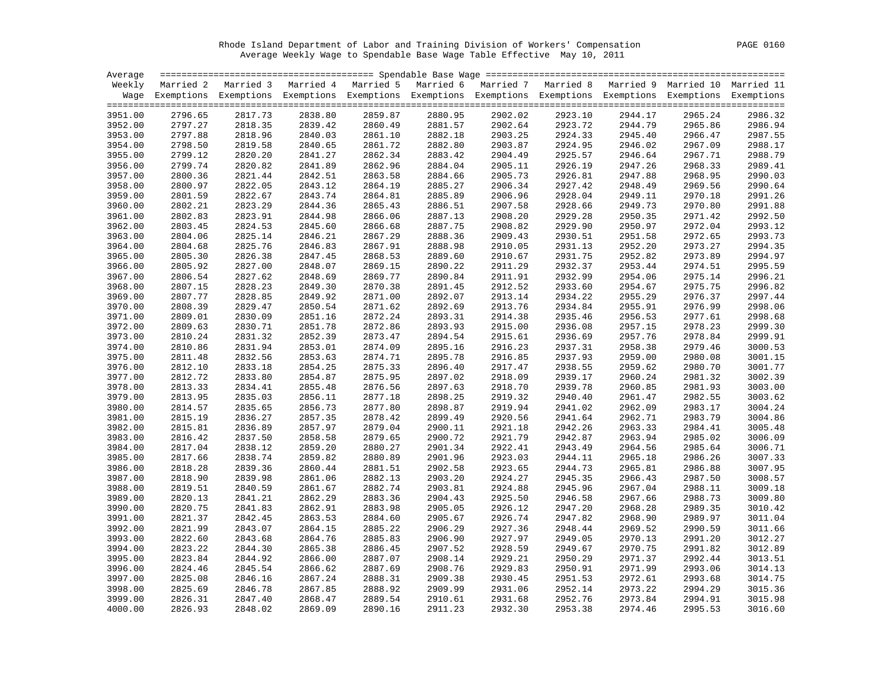Rhode Island Department of Labor and Training Division of Workers' Compensation
Average Weekly Wage to Spendable Base Wage Table Effective May 10, 2011

| Average Weekly Wage | Married 2 Exemptions | Married 3 Exemptions | Married 4 Exemptions | Married 5 Exemptions | Married 6 Exemptions | Married 7 Exemptions | Married 8 Exemptions | Married 9 Exemptions | Married 10 Exemptions | Married 11 Exemptions |
|---|---|---|---|---|---|---|---|---|---|---|
| | Spendable Base Wage | | | | | | | | | |
| 3951.00 | 2796.65 | 2817.73 | 2838.80 | 2859.87 | 2880.95 | 2902.02 | 2923.10 | 2944.17 | 2965.24 | 2986.32 |
| 3952.00 | 2797.27 | 2818.35 | 2839.42 | 2860.49 | 2881.57 | 2902.64 | 2923.72 | 2944.79 | 2965.86 | 2986.94 |
| 3953.00 | 2797.88 | 2818.96 | 2840.03 | 2861.10 | 2882.18 | 2903.25 | 2924.33 | 2945.40 | 2966.47 | 2987.55 |
| 3954.00 | 2798.50 | 2819.58 | 2840.65 | 2861.72 | 2882.80 | 2903.87 | 2924.95 | 2946.02 | 2967.09 | 2988.17 |
| 3955.00 | 2799.12 | 2820.20 | 2841.27 | 2862.34 | 2883.42 | 2904.49 | 2925.57 | 2946.64 | 2967.71 | 2988.79 |
| 3956.00 | 2799.74 | 2820.82 | 2841.89 | 2862.96 | 2884.04 | 2905.11 | 2926.19 | 2947.26 | 2968.33 | 2989.41 |
| 3957.00 | 2800.36 | 2821.44 | 2842.51 | 2863.58 | 2884.66 | 2905.73 | 2926.81 | 2947.88 | 2968.95 | 2990.03 |
| 3958.00 | 2800.97 | 2822.05 | 2843.12 | 2864.19 | 2885.27 | 2906.34 | 2927.42 | 2948.49 | 2969.56 | 2990.64 |
| 3959.00 | 2801.59 | 2822.67 | 2843.74 | 2864.81 | 2885.89 | 2906.96 | 2928.04 | 2949.11 | 2970.18 | 2991.26 |
| 3960.00 | 2802.21 | 2823.29 | 2844.36 | 2865.43 | 2886.51 | 2907.58 | 2928.66 | 2949.73 | 2970.80 | 2991.88 |
| 3961.00 | 2802.83 | 2823.91 | 2844.98 | 2866.06 | 2887.13 | 2908.20 | 2929.28 | 2950.35 | 2971.42 | 2992.50 |
| 3962.00 | 2803.45 | 2824.53 | 2845.60 | 2866.68 | 2887.75 | 2908.82 | 2929.90 | 2950.97 | 2972.04 | 2993.12 |
| 3963.00 | 2804.06 | 2825.14 | 2846.21 | 2867.29 | 2888.36 | 2909.43 | 2930.51 | 2951.58 | 2972.65 | 2993.73 |
| 3964.00 | 2804.68 | 2825.76 | 2846.83 | 2867.91 | 2888.98 | 2910.05 | 2931.13 | 2952.20 | 2973.27 | 2994.35 |
| 3965.00 | 2805.30 | 2826.38 | 2847.45 | 2868.53 | 2889.60 | 2910.67 | 2931.75 | 2952.82 | 2973.89 | 2994.97 |
| 3966.00 | 2805.92 | 2827.00 | 2848.07 | 2869.15 | 2890.22 | 2911.29 | 2932.37 | 2953.44 | 2974.51 | 2995.59 |
| 3967.00 | 2806.54 | 2827.62 | 2848.69 | 2869.77 | 2890.84 | 2911.91 | 2932.99 | 2954.06 | 2975.14 | 2996.21 |
| 3968.00 | 2807.15 | 2828.23 | 2849.30 | 2870.38 | 2891.45 | 2912.52 | 2933.60 | 2954.67 | 2975.75 | 2996.82 |
| 3969.00 | 2807.77 | 2828.85 | 2849.92 | 2871.00 | 2892.07 | 2913.14 | 2934.22 | 2955.29 | 2976.37 | 2997.44 |
| 3970.00 | 2808.39 | 2829.47 | 2850.54 | 2871.62 | 2892.69 | 2913.76 | 2934.84 | 2955.91 | 2976.99 | 2998.06 |
| 3971.00 | 2809.01 | 2830.09 | 2851.16 | 2872.24 | 2893.31 | 2914.38 | 2935.46 | 2956.53 | 2977.61 | 2998.68 |
| 3972.00 | 2809.63 | 2830.71 | 2851.78 | 2872.86 | 2893.93 | 2915.00 | 2936.08 | 2957.15 | 2978.23 | 2999.30 |
| 3973.00 | 2810.24 | 2831.32 | 2852.39 | 2873.47 | 2894.54 | 2915.61 | 2936.69 | 2957.76 | 2978.84 | 2999.91 |
| 3974.00 | 2810.86 | 2831.94 | 2853.01 | 2874.09 | 2895.16 | 2916.23 | 2937.31 | 2958.38 | 2979.46 | 3000.53 |
| 3975.00 | 2811.48 | 2832.56 | 2853.63 | 2874.71 | 2895.78 | 2916.85 | 2937.93 | 2959.00 | 2980.08 | 3001.15 |
| 3976.00 | 2812.10 | 2833.18 | 2854.25 | 2875.33 | 2896.40 | 2917.47 | 2938.55 | 2959.62 | 2980.70 | 3001.77 |
| 3977.00 | 2812.72 | 2833.80 | 2854.87 | 2875.95 | 2897.02 | 2918.09 | 2939.17 | 2960.24 | 2981.32 | 3002.39 |
| 3978.00 | 2813.33 | 2834.41 | 2855.48 | 2876.56 | 2897.63 | 2918.70 | 2939.78 | 2960.85 | 2981.93 | 3003.00 |
| 3979.00 | 2813.95 | 2835.03 | 2856.11 | 2877.18 | 2898.25 | 2919.32 | 2940.40 | 2961.47 | 2982.55 | 3003.62 |
| 3980.00 | 2814.57 | 2835.65 | 2856.73 | 2877.80 | 2898.87 | 2919.94 | 2941.02 | 2962.09 | 2983.17 | 3004.24 |
| 3981.00 | 2815.19 | 2836.27 | 2857.35 | 2878.42 | 2899.49 | 2920.56 | 2941.64 | 2962.71 | 2983.79 | 3004.86 |
| 3982.00 | 2815.81 | 2836.89 | 2857.97 | 2879.04 | 2900.11 | 2921.18 | 2942.26 | 2963.33 | 2984.41 | 3005.48 |
| 3983.00 | 2816.42 | 2837.50 | 2858.58 | 2879.65 | 2900.72 | 2921.79 | 2942.87 | 2963.94 | 2985.02 | 3006.09 |
| 3984.00 | 2817.04 | 2838.12 | 2859.20 | 2880.27 | 2901.34 | 2922.41 | 2943.49 | 2964.56 | 2985.64 | 3006.71 |
| 3985.00 | 2817.66 | 2838.74 | 2859.82 | 2880.89 | 2901.96 | 2923.03 | 2944.11 | 2965.18 | 2986.26 | 3007.33 |
| 3986.00 | 2818.28 | 2839.36 | 2860.44 | 2881.51 | 2902.58 | 2923.65 | 2944.73 | 2965.81 | 2986.88 | 3007.95 |
| 3987.00 | 2818.90 | 2839.98 | 2861.06 | 2882.13 | 2903.20 | 2924.27 | 2945.35 | 2966.43 | 2987.50 | 3008.57 |
| 3988.00 | 2819.51 | 2840.59 | 2861.67 | 2882.74 | 2903.81 | 2924.88 | 2945.96 | 2967.04 | 2988.11 | 3009.18 |
| 3989.00 | 2820.13 | 2841.21 | 2862.29 | 2883.36 | 2904.43 | 2925.50 | 2946.58 | 2967.66 | 2988.73 | 3009.80 |
| 3990.00 | 2820.75 | 2841.83 | 2862.91 | 2883.98 | 2905.05 | 2926.12 | 2947.20 | 2968.28 | 2989.35 | 3010.42 |
| 3991.00 | 2821.37 | 2842.45 | 2863.53 | 2884.60 | 2905.67 | 2926.74 | 2947.82 | 2968.90 | 2989.97 | 3011.04 |
| 3992.00 | 2821.99 | 2843.07 | 2864.15 | 2885.22 | 2906.29 | 2927.36 | 2948.44 | 2969.52 | 2990.59 | 3011.66 |
| 3993.00 | 2822.60 | 2843.68 | 2864.76 | 2885.83 | 2906.90 | 2927.97 | 2949.05 | 2970.13 | 2991.20 | 3012.27 |
| 3994.00 | 2823.22 | 2844.30 | 2865.38 | 2886.45 | 2907.52 | 2928.59 | 2949.67 | 2970.75 | 2991.82 | 3012.89 |
| 3995.00 | 2823.84 | 2844.92 | 2866.00 | 2887.07 | 2908.14 | 2929.21 | 2950.29 | 2971.37 | 2992.44 | 3013.51 |
| 3996.00 | 2824.46 | 2845.54 | 2866.62 | 2887.69 | 2908.76 | 2929.83 | 2950.91 | 2971.99 | 2993.06 | 3014.13 |
| 3997.00 | 2825.08 | 2846.16 | 2867.24 | 2888.31 | 2909.38 | 2930.45 | 2951.53 | 2972.61 | 2993.68 | 3014.75 |
| 3998.00 | 2825.69 | 2846.78 | 2867.85 | 2888.92 | 2909.99 | 2931.06 | 2952.14 | 2973.22 | 2994.29 | 3015.36 |
| 3999.00 | 2826.31 | 2847.40 | 2868.47 | 2889.54 | 2910.61 | 2931.68 | 2952.76 | 2973.84 | 2994.91 | 3015.98 |
| 4000.00 | 2826.93 | 2848.02 | 2869.09 | 2890.16 | 2911.23 | 2932.30 | 2953.38 | 2974.46 | 2995.53 | 3016.60 |